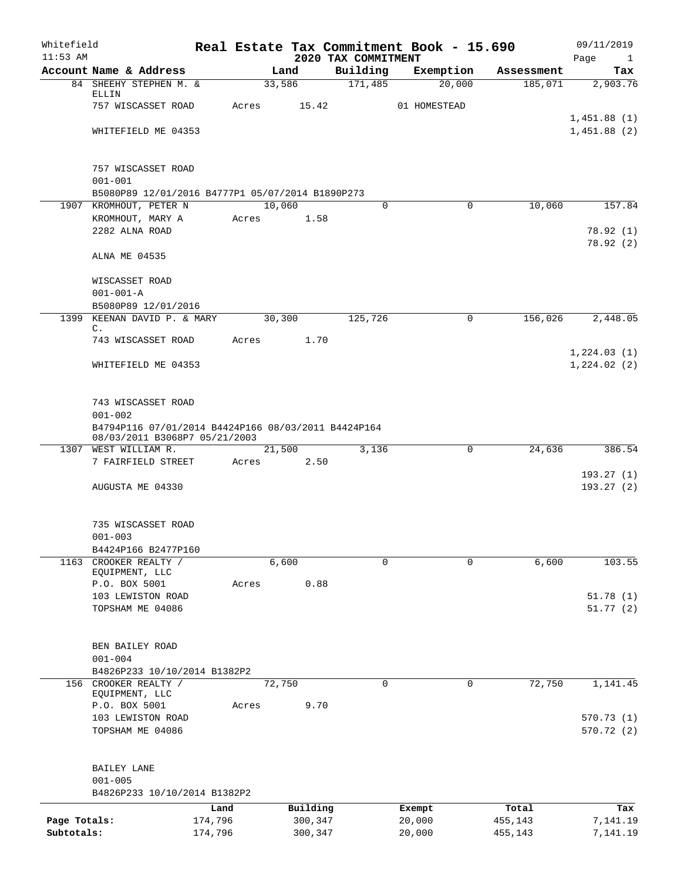Whitefield 11:53 AM

# Real Estate Tax Commitment Book - 15.690
## 2020 TAX COMMITMENT

09/11/2019

| Account | Name & Address | Land | Building | Exemption | Assessment | Tax |
|---|---|---|---|---|---|---|
| 84 | SHEEHY STEPHEN M. & ELLIN | 33,586 | 171,485 | 20,000 | 185,071 | 2,903.76 |
| | 757 WISCASSET ROAD | Acres 15.42 | | 01 HOMESTEAD | | |
| | | | | | | 1,451.88 (1) |
| | WHITEFIELD ME 04353 | | | | | 1,451.88 (2) |
| | 757 WISCASSET ROAD | | | | | |
| | 001-001 | | | | | |
| | B5080P89 12/01/2016 B4777P1 05/07/2014 B1890P273 | | | | | |
| 1907 | KROMHOUT, PETER N | 10,060 | 0 | 0 | 10,060 | 157.84 |
| | KROMHOUT, MARY A | Acres 1.58 | | | | |
| | 2282 ALNA ROAD | | | | | 78.92 (1) |
| | | | | | | 78.92 (2) |
| | ALNA ME 04535 | | | | | |
| | WISCASSET ROAD | | | | | |
| | 001-001-A | | | | | |
| | B5080P89 12/01/2016 | | | | | |
| 1399 | KEENAN DAVID P. & MARY C. | 30,300 | 125,726 | 0 | 156,026 | 2,448.05 |
| | 743 WISCASSET ROAD | Acres 1.70 | | | | |
| | | | | | | 1,224.03 (1) |
| | WHITEFIELD ME 04353 | | | | | 1,224.02 (2) |
| | 743 WISCASSET ROAD | | | | | |
| | 001-002 | | | | | |
| | B4794P116 07/01/2014 B4424P166 08/03/2011 B4424P164 08/03/2011 B3068P7 05/21/2003 | | | | | |
| 1307 | WEST WILLIAM R. | 21,500 | 3,136 | 0 | 24,636 | 386.54 |
| | 7 FAIRFIELD STREET | Acres 2.50 | | | | |
| | | | | | | 193.27 (1) |
| | AUGUSTA ME 04330 | | | | | 193.27 (2) |
| | 735 WISCASSET ROAD | | | | | |
| | 001-003 | | | | | |
| | B4424P166 B2477P160 | | | | | |
| 1163 | CROOKER REALTY / EQUIPMENT, LLC | 6,600 | 0 | 0 | 6,600 | 103.55 |
| | P.O. BOX 5001 | Acres 0.88 | | | | |
| | 103 LEWISTON ROAD | | | | | 51.78 (1) |
| | TOPSHAM ME 04086 | | | | | 51.77 (2) |
| | BEN BAILEY ROAD | | | | | |
| | 001-004 | | | | | |
| | B4826P233 10/10/2014 B1382P2 | | | | | |
| 156 | CROOKER REALTY / EQUIPMENT, LLC | 72,750 | 0 | 0 | 72,750 | 1,141.45 |
| | P.O. BOX 5001 | Acres 9.70 | | | | |
| | 103 LEWISTON ROAD | | | | | 570.73 (1) |
| | TOPSHAM ME 04086 | | | | | 570.72 (2) |
| | BAILEY LANE | | | | | |
| | 001-005 | | | | | |
| | B4826P233 10/10/2014 B1382P2 | | | | | |

| | Land | Building | Exempt | Total | Tax |
|---|---|---|---|---|---|
| Page Totals: | 174,796 | 300,347 | 20,000 | 455,143 | 7,141.19 |
| Subtotals: | 174,796 | 300,347 | 20,000 | 455,143 | 7,141.19 |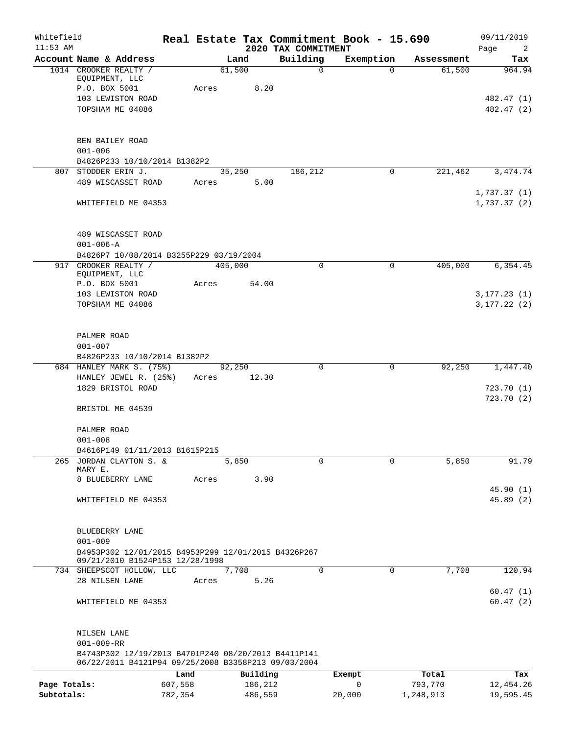Whitefield 11:53 AM

# Real Estate Tax Commitment Book - 15.690

## 2020 TAX COMMITMENT

09/11/2019

| Account Name & Address | Land | Building | Exemption | Assessment | Tax |
|---|---|---|---|---|---|
| 1014 CROOKER REALTY / EQUIPMENT, LLC | 61,500 | 0 | 0 | 61,500 | 964.94 |
| P.O. BOX 5001 | Acres 8.20 | | | | |
| 103 LEWISTON ROAD | | | | | 482.47 (1) |
| TOPSHAM ME 04086 | | | | | 482.47 (2) |
| BEN BAILEY ROAD | | | | | |
| 001-006 | | | | | |
| B4826P233 10/10/2014 B1382P2 | | | | | |
| 807 STODDER ERIN J. | 35,250 | 186,212 | 0 | 221,462 | 3,474.74 |
| 489 WISCASSET ROAD | Acres 5.00 | | | | |
| | | | | | 1,737.37 (1) |
| WHITEFIELD ME 04353 | | | | | 1,737.37 (2) |
| 489 WISCASSET ROAD | | | | | |
| 001-006-A | | | | | |
| B4826P7 10/08/2014 B3255P229 03/19/2004 | | | | | |
| 917 CROOKER REALTY / EQUIPMENT, LLC | 405,000 | 0 | 0 | 405,000 | 6,354.45 |
| P.O. BOX 5001 | Acres 54.00 | | | | |
| 103 LEWISTON ROAD | | | | | 3,177.23 (1) |
| TOPSHAM ME 04086 | | | | | 3,177.22 (2) |
| PALMER ROAD | | | | | |
| 001-007 | | | | | |
| B4826P233 10/10/2014 B1382P2 | | | | | |
| 684 HANLEY MARK S. (75%) | 92,250 | 0 | 0 | 92,250 | 1,447.40 |
| HANLEY JEWEL R. (25%) | Acres 12.30 | | | | |
| 1829 BRISTOL ROAD | | | | | 723.70 (1) |
| | | | | | 723.70 (2) |
| BRISTOL ME 04539 | | | | | |
| PALMER ROAD | | | | | |
| 001-008 | | | | | |
| B4616P149 01/11/2013 B1615P215 | | | | | |
| 265 JORDAN CLAYTON S. & MARY E. | 5,850 | 0 | 0 | 5,850 | 91.79 |
| 8 BLUEBERRY LANE | Acres 3.90 | | | | |
| | | | | | 45.90 (1) |
| WHITEFIELD ME 04353 | | | | | 45.89 (2) |
| BLUEBERRY LANE | | | | | |
| 001-009 | | | | | |
| B4953P302 12/01/2015 B4953P299 12/01/2015 B4326P267 09/21/2010 B1524P153 12/28/1998 | | | | | |
| 734 SHEEPSCOT HOLLOW, LLC | 7,708 | 0 | 0 | 7,708 | 120.94 |
| 28 NILSEN LANE | Acres 5.26 | | | | |
| | | | | | 60.47 (1) |
| WHITEFIELD ME 04353 | | | | | 60.47 (2) |
| NILSEN LANE | | | | | |
| 001-009-RR | | | | | |
| B4743P302 12/19/2013 B4701P240 08/20/2013 B4411P141 06/22/2011 B4121P94 09/25/2008 B3358P213 09/03/2004 | | | | | |

| | Land | Building | Exempt | Total | Tax |
|---|---|---|---|---|---|
| Page Totals: | 607,558 | 186,212 | 0 | 793,770 | 12,454.26 |
| Subtotals: | 782,354 | 486,559 | 20,000 | 1,248,913 | 19,595.45 |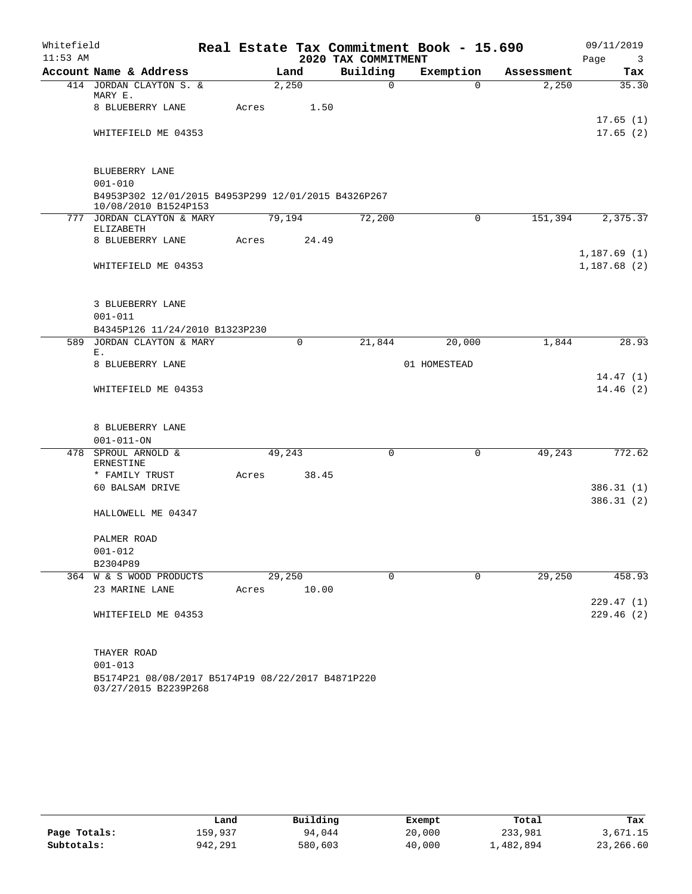Whitefield
11:53 AM

# Real Estate Tax Commitment Book - 15.690

## 2020 TAX COMMITMENT

09/11/2019

| Account Name & Address | Land | Building | Exemption | Assessment | Tax |
|---|---|---|---|---|---|
| 414 JORDAN CLAYTON S. & MARY E. | 2,250 | 0 | 0 | 2,250 | 35.30 |
| 8 BLUEBERRY LANE | Acres 1.50 | | | | |
| | | | | | 17.65 (1) |
| WHITEFIELD ME 04353 | | | | | 17.65 (2) |
| BLUEBERRY LANE | | | | | |
| 001-010 | | | | | |
| B4953P302 12/01/2015 B4953P299 12/01/2015 B4326P267 10/08/2010 B1524P153 | | | | | |
| 777 JORDAN CLAYTON & MARY ELIZABETH | 79,194 | 72,200 | 0 | 151,394 | 2,375.37 |
| 8 BLUEBERRY LANE | Acres 24.49 | | | | |
| | | | | | 1,187.69 (1) |
| WHITEFIELD ME 04353 | | | | | 1,187.68 (2) |
| 3 BLUEBERRY LANE | | | | | |
| 001-011 | | | | | |
| B4345P126 11/24/2010 B1323P230 | | | | | |
| 589 JORDAN CLAYTON & MARY E. | 0 | 21,844 | 20,000 | 1,844 | 28.93 |
| 8 BLUEBERRY LANE | | | 01 HOMESTEAD | | |
| | | | | | 14.47 (1) |
| WHITEFIELD ME 04353 | | | | | 14.46 (2) |
| 8 BLUEBERRY LANE | | | | | |
| 001-011-ON | | | | | |
| 478 SPROUL ARNOLD & ERNESTINE | 49,243 | 0 | 0 | 49,243 | 772.62 |
| * FAMILY TRUST | Acres 38.45 | | | | |
| 60 BALSAM DRIVE | | | | | 386.31 (1) |
| | | | | | 386.31 (2) |
| HALLOWELL ME 04347 | | | | | |
| PALMER ROAD | | | | | |
| 001-012 | | | | | |
| B2304P89 | | | | | |
| 364 W & S WOOD PRODUCTS | 29,250 | 0 | 0 | 29,250 | 458.93 |
| 23 MARINE LANE | Acres 10.00 | | | | |
| | | | | | 229.47 (1) |
| WHITEFIELD ME 04353 | | | | | 229.46 (2) |
| THAYER ROAD | | | | | |
| 001-013 | | | | | |
| B5174P21 08/08/2017 B5174P19 08/22/2017 B4871P220 03/27/2015 B2239P268 | | | | | |

| | Land | Building | Exempt | Total | Tax |
|---|---|---|---|---|---|
| Page Totals: | 159,937 | 94,044 | 20,000 | 233,981 | 3,671.15 |
| Subtotals: | 942,291 | 580,603 | 40,000 | 1,482,894 | 23,266.60 |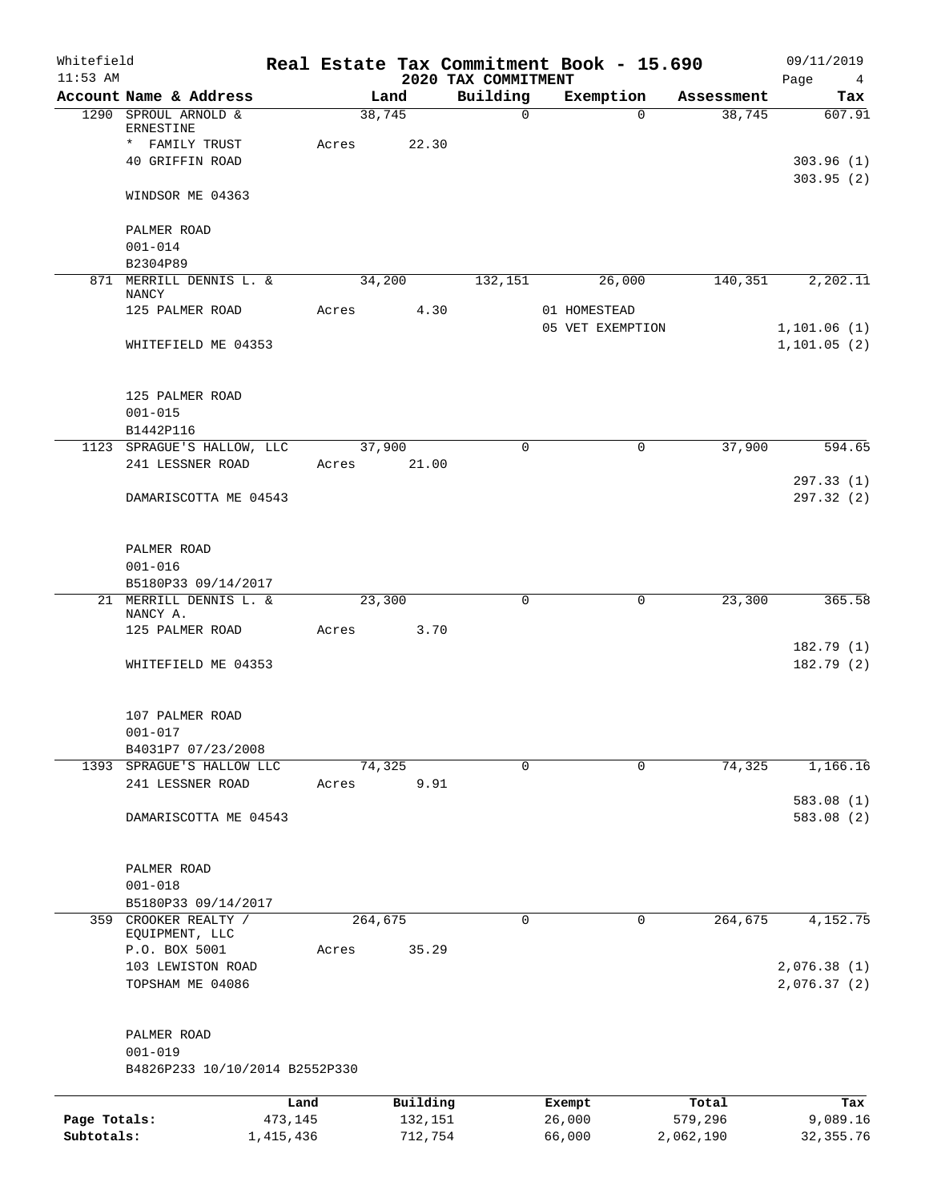Whitefield | Real Estate Tax Commitment Book - 15.690 | 09/11/2019
11:53 AM | 2020 TAX COMMITMENT

| Account Name & Address | Land | Building | Exemption | Assessment | Tax |
|---|---|---|---|---|---|
| 1290 SPROUL ARNOLD & ERNESTINE | 38,745 | 0 | 0 | 38,745 | 607.91 |
| * FAMILY TRUST | Acres 22.30 | | | | |
| 40 GRIFFIN ROAD | | | | | 303.96 (1) |
| WINDSOR ME 04363 | | | | | 303.95 (2) |
| PALMER ROAD | | | | | |
| 001-014 | | | | | |
| B2304P89 | | | | | |
| 871 MERRILL DENNIS L. & NANCY | 34,200 | 132,151 | 26,000 | 140,351 | 2,202.11 |
| 125 PALMER ROAD | Acres 4.30 | | 01 HOMESTEAD | | |
| | | | 05 VET EXEMPTION | | 1,101.06 (1) |
| WHITEFIELD ME 04353 | | | | | 1,101.05 (2) |
| 125 PALMER ROAD | | | | | |
| 001-015 | | | | | |
| B1442P116 | | | | | |
| 1123 SPRAGUE'S HALLOW, LLC | 37,900 | 0 | 0 | 37,900 | 594.65 |
| 241 LESSNER ROAD | Acres 21.00 | | | | 297.33 (1) |
| DAMARISCOTTA ME 04543 | | | | | 297.32 (2) |
| PALMER ROAD | | | | | |
| 001-016 | | | | | |
| B5180P33 09/14/2017 | | | | | |
| 21 MERRILL DENNIS L. & NANCY A. | 23,300 | 0 | 0 | 23,300 | 365.58 |
| 125 PALMER ROAD | Acres 3.70 | | | | 182.79 (1) |
| WHITEFIELD ME 04353 | | | | | 182.79 (2) |
| 107 PALMER ROAD | | | | | |
| 001-017 | | | | | |
| B4031P7 07/23/2008 | | | | | |
| 1393 SPRAGUE'S HALLOW LLC | 74,325 | 0 | 0 | 74,325 | 1,166.16 |
| 241 LESSNER ROAD | Acres 9.91 | | | | 583.08 (1) |
| DAMARISCOTTA ME 04543 | | | | | 583.08 (2) |
| PALMER ROAD | | | | | |
| 001-018 | | | | | |
| B5180P33 09/14/2017 | | | | | |
| 359 CROOKER REALTY / EQUIPMENT, LLC | 264,675 | 0 | 0 | 264,675 | 4,152.75 |
| P.O. BOX 5001 | Acres 35.29 | | | | |
| 103 LEWISTON ROAD | | | | | 2,076.38 (1) |
| TOPSHAM ME 04086 | | | | | 2,076.37 (2) |
| PALMER ROAD | | | | | |
| 001-019 | | | | | |
| B4826P233 10/10/2014 B2552P330 | | | | | |

| | Land | Building | Exempt | Total | Tax |
|---|---|---|---|---|---|
| Page Totals: | 473,145 | 132,151 | 26,000 | 579,296 | 9,089.16 |
| Subtotals: | 1,415,436 | 712,754 | 66,000 | 2,062,190 | 32,355.76 |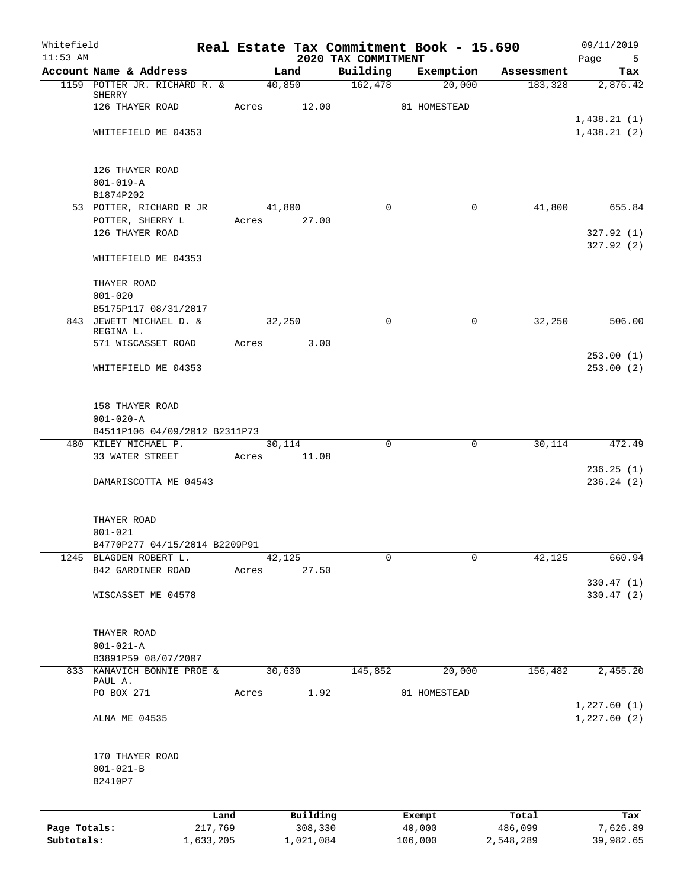Whitefield 11:53 AM

# Real Estate Tax Commitment Book - 15.690

## 2020 TAX COMMITMENT

09/11/2019

| Account Name & Address | Land | Building | Exemption | Assessment | Tax |
|---|---|---|---|---|---|
| 1159 POTTER JR. RICHARD R. & SHERRY | 40,850 | 162,478 | 20,000 | 183,328 | 2,876.42 |
| 126 THAYER ROAD | Acres 12.00 | | 01 HOMESTEAD | | |
| | | | | | 1,438.21 (1) |
| WHITEFIELD ME 04353 | | | | | 1,438.21 (2) |
| 126 THAYER ROAD | | | | | |
| 001-019-A | | | | | |
| B1874P202 | | | | | |
| 53 POTTER, RICHARD R JR | 41,800 | 0 | 0 | 41,800 | 655.84 |
| POTTER, SHERRY L | Acres 27.00 | | | | |
| 126 THAYER ROAD | | | | | 327.92 (1) |
| | | | | | 327.92 (2) |
| WHITEFIELD ME 04353 | | | | | |
| THAYER ROAD | | | | | |
| 001-020 | | | | | |
| B5175P117 08/31/2017 | | | | | |
| 843 JEWETT MICHAEL D. & REGINA L. | 32,250 | 0 | 0 | 32,250 | 506.00 |
| 571 WISCASSET ROAD | Acres 3.00 | | | | |
| | | | | | 253.00 (1) |
| WHITEFIELD ME 04353 | | | | | 253.00 (2) |
| 158 THAYER ROAD | | | | | |
| 001-020-A | | | | | |
| B4511P106 04/09/2012 B2311P73 | | | | | |
| 480 KILEY MICHAEL P. | 30,114 | 0 | 0 | 30,114 | 472.49 |
| 33 WATER STREET | Acres 11.08 | | | | |
| | | | | | 236.25 (1) |
| DAMARISCOTTA ME 04543 | | | | | 236.24 (2) |
| THAYER ROAD | | | | | |
| 001-021 | | | | | |
| B4770P277 04/15/2014 B2209P91 | | | | | |
| 1245 BLAGDEN ROBERT L. | 42,125 | 0 | 0 | 42,125 | 660.94 |
| 842 GARDINER ROAD | Acres 27.50 | | | | |
| | | | | | 330.47 (1) |
| WISCASSET ME 04578 | | | | | 330.47 (2) |
| THAYER ROAD | | | | | |
| 001-021-A | | | | | |
| B3891P59 08/07/2007 | | | | | |
| 833 KANAVICH BONNIE PROE & PAUL A. | 30,630 | 145,852 | 20,000 | 156,482 | 2,455.20 |
| PO BOX 271 | Acres 1.92 | | 01 HOMESTEAD | | |
| | | | | | 1,227.60 (1) |
| ALNA ME 04535 | | | | | 1,227.60 (2) |
| 170 THAYER ROAD | | | | | |
| 001-021-B | | | | | |
| B2410P7 | | | | | |

| | Land | Building | Exempt | Total | Tax |
|---|---|---|---|---|---|
| Page Totals: | 217,769 | 308,330 | 40,000 | 486,099 | 7,626.89 |
| Subtotals: | 1,633,205 | 1,021,084 | 106,000 | 2,548,289 | 39,982.65 |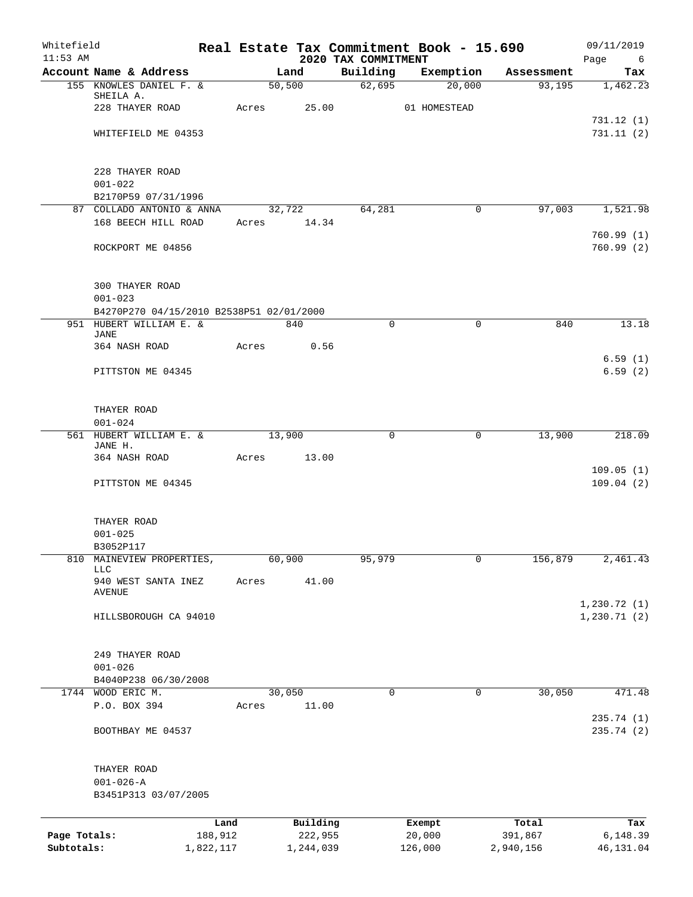Whitefield 11:53 AM

# Real Estate Tax Commitment Book - 15.690
## 2020 TAX COMMITMENT

09/11/2019

| Account Name & Address | Land | Building | Exemption | Assessment | Tax |
|---|---|---|---|---|---|
| 155 KNOWLES DANIEL F. & SHEILA A. | 50,500 | 62,695 | 20,000 | 93,195 | 1,462.23 |
| 228 THAYER ROAD | Acres 25.00 | | 01 HOMESTEAD | | |
| | | | | | 731.12 (1) |
| WHITEFIELD ME 04353 | | | | | 731.11 (2) |
| 228 THAYER ROAD | | | | | |
| 001-022 | | | | | |
| B2170P59 07/31/1996 | | | | | |
| 87 COLLADO ANTONIO & ANNA | 32,722 | 64,281 | 0 | 97,003 | 1,521.98 |
| 168 BEECH HILL ROAD | Acres 14.34 | | | | |
| | | | | | 760.99 (1) |
| ROCKPORT ME 04856 | | | | | 760.99 (2) |
| 300 THAYER ROAD | | | | | |
| 001-023 | | | | | |
| B4270P270 04/15/2010 B2538P51 02/01/2000 | | | | | |
| 951 HUBERT WILLIAM E. & JANE | 840 | 0 | 0 | 840 | 13.18 |
| 364 NASH ROAD | Acres 0.56 | | | | |
| | | | | | 6.59 (1) |
| PITTSTON ME 04345 | | | | | 6.59 (2) |
| THAYER ROAD | | | | | |
| 001-024 | | | | | |
| 561 HUBERT WILLIAM E. & JANE H. | 13,900 | 0 | 0 | 13,900 | 218.09 |
| 364 NASH ROAD | Acres 13.00 | | | | |
| | | | | | 109.05 (1) |
| PITTSTON ME 04345 | | | | | 109.04 (2) |
| THAYER ROAD | | | | | |
| 001-025 | | | | | |
| B3052P117 | | | | | |
| 810 MAINEVIEW PROPERTIES, LLC | 60,900 | 95,979 | 0 | 156,879 | 2,461.43 |
| 940 WEST SANTA INEZ AVENUE | Acres 41.00 | | | | |
| | | | | | 1,230.72 (1) |
| HILLSBOROUGH CA 94010 | | | | | 1,230.71 (2) |
| 249 THAYER ROAD | | | | | |
| 001-026 | | | | | |
| B4040P238 06/30/2008 | | | | | |
| 1744 WOOD ERIC M. | 30,050 | 0 | 0 | 30,050 | 471.48 |
| P.O. BOX 394 | Acres 11.00 | | | | |
| | | | | | 235.74 (1) |
| BOOTHBAY ME 04537 | | | | | 235.74 (2) |
| THAYER ROAD | | | | | |
| 001-026-A | | | | | |
| B3451P313 03/07/2005 | | | | | |

| | Land | Building | Exempt | Total | Tax |
|---|---|---|---|---|---|
| Page Totals: | 188,912 | 222,955 | 20,000 | 391,867 | 6,148.39 |
| Subtotals: | 1,822,117 | 1,244,039 | 126,000 | 2,940,156 | 46,131.04 |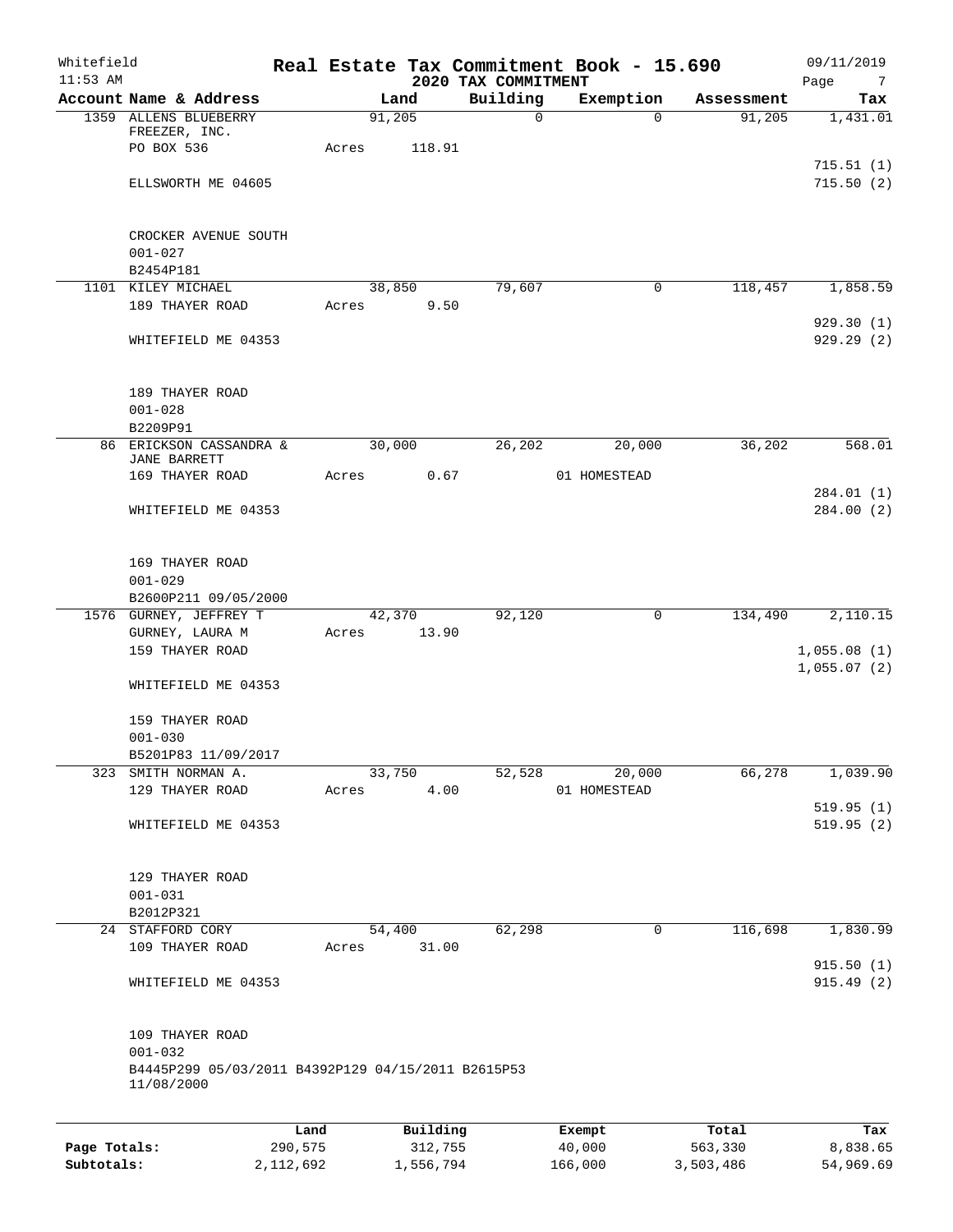Whitefield
11:53 AM

# Real Estate Tax Commitment Book - 15.690

## 2020 TAX COMMITMENT

09/11/2019

| Account Name & Address | Land | Building | Exemption | Assessment | Tax |
|---|---|---|---|---|---|
| 1359 ALLENS BLUEBERRY FREEZER, INC. | 91,205 | 0 | 0 | 91,205 | 1,431.01 |
| PO BOX 536 | Acres 118.91 | | | | |
| | | | | | 715.51 (1) |
| ELLSWORTH ME 04605 | | | | | 715.50 (2) |
| CROCKER AVENUE SOUTH | | | | | |
| 001-027 | | | | | |
| B2454P181 | | | | | |
| 1101 KILEY MICHAEL | 38,850 | 79,607 | 0 | 118,457 | 1,858.59 |
| 189 THAYER ROAD | Acres 9.50 | | | | |
| | | | | | 929.30 (1) |
| WHITEFIELD ME 04353 | | | | | 929.29 (2) |
| 189 THAYER ROAD | | | | | |
| 001-028 | | | | | |
| B2209P91 | | | | | |
| 86 ERICKSON CASSANDRA & JANE BARRETT | 30,000 | 26,202 | 20,000 | 36,202 | 568.01 |
| 169 THAYER ROAD | Acres 0.67 | | 01 HOMESTEAD | | |
| | | | | | 284.01 (1) |
| WHITEFIELD ME 04353 | | | | | 284.00 (2) |
| 169 THAYER ROAD | | | | | |
| 001-029 | | | | | |
| B2600P211 09/05/2000 | | | | | |
| 1576 GURNEY, JEFFREY T | 42,370 | 92,120 | 0 | 134,490 | 2,110.15 |
| GURNEY, LAURA M | Acres 13.90 | | | | |
| 159 THAYER ROAD | | | | | 1,055.08 (1) |
| | | | | | 1,055.07 (2) |
| WHITEFIELD ME 04353 | | | | | |
| 159 THAYER ROAD | | | | | |
| 001-030 | | | | | |
| B5201P83 11/09/2017 | | | | | |
| 323 SMITH NORMAN A. | 33,750 | 52,528 | 20,000 | 66,278 | 1,039.90 |
| 129 THAYER ROAD | Acres 4.00 | | 01 HOMESTEAD | | |
| | | | | | 519.95 (1) |
| WHITEFIELD ME 04353 | | | | | 519.95 (2) |
| 129 THAYER ROAD | | | | | |
| 001-031 | | | | | |
| B2012P321 | | | | | |
| 24 STAFFORD CORY | 54,400 | 62,298 | 0 | 116,698 | 1,830.99 |
| 109 THAYER ROAD | Acres 31.00 | | | | |
| | | | | | 915.50 (1) |
| WHITEFIELD ME 04353 | | | | | 915.49 (2) |
| 109 THAYER ROAD | | | | | |
| 001-032 | | | | | |
| B4445P299 05/03/2011 B4392P129 04/15/2011 B2615P53 11/08/2000 | | | | | |

| | Land | Building | Exempt | Total | Tax |
|---|---|---|---|---|---|
| Page Totals: | 290,575 | 312,755 | 40,000 | 563,330 | 8,838.65 |
| Subtotals: | 2,112,692 | 1,556,794 | 166,000 | 3,503,486 | 54,969.69 |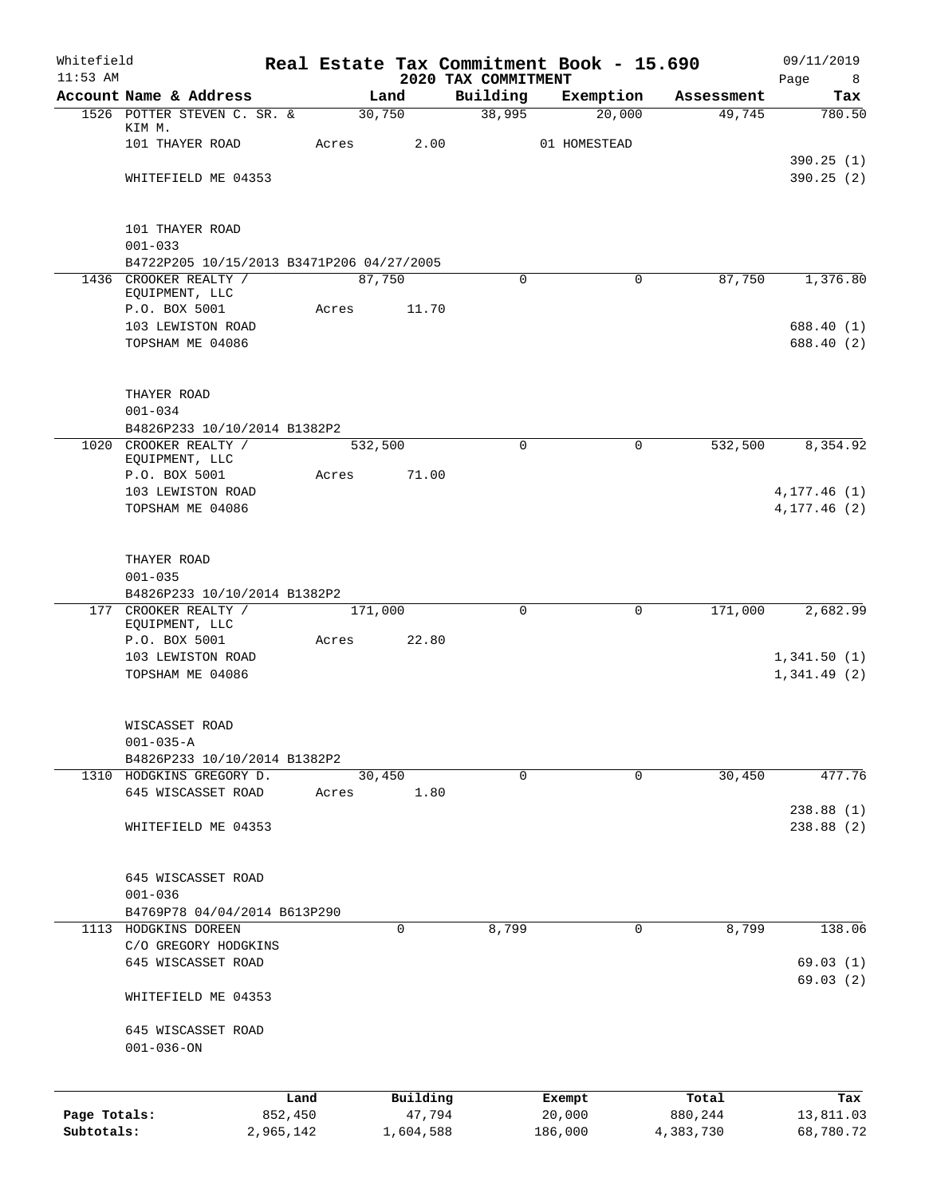Whitefield
11:53 AM

# Real Estate Tax Commitment Book - 15.690

## 2020 TAX COMMITMENT

09/11/2019

| Account Name & Address | Land | Building | Exemption | Assessment | Tax |
|---|---|---|---|---|---|
| 1526 POTTER STEVEN C. SR. & KIM M. | 30,750 | 38,995 | 20,000 | 49,745 | 780.50 |
| 101 THAYER ROAD | Acres 2.00 | | 01 HOMESTEAD | | |
| | | | | | 390.25 (1) |
| WHITEFIELD ME 04353 | | | | | 390.25 (2) |
| 101 THAYER ROAD | | | | | |
| 001-033 | | | | | |
| B4722P205 10/15/2013 B3471P206 04/27/2005 | | | | | |
| 1436 CROOKER REALTY / EQUIPMENT, LLC | 87,750 | 0 | 0 | 87,750 | 1,376.80 |
| P.O. BOX 5001 | Acres 11.70 | | | | |
| 103 LEWISTON ROAD | | | | | 688.40 (1) |
| TOPSHAM ME 04086 | | | | | 688.40 (2) |
| THAYER ROAD | | | | | |
| 001-034 | | | | | |
| B4826P233 10/10/2014 B1382P2 | | | | | |
| 1020 CROOKER REALTY / EQUIPMENT, LLC | 532,500 | 0 | 0 | 532,500 | 8,354.92 |
| P.O. BOX 5001 | Acres 71.00 | | | | |
| 103 LEWISTON ROAD | | | | | 4,177.46 (1) |
| TOPSHAM ME 04086 | | | | | 4,177.46 (2) |
| THAYER ROAD | | | | | |
| 001-035 | | | | | |
| B4826P233 10/10/2014 B1382P2 | | | | | |
| 177 CROOKER REALTY / EQUIPMENT, LLC | 171,000 | 0 | 0 | 171,000 | 2,682.99 |
| P.O. BOX 5001 | Acres 22.80 | | | | |
| 103 LEWISTON ROAD | | | | | 1,341.50 (1) |
| TOPSHAM ME 04086 | | | | | 1,341.49 (2) |
| WISCASSET ROAD | | | | | |
| 001-035-A | | | | | |
| B4826P233 10/10/2014 B1382P2 | | | | | |
| 1310 HODGKINS GREGORY D. | 30,450 | 0 | 0 | 30,450 | 477.76 |
| 645 WISCASSET ROAD | Acres 1.80 | | | | |
| | | | | | 238.88 (1) |
| WHITEFIELD ME 04353 | | | | | 238.88 (2) |
| 645 WISCASSET ROAD | | | | | |
| 001-036 | | | | | |
| B4769P78 04/04/2014 B613P290 | | | | | |
| 1113 HODGKINS DOREEN | 0 | 8,799 | 0 | 8,799 | 138.06 |
| C/O GREGORY HODGKINS | | | | | |
| 645 WISCASSET ROAD | | | | | 69.03 (1) |
| | | | | | 69.03 (2) |
| WHITEFIELD ME 04353 | | | | | |
| 645 WISCASSET ROAD | | | | | |
| 001-036-ON | | | | | |

| | Land | Building | Exempt | Total | Tax |
|---|---|---|---|---|---|
| Page Totals: | 852,450 | 47,794 | 20,000 | 880,244 | 13,811.03 |
| Subtotals: | 2,965,142 | 1,604,588 | 186,000 | 4,383,730 | 68,780.72 |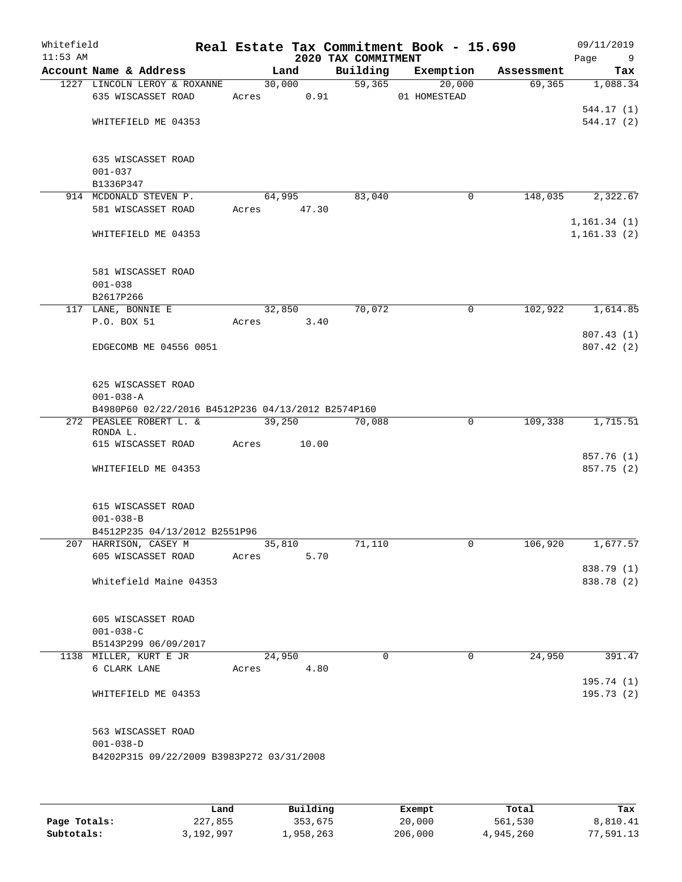Whitefield 11:53 AM

# Real Estate Tax Commitment Book - 15.690

## 2020 TAX COMMITMENT

09/11/2019

| Account | Name & Address | Land | Building | Exemption | Assessment | Tax |
|---|---|---|---|---|---|---|
| 1227 | LINCOLN LEROY & ROXANNE<br>635 WISCASSET ROAD<br>WHITEFIELD ME 04353<br><br>635 WISCASSET ROAD<br>001-037<br>B1336P347 | 30,000<br>Acres 0.91 | 59,365 | 20,000<br>01 HOMESTEAD | 69,365 | 1,088.34<br>544.17 (1)<br>544.17 (2) |
| 914 | MCDONALD STEVEN P.<br>581 WISCASSET ROAD<br>WHITEFIELD ME 04353<br><br>581 WISCASSET ROAD<br>001-038<br>B2617P266 | 64,995<br>Acres 47.30 | 83,040 | 0 | 148,035 | 2,322.67<br>1,161.34 (1)<br>1,161.33 (2) |
| 117 | LANE, BONNIE E<br>P.O. BOX 51<br>EDGECOMB ME 04556 0051<br><br>625 WISCASSET ROAD<br>001-038-A<br>B4980P60 02/22/2016 B4512P236 04/13/2012 B2574P160 | 32,850<br>Acres 3.40 | 70,072 | 0 | 102,922 | 1,614.85<br>807.43 (1)<br>807.42 (2) |
| 272 | PEASLEE ROBERT L. & RONDA L.<br>615 WISCASSET ROAD<br>WHITEFIELD ME 04353<br><br>615 WISCASSET ROAD<br>001-038-B<br>B4512P235 04/13/2012 B2551P96 | 39,250<br>Acres 10.00 | 70,088 | 0 | 109,338 | 1,715.51<br>857.76 (1)<br>857.75 (2) |
| 207 | HARRISON, CASEY M<br>605 WISCASSET ROAD<br>Whitefield Maine 04353<br><br>605 WISCASSET ROAD<br>001-038-C<br>B5143P299 06/09/2017 | 35,810<br>Acres 5.70 | 71,110 | 0 | 106,920 | 1,677.57<br>838.79 (1)<br>838.78 (2) |
| 1138 | MILLER, KURT E JR<br>6 CLARK LANE<br>WHITEFIELD ME 04353<br><br>563 WISCASSET ROAD<br>001-038-D<br>B4202P315 09/22/2009 B3983P272 03/31/2008 | 24,950<br>Acres 4.80 | 0 | 0 | 24,950 | 391.47<br>195.74 (1)<br>195.73 (2) |

| | Land | Building | Exempt | Total | Tax |
|---|---|---|---|---|---|
| Page Totals: | 227,855 | 353,675 | 20,000 | 561,530 | 8,810.41 |
| Subtotals: | 3,192,997 | 1,958,263 | 206,000 | 4,945,260 | 77,591.13 |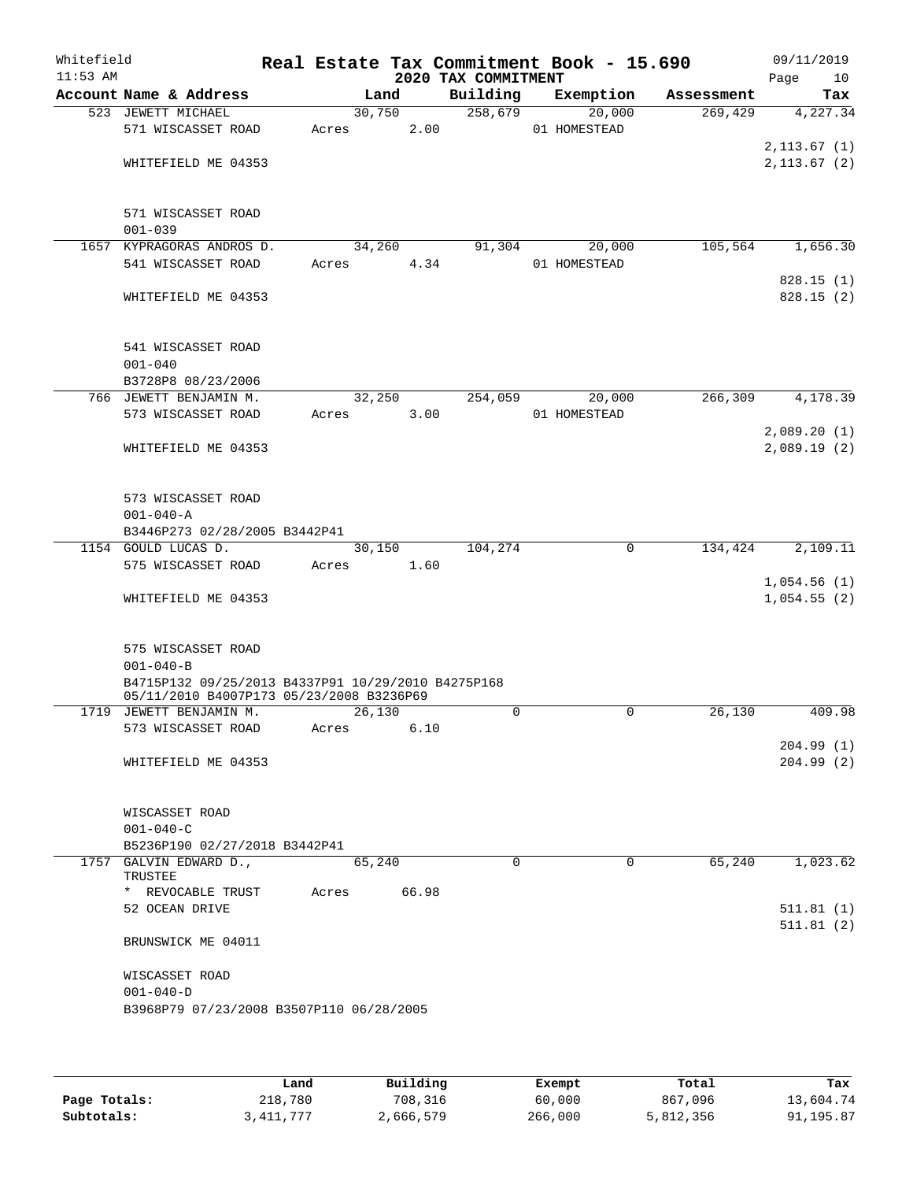Whitefield
11:53 AM

# Real Estate Tax Commitment Book - 15.690

## 2020 TAX COMMITMENT

09/11/2019

| Account Name & Address | Land | Building | Exemption | Assessment | Tax |
|---|---|---|---|---|---|
| 523 JEWETT MICHAEL | 30,750 | 258,679 | 20,000 | 269,429 | 4,227.34 |
| 571 WISCASSET ROAD | Acres 2.00 | | 01 HOMESTEAD | | |
| | | | | | 2,113.67 (1) |
| WHITEFIELD ME 04353 | | | | | 2,113.67 (2) |
| 571 WISCASSET ROAD | | | | | |
| 001-039 | | | | | |
| 1657 KYPRAGORAS ANDROS D. | 34,260 | 91,304 | 20,000 | 105,564 | 1,656.30 |
| 541 WISCASSET ROAD | Acres 4.34 | | 01 HOMESTEAD | | |
| | | | | | 828.15 (1) |
| WHITEFIELD ME 04353 | | | | | 828.15 (2) |
| 541 WISCASSET ROAD | | | | | |
| 001-040 | | | | | |
| B3728P8 08/23/2006 | | | | | |
| 766 JEWETT BENJAMIN M. | 32,250 | 254,059 | 20,000 | 266,309 | 4,178.39 |
| 573 WISCASSET ROAD | Acres 3.00 | | 01 HOMESTEAD | | |
| | | | | | 2,089.20 (1) |
| WHITEFIELD ME 04353 | | | | | 2,089.19 (2) |
| 573 WISCASSET ROAD | | | | | |
| 001-040-A | | | | | |
| B3446P273 02/28/2005 B3442P41 | | | | | |
| 1154 GOULD LUCAS D. | 30,150 | 104,274 | 0 | 134,424 | 2,109.11 |
| 575 WISCASSET ROAD | Acres 1.60 | | | | |
| | | | | | 1,054.56 (1) |
| WHITEFIELD ME 04353 | | | | | 1,054.55 (2) |
| 575 WISCASSET ROAD | | | | | |
| 001-040-B | | | | | |
| B4715P132 09/25/2013 B4337P91 10/29/2010 B4275P168 05/11/2010 B4007P173 05/23/2008 B3236P69 | | | | | |
| 1719 JEWETT BENJAMIN M. | 26,130 | 0 | 0 | 26,130 | 409.98 |
| 573 WISCASSET ROAD | Acres 6.10 | | | | |
| | | | | | 204.99 (1) |
| WHITEFIELD ME 04353 | | | | | 204.99 (2) |
| WISCASSET ROAD | | | | | |
| 001-040-C | | | | | |
| B5236P190 02/27/2018 B3442P41 | | | | | |
| 1757 GALVIN EDWARD D., TRUSTEE | 65,240 | 0 | 0 | 65,240 | 1,023.62 |
| * REVOCABLE TRUST | Acres 66.98 | | | | |
| 52 OCEAN DRIVE | | | | | 511.81 (1) |
| | | | | | 511.81 (2) |
| BRUNSWICK ME 04011 | | | | | |
| WISCASSET ROAD | | | | | |
| 001-040-D | | | | | |
| B3968P79 07/23/2008 B3507P110 06/28/2005 | | | | | |

| | Land | Building | Exempt | Total | Tax |
|---|---|---|---|---|---|
| Page Totals: | 218,780 | 708,316 | 60,000 | 867,096 | 13,604.74 |
| Subtotals: | 3,411,777 | 2,666,579 | 266,000 | 5,812,356 | 91,195.87 |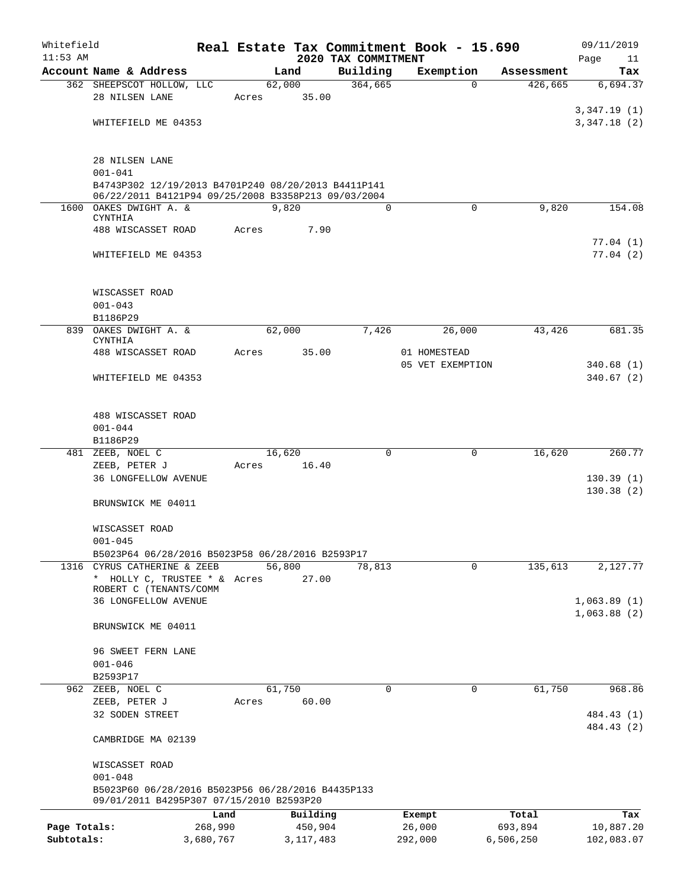Whitefield 11:53 AM

# Real Estate Tax Commitment Book - 15.690
## 2020 TAX COMMITMENT

09/11/2019

| Account Name & Address | Land | Building | Exemption | Assessment | Tax |
|---|---|---|---|---|---|
| 362 SHEEPSCOT HOLLOW, LLC | 62,000 | 364,665 | 0 | 426,665 | 6,694.37 |
| 28 NILSEN LANE | Acres 35.00 | | | | |
| | | | | | 3,347.19 (1) |
| WHITEFIELD ME 04353 | | | | | 3,347.18 (2) |
| 28 NILSEN LANE | | | | | |
| 001-041 | | | | | |
| B4743P302 12/19/2013 B4701P240 08/20/2013 B4411P141 06/22/2011 B4121P94 09/25/2008 B3358P213 09/03/2004 | | | | | |
| 1600 OAKES DWIGHT A. & CYNTHIA | 9,820 | 0 | 0 | 9,820 | 154.08 |
| 488 WISCASSET ROAD | Acres 7.90 | | | | |
| | | | | | 77.04 (1) |
| WHITEFIELD ME 04353 | | | | | 77.04 (2) |
| WISCASSET ROAD | | | | | |
| 001-043 | | | | | |
| B1186P29 | | | | | |
| 839 OAKES DWIGHT A. & CYNTHIA | 62,000 | 7,426 | 26,000 | 43,426 | 681.35 |
| 488 WISCASSET ROAD | Acres 35.00 | | 01 HOMESTEAD | | |
| | | | 05 VET EXEMPTION | | 340.68 (1) |
| WHITEFIELD ME 04353 | | | | | 340.67 (2) |
| 488 WISCASSET ROAD | | | | | |
| 001-044 | | | | | |
| B1186P29 | | | | | |
| 481 ZEEB, NOEL C | 16,620 | 0 | 0 | 16,620 | 260.77 |
| ZEEB, PETER J | Acres 16.40 | | | | |
| 36 LONGFELLOW AVENUE | | | | | 130.39 (1) |
| | | | | | 130.38 (2) |
| BRUNSWICK ME 04011 | | | | | |
| WISCASSET ROAD | | | | | |
| 001-045 | | | | | |
| B5023P64 06/28/2016 B5023P58 06/28/2016 B2593P17 | | | | | |
| 1316 CYRUS CATHERINE & ZEEB | 56,800 | 78,813 | 0 | 135,613 | 2,127.77 |
| * HOLLY C, TRUSTEE * & ROBERT C (TENANTS/COMM | Acres 27.00 | | | | |
| 36 LONGFELLOW AVENUE | | | | | 1,063.89 (1) |
| | | | | | 1,063.88 (2) |
| BRUNSWICK ME 04011 | | | | | |
| 96 SWEET FERN LANE | | | | | |
| 001-046 | | | | | |
| B2593P17 | | | | | |
| 962 ZEEB, NOEL C | 61,750 | 0 | 0 | 61,750 | 968.86 |
| ZEEB, PETER J | Acres 60.00 | | | | |
| 32 SODEN STREET | | | | | 484.43 (1) |
| | | | | | 484.43 (2) |
| CAMBRIDGE MA 02139 | | | | | |
| WISCASSET ROAD | | | | | |
| 001-048 | | | | | |
| B5023P60 06/28/2016 B5023P56 06/28/2016 B4435P133 09/01/2011 B4295P307 07/15/2010 B2593P20 | | | | | |

| | Land | Building | Exempt | Total | Tax |
|---|---|---|---|---|---|
| Page Totals: | 268,990 | 450,904 | 26,000 | 693,894 | 10,887.20 |
| Subtotals: | 3,680,767 | 3,117,483 | 292,000 | 6,506,250 | 102,083.07 |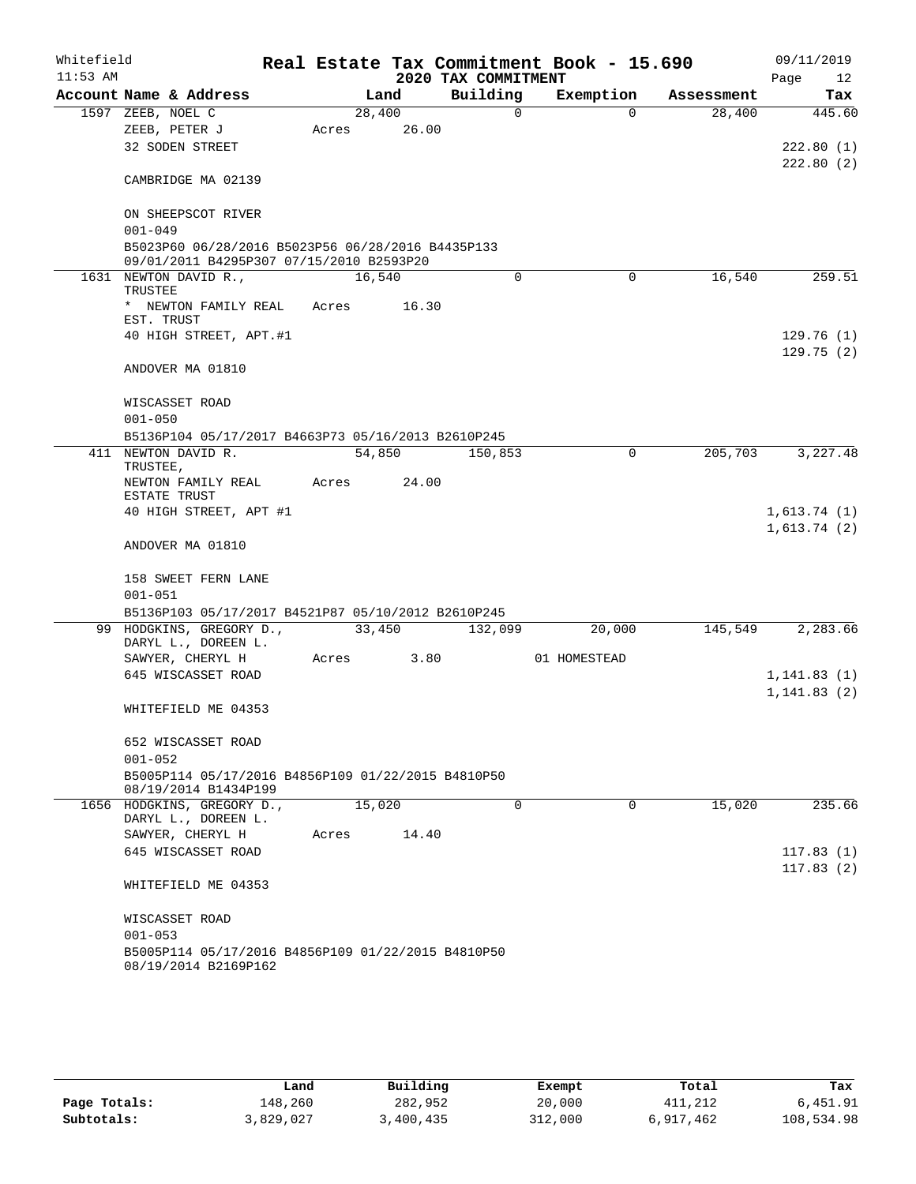Whitefield 11:53 AM

# Real Estate Tax Commitment Book - 15.690

## 2020 TAX COMMITMENT

09/11/2019

| Account Name & Address | Land | Building | Exemption | Assessment | Tax |
|---|---|---|---|---|---|
| 1597 ZEEB, NOEL C | 28,400 | 0 | 0 | 28,400 | 445.60 |
| ZEEB, PETER J | Acres 26.00 | | | | |
| 32 SODEN STREET | | | | | 222.80 (1) |
| | | | | | 222.80 (2) |
| CAMBRIDGE MA 02139 | | | | | |
| ON SHEEPSCOT RIVER | | | | | |
| 001-049 | | | | | |
| B5023P60 06/28/2016 B5023P56 06/28/2016 B4435P133 09/01/2011 B4295P307 07/15/2010 B2593P20 | | | | | |
| 1631 NEWTON DAVID R., TRUSTEE | 16,540 | 0 | 0 | 16,540 | 259.51 |
| * NEWTON FAMILY REAL EST. TRUST | Acres 16.30 | | | | |
| 40 HIGH STREET, APT.#1 | | | | | 129.76 (1) |
| | | | | | 129.75 (2) |
| ANDOVER MA 01810 | | | | | |
| WISCASSET ROAD | | | | | |
| 001-050 | | | | | |
| B5136P104 05/17/2017 B4663P73 05/16/2013 B2610P245 | | | | | |
| 411 NEWTON DAVID R. TRUSTEE, | 54,850 | 150,853 | 0 | 205,703 | 3,227.48 |
| NEWTON FAMILY REAL ESTATE TRUST | Acres 24.00 | | | | |
| 40 HIGH STREET, APT #1 | | | | | 1,613.74 (1) |
| | | | | | 1,613.74 (2) |
| ANDOVER MA 01810 | | | | | |
| 158 SWEET FERN LANE | | | | | |
| 001-051 | | | | | |
| B5136P103 05/17/2017 B4521P87 05/10/2012 B2610P245 | | | | | |
| 99 HODGKINS, GREGORY D., DARYL L., DOREEN L. | 33,450 | 132,099 | 20,000 | 145,549 | 2,283.66 |
| SAWYER, CHERYL H | Acres 3.80 | | 01 HOMESTEAD | | |
| 645 WISCASSET ROAD | | | | | 1,141.83 (1) |
| | | | | | 1,141.83 (2) |
| WHITEFIELD ME 04353 | | | | | |
| 652 WISCASSET ROAD | | | | | |
| 001-052 | | | | | |
| B5005P114 05/17/2016 B4856P109 01/22/2015 B4810P50 08/19/2014 B1434P199 | | | | | |
| 1656 HODGKINS, GREGORY D., DARYL L., DOREEN L. | 15,020 | 0 | 0 | 15,020 | 235.66 |
| SAWYER, CHERYL H | Acres 14.40 | | | | |
| 645 WISCASSET ROAD | | | | | 117.83 (1) |
| | | | | | 117.83 (2) |
| WHITEFIELD ME 04353 | | | | | |
| WISCASSET ROAD | | | | | |
| 001-053 | | | | | |
| B5005P114 05/17/2016 B4856P109 01/22/2015 B4810P50 08/19/2014 B2169P162 | | | | | |

| | Land | Building | Exempt | Total | Tax |
|---|---|---|---|---|---|
| Page Totals: | 148,260 | 282,952 | 20,000 | 411,212 | 6,451.91 |
| Subtotals: | 3,829,027 | 3,400,435 | 312,000 | 6,917,462 | 108,534.98 |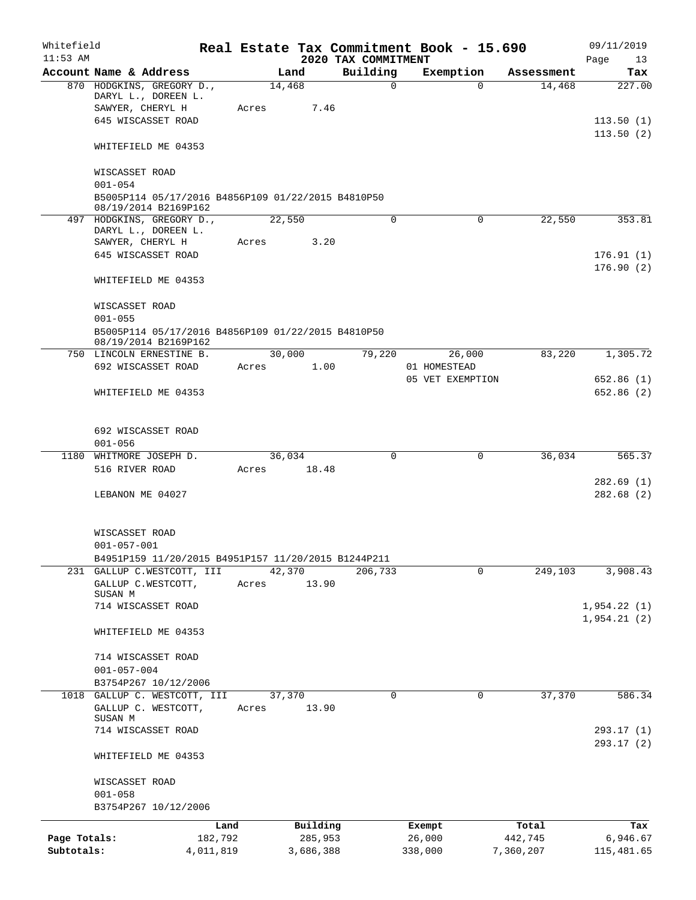Whitefield 11:53 AM

# Real Estate Tax Commitment Book - 15.690

## 2020 TAX COMMITMENT

09/11/2019 Page 13

| Account Name & Address | Land | Building | Exemption | Assessment | Tax |
|---|---|---|---|---|---|
| 870 HODGKINS, GREGORY D., DARYL L., DOREEN L. SAWYER, CHERYL H<br>645 WISCASSET ROAD<br>WHITEFIELD ME 04353<br><br>WISCASSET ROAD<br>001-054<br>B5005P114 05/17/2016 B4856P109 01/22/2015 B4810P50 08/19/2014 B2169P162 | 14,468<br>Acres 7.46 | 0 | 0 | 14,468 | 227.00<br>113.50 (1)<br>113.50 (2) |
| 497 HODGKINS, GREGORY D., DARYL L., DOREEN L. SAWYER, CHERYL H<br>645 WISCASSET ROAD<br>WHITEFIELD ME 04353<br><br>WISCASSET ROAD<br>001-055<br>B5005P114 05/17/2016 B4856P109 01/22/2015 B4810P50 08/19/2014 B2169P162 | 22,550<br>Acres 3.20 | 0 | 0 | 22,550 | 353.81<br>176.91 (1)<br>176.90 (2) |
| 750 LINCOLN ERNESTINE B.<br>692 WISCASSET ROAD<br>WHITEFIELD ME 04353<br><br>692 WISCASSET ROAD<br>001-056 | 30,000<br>Acres 1.00 | 79,220 | 26,000<br>01 HOMESTEAD<br>05 VET EXEMPTION | 83,220 | 1,305.72<br>652.86 (1)<br>652.86 (2) |
| 1180 WHITMORE JOSEPH D.<br>516 RIVER ROAD<br>LEBANON ME 04027<br><br>WISCASSET ROAD<br>001-057-001<br>B4951P159 11/20/2015 B4951P157 11/20/2015 B1244P211 | 36,034<br>Acres 18.48 | 0 | 0 | 36,034 | 565.37<br>282.69 (1)<br>282.68 (2) |
| 231 GALLUP C.WESTCOTT, III<br>GALLUP C.WESTCOTT, SUSAN M<br>714 WISCASSET ROAD<br>WHITEFIELD ME 04353<br><br>714 WISCASSET ROAD<br>001-057-004<br>B3754P267 10/12/2006 | 42,370<br>Acres 13.90 | 206,733 | 0 | 249,103 | 3,908.43<br>1,954.22 (1)<br>1,954.21 (2) |
| 1018 GALLUP C. WESTCOTT, III<br>GALLUP C. WESTCOTT, SUSAN M<br>714 WISCASSET ROAD<br>WHITEFIELD ME 04353<br><br>WISCASSET ROAD<br>001-058<br>B3754P267 10/12/2006 | 37,370<br>Acres 13.90 | 0 | 0 | 37,370 | 586.34<br>293.17 (1)<br>293.17 (2) |

| | Land | Building | Exempt | Total | Tax |
|---|---|---|---|---|---|
| Page Totals: | 182,792 | 285,953 | 26,000 | 442,745 | 6,946.67 |
| Subtotals: | 4,011,819 | 3,686,388 | 338,000 | 7,360,207 | 115,481.65 |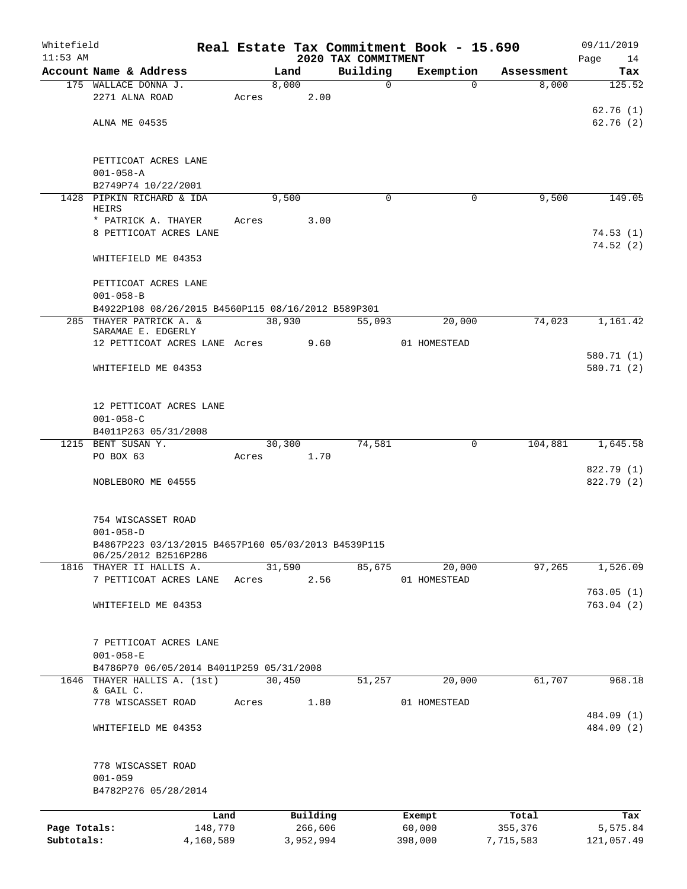Whitefield 11:53 AM

# Real Estate Tax Commitment Book - 15.690

## 2020 TAX COMMITMENT

09/11/2019 Page 14

| Account | Name & Address | Land | Building | Exemption | Assessment | Tax |
|---|---|---|---|---|---|---|
| 175 | WALLACE DONNA J.<br>2271 ALNA ROAD<br>ALNA ME 04535<br><br>PETTICOAT ACRES LANE<br>001-058-A<br>B2749P74 10/22/2001 | 8,000<br>Acres 2.00 | 0 | 0 | 8,000 | 125.52<br>62.76 (1)<br>62.76 (2) |
| 1428 | PIPKIN RICHARD & IDA HEIRS<br>* PATRICK A. THAYER<br>8 PETTICOAT ACRES LANE<br>WHITEFIELD ME 04353<br><br>PETTICOAT ACRES LANE<br>001-058-B<br>B4922P108 08/26/2015 B4560P115 08/16/2012 B589P301 | 9,500<br>Acres 3.00 | 0 | 0 | 9,500 | 149.05<br>74.53 (1)<br>74.52 (2) |
| 285 | THAYER PATRICK A. & SARAMAE E. EDGERLY<br>12 PETTICOAT ACRES LANE<br>WHITEFIELD ME 04353<br><br>12 PETTICOAT ACRES LANE<br>001-058-C<br>B4011P263 05/31/2008 | 38,930<br>Acres 9.60 | 55,093 | 20,000<br>01 HOMESTEAD | 74,023 | 1,161.42<br>580.71 (1)<br>580.71 (2) |
| 1215 | BENT SUSAN Y.<br>PO BOX 63<br>NOBLEBORO ME 04555<br><br>754 WISCASSET ROAD<br>001-058-D<br>B4867P223 03/13/2015 B4657P160 05/03/2013 B4539P115 06/25/2012 B2516P286 | 30,300<br>Acres 1.70 | 74,581 | 0 | 104,881 | 1,645.58<br>822.79 (1)<br>822.79 (2) |
| 1816 | THAYER II HALLIS A.<br>7 PETTICOAT ACRES LANE<br>WHITEFIELD ME 04353<br><br>7 PETTICOAT ACRES LANE<br>001-058-E<br>B4786P70 06/05/2014 B4011P259 05/31/2008 | 31,590<br>Acres 2.56 | 85,675 | 20,000<br>01 HOMESTEAD | 97,265 | 1,526.09<br>763.05 (1)<br>763.04 (2) |
| 1646 | THAYER HALLIS A. (1st) & GAIL C.<br>778 WISCASSET ROAD<br>WHITEFIELD ME 04353<br><br>778 WISCASSET ROAD<br>001-059<br>B4782P276 05/28/2014 | 30,450<br>Acres 1.80 | 51,257 | 20,000<br>01 HOMESTEAD | 61,707 | 968.18<br>484.09 (1)<br>484.09 (2) |

| | Land | Building | Exempt | Total | Tax |
|---|---|---|---|---|---|
| Page Totals: | 148,770 | 266,606 | 60,000 | 355,376 | 5,575.84 |
| Subtotals: | 4,160,589 | 3,952,994 | 398,000 | 7,715,583 | 121,057.49 |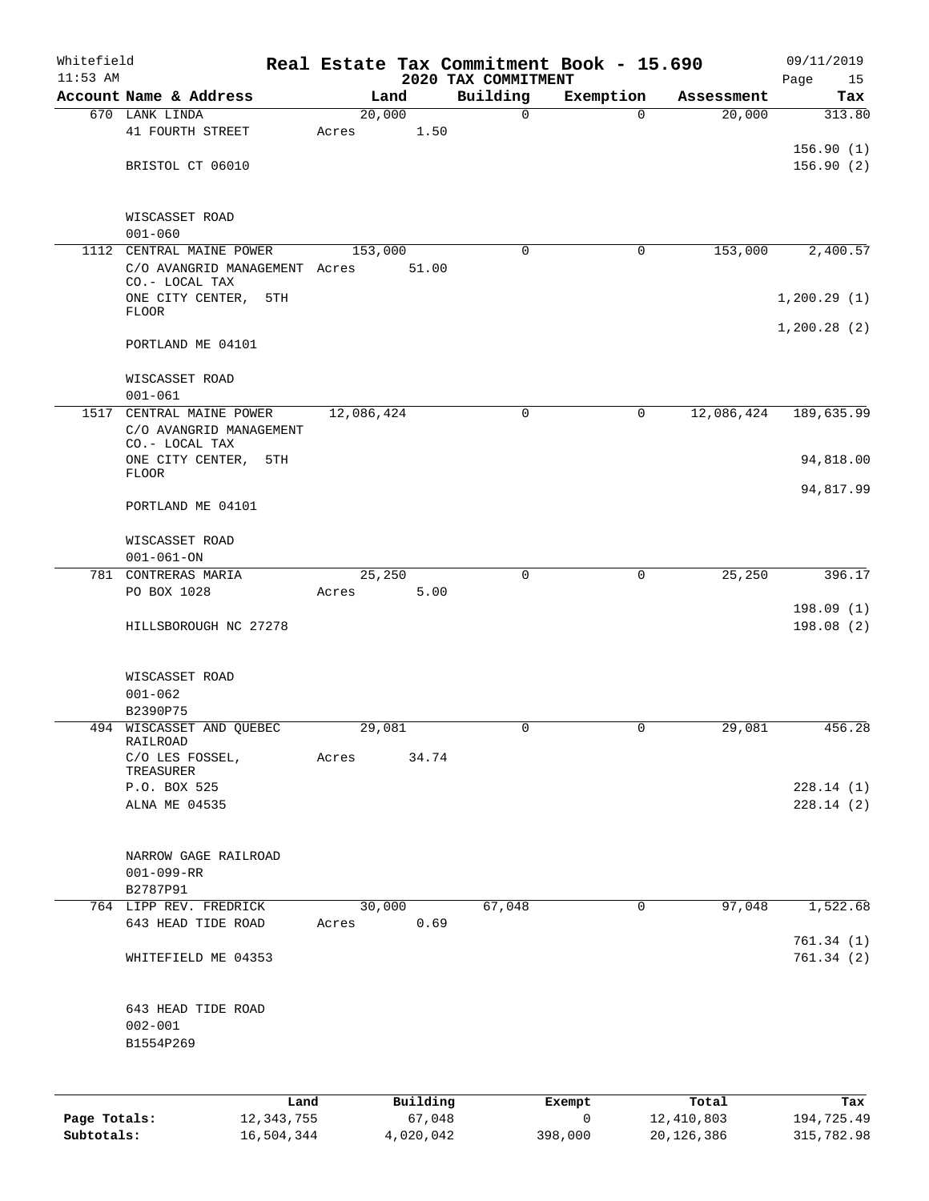Whitefield | Real Estate Tax Commitment Book - 15.690 | 09/11/2019
11:53 AM | 2020 TAX COMMITMENT | Page 15

| Account | Name & Address | Land | Building | Exemption | Assessment | Tax |
|---|---|---|---|---|---|---|
| 670 | LANK LINDA<br>41 FOURTH STREET<br><br>BRISTOL CT 06010<br><br>WISCASSET ROAD<br>001-060 | 20,000<br>Acres 1.50 | 0 | 0 | 20,000 | 313.80<br><br>156.90 (1)<br>156.90 (2) |
| 1112 | CENTRAL MAINE POWER<br>C/O AVANGRID MANAGEMENT CO.- LOCAL TAX<br>ONE CITY CENTER, 5TH FLOOR<br>PORTLAND ME 04101<br><br>WISCASSET ROAD<br>001-061 | 153,000<br>Acres 51.00 | 0 | 0 | 153,000 | 2,400.57<br><br>1,200.29 (1)<br><br>1,200.28 (2) |
| 1517 | CENTRAL MAINE POWER<br>C/O AVANGRID MANAGEMENT CO.- LOCAL TAX<br>ONE CITY CENTER, 5TH FLOOR<br>PORTLAND ME 04101<br><br>WISCASSET ROAD<br>001-061-ON | 12,086,424 | 0 | 0 | 12,086,424 | 189,635.99<br><br>94,818.00<br><br>94,817.99 |
| 781 | CONTRERAS MARIA<br>PO BOX 1028<br><br>HILLSBOROUGH NC 27278<br><br>WISCASSET ROAD<br>001-062<br>B2390P75 | 25,250<br>Acres 5.00 | 0 | 0 | 25,250 | 396.17<br><br>198.09 (1)<br>198.08 (2) |
| 494 | WISCASSET AND QUEBEC RAILROAD<br>C/O LES FOSSEL, TREASURER<br>P.O. BOX 525<br>ALNA ME 04535<br><br>NARROW GAGE RAILROAD<br>001-099-RR<br>B2787P91 | 29,081<br>Acres 34.74 | 0 | 0 | 29,081 | 456.28<br><br>228.14 (1)<br>228.14 (2) |
| 764 | LIPP REV. FREDRICK<br>643 HEAD TIDE ROAD<br><br>WHITEFIELD ME 04353<br><br>643 HEAD TIDE ROAD<br>002-001<br>B1554P269 | 30,000<br>Acres 0.69 | 67,048 | 0 | 97,048 | 1,522.68<br><br>761.34 (1)<br>761.34 (2) |

| | Land | Building | Exempt | Total | Tax |
|---|---|---|---|---|---|
| Page Totals: | 12,343,755 | 67,048 | 0 | 12,410,803 | 194,725.49 |
| Subtotals: | 16,504,344 | 4,020,042 | 398,000 | 20,126,386 | 315,782.98 |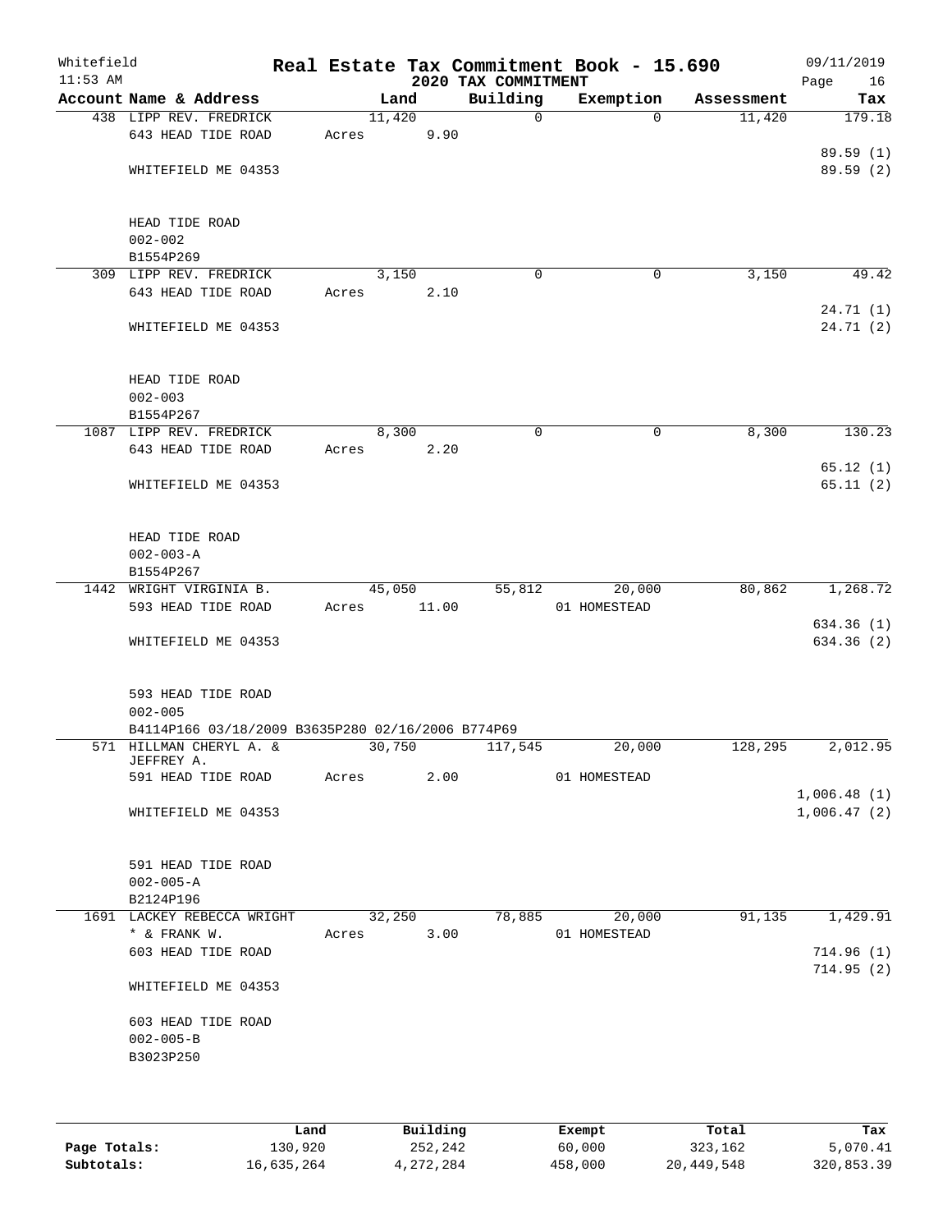Whitefield
11:53 AM

# Real Estate Tax Commitment Book - 15.690
## 2020 TAX COMMITMENT

09/11/2019

| Account | Name & Address | Land | Building | Exemption | Assessment | Tax |
|---|---|---|---|---|---|---|
| 438 | LIPP REV. FREDRICK<br>643 HEAD TIDE ROAD<br><br>WHITEFIELD ME 04353<br><br>HEAD TIDE ROAD<br>002-002<br>B1554P269 | 11,420<br>Acres 9.90 | 0 | 0 | 11,420 | 179.18<br><br>89.59 (1)<br>89.59 (2) |
| 309 | LIPP REV. FREDRICK<br>643 HEAD TIDE ROAD<br><br>WHITEFIELD ME 04353<br><br>HEAD TIDE ROAD<br>002-003<br>B1554P267 | 3,150<br>Acres 2.10 | 0 | 0 | 3,150 | 49.42<br><br>24.71 (1)<br>24.71 (2) |
| 1087 | LIPP REV. FREDRICK<br>643 HEAD TIDE ROAD<br><br>WHITEFIELD ME 04353<br><br>HEAD TIDE ROAD<br>002-003-A<br>B1554P267 | 8,300<br>Acres 2.20 | 0 | 0 | 8,300 | 130.23<br><br>65.12 (1)<br>65.11 (2) |
| 1442 | WRIGHT VIRGINIA B.<br>593 HEAD TIDE ROAD<br><br>WHITEFIELD ME 04353<br><br>593 HEAD TIDE ROAD<br>002-005<br>B4114P166 03/18/2009 B3635P280 02/16/2006 B774P69 | 45,050<br>Acres 11.00 | 55,812 | 20,000<br>01 HOMESTEAD | 80,862 | 1,268.72<br><br>634.36 (1)<br>634.36 (2) |
| 571 | HILLMAN CHERYL A. &<br>JEFFREY A.<br>591 HEAD TIDE ROAD<br><br>WHITEFIELD ME 04353<br><br>591 HEAD TIDE ROAD<br>002-005-A<br>B2124P196 | 30,750<br>Acres 2.00 | 117,545 | 20,000<br>01 HOMESTEAD | 128,295 | 2,012.95<br><br>1,006.48 (1)<br>1,006.47 (2) |
| 1691 | LACKEY REBECCA WRIGHT<br>* & FRANK W.<br>603 HEAD TIDE ROAD<br><br>WHITEFIELD ME 04353<br><br>603 HEAD TIDE ROAD<br>002-005-B<br>B3023P250 | 32,250<br>Acres 3.00 | 78,885 | 20,000<br>01 HOMESTEAD | 91,135 | 1,429.91<br><br>714.96 (1)<br>714.95 (2) |

| | Land | Building | Exempt | Total | Tax |
|---|---|---|---|---|---|
| Page Totals: | 130,920 | 252,242 | 60,000 | 323,162 | 5,070.41 |
| Subtotals: | 16,635,264 | 4,272,284 | 458,000 | 20,449,548 | 320,853.39 |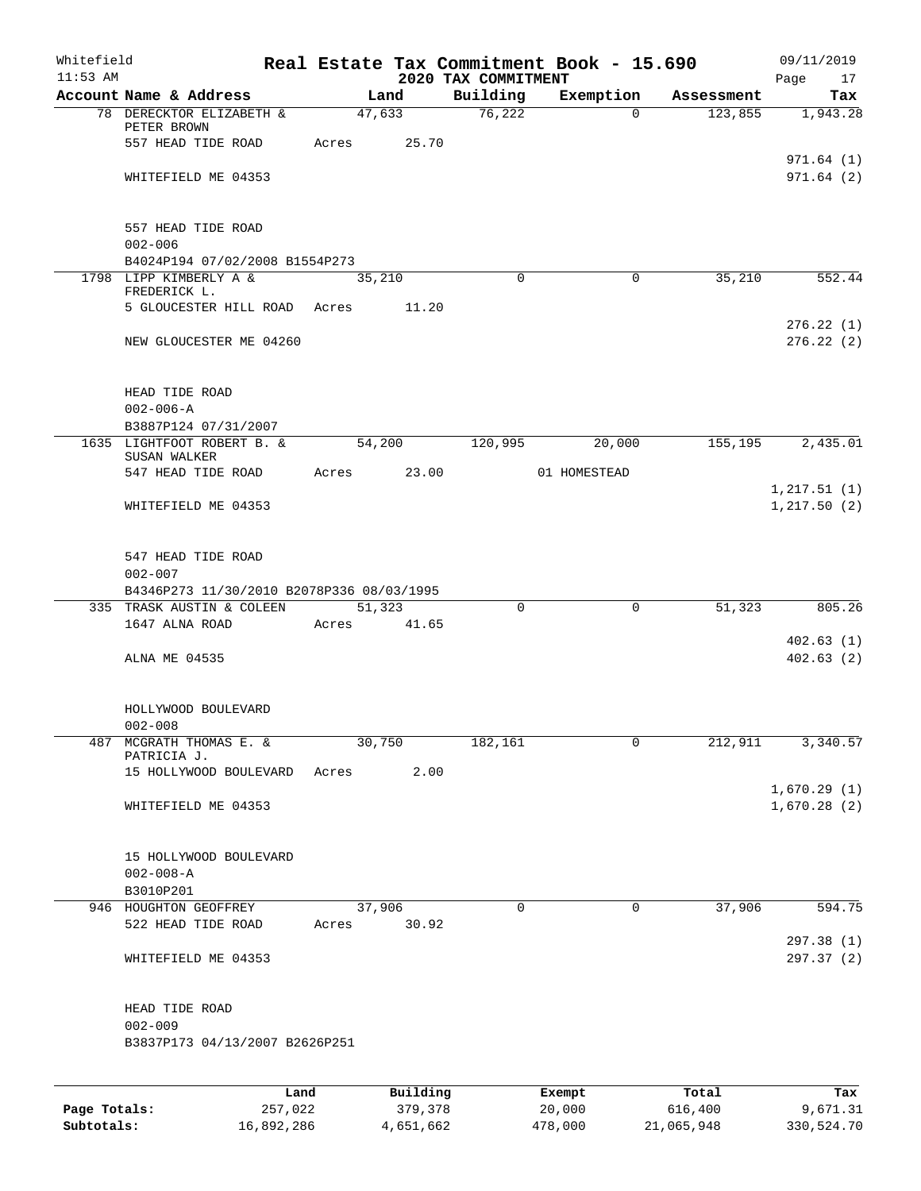Whitefield  
11:53 AM

# Real Estate Tax Commitment Book - 15.690
## 2020 TAX COMMITMENT

09/11/2019

| Account Name & Address | Land | Building | Exemption | Assessment | Tax |
|---|---|---|---|---|---|
| 78 DERECKTOR ELIZABETH & PETER BROWN | 47,633 | 76,222 | 0 | 123,855 | 1,943.28 |
| 557 HEAD TIDE ROAD | Acres 25.70 | | | | |
| | | | | | 971.64 (1) |
| WHITEFIELD ME 04353 | | | | | 971.64 (2) |
| 557 HEAD TIDE ROAD | | | | | |
| 002-006 | | | | | |
| B4024P194 07/02/2008 B1554P273 | | | | | |
| 1798 LIPP KIMBERLY A & FREDERICK L. | 35,210 | 0 | 0 | 35,210 | 552.44 |
| 5 GLOUCESTER HILL ROAD | Acres 11.20 | | | | |
| | | | | | 276.22 (1) |
| NEW GLOUCESTER ME 04260 | | | | | 276.22 (2) |
| HEAD TIDE ROAD | | | | | |
| 002-006-A | | | | | |
| B3887P124 07/31/2007 | | | | | |
| 1635 LIGHTFOOT ROBERT B. & SUSAN WALKER | 54,200 | 120,995 | 20,000 | 155,195 | 2,435.01 |
| 547 HEAD TIDE ROAD | Acres 23.00 | | 01 HOMESTEAD | | |
| | | | | | 1,217.51 (1) |
| WHITEFIELD ME 04353 | | | | | 1,217.50 (2) |
| 547 HEAD TIDE ROAD | | | | | |
| 002-007 | | | | | |
| B4346P273 11/30/2010 B2078P336 08/03/1995 | | | | | |
| 335 TRASK AUSTIN & COLEEN | 51,323 | 0 | 0 | 51,323 | 805.26 |
| 1647 ALNA ROAD | Acres 41.65 | | | | |
| | | | | | 402.63 (1) |
| ALNA ME 04535 | | | | | 402.63 (2) |
| HOLLYWOOD BOULEVARD | | | | | |
| 002-008 | | | | | |
| 487 MCGRATH THOMAS E. & PATRICIA J. | 30,750 | 182,161 | 0 | 212,911 | 3,340.57 |
| 15 HOLLYWOOD BOULEVARD | Acres 2.00 | | | | |
| | | | | | 1,670.29 (1) |
| WHITEFIELD ME 04353 | | | | | 1,670.28 (2) |
| 15 HOLLYWOOD BOULEVARD | | | | | |
| 002-008-A | | | | | |
| B3010P201 | | | | | |
| 946 HOUGHTON GEOFFREY | 37,906 | 0 | 0 | 37,906 | 594.75 |
| 522 HEAD TIDE ROAD | Acres 30.92 | | | | |
| | | | | | 297.38 (1) |
| WHITEFIELD ME 04353 | | | | | 297.37 (2) |
| HEAD TIDE ROAD | | | | | |
| 002-009 | | | | | |
| B3837P173 04/13/2007 B2626P251 | | | | | |

| | Land | Building | Exempt | Total | Tax |
|---|---|---|---|---|---|
| Page Totals: | 257,022 | 379,378 | 20,000 | 616,400 | 9,671.31 |
| Subtotals: | 16,892,286 | 4,651,662 | 478,000 | 21,065,948 | 330,524.70 |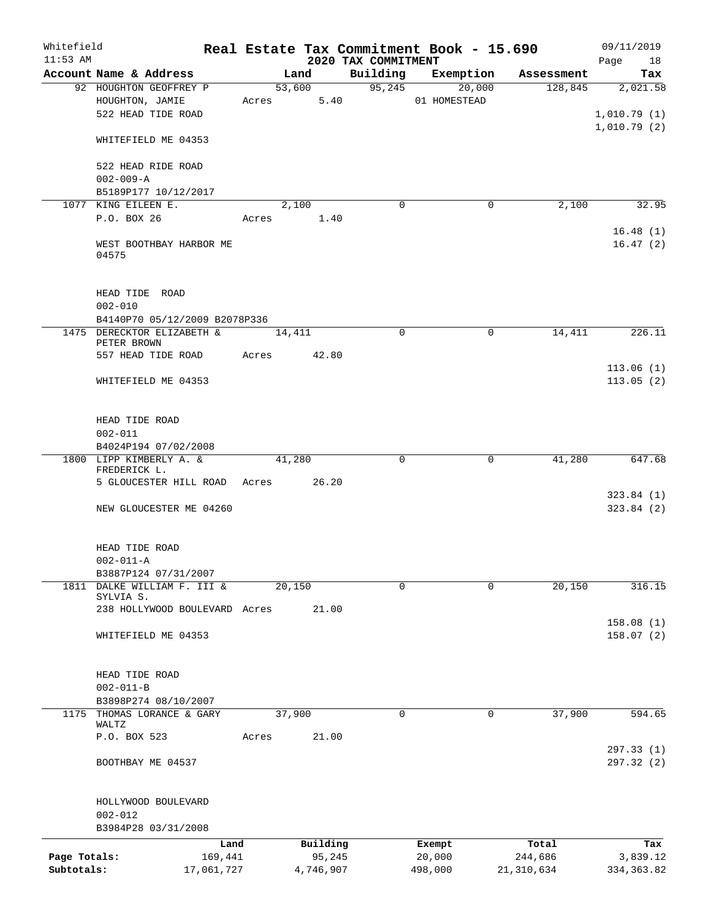Whitefield 11:53 AM

# Real Estate Tax Commitment Book - 15.690

## 2020 TAX COMMITMENT

09/11/2019

| Account | Name & Address | Land | Building | Exemption | Assessment | Tax |
|---|---|---|---|---|---|---|
| 92 | HOUGHTON GEOFFREY P<br>HOUGHTON, JAMIE<br>522 HEAD TIDE ROAD<br><br>WHITEFIELD ME 04353<br><br>522 HEAD RIDE ROAD<br>002-009-A<br>B5189P177 10/12/2017 | 53,600<br>Acres 5.40 | 95,245 | 20,000<br>01 HOMESTEAD | 128,845 | 2,021.58<br><br>1,010.79 (1)<br>1,010.79 (2) |
| 1077 | KING EILEEN E.<br>P.O. BOX 26<br><br>WEST BOOTHBAY HARBOR ME 04575<br><br>HEAD TIDE ROAD<br>002-010<br>B4140P70 05/12/2009 B2078P336 | 2,100<br>Acres 1.40 | 0 | 0 | 2,100 | 32.95<br><br>16.48 (1)<br>16.47 (2) |
| 1475 | DERECKTOR ELIZABETH & PETER BROWN<br>557 HEAD TIDE ROAD<br><br>WHITEFIELD ME 04353<br><br>HEAD TIDE ROAD<br>002-011<br>B4024P194 07/02/2008 | 14,411<br>Acres 42.80 | 0 | 0 | 14,411 | 226.11<br><br>113.06 (1)<br>113.05 (2) |
| 1800 | LIPP KIMBERLY A. & FREDERICK L.<br>5 GLOUCESTER HILL ROAD<br><br>NEW GLOUCESTER ME 04260<br><br>HEAD TIDE ROAD<br>002-011-A<br>B3887P124 07/31/2007 | 41,280<br>Acres 26.20 | 0 | 0 | 41,280 | 647.68<br><br>323.84 (1)<br>323.84 (2) |
| 1811 | DALKE WILLIAM F. III & SYLVIA S.<br>238 HOLLYWOOD BOULEVARD<br><br>WHITEFIELD ME 04353<br><br>HEAD TIDE ROAD<br>002-011-B<br>B3898P274 08/10/2007 | 20,150<br>Acres 21.00 | 0 | 0 | 20,150 | 316.15<br><br>158.08 (1)<br>158.07 (2) |
| 1175 | THOMAS LORANCE & GARY WALTZ<br>P.O. BOX 523<br><br>BOOTHBAY ME 04537<br><br>HOLLYWOOD BOULEVARD<br>002-012<br>B3984P28 03/31/2008 | 37,900<br>Acres 21.00 | 0 | 0 | 37,900 | 594.65<br><br>297.33 (1)<br>297.32 (2) |

| | Land | Building | Exempt | Total | Tax |
|---|---|---|---|---|---|
| Page Totals: | 169,441 | 95,245 | 20,000 | 244,686 | 3,839.12 |
| Subtotals: | 17,061,727 | 4,746,907 | 498,000 | 21,310,634 | 334,363.82 |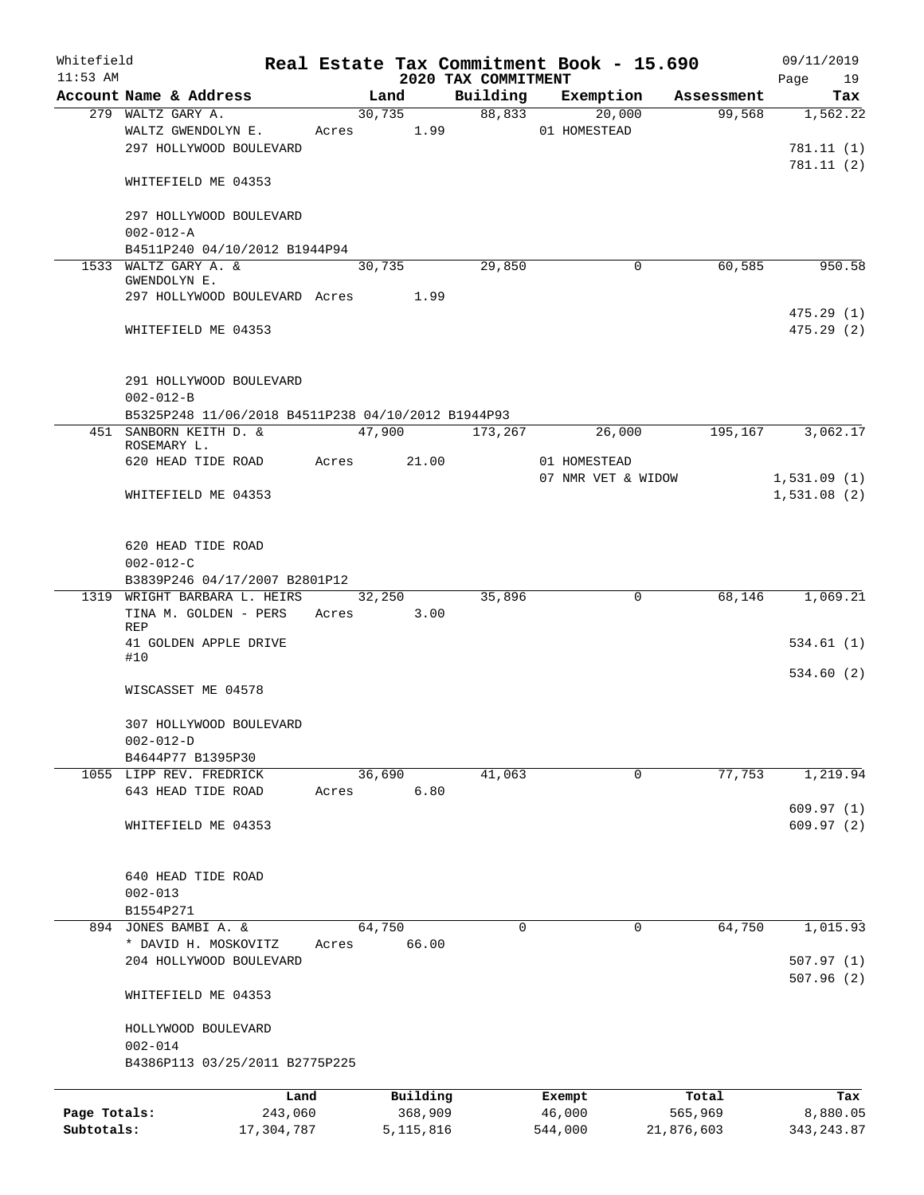Whitefield 11:53 AM

# Real Estate Tax Commitment Book - 15.690

## 2020 TAX COMMITMENT

09/11/2019

| Account | Name & Address | Land | Building | Exemption | Assessment | Tax |
|---|---|---|---|---|---|---|
| 279 | WALTZ GARY A. | 30,735 | 88,833 | 20,000 | 99,568 | 1,562.22 |
| | WALTZ GWENDOLYN E. | Acres 1.99 | | 01 HOMESTEAD | | |
| | 297 HOLLYWOOD BOULEVARD | | | | | 781.11 (1) |
| | | | | | | 781.11 (2) |
| | WHITEFIELD ME 04353 | | | | | |
| | 297 HOLLYWOOD BOULEVARD | | | | | |
| | 002-012-A | | | | | |
| | B4511P240 04/10/2012 B1944P94 | | | | | |
| 1533 | WALTZ GARY A. & GWENDOLYN E. | 30,735 | 29,850 | 0 | 60,585 | 950.58 |
| | 297 HOLLYWOOD BOULEVARD | Acres 1.99 | | | | |
| | | | | | | 475.29 (1) |
| | WHITEFIELD ME 04353 | | | | | 475.29 (2) |
| | 291 HOLLYWOOD BOULEVARD | | | | | |
| | 002-012-B | | | | | |
| | B5325P248 11/06/2018 B4511P238 04/10/2012 B1944P93 | | | | | |
| 451 | SANBORN KEITH D. & ROSEMARY L. | 47,900 | 173,267 | 26,000 | 195,167 | 3,062.17 |
| | 620 HEAD TIDE ROAD | Acres 21.00 | | 01 HOMESTEAD | | |
| | | | | 07 NMR VET & WIDOW | | 1,531.09 (1) |
| | WHITEFIELD ME 04353 | | | | | 1,531.08 (2) |
| | 620 HEAD TIDE ROAD | | | | | |
| | 002-012-C | | | | | |
| | B3839P246 04/17/2007 B2801P12 | | | | | |
| 1319 | WRIGHT BARBARA L. HEIRS | 32,250 | 35,896 | 0 | 68,146 | 1,069.21 |
| | TINA M. GOLDEN - PERS REP | Acres 3.00 | | | | |
| | 41 GOLDEN APPLE DRIVE #10 | | | | | 534.61 (1) |
| | | | | | | 534.60 (2) |
| | WISCASSET ME 04578 | | | | | |
| | 307 HOLLYWOOD BOULEVARD | | | | | |
| | 002-012-D | | | | | |
| | B4644P77 B1395P30 | | | | | |
| 1055 | LIPP REV. FREDRICK | 36,690 | 41,063 | 0 | 77,753 | 1,219.94 |
| | 643 HEAD TIDE ROAD | Acres 6.80 | | | | |
| | | | | | | 609.97 (1) |
| | WHITEFIELD ME 04353 | | | | | 609.97 (2) |
| | 640 HEAD TIDE ROAD | | | | | |
| | 002-013 | | | | | |
| | B1554P271 | | | | | |
| 894 | JONES BAMBI A. & | 64,750 | 0 | 0 | 64,750 | 1,015.93 |
| | * DAVID H. MOSKOVITZ | Acres 66.00 | | | | |
| | 204 HOLLYWOOD BOULEVARD | | | | | 507.97 (1) |
| | | | | | | 507.96 (2) |
| | WHITEFIELD ME 04353 | | | | | |
| | HOLLYWOOD BOULEVARD | | | | | |
| | 002-014 | | | | | |
| | B4386P113 03/25/2011 B2775P225 | | | | | |

| | Land | Building | Exempt | Total | Tax |
|---|---|---|---|---|---|
| Page Totals: | 243,060 | 368,909 | 46,000 | 565,969 | 8,880.05 |
| Subtotals: | 17,304,787 | 5,115,816 | 544,000 | 21,876,603 | 343,243.87 |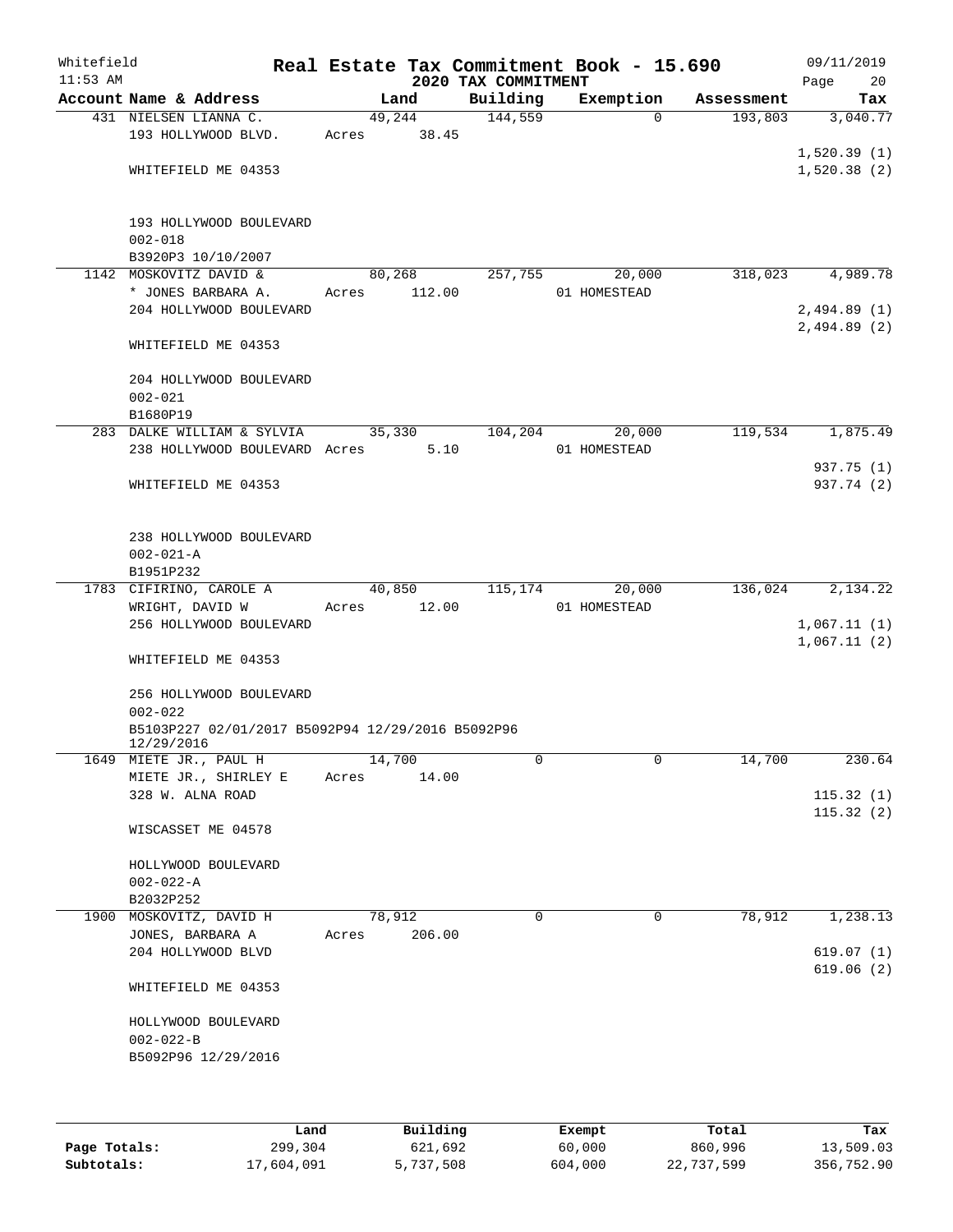Whitefield 11:53 AM

# Real Estate Tax Commitment Book - 15.690

## 2020 TAX COMMITMENT

09/11/2019 Page 20

| Account Name & Address | Land | Building | Exemption | Assessment | Tax |
|---|---|---|---|---|---|
| 431 NIELSEN LIANNA C. | 49,244 | 144,559 | 0 | 193,803 | 3,040.77 |
| 193 HOLLYWOOD BLVD. | Acres 38.45 | | | | |
| | | | | | 1,520.39 (1) |
| WHITEFIELD ME 04353 | | | | | 1,520.38 (2) |
| 193 HOLLYWOOD BOULEVARD | | | | | |
| 002-018 | | | | | |
| B3920P3 10/10/2007 | | | | | |
| 1142 MOSKOVITZ DAVID & | 80,268 | 257,755 | 20,000 | 318,023 | 4,989.78 |
| * JONES BARBARA A. | Acres 112.00 | | 01 HOMESTEAD | | |
| 204 HOLLYWOOD BOULEVARD | | | | | 2,494.89 (1) |
| | | | | | 2,494.89 (2) |
| WHITEFIELD ME 04353 | | | | | |
| 204 HOLLYWOOD BOULEVARD | | | | | |
| 002-021 | | | | | |
| B1680P19 | | | | | |
| 283 DALKE WILLIAM & SYLVIA | 35,330 | 104,204 | 20,000 | 119,534 | 1,875.49 |
| 238 HOLLYWOOD BOULEVARD | Acres 5.10 | | 01 HOMESTEAD | | |
| | | | | | 937.75 (1) |
| WHITEFIELD ME 04353 | | | | | 937.74 (2) |
| 238 HOLLYWOOD BOULEVARD | | | | | |
| 002-021-A | | | | | |
| B1951P232 | | | | | |
| 1783 CIFIRINO, CAROLE A | 40,850 | 115,174 | 20,000 | 136,024 | 2,134.22 |
| WRIGHT, DAVID W | Acres 12.00 | | 01 HOMESTEAD | | |
| 256 HOLLYWOOD BOULEVARD | | | | | 1,067.11 (1) |
| | | | | | 1,067.11 (2) |
| WHITEFIELD ME 04353 | | | | | |
| 256 HOLLYWOOD BOULEVARD | | | | | |
| 002-022 | | | | | |
| B5103P227 02/01/2017 B5092P94 12/29/2016 B5092P96 12/29/2016 | | | | | |
| 1649 MIETE JR., PAUL H | 14,700 | 0 | 0 | 14,700 | 230.64 |
| MIETE JR., SHIRLEY E | Acres 14.00 | | | | |
| 328 W. ALNA ROAD | | | | | 115.32 (1) |
| | | | | | 115.32 (2) |
| WISCASSET ME 04578 | | | | | |
| HOLLYWOOD BOULEVARD | | | | | |
| 002-022-A | | | | | |
| B2032P252 | | | | | |
| 1900 MOSKOVITZ, DAVID H | 78,912 | 0 | 0 | 78,912 | 1,238.13 |
| JONES, BARBARA A | Acres 206.00 | | | | |
| 204 HOLLYWOOD BLVD | | | | | 619.07 (1) |
| | | | | | 619.06 (2) |
| WHITEFIELD ME 04353 | | | | | |
| HOLLYWOOD BOULEVARD | | | | | |
| 002-022-B | | | | | |
| B5092P96 12/29/2016 | | | | | |

| | Land | Building | Exempt | Total | Tax |
|---|---|---|---|---|---|
| Page Totals: | 299,304 | 621,692 | 60,000 | 860,996 | 13,509.03 |
| Subtotals: | 17,604,091 | 5,737,508 | 604,000 | 22,737,599 | 356,752.90 |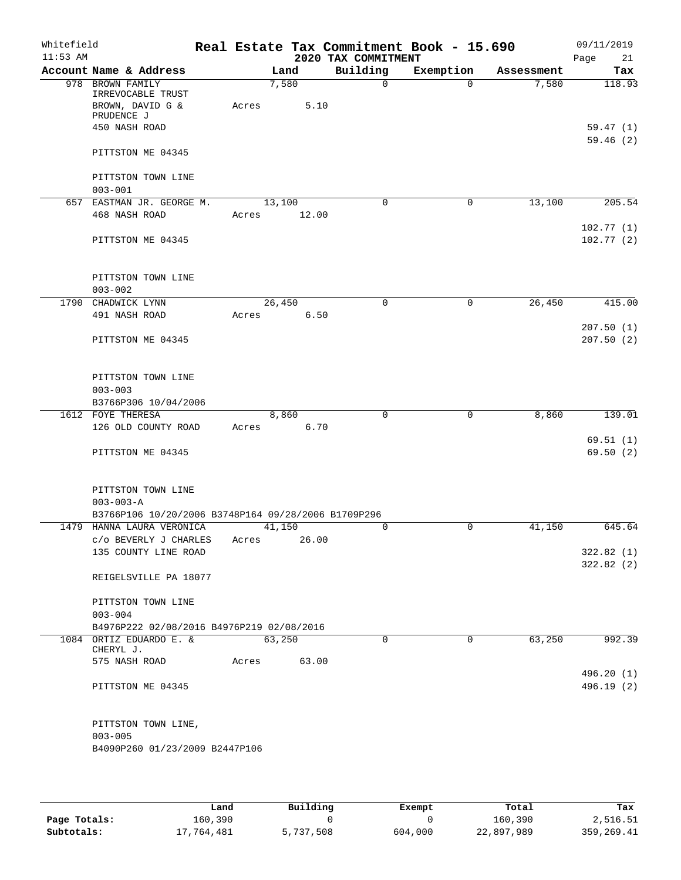Whitefield 11:53 AM

# Real Estate Tax Commitment Book - 15.690

## 2020 TAX COMMITMENT

09/11/2019

| Account Name & Address | Land | Building | Exemption | Assessment | Tax |
|---|---|---|---|---|---|
| 978 BROWN FAMILY IRREVOCABLE TRUST | 7,580 | 0 | 0 | 7,580 | 118.93 |
| BROWN, DAVID G & PRUDENCE J | Acres 5.10 | | | | |
| 450 NASH ROAD | | | | | 59.47 (1) |
| | | | | | 59.46 (2) |
| PITTSTON ME 04345 | | | | | |
| PITTSTON TOWN LINE | | | | | |
| 003-001 | | | | | |
| 657 EASTMAN JR. GEORGE M. | 13,100 | 0 | 0 | 13,100 | 205.54 |
| 468 NASH ROAD | Acres 12.00 | | | | |
| | | | | | 102.77 (1) |
| PITTSTON ME 04345 | | | | | 102.77 (2) |
| PITTSTON TOWN LINE | | | | | |
| 003-002 | | | | | |
| 1790 CHADWICK LYNN | 26,450 | 0 | 0 | 26,450 | 415.00 |
| 491 NASH ROAD | Acres 6.50 | | | | |
| | | | | | 207.50 (1) |
| PITTSTON ME 04345 | | | | | 207.50 (2) |
| PITTSTON TOWN LINE | | | | | |
| 003-003 | | | | | |
| B3766P306 10/04/2006 | | | | | |
| 1612 FOYE THERESA | 8,860 | 0 | 0 | 8,860 | 139.01 |
| 126 OLD COUNTY ROAD | Acres 6.70 | | | | |
| | | | | | 69.51 (1) |
| PITTSTON ME 04345 | | | | | 69.50 (2) |
| PITTSTON TOWN LINE | | | | | |
| 003-003-A | | | | | |
| B3766P106 10/20/2006 B3748P164 09/28/2006 B1709P296 | | | | | |
| 1479 HANNA LAURA VERONICA | 41,150 | 0 | 0 | 41,150 | 645.64 |
| c/o BEVERLY J CHARLES | Acres 26.00 | | | | |
| 135 COUNTY LINE ROAD | | | | | 322.82 (1) |
| | | | | | 322.82 (2) |
| REIGELSVILLE PA 18077 | | | | | |
| PITTSTON TOWN LINE | | | | | |
| 003-004 | | | | | |
| B4976P222 02/08/2016 B4976P219 02/08/2016 | | | | | |
| 1084 ORTIZ EDUARDO E. & CHERYL J. | 63,250 | 0 | 0 | 63,250 | 992.39 |
| 575 NASH ROAD | Acres 63.00 | | | | |
| | | | | | 496.20 (1) |
| PITTSTON ME 04345 | | | | | 496.19 (2) |
| PITTSTON TOWN LINE, | | | | | |
| 003-005 | | | | | |
| B4090P260 01/23/2009 B2447P106 | | | | | |

| | Land | Building | Exempt | Total | Tax |
|---|---|---|---|---|---|
| Page Totals: | 160,390 | 0 | 0 | 160,390 | 2,516.51 |
| Subtotals: | 17,764,481 | 5,737,508 | 604,000 | 22,897,989 | 359,269.41 |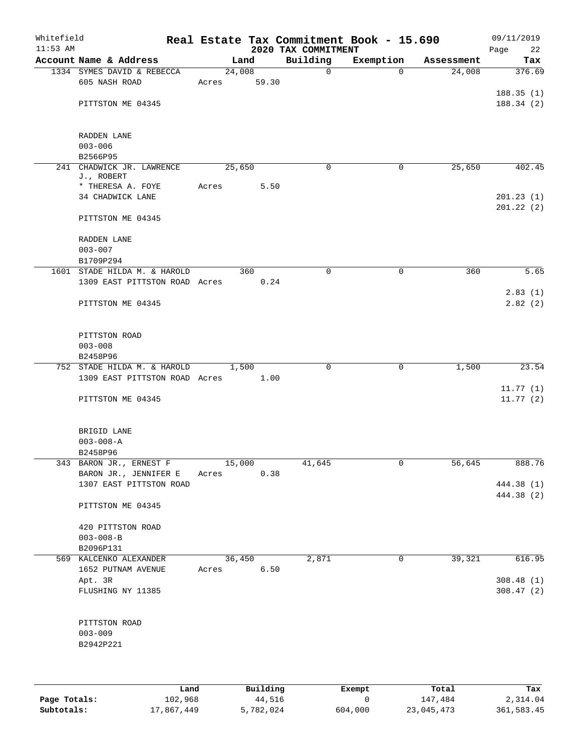Whitefield 11:53 AM

# Real Estate Tax Commitment Book - 15.690

## 2020 TAX COMMITMENT

09/11/2019 Page 22

| Account Name & Address | Land | Building | Exemption | Assessment | Tax |
|---|---|---|---|---|---|
| 1334 SYMES DAVID & REBECCA | 24,008 | 0 | 0 | 24,008 | 376.69 |
| 605 NASH ROAD | Acres 59.30 | | | | |
| | | | | | 188.35 (1) |
| PITTSTON ME 04345 | | | | | 188.34 (2) |
| RADDEN LANE | | | | | |
| 003-006 | | | | | |
| B2566P95 | | | | | |
| 241 CHADWICK JR. LAWRENCE J., ROBERT | 25,650 | 0 | 0 | 25,650 | 402.45 |
| * THERESA A. FOYE | Acres 5.50 | | | | |
| 34 CHADWICK LANE | | | | | 201.23 (1) |
| | | | | | 201.22 (2) |
| PITTSTON ME 04345 | | | | | |
| RADDEN LANE | | | | | |
| 003-007 | | | | | |
| B1709P294 | | | | | |
| 1601 STADE HILDA M. & HAROLD | 360 | 0 | 0 | 360 | 5.65 |
| 1309 EAST PITTSTON ROAD | Acres 0.24 | | | | |
| | | | | | 2.83 (1) |
| PITTSTON ME 04345 | | | | | 2.82 (2) |
| PITTSTON ROAD | | | | | |
| 003-008 | | | | | |
| B2458P96 | | | | | |
| 752 STADE HILDA M. & HAROLD | 1,500 | 0 | 0 | 1,500 | 23.54 |
| 1309 EAST PITTSTON ROAD | Acres 1.00 | | | | |
| | | | | | 11.77 (1) |
| PITTSTON ME 04345 | | | | | 11.77 (2) |
| BRIGID LANE | | | | | |
| 003-008-A | | | | | |
| B2458P96 | | | | | |
| 343 BARON JR., ERNEST F | 15,000 | 41,645 | 0 | 56,645 | 888.76 |
| BARON JR., JENNIFER E | Acres 0.38 | | | | |
| 1307 EAST PITTSTON ROAD | | | | | 444.38 (1) |
| | | | | | 444.38 (2) |
| PITTSTON ME 04345 | | | | | |
| 420 PITTSTON ROAD | | | | | |
| 003-008-B | | | | | |
| B2096P131 | | | | | |
| 569 KALCENKO ALEXANDER | 36,450 | 2,871 | 0 | 39,321 | 616.95 |
| 1652 PUTNAM AVENUE | Acres 6.50 | | | | |
| Apt. 3R | | | | | 308.48 (1) |
| FLUSHING NY 11385 | | | | | 308.47 (2) |
| PITTSTON ROAD | | | | | |
| 003-009 | | | | | |
| B2942P221 | | | | | |

| | Land | Building | Exempt | Total | Tax |
|---|---|---|---|---|---|
| Page Totals: | 102,968 | 44,516 | 0 | 147,484 | 2,314.04 |
| Subtotals: | 17,867,449 | 5,782,024 | 604,000 | 23,045,473 | 361,583.45 |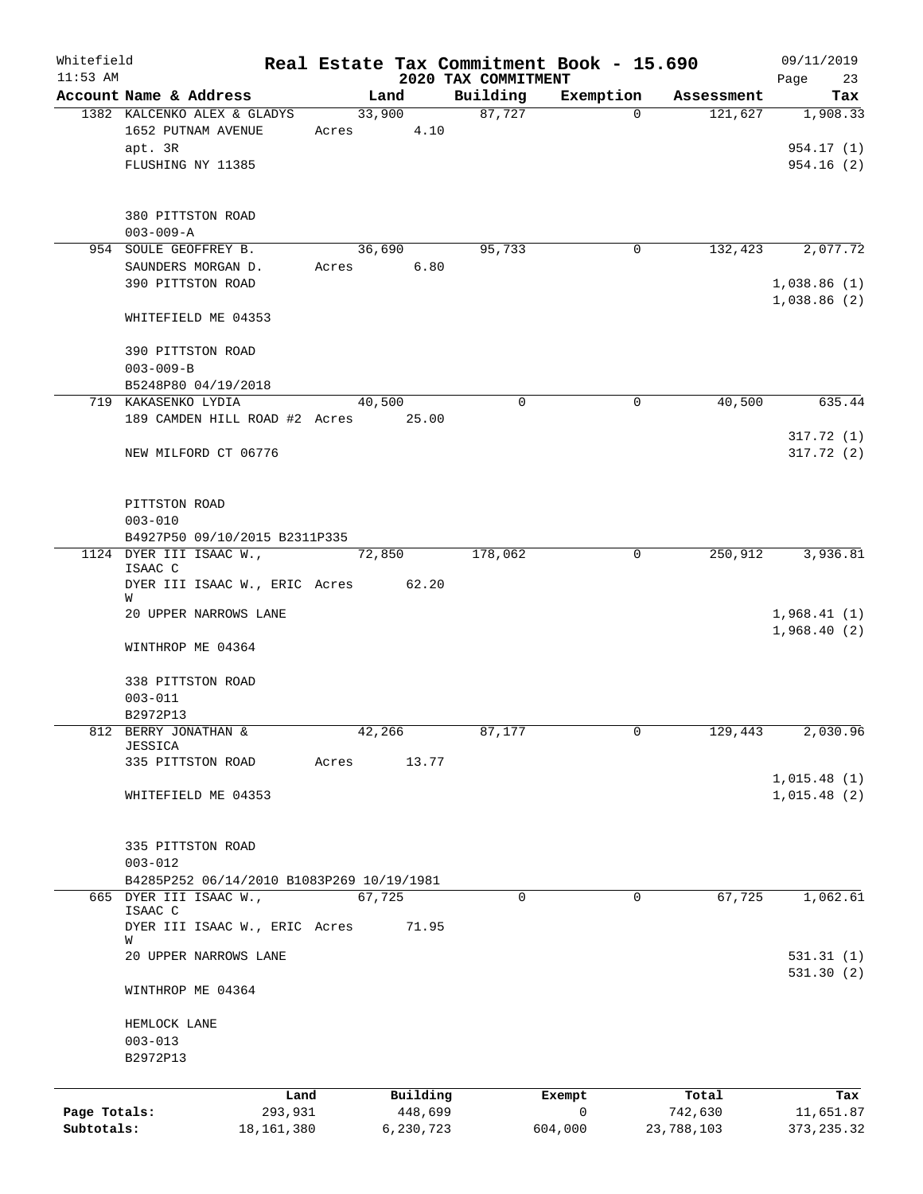Whitefield 11:53 AM

# Real Estate Tax Commitment Book - 15.690
## 2020 TAX COMMITMENT

09/11/2019

| Account Name & Address | Land | Building | Exemption | Assessment | Tax |
|---|---|---|---|---|---|
| 1382 KALCENKO ALEX & GLADYS<br>1652 PUTNAM AVENUE<br>apt. 3R<br>FLUSHING NY 11385<br><br>380 PITTSTON ROAD<br>003-009-A | 33,900<br>Acres 4.10 | 87,727 | 0 | 121,627 | 1,908.33<br><br>954.17 (1)<br>954.16 (2) |
| 954 SOULE GEOFFREY B.<br>SAUNDERS MORGAN D.<br>390 PITTSTON ROAD<br><br>WHITEFIELD ME 04353<br><br>390 PITTSTON ROAD<br>003-009-B<br>B5248P80 04/19/2018 | 36,690<br>Acres 6.80 | 95,733 | 0 | 132,423 | 2,077.72<br><br>1,038.86 (1)<br>1,038.86 (2) |
| 719 KAKASENKO LYDIA<br>189 CAMDEN HILL ROAD #2<br><br>NEW MILFORD CT 06776<br><br>PITTSTON ROAD<br>003-010<br>B4927P50 09/10/2015 B2311P335 | 40,500<br>Acres 25.00 | 0 | 0 | 40,500 | 635.44<br><br>317.72 (1)<br>317.72 (2) |
| 1124 DYER III ISAAC W., ISAAC C<br>DYER III ISAAC W., ERIC W<br>20 UPPER NARROWS LANE<br><br>WINTHROP ME 04364<br><br>338 PITTSTON ROAD<br>003-011<br>B2972P13 | 72,850<br>Acres 62.20 | 178,062 | 0 | 250,912 | 3,936.81<br><br>1,968.41 (1)<br>1,968.40 (2) |
| 812 BERRY JONATHAN & JESSICA<br>335 PITTSTON ROAD<br><br>WHITEFIELD ME 04353<br><br>335 PITTSTON ROAD<br>003-012<br>B4285P252 06/14/2010 B1083P269 10/19/1981 | 42,266<br>Acres 13.77 | 87,177 | 0 | 129,443 | 2,030.96<br><br>1,015.48 (1)<br>1,015.48 (2) |
| 665 DYER III ISAAC W., ISAAC C<br>DYER III ISAAC W., ERIC W<br>20 UPPER NARROWS LANE<br><br>WINTHROP ME 04364<br><br>HEMLOCK LANE<br>003-013<br>B2972P13 | 67,725<br>Acres 71.95 | 0 | 0 | 67,725 | 1,062.61<br><br>531.31 (1)<br>531.30 (2) |

| | Land | Building | Exempt | Total | Tax |
|---|---|---|---|---|---|
| Page Totals: | 293,931 | 448,699 | 0 | 742,630 | 11,651.87 |
| Subtotals: | 18,161,380 | 6,230,723 | 604,000 | 23,788,103 | 373,235.32 |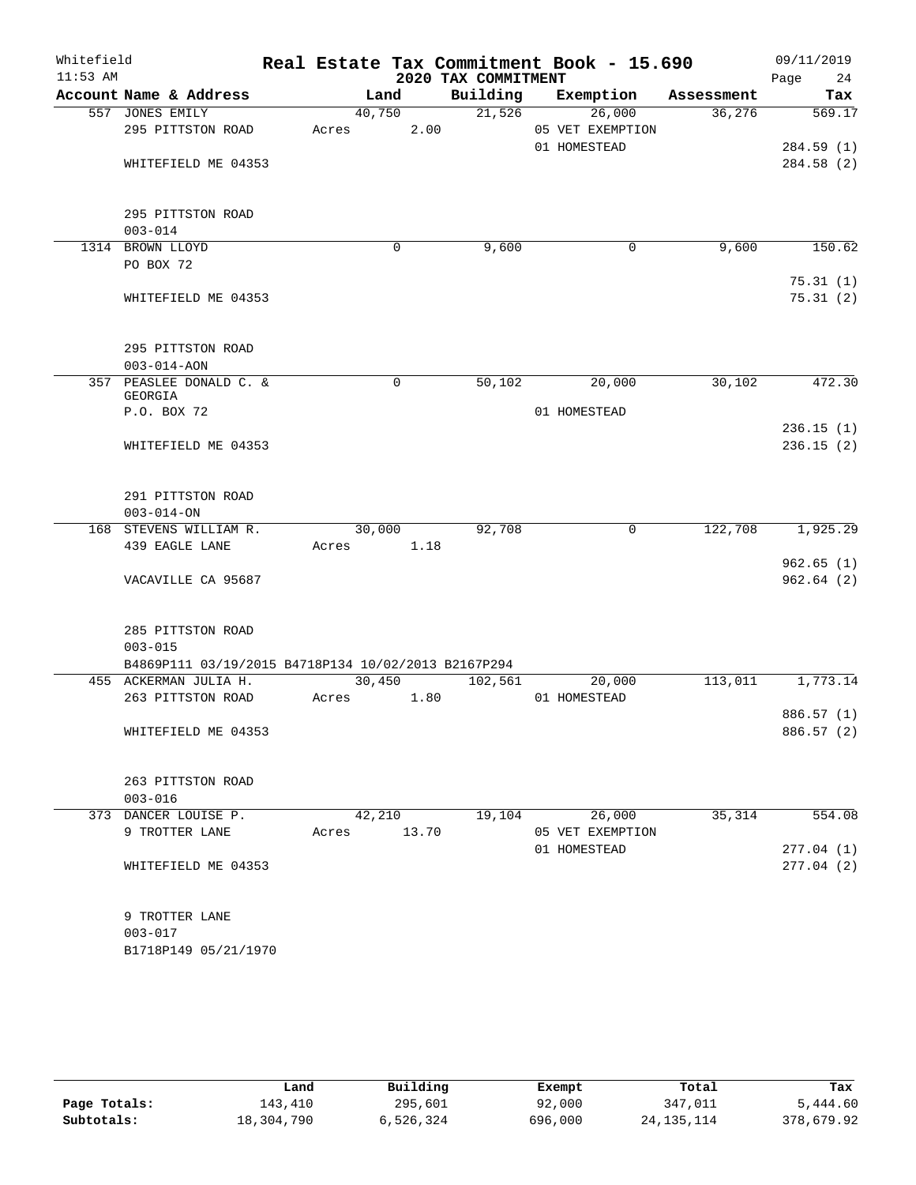Whitefield 11:53 AM

# Real Estate Tax Commitment Book - 15.690

## 2020 TAX COMMITMENT

09/11/2019 Page 24

| Account Name & Address | Land | Building | Exemption | Assessment | Tax |
|---|---|---|---|---|---|
| 557 JONES EMILY | 40,750 | 21,526 | 26,000 | 36,276 | 569.17 |
| 295 PITTSTON ROAD | Acres 2.00 | | 05 VET EXEMPTION | | |
| | | | 01 HOMESTEAD | | 284.59 (1) |
| WHITEFIELD ME 04353 | | | | | 284.58 (2) |
| 295 PITTSTON ROAD | | | | | |
| 003-014 | | | | | |
| 1314 BROWN LLOYD | 0 | 9,600 | 0 | 9,600 | 150.62 |
| PO BOX 72 | | | | | 75.31 (1) |
| WHITEFIELD ME 04353 | | | | | 75.31 (2) |
| 295 PITTSTON ROAD | | | | | |
| 003-014-AON | | | | | |
| 357 PEASLEE DONALD C. & GEORGIA | 0 | 50,102 | 20,000 | 30,102 | 472.30 |
| P.O. BOX 72 | | | 01 HOMESTEAD | | 236.15 (1) |
| WHITEFIELD ME 04353 | | | | | 236.15 (2) |
| 291 PITTSTON ROAD | | | | | |
| 003-014-ON | | | | | |
| 168 STEVENS WILLIAM R. | 30,000 | 92,708 | 0 | 122,708 | 1,925.29 |
| 439 EAGLE LANE | Acres 1.18 | | | | 962.65 (1) |
| VACAVILLE CA 95687 | | | | | 962.64 (2) |
| 285 PITTSTON ROAD | | | | | |
| 003-015 | | | | | |
| B4869P111 03/19/2015 B4718P134 10/02/2013 B2167P294 | | | | | |
| 455 ACKERMAN JULIA H. | 30,450 | 102,561 | 20,000 | 113,011 | 1,773.14 |
| 263 PITTSTON ROAD | Acres 1.80 | | 01 HOMESTEAD | | 886.57 (1) |
| WHITEFIELD ME 04353 | | | | | 886.57 (2) |
| 263 PITTSTON ROAD | | | | | |
| 003-016 | | | | | |
| 373 DANCER LOUISE P. | 42,210 | 19,104 | 26,000 | 35,314 | 554.08 |
| 9 TROTTER LANE | Acres 13.70 | | 05 VET EXEMPTION | | |
| | | | 01 HOMESTEAD | | 277.04 (1) |
| WHITEFIELD ME 04353 | | | | | 277.04 (2) |
| 9 TROTTER LANE | | | | | |
| 003-017 | | | | | |
| B1718P149 05/21/1970 | | | | | |

| | Land | Building | Exempt | Total | Tax |
|---|---|---|---|---|---|
| Page Totals: | 143,410 | 295,601 | 92,000 | 347,011 | 5,444.60 |
| Subtotals: | 18,304,790 | 6,526,324 | 696,000 | 24,135,114 | 378,679.92 |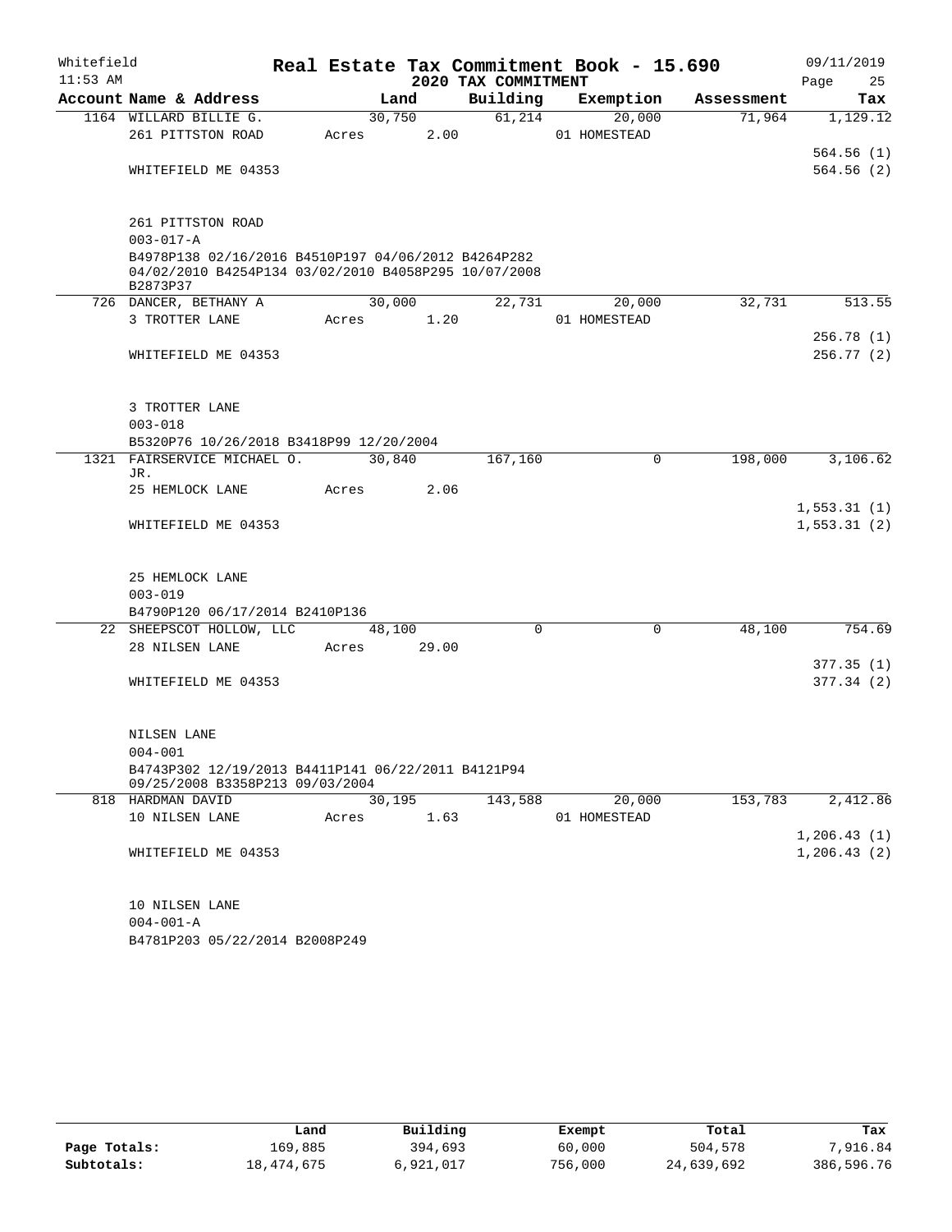Whitefield
11:53 AM

# Real Estate Tax Commitment Book - 15.690

## 2020 TAX COMMITMENT

09/11/2019

| Account Name & Address | Land | | Building | Exemption | Assessment | Tax |
|---|---|---|---|---|---|---|
| 1164 WILLARD BILLIE G. | 30,750 | | 61,214 | 20,000 | 71,964 | 1,129.12 |
| 261 PITTSTON ROAD | Acres | 2.00 | | 01 HOMESTEAD | | |
| | | | | | | 564.56 (1) |
| WHITEFIELD ME 04353 | | | | | | 564.56 (2) |
| 261 PITTSTON ROAD | | | | | | |
| 003-017-A | | | | | | |
| B4978P138 02/16/2016 B4510P197 04/06/2012 B4264P282 04/02/2010 B4254P134 03/02/2010 B4058P295 10/07/2008 B2873P37 | | | | | | |
| 726 DANCER, BETHANY A | 30,000 | | 22,731 | 20,000 | 32,731 | 513.55 |
| 3 TROTTER LANE | Acres | 1.20 | | 01 HOMESTEAD | | |
| | | | | | | 256.78 (1) |
| WHITEFIELD ME 04353 | | | | | | 256.77 (2) |
| 3 TROTTER LANE | | | | | | |
| 003-018 | | | | | | |
| B5320P76 10/26/2018 B3418P99 12/20/2004 | | | | | | |
| 1321 FAIRSERVICE MICHAEL O. JR. | 30,840 | | 167,160 | 0 | 198,000 | 3,106.62 |
| 25 HEMLOCK LANE | Acres | 2.06 | | | | |
| | | | | | | 1,553.31 (1) |
| WHITEFIELD ME 04353 | | | | | | 1,553.31 (2) |
| 25 HEMLOCK LANE | | | | | | |
| 003-019 | | | | | | |
| B4790P120 06/17/2014 B2410P136 | | | | | | |
| 22 SHEEPSCOT HOLLOW, LLC | 48,100 | | 0 | 0 | 48,100 | 754.69 |
| 28 NILSEN LANE | Acres | 29.00 | | | | |
| | | | | | | 377.35 (1) |
| WHITEFIELD ME 04353 | | | | | | 377.34 (2) |
| NILSEN LANE | | | | | | |
| 004-001 | | | | | | |
| B4743P302 12/19/2013 B4411P141 06/22/2011 B4121P94 09/25/2008 B3358P213 09/03/2004 | | | | | | |
| 818 HARDMAN DAVID | 30,195 | | 143,588 | 20,000 | 153,783 | 2,412.86 |
| 10 NILSEN LANE | Acres | 1.63 | | 01 HOMESTEAD | | |
| | | | | | | 1,206.43 (1) |
| WHITEFIELD ME 04353 | | | | | | 1,206.43 (2) |
| 10 NILSEN LANE | | | | | | |
| 004-001-A | | | | | | |
| B4781P203 05/22/2014 B2008P249 | | | | | | |

| | Land | Building | Exempt | Total | Tax |
|---|---|---|---|---|---|
| Page Totals: | 169,885 | 394,693 | 60,000 | 504,578 | 7,916.84 |
| Subtotals: | 18,474,675 | 6,921,017 | 756,000 | 24,639,692 | 386,596.76 |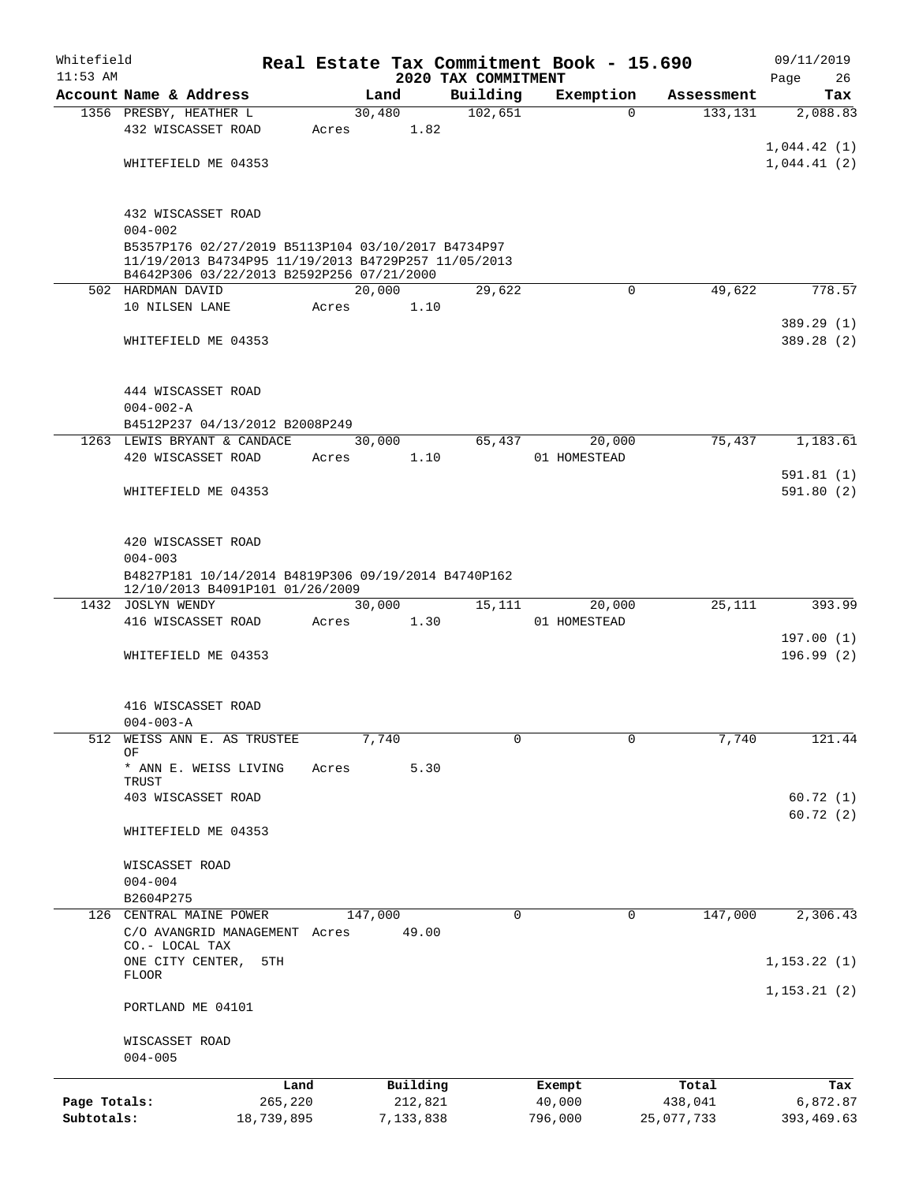Whitefield    Real Estate Tax Commitment Book - 15.690    09/11/2019
11:53 AM    2020 TAX COMMITMENT

| Account Name & Address | Land | Building | Exemption | Assessment | Tax |
|---|---|---|---|---|---|
| 1356 PRESBY, HEATHER L | 30,480 | 102,651 | 0 | 133,131 | 2,088.83 |
| 432 WISCASSET ROAD | Acres 1.82 | | | | |
| | | | | | 1,044.42 (1) |
| WHITEFIELD ME 04353 | | | | | 1,044.41 (2) |
| 432 WISCASSET ROAD | | | | | |
| 004-002 | | | | | |
| B5357P176 02/27/2019 B5113P104 03/10/2017 B4734P97 11/19/2013 B4734P95 11/19/2013 B4729P257 11/05/2013 B4642P306 03/22/2013 B2592P256 07/21/2000 | | | | | |
| 502 HARDMAN DAVID | 20,000 | 29,622 | 0 | 49,622 | 778.57 |
| 10 NILSEN LANE | Acres 1.10 | | | | |
| | | | | | 389.29 (1) |
| WHITEFIELD ME 04353 | | | | | 389.28 (2) |
| 444 WISCASSET ROAD | | | | | |
| 004-002-A | | | | | |
| B4512P237 04/13/2012 B2008P249 | | | | | |
| 1263 LEWIS BRYANT & CANDACE | 30,000 | 65,437 | 20,000 | 75,437 | 1,183.61 |
| 420 WISCASSET ROAD | Acres 1.10 | | 01 HOMESTEAD | | |
| | | | | | 591.81 (1) |
| WHITEFIELD ME 04353 | | | | | 591.80 (2) |
| 420 WISCASSET ROAD | | | | | |
| 004-003 | | | | | |
| B4827P181 10/14/2014 B4819P306 09/19/2014 B4740P162 12/10/2013 B4091P101 01/26/2009 | | | | | |
| 1432 JOSLYN WENDY | 30,000 | 15,111 | 20,000 | 25,111 | 393.99 |
| 416 WISCASSET ROAD | Acres 1.30 | | 01 HOMESTEAD | | |
| | | | | | 197.00 (1) |
| WHITEFIELD ME 04353 | | | | | 196.99 (2) |
| 416 WISCASSET ROAD | | | | | |
| 004-003-A | | | | | |
| 512 WEISS ANN E. AS TRUSTEE OF | 7,740 | 0 | 0 | 7,740 | 121.44 |
| * ANN E. WEISS LIVING TRUST | Acres 5.30 | | | | |
| 403 WISCASSET ROAD | | | | | 60.72 (1) |
| | | | | | 60.72 (2) |
| WHITEFIELD ME 04353 | | | | | |
| WISCASSET ROAD | | | | | |
| 004-004 | | | | | |
| B2604P275 | | | | | |
| 126 CENTRAL MAINE POWER | 147,000 | 0 | 0 | 147,000 | 2,306.43 |
| C/O AVANGRID MANAGEMENT CO.- LOCAL TAX | Acres 49.00 | | | | |
| ONE CITY CENTER, 5TH FLOOR | | | | | 1,153.22 (1) |
| | | | | | 1,153.21 (2) |
| PORTLAND ME 04101 | | | | | |
| WISCASSET ROAD | | | | | |
| 004-005 | | | | | |

| | Land | Building | Exempt | Total | Tax |
|---|---|---|---|---|---|
| Page Totals: | 265,220 | 212,821 | 40,000 | 438,041 | 6,872.87 |
| Subtotals: | 18,739,895 | 7,133,838 | 796,000 | 25,077,733 | 393,469.63 |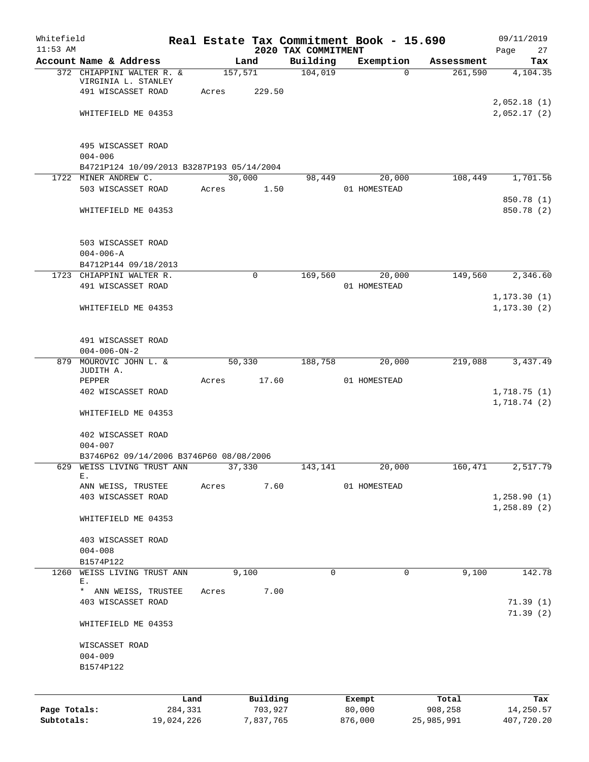Whitefield
11:53 AM

# Real Estate Tax Commitment Book - 15.690
## 2020 TAX COMMITMENT

09/11/2019

| Account Name & Address | Land | Building | Exemption | Assessment | Tax |
|---|---|---|---|---|---|
| 372 CHIAPPINI WALTER R. & VIRGINIA L. STANLEY | 157,571 | 104,019 | 0 | 261,590 | 4,104.35 |
| 491 WISCASSET ROAD | Acres 229.50 | | | | |
| | | | | | 2,052.18 (1) |
| WHITEFIELD ME 04353 | | | | | 2,052.17 (2) |
| 495 WISCASSET ROAD | | | | | |
| 004-006 | | | | | |
| B4721P124 10/09/2013 B3287P193 05/14/2004 | | | | | |
| 1722 MINER ANDREW C. | 30,000 | 98,449 | 20,000 | 108,449 | 1,701.56 |
| 503 WISCASSET ROAD | Acres 1.50 | | 01 HOMESTEAD | | |
| | | | | | 850.78 (1) |
| WHITEFIELD ME 04353 | | | | | 850.78 (2) |
| 503 WISCASSET ROAD | | | | | |
| 004-006-A | | | | | |
| B4712P144 09/18/2013 | | | | | |
| 1723 CHIAPPINI WALTER R. | 0 | 169,560 | 20,000 | 149,560 | 2,346.60 |
| 491 WISCASSET ROAD | | | 01 HOMESTEAD | | |
| | | | | | 1,173.30 (1) |
| WHITEFIELD ME 04353 | | | | | 1,173.30 (2) |
| 491 WISCASSET ROAD | | | | | |
| 004-006-ON-2 | | | | | |
| 879 MOUROVIC JOHN L. & JUDITH A. | 50,330 | 188,758 | 20,000 | 219,088 | 3,437.49 |
| PEPPER | Acres 17.60 | | 01 HOMESTEAD | | |
| 402 WISCASSET ROAD | | | | | 1,718.75 (1) |
| | | | | | 1,718.74 (2) |
| WHITEFIELD ME 04353 | | | | | |
| 402 WISCASSET ROAD | | | | | |
| 004-007 | | | | | |
| B3746P62 09/14/2006 B3746P60 08/08/2006 | | | | | |
| 629 WEISS LIVING TRUST ANN E. | 37,330 | 143,141 | 20,000 | 160,471 | 2,517.79 |
| ANN WEISS, TRUSTEE | Acres 7.60 | | 01 HOMESTEAD | | |
| 403 WISCASSET ROAD | | | | | 1,258.90 (1) |
| | | | | | 1,258.89 (2) |
| WHITEFIELD ME 04353 | | | | | |
| 403 WISCASSET ROAD | | | | | |
| 004-008 | | | | | |
| B1574P122 | | | | | |
| 1260 WEISS LIVING TRUST ANN E. | 9,100 | 0 | 0 | 9,100 | 142.78 |
| * ANN WEISS, TRUSTEE | Acres 7.00 | | | | |
| 403 WISCASSET ROAD | | | | | 71.39 (1) |
| | | | | | 71.39 (2) |
| WHITEFIELD ME 04353 | | | | | |
| WISCASSET ROAD | | | | | |
| 004-009 | | | | | |
| B1574P122 | | | | | |

| | Land | Building | Exempt | Total | Tax |
|---|---|---|---|---|---|
| Page Totals: | 284,331 | 703,927 | 80,000 | 908,258 | 14,250.57 |
| Subtotals: | 19,024,226 | 7,837,765 | 876,000 | 25,985,991 | 407,720.20 |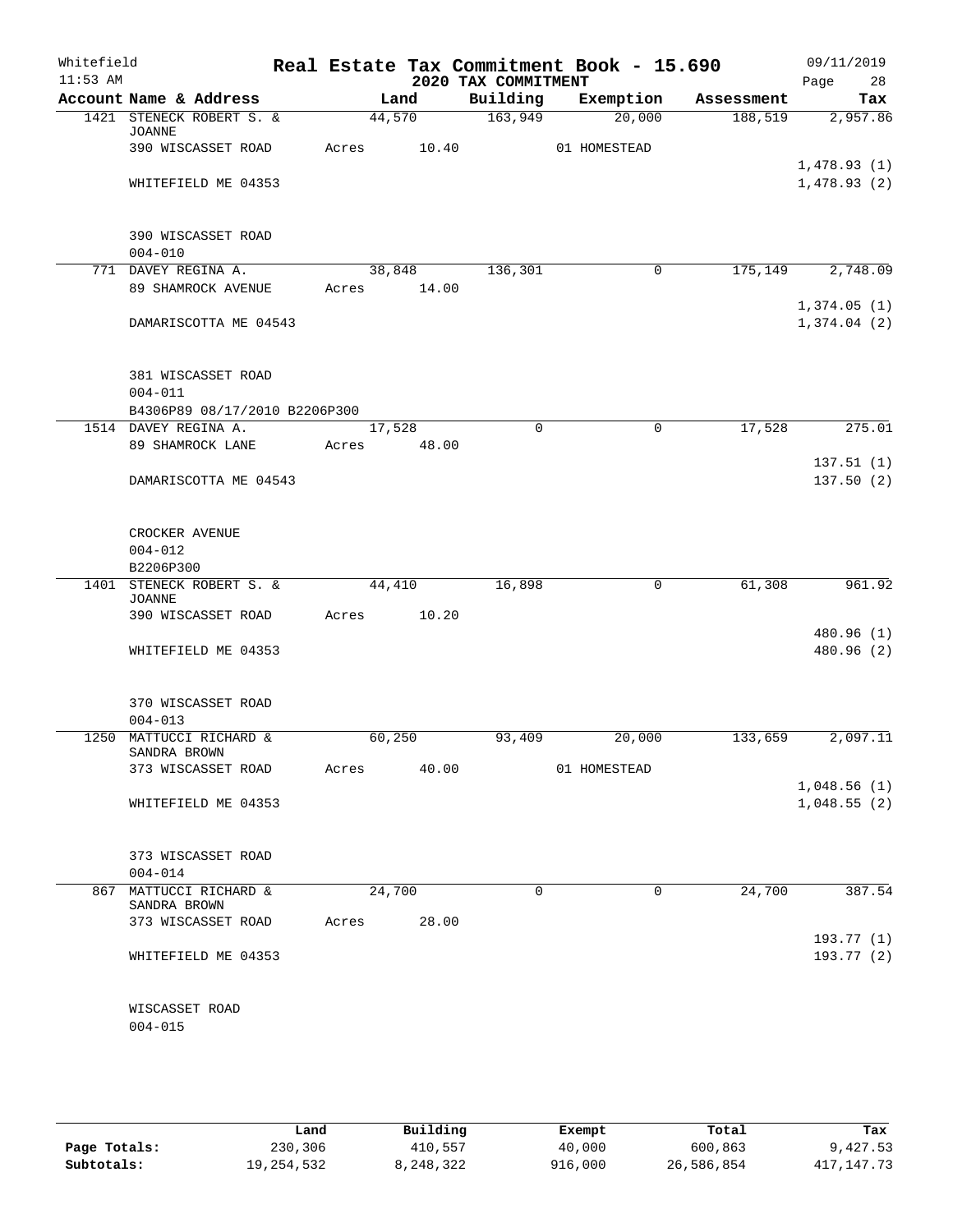# Real Estate Tax Commitment Book - 15.690

Whitefield
11:53 AM

## 2020 TAX COMMITMENT

09/11/2019

| Account Name & Address | Land | Building | Exemption | Assessment | Tax |
|---|---|---|---|---|---|
| 1421 STENECK ROBERT S. & JOANNE | 44,570 | 163,949 | 20,000 | 188,519 | 2,957.86 |
| 390 WISCASSET ROAD | Acres 10.40 | | 01 HOMESTEAD | | |
| | | | | | 1,478.93 (1) |
| WHITEFIELD ME 04353 | | | | | 1,478.93 (2) |
| 390 WISCASSET ROAD | | | | | |
| 004-010 | | | | | |
| 771 DAVEY REGINA A. | 38,848 | 136,301 | 0 | 175,149 | 2,748.09 |
| 89 SHAMROCK AVENUE | Acres 14.00 | | | | |
| | | | | | 1,374.05 (1) |
| DAMARISCOTTA ME 04543 | | | | | 1,374.04 (2) |
| 381 WISCASSET ROAD | | | | | |
| 004-011 | | | | | |
| B4306P89 08/17/2010 B2206P300 | | | | | |
| 1514 DAVEY REGINA A. | 17,528 | 0 | 0 | 17,528 | 275.01 |
| 89 SHAMROCK LANE | Acres 48.00 | | | | |
| | | | | | 137.51 (1) |
| DAMARISCOTTA ME 04543 | | | | | 137.50 (2) |
| CROCKER AVENUE | | | | | |
| 004-012 | | | | | |
| B2206P300 | | | | | |
| 1401 STENECK ROBERT S. & JOANNE | 44,410 | 16,898 | 0 | 61,308 | 961.92 |
| 390 WISCASSET ROAD | Acres 10.20 | | | | |
| | | | | | 480.96 (1) |
| WHITEFIELD ME 04353 | | | | | 480.96 (2) |
| 370 WISCASSET ROAD | | | | | |
| 004-013 | | | | | |
| 1250 MATTUCCI RICHARD & SANDRA BROWN | 60,250 | 93,409 | 20,000 | 133,659 | 2,097.11 |
| 373 WISCASSET ROAD | Acres 40.00 | | 01 HOMESTEAD | | |
| | | | | | 1,048.56 (1) |
| WHITEFIELD ME 04353 | | | | | 1,048.55 (2) |
| 373 WISCASSET ROAD | | | | | |
| 004-014 | | | | | |
| 867 MATTUCCI RICHARD & SANDRA BROWN | 24,700 | 0 | 0 | 24,700 | 387.54 |
| 373 WISCASSET ROAD | Acres 28.00 | | | | |
| | | | | | 193.77 (1) |
| WHITEFIELD ME 04353 | | | | | 193.77 (2) |
| WISCASSET ROAD | | | | | |
| 004-015 | | | | | |

| | Land | Building | Exempt | Total | Tax |
|---|---|---|---|---|---|
| Page Totals: | 230,306 | 410,557 | 40,000 | 600,863 | 9,427.53 |
| Subtotals: | 19,254,532 | 8,248,322 | 916,000 | 26,586,854 | 417,147.73 |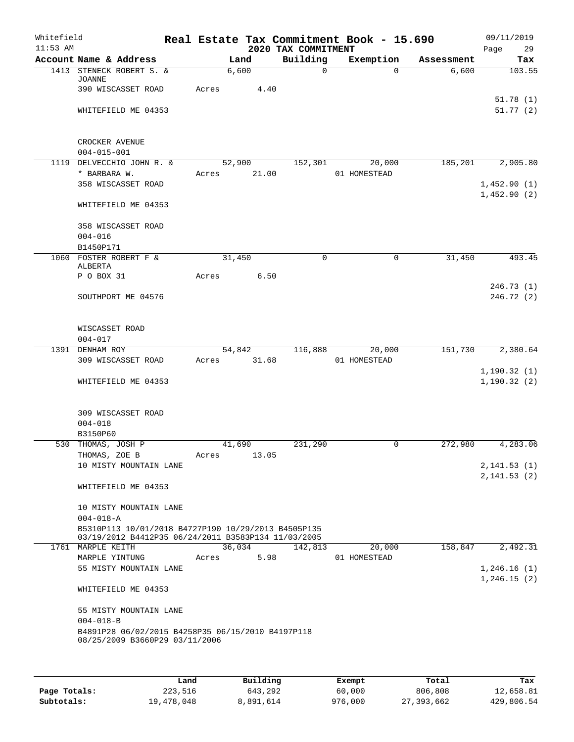Whitefield 11:53 AM

# Real Estate Tax Commitment Book - 15.690

## 2020 TAX COMMITMENT

09/11/2019 Page 29

| Account Name & Address | Land | Building | Exemption | Assessment | Tax |
|---|---|---|---|---|---|
| 1413 STENECK ROBERT S. & JOANNE | 6,600 | 0 | 0 | 6,600 | 103.55 |
| 390 WISCASSET ROAD | Acres 4.40 | | | | |
| | | | | | 51.78 (1) |
| WHITEFIELD ME 04353 | | | | | 51.77 (2) |
| CROCKER AVENUE | | | | | |
| 004-015-001 | | | | | |
| 1119 DELVECCHIO JOHN R. & | 52,900 | 152,301 | 20,000 | 185,201 | 2,905.80 |
| * BARBARA W. | Acres 21.00 | | 01 HOMESTEAD | | |
| 358 WISCASSET ROAD | | | | | 1,452.90 (1) |
| | | | | | 1,452.90 (2) |
| WHITEFIELD ME 04353 | | | | | |
| 358 WISCASSET ROAD | | | | | |
| 004-016 | | | | | |
| B1450P171 | | | | | |
| 1060 FOSTER ROBERT F & ALBERTA | 31,450 | 0 | 0 | 31,450 | 493.45 |
| P O BOX 31 | Acres 6.50 | | | | |
| | | | | | 246.73 (1) |
| SOUTHPORT ME 04576 | | | | | 246.72 (2) |
| WISCASSET ROAD | | | | | |
| 004-017 | | | | | |
| 1391 DENHAM ROY | 54,842 | 116,888 | 20,000 | 151,730 | 2,380.64 |
| 309 WISCASSET ROAD | Acres 31.68 | | 01 HOMESTEAD | | |
| | | | | | 1,190.32 (1) |
| WHITEFIELD ME 04353 | | | | | 1,190.32 (2) |
| 309 WISCASSET ROAD | | | | | |
| 004-018 | | | | | |
| B3150P60 | | | | | |
| 530 THOMAS, JOSH P | 41,690 | 231,290 | 0 | 272,980 | 4,283.06 |
| THOMAS, ZOE B | Acres 13.05 | | | | |
| 10 MISTY MOUNTAIN LANE | | | | | 2,141.53 (1) |
| | | | | | 2,141.53 (2) |
| WHITEFIELD ME 04353 | | | | | |
| 10 MISTY MOUNTAIN LANE | | | | | |
| 004-018-A | | | | | |
| B5310P113 10/01/2018 B4727P190 10/29/2013 B4505P135 03/19/2012 B4412P35 06/24/2011 B3583P134 11/03/2005 | | | | | |
| 1761 MARPLE KEITH | 36,034 | 142,813 | 20,000 | 158,847 | 2,492.31 |
| MARPLE YINTUNG | Acres 5.98 | | 01 HOMESTEAD | | |
| 55 MISTY MOUNTAIN LANE | | | | | 1,246.16 (1) |
| | | | | | 1,246.15 (2) |
| WHITEFIELD ME 04353 | | | | | |
| 55 MISTY MOUNTAIN LANE | | | | | |
| 004-018-B | | | | | |
| B4891P28 06/02/2015 B4258P35 06/15/2010 B4197P118 08/25/2009 B3660P29 03/11/2006 | | | | | |

| | Land | Building | Exempt | Total | Tax |
|---|---|---|---|---|---|
| Page Totals: | 223,516 | 643,292 | 60,000 | 806,808 | 12,658.81 |
| Subtotals: | 19,478,048 | 8,891,614 | 976,000 | 27,393,662 | 429,806.54 |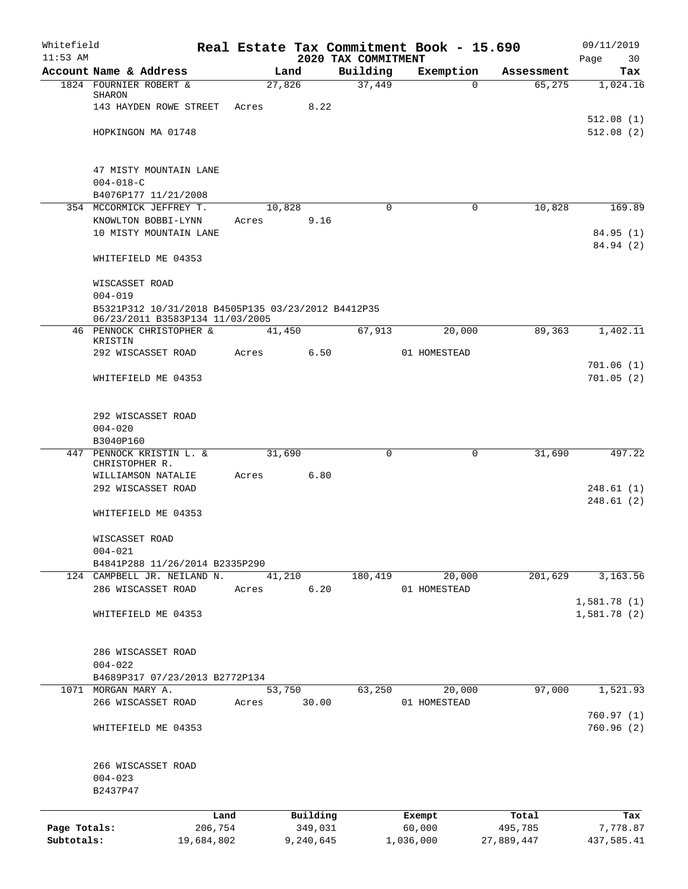Whitefield
11:53 AM

# Real Estate Tax Commitment Book - 15.690
## 2020 TAX COMMITMENT

09/11/2019
Page 30

| Account Name & Address | Land | Building | Exemption | Assessment | Tax |
|---|---|---|---|---|---|
| 1824 FOURNIER ROBERT & SHARON | 27,826 | 37,449 | 0 | 65,275 | 1,024.16 |
| 143 HAYDEN ROWE STREET | Acres 8.22 | | | | |
| | | | | | 512.08 (1) |
| HOPKINGON MA 01748 | | | | | 512.08 (2) |
| 47 MISTY MOUNTAIN LANE | | | | | |
| 004-018-C | | | | | |
| B4076P177 11/21/2008 | | | | | |
| 354 MCCORMICK JEFFREY T. | 10,828 | 0 | 0 | 10,828 | 169.89 |
| KNOWLTON BOBBI-LYNN | Acres 9.16 | | | | |
| 10 MISTY MOUNTAIN LANE | | | | | 84.95 (1) |
| | | | | | 84.94 (2) |
| WHITEFIELD ME 04353 | | | | | |
| WISCASSET ROAD | | | | | |
| 004-019 | | | | | |
| B5321P312 10/31/2018 B4505P135 03/23/2012 B4412P35 06/23/2011 B3583P134 11/03/2005 | | | | | |
| 46 PENNOCK CHRISTOPHER & KRISTIN | 41,450 | 67,913 | 20,000 | 89,363 | 1,402.11 |
| 292 WISCASSET ROAD | Acres 6.50 | | 01 HOMESTEAD | | |
| | | | | | 701.06 (1) |
| WHITEFIELD ME 04353 | | | | | 701.05 (2) |
| 292 WISCASSET ROAD | | | | | |
| 004-020 | | | | | |
| B3040P160 | | | | | |
| 447 PENNOCK KRISTIN L. & CHRISTOPHER R. | 31,690 | 0 | 0 | 31,690 | 497.22 |
| WILLIAMSON NATALIE | Acres 6.80 | | | | |
| 292 WISCASSET ROAD | | | | | 248.61 (1) |
| | | | | | 248.61 (2) |
| WHITEFIELD ME 04353 | | | | | |
| WISCASSET ROAD | | | | | |
| 004-021 | | | | | |
| B4841P288 11/26/2014 B2335P290 | | | | | |
| 124 CAMPBELL JR. NEILAND N. | 41,210 | 180,419 | 20,000 | 201,629 | 3,163.56 |
| 286 WISCASSET ROAD | Acres 6.20 | | 01 HOMESTEAD | | |
| | | | | | 1,581.78 (1) |
| WHITEFIELD ME 04353 | | | | | 1,581.78 (2) |
| 286 WISCASSET ROAD | | | | | |
| 004-022 | | | | | |
| B4689P317 07/23/2013 B2772P134 | | | | | |
| 1071 MORGAN MARY A. | 53,750 | 63,250 | 20,000 | 97,000 | 1,521.93 |
| 266 WISCASSET ROAD | Acres 30.00 | | 01 HOMESTEAD | | |
| | | | | | 760.97 (1) |
| WHITEFIELD ME 04353 | | | | | 760.96 (2) |
| 266 WISCASSET ROAD | | | | | |
| 004-023 | | | | | |
| B2437P47 | | | | | |

| | Land | Building | Exempt | Total | Tax |
|---|---|---|---|---|---|
| Page Totals: | 206,754 | 349,031 | 60,000 | 495,785 | 7,778.87 |
| Subtotals: | 19,684,802 | 9,240,645 | 1,036,000 | 27,889,447 | 437,585.41 |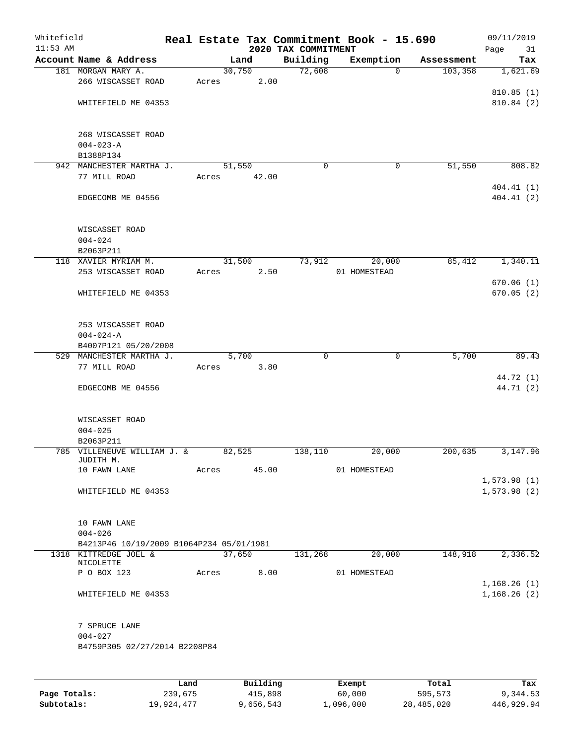Whitefield 11:53 AM

# Real Estate Tax Commitment Book - 15.690

## 2020 TAX COMMITMENT

09/11/2019 Page 31

| Account Name & Address | Land | Building | Exemption | Assessment | Tax |
|---|---|---|---|---|---|
| 181 MORGAN MARY A. | 30,750 | 72,608 | 0 | 103,358 | 1,621.69 |
| 266 WISCASSET ROAD | Acres 2.00 | | | | |
| | | | | | 810.85 (1) |
| WHITEFIELD ME 04353 | | | | | 810.84 (2) |
| 268 WISCASSET ROAD | | | | | |
| 004-023-A | | | | | |
| B1388P134 | | | | | |
| 942 MANCHESTER MARTHA J. | 51,550 | 0 | 0 | 51,550 | 808.82 |
| 77 MILL ROAD | Acres 42.00 | | | | |
| | | | | | 404.41 (1) |
| EDGECOMB ME 04556 | | | | | 404.41 (2) |
| WISCASSET ROAD | | | | | |
| 004-024 | | | | | |
| B2063P211 | | | | | |
| 118 XAVIER MYRIAM M. | 31,500 | 73,912 | 20,000 | 85,412 | 1,340.11 |
| 253 WISCASSET ROAD | Acres 2.50 | | 01 HOMESTEAD | | |
| | | | | | 670.06 (1) |
| WHITEFIELD ME 04353 | | | | | 670.05 (2) |
| 253 WISCASSET ROAD | | | | | |
| 004-024-A | | | | | |
| B4007P121 05/20/2008 | | | | | |
| 529 MANCHESTER MARTHA J. | 5,700 | 0 | 0 | 5,700 | 89.43 |
| 77 MILL ROAD | Acres 3.80 | | | | |
| | | | | | 44.72 (1) |
| EDGECOMB ME 04556 | | | | | 44.71 (2) |
| WISCASSET ROAD | | | | | |
| 004-025 | | | | | |
| B2063P211 | | | | | |
| 785 VILLENEUVE WILLIAM J. & JUDITH M. | 82,525 | 138,110 | 20,000 | 200,635 | 3,147.96 |
| 10 FAWN LANE | Acres 45.00 | | 01 HOMESTEAD | | |
| | | | | | 1,573.98 (1) |
| WHITEFIELD ME 04353 | | | | | 1,573.98 (2) |
| 10 FAWN LANE | | | | | |
| 004-026 | | | | | |
| B4213P46 10/19/2009 B1064P234 05/01/1981 | | | | | |
| 1318 KITTREDGE JOEL & NICOLETTE | 37,650 | 131,268 | 20,000 | 148,918 | 2,336.52 |
| P O BOX 123 | Acres 8.00 | | 01 HOMESTEAD | | |
| | | | | | 1,168.26 (1) |
| WHITEFIELD ME 04353 | | | | | 1,168.26 (2) |
| 7 SPRUCE LANE | | | | | |
| 004-027 | | | | | |
| B4759P305 02/27/2014 B2208P84 | | | | | |

| | Land | Building | Exempt | Total | Tax |
|---|---|---|---|---|---|
| Page Totals: | 239,675 | 415,898 | 60,000 | 595,573 | 9,344.53 |
| Subtotals: | 19,924,477 | 9,656,543 | 1,096,000 | 28,485,020 | 446,929.94 |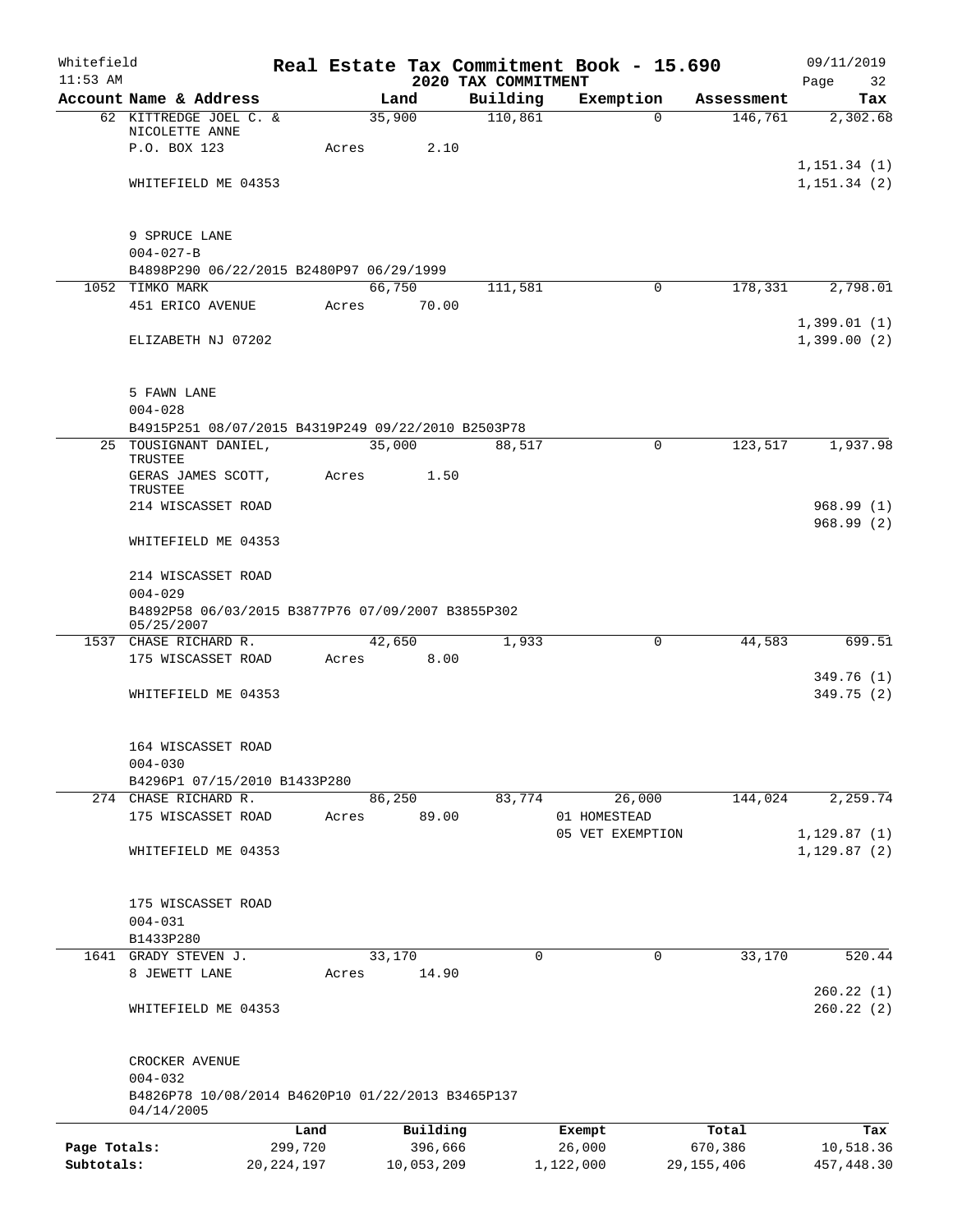Whitefield
11:53 AM

**Real Estate Tax Commitment Book - 15.690**
**2020 TAX COMMITMENT**

09/11/2019

| Account Name & Address | Land | Building | Exemption | Assessment | Tax |
|---|---|---|---|---|---|
| 62 KITTREDGE JOEL C. & NICOLETTE ANNE | 35,900 | 110,861 | 0 | 146,761 | 2,302.68 |
| P.O. BOX 123 | Acres 2.10 | | | | |
| | | | | | 1,151.34 (1) |
| WHITEFIELD ME 04353 | | | | | 1,151.34 (2) |
| 9 SPRUCE LANE | | | | | |
| 004-027-B | | | | | |
| B4898P290 06/22/2015 B2480P97 06/29/1999 | | | | | |
| 1052 TIMKO MARK | 66,750 | 111,581 | 0 | 178,331 | 2,798.01 |
| 451 ERICO AVENUE | Acres 70.00 | | | | |
| | | | | | 1,399.01 (1) |
| ELIZABETH NJ 07202 | | | | | 1,399.00 (2) |
| 5 FAWN LANE | | | | | |
| 004-028 | | | | | |
| B4915P251 08/07/2015 B4319P249 09/22/2010 B2503P78 | | | | | |
| 25 TOUSIGNANT DANIEL, TRUSTEE | 35,000 | 88,517 | 0 | 123,517 | 1,937.98 |
| GERAS JAMES SCOTT, TRUSTEE | Acres 1.50 | | | | |
| 214 WISCASSET ROAD | | | | | 968.99 (1) |
| | | | | | 968.99 (2) |
| WHITEFIELD ME 04353 | | | | | |
| 214 WISCASSET ROAD | | | | | |
| 004-029 | | | | | |
| B4892P58 06/03/2015 B3877P76 07/09/2007 B3855P302 05/25/2007 | | | | | |
| 1537 CHASE RICHARD R. | 42,650 | 1,933 | 0 | 44,583 | 699.51 |
| 175 WISCASSET ROAD | Acres 8.00 | | | | |
| | | | | | 349.76 (1) |
| WHITEFIELD ME 04353 | | | | | 349.75 (2) |
| 164 WISCASSET ROAD | | | | | |
| 004-030 | | | | | |
| B4296P1 07/15/2010 B1433P280 | | | | | |
| 274 CHASE RICHARD R. | 86,250 | 83,774 | 26,000 | 144,024 | 2,259.74 |
| 175 WISCASSET ROAD | Acres 89.00 | | 01 HOMESTEAD | | |
| | | | 05 VET EXEMPTION | | 1,129.87 (1) |
| WHITEFIELD ME 04353 | | | | | 1,129.87 (2) |
| 175 WISCASSET ROAD | | | | | |
| 004-031 | | | | | |
| B1433P280 | | | | | |
| 1641 GRADY STEVEN J. | 33,170 | 0 | 0 | 33,170 | 520.44 |
| 8 JEWETT LANE | Acres 14.90 | | | | |
| | | | | | 260.22 (1) |
| WHITEFIELD ME 04353 | | | | | 260.22 (2) |
| CROCKER AVENUE | | | | | |
| 004-032 | | | | | |
| B4826P78 10/08/2014 B4620P10 01/22/2013 B3465P137 04/14/2005 | | | | | |

| | Land | Building | Exempt | Total | Tax |
|---|---|---|---|---|---|
| Page Totals: | 299,720 | 396,666 | 26,000 | 670,386 | 10,518.36 |
| Subtotals: | 20,224,197 | 10,053,209 | 1,122,000 | 29,155,406 | 457,448.30 |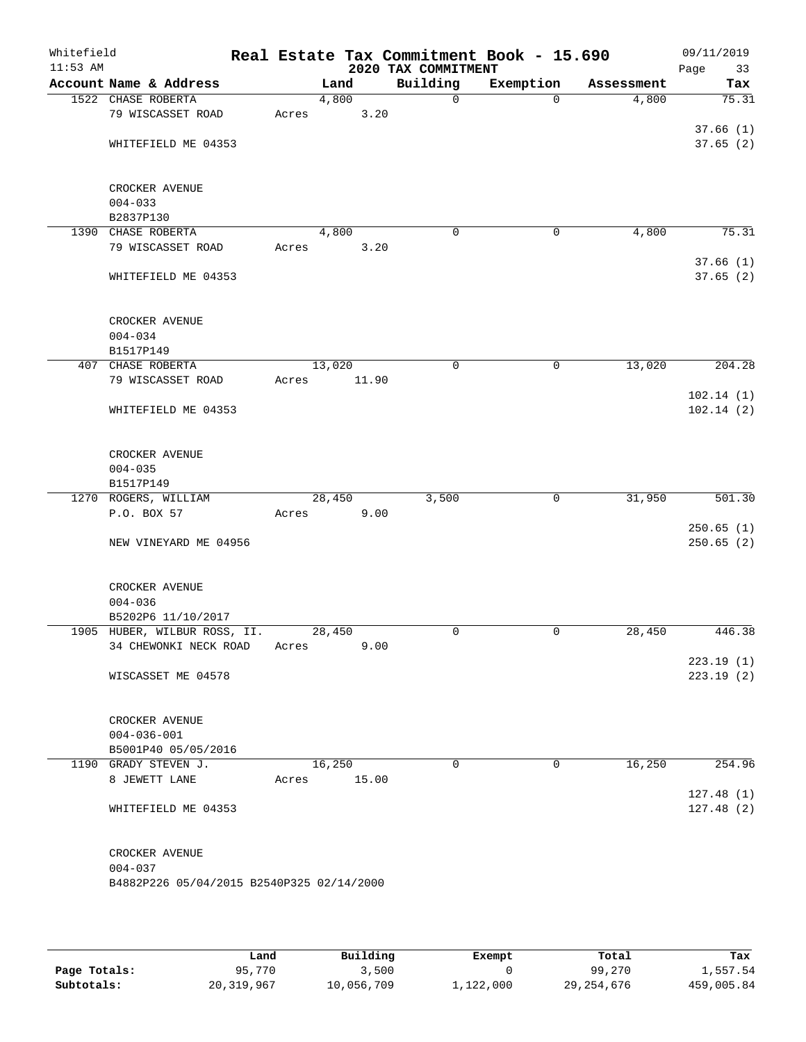Whitefield 11:53 AM

# Real Estate Tax Commitment Book - 15.690
## 2020 TAX COMMITMENT

09/11/2019 Page 33

| Account | Name & Address | Land | Building | Exemption | Assessment | Tax |
|---|---|---|---|---|---|---|
| 1522 | CHASE ROBERTA<br>79 WISCASSET ROAD<br>WHITEFIELD ME 04353<br>CROCKER AVENUE<br>004-033<br>B2837P130 | 4,800<br>Acres 3.20 | 0 | 0 | 4,800 | 75.31<br>37.66 (1)<br>37.65 (2) |
| 1390 | CHASE ROBERTA<br>79 WISCASSET ROAD<br>WHITEFIELD ME 04353<br>CROCKER AVENUE<br>004-034<br>B1517P149 | 4,800<br>Acres 3.20 | 0 | 0 | 4,800 | 75.31<br>37.66 (1)<br>37.65 (2) |
| 407 | CHASE ROBERTA<br>79 WISCASSET ROAD<br>WHITEFIELD ME 04353<br>CROCKER AVENUE<br>004-035<br>B1517P149 | 13,020<br>Acres 11.90 | 0 | 0 | 13,020 | 204.28<br>102.14 (1)<br>102.14 (2) |
| 1270 | ROGERS, WILLIAM<br>P.O. BOX 57<br>NEW VINEYARD ME 04956<br>CROCKER AVENUE<br>004-036<br>B5202P6 11/10/2017 | 28,450<br>Acres 9.00 | 3,500 | 0 | 31,950 | 501.30<br>250.65 (1)<br>250.65 (2) |
| 1905 | HUBER, WILBUR ROSS, II.<br>34 CHEWONKI NECK ROAD<br>WISCASSET ME 04578<br>CROCKER AVENUE<br>004-036-001<br>B5001P40 05/05/2016 | 28,450<br>Acres 9.00 | 0 | 0 | 28,450 | 446.38<br>223.19 (1)<br>223.19 (2) |
| 1190 | GRADY STEVEN J.<br>8 JEWETT LANE<br>WHITEFIELD ME 04353<br>CROCKER AVENUE<br>004-037<br>B4882P226 05/04/2015 B2540P325 02/14/2000 | 16,250<br>Acres 15.00 | 0 | 0 | 16,250 | 254.96<br>127.48 (1)<br>127.48 (2) |

| | Land | Building | Exempt | Total | Tax |
|---|---|---|---|---|---|
| Page Totals: | 95,770 | 3,500 | 0 | 99,270 | 1,557.54 |
| Subtotals: | 20,319,967 | 10,056,709 | 1,122,000 | 29,254,676 | 459,005.84 |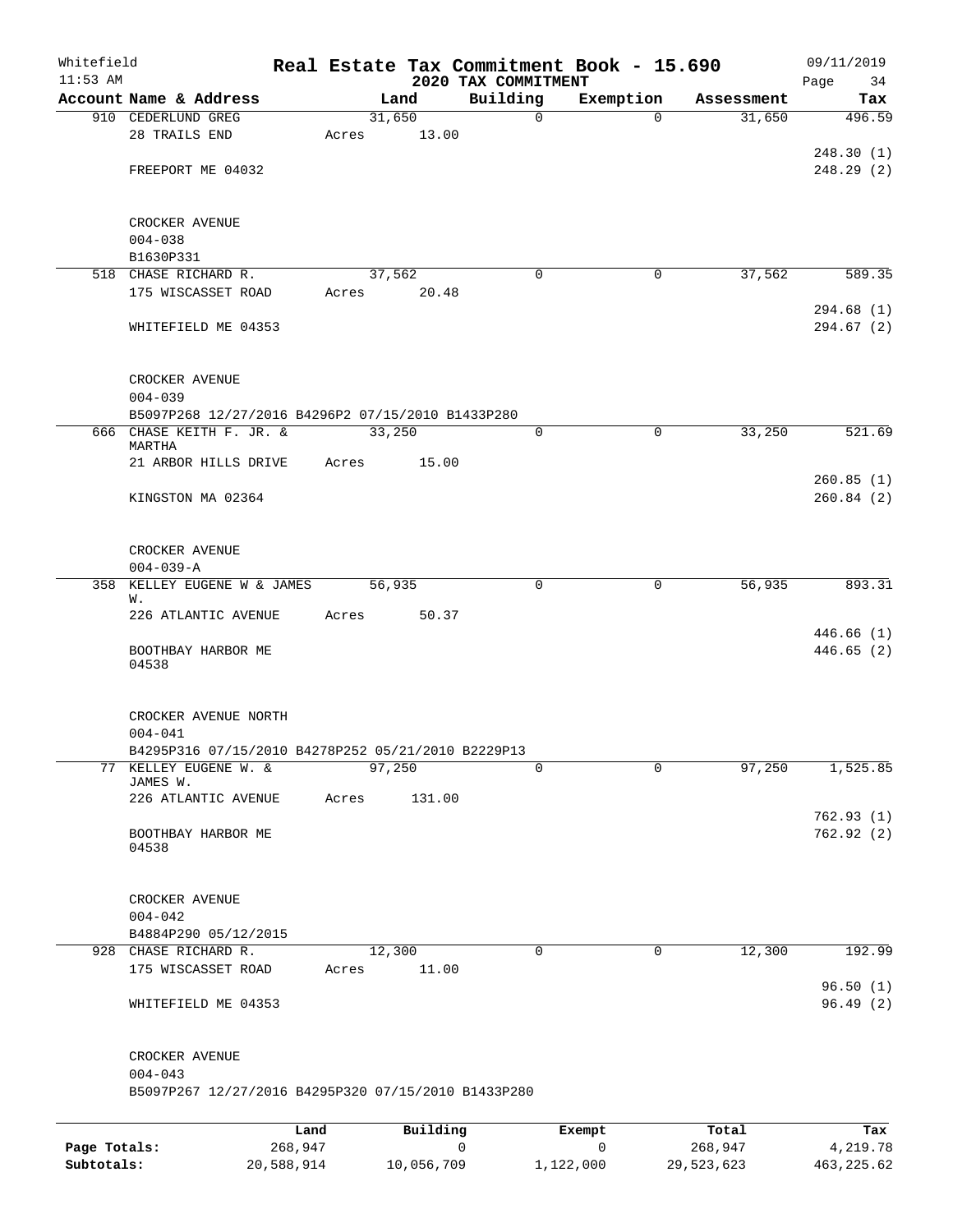Whitefield
11:53 AM

# Real Estate Tax Commitment Book - 15.690
## 2020 TAX COMMITMENT

09/11/2019

| Account Name & Address | Land | Building | Exemption | Assessment | Tax |
|---|---|---|---|---|---|
| 910 CEDERLUND GREG<br>28 TRAILS END<br><br>FREEPORT ME 04032<br><br>CROCKER AVENUE<br>004-038<br>B1630P331 | 31,650<br>Acres 13.00 | 0 | 0 | 31,650 | 496.59<br><br>248.30 (1)<br>248.29 (2) |
| 518 CHASE RICHARD R.<br>175 WISCASSET ROAD<br><br>WHITEFIELD ME 04353<br><br>CROCKER AVENUE<br>004-039<br>B5097P268 12/27/2016 B4296P2 07/15/2010 B1433P280 | 37,562<br>Acres 20.48 | 0 | 0 | 37,562 | 589.35<br><br>294.68 (1)<br>294.67 (2) |
| 666 CHASE KEITH F. JR. & MARTHA<br>21 ARBOR HILLS DRIVE<br><br>KINGSTON MA 02364<br><br>CROCKER AVENUE<br>004-039-A | 33,250<br>Acres 15.00 | 0 | 0 | 33,250 | 521.69<br><br>260.85 (1)<br>260.84 (2) |
| 358 KELLEY EUGENE W & JAMES W.<br>226 ATLANTIC AVENUE<br><br>BOOTHBAY HARBOR ME 04538<br><br>CROCKER AVENUE NORTH<br>004-041<br>B4295P316 07/15/2010 B4278P252 05/21/2010 B2229P13 | 56,935<br>Acres 50.37 | 0 | 0 | 56,935 | 893.31<br><br>446.66 (1)<br>446.65 (2) |
| 77 KELLEY EUGENE W. & JAMES W.<br>226 ATLANTIC AVENUE<br><br>BOOTHBAY HARBOR ME 04538<br><br>CROCKER AVENUE<br>004-042<br>B4884P290 05/12/2015 | 97,250<br>Acres 131.00 | 0 | 0 | 97,250 | 1,525.85<br><br>762.93 (1)<br>762.92 (2) |
| 928 CHASE RICHARD R.<br>175 WISCASSET ROAD<br><br>WHITEFIELD ME 04353<br><br>CROCKER AVENUE<br>004-043<br>B5097P267 12/27/2016 B4295P320 07/15/2010 B1433P280 | 12,300<br>Acres 11.00 | 0 | 0 | 12,300 | 192.99<br><br>96.50 (1)<br>96.49 (2) |

| | Land | Building | Exempt | Total | Tax |
|---|---|---|---|---|---|
| Page Totals: | 268,947 | 0 | 0 | 268,947 | 4,219.78 |
| Subtotals: | 20,588,914 | 10,056,709 | 1,122,000 | 29,523,623 | 463,225.62 |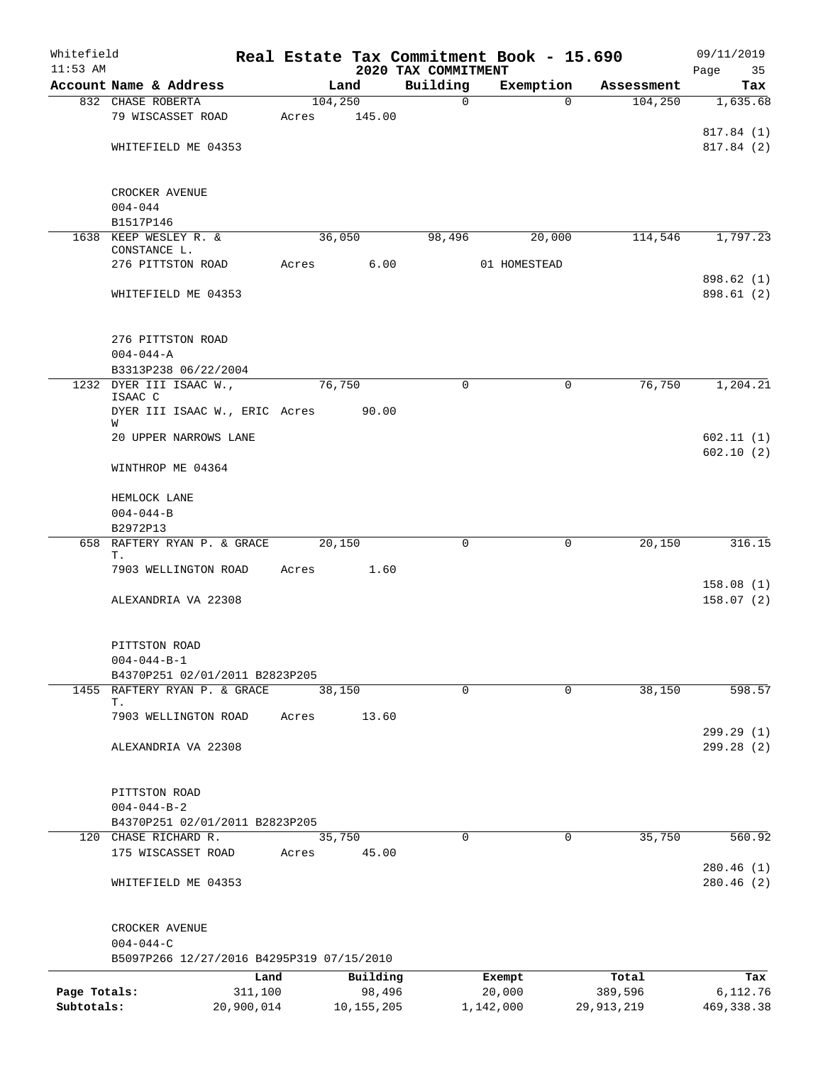Whitefield 11:53 AM

# Real Estate Tax Commitment Book - 15.690

## 2020 TAX COMMITMENT

09/11/2019 Page 35

| Account Name & Address | Land | Building | Exemption | Assessment | Tax |
|---|---|---|---|---|---|
| 832 CHASE ROBERTA | 104,250 | 0 | 0 | 104,250 | 1,635.68 |
| 79 WISCASSET ROAD | Acres 145.00 | | | | |
| | | | | | 817.84 (1) |
| WHITEFIELD ME 04353 | | | | | 817.84 (2) |
| CROCKER AVENUE | | | | | |
| 004-044 | | | | | |
| B1517P146 | | | | | |
| 1638 KEEP WESLEY R. & CONSTANCE L. | 36,050 | 98,496 | 20,000 | 114,546 | 1,797.23 |
| 276 PITTSTON ROAD | Acres 6.00 | | 01 HOMESTEAD | | |
| | | | | | 898.62 (1) |
| WHITEFIELD ME 04353 | | | | | 898.61 (2) |
| 276 PITTSTON ROAD | | | | | |
| 004-044-A | | | | | |
| B3313P238 06/22/2004 | | | | | |
| 1232 DYER III ISAAC W., ISAAC C | 76,750 | 0 | 0 | 76,750 | 1,204.21 |
| DYER III ISAAC W., ERIC W | Acres 90.00 | | | | |
| 20 UPPER NARROWS LANE | | | | | 602.11 (1) |
| | | | | | 602.10 (2) |
| WINTHROP ME 04364 | | | | | |
| HEMLOCK LANE | | | | | |
| 004-044-B | | | | | |
| B2972P13 | | | | | |
| 658 RAFTERY RYAN P. & GRACE T. | 20,150 | 0 | 0 | 20,150 | 316.15 |
| 7903 WELLINGTON ROAD | Acres 1.60 | | | | |
| | | | | | 158.08 (1) |
| ALEXANDRIA VA 22308 | | | | | 158.07 (2) |
| PITTSTON ROAD | | | | | |
| 004-044-B-1 | | | | | |
| B4370P251 02/01/2011 B2823P205 | | | | | |
| 1455 RAFTERY RYAN P. & GRACE T. | 38,150 | 0 | 0 | 38,150 | 598.57 |
| 7903 WELLINGTON ROAD | Acres 13.60 | | | | |
| | | | | | 299.29 (1) |
| ALEXANDRIA VA 22308 | | | | | 299.28 (2) |
| PITTSTON ROAD | | | | | |
| 004-044-B-2 | | | | | |
| B4370P251 02/01/2011 B2823P205 | | | | | |
| 120 CHASE RICHARD R. | 35,750 | 0 | 0 | 35,750 | 560.92 |
| 175 WISCASSET ROAD | Acres 45.00 | | | | |
| | | | | | 280.46 (1) |
| WHITEFIELD ME 04353 | | | | | 280.46 (2) |
| CROCKER AVENUE | | | | | |
| 004-044-C | | | | | |
| B5097P266 12/27/2016 B4295P319 07/15/2010 | | | | | |

| | Land | Building | Exempt | Total | Tax |
|---|---|---|---|---|---|
| Page Totals: | 311,100 | 98,496 | 20,000 | 389,596 | 6,112.76 |
| Subtotals: | 20,900,014 | 10,155,205 | 1,142,000 | 29,913,219 | 469,338.38 |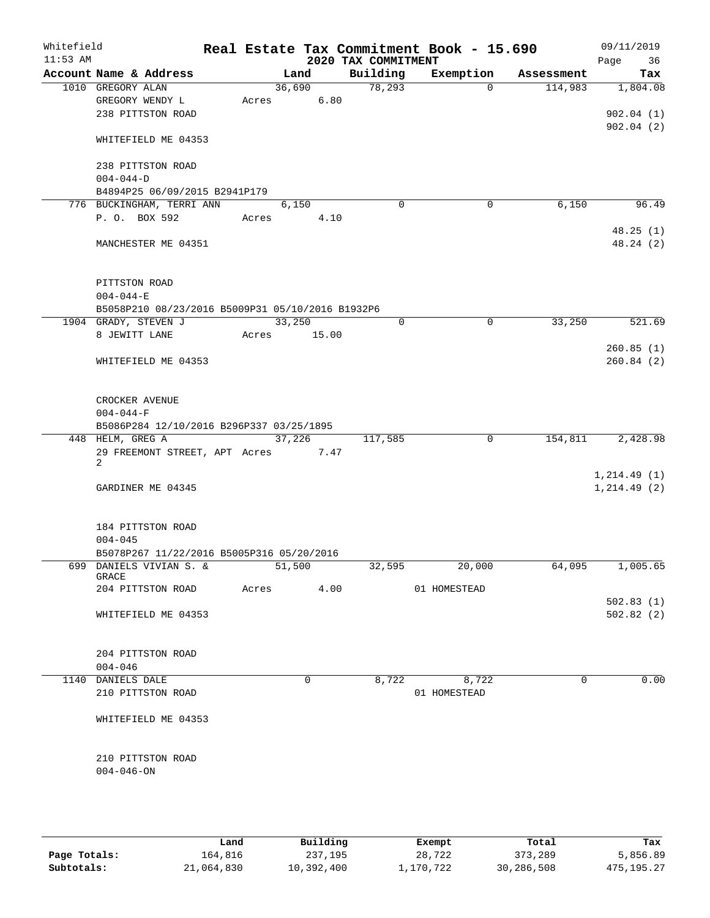Whitefield 11:53 AM

# Real Estate Tax Commitment Book - 15.690

## 2020 TAX COMMITMENT

09/11/2019

| Account Name & Address | Land | Building | Exemption | Assessment | Tax |
|---|---|---|---|---|---|
| 1010 GREGORY ALAN | 36,690 | 78,293 | 0 | 114,983 | 1,804.08 |
| GREGORY WENDY L | Acres 6.80 | | | | |
| 238 PITTSTON ROAD | | | | | 902.04 (1) |
| | | | | | 902.04 (2) |
| WHITEFIELD ME 04353 | | | | | |
| 238 PITTSTON ROAD | | | | | |
| 004-044-D | | | | | |
| B4894P25 06/09/2015 B2941P179 | | | | | |
| 776 BUCKINGHAM, TERRI ANN | 6,150 | 0 | 0 | 6,150 | 96.49 |
| P. O. BOX 592 | Acres 4.10 | | | | |
| | | | | | 48.25 (1) |
| MANCHESTER ME 04351 | | | | | 48.24 (2) |
| PITTSTON ROAD | | | | | |
| 004-044-E | | | | | |
| B5058P210 08/23/2016 B5009P31 05/10/2016 B1932P6 | | | | | |
| 1904 GRADY, STEVEN J | 33,250 | 0 | 0 | 33,250 | 521.69 |
| 8 JEWITT LANE | Acres 15.00 | | | | |
| | | | | | 260.85 (1) |
| WHITEFIELD ME 04353 | | | | | 260.84 (2) |
| CROCKER AVENUE | | | | | |
| 004-044-F | | | | | |
| B5086P284 12/10/2016 B296P337 03/25/1895 | | | | | |
| 448 HELM, GREG A | 37,226 | 117,585 | 0 | 154,811 | 2,428.98 |
| 29 FREEMONT STREET, APT 2 | Acres 7.47 | | | | |
| | | | | | 1,214.49 (1) |
| GARDINER ME 04345 | | | | | 1,214.49 (2) |
| 184 PITTSTON ROAD | | | | | |
| 004-045 | | | | | |
| B5078P267 11/22/2016 B5005P316 05/20/2016 | | | | | |
| 699 DANIELS VIVIAN S. & GRACE | 51,500 | 32,595 | 20,000 | 64,095 | 1,005.65 |
| 204 PITTSTON ROAD | Acres 4.00 | | 01 HOMESTEAD | | |
| | | | | | 502.83 (1) |
| WHITEFIELD ME 04353 | | | | | 502.82 (2) |
| 204 PITTSTON ROAD | | | | | |
| 004-046 | | | | | |
| 1140 DANIELS DALE | 0 | 8,722 | 8,722 | 0 | 0.00 |
| 210 PITTSTON ROAD | | | 01 HOMESTEAD | | |
| WHITEFIELD ME 04353 | | | | | |
| 210 PITTSTON ROAD | | | | | |
| 004-046-ON | | | | | |

| | Land | Building | Exempt | Total | Tax |
|---|---|---|---|---|---|
| Page Totals: | 164,816 | 237,195 | 28,722 | 373,289 | 5,856.89 |
| Subtotals: | 21,064,830 | 10,392,400 | 1,170,722 | 30,286,508 | 475,195.27 |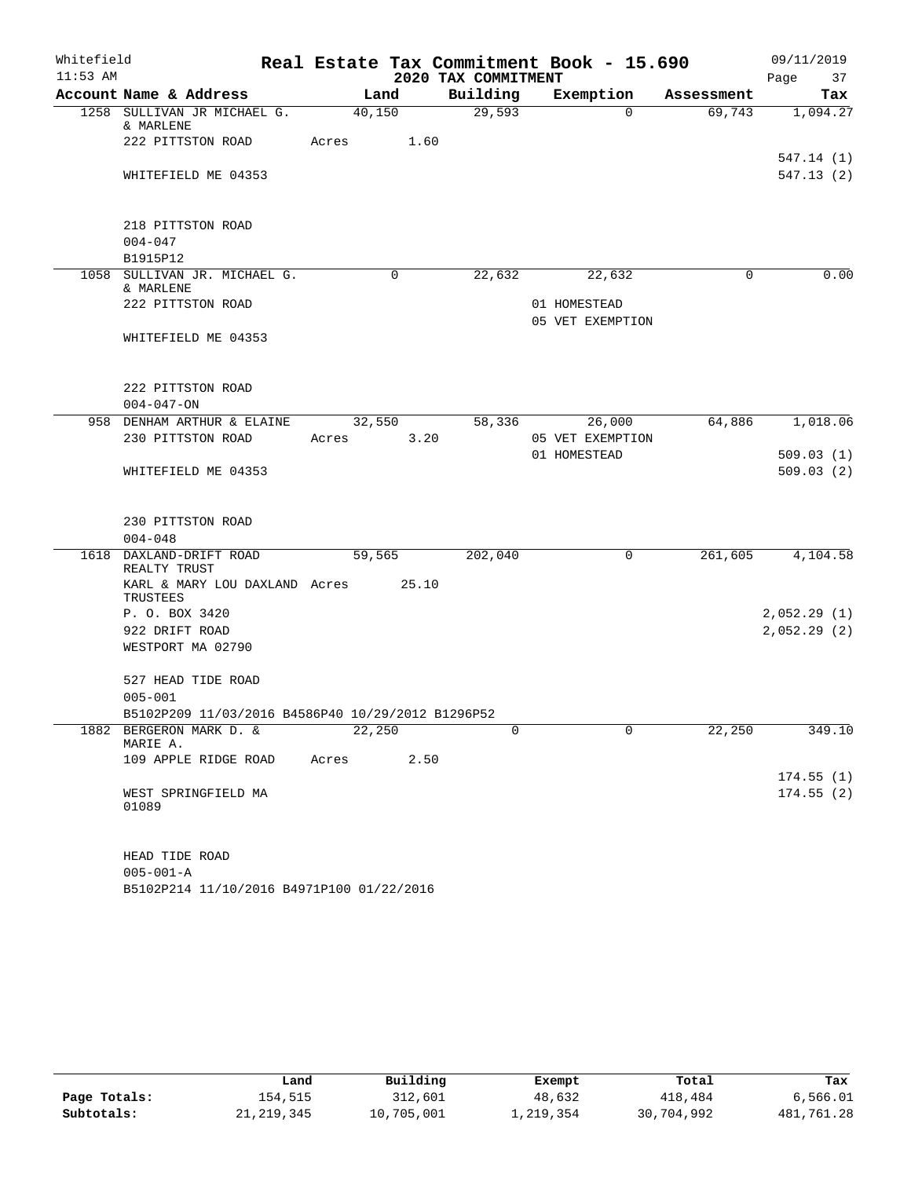Whitefield | Real Estate Tax Commitment Book - 15.690 | 09/11/2019
11:53 AM | 2020 TAX COMMITMENT | Page 37

| Account Name & Address | Land | Building | Exemption | Assessment | Tax |
|---|---|---|---|---|---|
| 1258 SULLIVAN JR MICHAEL G. & MARLENE | 40,150 | 29,593 | 0 | 69,743 | 1,094.27 |
| 222 PITTSTON ROAD | Acres 1.60 | | | | |
| | | | | | 547.14 (1) |
| WHITEFIELD ME 04353 | | | | | 547.13 (2) |
| 218 PITTSTON ROAD | | | | | |
| 004-047 | | | | | |
| B1915P12 | | | | | |
| 1058 SULLIVAN JR. MICHAEL G. & MARLENE | 0 | 22,632 | 22,632 | 0 | 0.00 |
| 222 PITTSTON ROAD | | | 01 HOMESTEAD | | |
| | | | 05 VET EXEMPTION | | |
| WHITEFIELD ME 04353 | | | | | |
| 222 PITTSTON ROAD | | | | | |
| 004-047-ON | | | | | |
| 958 DENHAM ARTHUR & ELAINE | 32,550 | 58,336 | 26,000 | 64,886 | 1,018.06 |
| 230 PITTSTON ROAD | Acres 3.20 | | 05 VET EXEMPTION | | |
| | | | 01 HOMESTEAD | | 509.03 (1) |
| WHITEFIELD ME 04353 | | | | | 509.03 (2) |
| 230 PITTSTON ROAD | | | | | |
| 004-048 | | | | | |
| 1618 DAXLAND-DRIFT ROAD REALTY TRUST | 59,565 | 202,040 | 0 | 261,605 | 4,104.58 |
| KARL & MARY LOU DAXLAND TRUSTEES | Acres 25.10 | | | | |
| P. O. BOX 3420 | | | | | 2,052.29 (1) |
| 922 DRIFT ROAD | | | | | 2,052.29 (2) |
| WESTPORT MA 02790 | | | | | |
| 527 HEAD TIDE ROAD | | | | | |
| 005-001 | | | | | |
| B5102P209 11/03/2016 B4586P40 10/29/2012 B1296P52 | | | | | |
| 1882 BERGERON MARK D. & MARIE A. | 22,250 | 0 | 0 | 22,250 | 349.10 |
| 109 APPLE RIDGE ROAD | Acres 2.50 | | | | |
| | | | | | 174.55 (1) |
| WEST SPRINGFIELD MA 01089 | | | | | 174.55 (2) |
| HEAD TIDE ROAD | | | | | |
| 005-001-A | | | | | |
| B5102P214 11/10/2016 B4971P100 01/22/2016 | | | | | |

| | Land | Building | Exempt | Total | Tax |
|---|---|---|---|---|---|
| Page Totals: | 154,515 | 312,601 | 48,632 | 418,484 | 6,566.01 |
| Subtotals: | 21,219,345 | 10,705,001 | 1,219,354 | 30,704,992 | 481,761.28 |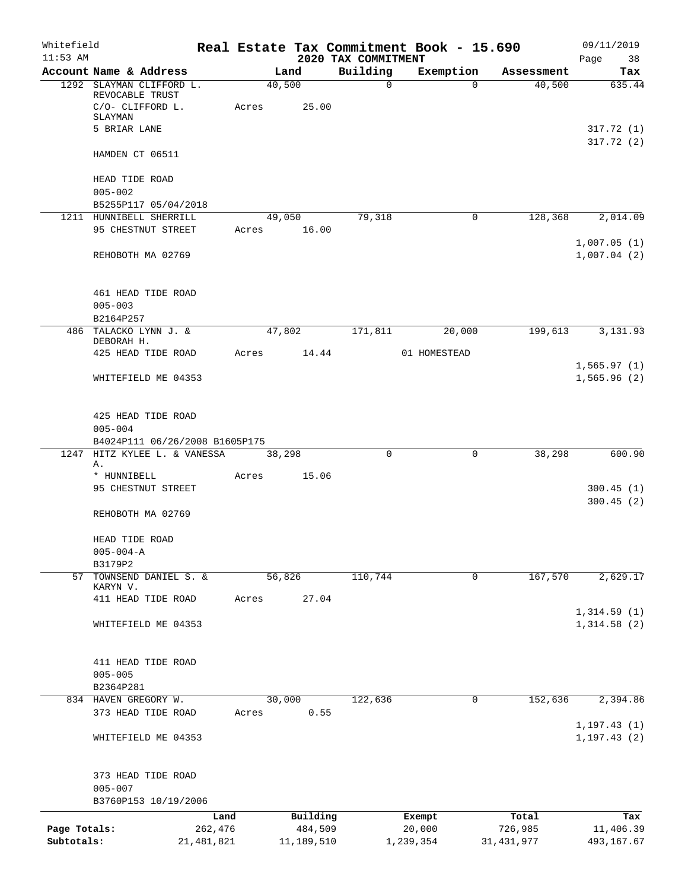Whitefield 11:53 AM

# Real Estate Tax Commitment Book - 15.690

## 2020 TAX COMMITMENT

09/11/2019 Page 38

| Account Name & Address | Land | Building | Exemption | Assessment | Tax |
|---|---|---|---|---|---|
| 1292 SLAYMAN CLIFFORD L. REVOCABLE TRUST | 40,500 | 0 | 0 | 40,500 | 635.44 |
| C/O- CLIFFORD L. SLAYMAN | Acres 25.00 | | | | |
| 5 BRIAR LANE | | | | | 317.72 (1) |
| | | | | | 317.72 (2) |
| HAMDEN CT 06511 | | | | | |
| HEAD TIDE ROAD | | | | | |
| 005-002 | | | | | |
| B5255P117 05/04/2018 | | | | | |
| 1211 HUNNIBELL SHERRILL | 49,050 | 79,318 | 0 | 128,368 | 2,014.09 |
| 95 CHESTNUT STREET | Acres 16.00 | | | | |
| | | | | | 1,007.05 (1) |
| REHOBOTH MA 02769 | | | | | 1,007.04 (2) |
| 461 HEAD TIDE ROAD | | | | | |
| 005-003 | | | | | |
| B2164P257 | | | | | |
| 486 TALACKO LYNN J. & DEBORAH H. | 47,802 | 171,811 | 20,000 | 199,613 | 3,131.93 |
| 425 HEAD TIDE ROAD | Acres 14.44 | | 01 HOMESTEAD | | |
| | | | | | 1,565.97 (1) |
| WHITEFIELD ME 04353 | | | | | 1,565.96 (2) |
| 425 HEAD TIDE ROAD | | | | | |
| 005-004 | | | | | |
| B4024P111 06/26/2008 B1605P175 | | | | | |
| 1247 HITZ KYLEE L. & VANESSA A. | 38,298 | 0 | 0 | 38,298 | 600.90 |
| * HUNNIBELL | Acres 15.06 | | | | |
| 95 CHESTNUT STREET | | | | | 300.45 (1) |
| | | | | | 300.45 (2) |
| REHOBOTH MA 02769 | | | | | |
| HEAD TIDE ROAD | | | | | |
| 005-004-A | | | | | |
| B3179P2 | | | | | |
| 57 TOWNSEND DANIEL S. & KARYN V. | 56,826 | 110,744 | 0 | 167,570 | 2,629.17 |
| 411 HEAD TIDE ROAD | Acres 27.04 | | | | |
| | | | | | 1,314.59 (1) |
| WHITEFIELD ME 04353 | | | | | 1,314.58 (2) |
| 411 HEAD TIDE ROAD | | | | | |
| 005-005 | | | | | |
| B2364P281 | | | | | |
| 834 HAVEN GREGORY W. | 30,000 | 122,636 | 0 | 152,636 | 2,394.86 |
| 373 HEAD TIDE ROAD | Acres 0.55 | | | | |
| | | | | | 1,197.43 (1) |
| WHITEFIELD ME 04353 | | | | | 1,197.43 (2) |
| 373 HEAD TIDE ROAD | | | | | |
| 005-007 | | | | | |
| B3760P153 10/19/2006 | | | | | |

| | Land | Building | Exempt | Total | Tax |
|---|---|---|---|---|---|
| Page Totals: | 262,476 | 484,509 | 20,000 | 726,985 | 11,406.39 |
| Subtotals: | 21,481,821 | 11,189,510 | 1,239,354 | 31,431,977 | 493,167.67 |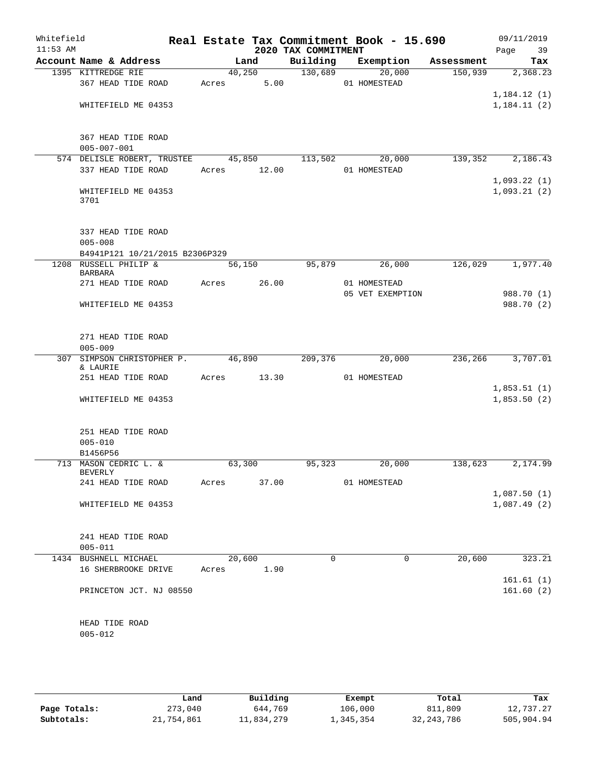Whitefield 11:53 AM

# Real Estate Tax Commitment Book - 15.690

## 2020 TAX COMMITMENT

09/11/2019 Page 39

| Account Name & Address | Land | Building | Exemption | Assessment | Tax |
|---|---|---|---|---|---|
| 1395 KITTREDGE RIE | 40,250 | 130,689 | 20,000 | 150,939 | 2,368.23 |
| 367 HEAD TIDE ROAD | Acres 5.00 | | 01 HOMESTEAD | | |
| | | | | | 1,184.12 (1) |
| WHITEFIELD ME 04353 | | | | | 1,184.11 (2) |
| 367 HEAD TIDE ROAD | | | | | |
| 005-007-001 | | | | | |
| 574 DELISLE ROBERT, TRUSTEE | 45,850 | 113,502 | 20,000 | 139,352 | 2,186.43 |
| 337 HEAD TIDE ROAD | Acres 12.00 | | 01 HOMESTEAD | | |
| | | | | | 1,093.22 (1) |
| WHITEFIELD ME 04353 3701 | | | | | 1,093.21 (2) |
| 337 HEAD TIDE ROAD | | | | | |
| 005-008 | | | | | |
| B4941P121 10/21/2015 B2306P329 | | | | | |
| 1208 RUSSELL PHILIP & BARBARA | 56,150 | 95,879 | 26,000 | 126,029 | 1,977.40 |
| 271 HEAD TIDE ROAD | Acres 26.00 | | 01 HOMESTEAD | | |
| | | | 05 VET EXEMPTION | | 988.70 (1) |
| WHITEFIELD ME 04353 | | | | | 988.70 (2) |
| 271 HEAD TIDE ROAD | | | | | |
| 005-009 | | | | | |
| 307 SIMPSON CHRISTOPHER P. & LAURIE | 46,890 | 209,376 | 20,000 | 236,266 | 3,707.01 |
| 251 HEAD TIDE ROAD | Acres 13.30 | | 01 HOMESTEAD | | |
| | | | | | 1,853.51 (1) |
| WHITEFIELD ME 04353 | | | | | 1,853.50 (2) |
| 251 HEAD TIDE ROAD | | | | | |
| 005-010 | | | | | |
| B1456P56 | | | | | |
| 713 MASON CEDRIC L. & BEVERLY | 63,300 | 95,323 | 20,000 | 138,623 | 2,174.99 |
| 241 HEAD TIDE ROAD | Acres 37.00 | | 01 HOMESTEAD | | |
| | | | | | 1,087.50 (1) |
| WHITEFIELD ME 04353 | | | | | 1,087.49 (2) |
| 241 HEAD TIDE ROAD | | | | | |
| 005-011 | | | | | |
| 1434 BUSHNELL MICHAEL | 20,600 | 0 | 0 | 20,600 | 323.21 |
| 16 SHERBROOKE DRIVE | Acres 1.90 | | | | |
| | | | | | 161.61 (1) |
| PRINCETON JCT. NJ 08550 | | | | | 161.60 (2) |
| HEAD TIDE ROAD | | | | | |
| 005-012 | | | | | |

| | Land | Building | Exempt | Total | Tax |
|---|---|---|---|---|---|
| Page Totals: | 273,040 | 644,769 | 106,000 | 811,809 | 12,737.27 |
| Subtotals: | 21,754,861 | 11,834,279 | 1,345,354 | 32,243,786 | 505,904.94 |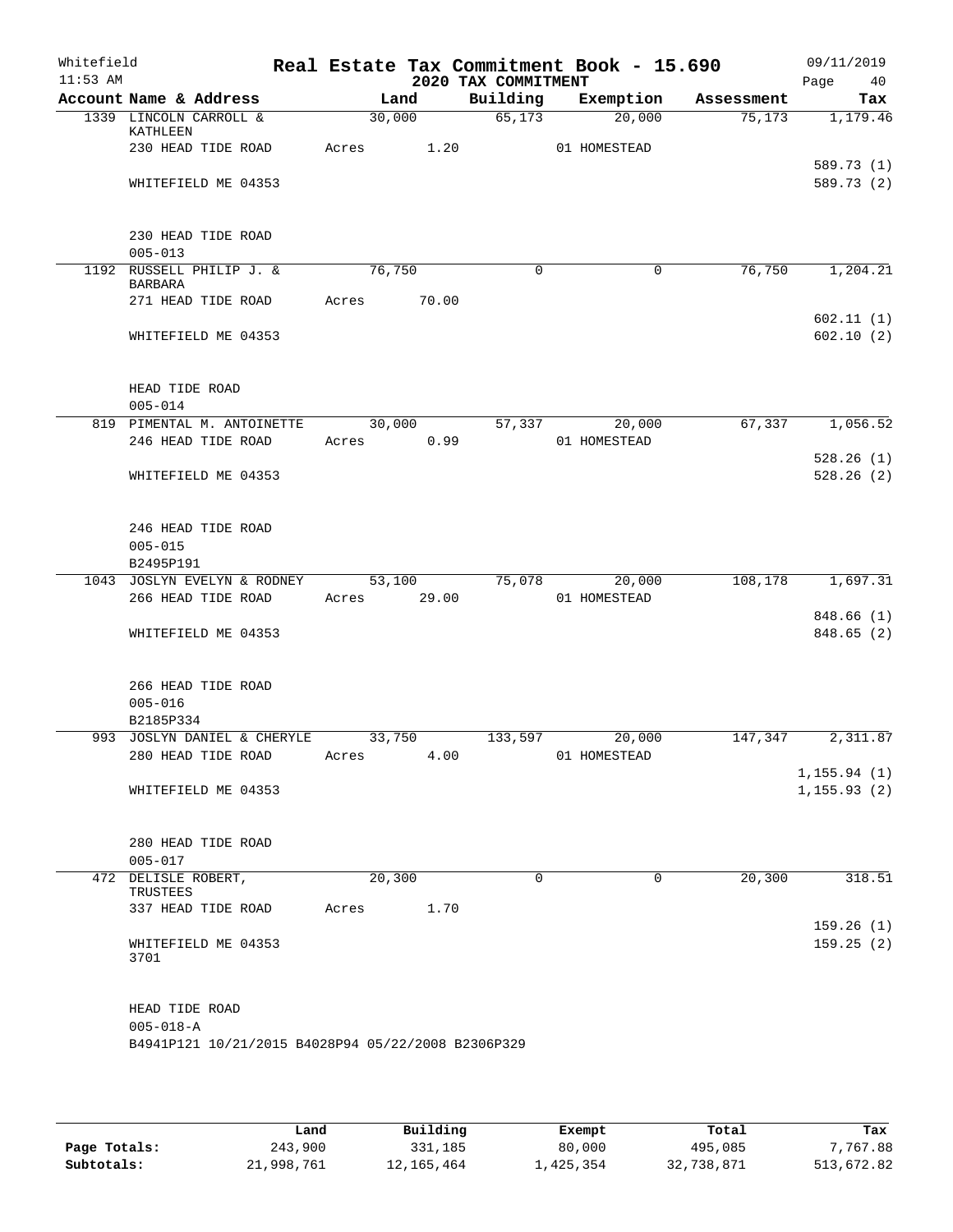Whitefield 11:53 AM

# Real Estate Tax Commitment Book - 15.690

## 2020 TAX COMMITMENT

09/11/2019 Page 40

| Account Name & Address | Land | Building | Exemption | Assessment | Tax |
|---|---|---|---|---|---|
| 1339 LINCOLN CARROLL & KATHLEEN | 30,000 | 65,173 | 20,000 | 75,173 | 1,179.46 |
| 230 HEAD TIDE ROAD | Acres 1.20 | | 01 HOMESTEAD | | |
| | | | | | 589.73 (1) |
| WHITEFIELD ME 04353 | | | | | 589.73 (2) |
| 230 HEAD TIDE ROAD | | | | | |
| 005-013 | | | | | |
| 1192 RUSSELL PHILIP J. & BARBARA | 76,750 | 0 | 0 | 76,750 | 1,204.21 |
| 271 HEAD TIDE ROAD | Acres 70.00 | | | | |
| | | | | | 602.11 (1) |
| WHITEFIELD ME 04353 | | | | | 602.10 (2) |
| HEAD TIDE ROAD | | | | | |
| 005-014 | | | | | |
| 819 PIMENTAL M. ANTOINETTE | 30,000 | 57,337 | 20,000 | 67,337 | 1,056.52 |
| 246 HEAD TIDE ROAD | Acres 0.99 | | 01 HOMESTEAD | | |
| | | | | | 528.26 (1) |
| WHITEFIELD ME 04353 | | | | | 528.26 (2) |
| 246 HEAD TIDE ROAD | | | | | |
| 005-015 | | | | | |
| B2495P191 | | | | | |
| 1043 JOSLYN EVELYN & RODNEY | 53,100 | 75,078 | 20,000 | 108,178 | 1,697.31 |
| 266 HEAD TIDE ROAD | Acres 29.00 | | 01 HOMESTEAD | | |
| | | | | | 848.66 (1) |
| WHITEFIELD ME 04353 | | | | | 848.65 (2) |
| 266 HEAD TIDE ROAD | | | | | |
| 005-016 | | | | | |
| B2185P334 | | | | | |
| 993 JOSLYN DANIEL & CHERYLE | 33,750 | 133,597 | 20,000 | 147,347 | 2,311.87 |
| 280 HEAD TIDE ROAD | Acres 4.00 | | 01 HOMESTEAD | | |
| | | | | | 1,155.94 (1) |
| WHITEFIELD ME 04353 | | | | | 1,155.93 (2) |
| 280 HEAD TIDE ROAD | | | | | |
| 005-017 | | | | | |
| 472 DELISLE ROBERT, TRUSTEES | 20,300 | 0 | 0 | 20,300 | 318.51 |
| 337 HEAD TIDE ROAD | Acres 1.70 | | | | |
| | | | | | 159.26 (1) |
| WHITEFIELD ME 04353 3701 | | | | | 159.25 (2) |
| HEAD TIDE ROAD | | | | | |
| 005-018-A | | | | | |
| B4941P121 10/21/2015 B4028P94 05/22/2008 B2306P329 | | | | | |

| | Land | Building | Exempt | Total | Tax |
|---|---|---|---|---|---|
| Page Totals: | 243,900 | 331,185 | 80,000 | 495,085 | 7,767.88 |
| Subtotals: | 21,998,761 | 12,165,464 | 1,425,354 | 32,738,871 | 513,672.82 |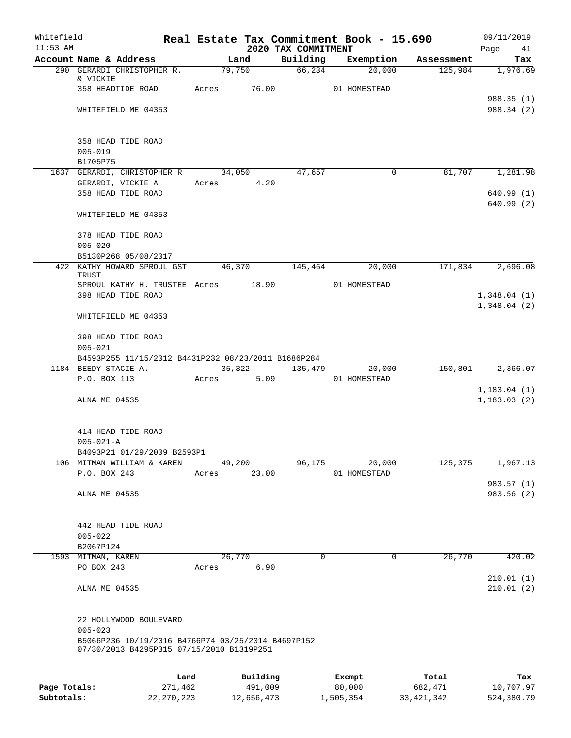Whitefield 11:53 AM

# Real Estate Tax Commitment Book - 15.690

## 2020 TAX COMMITMENT

09/11/2019

| Account Name & Address | Land | Building | Exemption | Assessment | Tax |
|---|---|---|---|---|---|
| 290 GERARDI CHRISTOPHER R. & VICKIE | 79,750 | 66,234 | 20,000 | 125,984 | 1,976.69 |
| 358 HEADTIDE ROAD | Acres 76.00 | | 01 HOMESTEAD | | |
| | | | | | 988.35 (1) |
| WHITEFIELD ME 04353 | | | | | 988.34 (2) |
| 358 HEAD TIDE ROAD | | | | | |
| 005-019 | | | | | |
| B1705P75 | | | | | |
| 1637 GERARDI, CHRISTOPHER R | 34,050 | 47,657 | 0 | 81,707 | 1,281.98 |
| GERARDI, VICKIE A | Acres 4.20 | | | | |
| 358 HEAD TIDE ROAD | | | | | 640.99 (1) |
| | | | | | 640.99 (2) |
| WHITEFIELD ME 04353 | | | | | |
| 378 HEAD TIDE ROAD | | | | | |
| 005-020 | | | | | |
| B5130P268 05/08/2017 | | | | | |
| 422 KATHY HOWARD SPROUL GST TRUST | 46,370 | 145,464 | 20,000 | 171,834 | 2,696.08 |
| SPROUL KATHY H. TRUSTEE | Acres 18.90 | | 01 HOMESTEAD | | |
| 398 HEAD TIDE ROAD | | | | | 1,348.04 (1) |
| | | | | | 1,348.04 (2) |
| WHITEFIELD ME 04353 | | | | | |
| 398 HEAD TIDE ROAD | | | | | |
| 005-021 | | | | | |
| B4593P255 11/15/2012 B4431P232 08/23/2011 B1686P284 | | | | | |
| 1184 BEEDY STACIE A. | 35,322 | 135,479 | 20,000 | 150,801 | 2,366.07 |
| P.O. BOX 113 | Acres 5.09 | | 01 HOMESTEAD | | |
| | | | | | 1,183.04 (1) |
| ALNA ME 04535 | | | | | 1,183.03 (2) |
| 414 HEAD TIDE ROAD | | | | | |
| 005-021-A | | | | | |
| B4093P21 01/29/2009 B2593P1 | | | | | |
| 106 MITMAN WILLIAM & KAREN | 49,200 | 96,175 | 20,000 | 125,375 | 1,967.13 |
| P.O. BOX 243 | Acres 23.00 | | 01 HOMESTEAD | | |
| | | | | | 983.57 (1) |
| ALNA ME 04535 | | | | | 983.56 (2) |
| 442 HEAD TIDE ROAD | | | | | |
| 005-022 | | | | | |
| B2067P124 | | | | | |
| 1593 MITMAN, KAREN | 26,770 | 0 | 0 | 26,770 | 420.02 |
| PO BOX 243 | Acres 6.90 | | | | |
| | | | | | 210.01 (1) |
| ALNA ME 04535 | | | | | 210.01 (2) |
| 22 HOLLYWOOD BOULEVARD | | | | | |
| 005-023 | | | | | |
| B5066P236 10/19/2016 B4766P74 03/25/2014 B4697P152 07/30/2013 B4295P315 07/15/2010 B1319P251 | | | | | |

| | Land | Building | Exempt | Total | Tax |
|---|---|---|---|---|---|
| Page Totals: | 271,462 | 491,009 | 80,000 | 682,471 | 10,707.97 |
| Subtotals: | 22,270,223 | 12,656,473 | 1,505,354 | 33,421,342 | 524,380.79 |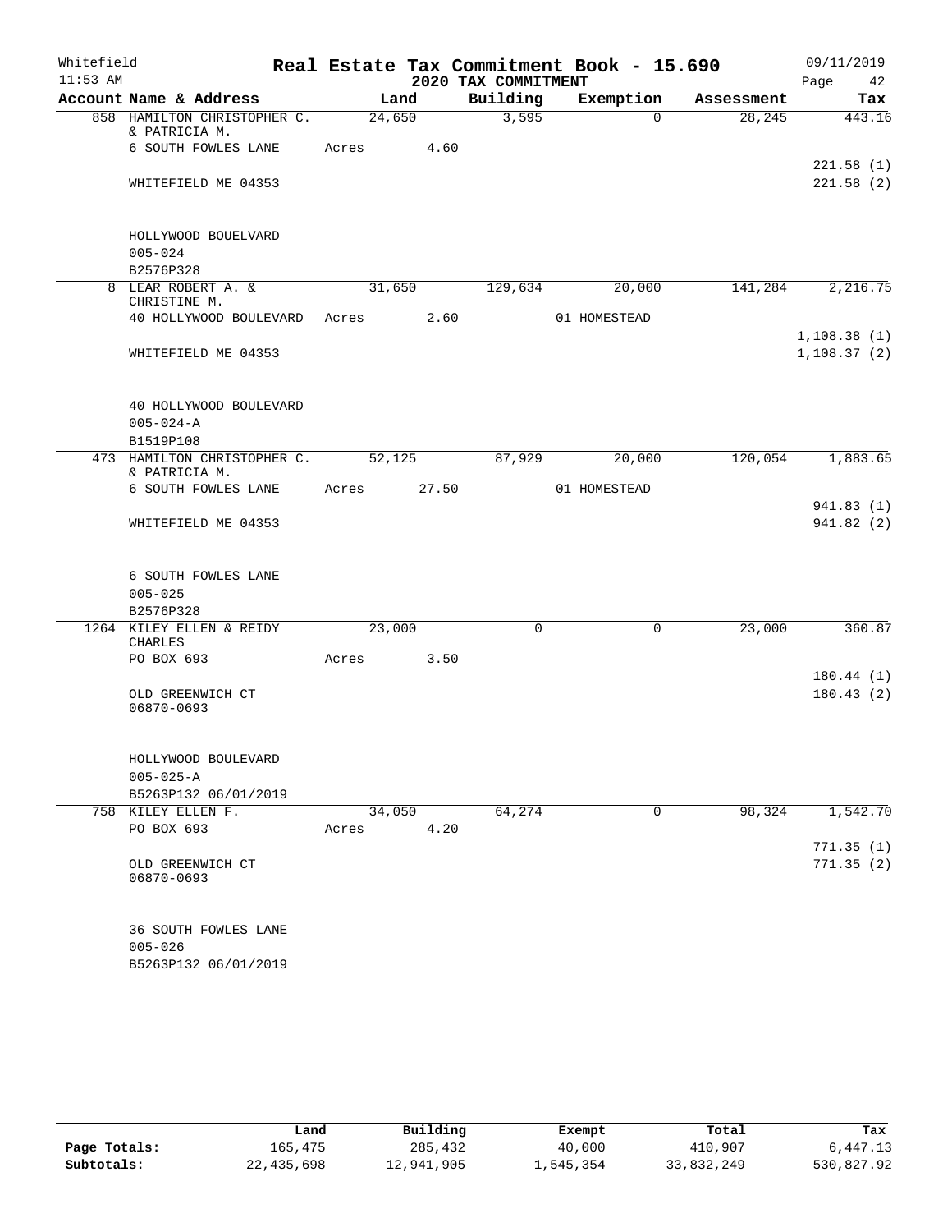Whitefield 11:53 AM

# Real Estate Tax Commitment Book - 15.690

## 2020 TAX COMMITMENT

09/11/2019 Page 42

| Account Name & Address | Land | Building | Exemption | Assessment | Tax |
|---|---|---|---|---|---|
| 858 HAMILTON CHRISTOPHER C. & PATRICIA M. | 24,650 | 3,595 | 0 | 28,245 | 443.16 |
| 6 SOUTH FOWLES LANE | Acres 4.60 | | | | |
| | | | | | 221.58 (1) |
| WHITEFIELD ME 04353 | | | | | 221.58 (2) |
| HOLLYWOOD BOUELVARD | | | | | |
| 005-024 | | | | | |
| B2576P328 | | | | | |
| 8 LEAR ROBERT A. & CHRISTINE M. | 31,650 | 129,634 | 20,000 | 141,284 | 2,216.75 |
| 40 HOLLYWOOD BOULEVARD | Acres 2.60 | | 01 HOMESTEAD | | |
| | | | | | 1,108.38 (1) |
| WHITEFIELD ME 04353 | | | | | 1,108.37 (2) |
| 40 HOLLYWOOD BOULEVARD | | | | | |
| 005-024-A | | | | | |
| B1519P108 | | | | | |
| 473 HAMILTON CHRISTOPHER C. & PATRICIA M. | 52,125 | 87,929 | 20,000 | 120,054 | 1,883.65 |
| 6 SOUTH FOWLES LANE | Acres 27.50 | | 01 HOMESTEAD | | |
| | | | | | 941.83 (1) |
| WHITEFIELD ME 04353 | | | | | 941.82 (2) |
| 6 SOUTH FOWLES LANE | | | | | |
| 005-025 | | | | | |
| B2576P328 | | | | | |
| 1264 KILEY ELLEN & REIDY CHARLES | 23,000 | 0 | 0 | 23,000 | 360.87 |
| PO BOX 693 | Acres 3.50 | | | | |
| | | | | | 180.44 (1) |
| OLD GREENWICH CT 06870-0693 | | | | | 180.43 (2) |
| HOLLYWOOD BOULEVARD | | | | | |
| 005-025-A | | | | | |
| B5263P132 06/01/2019 | | | | | |
| 758 KILEY ELLEN F. | 34,050 | 64,274 | 0 | 98,324 | 1,542.70 |
| PO BOX 693 | Acres 4.20 | | | | |
| | | | | | 771.35 (1) |
| OLD GREENWICH CT 06870-0693 | | | | | 771.35 (2) |
| 36 SOUTH FOWLES LANE | | | | | |
| 005-026 | | | | | |
| B5263P132 06/01/2019 | | | | | |

| | Land | Building | Exempt | Total | Tax |
|---|---|---|---|---|---|
| Page Totals: | 165,475 | 285,432 | 40,000 | 410,907 | 6,447.13 |
| Subtotals: | 22,435,698 | 12,941,905 | 1,545,354 | 33,832,249 | 530,827.92 |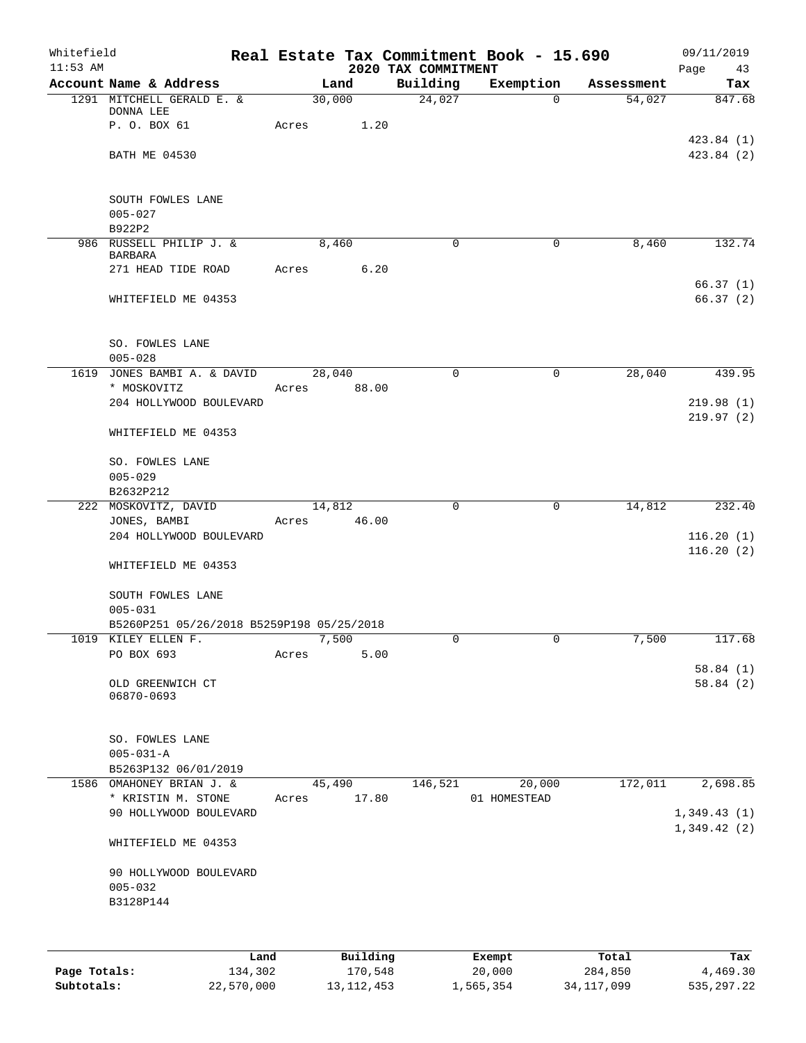Whitefield
11:53 AM

# Real Estate Tax Commitment Book - 15.690

## 2020 TAX COMMITMENT

09/11/2019

| Account Name & Address | Land | Building | Exemption | Assessment | Tax |
|---|---|---|---|---|---|
| 1291 MITCHELL GERALD E. & DONNA LEE | 30,000 | 24,027 | 0 | 54,027 | 847.68 |
| P. O. BOX 61 | Acres 1.20 | | | | |
| | | | | | 423.84 (1) |
| BATH ME 04530 | | | | | 423.84 (2) |
| SOUTH FOWLES LANE | | | | | |
| 005-027 | | | | | |
| B922P2 | | | | | |
| 986 RUSSELL PHILIP J. & BARBARA | 8,460 | 0 | 0 | 8,460 | 132.74 |
| 271 HEAD TIDE ROAD | Acres 6.20 | | | | |
| | | | | | 66.37 (1) |
| WHITEFIELD ME 04353 | | | | | 66.37 (2) |
| SO. FOWLES LANE | | | | | |
| 005-028 | | | | | |
| 1619 JONES BAMBI A. & DAVID * MOSKOVITZ | 28,040 | 0 | 0 | 28,040 | 439.95 |
| | Acres 88.00 | | | | |
| 204 HOLLYWOOD BOULEVARD | | | | | 219.98 (1) |
| | | | | | 219.97 (2) |
| WHITEFIELD ME 04353 | | | | | |
| SO. FOWLES LANE | | | | | |
| 005-029 | | | | | |
| B2632P212 | | | | | |
| 222 MOSKOVITZ, DAVID | 14,812 | 0 | 0 | 14,812 | 232.40 |
| JONES, BAMBI | Acres 46.00 | | | | |
| 204 HOLLYWOOD BOULEVARD | | | | | 116.20 (1) |
| | | | | | 116.20 (2) |
| WHITEFIELD ME 04353 | | | | | |
| SOUTH FOWLES LANE | | | | | |
| 005-031 | | | | | |
| B5260P251 05/26/2018 B5259P198 05/25/2018 | | | | | |
| 1019 KILEY ELLEN F. | 7,500 | 0 | 0 | 7,500 | 117.68 |
| PO BOX 693 | Acres 5.00 | | | | |
| | | | | | 58.84 (1) |
| OLD GREENWICH CT 06870-0693 | | | | | 58.84 (2) |
| SO. FOWLES LANE | | | | | |
| 005-031-A | | | | | |
| B5263P132 06/01/2019 | | | | | |
| 1586 OMAHONEY BRIAN J. & * KRISTIN M. STONE | 45,490 | 146,521 | 20,000 | 172,011 | 2,698.85 |
| | Acres 17.80 | | 01 HOMESTEAD | | |
| 90 HOLLYWOOD BOULEVARD | | | | | 1,349.43 (1) |
| | | | | | 1,349.42 (2) |
| WHITEFIELD ME 04353 | | | | | |
| 90 HOLLYWOOD BOULEVARD | | | | | |
| 005-032 | | | | | |
| B3128P144 | | | | | |

| | Land | Building | Exempt | Total | Tax |
|---|---|---|---|---|---|
| Page Totals: | 134,302 | 170,548 | 20,000 | 284,850 | 4,469.30 |
| Subtotals: | 22,570,000 | 13,112,453 | 1,565,354 | 34,117,099 | 535,297.22 |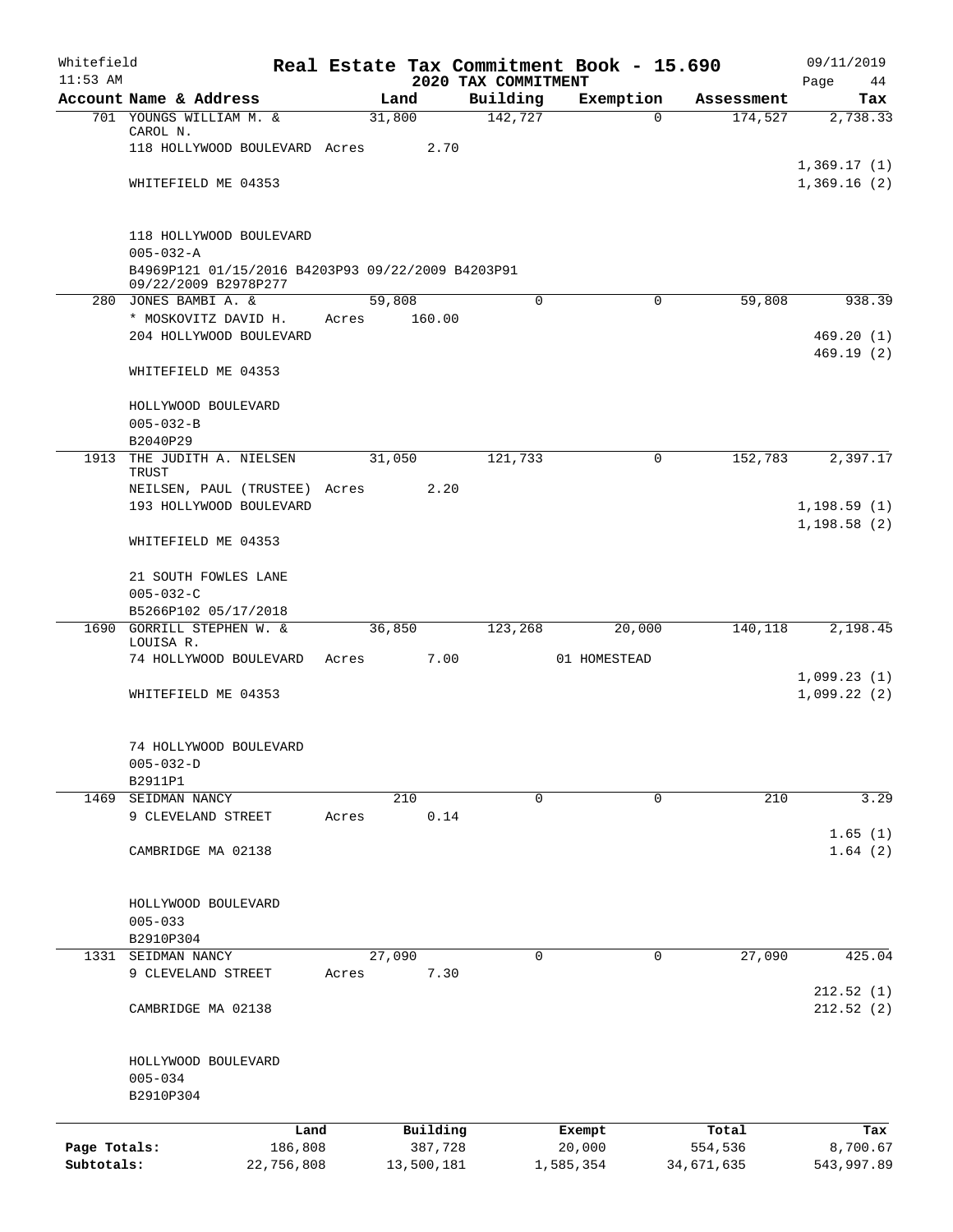Whitefield 11:53 AM

# Real Estate Tax Commitment Book - 15.690

## 2020 TAX COMMITMENT

09/11/2019

| Account Name & Address | Land | Building | Exemption | Assessment | Tax |
|---|---|---|---|---|---|
| 701 YOUNGS WILLIAM M. & CAROL N. | 31,800 | 142,727 | 0 | 174,527 | 2,738.33 |
| 118 HOLLYWOOD BOULEVARD | Acres 2.70 | | | | |
| | | | | | 1,369.17 (1) |
| WHITEFIELD ME 04353 | | | | | 1,369.16 (2) |
| 118 HOLLYWOOD BOULEVARD | | | | | |
| 005-032-A | | | | | |
| B4969P121 01/15/2016 B4203P93 09/22/2009 B4203P91 09/22/2009 B2978P277 | | | | | |
| 280 JONES BAMBI A. & | 59,808 | 0 | 0 | 59,808 | 938.39 |
| * MOSKOVITZ DAVID H. | Acres 160.00 | | | | |
| 204 HOLLYWOOD BOULEVARD | | | | | 469.20 (1) |
| | | | | | 469.19 (2) |
| WHITEFIELD ME 04353 | | | | | |
| HOLLYWOOD BOULEVARD | | | | | |
| 005-032-B | | | | | |
| B2040P29 | | | | | |
| 1913 THE JUDITH A. NIELSEN TRUST | 31,050 | 121,733 | 0 | 152,783 | 2,397.17 |
| NEILSEN, PAUL (TRUSTEE) | Acres 2.20 | | | | |
| 193 HOLLYWOOD BOULEVARD | | | | | 1,198.59 (1) |
| | | | | | 1,198.58 (2) |
| WHITEFIELD ME 04353 | | | | | |
| 21 SOUTH FOWLES LANE | | | | | |
| 005-032-C | | | | | |
| B5266P102 05/17/2018 | | | | | |
| 1690 GORRILL STEPHEN W. & LOUISA R. | 36,850 | 123,268 | 20,000 | 140,118 | 2,198.45 |
| 74 HOLLYWOOD BOULEVARD | Acres 7.00 | | 01 HOMESTEAD | | |
| | | | | | 1,099.23 (1) |
| WHITEFIELD ME 04353 | | | | | 1,099.22 (2) |
| 74 HOLLYWOOD BOULEVARD | | | | | |
| 005-032-D | | | | | |
| B2911P1 | | | | | |
| 1469 SEIDMAN NANCY | 210 | 0 | 0 | 210 | 3.29 |
| 9 CLEVELAND STREET | Acres 0.14 | | | | |
| | | | | | 1.65 (1) |
| CAMBRIDGE MA 02138 | | | | | 1.64 (2) |
| HOLLYWOOD BOULEVARD | | | | | |
| 005-033 | | | | | |
| B2910P304 | | | | | |
| 1331 SEIDMAN NANCY | 27,090 | 0 | 0 | 27,090 | 425.04 |
| 9 CLEVELAND STREET | Acres 7.30 | | | | |
| | | | | | 212.52 (1) |
| CAMBRIDGE MA 02138 | | | | | 212.52 (2) |
| HOLLYWOOD BOULEVARD | | | | | |
| 005-034 | | | | | |
| B2910P304 | | | | | |

| | Land | Building | Exempt | Total | Tax |
|---|---|---|---|---|---|
| Page Totals: | 186,808 | 387,728 | 20,000 | 554,536 | 8,700.67 |
| Subtotals: | 22,756,808 | 13,500,181 | 1,585,354 | 34,671,635 | 543,997.89 |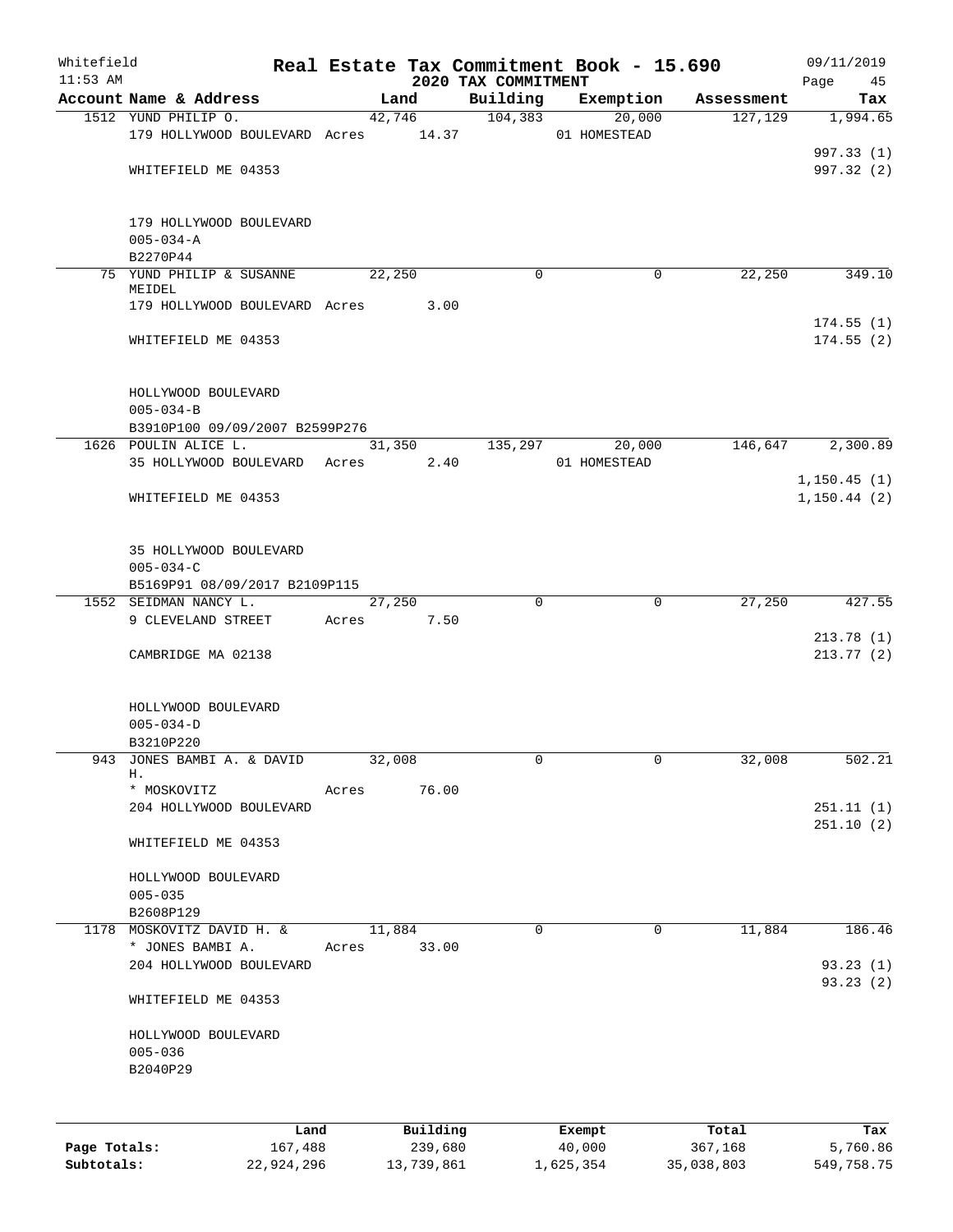Whitefield 11:53 AM

# Real Estate Tax Commitment Book - 15.690
## 2020 TAX COMMITMENT

09/11/2019

| Account Name & Address | Land | Building | Exemption | Assessment | Tax |
|---|---|---|---|---|---|
| 1512 YUND PHILIP O. | 42,746 | 104,383 | 20,000 | 127,129 | 1,994.65 |
| 179 HOLLYWOOD BOULEVARD Acres 14.37 | | | 01 HOMESTEAD | | |
| | | | | | 997.33 (1) |
| WHITEFIELD ME 04353 | | | | | 997.32 (2) |
| 179 HOLLYWOOD BOULEVARD | | | | | |
| 005-034-A | | | | | |
| B2270P44 | | | | | |
| 75 YUND PHILIP & SUSANNE MEIDEL | 22,250 | 0 | 0 | 22,250 | 349.10 |
| 179 HOLLYWOOD BOULEVARD Acres 3.00 | | | | | |
| | | | | | 174.55 (1) |
| WHITEFIELD ME 04353 | | | | | 174.55 (2) |
| HOLLYWOOD BOULEVARD | | | | | |
| 005-034-B | | | | | |
| B3910P100 09/09/2007 B2599P276 | | | | | |
| 1626 POULIN ALICE L. | 31,350 | 135,297 | 20,000 | 146,647 | 2,300.89 |
| 35 HOLLYWOOD BOULEVARD Acres 2.40 | | | 01 HOMESTEAD | | |
| | | | | | 1,150.45 (1) |
| WHITEFIELD ME 04353 | | | | | 1,150.44 (2) |
| 35 HOLLYWOOD BOULEVARD | | | | | |
| 005-034-C | | | | | |
| B5169P91 08/09/2017 B2109P115 | | | | | |
| 1552 SEIDMAN NANCY L. | 27,250 | 0 | 0 | 27,250 | 427.55 |
| 9 CLEVELAND STREET Acres 7.50 | | | | | |
| | | | | | 213.78 (1) |
| CAMBRIDGE MA 02138 | | | | | 213.77 (2) |
| HOLLYWOOD BOULEVARD | | | | | |
| 005-034-D | | | | | |
| B3210P220 | | | | | |
| 943 JONES BAMBI A. & DAVID H. | 32,008 | 0 | 0 | 32,008 | 502.21 |
| * MOSKOVITZ Acres 76.00 | | | | | |
| 204 HOLLYWOOD BOULEVARD | | | | | 251.11 (1) |
| | | | | | 251.10 (2) |
| WHITEFIELD ME 04353 | | | | | |
| HOLLYWOOD BOULEVARD | | | | | |
| 005-035 | | | | | |
| B2608P129 | | | | | |
| 1178 MOSKOVITZ DAVID H. & | 11,884 | 0 | 0 | 11,884 | 186.46 |
| * JONES BAMBI A. Acres 33.00 | | | | | |
| 204 HOLLYWOOD BOULEVARD | | | | | 93.23 (1) |
| | | | | | 93.23 (2) |
| WHITEFIELD ME 04353 | | | | | |
| HOLLYWOOD BOULEVARD | | | | | |
| 005-036 | | | | | |
| B2040P29 | | | | | |

| | Land | Building | Exempt | Total | Tax |
|---|---|---|---|---|---|
| Page Totals: | 167,488 | 239,680 | 40,000 | 367,168 | 5,760.86 |
| Subtotals: | 22,924,296 | 13,739,861 | 1,625,354 | 35,038,803 | 549,758.75 |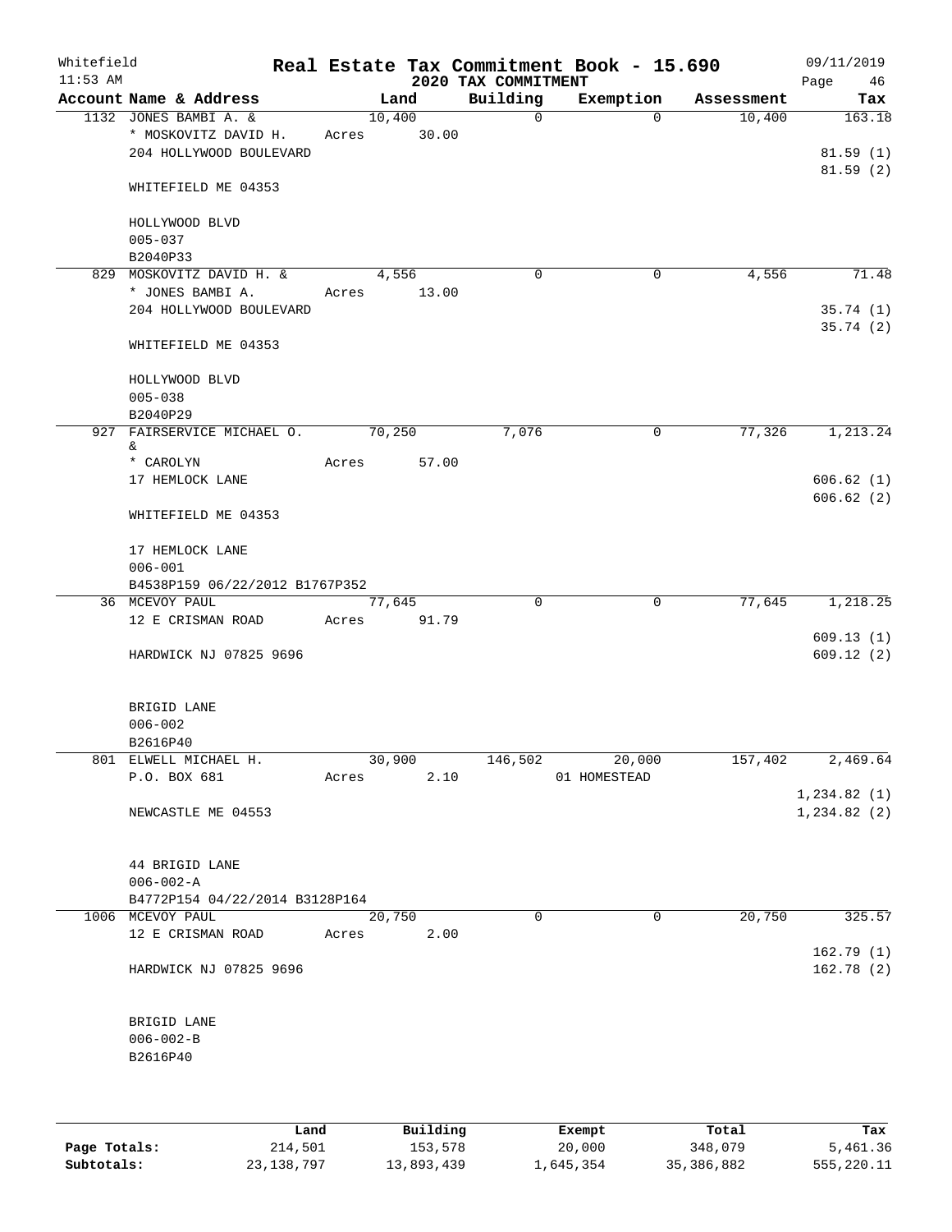Whitefield 11:53 AM

# Real Estate Tax Commitment Book - 15.690

## 2020 TAX COMMITMENT

09/11/2019

| Account | Name & Address | Land | Building | Exemption | Assessment | Tax |
|---|---|---|---|---|---|---|
| 1132 | JONES BAMBI A. & | 10,400 | 0 | 0 | 10,400 | 163.18 |
| | * MOSKOVITZ DAVID H. | Acres 30.00 | | | | |
| | 204 HOLLYWOOD BOULEVARD | | | | | 81.59 (1) |
| | | | | | | 81.59 (2) |
| | WHITEFIELD ME 04353 | | | | | |
| | HOLLYWOOD BLVD | | | | | |
| | 005-037 | | | | | |
| | B2040P33 | | | | | |
| 829 | MOSKOVITZ DAVID H. & | 4,556 | 0 | 0 | 4,556 | 71.48 |
| | * JONES BAMBI A. | Acres 13.00 | | | | |
| | 204 HOLLYWOOD BOULEVARD | | | | | 35.74 (1) |
| | | | | | | 35.74 (2) |
| | WHITEFIELD ME 04353 | | | | | |
| | HOLLYWOOD BLVD | | | | | |
| | 005-038 | | | | | |
| | B2040P29 | | | | | |
| 927 | FAIRSERVICE MICHAEL O. & | 70,250 | 7,076 | 0 | 77,326 | 1,213.24 |
| | * CAROLYN | Acres 57.00 | | | | |
| | 17 HEMLOCK LANE | | | | | 606.62 (1) |
| | | | | | | 606.62 (2) |
| | WHITEFIELD ME 04353 | | | | | |
| | 17 HEMLOCK LANE | | | | | |
| | 006-001 | | | | | |
| | B4538P159 06/22/2012 B1767P352 | | | | | |
| 36 | MCEVOY PAUL | 77,645 | 0 | 0 | 77,645 | 1,218.25 |
| | 12 E CRISMAN ROAD | Acres 91.79 | | | | |
| | | | | | | 609.13 (1) |
| | HARDWICK NJ 07825 9696 | | | | | 609.12 (2) |
| | BRIGID LANE | | | | | |
| | 006-002 | | | | | |
| | B2616P40 | | | | | |
| 801 | ELWELL MICHAEL H. | 30,900 | 146,502 | 20,000 | 157,402 | 2,469.64 |
| | P.O. BOX 681 | Acres 2.10 | | 01 HOMESTEAD | | |
| | | | | | | 1,234.82 (1) |
| | NEWCASTLE ME 04553 | | | | | 1,234.82 (2) |
| | 44 BRIGID LANE | | | | | |
| | 006-002-A | | | | | |
| | B4772P154 04/22/2014 B3128P164 | | | | | |
| 1006 | MCEVOY PAUL | 20,750 | 0 | 0 | 20,750 | 325.57 |
| | 12 E CRISMAN ROAD | Acres 2.00 | | | | |
| | | | | | | 162.79 (1) |
| | HARDWICK NJ 07825 9696 | | | | | 162.78 (2) |
| | BRIGID LANE | | | | | |
| | 006-002-B | | | | | |
| | B2616P40 | | | | | |

| | Land | Building | Exempt | Total | Tax |
|---|---|---|---|---|---|
| Page Totals: | 214,501 | 153,578 | 20,000 | 348,079 | 5,461.36 |
| Subtotals: | 23,138,797 | 13,893,439 | 1,645,354 | 35,386,882 | 555,220.11 |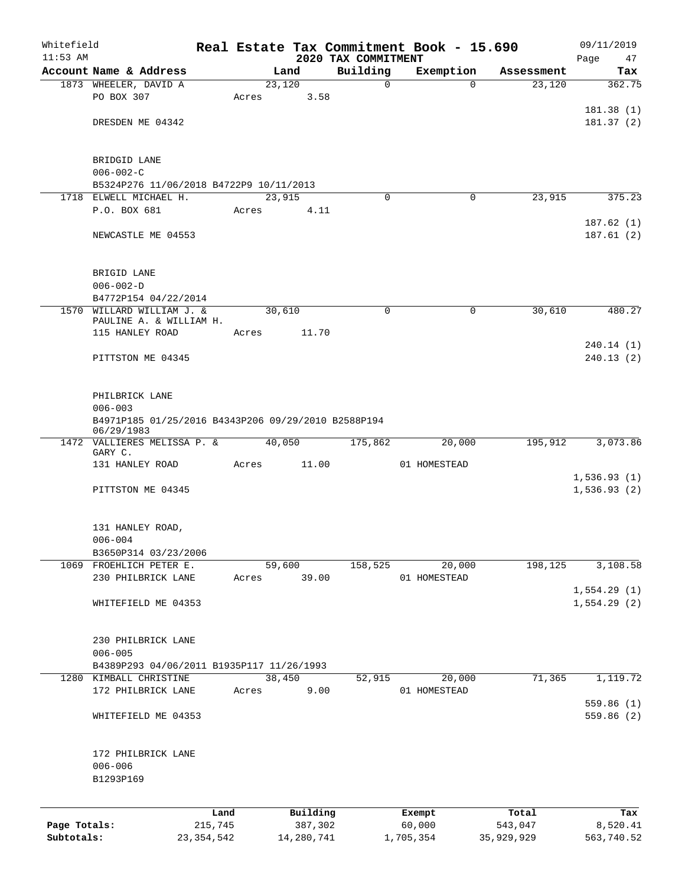Whitefield 11:53 AM

# Real Estate Tax Commitment Book - 15.690

## 2020 TAX COMMITMENT

09/11/2019 Page 47

| Account Name & Address | Land | Building | Exemption | Assessment | Tax |
|---|---|---|---|---|---|
| 1873 WHEELER, DAVID A | 23,120 | 0 | 0 | 23,120 | 362.75 |
| PO BOX 307 | Acres 3.58 | | | | |
| | | | | | 181.38 (1) |
| DRESDEN ME 04342 | | | | | 181.37 (2) |
| BRIDGID LANE | | | | | |
| 006-002-C | | | | | |
| B5324P276 11/06/2018 B4722P9 10/11/2013 | | | | | |
| 1718 ELWELL MICHAEL H. | 23,915 | 0 | 0 | 23,915 | 375.23 |
| P.O. BOX 681 | Acres 4.11 | | | | |
| | | | | | 187.62 (1) |
| NEWCASTLE ME 04553 | | | | | 187.61 (2) |
| BRIGID LANE | | | | | |
| 006-002-D | | | | | |
| B4772P154 04/22/2014 | | | | | |
| 1570 WILLARD WILLIAM J. & PAULINE A. & WILLIAM H. | 30,610 | 0 | 0 | 30,610 | 480.27 |
| 115 HANLEY ROAD | Acres 11.70 | | | | |
| | | | | | 240.14 (1) |
| PITTSTON ME 04345 | | | | | 240.13 (2) |
| PHILBRICK LANE | | | | | |
| 006-003 | | | | | |
| B4971P185 01/25/2016 B4343P206 09/29/2010 B2588P194 06/29/1983 | | | | | |
| 1472 VALLIERES MELISSA P. & GARY C. | 40,050 | 175,862 | 20,000 | 195,912 | 3,073.86 |
| 131 HANLEY ROAD | Acres 11.00 | | 01 HOMESTEAD | | |
| | | | | | 1,536.93 (1) |
| PITTSTON ME 04345 | | | | | 1,536.93 (2) |
| 131 HANLEY ROAD, | | | | | |
| 006-004 | | | | | |
| B3650P314 03/23/2006 | | | | | |
| 1069 FROEHLICH PETER E. | 59,600 | 158,525 | 20,000 | 198,125 | 3,108.58 |
| 230 PHILBRICK LANE | Acres 39.00 | | 01 HOMESTEAD | | |
| | | | | | 1,554.29 (1) |
| WHITEFIELD ME 04353 | | | | | 1,554.29 (2) |
| 230 PHILBRICK LANE | | | | | |
| 006-005 | | | | | |
| B4389P293 04/06/2011 B1935P117 11/26/1993 | | | | | |
| 1280 KIMBALL CHRISTINE | 38,450 | 52,915 | 20,000 | 71,365 | 1,119.72 |
| 172 PHILBRICK LANE | Acres 9.00 | | 01 HOMESTEAD | | |
| | | | | | 559.86 (1) |
| WHITEFIELD ME 04353 | | | | | 559.86 (2) |
| 172 PHILBRICK LANE | | | | | |
| 006-006 | | | | | |
| B1293P169 | | | | | |

| | Land | Building | Exempt | Total | Tax |
|---|---|---|---|---|---|
| Page Totals: | 215,745 | 387,302 | 60,000 | 543,047 | 8,520.41 |
| Subtotals: | 23,354,542 | 14,280,741 | 1,705,354 | 35,929,929 | 563,740.52 |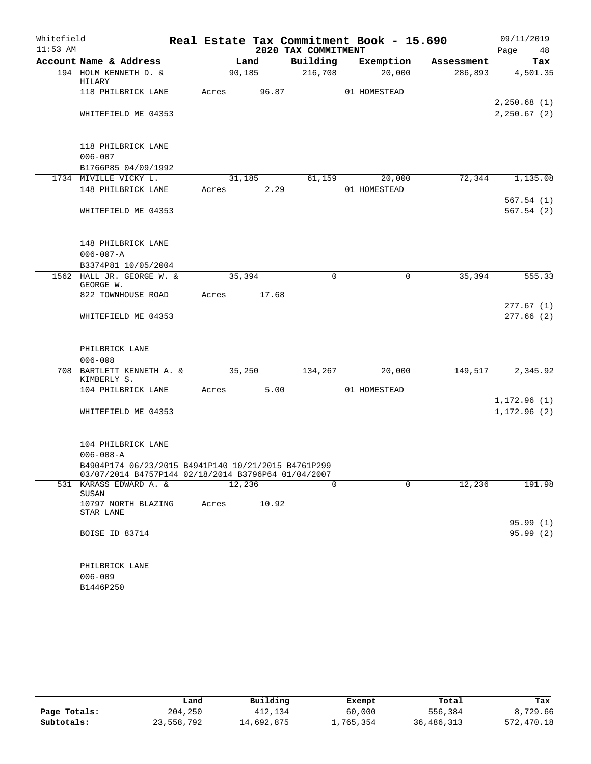Whitefield 11:53 AM

# Real Estate Tax Commitment Book - 15.690
## 2020 TAX COMMITMENT

09/11/2019 Page 48

| Account Name & Address | Land | Building | Exemption | Assessment | Tax |
|---|---|---|---|---|---|
| 194 HOLM KENNETH D. & HILARY | 90,185 | 216,708 | 20,000 | 286,893 | 4,501.35 |
| 118 PHILBRICK LANE | Acres 96.87 | | 01 HOMESTEAD | | |
| | | | | | 2,250.68 (1) |
| WHITEFIELD ME 04353 | | | | | 2,250.67 (2) |
| 118 PHILBRICK LANE | | | | | |
| 006-007 | | | | | |
| B1766P85 04/09/1992 | | | | | |
| 1734 MIVILLE VICKY L. | 31,185 | 61,159 | 20,000 | 72,344 | 1,135.08 |
| 148 PHILBRICK LANE | Acres 2.29 | | 01 HOMESTEAD | | |
| | | | | | 567.54 (1) |
| WHITEFIELD ME 04353 | | | | | 567.54 (2) |
| 148 PHILBRICK LANE | | | | | |
| 006-007-A | | | | | |
| B3374P81 10/05/2004 | | | | | |
| 1562 HALL JR. GEORGE W. & GEORGE W. | 35,394 | 0 | 0 | 35,394 | 555.33 |
| 822 TOWNHOUSE ROAD | Acres 17.68 | | | | |
| | | | | | 277.67 (1) |
| WHITEFIELD ME 04353 | | | | | 277.66 (2) |
| PHILBRICK LANE | | | | | |
| 006-008 | | | | | |
| 708 BARTLETT KENNETH A. & KIMBERLY S. | 35,250 | 134,267 | 20,000 | 149,517 | 2,345.92 |
| 104 PHILBRICK LANE | Acres 5.00 | | 01 HOMESTEAD | | |
| | | | | | 1,172.96 (1) |
| WHITEFIELD ME 04353 | | | | | 1,172.96 (2) |
| 104 PHILBRICK LANE | | | | | |
| 006-008-A | | | | | |
| B4904P174 06/23/2015 B4941P140 10/21/2015 B4761P299 03/07/2014 B4757P144 02/18/2014 B3796P64 01/04/2007 | | | | | |
| 531 KARASS EDWARD A. & SUSAN | 12,236 | 0 | 0 | 12,236 | 191.98 |
| 10797 NORTH BLAZING STAR LANE | Acres 10.92 | | | | |
| | | | | | 95.99 (1) |
| BOISE ID 83714 | | | | | 95.99 (2) |
| PHILBRICK LANE | | | | | |
| 006-009 | | | | | |
| B1446P250 | | | | | |

| | Land | Building | Exempt | Total | Tax |
|---|---|---|---|---|---|
| Page Totals: | 204,250 | 412,134 | 60,000 | 556,384 | 8,729.66 |
| Subtotals: | 23,558,792 | 14,692,875 | 1,765,354 | 36,486,313 | 572,470.18 |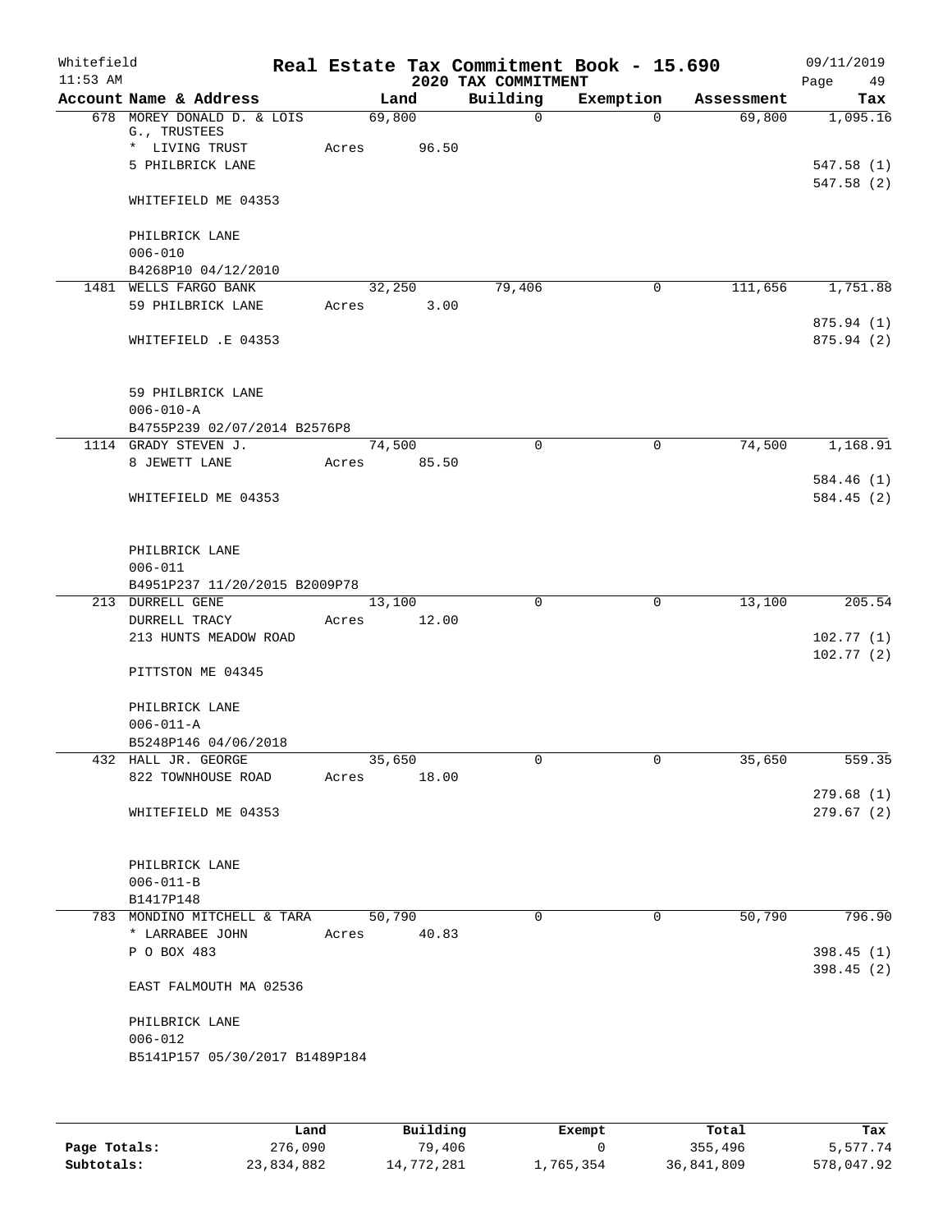Whitefield
11:53 AM

# Real Estate Tax Commitment Book - 15.690

## 2020 TAX COMMITMENT

09/11/2019

| Account Name & Address | Land | Building | Exemption | Assessment | Tax |
|---|---|---|---|---|---|
| 678 MOREY DONALD D. & LOIS G., TRUSTEES | 69,800 | 0 | 0 | 69,800 | 1,095.16 |
| * LIVING TRUST | Acres 96.50 | | | | |
| 5 PHILBRICK LANE | | | | | 547.58 (1) |
| | | | | | 547.58 (2) |
| WHITEFIELD ME 04353 | | | | | |
| PHILBRICK LANE | | | | | |
| 006-010 | | | | | |
| B4268P10 04/12/2010 | | | | | |
| 1481 WELLS FARGO BANK | 32,250 | 79,406 | 0 | 111,656 | 1,751.88 |
| 59 PHILBRICK LANE | Acres 3.00 | | | | |
| | | | | | 875.94 (1) |
| WHITEFIELD .E 04353 | | | | | 875.94 (2) |
| 59 PHILBRICK LANE | | | | | |
| 006-010-A | | | | | |
| B4755P239 02/07/2014 B2576P8 | | | | | |
| 1114 GRADY STEVEN J. | 74,500 | 0 | 0 | 74,500 | 1,168.91 |
| 8 JEWETT LANE | Acres 85.50 | | | | |
| | | | | | 584.46 (1) |
| WHITEFIELD ME 04353 | | | | | 584.45 (2) |
| PHILBRICK LANE | | | | | |
| 006-011 | | | | | |
| B4951P237 11/20/2015 B2009P78 | | | | | |
| 213 DURRELL GENE | 13,100 | 0 | 0 | 13,100 | 205.54 |
| DURRELL TRACY | Acres 12.00 | | | | |
| 213 HUNTS MEADOW ROAD | | | | | 102.77 (1) |
| | | | | | 102.77 (2) |
| PITTSTON ME 04345 | | | | | |
| PHILBRICK LANE | | | | | |
| 006-011-A | | | | | |
| B5248P146 04/06/2018 | | | | | |
| 432 HALL JR. GEORGE | 35,650 | 0 | 0 | 35,650 | 559.35 |
| 822 TOWNHOUSE ROAD | Acres 18.00 | | | | |
| | | | | | 279.68 (1) |
| WHITEFIELD ME 04353 | | | | | 279.67 (2) |
| PHILBRICK LANE | | | | | |
| 006-011-B | | | | | |
| B1417P148 | | | | | |
| 783 MONDINO MITCHELL & TARA | 50,790 | 0 | 0 | 50,790 | 796.90 |
| * LARRABEE JOHN | Acres 40.83 | | | | |
| P O BOX 483 | | | | | 398.45 (1) |
| | | | | | 398.45 (2) |
| EAST FALMOUTH MA 02536 | | | | | |
| PHILBRICK LANE | | | | | |
| 006-012 | | | | | |
| B5141P157 05/30/2017 B1489P184 | | | | | |

| | Land | Building | Exempt | Total | Tax |
|---|---|---|---|---|---|
| **Page Totals:** | 276,090 | 79,406 | 0 | 355,496 | 5,577.74 |
| **Subtotals:** | 23,834,882 | 14,772,281 | 1,765,354 | 36,841,809 | 578,047.92 |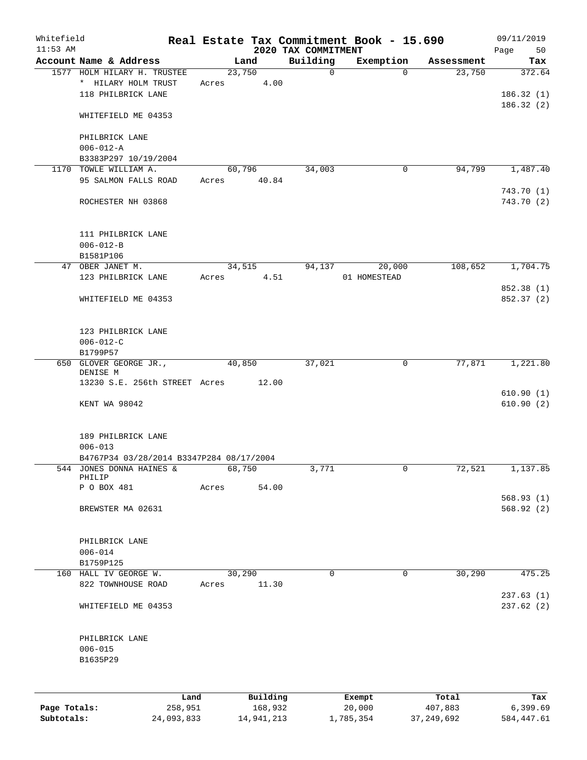Whitefield 11:53 AM

# Real Estate Tax Commitment Book - 15.690

## 2020 TAX COMMITMENT

09/11/2019

| Account Name & Address | Land | Building | Exemption | Assessment | Tax |
|---|---|---|---|---|---|
| 1577 HOLM HILARY H. TRUSTEE | 23,750 | 0 | 0 | 23,750 | 372.64 |
| * HILARY HOLM TRUST | Acres 4.00 | | | | |
| 118 PHILBRICK LANE | | | | | 186.32 (1) |
| | | | | | 186.32 (2) |
| WHITEFIELD ME 04353 | | | | | |
| PHILBRICK LANE | | | | | |
| 006-012-A | | | | | |
| B3383P297 10/19/2004 | | | | | |
| 1170 TOWLE WILLIAM A. | 60,796 | 34,003 | 0 | 94,799 | 1,487.40 |
| 95 SALMON FALLS ROAD | Acres 40.84 | | | | |
| | | | | | 743.70 (1) |
| ROCHESTER NH 03868 | | | | | 743.70 (2) |
| 111 PHILBRICK LANE | | | | | |
| 006-012-B | | | | | |
| B1581P106 | | | | | |
| 47 OBER JANET M. | 34,515 | 94,137 | 20,000 | 108,652 | 1,704.75 |
| 123 PHILBRICK LANE | Acres 4.51 | | 01 HOMESTEAD | | |
| | | | | | 852.38 (1) |
| WHITEFIELD ME 04353 | | | | | 852.37 (2) |
| 123 PHILBRICK LANE | | | | | |
| 006-012-C | | | | | |
| B1799P57 | | | | | |
| 650 GLOVER GEORGE JR., DENISE M | 40,850 | 37,021 | 0 | 77,871 | 1,221.80 |
| 13230 S.E. 256th STREET | Acres 12.00 | | | | |
| | | | | | 610.90 (1) |
| KENT WA 98042 | | | | | 610.90 (2) |
| 189 PHILBRICK LANE | | | | | |
| 006-013 | | | | | |
| B4767P34 03/28/2014 B3347P284 08/17/2004 | | | | | |
| 544 JONES DONNA HAINES & PHILIP | 68,750 | 3,771 | 0 | 72,521 | 1,137.85 |
| P O BOX 481 | Acres 54.00 | | | | |
| | | | | | 568.93 (1) |
| BREWSTER MA 02631 | | | | | 568.92 (2) |
| PHILBRICK LANE | | | | | |
| 006-014 | | | | | |
| B1759P125 | | | | | |
| 160 HALL IV GEORGE W. | 30,290 | 0 | 0 | 30,290 | 475.25 |
| 822 TOWNHOUSE ROAD | Acres 11.30 | | | | |
| | | | | | 237.63 (1) |
| WHITEFIELD ME 04353 | | | | | 237.62 (2) |
| PHILBRICK LANE | | | | | |
| 006-015 | | | | | |
| B1635P29 | | | | | |

| | Land | Building | Exempt | Total | Tax |
|---|---|---|---|---|---|
| Page Totals: | 258,951 | 168,932 | 20,000 | 407,883 | 6,399.69 |
| Subtotals: | 24,093,833 | 14,941,213 | 1,785,354 | 37,249,692 | 584,447.61 |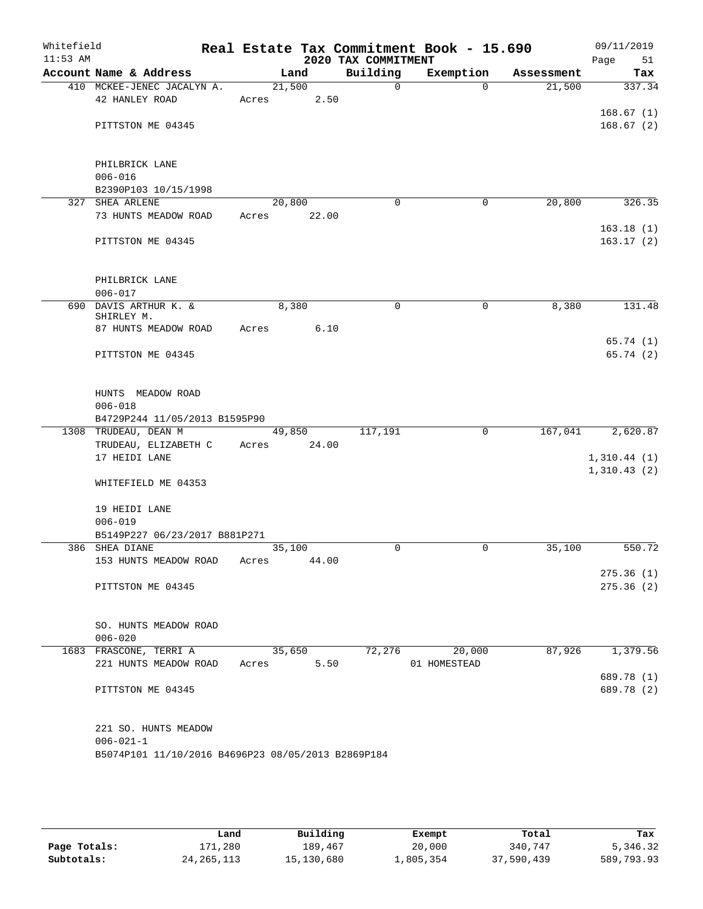Whitefield 11:53 AM

# Real Estate Tax Commitment Book - 15.690

## 2020 TAX COMMITMENT

09/11/2019 Page 51

| Account Name & Address | Land | Building | Exemption | Assessment | Tax |
|---|---|---|---|---|---|
| 410 MCKEE-JENEC JACALYN A. | 21,500 | 0 | 0 | 21,500 | 337.34 |
| 42 HANLEY ROAD | Acres 2.50 | | | | |
| | | | | | 168.67 (1) |
| PITTSTON ME 04345 | | | | | 168.67 (2) |
| PHILBRICK LANE | | | | | |
| 006-016 | | | | | |
| B2390P103 10/15/1998 | | | | | |
| 327 SHEA ARLENE | 20,800 | 0 | 0 | 20,800 | 326.35 |
| 73 HUNTS MEADOW ROAD | Acres 22.00 | | | | |
| | | | | | 163.18 (1) |
| PITTSTON ME 04345 | | | | | 163.17 (2) |
| PHILBRICK LANE | | | | | |
| 006-017 | | | | | |
| 690 DAVIS ARTHUR K. & SHIRLEY M. | 8,380 | 0 | 0 | 8,380 | 131.48 |
| 87 HUNTS MEADOW ROAD | Acres 6.10 | | | | |
| | | | | | 65.74 (1) |
| PITTSTON ME 04345 | | | | | 65.74 (2) |
| HUNTS MEADOW ROAD | | | | | |
| 006-018 | | | | | |
| B4729P244 11/05/2013 B1595P90 | | | | | |
| 1308 TRUDEAU, DEAN M | 49,850 | 117,191 | 0 | 167,041 | 2,620.87 |
| TRUDEAU, ELIZABETH C | Acres 24.00 | | | | |
| 17 HEIDI LANE | | | | | 1,310.44 (1) |
| | | | | | 1,310.43 (2) |
| WHITEFIELD ME 04353 | | | | | |
| 19 HEIDI LANE | | | | | |
| 006-019 | | | | | |
| B5149P227 06/23/2017 B881P271 | | | | | |
| 386 SHEA DIANE | 35,100 | 0 | 0 | 35,100 | 550.72 |
| 153 HUNTS MEADOW ROAD | Acres 44.00 | | | | |
| | | | | | 275.36 (1) |
| PITTSTON ME 04345 | | | | | 275.36 (2) |
| SO. HUNTS MEADOW ROAD | | | | | |
| 006-020 | | | | | |
| 1683 FRASCONE, TERRI A | 35,650 | 72,276 | 20,000 | 87,926 | 1,379.56 |
| 221 HUNTS MEADOW ROAD | Acres 5.50 | | 01 HOMESTEAD | | |
| | | | | | 689.78 (1) |
| PITTSTON ME 04345 | | | | | 689.78 (2) |
| 221 SO. HUNTS MEADOW | | | | | |
| 006-021-1 | | | | | |
| B5074P101 11/10/2016 B4696P23 08/05/2013 B2869P184 | | | | | |

| | Land | Building | Exempt | Total | Tax |
|---|---|---|---|---|---|
| Page Totals: | 171,280 | 189,467 | 20,000 | 340,747 | 5,346.32 |
| Subtotals: | 24,265,113 | 15,130,680 | 1,805,354 | 37,590,439 | 589,793.93 |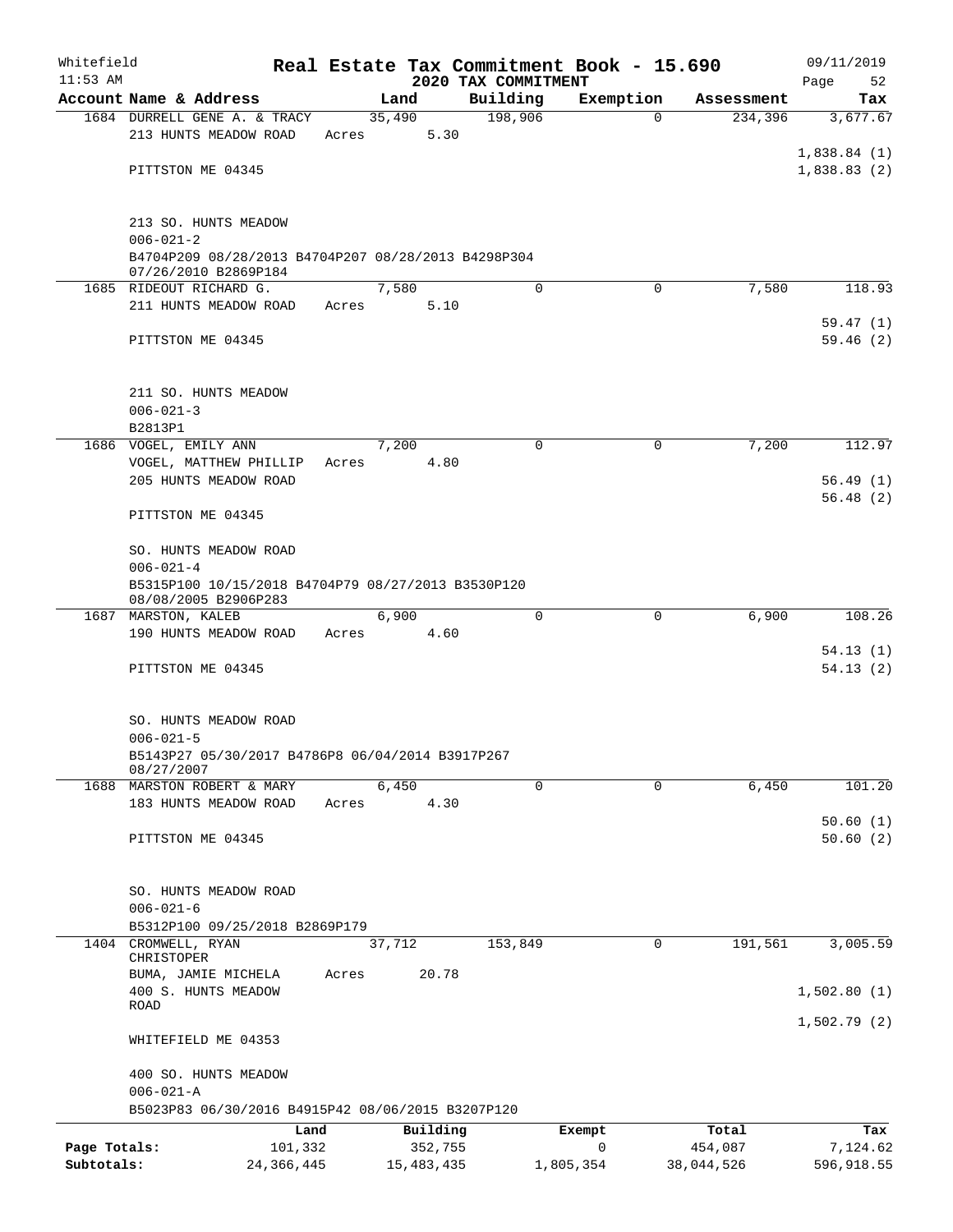Whitefield 11:53 AM — Real Estate Tax Commitment Book - 15.690 — 2020 TAX COMMITMENT — 09/11/2019 Page 52

| Account Name & Address | Land | Building | Exemption | Assessment | Tax |
|---|---|---|---|---|---|
| 1684 DURRELL GENE A. & TRACY | 35,490 | 198,906 | 0 | 234,396 | 3,677.67 |
| 213 HUNTS MEADOW ROAD | Acres 5.30 | | | | |
| | | | | | 1,838.84 (1) |
| PITTSTON ME 04345 | | | | | 1,838.83 (2) |
| 213 SO. HUNTS MEADOW | | | | | |
| 006-021-2 | | | | | |
| B4704P209 08/28/2013 B4704P207 08/28/2013 B4298P304 07/26/2010 B2869P184 | | | | | |
| 1685 RIDEOUT RICHARD G. | 7,580 | 0 | 0 | 7,580 | 118.93 |
| 211 HUNTS MEADOW ROAD | Acres 5.10 | | | | |
| | | | | | 59.47 (1) |
| PITTSTON ME 04345 | | | | | 59.46 (2) |
| 211 SO. HUNTS MEADOW | | | | | |
| 006-021-3 | | | | | |
| B2813P1 | | | | | |
| 1686 VOGEL, EMILY ANN | 7,200 | 0 | 0 | 7,200 | 112.97 |
| VOGEL, MATTHEW PHILLIP | Acres 4.80 | | | | |
| 205 HUNTS MEADOW ROAD | | | | | 56.49 (1) |
| | | | | | 56.48 (2) |
| PITTSTON ME 04345 | | | | | |
| SO. HUNTS MEADOW ROAD | | | | | |
| 006-021-4 | | | | | |
| B5315P100 10/15/2018 B4704P79 08/27/2013 B3530P120 08/08/2005 B2906P283 | | | | | |
| 1687 MARSTON, KALEB | 6,900 | 0 | 0 | 6,900 | 108.26 |
| 190 HUNTS MEADOW ROAD | Acres 4.60 | | | | |
| | | | | | 54.13 (1) |
| PITTSTON ME 04345 | | | | | 54.13 (2) |
| SO. HUNTS MEADOW ROAD | | | | | |
| 006-021-5 | | | | | |
| B5143P27 05/30/2017 B4786P8 06/04/2014 B3917P267 08/27/2007 | | | | | |
| 1688 MARSTON ROBERT & MARY | 6,450 | 0 | 0 | 6,450 | 101.20 |
| 183 HUNTS MEADOW ROAD | Acres 4.30 | | | | |
| | | | | | 50.60 (1) |
| PITTSTON ME 04345 | | | | | 50.60 (2) |
| SO. HUNTS MEADOW ROAD | | | | | |
| 006-021-6 | | | | | |
| B5312P100 09/25/2018 B2869P179 | | | | | |
| 1404 CROMWELL, RYAN CHRISTOPER | 37,712 | 153,849 | 0 | 191,561 | 3,005.59 |
| BUMA, JAMIE MICHELA | Acres 20.78 | | | | |
| 400 S. HUNTS MEADOW ROAD | | | | | 1,502.80 (1) |
| | | | | | 1,502.79 (2) |
| WHITEFIELD ME 04353 | | | | | |
| 400 SO. HUNTS MEADOW | | | | | |
| 006-021-A | | | | | |
| B5023P83 06/30/2016 B4915P42 08/06/2015 B3207P120 | | | | | |

| | Land | Building | Exempt | Total | Tax |
|---|---|---|---|---|---|
| Page Totals: | 101,332 | 352,755 | 0 | 454,087 | 7,124.62 |
| Subtotals: | 24,366,445 | 15,483,435 | 1,805,354 | 38,044,526 | 596,918.55 |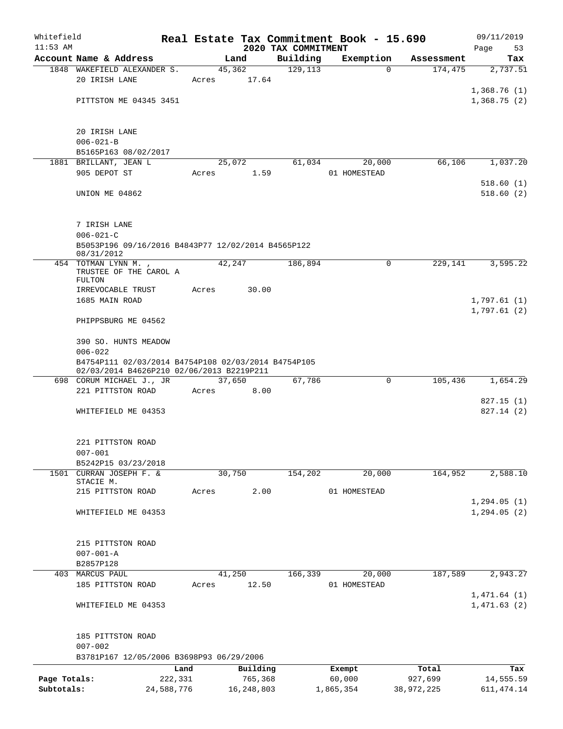Whitefield 11:53 AM

# Real Estate Tax Commitment Book - 15.690

## 2020 TAX COMMITMENT

09/11/2019

| Account Name & Address | Land | Building | Exemption | Assessment | Tax |
|---|---|---|---|---|---|
| 1848 WAKEFIELD ALEXANDER S. | 45,362 | 129,113 | 0 | 174,475 | 2,737.51 |
| 20 IRISH LANE | Acres 17.64 | | | | |
| | | | | | 1,368.76 (1) |
| PITTSTON ME 04345 3451 | | | | | 1,368.75 (2) |
| 20 IRISH LANE | | | | | |
| 006-021-B | | | | | |
| B5165P163 08/02/2017 | | | | | |
| 1881 BRILLANT, JEAN L | 25,072 | 61,034 | 20,000 | 66,106 | 1,037.20 |
| 905 DEPOT ST | Acres 1.59 | | 01 HOMESTEAD | | |
| | | | | | 518.60 (1) |
| UNION ME 04862 | | | | | 518.60 (2) |
| 7 IRISH LANE | | | | | |
| 006-021-C | | | | | |
| B5053P196 09/16/2016 B4843P77 12/02/2014 B4565P122 08/31/2012 | | | | | |
| 454 TOTMAN LYNN M. , TRUSTEE OF THE CAROL A FULTON | 42,247 | 186,894 | 0 | 229,141 | 3,595.22 |
| IRREVOCABLE TRUST | Acres 30.00 | | | | |
| 1685 MAIN ROAD | | | | | 1,797.61 (1) |
| | | | | | 1,797.61 (2) |
| PHIPPSBURG ME 04562 | | | | | |
| 390 SO. HUNTS MEADOW | | | | | |
| 006-022 | | | | | |
| B4754P111 02/03/2014 B4754P108 02/03/2014 B4754P105 02/03/2014 B4626P210 02/06/2013 B2219P211 | | | | | |
| 698 CORUM MICHAEL J., JR | 37,650 | 67,786 | 0 | 105,436 | 1,654.29 |
| 221 PITTSTON ROAD | Acres 8.00 | | | | |
| | | | | | 827.15 (1) |
| WHITEFIELD ME 04353 | | | | | 827.14 (2) |
| 221 PITTSTON ROAD | | | | | |
| 007-001 | | | | | |
| B5242P15 03/23/2018 | | | | | |
| 1501 CURRAN JOSEPH F. & STACIE M. | 30,750 | 154,202 | 20,000 | 164,952 | 2,588.10 |
| 215 PITTSTON ROAD | Acres 2.00 | | 01 HOMESTEAD | | |
| | | | | | 1,294.05 (1) |
| WHITEFIELD ME 04353 | | | | | 1,294.05 (2) |
| 215 PITTSTON ROAD | | | | | |
| 007-001-A | | | | | |
| B2857P128 | | | | | |
| 403 MARCUS PAUL | 41,250 | 166,339 | 20,000 | 187,589 | 2,943.27 |
| 185 PITTSTON ROAD | Acres 12.50 | | 01 HOMESTEAD | | |
| | | | | | 1,471.64 (1) |
| WHITEFIELD ME 04353 | | | | | 1,471.63 (2) |
| 185 PITTSTON ROAD | | | | | |
| 007-002 | | | | | |
| B3781P167 12/05/2006 B3698P93 06/29/2006 | | | | | |

| | Land | Building | Exempt | Total | Tax |
|---|---|---|---|---|---|
| Page Totals: | 222,331 | 765,368 | 60,000 | 927,699 | 14,555.59 |
| Subtotals: | 24,588,776 | 16,248,803 | 1,865,354 | 38,972,225 | 611,474.14 |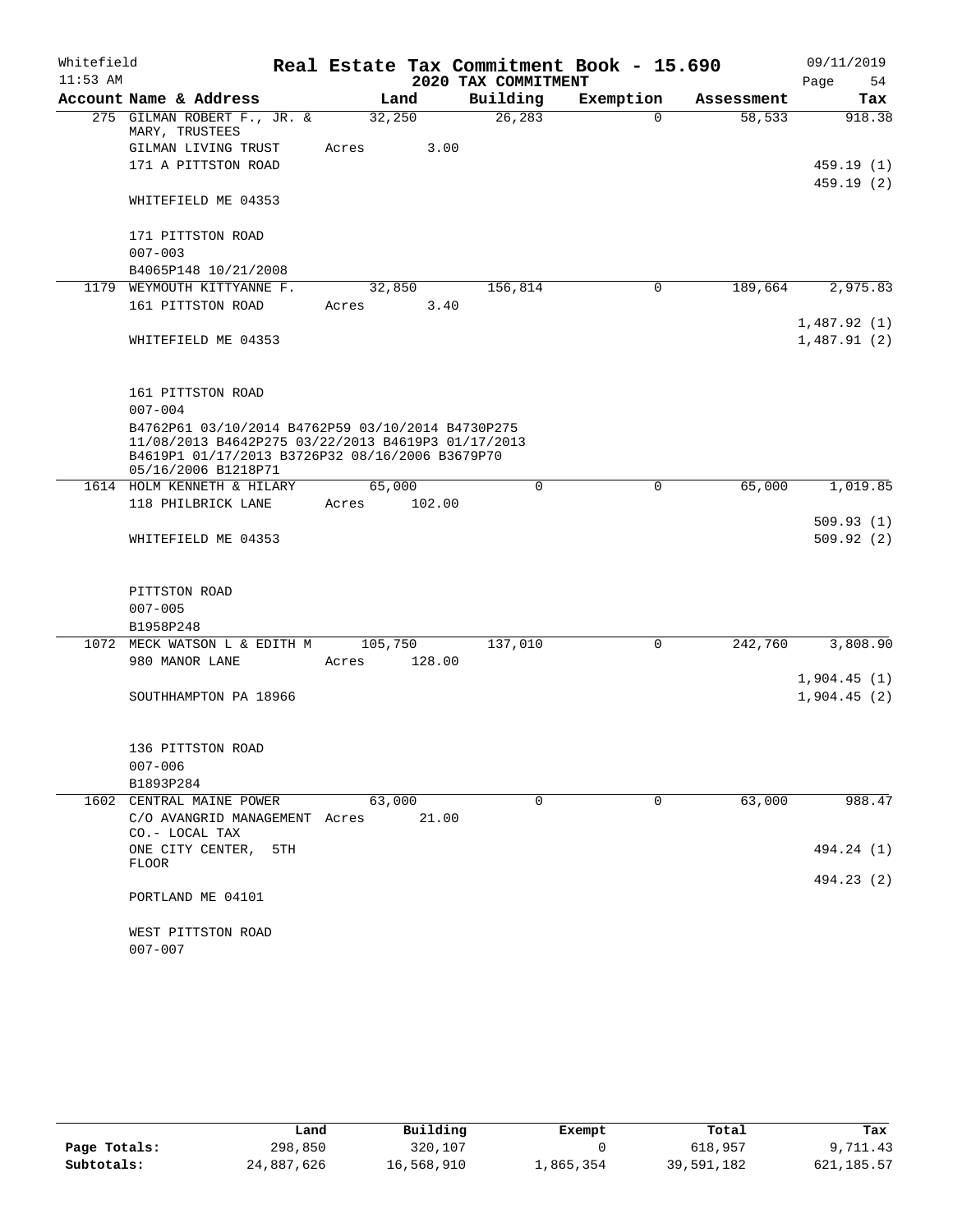Whitefield  
11:53 AM

# Real Estate Tax Commitment Book - 15.690

## 2020 TAX COMMITMENT

09/11/2019  
Page 54

| Account Name & Address | Land | Building | Exemption | Assessment | Tax |
|---|---|---|---|---|---|
| 275 GILMAN ROBERT F., JR. & MARY, TRUSTEES | 32,250 | 26,283 | 0 | 58,533 | 918.38 |
| GILMAN LIVING TRUST | Acres 3.00 | | | | |
| 171 A PITTSTON ROAD | | | | | 459.19 (1) |
| | | | | | 459.19 (2) |
| WHITEFIELD ME 04353 | | | | | |
| 171 PITTSTON ROAD | | | | | |
| 007-003 | | | | | |
| B4065P148 10/21/2008 | | | | | |
| 1179 WEYMOUTH KITTYANNE F. | 32,850 | 156,814 | 0 | 189,664 | 2,975.83 |
| 161 PITTSTON ROAD | Acres 3.40 | | | | |
| | | | | | 1,487.92 (1) |
| WHITEFIELD ME 04353 | | | | | 1,487.91 (2) |
| 161 PITTSTON ROAD | | | | | |
| 007-004 | | | | | |
| B4762P61 03/10/2014 B4762P59 03/10/2014 B4730P275 11/08/2013 B4642P275 03/22/2013 B4619P3 01/17/2013 B4619P1 01/17/2013 B3726P32 08/16/2006 B3679P70 05/16/2006 B1218P71 | | | | | |
| 1614 HOLM KENNETH & HILARY | 65,000 | 0 | 0 | 65,000 | 1,019.85 |
| 118 PHILBRICK LANE | Acres 102.00 | | | | |
| | | | | | 509.93 (1) |
| WHITEFIELD ME 04353 | | | | | 509.92 (2) |
| PITTSTON ROAD | | | | | |
| 007-005 | | | | | |
| B1958P248 | | | | | |
| 1072 MECK WATSON L & EDITH M | 105,750 | 137,010 | 0 | 242,760 | 3,808.90 |
| 980 MANOR LANE | Acres 128.00 | | | | |
| | | | | | 1,904.45 (1) |
| SOUTHHAMPTON PA 18966 | | | | | 1,904.45 (2) |
| 136 PITTSTON ROAD | | | | | |
| 007-006 | | | | | |
| B1893P284 | | | | | |
| 1602 CENTRAL MAINE POWER | 63,000 | 0 | 0 | 63,000 | 988.47 |
| C/O AVANGRID MANAGEMENT CO.- LOCAL TAX | Acres 21.00 | | | | |
| ONE CITY CENTER, 5TH FLOOR | | | | | 494.24 (1) |
| | | | | | 494.23 (2) |
| PORTLAND ME 04101 | | | | | |
| WEST PITTSTON ROAD | | | | | |
| 007-007 | | | | | |

| | Land | Building | Exempt | Total | Tax |
|---|---|---|---|---|---|
| Page Totals: | 298,850 | 320,107 | 0 | 618,957 | 9,711.43 |
| Subtotals: | 24,887,626 | 16,568,910 | 1,865,354 | 39,591,182 | 621,185.57 |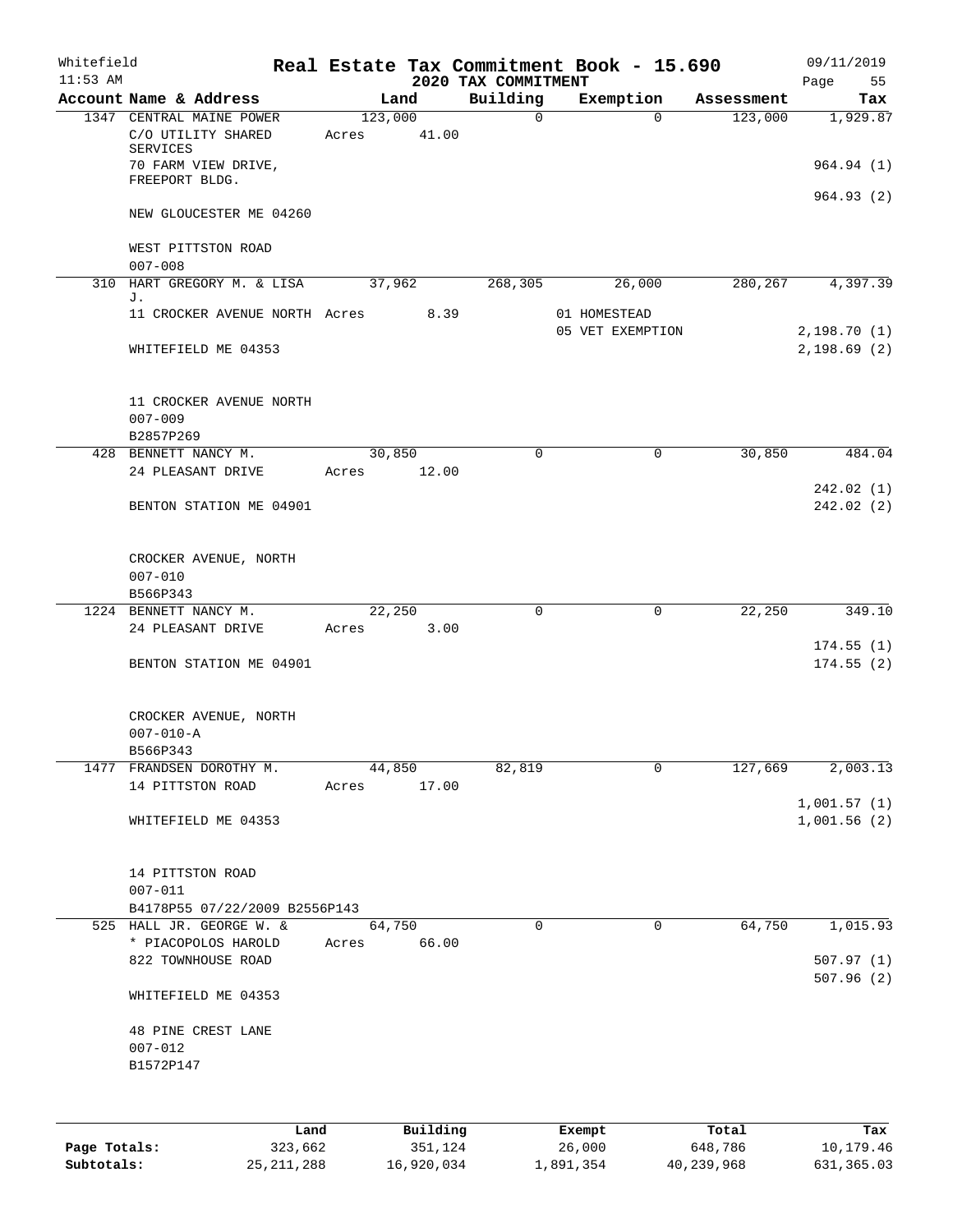Whitefield 11:53 AM

# Real Estate Tax Commitment Book - 15.690

## 2020 TAX COMMITMENT

09/11/2019 Page 55

| Account Name & Address | Land | Building | Exemption | Assessment | Tax |
|---|---|---|---|---|---|
| 1347 CENTRAL MAINE POWER | 123,000 | 0 | 0 | 123,000 | 1,929.87 |
| C/O UTILITY SHARED SERVICES | Acres 41.00 | | | | |
| 70 FARM VIEW DRIVE, FREEPORT BLDG. | | | | | 964.94 (1) |
| | | | | | 964.93 (2) |
| NEW GLOUCESTER ME 04260 | | | | | |
| WEST PITTSTON ROAD | | | | | |
| 007-008 | | | | | |
| 310 HART GREGORY M. & LISA J. | 37,962 | 268,305 | 26,000 | 280,267 | 4,397.39 |
| 11 CROCKER AVENUE NORTH | Acres 8.39 | | 01 HOMESTEAD | | |
| | | | 05 VET EXEMPTION | | 2,198.70 (1) |
| WHITEFIELD ME 04353 | | | | | 2,198.69 (2) |
| 11 CROCKER AVENUE NORTH | | | | | |
| 007-009 | | | | | |
| B2857P269 | | | | | |
| 428 BENNETT NANCY M. | 30,850 | 0 | 0 | 30,850 | 484.04 |
| 24 PLEASANT DRIVE | Acres 12.00 | | | | |
| | | | | | 242.02 (1) |
| BENTON STATION ME 04901 | | | | | 242.02 (2) |
| CROCKER AVENUE, NORTH | | | | | |
| 007-010 | | | | | |
| B566P343 | | | | | |
| 1224 BENNETT NANCY M. | 22,250 | 0 | 0 | 22,250 | 349.10 |
| 24 PLEASANT DRIVE | Acres 3.00 | | | | |
| | | | | | 174.55 (1) |
| BENTON STATION ME 04901 | | | | | 174.55 (2) |
| CROCKER AVENUE, NORTH | | | | | |
| 007-010-A | | | | | |
| B566P343 | | | | | |
| 1477 FRANDSEN DOROTHY M. | 44,850 | 82,819 | 0 | 127,669 | 2,003.13 |
| 14 PITTSTON ROAD | Acres 17.00 | | | | |
| | | | | | 1,001.57 (1) |
| WHITEFIELD ME 04353 | | | | | 1,001.56 (2) |
| 14 PITTSTON ROAD | | | | | |
| 007-011 | | | | | |
| B4178P55 07/22/2009 B2556P143 | | | | | |
| 525 HALL JR. GEORGE W. & | 64,750 | 0 | 0 | 64,750 | 1,015.93 |
| * PIACOPOLOS HAROLD | Acres 66.00 | | | | |
| 822 TOWNHOUSE ROAD | | | | | 507.97 (1) |
| | | | | | 507.96 (2) |
| WHITEFIELD ME 04353 | | | | | |
| 48 PINE CREST LANE | | | | | |
| 007-012 | | | | | |
| B1572P147 | | | | | |

| | Land | Building | Exempt | Total | Tax |
|---|---|---|---|---|---|
| Page Totals: | 323,662 | 351,124 | 26,000 | 648,786 | 10,179.46 |
| Subtotals: | 25,211,288 | 16,920,034 | 1,891,354 | 40,239,968 | 631,365.03 |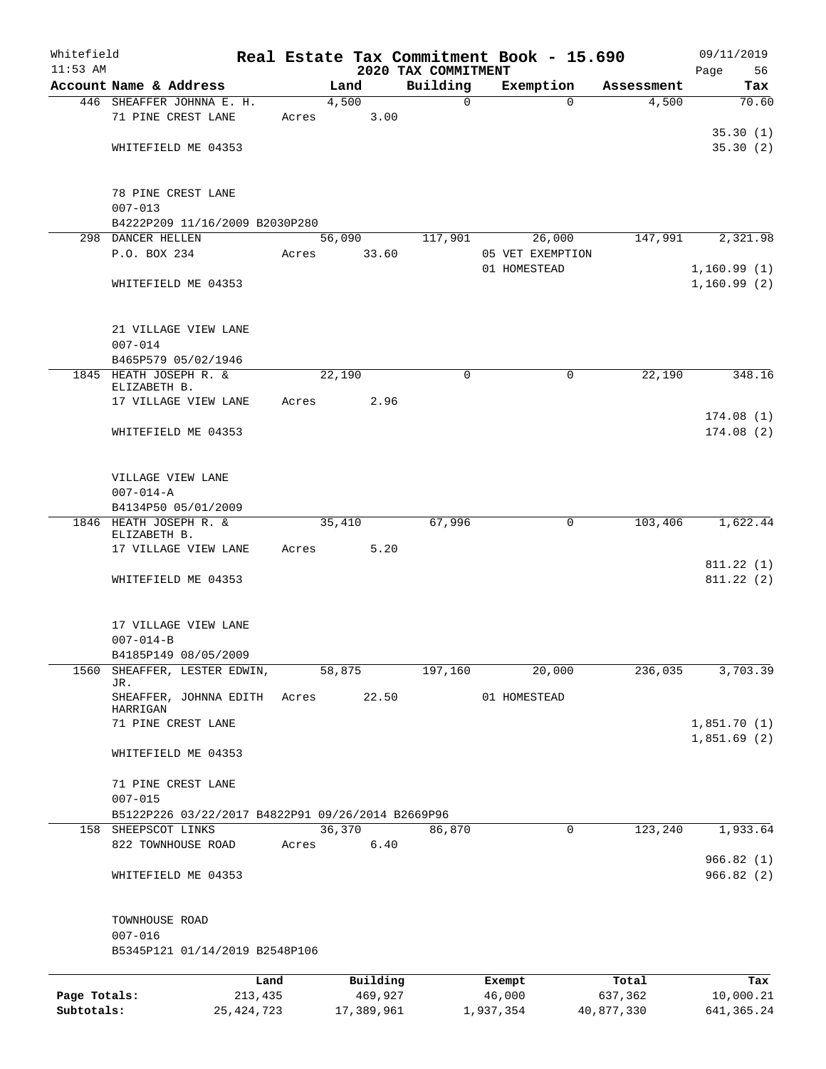Whitefield 11:53 AM

# Real Estate Tax Commitment Book - 15.690

## 2020 TAX COMMITMENT

09/11/2019

| Account Name & Address | Land | Building | Exemption | Assessment | Tax |
|---|---|---|---|---|---|
| 446 SHEAFFER JOHNNA E. H. | 4,500 | 0 | 0 | 4,500 | 70.60 |
| 71 PINE CREST LANE | Acres 3.00 | | | | |
| | | | | | 35.30 (1) |
| WHITEFIELD ME 04353 | | | | | 35.30 (2) |
| 78 PINE CREST LANE | | | | | |
| 007-013 | | | | | |
| B4222P209 11/16/2009 B2030P280 | | | | | |
| 298 DANCER HELLEN | 56,090 | 117,901 | 26,000 | 147,991 | 2,321.98 |
| P.O. BOX 234 | Acres 33.60 | | 05 VET EXEMPTION | | |
| | | | 01 HOMESTEAD | | 1,160.99 (1) |
| WHITEFIELD ME 04353 | | | | | 1,160.99 (2) |
| 21 VILLAGE VIEW LANE | | | | | |
| 007-014 | | | | | |
| B465P579 05/02/1946 | | | | | |
| 1845 HEATH JOSEPH R. & ELIZABETH B. | 22,190 | 0 | 0 | 22,190 | 348.16 |
| 17 VILLAGE VIEW LANE | Acres 2.96 | | | | |
| | | | | | 174.08 (1) |
| WHITEFIELD ME 04353 | | | | | 174.08 (2) |
| VILLAGE VIEW LANE | | | | | |
| 007-014-A | | | | | |
| B4134P50 05/01/2009 | | | | | |
| 1846 HEATH JOSEPH R. & ELIZABETH B. | 35,410 | 67,996 | 0 | 103,406 | 1,622.44 |
| 17 VILLAGE VIEW LANE | Acres 5.20 | | | | |
| | | | | | 811.22 (1) |
| WHITEFIELD ME 04353 | | | | | 811.22 (2) |
| 17 VILLAGE VIEW LANE | | | | | |
| 007-014-B | | | | | |
| B4185P149 08/05/2009 | | | | | |
| 1560 SHEAFFER, LESTER EDWIN, JR. | 58,875 | 197,160 | 20,000 | 236,035 | 3,703.39 |
| SHEAFFER, JOHNNA EDITH HARRIGAN | Acres 22.50 | | 01 HOMESTEAD | | |
| 71 PINE CREST LANE | | | | | 1,851.70 (1) |
| | | | | | 1,851.69 (2) |
| WHITEFIELD ME 04353 | | | | | |
| 71 PINE CREST LANE | | | | | |
| 007-015 | | | | | |
| B5122P226 03/22/2017 B4822P91 09/26/2014 B2669P96 | | | | | |
| 158 SHEEPSCOT LINKS | 36,370 | 86,870 | 0 | 123,240 | 1,933.64 |
| 822 TOWNHOUSE ROAD | Acres 6.40 | | | | |
| | | | | | 966.82 (1) |
| WHITEFIELD ME 04353 | | | | | 966.82 (2) |
| TOWNHOUSE ROAD | | | | | |
| 007-016 | | | | | |
| B5345P121 01/14/2019 B2548P106 | | | | | |

| | Land | Building | Exempt | Total | Tax |
|---|---|---|---|---|---|
| Page Totals: | 213,435 | 469,927 | 46,000 | 637,362 | 10,000.21 |
| Subtotals: | 25,424,723 | 17,389,961 | 1,937,354 | 40,877,330 | 641,365.24 |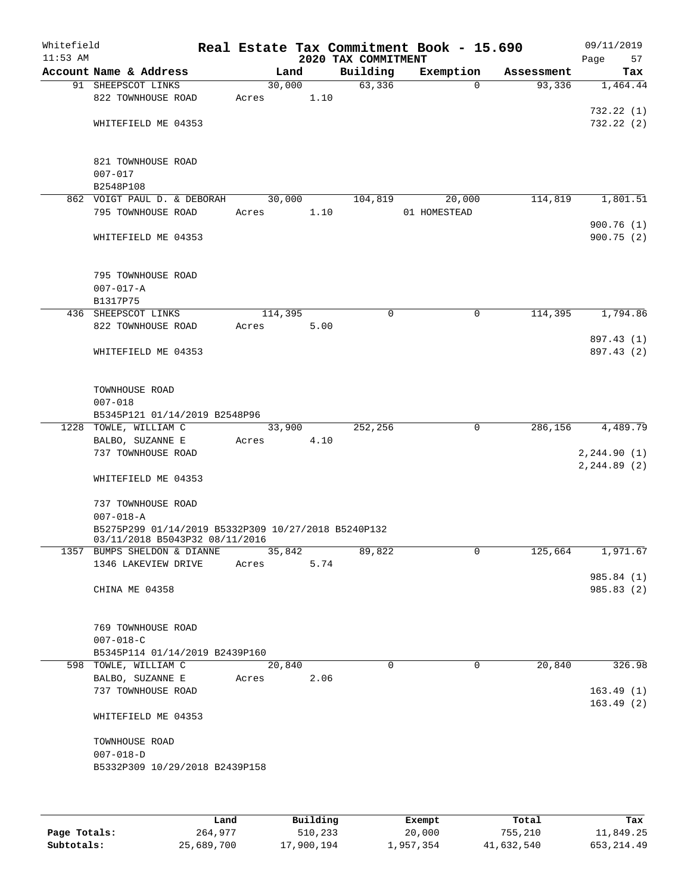# Real Estate Tax Commitment Book - 15.690

Whitefield
11:53 AM
2020 TAX COMMITMENT
09/11/2019

| Account Name & Address | Land | Building | Exemption | Assessment | Tax |
|---|---|---|---|---|---|
| 91 SHEEPSCOT LINKS<br>822 TOWNHOUSE ROAD<br><br>WHITEFIELD ME 04353<br><br>821 TOWNHOUSE ROAD<br>007-017<br>B2548P108 | 30,000<br>Acres 1.10 | 63,336 | 0 | 93,336 | 1,464.44<br><br>732.22 (1)<br>732.22 (2) |
| 862 VOIGT PAUL D. & DEBORAH<br>795 TOWNHOUSE ROAD<br><br>WHITEFIELD ME 04353<br><br>795 TOWNHOUSE ROAD<br>007-017-A<br>B1317P75 | 30,000<br>Acres 1.10 | 104,819 | 20,000<br>01 HOMESTEAD | 114,819 | 1,801.51<br><br>900.76 (1)<br>900.75 (2) |
| 436 SHEEPSCOT LINKS<br>822 TOWNHOUSE ROAD<br><br>WHITEFIELD ME 04353<br><br>TOWNHOUSE ROAD<br>007-018<br>B5345P121 01/14/2019 B2548P96 | 114,395<br>Acres 5.00 | 0 | 0 | 114,395 | 1,794.86<br><br>897.43 (1)<br>897.43 (2) |
| 1228 TOWLE, WILLIAM C<br>BALBO, SUZANNE E<br>737 TOWNHOUSE ROAD<br><br>WHITEFIELD ME 04353<br><br>737 TOWNHOUSE ROAD<br>007-018-A<br>B5275P299 01/14/2019 B5332P309 10/27/2018 B5240P132 03/11/2018 B5043P32 08/11/2016 | 33,900<br>Acres 4.10 | 252,256 | 0 | 286,156 | 4,489.79<br><br>2,244.90 (1)<br>2,244.89 (2) |
| 1357 BUMPS SHELDON & DIANNE<br>1346 LAKEVIEW DRIVE<br><br>CHINA ME 04358<br><br>769 TOWNHOUSE ROAD<br>007-018-C<br>B5345P114 01/14/2019 B2439P160 | 35,842<br>Acres 5.74 | 89,822 | 0 | 125,664 | 1,971.67<br><br>985.84 (1)<br>985.83 (2) |
| 598 TOWLE, WILLIAM C<br>BALBO, SUZANNE E<br>737 TOWNHOUSE ROAD<br><br>WHITEFIELD ME 04353<br><br>TOWNHOUSE ROAD<br>007-018-D<br>B5332P309 10/29/2018 B2439P158 | 20,840<br>Acres 2.06 | 0 | 0 | 20,840 | 326.98<br><br>163.49 (1)<br>163.49 (2) |

| | Land | Building | Exempt | Total | Tax |
|---|---|---|---|---|---|
| Page Totals: | 264,977 | 510,233 | 20,000 | 755,210 | 11,849.25 |
| Subtotals: | 25,689,700 | 17,900,194 | 1,957,354 | 41,632,540 | 653,214.49 |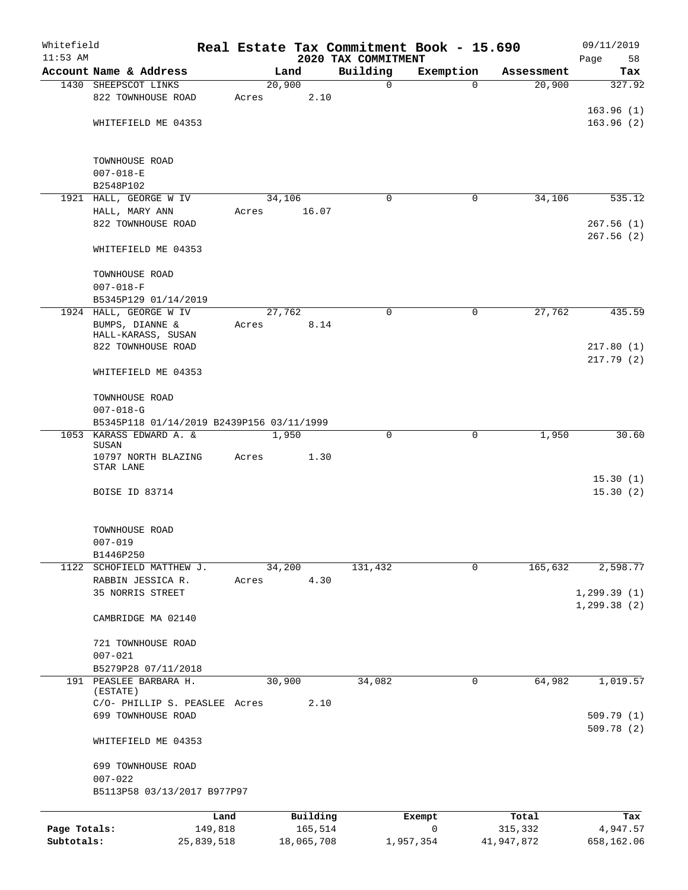Whitefield — Real Estate Tax Commitment Book - 15.690 — 09/11/2019
11:53 AM — 2020 TAX COMMITMENT — Page 58

| Account | Name & Address | Land | Building | Exemption | Assessment | Tax |
|---|---|---|---|---|---|---|
| 1430 | SHEEPSCOT LINKS<br>822 TOWNHOUSE ROAD<br>WHITEFIELD ME 04353<br><br>TOWNHOUSE ROAD<br>007-018-E<br>B2548P102 | 20,900<br>Acres 2.10 | 0 | 0 | 20,900 | 327.92<br>163.96 (1)<br>163.96 (2) |
| 1921 | HALL, GEORGE W IV<br>HALL, MARY ANN<br>822 TOWNHOUSE ROAD<br>WHITEFIELD ME 04353<br><br>TOWNHOUSE ROAD<br>007-018-F<br>B5345P129 01/14/2019 | 34,106<br>Acres 16.07 | 0 | 0 | 34,106 | 535.12<br>267.56 (1)<br>267.56 (2) |
| 1924 | HALL, GEORGE W IV<br>BUMPS, DIANNE &<br>HALL-KARASS, SUSAN<br>822 TOWNHOUSE ROAD<br>WHITEFIELD ME 04353<br><br>TOWNHOUSE ROAD<br>007-018-G<br>B5345P118 01/14/2019 B2439P156 03/11/1999 | 27,762<br>Acres 8.14 | 0 | 0 | 27,762 | 435.59<br>217.80 (1)<br>217.79 (2) |
| 1053 | KARASS EDWARD A. &<br>SUSAN<br>10797 NORTH BLAZING<br>STAR LANE<br>BOISE ID 83714<br><br>TOWNHOUSE ROAD<br>007-019<br>B1446P250 | 1,950<br>Acres 1.30 | 0 | 0 | 1,950 | 30.60<br>15.30 (1)<br>15.30 (2) |
| 1122 | SCHOFIELD MATTHEW J.<br>RABBIN JESSICA R.<br>35 NORRIS STREET<br>CAMBRIDGE MA 02140<br><br>721 TOWNHOUSE ROAD<br>007-021<br>B5279P28 07/11/2018 | 34,200<br>Acres 4.30 | 131,432 | 0 | 165,632 | 2,598.77<br>1,299.39 (1)<br>1,299.38 (2) |
| 191 | PEASLEE BARBARA H.<br>(ESTATE)<br>C/O- PHILLIP S. PEASLEE<br>699 TOWNHOUSE ROAD<br>WHITEFIELD ME 04353<br><br>699 TOWNHOUSE ROAD<br>007-022<br>B5113P58 03/13/2017 B977P97 | 30,900<br>Acres 2.10 | 34,082 | 0 | 64,982 | 1,019.57<br>509.79 (1)<br>509.78 (2) |

| | Land | Building | Exempt | Total | Tax |
|---|---|---|---|---|---|
| Page Totals: | 149,818 | 165,514 | 0 | 315,332 | 4,947.57 |
| Subtotals: | 25,839,518 | 18,065,708 | 1,957,354 | 41,947,872 | 658,162.06 |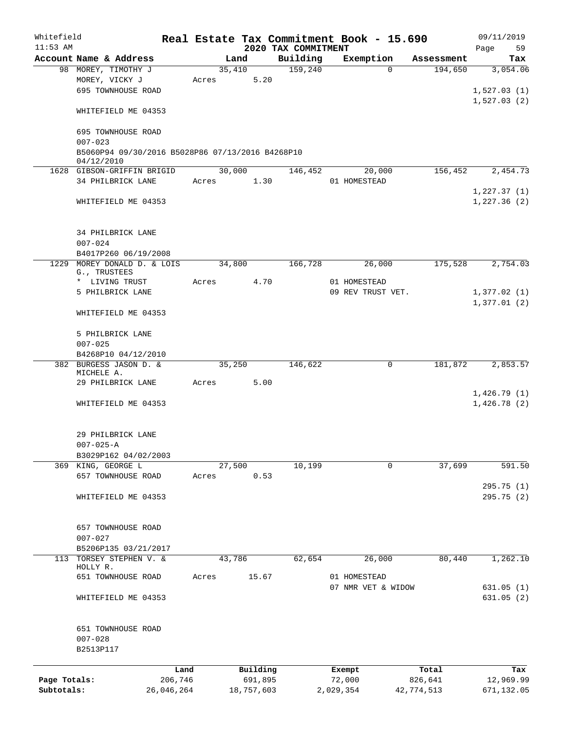Whitefield 11:53 AM

# Real Estate Tax Commitment Book - 15.690

## 2020 TAX COMMITMENT

09/11/2019

| Account Name & Address | Land | Building | Exemption | Assessment | Tax |
|---|---|---|---|---|---|
| 98 MOREY, TIMOTHY J | 35,410 | 159,240 | 0 | 194,650 | 3,054.06 |
| MOREY, VICKY J | Acres 5.20 | | | | |
| 695 TOWNHOUSE ROAD | | | | | 1,527.03 (1) |
| | | | | | 1,527.03 (2) |
| WHITEFIELD ME 04353 | | | | | |
| 695 TOWNHOUSE ROAD | | | | | |
| 007-023 | | | | | |
| B5060P94 09/30/2016 B5028P86 07/13/2016 B4268P10 04/12/2010 | | | | | |
| 1628 GIBSON-GRIFFIN BRIGID | 30,000 | 146,452 | 20,000 | 156,452 | 2,454.73 |
| 34 PHILBRICK LANE | Acres 1.30 | | 01 HOMESTEAD | | |
| | | | | | 1,227.37 (1) |
| WHITEFIELD ME 04353 | | | | | 1,227.36 (2) |
| 34 PHILBRICK LANE | | | | | |
| 007-024 | | | | | |
| B4017P260 06/19/2008 | | | | | |
| 1229 MOREY DONALD D. & LOIS G., TRUSTEES | 34,800 | 166,728 | 26,000 | 175,528 | 2,754.03 |
| * LIVING TRUST | Acres 4.70 | | 01 HOMESTEAD | | |
| 5 PHILBRICK LANE | | | 09 REV TRUST VET. | | 1,377.02 (1) |
| | | | | | 1,377.01 (2) |
| WHITEFIELD ME 04353 | | | | | |
| 5 PHILBRICK LANE | | | | | |
| 007-025 | | | | | |
| B4268P10 04/12/2010 | | | | | |
| 382 BURGESS JASON D. & MICHELE A. | 35,250 | 146,622 | 0 | 181,872 | 2,853.57 |
| 29 PHILBRICK LANE | Acres 5.00 | | | | |
| | | | | | 1,426.79 (1) |
| WHITEFIELD ME 04353 | | | | | 1,426.78 (2) |
| 29 PHILBRICK LANE | | | | | |
| 007-025-A | | | | | |
| B3029P162 04/02/2003 | | | | | |
| 369 KING, GEORGE L | 27,500 | 10,199 | 0 | 37,699 | 591.50 |
| 657 TOWNHOUSE ROAD | Acres 0.53 | | | | |
| | | | | | 295.75 (1) |
| WHITEFIELD ME 04353 | | | | | 295.75 (2) |
| 657 TOWNHOUSE ROAD | | | | | |
| 007-027 | | | | | |
| B5206P135 03/21/2017 | | | | | |
| 113 TORSEY STEPHEN V. & HOLLY R. | 43,786 | 62,654 | 26,000 | 80,440 | 1,262.10 |
| 651 TOWNHOUSE ROAD | Acres 15.67 | | 01 HOMESTEAD | | |
| | | | 07 NMR VET & WIDOW | | 631.05 (1) |
| WHITEFIELD ME 04353 | | | | | 631.05 (2) |
| 651 TOWNHOUSE ROAD | | | | | |
| 007-028 | | | | | |
| B2513P117 | | | | | |

| | Land | Building | Exempt | Total | Tax |
|---|---|---|---|---|---|
| Page Totals: | 206,746 | 691,895 | 72,000 | 826,641 | 12,969.99 |
| Subtotals: | 26,046,264 | 18,757,603 | 2,029,354 | 42,774,513 | 671,132.05 |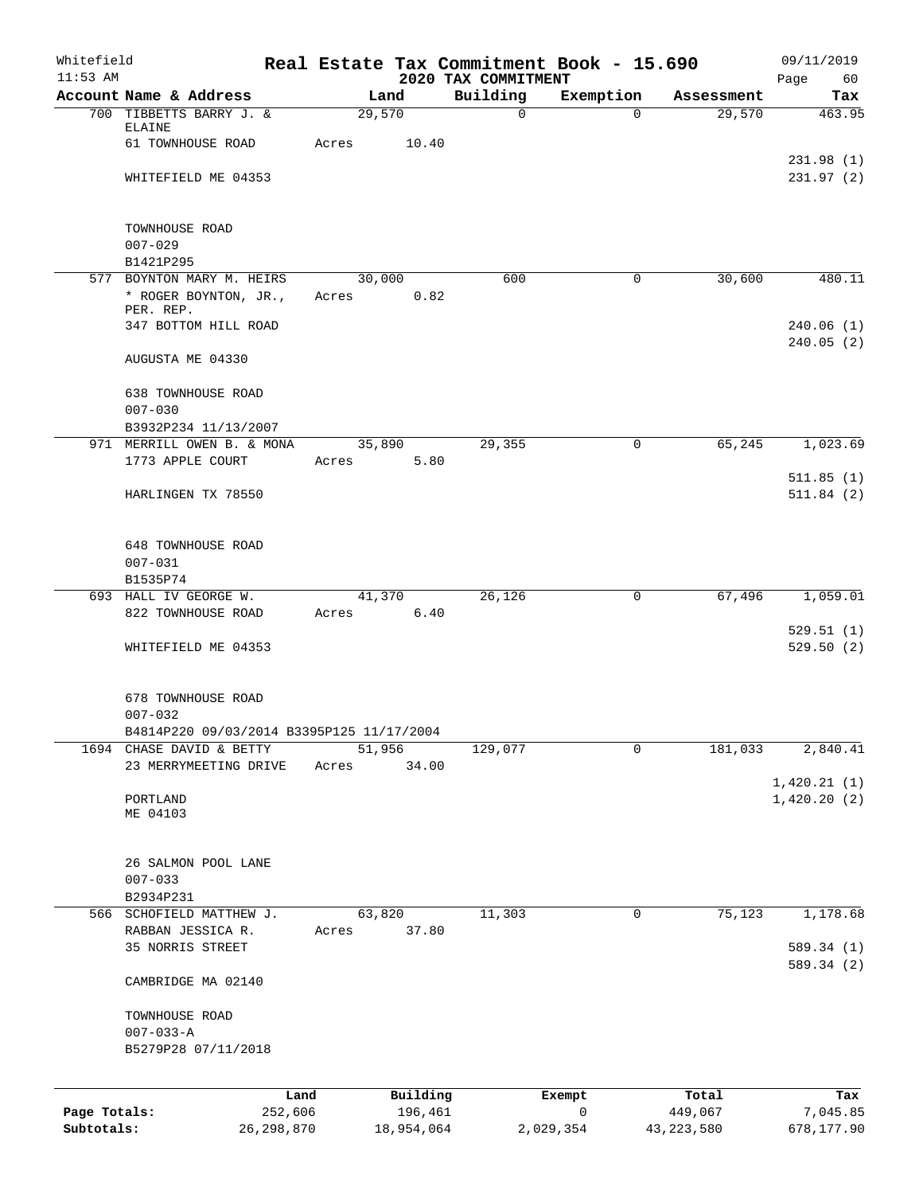Whitefield

11:53 AM

# Real Estate Tax Commitment Book - 15.690

## 2020 TAX COMMITMENT

09/11/2019

| Account Name & Address | Land | Building | Exemption | Assessment | Tax |
|---|---|---|---|---|---|
| 700 TIBBETTS BARRY J. & ELAINE | 29,570 | 0 | 0 | 29,570 | 463.95 |
| 61 TOWNHOUSE ROAD | Acres 10.40 | | | | |
| | | | | | 231.98 (1) |
| WHITEFIELD ME 04353 | | | | | 231.97 (2) |
| TOWNHOUSE ROAD | | | | | |
| 007-029 | | | | | |
| B1421P295 | | | | | |
| 577 BOYNTON MARY M. HEIRS | 30,000 | 600 | 0 | 30,600 | 480.11 |
| * ROGER BOYNTON, JR., PER. REP. | Acres 0.82 | | | | |
| 347 BOTTOM HILL ROAD | | | | | 240.06 (1) |
| | | | | | 240.05 (2) |
| AUGUSTA ME 04330 | | | | | |
| 638 TOWNHOUSE ROAD | | | | | |
| 007-030 | | | | | |
| B3932P234 11/13/2007 | | | | | |
| 971 MERRILL OWEN B. & MONA | 35,890 | 29,355 | 0 | 65,245 | 1,023.69 |
| 1773 APPLE COURT | Acres 5.80 | | | | |
| | | | | | 511.85 (1) |
| HARLINGEN TX 78550 | | | | | 511.84 (2) |
| 648 TOWNHOUSE ROAD | | | | | |
| 007-031 | | | | | |
| B1535P74 | | | | | |
| 693 HALL IV GEORGE W. | 41,370 | 26,126 | 0 | 67,496 | 1,059.01 |
| 822 TOWNHOUSE ROAD | Acres 6.40 | | | | |
| | | | | | 529.51 (1) |
| WHITEFIELD ME 04353 | | | | | 529.50 (2) |
| 678 TOWNHOUSE ROAD | | | | | |
| 007-032 | | | | | |
| B4814P220 09/03/2014 B3395P125 11/17/2004 | | | | | |
| 1694 CHASE DAVID & BETTY | 51,956 | 129,077 | 0 | 181,033 | 2,840.41 |
| 23 MERRYMEETING DRIVE | Acres 34.00 | | | | |
| | | | | | 1,420.21 (1) |
| PORTLAND | | | | | 1,420.20 (2) |
| ME 04103 | | | | | |
| 26 SALMON POOL LANE | | | | | |
| 007-033 | | | | | |
| B2934P231 | | | | | |
| 566 SCHOFIELD MATTHEW J. | 63,820 | 11,303 | 0 | 75,123 | 1,178.68 |
| RABBAN JESSICA R. | Acres 37.80 | | | | |
| 35 NORRIS STREET | | | | | 589.34 (1) |
| | | | | | 589.34 (2) |
| CAMBRIDGE MA 02140 | | | | | |
| TOWNHOUSE ROAD | | | | | |
| 007-033-A | | | | | |
| B5279P28 07/11/2018 | | | | | |

| | Land | Building | Exempt | Total | Tax |
|---|---|---|---|---|---|
| Page Totals: | 252,606 | 196,461 | 0 | 449,067 | 7,045.85 |
| Subtotals: | 26,298,870 | 18,954,064 | 2,029,354 | 43,223,580 | 678,177.90 |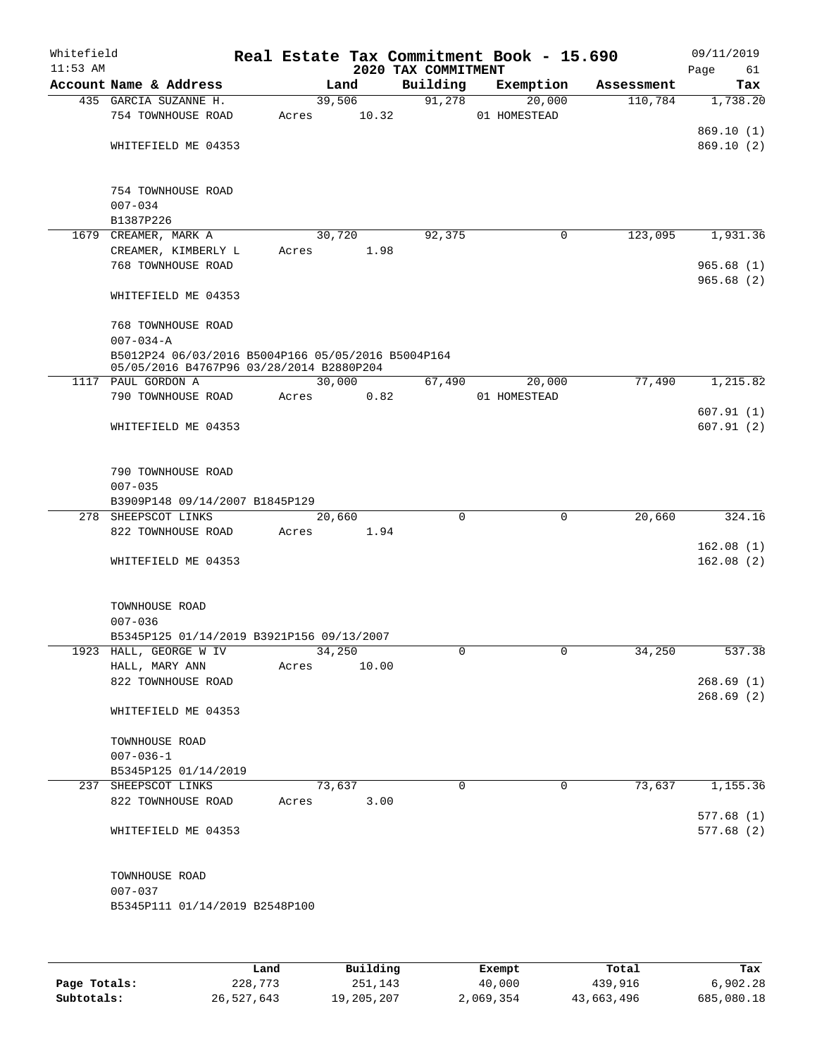# Real Estate Tax Commitment Book - 15.690

Whitefield
11:53 AM

## 2020 TAX COMMITMENT

09/11/2019

| Account Name & Address | Land | Building | Exemption | Assessment | Tax |
|---|---|---|---|---|---|
| 435 GARCIA SUZANNE H. | 39,506 | 91,278 | 20,000 | 110,784 | 1,738.20 |
| 754 TOWNHOUSE ROAD | Acres 10.32 | | 01 HOMESTEAD | | |
| | | | | | 869.10 (1) |
| WHITEFIELD ME 04353 | | | | | 869.10 (2) |
| 754 TOWNHOUSE ROAD | | | | | |
| 007-034 | | | | | |
| B1387P226 | | | | | |
| 1679 CREAMER, MARK A | 30,720 | 92,375 | 0 | 123,095 | 1,931.36 |
| CREAMER, KIMBERLY L | Acres 1.98 | | | | |
| 768 TOWNHOUSE ROAD | | | | | 965.68 (1) |
| | | | | | 965.68 (2) |
| WHITEFIELD ME 04353 | | | | | |
| 768 TOWNHOUSE ROAD | | | | | |
| 007-034-A | | | | | |
| B5012P24 06/03/2016 B5004P166 05/05/2016 B5004P164 05/05/2016 B4767P96 03/28/2014 B2880P204 | | | | | |
| 1117 PAUL GORDON A | 30,000 | 67,490 | 20,000 | 77,490 | 1,215.82 |
| 790 TOWNHOUSE ROAD | Acres 0.82 | | 01 HOMESTEAD | | |
| | | | | | 607.91 (1) |
| WHITEFIELD ME 04353 | | | | | 607.91 (2) |
| 790 TOWNHOUSE ROAD | | | | | |
| 007-035 | | | | | |
| B3909P148 09/14/2007 B1845P129 | | | | | |
| 278 SHEEPSCOT LINKS | 20,660 | 0 | 0 | 20,660 | 324.16 |
| 822 TOWNHOUSE ROAD | Acres 1.94 | | | | |
| | | | | | 162.08 (1) |
| WHITEFIELD ME 04353 | | | | | 162.08 (2) |
| TOWNHOUSE ROAD | | | | | |
| 007-036 | | | | | |
| B5345P125 01/14/2019 B3921P156 09/13/2007 | | | | | |
| 1923 HALL, GEORGE W IV | 34,250 | 0 | 0 | 34,250 | 537.38 |
| HALL, MARY ANN | Acres 10.00 | | | | |
| 822 TOWNHOUSE ROAD | | | | | 268.69 (1) |
| | | | | | 268.69 (2) |
| WHITEFIELD ME 04353 | | | | | |
| TOWNHOUSE ROAD | | | | | |
| 007-036-1 | | | | | |
| B5345P125 01/14/2019 | | | | | |
| 237 SHEEPSCOT LINKS | 73,637 | 0 | 0 | 73,637 | 1,155.36 |
| 822 TOWNHOUSE ROAD | Acres 3.00 | | | | |
| | | | | | 577.68 (1) |
| WHITEFIELD ME 04353 | | | | | 577.68 (2) |
| TOWNHOUSE ROAD | | | | | |
| 007-037 | | | | | |
| B5345P111 01/14/2019 B2548P100 | | | | | |

| | Land | Building | Exempt | Total | Tax |
|---|---|---|---|---|---|
| Page Totals: | 228,773 | 251,143 | 40,000 | 439,916 | 6,902.28 |
| Subtotals: | 26,527,643 | 19,205,207 | 2,069,354 | 43,663,496 | 685,080.18 |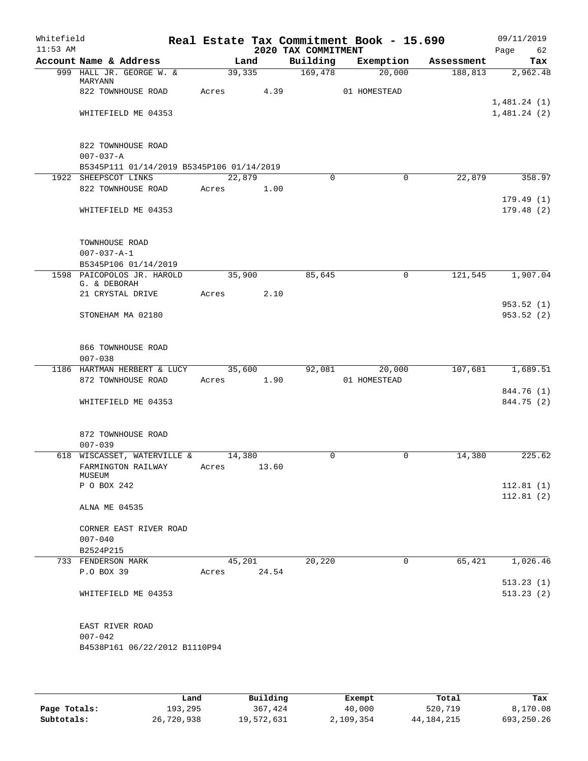Whitefield 11:53 AM

# Real Estate Tax Commitment Book - 15.690

## 2020 TAX COMMITMENT

09/11/2019 Page 62

| Account Name & Address | Land | Building | Exemption | Assessment | Tax |
|---|---|---|---|---|---|
| 999 HALL JR. GEORGE W. & MARYANN | 39,335 | 169,478 | 20,000 | 188,813 | 2,962.48 |
| 822 TOWNHOUSE ROAD | Acres 4.39 | | 01 HOMESTEAD | | |
| | | | | | 1,481.24 (1) |
| WHITEFIELD ME 04353 | | | | | 1,481.24 (2) |
| 822 TOWNHOUSE ROAD | | | | | |
| 007-037-A | | | | | |
| B5345P111 01/14/2019 B5345P106 01/14/2019 | | | | | |
| 1922 SHEEPSCOT LINKS | 22,879 | 0 | 0 | 22,879 | 358.97 |
| 822 TOWNHOUSE ROAD | Acres 1.00 | | | | |
| | | | | | 179.49 (1) |
| WHITEFIELD ME 04353 | | | | | 179.48 (2) |
| TOWNHOUSE ROAD | | | | | |
| 007-037-A-1 | | | | | |
| B5345P106 01/14/2019 | | | | | |
| 1598 PAICOPOLOS JR. HAROLD G. & DEBORAH | 35,900 | 85,645 | 0 | 121,545 | 1,907.04 |
| 21 CRYSTAL DRIVE | Acres 2.10 | | | | |
| | | | | | 953.52 (1) |
| STONEHAM MA 02180 | | | | | 953.52 (2) |
| 866 TOWNHOUSE ROAD | | | | | |
| 007-038 | | | | | |
| 1186 HARTMAN HERBERT & LUCY | 35,600 | 92,081 | 20,000 | 107,681 | 1,689.51 |
| 872 TOWNHOUSE ROAD | Acres 1.90 | | 01 HOMESTEAD | | |
| | | | | | 844.76 (1) |
| WHITEFIELD ME 04353 | | | | | 844.75 (2) |
| 872 TOWNHOUSE ROAD | | | | | |
| 007-039 | | | | | |
| 618 WISCASSET, WATERVILLE & | 14,380 | 0 | 0 | 14,380 | 225.62 |
| FARMINGTON RAILWAY MUSEUM | Acres 13.60 | | | | |
| P O BOX 242 | | | | | 112.81 (1) |
| | | | | | 112.81 (2) |
| ALNA ME 04535 | | | | | |
| CORNER EAST RIVER ROAD | | | | | |
| 007-040 | | | | | |
| B2524P215 | | | | | |
| 733 FENDERSON MARK | 45,201 | 20,220 | 0 | 65,421 | 1,026.46 |
| P.O BOX 39 | Acres 24.54 | | | | |
| | | | | | 513.23 (1) |
| WHITEFIELD ME 04353 | | | | | 513.23 (2) |
| EAST RIVER ROAD | | | | | |
| 007-042 | | | | | |
| B4538P161 06/22/2012 B1110P94 | | | | | |

| | Land | Building | Exempt | Total | Tax |
|---|---|---|---|---|---|
| Page Totals: | 193,295 | 367,424 | 40,000 | 520,719 | 8,170.08 |
| Subtotals: | 26,720,938 | 19,572,631 | 2,109,354 | 44,184,215 | 693,250.26 |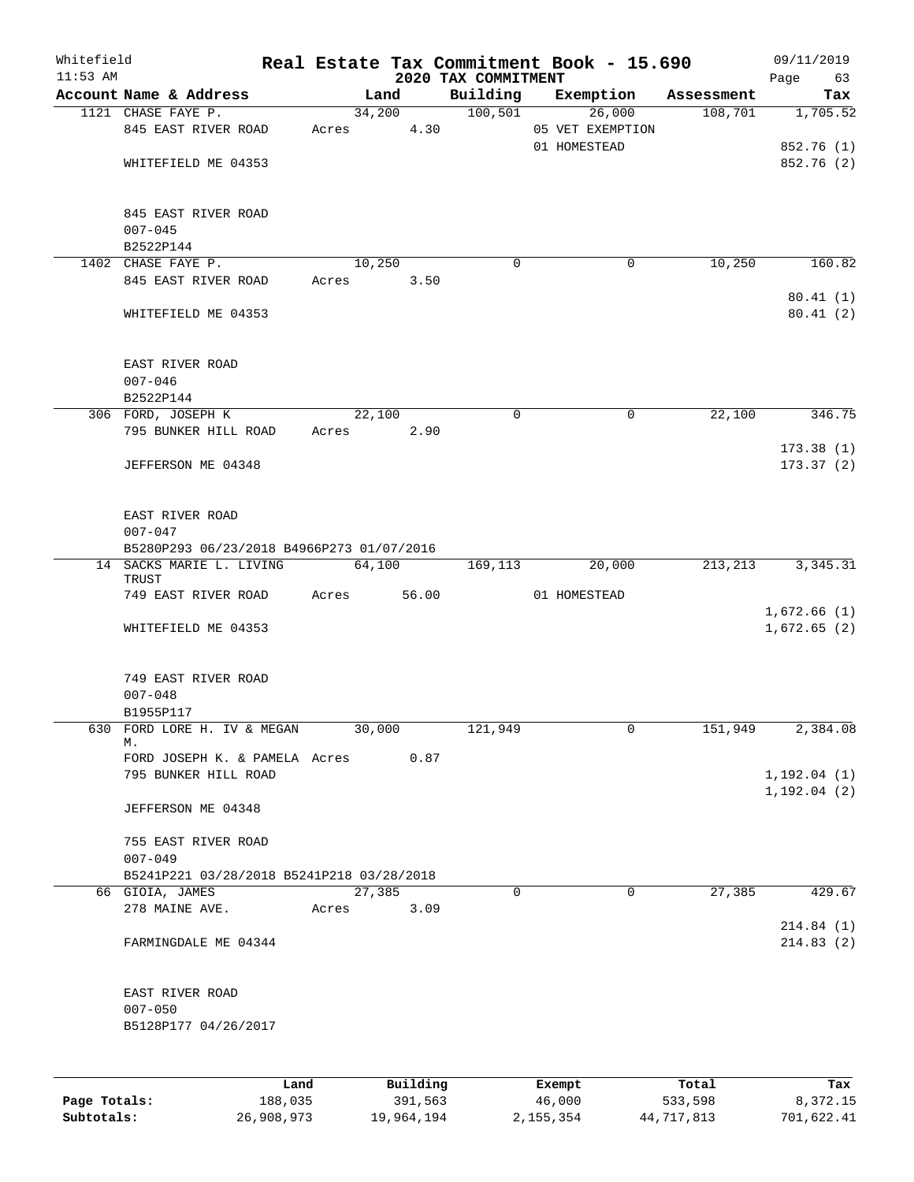Whitefield 11:53 AM

# Real Estate Tax Commitment Book - 15.690

## 2020 TAX COMMITMENT

09/11/2019

| Account | Name & Address | Land | Building | Exemption | Assessment | Tax |
|---|---|---|---|---|---|---|
| 1121 | CHASE FAYE P.<br>845 EAST RIVER ROAD<br>WHITEFIELD ME 04353<br><br>845 EAST RIVER ROAD<br>007-045<br>B2522P144 | 34,200<br>Acres 4.30 | 100,501 | 26,000<br>05 VET EXEMPTION<br>01 HOMESTEAD | 108,701 | 1,705.52<br>852.76 (1)<br>852.76 (2) |
| 1402 | CHASE FAYE P.<br>845 EAST RIVER ROAD<br>WHITEFIELD ME 04353<br><br>EAST RIVER ROAD<br>007-046<br>B2522P144 | 10,250<br>Acres 3.50 | 0 | 0 | 10,250 | 160.82<br>80.41 (1)<br>80.41 (2) |
| 306 | FORD, JOSEPH K<br>795 BUNKER HILL ROAD<br>JEFFERSON ME 04348<br><br>EAST RIVER ROAD<br>007-047<br>B5280P293 06/23/2018 B4966P273 01/07/2016 | 22,100<br>Acres 2.90 | 0 | 0 | 22,100 | 346.75<br>173.38 (1)<br>173.37 (2) |
| 14 | SACKS MARIE L. LIVING TRUST<br>749 EAST RIVER ROAD<br>WHITEFIELD ME 04353<br><br>749 EAST RIVER ROAD<br>007-048<br>B1955P117 | 64,100<br>Acres 56.00 | 169,113 | 20,000<br>01 HOMESTEAD | 213,213 | 3,345.31<br>1,672.66 (1)<br>1,672.65 (2) |
| 630 | FORD LORE H. IV & MEGAN M.<br>FORD JOSEPH K. & PAMELA<br>795 BUNKER HILL ROAD<br>JEFFERSON ME 04348<br><br>755 EAST RIVER ROAD<br>007-049<br>B5241P221 03/28/2018 B5241P218 03/28/2018 | 30,000<br>Acres 0.87 | 121,949 | 0 | 151,949 | 2,384.08<br>1,192.04 (1)<br>1,192.04 (2) |
| 66 | GIOIA, JAMES<br>278 MAINE AVE.<br>FARMINGDALE ME 04344<br><br>EAST RIVER ROAD<br>007-050<br>B5128P177 04/26/2017 | 27,385<br>Acres 3.09 | 0 | 0 | 27,385 | 429.67<br>214.84 (1)<br>214.83 (2) |

| | Land | Building | Exempt | Total | Tax |
|---|---|---|---|---|---|
| Page Totals: | 188,035 | 391,563 | 46,000 | 533,598 | 8,372.15 |
| Subtotals: | 26,908,973 | 19,964,194 | 2,155,354 | 44,717,813 | 701,622.41 |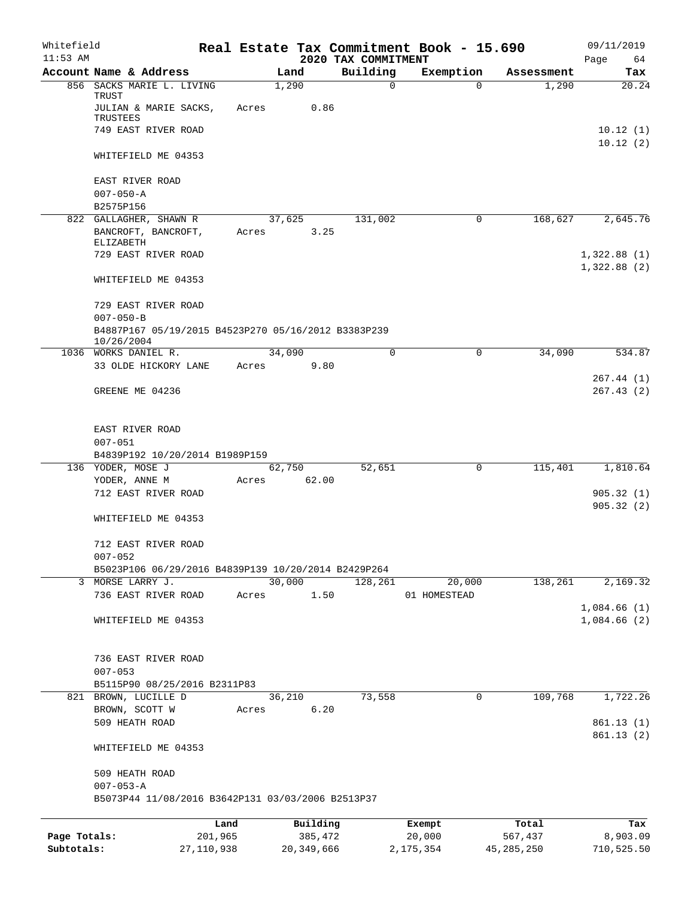Whitefield
11:53 AM

# Real Estate Tax Commitment Book - 15.690

## 2020 TAX COMMITMENT

09/11/2019
Page 64

| Account Name & Address | Land | Building | Exemption | Assessment | Tax |
|---|---|---|---|---|---|
| 856 SACKS MARIE L. LIVING TRUST | 1,290 | 0 | 0 | 1,290 | 20.24 |
| JULIAN & MARIE SACKS, TRUSTEES | Acres 0.86 | | | | |
| 749 EAST RIVER ROAD | | | | | 10.12 (1) |
| | | | | | 10.12 (2) |
| WHITEFIELD ME 04353 | | | | | |
| EAST RIVER ROAD | | | | | |
| 007-050-A | | | | | |
| B2575P156 | | | | | |
| 822 GALLAGHER, SHAWN R | 37,625 | 131,002 | 0 | 168,627 | 2,645.76 |
| BANCROFT, BANCROFT, ELIZABETH | Acres 3.25 | | | | |
| 729 EAST RIVER ROAD | | | | | 1,322.88 (1) |
| | | | | | 1,322.88 (2) |
| WHITEFIELD ME 04353 | | | | | |
| 729 EAST RIVER ROAD | | | | | |
| 007-050-B | | | | | |
| B4887P167 05/19/2015 B4523P270 05/16/2012 B3383P239 10/26/2004 | | | | | |
| 1036 WORKS DANIEL R. | 34,090 | 0 | 0 | 34,090 | 534.87 |
| 33 OLDE HICKORY LANE | Acres 9.80 | | | | |
| | | | | | 267.44 (1) |
| GREENE ME 04236 | | | | | 267.43 (2) |
| EAST RIVER ROAD | | | | | |
| 007-051 | | | | | |
| B4839P192 10/20/2014 B1989P159 | | | | | |
| 136 YODER, MOSE J | 62,750 | 52,651 | 0 | 115,401 | 1,810.64 |
| YODER, ANNE M | Acres 62.00 | | | | |
| 712 EAST RIVER ROAD | | | | | 905.32 (1) |
| | | | | | 905.32 (2) |
| WHITEFIELD ME 04353 | | | | | |
| 712 EAST RIVER ROAD | | | | | |
| 007-052 | | | | | |
| B5023P106 06/29/2016 B4839P139 10/20/2014 B2429P264 | | | | | |
| 3 MORSE LARRY J. | 30,000 | 128,261 | 20,000 | 138,261 | 2,169.32 |
| 736 EAST RIVER ROAD | Acres 1.50 | | 01 HOMESTEAD | | |
| | | | | | 1,084.66 (1) |
| WHITEFIELD ME 04353 | | | | | 1,084.66 (2) |
| 736 EAST RIVER ROAD | | | | | |
| 007-053 | | | | | |
| B5115P90 08/25/2016 B2311P83 | | | | | |
| 821 BROWN, LUCILLE D | 36,210 | 73,558 | 0 | 109,768 | 1,722.26 |
| BROWN, SCOTT W | Acres 6.20 | | | | |
| 509 HEATH ROAD | | | | | 861.13 (1) |
| | | | | | 861.13 (2) |
| WHITEFIELD ME 04353 | | | | | |
| 509 HEATH ROAD | | | | | |
| 007-053-A | | | | | |
| B5073P44 11/08/2016 B3642P131 03/03/2006 B2513P37 | | | | | |

| | Land | Building | Exempt | Total | Tax |
|---|---|---|---|---|---|
| Page Totals: | 201,965 | 385,472 | 20,000 | 567,437 | 8,903.09 |
| Subtotals: | 27,110,938 | 20,349,666 | 2,175,354 | 45,285,250 | 710,525.50 |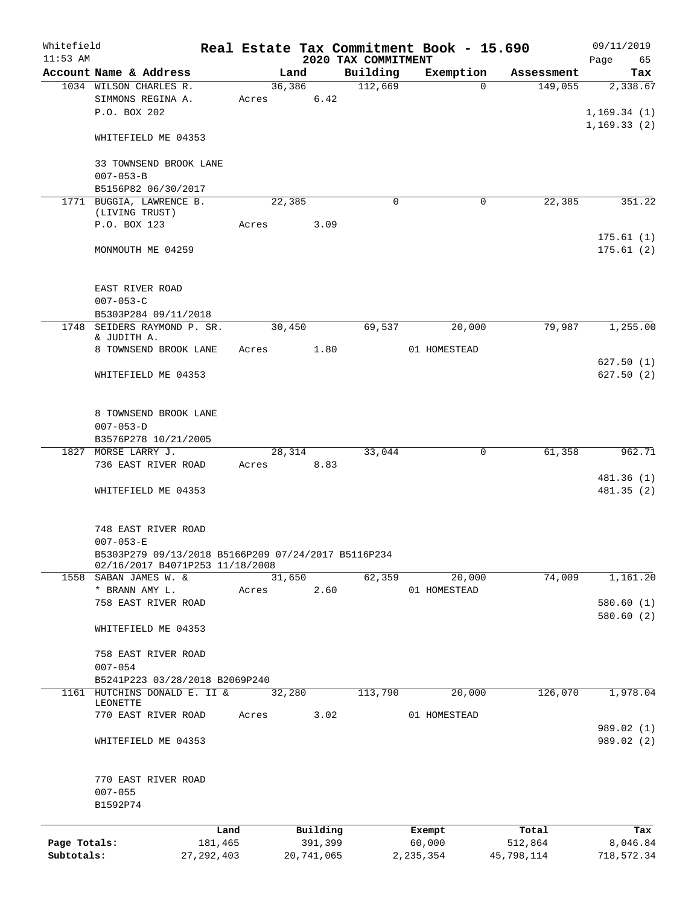Whitefield 11:53 AM

# Real Estate Tax Commitment Book - 15.690

## 2020 TAX COMMITMENT

09/11/2019 Page 65

| Account | Name & Address | Land | Building | Exemption | Assessment | Tax |
|---|---|---|---|---|---|---|
| 1034 | WILSON CHARLES R. | 36,386 | 112,669 | 0 | 149,055 | 2,338.67 |
| | SIMMONS REGINA A. | Acres 6.42 | | | | |
| | P.O. BOX 202 | | | | | 1,169.34 (1) |
| | | | | | | 1,169.33 (2) |
| | WHITEFIELD ME 04353 | | | | | |
| | 33 TOWNSEND BROOK LANE | | | | | |
| | 007-053-B | | | | | |
| | B5156P82 06/30/2017 | | | | | |
| 1771 | BUGGIA, LAWRENCE B. (LIVING TRUST) | 22,385 | 0 | 0 | 22,385 | 351.22 |
| | P.O. BOX 123 | Acres 3.09 | | | | |
| | | | | | | 175.61 (1) |
| | MONMOUTH ME 04259 | | | | | 175.61 (2) |
| | EAST RIVER ROAD | | | | | |
| | 007-053-C | | | | | |
| | B5303P284 09/11/2018 | | | | | |
| 1748 | SEIDERS RAYMOND P. SR. & JUDITH A. | 30,450 | 69,537 | 20,000 | 79,987 | 1,255.00 |
| | 8 TOWNSEND BROOK LANE | Acres 1.80 | | 01 HOMESTEAD | | |
| | | | | | | 627.50 (1) |
| | WHITEFIELD ME 04353 | | | | | 627.50 (2) |
| | 8 TOWNSEND BROOK LANE | | | | | |
| | 007-053-D | | | | | |
| | B3576P278 10/21/2005 | | | | | |
| 1827 | MORSE LARRY J. | 28,314 | 33,044 | 0 | 61,358 | 962.71 |
| | 736 EAST RIVER ROAD | Acres 8.83 | | | | |
| | | | | | | 481.36 (1) |
| | WHITEFIELD ME 04353 | | | | | 481.35 (2) |
| | 748 EAST RIVER ROAD | | | | | |
| | 007-053-E | | | | | |
| | B5303P279 09/13/2018 B5166P209 07/24/2017 B5116P234 02/16/2017 B4071P253 11/18/2008 | | | | | |
| 1558 | SABAN JAMES W. & | 31,650 | 62,359 | 20,000 | 74,009 | 1,161.20 |
| | * BRANN AMY L. | Acres 2.60 | | 01 HOMESTEAD | | |
| | 758 EAST RIVER ROAD | | | | | 580.60 (1) |
| | | | | | | 580.60 (2) |
| | WHITEFIELD ME 04353 | | | | | |
| | 758 EAST RIVER ROAD | | | | | |
| | 007-054 | | | | | |
| | B5241P223 03/28/2018 B2069P240 | | | | | |
| 1161 | HUTCHINS DONALD E. II & LEONETTE | 32,280 | 113,790 | 20,000 | 126,070 | 1,978.04 |
| | 770 EAST RIVER ROAD | Acres 3.02 | | 01 HOMESTEAD | | |
| | | | | | | 989.02 (1) |
| | WHITEFIELD ME 04353 | | | | | 989.02 (2) |
| | 770 EAST RIVER ROAD | | | | | |
| | 007-055 | | | | | |
| | B1592P74 | | | | | |

| | Land | Building | Exempt | Total | Tax |
|---|---|---|---|---|---|
| Page Totals: | 181,465 | 391,399 | 60,000 | 512,864 | 8,046.84 |
| Subtotals: | 27,292,403 | 20,741,065 | 2,235,354 | 45,798,114 | 718,572.34 |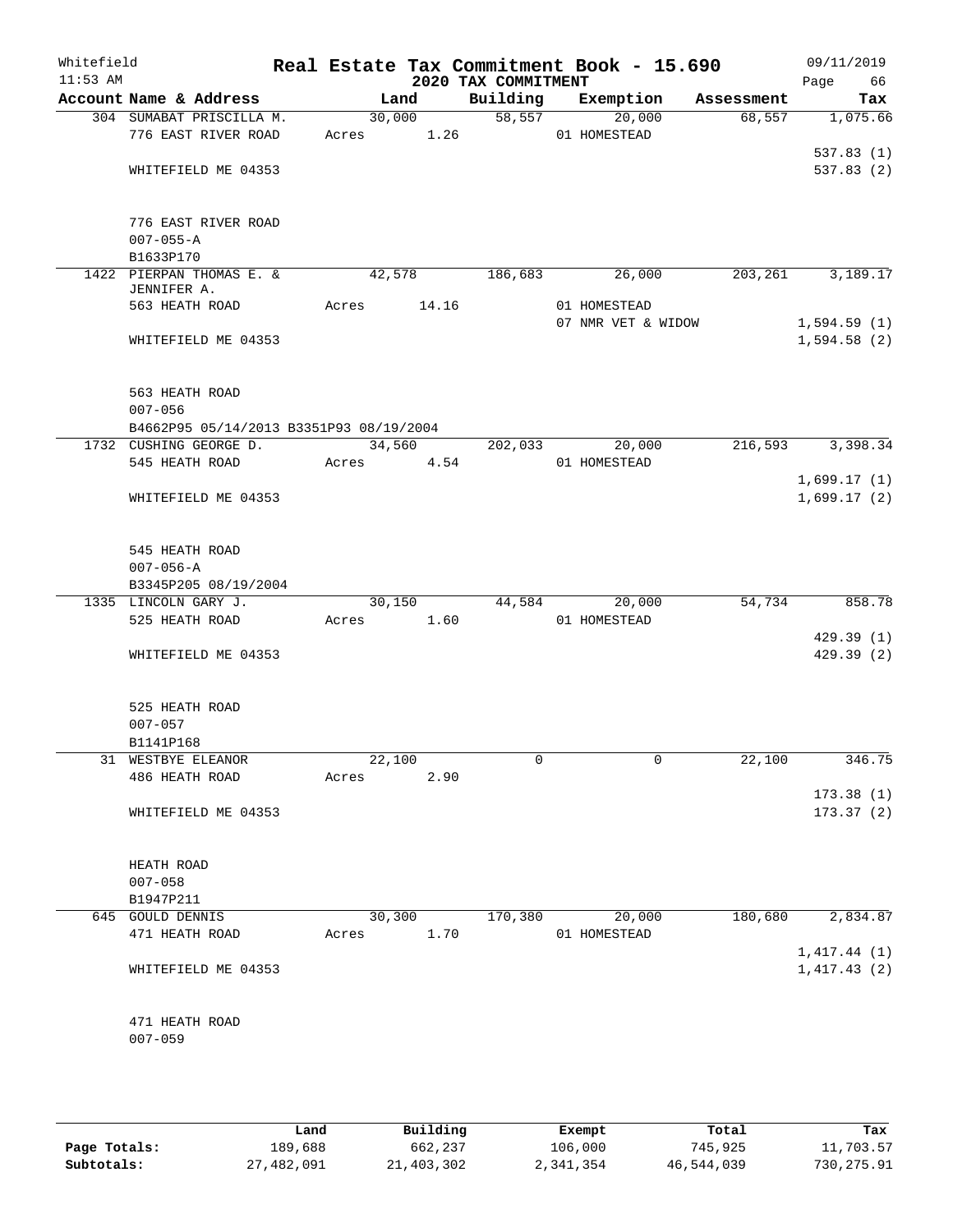Whitefield 11:53 AM

# Real Estate Tax Commitment Book - 15.690

## 2020 TAX COMMITMENT

09/11/2019 Page 66

| Account Name & Address | Land | Building | Exemption | Assessment | Tax |
|---|---|---|---|---|---|
| 304 SUMABAT PRISCILLA M. | 30,000 | 58,557 | 20,000 | 68,557 | 1,075.66 |
| 776 EAST RIVER ROAD | Acres 1.26 | | 01 HOMESTEAD | | |
| | | | | | 537.83 (1) |
| WHITEFIELD ME 04353 | | | | | 537.83 (2) |
| 776 EAST RIVER ROAD | | | | | |
| 007-055-A | | | | | |
| B1633P170 | | | | | |
| 1422 PIERPAN THOMAS E. & JENNIFER A. | 42,578 | 186,683 | 26,000 | 203,261 | 3,189.17 |
| 563 HEATH ROAD | Acres 14.16 | | 01 HOMESTEAD | | |
| | | | 07 NMR VET & WIDOW | | 1,594.59 (1) |
| WHITEFIELD ME 04353 | | | | | 1,594.58 (2) |
| 563 HEATH ROAD | | | | | |
| 007-056 | | | | | |
| B4662P95 05/14/2013 B3351P93 08/19/2004 | | | | | |
| 1732 CUSHING GEORGE D. | 34,560 | 202,033 | 20,000 | 216,593 | 3,398.34 |
| 545 HEATH ROAD | Acres 4.54 | | 01 HOMESTEAD | | |
| | | | | | 1,699.17 (1) |
| WHITEFIELD ME 04353 | | | | | 1,699.17 (2) |
| 545 HEATH ROAD | | | | | |
| 007-056-A | | | | | |
| B3345P205 08/19/2004 | | | | | |
| 1335 LINCOLN GARY J. | 30,150 | 44,584 | 20,000 | 54,734 | 858.78 |
| 525 HEATH ROAD | Acres 1.60 | | 01 HOMESTEAD | | |
| | | | | | 429.39 (1) |
| WHITEFIELD ME 04353 | | | | | 429.39 (2) |
| 525 HEATH ROAD | | | | | |
| 007-057 | | | | | |
| B1141P168 | | | | | |
| 31 WESTBYE ELEANOR | 22,100 | 0 | 0 | 22,100 | 346.75 |
| 486 HEATH ROAD | Acres 2.90 | | | | |
| | | | | | 173.38 (1) |
| WHITEFIELD ME 04353 | | | | | 173.37 (2) |
| HEATH ROAD | | | | | |
| 007-058 | | | | | |
| B1947P211 | | | | | |
| 645 GOULD DENNIS | 30,300 | 170,380 | 20,000 | 180,680 | 2,834.87 |
| 471 HEATH ROAD | Acres 1.70 | | 01 HOMESTEAD | | |
| | | | | | 1,417.44 (1) |
| WHITEFIELD ME 04353 | | | | | 1,417.43 (2) |
| 471 HEATH ROAD | | | | | |
| 007-059 | | | | | |

| | Land | Building | Exempt | Total | Tax |
|---|---|---|---|---|---|
| Page Totals: | 189,688 | 662,237 | 106,000 | 745,925 | 11,703.57 |
| Subtotals: | 27,482,091 | 21,403,302 | 2,341,354 | 46,544,039 | 730,275.91 |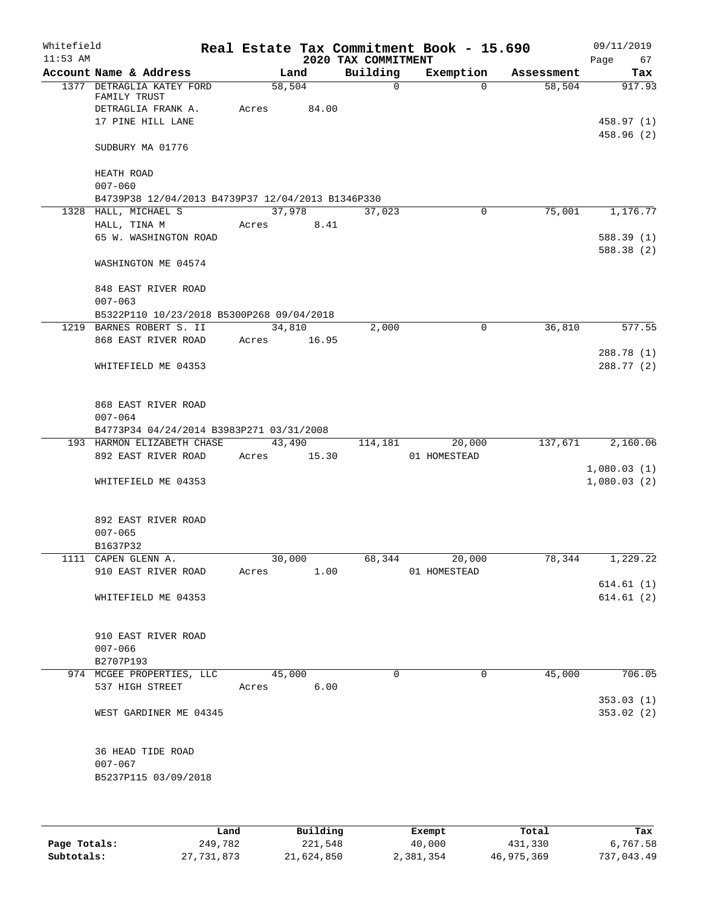# Whitefield — Real Estate Tax Commitment Book - 15.690

11:53 AM — 2020 TAX COMMITMENT — 09/11/2019

| Account Name & Address | Land | Building | Exemption | Assessment | Tax |
|---|---|---|---|---|---|
| 1377 DETRAGLIA KATEY FORD FAMILY TRUST | 58,504 | 0 | 0 | 58,504 | 917.93 |
| DETRAGLIA FRANK A. | Acres 84.00 | | | | |
| 17 PINE HILL LANE | | | | | 458.97 (1) |
| | | | | | 458.96 (2) |
| SUDBURY MA 01776 | | | | | |
| HEATH ROAD | | | | | |
| 007-060 | | | | | |
| B4739P38 12/04/2013 B4739P37 12/04/2013 B1346P330 | | | | | |
| 1328 HALL, MICHAEL S | 37,978 | 37,023 | 0 | 75,001 | 1,176.77 |
| HALL, TINA M | Acres 8.41 | | | | |
| 65 W. WASHINGTON ROAD | | | | | 588.39 (1) |
| | | | | | 588.38 (2) |
| WASHINGTON ME 04574 | | | | | |
| 848 EAST RIVER ROAD | | | | | |
| 007-063 | | | | | |
| B5322P110 10/23/2018 B5300P268 09/04/2018 | | | | | |
| 1219 BARNES ROBERT S. II | 34,810 | 2,000 | 0 | 36,810 | 577.55 |
| 868 EAST RIVER ROAD | Acres 16.95 | | | | |
| | | | | | 288.78 (1) |
| WHITEFIELD ME 04353 | | | | | 288.77 (2) |
| 868 EAST RIVER ROAD | | | | | |
| 007-064 | | | | | |
| B4773P34 04/24/2014 B3983P271 03/31/2008 | | | | | |
| 193 HARMON ELIZABETH CHASE | 43,490 | 114,181 | 20,000 | 137,671 | 2,160.06 |
| 892 EAST RIVER ROAD | Acres 15.30 | | 01 HOMESTEAD | | |
| | | | | | 1,080.03 (1) |
| WHITEFIELD ME 04353 | | | | | 1,080.03 (2) |
| 892 EAST RIVER ROAD | | | | | |
| 007-065 | | | | | |
| B1637P32 | | | | | |
| 1111 CAPEN GLENN A. | 30,000 | 68,344 | 20,000 | 78,344 | 1,229.22 |
| 910 EAST RIVER ROAD | Acres 1.00 | | 01 HOMESTEAD | | |
| | | | | | 614.61 (1) |
| WHITEFIELD ME 04353 | | | | | 614.61 (2) |
| 910 EAST RIVER ROAD | | | | | |
| 007-066 | | | | | |
| B2707P193 | | | | | |
| 974 MCGEE PROPERTIES, LLC | 45,000 | 0 | 0 | 45,000 | 706.05 |
| 537 HIGH STREET | Acres 6.00 | | | | |
| | | | | | 353.03 (1) |
| WEST GARDINER ME 04345 | | | | | 353.02 (2) |
| 36 HEAD TIDE ROAD | | | | | |
| 007-067 | | | | | |
| B5237P115 03/09/2018 | | | | | |

| | Land | Building | Exempt | Total | Tax |
|---|---|---|---|---|---|
| Page Totals: | 249,782 | 221,548 | 40,000 | 431,330 | 6,767.58 |
| Subtotals: | 27,731,873 | 21,624,850 | 2,381,354 | 46,975,369 | 737,043.49 |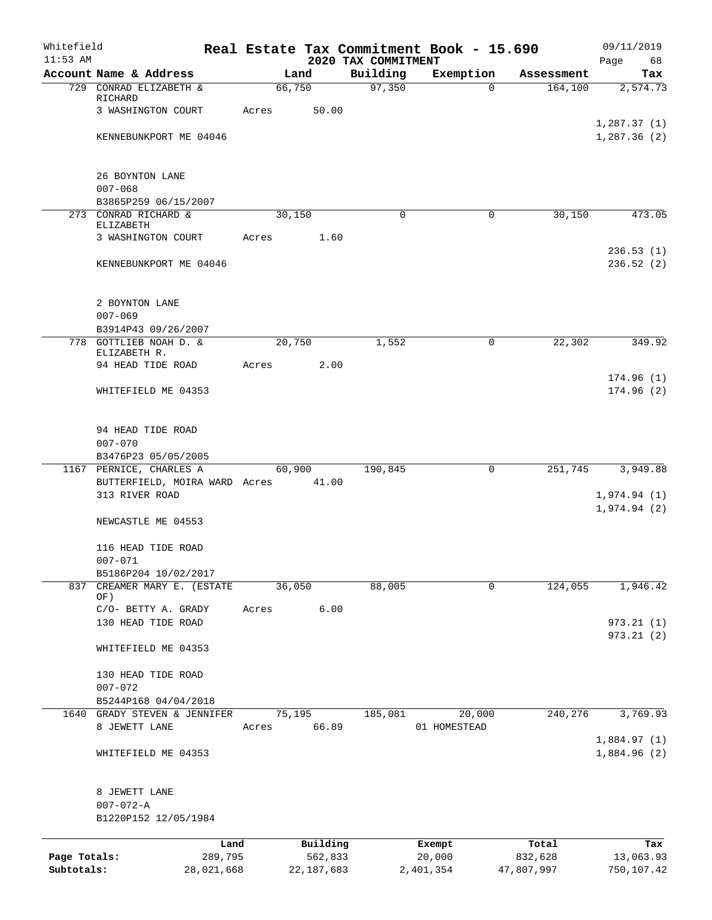Whitefield 11:53 AM

# Real Estate Tax Commitment Book - 15.690

## 2020 TAX COMMITMENT

09/11/2019 Page 68

| Account Name & Address | Land | Building | Exemption | Assessment | Tax |
|---|---|---|---|---|---|
| 729 CONRAD ELIZABETH & RICHARD | 66,750 | 97,350 | 0 | 164,100 | 2,574.73 |
| 3 WASHINGTON COURT | Acres 50.00 | | | | |
| | | | | | 1,287.37 (1) |
| KENNEBUNKPORT ME 04046 | | | | | 1,287.36 (2) |
| 26 BOYNTON LANE | | | | | |
| 007-068 | | | | | |
| B3865P259 06/15/2007 | | | | | |
| 273 CONRAD RICHARD & ELIZABETH | 30,150 | 0 | 0 | 30,150 | 473.05 |
| 3 WASHINGTON COURT | Acres 1.60 | | | | |
| | | | | | 236.53 (1) |
| KENNEBUNKPORT ME 04046 | | | | | 236.52 (2) |
| 2 BOYNTON LANE | | | | | |
| 007-069 | | | | | |
| B3914P43 09/26/2007 | | | | | |
| 778 GOTTLIEB NOAH D. & ELIZABETH R. | 20,750 | 1,552 | 0 | 22,302 | 349.92 |
| 94 HEAD TIDE ROAD | Acres 2.00 | | | | |
| | | | | | 174.96 (1) |
| WHITEFIELD ME 04353 | | | | | 174.96 (2) |
| 94 HEAD TIDE ROAD | | | | | |
| 007-070 | | | | | |
| B3476P23 05/05/2005 | | | | | |
| 1167 PERNICE, CHARLES A | 60,900 | 190,845 | 0 | 251,745 | 3,949.88 |
| BUTTERFIELD, MOIRA WARD | Acres 41.00 | | | | |
| 313 RIVER ROAD | | | | | 1,974.94 (1) |
| | | | | | 1,974.94 (2) |
| NEWCASTLE ME 04553 | | | | | |
| 116 HEAD TIDE ROAD | | | | | |
| 007-071 | | | | | |
| B5186P204 10/02/2017 | | | | | |
| 837 CREAMER MARY E. (ESTATE OF) | 36,050 | 88,005 | 0 | 124,055 | 1,946.42 |
| C/O- BETTY A. GRADY | Acres 6.00 | | | | |
| 130 HEAD TIDE ROAD | | | | | 973.21 (1) |
| | | | | | 973.21 (2) |
| WHITEFIELD ME 04353 | | | | | |
| 130 HEAD TIDE ROAD | | | | | |
| 007-072 | | | | | |
| B5244P168 04/04/2018 | | | | | |
| 1640 GRADY STEVEN & JENNIFER | 75,195 | 185,081 | 20,000 | 240,276 | 3,769.93 |
| 8 JEWETT LANE | Acres 66.89 | | 01 HOMESTEAD | | |
| | | | | | 1,884.97 (1) |
| WHITEFIELD ME 04353 | | | | | 1,884.96 (2) |
| 8 JEWETT LANE | | | | | |
| 007-072-A | | | | | |
| B1220P152 12/05/1984 | | | | | |

| | Land | Building | Exempt | Total | Tax |
|---|---|---|---|---|---|
| Page Totals: | 289,795 | 562,833 | 20,000 | 832,628 | 13,063.93 |
| Subtotals: | 28,021,668 | 22,187,683 | 2,401,354 | 47,807,997 | 750,107.42 |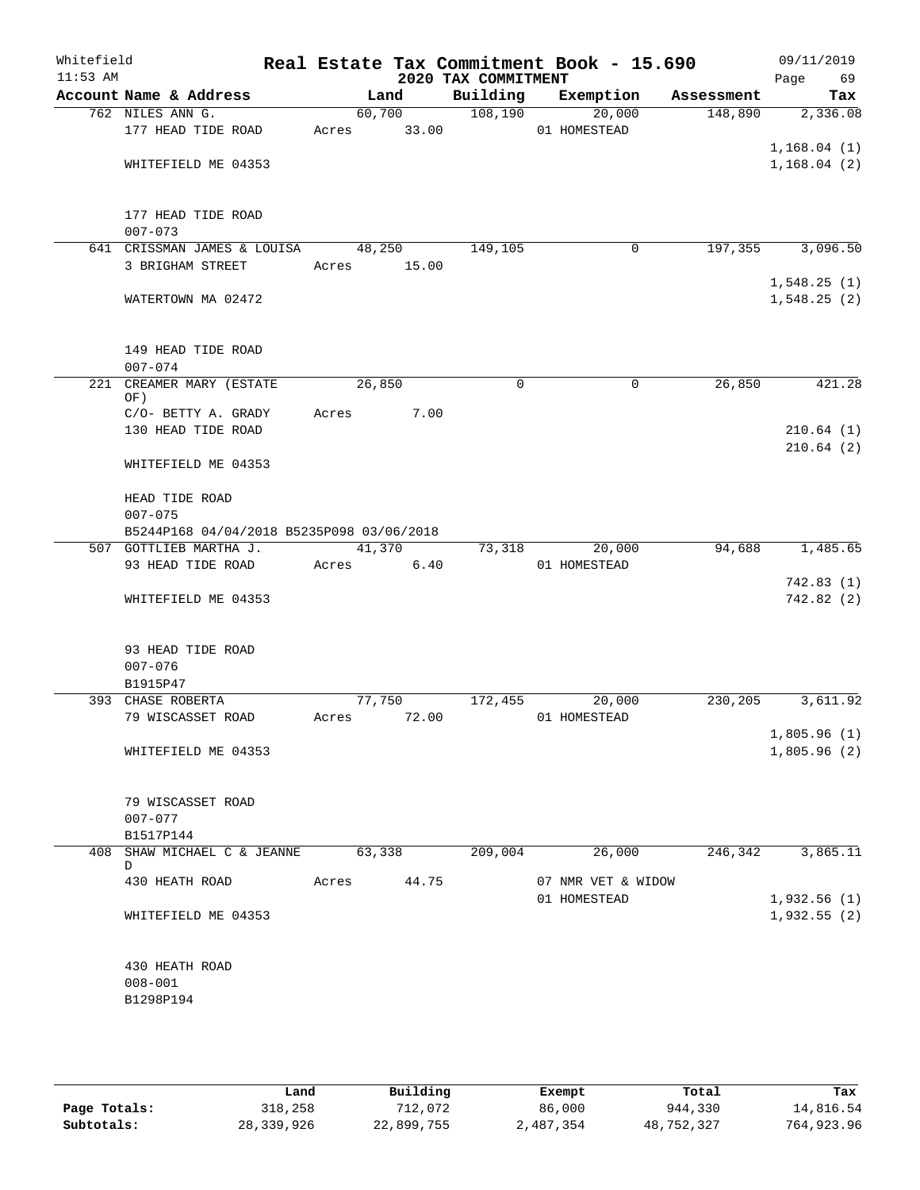Whitefield 11:53 AM

# Real Estate Tax Commitment Book - 15.690

## 2020 TAX COMMITMENT

09/11/2019

| Account Name & Address | Land | Building | Exemption | Assessment | Tax |
|---|---|---|---|---|---|
| 762 NILES ANN G. | 60,700 | 108,190 | 20,000 | 148,890 | 2,336.08 |
| 177 HEAD TIDE ROAD | Acres 33.00 | | 01 HOMESTEAD | | |
| | | | | | 1,168.04 (1) |
| WHITEFIELD ME 04353 | | | | | 1,168.04 (2) |
| 177 HEAD TIDE ROAD | | | | | |
| 007-073 | | | | | |
| 641 CRISSMAN JAMES & LOUISA | 48,250 | 149,105 | 0 | 197,355 | 3,096.50 |
| 3 BRIGHAM STREET | Acres 15.00 | | | | |
| | | | | | 1,548.25 (1) |
| WATERTOWN MA 02472 | | | | | 1,548.25 (2) |
| 149 HEAD TIDE ROAD | | | | | |
| 007-074 | | | | | |
| 221 CREAMER MARY (ESTATE OF) | 26,850 | 0 | 0 | 26,850 | 421.28 |
| C/O- BETTY A. GRADY | Acres 7.00 | | | | |
| 130 HEAD TIDE ROAD | | | | | 210.64 (1) |
| | | | | | 210.64 (2) |
| WHITEFIELD ME 04353 | | | | | |
| HEAD TIDE ROAD | | | | | |
| 007-075 | | | | | |
| B5244P168 04/04/2018 B5235P098 03/06/2018 | | | | | |
| 507 GOTTLIEB MARTHA J. | 41,370 | 73,318 | 20,000 | 94,688 | 1,485.65 |
| 93 HEAD TIDE ROAD | Acres 6.40 | | 01 HOMESTEAD | | |
| | | | | | 742.83 (1) |
| WHITEFIELD ME 04353 | | | | | 742.82 (2) |
| 93 HEAD TIDE ROAD | | | | | |
| 007-076 | | | | | |
| B1915P47 | | | | | |
| 393 CHASE ROBERTA | 77,750 | 172,455 | 20,000 | 230,205 | 3,611.92 |
| 79 WISCASSET ROAD | Acres 72.00 | | 01 HOMESTEAD | | |
| | | | | | 1,805.96 (1) |
| WHITEFIELD ME 04353 | | | | | 1,805.96 (2) |
| 79 WISCASSET ROAD | | | | | |
| 007-077 | | | | | |
| B1517P144 | | | | | |
| 408 SHAW MICHAEL C & JEANNE D | 63,338 | 209,004 | 26,000 | 246,342 | 3,865.11 |
| 430 HEATH ROAD | Acres 44.75 | | 07 NMR VET & WIDOW | | |
| | | | 01 HOMESTEAD | | 1,932.56 (1) |
| WHITEFIELD ME 04353 | | | | | 1,932.55 (2) |
| 430 HEATH ROAD | | | | | |
| 008-001 | | | | | |
| B1298P194 | | | | | |

| | Land | Building | Exempt | Total | Tax |
|---|---|---|---|---|---|
| Page Totals: | 318,258 | 712,072 | 86,000 | 944,330 | 14,816.54 |
| Subtotals: | 28,339,926 | 22,899,755 | 2,487,354 | 48,752,327 | 764,923.96 |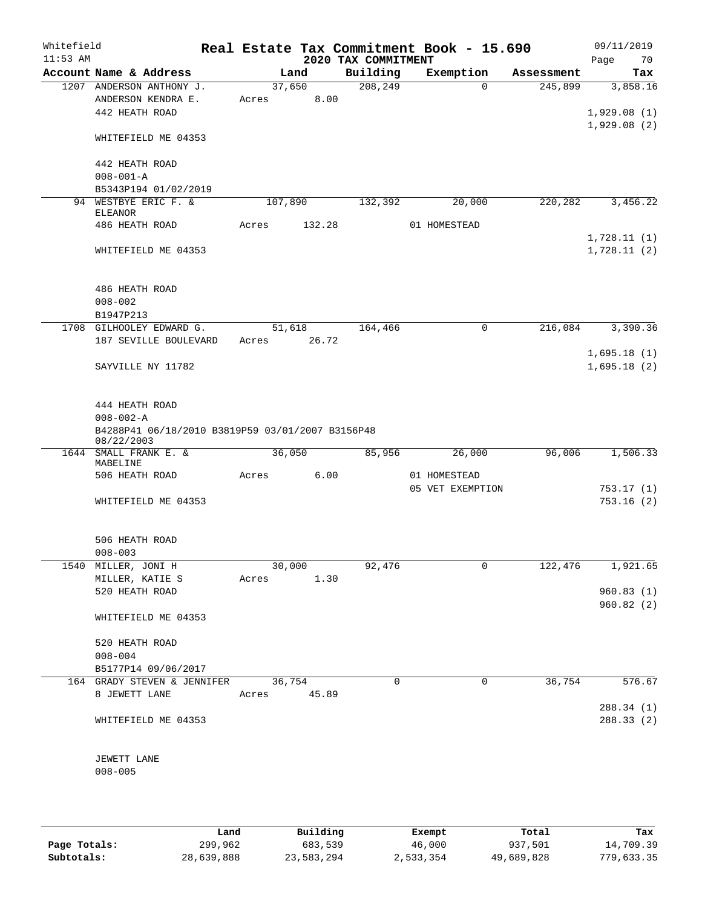Whitefield

11:53 AM

# Real Estate Tax Commitment Book - 15.690

## 2020 TAX COMMITMENT

09/11/2019

| Account Name & Address | Land | Building | Exemption | Assessment | Tax |
|---|---|---|---|---|---|
| 1207 ANDERSON ANTHONY J.<br>ANDERSON KENDRA E.<br>442 HEATH ROAD<br><br>WHITEFIELD ME 04353<br><br>442 HEATH ROAD<br>008-001-A<br>B5343P194 01/02/2019 | 37,650<br>Acres 8.00 | 208,249 | 0 | 245,899 | 3,858.16<br><br>1,929.08 (1)<br>1,929.08 (2) |
| 94 WESTBYE ERIC F. & ELEANOR<br>486 HEATH ROAD<br><br>WHITEFIELD ME 04353<br><br>486 HEATH ROAD<br>008-002<br>B1947P213 | 107,890<br>Acres 132.28 | 132,392 | 20,000<br>01 HOMESTEAD | 220,282 | 3,456.22<br><br>1,728.11 (1)<br>1,728.11 (2) |
| 1708 GILHOOLEY EDWARD G.<br>187 SEVILLE BOULEVARD<br><br>SAYVILLE NY 11782<br><br>444 HEATH ROAD<br>008-002-A<br>B4288P41 06/18/2010 B3819P59 03/01/2007 B3156P48 08/22/2003 | 51,618<br>Acres 26.72 | 164,466 | 0 | 216,084 | 3,390.36<br><br>1,695.18 (1)<br>1,695.18 (2) |
| 1644 SMALL FRANK E. & MABELINE<br>506 HEATH ROAD<br><br>WHITEFIELD ME 04353<br><br>506 HEATH ROAD<br>008-003 | 36,050<br>Acres 6.00 | 85,956 | 26,000<br>01 HOMESTEAD<br>05 VET EXEMPTION | 96,006 | 1,506.33<br><br>753.17 (1)<br>753.16 (2) |
| 1540 MILLER, JONI H<br>MILLER, KATIE S<br>520 HEATH ROAD<br><br>WHITEFIELD ME 04353<br><br>520 HEATH ROAD<br>008-004<br>B5177P14 09/06/2017 | 30,000<br>Acres 1.30 | 92,476 | 0 | 122,476 | 1,921.65<br><br>960.83 (1)<br>960.82 (2) |
| 164 GRADY STEVEN & JENNIFER<br>8 JEWETT LANE<br><br>WHITEFIELD ME 04353<br><br>JEWETT LANE<br>008-005 | 36,754<br>Acres 45.89 | 0 | 0 | 36,754 | 576.67<br><br>288.34 (1)<br>288.33 (2) |

| | Land | Building | Exempt | Total | Tax |
|---|---|---|---|---|---|
| **Page Totals:** | 299,962 | 683,539 | 46,000 | 937,501 | 14,709.39 |
| **Subtotals:** | 28,639,888 | 23,583,294 | 2,533,354 | 49,689,828 | 779,633.35 |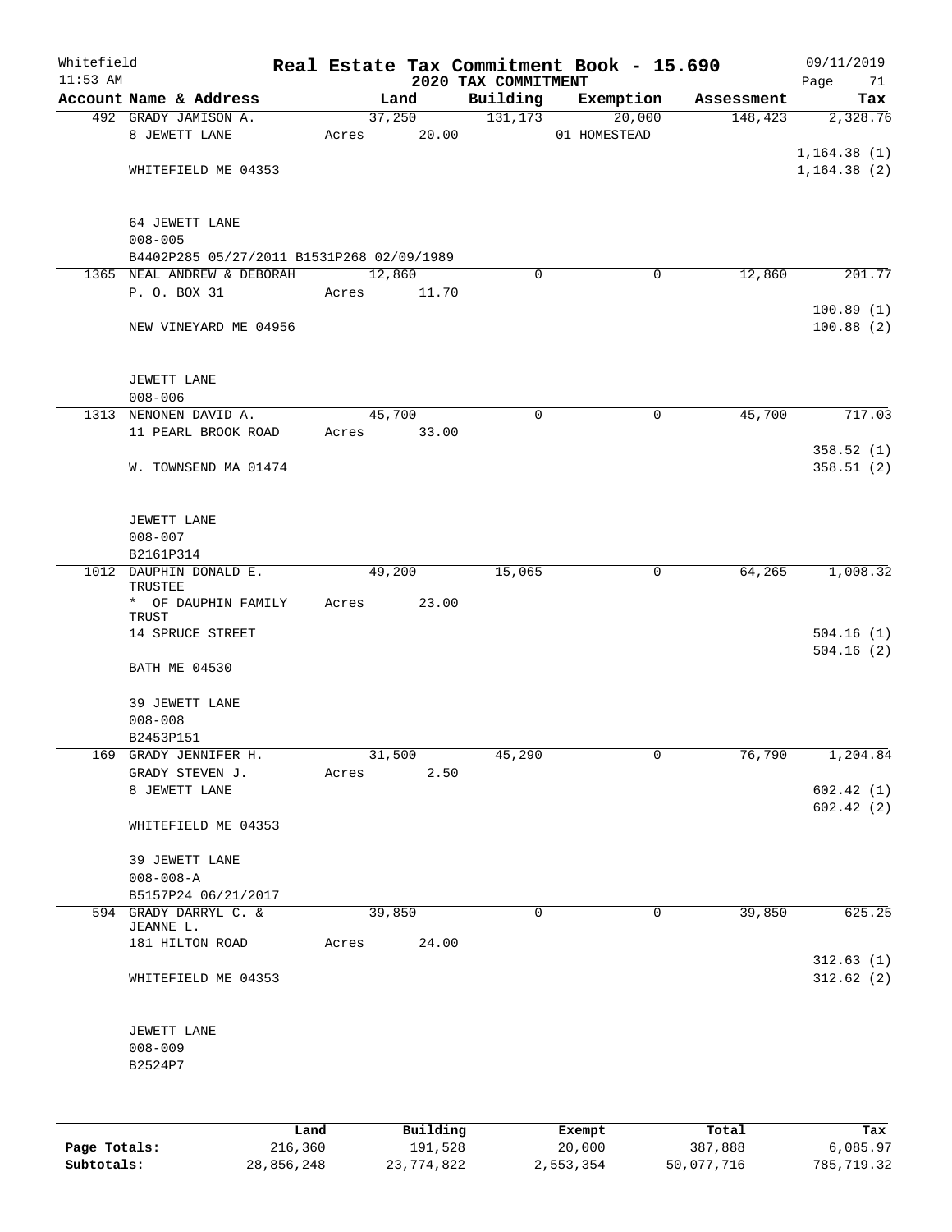Whitefield 11:53 AM

# Real Estate Tax Commitment Book - 15.690

## 2020 TAX COMMITMENT

09/11/2019

| Account | Name & Address | Land | Building | Exemption | Assessment | Tax |
|---|---|---|---|---|---|---|
| 492 | GRADY JAMISON A.<br>8 JEWETT LANE<br><br>WHITEFIELD ME 04353<br><br>64 JEWETT LANE<br>008-005<br>B4402P285 05/27/2011 B1531P268 02/09/1989 | 37,250<br>Acres 20.00 | 131,173 | 20,000<br>01 HOMESTEAD | 148,423 | 2,328.76<br><br>1,164.38 (1)<br>1,164.38 (2) |
| 1365 | NEAL ANDREW & DEBORAH<br>P. O. BOX 31<br><br>NEW VINEYARD ME 04956<br><br>JEWETT LANE<br>008-006 | 12,860<br>Acres 11.70 | 0 | 0 | 12,860 | 201.77<br><br>100.89 (1)<br>100.88 (2) |
| 1313 | NENONEN DAVID A.<br>11 PEARL BROOK ROAD<br><br>W. TOWNSEND MA 01474<br><br>JEWETT LANE<br>008-007<br>B2161P314 | 45,700<br>Acres 33.00 | 0 | 0 | 45,700 | 717.03<br><br>358.52 (1)<br>358.51 (2) |
| 1012 | DAUPHIN DONALD E. TRUSTEE<br>* OF DAUPHIN FAMILY TRUST<br>14 SPRUCE STREET<br><br>BATH ME 04530<br><br>39 JEWETT LANE<br>008-008<br>B2453P151 | 49,200<br>Acres 23.00 | 15,065 | 0 | 64,265 | 1,008.32<br><br>504.16 (1)<br>504.16 (2) |
| 169 | GRADY JENNIFER H.<br>GRADY STEVEN J.<br>8 JEWETT LANE<br><br>WHITEFIELD ME 04353<br><br>39 JEWETT LANE<br>008-008-A<br>B5157P24 06/21/2017 | 31,500<br>Acres 2.50 | 45,290 | 0 | 76,790 | 1,204.84<br><br>602.42 (1)<br>602.42 (2) |
| 594 | GRADY DARRYL C. & JEANNE L.<br>181 HILTON ROAD<br><br>WHITEFIELD ME 04353<br><br>JEWETT LANE<br>008-009<br>B2524P7 | 39,850<br>Acres 24.00 | 0 | 0 | 39,850 | 625.25<br><br>312.63 (1)<br>312.62 (2) |

| | Land | Building | Exempt | Total | Tax |
|---|---|---|---|---|---|
| Page Totals: | 216,360 | 191,528 | 20,000 | 387,888 | 6,085.97 |
| Subtotals: | 28,856,248 | 23,774,822 | 2,553,354 | 50,077,716 | 785,719.32 |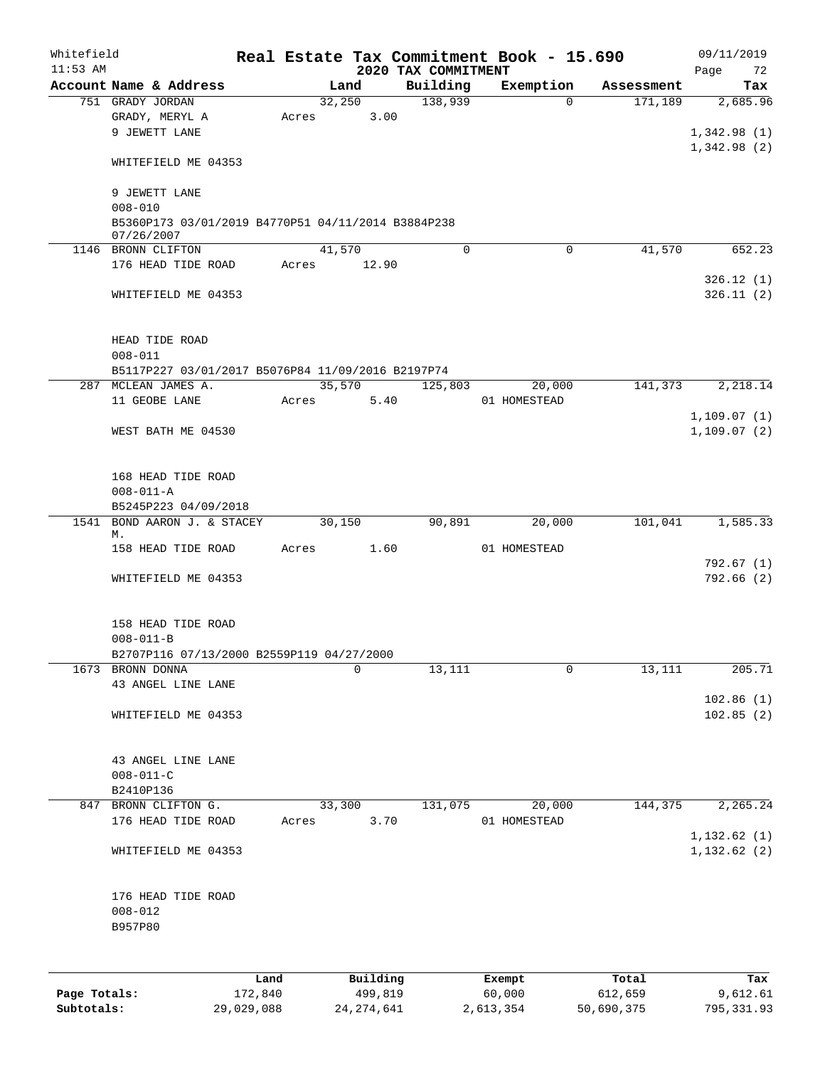# Real Estate Tax Commitment Book - 15.690

Whitefield
11:53 AM

## 2020 TAX COMMITMENT

09/11/2019

| Account Name & Address | Land | Building | Exemption | Assessment | Tax |
|---|---|---|---|---|---|
| 751 GRADY JORDAN | 32,250 | 138,939 | 0 | 171,189 | 2,685.96 |
| GRADY, MERYL A | Acres 3.00 | | | | |
| 9 JEWETT LANE | | | | | 1,342.98 (1) |
| | | | | | 1,342.98 (2) |
| WHITEFIELD ME 04353 | | | | | |
| 9 JEWETT LANE | | | | | |
| 008-010 | | | | | |
| B5360P173 03/01/2019 B4770P51 04/11/2014 B3884P238 07/26/2007 | | | | | |
| 1146 BRONN CLIFTON | 41,570 | 0 | 0 | 41,570 | 652.23 |
| 176 HEAD TIDE ROAD | Acres 12.90 | | | | |
| | | | | | 326.12 (1) |
| WHITEFIELD ME 04353 | | | | | 326.11 (2) |
| HEAD TIDE ROAD | | | | | |
| 008-011 | | | | | |
| B5117P227 03/01/2017 B5076P84 11/09/2016 B2197P74 | | | | | |
| 287 MCLEAN JAMES A. | 35,570 | 125,803 | 20,000 | 141,373 | 2,218.14 |
| 11 GEOBE LANE | Acres 5.40 | | 01 HOMESTEAD | | |
| | | | | | 1,109.07 (1) |
| WEST BATH ME 04530 | | | | | 1,109.07 (2) |
| 168 HEAD TIDE ROAD | | | | | |
| 008-011-A | | | | | |
| B5245P223 04/09/2018 | | | | | |
| 1541 BOND AARON J. & STACEY M. | 30,150 | 90,891 | 20,000 | 101,041 | 1,585.33 |
| 158 HEAD TIDE ROAD | Acres 1.60 | | 01 HOMESTEAD | | |
| | | | | | 792.67 (1) |
| WHITEFIELD ME 04353 | | | | | 792.66 (2) |
| 158 HEAD TIDE ROAD | | | | | |
| 008-011-B | | | | | |
| B2707P116 07/13/2000 B2559P119 04/27/2000 | | | | | |
| 1673 BRONN DONNA | 0 | 13,111 | 0 | 13,111 | 205.71 |
| 43 ANGEL LINE LANE | | | | | |
| | | | | | 102.86 (1) |
| WHITEFIELD ME 04353 | | | | | 102.85 (2) |
| 43 ANGEL LINE LANE | | | | | |
| 008-011-C | | | | | |
| B2410P136 | | | | | |
| 847 BRONN CLIFTON G. | 33,300 | 131,075 | 20,000 | 144,375 | 2,265.24 |
| 176 HEAD TIDE ROAD | Acres 3.70 | | 01 HOMESTEAD | | |
| | | | | | 1,132.62 (1) |
| WHITEFIELD ME 04353 | | | | | 1,132.62 (2) |
| 176 HEAD TIDE ROAD | | | | | |
| 008-012 | | | | | |
| B957P80 | | | | | |

| | Land | Building | Exempt | Total | Tax |
|---|---|---|---|---|---|
| Page Totals: | 172,840 | 499,819 | 60,000 | 612,659 | 9,612.61 |
| Subtotals: | 29,029,088 | 24,274,641 | 2,613,354 | 50,690,375 | 795,331.93 |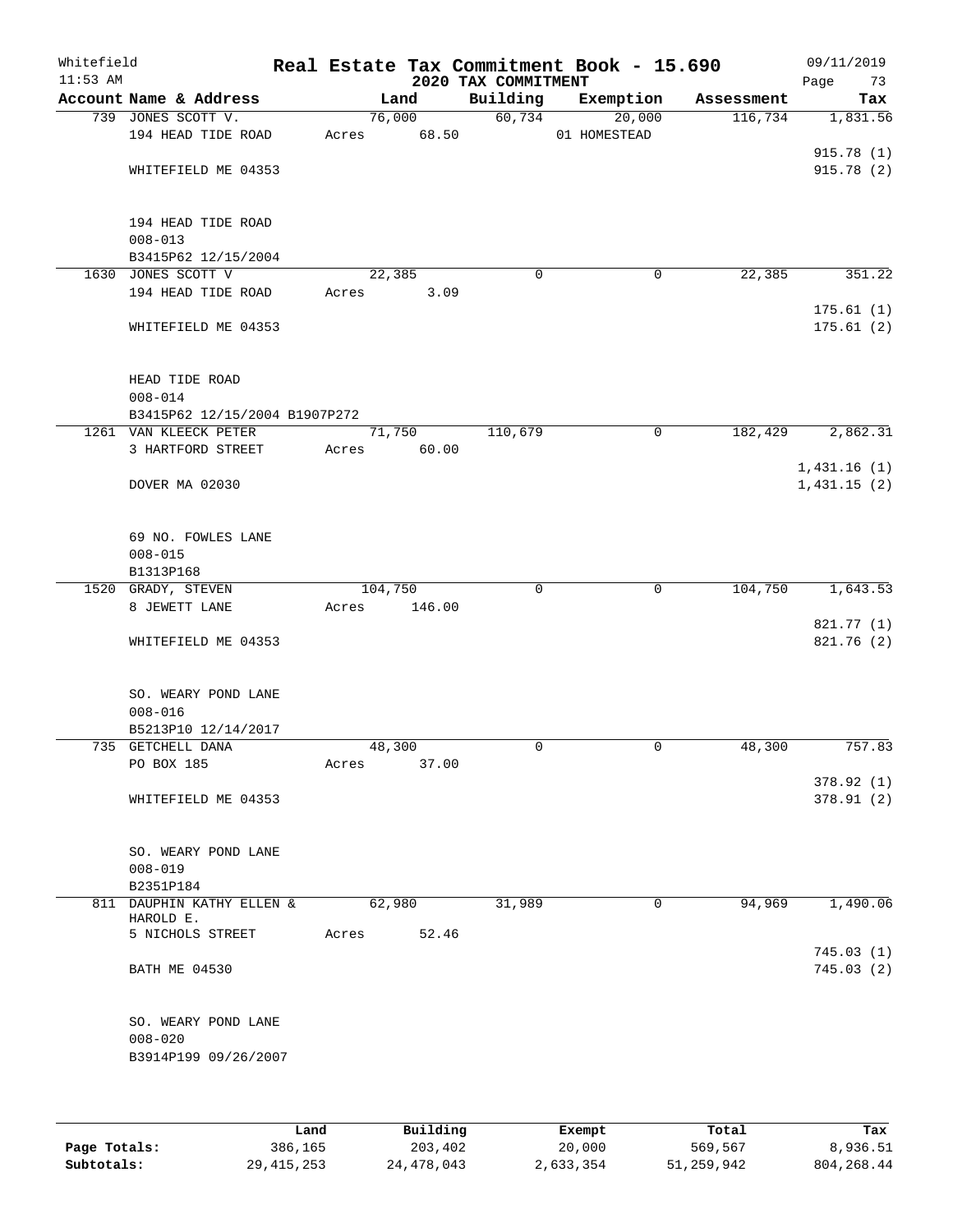Whitefield 11:53 AM

# Real Estate Tax Commitment Book - 15.690

## 2020 TAX COMMITMENT

09/11/2019 Page 73

| Account Name & Address | Land | Building | Exemption | Assessment | Tax |
|---|---|---|---|---|---|
| 739 JONES SCOTT V. | 76,000 | 60,734 | 20,000 | 116,734 | 1,831.56 |
| 194 HEAD TIDE ROAD | Acres 68.50 | | 01 HOMESTEAD | | |
| | | | | | 915.78 (1) |
| WHITEFIELD ME 04353 | | | | | 915.78 (2) |
| 194 HEAD TIDE ROAD | | | | | |
| 008-013 | | | | | |
| B3415P62 12/15/2004 | | | | | |
| 1630 JONES SCOTT V | 22,385 | 0 | 0 | 22,385 | 351.22 |
| 194 HEAD TIDE ROAD | Acres 3.09 | | | | |
| | | | | | 175.61 (1) |
| WHITEFIELD ME 04353 | | | | | 175.61 (2) |
| HEAD TIDE ROAD | | | | | |
| 008-014 | | | | | |
| B3415P62 12/15/2004 B1907P272 | | | | | |
| 1261 VAN KLEECK PETER | 71,750 | 110,679 | 0 | 182,429 | 2,862.31 |
| 3 HARTFORD STREET | Acres 60.00 | | | | |
| | | | | | 1,431.16 (1) |
| DOVER MA 02030 | | | | | 1,431.15 (2) |
| 69 NO. FOWLES LANE | | | | | |
| 008-015 | | | | | |
| B1313P168 | | | | | |
| 1520 GRADY, STEVEN | 104,750 | 0 | 0 | 104,750 | 1,643.53 |
| 8 JEWETT LANE | Acres 146.00 | | | | |
| | | | | | 821.77 (1) |
| WHITEFIELD ME 04353 | | | | | 821.76 (2) |
| SO. WEARY POND LANE | | | | | |
| 008-016 | | | | | |
| B5213P10 12/14/2017 | | | | | |
| 735 GETCHELL DANA | 48,300 | 0 | 0 | 48,300 | 757.83 |
| PO BOX 185 | Acres 37.00 | | | | |
| | | | | | 378.92 (1) |
| WHITEFIELD ME 04353 | | | | | 378.91 (2) |
| SO. WEARY POND LANE | | | | | |
| 008-019 | | | | | |
| B2351P184 | | | | | |
| 811 DAUPHIN KATHY ELLEN & HAROLD E. | 62,980 | 31,989 | 0 | 94,969 | 1,490.06 |
| 5 NICHOLS STREET | Acres 52.46 | | | | |
| | | | | | 745.03 (1) |
| BATH ME 04530 | | | | | 745.03 (2) |
| SO. WEARY POND LANE | | | | | |
| 008-020 | | | | | |
| B3914P199 09/26/2007 | | | | | |

| | Land | Building | Exempt | Total | Tax |
|---|---|---|---|---|---|
| Page Totals: | 386,165 | 203,402 | 20,000 | 569,567 | 8,936.51 |
| Subtotals: | 29,415,253 | 24,478,043 | 2,633,354 | 51,259,942 | 804,268.44 |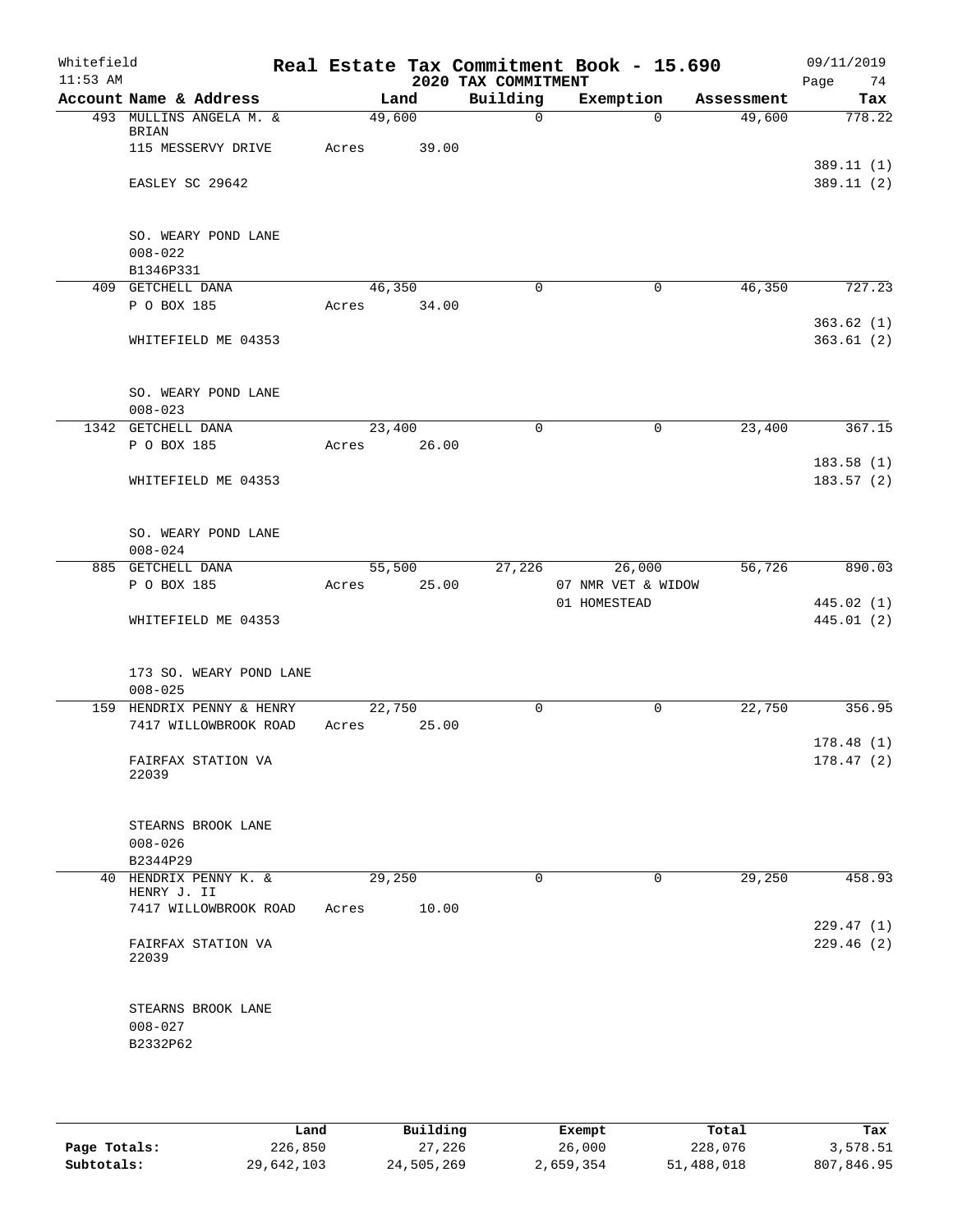Whitefield
11:53 AM

# Real Estate Tax Commitment Book - 15.690
## 2020 TAX COMMITMENT

09/11/2019
Page 74

| Account Name & Address | Land | Building | Exemption | Assessment | Tax |
|---|---|---|---|---|---|
| 493 MULLINS ANGELA M. & BRIAN | 49,600 | 0 | 0 | 49,600 | 778.22 |
| 115 MESSERVY DRIVE | Acres 39.00 | | | | |
| | | | | | 389.11 (1) |
| EASLEY SC 29642 | | | | | 389.11 (2) |
| SO. WEARY POND LANE | | | | | |
| 008-022 | | | | | |
| B1346P331 | | | | | |
| 409 GETCHELL DANA | 46,350 | 0 | 0 | 46,350 | 727.23 |
| P O BOX 185 | Acres 34.00 | | | | |
| | | | | | 363.62 (1) |
| WHITEFIELD ME 04353 | | | | | 363.61 (2) |
| SO. WEARY POND LANE | | | | | |
| 008-023 | | | | | |
| 1342 GETCHELL DANA | 23,400 | 0 | 0 | 23,400 | 367.15 |
| P O BOX 185 | Acres 26.00 | | | | |
| | | | | | 183.58 (1) |
| WHITEFIELD ME 04353 | | | | | 183.57 (2) |
| SO. WEARY POND LANE | | | | | |
| 008-024 | | | | | |
| 885 GETCHELL DANA | 55,500 | 27,226 | 26,000 | 56,726 | 890.03 |
| P O BOX 185 | Acres 25.00 | | 07 NMR VET & WIDOW | | |
| | | | 01 HOMESTEAD | | 445.02 (1) |
| WHITEFIELD ME 04353 | | | | | 445.01 (2) |
| 173 SO. WEARY POND LANE | | | | | |
| 008-025 | | | | | |
| 159 HENDRIX PENNY & HENRY | 22,750 | 0 | 0 | 22,750 | 356.95 |
| 7417 WILLOWBROOK ROAD | Acres 25.00 | | | | |
| | | | | | 178.48 (1) |
| FAIRFAX STATION VA 22039 | | | | | 178.47 (2) |
| STEARNS BROOK LANE | | | | | |
| 008-026 | | | | | |
| B2344P29 | | | | | |
| 40 HENDRIX PENNY K. & HENRY J. II | 29,250 | 0 | 0 | 29,250 | 458.93 |
| 7417 WILLOWBROOK ROAD | Acres 10.00 | | | | |
| | | | | | 229.47 (1) |
| FAIRFAX STATION VA 22039 | | | | | 229.46 (2) |
| STEARNS BROOK LANE | | | | | |
| 008-027 | | | | | |
| B2332P62 | | | | | |

| | Land | Building | Exempt | Total | Tax |
|---|---|---|---|---|---|
| Page Totals: | 226,850 | 27,226 | 26,000 | 228,076 | 3,578.51 |
| Subtotals: | 29,642,103 | 24,505,269 | 2,659,354 | 51,488,018 | 807,846.95 |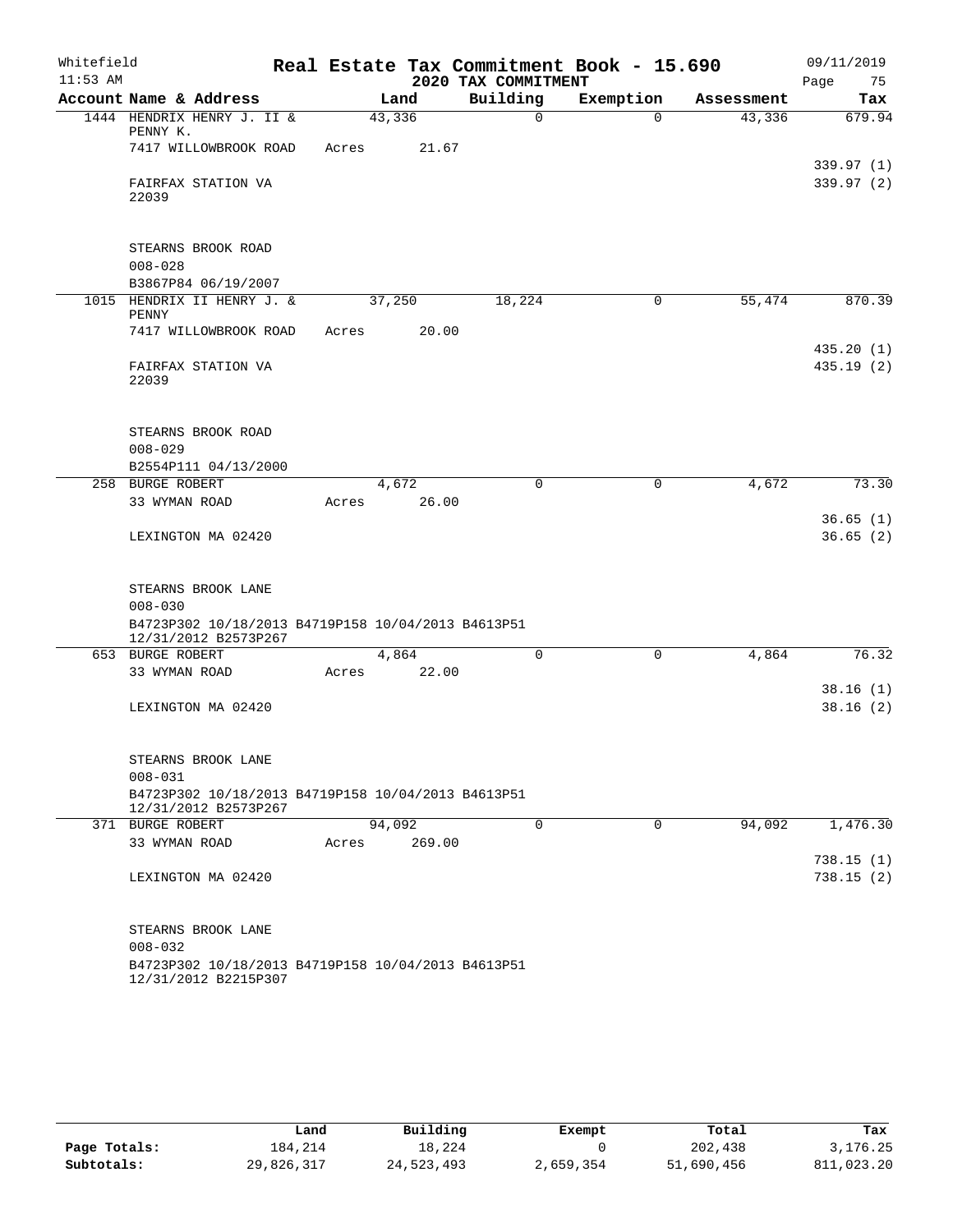Whitefield 11:53 AM

# Real Estate Tax Commitment Book - 15.690

## 2020 TAX COMMITMENT

09/11/2019 Page 75

| Account Name & Address | Land | Building | Exemption | Assessment | Tax |
|---|---|---|---|---|---|
| 1444 HENDRIX HENRY J. II & PENNY K. | 43,336 | 0 | 0 | 43,336 | 679.94 |
| 7417 WILLOWBROOK ROAD | Acres 21.67 | | | | |
| | | | | | 339.97 (1) |
| FAIRFAX STATION VA 22039 | | | | | 339.97 (2) |
| STEARNS BROOK ROAD | | | | | |
| 008-028 | | | | | |
| B3867P84 06/19/2007 | | | | | |
| 1015 HENDRIX II HENRY J. & PENNY | 37,250 | 18,224 | 0 | 55,474 | 870.39 |
| 7417 WILLOWBROOK ROAD | Acres 20.00 | | | | |
| | | | | | 435.20 (1) |
| FAIRFAX STATION VA 22039 | | | | | 435.19 (2) |
| STEARNS BROOK ROAD | | | | | |
| 008-029 | | | | | |
| B2554P111 04/13/2000 | | | | | |
| 258 BURGE ROBERT | 4,672 | 0 | 0 | 4,672 | 73.30 |
| 33 WYMAN ROAD | Acres 26.00 | | | | |
| | | | | | 36.65 (1) |
| LEXINGTON MA 02420 | | | | | 36.65 (2) |
| STEARNS BROOK LANE | | | | | |
| 008-030 | | | | | |
| B4723P302 10/18/2013 B4719P158 10/04/2013 B4613P51 12/31/2012 B2573P267 | | | | | |
| 653 BURGE ROBERT | 4,864 | 0 | 0 | 4,864 | 76.32 |
| 33 WYMAN ROAD | Acres 22.00 | | | | |
| | | | | | 38.16 (1) |
| LEXINGTON MA 02420 | | | | | 38.16 (2) |
| STEARNS BROOK LANE | | | | | |
| 008-031 | | | | | |
| B4723P302 10/18/2013 B4719P158 10/04/2013 B4613P51 12/31/2012 B2573P267 | | | | | |
| 371 BURGE ROBERT | 94,092 | 0 | 0 | 94,092 | 1,476.30 |
| 33 WYMAN ROAD | Acres 269.00 | | | | |
| | | | | | 738.15 (1) |
| LEXINGTON MA 02420 | | | | | 738.15 (2) |
| STEARNS BROOK LANE | | | | | |
| 008-032 | | | | | |
| B4723P302 10/18/2013 B4719P158 10/04/2013 B4613P51 12/31/2012 B2215P307 | | | | | |

| | Land | Building | Exempt | Total | Tax |
|---|---|---|---|---|---|
| Page Totals: | 184,214 | 18,224 | 0 | 202,438 | 3,176.25 |
| Subtotals: | 29,826,317 | 24,523,493 | 2,659,354 | 51,690,456 | 811,023.20 |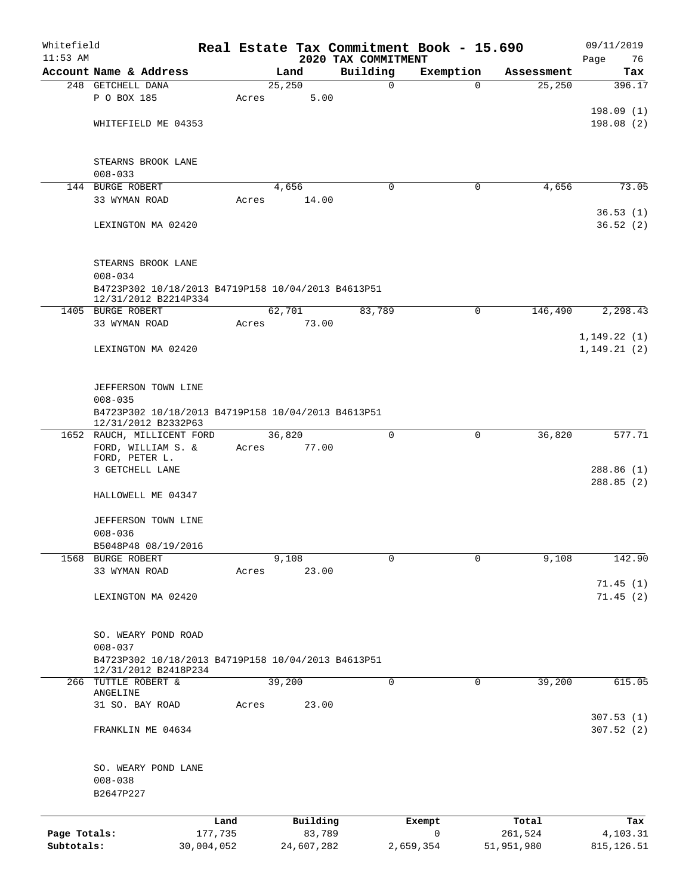Whitefield 11:53 AM

**Real Estate Tax Commitment Book - 15.690**
**2020 TAX COMMITMENT**

09/11/2019 Page 76

| Account Name & Address | Land | Building | Exemption | Assessment | Tax |
|---|---|---|---|---|---|
| 248 GETCHELL DANA | 25,250 | 0 | 0 | 25,250 | 396.17 |
| P O BOX 185 | Acres 5.00 | | | | |
| | | | | | 198.09 (1) |
| WHITEFIELD ME 04353 | | | | | 198.08 (2) |
| STEARNS BROOK LANE | | | | | |
| 008-033 | | | | | |
| 144 BURGE ROBERT | 4,656 | 0 | 0 | 4,656 | 73.05 |
| 33 WYMAN ROAD | Acres 14.00 | | | | |
| | | | | | 36.53 (1) |
| LEXINGTON MA 02420 | | | | | 36.52 (2) |
| STEARNS BROOK LANE | | | | | |
| 008-034 | | | | | |
| B4723P302 10/18/2013 B4719P158 10/04/2013 B4613P51 12/31/2012 B2214P334 | | | | | |
| 1405 BURGE ROBERT | 62,701 | 83,789 | 0 | 146,490 | 2,298.43 |
| 33 WYMAN ROAD | Acres 73.00 | | | | |
| | | | | | 1,149.22 (1) |
| LEXINGTON MA 02420 | | | | | 1,149.21 (2) |
| JEFFERSON TOWN LINE | | | | | |
| 008-035 | | | | | |
| B4723P302 10/18/2013 B4719P158 10/04/2013 B4613P51 12/31/2012 B2332P63 | | | | | |
| 1652 RAUCH, MILLICENT FORD | 36,820 | 0 | 0 | 36,820 | 577.71 |
| FORD, WILLIAM S. & | Acres 77.00 | | | | |
| FORD, PETER L. | | | | | |
| 3 GETCHELL LANE | | | | | 288.86 (1) |
| | | | | | 288.85 (2) |
| HALLOWELL ME 04347 | | | | | |
| JEFFERSON TOWN LINE | | | | | |
| 008-036 | | | | | |
| B5048P48 08/19/2016 | | | | | |
| 1568 BURGE ROBERT | 9,108 | 0 | 0 | 9,108 | 142.90 |
| 33 WYMAN ROAD | Acres 23.00 | | | | |
| | | | | | 71.45 (1) |
| LEXINGTON MA 02420 | | | | | 71.45 (2) |
| SO. WEARY POND ROAD | | | | | |
| 008-037 | | | | | |
| B4723P302 10/18/2013 B4719P158 10/04/2013 B4613P51 12/31/2012 B2418P234 | | | | | |
| 266 TUTTLE ROBERT & ANGELINE | 39,200 | 0 | 0 | 39,200 | 615.05 |
| 31 SO. BAY ROAD | Acres 23.00 | | | | |
| | | | | | 307.53 (1) |
| FRANKLIN ME 04634 | | | | | 307.52 (2) |
| SO. WEARY POND LANE | | | | | |
| 008-038 | | | | | |
| B2647P227 | | | | | |

| | Land | Building | Exempt | Total | Tax |
|---|---|---|---|---|---|
| Page Totals: | 177,735 | 83,789 | 0 | 261,524 | 4,103.31 |
| Subtotals: | 30,004,052 | 24,607,282 | 2,659,354 | 51,951,980 | 815,126.51 |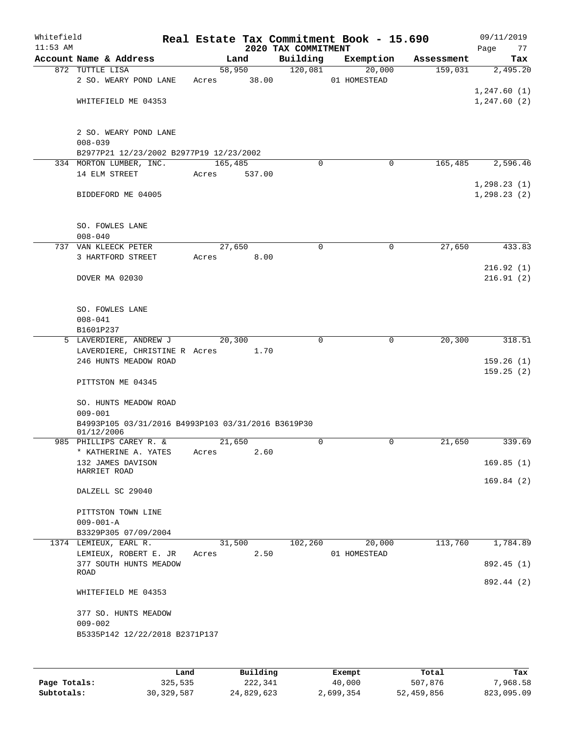Whitefield
11:53 AM

# Real Estate Tax Commitment Book - 15.690

## 2020 TAX COMMITMENT

09/11/2019

| Account | Name & Address | Land | Building | Exemption | Assessment | Tax |
|---|---|---|---|---|---|---|
| 872 | TUTTLE LISA<br>2 SO. WEARY POND LANE<br><br>WHITEFIELD ME 04353<br><br>2 SO. WEARY POND LANE<br>008-039<br>B2977P21 12/23/2002 B2977P19 12/23/2002 | 58,950<br>Acres 38.00 | 120,081 | 20,000<br>01 HOMESTEAD | 159,031 | 2,495.20<br><br>1,247.60 (1)<br>1,247.60 (2) |
| 334 | MORTON LUMBER, INC.<br>14 ELM STREET<br><br>BIDDEFORD ME 04005<br><br>SO. FOWLES LANE<br>008-040 | 165,485<br>Acres 537.00 | 0 | 0 | 165,485 | 2,596.46<br><br>1,298.23 (1)<br>1,298.23 (2) |
| 737 | VAN KLEECK PETER<br>3 HARTFORD STREET<br><br>DOVER MA 02030<br><br>SO. FOWLES LANE<br>008-041<br>B1601P237 | 27,650<br>Acres 8.00 | 0 | 0 | 27,650 | 433.83<br><br>216.92 (1)<br>216.91 (2) |
| 5 | LAVERDIERE, ANDREW J<br>LAVERDIERE, CHRISTINE R<br>246 HUNTS MEADOW ROAD<br><br>PITTSTON ME 04345<br><br>SO. HUNTS MEADOW ROAD<br>009-001<br>B4993P105 03/31/2016 B4993P103 03/31/2016 B3619P30 01/12/2006 | 20,300<br>Acres 1.70 | 0 | 0 | 20,300 | 318.51<br><br>159.26 (1)<br>159.25 (2) |
| 985 | PHILLIPS CAREY R. &<br>* KATHERINE A. YATES<br>132 JAMES DAVISON HARRIET ROAD<br><br>DALZELL SC 29040<br><br>PITTSTON TOWN LINE<br>009-001-A<br>B3329P305 07/09/2004 | 21,650<br>Acres 2.60 | 0 | 0 | 21,650 | 339.69<br><br>169.85 (1)<br>169.84 (2) |
| 1374 | LEMIEUX, EARL R.<br>LEMIEUX, ROBERT E. JR<br>377 SOUTH HUNTS MEADOW ROAD<br><br>WHITEFIELD ME 04353<br><br>377 SO. HUNTS MEADOW<br>009-002<br>B5335P142 12/22/2018 B2371P137 | 31,500<br>Acres 2.50 | 102,260 | 20,000<br>01 HOMESTEAD | 113,760 | 1,784.89<br><br>892.45 (1)<br>892.44 (2) |

| | Land | Building | Exempt | Total | Tax |
|---|---|---|---|---|---|
| **Page Totals:** | 325,535 | 222,341 | 40,000 | 507,876 | 7,968.58 |
| **Subtotals:** | 30,329,587 | 24,829,623 | 2,699,354 | 52,459,856 | 823,095.09 |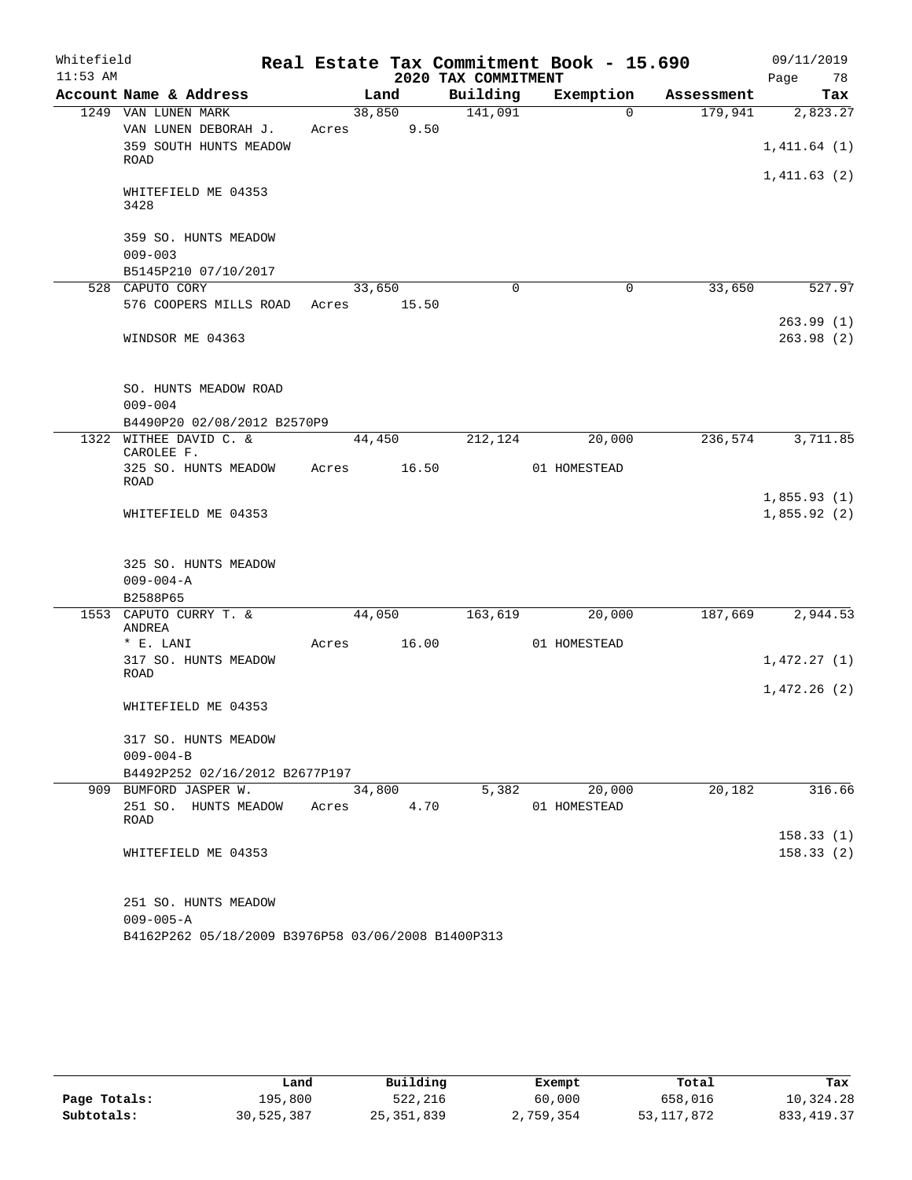Whitefield
11:53 AM

# Real Estate Tax Commitment Book - 15.690
## 2020 TAX COMMITMENT

09/11/2019

| Account Name & Address | Land | Building | Exemption | Assessment | Tax |
|---|---|---|---|---|---|
| 1249 VAN LUNEN MARK | 38,850 | 141,091 | 0 | 179,941 | 2,823.27 |
| VAN LUNEN DEBORAH J. | Acres 9.50 | | | | |
| 359 SOUTH HUNTS MEADOW ROAD | | | | | 1,411.64 (1) |
| | | | | | 1,411.63 (2) |
| WHITEFIELD ME 04353 3428 | | | | | |
| 359 SO. HUNTS MEADOW | | | | | |
| 009-003 | | | | | |
| B5145P210 07/10/2017 | | | | | |
| 528 CAPUTO CORY | 33,650 | 0 | 0 | 33,650 | 527.97 |
| 576 COOPERS MILLS ROAD | Acres 15.50 | | | | |
| | | | | | 263.99 (1) |
| WINDSOR ME 04363 | | | | | 263.98 (2) |
| SO. HUNTS MEADOW ROAD | | | | | |
| 009-004 | | | | | |
| B4490P20 02/08/2012 B2570P9 | | | | | |
| 1322 WITHEE DAVID C. & CAROLEE F. | 44,450 | 212,124 | 20,000 | 236,574 | 3,711.85 |
| 325 SO. HUNTS MEADOW ROAD | Acres 16.50 | | 01 HOMESTEAD | | |
| | | | | | 1,855.93 (1) |
| WHITEFIELD ME 04353 | | | | | 1,855.92 (2) |
| 325 SO. HUNTS MEADOW | | | | | |
| 009-004-A | | | | | |
| B2588P65 | | | | | |
| 1553 CAPUTO CURRY T. & ANDREA | 44,050 | 163,619 | 20,000 | 187,669 | 2,944.53 |
| * E. LANI | Acres 16.00 | | 01 HOMESTEAD | | |
| 317 SO. HUNTS MEADOW ROAD | | | | | 1,472.27 (1) |
| | | | | | 1,472.26 (2) |
| WHITEFIELD ME 04353 | | | | | |
| 317 SO. HUNTS MEADOW | | | | | |
| 009-004-B | | | | | |
| B4492P252 02/16/2012 B2677P197 | | | | | |
| 909 BUMFORD JASPER W. | 34,800 | 5,382 | 20,000 | 20,182 | 316.66 |
| 251 SO. HUNTS MEADOW ROAD | Acres 4.70 | | 01 HOMESTEAD | | |
| | | | | | 158.33 (1) |
| WHITEFIELD ME 04353 | | | | | 158.33 (2) |
| 251 SO. HUNTS MEADOW | | | | | |
| 009-005-A | | | | | |
| B4162P262 05/18/2009 B3976P58 03/06/2008 B1400P313 | | | | | |

| | Land | Building | Exempt | Total | Tax |
|---|---|---|---|---|---|
| Page Totals: | 195,800 | 522,216 | 60,000 | 658,016 | 10,324.28 |
| Subtotals: | 30,525,387 | 25,351,839 | 2,759,354 | 53,117,872 | 833,419.37 |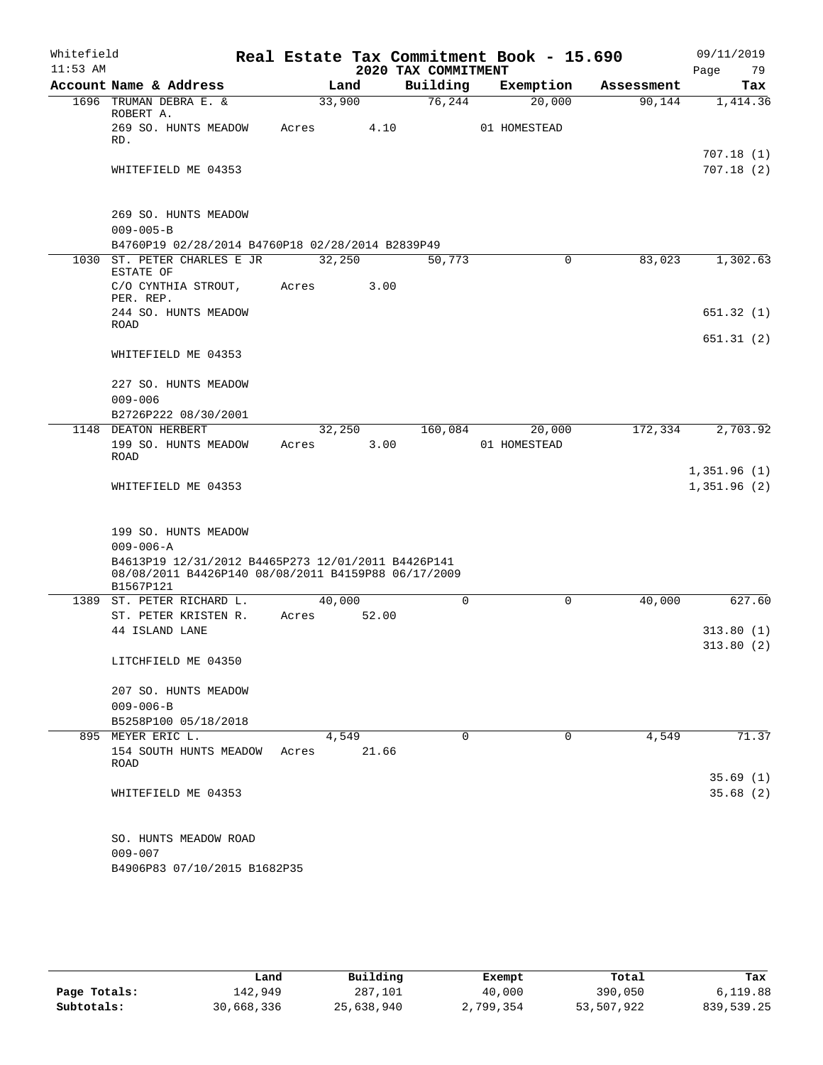Whitefield
11:53 AM

**Real Estate Tax Commitment Book - 15.690**
**2020 TAX COMMITMENT**

09/11/2019
Page 79

| Account Name & Address | Land | Building | Exemption | Assessment | Tax |
|---|---|---|---|---|---|
| 1696 TRUMAN DEBRA E. & ROBERT A. | 33,900 | 76,244 | 20,000 | 90,144 | 1,414.36 |
| 269 SO. HUNTS MEADOW RD. | Acres 4.10 | | 01 HOMESTEAD | | |
| | | | | | 707.18 (1) |
| WHITEFIELD ME 04353 | | | | | 707.18 (2) |
| 269 SO. HUNTS MEADOW | | | | | |
| 009-005-B | | | | | |
| B4760P19 02/28/2014 B4760P18 02/28/2014 B2839P49 | | | | | |
| 1030 ST. PETER CHARLES E JR ESTATE OF | 32,250 | 50,773 | 0 | 83,023 | 1,302.63 |
| C/O CYNTHIA STROUT, PER. REP. | Acres 3.00 | | | | |
| 244 SO. HUNTS MEADOW ROAD | | | | | 651.32 (1) |
| | | | | | 651.31 (2) |
| WHITEFIELD ME 04353 | | | | | |
| 227 SO. HUNTS MEADOW | | | | | |
| 009-006 | | | | | |
| B2726P222 08/30/2001 | | | | | |
| 1148 DEATON HERBERT | 32,250 | 160,084 | 20,000 | 172,334 | 2,703.92 |
| 199 SO. HUNTS MEADOW ROAD | Acres 3.00 | | 01 HOMESTEAD | | |
| | | | | | 1,351.96 (1) |
| WHITEFIELD ME 04353 | | | | | 1,351.96 (2) |
| 199 SO. HUNTS MEADOW | | | | | |
| 009-006-A | | | | | |
| B4613P19 12/31/2012 B4465P273 12/01/2011 B4426P141 08/08/2011 B4426P140 08/08/2011 B4159P88 06/17/2009 B1567P121 | | | | | |
| 1389 ST. PETER RICHARD L. | 40,000 | 0 | 0 | 40,000 | 627.60 |
| ST. PETER KRISTEN R. | Acres 52.00 | | | | |
| 44 ISLAND LANE | | | | | 313.80 (1) |
| | | | | | 313.80 (2) |
| LITCHFIELD ME 04350 | | | | | |
| 207 SO. HUNTS MEADOW | | | | | |
| 009-006-B | | | | | |
| B5258P100 05/18/2018 | | | | | |
| 895 MEYER ERIC L. | 4,549 | 0 | 0 | 4,549 | 71.37 |
| 154 SOUTH HUNTS MEADOW ROAD | Acres 21.66 | | | | |
| | | | | | 35.69 (1) |
| WHITEFIELD ME 04353 | | | | | 35.68 (2) |
| SO. HUNTS MEADOW ROAD | | | | | |
| 009-007 | | | | | |
| B4906P83 07/10/2015 B1682P35 | | | | | |

| | Land | Building | Exempt | Total | Tax |
|---|---|---|---|---|---|
| Page Totals: | 142,949 | 287,101 | 40,000 | 390,050 | 6,119.88 |
| Subtotals: | 30,668,336 | 25,638,940 | 2,799,354 | 53,507,922 | 839,539.25 |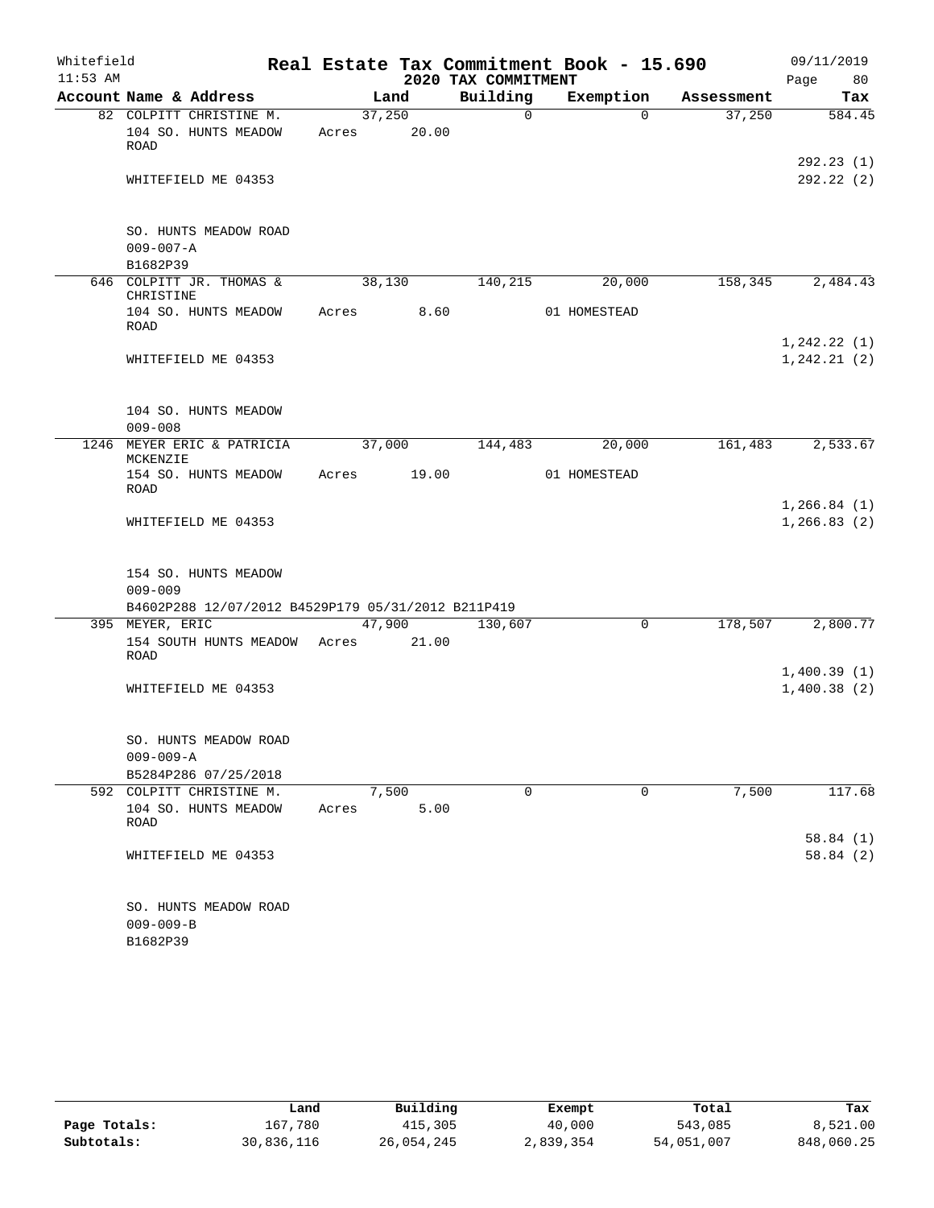Whitefield
11:53 AM

# Real Estate Tax Commitment Book - 15.690
## 2020 TAX COMMITMENT

09/11/2019
Page 80

| Account Name & Address | Land | Building | Exemption | Assessment | Tax |
|---|---|---|---|---|---|
| 82 COLPITT CHRISTINE M. | 37,250 | 0 | 0 | 37,250 | 584.45 |
| 104 SO. HUNTS MEADOW ROAD | Acres 20.00 | | | | |
| | | | | | 292.23 (1) |
| WHITEFIELD ME 04353 | | | | | 292.22 (2) |
| SO. HUNTS MEADOW ROAD | | | | | |
| 009-007-A | | | | | |
| B1682P39 | | | | | |
| 646 COLPITT JR. THOMAS & CHRISTINE | 38,130 | 140,215 | 20,000 | 158,345 | 2,484.43 |
| 104 SO. HUNTS MEADOW ROAD | Acres 8.60 | | 01 HOMESTEAD | | |
| | | | | | 1,242.22 (1) |
| WHITEFIELD ME 04353 | | | | | 1,242.21 (2) |
| 104 SO. HUNTS MEADOW | | | | | |
| 009-008 | | | | | |
| 1246 MEYER ERIC & PATRICIA MCKENZIE | 37,000 | 144,483 | 20,000 | 161,483 | 2,533.67 |
| 154 SO. HUNTS MEADOW ROAD | Acres 19.00 | | 01 HOMESTEAD | | |
| | | | | | 1,266.84 (1) |
| WHITEFIELD ME 04353 | | | | | 1,266.83 (2) |
| 154 SO. HUNTS MEADOW | | | | | |
| 009-009 | | | | | |
| B4602P288 12/07/2012 B4529P179 05/31/2012 B211P419 | | | | | |
| 395 MEYER, ERIC | 47,900 | 130,607 | 0 | 178,507 | 2,800.77 |
| 154 SOUTH HUNTS MEADOW ROAD | Acres 21.00 | | | | |
| | | | | | 1,400.39 (1) |
| WHITEFIELD ME 04353 | | | | | 1,400.38 (2) |
| SO. HUNTS MEADOW ROAD | | | | | |
| 009-009-A | | | | | |
| B5284P286 07/25/2018 | | | | | |
| 592 COLPITT CHRISTINE M. | 7,500 | 0 | 0 | 7,500 | 117.68 |
| 104 SO. HUNTS MEADOW ROAD | Acres 5.00 | | | | |
| | | | | | 58.84 (1) |
| WHITEFIELD ME 04353 | | | | | 58.84 (2) |
| SO. HUNTS MEADOW ROAD | | | | | |
| 009-009-B | | | | | |
| B1682P39 | | | | | |

| | Land | Building | Exempt | Total | Tax |
|---|---|---|---|---|---|
| Page Totals: | 167,780 | 415,305 | 40,000 | 543,085 | 8,521.00 |
| Subtotals: | 30,836,116 | 26,054,245 | 2,839,354 | 54,051,007 | 848,060.25 |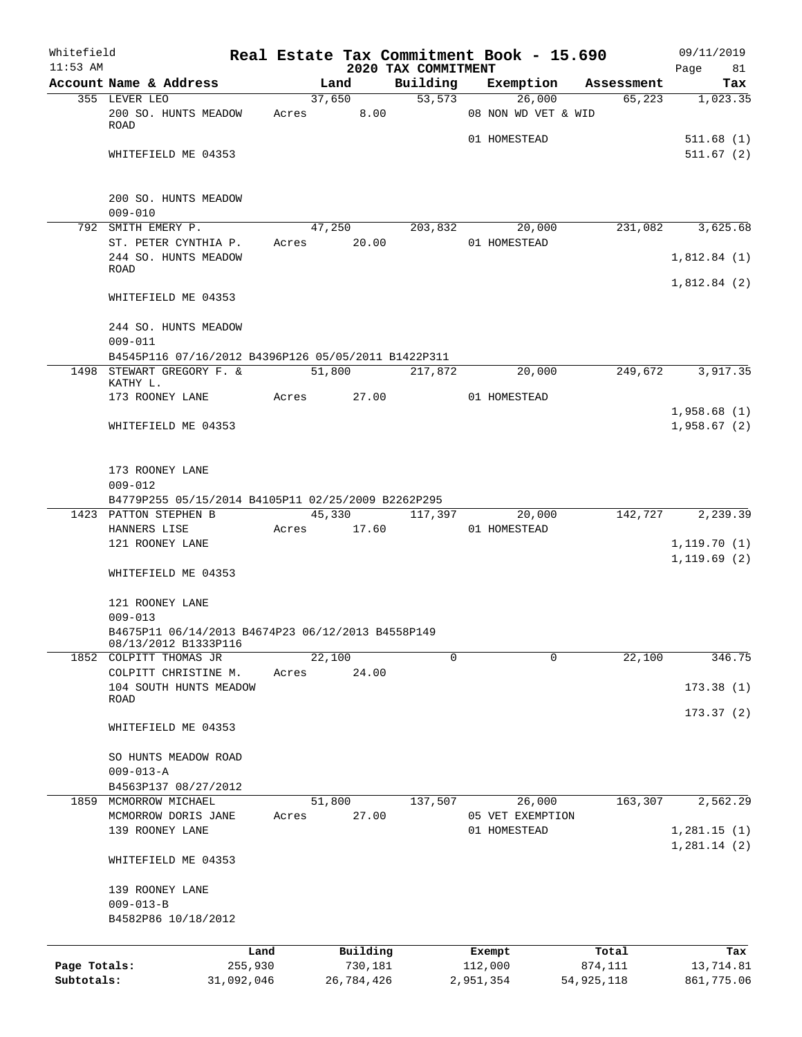Whitefield
11:53 AM

# Real Estate Tax Commitment Book - 15.690
## 2020 TAX COMMITMENT

09/11/2019
Page 81

| Account Name & Address | Land | Building | Exemption | Assessment | Tax |
|---|---|---|---|---|---|
| 355 LEVER LEO | 37,650 | 53,573 | 26,000 | 65,223 | 1,023.35 |
| 200 SO. HUNTS MEADOW ROAD | Acres 8.00 | | 08 NON WD VET & WID | | |
| | | | 01 HOMESTEAD | | 511.68 (1) |
| WHITEFIELD ME 04353 | | | | | 511.67 (2) |
| 200 SO. HUNTS MEADOW | | | | | |
| 009-010 | | | | | |
| 792 SMITH EMERY P. | 47,250 | 203,832 | 20,000 | 231,082 | 3,625.68 |
| ST. PETER CYNTHIA P. | Acres 20.00 | | 01 HOMESTEAD | | |
| 244 SO. HUNTS MEADOW ROAD | | | | | 1,812.84 (1) |
| | | | | | 1,812.84 (2) |
| WHITEFIELD ME 04353 | | | | | |
| 244 SO. HUNTS MEADOW | | | | | |
| 009-011 | | | | | |
| B4545P116 07/16/2012 B4396P126 05/05/2011 B1422P311 | | | | | |
| 1498 STEWART GREGORY F. & KATHY L. | 51,800 | 217,872 | 20,000 | 249,672 | 3,917.35 |
| 173 ROONEY LANE | Acres 27.00 | | 01 HOMESTEAD | | |
| | | | | | 1,958.68 (1) |
| WHITEFIELD ME 04353 | | | | | 1,958.67 (2) |
| 173 ROONEY LANE | | | | | |
| 009-012 | | | | | |
| B4779P255 05/15/2014 B4105P11 02/25/2009 B2262P295 | | | | | |
| 1423 PATTON STEPHEN B | 45,330 | 117,397 | 20,000 | 142,727 | 2,239.39 |
| HANNERS LISE | Acres 17.60 | | 01 HOMESTEAD | | |
| 121 ROONEY LANE | | | | | 1,119.70 (1) |
| | | | | | 1,119.69 (2) |
| WHITEFIELD ME 04353 | | | | | |
| 121 ROONEY LANE | | | | | |
| 009-013 | | | | | |
| B4675P11 06/14/2013 B4674P23 06/12/2013 B4558P149 08/13/2012 B1333P116 | | | | | |
| 1852 COLPITT THOMAS JR | 22,100 | 0 | 0 | 22,100 | 346.75 |
| COLPITT CHRISTINE M. | Acres 24.00 | | | | |
| 104 SOUTH HUNTS MEADOW ROAD | | | | | 173.38 (1) |
| | | | | | 173.37 (2) |
| WHITEFIELD ME 04353 | | | | | |
| SO HUNTS MEADOW ROAD | | | | | |
| 009-013-A | | | | | |
| B4563P137 08/27/2012 | | | | | |
| 1859 MCMORROW MICHAEL | 51,800 | 137,507 | 26,000 | 163,307 | 2,562.29 |
| MCMORROW DORIS JANE | Acres 27.00 | | 05 VET EXEMPTION | | |
| 139 ROONEY LANE | | | 01 HOMESTEAD | | 1,281.15 (1) |
| | | | | | 1,281.14 (2) |
| WHITEFIELD ME 04353 | | | | | |
| 139 ROONEY LANE | | | | | |
| 009-013-B | | | | | |
| B4582P86 10/18/2012 | | | | | |

| | Land | Building | Exempt | Total | Tax |
|---|---|---|---|---|---|
| Page Totals: | 255,930 | 730,181 | 112,000 | 874,111 | 13,714.81 |
| Subtotals: | 31,092,046 | 26,784,426 | 2,951,354 | 54,925,118 | 861,775.06 |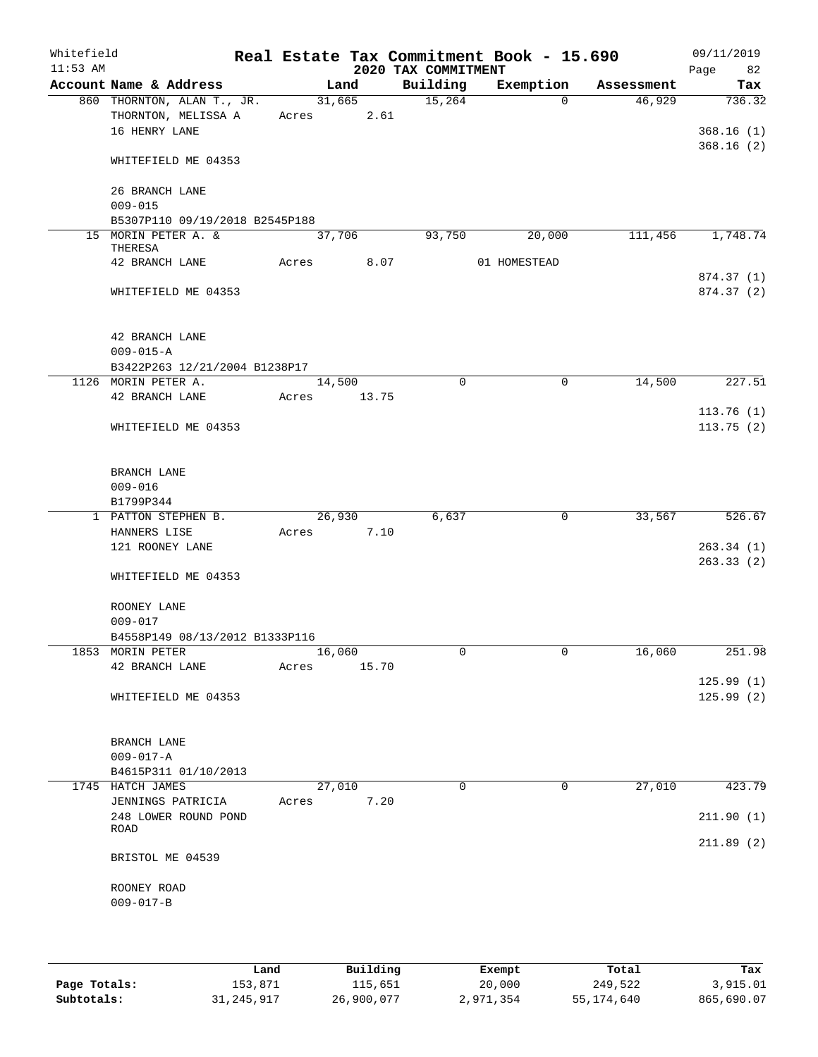Whitefield 11:53 AM

# Real Estate Tax Commitment Book - 15.690

## 2020 TAX COMMITMENT

09/11/2019 Page 82

| Account Name & Address | Land | Building | Exemption | Assessment | Tax |
|---|---|---|---|---|---|
| 860 THORNTON, ALAN T., JR. | 31,665 | 15,264 | 0 | 46,929 | 736.32 |
| THORNTON, MELISSA A | Acres 2.61 | | | | |
| 16 HENRY LANE | | | | | 368.16 (1) |
| | | | | | 368.16 (2) |
| WHITEFIELD ME 04353 | | | | | |
| 26 BRANCH LANE | | | | | |
| 009-015 | | | | | |
| B5307P110 09/19/2018 B2545P188 | | | | | |
| 15 MORIN PETER A. & THERESA | 37,706 | 93,750 | 20,000 | 111,456 | 1,748.74 |
| 42 BRANCH LANE | Acres 8.07 | | 01 HOMESTEAD | | |
| | | | | | 874.37 (1) |
| WHITEFIELD ME 04353 | | | | | 874.37 (2) |
| 42 BRANCH LANE | | | | | |
| 009-015-A | | | | | |
| B3422P263 12/21/2004 B1238P17 | | | | | |
| 1126 MORIN PETER A. | 14,500 | 0 | 0 | 14,500 | 227.51 |
| 42 BRANCH LANE | Acres 13.75 | | | | |
| | | | | | 113.76 (1) |
| WHITEFIELD ME 04353 | | | | | 113.75 (2) |
| BRANCH LANE | | | | | |
| 009-016 | | | | | |
| B1799P344 | | | | | |
| 1 PATTON STEPHEN B. | 26,930 | 6,637 | 0 | 33,567 | 526.67 |
| HANNERS LISE | Acres 7.10 | | | | |
| 121 ROONEY LANE | | | | | 263.34 (1) |
| | | | | | 263.33 (2) |
| WHITEFIELD ME 04353 | | | | | |
| ROONEY LANE | | | | | |
| 009-017 | | | | | |
| B4558P149 08/13/2012 B1333P116 | | | | | |
| 1853 MORIN PETER | 16,060 | 0 | 0 | 16,060 | 251.98 |
| 42 BRANCH LANE | Acres 15.70 | | | | |
| | | | | | 125.99 (1) |
| WHITEFIELD ME 04353 | | | | | 125.99 (2) |
| BRANCH LANE | | | | | |
| 009-017-A | | | | | |
| B4615P311 01/10/2013 | | | | | |
| 1745 HATCH JAMES | 27,010 | 0 | 0 | 27,010 | 423.79 |
| JENNINGS PATRICIA | Acres 7.20 | | | | |
| 248 LOWER ROUND POND ROAD | | | | | 211.90 (1) |
| | | | | | 211.89 (2) |
| BRISTOL ME 04539 | | | | | |
| ROONEY ROAD | | | | | |
| 009-017-B | | | | | |

| | Land | Building | Exempt | Total | Tax |
|---|---|---|---|---|---|
| Page Totals: | 153,871 | 115,651 | 20,000 | 249,522 | 3,915.01 |
| Subtotals: | 31,245,917 | 26,900,077 | 2,971,354 | 55,174,640 | 865,690.07 |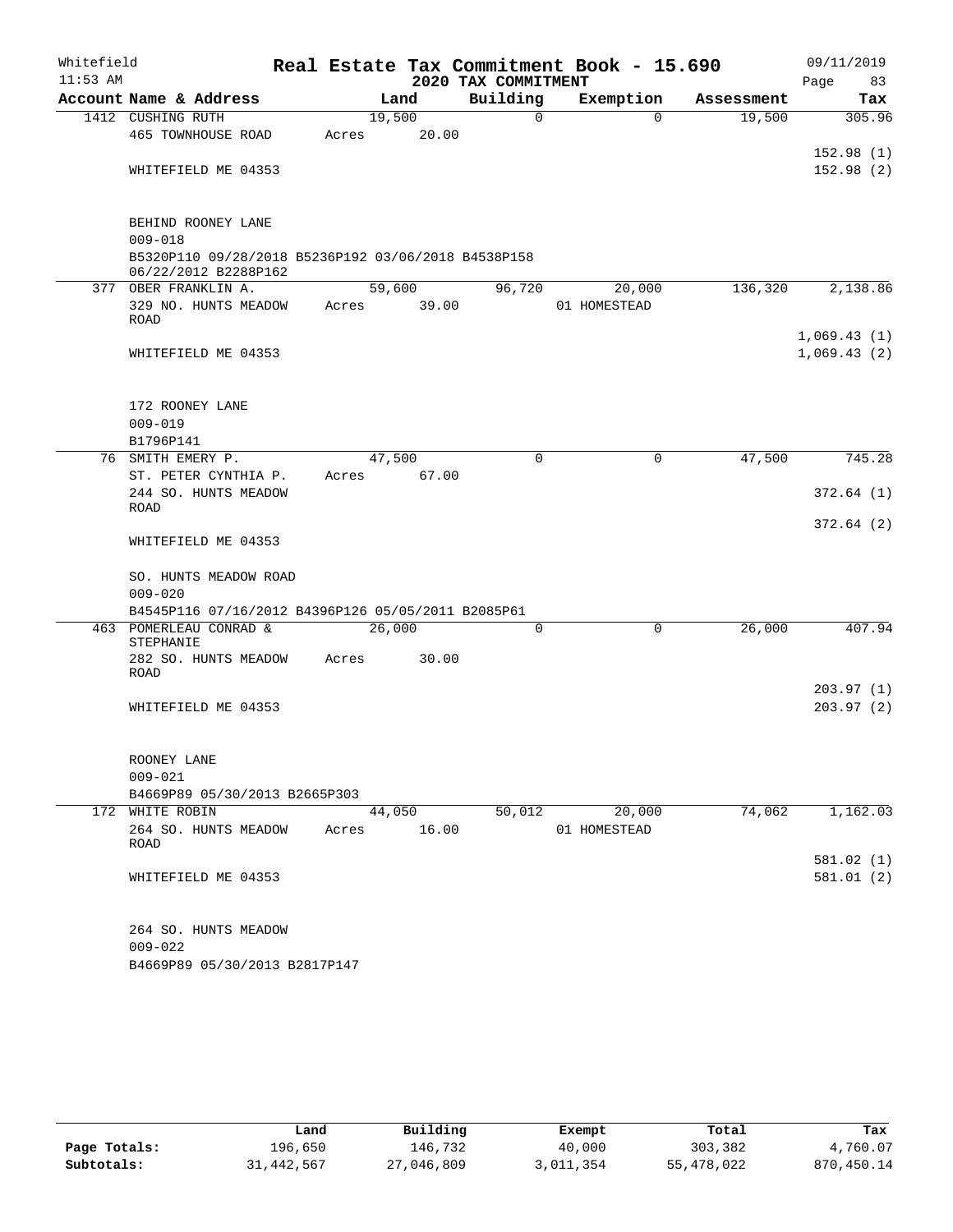# Real Estate Tax Commitment Book - 15.690

Whitefield
11:53 AM

2020 TAX COMMITMENT

09/11/2019

| Account Name & Address | Land | Building | Exemption | Assessment | Tax |
|---|---|---|---|---|---|
| 1412 CUSHING RUTH | 19,500 | 0 | 0 | 19,500 | 305.96 |
| 465 TOWNHOUSE ROAD | Acres 20.00 | | | | |
| | | | | | 152.98 (1) |
| WHITEFIELD ME 04353 | | | | | 152.98 (2) |
| BEHIND ROONEY LANE | | | | | |
| 009-018 | | | | | |
| B5320P110 09/28/2018 B5236P192 03/06/2018 B4538P158 06/22/2012 B2288P162 | | | | | |
| 377 OBER FRANKLIN A. | 59,600 | 96,720 | 20,000 | 136,320 | 2,138.86 |
| 329 NO. HUNTS MEADOW ROAD | Acres 39.00 | | 01 HOMESTEAD | | |
| | | | | | 1,069.43 (1) |
| WHITEFIELD ME 04353 | | | | | 1,069.43 (2) |
| 172 ROONEY LANE | | | | | |
| 009-019 | | | | | |
| B1796P141 | | | | | |
| 76 SMITH EMERY P. | 47,500 | 0 | 0 | 47,500 | 745.28 |
| ST. PETER CYNTHIA P. | Acres 67.00 | | | | |
| 244 SO. HUNTS MEADOW ROAD | | | | | 372.64 (1) |
| | | | | | 372.64 (2) |
| WHITEFIELD ME 04353 | | | | | |
| SO. HUNTS MEADOW ROAD | | | | | |
| 009-020 | | | | | |
| B4545P116 07/16/2012 B4396P126 05/05/2011 B2085P61 | | | | | |
| 463 POMERLEAU CONRAD & STEPHANIE | 26,000 | 0 | 0 | 26,000 | 407.94 |
| 282 SO. HUNTS MEADOW ROAD | Acres 30.00 | | | | |
| | | | | | 203.97 (1) |
| WHITEFIELD ME 04353 | | | | | 203.97 (2) |
| ROONEY LANE | | | | | |
| 009-021 | | | | | |
| B4669P89 05/30/2013 B2665P303 | | | | | |
| 172 WHITE ROBIN | 44,050 | 50,012 | 20,000 | 74,062 | 1,162.03 |
| 264 SO. HUNTS MEADOW ROAD | Acres 16.00 | | 01 HOMESTEAD | | |
| | | | | | 581.02 (1) |
| WHITEFIELD ME 04353 | | | | | 581.01 (2) |
| 264 SO. HUNTS MEADOW | | | | | |
| 009-022 | | | | | |
| B4669P89 05/30/2013 B2817P147 | | | | | |

| | Land | Building | Exempt | Total | Tax |
|---|---|---|---|---|---|
| Page Totals: | 196,650 | 146,732 | 40,000 | 303,382 | 4,760.07 |
| Subtotals: | 31,442,567 | 27,046,809 | 3,011,354 | 55,478,022 | 870,450.14 |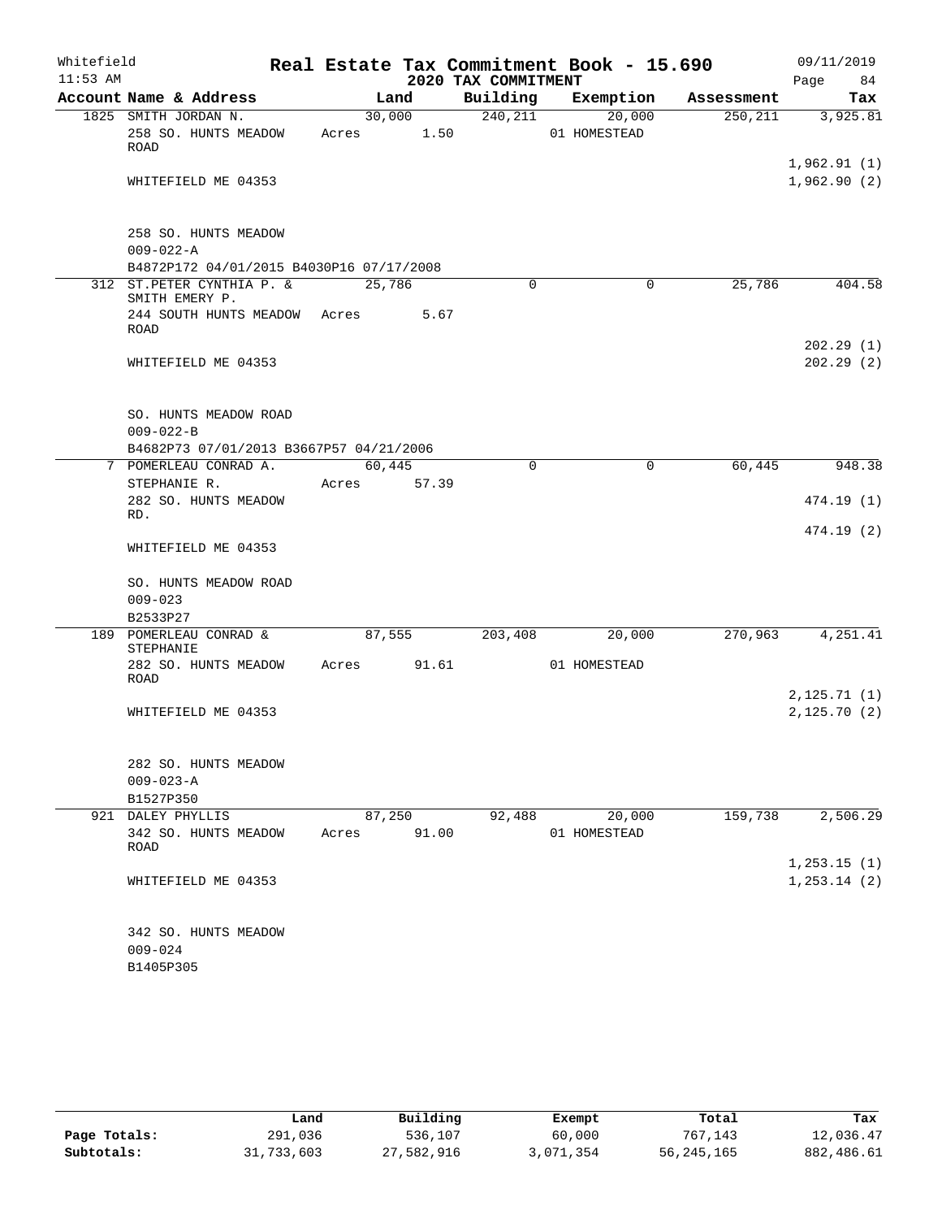Whitefield | Real Estate Tax Commitment Book - 15.690 | 09/11/2019
11:53 AM | 2020 TAX COMMITMENT | Page 84

| Account Name & Address | Land | Building | Exemption | Assessment | Tax |
|---|---|---|---|---|---|
| 1825 SMITH JORDAN N. | 30,000 | 240,211 | 20,000 | 250,211 | 3,925.81 |
| 258 SO. HUNTS MEADOW ROAD | Acres 1.50 | | 01 HOMESTEAD | | |
| | | | | | 1,962.91 (1) |
| WHITEFIELD ME 04353 | | | | | 1,962.90 (2) |
| 258 SO. HUNTS MEADOW | | | | | |
| 009-022-A | | | | | |
| B4872P172 04/01/2015 B4030P16 07/17/2008 | | | | | |
| 312 ST.PETER CYNTHIA P. & SMITH EMERY P. | 25,786 | 0 | 0 | 25,786 | 404.58 |
| 244 SOUTH HUNTS MEADOW ROAD | Acres 5.67 | | | | |
| | | | | | 202.29 (1) |
| WHITEFIELD ME 04353 | | | | | 202.29 (2) |
| SO. HUNTS MEADOW ROAD | | | | | |
| 009-022-B | | | | | |
| B4682P73 07/01/2013 B3667P57 04/21/2006 | | | | | |
| 7 POMERLEAU CONRAD A. | 60,445 | 0 | 0 | 60,445 | 948.38 |
| STEPHANIE R. | Acres 57.39 | | | | |
| 282 SO. HUNTS MEADOW RD. | | | | | 474.19 (1) |
| | | | | | 474.19 (2) |
| WHITEFIELD ME 04353 | | | | | |
| SO. HUNTS MEADOW ROAD | | | | | |
| 009-023 | | | | | |
| B2533P27 | | | | | |
| 189 POMERLEAU CONRAD & STEPHANIE | 87,555 | 203,408 | 20,000 | 270,963 | 4,251.41 |
| 282 SO. HUNTS MEADOW ROAD | Acres 91.61 | | 01 HOMESTEAD | | |
| | | | | | 2,125.71 (1) |
| WHITEFIELD ME 04353 | | | | | 2,125.70 (2) |
| 282 SO. HUNTS MEADOW | | | | | |
| 009-023-A | | | | | |
| B1527P350 | | | | | |
| 921 DALEY PHYLLIS | 87,250 | 92,488 | 20,000 | 159,738 | 2,506.29 |
| 342 SO. HUNTS MEADOW ROAD | Acres 91.00 | | 01 HOMESTEAD | | |
| | | | | | 1,253.15 (1) |
| WHITEFIELD ME 04353 | | | | | 1,253.14 (2) |
| 342 SO. HUNTS MEADOW | | | | | |
| 009-024 | | | | | |
| B1405P305 | | | | | |

| | Land | Building | Exempt | Total | Tax |
|---|---|---|---|---|---|
| Page Totals: | 291,036 | 536,107 | 60,000 | 767,143 | 12,036.47 |
| Subtotals: | 31,733,603 | 27,582,916 | 3,071,354 | 56,245,165 | 882,486.61 |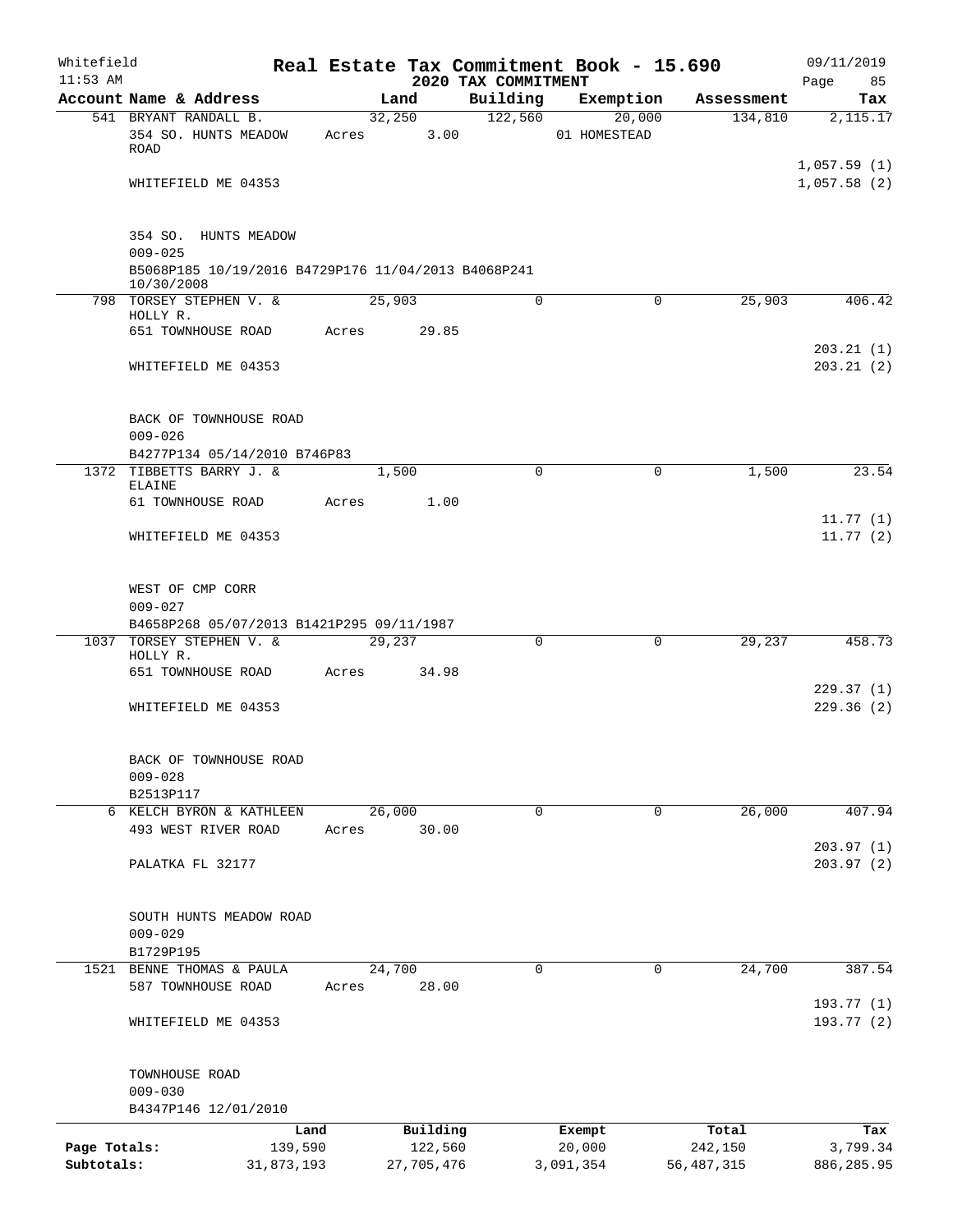Whitefield 11:53 AM

**Real Estate Tax Commitment Book - 15.690**

**2020 TAX COMMITMENT**

09/11/2019

| Account Name & Address | Land | Building | Exemption | Assessment | Tax |
|---|---|---|---|---|---|
| 541 BRYANT RANDALL B. | 32,250 | 122,560 | 20,000 | 134,810 | 2,115.17 |
| 354 SO. HUNTS MEADOW ROAD | Acres 3.00 | | 01 HOMESTEAD | | |
| | | | | | 1,057.59 (1) |
| WHITEFIELD ME 04353 | | | | | 1,057.58 (2) |
| 354 SO. HUNTS MEADOW | | | | | |
| 009-025 | | | | | |
| B5068P185 10/19/2016 B4729P176 11/04/2013 B4068P241 10/30/2008 | | | | | |
| 798 TORSEY STEPHEN V. & HOLLY R. | 25,903 | 0 | 0 | 25,903 | 406.42 |
| 651 TOWNHOUSE ROAD | Acres 29.85 | | | | |
| | | | | | 203.21 (1) |
| WHITEFIELD ME 04353 | | | | | 203.21 (2) |
| BACK OF TOWNHOUSE ROAD | | | | | |
| 009-026 | | | | | |
| B4277P134 05/14/2010 B746P83 | | | | | |
| 1372 TIBBETTS BARRY J. & ELAINE | 1,500 | 0 | 0 | 1,500 | 23.54 |
| 61 TOWNHOUSE ROAD | Acres 1.00 | | | | |
| | | | | | 11.77 (1) |
| WHITEFIELD ME 04353 | | | | | 11.77 (2) |
| WEST OF CMP CORR | | | | | |
| 009-027 | | | | | |
| B4658P268 05/07/2013 B1421P295 09/11/1987 | | | | | |
| 1037 TORSEY STEPHEN V. & HOLLY R. | 29,237 | 0 | 0 | 29,237 | 458.73 |
| 651 TOWNHOUSE ROAD | Acres 34.98 | | | | |
| | | | | | 229.37 (1) |
| WHITEFIELD ME 04353 | | | | | 229.36 (2) |
| BACK OF TOWNHOUSE ROAD | | | | | |
| 009-028 | | | | | |
| B2513P117 | | | | | |
| 6 KELCH BYRON & KATHLEEN | 26,000 | 0 | 0 | 26,000 | 407.94 |
| 493 WEST RIVER ROAD | Acres 30.00 | | | | |
| | | | | | 203.97 (1) |
| PALATKA FL 32177 | | | | | 203.97 (2) |
| SOUTH HUNTS MEADOW ROAD | | | | | |
| 009-029 | | | | | |
| B1729P195 | | | | | |
| 1521 BENNE THOMAS & PAULA | 24,700 | 0 | 0 | 24,700 | 387.54 |
| 587 TOWNHOUSE ROAD | Acres 28.00 | | | | |
| | | | | | 193.77 (1) |
| WHITEFIELD ME 04353 | | | | | 193.77 (2) |
| TOWNHOUSE ROAD | | | | | |
| 009-030 | | | | | |
| B4347P146 12/01/2010 | | | | | |

| | Land | Building | Exempt | Total | Tax |
|---|---|---|---|---|---|
| Page Totals: | 139,590 | 122,560 | 20,000 | 242,150 | 3,799.34 |
| Subtotals: | 31,873,193 | 27,705,476 | 3,091,354 | 56,487,315 | 886,285.95 |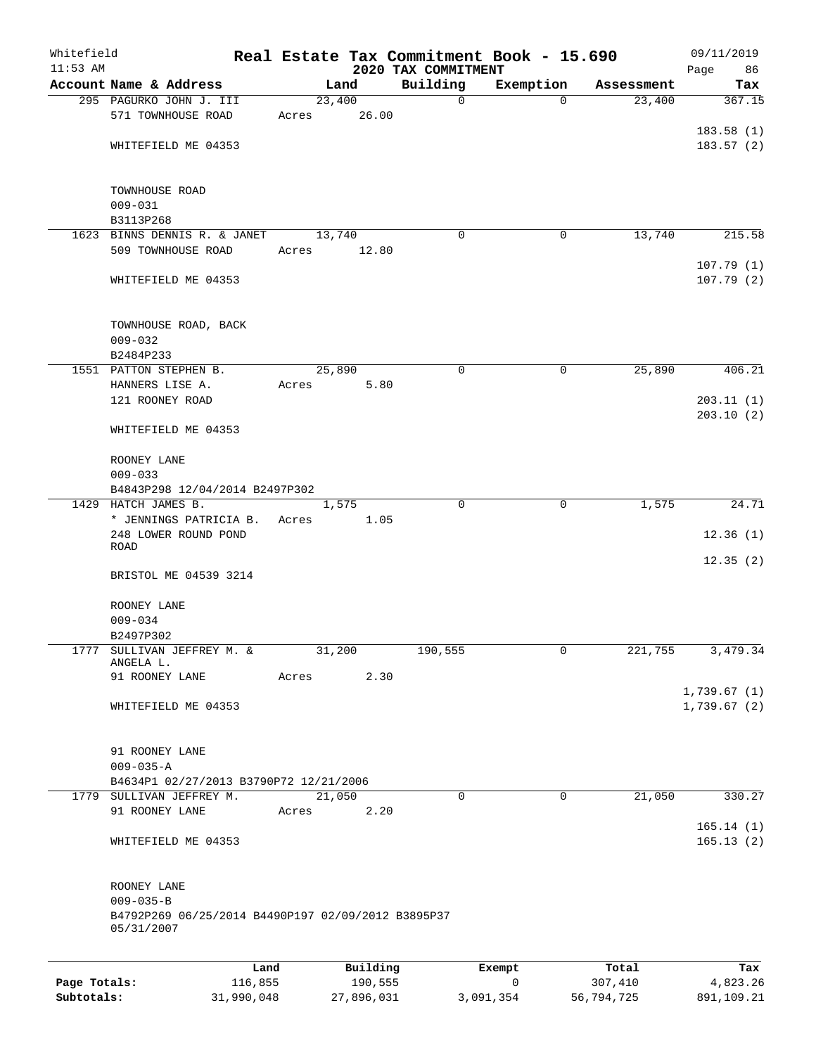Whitefield
11:53 AM

# Real Estate Tax Commitment Book - 15.690

## 2020 TAX COMMITMENT

09/11/2019

| Account Name & Address | Land | Building | Exemption | Assessment | Tax |
|---|---|---|---|---|---|
| 295 PAGURKO JOHN J. III | 23,400 | 0 | 0 | 23,400 | 367.15 |
| 571 TOWNHOUSE ROAD | Acres 26.00 | | | | |
| | | | | | 183.58 (1) |
| WHITEFIELD ME 04353 | | | | | 183.57 (2) |
| TOWNHOUSE ROAD | | | | | |
| 009-031 | | | | | |
| B3113P268 | | | | | |
| 1623 BINNS DENNIS R. & JANET | 13,740 | 0 | 0 | 13,740 | 215.58 |
| 509 TOWNHOUSE ROAD | Acres 12.80 | | | | |
| | | | | | 107.79 (1) |
| WHITEFIELD ME 04353 | | | | | 107.79 (2) |
| TOWNHOUSE ROAD, BACK | | | | | |
| 009-032 | | | | | |
| B2484P233 | | | | | |
| 1551 PATTON STEPHEN B. | 25,890 | 0 | 0 | 25,890 | 406.21 |
| HANNERS LISE A. | Acres 5.80 | | | | |
| 121 ROONEY ROAD | | | | | 203.11 (1) |
| | | | | | 203.10 (2) |
| WHITEFIELD ME 04353 | | | | | |
| ROONEY LANE | | | | | |
| 009-033 | | | | | |
| B4843P298 12/04/2014 B2497P302 | | | | | |
| 1429 HATCH JAMES B. | 1,575 | 0 | 0 | 1,575 | 24.71 |
| * JENNINGS PATRICIA B. | Acres 1.05 | | | | |
| 248 LOWER ROUND POND ROAD | | | | | 12.36 (1) |
| | | | | | 12.35 (2) |
| BRISTOL ME 04539 3214 | | | | | |
| ROONEY LANE | | | | | |
| 009-034 | | | | | |
| B2497P302 | | | | | |
| 1777 SULLIVAN JEFFREY M. & ANGELA L. | 31,200 | 190,555 | 0 | 221,755 | 3,479.34 |
| 91 ROONEY LANE | Acres 2.30 | | | | |
| | | | | | 1,739.67 (1) |
| WHITEFIELD ME 04353 | | | | | 1,739.67 (2) |
| 91 ROONEY LANE | | | | | |
| 009-035-A | | | | | |
| B4634P1 02/27/2013 B3790P72 12/21/2006 | | | | | |
| 1779 SULLIVAN JEFFREY M. | 21,050 | 0 | 0 | 21,050 | 330.27 |
| 91 ROONEY LANE | Acres 2.20 | | | | |
| | | | | | 165.14 (1) |
| WHITEFIELD ME 04353 | | | | | 165.13 (2) |
| ROONEY LANE | | | | | |
| 009-035-B | | | | | |
| B4792P269 06/25/2014 B4490P197 02/09/2012 B3895P37 05/31/2007 | | | | | |

| | Land | Building | Exempt | Total | Tax |
|---|---|---|---|---|---|
| Page Totals: | 116,855 | 190,555 | 0 | 307,410 | 4,823.26 |
| Subtotals: | 31,990,048 | 27,896,031 | 3,091,354 | 56,794,725 | 891,109.21 |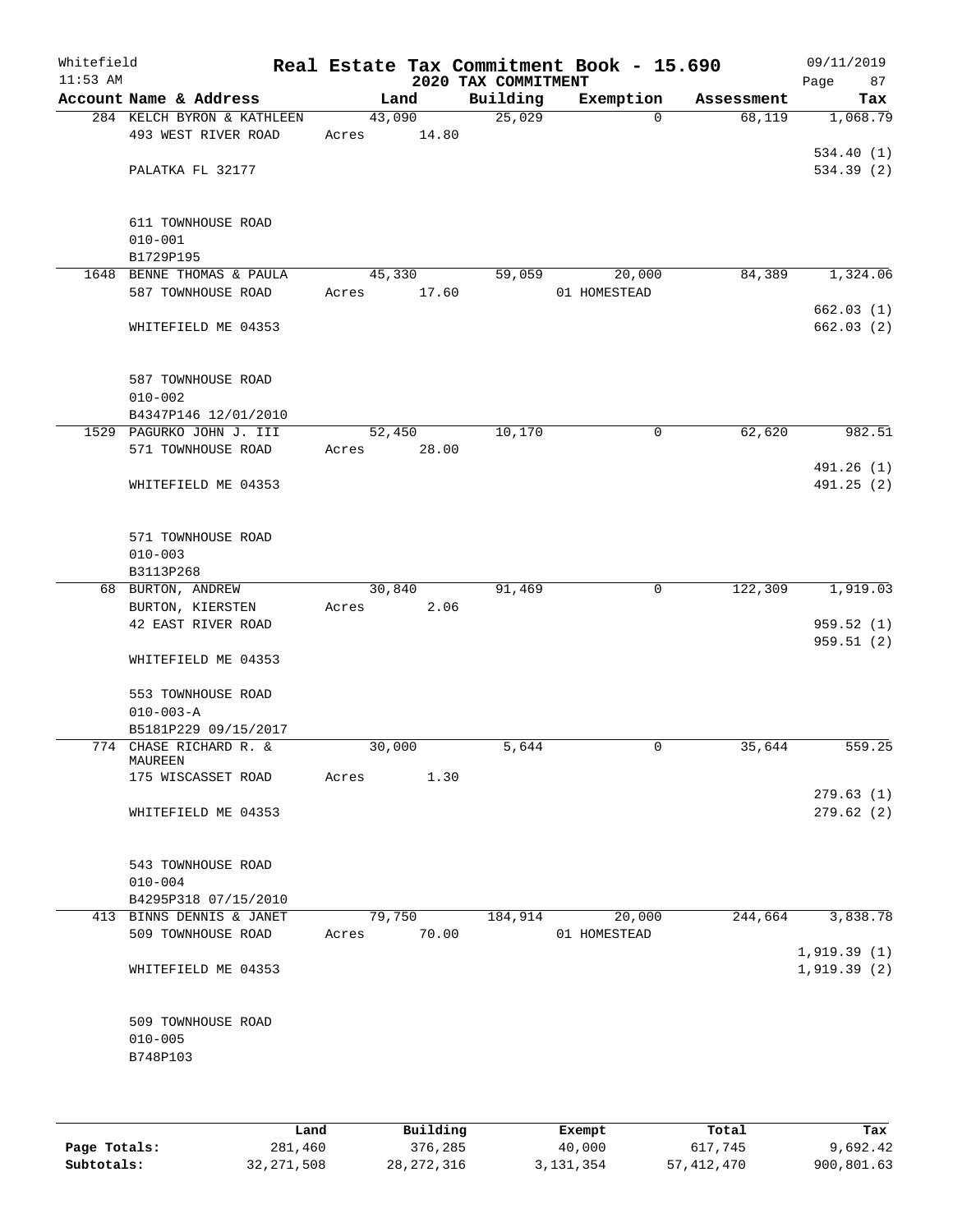Whitefield 11:53 AM

# Real Estate Tax Commitment Book - 15.690

## 2020 TAX COMMITMENT

09/11/2019

| Account | Name & Address | Land | Building | Exemption | Assessment | Tax |
|---|---|---|---|---|---|---|
| 284 | KELCH BYRON & KATHLEEN<br>493 WEST RIVER ROAD<br><br>PALATKA FL 32177<br><br>611 TOWNHOUSE ROAD<br>010-001<br>B1729P195 | 43,090<br>Acres 14.80 | 25,029 | 0 | 68,119 | 1,068.79<br><br>534.40 (1)<br>534.39 (2) |
| 1648 | BENNE THOMAS & PAULA<br>587 TOWNHOUSE ROAD<br><br>WHITEFIELD ME 04353<br><br>587 TOWNHOUSE ROAD<br>010-002<br>B4347P146 12/01/2010 | 45,330<br>Acres 17.60 | 59,059 | 20,000<br>01 HOMESTEAD | 84,389 | 1,324.06<br><br>662.03 (1)<br>662.03 (2) |
| 1529 | PAGURKO JOHN J. III<br>571 TOWNHOUSE ROAD<br><br>WHITEFIELD ME 04353<br><br>571 TOWNHOUSE ROAD<br>010-003<br>B3113P268 | 52,450<br>Acres 28.00 | 10,170 | 0 | 62,620 | 982.51<br><br>491.26 (1)<br>491.25 (2) |
| 68 | BURTON, ANDREW<br>BURTON, KIERSTEN<br>42 EAST RIVER ROAD<br><br>WHITEFIELD ME 04353<br><br>553 TOWNHOUSE ROAD<br>010-003-A<br>B5181P229 09/15/2017 | 30,840<br>Acres 2.06 | 91,469 | 0 | 122,309 | 1,919.03<br><br>959.52 (1)<br>959.51 (2) |
| 774 | CHASE RICHARD R. & MAUREEN<br>175 WISCASSET ROAD<br><br>WHITEFIELD ME 04353<br><br>543 TOWNHOUSE ROAD<br>010-004<br>B4295P318 07/15/2010 | 30,000<br>Acres 1.30 | 5,644 | 0 | 35,644 | 559.25<br><br>279.63 (1)<br>279.62 (2) |
| 413 | BINNS DENNIS & JANET<br>509 TOWNHOUSE ROAD<br><br>WHITEFIELD ME 04353<br><br>509 TOWNHOUSE ROAD<br>010-005<br>B748P103 | 79,750<br>Acres 70.00 | 184,914 | 20,000<br>01 HOMESTEAD | 244,664 | 3,838.78<br><br>1,919.39 (1)<br>1,919.39 (2) |

| | Land | Building | Exempt | Total | Tax |
|---|---|---|---|---|---|
| Page Totals: | 281,460 | 376,285 | 40,000 | 617,745 | 9,692.42 |
| Subtotals: | 32,271,508 | 28,272,316 | 3,131,354 | 57,412,470 | 900,801.63 |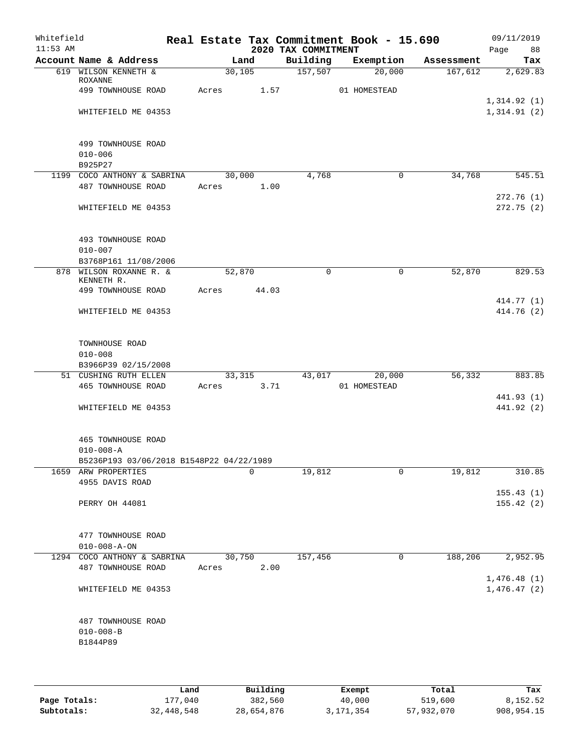Whitefield 11:53 AM

# Real Estate Tax Commitment Book - 15.690

## 2020 TAX COMMITMENT

09/11/2019 Page 88

| Account Name & Address | Land | Building | Exemption | Assessment | Tax |
|---|---|---|---|---|---|
| 619 WILSON KENNETH & ROXANNE | 30,105 | 157,507 | 20,000 | 167,612 | 2,629.83 |
| 499 TOWNHOUSE ROAD | Acres 1.57 | | 01 HOMESTEAD | | |
| | | | | | 1,314.92 (1) |
| WHITEFIELD ME 04353 | | | | | 1,314.91 (2) |
| 499 TOWNHOUSE ROAD | | | | | |
| 010-006 | | | | | |
| B925P27 | | | | | |
| 1199 COCO ANTHONY & SABRINA | 30,000 | 4,768 | 0 | 34,768 | 545.51 |
| 487 TOWNHOUSE ROAD | Acres 1.00 | | | | |
| | | | | | 272.76 (1) |
| WHITEFIELD ME 04353 | | | | | 272.75 (2) |
| 493 TOWNHOUSE ROAD | | | | | |
| 010-007 | | | | | |
| B3768P161 11/08/2006 | | | | | |
| 878 WILSON ROXANNE R. & KENNETH R. | 52,870 | 0 | 0 | 52,870 | 829.53 |
| 499 TOWNHOUSE ROAD | Acres 44.03 | | | | |
| | | | | | 414.77 (1) |
| WHITEFIELD ME 04353 | | | | | 414.76 (2) |
| TOWNHOUSE ROAD | | | | | |
| 010-008 | | | | | |
| B3966P39 02/15/2008 | | | | | |
| 51 CUSHING RUTH ELLEN | 33,315 | 43,017 | 20,000 | 56,332 | 883.85 |
| 465 TOWNHOUSE ROAD | Acres 3.71 | | 01 HOMESTEAD | | |
| | | | | | 441.93 (1) |
| WHITEFIELD ME 04353 | | | | | 441.92 (2) |
| 465 TOWNHOUSE ROAD | | | | | |
| 010-008-A | | | | | |
| B5236P193 03/06/2018 B1548P22 04/22/1989 | | | | | |
| 1659 ARW PROPERTIES | 0 | 19,812 | 0 | 19,812 | 310.85 |
| 4955 DAVIS ROAD | | | | | |
| | | | | | 155.43 (1) |
| PERRY OH 44081 | | | | | 155.42 (2) |
| 477 TOWNHOUSE ROAD | | | | | |
| 010-008-A-ON | | | | | |
| 1294 COCO ANTHONY & SABRINA | 30,750 | 157,456 | 0 | 188,206 | 2,952.95 |
| 487 TOWNHOUSE ROAD | Acres 2.00 | | | | |
| | | | | | 1,476.48 (1) |
| WHITEFIELD ME 04353 | | | | | 1,476.47 (2) |
| 487 TOWNHOUSE ROAD | | | | | |
| 010-008-B | | | | | |
| B1844P89 | | | | | |

| | Land | Building | Exempt | Total | Tax |
|---|---|---|---|---|---|
| Page Totals: | 177,040 | 382,560 | 40,000 | 519,600 | 8,152.52 |
| Subtotals: | 32,448,548 | 28,654,876 | 3,171,354 | 57,932,070 | 908,954.15 |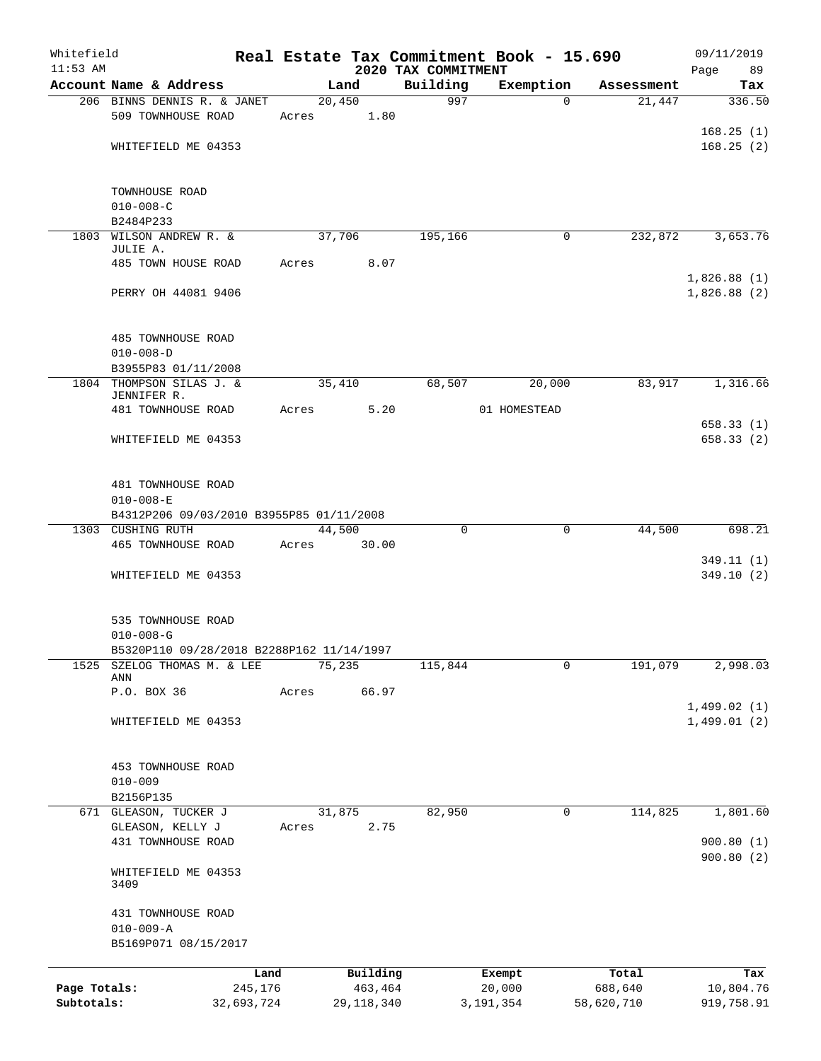Whitefield 11:53 AM

# Real Estate Tax Commitment Book - 15.690

## 2020 TAX COMMITMENT

09/11/2019

| Account Name & Address | Land | Building | Exemption | Assessment | Tax |
|---|---|---|---|---|---|
| 206 BINNS DENNIS R. & JANET | 20,450 | 997 | 0 | 21,447 | 336.50 |
| 509 TOWNHOUSE ROAD | Acres 1.80 | | | | |
| | | | | | 168.25 (1) |
| WHITEFIELD ME 04353 | | | | | 168.25 (2) |
| TOWNHOUSE ROAD | | | | | |
| 010-008-C | | | | | |
| B2484P233 | | | | | |
| 1803 WILSON ANDREW R. & JULIE A. | 37,706 | 195,166 | 0 | 232,872 | 3,653.76 |
| 485 TOWN HOUSE ROAD | Acres 8.07 | | | | |
| | | | | | 1,826.88 (1) |
| PERRY OH 44081 9406 | | | | | 1,826.88 (2) |
| 485 TOWNHOUSE ROAD | | | | | |
| 010-008-D | | | | | |
| B3955P83 01/11/2008 | | | | | |
| 1804 THOMPSON SILAS J. & JENNIFER R. | 35,410 | 68,507 | 20,000 | 83,917 | 1,316.66 |
| 481 TOWNHOUSE ROAD | Acres 5.20 | | 01 HOMESTEAD | | |
| | | | | | 658.33 (1) |
| WHITEFIELD ME 04353 | | | | | 658.33 (2) |
| 481 TOWNHOUSE ROAD | | | | | |
| 010-008-E | | | | | |
| B4312P206 09/03/2010 B3955P85 01/11/2008 | | | | | |
| 1303 CUSHING RUTH | 44,500 | 0 | 0 | 44,500 | 698.21 |
| 465 TOWNHOUSE ROAD | Acres 30.00 | | | | |
| | | | | | 349.11 (1) |
| WHITEFIELD ME 04353 | | | | | 349.10 (2) |
| 535 TOWNHOUSE ROAD | | | | | |
| 010-008-G | | | | | |
| B5320P110 09/28/2018 B2288P162 11/14/1997 | | | | | |
| 1525 SZELOG THOMAS M. & LEE ANN | 75,235 | 115,844 | 0 | 191,079 | 2,998.03 |
| P.O. BOX 36 | Acres 66.97 | | | | |
| | | | | | 1,499.02 (1) |
| WHITEFIELD ME 04353 | | | | | 1,499.01 (2) |
| 453 TOWNHOUSE ROAD | | | | | |
| 010-009 | | | | | |
| B2156P135 | | | | | |
| 671 GLEASON, TUCKER J | 31,875 | 82,950 | 0 | 114,825 | 1,801.60 |
| GLEASON, KELLY J | Acres 2.75 | | | | |
| 431 TOWNHOUSE ROAD | | | | | 900.80 (1) |
| | | | | | 900.80 (2) |
| WHITEFIELD ME 04353 3409 | | | | | |
| 431 TOWNHOUSE ROAD | | | | | |
| 010-009-A | | | | | |
| B5169P071 08/15/2017 | | | | | |

| | Land | Building | Exempt | Total | Tax |
|---|---|---|---|---|---|
| Page Totals: | 245,176 | 463,464 | 20,000 | 688,640 | 10,804.76 |
| Subtotals: | 32,693,724 | 29,118,340 | 3,191,354 | 58,620,710 | 919,758.91 |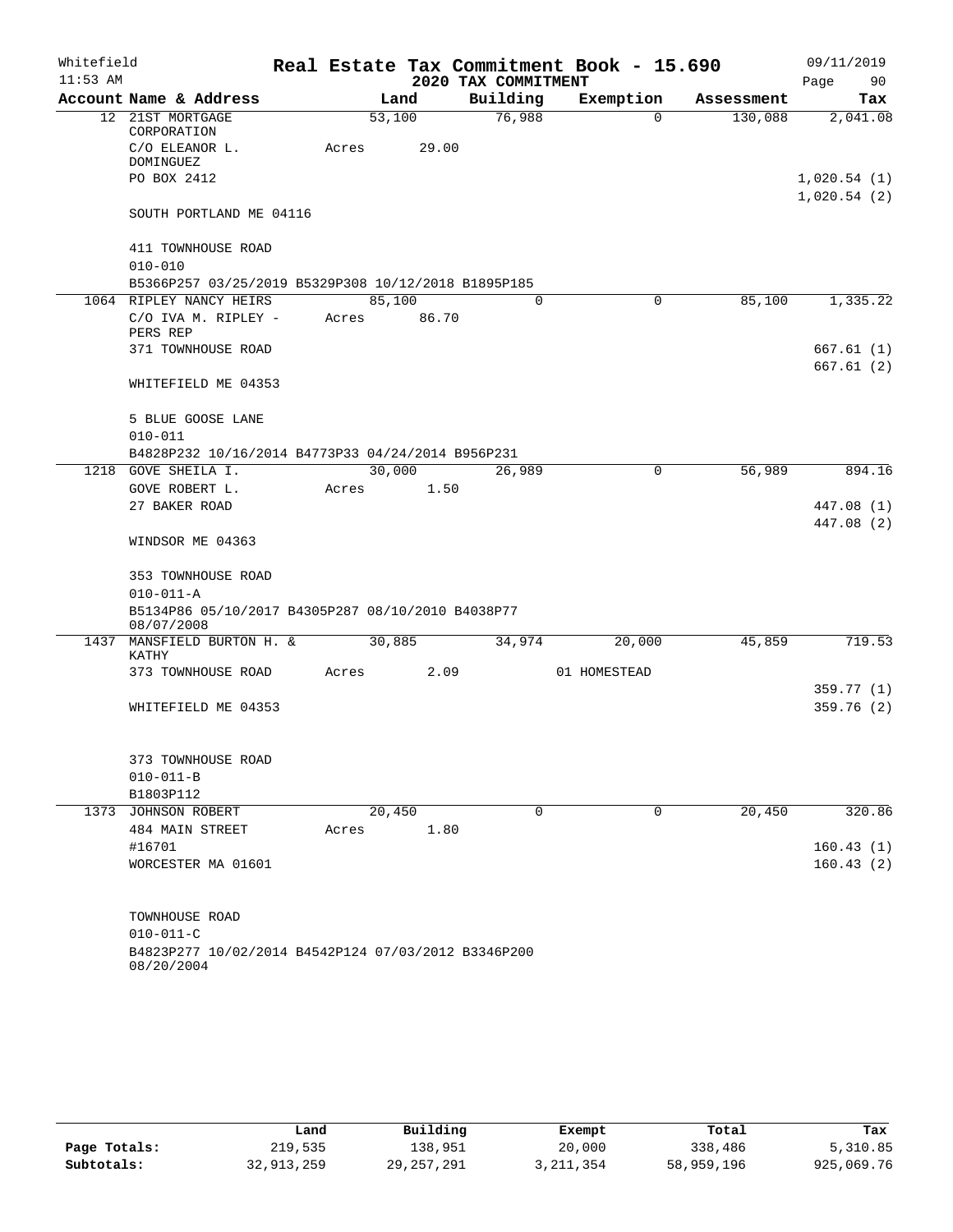Whitefield 11:53 AM

# Real Estate Tax Commitment Book - 15.690

## 2020 TAX COMMITMENT

09/11/2019 Page 90

| Account Name & Address | Land | Building | Exemption | Assessment | Tax |
|---|---|---|---|---|---|
| 12 21ST MORTGAGE CORPORATION | 53,100 | 76,988 | 0 | 130,088 | 2,041.08 |
| C/O ELEANOR L. DOMINGUEZ | Acres 29.00 | | | | |
| PO BOX 2412 | | | | | 1,020.54 (1) |
| | | | | | 1,020.54 (2) |
| SOUTH PORTLAND ME 04116 | | | | | |
| 411 TOWNHOUSE ROAD | | | | | |
| 010-010 | | | | | |
| B5366P257 03/25/2019 B5329P308 10/12/2018 B1895P185 | | | | | |
| 1064 RIPLEY NANCY HEIRS | 85,100 | 0 | 0 | 85,100 | 1,335.22 |
| C/O IVA M. RIPLEY - PERS REP | Acres 86.70 | | | | |
| 371 TOWNHOUSE ROAD | | | | | 667.61 (1) |
| | | | | | 667.61 (2) |
| WHITEFIELD ME 04353 | | | | | |
| 5 BLUE GOOSE LANE | | | | | |
| 010-011 | | | | | |
| B4828P232 10/16/2014 B4773P33 04/24/2014 B956P231 | | | | | |
| 1218 GOVE SHEILA I. | 30,000 | 26,989 | 0 | 56,989 | 894.16 |
| GOVE ROBERT L. | Acres 1.50 | | | | |
| 27 BAKER ROAD | | | | | 447.08 (1) |
| | | | | | 447.08 (2) |
| WINDSOR ME 04363 | | | | | |
| 353 TOWNHOUSE ROAD | | | | | |
| 010-011-A | | | | | |
| B5134P86 05/10/2017 B4305P287 08/10/2010 B4038P77 08/07/2008 | | | | | |
| 1437 MANSFIELD BURTON H. & KATHY | 30,885 | 34,974 | 20,000 | 45,859 | 719.53 |
| 373 TOWNHOUSE ROAD | Acres 2.09 | | 01 HOMESTEAD | | |
| | | | | | 359.77 (1) |
| WHITEFIELD ME 04353 | | | | | 359.76 (2) |
| 373 TOWNHOUSE ROAD | | | | | |
| 010-011-B | | | | | |
| B1803P112 | | | | | |
| 1373 JOHNSON ROBERT | 20,450 | 0 | 0 | 20,450 | 320.86 |
| 484 MAIN STREET | Acres 1.80 | | | | |
| #16701 | | | | | 160.43 (1) |
| WORCESTER MA 01601 | | | | | 160.43 (2) |
| TOWNHOUSE ROAD | | | | | |
| 010-011-C | | | | | |
| B4823P277 10/02/2014 B4542P124 07/03/2012 B3346P200 08/20/2004 | | | | | |

| | Land | Building | Exempt | Total | Tax |
|---|---|---|---|---|---|
| Page Totals: | 219,535 | 138,951 | 20,000 | 338,486 | 5,310.85 |
| Subtotals: | 32,913,259 | 29,257,291 | 3,211,354 | 58,959,196 | 925,069.76 |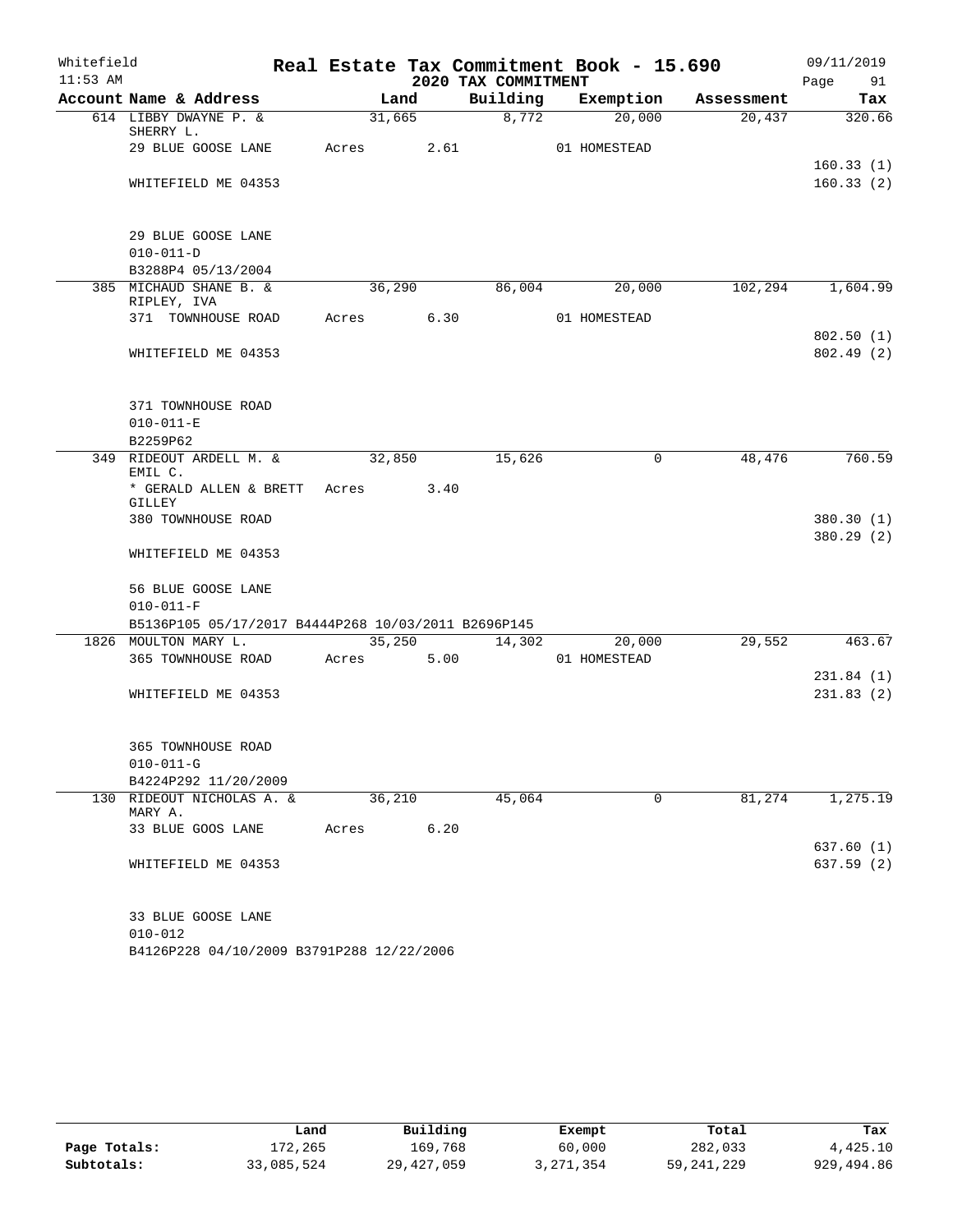Whitefield 11:53 AM

# Real Estate Tax Commitment Book - 15.690

## 2020 TAX COMMITMENT

09/11/2019

| Account Name & Address | Land | Building | Exemption | Assessment | Tax |
|---|---|---|---|---|---|
| 614 LIBBY DWAYNE P. & SHERRY L. | 31,665 | 8,772 | 20,000 | 20,437 | 320.66 |
| 29 BLUE GOOSE LANE | Acres 2.61 | | 01 HOMESTEAD | | |
| | | | | | 160.33 (1) |
| WHITEFIELD ME 04353 | | | | | 160.33 (2) |
| 29 BLUE GOOSE LANE | | | | | |
| 010-011-D | | | | | |
| B3288P4 05/13/2004 | | | | | |
| 385 MICHAUD SHANE B. & RIPLEY, IVA | 36,290 | 86,004 | 20,000 | 102,294 | 1,604.99 |
| 371 TOWNHOUSE ROAD | Acres 6.30 | | 01 HOMESTEAD | | |
| | | | | | 802.50 (1) |
| WHITEFIELD ME 04353 | | | | | 802.49 (2) |
| 371 TOWNHOUSE ROAD | | | | | |
| 010-011-E | | | | | |
| B2259P62 | | | | | |
| 349 RIDEOUT ARDELL M. & EMIL C. | 32,850 | 15,626 | 0 | 48,476 | 760.59 |
| * GERALD ALLEN & BRETT GILLEY | Acres 3.40 | | | | |
| 380 TOWNHOUSE ROAD | | | | | 380.30 (1) |
| | | | | | 380.29 (2) |
| WHITEFIELD ME 04353 | | | | | |
| 56 BLUE GOOSE LANE | | | | | |
| 010-011-F | | | | | |
| B5136P105 05/17/2017 B4444P268 10/03/2011 B2696P145 | | | | | |
| 1826 MOULTON MARY L. | 35,250 | 14,302 | 20,000 | 29,552 | 463.67 |
| 365 TOWNHOUSE ROAD | Acres 5.00 | | 01 HOMESTEAD | | |
| | | | | | 231.84 (1) |
| WHITEFIELD ME 04353 | | | | | 231.83 (2) |
| 365 TOWNHOUSE ROAD | | | | | |
| 010-011-G | | | | | |
| B4224P292 11/20/2009 | | | | | |
| 130 RIDEOUT NICHOLAS A. & MARY A. | 36,210 | 45,064 | 0 | 81,274 | 1,275.19 |
| 33 BLUE GOOS LANE | Acres 6.20 | | | | |
| | | | | | 637.60 (1) |
| WHITEFIELD ME 04353 | | | | | 637.59 (2) |
| 33 BLUE GOOSE LANE | | | | | |
| 010-012 | | | | | |
| B4126P228 04/10/2009 B3791P288 12/22/2006 | | | | | |

| | Land | Building | Exempt | Total | Tax |
|---|---|---|---|---|---|
| Page Totals: | 172,265 | 169,768 | 60,000 | 282,033 | 4,425.10 |
| Subtotals: | 33,085,524 | 29,427,059 | 3,271,354 | 59,241,229 | 929,494.86 |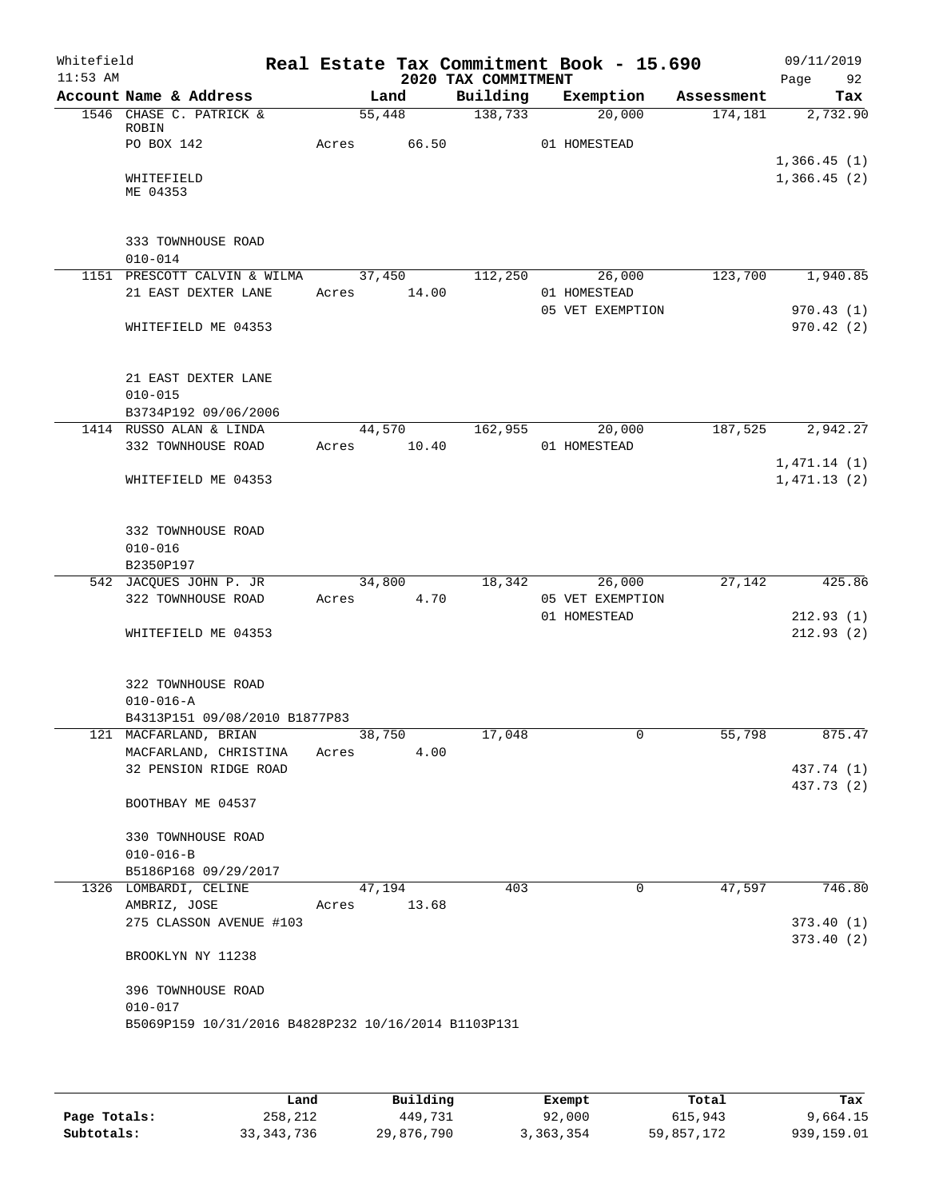Whitefield — Real Estate Tax Commitment Book - 15.690 — 09/11/2019

11:53 AM — 2020 TAX COMMITMENT

| Account Name & Address | Land | Building | Exemption | Assessment | Tax |
|---|---|---|---|---|---|
| 1546 CHASE C. PATRICK & ROBIN | 55,448 | 138,733 | 20,000 | 174,181 | 2,732.90 |
| PO BOX 142 | Acres 66.50 | | 01 HOMESTEAD | | |
| | | | | | 1,366.45 (1) |
| WHITEFIELD ME 04353 | | | | | 1,366.45 (2) |
| 333 TOWNHOUSE ROAD | | | | | |
| 010-014 | | | | | |
| 1151 PRESCOTT CALVIN & WILMA | 37,450 | 112,250 | 26,000 | 123,700 | 1,940.85 |
| 21 EAST DEXTER LANE | Acres 14.00 | | 01 HOMESTEAD | | |
| | | | 05 VET EXEMPTION | | 970.43 (1) |
| WHITEFIELD ME 04353 | | | | | 970.42 (2) |
| 21 EAST DEXTER LANE | | | | | |
| 010-015 | | | | | |
| B3734P192 09/06/2006 | | | | | |
| 1414 RUSSO ALAN & LINDA | 44,570 | 162,955 | 20,000 | 187,525 | 2,942.27 |
| 332 TOWNHOUSE ROAD | Acres 10.40 | | 01 HOMESTEAD | | |
| | | | | | 1,471.14 (1) |
| WHITEFIELD ME 04353 | | | | | 1,471.13 (2) |
| 332 TOWNHOUSE ROAD | | | | | |
| 010-016 | | | | | |
| B2350P197 | | | | | |
| 542 JACQUES JOHN P. JR | 34,800 | 18,342 | 26,000 | 27,142 | 425.86 |
| 322 TOWNHOUSE ROAD | Acres 4.70 | | 05 VET EXEMPTION | | |
| | | | 01 HOMESTEAD | | 212.93 (1) |
| WHITEFIELD ME 04353 | | | | | 212.93 (2) |
| 322 TOWNHOUSE ROAD | | | | | |
| 010-016-A | | | | | |
| B4313P151 09/08/2010 B1877P83 | | | | | |
| 121 MACFARLAND, BRIAN | 38,750 | 17,048 | 0 | 55,798 | 875.47 |
| MACFARLAND, CHRISTINA | Acres 4.00 | | | | |
| 32 PENSION RIDGE ROAD | | | | | 437.74 (1) |
| | | | | | 437.73 (2) |
| BOOTHBAY ME 04537 | | | | | |
| 330 TOWNHOUSE ROAD | | | | | |
| 010-016-B | | | | | |
| B5186P168 09/29/2017 | | | | | |
| 1326 LOMBARDI, CELINE | 47,194 | 403 | 0 | 47,597 | 746.80 |
| AMBRIZ, JOSE | Acres 13.68 | | | | |
| 275 CLASSON AVENUE #103 | | | | | 373.40 (1) |
| | | | | | 373.40 (2) |
| BROOKLYN NY 11238 | | | | | |
| 396 TOWNHOUSE ROAD | | | | | |
| 010-017 | | | | | |
| B5069P159 10/31/2016 B4828P232 10/16/2014 B1103P131 | | | | | |

| | Land | Building | Exempt | Total | Tax |
|---|---|---|---|---|---|
| Page Totals: | 258,212 | 449,731 | 92,000 | 615,943 | 9,664.15 |
| Subtotals: | 33,343,736 | 29,876,790 | 3,363,354 | 59,857,172 | 939,159.01 |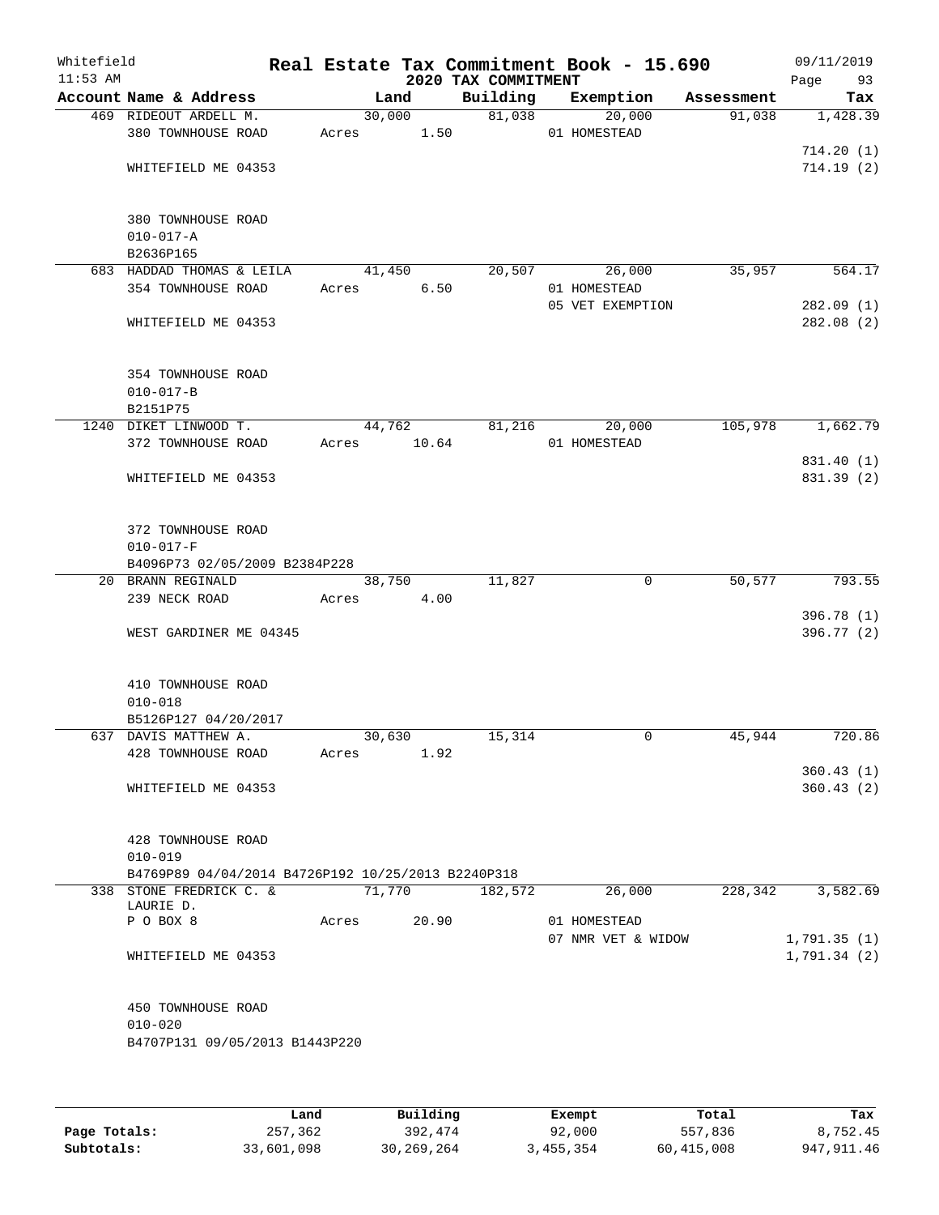Whitefield 11:53 AM

# Real Estate Tax Commitment Book - 15.690

## 2020 TAX COMMITMENT

09/11/2019

| Account Name & Address | Land | Building | Exemption | Assessment | Tax |
|---|---|---|---|---|---|
| 469 RIDEOUT ARDELL M. | 30,000 | 81,038 | 20,000 | 91,038 | 1,428.39 |
| 380 TOWNHOUSE ROAD | Acres 1.50 | | 01 HOMESTEAD | | |
| | | | | | 714.20 (1) |
| WHITEFIELD ME 04353 | | | | | 714.19 (2) |
| 380 TOWNHOUSE ROAD | | | | | |
| 010-017-A | | | | | |
| B2636P165 | | | | | |
| 683 HADDAD THOMAS & LEILA | 41,450 | 20,507 | 26,000 | 35,957 | 564.17 |
| 354 TOWNHOUSE ROAD | Acres 6.50 | | 01 HOMESTEAD | | |
| | | | 05 VET EXEMPTION | | 282.09 (1) |
| WHITEFIELD ME 04353 | | | | | 282.08 (2) |
| 354 TOWNHOUSE ROAD | | | | | |
| 010-017-B | | | | | |
| B2151P75 | | | | | |
| 1240 DIKET LINWOOD T. | 44,762 | 81,216 | 20,000 | 105,978 | 1,662.79 |
| 372 TOWNHOUSE ROAD | Acres 10.64 | | 01 HOMESTEAD | | |
| | | | | | 831.40 (1) |
| WHITEFIELD ME 04353 | | | | | 831.39 (2) |
| 372 TOWNHOUSE ROAD | | | | | |
| 010-017-F | | | | | |
| B4096P73 02/05/2009 B2384P228 | | | | | |
| 20 BRANN REGINALD | 38,750 | 11,827 | 0 | 50,577 | 793.55 |
| 239 NECK ROAD | Acres 4.00 | | | | |
| | | | | | 396.78 (1) |
| WEST GARDINER ME 04345 | | | | | 396.77 (2) |
| 410 TOWNHOUSE ROAD | | | | | |
| 010-018 | | | | | |
| B5126P127 04/20/2017 | | | | | |
| 637 DAVIS MATTHEW A. | 30,630 | 15,314 | 0 | 45,944 | 720.86 |
| 428 TOWNHOUSE ROAD | Acres 1.92 | | | | |
| | | | | | 360.43 (1) |
| WHITEFIELD ME 04353 | | | | | 360.43 (2) |
| 428 TOWNHOUSE ROAD | | | | | |
| 010-019 | | | | | |
| B4769P89 04/04/2014 B4726P192 10/25/2013 B2240P318 | | | | | |
| 338 STONE FREDRICK C. & LAURIE D. | 71,770 | 182,572 | 26,000 | 228,342 | 3,582.69 |
| P O BOX 8 | Acres 20.90 | | 01 HOMESTEAD | | |
| | | | 07 NMR VET & WIDOW | | 1,791.35 (1) |
| WHITEFIELD ME 04353 | | | | | 1,791.34 (2) |
| 450 TOWNHOUSE ROAD | | | | | |
| 010-020 | | | | | |
| B4707P131 09/05/2013 B1443P220 | | | | | |

| | Land | Building | Exempt | Total | Tax |
|---|---|---|---|---|---|
| Page Totals: | 257,362 | 392,474 | 92,000 | 557,836 | 8,752.45 |
| Subtotals: | 33,601,098 | 30,269,264 | 3,455,354 | 60,415,008 | 947,911.46 |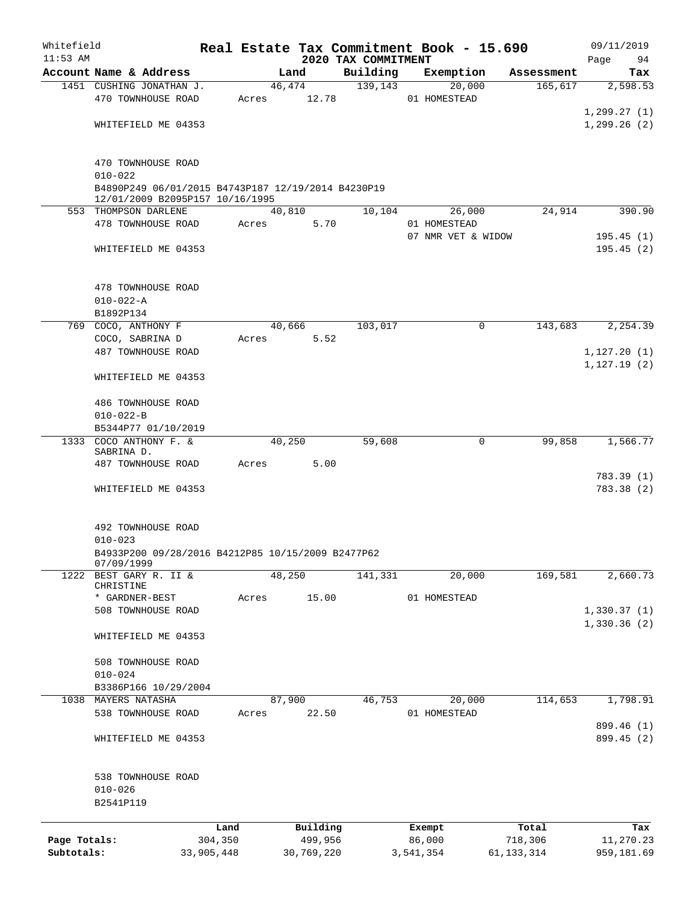Whitefield 11:53 AM

# Real Estate Tax Commitment Book - 15.690

## 2020 TAX COMMITMENT

09/11/2019

| Account Name & Address | Land | Building | Exemption | Assessment | Tax |
|---|---|---|---|---|---|
| 1451 CUSHING JONATHAN J. | 46,474 | 139,143 | 20,000 | 165,617 | 2,598.53 |
| 470 TOWNHOUSE ROAD | Acres 12.78 | | 01 HOMESTEAD | | |
| | | | | | 1,299.27 (1) |
| WHITEFIELD ME 04353 | | | | | 1,299.26 (2) |
| 470 TOWNHOUSE ROAD | | | | | |
| 010-022 | | | | | |
| B4890P249 06/01/2015 B4743P187 12/19/2014 B4230P19 12/01/2009 B2095P157 10/16/1995 | | | | | |
| 553 THOMPSON DARLENE | 40,810 | 10,104 | 26,000 | 24,914 | 390.90 |
| 478 TOWNHOUSE ROAD | Acres 5.70 | | 01 HOMESTEAD | | |
| | | | 07 NMR VET & WIDOW | | 195.45 (1) |
| WHITEFIELD ME 04353 | | | | | 195.45 (2) |
| 478 TOWNHOUSE ROAD | | | | | |
| 010-022-A | | | | | |
| B1892P134 | | | | | |
| 769 COCO, ANTHONY F | 40,666 | 103,017 | 0 | 143,683 | 2,254.39 |
| COCO, SABRINA D | Acres 5.52 | | | | |
| 487 TOWNHOUSE ROAD | | | | | 1,127.20 (1) |
| | | | | | 1,127.19 (2) |
| WHITEFIELD ME 04353 | | | | | |
| 486 TOWNHOUSE ROAD | | | | | |
| 010-022-B | | | | | |
| B5344P77 01/10/2019 | | | | | |
| 1333 COCO ANTHONY F. & SABRINA D. | 40,250 | 59,608 | 0 | 99,858 | 1,566.77 |
| 487 TOWNHOUSE ROAD | Acres 5.00 | | | | |
| | | | | | 783.39 (1) |
| WHITEFIELD ME 04353 | | | | | 783.38 (2) |
| 492 TOWNHOUSE ROAD | | | | | |
| 010-023 | | | | | |
| B4933P200 09/28/2016 B4212P85 10/15/2009 B2477P62 07/09/1999 | | | | | |
| 1222 BEST GARY R. II & CHRISTINE | 48,250 | 141,331 | 20,000 | 169,581 | 2,660.73 |
| * GARDNER-BEST | Acres 15.00 | | 01 HOMESTEAD | | |
| 508 TOWNHOUSE ROAD | | | | | 1,330.37 (1) |
| | | | | | 1,330.36 (2) |
| WHITEFIELD ME 04353 | | | | | |
| 508 TOWNHOUSE ROAD | | | | | |
| 010-024 | | | | | |
| B3386P166 10/29/2004 | | | | | |
| 1038 MAYERS NATASHA | 87,900 | 46,753 | 20,000 | 114,653 | 1,798.91 |
| 538 TOWNHOUSE ROAD | Acres 22.50 | | 01 HOMESTEAD | | |
| | | | | | 899.46 (1) |
| WHITEFIELD ME 04353 | | | | | 899.45 (2) |
| 538 TOWNHOUSE ROAD | | | | | |
| 010-026 | | | | | |
| B2541P119 | | | | | |

| | Land | Building | Exempt | Total | Tax |
|---|---|---|---|---|---|
| Page Totals: | 304,350 | 499,956 | 86,000 | 718,306 | 11,270.23 |
| Subtotals: | 33,905,448 | 30,769,220 | 3,541,354 | 61,133,314 | 959,181.69 |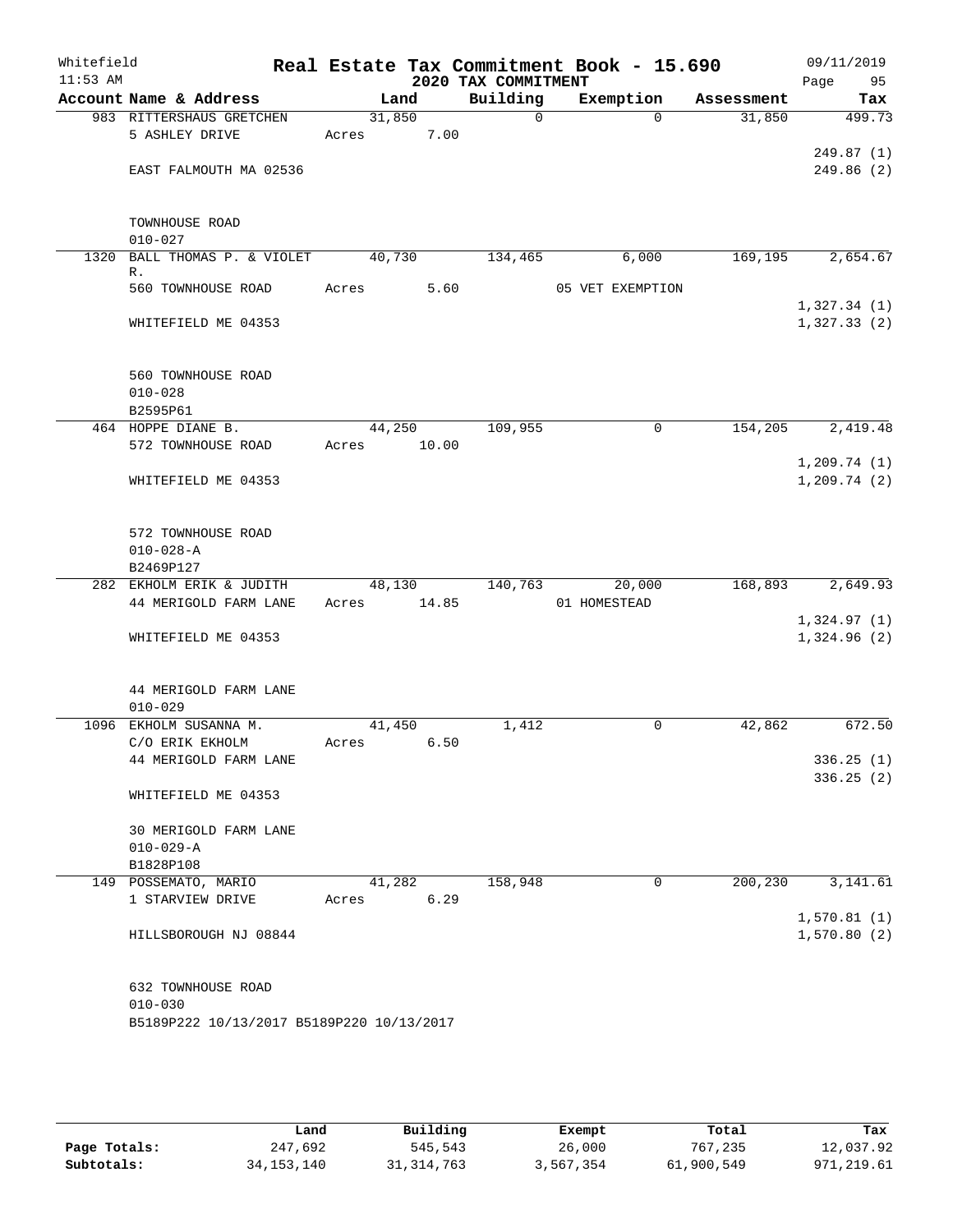Whitefield
11:53 AM

# Real Estate Tax Commitment Book - 15.690

## 2020 TAX COMMITMENT

09/11/2019
Page 95

| Account Name & Address | Land | Building | Exemption | Assessment | Tax |
|---|---|---|---|---|---|
| 983 RITTERSHAUS GRETCHEN | 31,850 | 0 | 0 | 31,850 | 499.73 |
| 5 ASHLEY DRIVE | Acres 7.00 | | | | |
| | | | | | 249.87 (1) |
| EAST FALMOUTH MA 02536 | | | | | 249.86 (2) |
| TOWNHOUSE ROAD | | | | | |
| 010-027 | | | | | |
| 1320 BALL THOMAS P. & VIOLET R. | 40,730 | 134,465 | 6,000 | 169,195 | 2,654.67 |
| 560 TOWNHOUSE ROAD | Acres 5.60 | | 05 VET EXEMPTION | | |
| | | | | | 1,327.34 (1) |
| WHITEFIELD ME 04353 | | | | | 1,327.33 (2) |
| 560 TOWNHOUSE ROAD | | | | | |
| 010-028 | | | | | |
| B2595P61 | | | | | |
| 464 HOPPE DIANE B. | 44,250 | 109,955 | 0 | 154,205 | 2,419.48 |
| 572 TOWNHOUSE ROAD | Acres 10.00 | | | | |
| | | | | | 1,209.74 (1) |
| WHITEFIELD ME 04353 | | | | | 1,209.74 (2) |
| 572 TOWNHOUSE ROAD | | | | | |
| 010-028-A | | | | | |
| B2469P127 | | | | | |
| 282 EKHOLM ERIK & JUDITH | 48,130 | 140,763 | 20,000 | 168,893 | 2,649.93 |
| 44 MERIGOLD FARM LANE | Acres 14.85 | | 01 HOMESTEAD | | |
| | | | | | 1,324.97 (1) |
| WHITEFIELD ME 04353 | | | | | 1,324.96 (2) |
| 44 MERIGOLD FARM LANE | | | | | |
| 010-029 | | | | | |
| 1096 EKHOLM SUSANNA M. | 41,450 | 1,412 | 0 | 42,862 | 672.50 |
| C/O ERIK EKHOLM | Acres 6.50 | | | | |
| 44 MERIGOLD FARM LANE | | | | | 336.25 (1) |
| | | | | | 336.25 (2) |
| WHITEFIELD ME 04353 | | | | | |
| 30 MERIGOLD FARM LANE | | | | | |
| 010-029-A | | | | | |
| B1828P108 | | | | | |
| 149 POSSEMATO, MARIO | 41,282 | 158,948 | 0 | 200,230 | 3,141.61 |
| 1 STARVIEW DRIVE | Acres 6.29 | | | | |
| | | | | | 1,570.81 (1) |
| HILLSBOROUGH NJ 08844 | | | | | 1,570.80 (2) |
| 632 TOWNHOUSE ROAD | | | | | |
| 010-030 | | | | | |
| B5189P222 10/13/2017 B5189P220 10/13/2017 | | | | | |

| | Land | Building | Exempt | Total | Tax |
|---|---|---|---|---|---|
| Page Totals: | 247,692 | 545,543 | 26,000 | 767,235 | 12,037.92 |
| Subtotals: | 34,153,140 | 31,314,763 | 3,567,354 | 61,900,549 | 971,219.61 |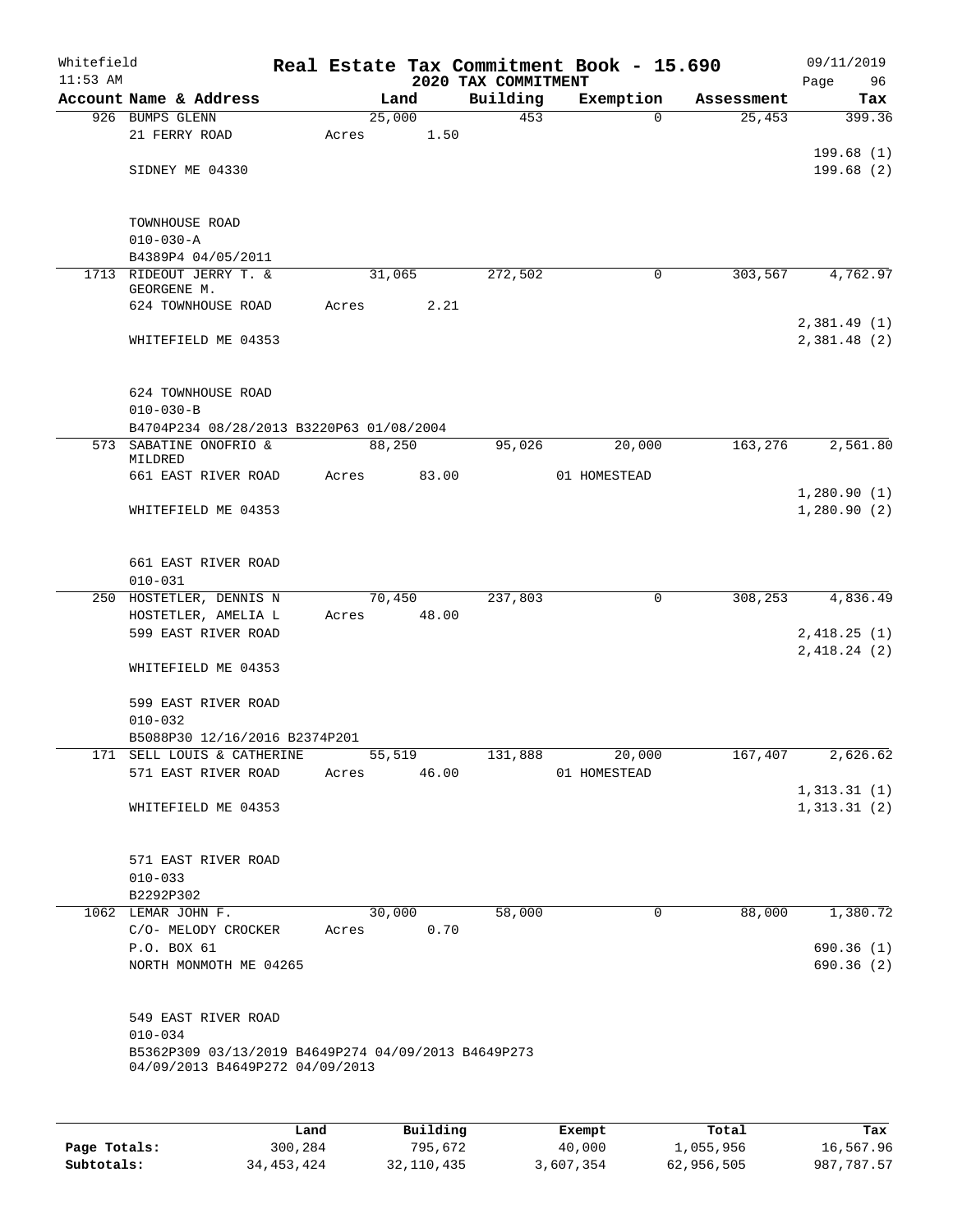# Real Estate Tax Commitment Book - 15.690

Whitefield 11:53 AM — 2020 TAX COMMITMENT — 09/11/2019 Page 96

| Account Name & Address | Land | Building | Exemption | Assessment | Tax |
|---|---|---|---|---|---|
| 926 BUMPS GLENN | 25,000 | 453 | 0 | 25,453 | 399.36 |
| 21 FERRY ROAD | Acres 1.50 | | | | |
| | | | | | 199.68 (1) |
| SIDNEY ME 04330 | | | | | 199.68 (2) |
| TOWNHOUSE ROAD | | | | | |
| 010-030-A | | | | | |
| B4389P4 04/05/2011 | | | | | |
| 1713 RIDEOUT JERRY T. & GEORGENE M. | 31,065 | 272,502 | 0 | 303,567 | 4,762.97 |
| 624 TOWNHOUSE ROAD | Acres 2.21 | | | | |
| | | | | | 2,381.49 (1) |
| WHITEFIELD ME 04353 | | | | | 2,381.48 (2) |
| 624 TOWNHOUSE ROAD | | | | | |
| 010-030-B | | | | | |
| B4704P234 08/28/2013 B3220P63 01/08/2004 | | | | | |
| 573 SABATINE ONOFRIO & MILDRED | 88,250 | 95,026 | 20,000 | 163,276 | 2,561.80 |
| 661 EAST RIVER ROAD | Acres 83.00 | | 01 HOMESTEAD | | |
| | | | | | 1,280.90 (1) |
| WHITEFIELD ME 04353 | | | | | 1,280.90 (2) |
| 661 EAST RIVER ROAD | | | | | |
| 010-031 | | | | | |
| 250 HOSTETLER, DENNIS N | 70,450 | 237,803 | 0 | 308,253 | 4,836.49 |
| HOSTETLER, AMELIA L | Acres 48.00 | | | | |
| 599 EAST RIVER ROAD | | | | | 2,418.25 (1) |
| | | | | | 2,418.24 (2) |
| WHITEFIELD ME 04353 | | | | | |
| 599 EAST RIVER ROAD | | | | | |
| 010-032 | | | | | |
| B5088P30 12/16/2016 B2374P201 | | | | | |
| 171 SELL LOUIS & CATHERINE | 55,519 | 131,888 | 20,000 | 167,407 | 2,626.62 |
| 571 EAST RIVER ROAD | Acres 46.00 | | 01 HOMESTEAD | | |
| | | | | | 1,313.31 (1) |
| WHITEFIELD ME 04353 | | | | | 1,313.31 (2) |
| 571 EAST RIVER ROAD | | | | | |
| 010-033 | | | | | |
| B2292P302 | | | | | |
| 1062 LEMAR JOHN F. | 30,000 | 58,000 | 0 | 88,000 | 1,380.72 |
| C/O- MELODY CROCKER | Acres 0.70 | | | | |
| P.O. BOX 61 | | | | | 690.36 (1) |
| NORTH MONMOTH ME 04265 | | | | | 690.36 (2) |
| 549 EAST RIVER ROAD | | | | | |
| 010-034 | | | | | |
| B5362P309 03/13/2019 B4649P274 04/09/2013 B4649P273 04/09/2013 B4649P272 04/09/2013 | | | | | |

| | Land | Building | Exempt | Total | Tax |
|---|---|---|---|---|---|
| Page Totals: | 300,284 | 795,672 | 40,000 | 1,055,956 | 16,567.96 |
| Subtotals: | 34,453,424 | 32,110,435 | 3,607,354 | 62,956,505 | 987,787.57 |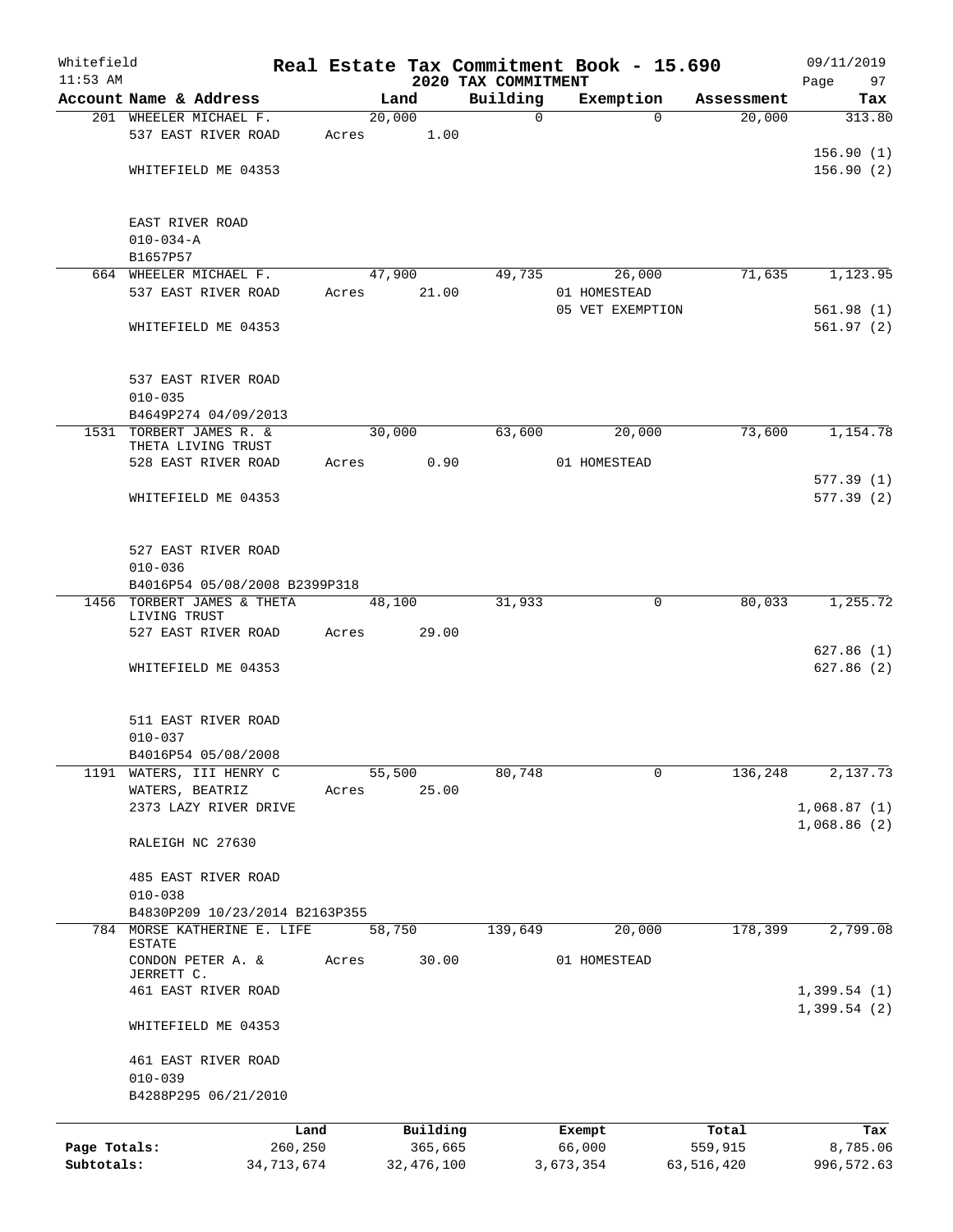# Real Estate Tax Commitment Book - 15.690

Whitefield 11:53 AM — 2020 TAX COMMITMENT — 09/11/2019

| Account | Name & Address | Land | Building | Exemption | Assessment | Tax |
|---|---|---|---|---|---|---|
| 201 | WHEELER MICHAEL F.<br>537 EAST RIVER ROAD<br><br>WHITEFIELD ME 04353<br><br>EAST RIVER ROAD<br>010-034-A<br>B1657P57 | 20,000<br>Acres 1.00 | 0 | 0 | 20,000 | 313.80<br><br>156.90 (1)<br>156.90 (2) |
| 664 | WHEELER MICHAEL F.<br>537 EAST RIVER ROAD<br><br>WHITEFIELD ME 04353<br><br>537 EAST RIVER ROAD<br>010-035<br>B4649P274 04/09/2013 | 47,900<br>Acres 21.00 | 49,735 | 26,000<br>01 HOMESTEAD<br>05 VET EXEMPTION | 71,635 | 1,123.95<br><br>561.98 (1)<br>561.97 (2) |
| 1531 | TORBERT JAMES R. & THETA LIVING TRUST<br>528 EAST RIVER ROAD<br><br>WHITEFIELD ME 04353<br><br>527 EAST RIVER ROAD<br>010-036<br>B4016P54 05/08/2008 B2399P318 | 30,000<br>Acres 0.90 | 63,600 | 20,000<br>01 HOMESTEAD | 73,600 | 1,154.78<br><br>577.39 (1)<br>577.39 (2) |
| 1456 | TORBERT JAMES & THETA LIVING TRUST<br>527 EAST RIVER ROAD<br><br>WHITEFIELD ME 04353<br><br>511 EAST RIVER ROAD<br>010-037<br>B4016P54 05/08/2008 | 48,100<br>Acres 29.00 | 31,933 | 0 | 80,033 | 1,255.72<br><br>627.86 (1)<br>627.86 (2) |
| 1191 | WATERS, III HENRY C<br>WATERS, BEATRIZ<br>2373 LAZY RIVER DRIVE<br><br>RALEIGH NC 27630<br><br>485 EAST RIVER ROAD<br>010-038<br>B4830P209 10/23/2014 B2163P355 | 55,500<br>Acres 25.00 | 80,748 | 0 | 136,248 | 2,137.73<br><br>1,068.87 (1)<br>1,068.86 (2) |
| 784 | MORSE KATHERINE E. LIFE ESTATE<br>CONDON PETER A. & JERRETT C.<br>461 EAST RIVER ROAD<br><br>WHITEFIELD ME 04353<br><br>461 EAST RIVER ROAD<br>010-039<br>B4288P295 06/21/2010 | 58,750<br>Acres 30.00 | 139,649 | 20,000<br>01 HOMESTEAD | 178,399 | 2,799.08<br><br>1,399.54 (1)<br>1,399.54 (2) |

| | Land | Building | Exempt | Total | Tax |
|---|---|---|---|---|---|
| Page Totals: | 260,250 | 365,665 | 66,000 | 559,915 | 8,785.06 |
| Subtotals: | 34,713,674 | 32,476,100 | 3,673,354 | 63,516,420 | 996,572.63 |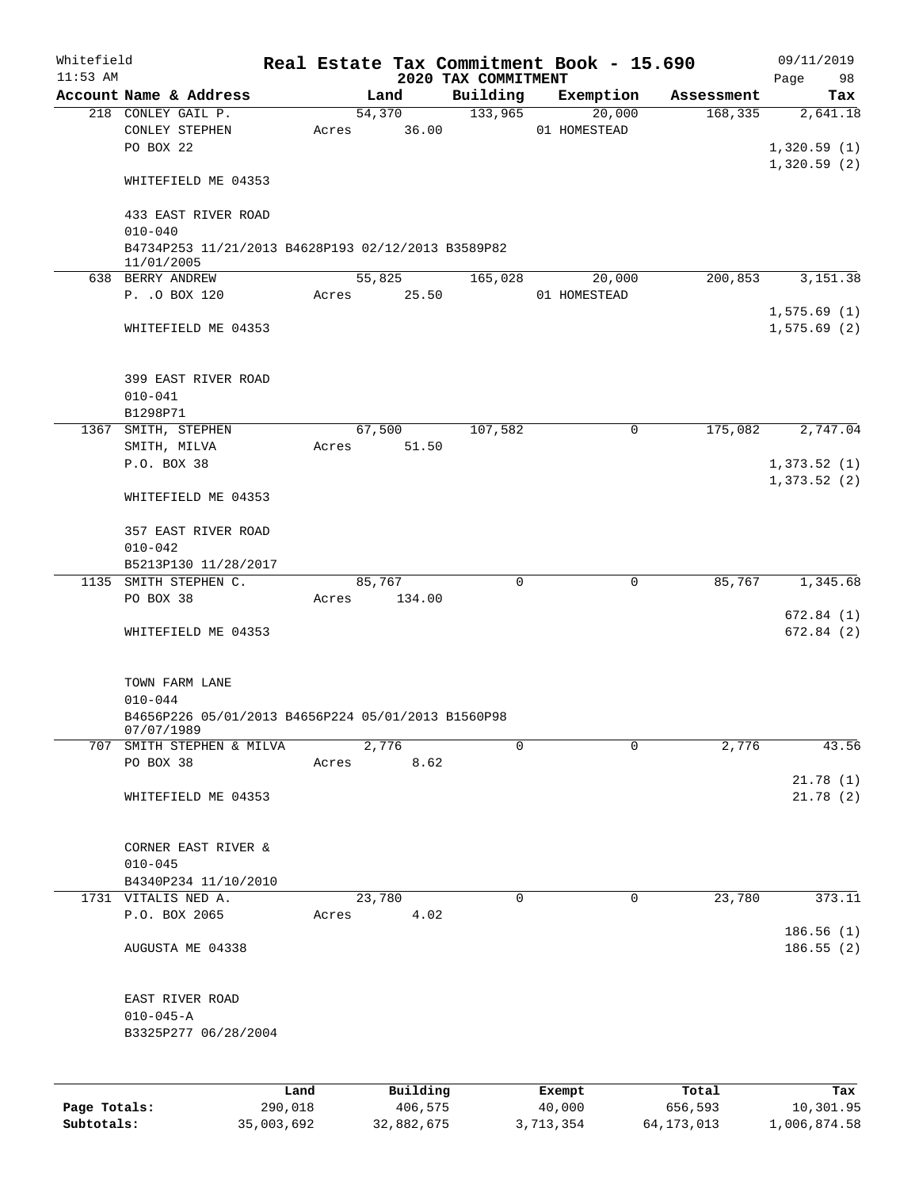Whitefield 11:53 AM

# Real Estate Tax Commitment Book - 15.690

## 2020 TAX COMMITMENT

09/11/2019

| Account Name & Address | Land | Building | Exemption | Assessment | Tax |
|---|---|---|---|---|---|
| 218 CONLEY GAIL P. | 54,370 | 133,965 | 20,000 | 168,335 | 2,641.18 |
| CONLEY STEPHEN | Acres 36.00 | | 01 HOMESTEAD | | |
| PO BOX 22 | | | | | 1,320.59 (1) |
| | | | | | 1,320.59 (2) |
| WHITEFIELD ME 04353 | | | | | |
| 433 EAST RIVER ROAD | | | | | |
| 010-040 | | | | | |
| B4734P253 11/21/2013 B4628P193 02/12/2013 B3589P82 11/01/2005 | | | | | |
| 638 BERRY ANDREW | 55,825 | 165,028 | 20,000 | 200,853 | 3,151.38 |
| P. .O BOX 120 | Acres 25.50 | | 01 HOMESTEAD | | |
| | | | | | 1,575.69 (1) |
| WHITEFIELD ME 04353 | | | | | 1,575.69 (2) |
| 399 EAST RIVER ROAD | | | | | |
| 010-041 | | | | | |
| B1298P71 | | | | | |
| 1367 SMITH, STEPHEN | 67,500 | 107,582 | 0 | 175,082 | 2,747.04 |
| SMITH, MILVA | Acres 51.50 | | | | |
| P.O. BOX 38 | | | | | 1,373.52 (1) |
| | | | | | 1,373.52 (2) |
| WHITEFIELD ME 04353 | | | | | |
| 357 EAST RIVER ROAD | | | | | |
| 010-042 | | | | | |
| B5213P130 11/28/2017 | | | | | |
| 1135 SMITH STEPHEN C. | 85,767 | 0 | 0 | 85,767 | 1,345.68 |
| PO BOX 38 | Acres 134.00 | | | | |
| | | | | | 672.84 (1) |
| WHITEFIELD ME 04353 | | | | | 672.84 (2) |
| TOWN FARM LANE | | | | | |
| 010-044 | | | | | |
| B4656P226 05/01/2013 B4656P224 05/01/2013 B1560P98 07/07/1989 | | | | | |
| 707 SMITH STEPHEN & MILVA | 2,776 | 0 | 0 | 2,776 | 43.56 |
| PO BOX 38 | Acres 8.62 | | | | |
| | | | | | 21.78 (1) |
| WHITEFIELD ME 04353 | | | | | 21.78 (2) |
| CORNER EAST RIVER & | | | | | |
| 010-045 | | | | | |
| B4340P234 11/10/2010 | | | | | |
| 1731 VITALIS NED A. | 23,780 | 0 | 0 | 23,780 | 373.11 |
| P.O. BOX 2065 | Acres 4.02 | | | | |
| | | | | | 186.56 (1) |
| AUGUSTA ME 04338 | | | | | 186.55 (2) |
| EAST RIVER ROAD | | | | | |
| 010-045-A | | | | | |
| B3325P277 06/28/2004 | | | | | |

| | Land | Building | Exempt | Total | Tax |
|---|---|---|---|---|---|
| Page Totals: | 290,018 | 406,575 | 40,000 | 656,593 | 10,301.95 |
| Subtotals: | 35,003,692 | 32,882,675 | 3,713,354 | 64,173,013 | 1,006,874.58 |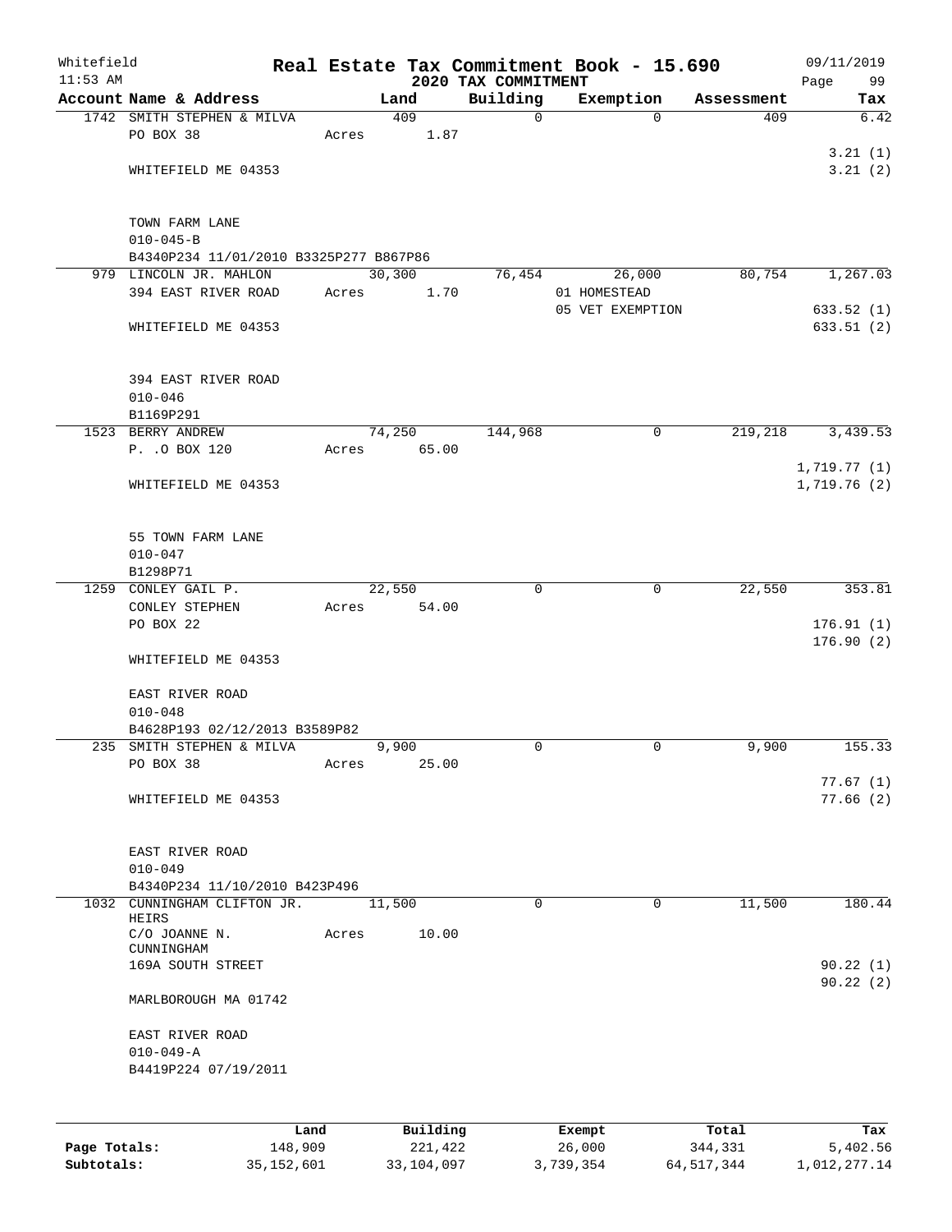# Real Estate Tax Commitment Book - 15.690

Whitefield
11:53 AM

## 2020 TAX COMMITMENT

09/11/2019
Page 99

| Account Name & Address | Land | Building | Exemption | Assessment | Tax |
|---|---|---|---|---|---|
| 1742 SMITH STEPHEN & MILVA | 409 | 0 | 0 | 409 | 6.42 |
| PO BOX 38 | Acres 1.87 | | | | |
| | | | | | 3.21 (1) |
| WHITEFIELD ME 04353 | | | | | 3.21 (2) |
| TOWN FARM LANE | | | | | |
| 010-045-B | | | | | |
| B4340P234 11/01/2010 B3325P277 B867P86 | | | | | |
| 979 LINCOLN JR. MAHLON | 30,300 | 76,454 | 26,000 | 80,754 | 1,267.03 |
| 394 EAST RIVER ROAD | Acres 1.70 | | 01 HOMESTEAD | | |
| | | | 05 VET EXEMPTION | | 633.52 (1) |
| WHITEFIELD ME 04353 | | | | | 633.51 (2) |
| 394 EAST RIVER ROAD | | | | | |
| 010-046 | | | | | |
| B1169P291 | | | | | |
| 1523 BERRY ANDREW | 74,250 | 144,968 | 0 | 219,218 | 3,439.53 |
| P. .O BOX 120 | Acres 65.00 | | | | |
| | | | | | 1,719.77 (1) |
| WHITEFIELD ME 04353 | | | | | 1,719.76 (2) |
| 55 TOWN FARM LANE | | | | | |
| 010-047 | | | | | |
| B1298P71 | | | | | |
| 1259 CONLEY GAIL P. | 22,550 | 0 | 0 | 22,550 | 353.81 |
| CONLEY STEPHEN | Acres 54.00 | | | | |
| PO BOX 22 | | | | | 176.91 (1) |
| | | | | | 176.90 (2) |
| WHITEFIELD ME 04353 | | | | | |
| EAST RIVER ROAD | | | | | |
| 010-048 | | | | | |
| B4628P193 02/12/2013 B3589P82 | | | | | |
| 235 SMITH STEPHEN & MILVA | 9,900 | 0 | 0 | 9,900 | 155.33 |
| PO BOX 38 | Acres 25.00 | | | | |
| | | | | | 77.67 (1) |
| WHITEFIELD ME 04353 | | | | | 77.66 (2) |
| EAST RIVER ROAD | | | | | |
| 010-049 | | | | | |
| B4340P234 11/10/2010 B423P496 | | | | | |
| 1032 CUNNINGHAM CLIFTON JR. HEIRS | 11,500 | 0 | 0 | 11,500 | 180.44 |
| C/O JOANNE N. CUNNINGHAM | Acres 10.00 | | | | |
| 169A SOUTH STREET | | | | | 90.22 (1) |
| | | | | | 90.22 (2) |
| MARLBOROUGH MA 01742 | | | | | |
| EAST RIVER ROAD | | | | | |
| 010-049-A | | | | | |
| B4419P224 07/19/2011 | | | | | |

| | Land | Building | Exempt | Total | Tax |
|---|---|---|---|---|---|
| **Page Totals:** | 148,909 | 221,422 | 26,000 | 344,331 | 5,402.56 |
| **Subtotals:** | 35,152,601 | 33,104,097 | 3,739,354 | 64,517,344 | 1,012,277.14 |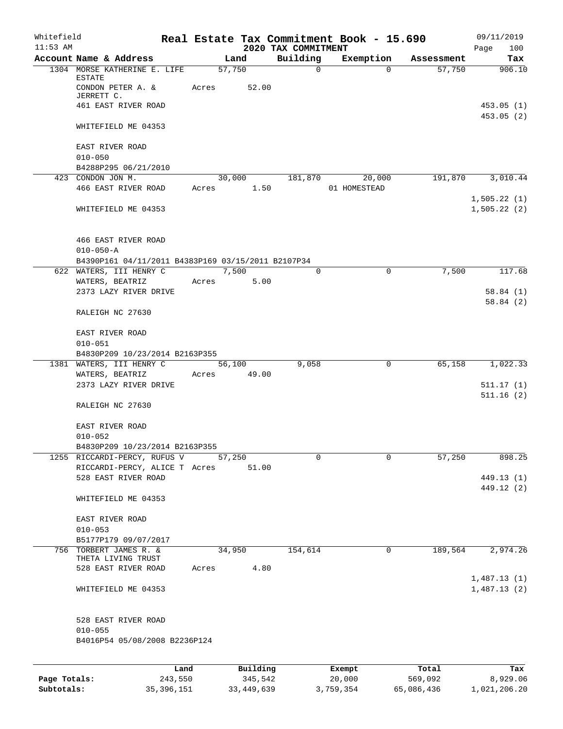Whitefield 11:53 AM

# Real Estate Tax Commitment Book - 15.690

## 2020 TAX COMMITMENT

09/11/2019 Page 100

| Account Name & Address | Land | Building | Exemption | Assessment | Tax |
|---|---|---|---|---|---|
| 1304 MORSE KATHERINE E. LIFE ESTATE | 57,750 | 0 | 0 | 57,750 | 906.10 |
| CONDON PETER A. & JERRETT C. | Acres 52.00 | | | | |
| 461 EAST RIVER ROAD | | | | | 453.05 (1) |
| | | | | | 453.05 (2) |
| WHITEFIELD ME 04353 | | | | | |
| EAST RIVER ROAD | | | | | |
| 010-050 | | | | | |
| B4288P295 06/21/2010 | | | | | |
| 423 CONDON JON M. | 30,000 | 181,870 | 20,000 | 191,870 | 3,010.44 |
| 466 EAST RIVER ROAD | Acres 1.50 | | 01 HOMESTEAD | | |
| | | | | | 1,505.22 (1) |
| WHITEFIELD ME 04353 | | | | | 1,505.22 (2) |
| 466 EAST RIVER ROAD | | | | | |
| 010-050-A | | | | | |
| B4390P161 04/11/2011 B4383P169 03/15/2011 B2107P34 | | | | | |
| 622 WATERS, III HENRY C | 7,500 | 0 | 0 | 7,500 | 117.68 |
| WATERS, BEATRIZ | Acres 5.00 | | | | |
| 2373 LAZY RIVER DRIVE | | | | | 58.84 (1) |
| | | | | | 58.84 (2) |
| RALEIGH NC 27630 | | | | | |
| EAST RIVER ROAD | | | | | |
| 010-051 | | | | | |
| B4830P209 10/23/2014 B2163P355 | | | | | |
| 1381 WATERS, III HENRY C | 56,100 | 9,058 | 0 | 65,158 | 1,022.33 |
| WATERS, BEATRIZ | Acres 49.00 | | | | |
| 2373 LAZY RIVER DRIVE | | | | | 511.17 (1) |
| | | | | | 511.16 (2) |
| RALEIGH NC 27630 | | | | | |
| EAST RIVER ROAD | | | | | |
| 010-052 | | | | | |
| B4830P209 10/23/2014 B2163P355 | | | | | |
| 1255 RICCARDI-PERCY, RUFUS V | 57,250 | 0 | 0 | 57,250 | 898.25 |
| RICCARDI-PERCY, ALICE T | Acres 51.00 | | | | |
| 528 EAST RIVER ROAD | | | | | 449.13 (1) |
| | | | | | 449.12 (2) |
| WHITEFIELD ME 04353 | | | | | |
| EAST RIVER ROAD | | | | | |
| 010-053 | | | | | |
| B5177P179 09/07/2017 | | | | | |
| 756 TORBERT JAMES R. & THETA LIVING TRUST | 34,950 | 154,614 | 0 | 189,564 | 2,974.26 |
| 528 EAST RIVER ROAD | Acres 4.80 | | | | |
| | | | | | 1,487.13 (1) |
| WHITEFIELD ME 04353 | | | | | 1,487.13 (2) |
| 528 EAST RIVER ROAD | | | | | |
| 010-055 | | | | | |
| B4016P54 05/08/2008 B2236P124 | | | | | |

| | Land | Building | Exempt | Total | Tax |
|---|---|---|---|---|---|
| Page Totals: | 243,550 | 345,542 | 20,000 | 569,092 | 8,929.06 |
| Subtotals: | 35,396,151 | 33,449,639 | 3,759,354 | 65,086,436 | 1,021,206.20 |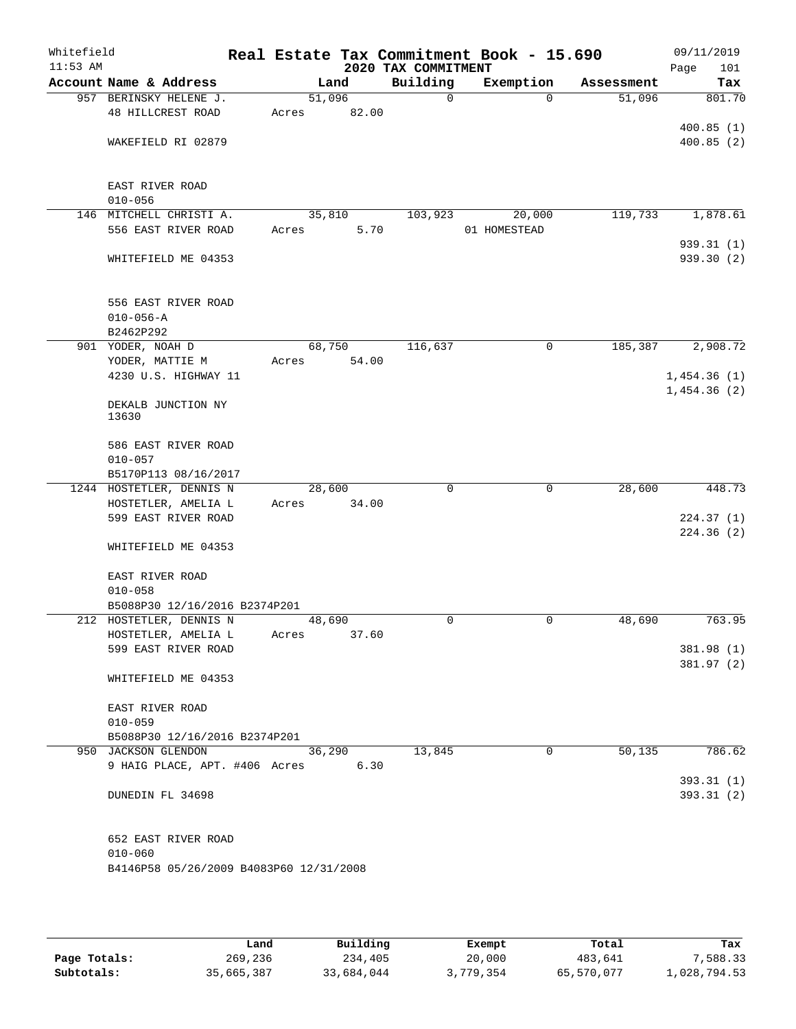Whitefield
11:53 AM

# Real Estate Tax Commitment Book - 15.690

## 2020 TAX COMMITMENT

09/11/2019
Page 101

| Account Name & Address | Land | Building | Exemption | Assessment | Tax |
|---|---|---|---|---|---|
| 957 BERINSKY HELENE J. | 51,096 | 0 | 0 | 51,096 | 801.70 |
| 48 HILLCREST ROAD | Acres 82.00 | | | | |
| | | | | | 400.85 (1) |
| WAKEFIELD RI 02879 | | | | | 400.85 (2) |
| EAST RIVER ROAD | | | | | |
| 010-056 | | | | | |
| 146 MITCHELL CHRISTI A. | 35,810 | 103,923 | 20,000 | 119,733 | 1,878.61 |
| 556 EAST RIVER ROAD | Acres 5.70 | | 01 HOMESTEAD | | |
| | | | | | 939.31 (1) |
| WHITEFIELD ME 04353 | | | | | 939.30 (2) |
| 556 EAST RIVER ROAD | | | | | |
| 010-056-A | | | | | |
| B2462P292 | | | | | |
| 901 YODER, NOAH D | 68,750 | 116,637 | 0 | 185,387 | 2,908.72 |
| YODER, MATTIE M | Acres 54.00 | | | | |
| 4230 U.S. HIGHWAY 11 | | | | | 1,454.36 (1) |
| | | | | | 1,454.36 (2) |
| DEKALB JUNCTION NY 13630 | | | | | |
| 586 EAST RIVER ROAD | | | | | |
| 010-057 | | | | | |
| B5170P113 08/16/2017 | | | | | |
| 1244 HOSTETLER, DENNIS N | 28,600 | 0 | 0 | 28,600 | 448.73 |
| HOSTETLER, AMELIA L | Acres 34.00 | | | | |
| 599 EAST RIVER ROAD | | | | | 224.37 (1) |
| | | | | | 224.36 (2) |
| WHITEFIELD ME 04353 | | | | | |
| EAST RIVER ROAD | | | | | |
| 010-058 | | | | | |
| B5088P30 12/16/2016 B2374P201 | | | | | |
| 212 HOSTETLER, DENNIS N | 48,690 | 0 | 0 | 48,690 | 763.95 |
| HOSTETLER, AMELIA L | Acres 37.60 | | | | |
| 599 EAST RIVER ROAD | | | | | 381.98 (1) |
| | | | | | 381.97 (2) |
| WHITEFIELD ME 04353 | | | | | |
| EAST RIVER ROAD | | | | | |
| 010-059 | | | | | |
| B5088P30 12/16/2016 B2374P201 | | | | | |
| 950 JACKSON GLENDON | 36,290 | 13,845 | 0 | 50,135 | 786.62 |
| 9 HAIG PLACE, APT. #406 | Acres 6.30 | | | | |
| | | | | | 393.31 (1) |
| DUNEDIN FL 34698 | | | | | 393.31 (2) |
| 652 EAST RIVER ROAD | | | | | |
| 010-060 | | | | | |
| B4146P58 05/26/2009 B4083P60 12/31/2008 | | | | | |

| | Land | Building | Exempt | Total | Tax |
|---|---|---|---|---|---|
| Page Totals: | 269,236 | 234,405 | 20,000 | 483,641 | 7,588.33 |
| Subtotals: | 35,665,387 | 33,684,044 | 3,779,354 | 65,570,077 | 1,028,794.53 |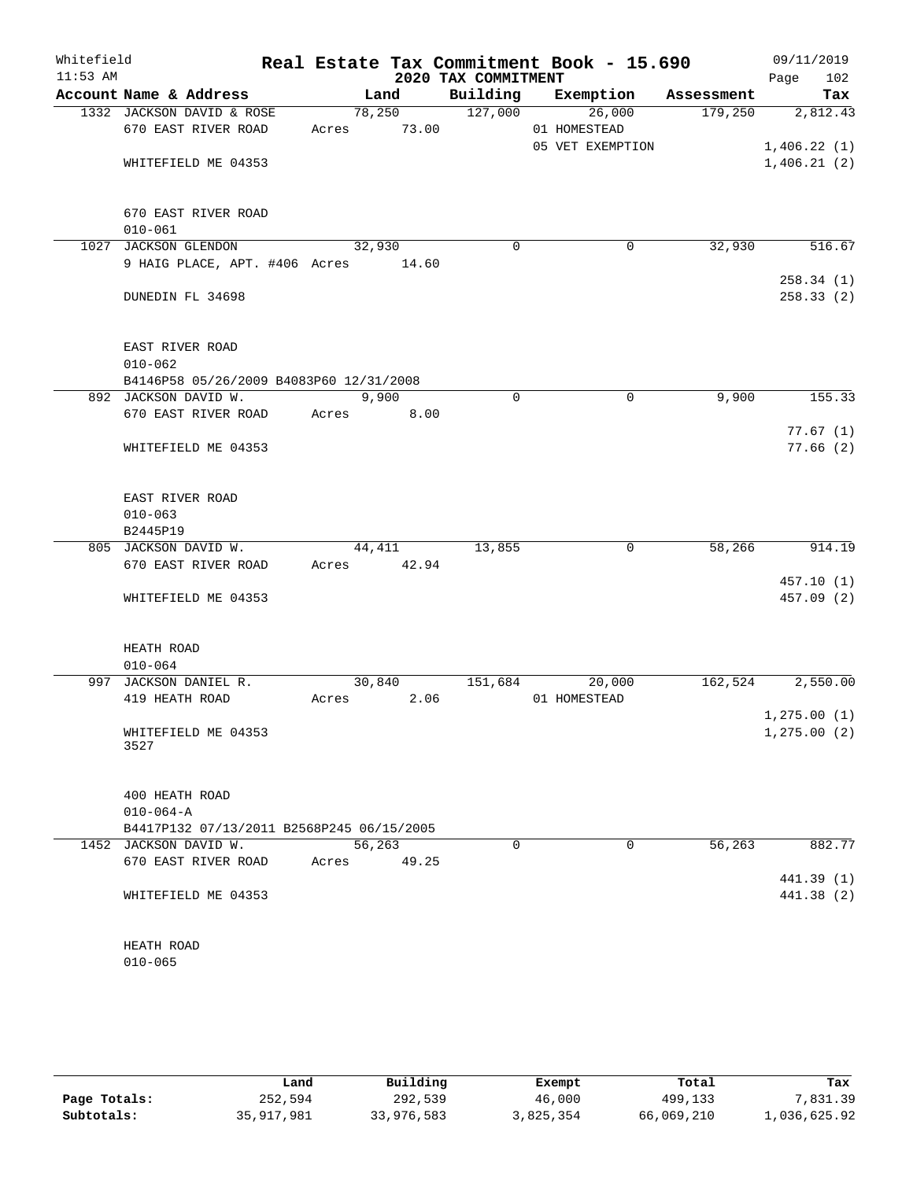Whitefield 11:53 AM

# Real Estate Tax Commitment Book - 15.690

## 2020 TAX COMMITMENT

09/11/2019 Page 102

| Account Name & Address | Land | Building | Exemption | Assessment | Tax |
|---|---|---|---|---|---|
| 1332 JACKSON DAVID & ROSE | 78,250 | 127,000 | 26,000 | 179,250 | 2,812.43 |
| 670 EAST RIVER ROAD | Acres 73.00 | | 01 HOMESTEAD | | |
| | | | 05 VET EXEMPTION | | 1,406.22 (1) |
| WHITEFIELD ME 04353 | | | | | 1,406.21 (2) |
| 670 EAST RIVER ROAD | | | | | |
| 010-061 | | | | | |
| 1027 JACKSON GLENDON | 32,930 | 0 | 0 | 32,930 | 516.67 |
| 9 HAIG PLACE, APT. #406 | Acres 14.60 | | | | |
| | | | | | 258.34 (1) |
| DUNEDIN FL 34698 | | | | | 258.33 (2) |
| EAST RIVER ROAD | | | | | |
| 010-062 | | | | | |
| B4146P58 05/26/2009 B4083P60 12/31/2008 | | | | | |
| 892 JACKSON DAVID W. | 9,900 | 0 | 0 | 9,900 | 155.33 |
| 670 EAST RIVER ROAD | Acres 8.00 | | | | |
| | | | | | 77.67 (1) |
| WHITEFIELD ME 04353 | | | | | 77.66 (2) |
| EAST RIVER ROAD | | | | | |
| 010-063 | | | | | |
| B2445P19 | | | | | |
| 805 JACKSON DAVID W. | 44,411 | 13,855 | 0 | 58,266 | 914.19 |
| 670 EAST RIVER ROAD | Acres 42.94 | | | | |
| | | | | | 457.10 (1) |
| WHITEFIELD ME 04353 | | | | | 457.09 (2) |
| HEATH ROAD | | | | | |
| 010-064 | | | | | |
| 997 JACKSON DANIEL R. | 30,840 | 151,684 | 20,000 | 162,524 | 2,550.00 |
| 419 HEATH ROAD | Acres 2.06 | | 01 HOMESTEAD | | |
| | | | | | 1,275.00 (1) |
| WHITEFIELD ME 04353 3527 | | | | | 1,275.00 (2) |
| 400 HEATH ROAD | | | | | |
| 010-064-A | | | | | |
| B4417P132 07/13/2011 B2568P245 06/15/2005 | | | | | |
| 1452 JACKSON DAVID W. | 56,263 | 0 | 0 | 56,263 | 882.77 |
| 670 EAST RIVER ROAD | Acres 49.25 | | | | |
| | | | | | 441.39 (1) |
| WHITEFIELD ME 04353 | | | | | 441.38 (2) |
| HEATH ROAD | | | | | |
| 010-065 | | | | | |

| | Land | Building | Exempt | Total | Tax |
|---|---|---|---|---|---|
| Page Totals: | 252,594 | 292,539 | 46,000 | 499,133 | 7,831.39 |
| Subtotals: | 35,917,981 | 33,976,583 | 3,825,354 | 66,069,210 | 1,036,625.92 |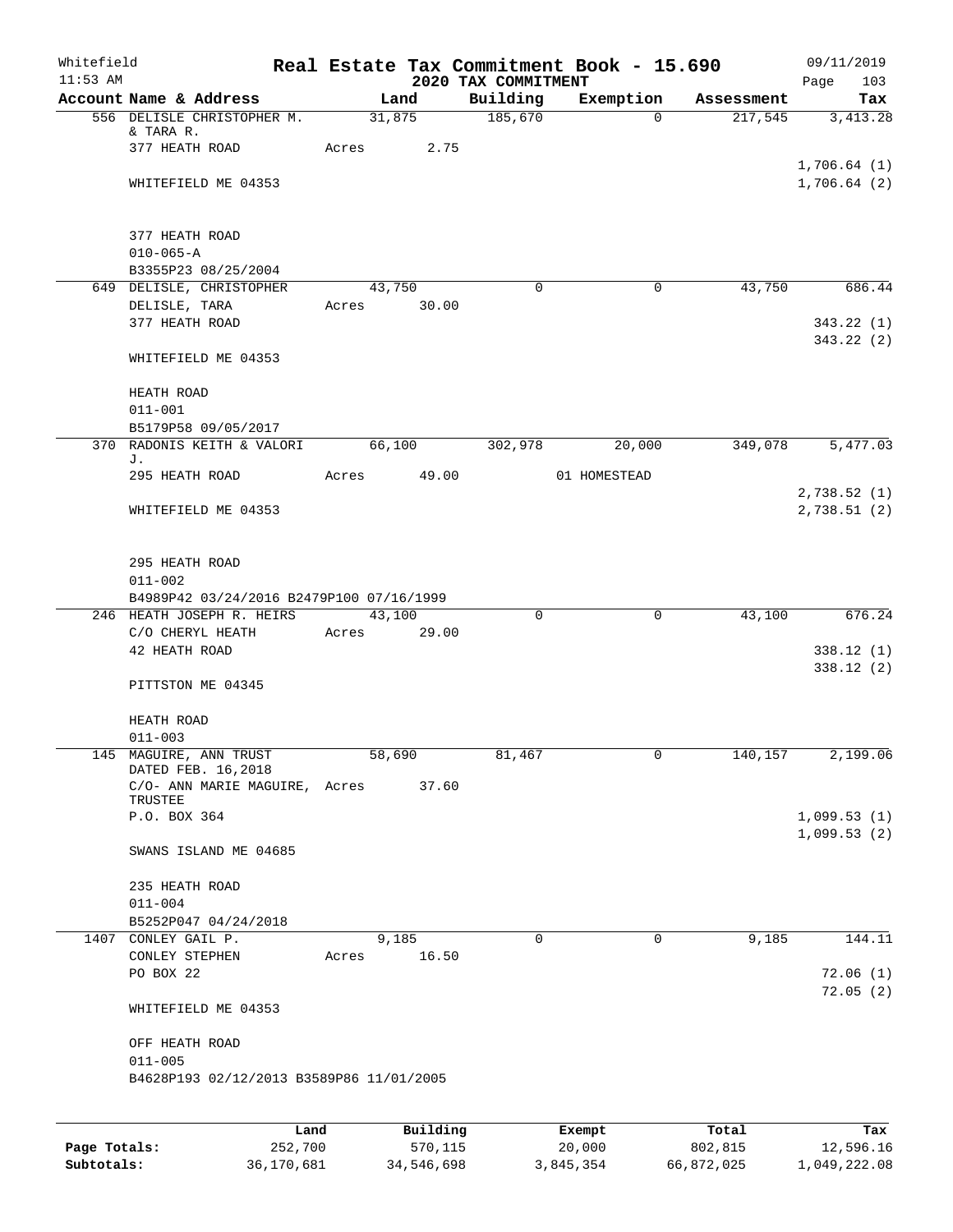# Real Estate Tax Commitment Book - 15.690

Whitefield 11:53 AM — 2020 TAX COMMITMENT — 09/11/2019

| Account Name & Address | Land | Building | Exemption | Assessment | Tax |
|---|---|---|---|---|---|
| 556 DELISLE CHRISTOPHER M. & TARA R. | 31,875 | 185,670 | 0 | 217,545 | 3,413.28 |
| 377 HEATH ROAD | Acres 2.75 | | | | |
| | | | | | 1,706.64 (1) |
| WHITEFIELD ME 04353 | | | | | 1,706.64 (2) |
| 377 HEATH ROAD | | | | | |
| 010-065-A | | | | | |
| B3355P23 08/25/2004 | | | | | |
| 649 DELISLE, CHRISTOPHER | 43,750 | 0 | 0 | 43,750 | 686.44 |
| DELISLE, TARA | Acres 30.00 | | | | |
| 377 HEATH ROAD | | | | | 343.22 (1) |
| | | | | | 343.22 (2) |
| WHITEFIELD ME 04353 | | | | | |
| HEATH ROAD | | | | | |
| 011-001 | | | | | |
| B5179P58 09/05/2017 | | | | | |
| 370 RADONIS KEITH & VALORI J. | 66,100 | 302,978 | 20,000 | 349,078 | 5,477.03 |
| 295 HEATH ROAD | Acres 49.00 | | 01 HOMESTEAD | | |
| | | | | | 2,738.52 (1) |
| WHITEFIELD ME 04353 | | | | | 2,738.51 (2) |
| 295 HEATH ROAD | | | | | |
| 011-002 | | | | | |
| B4989P42 03/24/2016 B2479P100 07/16/1999 | | | | | |
| 246 HEATH JOSEPH R. HEIRS | 43,100 | 0 | 0 | 43,100 | 676.24 |
| C/O CHERYL HEATH | Acres 29.00 | | | | |
| 42 HEATH ROAD | | | | | 338.12 (1) |
| | | | | | 338.12 (2) |
| PITTSTON ME 04345 | | | | | |
| HEATH ROAD | | | | | |
| 011-003 | | | | | |
| 145 MAGUIRE, ANN TRUST DATED FEB. 16,2018 | 58,690 | 81,467 | 0 | 140,157 | 2,199.06 |
| C/O- ANN MARIE MAGUIRE, TRUSTEE | Acres 37.60 | | | | |
| P.O. BOX 364 | | | | | 1,099.53 (1) |
| | | | | | 1,099.53 (2) |
| SWANS ISLAND ME 04685 | | | | | |
| 235 HEATH ROAD | | | | | |
| 011-004 | | | | | |
| B5252P047 04/24/2018 | | | | | |
| 1407 CONLEY GAIL P. | 9,185 | 0 | 0 | 9,185 | 144.11 |
| CONLEY STEPHEN | Acres 16.50 | | | | |
| PO BOX 22 | | | | | 72.06 (1) |
| | | | | | 72.05 (2) |
| WHITEFIELD ME 04353 | | | | | |
| OFF HEATH ROAD | | | | | |
| 011-005 | | | | | |
| B4628P193 02/12/2013 B3589P86 11/01/2005 | | | | | |

| | Land | Building | Exempt | Total | Tax |
|---|---|---|---|---|---|
| Page Totals: | 252,700 | 570,115 | 20,000 | 802,815 | 12,596.16 |
| Subtotals: | 36,170,681 | 34,546,698 | 3,845,354 | 66,872,025 | 1,049,222.08 |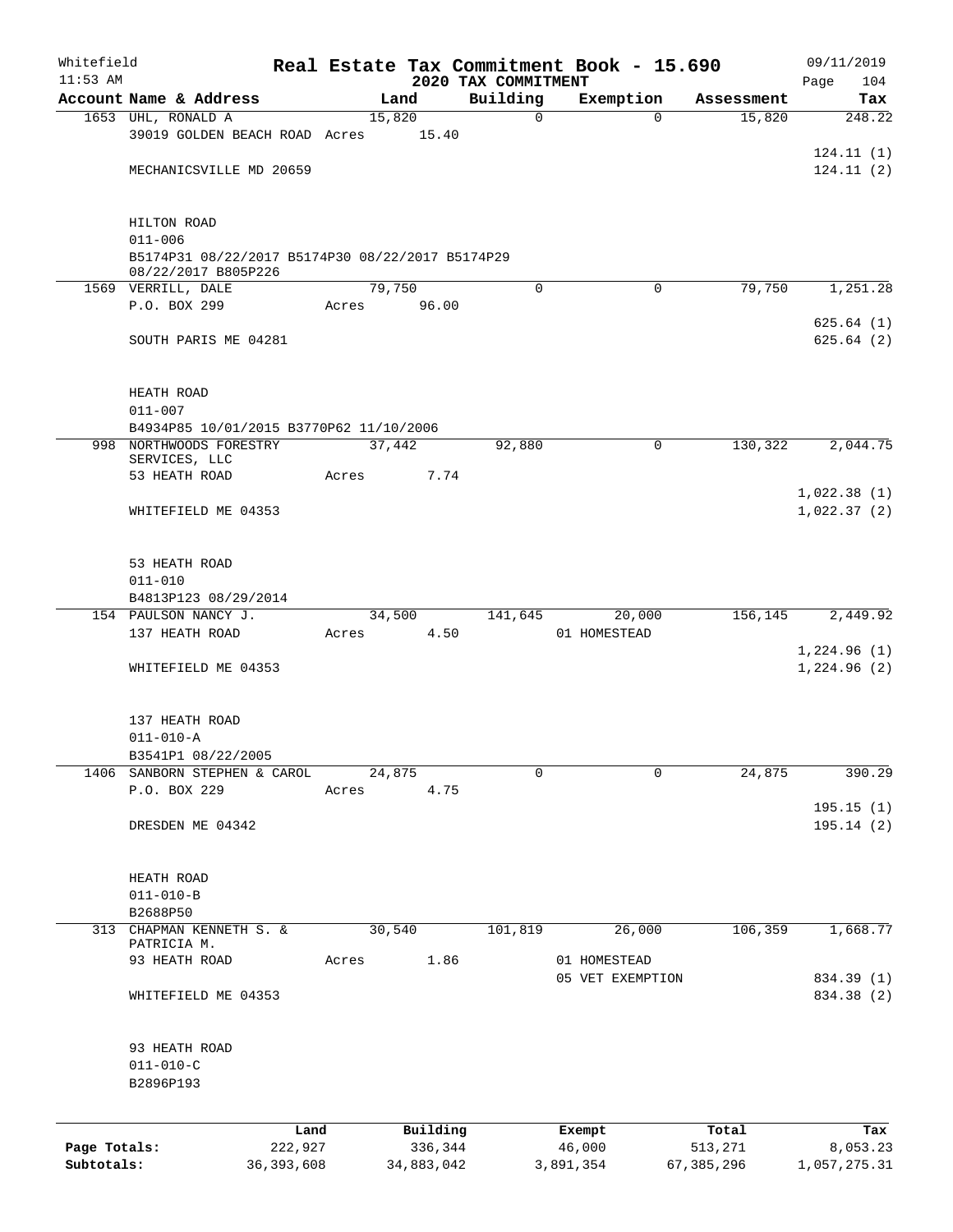Whitefield | | Real Estate Tax Commitment Book - 15.690 | 09/11/2019
11:53 AM | | 2020 TAX COMMITMENT | Page 104

| Account Name & Address | Land | Building | Exemption | Assessment | Tax |
|---|---|---|---|---|---|
| 1653 UHL, RONALD A | 15,820 | 0 | 0 | 15,820 | 248.22 |
| 39019 GOLDEN BEACH ROAD | Acres 15.40 | | | | |
| | | | | | 124.11 (1) |
| MECHANICSVILLE MD 20659 | | | | | 124.11 (2) |
| HILTON ROAD | | | | | |
| 011-006 | | | | | |
| B5174P31 08/22/2017 B5174P30 08/22/2017 B5174P29 08/22/2017 B805P226 | | | | | |
| 1569 VERRILL, DALE | 79,750 | 0 | 0 | 79,750 | 1,251.28 |
| P.O. BOX 299 | Acres 96.00 | | | | |
| | | | | | 625.64 (1) |
| SOUTH PARIS ME 04281 | | | | | 625.64 (2) |
| HEATH ROAD | | | | | |
| 011-007 | | | | | |
| B4934P85 10/01/2015 B3770P62 11/10/2006 | | | | | |
| 998 NORTHWOODS FORESTRY SERVICES, LLC | 37,442 | 92,880 | 0 | 130,322 | 2,044.75 |
| 53 HEATH ROAD | Acres 7.74 | | | | |
| | | | | | 1,022.38 (1) |
| WHITEFIELD ME 04353 | | | | | 1,022.37 (2) |
| 53 HEATH ROAD | | | | | |
| 011-010 | | | | | |
| B4813P123 08/29/2014 | | | | | |
| 154 PAULSON NANCY J. | 34,500 | 141,645 | 20,000 | 156,145 | 2,449.92 |
| 137 HEATH ROAD | Acres 4.50 | | 01 HOMESTEAD | | |
| | | | | | 1,224.96 (1) |
| WHITEFIELD ME 04353 | | | | | 1,224.96 (2) |
| 137 HEATH ROAD | | | | | |
| 011-010-A | | | | | |
| B3541P1 08/22/2005 | | | | | |
| 1406 SANBORN STEPHEN & CAROL | 24,875 | 0 | 0 | 24,875 | 390.29 |
| P.O. BOX 229 | Acres 4.75 | | | | |
| | | | | | 195.15 (1) |
| DRESDEN ME 04342 | | | | | 195.14 (2) |
| HEATH ROAD | | | | | |
| 011-010-B | | | | | |
| B2688P50 | | | | | |
| 313 CHAPMAN KENNETH S. & PATRICIA M. | 30,540 | 101,819 | 26,000 | 106,359 | 1,668.77 |
| 93 HEATH ROAD | Acres 1.86 | | 01 HOMESTEAD | | |
| | | | 05 VET EXEMPTION | | 834.39 (1) |
| WHITEFIELD ME 04353 | | | | | 834.38 (2) |
| 93 HEATH ROAD | | | | | |
| 011-010-C | | | | | |
| B2896P193 | | | | | |

| | Land | Building | Exempt | Total | Tax |
|---|---|---|---|---|---|
| Page Totals: | 222,927 | 336,344 | 46,000 | 513,271 | 8,053.23 |
| Subtotals: | 36,393,608 | 34,883,042 | 3,891,354 | 67,385,296 | 1,057,275.31 |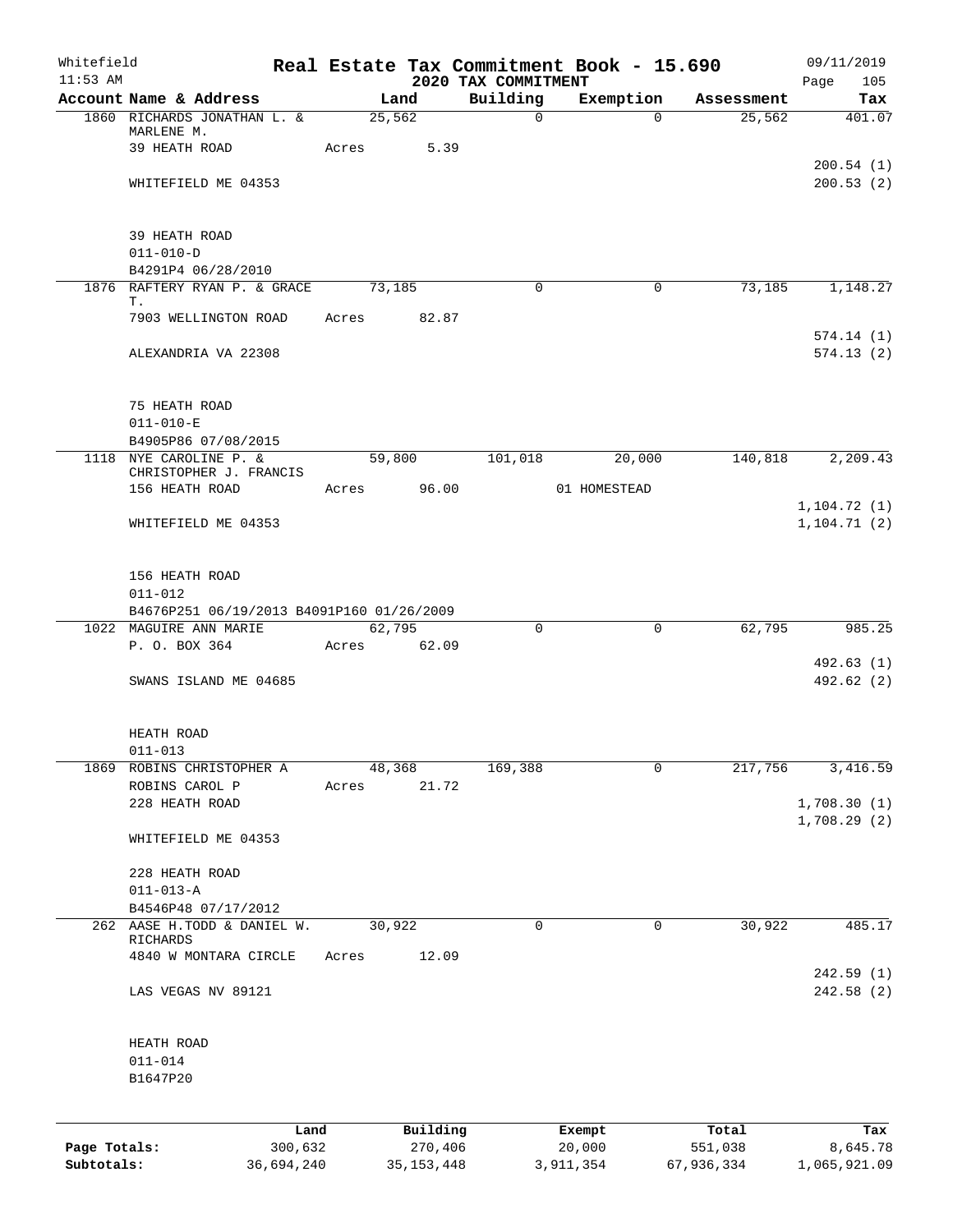Whitefield 11:53 AM

# Real Estate Tax Commitment Book - 15.690

## 2020 TAX COMMITMENT

09/11/2019

| Account Name & Address | Land | Building | Exemption | Assessment | Tax |
|---|---|---|---|---|---|
| 1860 RICHARDS JONATHAN L. & MARLENE M. | 25,562 | 0 | 0 | 25,562 | 401.07 |
| 39 HEATH ROAD | Acres 5.39 | | | | |
| | | | | | 200.54 (1) |
| WHITEFIELD ME 04353 | | | | | 200.53 (2) |
| 39 HEATH ROAD | | | | | |
| 011-010-D | | | | | |
| B4291P4 06/28/2010 | | | | | |
| 1876 RAFTERY RYAN P. & GRACE T. | 73,185 | 0 | 0 | 73,185 | 1,148.27 |
| 7903 WELLINGTON ROAD | Acres 82.87 | | | | |
| | | | | | 574.14 (1) |
| ALEXANDRIA VA 22308 | | | | | 574.13 (2) |
| 75 HEATH ROAD | | | | | |
| 011-010-E | | | | | |
| B4905P86 07/08/2015 | | | | | |
| 1118 NYE CAROLINE P. & CHRISTOPHER J. FRANCIS | 59,800 | 101,018 | 20,000 | 140,818 | 2,209.43 |
| 156 HEATH ROAD | Acres 96.00 | | 01 HOMESTEAD | | |
| | | | | | 1,104.72 (1) |
| WHITEFIELD ME 04353 | | | | | 1,104.71 (2) |
| 156 HEATH ROAD | | | | | |
| 011-012 | | | | | |
| B4676P251 06/19/2013 B4091P160 01/26/2009 | | | | | |
| 1022 MAGUIRE ANN MARIE | 62,795 | 0 | 0 | 62,795 | 985.25 |
| P. O. BOX 364 | Acres 62.09 | | | | |
| | | | | | 492.63 (1) |
| SWANS ISLAND ME 04685 | | | | | 492.62 (2) |
| HEATH ROAD | | | | | |
| 011-013 | | | | | |
| 1869 ROBINS CHRISTOPHER A | 48,368 | 169,388 | 0 | 217,756 | 3,416.59 |
| ROBINS CAROL P | Acres 21.72 | | | | |
| 228 HEATH ROAD | | | | | 1,708.30 (1) |
| | | | | | 1,708.29 (2) |
| WHITEFIELD ME 04353 | | | | | |
| 228 HEATH ROAD | | | | | |
| 011-013-A | | | | | |
| B4546P48 07/17/2012 | | | | | |
| 262 AASE H.TODD & DANIEL W. RICHARDS | 30,922 | 0 | 0 | 30,922 | 485.17 |
| 4840 W MONTARA CIRCLE | Acres 12.09 | | | | |
| | | | | | 242.59 (1) |
| LAS VEGAS NV 89121 | | | | | 242.58 (2) |
| HEATH ROAD | | | | | |
| 011-014 | | | | | |
| B1647P20 | | | | | |

| | Land | Building | Exempt | Total | Tax |
|---|---|---|---|---|---|
| Page Totals: | 300,632 | 270,406 | 20,000 | 551,038 | 8,645.78 |
| Subtotals: | 36,694,240 | 35,153,448 | 3,911,354 | 67,936,334 | 1,065,921.09 |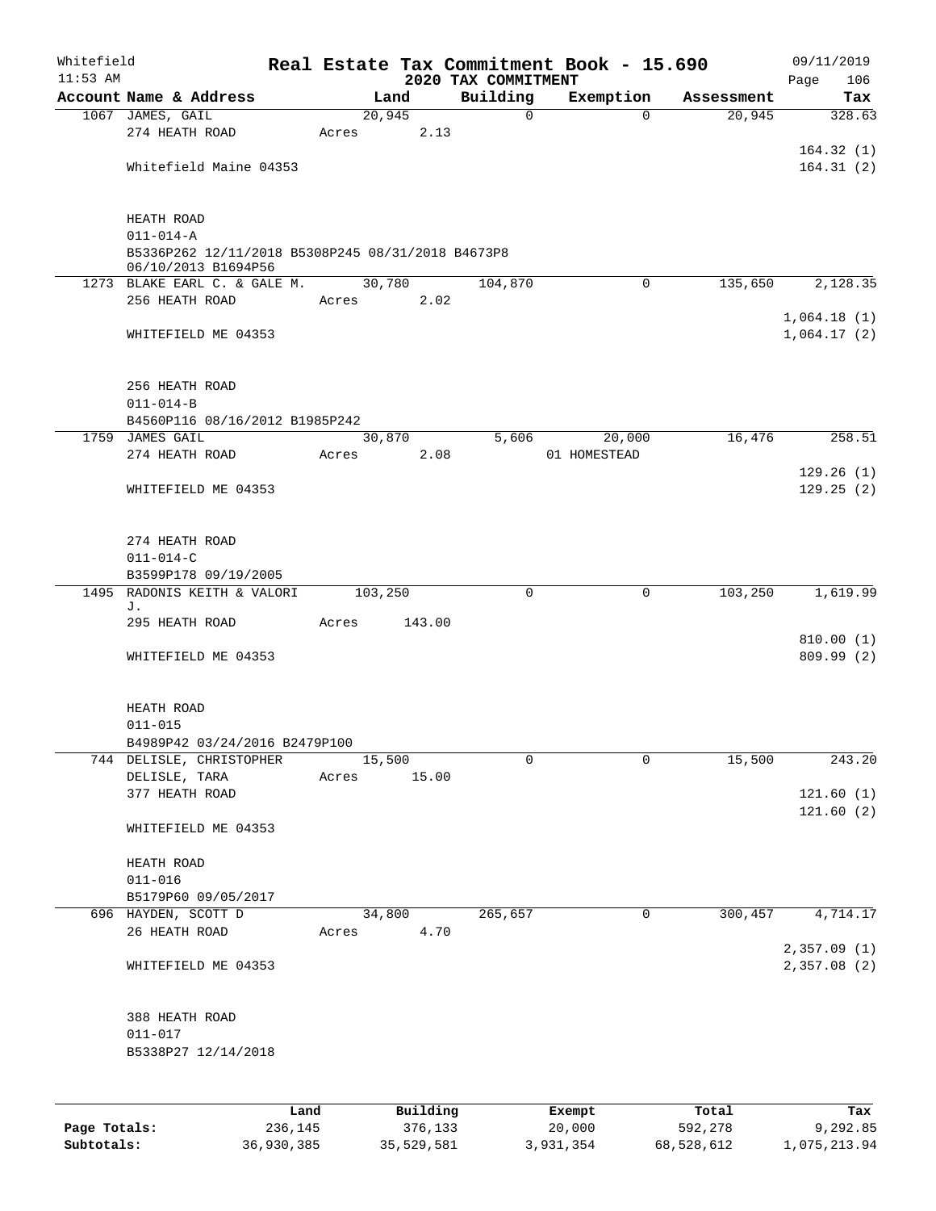Whitefield 11:53 AM

# Real Estate Tax Commitment Book - 15.690
## 2020 TAX COMMITMENT

09/11/2019 Page 106

| Account Name & Address | Land | Building | Exemption | Assessment | Tax |
|---|---|---|---|---|---|
| 1067 JAMES, GAIL | 20,945 | 0 | 0 | 20,945 | 328.63 |
| 274 HEATH ROAD | Acres 2.13 | | | | |
| | | | | | 164.32 (1) |
| Whitefield Maine 04353 | | | | | 164.31 (2) |
| HEATH ROAD | | | | | |
| 011-014-A | | | | | |
| B5336P262 12/11/2018 B5308P245 08/31/2018 B4673P8 06/10/2013 B1694P56 | | | | | |
| 1273 BLAKE EARL C. & GALE M. | 30,780 | 104,870 | 0 | 135,650 | 2,128.35 |
| 256 HEATH ROAD | Acres 2.02 | | | | |
| | | | | | 1,064.18 (1) |
| WHITEFIELD ME 04353 | | | | | 1,064.17 (2) |
| 256 HEATH ROAD | | | | | |
| 011-014-B | | | | | |
| B4560P116 08/16/2012 B1985P242 | | | | | |
| 1759 JAMES GAIL | 30,870 | 5,606 | 20,000 | 16,476 | 258.51 |
| 274 HEATH ROAD | Acres 2.08 | | 01 HOMESTEAD | | |
| | | | | | 129.26 (1) |
| WHITEFIELD ME 04353 | | | | | 129.25 (2) |
| 274 HEATH ROAD | | | | | |
| 011-014-C | | | | | |
| B3599P178 09/19/2005 | | | | | |
| 1495 RADONIS KEITH & VALORI J. | 103,250 | 0 | 0 | 103,250 | 1,619.99 |
| 295 HEATH ROAD | Acres 143.00 | | | | |
| | | | | | 810.00 (1) |
| WHITEFIELD ME 04353 | | | | | 809.99 (2) |
| HEATH ROAD | | | | | |
| 011-015 | | | | | |
| B4989P42 03/24/2016 B2479P100 | | | | | |
| 744 DELISLE, CHRISTOPHER | 15,500 | 0 | 0 | 15,500 | 243.20 |
| DELISLE, TARA | Acres 15.00 | | | | |
| 377 HEATH ROAD | | | | | 121.60 (1) |
| | | | | | 121.60 (2) |
| WHITEFIELD ME 04353 | | | | | |
| HEATH ROAD | | | | | |
| 011-016 | | | | | |
| B5179P60 09/05/2017 | | | | | |
| 696 HAYDEN, SCOTT D | 34,800 | 265,657 | 0 | 300,457 | 4,714.17 |
| 26 HEATH ROAD | Acres 4.70 | | | | |
| | | | | | 2,357.09 (1) |
| WHITEFIELD ME 04353 | | | | | 2,357.08 (2) |
| 388 HEATH ROAD | | | | | |
| 011-017 | | | | | |
| B5338P27 12/14/2018 | | | | | |

| | Land | Building | Exempt | Total | Tax |
|---|---|---|---|---|---|
| Page Totals: | 236,145 | 376,133 | 20,000 | 592,278 | 9,292.85 |
| Subtotals: | 36,930,385 | 35,529,581 | 3,931,354 | 68,528,612 | 1,075,213.94 |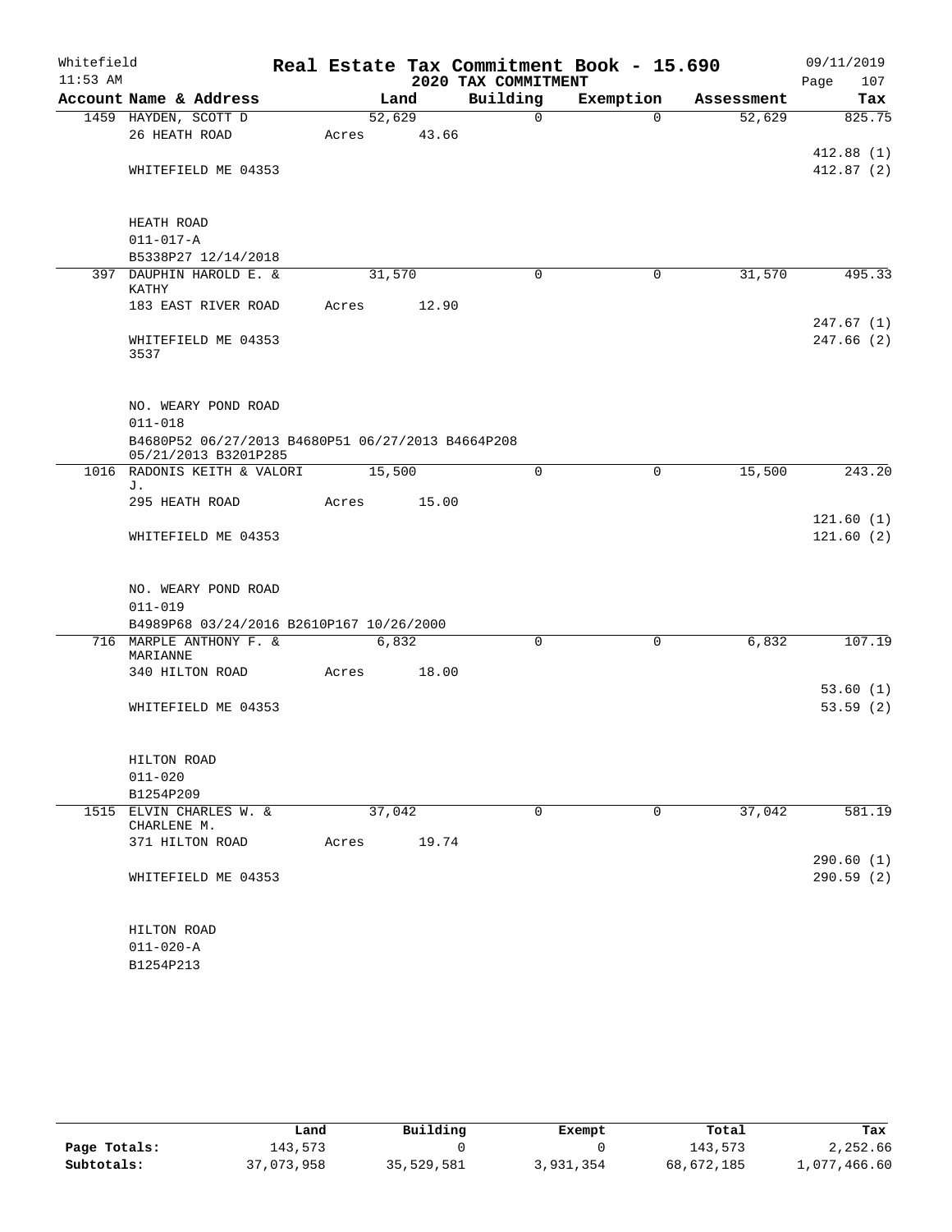Whitefield 11:53 AM

# Real Estate Tax Commitment Book - 15.690

## 2020 TAX COMMITMENT

09/11/2019 Page 107

| Account Name & Address | Land | Building | Exemption | Assessment | Tax |
|---|---|---|---|---|---|
| 1459 HAYDEN, SCOTT D | 52,629 | 0 | 0 | 52,629 | 825.75 |
| 26 HEATH ROAD | Acres 43.66 | | | | |
| | | | | | 412.88 (1) |
| WHITEFIELD ME 04353 | | | | | 412.87 (2) |
| HEATH ROAD | | | | | |
| 011-017-A | | | | | |
| B5338P27 12/14/2018 | | | | | |
| 397 DAUPHIN HAROLD E. & KATHY | 31,570 | 0 | 0 | 31,570 | 495.33 |
| 183 EAST RIVER ROAD | Acres 12.90 | | | | |
| | | | | | 247.67 (1) |
| WHITEFIELD ME 04353 3537 | | | | | 247.66 (2) |
| NO. WEARY POND ROAD | | | | | |
| 011-018 | | | | | |
| B4680P52 06/27/2013 B4680P51 06/27/2013 B4664P208 05/21/2013 B3201P285 | | | | | |
| 1016 RADONIS KEITH & VALORI J. | 15,500 | 0 | 0 | 15,500 | 243.20 |
| 295 HEATH ROAD | Acres 15.00 | | | | |
| | | | | | 121.60 (1) |
| WHITEFIELD ME 04353 | | | | | 121.60 (2) |
| NO. WEARY POND ROAD | | | | | |
| 011-019 | | | | | |
| B4989P68 03/24/2016 B2610P167 10/26/2000 | | | | | |
| 716 MARPLE ANTHONY F. & MARIANNE | 6,832 | 0 | 0 | 6,832 | 107.19 |
| 340 HILTON ROAD | Acres 18.00 | | | | |
| | | | | | 53.60 (1) |
| WHITEFIELD ME 04353 | | | | | 53.59 (2) |
| HILTON ROAD | | | | | |
| 011-020 | | | | | |
| B1254P209 | | | | | |
| 1515 ELVIN CHARLES W. & CHARLENE M. | 37,042 | 0 | 0 | 37,042 | 581.19 |
| 371 HILTON ROAD | Acres 19.74 | | | | |
| | | | | | 290.60 (1) |
| WHITEFIELD ME 04353 | | | | | 290.59 (2) |
| HILTON ROAD | | | | | |
| 011-020-A | | | | | |
| B1254P213 | | | | | |

| | Land | Building | Exempt | Total | Tax |
|---|---|---|---|---|---|
| Page Totals: | 143,573 | 0 | 0 | 143,573 | 2,252.66 |
| Subtotals: | 37,073,958 | 35,529,581 | 3,931,354 | 68,672,185 | 1,077,466.60 |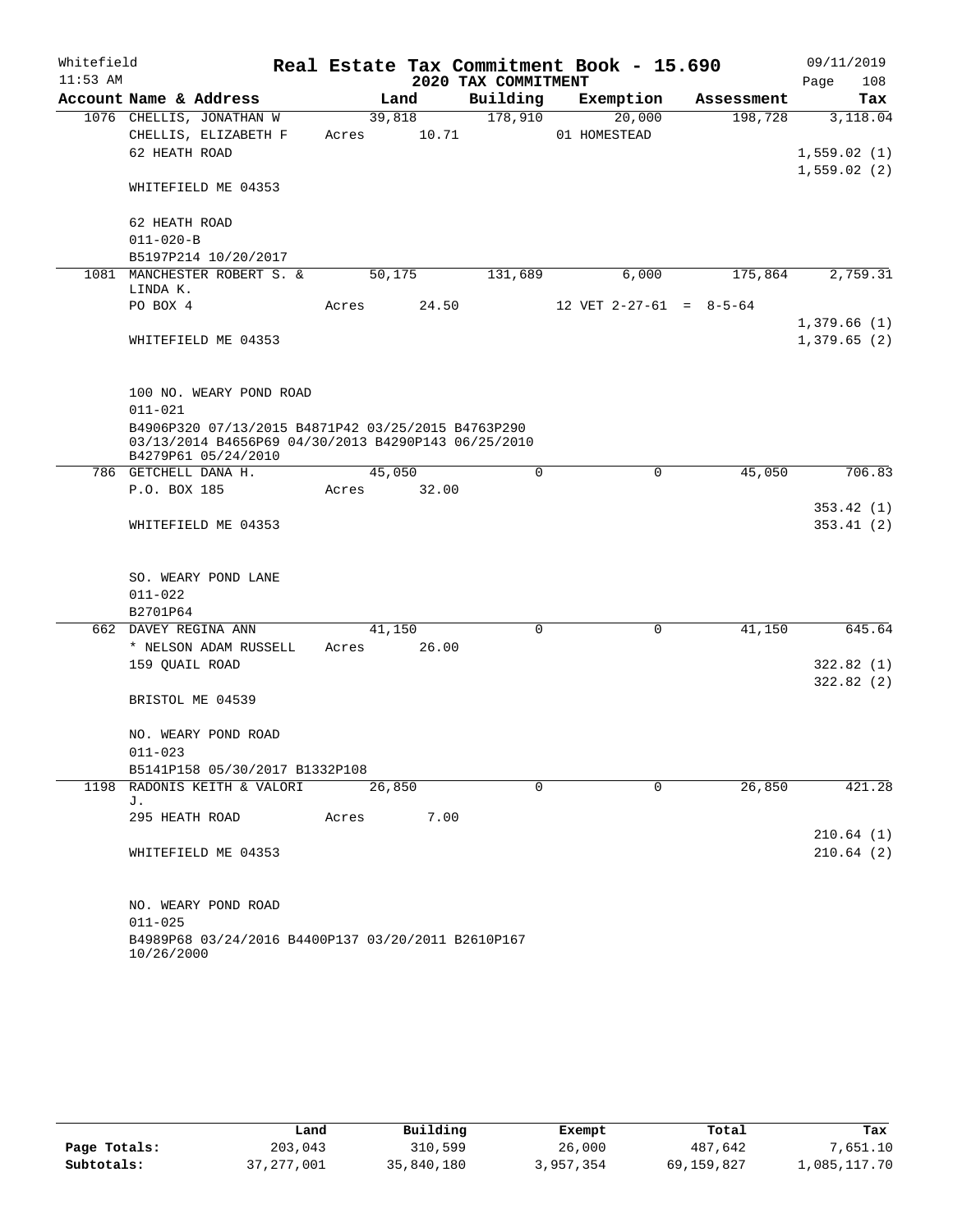Whitefield 11:53 AM

# Real Estate Tax Commitment Book - 15.690

## 2020 TAX COMMITMENT

09/11/2019

| Account Name & Address | Land | Building | Exemption | Assessment | Tax |
|---|---|---|---|---|---|
| 1076 CHELLIS, JONATHAN W | 39,818 | 178,910 | 20,000 | 198,728 | 3,118.04 |
| CHELLIS, ELIZABETH F | Acres 10.71 | | 01 HOMESTEAD | | |
| 62 HEATH ROAD | | | | | 1,559.02 (1) |
| | | | | | 1,559.02 (2) |
| WHITEFIELD ME 04353 | | | | | |
| 62 HEATH ROAD | | | | | |
| 011-020-B | | | | | |
| B5197P214 10/20/2017 | | | | | |
| 1081 MANCHESTER ROBERT S. & LINDA K. | 50,175 | 131,689 | 6,000 | 175,864 | 2,759.31 |
| PO BOX 4 | Acres 24.50 | | 12 VET 2-27-61 = 8-5-64 | | |
| | | | | | 1,379.66 (1) |
| WHITEFIELD ME 04353 | | | | | 1,379.65 (2) |
| 100 NO. WEARY POND ROAD | | | | | |
| 011-021 | | | | | |
| B4906P320 07/13/2015 B4871P42 03/25/2015 B4763P290 03/13/2014 B4656P69 04/30/2013 B4290P143 06/25/2010 B4279P61 05/24/2010 | | | | | |
| 786 GETCHELL DANA H. | 45,050 | 0 | 0 | 45,050 | 706.83 |
| P.O. BOX 185 | Acres 32.00 | | | | |
| | | | | | 353.42 (1) |
| WHITEFIELD ME 04353 | | | | | 353.41 (2) |
| SO. WEARY POND LANE | | | | | |
| 011-022 | | | | | |
| B2701P64 | | | | | |
| 662 DAVEY REGINA ANN | 41,150 | 0 | 0 | 41,150 | 645.64 |
| * NELSON ADAM RUSSELL | Acres 26.00 | | | | |
| 159 QUAIL ROAD | | | | | 322.82 (1) |
| | | | | | 322.82 (2) |
| BRISTOL ME 04539 | | | | | |
| NO. WEARY POND ROAD | | | | | |
| 011-023 | | | | | |
| B5141P158 05/30/2017 B1332P108 | | | | | |
| 1198 RADONIS KEITH & VALORI J. | 26,850 | 0 | 0 | 26,850 | 421.28 |
| 295 HEATH ROAD | Acres 7.00 | | | | |
| | | | | | 210.64 (1) |
| WHITEFIELD ME 04353 | | | | | 210.64 (2) |
| NO. WEARY POND ROAD | | | | | |
| 011-025 | | | | | |
| B4989P68 03/24/2016 B4400P137 03/20/2011 B2610P167 10/26/2000 | | | | | |

| | Land | Building | Exempt | Total | Tax |
|---|---|---|---|---|---|
| Page Totals: | 203,043 | 310,599 | 26,000 | 487,642 | 7,651.10 |
| Subtotals: | 37,277,001 | 35,840,180 | 3,957,354 | 69,159,827 | 1,085,117.70 |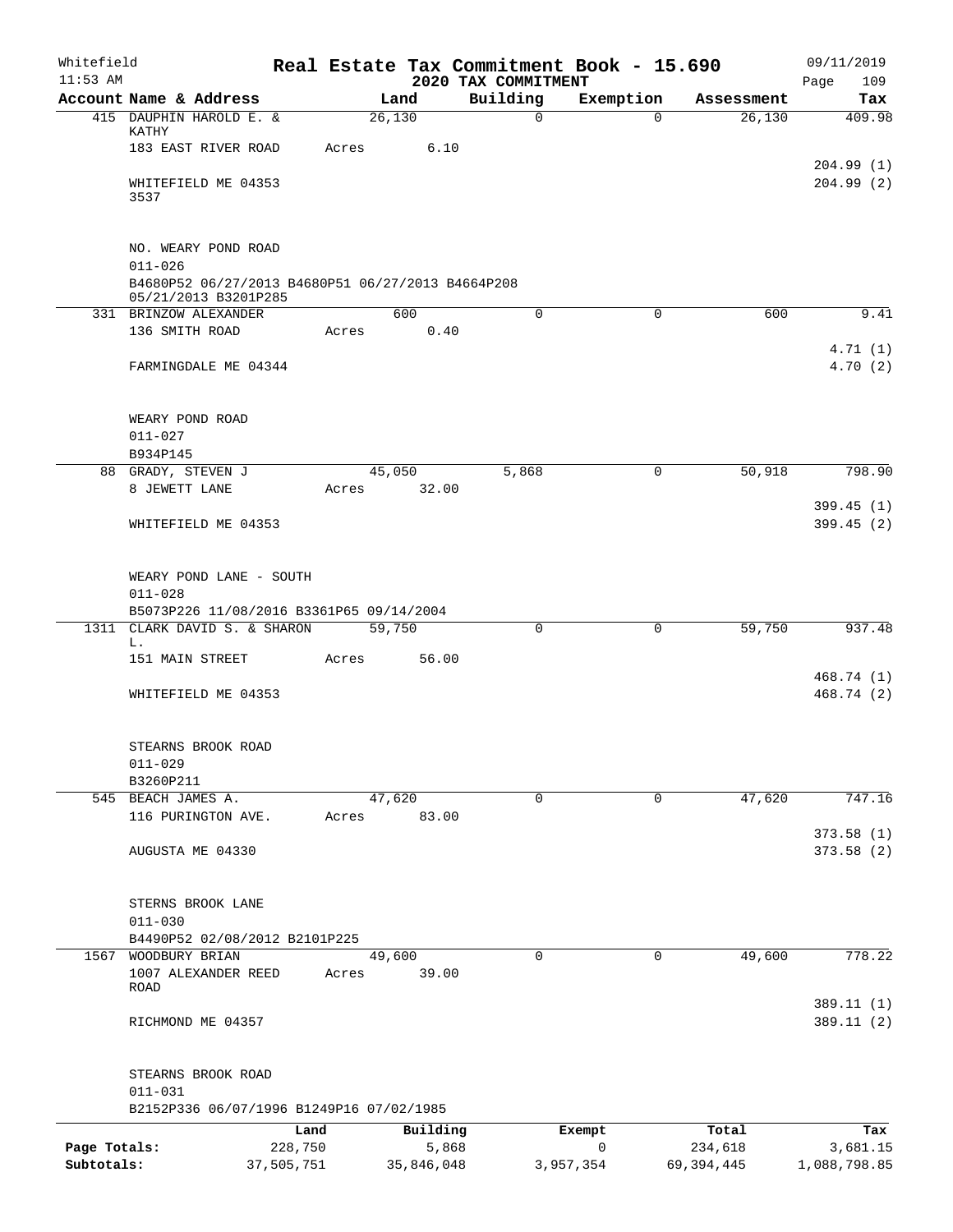Whitefield 11:53 AM

# Real Estate Tax Commitment Book - 15.690
## 2020 TAX COMMITMENT

09/11/2019 Page 109

| Account Name & Address | Land | Building | Exemption | Assessment | Tax |
|---|---|---|---|---|---|
| 415 DAUPHIN HAROLD E. & KATHY | 26,130 | 0 | 0 | 26,130 | 409.98 |
| 183 EAST RIVER ROAD | Acres 6.10 | | | | |
| | | | | | 204.99 (1) |
| WHITEFIELD ME 04353 3537 | | | | | 204.99 (2) |
| NO. WEARY POND ROAD | | | | | |
| 011-026 | | | | | |
| B4680P52 06/27/2013 B4680P51 06/27/2013 B4664P208 05/21/2013 B3201P285 | | | | | |
| 331 BRINZOW ALEXANDER | 600 | 0 | 0 | 600 | 9.41 |
| 136 SMITH ROAD | Acres 0.40 | | | | |
| | | | | | 4.71 (1) |
| FARMINGDALE ME 04344 | | | | | 4.70 (2) |
| WEARY POND ROAD | | | | | |
| 011-027 | | | | | |
| B934P145 | | | | | |
| 88 GRADY, STEVEN J | 45,050 | 5,868 | 0 | 50,918 | 798.90 |
| 8 JEWETT LANE | Acres 32.00 | | | | |
| | | | | | 399.45 (1) |
| WHITEFIELD ME 04353 | | | | | 399.45 (2) |
| WEARY POND LANE - SOUTH | | | | | |
| 011-028 | | | | | |
| B5073P226 11/08/2016 B3361P65 09/14/2004 | | | | | |
| 1311 CLARK DAVID S. & SHARON L. | 59,750 | 0 | 0 | 59,750 | 937.48 |
| 151 MAIN STREET | Acres 56.00 | | | | |
| | | | | | 468.74 (1) |
| WHITEFIELD ME 04353 | | | | | 468.74 (2) |
| STEARNS BROOK ROAD | | | | | |
| 011-029 | | | | | |
| B3260P211 | | | | | |
| 545 BEACH JAMES A. | 47,620 | 0 | 0 | 47,620 | 747.16 |
| 116 PURINGTON AVE. | Acres 83.00 | | | | |
| | | | | | 373.58 (1) |
| AUGUSTA ME 04330 | | | | | 373.58 (2) |
| STERNS BROOK LANE | | | | | |
| 011-030 | | | | | |
| B4490P52 02/08/2012 B2101P225 | | | | | |
| 1567 WOODBURY BRIAN | 49,600 | 0 | 0 | 49,600 | 778.22 |
| 1007 ALEXANDER REED ROAD | Acres 39.00 | | | | |
| | | | | | 389.11 (1) |
| RICHMOND ME 04357 | | | | | 389.11 (2) |
| STEARNS BROOK ROAD | | | | | |
| 011-031 | | | | | |
| B2152P336 06/07/1996 B1249P16 07/02/1985 | | | | | |

| | Land | Building | Exempt | Total | Tax |
|---|---|---|---|---|---|
| Page Totals: | 228,750 | 5,868 | 0 | 234,618 | 3,681.15 |
| Subtotals: | 37,505,751 | 35,846,048 | 3,957,354 | 69,394,445 | 1,088,798.85 |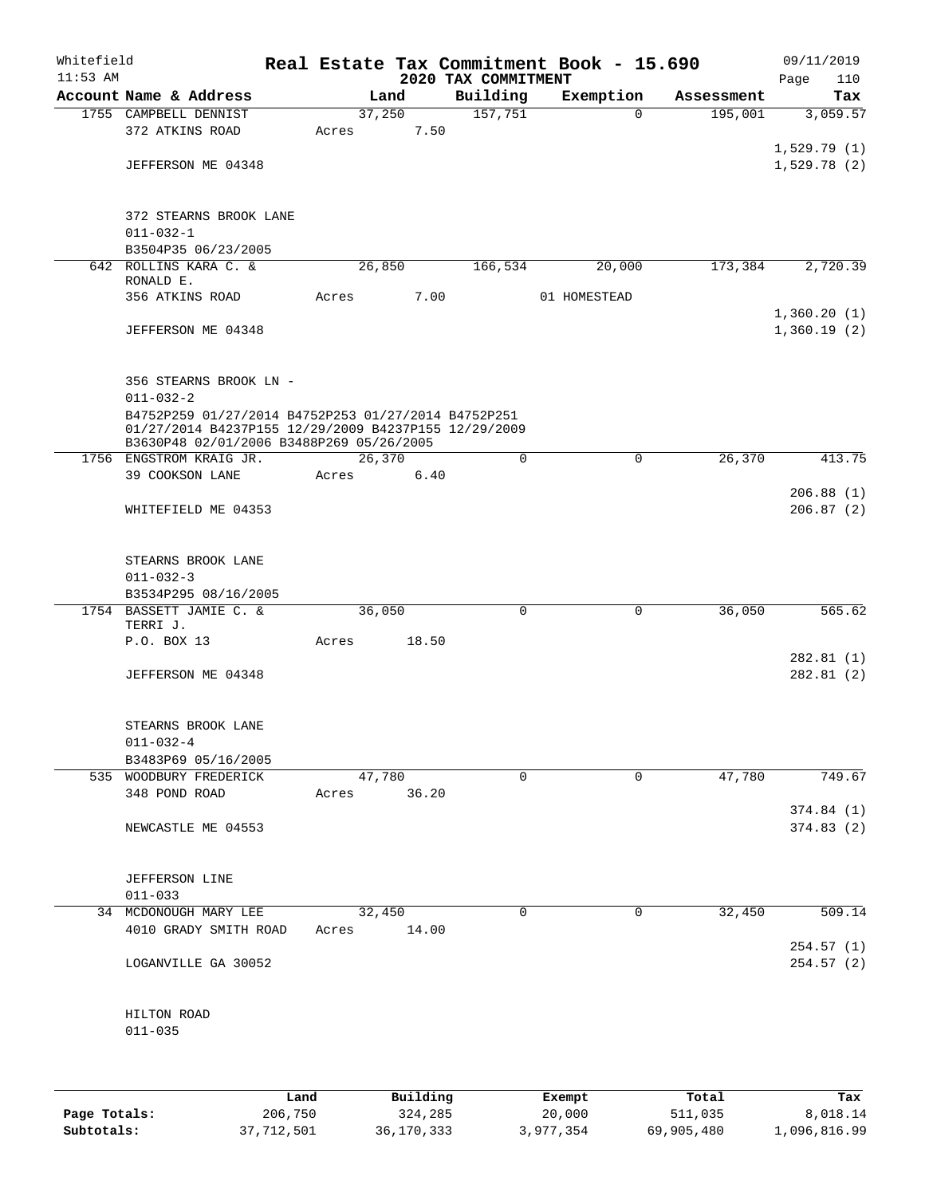Whitefield 11:53 AM

# Real Estate Tax Commitment Book - 15.690

## 2020 TAX COMMITMENT

09/11/2019 Page 110

| Account Name & Address | Land | Building | Exemption | Assessment | Tax |
|---|---|---|---|---|---|
| 1755 CAMPBELL DENNIST | 37,250 | 157,751 | 0 | 195,001 | 3,059.57 |
| 372 ATKINS ROAD | Acres 7.50 | | | | |
| | | | | | 1,529.79 (1) |
| JEFFERSON ME 04348 | | | | | 1,529.78 (2) |
| 372 STEARNS BROOK LANE | | | | | |
| 011-032-1 | | | | | |
| B3504P35 06/23/2005 | | | | | |
| 642 ROLLINS KARA C. & RONALD E. | 26,850 | 166,534 | 20,000 | 173,384 | 2,720.39 |
| 356 ATKINS ROAD | Acres 7.00 | | 01 HOMESTEAD | | |
| | | | | | 1,360.20 (1) |
| JEFFERSON ME 04348 | | | | | 1,360.19 (2) |
| 356 STEARNS BROOK LN - | | | | | |
| 011-032-2 | | | | | |
| B4752P259 01/27/2014 B4752P253 01/27/2014 B4752P251 01/27/2014 B4237P155 12/29/2009 B4237P155 12/29/2009 B3630P48 02/01/2006 B3488P269 05/26/2005 | | | | | |
| 1756 ENGSTROM KRAIG JR. | 26,370 | 0 | 0 | 26,370 | 413.75 |
| 39 COOKSON LANE | Acres 6.40 | | | | |
| | | | | | 206.88 (1) |
| WHITEFIELD ME 04353 | | | | | 206.87 (2) |
| STEARNS BROOK LANE | | | | | |
| 011-032-3 | | | | | |
| B3534P295 08/16/2005 | | | | | |
| 1754 BASSETT JAMIE C. & TERRI J. | 36,050 | 0 | 0 | 36,050 | 565.62 |
| P.O. BOX 13 | Acres 18.50 | | | | |
| | | | | | 282.81 (1) |
| JEFFERSON ME 04348 | | | | | 282.81 (2) |
| STEARNS BROOK LANE | | | | | |
| 011-032-4 | | | | | |
| B3483P69 05/16/2005 | | | | | |
| 535 WOODBURY FREDERICK | 47,780 | 0 | 0 | 47,780 | 749.67 |
| 348 POND ROAD | Acres 36.20 | | | | |
| | | | | | 374.84 (1) |
| NEWCASTLE ME 04553 | | | | | 374.83 (2) |
| JEFFERSON LINE | | | | | |
| 011-033 | | | | | |
| 34 MCDONOUGH MARY LEE | 32,450 | 0 | 0 | 32,450 | 509.14 |
| 4010 GRADY SMITH ROAD | Acres 14.00 | | | | |
| | | | | | 254.57 (1) |
| LOGANVILLE GA 30052 | | | | | 254.57 (2) |
| HILTON ROAD | | | | | |
| 011-035 | | | | | |

| | Land | Building | Exempt | Total | Tax |
|---|---|---|---|---|---|
| Page Totals: | 206,750 | 324,285 | 20,000 | 511,035 | 8,018.14 |
| Subtotals: | 37,712,501 | 36,170,333 | 3,977,354 | 69,905,480 | 1,096,816.99 |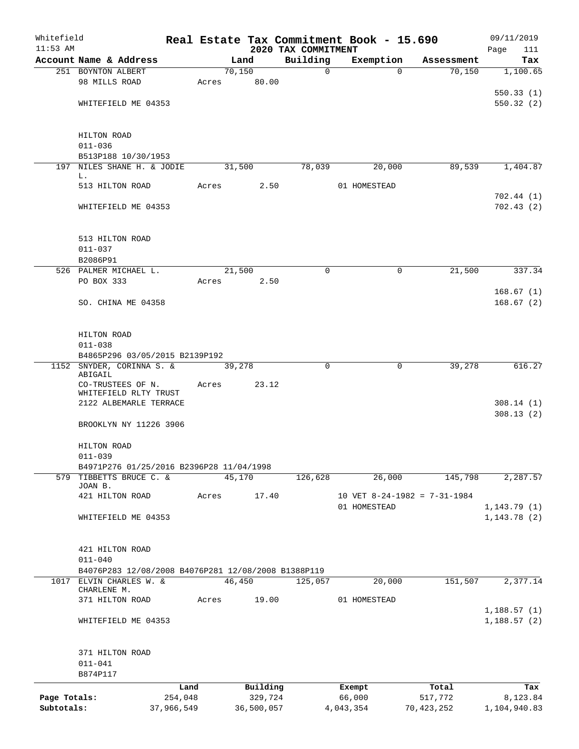Whitefield 11:53 AM

# Real Estate Tax Commitment Book - 15.690

## 2020 TAX COMMITMENT

09/11/2019 Page 111

| Account Name & Address | Land | Building | Exemption | Assessment | Tax |
|---|---|---|---|---|---|
| 251 BOYNTON ALBERT | 70,150 | 0 | 0 | 70,150 | 1,100.65 |
| 98 MILLS ROAD | Acres 80.00 | | | | |
| | | | | | 550.33 (1) |
| WHITEFIELD ME 04353 | | | | | 550.32 (2) |
| HILTON ROAD | | | | | |
| 011-036 | | | | | |
| B513P188 10/30/1953 | | | | | |
| 197 NILES SHANE H. & JODIE L. | 31,500 | 78,039 | 20,000 | 89,539 | 1,404.87 |
| 513 HILTON ROAD | Acres 2.50 | | 01 HOMESTEAD | | |
| | | | | | 702.44 (1) |
| WHITEFIELD ME 04353 | | | | | 702.43 (2) |
| 513 HILTON ROAD | | | | | |
| 011-037 | | | | | |
| B2086P91 | | | | | |
| 526 PALMER MICHAEL L. | 21,500 | 0 | 0 | 21,500 | 337.34 |
| PO BOX 333 | Acres 2.50 | | | | |
| | | | | | 168.67 (1) |
| SO. CHINA ME 04358 | | | | | 168.67 (2) |
| HILTON ROAD | | | | | |
| 011-038 | | | | | |
| B4865P296 03/05/2015 B2139P192 | | | | | |
| 1152 SNYDER, CORINNA S. & ABIGAIL | 39,278 | 0 | 0 | 39,278 | 616.27 |
| CO-TRUSTEES OF N. WHITEFIELD RLTY TRUST | Acres 23.12 | | | | |
| 2122 ALBEMARLE TERRACE | | | | | 308.14 (1) |
| | | | | | 308.13 (2) |
| BROOKLYN NY 11226 3906 | | | | | |
| HILTON ROAD | | | | | |
| 011-039 | | | | | |
| B4971P276 01/25/2016 B2396P28 11/04/1998 | | | | | |
| 579 TIBBETTS BRUCE C. & JOAN B. | 45,170 | 126,628 | 26,000 | 145,798 | 2,287.57 |
| 421 HILTON ROAD | Acres 17.40 | | 10 VET 8-24-1982 = 7-31-1984 | | |
| | | | 01 HOMESTEAD | | 1,143.79 (1) |
| WHITEFIELD ME 04353 | | | | | 1,143.78 (2) |
| 421 HILTON ROAD | | | | | |
| 011-040 | | | | | |
| B4076P283 12/08/2008 B4076P281 12/08/2008 B1388P119 | | | | | |
| 1017 ELVIN CHARLES W. & CHARLENE M. | 46,450 | 125,057 | 20,000 | 151,507 | 2,377.14 |
| 371 HILTON ROAD | Acres 19.00 | | 01 HOMESTEAD | | |
| | | | | | 1,188.57 (1) |
| WHITEFIELD ME 04353 | | | | | 1,188.57 (2) |
| 371 HILTON ROAD | | | | | |
| 011-041 | | | | | |
| B874P117 | | | | | |

| | Land | Building | Exempt | Total | Tax |
|---|---|---|---|---|---|
| Page Totals: | 254,048 | 329,724 | 66,000 | 517,772 | 8,123.84 |
| Subtotals: | 37,966,549 | 36,500,057 | 4,043,354 | 70,423,252 | 1,104,940.83 |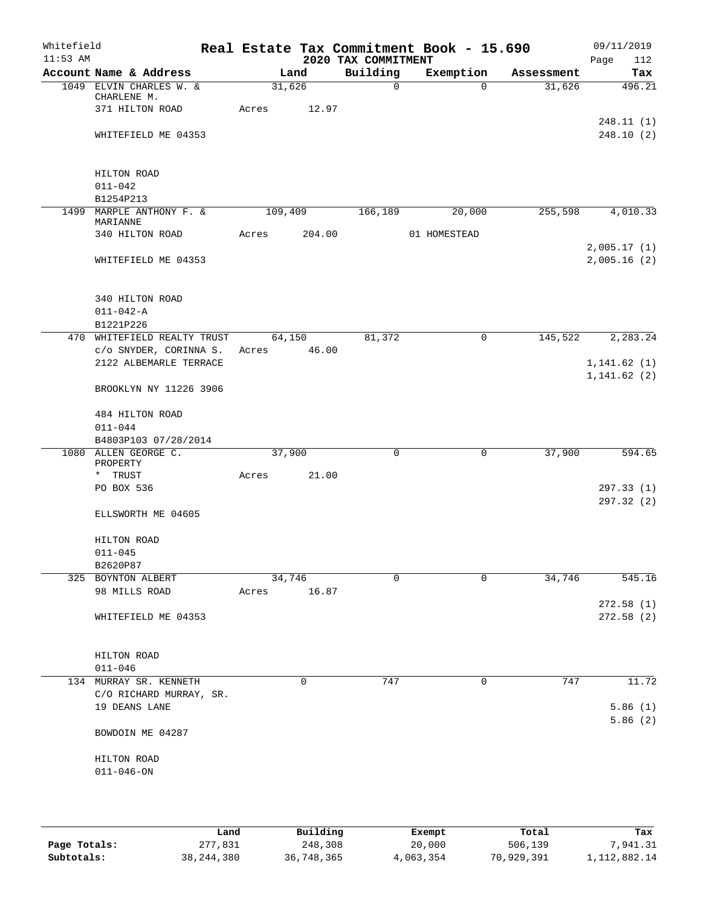Whitefield 11:53 AM

# Real Estate Tax Commitment Book - 15.690
## 2020 TAX COMMITMENT

09/11/2019

| Account Name & Address | Land | Building | Exemption | Assessment | Tax |
|---|---|---|---|---|---|
| 1049 ELVIN CHARLES W. & CHARLENE M. | 31,626 | 0 | 0 | 31,626 | 496.21 |
| 371 HILTON ROAD | Acres 12.97 | | | | |
| | | | | | 248.11 (1) |
| WHITEFIELD ME 04353 | | | | | 248.10 (2) |
| HILTON ROAD | | | | | |
| 011-042 | | | | | |
| B1254P213 | | | | | |
| 1499 MARPLE ANTHONY F. & MARIANNE | 109,409 | 166,189 | 20,000 | 255,598 | 4,010.33 |
| 340 HILTON ROAD | Acres 204.00 | | 01 HOMESTEAD | | |
| | | | | | 2,005.17 (1) |
| WHITEFIELD ME 04353 | | | | | 2,005.16 (2) |
| 340 HILTON ROAD | | | | | |
| 011-042-A | | | | | |
| B1221P226 | | | | | |
| 470 WHITEFIELD REALTY TRUST | 64,150 | 81,372 | 0 | 145,522 | 2,283.24 |
| c/o SNYDER, CORINNA S. | Acres 46.00 | | | | |
| 2122 ALBEMARLE TERRACE | | | | | 1,141.62 (1) |
| | | | | | 1,141.62 (2) |
| BROOKLYN NY 11226 3906 | | | | | |
| 484 HILTON ROAD | | | | | |
| 011-044 | | | | | |
| B4803P103 07/28/2014 | | | | | |
| 1080 ALLEN GEORGE C. PROPERTY | 37,900 | 0 | 0 | 37,900 | 594.65 |
| * TRUST | Acres 21.00 | | | | |
| PO BOX 536 | | | | | 297.33 (1) |
| | | | | | 297.32 (2) |
| ELLSWORTH ME 04605 | | | | | |
| HILTON ROAD | | | | | |
| 011-045 | | | | | |
| B2620P87 | | | | | |
| 325 BOYNTON ALBERT | 34,746 | 0 | 0 | 34,746 | 545.16 |
| 98 MILLS ROAD | Acres 16.87 | | | | |
| | | | | | 272.58 (1) |
| WHITEFIELD ME 04353 | | | | | 272.58 (2) |
| HILTON ROAD | | | | | |
| 011-046 | | | | | |
| 134 MURRAY SR. KENNETH | 0 | 747 | 0 | 747 | 11.72 |
| C/O RICHARD MURRAY, SR. | | | | | |
| 19 DEANS LANE | | | | | 5.86 (1) |
| | | | | | 5.86 (2) |
| BOWDOIN ME 04287 | | | | | |
| HILTON ROAD | | | | | |
| 011-046-ON | | | | | |

| | Land | Building | Exempt | Total | Tax |
|---|---|---|---|---|---|
| Page Totals: | 277,831 | 248,308 | 20,000 | 506,139 | 7,941.31 |
| Subtotals: | 38,244,380 | 36,748,365 | 4,063,354 | 70,929,391 | 1,112,882.14 |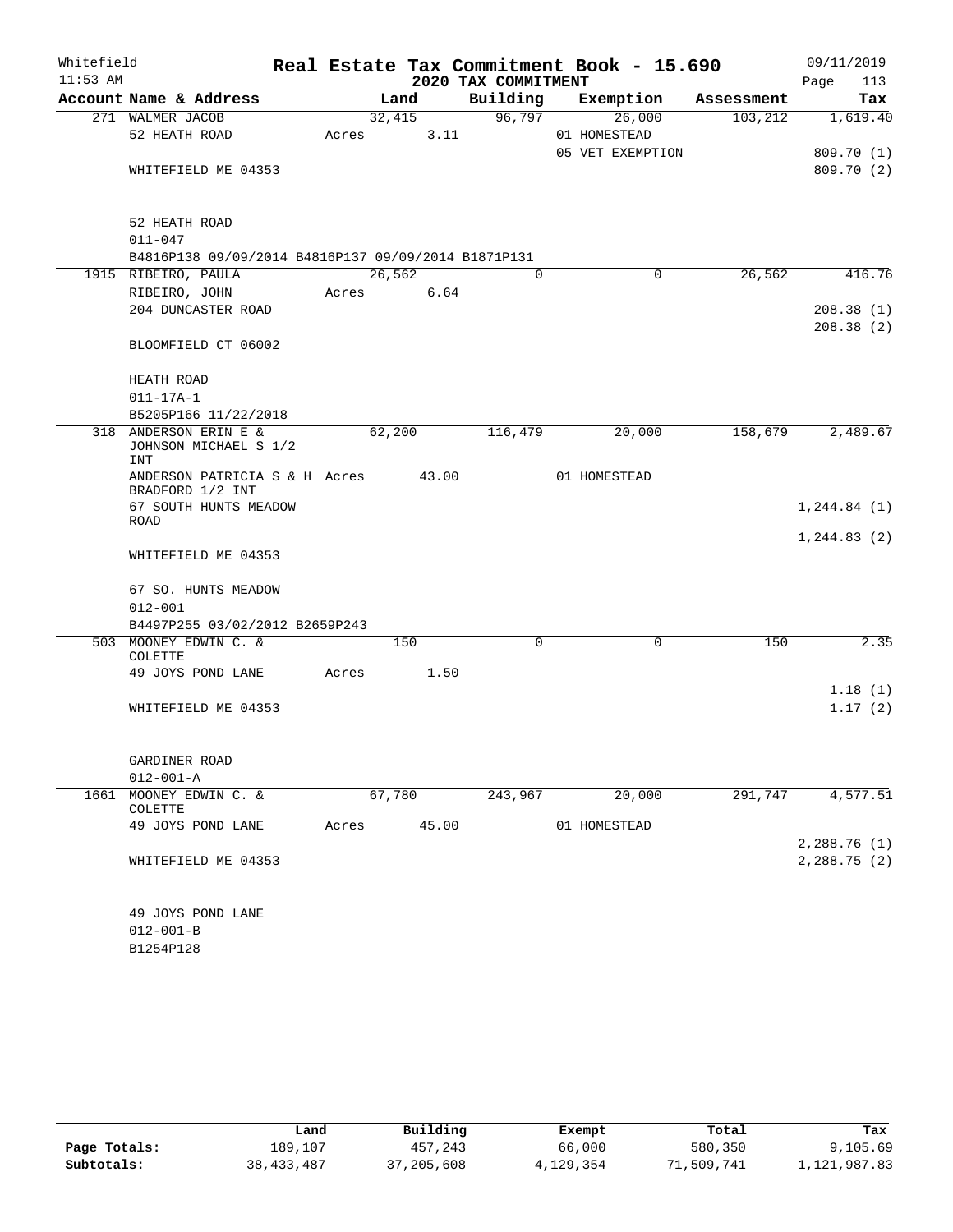Whitefield 11:53 AM

# Real Estate Tax Commitment Book - 15.690

## 2020 TAX COMMITMENT

09/11/2019

| Account Name & Address | | Land | Building | Exemption | Assessment | Tax |
|---|---|---|---|---|---|---|
| 271 WALMER JACOB | | 32,415 | 96,797 | 26,000 | 103,212 | 1,619.40 |
| 52 HEATH ROAD | Acres | 3.11 | | 01 HOMESTEAD | | |
| | | | | 05 VET EXEMPTION | | 809.70 (1) |
| WHITEFIELD ME 04353 | | | | | | 809.70 (2) |
| 52 HEATH ROAD | | | | | | |
| 011-047 | | | | | | |
| B4816P138 09/09/2014 B4816P137 09/09/2014 B1871P131 | | | | | | |
| 1915 RIBEIRO, PAULA | | 26,562 | 0 | 0 | 26,562 | 416.76 |
| RIBEIRO, JOHN | Acres | 6.64 | | | | |
| 204 DUNCASTER ROAD | | | | | | 208.38 (1) |
| | | | | | | 208.38 (2) |
| BLOOMFIELD CT 06002 | | | | | | |
| HEATH ROAD | | | | | | |
| 011-17A-1 | | | | | | |
| B5205P166 11/22/2018 | | | | | | |
| 318 ANDERSON ERIN E & JOHNSON MICHAEL S 1/2 INT | | 62,200 | 116,479 | 20,000 | 158,679 | 2,489.67 |
| ANDERSON PATRICIA S & H BRADFORD 1/2 INT | Acres | 43.00 | | 01 HOMESTEAD | | |
| 67 SOUTH HUNTS MEADOW ROAD | | | | | | 1,244.84 (1) |
| | | | | | | 1,244.83 (2) |
| WHITEFIELD ME 04353 | | | | | | |
| 67 SO. HUNTS MEADOW | | | | | | |
| 012-001 | | | | | | |
| B4497P255 03/02/2012 B2659P243 | | | | | | |
| 503 MOONEY EDWIN C. & COLETTE | | 150 | 0 | 0 | 150 | 2.35 |
| 49 JOYS POND LANE | Acres | 1.50 | | | | |
| | | | | | | 1.18 (1) |
| WHITEFIELD ME 04353 | | | | | | 1.17 (2) |
| GARDINER ROAD | | | | | | |
| 012-001-A | | | | | | |
| 1661 MOONEY EDWIN C. & COLETTE | | 67,780 | 243,967 | 20,000 | 291,747 | 4,577.51 |
| 49 JOYS POND LANE | Acres | 45.00 | | 01 HOMESTEAD | | |
| | | | | | | 2,288.76 (1) |
| WHITEFIELD ME 04353 | | | | | | 2,288.75 (2) |
| 49 JOYS POND LANE | | | | | | |
| 012-001-B | | | | | | |
| B1254P128 | | | | | | |

| | Land | Building | Exempt | Total | Tax |
|---|---|---|---|---|---|
| Page Totals: | 189,107 | 457,243 | 66,000 | 580,350 | 9,105.69 |
| Subtotals: | 38,433,487 | 37,205,608 | 4,129,354 | 71,509,741 | 1,121,987.83 |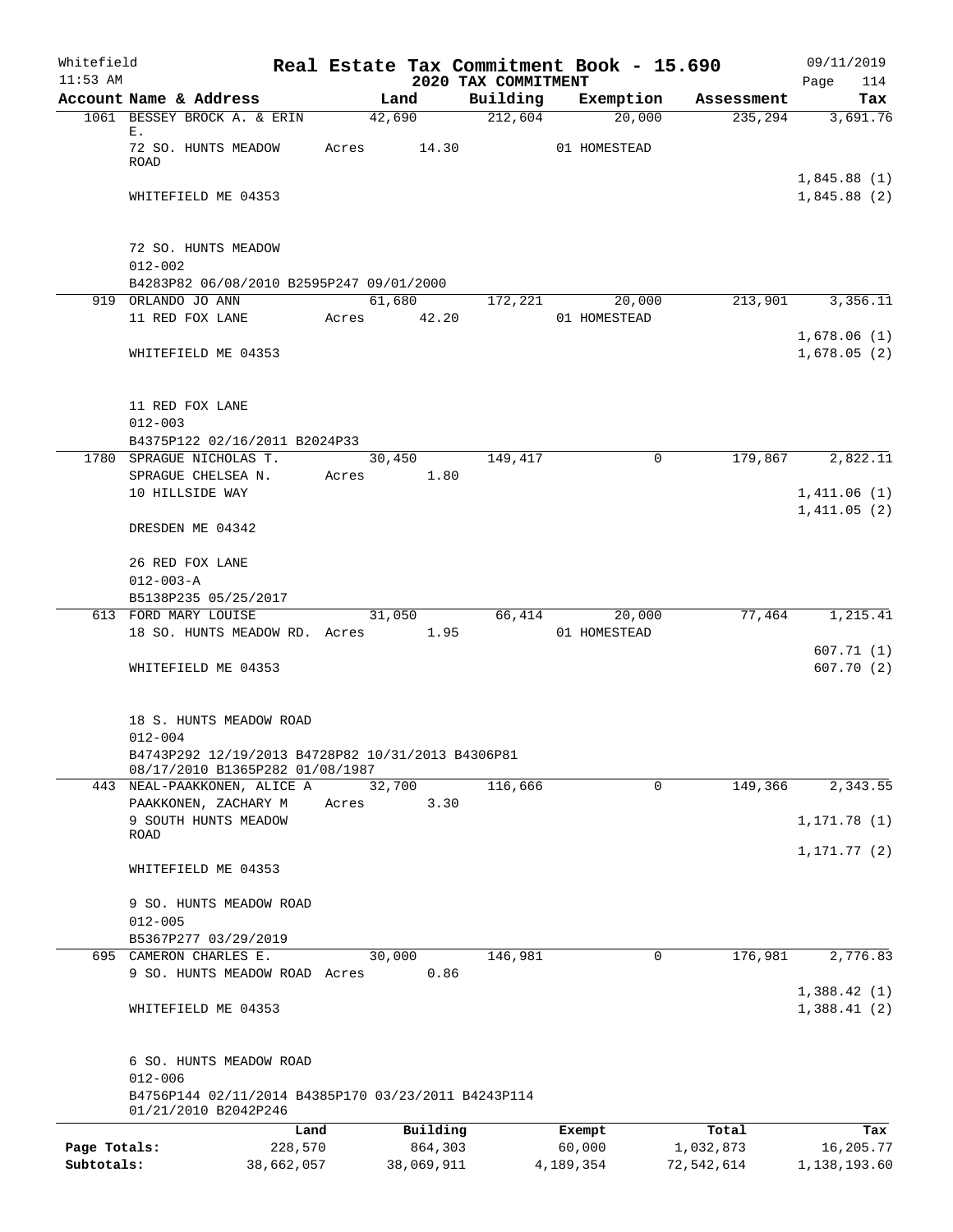Whitefield 11:53 AM

# Real Estate Tax Commitment Book - 15.690
## 2020 TAX COMMITMENT

09/11/2019 Page 114

| Account Name & Address | Land | Building | Exemption | Assessment | Tax |
|---|---|---|---|---|---|
| 1061 BESSEY BROCK A. & ERIN E. | 42,690 | 212,604 | 20,000 | 235,294 | 3,691.76 |
| 72 SO. HUNTS MEADOW ROAD | Acres 14.30 | | 01 HOMESTEAD | | |
| | | | | | 1,845.88 (1) |
| WHITEFIELD ME 04353 | | | | | 1,845.88 (2) |
| 72 SO. HUNTS MEADOW | | | | | |
| 012-002 | | | | | |
| B4283P82 06/08/2010 B2595P247 09/01/2000 | | | | | |
| 919 ORLANDO JO ANN | 61,680 | 172,221 | 20,000 | 213,901 | 3,356.11 |
| 11 RED FOX LANE | Acres 42.20 | | 01 HOMESTEAD | | |
| | | | | | 1,678.06 (1) |
| WHITEFIELD ME 04353 | | | | | 1,678.05 (2) |
| 11 RED FOX LANE | | | | | |
| 012-003 | | | | | |
| B4375P122 02/16/2011 B2024P33 | | | | | |
| 1780 SPRAGUE NICHOLAS T. | 30,450 | 149,417 | 0 | 179,867 | 2,822.11 |
| SPRAGUE CHELSEA N. | Acres 1.80 | | | | |
| 10 HILLSIDE WAY | | | | | 1,411.06 (1) |
| | | | | | 1,411.05 (2) |
| DRESDEN ME 04342 | | | | | |
| 26 RED FOX LANE | | | | | |
| 012-003-A | | | | | |
| B5138P235 05/25/2017 | | | | | |
| 613 FORD MARY LOUISE | 31,050 | 66,414 | 20,000 | 77,464 | 1,215.41 |
| 18 SO. HUNTS MEADOW RD. | Acres 1.95 | | 01 HOMESTEAD | | |
| | | | | | 607.71 (1) |
| WHITEFIELD ME 04353 | | | | | 607.70 (2) |
| 18 S. HUNTS MEADOW ROAD | | | | | |
| 012-004 | | | | | |
| B4743P292 12/19/2013 B4728P82 10/31/2013 B4306P81 08/17/2010 B1365P282 01/08/1987 | | | | | |
| 443 NEAL-PAAKKONEN, ALICE A | 32,700 | 116,666 | 0 | 149,366 | 2,343.55 |
| PAAKKONEN, ZACHARY M | Acres 3.30 | | | | |
| 9 SOUTH HUNTS MEADOW ROAD | | | | | 1,171.78 (1) |
| | | | | | 1,171.77 (2) |
| WHITEFIELD ME 04353 | | | | | |
| 9 SO. HUNTS MEADOW ROAD | | | | | |
| 012-005 | | | | | |
| B5367P277 03/29/2019 | | | | | |
| 695 CAMERON CHARLES E. | 30,000 | 146,981 | 0 | 176,981 | 2,776.83 |
| 9 SO. HUNTS MEADOW ROAD | Acres 0.86 | | | | |
| | | | | | 1,388.42 (1) |
| WHITEFIELD ME 04353 | | | | | 1,388.41 (2) |
| 6 SO. HUNTS MEADOW ROAD | | | | | |
| 012-006 | | | | | |
| B4756P144 02/11/2014 B4385P170 03/23/2011 B4243P114 01/21/2010 B2042P246 | | | | | |

| | Land | Building | Exempt | Total | Tax |
|---|---|---|---|---|---|
| Page Totals: | 228,570 | 864,303 | 60,000 | 1,032,873 | 16,205.77 |
| Subtotals: | 38,662,057 | 38,069,911 | 4,189,354 | 72,542,614 | 1,138,193.60 |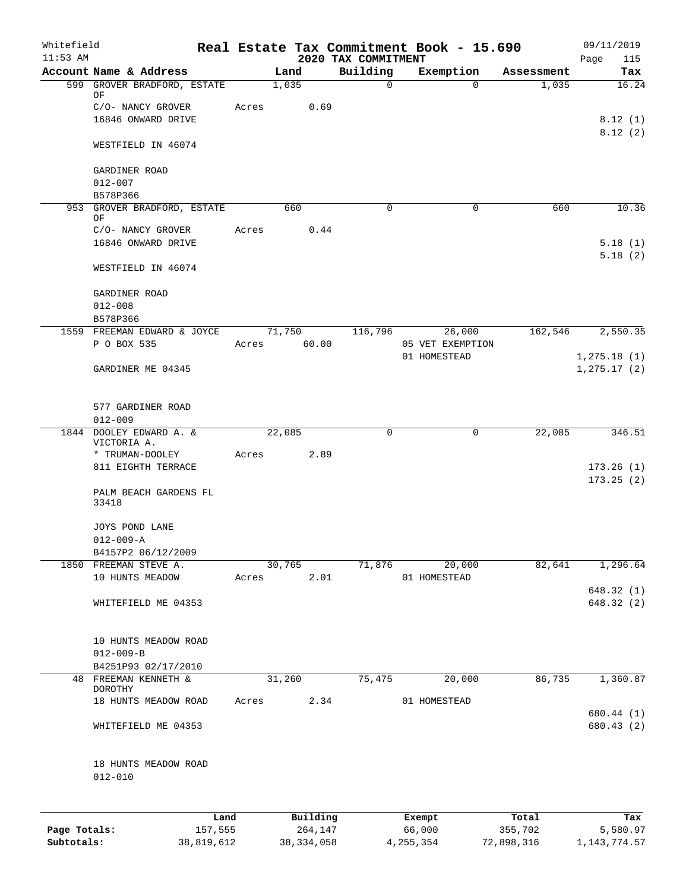Whitefield 11:53 AM

# Real Estate Tax Commitment Book - 15.690

## 2020 TAX COMMITMENT

09/11/2019 Page 115

| Account Name & Address | Land | Building | Exemption | Assessment | Tax |
|---|---|---|---|---|---|
| 599 GROVER BRADFORD, ESTATE OF | 1,035 | 0 | 0 | 1,035 | 16.24 |
| C/O- NANCY GROVER | Acres 0.69 | | | | |
| 16846 ONWARD DRIVE | | | | | 8.12 (1) |
| | | | | | 8.12 (2) |
| WESTFIELD IN 46074 | | | | | |
| GARDINER ROAD | | | | | |
| 012-007 | | | | | |
| B578P366 | | | | | |
| 953 GROVER BRADFORD, ESTATE OF | 660 | 0 | 0 | 660 | 10.36 |
| C/O- NANCY GROVER | Acres 0.44 | | | | |
| 16846 ONWARD DRIVE | | | | | 5.18 (1) |
| | | | | | 5.18 (2) |
| WESTFIELD IN 46074 | | | | | |
| GARDINER ROAD | | | | | |
| 012-008 | | | | | |
| B578P366 | | | | | |
| 1559 FREEMAN EDWARD & JOYCE | 71,750 | 116,796 | 26,000 | 162,546 | 2,550.35 |
| P O BOX 535 | Acres 60.00 | | 05 VET EXEMPTION | | |
| | | | 01 HOMESTEAD | | 1,275.18 (1) |
| GARDINER ME 04345 | | | | | 1,275.17 (2) |
| 577 GARDINER ROAD | | | | | |
| 012-009 | | | | | |
| 1844 DOOLEY EDWARD A. & VICTORIA A. | 22,085 | 0 | 0 | 22,085 | 346.51 |
| * TRUMAN-DOOLEY | Acres 2.89 | | | | |
| 811 EIGHTH TERRACE | | | | | 173.26 (1) |
| | | | | | 173.25 (2) |
| PALM BEACH GARDENS FL 33418 | | | | | |
| JOYS POND LANE | | | | | |
| 012-009-A | | | | | |
| B4157P2 06/12/2009 | | | | | |
| 1850 FREEMAN STEVE A. | 30,765 | 71,876 | 20,000 | 82,641 | 1,296.64 |
| 10 HUNTS MEADOW | Acres 2.01 | | 01 HOMESTEAD | | |
| | | | | | 648.32 (1) |
| WHITEFIELD ME 04353 | | | | | 648.32 (2) |
| 10 HUNTS MEADOW ROAD | | | | | |
| 012-009-B | | | | | |
| B4251P93 02/17/2010 | | | | | |
| 48 FREEMAN KENNETH & DOROTHY | 31,260 | 75,475 | 20,000 | 86,735 | 1,360.87 |
| 18 HUNTS MEADOW ROAD | Acres 2.34 | | 01 HOMESTEAD | | |
| | | | | | 680.44 (1) |
| WHITEFIELD ME 04353 | | | | | 680.43 (2) |
| 18 HUNTS MEADOW ROAD | | | | | |
| 012-010 | | | | | |

| | Land | Building | Exempt | Total | Tax |
|---|---|---|---|---|---|
| Page Totals: | 157,555 | 264,147 | 66,000 | 355,702 | 5,580.97 |
| Subtotals: | 38,819,612 | 38,334,058 | 4,255,354 | 72,898,316 | 1,143,774.57 |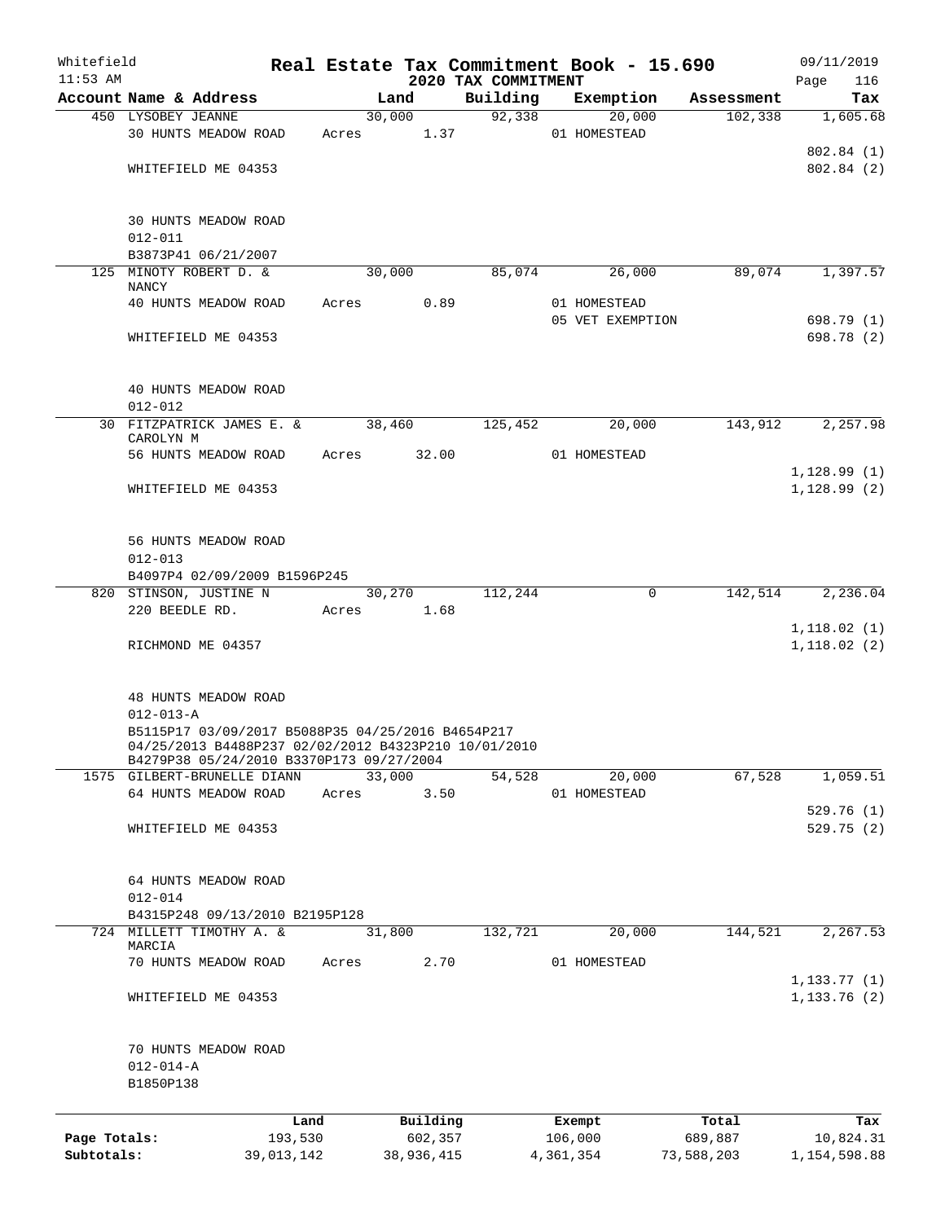Whitefield 11:53 AM

# Real Estate Tax Commitment Book - 15.690

## 2020 TAX COMMITMENT

09/11/2019

| Account Name & Address | Land | Building | Exemption | Assessment | Tax |
|---|---|---|---|---|---|
| 450 LYSOBEY JEANNE | 30,000 | 92,338 | 20,000 | 102,338 | 1,605.68 |
| 30 HUNTS MEADOW ROAD | Acres 1.37 | | 01 HOMESTEAD | | |
| | | | | | 802.84 (1) |
| WHITEFIELD ME 04353 | | | | | 802.84 (2) |
| 30 HUNTS MEADOW ROAD | | | | | |
| 012-011 | | | | | |
| B3873P41 06/21/2007 | | | | | |
| 125 MINOTY ROBERT D. & NANCY | 30,000 | 85,074 | 26,000 | 89,074 | 1,397.57 |
| 40 HUNTS MEADOW ROAD | Acres 0.89 | | 01 HOMESTEAD | | |
| | | | 05 VET EXEMPTION | | 698.79 (1) |
| WHITEFIELD ME 04353 | | | | | 698.78 (2) |
| 40 HUNTS MEADOW ROAD | | | | | |
| 012-012 | | | | | |
| 30 FITZPATRICK JAMES E. & CAROLYN M | 38,460 | 125,452 | 20,000 | 143,912 | 2,257.98 |
| 56 HUNTS MEADOW ROAD | Acres 32.00 | | 01 HOMESTEAD | | |
| | | | | | 1,128.99 (1) |
| WHITEFIELD ME 04353 | | | | | 1,128.99 (2) |
| 56 HUNTS MEADOW ROAD | | | | | |
| 012-013 | | | | | |
| B4097P4 02/09/2009 B1596P245 | | | | | |
| 820 STINSON, JUSTINE N | 30,270 | 112,244 | 0 | 142,514 | 2,236.04 |
| 220 BEEDLE RD. | Acres 1.68 | | | | |
| | | | | | 1,118.02 (1) |
| RICHMOND ME 04357 | | | | | 1,118.02 (2) |
| 48 HUNTS MEADOW ROAD | | | | | |
| 012-013-A | | | | | |
| B5115P17 03/09/2017 B5088P35 04/25/2016 B4654P217 04/25/2013 B4488P237 02/02/2012 B4323P210 10/01/2010 B4279P38 05/24/2010 B3370P173 09/27/2004 | | | | | |
| 1575 GILBERT-BRUNELLE DIANN | 33,000 | 54,528 | 20,000 | 67,528 | 1,059.51 |
| 64 HUNTS MEADOW ROAD | Acres 3.50 | | 01 HOMESTEAD | | |
| | | | | | 529.76 (1) |
| WHITEFIELD ME 04353 | | | | | 529.75 (2) |
| 64 HUNTS MEADOW ROAD | | | | | |
| 012-014 | | | | | |
| B4315P248 09/13/2010 B2195P128 | | | | | |
| 724 MILLETT TIMOTHY A. & MARCIA | 31,800 | 132,721 | 20,000 | 144,521 | 2,267.53 |
| 70 HUNTS MEADOW ROAD | Acres 2.70 | | 01 HOMESTEAD | | |
| | | | | | 1,133.77 (1) |
| WHITEFIELD ME 04353 | | | | | 1,133.76 (2) |
| 70 HUNTS MEADOW ROAD | | | | | |
| 012-014-A | | | | | |
| B1850P138 | | | | | |

| | Land | Building | Exempt | Total | Tax |
|---|---|---|---|---|---|
| Page Totals: | 193,530 | 602,357 | 106,000 | 689,887 | 10,824.31 |
| Subtotals: | 39,013,142 | 38,936,415 | 4,361,354 | 73,588,203 | 1,154,598.88 |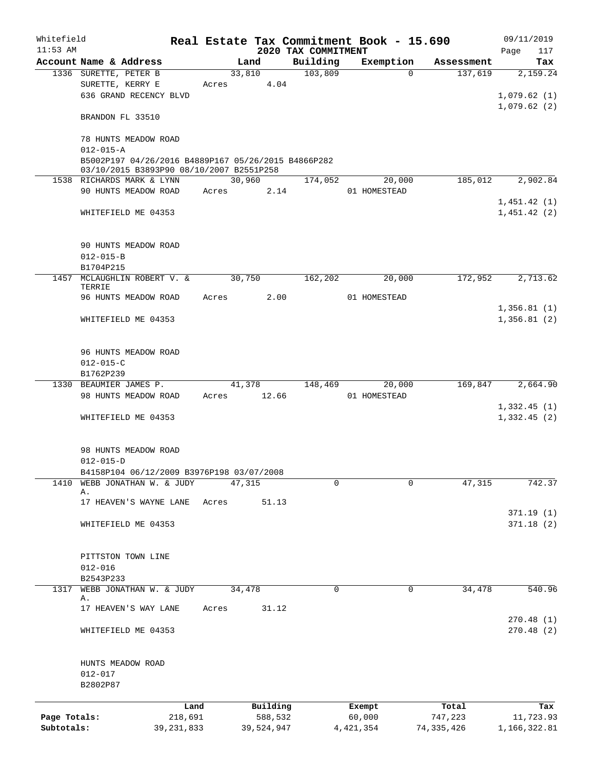Whitefield  
11:53 AM

**Real Estate Tax Commitment Book - 15.690**  
**2020 TAX COMMITMENT**

09/11/2019

| Account Name & Address | Land | Building | Exemption | Assessment | Tax |
|---|---|---|---|---|---|
| 1336 SURETTE, PETER B | 33,810 | 103,809 | 0 | 137,619 | 2,159.24 |
| SURETTE, KERRY E | Acres 4.04 | | | | |
| 636 GRAND RECENCY BLVD | | | | | 1,079.62 (1) |
| | | | | | 1,079.62 (2) |
| BRANDON FL 33510 | | | | | |
| 78 HUNTS MEADOW ROAD | | | | | |
| 012-015-A | | | | | |
| B5002P197 04/26/2016 B4889P167 05/26/2015 B4866P282 03/10/2015 B3893P90 08/10/2007 B2551P258 | | | | | |
| 1538 RICHARDS MARK & LYNN | 30,960 | 174,052 | 20,000 | 185,012 | 2,902.84 |
| 90 HUNTS MEADOW ROAD | Acres 2.14 | | 01 HOMESTEAD | | |
| | | | | | 1,451.42 (1) |
| WHITEFIELD ME 04353 | | | | | 1,451.42 (2) |
| 90 HUNTS MEADOW ROAD | | | | | |
| 012-015-B | | | | | |
| B1704P215 | | | | | |
| 1457 MCLAUGHLIN ROBERT V. & TERRIE | 30,750 | 162,202 | 20,000 | 172,952 | 2,713.62 |
| 96 HUNTS MEADOW ROAD | Acres 2.00 | | 01 HOMESTEAD | | |
| | | | | | 1,356.81 (1) |
| WHITEFIELD ME 04353 | | | | | 1,356.81 (2) |
| 96 HUNTS MEADOW ROAD | | | | | |
| 012-015-C | | | | | |
| B1762P239 | | | | | |
| 1330 BEAUMIER JAMES P. | 41,378 | 148,469 | 20,000 | 169,847 | 2,664.90 |
| 98 HUNTS MEADOW ROAD | Acres 12.66 | | 01 HOMESTEAD | | |
| | | | | | 1,332.45 (1) |
| WHITEFIELD ME 04353 | | | | | 1,332.45 (2) |
| 98 HUNTS MEADOW ROAD | | | | | |
| 012-015-D | | | | | |
| B4158P104 06/12/2009 B3976P198 03/07/2008 | | | | | |
| 1410 WEBB JONATHAN W. & JUDY A. | 47,315 | 0 | 0 | 47,315 | 742.37 |
| 17 HEAVEN'S WAYNE LANE | Acres 51.13 | | | | |
| | | | | | 371.19 (1) |
| WHITEFIELD ME 04353 | | | | | 371.18 (2) |
| PITTSTON TOWN LINE | | | | | |
| 012-016 | | | | | |
| B2543P233 | | | | | |
| 1317 WEBB JONATHAN W. & JUDY A. | 34,478 | 0 | 0 | 34,478 | 540.96 |
| 17 HEAVEN'S WAY LANE | Acres 31.12 | | | | |
| | | | | | 270.48 (1) |
| WHITEFIELD ME 04353 | | | | | 270.48 (2) |
| HUNTS MEADOW ROAD | | | | | |
| 012-017 | | | | | |
| B2802P87 | | | | | |

| | Land | Building | Exempt | Total | Tax |
|---|---|---|---|---|---|
| Page Totals: | 218,691 | 588,532 | 60,000 | 747,223 | 11,723.93 |
| Subtotals: | 39,231,833 | 39,524,947 | 4,421,354 | 74,335,426 | 1,166,322.81 |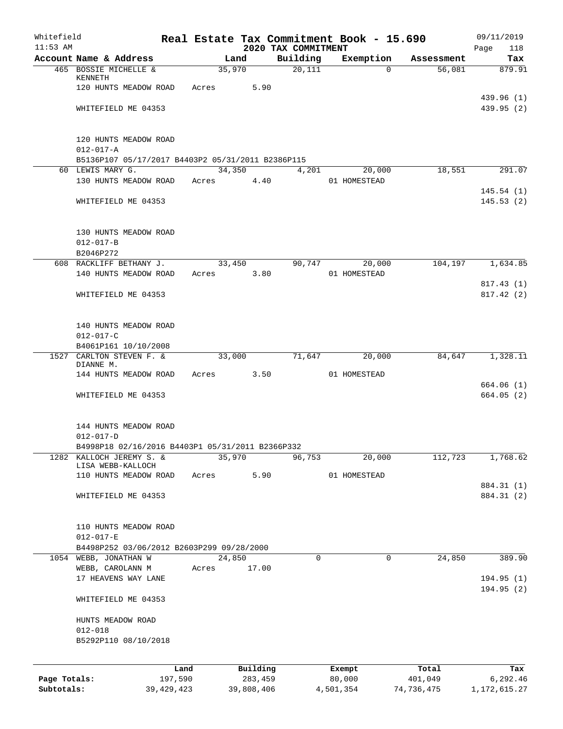Whitefield 11:53 AM

# Real Estate Tax Commitment Book - 15.690

## 2020 TAX COMMITMENT

09/11/2019 Page 118

| Account Name & Address | Land | Building | Exemption | Assessment | Tax |
|---|---|---|---|---|---|
| 465 BOSSIE MICHELLE & KENNETH | 35,970 | 20,111 | 0 | 56,081 | 879.91 |
| 120 HUNTS MEADOW ROAD | Acres 5.90 | | | | |
| | | | | | 439.96 (1) |
| WHITEFIELD ME 04353 | | | | | 439.95 (2) |
| 120 HUNTS MEADOW ROAD | | | | | |
| 012-017-A | | | | | |
| B5136P107 05/17/2017 B4403P2 05/31/2011 B2386P115 | | | | | |
| 60 LEWIS MARY G. | 34,350 | 4,201 | 20,000 | 18,551 | 291.07 |
| 130 HUNTS MEADOW ROAD | Acres 4.40 | | 01 HOMESTEAD | | |
| | | | | | 145.54 (1) |
| WHITEFIELD ME 04353 | | | | | 145.53 (2) |
| 130 HUNTS MEADOW ROAD | | | | | |
| 012-017-B | | | | | |
| B2046P272 | | | | | |
| 608 RACKLIFF BETHANY J. | 33,450 | 90,747 | 20,000 | 104,197 | 1,634.85 |
| 140 HUNTS MEADOW ROAD | Acres 3.80 | | 01 HOMESTEAD | | |
| | | | | | 817.43 (1) |
| WHITEFIELD ME 04353 | | | | | 817.42 (2) |
| 140 HUNTS MEADOW ROAD | | | | | |
| 012-017-C | | | | | |
| B4061P161 10/10/2008 | | | | | |
| 1527 CARLTON STEVEN F. & DIANNE M. | 33,000 | 71,647 | 20,000 | 84,647 | 1,328.11 |
| 144 HUNTS MEADOW ROAD | Acres 3.50 | | 01 HOMESTEAD | | |
| | | | | | 664.06 (1) |
| WHITEFIELD ME 04353 | | | | | 664.05 (2) |
| 144 HUNTS MEADOW ROAD | | | | | |
| 012-017-D | | | | | |
| B4998P18 02/16/2016 B4403P1 05/31/2011 B2366P332 | | | | | |
| 1282 KALLOCH JEREMY S. & LISA WEBB-KALLOCH | 35,970 | 96,753 | 20,000 | 112,723 | 1,768.62 |
| 110 HUNTS MEADOW ROAD | Acres 5.90 | | 01 HOMESTEAD | | |
| | | | | | 884.31 (1) |
| WHITEFIELD ME 04353 | | | | | 884.31 (2) |
| 110 HUNTS MEADOW ROAD | | | | | |
| 012-017-E | | | | | |
| B4498P252 03/06/2012 B2603P299 09/28/2000 | | | | | |
| 1054 WEBB, JONATHAN W | 24,850 | 0 | 0 | 24,850 | 389.90 |
| WEBB, CAROLANN M | Acres 17.00 | | | | |
| 17 HEAVENS WAY LANE | | | | | 194.95 (1) |
| | | | | | 194.95 (2) |
| WHITEFIELD ME 04353 | | | | | |
| HUNTS MEADOW ROAD | | | | | |
| 012-018 | | | | | |
| B5292P110 08/10/2018 | | | | | |

| | Land | Building | Exempt | Total | Tax |
|---|---|---|---|---|---|
| Page Totals: | 197,590 | 283,459 | 80,000 | 401,049 | 6,292.46 |
| Subtotals: | 39,429,423 | 39,808,406 | 4,501,354 | 74,736,475 | 1,172,615.27 |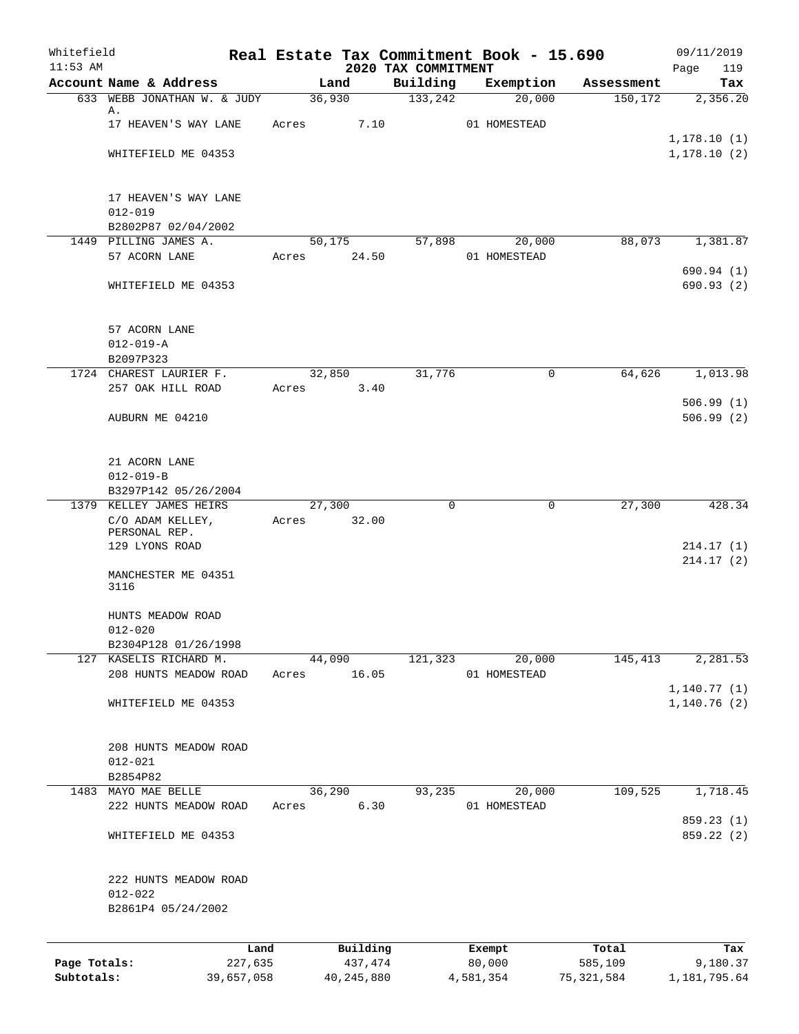# Real Estate Tax Commitment Book - 15.690

Whitefield 11:53 AM — 2020 TAX COMMITMENT — 09/11/2019

| Account Name & Address | Land | Building | Exemption | Assessment | Tax |
|---|---|---|---|---|---|
| 633 WEBB JONATHAN W. & JUDY A. | 36,930 | 133,242 | 20,000 | 150,172 | 2,356.20 |
| 17 HEAVEN'S WAY LANE | Acres 7.10 | | 01 HOMESTEAD | | |
| | | | | | 1,178.10 (1) |
| WHITEFIELD ME 04353 | | | | | 1,178.10 (2) |
| 17 HEAVEN'S WAY LANE | | | | | |
| 012-019 | | | | | |
| B2802P87 02/04/2002 | | | | | |
| 1449 PILLING JAMES A. | 50,175 | 57,898 | 20,000 | 88,073 | 1,381.87 |
| 57 ACORN LANE | Acres 24.50 | | 01 HOMESTEAD | | |
| | | | | | 690.94 (1) |
| WHITEFIELD ME 04353 | | | | | 690.93 (2) |
| 57 ACORN LANE | | | | | |
| 012-019-A | | | | | |
| B2097P323 | | | | | |
| 1724 CHAREST LAURIER F. | 32,850 | 31,776 | 0 | 64,626 | 1,013.98 |
| 257 OAK HILL ROAD | Acres 3.40 | | | | |
| | | | | | 506.99 (1) |
| AUBURN ME 04210 | | | | | 506.99 (2) |
| 21 ACORN LANE | | | | | |
| 012-019-B | | | | | |
| B3297P142 05/26/2004 | | | | | |
| 1379 KELLEY JAMES HEIRS | 27,300 | 0 | 0 | 27,300 | 428.34 |
| C/O ADAM KELLEY, PERSONAL REP. | Acres 32.00 | | | | |
| 129 LYONS ROAD | | | | | 214.17 (1) |
| | | | | | 214.17 (2) |
| MANCHESTER ME 04351 3116 | | | | | |
| HUNTS MEADOW ROAD | | | | | |
| 012-020 | | | | | |
| B2304P128 01/26/1998 | | | | | |
| 127 KASELIS RICHARD M. | 44,090 | 121,323 | 20,000 | 145,413 | 2,281.53 |
| 208 HUNTS MEADOW ROAD | Acres 16.05 | | 01 HOMESTEAD | | |
| | | | | | 1,140.77 (1) |
| WHITEFIELD ME 04353 | | | | | 1,140.76 (2) |
| 208 HUNTS MEADOW ROAD | | | | | |
| 012-021 | | | | | |
| B2854P82 | | | | | |
| 1483 MAYO MAE BELLE | 36,290 | 93,235 | 20,000 | 109,525 | 1,718.45 |
| 222 HUNTS MEADOW ROAD | Acres 6.30 | | 01 HOMESTEAD | | |
| | | | | | 859.23 (1) |
| WHITEFIELD ME 04353 | | | | | 859.22 (2) |
| 222 HUNTS MEADOW ROAD | | | | | |
| 012-022 | | | | | |
| B2861P4 05/24/2002 | | | | | |

| | Land | Building | Exempt | Total | Tax |
|---|---|---|---|---|---|
| Page Totals: | 227,635 | 437,474 | 80,000 | 585,109 | 9,180.37 |
| Subtotals: | 39,657,058 | 40,245,880 | 4,581,354 | 75,321,584 | 1,181,795.64 |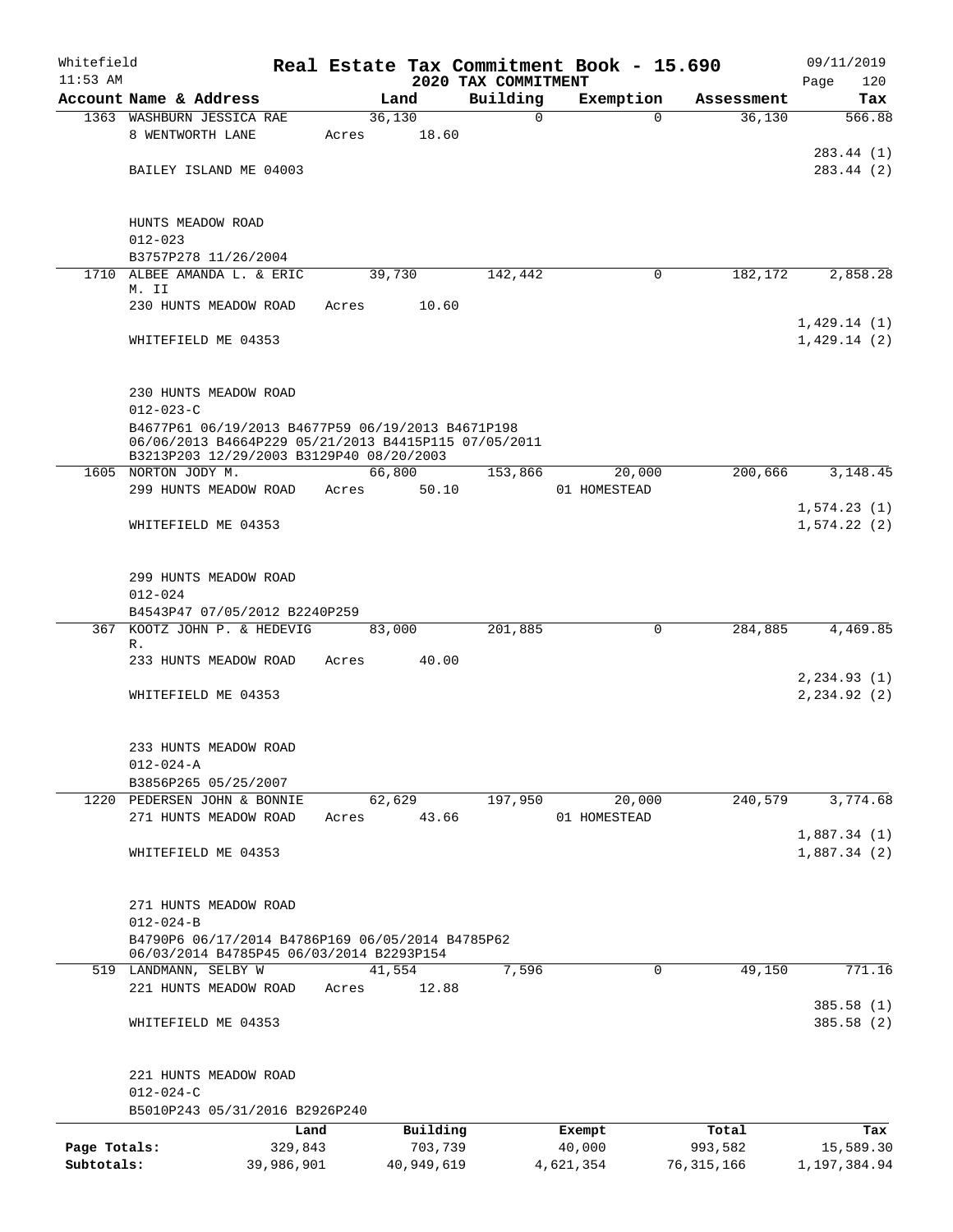Whitefield 11:53 AM

# Real Estate Tax Commitment Book - 15.690

## 2020 TAX COMMITMENT

09/11/2019 Page 120

| Account Name & Address | Land | Building | Exemption | Assessment | Tax |
|---|---|---|---|---|---|
| 1363 WASHBURN JESSICA RAE | 36,130 | 0 | 0 | 36,130 | 566.88 |
| 8 WENTWORTH LANE | Acres 18.60 | | | | |
| | | | | | 283.44 (1) |
| BAILEY ISLAND ME 04003 | | | | | 283.44 (2) |
| HUNTS MEADOW ROAD | | | | | |
| 012-023 | | | | | |
| B3757P278 11/26/2004 | | | | | |
| 1710 ALBEE AMANDA L. & ERIC M. II | 39,730 | 142,442 | 0 | 182,172 | 2,858.28 |
| 230 HUNTS MEADOW ROAD | Acres 10.60 | | | | |
| | | | | | 1,429.14 (1) |
| WHITEFIELD ME 04353 | | | | | 1,429.14 (2) |
| 230 HUNTS MEADOW ROAD | | | | | |
| 012-023-C | | | | | |
| B4677P61 06/19/2013 B4677P59 06/19/2013 B4671P198 06/06/2013 B4664P229 05/21/2013 B4415P115 07/05/2011 B3213P203 12/29/2003 B3129P40 08/20/2003 | | | | | |
| 1605 NORTON JODY M. | 66,800 | 153,866 | 20,000 | 200,666 | 3,148.45 |
| 299 HUNTS MEADOW ROAD | Acres 50.10 | | 01 HOMESTEAD | | |
| | | | | | 1,574.23 (1) |
| WHITEFIELD ME 04353 | | | | | 1,574.22 (2) |
| 299 HUNTS MEADOW ROAD | | | | | |
| 012-024 | | | | | |
| B4543P47 07/05/2012 B2240P259 | | | | | |
| 367 KOOTZ JOHN P. & HEDEVIG R. | 83,000 | 201,885 | 0 | 284,885 | 4,469.85 |
| 233 HUNTS MEADOW ROAD | Acres 40.00 | | | | |
| | | | | | 2,234.93 (1) |
| WHITEFIELD ME 04353 | | | | | 2,234.92 (2) |
| 233 HUNTS MEADOW ROAD | | | | | |
| 012-024-A | | | | | |
| B3856P265 05/25/2007 | | | | | |
| 1220 PEDERSEN JOHN & BONNIE | 62,629 | 197,950 | 20,000 | 240,579 | 3,774.68 |
| 271 HUNTS MEADOW ROAD | Acres 43.66 | | 01 HOMESTEAD | | |
| | | | | | 1,887.34 (1) |
| WHITEFIELD ME 04353 | | | | | 1,887.34 (2) |
| 271 HUNTS MEADOW ROAD | | | | | |
| 012-024-B | | | | | |
| B4790P6 06/17/2014 B4786P169 06/05/2014 B4785P62 06/03/2014 B4785P45 06/03/2014 B2293P154 | | | | | |
| 519 LANDMANN, SELBY W | 41,554 | 7,596 | 0 | 49,150 | 771.16 |
| 221 HUNTS MEADOW ROAD | Acres 12.88 | | | | |
| | | | | | 385.58 (1) |
| WHITEFIELD ME 04353 | | | | | 385.58 (2) |
| 221 HUNTS MEADOW ROAD | | | | | |
| 012-024-C | | | | | |
| B5010P243 05/31/2016 B2926P240 | | | | | |

| | Land | Building | Exempt | Total | Tax |
|---|---|---|---|---|---|
| Page Totals: | 329,843 | 703,739 | 40,000 | 993,582 | 15,589.30 |
| Subtotals: | 39,986,901 | 40,949,619 | 4,621,354 | 76,315,166 | 1,197,384.94 |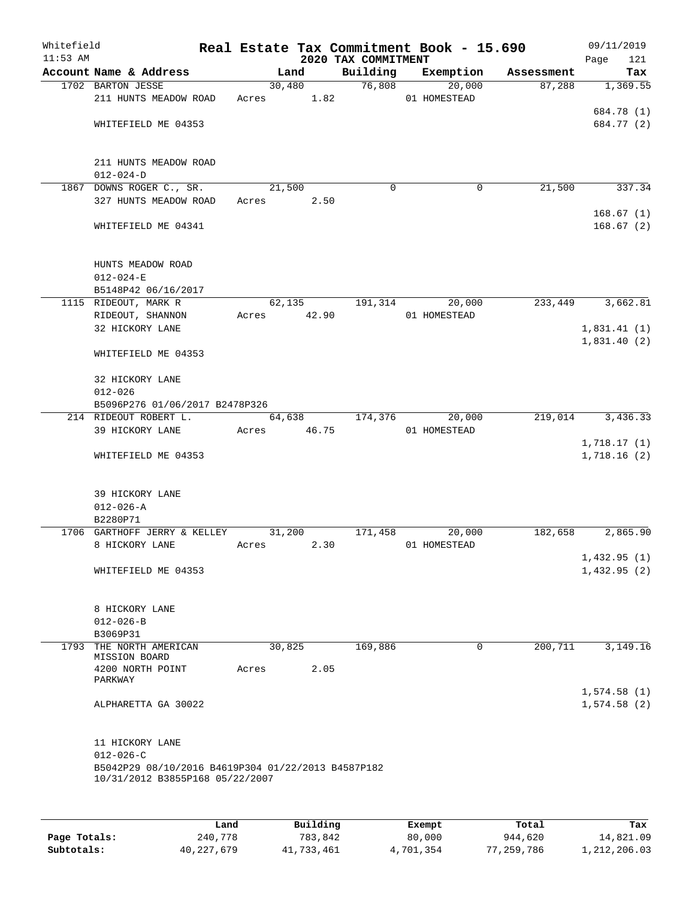Whitefield 11:53 AM

# Real Estate Tax Commitment Book - 15.690
## 2020 TAX COMMITMENT

09/11/2019 Page 121

| Account Name & Address | Land | Building | Exemption | Assessment | Tax |
|---|---|---|---|---|---|
| 1702 BARTON JESSE<br>211 HUNTS MEADOW ROAD<br>WHITEFIELD ME 04353<br><br>211 HUNTS MEADOW ROAD<br>012-024-D | 30,480<br>Acres 1.82 | 76,808 | 20,000<br>01 HOMESTEAD | 87,288 | 1,369.55<br>684.78 (1)<br>684.77 (2) |
| 1867 DOWNS ROGER C., SR.<br>327 HUNTS MEADOW ROAD<br>WHITEFIELD ME 04341<br><br>HUNTS MEADOW ROAD<br>012-024-E<br>B5148P42 06/16/2017 | 21,500<br>Acres 2.50 | 0 | 0 | 21,500 | 337.34<br>168.67 (1)<br>168.67 (2) |
| 1115 RIDEOUT, MARK R<br>RIDEOUT, SHANNON<br>32 HICKORY LANE<br>WHITEFIELD ME 04353<br><br>32 HICKORY LANE<br>012-026<br>B5096P276 01/06/2017 B2478P326 | 62,135<br>Acres 42.90 | 191,314 | 20,000<br>01 HOMESTEAD | 233,449 | 3,662.81<br>1,831.41 (1)<br>1,831.40 (2) |
| 214 RIDEOUT ROBERT L.<br>39 HICKORY LANE<br>WHITEFIELD ME 04353<br><br>39 HICKORY LANE<br>012-026-A<br>B2280P71 | 64,638<br>Acres 46.75 | 174,376 | 20,000<br>01 HOMESTEAD | 219,014 | 3,436.33<br>1,718.17 (1)<br>1,718.16 (2) |
| 1706 GARTHOFF JERRY & KELLEY<br>8 HICKORY LANE<br>WHITEFIELD ME 04353<br><br>8 HICKORY LANE<br>012-026-B<br>B3069P31 | 31,200<br>Acres 2.30 | 171,458 | 20,000<br>01 HOMESTEAD | 182,658 | 2,865.90<br>1,432.95 (1)<br>1,432.95 (2) |
| 1793 THE NORTH AMERICAN MISSION BOARD<br>4200 NORTH POINT PARKWAY<br>ALPHARETTA GA 30022<br><br>11 HICKORY LANE<br>012-026-C<br>B5042P29 08/10/2016 B4619P304 01/22/2013 B4587P182 10/31/2012 B3855P168 05/22/2007 | 30,825<br>Acres 2.05 | 169,886 | 0 | 200,711 | 3,149.16<br>1,574.58 (1)<br>1,574.58 (2) |

| | Land | Building | Exempt | Total | Tax |
|---|---|---|---|---|---|
| **Page Totals:** | 240,778 | 783,842 | 80,000 | 944,620 | 14,821.09 |
| **Subtotals:** | 40,227,679 | 41,733,461 | 4,701,354 | 77,259,786 | 1,212,206.03 |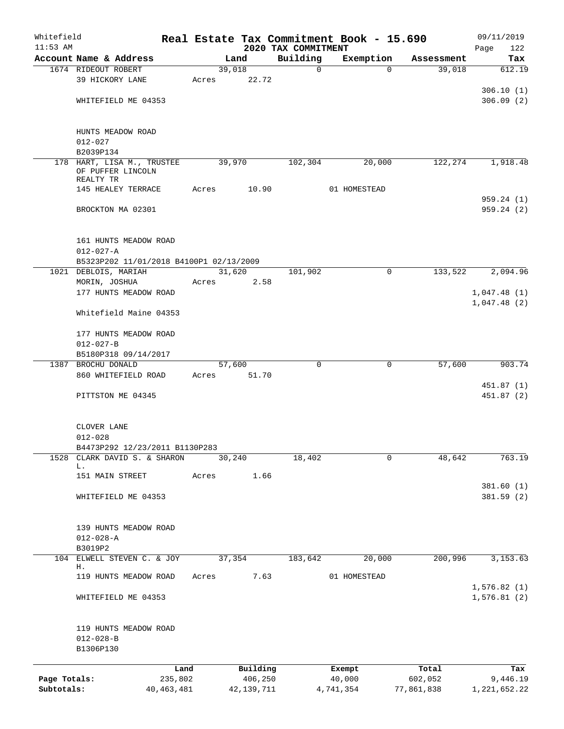Whitefield
11:53 AM

# Real Estate Tax Commitment Book - 15.690
## 2020 TAX COMMITMENT

09/11/2019
Page 122

| Account Name & Address | Land | Building | Exemption | Assessment | Tax |
|---|---|---|---|---|---|
| 1674 RIDEOUT ROBERT<br>39 HICKORY LANE<br><br>WHITEFIELD ME 04353<br><br>HUNTS MEADOW ROAD<br>012-027<br>B2039P134 | 39,018<br>Acres 22.72 | 0 | 0 | 39,018 | 612.19<br><br>306.10 (1)<br>306.09 (2) |
| 178 HART, LISA M., TRUSTEE OF PUFFER LINCOLN REALTY TR<br>145 HEALEY TERRACE<br><br>BROCKTON MA 02301<br><br>161 HUNTS MEADOW ROAD<br>012-027-A<br>B5323P202 11/01/2018 B4100P1 02/13/2009 | 39,970<br>Acres 10.90 | 102,304 | 20,000<br>01 HOMESTEAD | 122,274 | 1,918.48<br><br>959.24 (1)<br>959.24 (2) |
| 1021 DEBLOIS, MARIAH<br>MORIN, JOSHUA<br>177 HUNTS MEADOW ROAD<br><br>Whitefield Maine 04353<br><br>177 HUNTS MEADOW ROAD<br>012-027-B<br>B5180P318 09/14/2017 | 31,620<br>Acres 2.58 | 101,902 | 0 | 133,522 | 2,094.96<br><br>1,047.48 (1)<br>1,047.48 (2) |
| 1387 BROCHU DONALD<br>860 WHITEFIELD ROAD<br><br>PITTSTON ME 04345<br><br>CLOVER LANE<br>012-028<br>B4473P292 12/23/2011 B1130P283 | 57,600<br>Acres 51.70 | 0 | 0 | 57,600 | 903.74<br><br>451.87 (1)<br>451.87 (2) |
| 1528 CLARK DAVID S. & SHARON L.<br>151 MAIN STREET<br><br>WHITEFIELD ME 04353<br><br>139 HUNTS MEADOW ROAD<br>012-028-A<br>B3019P2 | 30,240<br>Acres 1.66 | 18,402 | 0 | 48,642 | 763.19<br><br>381.60 (1)<br>381.59 (2) |
| 104 ELWELL STEVEN C. & JOY H.<br>119 HUNTS MEADOW ROAD<br><br>WHITEFIELD ME 04353<br><br>119 HUNTS MEADOW ROAD<br>012-028-B<br>B1306P130 | 37,354<br>Acres 7.63 | 183,642 | 20,000<br>01 HOMESTEAD | 200,996 | 3,153.63<br><br>1,576.82 (1)<br>1,576.81 (2) |

| | Land | Building | Exempt | Total | Tax |
|---|---|---|---|---|---|
| Page Totals: | 235,802 | 406,250 | 40,000 | 602,052 | 9,446.19 |
| Subtotals: | 40,463,481 | 42,139,711 | 4,741,354 | 77,861,838 | 1,221,652.22 |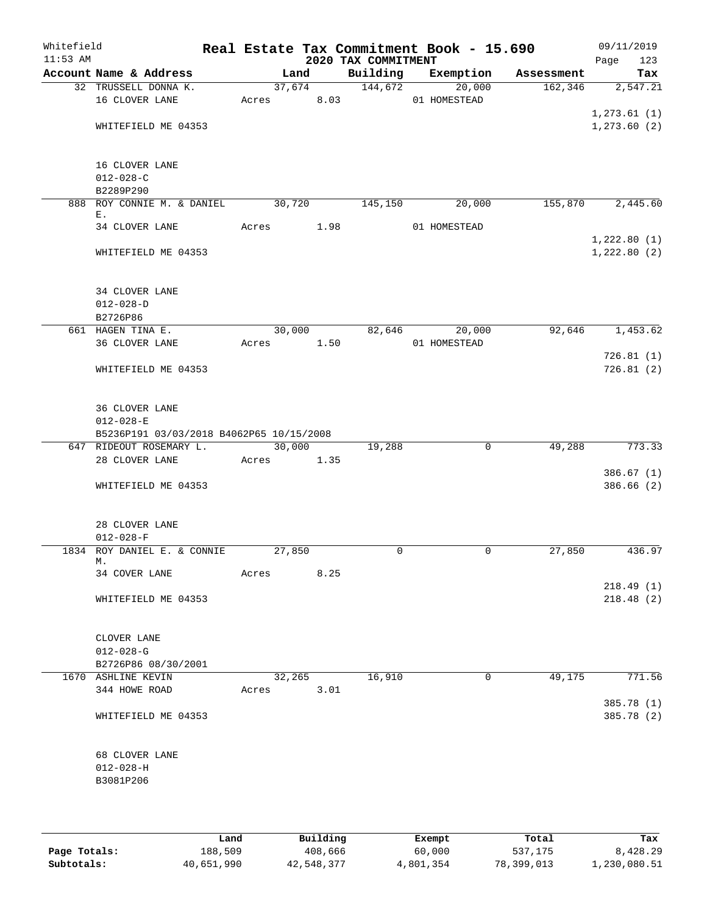# Real Estate Tax Commitment Book - 15.690

Whitefield
11:53 AM

2020 TAX COMMITMENT

09/11/2019

| Account Name & Address | Land | Building | Exemption | Assessment | Tax |
|---|---|---|---|---|---|
| 32 TRUSSELL DONNA K. | 37,674 | 144,672 | 20,000 | 162,346 | 2,547.21 |
| 16 CLOVER LANE | Acres 8.03 | | 01 HOMESTEAD | | |
| | | | | | 1,273.61 (1) |
| WHITEFIELD ME 04353 | | | | | 1,273.60 (2) |
| 16 CLOVER LANE | | | | | |
| 012-028-C | | | | | |
| B2289P290 | | | | | |
| 888 ROY CONNIE M. & DANIEL E. | 30,720 | 145,150 | 20,000 | 155,870 | 2,445.60 |
| 34 CLOVER LANE | Acres 1.98 | | 01 HOMESTEAD | | |
| | | | | | 1,222.80 (1) |
| WHITEFIELD ME 04353 | | | | | 1,222.80 (2) |
| 34 CLOVER LANE | | | | | |
| 012-028-D | | | | | |
| B2726P86 | | | | | |
| 661 HAGEN TINA E. | 30,000 | 82,646 | 20,000 | 92,646 | 1,453.62 |
| 36 CLOVER LANE | Acres 1.50 | | 01 HOMESTEAD | | |
| | | | | | 726.81 (1) |
| WHITEFIELD ME 04353 | | | | | 726.81 (2) |
| 36 CLOVER LANE | | | | | |
| 012-028-E | | | | | |
| B5236P191 03/03/2018 B4062P65 10/15/2008 | | | | | |
| 647 RIDEOUT ROSEMARY L. | 30,000 | 19,288 | 0 | 49,288 | 773.33 |
| 28 CLOVER LANE | Acres 1.35 | | | | |
| | | | | | 386.67 (1) |
| WHITEFIELD ME 04353 | | | | | 386.66 (2) |
| 28 CLOVER LANE | | | | | |
| 012-028-F | | | | | |
| 1834 ROY DANIEL E. & CONNIE M. | 27,850 | 0 | 0 | 27,850 | 436.97 |
| 34 COVER LANE | Acres 8.25 | | | | |
| | | | | | 218.49 (1) |
| WHITEFIELD ME 04353 | | | | | 218.48 (2) |
| CLOVER LANE | | | | | |
| 012-028-G | | | | | |
| B2726P86 08/30/2001 | | | | | |
| 1670 ASHLINE KEVIN | 32,265 | 16,910 | 0 | 49,175 | 771.56 |
| 344 HOWE ROAD | Acres 3.01 | | | | |
| | | | | | 385.78 (1) |
| WHITEFIELD ME 04353 | | | | | 385.78 (2) |
| 68 CLOVER LANE | | | | | |
| 012-028-H | | | | | |
| B3081P206 | | | | | |

| | Land | Building | Exempt | Total | Tax |
|---|---|---|---|---|---|
| Page Totals: | 188,509 | 408,666 | 60,000 | 537,175 | 8,428.29 |
| Subtotals: | 40,651,990 | 42,548,377 | 4,801,354 | 78,399,013 | 1,230,080.51 |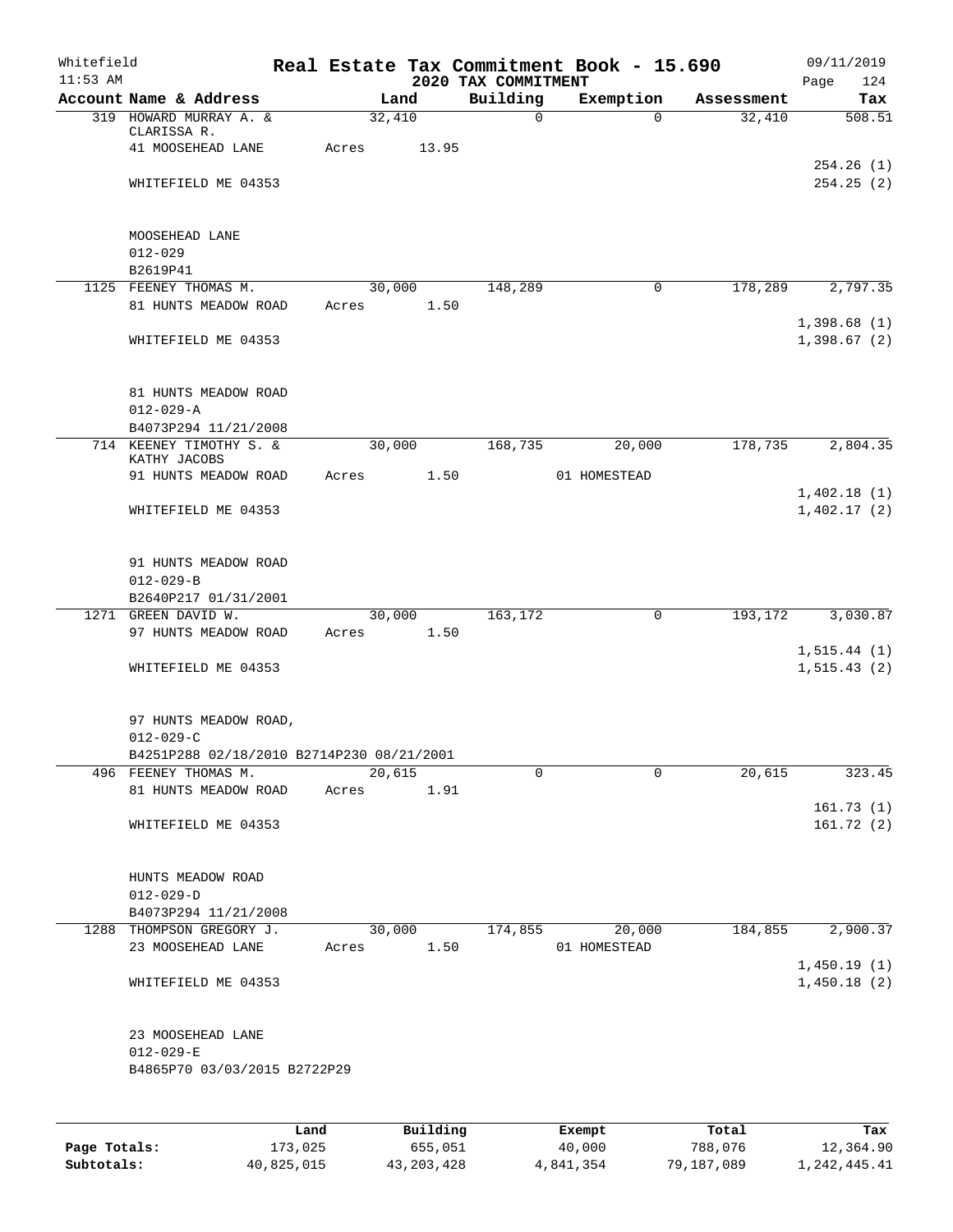Whitefield 11:53 AM

# Real Estate Tax Commitment Book - 15.690
## 2020 TAX COMMITMENT

09/11/2019 Page 124

| Account Name & Address | Land | Building | Exemption | Assessment | Tax |
|---|---|---|---|---|---|
| 319 HOWARD MURRAY A. & CLARISSA R. | 32,410 | 0 | 0 | 32,410 | 508.51 |
| 41 MOOSEHEAD LANE | Acres 13.95 | | | | |
| | | | | | 254.26 (1) |
| WHITEFIELD ME 04353 | | | | | 254.25 (2) |
| MOOSEHEAD LANE | | | | | |
| 012-029 | | | | | |
| B2619P41 | | | | | |
| 1125 FEENEY THOMAS M. | 30,000 | 148,289 | 0 | 178,289 | 2,797.35 |
| 81 HUNTS MEADOW ROAD | Acres 1.50 | | | | |
| | | | | | 1,398.68 (1) |
| WHITEFIELD ME 04353 | | | | | 1,398.67 (2) |
| 81 HUNTS MEADOW ROAD | | | | | |
| 012-029-A | | | | | |
| B4073P294 11/21/2008 | | | | | |
| 714 KEENEY TIMOTHY S. & KATHY JACOBS | 30,000 | 168,735 | 20,000 | 178,735 | 2,804.35 |
| 91 HUNTS MEADOW ROAD | Acres 1.50 | | 01 HOMESTEAD | | |
| | | | | | 1,402.18 (1) |
| WHITEFIELD ME 04353 | | | | | 1,402.17 (2) |
| 91 HUNTS MEADOW ROAD | | | | | |
| 012-029-B | | | | | |
| B2640P217 01/31/2001 | | | | | |
| 1271 GREEN DAVID W. | 30,000 | 163,172 | 0 | 193,172 | 3,030.87 |
| 97 HUNTS MEADOW ROAD | Acres 1.50 | | | | |
| | | | | | 1,515.44 (1) |
| WHITEFIELD ME 04353 | | | | | 1,515.43 (2) |
| 97 HUNTS MEADOW ROAD, | | | | | |
| 012-029-C | | | | | |
| B4251P288 02/18/2010 B2714P230 08/21/2001 | | | | | |
| 496 FEENEY THOMAS M. | 20,615 | 0 | 0 | 20,615 | 323.45 |
| 81 HUNTS MEADOW ROAD | Acres 1.91 | | | | |
| | | | | | 161.73 (1) |
| WHITEFIELD ME 04353 | | | | | 161.72 (2) |
| HUNTS MEADOW ROAD | | | | | |
| 012-029-D | | | | | |
| B4073P294 11/21/2008 | | | | | |
| 1288 THOMPSON GREGORY J. | 30,000 | 174,855 | 20,000 | 184,855 | 2,900.37 |
| 23 MOOSEHEAD LANE | Acres 1.50 | | 01 HOMESTEAD | | |
| | | | | | 1,450.19 (1) |
| WHITEFIELD ME 04353 | | | | | 1,450.18 (2) |
| 23 MOOSEHEAD LANE | | | | | |
| 012-029-E | | | | | |
| B4865P70 03/03/2015 B2722P29 | | | | | |

| | Land | Building | Exempt | Total | Tax |
|---|---|---|---|---|---|
| Page Totals: | 173,025 | 655,051 | 40,000 | 788,076 | 12,364.90 |
| Subtotals: | 40,825,015 | 43,203,428 | 4,841,354 | 79,187,089 | 1,242,445.41 |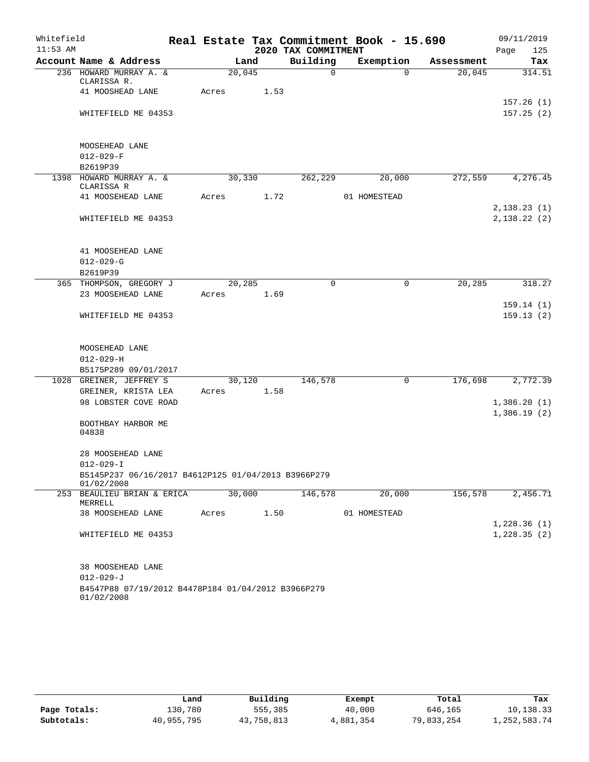# Real Estate Tax Commitment Book - 15.690

Whitefield 11:53 AM — 2020 TAX COMMITMENT — 09/11/2019

| Account Name & Address | Land | Building | Exemption | Assessment | Tax |
|---|---|---|---|---|---|
| 236 HOWARD MURRAY A. & CLARISSA R. | 20,045 | 0 | 0 | 20,045 | 314.51 |
| 41 MOOSHEAD LANE | Acres 1.53 | | | | |
| | | | | | 157.26 (1) |
| WHITEFIELD ME 04353 | | | | | 157.25 (2) |
| MOOSEHEAD LANE | | | | | |
| 012-029-F | | | | | |
| B2619P39 | | | | | |
| 1398 HOWARD MURRAY A. & CLARISSA R | 30,330 | 262,229 | 20,000 | 272,559 | 4,276.45 |
| 41 MOOSEHEAD LANE | Acres 1.72 | | 01 HOMESTEAD | | |
| | | | | | 2,138.23 (1) |
| WHITEFIELD ME 04353 | | | | | 2,138.22 (2) |
| 41 MOOSEHEAD LANE | | | | | |
| 012-029-G | | | | | |
| B2619P39 | | | | | |
| 365 THOMPSON, GREGORY J | 20,285 | 0 | 0 | 20,285 | 318.27 |
| 23 MOOSEHEAD LANE | Acres 1.69 | | | | |
| | | | | | 159.14 (1) |
| WHITEFIELD ME 04353 | | | | | 159.13 (2) |
| MOOSEHEAD LANE | | | | | |
| 012-029-H | | | | | |
| B5175P289 09/01/2017 | | | | | |
| 1028 GREINER, JEFFREY S | 30,120 | 146,578 | 0 | 176,698 | 2,772.39 |
| GREINER, KRISTA LEA | Acres 1.58 | | | | |
| 98 LOBSTER COVE ROAD | | | | | 1,386.20 (1) |
| | | | | | 1,386.19 (2) |
| BOOTHBAY HARBOR ME 04838 | | | | | |
| 28 MOOSEHEAD LANE | | | | | |
| 012-029-I | | | | | |
| B5145P237 06/16/2017 B4612P125 01/04/2013 B3966P279 01/02/2008 | | | | | |
| 253 BEAULIEU BRIAN & ERICA MERRELL | 30,000 | 146,578 | 20,000 | 156,578 | 2,456.71 |
| 38 MOOSEHEAD LANE | Acres 1.50 | | 01 HOMESTEAD | | |
| | | | | | 1,228.36 (1) |
| WHITEFIELD ME 04353 | | | | | 1,228.35 (2) |
| 38 MOOSEHEAD LANE | | | | | |
| 012-029-J | | | | | |
| B4547P88 07/19/2012 B4478P184 01/04/2012 B3966P279 01/02/2008 | | | | | |

| | Land | Building | Exempt | Total | Tax |
|---|---|---|---|---|---|
| Page Totals: | 130,780 | 555,385 | 40,000 | 646,165 | 10,138.33 |
| Subtotals: | 40,955,795 | 43,758,813 | 4,881,354 | 79,833,254 | 1,252,583.74 |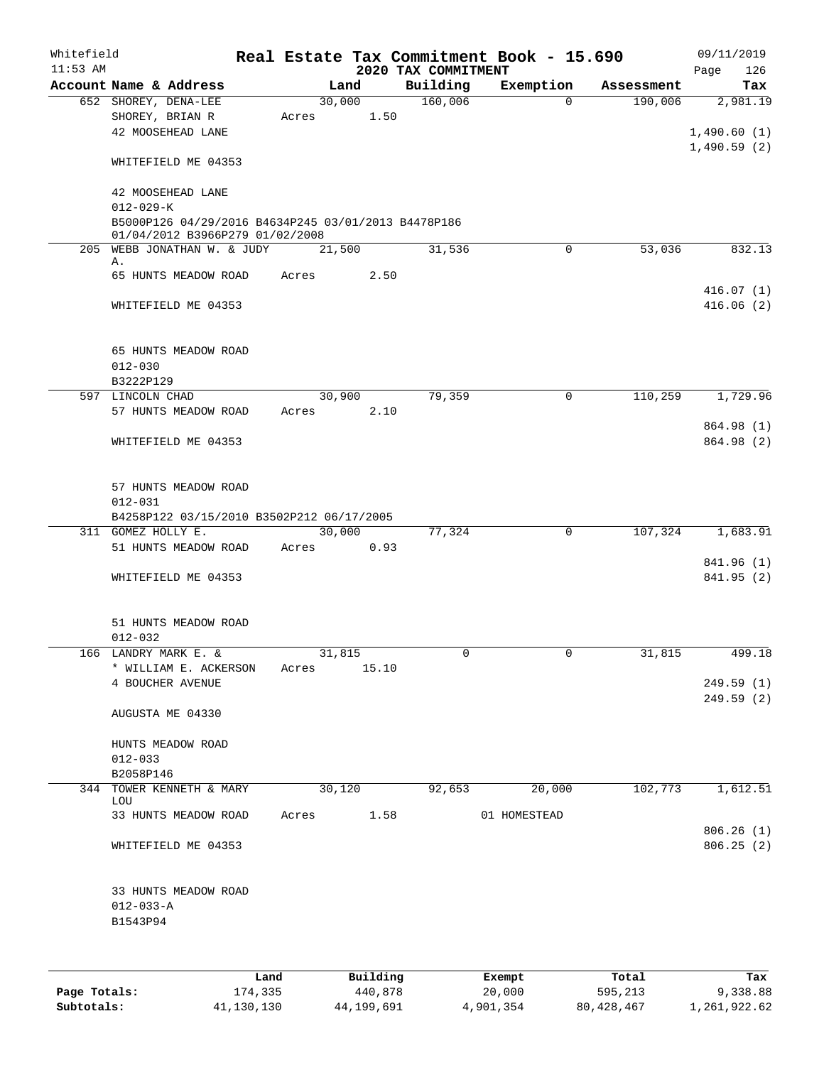Whitefield 11:53 AM

# Real Estate Tax Commitment Book - 15.690

## 2020 TAX COMMITMENT

09/11/2019 Page 126

| Account Name & Address | Land | Building | Exemption | Assessment | Tax |
|---|---|---|---|---|---|
| 652 SHOREY, DENA-LEE | 30,000 | 160,006 | 0 | 190,006 | 2,981.19 |
| SHOREY, BRIAN R | Acres 1.50 | | | | |
| 42 MOOSEHEAD LANE | | | | | 1,490.60 (1) |
| | | | | | 1,490.59 (2) |
| WHITEFIELD ME 04353 | | | | | |
| 42 MOOSEHEAD LANE | | | | | |
| 012-029-K | | | | | |
| B5000P126 04/29/2016 B4634P245 03/01/2013 B4478P186 01/04/2012 B3966P279 01/02/2008 | | | | | |
| 205 WEBB JONATHAN W. & JUDY A. | 21,500 | 31,536 | 0 | 53,036 | 832.13 |
| 65 HUNTS MEADOW ROAD | Acres 2.50 | | | | |
| | | | | | 416.07 (1) |
| WHITEFIELD ME 04353 | | | | | 416.06 (2) |
| 65 HUNTS MEADOW ROAD | | | | | |
| 012-030 | | | | | |
| B3222P129 | | | | | |
| 597 LINCOLN CHAD | 30,900 | 79,359 | 0 | 110,259 | 1,729.96 |
| 57 HUNTS MEADOW ROAD | Acres 2.10 | | | | |
| | | | | | 864.98 (1) |
| WHITEFIELD ME 04353 | | | | | 864.98 (2) |
| 57 HUNTS MEADOW ROAD | | | | | |
| 012-031 | | | | | |
| B4258P122 03/15/2010 B3502P212 06/17/2005 | | | | | |
| 311 GOMEZ HOLLY E. | 30,000 | 77,324 | 0 | 107,324 | 1,683.91 |
| 51 HUNTS MEADOW ROAD | Acres 0.93 | | | | |
| | | | | | 841.96 (1) |
| WHITEFIELD ME 04353 | | | | | 841.95 (2) |
| 51 HUNTS MEADOW ROAD | | | | | |
| 012-032 | | | | | |
| 166 LANDRY MARK E. & | 31,815 | 0 | 0 | 31,815 | 499.18 |
| * WILLIAM E. ACKERSON | Acres 15.10 | | | | |
| 4 BOUCHER AVENUE | | | | | 249.59 (1) |
| | | | | | 249.59 (2) |
| AUGUSTA ME 04330 | | | | | |
| HUNTS MEADOW ROAD | | | | | |
| 012-033 | | | | | |
| B2058P146 | | | | | |
| 344 TOWER KENNETH & MARY LOU | 30,120 | 92,653 | 20,000 | 102,773 | 1,612.51 |
| 33 HUNTS MEADOW ROAD | Acres 1.58 | | 01 HOMESTEAD | | |
| | | | | | 806.26 (1) |
| WHITEFIELD ME 04353 | | | | | 806.25 (2) |
| 33 HUNTS MEADOW ROAD | | | | | |
| 012-033-A | | | | | |
| B1543P94 | | | | | |

| | Land | Building | Exempt | Total | Tax |
|---|---|---|---|---|---|
| Page Totals: | 174,335 | 440,878 | 20,000 | 595,213 | 9,338.88 |
| Subtotals: | 41,130,130 | 44,199,691 | 4,901,354 | 80,428,467 | 1,261,922.62 |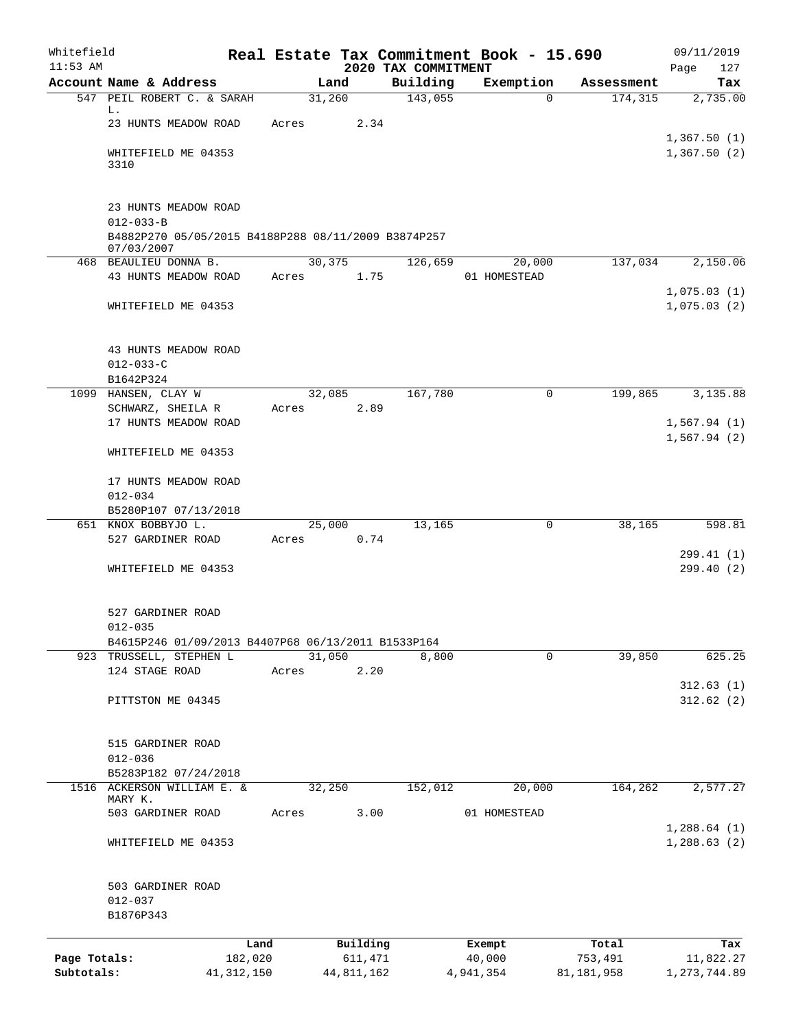Whitefield 11:53 AM

**Real Estate Tax Commitment Book - 15.690**

**2020 TAX COMMITMENT**

09/11/2019

| Account | Name & Address | Land | Building | Exemption | Assessment | Tax |
|---|---|---|---|---|---|---|
| 547 | PEIL ROBERT C. & SARAH L. | 31,260 | 143,055 | 0 | 174,315 | 2,735.00 |
| | 23 HUNTS MEADOW ROAD | Acres 2.34 | | | | |
| | | | | | | 1,367.50 (1) |
| | WHITEFIELD ME 04353 3310 | | | | | 1,367.50 (2) |
| | 23 HUNTS MEADOW ROAD | | | | | |
| | 012-033-B | | | | | |
| | B4882P270 05/05/2015 B4188P288 08/11/2009 B3874P257 07/03/2007 | | | | | |
| 468 | BEAULIEU DONNA B. | 30,375 | 126,659 | 20,000 | 137,034 | 2,150.06 |
| | 43 HUNTS MEADOW ROAD | Acres 1.75 | | 01 HOMESTEAD | | |
| | | | | | | 1,075.03 (1) |
| | WHITEFIELD ME 04353 | | | | | 1,075.03 (2) |
| | 43 HUNTS MEADOW ROAD | | | | | |
| | 012-033-C | | | | | |
| | B1642P324 | | | | | |
| 1099 | HANSEN, CLAY W | 32,085 | 167,780 | 0 | 199,865 | 3,135.88 |
| | SCHWARZ, SHEILA R | Acres 2.89 | | | | |
| | 17 HUNTS MEADOW ROAD | | | | | 1,567.94 (1) |
| | | | | | | 1,567.94 (2) |
| | WHITEFIELD ME 04353 | | | | | |
| | 17 HUNTS MEADOW ROAD | | | | | |
| | 012-034 | | | | | |
| | B5280P107 07/13/2018 | | | | | |
| 651 | KNOX BOBBYJO L. | 25,000 | 13,165 | 0 | 38,165 | 598.81 |
| | 527 GARDINER ROAD | Acres 0.74 | | | | |
| | | | | | | 299.41 (1) |
| | WHITEFIELD ME 04353 | | | | | 299.40 (2) |
| | 527 GARDINER ROAD | | | | | |
| | 012-035 | | | | | |
| | B4615P246 01/09/2013 B4407P68 06/13/2011 B1533P164 | | | | | |
| 923 | TRUSSELL, STEPHEN L | 31,050 | 8,800 | 0 | 39,850 | 625.25 |
| | 124 STAGE ROAD | Acres 2.20 | | | | |
| | | | | | | 312.63 (1) |
| | PITTSTON ME 04345 | | | | | 312.62 (2) |
| | 515 GARDINER ROAD | | | | | |
| | 012-036 | | | | | |
| | B5283P182 07/24/2018 | | | | | |
| 1516 | ACKERSON WILLIAM E. & MARY K. | 32,250 | 152,012 | 20,000 | 164,262 | 2,577.27 |
| | 503 GARDINER ROAD | Acres 3.00 | | 01 HOMESTEAD | | |
| | | | | | | 1,288.64 (1) |
| | WHITEFIELD ME 04353 | | | | | 1,288.63 (2) |
| | 503 GARDINER ROAD | | | | | |
| | 012-037 | | | | | |
| | B1876P343 | | | | | |

| | Land | Building | Exempt | Total | Tax |
|---|---|---|---|---|---|
| Page Totals: | 182,020 | 611,471 | 40,000 | 753,491 | 11,822.27 |
| Subtotals: | 41,312,150 | 44,811,162 | 4,941,354 | 81,181,958 | 1,273,744.89 |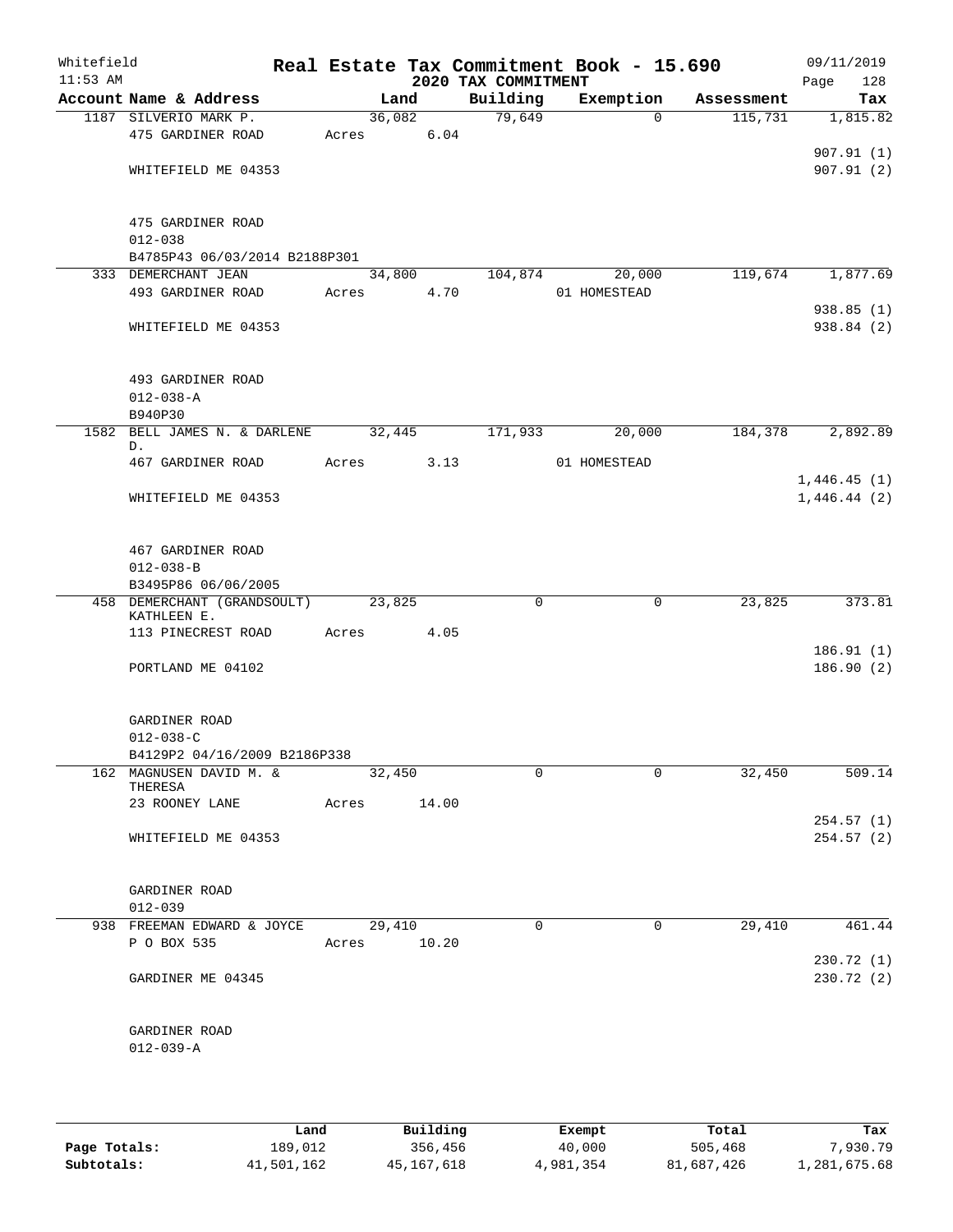Whitefield
11:53 AM

# Real Estate Tax Commitment Book - 15.690

## 2020 TAX COMMITMENT

09/11/2019

| Account Name & Address | Land | Building | Exemption | Assessment | Tax |
|---|---|---|---|---|---|
| 1187 SILVERIO MARK P. | 36,082 | 79,649 | 0 | 115,731 | 1,815.82 |
| 475 GARDINER ROAD | Acres 6.04 | | | | |
| | | | | | 907.91 (1) |
| WHITEFIELD ME 04353 | | | | | 907.91 (2) |
| 475 GARDINER ROAD | | | | | |
| 012-038 | | | | | |
| B4785P43 06/03/2014 B2188P301 | | | | | |
| 333 DEMERCHANT JEAN | 34,800 | 104,874 | 20,000 | 119,674 | 1,877.69 |
| 493 GARDINER ROAD | Acres 4.70 | | 01 HOMESTEAD | | |
| | | | | | 938.85 (1) |
| WHITEFIELD ME 04353 | | | | | 938.84 (2) |
| 493 GARDINER ROAD | | | | | |
| 012-038-A | | | | | |
| B940P30 | | | | | |
| 1582 BELL JAMES N. & DARLENE D. | 32,445 | 171,933 | 20,000 | 184,378 | 2,892.89 |
| 467 GARDINER ROAD | Acres 3.13 | | 01 HOMESTEAD | | |
| | | | | | 1,446.45 (1) |
| WHITEFIELD ME 04353 | | | | | 1,446.44 (2) |
| 467 GARDINER ROAD | | | | | |
| 012-038-B | | | | | |
| B3495P86 06/06/2005 | | | | | |
| 458 DEMERCHANT (GRANDSOULT) KATHLEEN E. | 23,825 | 0 | 0 | 23,825 | 373.81 |
| 113 PINECREST ROAD | Acres 4.05 | | | | |
| | | | | | 186.91 (1) |
| PORTLAND ME 04102 | | | | | 186.90 (2) |
| GARDINER ROAD | | | | | |
| 012-038-C | | | | | |
| B4129P2 04/16/2009 B2186P338 | | | | | |
| 162 MAGNUSEN DAVID M. & THERESA | 32,450 | 0 | 0 | 32,450 | 509.14 |
| 23 ROONEY LANE | Acres 14.00 | | | | |
| | | | | | 254.57 (1) |
| WHITEFIELD ME 04353 | | | | | 254.57 (2) |
| GARDINER ROAD | | | | | |
| 012-039 | | | | | |
| 938 FREEMAN EDWARD & JOYCE | 29,410 | 0 | 0 | 29,410 | 461.44 |
| P O BOX 535 | Acres 10.20 | | | | |
| | | | | | 230.72 (1) |
| GARDINER ME 04345 | | | | | 230.72 (2) |
| GARDINER ROAD | | | | | |
| 012-039-A | | | | | |

| | Land | Building | Exempt | Total | Tax |
|---|---|---|---|---|---|
| Page Totals: | 189,012 | 356,456 | 40,000 | 505,468 | 7,930.79 |
| Subtotals: | 41,501,162 | 45,167,618 | 4,981,354 | 81,687,426 | 1,281,675.68 |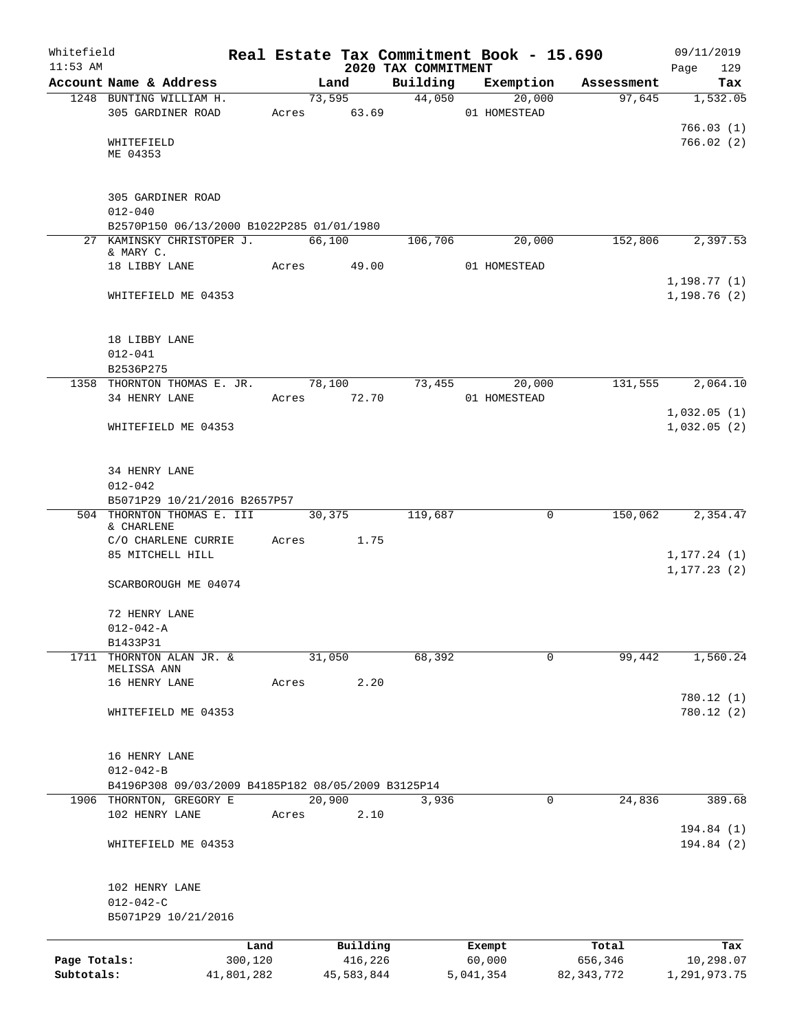Whitefield
11:53 AM

# Real Estate Tax Commitment Book - 15.690
## 2020 TAX COMMITMENT

09/11/2019

| Account | Name & Address | Land | Building | Exemption | Assessment | Tax |
|---|---|---|---|---|---|---|
| 1248 | BUNTING WILLIAM H.<br>305 GARDINER ROAD<br>WHITEFIELD<br>ME 04353<br><br>305 GARDINER ROAD<br>012-040<br>B2570P150 06/13/2000 B1022P285 01/01/1980 | 73,595<br>Acres 63.69 | 44,050 | 20,000<br>01 HOMESTEAD | 97,645 | 1,532.05<br>766.03 (1)<br>766.02 (2) |
| 27 | KAMINSKY CHRISTOPER J.<br>& MARY C.<br>18 LIBBY LANE<br>WHITEFIELD ME 04353<br><br>18 LIBBY LANE<br>012-041<br>B2536P275 | 66,100<br>Acres 49.00 | 106,706 | 20,000<br>01 HOMESTEAD | 152,806 | 2,397.53<br>1,198.77 (1)<br>1,198.76 (2) |
| 1358 | THORNTON THOMAS E. JR.<br>34 HENRY LANE<br>WHITEFIELD ME 04353<br><br>34 HENRY LANE<br>012-042<br>B5071P29 10/21/2016 B2657P57 | 78,100<br>Acres 72.70 | 73,455 | 20,000<br>01 HOMESTEAD | 131,555 | 2,064.10<br>1,032.05 (1)<br>1,032.05 (2) |
| 504 | THORNTON THOMAS E. III<br>& CHARLENE<br>C/O CHARLENE CURRIE<br>85 MITCHELL HILL<br>SCARBOROUGH ME 04074<br><br>72 HENRY LANE<br>012-042-A<br>B1433P31 | 30,375<br>Acres 1.75 | 119,687 | 0 | 150,062 | 2,354.47<br>1,177.24 (1)<br>1,177.23 (2) |
| 1711 | THORNTON ALAN JR. &<br>MELISSA ANN<br>16 HENRY LANE<br>WHITEFIELD ME 04353<br><br>16 HENRY LANE<br>012-042-B<br>B4196P308 09/03/2009 B4185P182 08/05/2009 B3125P14 | 31,050<br>Acres 2.20 | 68,392 | 0 | 99,442 | 1,560.24<br>780.12 (1)<br>780.12 (2) |
| 1906 | THORNTON, GREGORY E<br>102 HENRY LANE<br>WHITEFIELD ME 04353<br><br>102 HENRY LANE<br>012-042-C<br>B5071P29 10/21/2016 | 20,900<br>Acres 2.10 | 3,936 | 0 | 24,836 | 389.68<br>194.84 (1)<br>194.84 (2) |

| | Land | Building | Exempt | Total | Tax |
|---|---|---|---|---|---|
| Page Totals: | 300,120 | 416,226 | 60,000 | 656,346 | 10,298.07 |
| Subtotals: | 41,801,282 | 45,583,844 | 5,041,354 | 82,343,772 | 1,291,973.75 |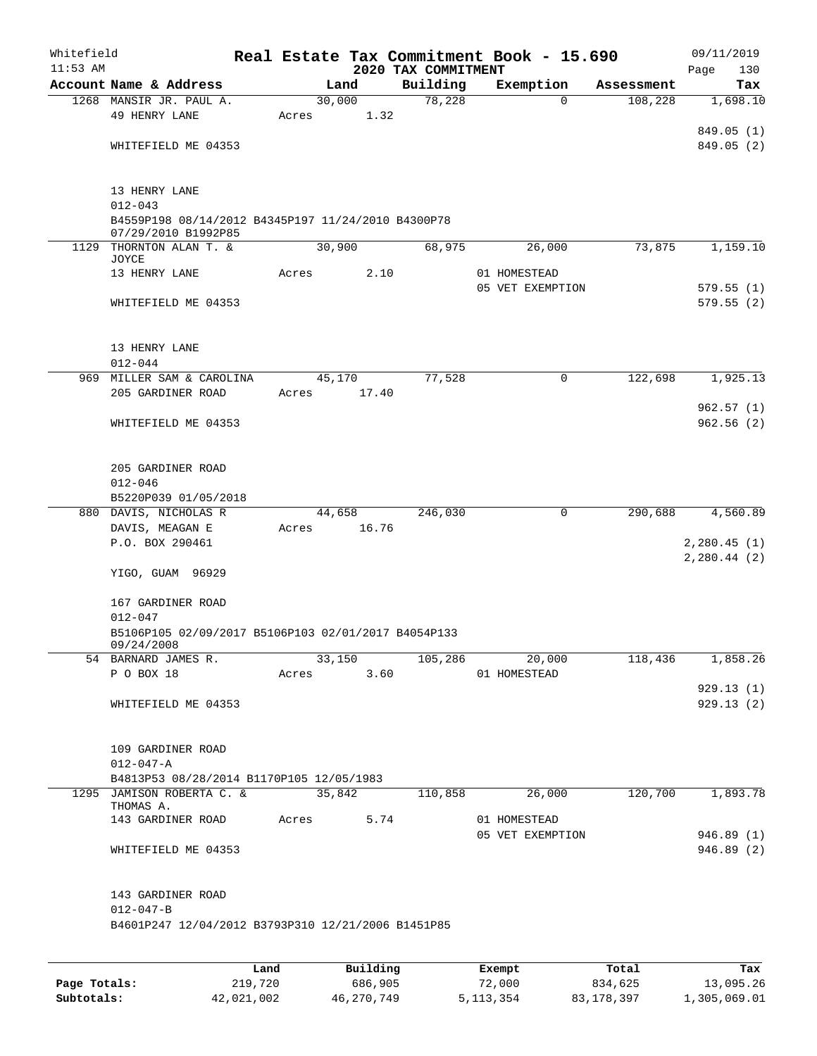Whitefield 11:53 AM

# Real Estate Tax Commitment Book - 15.690

## 2020 TAX COMMITMENT

09/11/2019

| Account Name & Address | Land | Building | Exemption | Assessment | Tax |
|---|---|---|---|---|---|
| 1268 MANSIR JR. PAUL A. | 30,000 | 78,228 | 0 | 108,228 | 1,698.10 |
| 49 HENRY LANE | Acres 1.32 | | | | |
| | | | | | 849.05 (1) |
| WHITEFIELD ME 04353 | | | | | 849.05 (2) |
| 13 HENRY LANE | | | | | |
| 012-043 | | | | | |
| B4559P198 08/14/2012 B4345P197 11/24/2010 B4300P78 07/29/2010 B1992P85 | | | | | |
| 1129 THORNTON ALAN T. & JOYCE | 30,900 | 68,975 | 26,000 | 73,875 | 1,159.10 |
| 13 HENRY LANE | Acres 2.10 | | 01 HOMESTEAD | | |
| | | | 05 VET EXEMPTION | | 579.55 (1) |
| WHITEFIELD ME 04353 | | | | | 579.55 (2) |
| 13 HENRY LANE | | | | | |
| 012-044 | | | | | |
| 969 MILLER SAM & CAROLINA | 45,170 | 77,528 | 0 | 122,698 | 1,925.13 |
| 205 GARDINER ROAD | Acres 17.40 | | | | |
| | | | | | 962.57 (1) |
| WHITEFIELD ME 04353 | | | | | 962.56 (2) |
| 205 GARDINER ROAD | | | | | |
| 012-046 | | | | | |
| B5220P039 01/05/2018 | | | | | |
| 880 DAVIS, NICHOLAS R | 44,658 | 246,030 | 0 | 290,688 | 4,560.89 |
| DAVIS, MEAGAN E | Acres 16.76 | | | | |
| P.O. BOX 290461 | | | | | 2,280.45 (1) |
| | | | | | 2,280.44 (2) |
| YIGO, GUAM 96929 | | | | | |
| 167 GARDINER ROAD | | | | | |
| 012-047 | | | | | |
| B5106P105 02/09/2017 B5106P103 02/01/2017 B4054P133 09/24/2008 | | | | | |
| 54 BARNARD JAMES R. | 33,150 | 105,286 | 20,000 | 118,436 | 1,858.26 |
| P O BOX 18 | Acres 3.60 | | 01 HOMESTEAD | | |
| | | | | | 929.13 (1) |
| WHITEFIELD ME 04353 | | | | | 929.13 (2) |
| 109 GARDINER ROAD | | | | | |
| 012-047-A | | | | | |
| B4813P53 08/28/2014 B1170P105 12/05/1983 | | | | | |
| 1295 JAMISON ROBERTA C. & THOMAS A. | 35,842 | 110,858 | 26,000 | 120,700 | 1,893.78 |
| 143 GARDINER ROAD | Acres 5.74 | | 01 HOMESTEAD | | |
| | | | 05 VET EXEMPTION | | 946.89 (1) |
| WHITEFIELD ME 04353 | | | | | 946.89 (2) |
| 143 GARDINER ROAD | | | | | |
| 012-047-B | | | | | |
| B4601P247 12/04/2012 B3793P310 12/21/2006 B1451P85 | | | | | |

| | Land | Building | Exempt | Total | Tax |
|---|---|---|---|---|---|
| Page Totals: | 219,720 | 686,905 | 72,000 | 834,625 | 13,095.26 |
| Subtotals: | 42,021,002 | 46,270,749 | 5,113,354 | 83,178,397 | 1,305,069.01 |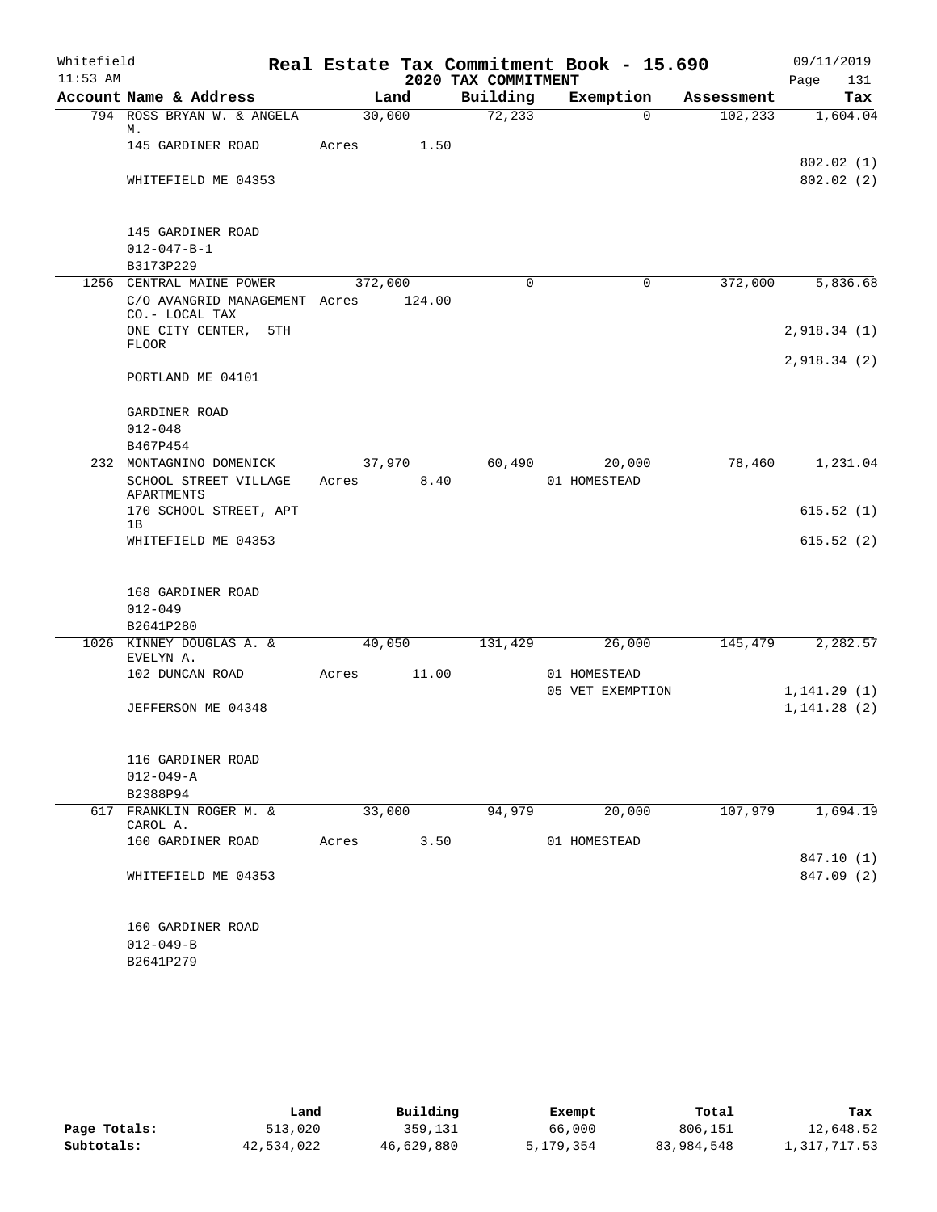Whitefield
11:53 AM

# Real Estate Tax Commitment Book - 15.690

## 2020 TAX COMMITMENT

09/11/2019
Page 131

| Account Name & Address | Land | Building | Exemption | Assessment | Tax |
|---|---|---|---|---|---|
| 794 ROSS BRYAN W. & ANGELA M. | 30,000 | 72,233 | 0 | 102,233 | 1,604.04 |
| 145 GARDINER ROAD | Acres 1.50 | | | | |
| | | | | | 802.02 (1) |
| WHITEFIELD ME 04353 | | | | | 802.02 (2) |
| 145 GARDINER ROAD | | | | | |
| 012-047-B-1 | | | | | |
| B3173P229 | | | | | |
| 1256 CENTRAL MAINE POWER | 372,000 | 0 | 0 | 372,000 | 5,836.68 |
| C/O AVANGRID MANAGEMENT CO.- LOCAL TAX | Acres 124.00 | | | | |
| ONE CITY CENTER, 5TH FLOOR | | | | | 2,918.34 (1) |
| | | | | | 2,918.34 (2) |
| PORTLAND ME 04101 | | | | | |
| GARDINER ROAD | | | | | |
| 012-048 | | | | | |
| B467P454 | | | | | |
| 232 MONTAGNINO DOMENICK | 37,970 | 60,490 | 20,000 | 78,460 | 1,231.04 |
| SCHOOL STREET VILLAGE APARTMENTS | Acres 8.40 | | 01 HOMESTEAD | | |
| 170 SCHOOL STREET, APT 1B | | | | | 615.52 (1) |
| WHITEFIELD ME 04353 | | | | | 615.52 (2) |
| 168 GARDINER ROAD | | | | | |
| 012-049 | | | | | |
| B2641P280 | | | | | |
| 1026 KINNEY DOUGLAS A. & EVELYN A. | 40,050 | 131,429 | 26,000 | 145,479 | 2,282.57 |
| 102 DUNCAN ROAD | Acres 11.00 | | 01 HOMESTEAD | | |
| | | | 05 VET EXEMPTION | | 1,141.29 (1) |
| JEFFERSON ME 04348 | | | | | 1,141.28 (2) |
| 116 GARDINER ROAD | | | | | |
| 012-049-A | | | | | |
| B2388P94 | | | | | |
| 617 FRANKLIN ROGER M. & CAROL A. | 33,000 | 94,979 | 20,000 | 107,979 | 1,694.19 |
| 160 GARDINER ROAD | Acres 3.50 | | 01 HOMESTEAD | | |
| | | | | | 847.10 (1) |
| WHITEFIELD ME 04353 | | | | | 847.09 (2) |
| 160 GARDINER ROAD | | | | | |
| 012-049-B | | | | | |
| B2641P279 | | | | | |

| | Land | Building | Exempt | Total | Tax |
|---|---|---|---|---|---|
| Page Totals: | 513,020 | 359,131 | 66,000 | 806,151 | 12,648.52 |
| Subtotals: | 42,534,022 | 46,629,880 | 5,179,354 | 83,984,548 | 1,317,717.53 |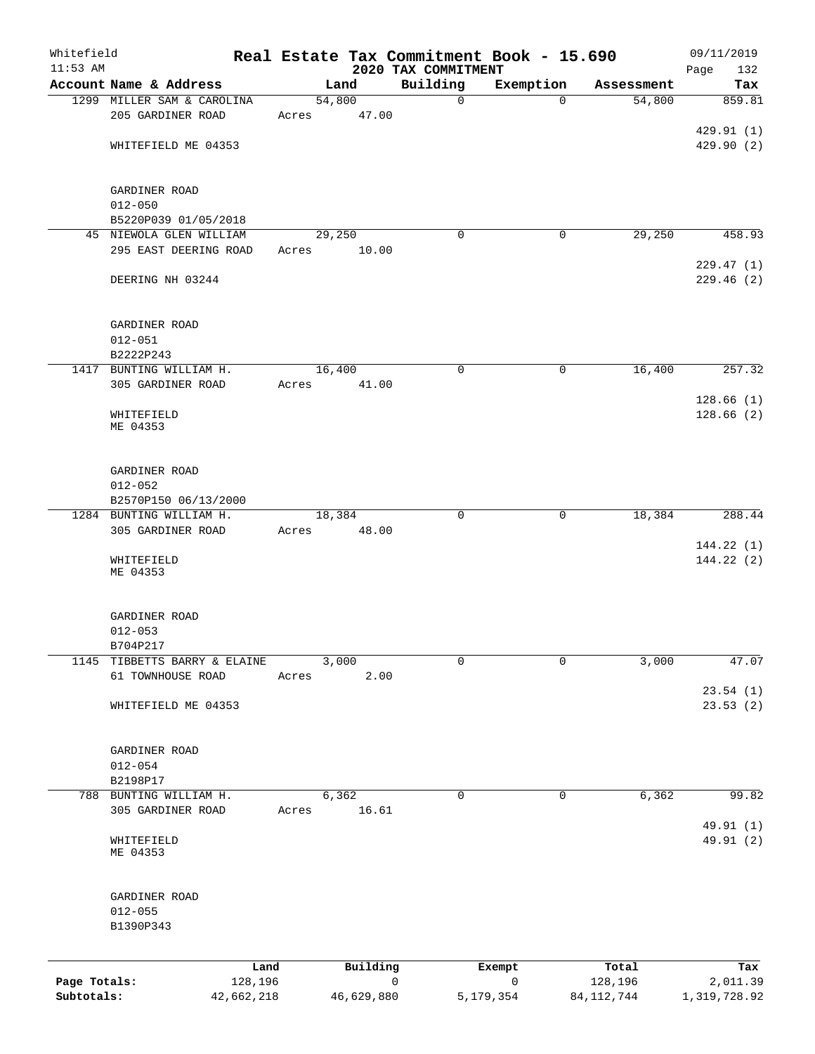Whitefield 11:53 AM

# Real Estate Tax Commitment Book - 15.690

## 2020 TAX COMMITMENT

09/11/2019 Page 132

| Account Name & Address | Land | Building | Exemption | Assessment | Tax |
|---|---|---|---|---|---|
| 1299 MILLER SAM & CAROLINA | 54,800 | 0 | 0 | 54,800 | 859.81 |
| 205 GARDINER ROAD | Acres 47.00 | | | | |
| | | | | | 429.91 (1) |
| WHITEFIELD ME 04353 | | | | | 429.90 (2) |
| GARDINER ROAD | | | | | |
| 012-050 | | | | | |
| B5220P039 01/05/2018 | | | | | |
| 45 NIEWOLA GLEN WILLIAM | 29,250 | 0 | 0 | 29,250 | 458.93 |
| 295 EAST DEERING ROAD | Acres 10.00 | | | | |
| | | | | | 229.47 (1) |
| DEERING NH 03244 | | | | | 229.46 (2) |
| GARDINER ROAD | | | | | |
| 012-051 | | | | | |
| B2222P243 | | | | | |
| 1417 BUNTING WILLIAM H. | 16,400 | 0 | 0 | 16,400 | 257.32 |
| 305 GARDINER ROAD | Acres 41.00 | | | | |
| | | | | | 128.66 (1) |
| WHITEFIELD | | | | | 128.66 (2) |
| ME 04353 | | | | | |
| GARDINER ROAD | | | | | |
| 012-052 | | | | | |
| B2570P150 06/13/2000 | | | | | |
| 1284 BUNTING WILLIAM H. | 18,384 | 0 | 0 | 18,384 | 288.44 |
| 305 GARDINER ROAD | Acres 48.00 | | | | |
| | | | | | 144.22 (1) |
| WHITEFIELD | | | | | 144.22 (2) |
| ME 04353 | | | | | |
| GARDINER ROAD | | | | | |
| 012-053 | | | | | |
| B704P217 | | | | | |
| 1145 TIBBETTS BARRY & ELAINE | 3,000 | 0 | 0 | 3,000 | 47.07 |
| 61 TOWNHOUSE ROAD | Acres 2.00 | | | | |
| | | | | | 23.54 (1) |
| WHITEFIELD ME 04353 | | | | | 23.53 (2) |
| GARDINER ROAD | | | | | |
| 012-054 | | | | | |
| B2198P17 | | | | | |
| 788 BUNTING WILLIAM H. | 6,362 | 0 | 0 | 6,362 | 99.82 |
| 305 GARDINER ROAD | Acres 16.61 | | | | |
| | | | | | 49.91 (1) |
| WHITEFIELD | | | | | 49.91 (2) |
| ME 04353 | | | | | |
| GARDINER ROAD | | | | | |
| 012-055 | | | | | |
| B1390P343 | | | | | |

| | Land | Building | Exempt | Total | Tax |
|---|---|---|---|---|---|
| Page Totals: | 128,196 | 0 | 0 | 128,196 | 2,011.39 |
| Subtotals: | 42,662,218 | 46,629,880 | 5,179,354 | 84,112,744 | 1,319,728.92 |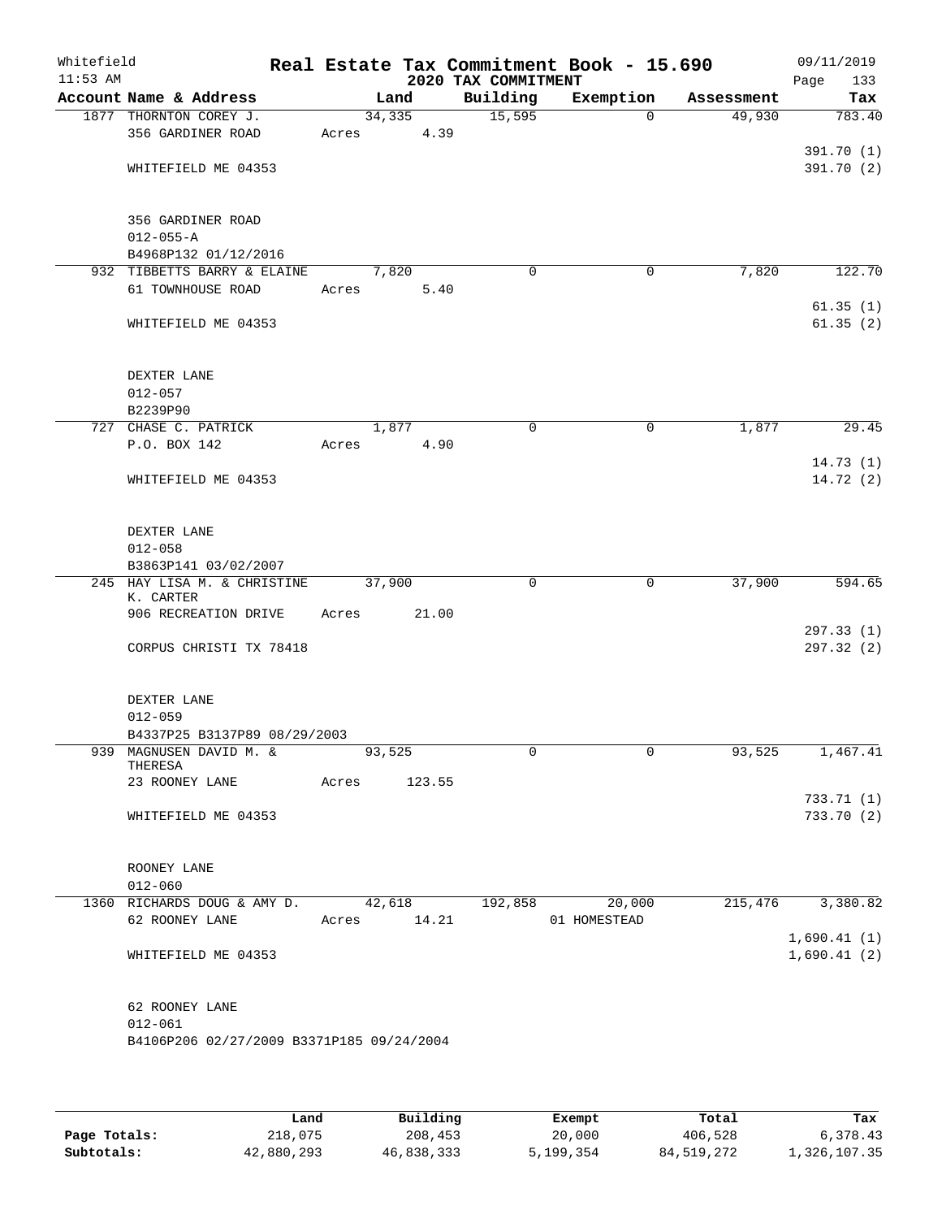Whitefield 11:53 AM

# Real Estate Tax Commitment Book - 15.690
## 2020 TAX COMMITMENT

09/11/2019 Page 133

| Account Name & Address | Land | Building | Exemption | Assessment | Tax |
|---|---|---|---|---|---|
| 1877 THORNTON COREY J. | 34,335 | 15,595 | 0 | 49,930 | 783.40 |
| 356 GARDINER ROAD | Acres 4.39 | | | | |
| | | | | | 391.70 (1) |
| WHITEFIELD ME 04353 | | | | | 391.70 (2) |
| 356 GARDINER ROAD | | | | | |
| 012-055-A | | | | | |
| B4968P132 01/12/2016 | | | | | |
| 932 TIBBETTS BARRY & ELAINE | 7,820 | 0 | 0 | 7,820 | 122.70 |
| 61 TOWNHOUSE ROAD | Acres 5.40 | | | | |
| | | | | | 61.35 (1) |
| WHITEFIELD ME 04353 | | | | | 61.35 (2) |
| DEXTER LANE | | | | | |
| 012-057 | | | | | |
| B2239P90 | | | | | |
| 727 CHASE C. PATRICK | 1,877 | 0 | 0 | 1,877 | 29.45 |
| P.O. BOX 142 | Acres 4.90 | | | | |
| | | | | | 14.73 (1) |
| WHITEFIELD ME 04353 | | | | | 14.72 (2) |
| DEXTER LANE | | | | | |
| 012-058 | | | | | |
| B3863P141 03/02/2007 | | | | | |
| 245 HAY LISA M. & CHRISTINE K. CARTER | 37,900 | 0 | 0 | 37,900 | 594.65 |
| 906 RECREATION DRIVE | Acres 21.00 | | | | |
| | | | | | 297.33 (1) |
| CORPUS CHRISTI TX 78418 | | | | | 297.32 (2) |
| DEXTER LANE | | | | | |
| 012-059 | | | | | |
| B4337P25 B3137P89 08/29/2003 | | | | | |
| 939 MAGNUSEN DAVID M. & THERESA | 93,525 | 0 | 0 | 93,525 | 1,467.41 |
| 23 ROONEY LANE | Acres 123.55 | | | | |
| | | | | | 733.71 (1) |
| WHITEFIELD ME 04353 | | | | | 733.70 (2) |
| ROONEY LANE | | | | | |
| 012-060 | | | | | |
| 1360 RICHARDS DOUG & AMY D. | 42,618 | 192,858 | 20,000 | 215,476 | 3,380.82 |
| 62 ROONEY LANE | Acres 14.21 | | 01 HOMESTEAD | | |
| | | | | | 1,690.41 (1) |
| WHITEFIELD ME 04353 | | | | | 1,690.41 (2) |
| 62 ROONEY LANE | | | | | |
| 012-061 | | | | | |
| B4106P206 02/27/2009 B3371P185 09/24/2004 | | | | | |

| | Land | Building | Exempt | Total | Tax |
|---|---|---|---|---|---|
| Page Totals: | 218,075 | 208,453 | 20,000 | 406,528 | 6,378.43 |
| Subtotals: | 42,880,293 | 46,838,333 | 5,199,354 | 84,519,272 | 1,326,107.35 |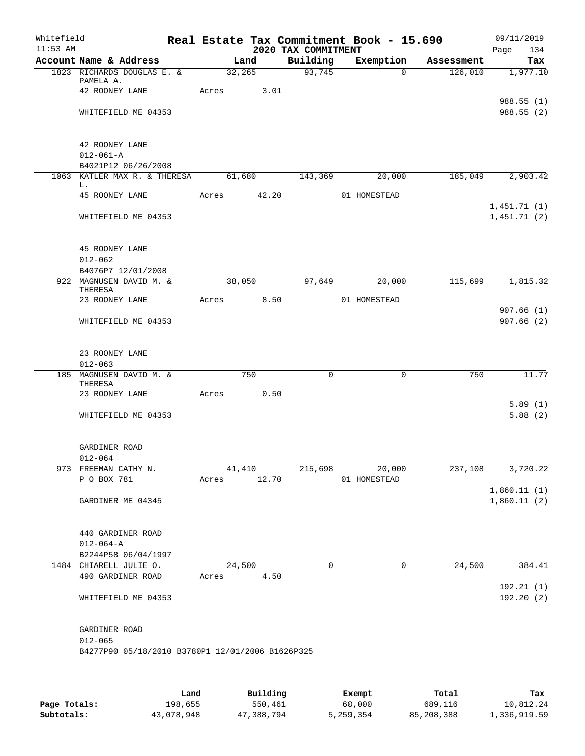Whitefield 11:53 AM

# Real Estate Tax Commitment Book - 15.690

## 2020 TAX COMMITMENT

09/11/2019

| Account | Name & Address | Land | Building | Exemption | Assessment | Tax |
|---|---|---|---|---|---|---|
| 1823 | RICHARDS DOUGLAS E. & PAMELA A. | 32,265 | 93,745 | 0 | 126,010 | 1,977.10 |
| | 42 ROONEY LANE | Acres 3.01 | | | | |
| | | | | | | 988.55 (1) |
| | WHITEFIELD ME 04353 | | | | | 988.55 (2) |
| | 42 ROONEY LANE | | | | | |
| | 012-061-A | | | | | |
| | B4021P12 06/26/2008 | | | | | |
| 1063 | KATLER MAX R. & THERESA L. | 61,680 | 143,369 | 20,000 | 185,049 | 2,903.42 |
| | 45 ROONEY LANE | Acres 42.20 | | 01 HOMESTEAD | | |
| | | | | | | 1,451.71 (1) |
| | WHITEFIELD ME 04353 | | | | | 1,451.71 (2) |
| | 45 ROONEY LANE | | | | | |
| | 012-062 | | | | | |
| | B4076P7 12/01/2008 | | | | | |
| 922 | MAGNUSEN DAVID M. & THERESA | 38,050 | 97,649 | 20,000 | 115,699 | 1,815.32 |
| | 23 ROONEY LANE | Acres 8.50 | | 01 HOMESTEAD | | |
| | | | | | | 907.66 (1) |
| | WHITEFIELD ME 04353 | | | | | 907.66 (2) |
| | 23 ROONEY LANE | | | | | |
| | 012-063 | | | | | |
| 185 | MAGNUSEN DAVID M. & THERESA | 750 | 0 | 0 | 750 | 11.77 |
| | 23 ROONEY LANE | Acres 0.50 | | | | |
| | | | | | | 5.89 (1) |
| | WHITEFIELD ME 04353 | | | | | 5.88 (2) |
| | GARDINER ROAD | | | | | |
| | 012-064 | | | | | |
| 973 | FREEMAN CATHY N. | 41,410 | 215,698 | 20,000 | 237,108 | 3,720.22 |
| | P O BOX 781 | Acres 12.70 | | 01 HOMESTEAD | | |
| | | | | | | 1,860.11 (1) |
| | GARDINER ME 04345 | | | | | 1,860.11 (2) |
| | 440 GARDINER ROAD | | | | | |
| | 012-064-A | | | | | |
| | B2244P58 06/04/1997 | | | | | |
| 1484 | CHIARELL JULIE O. | 24,500 | 0 | 0 | 24,500 | 384.41 |
| | 490 GARDINER ROAD | Acres 4.50 | | | | |
| | | | | | | 192.21 (1) |
| | WHITEFIELD ME 04353 | | | | | 192.20 (2) |
| | GARDINER ROAD | | | | | |
| | 012-065 | | | | | |
| | B4277P90 05/18/2010 B3780P1 12/01/2006 B1626P325 | | | | | |

| | Land | Building | Exempt | Total | Tax |
|---|---|---|---|---|---|
| Page Totals: | 198,655 | 550,461 | 60,000 | 689,116 | 10,812.24 |
| Subtotals: | 43,078,948 | 47,388,794 | 5,259,354 | 85,208,388 | 1,336,919.59 |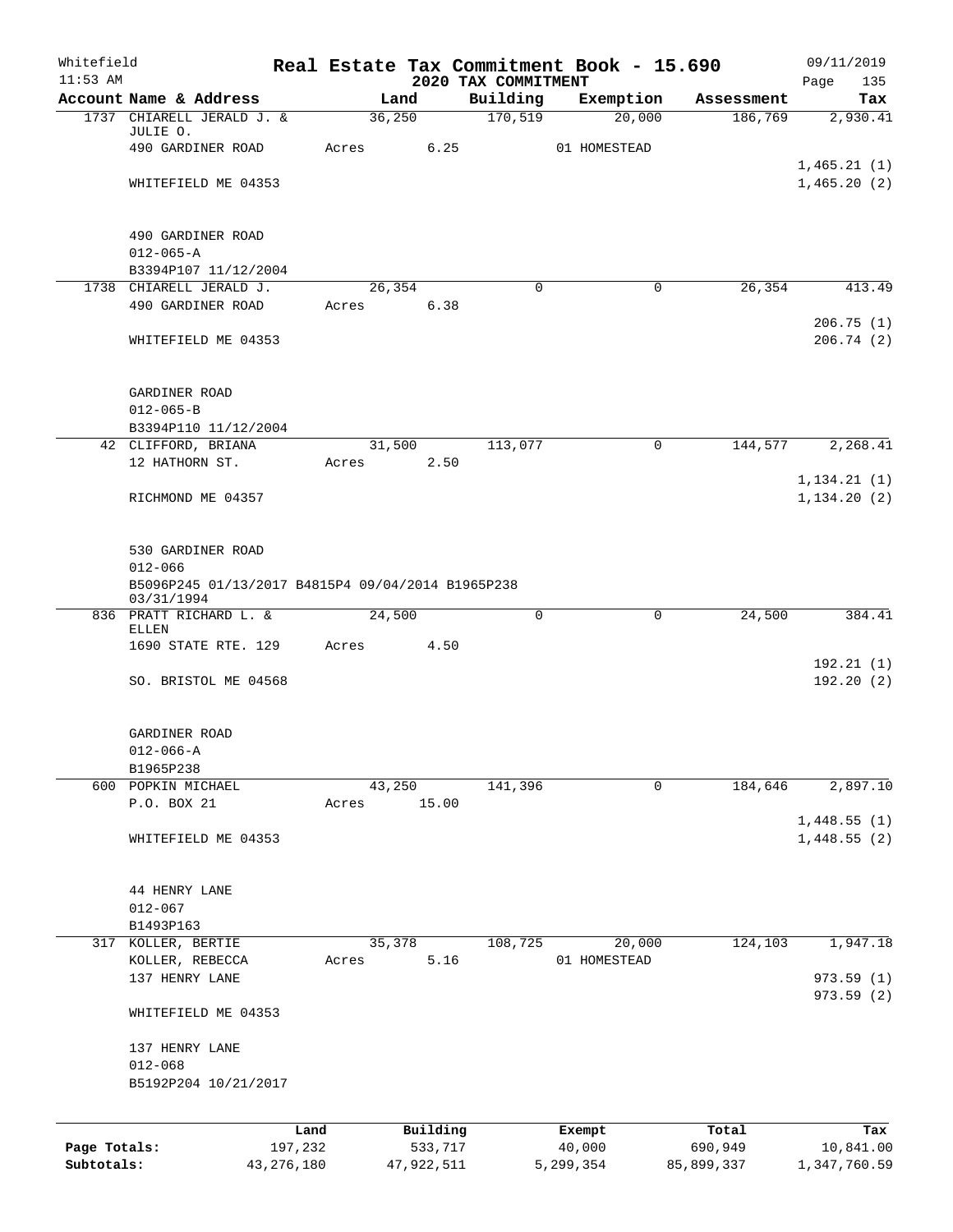Whitefield 11:53 AM

# Real Estate Tax Commitment Book - 15.690

## 2020 TAX COMMITMENT

09/11/2019 Page 135

| Account Name & Address | Land | Building | Exemption | Assessment | Tax |
|---|---|---|---|---|---|
| 1737 CHIARELL JERALD J. & JULIE O. | 36,250 | 170,519 | 20,000 | 186,769 | 2,930.41 |
| 490 GARDINER ROAD | Acres 6.25 | | 01 HOMESTEAD | | |
| | | | | | 1,465.21 (1) |
| WHITEFIELD ME 04353 | | | | | 1,465.20 (2) |
| 490 GARDINER ROAD | | | | | |
| 012-065-A | | | | | |
| B3394P107 11/12/2004 | | | | | |
| 1738 CHIARELL JERALD J. | 26,354 | 0 | 0 | 26,354 | 413.49 |
| 490 GARDINER ROAD | Acres 6.38 | | | | |
| | | | | | 206.75 (1) |
| WHITEFIELD ME 04353 | | | | | 206.74 (2) |
| GARDINER ROAD | | | | | |
| 012-065-B | | | | | |
| B3394P110 11/12/2004 | | | | | |
| 42 CLIFFORD, BRIANA | 31,500 | 113,077 | 0 | 144,577 | 2,268.41 |
| 12 HATHORN ST. | Acres 2.50 | | | | |
| | | | | | 1,134.21 (1) |
| RICHMOND ME 04357 | | | | | 1,134.20 (2) |
| 530 GARDINER ROAD | | | | | |
| 012-066 | | | | | |
| B5096P245 01/13/2017 B4815P4 09/04/2014 B1965P238 03/31/1994 | | | | | |
| 836 PRATT RICHARD L. & ELLEN | 24,500 | 0 | 0 | 24,500 | 384.41 |
| 1690 STATE RTE. 129 | Acres 4.50 | | | | |
| | | | | | 192.21 (1) |
| SO. BRISTOL ME 04568 | | | | | 192.20 (2) |
| GARDINER ROAD | | | | | |
| 012-066-A | | | | | |
| B1965P238 | | | | | |
| 600 POPKIN MICHAEL | 43,250 | 141,396 | 0 | 184,646 | 2,897.10 |
| P.O. BOX 21 | Acres 15.00 | | | | |
| | | | | | 1,448.55 (1) |
| WHITEFIELD ME 04353 | | | | | 1,448.55 (2) |
| 44 HENRY LANE | | | | | |
| 012-067 | | | | | |
| B1493P163 | | | | | |
| 317 KOLLER, BERTIE | 35,378 | 108,725 | 20,000 | 124,103 | 1,947.18 |
| KOLLER, REBECCA | Acres 5.16 | | 01 HOMESTEAD | | |
| 137 HENRY LANE | | | | | 973.59 (1) |
| | | | | | 973.59 (2) |
| WHITEFIELD ME 04353 | | | | | |
| 137 HENRY LANE | | | | | |
| 012-068 | | | | | |
| B5192P204 10/21/2017 | | | | | |

| | Land | Building | Exempt | Total | Tax |
|---|---|---|---|---|---|
| Page Totals: | 197,232 | 533,717 | 40,000 | 690,949 | 10,841.00 |
| Subtotals: | 43,276,180 | 47,922,511 | 5,299,354 | 85,899,337 | 1,347,760.59 |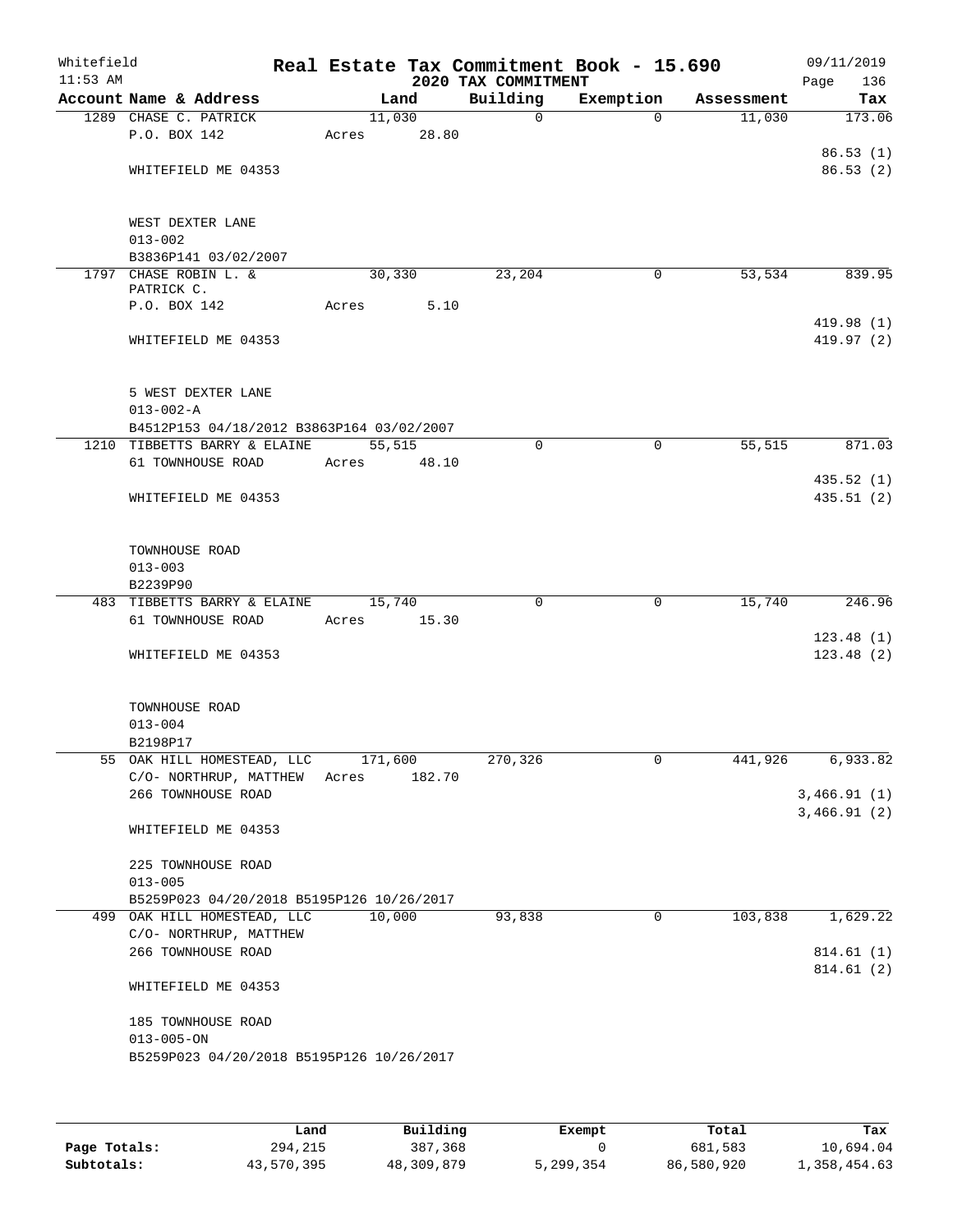Whitefield 11:53 AM

# Real Estate Tax Commitment Book - 15.690

## 2020 TAX COMMITMENT

09/11/2019 Page 136

| Account Name & Address | Land | Building | Exemption | Assessment | Tax |
|---|---|---|---|---|---|
| 1289 CHASE C. PATRICK | 11,030 | 0 | 0 | 11,030 | 173.06 |
| P.O. BOX 142 | Acres 28.80 | | | | |
| | | | | | 86.53 (1) |
| WHITEFIELD ME 04353 | | | | | 86.53 (2) |
| WEST DEXTER LANE | | | | | |
| 013-002 | | | | | |
| B3836P141 03/02/2007 | | | | | |
| 1797 CHASE ROBIN L. & PATRICK C. | 30,330 | 23,204 | 0 | 53,534 | 839.95 |
| P.O. BOX 142 | Acres 5.10 | | | | |
| | | | | | 419.98 (1) |
| WHITEFIELD ME 04353 | | | | | 419.97 (2) |
| 5 WEST DEXTER LANE | | | | | |
| 013-002-A | | | | | |
| B4512P153 04/18/2012 B3863P164 03/02/2007 | | | | | |
| 1210 TIBBETTS BARRY & ELAINE | 55,515 | 0 | 0 | 55,515 | 871.03 |
| 61 TOWNHOUSE ROAD | Acres 48.10 | | | | |
| | | | | | 435.52 (1) |
| WHITEFIELD ME 04353 | | | | | 435.51 (2) |
| TOWNHOUSE ROAD | | | | | |
| 013-003 | | | | | |
| B2239P90 | | | | | |
| 483 TIBBETTS BARRY & ELAINE | 15,740 | 0 | 0 | 15,740 | 246.96 |
| 61 TOWNHOUSE ROAD | Acres 15.30 | | | | |
| | | | | | 123.48 (1) |
| WHITEFIELD ME 04353 | | | | | 123.48 (2) |
| TOWNHOUSE ROAD | | | | | |
| 013-004 | | | | | |
| B2198P17 | | | | | |
| 55 OAK HILL HOMESTEAD, LLC | 171,600 | 270,326 | 0 | 441,926 | 6,933.82 |
| C/O- NORTHRUP, MATTHEW | Acres 182.70 | | | | |
| 266 TOWNHOUSE ROAD | | | | | 3,466.91 (1) |
| | | | | | 3,466.91 (2) |
| WHITEFIELD ME 04353 | | | | | |
| 225 TOWNHOUSE ROAD | | | | | |
| 013-005 | | | | | |
| B5259P023 04/20/2018 B5195P126 10/26/2017 | | | | | |
| 499 OAK HILL HOMESTEAD, LLC | 10,000 | 93,838 | 0 | 103,838 | 1,629.22 |
| C/O- NORTHRUP, MATTHEW | | | | | |
| 266 TOWNHOUSE ROAD | | | | | 814.61 (1) |
| | | | | | 814.61 (2) |
| WHITEFIELD ME 04353 | | | | | |
| 185 TOWNHOUSE ROAD | | | | | |
| 013-005-ON | | | | | |
| B5259P023 04/20/2018 B5195P126 10/26/2017 | | | | | |

| | Land | Building | Exempt | Total | Tax |
|---|---|---|---|---|---|
| Page Totals: | 294,215 | 387,368 | 0 | 681,583 | 10,694.04 |
| Subtotals: | 43,570,395 | 48,309,879 | 5,299,354 | 86,580,920 | 1,358,454.63 |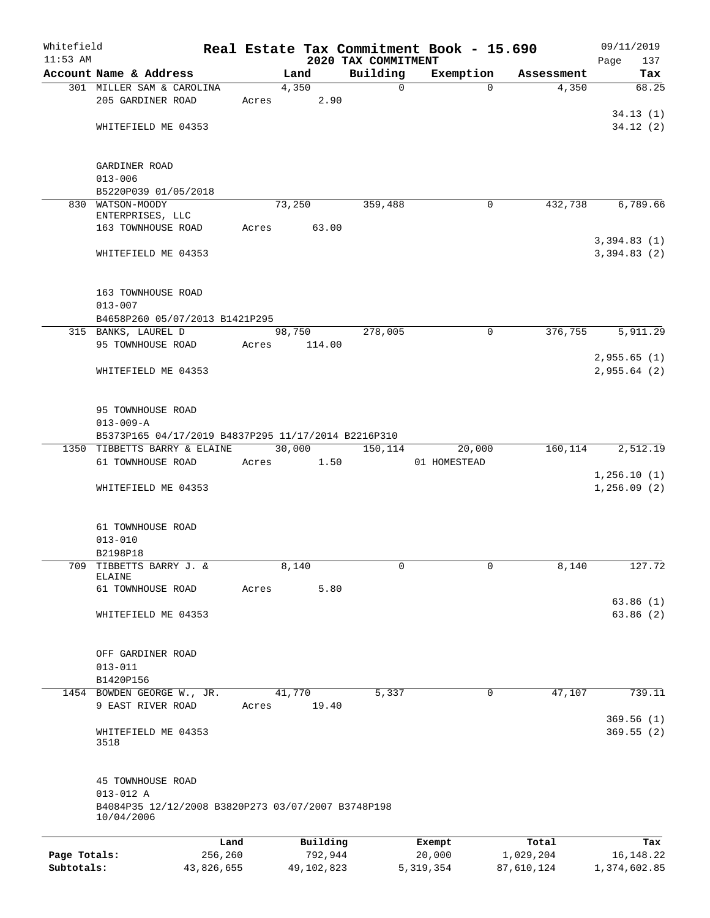Whitefield
11:53 AM

# Real Estate Tax Commitment Book - 15.690

## 2020 TAX COMMITMENT

09/11/2019

| Account Name & Address | Land | Building | Exemption | Assessment | Tax |
|---|---|---|---|---|---|
| 301 MILLER SAM & CAROLINA | 4,350 | 0 | 0 | 4,350 | 68.25 |
| 205 GARDINER ROAD | Acres 2.90 | | | | |
| | | | | | 34.13 (1) |
| WHITEFIELD ME 04353 | | | | | 34.12 (2) |
| GARDINER ROAD | | | | | |
| 013-006 | | | | | |
| B5220P039 01/05/2018 | | | | | |
| 830 WATSON-MOODY ENTERPRISES, LLC | 73,250 | 359,488 | 0 | 432,738 | 6,789.66 |
| 163 TOWNHOUSE ROAD | Acres 63.00 | | | | |
| | | | | | 3,394.83 (1) |
| WHITEFIELD ME 04353 | | | | | 3,394.83 (2) |
| 163 TOWNHOUSE ROAD | | | | | |
| 013-007 | | | | | |
| B4658P260 05/07/2013 B1421P295 | | | | | |
| 315 BANKS, LAUREL D | 98,750 | 278,005 | 0 | 376,755 | 5,911.29 |
| 95 TOWNHOUSE ROAD | Acres 114.00 | | | | |
| | | | | | 2,955.65 (1) |
| WHITEFIELD ME 04353 | | | | | 2,955.64 (2) |
| 95 TOWNHOUSE ROAD | | | | | |
| 013-009-A | | | | | |
| B5373P165 04/17/2019 B4837P295 11/17/2014 B2216P310 | | | | | |
| 1350 TIBBETTS BARRY & ELAINE | 30,000 | 150,114 | 20,000 | 160,114 | 2,512.19 |
| 61 TOWNHOUSE ROAD | Acres 1.50 | | 01 HOMESTEAD | | |
| | | | | | 1,256.10 (1) |
| WHITEFIELD ME 04353 | | | | | 1,256.09 (2) |
| 61 TOWNHOUSE ROAD | | | | | |
| 013-010 | | | | | |
| B2198P18 | | | | | |
| 709 TIBBETTS BARRY J. & ELAINE | 8,140 | 0 | 0 | 8,140 | 127.72 |
| 61 TOWNHOUSE ROAD | Acres 5.80 | | | | |
| | | | | | 63.86 (1) |
| WHITEFIELD ME 04353 | | | | | 63.86 (2) |
| OFF GARDINER ROAD | | | | | |
| 013-011 | | | | | |
| B1420P156 | | | | | |
| 1454 BOWDEN GEORGE W., JR. | 41,770 | 5,337 | 0 | 47,107 | 739.11 |
| 9 EAST RIVER ROAD | Acres 19.40 | | | | |
| | | | | | 369.56 (1) |
| WHITEFIELD ME 04353 3518 | | | | | 369.55 (2) |
| 45 TOWNHOUSE ROAD | | | | | |
| 013-012 A | | | | | |
| B4084P35 12/12/2008 B3820P273 03/07/2007 B3748P198 10/04/2006 | | | | | |

| | Land | Building | Exempt | Total | Tax |
|---|---|---|---|---|---|
| Page Totals: | 256,260 | 792,944 | 20,000 | 1,029,204 | 16,148.22 |
| Subtotals: | 43,826,655 | 49,102,823 | 5,319,354 | 87,610,124 | 1,374,602.85 |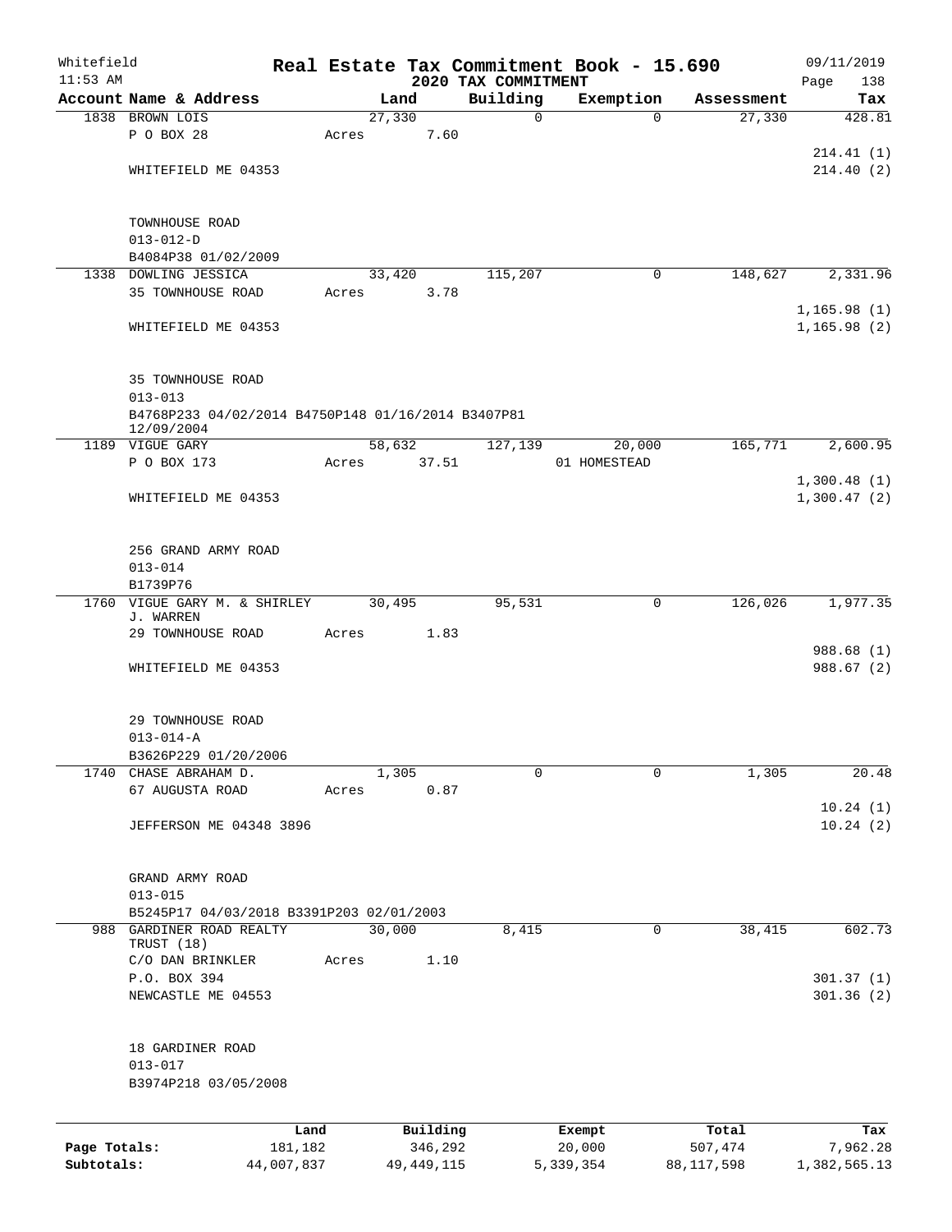Whitefield 11:53 AM

# Real Estate Tax Commitment Book - 15.690

## 2020 TAX COMMITMENT

09/11/2019

| Account Name & Address | Land | Building | Exemption | Assessment | Tax |
|---|---|---|---|---|---|
| 1838 BROWN LOIS | 27,330 | 0 | 0 | 27,330 | 428.81 |
| P O BOX 28 | Acres 7.60 | | | | |
| | | | | | 214.41 (1) |
| WHITEFIELD ME 04353 | | | | | 214.40 (2) |
| TOWNHOUSE ROAD | | | | | |
| 013-012-D | | | | | |
| B4084P38 01/02/2009 | | | | | |
| 1338 DOWLING JESSICA | 33,420 | 115,207 | 0 | 148,627 | 2,331.96 |
| 35 TOWNHOUSE ROAD | Acres 3.78 | | | | |
| | | | | | 1,165.98 (1) |
| WHITEFIELD ME 04353 | | | | | 1,165.98 (2) |
| 35 TOWNHOUSE ROAD | | | | | |
| 013-013 | | | | | |
| B4768P233 04/02/2014 B4750P148 01/16/2014 B3407P81 12/09/2004 | | | | | |
| 1189 VIGUE GARY | 58,632 | 127,139 | 20,000 | 165,771 | 2,600.95 |
| P O BOX 173 | Acres 37.51 | | 01 HOMESTEAD | | |
| | | | | | 1,300.48 (1) |
| WHITEFIELD ME 04353 | | | | | 1,300.47 (2) |
| 256 GRAND ARMY ROAD | | | | | |
| 013-014 | | | | | |
| B1739P76 | | | | | |
| 1760 VIGUE GARY M. & SHIRLEY J. WARREN | 30,495 | 95,531 | 0 | 126,026 | 1,977.35 |
| 29 TOWNHOUSE ROAD | Acres 1.83 | | | | |
| | | | | | 988.68 (1) |
| WHITEFIELD ME 04353 | | | | | 988.67 (2) |
| 29 TOWNHOUSE ROAD | | | | | |
| 013-014-A | | | | | |
| B3626P229 01/20/2006 | | | | | |
| 1740 CHASE ABRAHAM D. | 1,305 | 0 | 0 | 1,305 | 20.48 |
| 67 AUGUSTA ROAD | Acres 0.87 | | | | |
| | | | | | 10.24 (1) |
| JEFFERSON ME 04348 3896 | | | | | 10.24 (2) |
| GRAND ARMY ROAD | | | | | |
| 013-015 | | | | | |
| B5245P17 04/03/2018 B3391P203 02/01/2003 | | | | | |
| 988 GARDINER ROAD REALTY TRUST (18) | 30,000 | 8,415 | 0 | 38,415 | 602.73 |
| C/O DAN BRINKLER | Acres 1.10 | | | | |
| P.O. BOX 394 | | | | | 301.37 (1) |
| NEWCASTLE ME 04553 | | | | | 301.36 (2) |
| 18 GARDINER ROAD | | | | | |
| 013-017 | | | | | |
| B3974P218 03/05/2008 | | | | | |

| | Land | Building | Exempt | Total | Tax |
|---|---|---|---|---|---|
| Page Totals: | 181,182 | 346,292 | 20,000 | 507,474 | 7,962.28 |
| Subtotals: | 44,007,837 | 49,449,115 | 5,339,354 | 88,117,598 | 1,382,565.13 |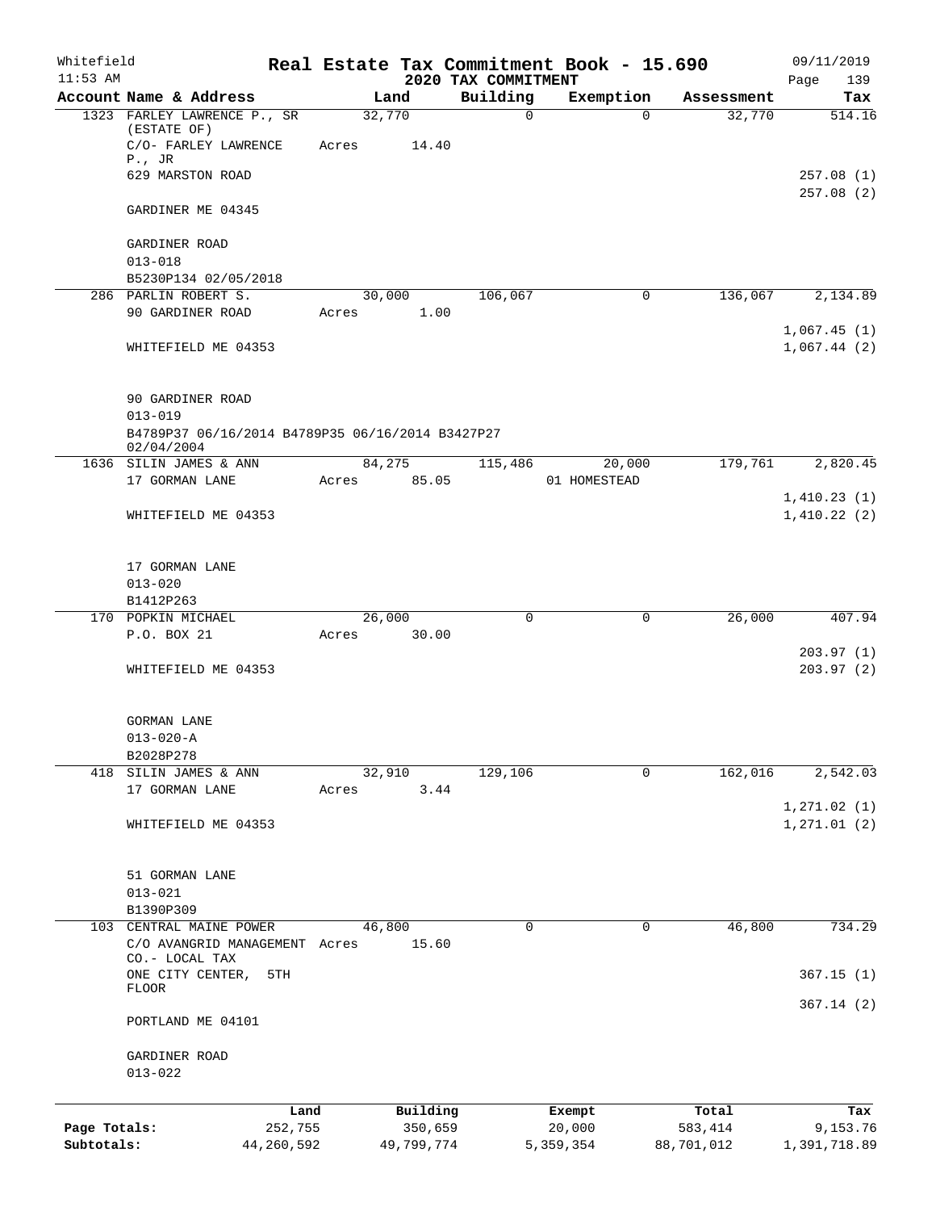Whitefield 11:53 AM

# Real Estate Tax Commitment Book - 15.690

## 2020 TAX COMMITMENT

09/11/2019

| Account Name & Address | Land | Building | Exemption | Assessment | Tax |
|---|---|---|---|---|---|
| 1323 FARLEY LAWRENCE P., SR (ESTATE OF) | 32,770 | 0 | 0 | 32,770 | 514.16 |
| C/O- FARLEY LAWRENCE P., JR | Acres 14.40 | | | | |
| 629 MARSTON ROAD | | | | | 257.08 (1) |
| | | | | | 257.08 (2) |
| GARDINER ME 04345 | | | | | |
| GARDINER ROAD | | | | | |
| 013-018 | | | | | |
| B5230P134 02/05/2018 | | | | | |
| 286 PARLIN ROBERT S. | 30,000 | 106,067 | 0 | 136,067 | 2,134.89 |
| 90 GARDINER ROAD | Acres 1.00 | | | | |
| | | | | | 1,067.45 (1) |
| WHITEFIELD ME 04353 | | | | | 1,067.44 (2) |
| 90 GARDINER ROAD | | | | | |
| 013-019 | | | | | |
| B4789P37 06/16/2014 B4789P35 06/16/2014 B3427P27 02/04/2004 | | | | | |
| 1636 SILIN JAMES & ANN | 84,275 | 115,486 | 20,000 | 179,761 | 2,820.45 |
| 17 GORMAN LANE | Acres 85.05 | | 01 HOMESTEAD | | |
| | | | | | 1,410.23 (1) |
| WHITEFIELD ME 04353 | | | | | 1,410.22 (2) |
| 17 GORMAN LANE | | | | | |
| 013-020 | | | | | |
| B1412P263 | | | | | |
| 170 POPKIN MICHAEL | 26,000 | 0 | 0 | 26,000 | 407.94 |
| P.O. BOX 21 | Acres 30.00 | | | | |
| | | | | | 203.97 (1) |
| WHITEFIELD ME 04353 | | | | | 203.97 (2) |
| GORMAN LANE | | | | | |
| 013-020-A | | | | | |
| B2028P278 | | | | | |
| 418 SILIN JAMES & ANN | 32,910 | 129,106 | 0 | 162,016 | 2,542.03 |
| 17 GORMAN LANE | Acres 3.44 | | | | |
| | | | | | 1,271.02 (1) |
| WHITEFIELD ME 04353 | | | | | 1,271.01 (2) |
| 51 GORMAN LANE | | | | | |
| 013-021 | | | | | |
| B1390P309 | | | | | |
| 103 CENTRAL MAINE POWER | 46,800 | 0 | 0 | 46,800 | 734.29 |
| C/O AVANGRID MANAGEMENT CO.- LOCAL TAX | Acres 15.60 | | | | |
| ONE CITY CENTER, 5TH FLOOR | | | | | 367.15 (1) |
| | | | | | 367.14 (2) |
| PORTLAND ME 04101 | | | | | |
| GARDINER ROAD | | | | | |
| 013-022 | | | | | |

| | Land | Building | Exempt | Total | Tax |
|---|---|---|---|---|---|
| Page Totals: | 252,755 | 350,659 | 20,000 | 583,414 | 9,153.76 |
| Subtotals: | 44,260,592 | 49,799,774 | 5,359,354 | 88,701,012 | 1,391,718.89 |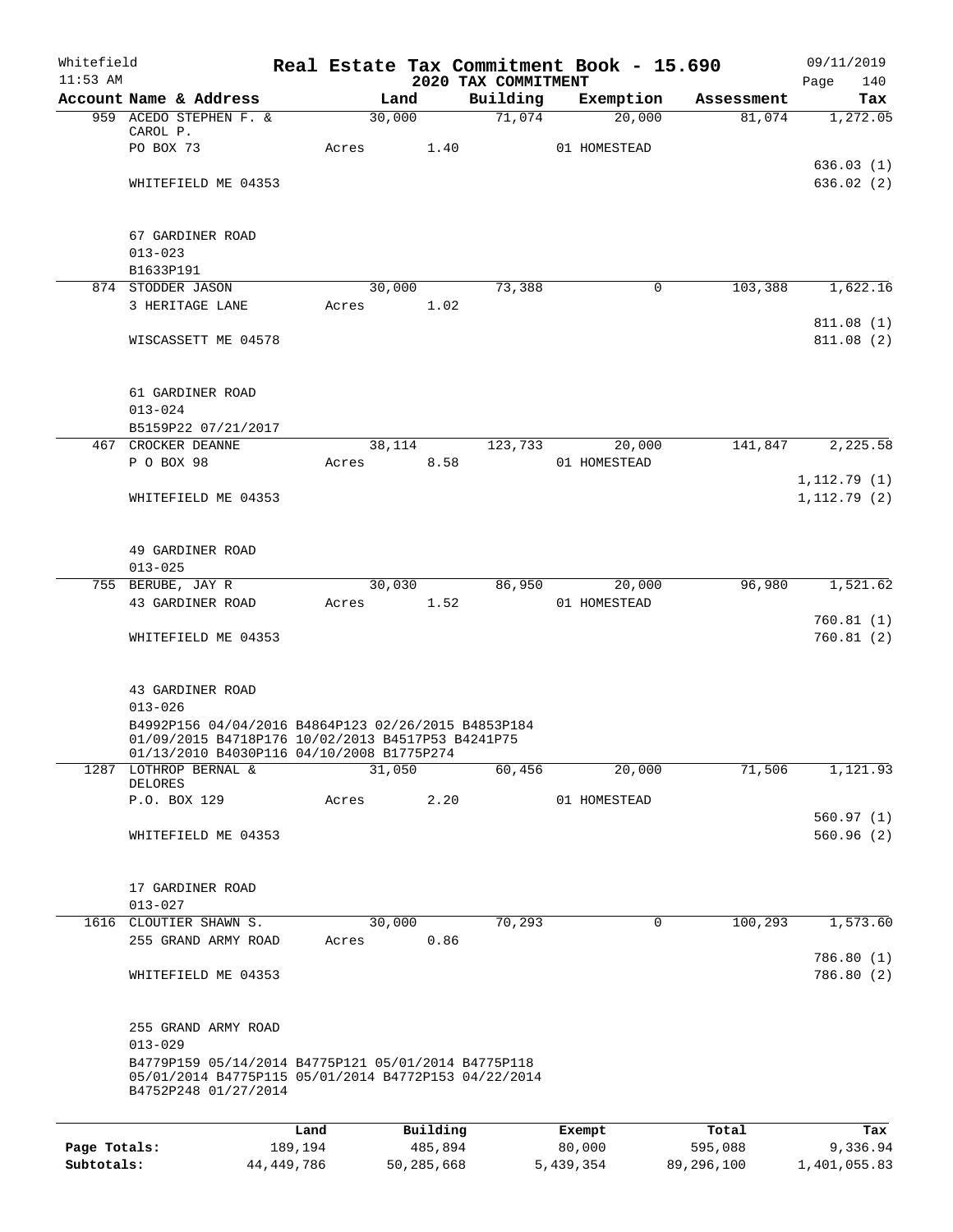Whitefield 11:53 AM

**Real Estate Tax Commitment Book - 15.690**

**2020 TAX COMMITMENT**

09/11/2019

| Account Name & Address | Land | Building | Exemption | Assessment | Tax |
|---|---|---|---|---|---|
| 959 ACEDO STEPHEN F. & CAROL P. | 30,000 | 71,074 | 20,000 | 81,074 | 1,272.05 |
| PO BOX 73 | Acres 1.40 | | 01 HOMESTEAD | | |
| | | | | | 636.03 (1) |
| WHITEFIELD ME 04353 | | | | | 636.02 (2) |
| 67 GARDINER ROAD | | | | | |
| 013-023 | | | | | |
| B1633P191 | | | | | |
| 874 STODDER JASON | 30,000 | 73,388 | 0 | 103,388 | 1,622.16 |
| 3 HERITAGE LANE | Acres 1.02 | | | | |
| | | | | | 811.08 (1) |
| WISCASSETT ME 04578 | | | | | 811.08 (2) |
| 61 GARDINER ROAD | | | | | |
| 013-024 | | | | | |
| B5159P22 07/21/2017 | | | | | |
| 467 CROCKER DEANNE | 38,114 | 123,733 | 20,000 | 141,847 | 2,225.58 |
| P O BOX 98 | Acres 8.58 | | 01 HOMESTEAD | | |
| | | | | | 1,112.79 (1) |
| WHITEFIELD ME 04353 | | | | | 1,112.79 (2) |
| 49 GARDINER ROAD | | | | | |
| 013-025 | | | | | |
| 755 BERUBE, JAY R | 30,030 | 86,950 | 20,000 | 96,980 | 1,521.62 |
| 43 GARDINER ROAD | Acres 1.52 | | 01 HOMESTEAD | | |
| | | | | | 760.81 (1) |
| WHITEFIELD ME 04353 | | | | | 760.81 (2) |
| 43 GARDINER ROAD | | | | | |
| 013-026 | | | | | |
| B4992P156 04/04/2016 B4864P123 02/26/2015 B4853P184 01/09/2015 B4718P176 10/02/2013 B4517P53 B4241P75 01/13/2010 B4030P116 04/10/2008 B1775P274 | | | | | |
| 1287 LOTHROP BERNAL & DELORES | 31,050 | 60,456 | 20,000 | 71,506 | 1,121.93 |
| P.O. BOX 129 | Acres 2.20 | | 01 HOMESTEAD | | |
| | | | | | 560.97 (1) |
| WHITEFIELD ME 04353 | | | | | 560.96 (2) |
| 17 GARDINER ROAD | | | | | |
| 013-027 | | | | | |
| 1616 CLOUTIER SHAWN S. | 30,000 | 70,293 | 0 | 100,293 | 1,573.60 |
| 255 GRAND ARMY ROAD | Acres 0.86 | | | | |
| | | | | | 786.80 (1) |
| WHITEFIELD ME 04353 | | | | | 786.80 (2) |
| 255 GRAND ARMY ROAD | | | | | |
| 013-029 | | | | | |
| B4779P159 05/14/2014 B4775P121 05/01/2014 B4775P118 05/01/2014 B4775P115 05/01/2014 B4772P153 04/22/2014 B4752P248 01/27/2014 | | | | | |

| | Land | Building | Exempt | Total | Tax |
|---|---|---|---|---|---|
| Page Totals: | 189,194 | 485,894 | 80,000 | 595,088 | 9,336.94 |
| Subtotals: | 44,449,786 | 50,285,668 | 5,439,354 | 89,296,100 | 1,401,055.83 |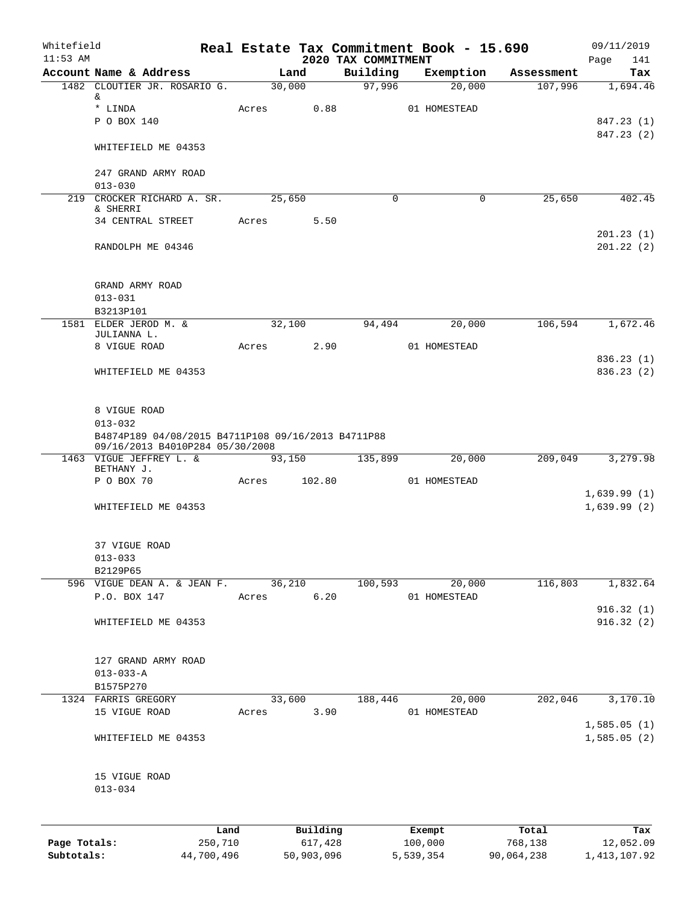Whitefield 11:53 AM

# Real Estate Tax Commitment Book - 15.690
## 2020 TAX COMMITMENT

09/11/2019

| Account Name & Address | Land | Building | Exemption | Assessment | Tax |
|---|---|---|---|---|---|
| 1482 CLOUTIER JR. ROSARIO G. & | 30,000 | 97,996 | 20,000 | 107,996 | 1,694.46 |
| * LINDA | Acres 0.88 | | 01 HOMESTEAD | | |
| P O BOX 140 | | | | | 847.23 (1) |
| | | | | | 847.23 (2) |
| WHITEFIELD ME 04353 | | | | | |
| 247 GRAND ARMY ROAD | | | | | |
| 013-030 | | | | | |
| 219 CROCKER RICHARD A. SR. & SHERRI | 25,650 | 0 | 0 | 25,650 | 402.45 |
| 34 CENTRAL STREET | Acres 5.50 | | | | |
| | | | | | 201.23 (1) |
| RANDOLPH ME 04346 | | | | | 201.22 (2) |
| GRAND ARMY ROAD | | | | | |
| 013-031 | | | | | |
| B3213P101 | | | | | |
| 1581 ELDER JEROD M. & JULIANNA L. | 32,100 | 94,494 | 20,000 | 106,594 | 1,672.46 |
| 8 VIGUE ROAD | Acres 2.90 | | 01 HOMESTEAD | | |
| | | | | | 836.23 (1) |
| WHITEFIELD ME 04353 | | | | | 836.23 (2) |
| 8 VIGUE ROAD | | | | | |
| 013-032 | | | | | |
| B4874P189 04/08/2015 B4711P108 09/16/2013 B4711P88 09/16/2013 B4010P284 05/30/2008 | | | | | |
| 1463 VIGUE JEFFREY L. & BETHANY J. | 93,150 | 135,899 | 20,000 | 209,049 | 3,279.98 |
| P O BOX 70 | Acres 102.80 | | 01 HOMESTEAD | | |
| | | | | | 1,639.99 (1) |
| WHITEFIELD ME 04353 | | | | | 1,639.99 (2) |
| 37 VIGUE ROAD | | | | | |
| 013-033 | | | | | |
| B2129P65 | | | | | |
| 596 VIGUE DEAN A. & JEAN F. | 36,210 | 100,593 | 20,000 | 116,803 | 1,832.64 |
| P.O. BOX 147 | Acres 6.20 | | 01 HOMESTEAD | | |
| | | | | | 916.32 (1) |
| WHITEFIELD ME 04353 | | | | | 916.32 (2) |
| 127 GRAND ARMY ROAD | | | | | |
| 013-033-A | | | | | |
| B1575P270 | | | | | |
| 1324 FARRIS GREGORY | 33,600 | 188,446 | 20,000 | 202,046 | 3,170.10 |
| 15 VIGUE ROAD | Acres 3.90 | | 01 HOMESTEAD | | |
| | | | | | 1,585.05 (1) |
| WHITEFIELD ME 04353 | | | | | 1,585.05 (2) |
| 15 VIGUE ROAD | | | | | |
| 013-034 | | | | | |

| | Land | Building | Exempt | Total | Tax |
|---|---|---|---|---|---|
| Page Totals: | 250,710 | 617,428 | 100,000 | 768,138 | 12,052.09 |
| Subtotals: | 44,700,496 | 50,903,096 | 5,539,354 | 90,064,238 | 1,413,107.92 |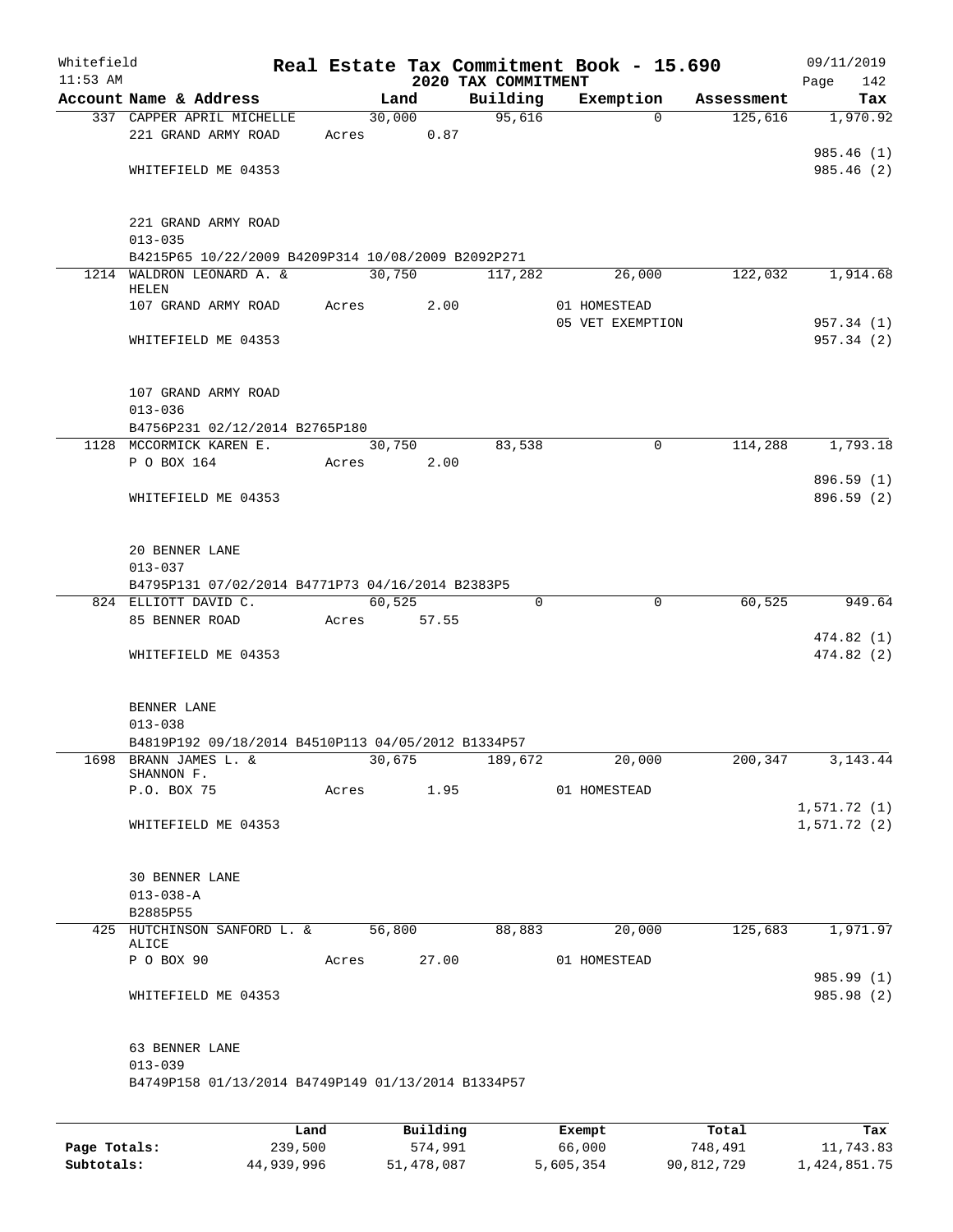Whitefield 11:53 AM

# Real Estate Tax Commitment Book - 15.690

## 2020 TAX COMMITMENT

09/11/2019 Page 142

| Account Name & Address | Land | Building | Exemption | Assessment | Tax |
|---|---|---|---|---|---|
| 337 CAPPER APRIL MICHELLE | 30,000 | 95,616 | 0 | 125,616 | 1,970.92 |
| 221 GRAND ARMY ROAD | Acres 0.87 | | | | |
| | | | | | 985.46 (1) |
| WHITEFIELD ME 04353 | | | | | 985.46 (2) |
| 221 GRAND ARMY ROAD | | | | | |
| 013-035 | | | | | |
| B4215P65 10/22/2009 B4209P314 10/08/2009 B2092P271 | | | | | |
| 1214 WALDRON LEONARD A. & HELEN | 30,750 | 117,282 | 26,000 | 122,032 | 1,914.68 |
| 107 GRAND ARMY ROAD | Acres 2.00 | | 01 HOMESTEAD | | |
| | | | 05 VET EXEMPTION | | 957.34 (1) |
| WHITEFIELD ME 04353 | | | | | 957.34 (2) |
| 107 GRAND ARMY ROAD | | | | | |
| 013-036 | | | | | |
| B4756P231 02/12/2014 B2765P180 | | | | | |
| 1128 MCCORMICK KAREN E. | 30,750 | 83,538 | 0 | 114,288 | 1,793.18 |
| P O BOX 164 | Acres 2.00 | | | | |
| | | | | | 896.59 (1) |
| WHITEFIELD ME 04353 | | | | | 896.59 (2) |
| 20 BENNER LANE | | | | | |
| 013-037 | | | | | |
| B4795P131 07/02/2014 B4771P73 04/16/2014 B2383P5 | | | | | |
| 824 ELLIOTT DAVID C. | 60,525 | 0 | 0 | 60,525 | 949.64 |
| 85 BENNER ROAD | Acres 57.55 | | | | |
| | | | | | 474.82 (1) |
| WHITEFIELD ME 04353 | | | | | 474.82 (2) |
| BENNER LANE | | | | | |
| 013-038 | | | | | |
| B4819P192 09/18/2014 B4510P113 04/05/2012 B1334P57 | | | | | |
| 1698 BRANN JAMES L. & SHANNON F. | 30,675 | 189,672 | 20,000 | 200,347 | 3,143.44 |
| P.O. BOX 75 | Acres 1.95 | | 01 HOMESTEAD | | |
| | | | | | 1,571.72 (1) |
| WHITEFIELD ME 04353 | | | | | 1,571.72 (2) |
| 30 BENNER LANE | | | | | |
| 013-038-A | | | | | |
| B2885P55 | | | | | |
| 425 HUTCHINSON SANFORD L. & ALICE | 56,800 | 88,883 | 20,000 | 125,683 | 1,971.97 |
| P O BOX 90 | Acres 27.00 | | 01 HOMESTEAD | | |
| | | | | | 985.99 (1) |
| WHITEFIELD ME 04353 | | | | | 985.98 (2) |
| 63 BENNER LANE | | | | | |
| 013-039 | | | | | |
| B4749P158 01/13/2014 B4749P149 01/13/2014 B1334P57 | | | | | |

| | Land | Building | Exempt | Total | Tax |
|---|---|---|---|---|---|
| Page Totals: | 239,500 | 574,991 | 66,000 | 748,491 | 11,743.83 |
| Subtotals: | 44,939,996 | 51,478,087 | 5,605,354 | 90,812,729 | 1,424,851.75 |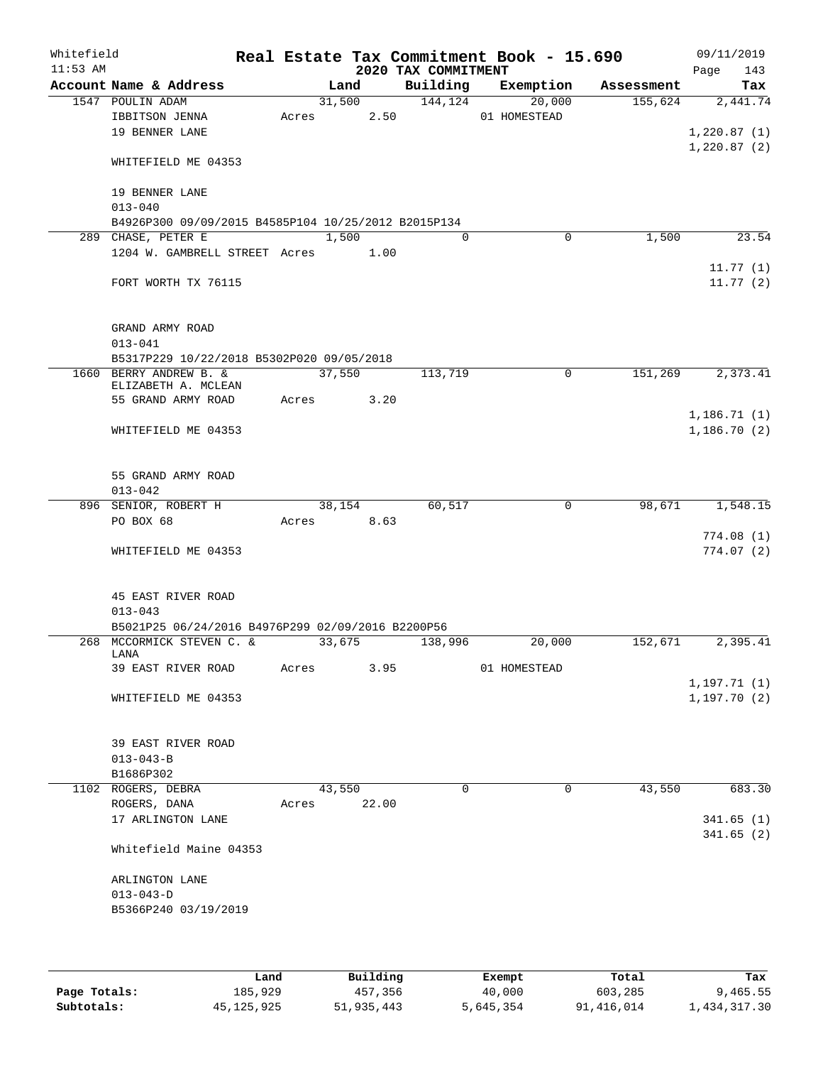Whitefield
11:53 AM

# Real Estate Tax Commitment Book - 15.690
## 2020 TAX COMMITMENT

09/11/2019

| Account Name & Address | Land | Building | Exemption | Assessment | Tax |
|---|---|---|---|---|---|
| 1547 POULIN ADAM | 31,500 | 144,124 | 20,000 | 155,624 | 2,441.74 |
| IBBITSON JENNA | Acres 2.50 | | 01 HOMESTEAD | | |
| 19 BENNER LANE | | | | | 1,220.87 (1) |
| | | | | | 1,220.87 (2) |
| WHITEFIELD ME 04353 | | | | | |
| 19 BENNER LANE | | | | | |
| 013-040 | | | | | |
| B4926P300 09/09/2015 B4585P104 10/25/2012 B2015P134 | | | | | |
| 289 CHASE, PETER E | 1,500 | 0 | 0 | 1,500 | 23.54 |
| 1204 W. GAMBRELL STREET | Acres 1.00 | | | | |
| | | | | | 11.77 (1) |
| FORT WORTH TX 76115 | | | | | 11.77 (2) |
| GRAND ARMY ROAD | | | | | |
| 013-041 | | | | | |
| B5317P229 10/22/2018 B5302P020 09/05/2018 | | | | | |
| 1660 BERRY ANDREW B. & ELIZABETH A. MCLEAN | 37,550 | 113,719 | 0 | 151,269 | 2,373.41 |
| 55 GRAND ARMY ROAD | Acres 3.20 | | | | |
| | | | | | 1,186.71 (1) |
| WHITEFIELD ME 04353 | | | | | 1,186.70 (2) |
| 55 GRAND ARMY ROAD | | | | | |
| 013-042 | | | | | |
| 896 SENIOR, ROBERT H | 38,154 | 60,517 | 0 | 98,671 | 1,548.15 |
| PO BOX 68 | Acres 8.63 | | | | |
| | | | | | 774.08 (1) |
| WHITEFIELD ME 04353 | | | | | 774.07 (2) |
| 45 EAST RIVER ROAD | | | | | |
| 013-043 | | | | | |
| B5021P25 06/24/2016 B4976P299 02/09/2016 B2200P56 | | | | | |
| 268 MCCORMICK STEVEN C. & LANA | 33,675 | 138,996 | 20,000 | 152,671 | 2,395.41 |
| 39 EAST RIVER ROAD | Acres 3.95 | | 01 HOMESTEAD | | |
| | | | | | 1,197.71 (1) |
| WHITEFIELD ME 04353 | | | | | 1,197.70 (2) |
| 39 EAST RIVER ROAD | | | | | |
| 013-043-B | | | | | |
| B1686P302 | | | | | |
| 1102 ROGERS, DEBRA | 43,550 | 0 | 0 | 43,550 | 683.30 |
| ROGERS, DANA | Acres 22.00 | | | | |
| 17 ARLINGTON LANE | | | | | 341.65 (1) |
| | | | | | 341.65 (2) |
| Whitefield Maine 04353 | | | | | |
| ARLINGTON LANE | | | | | |
| 013-043-D | | | | | |
| B5366P240 03/19/2019 | | | | | |

| | Land | Building | Exempt | Total | Tax |
|---|---|---|---|---|---|
| Page Totals: | 185,929 | 457,356 | 40,000 | 603,285 | 9,465.55 |
| Subtotals: | 45,125,925 | 51,935,443 | 5,645,354 | 91,416,014 | 1,434,317.30 |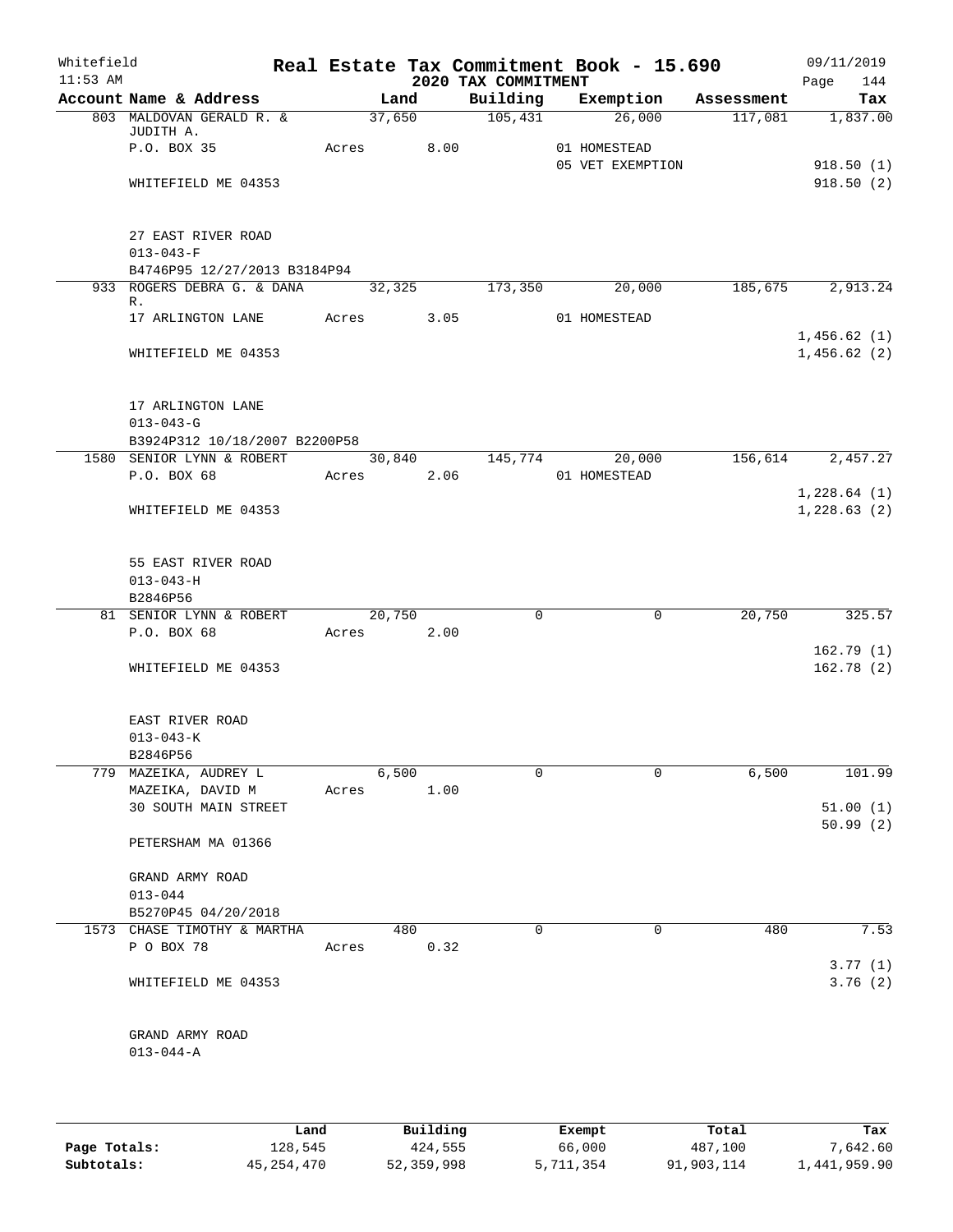Whitefield 11:53 AM

# Real Estate Tax Commitment Book - 15.690

## 2020 TAX COMMITMENT

09/11/2019

| Account Name & Address | Land | Building | Exemption | Assessment | Tax |
|---|---|---|---|---|---|
| 803 MALDOVAN GERALD R. & JUDITH A. | 37,650 | 105,431 | 26,000 | 117,081 | 1,837.00 |
| P.O. BOX 35 | Acres 8.00 | | 01 HOMESTEAD | | |
| | | | 05 VET EXEMPTION | | 918.50 (1) |
| WHITEFIELD ME 04353 | | | | | 918.50 (2) |
| 27 EAST RIVER ROAD | | | | | |
| 013-043-F | | | | | |
| B4746P95 12/27/2013 B3184P94 | | | | | |
| 933 ROGERS DEBRA G. & DANA R. | 32,325 | 173,350 | 20,000 | 185,675 | 2,913.24 |
| 17 ARLINGTON LANE | Acres 3.05 | | 01 HOMESTEAD | | |
| | | | | | 1,456.62 (1) |
| WHITEFIELD ME 04353 | | | | | 1,456.62 (2) |
| 17 ARLINGTON LANE | | | | | |
| 013-043-G | | | | | |
| B3924P312 10/18/2007 B2200P58 | | | | | |
| 1580 SENIOR LYNN & ROBERT | 30,840 | 145,774 | 20,000 | 156,614 | 2,457.27 |
| P.O. BOX 68 | Acres 2.06 | | 01 HOMESTEAD | | |
| | | | | | 1,228.64 (1) |
| WHITEFIELD ME 04353 | | | | | 1,228.63 (2) |
| 55 EAST RIVER ROAD | | | | | |
| 013-043-H | | | | | |
| B2846P56 | | | | | |
| 81 SENIOR LYNN & ROBERT | 20,750 | 0 | 0 | 20,750 | 325.57 |
| P.O. BOX 68 | Acres 2.00 | | | | |
| | | | | | 162.79 (1) |
| WHITEFIELD ME 04353 | | | | | 162.78 (2) |
| EAST RIVER ROAD | | | | | |
| 013-043-K | | | | | |
| B2846P56 | | | | | |
| 779 MAZEIKA, AUDREY L | 6,500 | 0 | 0 | 6,500 | 101.99 |
| MAZEIKA, DAVID M | Acres 1.00 | | | | |
| 30 SOUTH MAIN STREET | | | | | 51.00 (1) |
| | | | | | 50.99 (2) |
| PETERSHAM MA 01366 | | | | | |
| GRAND ARMY ROAD | | | | | |
| 013-044 | | | | | |
| B5270P45 04/20/2018 | | | | | |
| 1573 CHASE TIMOTHY & MARTHA | 480 | 0 | 0 | 480 | 7.53 |
| P O BOX 78 | Acres 0.32 | | | | |
| | | | | | 3.77 (1) |
| WHITEFIELD ME 04353 | | | | | 3.76 (2) |
| GRAND ARMY ROAD | | | | | |
| 013-044-A | | | | | |

| | Land | Building | Exempt | Total | Tax |
|---|---|---|---|---|---|
| Page Totals: | 128,545 | 424,555 | 66,000 | 487,100 | 7,642.60 |
| Subtotals: | 45,254,470 | 52,359,998 | 5,711,354 | 91,903,114 | 1,441,959.90 |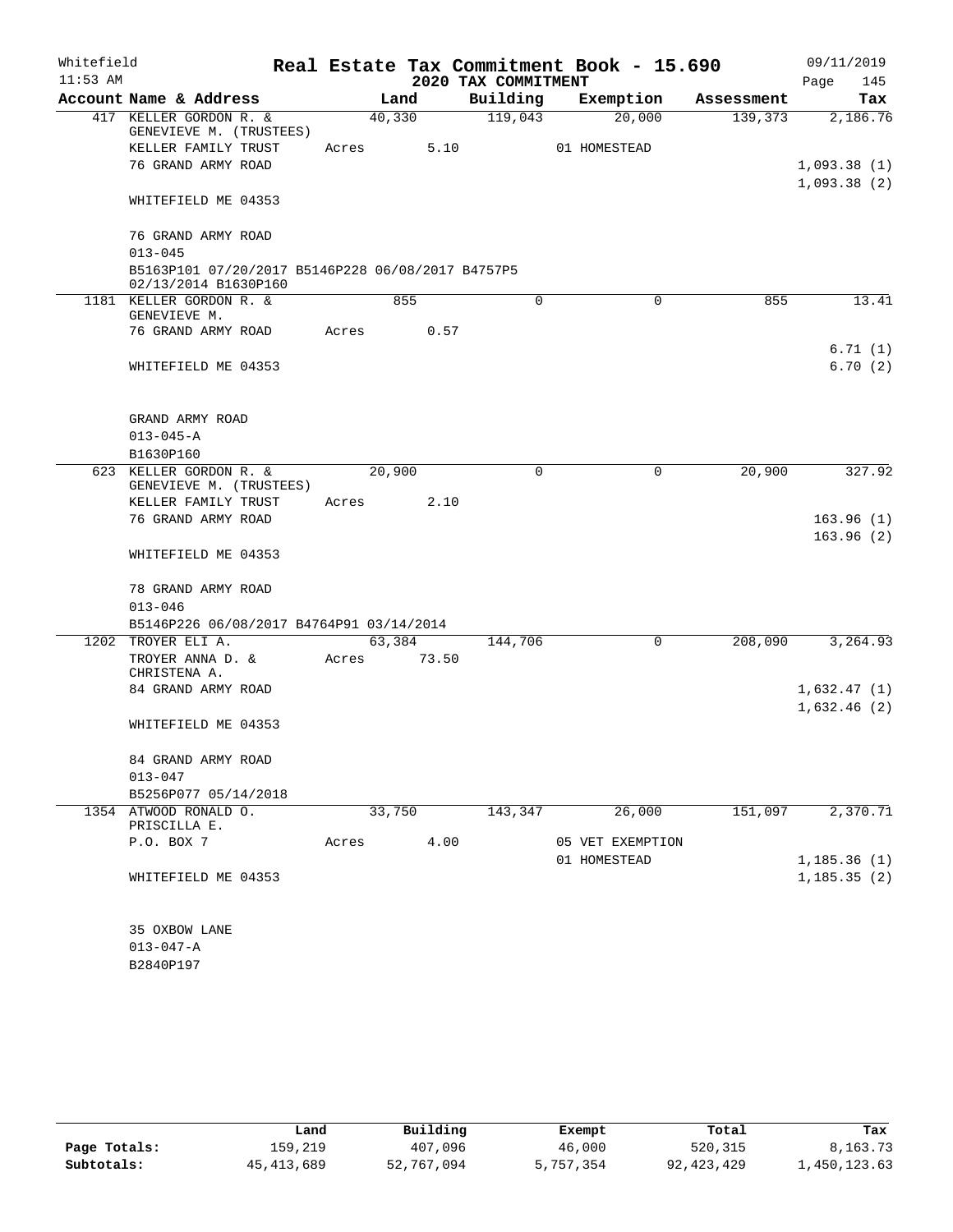Whitefield | Real Estate Tax Commitment Book - 15.690 | 09/11/2019
11:53 AM | 2020 TAX COMMITMENT | Page 145

| Account Name & Address | Land | Building | Exemption | Assessment | Tax |
|---|---|---|---|---|---|
| 417 KELLER GORDON R. & GENEVIEVE M. (TRUSTEES) | 40,330 | 119,043 | 20,000 | 139,373 | 2,186.76 |
| KELLER FAMILY TRUST | Acres 5.10 | | 01 HOMESTEAD | | |
| 76 GRAND ARMY ROAD | | | | | 1,093.38 (1) |
| | | | | | 1,093.38 (2) |
| WHITEFIELD ME 04353 | | | | | |
| 76 GRAND ARMY ROAD | | | | | |
| 013-045 | | | | | |
| B5163P101 07/20/2017 B5146P228 06/08/2017 B4757P5 02/13/2014 B1630P160 | | | | | |
| 1181 KELLER GORDON R. & GENEVIEVE M. | 855 | 0 | 0 | 855 | 13.41 |
| 76 GRAND ARMY ROAD | Acres 0.57 | | | | |
| | | | | | 6.71 (1) |
| WHITEFIELD ME 04353 | | | | | 6.70 (2) |
| GRAND ARMY ROAD | | | | | |
| 013-045-A | | | | | |
| B1630P160 | | | | | |
| 623 KELLER GORDON R. & GENEVIEVE M. (TRUSTEES) | 20,900 | 0 | 0 | 20,900 | 327.92 |
| KELLER FAMILY TRUST | Acres 2.10 | | | | |
| 76 GRAND ARMY ROAD | | | | | 163.96 (1) |
| | | | | | 163.96 (2) |
| WHITEFIELD ME 04353 | | | | | |
| 78 GRAND ARMY ROAD | | | | | |
| 013-046 | | | | | |
| B5146P226 06/08/2017 B4764P91 03/14/2014 | | | | | |
| 1202 TROYER ELI A. | 63,384 | 144,706 | 0 | 208,090 | 3,264.93 |
| TROYER ANNA D. & CHRISTENA A. | Acres 73.50 | | | | |
| 84 GRAND ARMY ROAD | | | | | 1,632.47 (1) |
| | | | | | 1,632.46 (2) |
| WHITEFIELD ME 04353 | | | | | |
| 84 GRAND ARMY ROAD | | | | | |
| 013-047 | | | | | |
| B5256P077 05/14/2018 | | | | | |
| 1354 ATWOOD RONALD O. PRISCILLA E. | 33,750 | 143,347 | 26,000 | 151,097 | 2,370.71 |
| P.O. BOX 7 | Acres 4.00 | | 05 VET EXEMPTION | | |
| | | | 01 HOMESTEAD | | 1,185.36 (1) |
| WHITEFIELD ME 04353 | | | | | 1,185.35 (2) |
| 35 OXBOW LANE | | | | | |
| 013-047-A | | | | | |
| B2840P197 | | | | | |

| | Land | Building | Exempt | Total | Tax |
|---|---|---|---|---|---|
| Page Totals: | 159,219 | 407,096 | 46,000 | 520,315 | 8,163.73 |
| Subtotals: | 45,413,689 | 52,767,094 | 5,757,354 | 92,423,429 | 1,450,123.63 |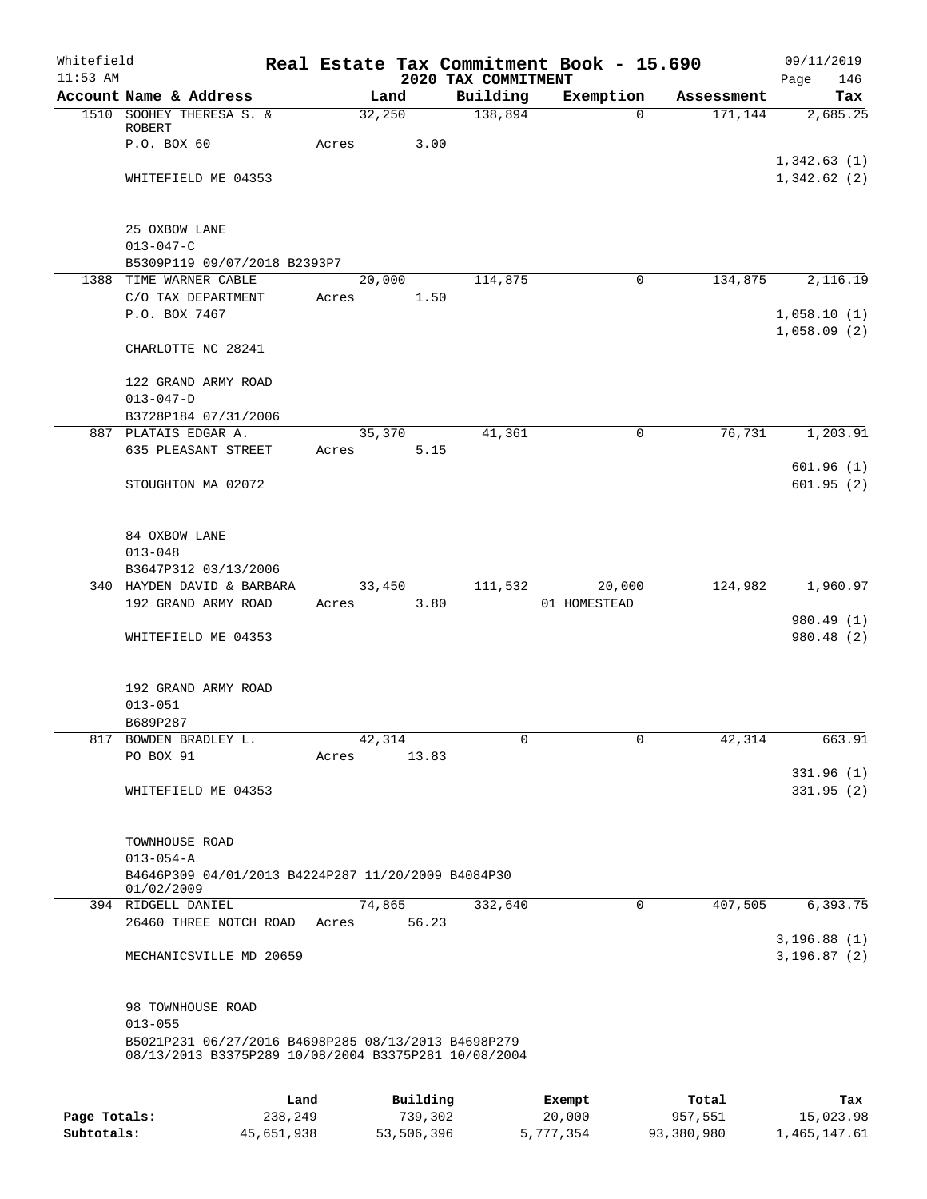Whitefield 11:53 AM

# Real Estate Tax Commitment Book - 15.690
## 2020 TAX COMMITMENT

09/11/2019

| Account Name & Address | Land | Building | Exemption | Assessment | Tax |
|---|---|---|---|---|---|
| 1510 SOOHEY THERESA S. & ROBERT | 32,250 | 138,894 | 0 | 171,144 | 2,685.25 |
| P.O. BOX 60 | Acres 3.00 | | | | |
| | | | | | 1,342.63 (1) |
| WHITEFIELD ME 04353 | | | | | 1,342.62 (2) |
| 25 OXBOW LANE | | | | | |
| 013-047-C | | | | | |
| B5309P119 09/07/2018 B2393P7 | | | | | |
| 1388 TIME WARNER CABLE | 20,000 | 114,875 | 0 | 134,875 | 2,116.19 |
| C/O TAX DEPARTMENT | Acres 1.50 | | | | |
| P.O. BOX 7467 | | | | | 1,058.10 (1) |
| | | | | | 1,058.09 (2) |
| CHARLOTTE NC 28241 | | | | | |
| 122 GRAND ARMY ROAD | | | | | |
| 013-047-D | | | | | |
| B3728P184 07/31/2006 | | | | | |
| 887 PLATAIS EDGAR A. | 35,370 | 41,361 | 0 | 76,731 | 1,203.91 |
| 635 PLEASANT STREET | Acres 5.15 | | | | |
| | | | | | 601.96 (1) |
| STOUGHTON MA 02072 | | | | | 601.95 (2) |
| 84 OXBOW LANE | | | | | |
| 013-048 | | | | | |
| B3647P312 03/13/2006 | | | | | |
| 340 HAYDEN DAVID & BARBARA | 33,450 | 111,532 | 20,000 | 124,982 | 1,960.97 |
| 192 GRAND ARMY ROAD | Acres 3.80 | | 01 HOMESTEAD | | |
| | | | | | 980.49 (1) |
| WHITEFIELD ME 04353 | | | | | 980.48 (2) |
| 192 GRAND ARMY ROAD | | | | | |
| 013-051 | | | | | |
| B689P287 | | | | | |
| 817 BOWDEN BRADLEY L. | 42,314 | 0 | 0 | 42,314 | 663.91 |
| PO BOX 91 | Acres 13.83 | | | | |
| | | | | | 331.96 (1) |
| WHITEFIELD ME 04353 | | | | | 331.95 (2) |
| TOWNHOUSE ROAD | | | | | |
| 013-054-A | | | | | |
| B4646P309 04/01/2013 B4224P287 11/20/2009 B4084P30 01/02/2009 | | | | | |
| 394 RIDGELL DANIEL | 74,865 | 332,640 | 0 | 407,505 | 6,393.75 |
| 26460 THREE NOTCH ROAD | Acres 56.23 | | | | |
| | | | | | 3,196.88 (1) |
| MECHANICSVILLE MD 20659 | | | | | 3,196.87 (2) |
| 98 TOWNHOUSE ROAD | | | | | |
| 013-055 | | | | | |
| B5021P231 06/27/2016 B4698P285 08/13/2013 B4698P279 08/13/2013 B3375P289 10/08/2004 B3375P281 10/08/2004 | | | | | |

| | Land | Building | Exempt | Total | Tax |
|---|---|---|---|---|---|
| Page Totals: | 238,249 | 739,302 | 20,000 | 957,551 | 15,023.98 |
| Subtotals: | 45,651,938 | 53,506,396 | 5,777,354 | 93,380,980 | 1,465,147.61 |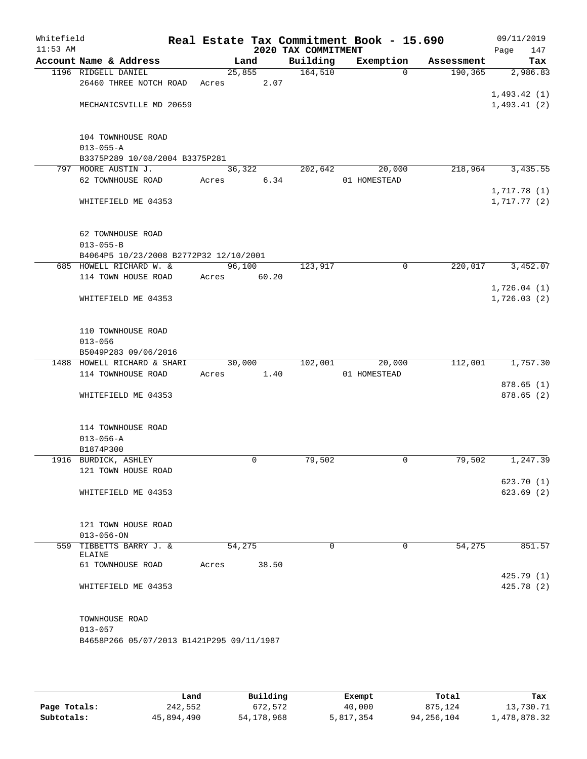Whitefield 11:53 AM

# Real Estate Tax Commitment Book - 15.690
## 2020 TAX COMMITMENT

09/11/2019 Page 147

| Account Name & Address | Land | Building | Exemption | Assessment | Tax |
|---|---|---|---|---|---|
| 1196 RIDGELL DANIEL | 25,855 | 164,510 | 0 | 190,365 | 2,986.83 |
| 26460 THREE NOTCH ROAD | Acres 2.07 | | | | |
| | | | | | 1,493.42 (1) |
| MECHANICSVILLE MD 20659 | | | | | 1,493.41 (2) |
| 104 TOWNHOUSE ROAD | | | | | |
| 013-055-A | | | | | |
| B3375P289 10/08/2004 B3375P281 | | | | | |
| 797 MOORE AUSTIN J. | 36,322 | 202,642 | 20,000 | 218,964 | 3,435.55 |
| 62 TOWNHOUSE ROAD | Acres 6.34 | | 01 HOMESTEAD | | |
| | | | | | 1,717.78 (1) |
| WHITEFIELD ME 04353 | | | | | 1,717.77 (2) |
| 62 TOWNHOUSE ROAD | | | | | |
| 013-055-B | | | | | |
| B4064P5 10/23/2008 B2772P32 12/10/2001 | | | | | |
| 685 HOWELL RICHARD W. & | 96,100 | 123,917 | 0 | 220,017 | 3,452.07 |
| 114 TOWN HOUSE ROAD | Acres 60.20 | | | | |
| | | | | | 1,726.04 (1) |
| WHITEFIELD ME 04353 | | | | | 1,726.03 (2) |
| 110 TOWNHOUSE ROAD | | | | | |
| 013-056 | | | | | |
| B5049P283 09/06/2016 | | | | | |
| 1488 HOWELL RICHARD & SHARI | 30,000 | 102,001 | 20,000 | 112,001 | 1,757.30 |
| 114 TOWNHOUSE ROAD | Acres 1.40 | | 01 HOMESTEAD | | |
| | | | | | 878.65 (1) |
| WHITEFIELD ME 04353 | | | | | 878.65 (2) |
| 114 TOWNHOUSE ROAD | | | | | |
| 013-056-A | | | | | |
| B1874P300 | | | | | |
| 1916 BURDICK, ASHLEY | 0 | 79,502 | 0 | 79,502 | 1,247.39 |
| 121 TOWN HOUSE ROAD | | | | | |
| | | | | | 623.70 (1) |
| WHITEFIELD ME 04353 | | | | | 623.69 (2) |
| 121 TOWN HOUSE ROAD | | | | | |
| 013-056-ON | | | | | |
| 559 TIBBETTS BARRY J. & ELAINE | 54,275 | 0 | 0 | 54,275 | 851.57 |
| 61 TOWNHOUSE ROAD | Acres 38.50 | | | | |
| | | | | | 425.79 (1) |
| WHITEFIELD ME 04353 | | | | | 425.78 (2) |
| TOWNHOUSE ROAD | | | | | |
| 013-057 | | | | | |
| B4658P266 05/07/2013 B1421P295 09/11/1987 | | | | | |

| | Land | Building | Exempt | Total | Tax |
|---|---|---|---|---|---|
| Page Totals: | 242,552 | 672,572 | 40,000 | 875,124 | 13,730.71 |
| Subtotals: | 45,894,490 | 54,178,968 | 5,817,354 | 94,256,104 | 1,478,878.32 |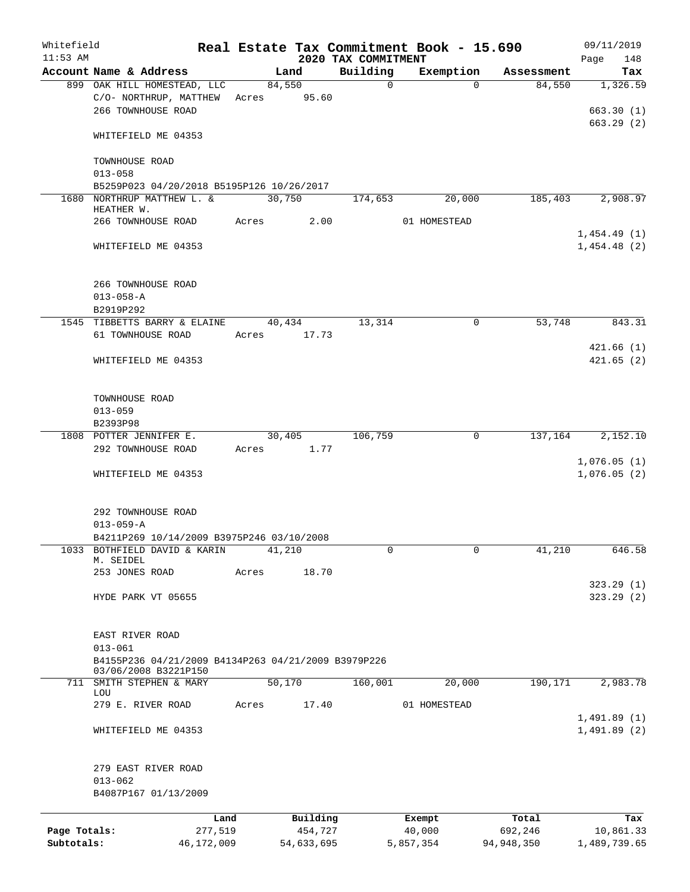Whitefield 11:53 AM

**Real Estate Tax Commitment Book - 15.690**
**2020 TAX COMMITMENT**

09/11/2019 Page 148

| Account Name & Address | Land | Building | Exemption | Assessment | Tax |
|---|---|---|---|---|---|
| 899 OAK HILL HOMESTEAD, LLC | 84,550 | 0 | 0 | 84,550 | 1,326.59 |
| C/O- NORTHRUP, MATTHEW | Acres 95.60 | | | | |
| 266 TOWNHOUSE ROAD | | | | | 663.30 (1) |
| | | | | | 663.29 (2) |
| WHITEFIELD ME 04353 | | | | | |
| TOWNHOUSE ROAD | | | | | |
| 013-058 | | | | | |
| B5259P023 04/20/2018 B5195P126 10/26/2017 | | | | | |
| 1680 NORTHRUP MATTHEW L. & HEATHER W. | 30,750 | 174,653 | 20,000 | 185,403 | 2,908.97 |
| 266 TOWNHOUSE ROAD | Acres 2.00 | | 01 HOMESTEAD | | |
| | | | | | 1,454.49 (1) |
| WHITEFIELD ME 04353 | | | | | 1,454.48 (2) |
| 266 TOWNHOUSE ROAD | | | | | |
| 013-058-A | | | | | |
| B2919P292 | | | | | |
| 1545 TIBBETTS BARRY & ELAINE | 40,434 | 13,314 | 0 | 53,748 | 843.31 |
| 61 TOWNHOUSE ROAD | Acres 17.73 | | | | |
| | | | | | 421.66 (1) |
| WHITEFIELD ME 04353 | | | | | 421.65 (2) |
| TOWNHOUSE ROAD | | | | | |
| 013-059 | | | | | |
| B2393P98 | | | | | |
| 1808 POTTER JENNIFER E. | 30,405 | 106,759 | 0 | 137,164 | 2,152.10 |
| 292 TOWNHOUSE ROAD | Acres 1.77 | | | | |
| | | | | | 1,076.05 (1) |
| WHITEFIELD ME 04353 | | | | | 1,076.05 (2) |
| 292 TOWNHOUSE ROAD | | | | | |
| 013-059-A | | | | | |
| B4211P269 10/14/2009 B3975P246 03/10/2008 | | | | | |
| 1033 BOTHFIELD DAVID & KARIN M. SEIDEL | 41,210 | 0 | 0 | 41,210 | 646.58 |
| 253 JONES ROAD | Acres 18.70 | | | | |
| | | | | | 323.29 (1) |
| HYDE PARK VT 05655 | | | | | 323.29 (2) |
| EAST RIVER ROAD | | | | | |
| 013-061 | | | | | |
| B4155P236 04/21/2009 B4134P263 04/21/2009 B3979P226 03/06/2008 B3221P150 | | | | | |
| 711 SMITH STEPHEN & MARY LOU | 50,170 | 160,001 | 20,000 | 190,171 | 2,983.78 |
| 279 E. RIVER ROAD | Acres 17.40 | | 01 HOMESTEAD | | |
| | | | | | 1,491.89 (1) |
| WHITEFIELD ME 04353 | | | | | 1,491.89 (2) |
| 279 EAST RIVER ROAD | | | | | |
| 013-062 | | | | | |
| B4087P167 01/13/2009 | | | | | |

| | Land | Building | Exempt | Total | Tax |
|---|---|---|---|---|---|
| Page Totals: | 277,519 | 454,727 | 40,000 | 692,246 | 10,861.33 |
| Subtotals: | 46,172,009 | 54,633,695 | 5,857,354 | 94,948,350 | 1,489,739.65 |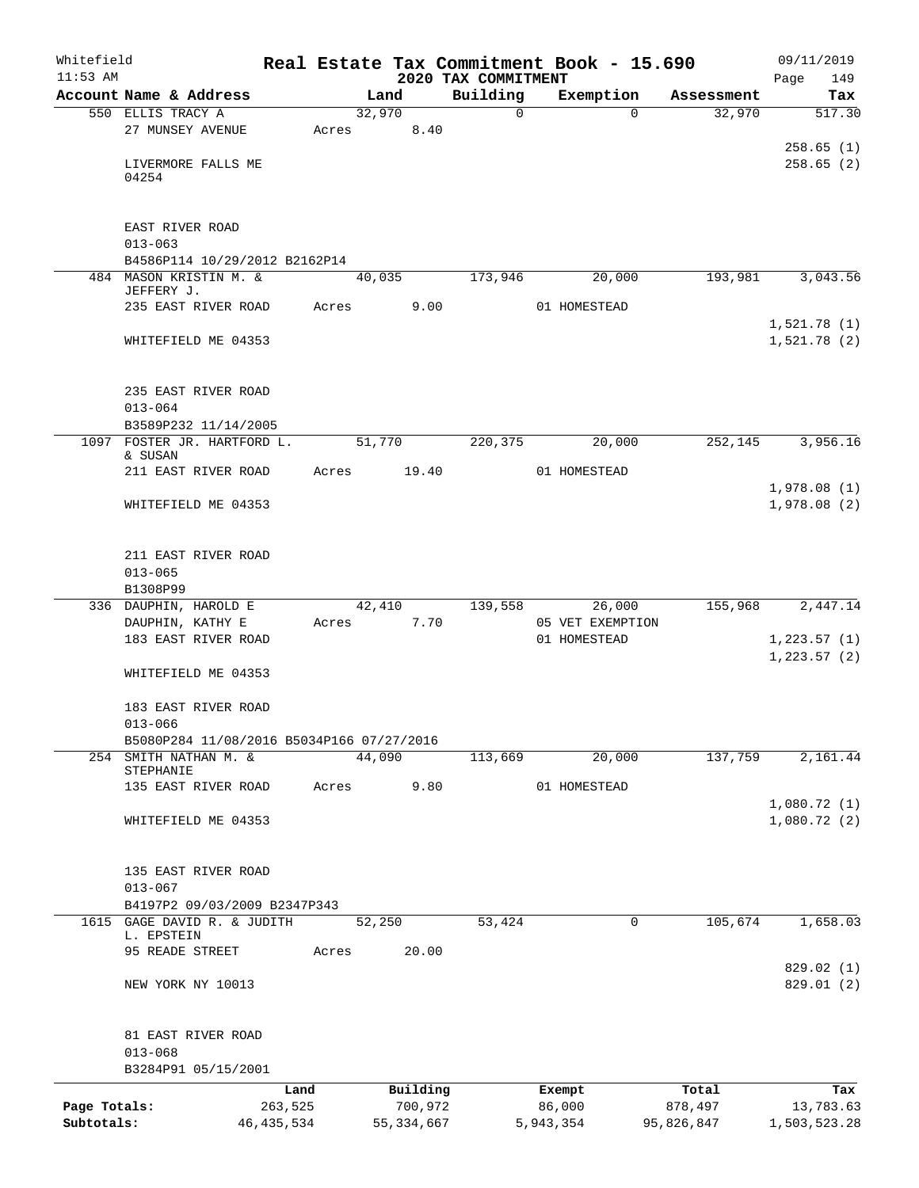Whitefield 11:53 AM

# Real Estate Tax Commitment Book - 15.690

## 2020 TAX COMMITMENT

09/11/2019 Page 149

| Account Name & Address | Land | Building | Exemption | Assessment | Tax |
|---|---|---|---|---|---|
| 550 ELLIS TRACY A<br>27 MUNSEY AVENUE<br><br>LIVERMORE FALLS ME 04254<br><br>EAST RIVER ROAD<br>013-063<br>B4586P114 10/29/2012 B2162P14 | 32,970<br>Acres 8.40 | 0 | 0 | 32,970 | 517.30<br><br>258.65 (1)<br>258.65 (2) |
| 484 MASON KRISTIN M. & JEFFERY J.<br>235 EAST RIVER ROAD<br><br>WHITEFIELD ME 04353<br><br>235 EAST RIVER ROAD<br>013-064<br>B3589P232 11/14/2005 | 40,035<br>Acres 9.00 | 173,946 | 20,000<br>01 HOMESTEAD | 193,981 | 3,043.56<br><br>1,521.78 (1)<br>1,521.78 (2) |
| 1097 FOSTER JR. HARTFORD L. & SUSAN<br>211 EAST RIVER ROAD<br><br>WHITEFIELD ME 04353<br><br>211 EAST RIVER ROAD<br>013-065<br>B1308P99 | 51,770<br>Acres 19.40 | 220,375 | 20,000<br>01 HOMESTEAD | 252,145 | 3,956.16<br><br>1,978.08 (1)<br>1,978.08 (2) |
| 336 DAUPHIN, HAROLD E<br>DAUPHIN, KATHY E<br>183 EAST RIVER ROAD<br><br>WHITEFIELD ME 04353<br><br>183 EAST RIVER ROAD<br>013-066<br>B5080P284 11/08/2016 B5034P166 07/27/2016 | 42,410<br>Acres 7.70 | 139,558 | 26,000<br>05 VET EXEMPTION<br>01 HOMESTEAD | 155,968 | 2,447.14<br><br>1,223.57 (1)<br>1,223.57 (2) |
| 254 SMITH NATHAN M. & STEPHANIE<br>135 EAST RIVER ROAD<br><br>WHITEFIELD ME 04353<br><br>135 EAST RIVER ROAD<br>013-067<br>B4197P2 09/03/2009 B2347P343 | 44,090<br>Acres 9.80 | 113,669 | 20,000<br>01 HOMESTEAD | 137,759 | 2,161.44<br><br>1,080.72 (1)<br>1,080.72 (2) |
| 1615 GAGE DAVID R. & JUDITH L. EPSTEIN<br>95 READE STREET<br><br>NEW YORK NY 10013<br><br>81 EAST RIVER ROAD<br>013-068<br>B3284P91 05/15/2001 | 52,250<br>Acres 20.00 | 53,424 | 0 | 105,674 | 1,658.03<br><br>829.02 (1)<br>829.01 (2) |

| | Land | Building | Exempt | Total | Tax |
|---|---|---|---|---|---|
| Page Totals: | 263,525 | 700,972 | 86,000 | 878,497 | 13,783.63 |
| Subtotals: | 46,435,534 | 55,334,667 | 5,943,354 | 95,826,847 | 1,503,523.28 |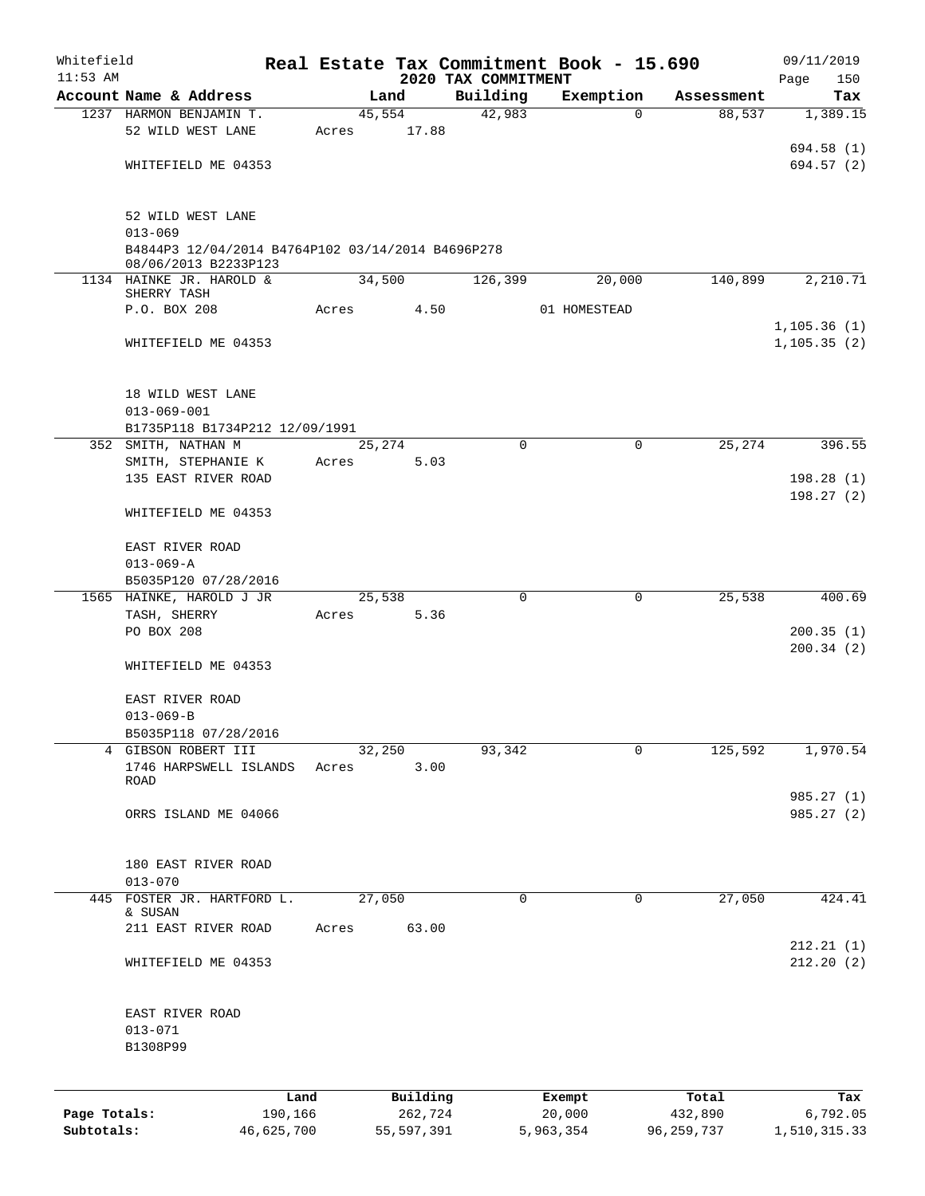# Real Estate Tax Commitment Book - 15.690

Whitefield
11:53 AM

## 2020 TAX COMMITMENT

09/11/2019

| Account Name & Address | Land | Building | Exemption | Assessment | Tax |
|---|---|---|---|---|---|
| 1237 HARMON BENJAMIN T. | 45,554 | 42,983 | 0 | 88,537 | 1,389.15 |
| 52 WILD WEST LANE | Acres 17.88 | | | | |
| | | | | | 694.58 (1) |
| WHITEFIELD ME 04353 | | | | | 694.57 (2) |
| 52 WILD WEST LANE | | | | | |
| 013-069 | | | | | |
| B4844P3 12/04/2014 B4764P102 03/14/2014 B4696P278 08/06/2013 B2233P123 | | | | | |
| 1134 HAINKE JR. HAROLD & SHERRY TASH | 34,500 | 126,399 | 20,000 | 140,899 | 2,210.71 |
| P.O. BOX 208 | Acres 4.50 | | 01 HOMESTEAD | | |
| | | | | | 1,105.36 (1) |
| WHITEFIELD ME 04353 | | | | | 1,105.35 (2) |
| 18 WILD WEST LANE | | | | | |
| 013-069-001 | | | | | |
| B1735P118 B1734P212 12/09/1991 | | | | | |
| 352 SMITH, NATHAN M | 25,274 | 0 | 0 | 25,274 | 396.55 |
| SMITH, STEPHANIE K | Acres 5.03 | | | | |
| 135 EAST RIVER ROAD | | | | | 198.28 (1) |
| | | | | | 198.27 (2) |
| WHITEFIELD ME 04353 | | | | | |
| EAST RIVER ROAD | | | | | |
| 013-069-A | | | | | |
| B5035P120 07/28/2016 | | | | | |
| 1565 HAINKE, HAROLD J JR | 25,538 | 0 | 0 | 25,538 | 400.69 |
| TASH, SHERRY | Acres 5.36 | | | | |
| PO BOX 208 | | | | | 200.35 (1) |
| | | | | | 200.34 (2) |
| WHITEFIELD ME 04353 | | | | | |
| EAST RIVER ROAD | | | | | |
| 013-069-B | | | | | |
| B5035P118 07/28/2016 | | | | | |
| 4 GIBSON ROBERT III | 32,250 | 93,342 | 0 | 125,592 | 1,970.54 |
| 1746 HARPSWELL ISLANDS ROAD | Acres 3.00 | | | | |
| | | | | | 985.27 (1) |
| ORRS ISLAND ME 04066 | | | | | 985.27 (2) |
| 180 EAST RIVER ROAD | | | | | |
| 013-070 | | | | | |
| 445 FOSTER JR. HARTFORD L. & SUSAN | 27,050 | 0 | 0 | 27,050 | 424.41 |
| 211 EAST RIVER ROAD | Acres 63.00 | | | | |
| | | | | | 212.21 (1) |
| WHITEFIELD ME 04353 | | | | | 212.20 (2) |
| EAST RIVER ROAD | | | | | |
| 013-071 | | | | | |
| B1308P99 | | | | | |

| | Land | Building | Exempt | Total | Tax |
|---|---|---|---|---|---|
| Page Totals: | 190,166 | 262,724 | 20,000 | 432,890 | 6,792.05 |
| Subtotals: | 46,625,700 | 55,597,391 | 5,963,354 | 96,259,737 | 1,510,315.33 |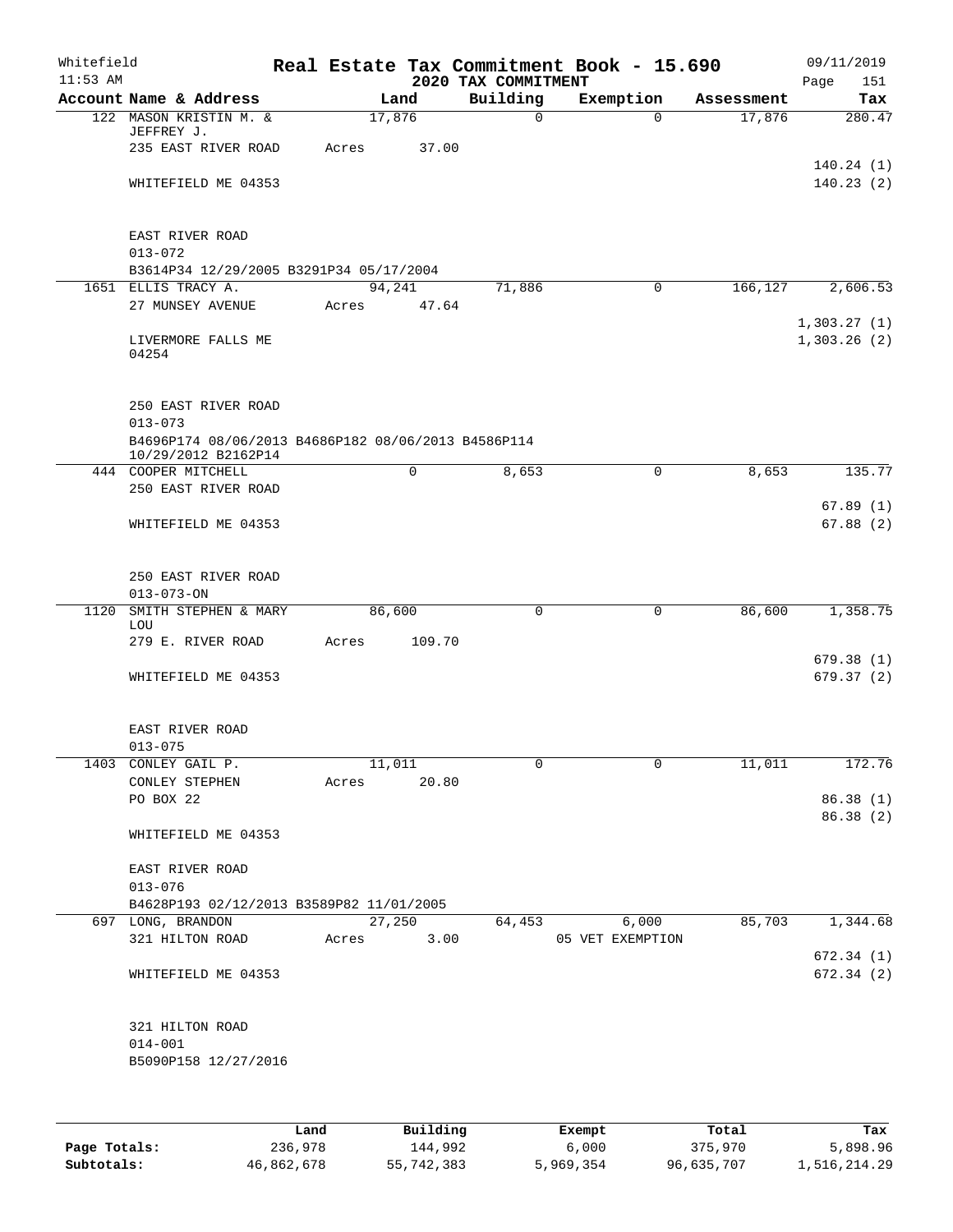Whitefield
11:53 AM

# Real Estate Tax Commitment Book - 15.690

## 2020 TAX COMMITMENT

09/11/2019

| Account Name & Address | Land | Building | Exemption | Assessment | Tax |
|---|---|---|---|---|---|
| 122 MASON KRISTIN M. & JEFFREY J. | 17,876 | 0 | 0 | 17,876 | 280.47 |
| 235 EAST RIVER ROAD | Acres 37.00 | | | | |
| | | | | | 140.24 (1) |
| WHITEFIELD ME 04353 | | | | | 140.23 (2) |
| EAST RIVER ROAD | | | | | |
| 013-072 | | | | | |
| B3614P34 12/29/2005 B3291P34 05/17/2004 | | | | | |
| 1651 ELLIS TRACY A. | 94,241 | 71,886 | 0 | 166,127 | 2,606.53 |
| 27 MUNSEY AVENUE | Acres 47.64 | | | | |
| | | | | | 1,303.27 (1) |
| LIVERMORE FALLS ME 04254 | | | | | 1,303.26 (2) |
| 250 EAST RIVER ROAD | | | | | |
| 013-073 | | | | | |
| B4696P174 08/06/2013 B4686P182 08/06/2013 B4586P114 10/29/2012 B2162P14 | | | | | |
| 444 COOPER MITCHELL | 0 | 8,653 | 0 | 8,653 | 135.77 |
| 250 EAST RIVER ROAD | | | | | |
| | | | | | 67.89 (1) |
| WHITEFIELD ME 04353 | | | | | 67.88 (2) |
| 250 EAST RIVER ROAD | | | | | |
| 013-073-ON | | | | | |
| 1120 SMITH STEPHEN & MARY LOU | 86,600 | 0 | 0 | 86,600 | 1,358.75 |
| 279 E. RIVER ROAD | Acres 109.70 | | | | |
| | | | | | 679.38 (1) |
| WHITEFIELD ME 04353 | | | | | 679.37 (2) |
| EAST RIVER ROAD | | | | | |
| 013-075 | | | | | |
| 1403 CONLEY GAIL P. | 11,011 | 0 | 0 | 11,011 | 172.76 |
| CONLEY STEPHEN | Acres 20.80 | | | | |
| PO BOX 22 | | | | | 86.38 (1) |
| | | | | | 86.38 (2) |
| WHITEFIELD ME 04353 | | | | | |
| EAST RIVER ROAD | | | | | |
| 013-076 | | | | | |
| B4628P193 02/12/2013 B3589P82 11/01/2005 | | | | | |
| 697 LONG, BRANDON | 27,250 | 64,453 | 6,000 | 85,703 | 1,344.68 |
| 321 HILTON ROAD | Acres 3.00 | | 05 VET EXEMPTION | | |
| | | | | | 672.34 (1) |
| WHITEFIELD ME 04353 | | | | | 672.34 (2) |
| 321 HILTON ROAD | | | | | |
| 014-001 | | | | | |
| B5090P158 12/27/2016 | | | | | |

| | Land | Building | Exempt | Total | Tax |
|---|---|---|---|---|---|
| Page Totals: | 236,978 | 144,992 | 6,000 | 375,970 | 5,898.96 |
| Subtotals: | 46,862,678 | 55,742,383 | 5,969,354 | 96,635,707 | 1,516,214.29 |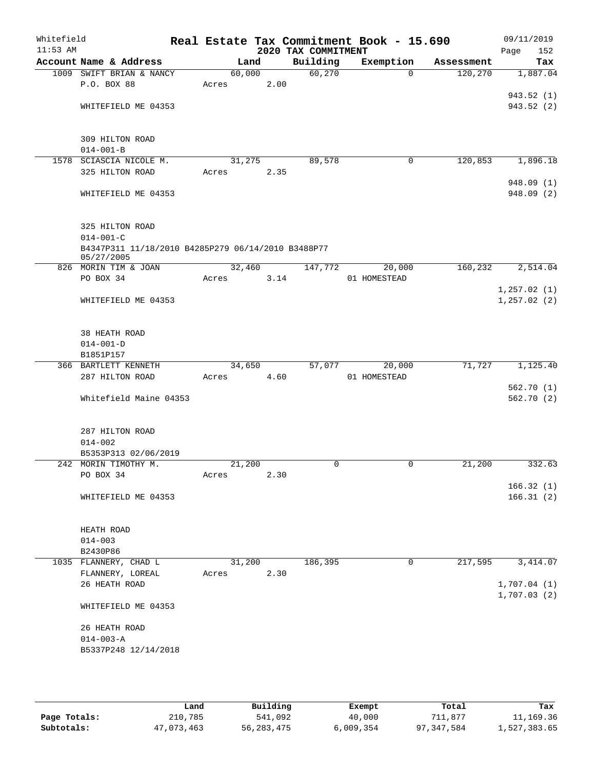Whitefield 11:53 AM

# Real Estate Tax Commitment Book - 15.690

## 2020 TAX COMMITMENT

09/11/2019 Page 152

| Account Name & Address | Land | Building | Exemption | Assessment | Tax |
|---|---|---|---|---|---|
| 1009 SWIFT BRIAN & NANCY | 60,000 | 60,270 | 0 | 120,270 | 1,887.04 |
| P.O. BOX 88 | Acres 2.00 | | | | |
| | | | | | 943.52 (1) |
| WHITEFIELD ME 04353 | | | | | 943.52 (2) |
| 309 HILTON ROAD | | | | | |
| 014-001-B | | | | | |
| 1578 SCIASCIA NICOLE M. | 31,275 | 89,578 | 0 | 120,853 | 1,896.18 |
| 325 HILTON ROAD | Acres 2.35 | | | | |
| | | | | | 948.09 (1) |
| WHITEFIELD ME 04353 | | | | | 948.09 (2) |
| 325 HILTON ROAD | | | | | |
| 014-001-C | | | | | |
| B4347P311 11/18/2010 B4285P279 06/14/2010 B3488P77 05/27/2005 | | | | | |
| 826 MORIN TIM & JOAN | 32,460 | 147,772 | 20,000 | 160,232 | 2,514.04 |
| PO BOX 34 | Acres 3.14 | | 01 HOMESTEAD | | |
| | | | | | 1,257.02 (1) |
| WHITEFIELD ME 04353 | | | | | 1,257.02 (2) |
| 38 HEATH ROAD | | | | | |
| 014-001-D | | | | | |
| B1851P157 | | | | | |
| 366 BARTLETT KENNETH | 34,650 | 57,077 | 20,000 | 71,727 | 1,125.40 |
| 287 HILTON ROAD | Acres 4.60 | | 01 HOMESTEAD | | |
| | | | | | 562.70 (1) |
| Whitefield Maine 04353 | | | | | 562.70 (2) |
| 287 HILTON ROAD | | | | | |
| 014-002 | | | | | |
| B5353P313 02/06/2019 | | | | | |
| 242 MORIN TIMOTHY M. | 21,200 | 0 | 0 | 21,200 | 332.63 |
| PO BOX 34 | Acres 2.30 | | | | |
| | | | | | 166.32 (1) |
| WHITEFIELD ME 04353 | | | | | 166.31 (2) |
| HEATH ROAD | | | | | |
| 014-003 | | | | | |
| B2430P86 | | | | | |
| 1035 FLANNERY, CHAD L | 31,200 | 186,395 | 0 | 217,595 | 3,414.07 |
| FLANNERY, LOREAL | Acres 2.30 | | | | |
| 26 HEATH ROAD | | | | | 1,707.04 (1) |
| | | | | | 1,707.03 (2) |
| WHITEFIELD ME 04353 | | | | | |
| 26 HEATH ROAD | | | | | |
| 014-003-A | | | | | |
| B5337P248 12/14/2018 | | | | | |

| | Land | Building | Exempt | Total | Tax |
|---|---|---|---|---|---|
| Page Totals: | 210,785 | 541,092 | 40,000 | 711,877 | 11,169.36 |
| Subtotals: | 47,073,463 | 56,283,475 | 6,009,354 | 97,347,584 | 1,527,383.65 |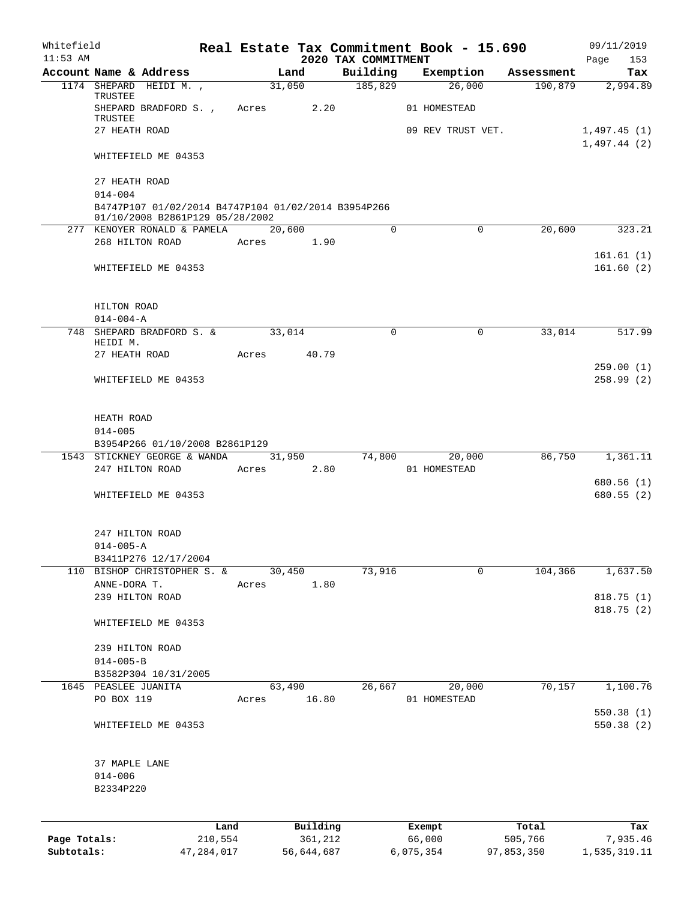Whitefield 11:53 AM

**Real Estate Tax Commitment Book - 15.690**
**2020 TAX COMMITMENT**

09/11/2019

| Account | Name & Address | Land | Building | Exemption | Assessment | Tax |
|---|---|---|---|---|---|---|
| 1174 | SHEPARD HEIDI M. , TRUSTEE | 31,050 | 185,829 | 26,000 | 190,879 | 2,994.89 |
| | SHEPARD BRADFORD S. , TRUSTEE | Acres 2.20 | | 01 HOMESTEAD | | |
| | 27 HEATH ROAD | | | 09 REV TRUST VET. | | 1,497.45 (1) |
| | | | | | | 1,497.44 (2) |
| | WHITEFIELD ME 04353 | | | | | |
| | 27 HEATH ROAD | | | | | |
| | 014-004 | | | | | |
| | B4747P107 01/02/2014 B4747P104 01/02/2014 B3954P266 01/10/2008 B2861P129 05/28/2002 | | | | | |
| 277 | KENOYER RONALD & PAMELA | 20,600 | 0 | 0 | 20,600 | 323.21 |
| | 268 HILTON ROAD | Acres 1.90 | | | | |
| | | | | | | 161.61 (1) |
| | WHITEFIELD ME 04353 | | | | | 161.60 (2) |
| | HILTON ROAD | | | | | |
| | 014-004-A | | | | | |
| 748 | SHEPARD BRADFORD S. & HEIDI M. | 33,014 | 0 | 0 | 33,014 | 517.99 |
| | 27 HEATH ROAD | Acres 40.79 | | | | |
| | | | | | | 259.00 (1) |
| | WHITEFIELD ME 04353 | | | | | 258.99 (2) |
| | HEATH ROAD | | | | | |
| | 014-005 | | | | | |
| | B3954P266 01/10/2008 B2861P129 | | | | | |
| 1543 | STICKNEY GEORGE & WANDA | 31,950 | 74,800 | 20,000 | 86,750 | 1,361.11 |
| | 247 HILTON ROAD | Acres 2.80 | | 01 HOMESTEAD | | |
| | | | | | | 680.56 (1) |
| | WHITEFIELD ME 04353 | | | | | 680.55 (2) |
| | 247 HILTON ROAD | | | | | |
| | 014-005-A | | | | | |
| | B3411P276 12/17/2004 | | | | | |
| 110 | BISHOP CHRISTOPHER S. & | 30,450 | 73,916 | 0 | 104,366 | 1,637.50 |
| | ANNE-DORA T. | Acres 1.80 | | | | |
| | 239 HILTON ROAD | | | | | 818.75 (1) |
| | | | | | | 818.75 (2) |
| | WHITEFIELD ME 04353 | | | | | |
| | 239 HILTON ROAD | | | | | |
| | 014-005-B | | | | | |
| | B3582P304 10/31/2005 | | | | | |
| 1645 | PEASLEE JUANITA | 63,490 | 26,667 | 20,000 | 70,157 | 1,100.76 |
| | PO BOX 119 | Acres 16.80 | | 01 HOMESTEAD | | |
| | | | | | | 550.38 (1) |
| | WHITEFIELD ME 04353 | | | | | 550.38 (2) |
| | 37 MAPLE LANE | | | | | |
| | 014-006 | | | | | |
| | B2334P220 | | | | | |

| | Land | Building | Exempt | Total | Tax |
|---|---|---|---|---|---|
| Page Totals: | 210,554 | 361,212 | 66,000 | 505,766 | 7,935.46 |
| Subtotals: | 47,284,017 | 56,644,687 | 6,075,354 | 97,853,350 | 1,535,319.11 |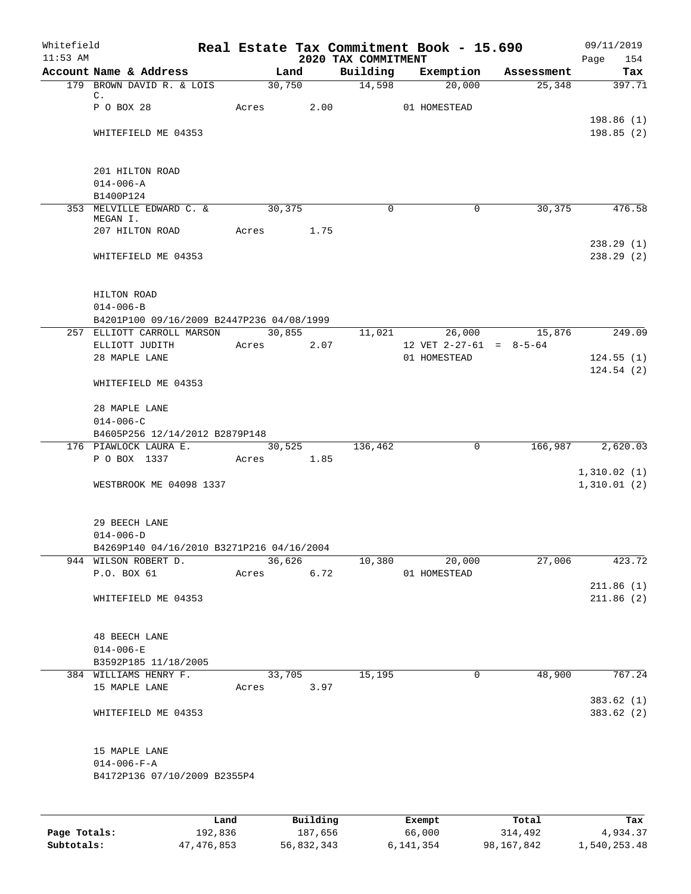Whitefield
11:53 AM

# Real Estate Tax Commitment Book - 15.690

## 2020 TAX COMMITMENT

09/11/2019

| Account Name & Address | Land | Building | Exemption | Assessment | Tax |
|---|---|---|---|---|---|
| 179 BROWN DAVID R. & LOIS C. | 30,750 | 14,598 | 20,000 | 25,348 | 397.71 |
| P O BOX 28 | Acres 2.00 | | 01 HOMESTEAD | | |
| | | | | | 198.86 (1) |
| WHITEFIELD ME 04353 | | | | | 198.85 (2) |
| 201 HILTON ROAD | | | | | |
| 014-006-A | | | | | |
| B1400P124 | | | | | |
| 353 MELVILLE EDWARD C. & MEGAN I. | 30,375 | 0 | 0 | 30,375 | 476.58 |
| 207 HILTON ROAD | Acres 1.75 | | | | |
| | | | | | 238.29 (1) |
| WHITEFIELD ME 04353 | | | | | 238.29 (2) |
| HILTON ROAD | | | | | |
| 014-006-B | | | | | |
| B4201P100 09/16/2009 B2447P236 04/08/1999 | | | | | |
| 257 ELLIOTT CARROLL MARSON | 30,855 | 11,021 | 26,000 | 15,876 | 249.09 |
| ELLIOTT JUDITH | Acres 2.07 | | 12 VET 2-27-61 = 8-5-64 | | |
| 28 MAPLE LANE | | | 01 HOMESTEAD | | 124.55 (1) |
| | | | | | 124.54 (2) |
| WHITEFIELD ME 04353 | | | | | |
| 28 MAPLE LANE | | | | | |
| 014-006-C | | | | | |
| B4605P256 12/14/2012 B2879P148 | | | | | |
| 176 PIAWLOCK LAURA E. | 30,525 | 136,462 | 0 | 166,987 | 2,620.03 |
| P O BOX 1337 | Acres 1.85 | | | | |
| | | | | | 1,310.02 (1) |
| WESTBROOK ME 04098 1337 | | | | | 1,310.01 (2) |
| 29 BEECH LANE | | | | | |
| 014-006-D | | | | | |
| B4269P140 04/16/2010 B3271P216 04/16/2004 | | | | | |
| 944 WILSON ROBERT D. | 36,626 | 10,380 | 20,000 | 27,006 | 423.72 |
| P.O. BOX 61 | Acres 6.72 | | 01 HOMESTEAD | | |
| | | | | | 211.86 (1) |
| WHITEFIELD ME 04353 | | | | | 211.86 (2) |
| 48 BEECH LANE | | | | | |
| 014-006-E | | | | | |
| B3592P185 11/18/2005 | | | | | |
| 384 WILLIAMS HENRY F. | 33,705 | 15,195 | 0 | 48,900 | 767.24 |
| 15 MAPLE LANE | Acres 3.97 | | | | |
| | | | | | 383.62 (1) |
| WHITEFIELD ME 04353 | | | | | 383.62 (2) |
| 15 MAPLE LANE | | | | | |
| 014-006-F-A | | | | | |
| B4172P136 07/10/2009 B2355P4 | | | | | |

| | Land | Building | Exempt | Total | Tax |
|---|---|---|---|---|---|
| Page Totals: | 192,836 | 187,656 | 66,000 | 314,492 | 4,934.37 |
| Subtotals: | 47,476,853 | 56,832,343 | 6,141,354 | 98,167,842 | 1,540,253.48 |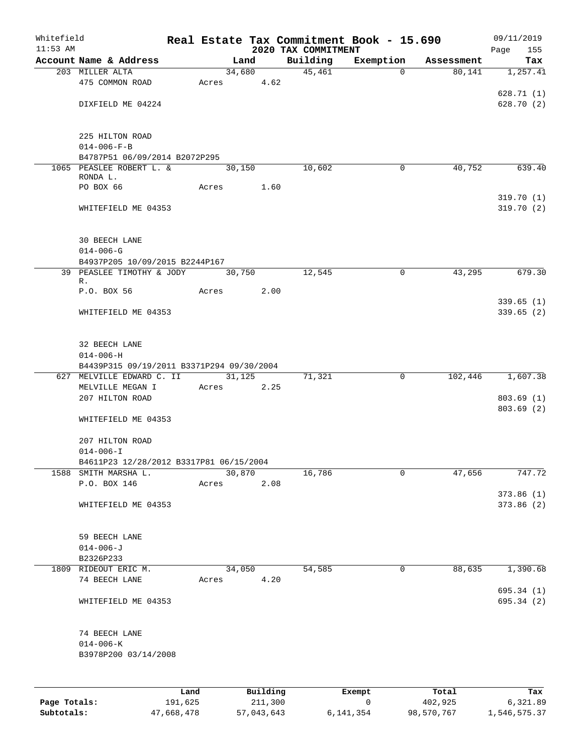Whitefield 11:53 AM

# Real Estate Tax Commitment Book - 15.690

## 2020 TAX COMMITMENT

09/11/2019

| Account | Name & Address | Land | Building | Exemption | Assessment | Tax |
|---|---|---|---|---|---|---|
| 203 | MILLER ALTA<br>475 COMMON ROAD<br>DIXFIELD ME 04224<br><br>225 HILTON ROAD<br>014-006-F-B<br>B4787P51 06/09/2014 B2072P295 | 34,680<br>Acres 4.62 | 45,461 | 0 | 80,141 | 1,257.41<br>628.71 (1)<br>628.70 (2) |
| 1065 | PEASLEE ROBERT L. & RONDA L.<br>PO BOX 66<br>WHITEFIELD ME 04353<br><br>30 BEECH LANE<br>014-006-G<br>B4937P205 10/09/2015 B2244P167 | 30,150<br>Acres 1.60 | 10,602 | 0 | 40,752 | 639.40<br>319.70 (1)<br>319.70 (2) |
| 39 | PEASLEE TIMOTHY & JODY R.<br>P.O. BOX 56<br>WHITEFIELD ME 04353<br><br>32 BEECH LANE<br>014-006-H<br>B4439P315 09/19/2011 B3371P294 09/30/2004 | 30,750<br>Acres 2.00 | 12,545 | 0 | 43,295 | 679.30<br>339.65 (1)<br>339.65 (2) |
| 627 | MELVILLE EDWARD C. II<br>MELVILLE MEGAN I<br>207 HILTON ROAD<br>WHITEFIELD ME 04353<br><br>207 HILTON ROAD<br>014-006-I<br>B4611P23 12/28/2012 B3317P81 06/15/2004 | 31,125<br>Acres 2.25 | 71,321 | 0 | 102,446 | 1,607.38<br>803.69 (1)<br>803.69 (2) |
| 1588 | SMITH MARSHA L.<br>P.O. BOX 146<br>WHITEFIELD ME 04353<br><br>59 BEECH LANE<br>014-006-J<br>B2326P233 | 30,870<br>Acres 2.08 | 16,786 | 0 | 47,656 | 747.72<br>373.86 (1)<br>373.86 (2) |
| 1809 | RIDEOUT ERIC M.<br>74 BEECH LANE<br>WHITEFIELD ME 04353<br><br>74 BEECH LANE<br>014-006-K<br>B3978P200 03/14/2008 | 34,050<br>Acres 4.20 | 54,585 | 0 | 88,635 | 1,390.68<br>695.34 (1)<br>695.34 (2) |

| | Land | Building | Exempt | Total | Tax |
|---|---|---|---|---|---|
| Page Totals: | 191,625 | 211,300 | 0 | 402,925 | 6,321.89 |
| Subtotals: | 47,668,478 | 57,043,643 | 6,141,354 | 98,570,767 | 1,546,575.37 |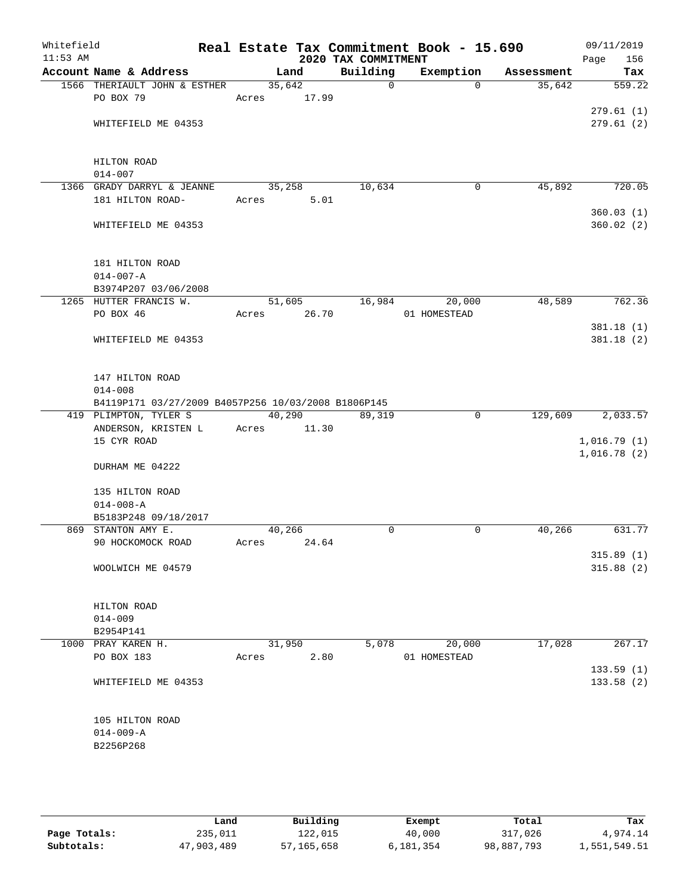Whitefield 11:53 AM

# Real Estate Tax Commitment Book - 15.690

## 2020 TAX COMMITMENT

09/11/2019 Page 156

| Account Name & Address | Land | Building | Exemption | Assessment | Tax |
|---|---|---|---|---|---|
| 1566 THERIAULT JOHN & ESTHER | 35,642 | 0 | 0 | 35,642 | 559.22 |
| PO BOX 79 | Acres 17.99 | | | | |
| | | | | | 279.61 (1) |
| WHITEFIELD ME 04353 | | | | | 279.61 (2) |
| HILTON ROAD | | | | | |
| 014-007 | | | | | |
| 1366 GRADY DARRYL & JEANNE | 35,258 | 10,634 | 0 | 45,892 | 720.05 |
| 181 HILTON ROAD- | Acres 5.01 | | | | |
| | | | | | 360.03 (1) |
| WHITEFIELD ME 04353 | | | | | 360.02 (2) |
| 181 HILTON ROAD | | | | | |
| 014-007-A | | | | | |
| B3974P207 03/06/2008 | | | | | |
| 1265 HUTTER FRANCIS W. | 51,605 | 16,984 | 20,000 | 48,589 | 762.36 |
| PO BOX 46 | Acres 26.70 | | 01 HOMESTEAD | | |
| | | | | | 381.18 (1) |
| WHITEFIELD ME 04353 | | | | | 381.18 (2) |
| 147 HILTON ROAD | | | | | |
| 014-008 | | | | | |
| B4119P171 03/27/2009 B4057P256 10/03/2008 B1806P145 | | | | | |
| 419 PLIMPTON, TYLER S | 40,290 | 89,319 | 0 | 129,609 | 2,033.57 |
| ANDERSON, KRISTEN L | Acres 11.30 | | | | |
| 15 CYR ROAD | | | | | 1,016.79 (1) |
| | | | | | 1,016.78 (2) |
| DURHAM ME 04222 | | | | | |
| 135 HILTON ROAD | | | | | |
| 014-008-A | | | | | |
| B5183P248 09/18/2017 | | | | | |
| 869 STANTON AMY E. | 40,266 | 0 | 0 | 40,266 | 631.77 |
| 90 HOCKOMOCK ROAD | Acres 24.64 | | | | |
| | | | | | 315.89 (1) |
| WOOLWICH ME 04579 | | | | | 315.88 (2) |
| HILTON ROAD | | | | | |
| 014-009 | | | | | |
| B2954P141 | | | | | |
| 1000 PRAY KAREN H. | 31,950 | 5,078 | 20,000 | 17,028 | 267.17 |
| PO BOX 183 | Acres 2.80 | | 01 HOMESTEAD | | |
| | | | | | 133.59 (1) |
| WHITEFIELD ME 04353 | | | | | 133.58 (2) |
| 105 HILTON ROAD | | | | | |
| 014-009-A | | | | | |
| B2256P268 | | | | | |

| | Land | Building | Exempt | Total | Tax |
|---|---|---|---|---|---|
| Page Totals: | 235,011 | 122,015 | 40,000 | 317,026 | 4,974.14 |
| Subtotals: | 47,903,489 | 57,165,658 | 6,181,354 | 98,887,793 | 1,551,549.51 |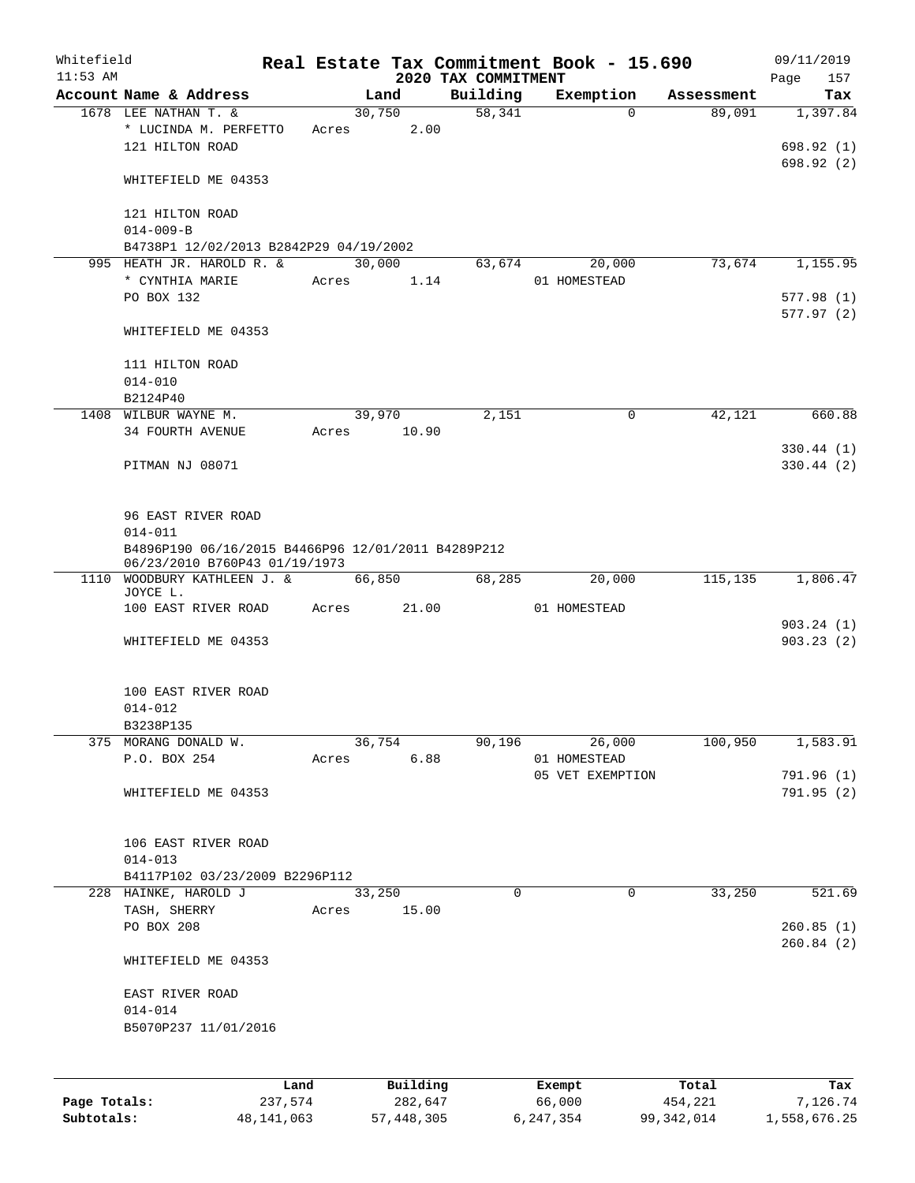Whitefield 11:53 AM

# Real Estate Tax Commitment Book - 15.690

## 2020 TAX COMMITMENT

09/11/2019 Page 157

| Account Name & Address | Land | Building | Exemption | Assessment | Tax |
|---|---|---|---|---|---|
| 1678 LEE NATHAN T. & | 30,750 | 58,341 | 0 | 89,091 | 1,397.84 |
| * LUCINDA M. PERFETTO | Acres 2.00 | | | | |
| 121 HILTON ROAD | | | | | 698.92 (1) |
| | | | | | 698.92 (2) |
| WHITEFIELD ME 04353 | | | | | |
| 121 HILTON ROAD | | | | | |
| 014-009-B | | | | | |
| B4738P1 12/02/2013 B2842P29 04/19/2002 | | | | | |
| 995 HEATH JR. HAROLD R. & | 30,000 | 63,674 | 20,000 | 73,674 | 1,155.95 |
| * CYNTHIA MARIE | Acres 1.14 | | 01 HOMESTEAD | | |
| PO BOX 132 | | | | | 577.98 (1) |
| | | | | | 577.97 (2) |
| WHITEFIELD ME 04353 | | | | | |
| 111 HILTON ROAD | | | | | |
| 014-010 | | | | | |
| B2124P40 | | | | | |
| 1408 WILBUR WAYNE M. | 39,970 | 2,151 | 0 | 42,121 | 660.88 |
| 34 FOURTH AVENUE | Acres 10.90 | | | | |
| | | | | | 330.44 (1) |
| PITMAN NJ 08071 | | | | | 330.44 (2) |
| 96 EAST RIVER ROAD | | | | | |
| 014-011 | | | | | |
| B4896P190 06/16/2015 B4466P96 12/01/2011 B4289P212 06/23/2010 B760P43 01/19/1973 | | | | | |
| 1110 WOODBURY KATHLEEN J. & JOYCE L. | 66,850 | 68,285 | 20,000 | 115,135 | 1,806.47 |
| 100 EAST RIVER ROAD | Acres 21.00 | | 01 HOMESTEAD | | |
| | | | | | 903.24 (1) |
| WHITEFIELD ME 04353 | | | | | 903.23 (2) |
| 100 EAST RIVER ROAD | | | | | |
| 014-012 | | | | | |
| B3238P135 | | | | | |
| 375 MORANG DONALD W. | 36,754 | 90,196 | 26,000 | 100,950 | 1,583.91 |
| P.O. BOX 254 | Acres 6.88 | | 01 HOMESTEAD | | |
| | | | 05 VET EXEMPTION | | 791.96 (1) |
| WHITEFIELD ME 04353 | | | | | 791.95 (2) |
| 106 EAST RIVER ROAD | | | | | |
| 014-013 | | | | | |
| B4117P102 03/23/2009 B2296P112 | | | | | |
| 228 HAINKE, HAROLD J | 33,250 | 0 | 0 | 33,250 | 521.69 |
| TASH, SHERRY | Acres 15.00 | | | | |
| PO BOX 208 | | | | | 260.85 (1) |
| | | | | | 260.84 (2) |
| WHITEFIELD ME 04353 | | | | | |
| EAST RIVER ROAD | | | | | |
| 014-014 | | | | | |
| B5070P237 11/01/2016 | | | | | |

| | Land | Building | Exempt | Total | Tax |
|---|---|---|---|---|---|
| Page Totals: | 237,574 | 282,647 | 66,000 | 454,221 | 7,126.74 |
| Subtotals: | 48,141,063 | 57,448,305 | 6,247,354 | 99,342,014 | 1,558,676.25 |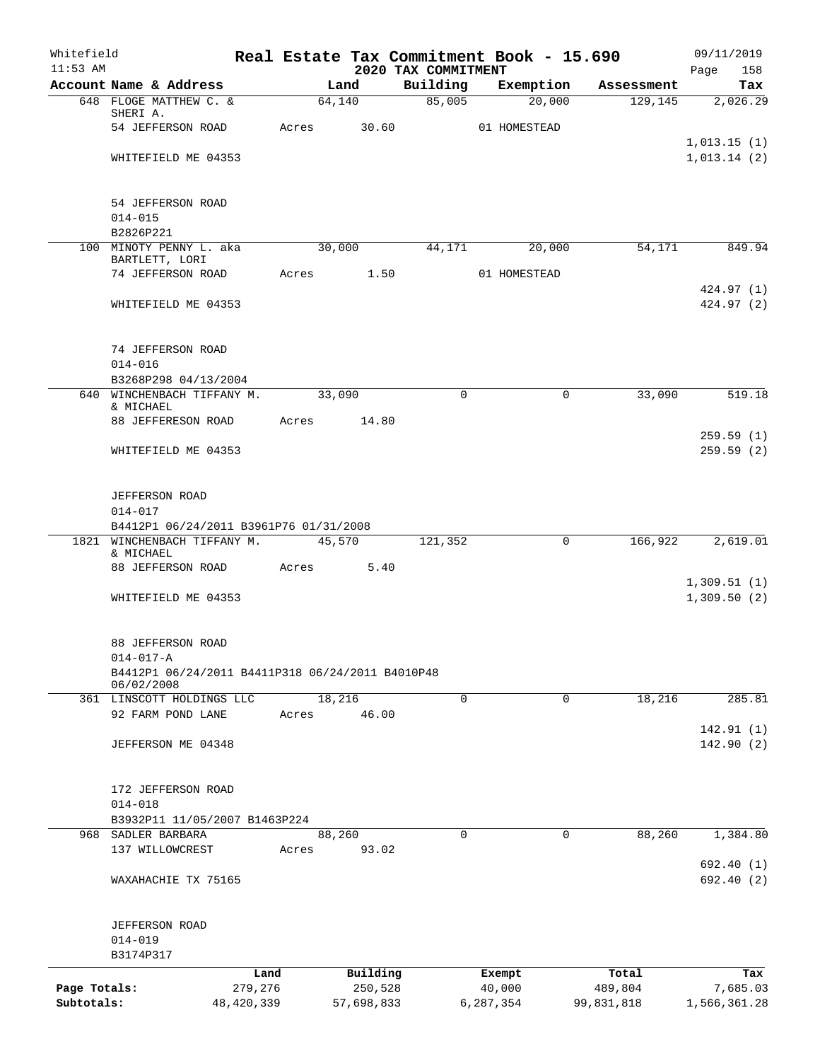Whitefield
11:53 AM

# Real Estate Tax Commitment Book - 15.690

## 2020 TAX COMMITMENT

09/11/2019
Page 158

| Account Name & Address | Land | Building | Exemption | Assessment | Tax |
|---|---|---|---|---|---|
| 648 FLOGE MATTHEW C. & SHERI A. | 64,140 | 85,005 | 20,000 | 129,145 | 2,026.29 |
| 54 JEFFERSON ROAD | Acres 30.60 | | 01 HOMESTEAD | | |
| | | | | | 1,013.15 (1) |
| WHITEFIELD ME 04353 | | | | | 1,013.14 (2) |
| 54 JEFFERSON ROAD | | | | | |
| 014-015 | | | | | |
| B2826P221 | | | | | |
| 100 MINOTY PENNY L. aka BARTLETT, LORI | 30,000 | 44,171 | 20,000 | 54,171 | 849.94 |
| 74 JEFFERSON ROAD | Acres 1.50 | | 01 HOMESTEAD | | |
| | | | | | 424.97 (1) |
| WHITEFIELD ME 04353 | | | | | 424.97 (2) |
| 74 JEFFERSON ROAD | | | | | |
| 014-016 | | | | | |
| B3268P298 04/13/2004 | | | | | |
| 640 WINCHENBACH TIFFANY M. & MICHAEL | 33,090 | 0 | 0 | 33,090 | 519.18 |
| 88 JEFFERESON ROAD | Acres 14.80 | | | | |
| | | | | | 259.59 (1) |
| WHITEFIELD ME 04353 | | | | | 259.59 (2) |
| JEFFERSON ROAD | | | | | |
| 014-017 | | | | | |
| B4412P1 06/24/2011 B3961P76 01/31/2008 | | | | | |
| 1821 WINCHENBACH TIFFANY M. & MICHAEL | 45,570 | 121,352 | 0 | 166,922 | 2,619.01 |
| 88 JEFFERSON ROAD | Acres 5.40 | | | | |
| | | | | | 1,309.51 (1) |
| WHITEFIELD ME 04353 | | | | | 1,309.50 (2) |
| 88 JEFFERSON ROAD | | | | | |
| 014-017-A | | | | | |
| B4412P1 06/24/2011 B4411P318 06/24/2011 B4010P48 06/02/2008 | | | | | |
| 361 LINSCOTT HOLDINGS LLC | 18,216 | 0 | 0 | 18,216 | 285.81 |
| 92 FARM POND LANE | Acres 46.00 | | | | |
| | | | | | 142.91 (1) |
| JEFFERSON ME 04348 | | | | | 142.90 (2) |
| 172 JEFFERSON ROAD | | | | | |
| 014-018 | | | | | |
| B3932P11 11/05/2007 B1463P224 | | | | | |
| 968 SADLER BARBARA | 88,260 | 0 | 0 | 88,260 | 1,384.80 |
| 137 WILLOWCREST | Acres 93.02 | | | | |
| | | | | | 692.40 (1) |
| WAXAHACHIE TX 75165 | | | | | 692.40 (2) |
| JEFFERSON ROAD | | | | | |
| 014-019 | | | | | |
| B3174P317 | | | | | |

| | Land | Building | Exempt | Total | Tax |
|---|---|---|---|---|---|
| Page Totals: | 279,276 | 250,528 | 40,000 | 489,804 | 7,685.03 |
| Subtotals: | 48,420,339 | 57,698,833 | 6,287,354 | 99,831,818 | 1,566,361.28 |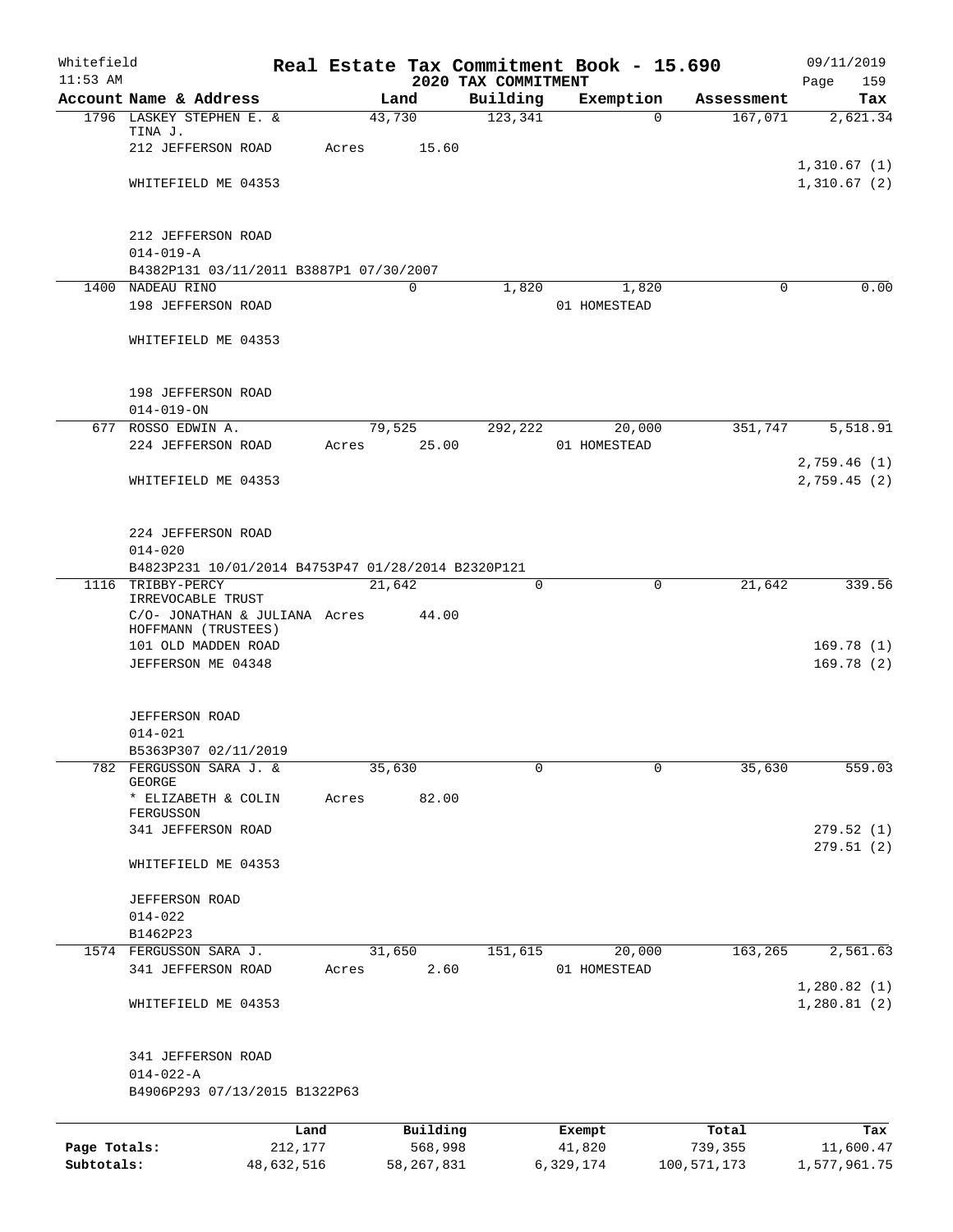Whitefield 11:53 AM

# Real Estate Tax Commitment Book - 15.690

## 2020 TAX COMMITMENT

09/11/2019

| Account Name & Address | Land | Building | Exemption | Assessment | Tax |
|---|---|---|---|---|---|
| 1796 LASKEY STEPHEN E. & TINA J. | 43,730 | 123,341 | 0 | 167,071 | 2,621.34 |
| 212 JEFFERSON ROAD | Acres 15.60 | | | | |
| | | | | | 1,310.67 (1) |
| WHITEFIELD ME 04353 | | | | | 1,310.67 (2) |
| 212 JEFFERSON ROAD | | | | | |
| 014-019-A | | | | | |
| B4382P131 03/11/2011 B3887P1 07/30/2007 | | | | | |
| 1400 NADEAU RINO | 0 | 1,820 | 1,820 | 0 | 0.00 |
| 198 JEFFERSON ROAD | | | 01 HOMESTEAD | | |
| WHITEFIELD ME 04353 | | | | | |
| 198 JEFFERSON ROAD | | | | | |
| 014-019-ON | | | | | |
| 677 ROSSO EDWIN A. | 79,525 | 292,222 | 20,000 | 351,747 | 5,518.91 |
| 224 JEFFERSON ROAD | Acres 25.00 | | 01 HOMESTEAD | | |
| | | | | | 2,759.46 (1) |
| WHITEFIELD ME 04353 | | | | | 2,759.45 (2) |
| 224 JEFFERSON ROAD | | | | | |
| 014-020 | | | | | |
| B4823P231 10/01/2014 B4753P47 01/28/2014 B2320P121 | | | | | |
| 1116 TRIBBY-PERCY IRREVOCABLE TRUST | 21,642 | 0 | 0 | 21,642 | 339.56 |
| C/O- JONATHAN & JULIANA HOFFMANN (TRUSTEES) | Acres 44.00 | | | | |
| 101 OLD MADDEN ROAD | | | | | 169.78 (1) |
| JEFFERSON ME 04348 | | | | | 169.78 (2) |
| JEFFERSON ROAD | | | | | |
| 014-021 | | | | | |
| B5363P307 02/11/2019 | | | | | |
| 782 FERGUSSON SARA J. & GEORGE | 35,630 | 0 | 0 | 35,630 | 559.03 |
| * ELIZABETH & COLIN FERGUSSON | Acres 82.00 | | | | |
| 341 JEFFERSON ROAD | | | | | 279.52 (1) |
| | | | | | 279.51 (2) |
| WHITEFIELD ME 04353 | | | | | |
| JEFFERSON ROAD | | | | | |
| 014-022 | | | | | |
| B1462P23 | | | | | |
| 1574 FERGUSSON SARA J. | 31,650 | 151,615 | 20,000 | 163,265 | 2,561.63 |
| 341 JEFFERSON ROAD | Acres 2.60 | | 01 HOMESTEAD | | |
| | | | | | 1,280.82 (1) |
| WHITEFIELD ME 04353 | | | | | 1,280.81 (2) |
| 341 JEFFERSON ROAD | | | | | |
| 014-022-A | | | | | |
| B4906P293 07/13/2015 B1322P63 | | | | | |

| | Land | Building | Exempt | Total | Tax |
|---|---|---|---|---|---|
| Page Totals: | 212,177 | 568,998 | 41,820 | 739,355 | 11,600.47 |
| Subtotals: | 48,632,516 | 58,267,831 | 6,329,174 | 100,571,173 | 1,577,961.75 |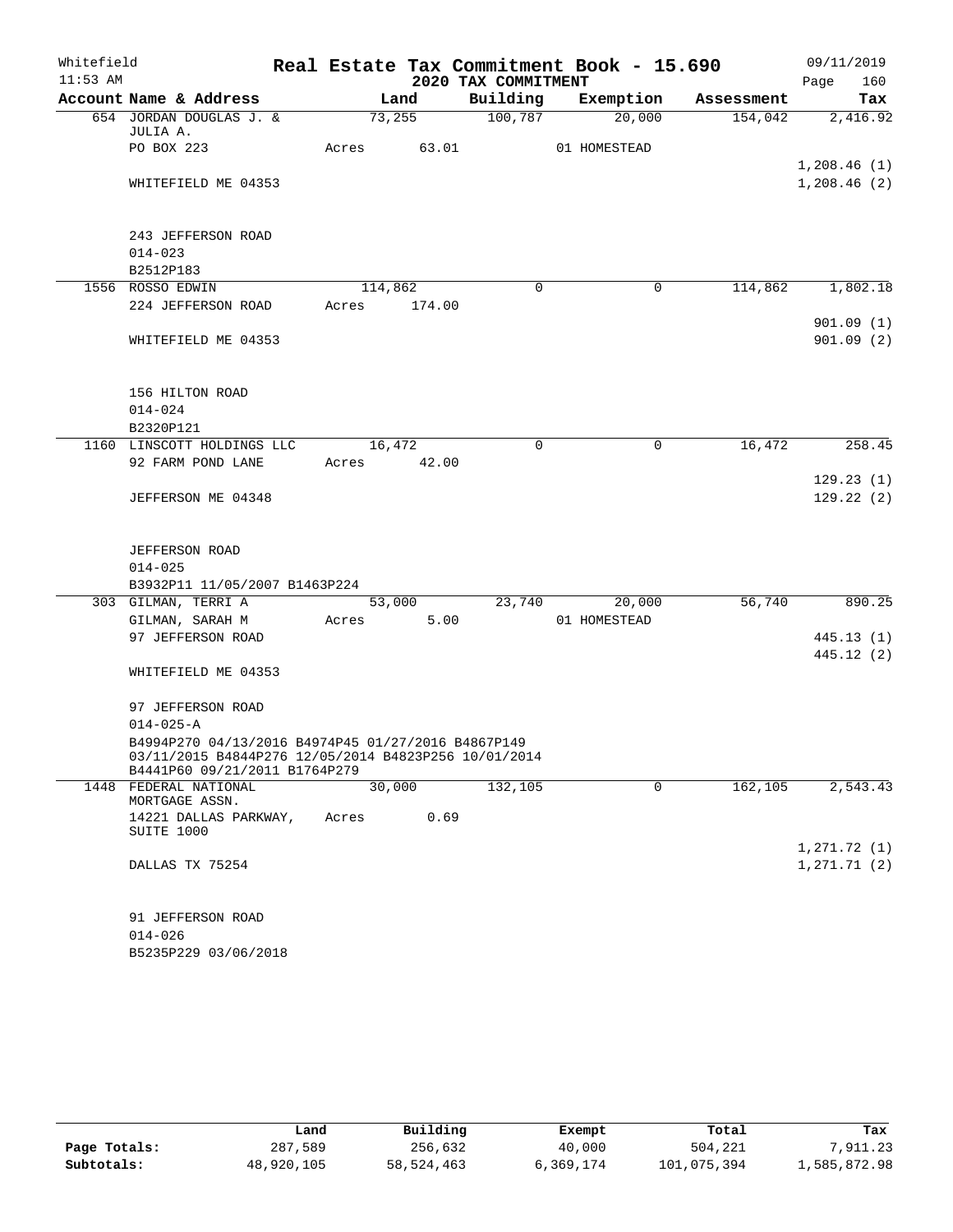Whitefield — Real Estate Tax Commitment Book - 15.690 — 09/11/2019
11:53 AM — 2020 TAX COMMITMENT

| Account Name & Address | Land | Building | Exemption | Assessment | Tax |
|---|---|---|---|---|---|
| 654 JORDAN DOUGLAS J. & JULIA A. | 73,255 | 100,787 | 20,000 | 154,042 | 2,416.92 |
| PO BOX 223 | Acres 63.01 | | 01 HOMESTEAD | | |
| | | | | | 1,208.46 (1) |
| WHITEFIELD ME 04353 | | | | | 1,208.46 (2) |
| 243 JEFFERSON ROAD | | | | | |
| 014-023 | | | | | |
| B2512P183 | | | | | |
| 1556 ROSSO EDWIN | 114,862 | 0 | 0 | 114,862 | 1,802.18 |
| 224 JEFFERSON ROAD | Acres 174.00 | | | | |
| | | | | | 901.09 (1) |
| WHITEFIELD ME 04353 | | | | | 901.09 (2) |
| 156 HILTON ROAD | | | | | |
| 014-024 | | | | | |
| B2320P121 | | | | | |
| 1160 LINSCOTT HOLDINGS LLC | 16,472 | 0 | 0 | 16,472 | 258.45 |
| 92 FARM POND LANE | Acres 42.00 | | | | |
| | | | | | 129.23 (1) |
| JEFFERSON ME 04348 | | | | | 129.22 (2) |
| JEFFERSON ROAD | | | | | |
| 014-025 | | | | | |
| B3932P11 11/05/2007 B1463P224 | | | | | |
| 303 GILMAN, TERRI A | 53,000 | 23,740 | 20,000 | 56,740 | 890.25 |
| GILMAN, SARAH M | Acres 5.00 | | 01 HOMESTEAD | | |
| 97 JEFFERSON ROAD | | | | | 445.13 (1) |
| | | | | | 445.12 (2) |
| WHITEFIELD ME 04353 | | | | | |
| 97 JEFFERSON ROAD | | | | | |
| 014-025-A | | | | | |
| B4994P270 04/13/2016 B4974P45 01/27/2016 B4867P149 03/11/2015 B4844P276 12/05/2014 B4823P256 10/01/2014 B4441P60 09/21/2011 B1764P279 | | | | | |
| 1448 FEDERAL NATIONAL MORTGAGE ASSN. | 30,000 | 132,105 | 0 | 162,105 | 2,543.43 |
| 14221 DALLAS PARKWAY, SUITE 1000 | Acres 0.69 | | | | |
| | | | | | 1,271.72 (1) |
| DALLAS TX 75254 | | | | | 1,271.71 (2) |
| 91 JEFFERSON ROAD | | | | | |
| 014-026 | | | | | |
| B5235P229 03/06/2018 | | | | | |

| | Land | Building | Exempt | Total | Tax |
|---|---|---|---|---|---|
| Page Totals: | 287,589 | 256,632 | 40,000 | 504,221 | 7,911.23 |
| Subtotals: | 48,920,105 | 58,524,463 | 6,369,174 | 101,075,394 | 1,585,872.98 |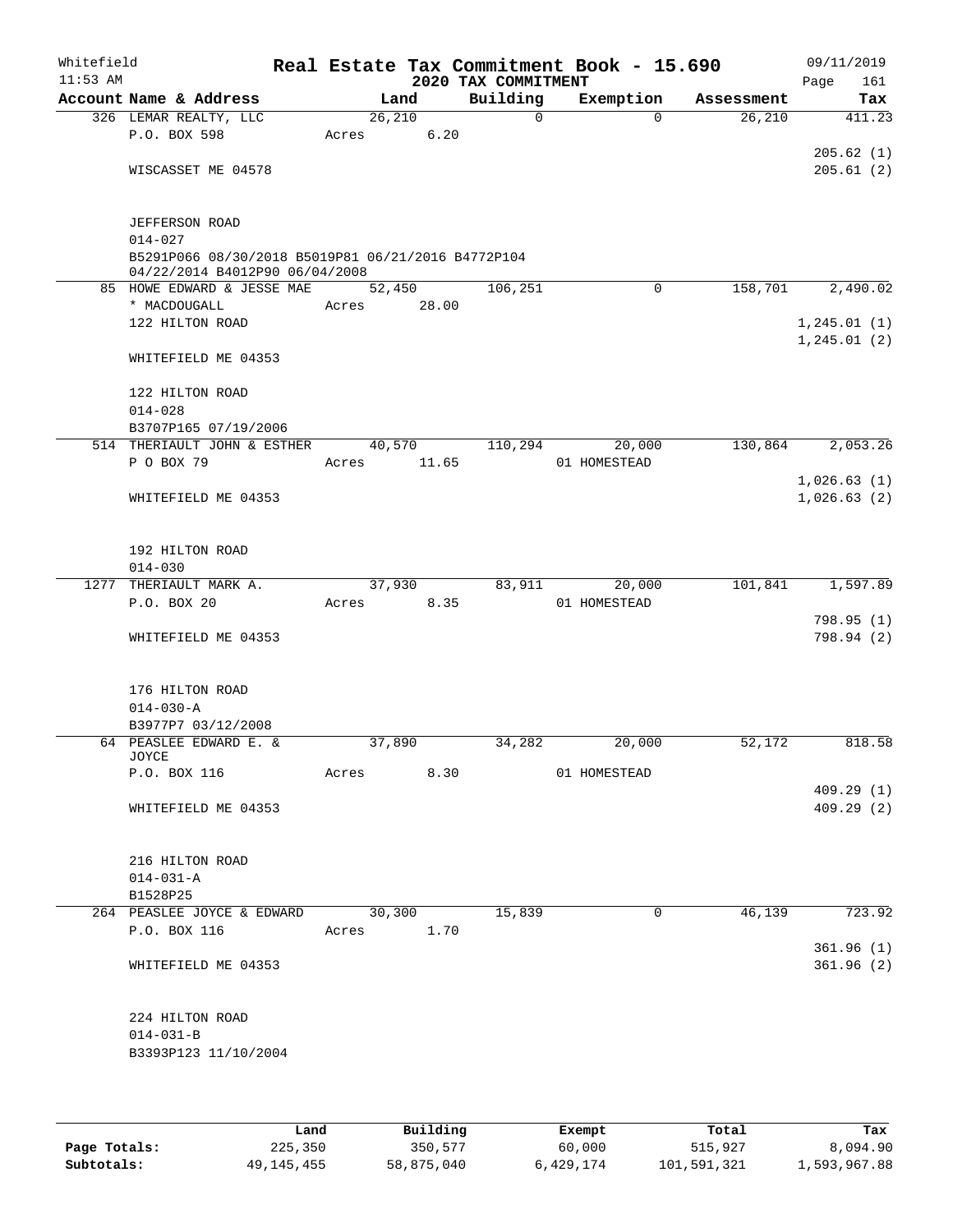Whitefield
11:53 AM

# Real Estate Tax Commitment Book - 15.690

## 2020 TAX COMMITMENT

09/11/2019

| Account Name & Address | Land | Building | Exemption | Assessment | Tax |
|---|---|---|---|---|---|
| 326 LEMAR REALTY, LLC | 26,210 | 0 | 0 | 26,210 | 411.23 |
| P.O. BOX 598 | Acres 6.20 | | | | |
| | | | | | 205.62 (1) |
| WISCASSET ME 04578 | | | | | 205.61 (2) |
| JEFFERSON ROAD | | | | | |
| 014-027 | | | | | |
| B5291P066 08/30/2018 B5019P81 06/21/2016 B4772P104 04/22/2014 B4012P90 06/04/2008 | | | | | |
| 85 HOWE EDWARD & JESSE MAE | 52,450 | 106,251 | 0 | 158,701 | 2,490.02 |
| * MACDOUGALL | Acres 28.00 | | | | |
| 122 HILTON ROAD | | | | | 1,245.01 (1) |
| | | | | | 1,245.01 (2) |
| WHITEFIELD ME 04353 | | | | | |
| 122 HILTON ROAD | | | | | |
| 014-028 | | | | | |
| B3707P165 07/19/2006 | | | | | |
| 514 THERIAULT JOHN & ESTHER | 40,570 | 110,294 | 20,000 | 130,864 | 2,053.26 |
| P O BOX 79 | Acres 11.65 | | 01 HOMESTEAD | | |
| | | | | | 1,026.63 (1) |
| WHITEFIELD ME 04353 | | | | | 1,026.63 (2) |
| 192 HILTON ROAD | | | | | |
| 014-030 | | | | | |
| 1277 THERIAULT MARK A. | 37,930 | 83,911 | 20,000 | 101,841 | 1,597.89 |
| P.O. BOX 20 | Acres 8.35 | | 01 HOMESTEAD | | |
| | | | | | 798.95 (1) |
| WHITEFIELD ME 04353 | | | | | 798.94 (2) |
| 176 HILTON ROAD | | | | | |
| 014-030-A | | | | | |
| B3977P7 03/12/2008 | | | | | |
| 64 PEASLEE EDWARD E. & JOYCE | 37,890 | 34,282 | 20,000 | 52,172 | 818.58 |
| P.O. BOX 116 | Acres 8.30 | | 01 HOMESTEAD | | |
| | | | | | 409.29 (1) |
| WHITEFIELD ME 04353 | | | | | 409.29 (2) |
| 216 HILTON ROAD | | | | | |
| 014-031-A | | | | | |
| B1528P25 | | | | | |
| 264 PEASLEE JOYCE & EDWARD | 30,300 | 15,839 | 0 | 46,139 | 723.92 |
| P.O. BOX 116 | Acres 1.70 | | | | |
| | | | | | 361.96 (1) |
| WHITEFIELD ME 04353 | | | | | 361.96 (2) |
| 224 HILTON ROAD | | | | | |
| 014-031-B | | | | | |
| B3393P123 11/10/2004 | | | | | |

| | Land | Building | Exempt | Total | Tax |
|---|---|---|---|---|---|
| Page Totals: | 225,350 | 350,577 | 60,000 | 515,927 | 8,094.90 |
| Subtotals: | 49,145,455 | 58,875,040 | 6,429,174 | 101,591,321 | 1,593,967.88 |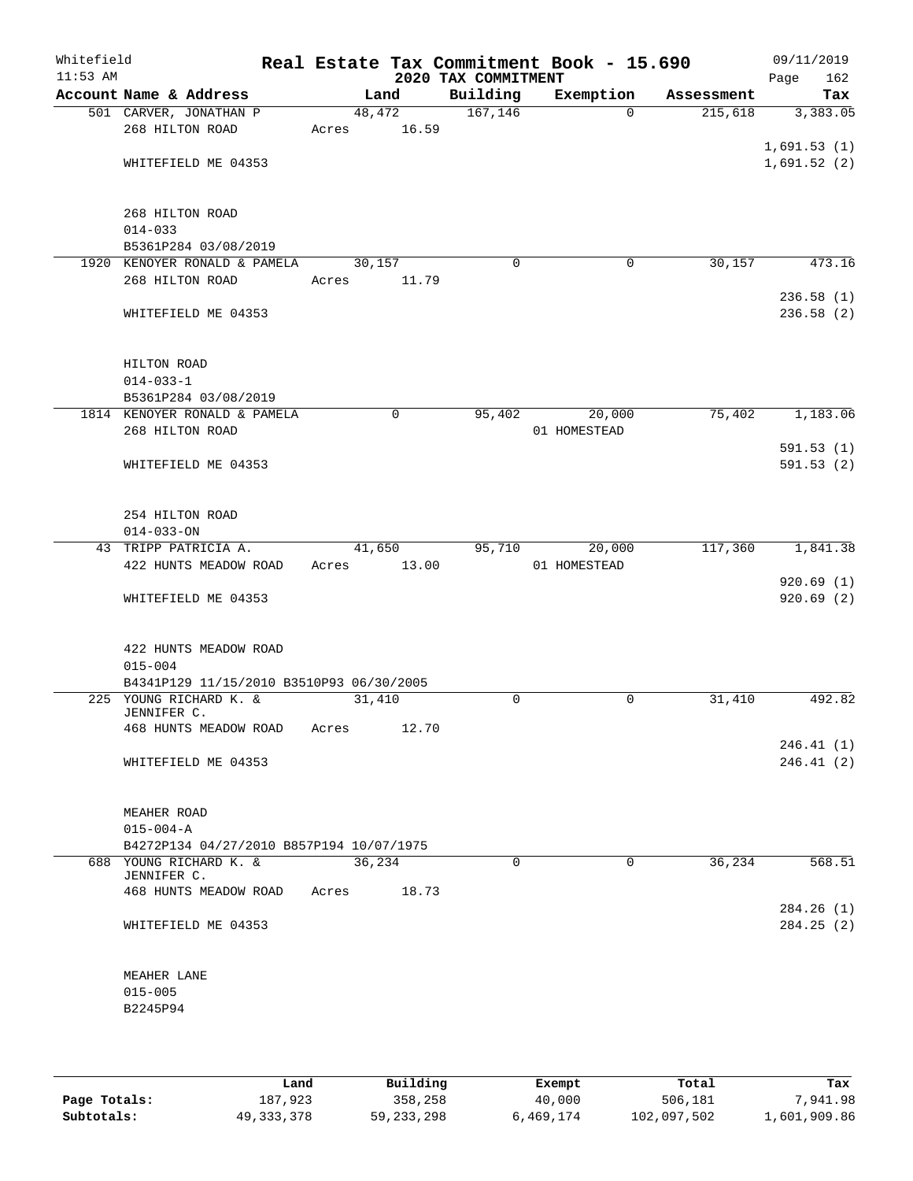# Real Estate Tax Commitment Book - 15.690

Whitefield
11:53 AM

2020 TAX COMMITMENT

09/11/2019

| Account Name & Address | Land | Building | Exemption | Assessment | Tax |
|---|---|---|---|---|---|
| 501 CARVER, JONATHAN P | 48,472 | 167,146 | 0 | 215,618 | 3,383.05 |
| 268 HILTON ROAD | Acres 16.59 | | | | |
| | | | | | 1,691.53 (1) |
| WHITEFIELD ME 04353 | | | | | 1,691.52 (2) |
| 268 HILTON ROAD | | | | | |
| 014-033 | | | | | |
| B5361P284 03/08/2019 | | | | | |
| 1920 KENOYER RONALD & PAMELA | 30,157 | 0 | 0 | 30,157 | 473.16 |
| 268 HILTON ROAD | Acres 11.79 | | | | |
| | | | | | 236.58 (1) |
| WHITEFIELD ME 04353 | | | | | 236.58 (2) |
| HILTON ROAD | | | | | |
| 014-033-1 | | | | | |
| B5361P284 03/08/2019 | | | | | |
| 1814 KENOYER RONALD & PAMELA | 0 | 95,402 | 20,000 | 75,402 | 1,183.06 |
| 268 HILTON ROAD | | | 01 HOMESTEAD | | |
| | | | | | 591.53 (1) |
| WHITEFIELD ME 04353 | | | | | 591.53 (2) |
| 254 HILTON ROAD | | | | | |
| 014-033-ON | | | | | |
| 43 TRIPP PATRICIA A. | 41,650 | 95,710 | 20,000 | 117,360 | 1,841.38 |
| 422 HUNTS MEADOW ROAD | Acres 13.00 | | 01 HOMESTEAD | | |
| | | | | | 920.69 (1) |
| WHITEFIELD ME 04353 | | | | | 920.69 (2) |
| 422 HUNTS MEADOW ROAD | | | | | |
| 015-004 | | | | | |
| B4341P129 11/15/2010 B3510P93 06/30/2005 | | | | | |
| 225 YOUNG RICHARD K. & JENNIFER C. | 31,410 | 0 | 0 | 31,410 | 492.82 |
| 468 HUNTS MEADOW ROAD | Acres 12.70 | | | | |
| | | | | | 246.41 (1) |
| WHITEFIELD ME 04353 | | | | | 246.41 (2) |
| MEAHER ROAD | | | | | |
| 015-004-A | | | | | |
| B4272P134 04/27/2010 B857P194 10/07/1975 | | | | | |
| 688 YOUNG RICHARD K. & JENNIFER C. | 36,234 | 0 | 0 | 36,234 | 568.51 |
| 468 HUNTS MEADOW ROAD | Acres 18.73 | | | | |
| | | | | | 284.26 (1) |
| WHITEFIELD ME 04353 | | | | | 284.25 (2) |
| MEAHER LANE | | | | | |
| 015-005 | | | | | |
| B2245P94 | | | | | |

| | Land | Building | Exempt | Total | Tax |
|---|---|---|---|---|---|
| Page Totals: | 187,923 | 358,258 | 40,000 | 506,181 | 7,941.98 |
| Subtotals: | 49,333,378 | 59,233,298 | 6,469,174 | 102,097,502 | 1,601,909.86 |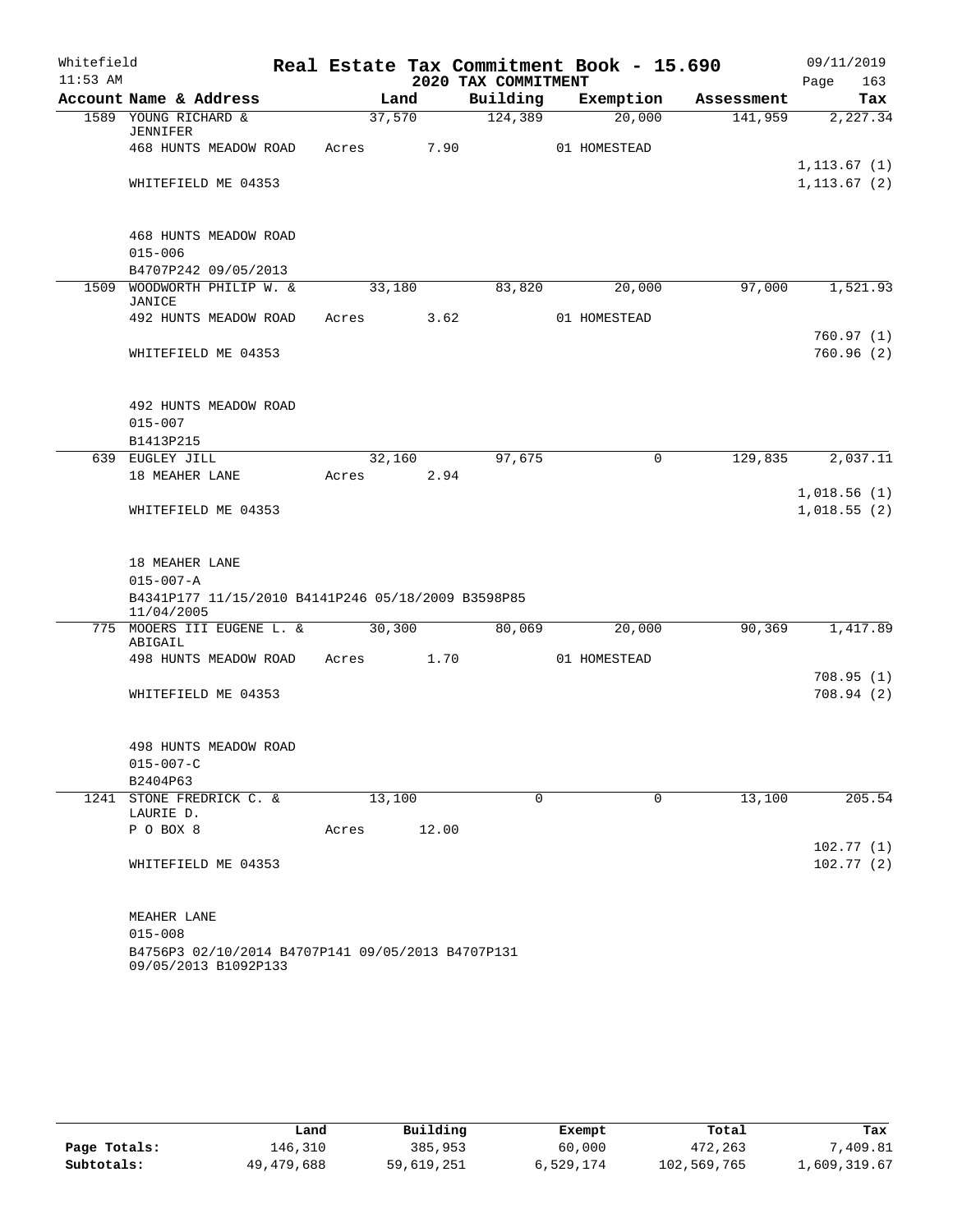Whitefield | Real Estate Tax Commitment Book - 15.690 | 09/11/2019
11:53 AM | 2020 TAX COMMITMENT | Page 163

| Account Name & Address | Land | Building | Exemption | Assessment | Tax |
|---|---|---|---|---|---|
| 1589 YOUNG RICHARD & JENNIFER | 37,570 | 124,389 | 20,000 | 141,959 | 2,227.34 |
| 468 HUNTS MEADOW ROAD | Acres 7.90 | | 01 HOMESTEAD | | |
| | | | | | 1,113.67 (1) |
| WHITEFIELD ME 04353 | | | | | 1,113.67 (2) |
| 468 HUNTS MEADOW ROAD | | | | | |
| 015-006 | | | | | |
| B4707P242 09/05/2013 | | | | | |
| 1509 WOODWORTH PHILIP W. & JANICE | 33,180 | 83,820 | 20,000 | 97,000 | 1,521.93 |
| 492 HUNTS MEADOW ROAD | Acres 3.62 | | 01 HOMESTEAD | | |
| | | | | | 760.97 (1) |
| WHITEFIELD ME 04353 | | | | | 760.96 (2) |
| 492 HUNTS MEADOW ROAD | | | | | |
| 015-007 | | | | | |
| B1413P215 | | | | | |
| 639 EUGLEY JILL | 32,160 | 97,675 | 0 | 129,835 | 2,037.11 |
| 18 MEAHER LANE | Acres 2.94 | | | | |
| | | | | | 1,018.56 (1) |
| WHITEFIELD ME 04353 | | | | | 1,018.55 (2) |
| 18 MEAHER LANE | | | | | |
| 015-007-A | | | | | |
| B4341P177 11/15/2010 B4141P246 05/18/2009 B3598P85 11/04/2005 | | | | | |
| 775 MOOERS III EUGENE L. & ABIGAIL | 30,300 | 80,069 | 20,000 | 90,369 | 1,417.89 |
| 498 HUNTS MEADOW ROAD | Acres 1.70 | | 01 HOMESTEAD | | |
| | | | | | 708.95 (1) |
| WHITEFIELD ME 04353 | | | | | 708.94 (2) |
| 498 HUNTS MEADOW ROAD | | | | | |
| 015-007-C | | | | | |
| B2404P63 | | | | | |
| 1241 STONE FREDRICK C. & LAURIE D. | 13,100 | 0 | 0 | 13,100 | 205.54 |
| P O BOX 8 | Acres 12.00 | | | | |
| | | | | | 102.77 (1) |
| WHITEFIELD ME 04353 | | | | | 102.77 (2) |
| MEAHER LANE | | | | | |
| 015-008 | | | | | |
| B4756P3 02/10/2014 B4707P141 09/05/2013 B4707P131 09/05/2013 B1092P133 | | | | | |

| | Land | Building | Exempt | Total | Tax |
|---|---|---|---|---|---|
| Page Totals: | 146,310 | 385,953 | 60,000 | 472,263 | 7,409.81 |
| Subtotals: | 49,479,688 | 59,619,251 | 6,529,174 | 102,569,765 | 1,609,319.67 |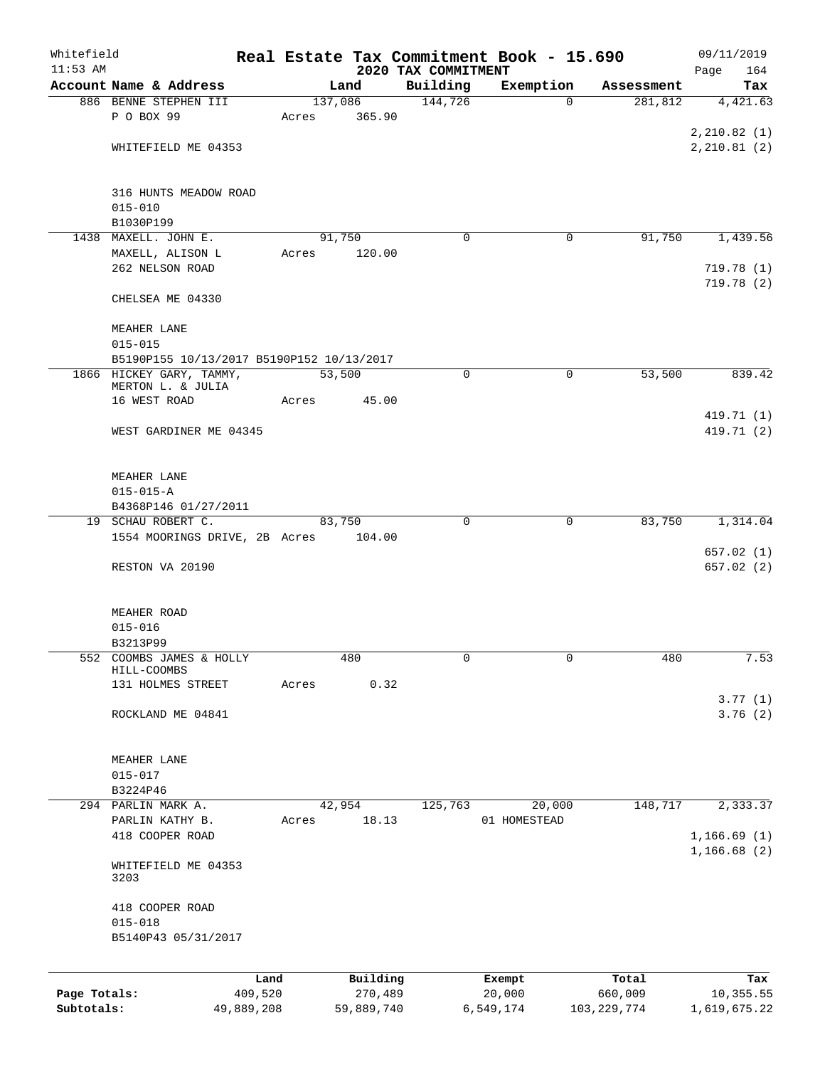Whitefield | Real Estate Tax Commitment Book - 15.690 | 09/11/2019
11:53 AM | 2020 TAX COMMITMENT | Page 164

| Account Name & Address | Land | Building | Exemption | Assessment | Tax |
|---|---|---|---|---|---|
| 886 BENNE STEPHEN III | 137,086 | 144,726 | 0 | 281,812 | 4,421.63 |
| P O BOX 99 | Acres 365.90 | | | | |
| | | | | | 2,210.82 (1) |
| WHITEFIELD ME 04353 | | | | | 2,210.81 (2) |
| 316 HUNTS MEADOW ROAD | | | | | |
| 015-010 | | | | | |
| B1030P199 | | | | | |
| 1438 MAXELL. JOHN E. | 91,750 | 0 | 0 | 91,750 | 1,439.56 |
| MAXELL, ALISON L | Acres 120.00 | | | | |
| 262 NELSON ROAD | | | | | 719.78 (1) |
| | | | | | 719.78 (2) |
| CHELSEA ME 04330 | | | | | |
| MEAHER LANE | | | | | |
| 015-015 | | | | | |
| B5190P155 10/13/2017 B5190P152 10/13/2017 | | | | | |
| 1866 HICKEY GARY, TAMMY, MERTON L. & JULIA | 53,500 | 0 | 0 | 53,500 | 839.42 |
| 16 WEST ROAD | Acres 45.00 | | | | |
| | | | | | 419.71 (1) |
| WEST GARDINER ME 04345 | | | | | 419.71 (2) |
| MEAHER LANE | | | | | |
| 015-015-A | | | | | |
| B4368P146 01/27/2011 | | | | | |
| 19 SCHAU ROBERT C. | 83,750 | 0 | 0 | 83,750 | 1,314.04 |
| 1554 MOORINGS DRIVE, 2B | Acres 104.00 | | | | |
| | | | | | 657.02 (1) |
| RESTON VA 20190 | | | | | 657.02 (2) |
| MEAHER ROAD | | | | | |
| 015-016 | | | | | |
| B3213P99 | | | | | |
| 552 COOMBS JAMES & HOLLY HILL-COOMBS | 480 | 0 | 0 | 480 | 7.53 |
| 131 HOLMES STREET | Acres 0.32 | | | | |
| | | | | | 3.77 (1) |
| ROCKLAND ME 04841 | | | | | 3.76 (2) |
| MEAHER LANE | | | | | |
| 015-017 | | | | | |
| B3224P46 | | | | | |
| 294 PARLIN MARK A. | 42,954 | 125,763 | 20,000 | 148,717 | 2,333.37 |
| PARLIN KATHY B. | Acres 18.13 | | 01 HOMESTEAD | | |
| 418 COOPER ROAD | | | | | 1,166.69 (1) |
| | | | | | 1,166.68 (2) |
| WHITEFIELD ME 04353 3203 | | | | | |
| 418 COOPER ROAD | | | | | |
| 015-018 | | | | | |
| B5140P43 05/31/2017 | | | | | |

| | Land | Building | Exempt | Total | Tax |
|---|---|---|---|---|---|
| Page Totals: | 409,520 | 270,489 | 20,000 | 660,009 | 10,355.55 |
| Subtotals: | 49,889,208 | 59,889,740 | 6,549,174 | 103,229,774 | 1,619,675.22 |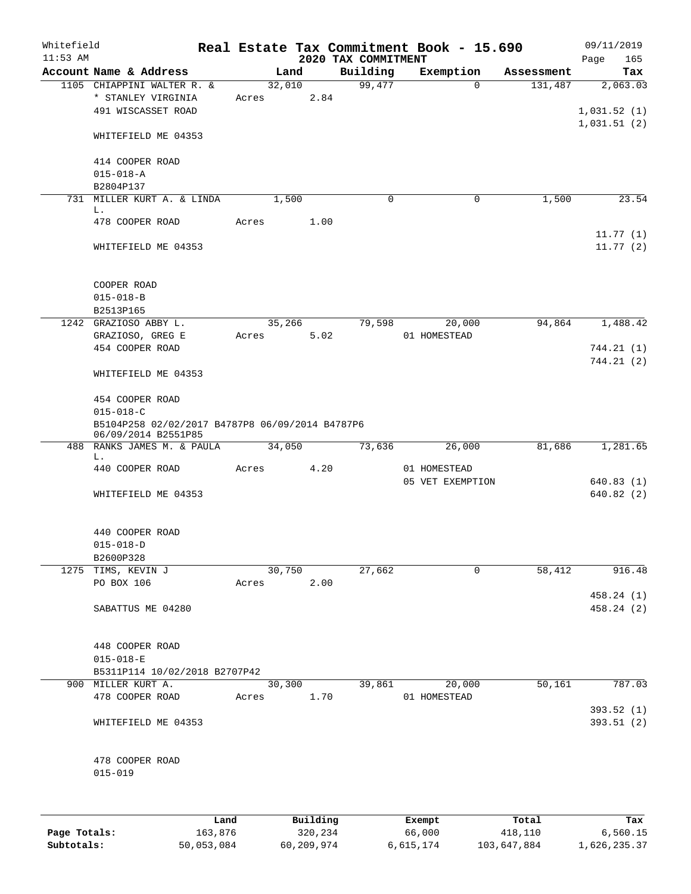Whitefield 11:53 AM

# Real Estate Tax Commitment Book - 15.690

## 2020 TAX COMMITMENT

09/11/2019 Page 165

| Account Name & Address | Land | Building | Exemption | Assessment | Tax |
|---|---|---|---|---|---|
| 1105 CHIAPPINI WALTER R. & | 32,010 | 99,477 | 0 | 131,487 | 2,063.03 |
| * STANLEY VIRGINIA | Acres 2.84 | | | | |
| 491 WISCASSET ROAD | | | | | 1,031.52 (1) |
| | | | | | 1,031.51 (2) |
| WHITEFIELD ME 04353 | | | | | |
| 414 COOPER ROAD | | | | | |
| 015-018-A | | | | | |
| B2804P137 | | | | | |
| 731 MILLER KURT A. & LINDA L. | 1,500 | 0 | 0 | 1,500 | 23.54 |
| 478 COOPER ROAD | Acres 1.00 | | | | |
| | | | | | 11.77 (1) |
| WHITEFIELD ME 04353 | | | | | 11.77 (2) |
| COOPER ROAD | | | | | |
| 015-018-B | | | | | |
| B2513P165 | | | | | |
| 1242 GRAZIOSO ABBY L. | 35,266 | 79,598 | 20,000 | 94,864 | 1,488.42 |
| GRAZIOSO, GREG E | Acres 5.02 | | 01 HOMESTEAD | | |
| 454 COOPER ROAD | | | | | 744.21 (1) |
| | | | | | 744.21 (2) |
| WHITEFIELD ME 04353 | | | | | |
| 454 COOPER ROAD | | | | | |
| 015-018-C | | | | | |
| B5104P258 02/02/2017 B4787P8 06/09/2014 B4787P6 06/09/2014 B2551P85 | | | | | |
| 488 RANKS JAMES M. & PAULA L. | 34,050 | 73,636 | 26,000 | 81,686 | 1,281.65 |
| 440 COOPER ROAD | Acres 4.20 | | 01 HOMESTEAD | | |
| | | | 05 VET EXEMPTION | | 640.83 (1) |
| WHITEFIELD ME 04353 | | | | | 640.82 (2) |
| 440 COOPER ROAD | | | | | |
| 015-018-D | | | | | |
| B2600P328 | | | | | |
| 1275 TIMS, KEVIN J | 30,750 | 27,662 | 0 | 58,412 | 916.48 |
| PO BOX 106 | Acres 2.00 | | | | |
| | | | | | 458.24 (1) |
| SABATTUS ME 04280 | | | | | 458.24 (2) |
| 448 COOPER ROAD | | | | | |
| 015-018-E | | | | | |
| B5311P114 10/02/2018 B2707P42 | | | | | |
| 900 MILLER KURT A. | 30,300 | 39,861 | 20,000 | 50,161 | 787.03 |
| 478 COOPER ROAD | Acres 1.70 | | 01 HOMESTEAD | | |
| | | | | | 393.52 (1) |
| WHITEFIELD ME 04353 | | | | | 393.51 (2) |
| 478 COOPER ROAD | | | | | |
| 015-019 | | | | | |

| | Land | Building | Exempt | Total | Tax |
|---|---|---|---|---|---|
| Page Totals: | 163,876 | 320,234 | 66,000 | 418,110 | 6,560.15 |
| Subtotals: | 50,053,084 | 60,209,974 | 6,615,174 | 103,647,884 | 1,626,235.37 |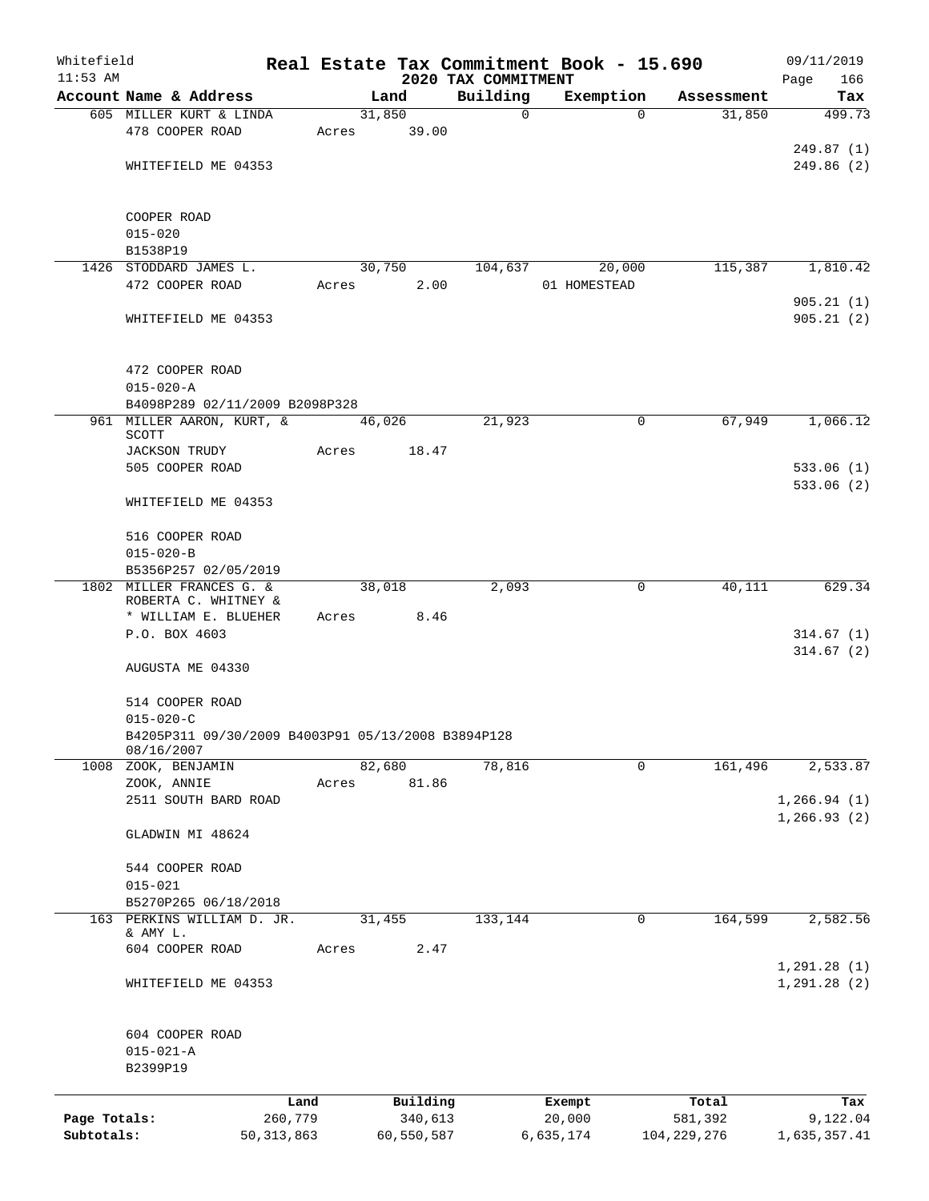Whitefield
11:53 AM

# Real Estate Tax Commitment Book - 15.690
## 2020 TAX COMMITMENT

09/11/2019
Page 166

| Account Name & Address | Land | Building | Exemption | Assessment | Tax |
|---|---|---|---|---|---|
| 605 MILLER KURT & LINDA | 31,850 | 0 | 0 | 31,850 | 499.73 |
| 478 COOPER ROAD | Acres 39.00 | | | | |
| | | | | | 249.87 (1) |
| WHITEFIELD ME 04353 | | | | | 249.86 (2) |
| COOPER ROAD | | | | | |
| 015-020 | | | | | |
| B1538P19 | | | | | |
| 1426 STODDARD JAMES L. | 30,750 | 104,637 | 20,000 | 115,387 | 1,810.42 |
| 472 COOPER ROAD | Acres 2.00 | | 01 HOMESTEAD | | |
| | | | | | 905.21 (1) |
| WHITEFIELD ME 04353 | | | | | 905.21 (2) |
| 472 COOPER ROAD | | | | | |
| 015-020-A | | | | | |
| B4098P289 02/11/2009 B2098P328 | | | | | |
| 961 MILLER AARON, KURT, & SCOTT | 46,026 | 21,923 | 0 | 67,949 | 1,066.12 |
| JACKSON TRUDY | Acres 18.47 | | | | |
| 505 COOPER ROAD | | | | | 533.06 (1) |
| | | | | | 533.06 (2) |
| WHITEFIELD ME 04353 | | | | | |
| 516 COOPER ROAD | | | | | |
| 015-020-B | | | | | |
| B5356P257 02/05/2019 | | | | | |
| 1802 MILLER FRANCES G. & ROBERTA C. WHITNEY & | 38,018 | 2,093 | 0 | 40,111 | 629.34 |
| * WILLIAM E. BLUEHER | Acres 8.46 | | | | |
| P.O. BOX 4603 | | | | | 314.67 (1) |
| | | | | | 314.67 (2) |
| AUGUSTA ME 04330 | | | | | |
| 514 COOPER ROAD | | | | | |
| 015-020-C | | | | | |
| B4205P311 09/30/2009 B4003P91 05/13/2008 B3894P128 08/16/2007 | | | | | |
| 1008 ZOOK, BENJAMIN | 82,680 | 78,816 | 0 | 161,496 | 2,533.87 |
| ZOOK, ANNIE | Acres 81.86 | | | | |
| 2511 SOUTH BARD ROAD | | | | | 1,266.94 (1) |
| | | | | | 1,266.93 (2) |
| GLADWIN MI 48624 | | | | | |
| 544 COOPER ROAD | | | | | |
| 015-021 | | | | | |
| B5270P265 06/18/2018 | | | | | |
| 163 PERKINS WILLIAM D. JR. & AMY L. | 31,455 | 133,144 | 0 | 164,599 | 2,582.56 |
| 604 COOPER ROAD | Acres 2.47 | | | | |
| | | | | | 1,291.28 (1) |
| WHITEFIELD ME 04353 | | | | | 1,291.28 (2) |
| 604 COOPER ROAD | | | | | |
| 015-021-A | | | | | |
| B2399P19 | | | | | |

| | Land | Building | Exempt | Total | Tax |
|---|---|---|---|---|---|
| Page Totals: | 260,779 | 340,613 | 20,000 | 581,392 | 9,122.04 |
| Subtotals: | 50,313,863 | 60,550,587 | 6,635,174 | 104,229,276 | 1,635,357.41 |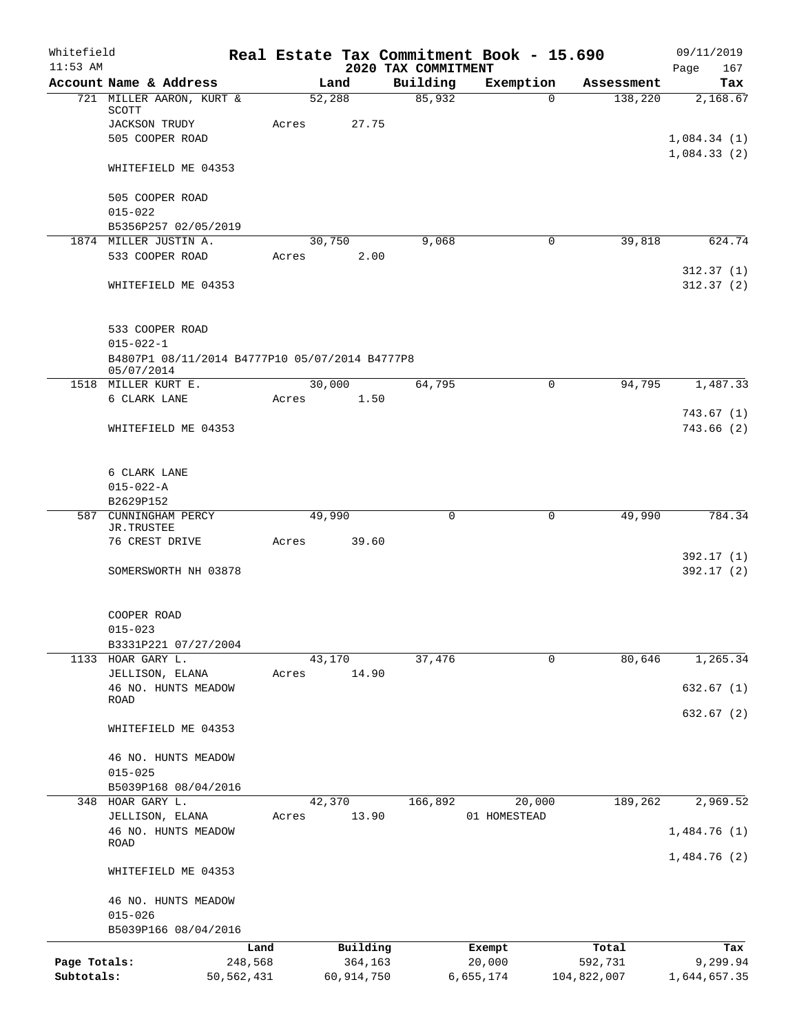# Real Estate Tax Commitment Book - 15.690

Whitefield
11:53 AM

2020 TAX COMMITMENT

09/11/2019

| Account Name & Address | Land | Building | Exemption | Assessment | Tax |
|---|---|---|---|---|---|
| 721 MILLER AARON, KURT & SCOTT | 52,288 | 85,932 | 0 | 138,220 | 2,168.67 |
| JACKSON TRUDY | Acres 27.75 | | | | |
| 505 COOPER ROAD | | | | | 1,084.34 (1) |
| | | | | | 1,084.33 (2) |
| WHITEFIELD ME 04353 | | | | | |
| 505 COOPER ROAD | | | | | |
| 015-022 | | | | | |
| B5356P257 02/05/2019 | | | | | |
| 1874 MILLER JUSTIN A. | 30,750 | 9,068 | 0 | 39,818 | 624.74 |
| 533 COOPER ROAD | Acres 2.00 | | | | |
| | | | | | 312.37 (1) |
| WHITEFIELD ME 04353 | | | | | 312.37 (2) |
| 533 COOPER ROAD | | | | | |
| 015-022-1 | | | | | |
| B4807P1 08/11/2014 B4777P10 05/07/2014 B4777P8 05/07/2014 | | | | | |
| 1518 MILLER KURT E. | 30,000 | 64,795 | 0 | 94,795 | 1,487.33 |
| 6 CLARK LANE | Acres 1.50 | | | | |
| | | | | | 743.67 (1) |
| WHITEFIELD ME 04353 | | | | | 743.66 (2) |
| 6 CLARK LANE | | | | | |
| 015-022-A | | | | | |
| B2629P152 | | | | | |
| 587 CUNNINGHAM PERCY JR.TRUSTEE | 49,990 | 0 | 0 | 49,990 | 784.34 |
| 76 CREST DRIVE | Acres 39.60 | | | | |
| | | | | | 392.17 (1) |
| SOMERSWORTH NH 03878 | | | | | 392.17 (2) |
| COOPER ROAD | | | | | |
| 015-023 | | | | | |
| B3331P221 07/27/2004 | | | | | |
| 1133 HOAR GARY L. | 43,170 | 37,476 | 0 | 80,646 | 1,265.34 |
| JELLISON, ELANA | Acres 14.90 | | | | |
| 46 NO. HUNTS MEADOW ROAD | | | | | 632.67 (1) |
| | | | | | 632.67 (2) |
| WHITEFIELD ME 04353 | | | | | |
| 46 NO. HUNTS MEADOW | | | | | |
| 015-025 | | | | | |
| B5039P168 08/04/2016 | | | | | |
| 348 HOAR GARY L. | 42,370 | 166,892 | 20,000 | 189,262 | 2,969.52 |
| JELLISON, ELANA | Acres 13.90 | | 01 HOMESTEAD | | |
| 46 NO. HUNTS MEADOW ROAD | | | | | 1,484.76 (1) |
| | | | | | 1,484.76 (2) |
| WHITEFIELD ME 04353 | | | | | |
| 46 NO. HUNTS MEADOW | | | | | |
| 015-026 | | | | | |
| B5039P166 08/04/2016 | | | | | |

| | Land | Building | Exempt | Total | Tax |
|---|---|---|---|---|---|
| Page Totals: | 248,568 | 364,163 | 20,000 | 592,731 | 9,299.94 |
| Subtotals: | 50,562,431 | 60,914,750 | 6,655,174 | 104,822,007 | 1,644,657.35 |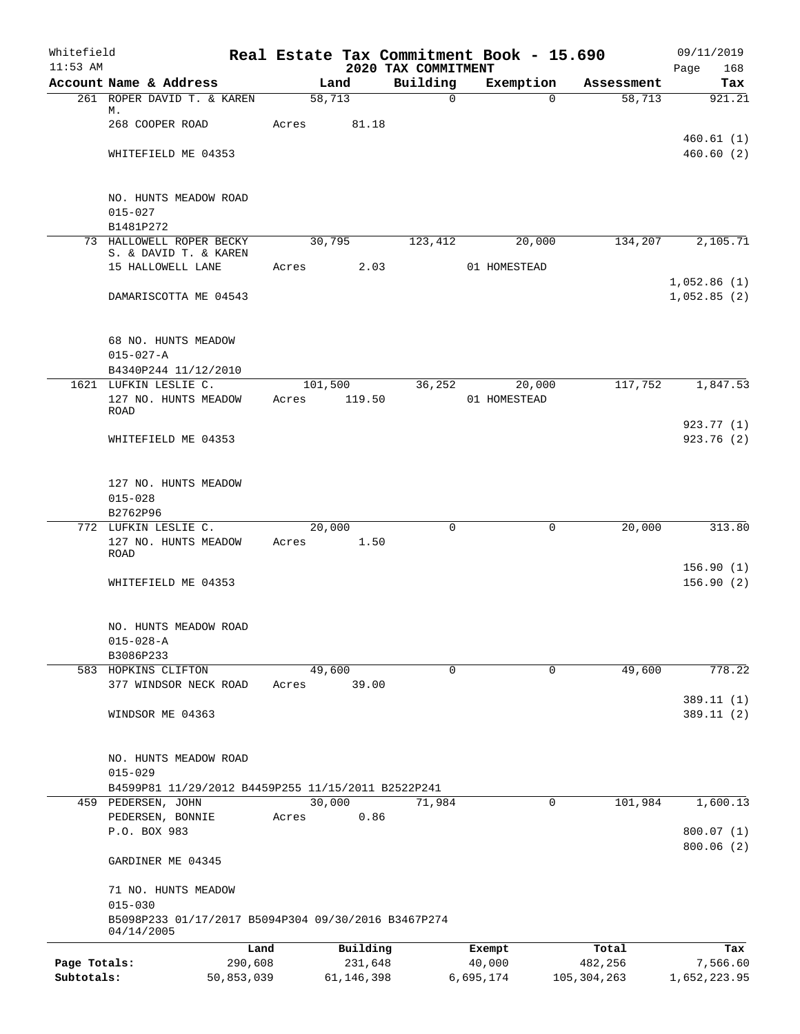Whitefield 11:53 AM

# Real Estate Tax Commitment Book - 15.690

## 2020 TAX COMMITMENT

09/11/2019 Page 168

| Account Name & Address | Land | Building | Exemption | Assessment | Tax |
|---|---|---|---|---|---|
| 261 ROPER DAVID T. & KAREN M. | 58,713 | 0 | 0 | 58,713 | 921.21 |
| 268 COOPER ROAD | Acres 81.18 | | | | |
| | | | | | 460.61 (1) |
| WHITEFIELD ME 04353 | | | | | 460.60 (2) |
| NO. HUNTS MEADOW ROAD | | | | | |
| 015-027 | | | | | |
| B1481P272 | | | | | |
| 73 HALLOWELL ROPER BECKY S. & DAVID T. & KAREN | 30,795 | 123,412 | 20,000 | 134,207 | 2,105.71 |
| 15 HALLOWELL LANE | Acres 2.03 | | 01 HOMESTEAD | | |
| | | | | | 1,052.86 (1) |
| DAMARISCOTTA ME 04543 | | | | | 1,052.85 (2) |
| 68 NO. HUNTS MEADOW | | | | | |
| 015-027-A | | | | | |
| B4340P244 11/12/2010 | | | | | |
| 1621 LUFKIN LESLIE C. | 101,500 | 36,252 | 20,000 | 117,752 | 1,847.53 |
| 127 NO. HUNTS MEADOW ROAD | Acres 119.50 | | 01 HOMESTEAD | | |
| | | | | | 923.77 (1) |
| WHITEFIELD ME 04353 | | | | | 923.76 (2) |
| 127 NO. HUNTS MEADOW | | | | | |
| 015-028 | | | | | |
| B2762P96 | | | | | |
| 772 LUFKIN LESLIE C. | 20,000 | 0 | 0 | 20,000 | 313.80 |
| 127 NO. HUNTS MEADOW ROAD | Acres 1.50 | | | | |
| | | | | | 156.90 (1) |
| WHITEFIELD ME 04353 | | | | | 156.90 (2) |
| NO. HUNTS MEADOW ROAD | | | | | |
| 015-028-A | | | | | |
| B3086P233 | | | | | |
| 583 HOPKINS CLIFTON | 49,600 | 0 | 0 | 49,600 | 778.22 |
| 377 WINDSOR NECK ROAD | Acres 39.00 | | | | |
| | | | | | 389.11 (1) |
| WINDSOR ME 04363 | | | | | 389.11 (2) |
| NO. HUNTS MEADOW ROAD | | | | | |
| 015-029 | | | | | |
| B4599P81 11/29/2012 B4459P255 11/15/2011 B2522P241 | | | | | |
| 459 PEDERSEN, JOHN | 30,000 | 71,984 | 0 | 101,984 | 1,600.13 |
| PEDERSEN, BONNIE | Acres 0.86 | | | | |
| P.O. BOX 983 | | | | | 800.07 (1) |
| | | | | | 800.06 (2) |
| GARDINER ME 04345 | | | | | |
| 71 NO. HUNTS MEADOW | | | | | |
| 015-030 | | | | | |
| B5098P233 01/17/2017 B5094P304 09/30/2016 B3467P274 04/14/2005 | | | | | |

| | Land | Building | Exempt | Total | Tax |
|---|---|---|---|---|---|
| Page Totals: | 290,608 | 231,648 | 40,000 | 482,256 | 7,566.60 |
| Subtotals: | 50,853,039 | 61,146,398 | 6,695,174 | 105,304,263 | 1,652,223.95 |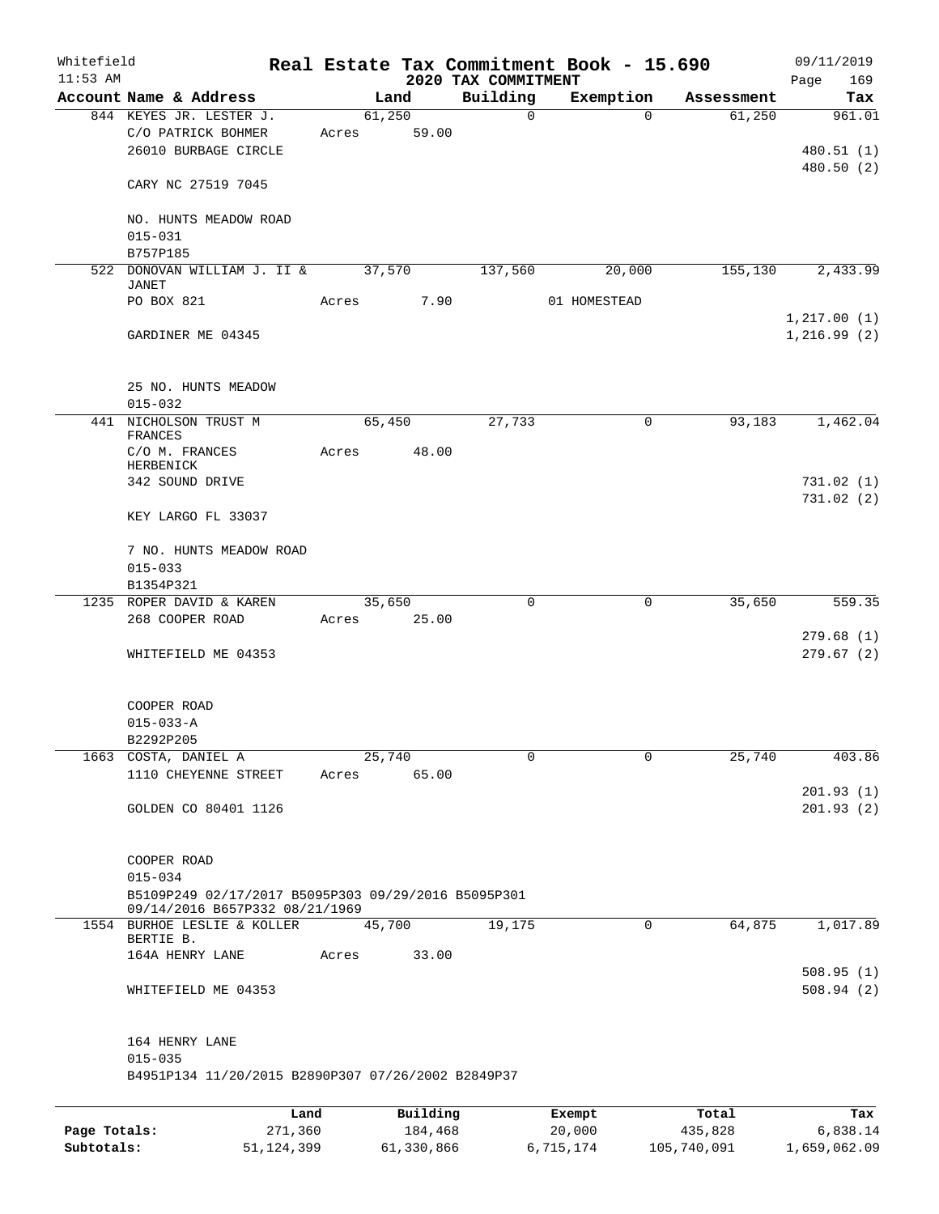Whitefield
11:53 AM

# Real Estate Tax Commitment Book - 15.690

## 2020 TAX COMMITMENT

09/11/2019

| Account | Name & Address | Land | Building | Exemption | Assessment | Tax |
|---|---|---|---|---|---|---|
| 844 | KEYES JR. LESTER J.<br>C/O PATRICK BOHMER<br>26010 BURBAGE CIRCLE<br><br>CARY NC 27519 7045<br><br>NO. HUNTS MEADOW ROAD<br>015-031<br>B757P185 | 61,250<br>Acres 59.00 | 0 | 0 | 61,250 | 961.01<br><br>480.51 (1)<br>480.50 (2) |
| 522 | DONOVAN WILLIAM J. II & JANET<br>PO BOX 821<br><br>GARDINER ME 04345<br><br>25 NO. HUNTS MEADOW<br>015-032 | 37,570<br>Acres 7.90 | 137,560 | 20,000<br>01 HOMESTEAD | 155,130 | 2,433.99<br><br>1,217.00 (1)<br>1,216.99 (2) |
| 441 | NICHOLSON TRUST M FRANCES<br>C/O M. FRANCES HERBENICK<br>342 SOUND DRIVE<br><br>KEY LARGO FL 33037<br><br>7 NO. HUNTS MEADOW ROAD<br>015-033<br>B1354P321 | 65,450<br>Acres 48.00 | 27,733 | 0 | 93,183 | 1,462.04<br><br>731.02 (1)<br>731.02 (2) |
| 1235 | ROPER DAVID & KAREN<br>268 COOPER ROAD<br><br>WHITEFIELD ME 04353<br><br>COOPER ROAD<br>015-033-A<br>B2292P205 | 35,650<br>Acres 25.00 | 0 | 0 | 35,650 | 559.35<br><br>279.68 (1)<br>279.67 (2) |
| 1663 | COSTA, DANIEL A<br>1110 CHEYENNE STREET<br><br>GOLDEN CO 80401 1126<br><br>COOPER ROAD<br>015-034<br>B5109P249 02/17/2017 B5095P303 09/29/2016 B5095P301 09/14/2016 B657P332 08/21/1969 | 25,740<br>Acres 65.00 | 0 | 0 | 25,740 | 403.86<br><br>201.93 (1)<br>201.93 (2) |
| 1554 | BURHOE LESLIE & KOLLER BERTIE B.<br>164A HENRY LANE<br><br>WHITEFIELD ME 04353<br><br>164 HENRY LANE<br>015-035<br>B4951P134 11/20/2015 B2890P307 07/26/2002 B2849P37 | 45,700<br>Acres 33.00 | 19,175 | 0 | 64,875 | 1,017.89<br><br>508.95 (1)<br>508.94 (2) |

| | Land | Building | Exempt | Total | Tax |
|---|---|---|---|---|---|
| Page Totals: | 271,360 | 184,468 | 20,000 | 435,828 | 6,838.14 |
| Subtotals: | 51,124,399 | 61,330,866 | 6,715,174 | 105,740,091 | 1,659,062.09 |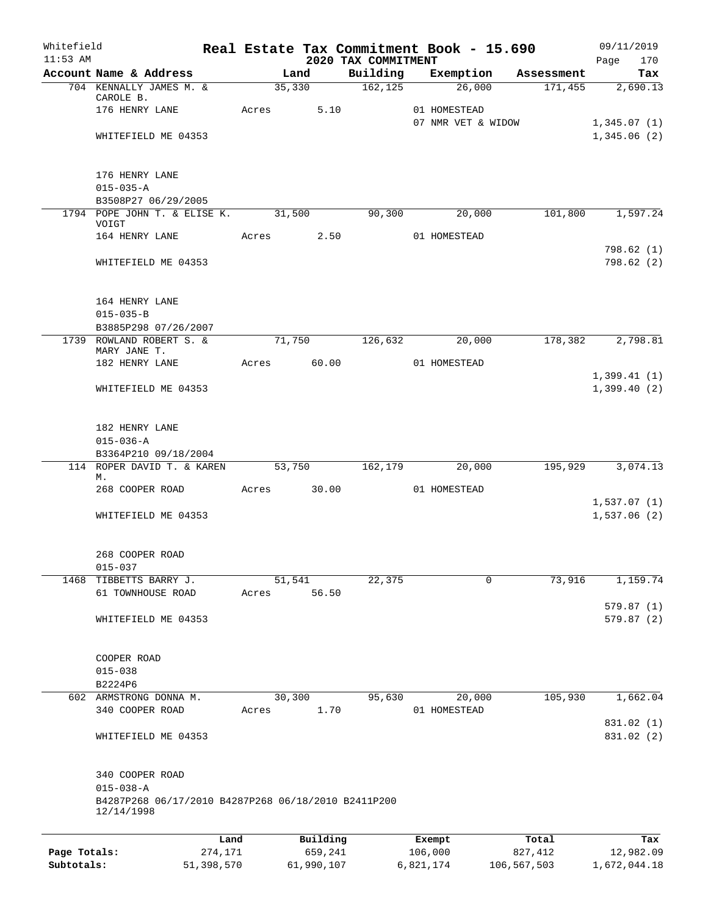Whitefield
11:53 AM

**Real Estate Tax Commitment Book - 15.690**
**2020 TAX COMMITMENT**

09/11/2019

| Account Name & Address | Land | Building | Exemption | Assessment | Tax |
|---|---|---|---|---|---|
| 704 KENNALLY JAMES M. & CAROLE B. | 35,330 | 162,125 | 26,000 | 171,455 | 2,690.13 |
| 176 HENRY LANE | Acres 5.10 | | 01 HOMESTEAD | | |
| | | | 07 NMR VET & WIDOW | | 1,345.07 (1) |
| WHITEFIELD ME 04353 | | | | | 1,345.06 (2) |
| 176 HENRY LANE | | | | | |
| 015-035-A | | | | | |
| B3508P27 06/29/2005 | | | | | |
| 1794 POPE JOHN T. & ELISE K. VOIGT | 31,500 | 90,300 | 20,000 | 101,800 | 1,597.24 |
| 164 HENRY LANE | Acres 2.50 | | 01 HOMESTEAD | | |
| | | | | | 798.62 (1) |
| WHITEFIELD ME 04353 | | | | | 798.62 (2) |
| 164 HENRY LANE | | | | | |
| 015-035-B | | | | | |
| B3885P298 07/26/2007 | | | | | |
| 1739 ROWLAND ROBERT S. & MARY JANE T. | 71,750 | 126,632 | 20,000 | 178,382 | 2,798.81 |
| 182 HENRY LANE | Acres 60.00 | | 01 HOMESTEAD | | |
| | | | | | 1,399.41 (1) |
| WHITEFIELD ME 04353 | | | | | 1,399.40 (2) |
| 182 HENRY LANE | | | | | |
| 015-036-A | | | | | |
| B3364P210 09/18/2004 | | | | | |
| 114 ROPER DAVID T. & KAREN M. | 53,750 | 162,179 | 20,000 | 195,929 | 3,074.13 |
| 268 COOPER ROAD | Acres 30.00 | | 01 HOMESTEAD | | |
| | | | | | 1,537.07 (1) |
| WHITEFIELD ME 04353 | | | | | 1,537.06 (2) |
| 268 COOPER ROAD | | | | | |
| 015-037 | | | | | |
| 1468 TIBBETTS BARRY J. | 51,541 | 22,375 | 0 | 73,916 | 1,159.74 |
| 61 TOWNHOUSE ROAD | Acres 56.50 | | | | |
| | | | | | 579.87 (1) |
| WHITEFIELD ME 04353 | | | | | 579.87 (2) |
| COOPER ROAD | | | | | |
| 015-038 | | | | | |
| B2224P6 | | | | | |
| 602 ARMSTRONG DONNA M. | 30,300 | 95,630 | 20,000 | 105,930 | 1,662.04 |
| 340 COOPER ROAD | Acres 1.70 | | 01 HOMESTEAD | | |
| | | | | | 831.02 (1) |
| WHITEFIELD ME 04353 | | | | | 831.02 (2) |
| 340 COOPER ROAD | | | | | |
| 015-038-A | | | | | |
| B4287P268 06/17/2010 B4287P268 06/18/2010 B2411P200 12/14/1998 | | | | | |

| | Land | Building | Exempt | Total | Tax |
|---|---|---|---|---|---|
| Page Totals: | 274,171 | 659,241 | 106,000 | 827,412 | 12,982.09 |
| Subtotals: | 51,398,570 | 61,990,107 | 6,821,174 | 106,567,503 | 1,672,044.18 |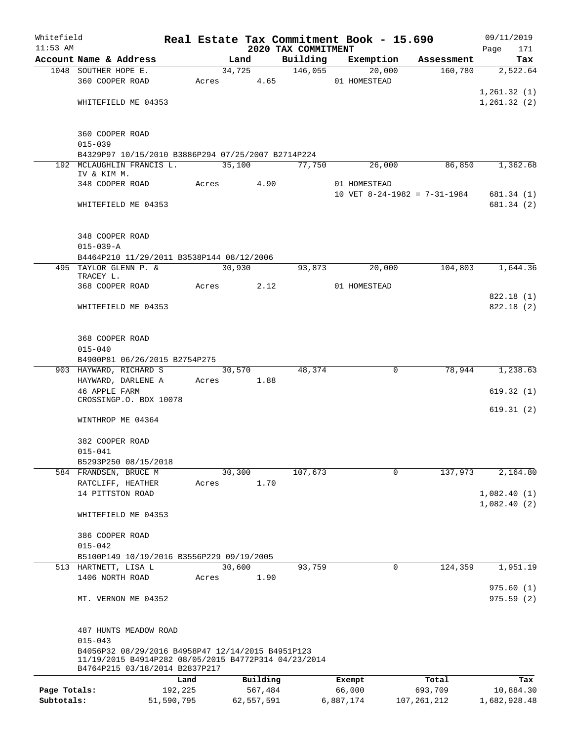Whitefield — Real Estate Tax Commitment Book - 15.690 — 09/11/2019
11:53 AM — 2020 TAX COMMITMENT — Page 171

| Account Name & Address | Land | Building | Exemption | Assessment | Tax |
|---|---|---|---|---|---|
| 1048 SOUTHER HOPE E. | 34,725 | 146,055 | 20,000 | 160,780 | 2,522.64 |
| 360 COOPER ROAD | Acres 4.65 | | 01 HOMESTEAD | | |
| | | | | | 1,261.32 (1) |
| WHITEFIELD ME 04353 | | | | | 1,261.32 (2) |
| 360 COOPER ROAD | | | | | |
| 015-039 | | | | | |
| B4329P97 10/15/2010 B3886P294 07/25/2007 B2714P224 | | | | | |
| 192 MCLAUGHLIN FRANCIS L. IV & KIM M. | 35,100 | 77,750 | 26,000 | 86,850 | 1,362.68 |
| 348 COOPER ROAD | Acres 4.90 | | 01 HOMESTEAD | | |
| | | | 10 VET 8-24-1982 = 7-31-1984 | | 681.34 (1) |
| WHITEFIELD ME 04353 | | | | | 681.34 (2) |
| 348 COOPER ROAD | | | | | |
| 015-039-A | | | | | |
| B4464P210 11/29/2011 B3538P144 08/12/2006 | | | | | |
| 495 TAYLOR GLENN P. & TRACEY L. | 30,930 | 93,873 | 20,000 | 104,803 | 1,644.36 |
| 368 COOPER ROAD | Acres 2.12 | | 01 HOMESTEAD | | |
| | | | | | 822.18 (1) |
| WHITEFIELD ME 04353 | | | | | 822.18 (2) |
| 368 COOPER ROAD | | | | | |
| 015-040 | | | | | |
| B4900P81 06/26/2015 B2754P275 | | | | | |
| 903 HAYWARD, RICHARD S | 30,570 | 48,374 | 0 | 78,944 | 1,238.63 |
| HAYWARD, DARLENE A | Acres 1.88 | | | | |
| 46 APPLE FARM CROSSINGP.O. BOX 10078 | | | | | 619.32 (1) |
| | | | | | 619.31 (2) |
| WINTHROP ME 04364 | | | | | |
| 382 COOPER ROAD | | | | | |
| 015-041 | | | | | |
| B5293P250 08/15/2018 | | | | | |
| 584 FRANDSEN, BRUCE M | 30,300 | 107,673 | 0 | 137,973 | 2,164.80 |
| RATCLIFF, HEATHER | Acres 1.70 | | | | |
| 14 PITTSTON ROAD | | | | | 1,082.40 (1) |
| | | | | | 1,082.40 (2) |
| WHITEFIELD ME 04353 | | | | | |
| 386 COOPER ROAD | | | | | |
| 015-042 | | | | | |
| B5100P149 10/19/2016 B3556P229 09/19/2005 | | | | | |
| 513 HARTNETT, LISA L | 30,600 | 93,759 | 0 | 124,359 | 1,951.19 |
| 1406 NORTH ROAD | Acres 1.90 | | | | |
| | | | | | 975.60 (1) |
| MT. VERNON ME 04352 | | | | | 975.59 (2) |
| 487 HUNTS MEADOW ROAD | | | | | |
| 015-043 | | | | | |
| B4056P32 08/29/2016 B4958P47 12/14/2015 B4951P123 11/19/2015 B4914P282 08/05/2015 B4772P314 04/23/2014 B4764P215 03/18/2014 B2837P217 | | | | | |

| | Land | Building | Exempt | Total | Tax |
|---|---|---|---|---|---|
| Page Totals: | 192,225 | 567,484 | 66,000 | 693,709 | 10,884.30 |
| Subtotals: | 51,590,795 | 62,557,591 | 6,887,174 | 107,261,212 | 1,682,928.48 |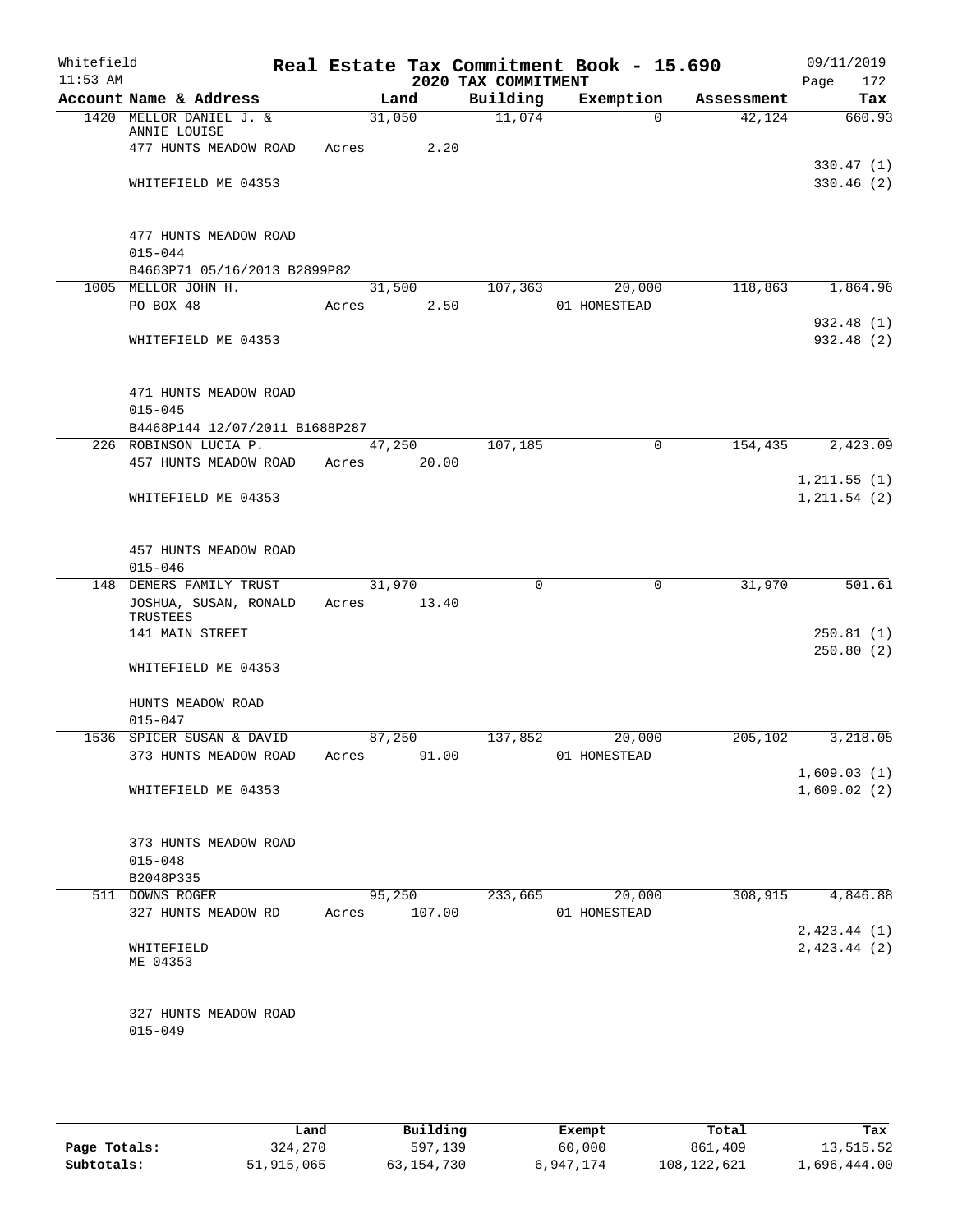Whitefield 11:53 AM

# Real Estate Tax Commitment Book - 15.690

## 2020 TAX COMMITMENT

09/11/2019 Page 172

| Account Name & Address | Land | Building | Exemption | Assessment | Tax |
|---|---|---|---|---|---|
| 1420 MELLOR DANIEL J. & ANNIE LOUISE | 31,050 | 11,074 | 0 | 42,124 | 660.93 |
| 477 HUNTS MEADOW ROAD | Acres 2.20 | | | | |
| | | | | | 330.47 (1) |
| WHITEFIELD ME 04353 | | | | | 330.46 (2) |
| 477 HUNTS MEADOW ROAD | | | | | |
| 015-044 | | | | | |
| B4663P71 05/16/2013 B2899P82 | | | | | |
| 1005 MELLOR JOHN H. | 31,500 | 107,363 | 20,000 | 118,863 | 1,864.96 |
| PO BOX 48 | Acres 2.50 | | 01 HOMESTEAD | | |
| | | | | | 932.48 (1) |
| WHITEFIELD ME 04353 | | | | | 932.48 (2) |
| 471 HUNTS MEADOW ROAD | | | | | |
| 015-045 | | | | | |
| B4468P144 12/07/2011 B1688P287 | | | | | |
| 226 ROBINSON LUCIA P. | 47,250 | 107,185 | 0 | 154,435 | 2,423.09 |
| 457 HUNTS MEADOW ROAD | Acres 20.00 | | | | |
| | | | | | 1,211.55 (1) |
| WHITEFIELD ME 04353 | | | | | 1,211.54 (2) |
| 457 HUNTS MEADOW ROAD | | | | | |
| 015-046 | | | | | |
| 148 DEMERS FAMILY TRUST | 31,970 | 0 | 0 | 31,970 | 501.61 |
| JOSHUA, SUSAN, RONALD TRUSTEES | Acres 13.40 | | | | |
| 141 MAIN STREET | | | | | 250.81 (1) |
| | | | | | 250.80 (2) |
| WHITEFIELD ME 04353 | | | | | |
| HUNTS MEADOW ROAD | | | | | |
| 015-047 | | | | | |
| 1536 SPICER SUSAN & DAVID | 87,250 | 137,852 | 20,000 | 205,102 | 3,218.05 |
| 373 HUNTS MEADOW ROAD | Acres 91.00 | | 01 HOMESTEAD | | |
| | | | | | 1,609.03 (1) |
| WHITEFIELD ME 04353 | | | | | 1,609.02 (2) |
| 373 HUNTS MEADOW ROAD | | | | | |
| 015-048 | | | | | |
| B2048P335 | | | | | |
| 511 DOWNS ROGER | 95,250 | 233,665 | 20,000 | 308,915 | 4,846.88 |
| 327 HUNTS MEADOW RD | Acres 107.00 | | 01 HOMESTEAD | | |
| | | | | | 2,423.44 (1) |
| WHITEFIELD ME 04353 | | | | | 2,423.44 (2) |
| 327 HUNTS MEADOW ROAD | | | | | |
| 015-049 | | | | | |

| | Land | Building | Exempt | Total | Tax |
|---|---|---|---|---|---|
| Page Totals: | 324,270 | 597,139 | 60,000 | 861,409 | 13,515.52 |
| Subtotals: | 51,915,065 | 63,154,730 | 6,947,174 | 108,122,621 | 1,696,444.00 |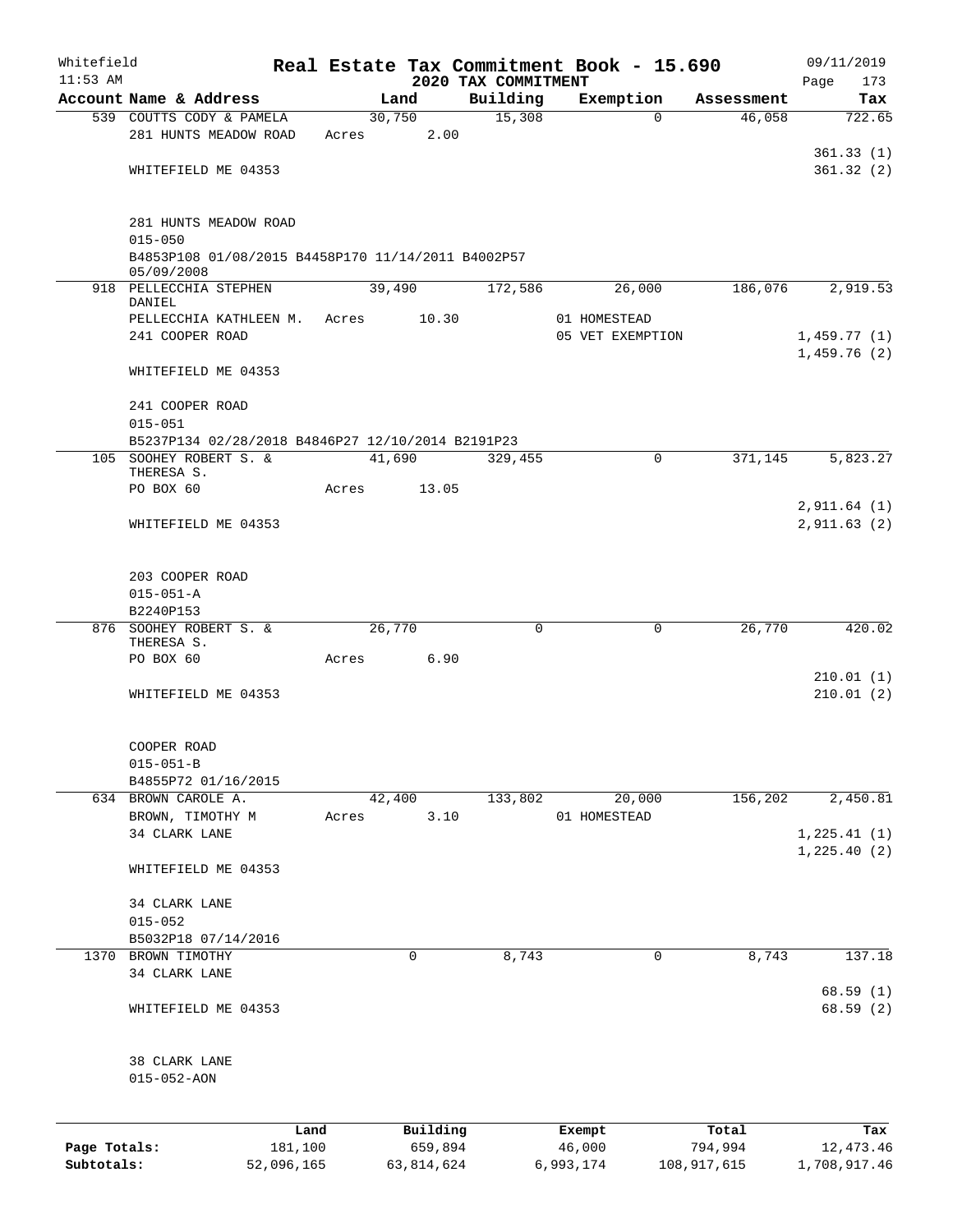Whitefield 11:53 AM

# Real Estate Tax Commitment Book - 15.690
## 2020 TAX COMMITMENT

09/11/2019

| Account Name & Address | Land | Building | Exemption | Assessment | Tax |
|---|---|---|---|---|---|
| 539 COUTTS CODY & PAMELA | 30,750 | 15,308 | 0 | 46,058 | 722.65 |
| 281 HUNTS MEADOW ROAD | Acres 2.00 | | | | |
| | | | | | 361.33 (1) |
| WHITEFIELD ME 04353 | | | | | 361.32 (2) |
| 281 HUNTS MEADOW ROAD | | | | | |
| 015-050 | | | | | |
| B4853P108 01/08/2015 B4458P170 11/14/2011 B4002P57 05/09/2008 | | | | | |
| 918 PELLECCHIA STEPHEN DANIEL | 39,490 | 172,586 | 26,000 | 186,076 | 2,919.53 |
| PELLECCHIA KATHLEEN M. | Acres 10.30 | | 01 HOMESTEAD | | |
| 241 COOPER ROAD | | | 05 VET EXEMPTION | | 1,459.77 (1) |
| | | | | | 1,459.76 (2) |
| WHITEFIELD ME 04353 | | | | | |
| 241 COOPER ROAD | | | | | |
| 015-051 | | | | | |
| B5237P134 02/28/2018 B4846P27 12/10/2014 B2191P23 | | | | | |
| 105 SOOHEY ROBERT S. & THERESA S. | 41,690 | 329,455 | 0 | 371,145 | 5,823.27 |
| PO BOX 60 | Acres 13.05 | | | | |
| | | | | | 2,911.64 (1) |
| WHITEFIELD ME 04353 | | | | | 2,911.63 (2) |
| 203 COOPER ROAD | | | | | |
| 015-051-A | | | | | |
| B2240P153 | | | | | |
| 876 SOOHEY ROBERT S. & THERESA S. | 26,770 | 0 | 0 | 26,770 | 420.02 |
| PO BOX 60 | Acres 6.90 | | | | |
| | | | | | 210.01 (1) |
| WHITEFIELD ME 04353 | | | | | 210.01 (2) |
| COOPER ROAD | | | | | |
| 015-051-B | | | | | |
| B4855P72 01/16/2015 | | | | | |
| 634 BROWN CAROLE A. | 42,400 | 133,802 | 20,000 | 156,202 | 2,450.81 |
| BROWN, TIMOTHY M | Acres 3.10 | | 01 HOMESTEAD | | |
| 34 CLARK LANE | | | | | 1,225.41 (1) |
| | | | | | 1,225.40 (2) |
| WHITEFIELD ME 04353 | | | | | |
| 34 CLARK LANE | | | | | |
| 015-052 | | | | | |
| B5032P18 07/14/2016 | | | | | |
| 1370 BROWN TIMOTHY | 0 | 8,743 | 0 | 8,743 | 137.18 |
| 34 CLARK LANE | | | | | |
| | | | | | 68.59 (1) |
| WHITEFIELD ME 04353 | | | | | 68.59 (2) |
| 38 CLARK LANE | | | | | |
| 015-052-AON | | | | | |

| | Land | Building | Exempt | Total | Tax |
|---|---|---|---|---|---|
| Page Totals: | 181,100 | 659,894 | 46,000 | 794,994 | 12,473.46 |
| Subtotals: | 52,096,165 | 63,814,624 | 6,993,174 | 108,917,615 | 1,708,917.46 |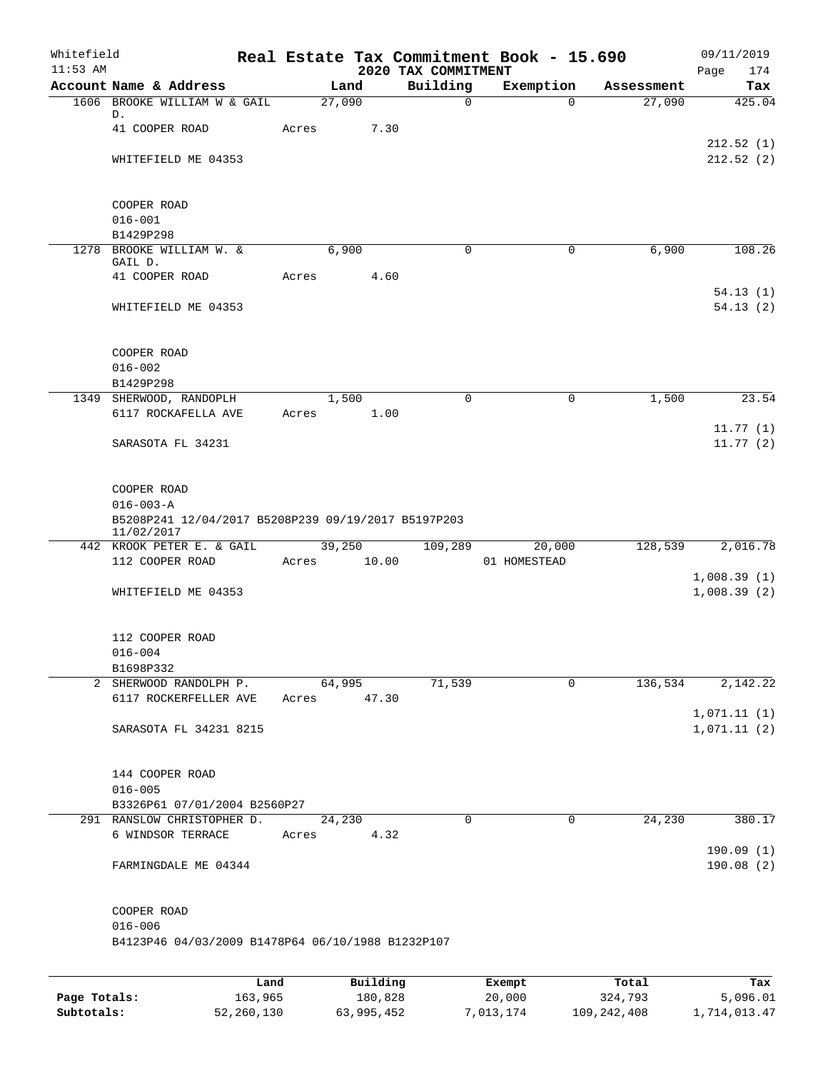Whitefield — Real Estate Tax Commitment Book - 15.690 — 09/11/2019
11:53 AM — 2020 TAX COMMITMENT

| Account Name & Address | Land | Building | Exemption | Assessment | Tax |
|---|---|---|---|---|---|
| 1606 BROOKE WILLIAM W & GAIL D. | 27,090 | 0 | 0 | 27,090 | 425.04 |
| 41 COOPER ROAD | Acres 7.30 | | | | |
| | | | | | 212.52 (1) |
| WHITEFIELD ME 04353 | | | | | 212.52 (2) |
| COOPER ROAD | | | | | |
| 016-001 | | | | | |
| B1429P298 | | | | | |
| 1278 BROOKE WILLIAM W. & GAIL D. | 6,900 | 0 | 0 | 6,900 | 108.26 |
| 41 COOPER ROAD | Acres 4.60 | | | | |
| | | | | | 54.13 (1) |
| WHITEFIELD ME 04353 | | | | | 54.13 (2) |
| COOPER ROAD | | | | | |
| 016-002 | | | | | |
| B1429P298 | | | | | |
| 1349 SHERWOOD, RANDOPLH | 1,500 | 0 | 0 | 1,500 | 23.54 |
| 6117 ROCKAFELLA AVE | Acres 1.00 | | | | |
| | | | | | 11.77 (1) |
| SARASOTA FL 34231 | | | | | 11.77 (2) |
| COOPER ROAD | | | | | |
| 016-003-A | | | | | |
| B5208P241 12/04/2017 B5208P239 09/19/2017 B5197P203 11/02/2017 | | | | | |
| 442 KROOK PETER E. & GAIL | 39,250 | 109,289 | 20,000 | 128,539 | 2,016.78 |
| 112 COOPER ROAD | Acres 10.00 | | 01 HOMESTEAD | | |
| | | | | | 1,008.39 (1) |
| WHITEFIELD ME 04353 | | | | | 1,008.39 (2) |
| 112 COOPER ROAD | | | | | |
| 016-004 | | | | | |
| B1698P332 | | | | | |
| 2 SHERWOOD RANDOLPH P. | 64,995 | 71,539 | 0 | 136,534 | 2,142.22 |
| 6117 ROCKERFELLER AVE | Acres 47.30 | | | | |
| | | | | | 1,071.11 (1) |
| SARASOTA FL 34231 8215 | | | | | 1,071.11 (2) |
| 144 COOPER ROAD | | | | | |
| 016-005 | | | | | |
| B3326P61 07/01/2004 B2560P27 | | | | | |
| 291 RANSLOW CHRISTOPHER D. | 24,230 | 0 | 0 | 24,230 | 380.17 |
| 6 WINDSOR TERRACE | Acres 4.32 | | | | |
| | | | | | 190.09 (1) |
| FARMINGDALE ME 04344 | | | | | 190.08 (2) |
| COOPER ROAD | | | | | |
| 016-006 | | | | | |
| B4123P46 04/03/2009 B1478P64 06/10/1988 B1232P107 | | | | | |

| | Land | Building | Exempt | Total | Tax |
|---|---|---|---|---|---|
| Page Totals: | 163,965 | 180,828 | 20,000 | 324,793 | 5,096.01 |
| Subtotals: | 52,260,130 | 63,995,452 | 7,013,174 | 109,242,408 | 1,714,013.47 |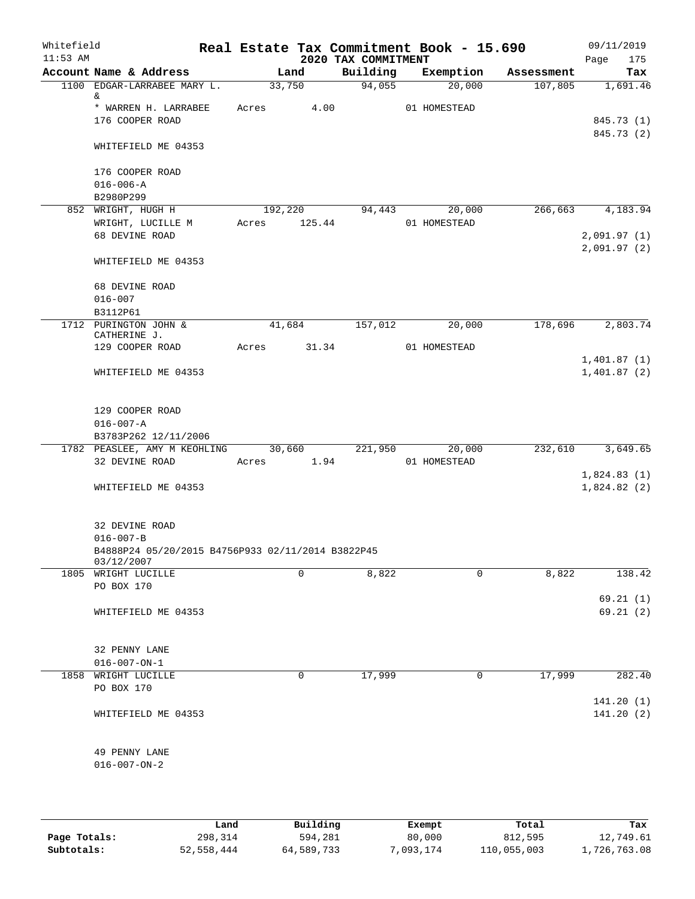Whitefield
11:53 AM

# Real Estate Tax Commitment Book - 15.690

## 2020 TAX COMMITMENT

09/11/2019

| Account | Name & Address | Land | Building | Exemption | Assessment | Tax |
|---|---|---|---|---|---|---|
| 1100 | EDGAR-LARRABEE MARY L. & | 33,750 | 94,055 | 20,000 | 107,805 | 1,691.46 |
| | * WARREN H. LARRABEE | Acres 4.00 | | 01 HOMESTEAD | | |
| | 176 COOPER ROAD | | | | | 845.73 (1) |
| | | | | | | 845.73 (2) |
| | WHITEFIELD ME 04353 | | | | | |
| | 176 COOPER ROAD | | | | | |
| | 016-006-A | | | | | |
| | B2980P299 | | | | | |
| 852 | WRIGHT, HUGH H | 192,220 | 94,443 | 20,000 | 266,663 | 4,183.94 |
| | WRIGHT, LUCILLE M | Acres 125.44 | | 01 HOMESTEAD | | |
| | 68 DEVINE ROAD | | | | | 2,091.97 (1) |
| | | | | | | 2,091.97 (2) |
| | WHITEFIELD ME 04353 | | | | | |
| | 68 DEVINE ROAD | | | | | |
| | 016-007 | | | | | |
| | B3112P61 | | | | | |
| 1712 | PURINGTON JOHN & CATHERINE J. | 41,684 | 157,012 | 20,000 | 178,696 | 2,803.74 |
| | 129 COOPER ROAD | Acres 31.34 | | 01 HOMESTEAD | | |
| | | | | | | 1,401.87 (1) |
| | WHITEFIELD ME 04353 | | | | | 1,401.87 (2) |
| | 129 COOPER ROAD | | | | | |
| | 016-007-A | | | | | |
| | B3783P262 12/11/2006 | | | | | |
| 1782 | PEASLEE, AMY M KEOHLING | 30,660 | 221,950 | 20,000 | 232,610 | 3,649.65 |
| | 32 DEVINE ROAD | Acres 1.94 | | 01 HOMESTEAD | | |
| | | | | | | 1,824.83 (1) |
| | WHITEFIELD ME 04353 | | | | | 1,824.82 (2) |
| | 32 DEVINE ROAD | | | | | |
| | 016-007-B | | | | | |
| | B4888P24 05/20/2015 B4756P933 02/11/2014 B3822P45 03/12/2007 | | | | | |
| 1805 | WRIGHT LUCILLE | 0 | 8,822 | 0 | 8,822 | 138.42 |
| | PO BOX 170 | | | | | |
| | | | | | | 69.21 (1) |
| | WHITEFIELD ME 04353 | | | | | 69.21 (2) |
| | 32 PENNY LANE | | | | | |
| | 016-007-ON-1 | | | | | |
| 1858 | WRIGHT LUCILLE | 0 | 17,999 | 0 | 17,999 | 282.40 |
| | PO BOX 170 | | | | | |
| | | | | | | 141.20 (1) |
| | WHITEFIELD ME 04353 | | | | | 141.20 (2) |
| | 49 PENNY LANE | | | | | |
| | 016-007-ON-2 | | | | | |

| | Land | Building | Exempt | Total | Tax |
|---|---|---|---|---|---|
| Page Totals: | 298,314 | 594,281 | 80,000 | 812,595 | 12,749.61 |
| Subtotals: | 52,558,444 | 64,589,733 | 7,093,174 | 110,055,003 | 1,726,763.08 |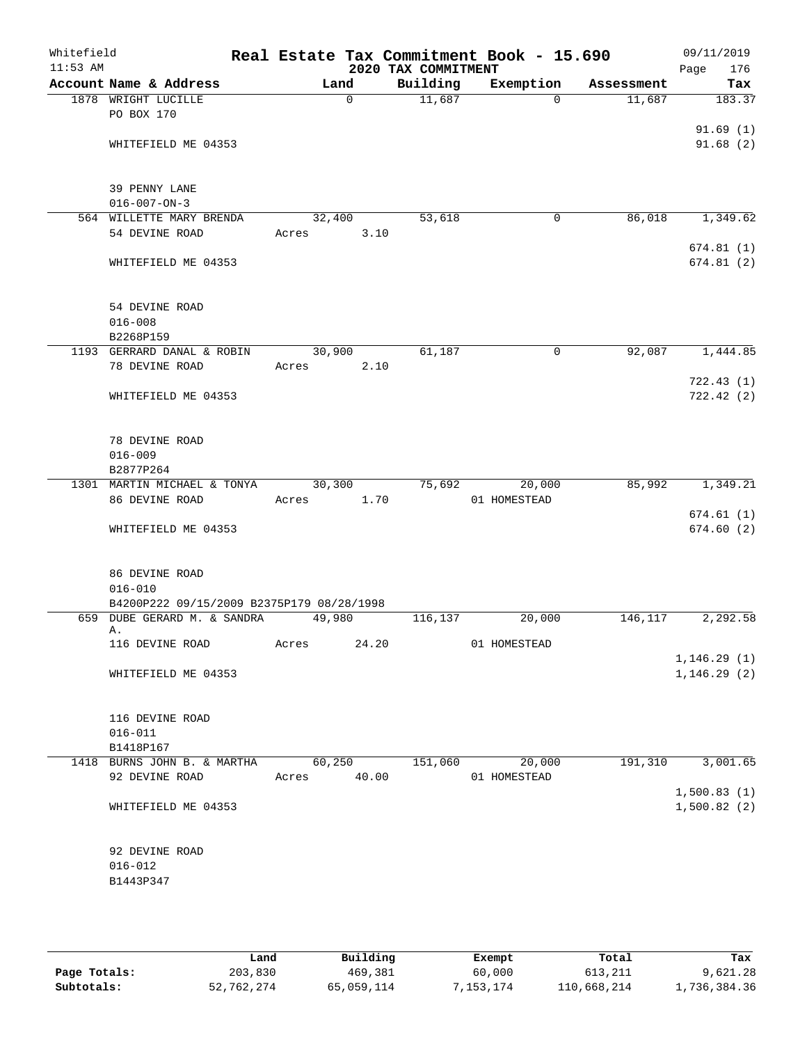Whitefield 11:53 AM

# Real Estate Tax Commitment Book - 15.690
## 2020 TAX COMMITMENT

09/11/2019 Page 176

| Account Name & Address | Land | Building | Exemption | Assessment | Tax |
|---|---|---|---|---|---|
| 1878 WRIGHT LUCILLE | 0 | 11,687 | 0 | 11,687 | 183.37 |
| PO BOX 170 | | | | | |
| | | | | | 91.69 (1) |
| WHITEFIELD ME 04353 | | | | | 91.68 (2) |
| 39 PENNY LANE | | | | | |
| 016-007-ON-3 | | | | | |
| 564 WILLETTE MARY BRENDA | 32,400 | 53,618 | 0 | 86,018 | 1,349.62 |
| 54 DEVINE ROAD | Acres 3.10 | | | | |
| | | | | | 674.81 (1) |
| WHITEFIELD ME 04353 | | | | | 674.81 (2) |
| 54 DEVINE ROAD | | | | | |
| 016-008 | | | | | |
| B2268P159 | | | | | |
| 1193 GERRARD DANAL & ROBIN | 30,900 | 61,187 | 0 | 92,087 | 1,444.85 |
| 78 DEVINE ROAD | Acres 2.10 | | | | |
| | | | | | 722.43 (1) |
| WHITEFIELD ME 04353 | | | | | 722.42 (2) |
| 78 DEVINE ROAD | | | | | |
| 016-009 | | | | | |
| B2877P264 | | | | | |
| 1301 MARTIN MICHAEL & TONYA | 30,300 | 75,692 | 20,000 | 85,992 | 1,349.21 |
| 86 DEVINE ROAD | Acres 1.70 | | 01 HOMESTEAD | | |
| | | | | | 674.61 (1) |
| WHITEFIELD ME 04353 | | | | | 674.60 (2) |
| 86 DEVINE ROAD | | | | | |
| 016-010 | | | | | |
| B4200P222 09/15/2009 B2375P179 08/28/1998 | | | | | |
| 659 DUBE GERARD M. & SANDRA A. | 49,980 | 116,137 | 20,000 | 146,117 | 2,292.58 |
| 116 DEVINE ROAD | Acres 24.20 | | 01 HOMESTEAD | | |
| | | | | | 1,146.29 (1) |
| WHITEFIELD ME 04353 | | | | | 1,146.29 (2) |
| 116 DEVINE ROAD | | | | | |
| 016-011 | | | | | |
| B1418P167 | | | | | |
| 1418 BURNS JOHN B. & MARTHA | 60,250 | 151,060 | 20,000 | 191,310 | 3,001.65 |
| 92 DEVINE ROAD | Acres 40.00 | | 01 HOMESTEAD | | |
| | | | | | 1,500.83 (1) |
| WHITEFIELD ME 04353 | | | | | 1,500.82 (2) |
| 92 DEVINE ROAD | | | | | |
| 016-012 | | | | | |
| B1443P347 | | | | | |

| | Land | Building | Exempt | Total | Tax |
|---|---|---|---|---|---|
| Page Totals: | 203,830 | 469,381 | 60,000 | 613,211 | 9,621.28 |
| Subtotals: | 52,762,274 | 65,059,114 | 7,153,174 | 110,668,214 | 1,736,384.36 |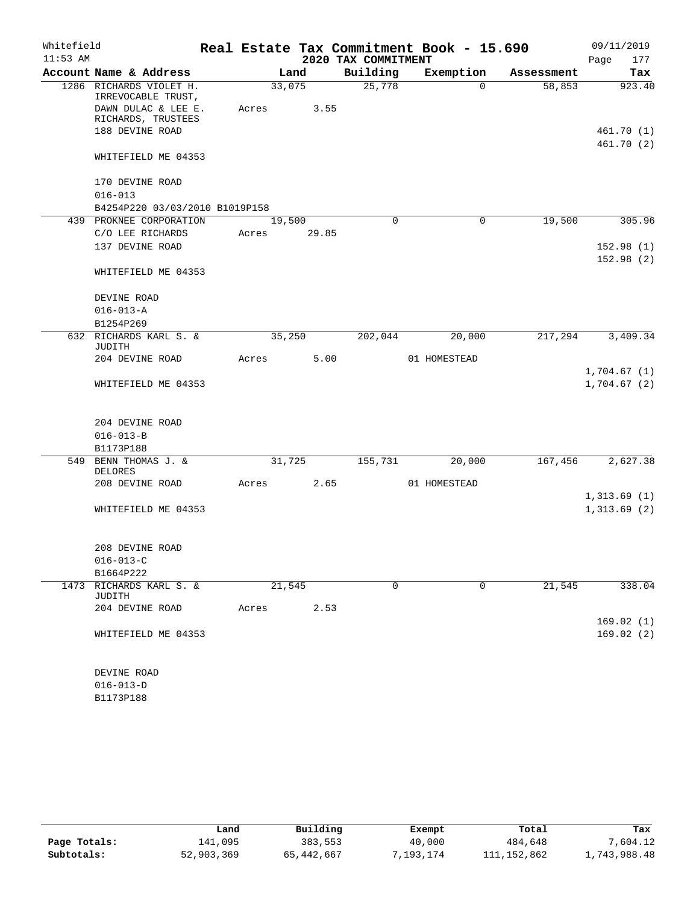Whitefield 11:53 AM

# Real Estate Tax Commitment Book - 15.690

## 2020 TAX COMMITMENT

09/11/2019 Page 177

| Account Name & Address | Land | Building | Exemption | Assessment | Tax |
|---|---|---|---|---|---|
| 1286 RICHARDS VIOLET H. IRREVOCABLE TRUST, DAWN DULAC & LEE E. RICHARDS, TRUSTEES | 33,075 | 25,778 | 0 | 58,853 | 923.40 |
| 188 DEVINE ROAD | Acres 3.55 | | | | 461.70 (1) |
| WHITEFIELD ME 04353 | | | | | 461.70 (2) |
| 170 DEVINE ROAD | | | | | |
| 016-013 | | | | | |
| B4254P220 03/03/2010 B1019P158 | | | | | |
| 439 PROKNEE CORPORATION | 19,500 | 0 | 0 | 19,500 | 305.96 |
| C/O LEE RICHARDS | Acres 29.85 | | | | |
| 137 DEVINE ROAD | | | | | 152.98 (1) |
| WHITEFIELD ME 04353 | | | | | 152.98 (2) |
| DEVINE ROAD | | | | | |
| 016-013-A | | | | | |
| B1254P269 | | | | | |
| 632 RICHARDS KARL S. & JUDITH | 35,250 | 202,044 | 20,000 | 217,294 | 3,409.34 |
| 204 DEVINE ROAD | Acres 5.00 | | 01 HOMESTEAD | | |
| WHITEFIELD ME 04353 | | | | | 1,704.67 (1) |
| | | | | | 1,704.67 (2) |
| 204 DEVINE ROAD | | | | | |
| 016-013-B | | | | | |
| B1173P188 | | | | | |
| 549 BENN THOMAS J. & DELORES | 31,725 | 155,731 | 20,000 | 167,456 | 2,627.38 |
| 208 DEVINE ROAD | Acres 2.65 | | 01 HOMESTEAD | | |
| WHITEFIELD ME 04353 | | | | | 1,313.69 (1) |
| | | | | | 1,313.69 (2) |
| 208 DEVINE ROAD | | | | | |
| 016-013-C | | | | | |
| B1664P222 | | | | | |
| 1473 RICHARDS KARL S. & JUDITH | 21,545 | 0 | 0 | 21,545 | 338.04 |
| 204 DEVINE ROAD | Acres 2.53 | | | | |
| WHITEFIELD ME 04353 | | | | | 169.02 (1) |
| | | | | | 169.02 (2) |
| DEVINE ROAD | | | | | |
| 016-013-D | | | | | |
| B1173P188 | | | | | |

| | Land | Building | Exempt | Total | Tax |
|---|---|---|---|---|---|
| Page Totals: | 141,095 | 383,553 | 40,000 | 484,648 | 7,604.12 |
| Subtotals: | 52,903,369 | 65,442,667 | 7,193,174 | 111,152,862 | 1,743,988.48 |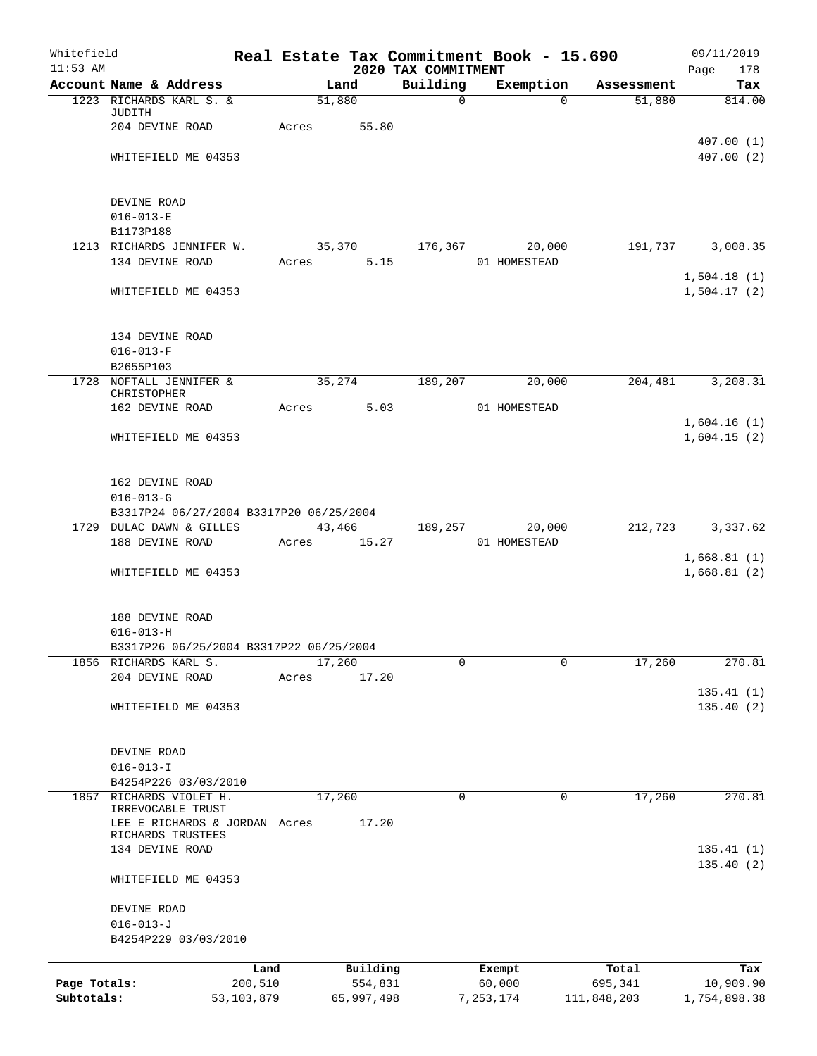Whitefield 11:53 AM

# Real Estate Tax Commitment Book - 15.690

## 2020 TAX COMMITMENT

09/11/2019

| Account Name & Address | Land | Building | Exemption | Assessment | Tax |
|---|---|---|---|---|---|
| 1223 RICHARDS KARL S. & JUDITH | 51,880 | 0 | 0 | 51,880 | 814.00 |
| 204 DEVINE ROAD | Acres 55.80 | | | | |
| | | | | | 407.00 (1) |
| WHITEFIELD ME 04353 | | | | | 407.00 (2) |
| DEVINE ROAD | | | | | |
| 016-013-E | | | | | |
| B1173P188 | | | | | |
| 1213 RICHARDS JENNIFER W. | 35,370 | 176,367 | 20,000 | 191,737 | 3,008.35 |
| 134 DEVINE ROAD | Acres 5.15 | | 01 HOMESTEAD | | |
| | | | | | 1,504.18 (1) |
| WHITEFIELD ME 04353 | | | | | 1,504.17 (2) |
| 134 DEVINE ROAD | | | | | |
| 016-013-F | | | | | |
| B2655P103 | | | | | |
| 1728 NOFTALL JENNIFER & CHRISTOPHER | 35,274 | 189,207 | 20,000 | 204,481 | 3,208.31 |
| 162 DEVINE ROAD | Acres 5.03 | | 01 HOMESTEAD | | |
| | | | | | 1,604.16 (1) |
| WHITEFIELD ME 04353 | | | | | 1,604.15 (2) |
| 162 DEVINE ROAD | | | | | |
| 016-013-G | | | | | |
| B3317P24 06/27/2004 B3317P20 06/25/2004 | | | | | |
| 1729 DULAC DAWN & GILLES | 43,466 | 189,257 | 20,000 | 212,723 | 3,337.62 |
| 188 DEVINE ROAD | Acres 15.27 | | 01 HOMESTEAD | | |
| | | | | | 1,668.81 (1) |
| WHITEFIELD ME 04353 | | | | | 1,668.81 (2) |
| 188 DEVINE ROAD | | | | | |
| 016-013-H | | | | | |
| B3317P26 06/25/2004 B3317P22 06/25/2004 | | | | | |
| 1856 RICHARDS KARL S. | 17,260 | 0 | 0 | 17,260 | 270.81 |
| 204 DEVINE ROAD | Acres 17.20 | | | | |
| | | | | | 135.41 (1) |
| WHITEFIELD ME 04353 | | | | | 135.40 (2) |
| DEVINE ROAD | | | | | |
| 016-013-I | | | | | |
| B4254P226 03/03/2010 | | | | | |
| 1857 RICHARDS VIOLET H. IRREVOCABLE TRUST | 17,260 | 0 | 0 | 17,260 | 270.81 |
| LEE E RICHARDS & JORDAN RICHARDS TRUSTEES | Acres 17.20 | | | | |
| 134 DEVINE ROAD | | | | | 135.41 (1) |
| | | | | | 135.40 (2) |
| WHITEFIELD ME 04353 | | | | | |
| DEVINE ROAD | | | | | |
| 016-013-J | | | | | |
| B4254P229 03/03/2010 | | | | | |

| | Land | Building | Exempt | Total | Tax |
|---|---|---|---|---|---|
| Page Totals: | 200,510 | 554,831 | 60,000 | 695,341 | 10,909.90 |
| Subtotals: | 53,103,879 | 65,997,498 | 7,253,174 | 111,848,203 | 1,754,898.38 |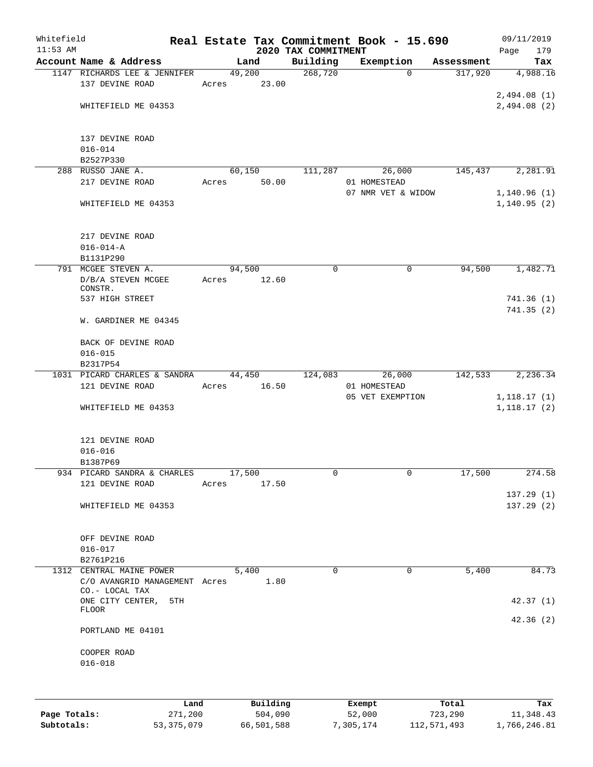Whitefield 11:53 AM

# Real Estate Tax Commitment Book - 15.690

## 2020 TAX COMMITMENT

09/11/2019 Page 179

| Account Name & Address | Land | Building | Exemption | Assessment | Tax |
|---|---|---|---|---|---|
| 1147 RICHARDS LEE & JENNIFER | 49,200 | 268,720 | 0 | 317,920 | 4,988.16 |
| 137 DEVINE ROAD | Acres 23.00 | | | | |
| | | | | | 2,494.08 (1) |
| WHITEFIELD ME 04353 | | | | | 2,494.08 (2) |
| 137 DEVINE ROAD | | | | | |
| 016-014 | | | | | |
| B2527P330 | | | | | |
| 288 RUSSO JANE A. | 60,150 | 111,287 | 26,000 | 145,437 | 2,281.91 |
| 217 DEVINE ROAD | Acres 50.00 | | 01 HOMESTEAD | | |
| | | | 07 NMR VET & WIDOW | | 1,140.96 (1) |
| WHITEFIELD ME 04353 | | | | | 1,140.95 (2) |
| 217 DEVINE ROAD | | | | | |
| 016-014-A | | | | | |
| B1131P290 | | | | | |
| 791 MCGEE STEVEN A. | 94,500 | 0 | 0 | 94,500 | 1,482.71 |
| D/B/A STEVEN MCGEE CONSTR. | Acres 12.60 | | | | |
| 537 HIGH STREET | | | | | 741.36 (1) |
| | | | | | 741.35 (2) |
| W. GARDINER ME 04345 | | | | | |
| BACK OF DEVINE ROAD | | | | | |
| 016-015 | | | | | |
| B2317P54 | | | | | |
| 1031 PICARD CHARLES & SANDRA | 44,450 | 124,083 | 26,000 | 142,533 | 2,236.34 |
| 121 DEVINE ROAD | Acres 16.50 | | 01 HOMESTEAD | | |
| | | | 05 VET EXEMPTION | | 1,118.17 (1) |
| WHITEFIELD ME 04353 | | | | | 1,118.17 (2) |
| 121 DEVINE ROAD | | | | | |
| 016-016 | | | | | |
| B1387P69 | | | | | |
| 934 PICARD SANDRA & CHARLES | 17,500 | 0 | 0 | 17,500 | 274.58 |
| 121 DEVINE ROAD | Acres 17.50 | | | | |
| | | | | | 137.29 (1) |
| WHITEFIELD ME 04353 | | | | | 137.29 (2) |
| OFF DEVINE ROAD | | | | | |
| 016-017 | | | | | |
| B2761P216 | | | | | |
| 1312 CENTRAL MAINE POWER | 5,400 | 0 | 0 | 5,400 | 84.73 |
| C/O AVANGRID MANAGEMENT CO.- LOCAL TAX | Acres 1.80 | | | | |
| ONE CITY CENTER, 5TH FLOOR | | | | | 42.37 (1) |
| | | | | | 42.36 (2) |
| PORTLAND ME 04101 | | | | | |
| COOPER ROAD | | | | | |
| 016-018 | | | | | |

| | Land | Building | Exempt | Total | Tax |
|---|---|---|---|---|---|
| Page Totals: | 271,200 | 504,090 | 52,000 | 723,290 | 11,348.43 |
| Subtotals: | 53,375,079 | 66,501,588 | 7,305,174 | 112,571,493 | 1,766,246.81 |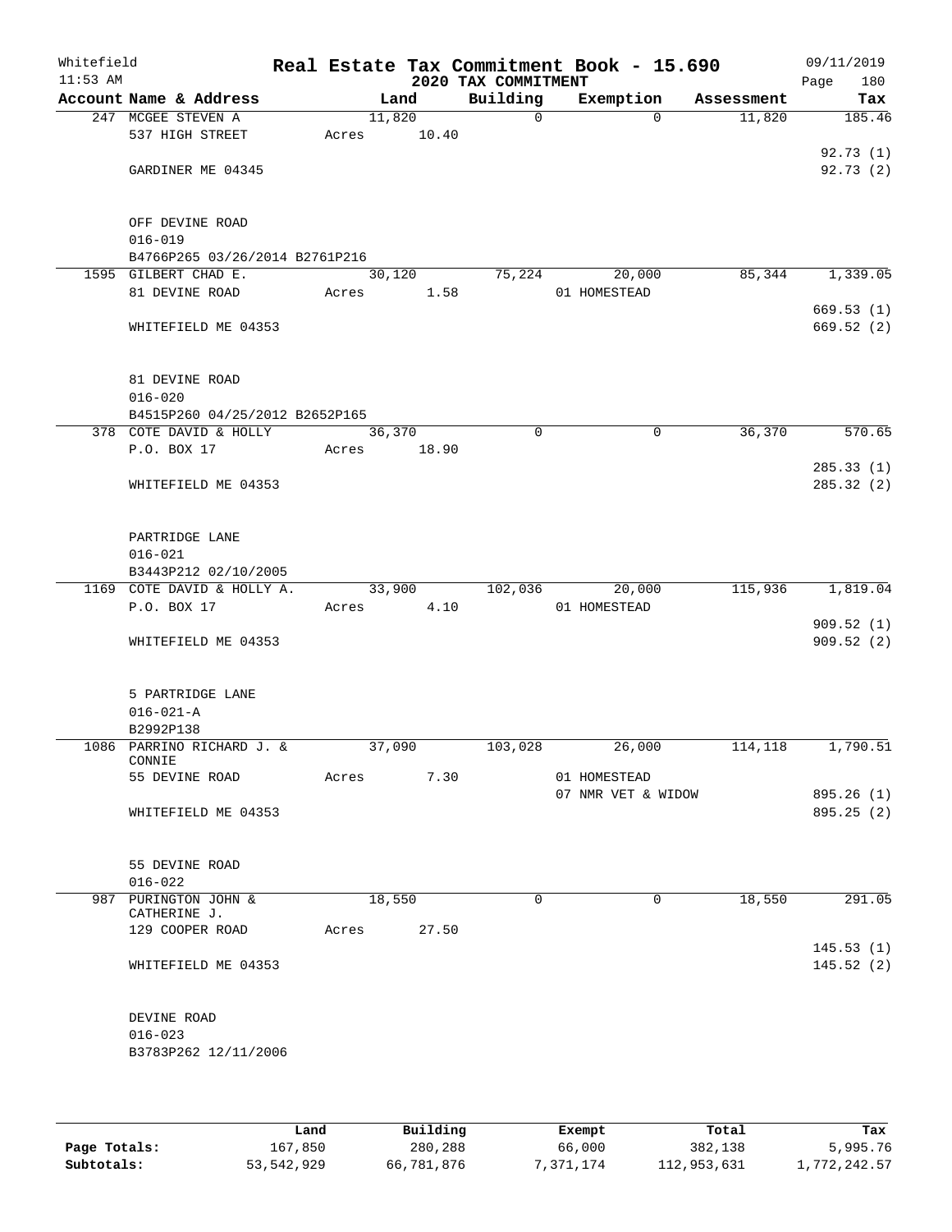Whitefield 11:53 AM

# Real Estate Tax Commitment Book - 15.690

## 2020 TAX COMMITMENT

09/11/2019

| Account Name & Address | Land | Building | Exemption | Assessment | Tax |
|---|---|---|---|---|---|
| 247 MCGEE STEVEN A | 11,820 | 0 | 0 | 11,820 | 185.46 |
| 537 HIGH STREET | Acres 10.40 | | | | |
| | | | | | 92.73 (1) |
| GARDINER ME 04345 | | | | | 92.73 (2) |
| OFF DEVINE ROAD | | | | | |
| 016-019 | | | | | |
| B4766P265 03/26/2014 B2761P216 | | | | | |
| 1595 GILBERT CHAD E. | 30,120 | 75,224 | 20,000 | 85,344 | 1,339.05 |
| 81 DEVINE ROAD | Acres 1.58 | | 01 HOMESTEAD | | |
| | | | | | 669.53 (1) |
| WHITEFIELD ME 04353 | | | | | 669.52 (2) |
| 81 DEVINE ROAD | | | | | |
| 016-020 | | | | | |
| B4515P260 04/25/2012 B2652P165 | | | | | |
| 378 COTE DAVID & HOLLY | 36,370 | 0 | 0 | 36,370 | 570.65 |
| P.O. BOX 17 | Acres 18.90 | | | | |
| | | | | | 285.33 (1) |
| WHITEFIELD ME 04353 | | | | | 285.32 (2) |
| PARTRIDGE LANE | | | | | |
| 016-021 | | | | | |
| B3443P212 02/10/2005 | | | | | |
| 1169 COTE DAVID & HOLLY A. | 33,900 | 102,036 | 20,000 | 115,936 | 1,819.04 |
| P.O. BOX 17 | Acres 4.10 | | 01 HOMESTEAD | | |
| | | | | | 909.52 (1) |
| WHITEFIELD ME 04353 | | | | | 909.52 (2) |
| 5 PARTRIDGE LANE | | | | | |
| 016-021-A | | | | | |
| B2992P138 | | | | | |
| 1086 PARRINO RICHARD J. & CONNIE | 37,090 | 103,028 | 26,000 | 114,118 | 1,790.51 |
| 55 DEVINE ROAD | Acres 7.30 | | 01 HOMESTEAD | | |
| | | | 07 NMR VET & WIDOW | | 895.26 (1) |
| WHITEFIELD ME 04353 | | | | | 895.25 (2) |
| 55 DEVINE ROAD | | | | | |
| 016-022 | | | | | |
| 987 PURINGTON JOHN & CATHERINE J. | 18,550 | 0 | 0 | 18,550 | 291.05 |
| 129 COOPER ROAD | Acres 27.50 | | | | |
| | | | | | 145.53 (1) |
| WHITEFIELD ME 04353 | | | | | 145.52 (2) |
| DEVINE ROAD | | | | | |
| 016-023 | | | | | |
| B3783P262 12/11/2006 | | | | | |

| | Land | Building | Exempt | Total | Tax |
|---|---|---|---|---|---|
| Page Totals: | 167,850 | 280,288 | 66,000 | 382,138 | 5,995.76 |
| Subtotals: | 53,542,929 | 66,781,876 | 7,371,174 | 112,953,631 | 1,772,242.57 |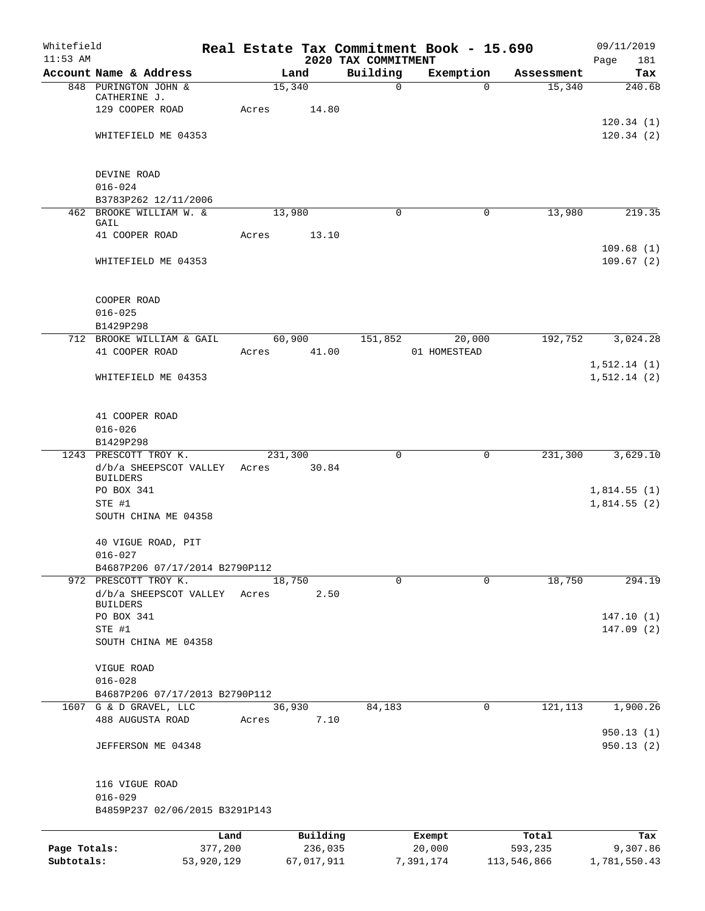Whitefield 11:53 AM

# Real Estate Tax Commitment Book - 15.690

## 2020 TAX COMMITMENT

09/11/2019

| Account Name & Address | Land | Building | Exemption | Assessment | Tax |
|---|---|---|---|---|---|
| 848 PURINGTON JOHN & CATHERINE J. | 15,340 | 0 | 0 | 15,340 | 240.68 |
| 129 COOPER ROAD | Acres 14.80 | | | | |
| | | | | | 120.34 (1) |
| WHITEFIELD ME 04353 | | | | | 120.34 (2) |
| DEVINE ROAD | | | | | |
| 016-024 | | | | | |
| B3783P262 12/11/2006 | | | | | |
| 462 BROOKE WILLIAM W. & GAIL | 13,980 | 0 | 0 | 13,980 | 219.35 |
| 41 COOPER ROAD | Acres 13.10 | | | | |
| | | | | | 109.68 (1) |
| WHITEFIELD ME 04353 | | | | | 109.67 (2) |
| COOPER ROAD | | | | | |
| 016-025 | | | | | |
| B1429P298 | | | | | |
| 712 BROOKE WILLIAM & GAIL | 60,900 | 151,852 | 20,000 | 192,752 | 3,024.28 |
| 41 COOPER ROAD | Acres 41.00 | | 01 HOMESTEAD | | |
| | | | | | 1,512.14 (1) |
| WHITEFIELD ME 04353 | | | | | 1,512.14 (2) |
| 41 COOPER ROAD | | | | | |
| 016-026 | | | | | |
| B1429P298 | | | | | |
| 1243 PRESCOTT TROY K. | 231,300 | 0 | 0 | 231,300 | 3,629.10 |
| d/b/a SHEEPSCOT VALLEY BUILDERS | Acres 30.84 | | | | |
| PO BOX 341 | | | | | 1,814.55 (1) |
| STE #1 | | | | | 1,814.55 (2) |
| SOUTH CHINA ME 04358 | | | | | |
| 40 VIGUE ROAD, PIT | | | | | |
| 016-027 | | | | | |
| B4687P206 07/17/2014 B2790P112 | | | | | |
| 972 PRESCOTT TROY K. | 18,750 | 0 | 0 | 18,750 | 294.19 |
| d/b/a SHEEPSCOT VALLEY BUILDERS | Acres 2.50 | | | | |
| PO BOX 341 | | | | | 147.10 (1) |
| STE #1 | | | | | 147.09 (2) |
| SOUTH CHINA ME 04358 | | | | | |
| VIGUE ROAD | | | | | |
| 016-028 | | | | | |
| B4687P206 07/17/2013 B2790P112 | | | | | |
| 1607 G & D GRAVEL, LLC | 36,930 | 84,183 | 0 | 121,113 | 1,900.26 |
| 488 AUGUSTA ROAD | Acres 7.10 | | | | |
| | | | | | 950.13 (1) |
| JEFFERSON ME 04348 | | | | | 950.13 (2) |
| 116 VIGUE ROAD | | | | | |
| 016-029 | | | | | |
| B4859P237 02/06/2015 B3291P143 | | | | | |

| | Land | Building | Exempt | Total | Tax |
|---|---|---|---|---|---|
| Page Totals: | 377,200 | 236,035 | 20,000 | 593,235 | 9,307.86 |
| Subtotals: | 53,920,129 | 67,017,911 | 7,391,174 | 113,546,866 | 1,781,550.43 |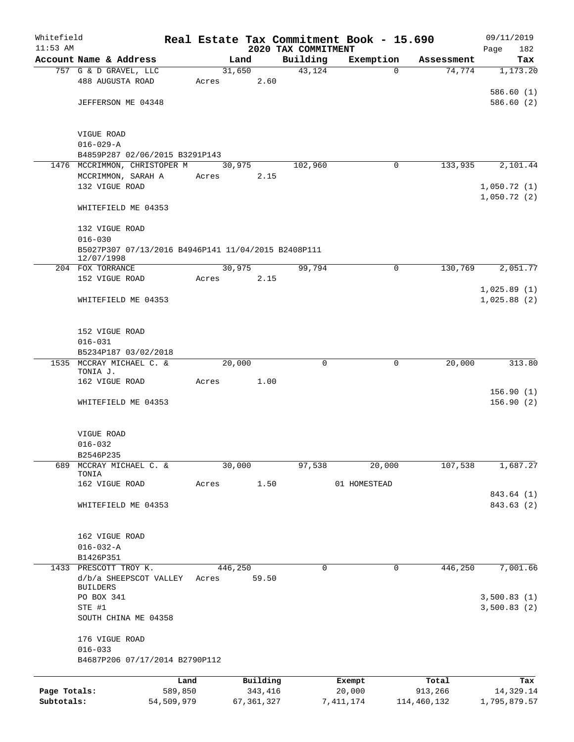Whitefield 11:53 AM

# Real Estate Tax Commitment Book - 15.690

## 2020 TAX COMMITMENT

09/11/2019 Page 182

| Account Name & Address | Land | Building | Exemption | Assessment | Tax |
|---|---|---|---|---|---|
| 757 G & D GRAVEL, LLC<br>488 AUGUSTA ROAD<br><br>JEFFERSON ME 04348<br><br>VIGUE ROAD<br>016-029-A<br>B4859P287 02/06/2015 B3291P143 | 31,650<br>Acres 2.60 | 43,124 | 0 | 74,774 | 1,173.20<br><br>586.60 (1)<br>586.60 (2) |
| 1476 MCCRIMMON, CHRISTOPER M<br>MCCRIMMON, SARAH A<br>132 VIGUE ROAD<br><br>WHITEFIELD ME 04353<br><br>132 VIGUE ROAD<br>016-030<br>B5027P307 07/13/2016 B4946P141 11/04/2015 B2408P111 12/07/1998 | 30,975<br>Acres 2.15 | 102,960 | 0 | 133,935 | 2,101.44<br><br>1,050.72 (1)<br>1,050.72 (2) |
| 204 FOX TORRANCE<br>152 VIGUE ROAD<br><br>WHITEFIELD ME 04353<br><br>152 VIGUE ROAD<br>016-031<br>B5234P187 03/02/2018 | 30,975<br>Acres 2.15 | 99,794 | 0 | 130,769 | 2,051.77<br><br>1,025.89 (1)<br>1,025.88 (2) |
| 1535 MCCRAY MICHAEL C. & TONIA J.<br>162 VIGUE ROAD<br><br>WHITEFIELD ME 04353<br><br>VIGUE ROAD<br>016-032<br>B2546P235 | 20,000<br>Acres 1.00 | 0 | 0 | 20,000 | 313.80<br><br>156.90 (1)<br>156.90 (2) |
| 689 MCCRAY MICHAEL C. & TONIA<br>162 VIGUE ROAD<br><br>WHITEFIELD ME 04353<br><br>162 VIGUE ROAD<br>016-032-A<br>B1426P351 | 30,000<br>Acres 1.50 | 97,538 | 20,000<br>01 HOMESTEAD | 107,538 | 1,687.27<br><br>843.64 (1)<br>843.63 (2) |
| 1433 PRESCOTT TROY K.<br>d/b/a SHEEPSCOT VALLEY BUILDERS<br>PO BOX 341<br>STE #1<br>SOUTH CHINA ME 04358<br><br>176 VIGUE ROAD<br>016-033<br>B4687P206 07/17/2014 B2790P112 | 446,250<br>Acres 59.50 | 0 | 0 | 446,250 | 7,001.66<br><br>3,500.83 (1)<br>3,500.83 (2) |

| | Land | Building | Exempt | Total | Tax |
|---|---|---|---|---|---|
| Page Totals: | 589,850 | 343,416 | 20,000 | 913,266 | 14,329.14 |
| Subtotals: | 54,509,979 | 67,361,327 | 7,411,174 | 114,460,132 | 1,795,879.57 |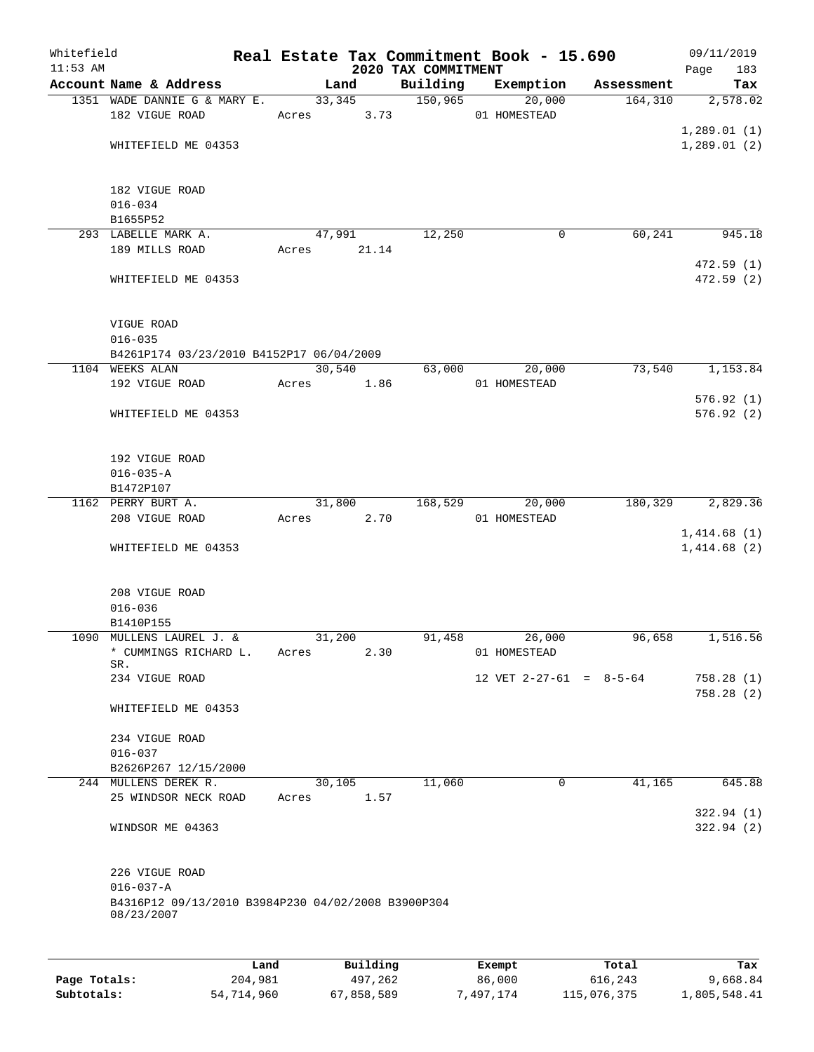Whitefield 11:53 AM

# Real Estate Tax Commitment Book - 15.690
## 2020 TAX COMMITMENT

09/11/2019

| Account Name & Address | Land | Building | Exemption | Assessment | Tax |
|---|---|---|---|---|---|
| 1351 WADE DANNIE G & MARY E. | 33,345 | 150,965 | 20,000 | 164,310 | 2,578.02 |
| 182 VIGUE ROAD | Acres 3.73 | | 01 HOMESTEAD | | |
| | | | | | 1,289.01 (1) |
| WHITEFIELD ME 04353 | | | | | 1,289.01 (2) |
| 182 VIGUE ROAD | | | | | |
| 016-034 | | | | | |
| B1655P52 | | | | | |
| 293 LABELLE MARK A. | 47,991 | 12,250 | 0 | 60,241 | 945.18 |
| 189 MILLS ROAD | Acres 21.14 | | | | |
| | | | | | 472.59 (1) |
| WHITEFIELD ME 04353 | | | | | 472.59 (2) |
| VIGUE ROAD | | | | | |
| 016-035 | | | | | |
| B4261P174 03/23/2010 B4152P17 06/04/2009 | | | | | |
| 1104 WEEKS ALAN | 30,540 | 63,000 | 20,000 | 73,540 | 1,153.84 |
| 192 VIGUE ROAD | Acres 1.86 | | 01 HOMESTEAD | | |
| | | | | | 576.92 (1) |
| WHITEFIELD ME 04353 | | | | | 576.92 (2) |
| 192 VIGUE ROAD | | | | | |
| 016-035-A | | | | | |
| B1472P107 | | | | | |
| 1162 PERRY BURT A. | 31,800 | 168,529 | 20,000 | 180,329 | 2,829.36 |
| 208 VIGUE ROAD | Acres 2.70 | | 01 HOMESTEAD | | |
| | | | | | 1,414.68 (1) |
| WHITEFIELD ME 04353 | | | | | 1,414.68 (2) |
| 208 VIGUE ROAD | | | | | |
| 016-036 | | | | | |
| B1410P155 | | | | | |
| 1090 MULLENS LAUREL J. & | 31,200 | 91,458 | 26,000 | 96,658 | 1,516.56 |
| * CUMMINGS RICHARD L. SR. | Acres 2.30 | | 01 HOMESTEAD | | |
| 234 VIGUE ROAD | | | 12 VET 2-27-61 = 8-5-64 | | 758.28 (1) |
| | | | | | 758.28 (2) |
| WHITEFIELD ME 04353 | | | | | |
| 234 VIGUE ROAD | | | | | |
| 016-037 | | | | | |
| B2626P267 12/15/2000 | | | | | |
| 244 MULLENS DEREK R. | 30,105 | 11,060 | 0 | 41,165 | 645.88 |
| 25 WINDSOR NECK ROAD | Acres 1.57 | | | | |
| | | | | | 322.94 (1) |
| WINDSOR ME 04363 | | | | | 322.94 (2) |
| 226 VIGUE ROAD | | | | | |
| 016-037-A | | | | | |
| B4316P12 09/13/2010 B3984P230 04/02/2008 B3900P304 08/23/2007 | | | | | |

| | Land | Building | Exempt | Total | Tax |
|---|---|---|---|---|---|
| Page Totals: | 204,981 | 497,262 | 86,000 | 616,243 | 9,668.84 |
| Subtotals: | 54,714,960 | 67,858,589 | 7,497,174 | 115,076,375 | 1,805,548.41 |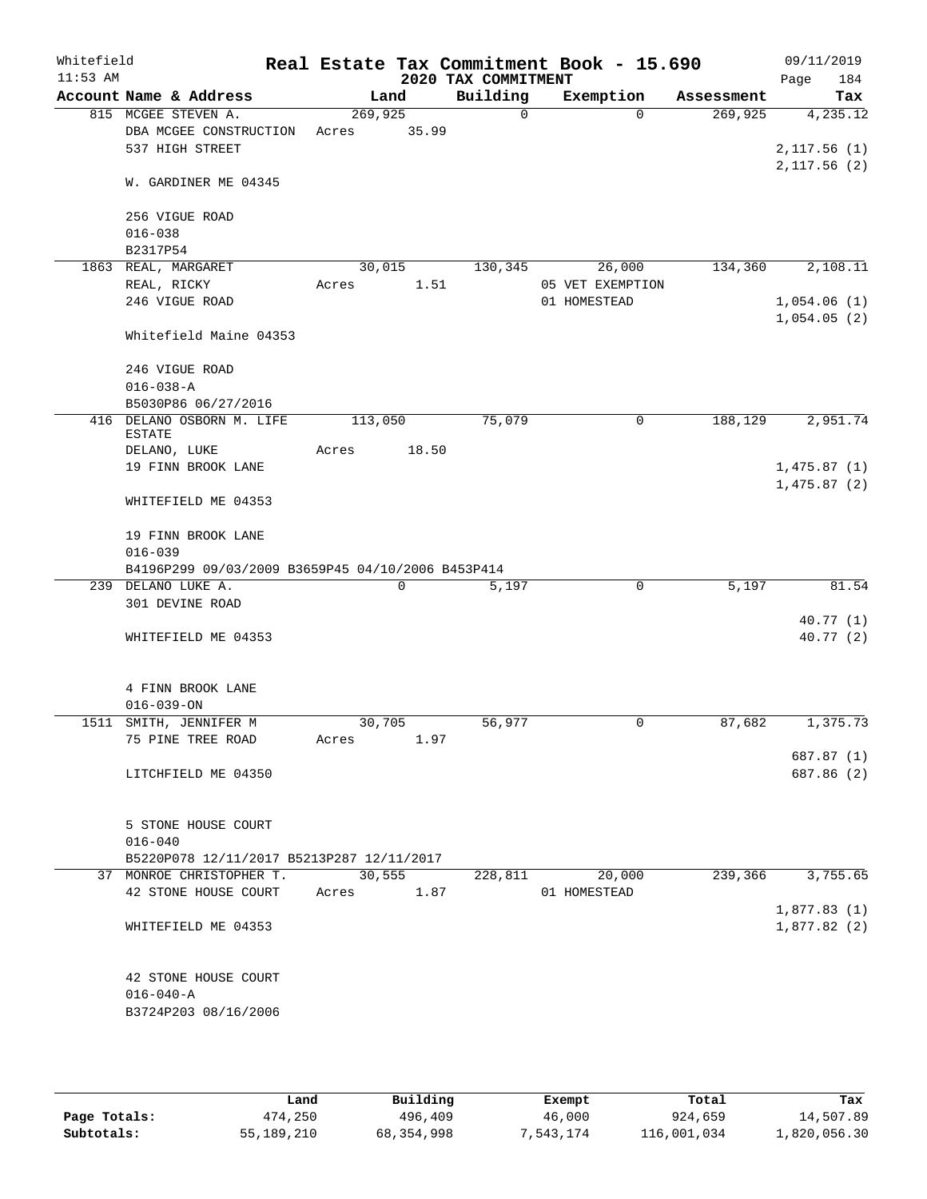Whitefield 11:53 AM

# Real Estate Tax Commitment Book - 15.690

## 2020 TAX COMMITMENT

09/11/2019

| Account Name & Address | Land | Building | Exemption | Assessment | Tax |
|---|---|---|---|---|---|
| 815 MCGEE STEVEN A. | 269,925 | 0 | 0 | 269,925 | 4,235.12 |
| DBA MCGEE CONSTRUCTION | Acres 35.99 | | | | |
| 537 HIGH STREET | | | | | 2,117.56 (1) |
| | | | | | 2,117.56 (2) |
| W. GARDINER ME 04345 | | | | | |
| 256 VIGUE ROAD | | | | | |
| 016-038 | | | | | |
| B2317P54 | | | | | |
| 1863 REAL, MARGARET | 30,015 | 130,345 | 26,000 | 134,360 | 2,108.11 |
| REAL, RICKY | Acres 1.51 | | 05 VET EXEMPTION | | |
| 246 VIGUE ROAD | | | 01 HOMESTEAD | | 1,054.06 (1) |
| | | | | | 1,054.05 (2) |
| Whitefield Maine 04353 | | | | | |
| 246 VIGUE ROAD | | | | | |
| 016-038-A | | | | | |
| B5030P86 06/27/2016 | | | | | |
| 416 DELANO OSBORN M. LIFE ESTATE | 113,050 | 75,079 | 0 | 188,129 | 2,951.74 |
| DELANO, LUKE | Acres 18.50 | | | | |
| 19 FINN BROOK LANE | | | | | 1,475.87 (1) |
| | | | | | 1,475.87 (2) |
| WHITEFIELD ME 04353 | | | | | |
| 19 FINN BROOK LANE | | | | | |
| 016-039 | | | | | |
| B4196P299 09/03/2009 B3659P45 04/10/2006 B453P414 | | | | | |
| 239 DELANO LUKE A. | 0 | 5,197 | 0 | 5,197 | 81.54 |
| 301 DEVINE ROAD | | | | | |
| | | | | | 40.77 (1) |
| WHITEFIELD ME 04353 | | | | | 40.77 (2) |
| 4 FINN BROOK LANE | | | | | |
| 016-039-ON | | | | | |
| 1511 SMITH, JENNIFER M | 30,705 | 56,977 | 0 | 87,682 | 1,375.73 |
| 75 PINE TREE ROAD | Acres 1.97 | | | | |
| | | | | | 687.87 (1) |
| LITCHFIELD ME 04350 | | | | | 687.86 (2) |
| 5 STONE HOUSE COURT | | | | | |
| 016-040 | | | | | |
| B5220P078 12/11/2017 B5213P287 12/11/2017 | | | | | |
| 37 MONROE CHRISTOPHER T. | 30,555 | 228,811 | 20,000 | 239,366 | 3,755.65 |
| 42 STONE HOUSE COURT | Acres 1.87 | | 01 HOMESTEAD | | |
| | | | | | 1,877.83 (1) |
| WHITEFIELD ME 04353 | | | | | 1,877.82 (2) |
| 42 STONE HOUSE COURT | | | | | |
| 016-040-A | | | | | |
| B3724P203 08/16/2006 | | | | | |

| | Land | Building | Exempt | Total | Tax |
|---|---|---|---|---|---|
| Page Totals: | 474,250 | 496,409 | 46,000 | 924,659 | 14,507.89 |
| Subtotals: | 55,189,210 | 68,354,998 | 7,543,174 | 116,001,034 | 1,820,056.30 |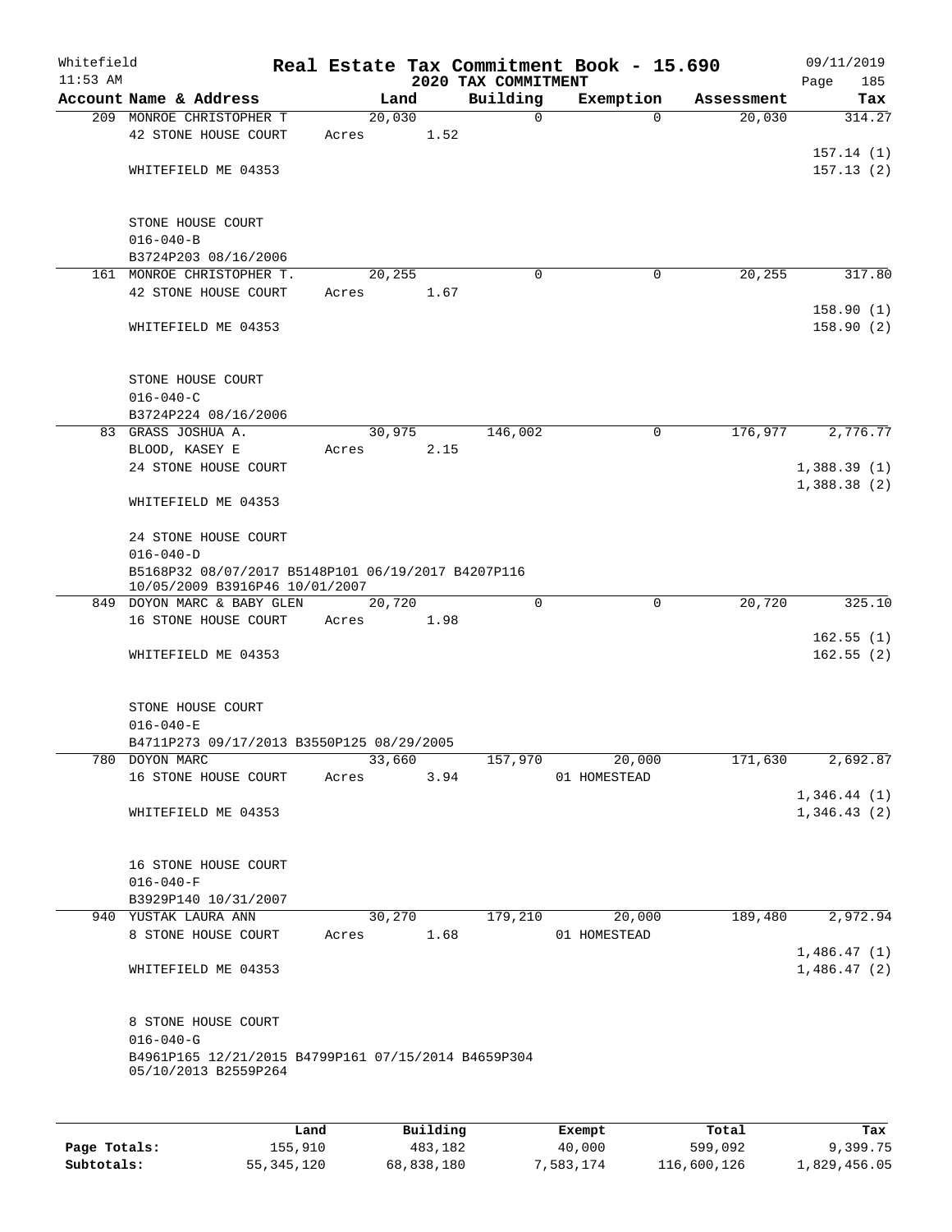Whitefield 11:53 AM

# Real Estate Tax Commitment Book - 15.690

## 2020 TAX COMMITMENT

09/11/2019 Page 185

| Account Name & Address | Land | Building | Exemption | Assessment | Tax |
|---|---|---|---|---|---|
| 209 MONROE CHRISTOPHER T | 20,030 | 0 | 0 | 20,030 | 314.27 |
| 42 STONE HOUSE COURT | Acres 1.52 | | | | |
| | | | | | 157.14 (1) |
| WHITEFIELD ME 04353 | | | | | 157.13 (2) |
| STONE HOUSE COURT | | | | | |
| 016-040-B | | | | | |
| B3724P203 08/16/2006 | | | | | |
| 161 MONROE CHRISTOPHER T. | 20,255 | 0 | 0 | 20,255 | 317.80 |
| 42 STONE HOUSE COURT | Acres 1.67 | | | | |
| | | | | | 158.90 (1) |
| WHITEFIELD ME 04353 | | | | | 158.90 (2) |
| STONE HOUSE COURT | | | | | |
| 016-040-C | | | | | |
| B3724P224 08/16/2006 | | | | | |
| 83 GRASS JOSHUA A. | 30,975 | 146,002 | 0 | 176,977 | 2,776.77 |
| BLOOD, KASEY E | Acres 2.15 | | | | |
| 24 STONE HOUSE COURT | | | | | 1,388.39 (1) |
| | | | | | 1,388.38 (2) |
| WHITEFIELD ME 04353 | | | | | |
| 24 STONE HOUSE COURT | | | | | |
| 016-040-D | | | | | |
| B5168P32 08/07/2017 B5148P101 06/19/2017 B4207P116 10/05/2009 B3916P46 10/01/2007 | | | | | |
| 849 DOYON MARC & BABY GLEN | 20,720 | 0 | 0 | 20,720 | 325.10 |
| 16 STONE HOUSE COURT | Acres 1.98 | | | | |
| | | | | | 162.55 (1) |
| WHITEFIELD ME 04353 | | | | | 162.55 (2) |
| STONE HOUSE COURT | | | | | |
| 016-040-E | | | | | |
| B4711P273 09/17/2013 B3550P125 08/29/2005 | | | | | |
| 780 DOYON MARC | 33,660 | 157,970 | 20,000 | 171,630 | 2,692.87 |
| 16 STONE HOUSE COURT | Acres 3.94 | | 01 HOMESTEAD | | |
| | | | | | 1,346.44 (1) |
| WHITEFIELD ME 04353 | | | | | 1,346.43 (2) |
| 16 STONE HOUSE COURT | | | | | |
| 016-040-F | | | | | |
| B3929P140 10/31/2007 | | | | | |
| 940 YUSTAK LAURA ANN | 30,270 | 179,210 | 20,000 | 189,480 | 2,972.94 |
| 8 STONE HOUSE COURT | Acres 1.68 | | 01 HOMESTEAD | | |
| | | | | | 1,486.47 (1) |
| WHITEFIELD ME 04353 | | | | | 1,486.47 (2) |
| 8 STONE HOUSE COURT | | | | | |
| 016-040-G | | | | | |
| B4961P165 12/21/2015 B4799P161 07/15/2014 B4659P304 05/10/2013 B2559P264 | | | | | |

| | Land | Building | Exempt | Total | Tax |
|---|---|---|---|---|---|
| Page Totals: | 155,910 | 483,182 | 40,000 | 599,092 | 9,399.75 |
| Subtotals: | 55,345,120 | 68,838,180 | 7,583,174 | 116,600,126 | 1,829,456.05 |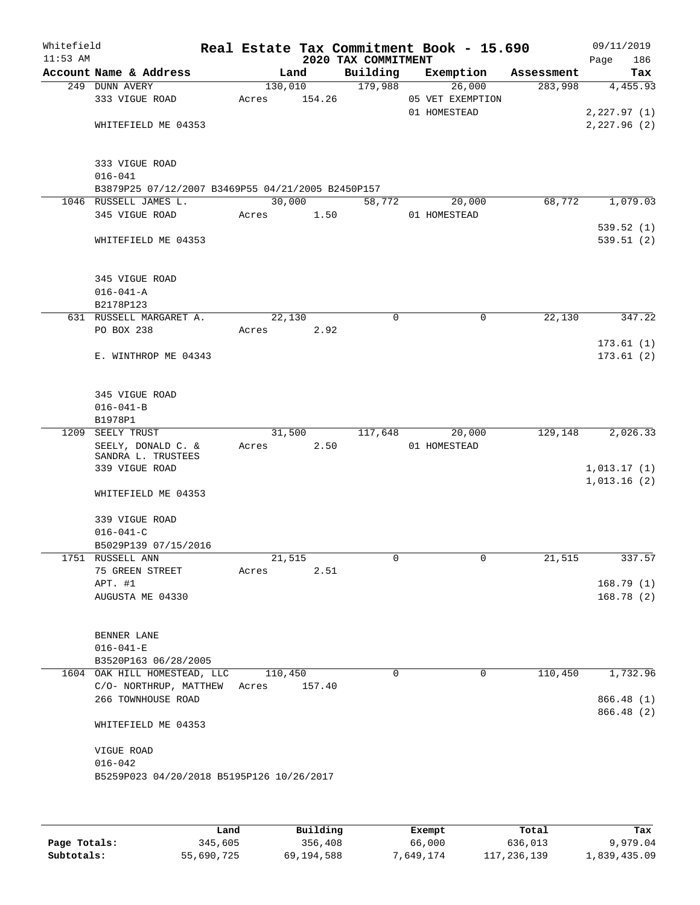Whitefield 11:53 AM

# Real Estate Tax Commitment Book - 15.690

## 2020 TAX COMMITMENT

09/11/2019

| Account Name & Address | Land | Building | Exemption | Assessment | Tax |
|---|---|---|---|---|---|
| 249 DUNN AVERY | 130,010 | 179,988 | 26,000 | 283,998 | 4,455.93 |
| 333 VIGUE ROAD | Acres 154.26 | | 05 VET EXEMPTION | | |
| | | | 01 HOMESTEAD | | 2,227.97 (1) |
| WHITEFIELD ME 04353 | | | | | 2,227.96 (2) |
| 333 VIGUE ROAD | | | | | |
| 016-041 | | | | | |
| B3879P25 07/12/2007 B3469P55 04/21/2005 B2450P157 | | | | | |
| 1046 RUSSELL JAMES L. | 30,000 | 58,772 | 20,000 | 68,772 | 1,079.03 |
| 345 VIGUE ROAD | Acres 1.50 | | 01 HOMESTEAD | | |
| | | | | | 539.52 (1) |
| WHITEFIELD ME 04353 | | | | | 539.51 (2) |
| 345 VIGUE ROAD | | | | | |
| 016-041-A | | | | | |
| B2178P123 | | | | | |
| 631 RUSSELL MARGARET A. | 22,130 | 0 | 0 | 22,130 | 347.22 |
| PO BOX 238 | Acres 2.92 | | | | |
| | | | | | 173.61 (1) |
| E. WINTHROP ME 04343 | | | | | 173.61 (2) |
| 345 VIGUE ROAD | | | | | |
| 016-041-B | | | | | |
| B1978P1 | | | | | |
| 1209 SEELY TRUST | 31,500 | 117,648 | 20,000 | 129,148 | 2,026.33 |
| SEELY, DONALD C. & | Acres 2.50 | | 01 HOMESTEAD | | |
| SANDRA L. TRUSTEES | | | | | |
| 339 VIGUE ROAD | | | | | 1,013.17 (1) |
| | | | | | 1,013.16 (2) |
| WHITEFIELD ME 04353 | | | | | |
| 339 VIGUE ROAD | | | | | |
| 016-041-C | | | | | |
| B5029P139 07/15/2016 | | | | | |
| 1751 RUSSELL ANN | 21,515 | 0 | 0 | 21,515 | 337.57 |
| 75 GREEN STREET | Acres 2.51 | | | | |
| APT. #1 | | | | | 168.79 (1) |
| AUGUSTA ME 04330 | | | | | 168.78 (2) |
| BENNER LANE | | | | | |
| 016-041-E | | | | | |
| B3520P163 06/28/2005 | | | | | |
| 1604 OAK HILL HOMESTEAD, LLC | 110,450 | 0 | 0 | 110,450 | 1,732.96 |
| C/O- NORTHRUP, MATTHEW | Acres 157.40 | | | | |
| 266 TOWNHOUSE ROAD | | | | | 866.48 (1) |
| | | | | | 866.48 (2) |
| WHITEFIELD ME 04353 | | | | | |
| VIGUE ROAD | | | | | |
| 016-042 | | | | | |
| B5259P023 04/20/2018 B5195P126 10/26/2017 | | | | | |

| | Land | Building | Exempt | Total | Tax |
|---|---|---|---|---|---|
| Page Totals: | 345,605 | 356,408 | 66,000 | 636,013 | 9,979.04 |
| Subtotals: | 55,690,725 | 69,194,588 | 7,649,174 | 117,236,139 | 1,839,435.09 |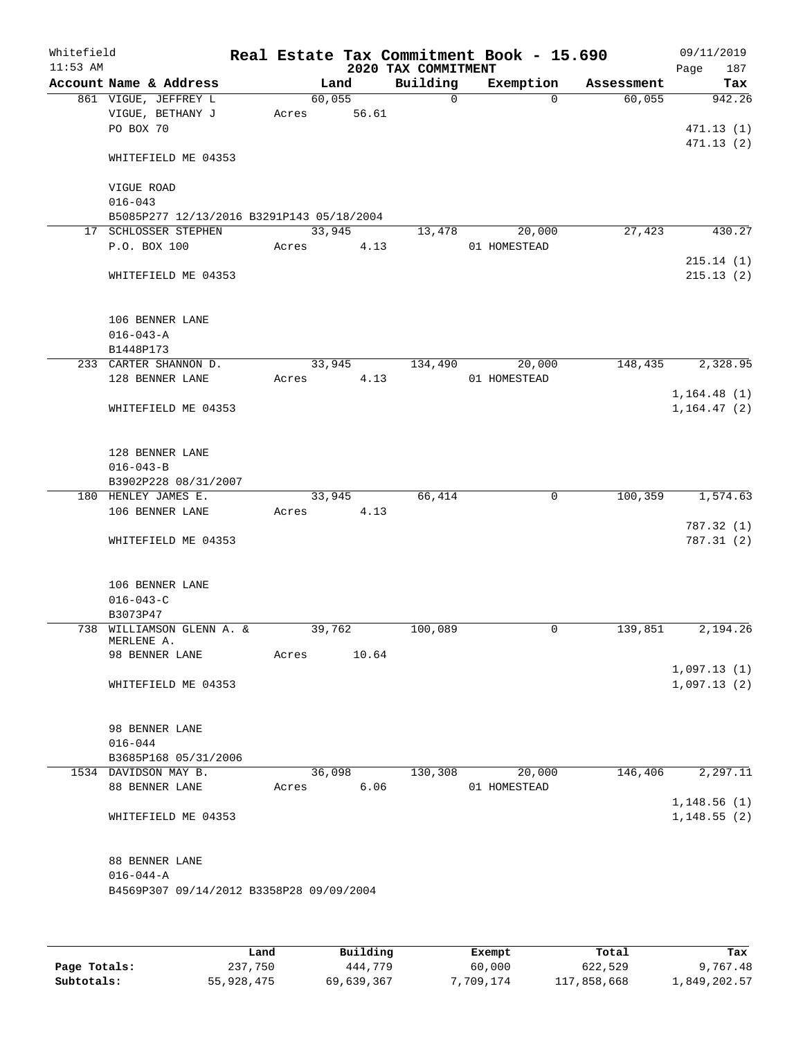Whitefield 11:53 AM — Real Estate Tax Commitment Book - 15.690 — 2020 TAX COMMITMENT — 09/11/2019 Page 187

| Account | Name & Address | Land | Building | Exemption | Assessment | Tax |
|---|---|---|---|---|---|---|
| 861 | VIGUE, JEFFREY L | 60,055 | 0 | 0 | 60,055 | 942.26 |
| | VIGUE, BETHANY J | Acres 56.61 | | | | |
| | PO BOX 70 | | | | | 471.13 (1) |
| | | | | | | 471.13 (2) |
| | WHITEFIELD ME 04353 | | | | | |
| | VIGUE ROAD | | | | | |
| | 016-043 | | | | | |
| | B5085P277 12/13/2016 B3291P143 05/18/2004 | | | | | |
| 17 | SCHLOSSER STEPHEN | 33,945 | 13,478 | 20,000 | 27,423 | 430.27 |
| | P.O. BOX 100 | Acres 4.13 | | 01 HOMESTEAD | | |
| | | | | | | 215.14 (1) |
| | WHITEFIELD ME 04353 | | | | | 215.13 (2) |
| | 106 BENNER LANE | | | | | |
| | 016-043-A | | | | | |
| | B1448P173 | | | | | |
| 233 | CARTER SHANNON D. | 33,945 | 134,490 | 20,000 | 148,435 | 2,328.95 |
| | 128 BENNER LANE | Acres 4.13 | | 01 HOMESTEAD | | |
| | | | | | | 1,164.48 (1) |
| | WHITEFIELD ME 04353 | | | | | 1,164.47 (2) |
| | 128 BENNER LANE | | | | | |
| | 016-043-B | | | | | |
| | B3902P228 08/31/2007 | | | | | |
| 180 | HENLEY JAMES E. | 33,945 | 66,414 | 0 | 100,359 | 1,574.63 |
| | 106 BENNER LANE | Acres 4.13 | | | | |
| | | | | | | 787.32 (1) |
| | WHITEFIELD ME 04353 | | | | | 787.31 (2) |
| | 106 BENNER LANE | | | | | |
| | 016-043-C | | | | | |
| | B3073P47 | | | | | |
| 738 | WILLIAMSON GLENN A. & MERLENE A. | 39,762 | 100,089 | 0 | 139,851 | 2,194.26 |
| | 98 BENNER LANE | Acres 10.64 | | | | |
| | | | | | | 1,097.13 (1) |
| | WHITEFIELD ME 04353 | | | | | 1,097.13 (2) |
| | 98 BENNER LANE | | | | | |
| | 016-044 | | | | | |
| | B3685P168 05/31/2006 | | | | | |
| 1534 | DAVIDSON MAY B. | 36,098 | 130,308 | 20,000 | 146,406 | 2,297.11 |
| | 88 BENNER LANE | Acres 6.06 | | 01 HOMESTEAD | | |
| | | | | | | 1,148.56 (1) |
| | WHITEFIELD ME 04353 | | | | | 1,148.55 (2) |
| | 88 BENNER LANE | | | | | |
| | 016-044-A | | | | | |
| | B4569P307 09/14/2012 B3358P28 09/09/2004 | | | | | |

| | Land | Building | Exempt | Total | Tax |
|---|---|---|---|---|---|
| Page Totals: | 237,750 | 444,779 | 60,000 | 622,529 | 9,767.48 |
| Subtotals: | 55,928,475 | 69,639,367 | 7,709,174 | 117,858,668 | 1,849,202.57 |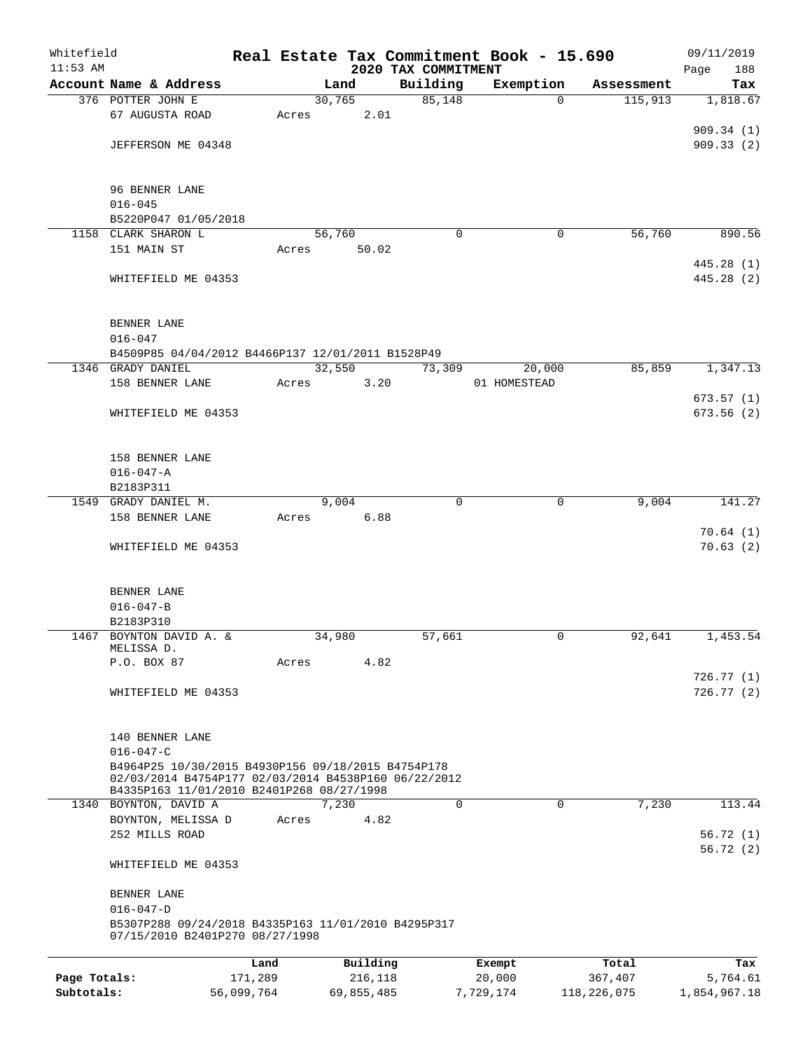Whitefield 11:53 AM

# Real Estate Tax Commitment Book - 15.690

## 2020 TAX COMMITMENT

09/11/2019

| Account Name & Address | Land | Building | Exemption | Assessment | Tax |
|---|---|---|---|---|---|
| 376 POTTER JOHN E | 30,765 | 85,148 | 0 | 115,913 | 1,818.67 |
| 67 AUGUSTA ROAD | Acres 2.01 | | | | |
| | | | | | 909.34 (1) |
| JEFFERSON ME 04348 | | | | | 909.33 (2) |
| 96 BENNER LANE | | | | | |
| 016-045 | | | | | |
| B5220P047 01/05/2018 | | | | | |
| 1158 CLARK SHARON L | 56,760 | 0 | 0 | 56,760 | 890.56 |
| 151 MAIN ST | Acres 50.02 | | | | |
| | | | | | 445.28 (1) |
| WHITEFIELD ME 04353 | | | | | 445.28 (2) |
| BENNER LANE | | | | | |
| 016-047 | | | | | |
| B4509P85 04/04/2012 B4466P137 12/01/2011 B1528P49 | | | | | |
| 1346 GRADY DANIEL | 32,550 | 73,309 | 20,000 | 85,859 | 1,347.13 |
| 158 BENNER LANE | Acres 3.20 | | 01 HOMESTEAD | | |
| | | | | | 673.57 (1) |
| WHITEFIELD ME 04353 | | | | | 673.56 (2) |
| 158 BENNER LANE | | | | | |
| 016-047-A | | | | | |
| B2183P311 | | | | | |
| 1549 GRADY DANIEL M. | 9,004 | 0 | 0 | 9,004 | 141.27 |
| 158 BENNER LANE | Acres 6.88 | | | | |
| | | | | | 70.64 (1) |
| WHITEFIELD ME 04353 | | | | | 70.63 (2) |
| BENNER LANE | | | | | |
| 016-047-B | | | | | |
| B2183P310 | | | | | |
| 1467 BOYNTON DAVID A. & MELISSA D. | 34,980 | 57,661 | 0 | 92,641 | 1,453.54 |
| P.O. BOX 87 | Acres 4.82 | | | | |
| | | | | | 726.77 (1) |
| WHITEFIELD ME 04353 | | | | | 726.77 (2) |
| 140 BENNER LANE | | | | | |
| 016-047-C | | | | | |
| B4964P25 10/30/2015 B4930P156 09/18/2015 B4754P178 02/03/2014 B4754P177 02/03/2014 B4538P160 06/22/2012 B4335P163 11/01/2010 B2401P268 08/27/1998 | | | | | |
| 1340 BOYNTON, DAVID A | 7,230 | 0 | 0 | 7,230 | 113.44 |
| BOYNTON, MELISSA D | Acres 4.82 | | | | |
| 252 MILLS ROAD | | | | | 56.72 (1) |
| | | | | | 56.72 (2) |
| WHITEFIELD ME 04353 | | | | | |
| BENNER LANE | | | | | |
| 016-047-D | | | | | |
| B5307P288 09/24/2018 B4335P163 11/01/2010 B4295P317 07/15/2010 B2401P270 08/27/1998 | | | | | |

| | Land | Building | Exempt | Total | Tax |
|---|---|---|---|---|---|
| Page Totals: | 171,289 | 216,118 | 20,000 | 367,407 | 5,764.61 |
| Subtotals: | 56,099,764 | 69,855,485 | 7,729,174 | 118,226,075 | 1,854,967.18 |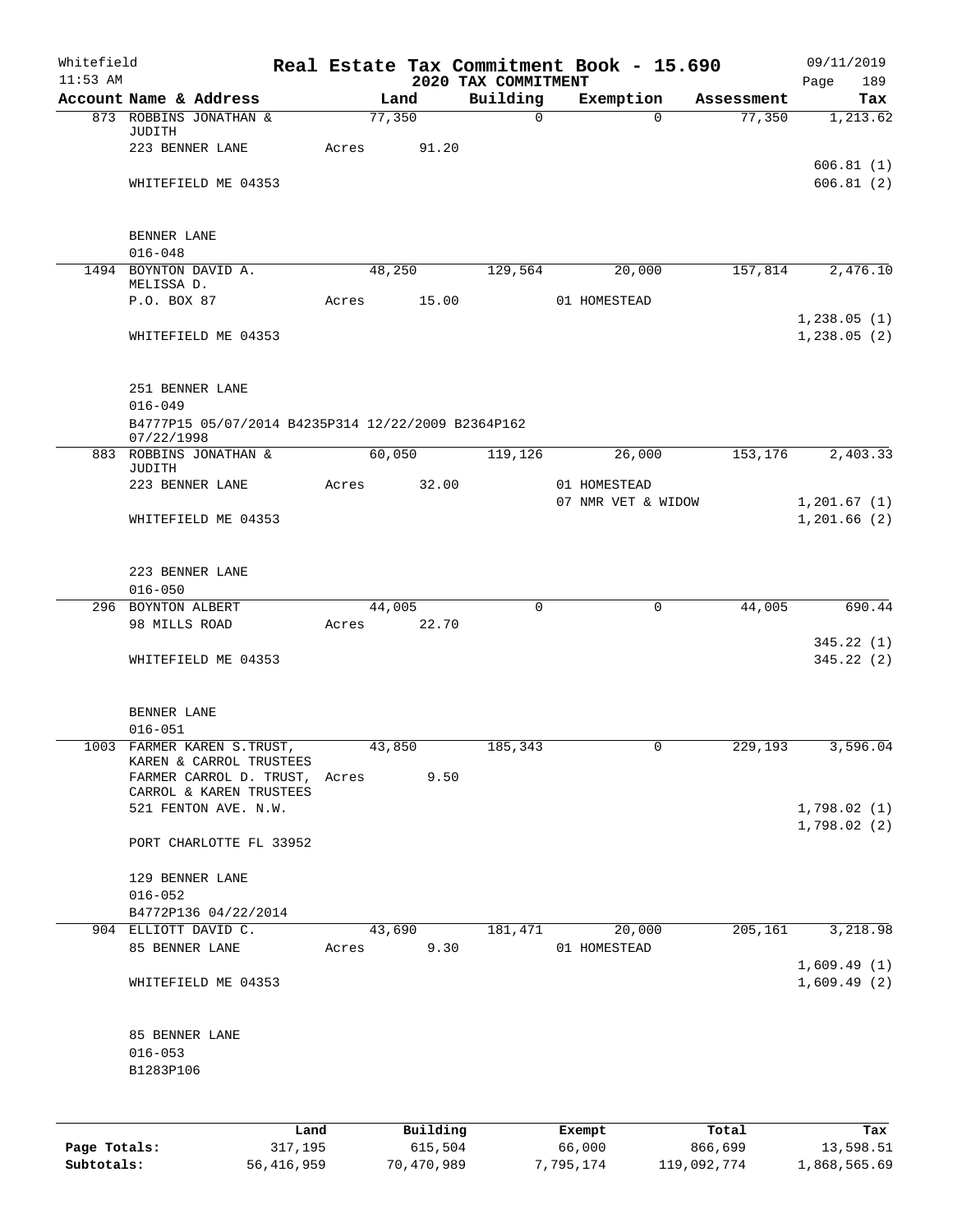Whitefield
11:53 AM

**Real Estate Tax Commitment Book - 15.690**
**2020 TAX COMMITMENT**

09/11/2019

| Account Name & Address | Land | Building | Exemption | Assessment | Tax |
|---|---|---|---|---|---|
| 873 ROBBINS JONATHAN & JUDITH | 77,350 | 0 | 0 | 77,350 | 1,213.62 |
| 223 BENNER LANE | Acres 91.20 | | | | |
| | | | | | 606.81 (1) |
| WHITEFIELD ME 04353 | | | | | 606.81 (2) |
| BENNER LANE | | | | | |
| 016-048 | | | | | |
| 1494 BOYNTON DAVID A. MELISSA D. | 48,250 | 129,564 | 20,000 | 157,814 | 2,476.10 |
| P.O. BOX 87 | Acres 15.00 | | 01 HOMESTEAD | | |
| | | | | | 1,238.05 (1) |
| WHITEFIELD ME 04353 | | | | | 1,238.05 (2) |
| 251 BENNER LANE | | | | | |
| 016-049 | | | | | |
| B4777P15 05/07/2014 B4235P314 12/22/2009 B2364P162 07/22/1998 | | | | | |
| 883 ROBBINS JONATHAN & JUDITH | 60,050 | 119,126 | 26,000 | 153,176 | 2,403.33 |
| 223 BENNER LANE | Acres 32.00 | | 01 HOMESTEAD | | |
| | | | 07 NMR VET & WIDOW | | 1,201.67 (1) |
| WHITEFIELD ME 04353 | | | | | 1,201.66 (2) |
| 223 BENNER LANE | | | | | |
| 016-050 | | | | | |
| 296 BOYNTON ALBERT | 44,005 | 0 | 0 | 44,005 | 690.44 |
| 98 MILLS ROAD | Acres 22.70 | | | | |
| | | | | | 345.22 (1) |
| WHITEFIELD ME 04353 | | | | | 345.22 (2) |
| BENNER LANE | | | | | |
| 016-051 | | | | | |
| 1003 FARMER KAREN S.TRUST, KAREN & CARROL TRUSTEES | 43,850 | 185,343 | 0 | 229,193 | 3,596.04 |
| FARMER CARROL D. TRUST, CARROL & KAREN TRUSTEES | Acres 9.50 | | | | |
| 521 FENTON AVE. N.W. | | | | | 1,798.02 (1) |
| | | | | | 1,798.02 (2) |
| PORT CHARLOTTE FL 33952 | | | | | |
| 129 BENNER LANE | | | | | |
| 016-052 | | | | | |
| B4772P136 04/22/2014 | | | | | |
| 904 ELLIOTT DAVID C. | 43,690 | 181,471 | 20,000 | 205,161 | 3,218.98 |
| 85 BENNER LANE | Acres 9.30 | | 01 HOMESTEAD | | |
| | | | | | 1,609.49 (1) |
| WHITEFIELD ME 04353 | | | | | 1,609.49 (2) |
| 85 BENNER LANE | | | | | |
| 016-053 | | | | | |
| B1283P106 | | | | | |

| | Land | Building | Exempt | Total | Tax |
|---|---|---|---|---|---|
| **Page Totals:** | 317,195 | 615,504 | 66,000 | 866,699 | 13,598.51 |
| **Subtotals:** | 56,416,959 | 70,470,989 | 7,795,174 | 119,092,774 | 1,868,565.69 |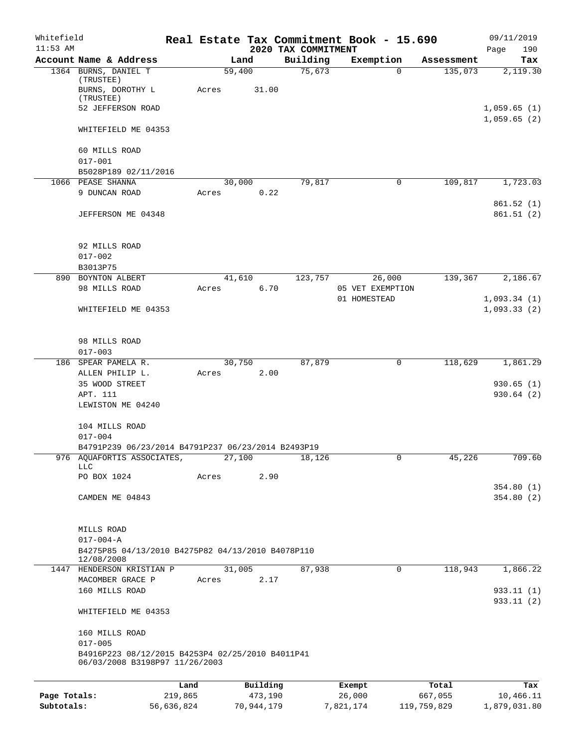Whitefield — Real Estate Tax Commitment Book - 15.690 — 09/11/2019
11:53 AM — 2020 TAX COMMITMENT — Page 190

| Account Name & Address | Land | Building | Exemption | Assessment | Tax |
|---|---|---|---|---|---|
| 1364 BURNS, DANIEL T (TRUSTEE) | 59,400 | 75,673 | 0 | 135,073 | 2,119.30 |
| BURNS, DOROTHY L (TRUSTEE) | Acres 31.00 | | | | |
| 52 JEFFERSON ROAD | | | | | 1,059.65 (1) |
| | | | | | 1,059.65 (2) |
| WHITEFIELD ME 04353 | | | | | |
| 60 MILLS ROAD | | | | | |
| 017-001 | | | | | |
| B5028P189 02/11/2016 | | | | | |
| 1066 PEASE SHANNA | 30,000 | 79,817 | 0 | 109,817 | 1,723.03 |
| 9 DUNCAN ROAD | Acres 0.22 | | | | |
| | | | | | 861.52 (1) |
| JEFFERSON ME 04348 | | | | | 861.51 (2) |
| 92 MILLS ROAD | | | | | |
| 017-002 | | | | | |
| B3013P75 | | | | | |
| 890 BOYNTON ALBERT | 41,610 | 123,757 | 26,000 | 139,367 | 2,186.67 |
| 98 MILLS ROAD | Acres 6.70 | | 05 VET EXEMPTION | | |
| | | | 01 HOMESTEAD | | 1,093.34 (1) |
| WHITEFIELD ME 04353 | | | | | 1,093.33 (2) |
| 98 MILLS ROAD | | | | | |
| 017-003 | | | | | |
| 186 SPEAR PAMELA R. | 30,750 | 87,879 | 0 | 118,629 | 1,861.29 |
| ALLEN PHILIP L. | Acres 2.00 | | | | |
| 35 WOOD STREET | | | | | 930.65 (1) |
| APT. 111 | | | | | 930.64 (2) |
| LEWISTON ME 04240 | | | | | |
| 104 MILLS ROAD | | | | | |
| 017-004 | | | | | |
| B4791P239 06/23/2014 B4791P237 06/23/2014 B2493P19 | | | | | |
| 976 AQUAFORTIS ASSOCIATES, LLC | 27,100 | 18,126 | 0 | 45,226 | 709.60 |
| PO BOX 1024 | Acres 2.90 | | | | |
| | | | | | 354.80 (1) |
| CAMDEN ME 04843 | | | | | 354.80 (2) |
| MILLS ROAD | | | | | |
| 017-004-A | | | | | |
| B4275P85 04/13/2010 B4275P82 04/13/2010 B4078P110 12/08/2008 | | | | | |
| 1447 HENDERSON KRISTIAN P | 31,005 | 87,938 | 0 | 118,943 | 1,866.22 |
| MACOMBER GRACE P | Acres 2.17 | | | | |
| 160 MILLS ROAD | | | | | 933.11 (1) |
| | | | | | 933.11 (2) |
| WHITEFIELD ME 04353 | | | | | |
| 160 MILLS ROAD | | | | | |
| 017-005 | | | | | |
| B4916P223 08/12/2015 B4253P4 02/25/2010 B4011P41 06/03/2008 B3198P97 11/26/2003 | | | | | |

| | Land | Building | Exempt | Total | Tax |
|---|---|---|---|---|---|
| Page Totals: | 219,865 | 473,190 | 26,000 | 667,055 | 10,466.11 |
| Subtotals: | 56,636,824 | 70,944,179 | 7,821,174 | 119,759,829 | 1,879,031.80 |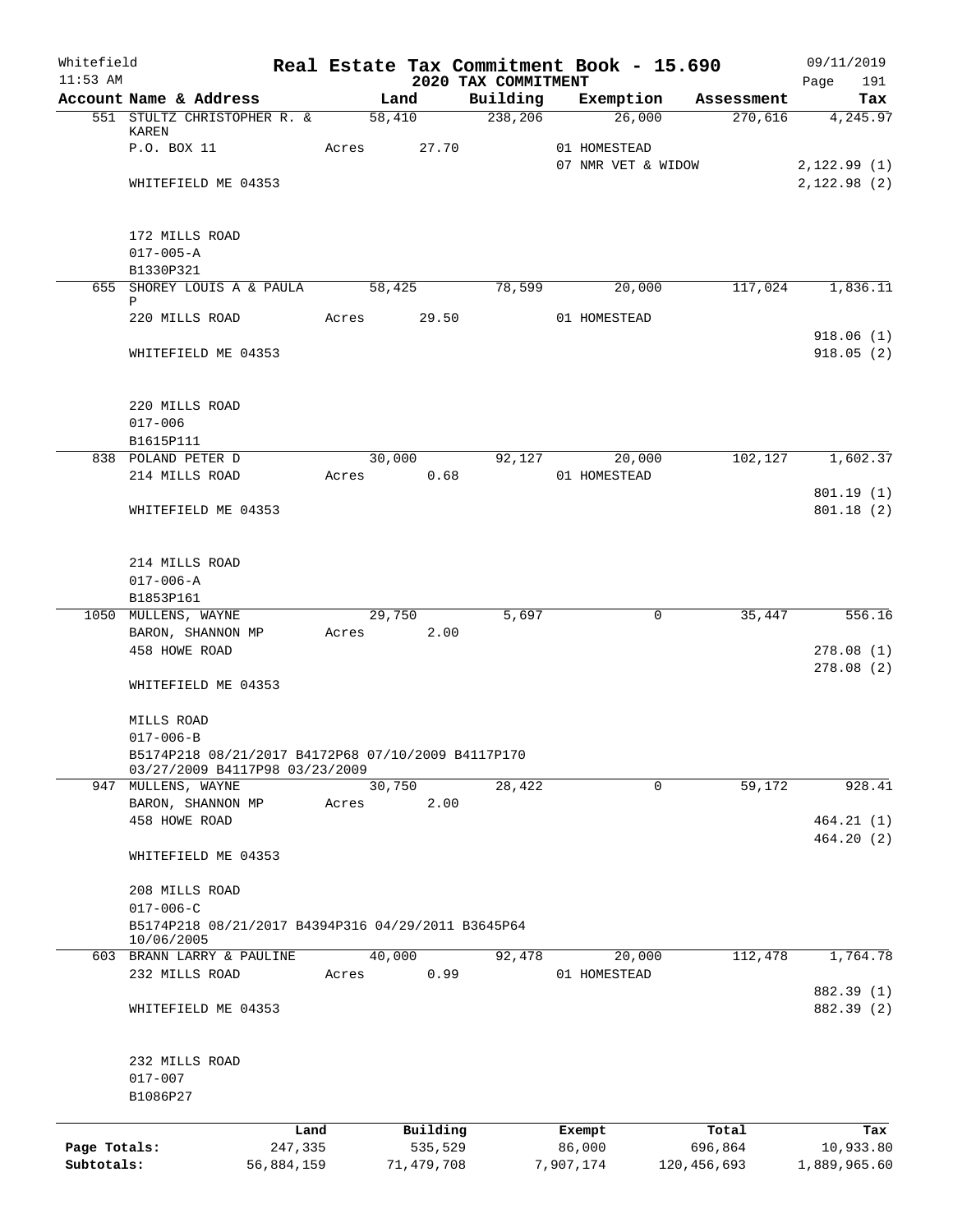Whitefield | | Real Estate Tax Commitment Book - 15.690 | 09/11/2019
11:53 AM | | 2020 TAX COMMITMENT | Page 191

| Account Name & Address | Land | Building | Exemption | Assessment | Tax |
|---|---|---|---|---|---|
| 551 STULTZ CHRISTOPHER R. & KAREN | 58,410 | 238,206 | 26,000 | 270,616 | 4,245.97 |
| P.O. BOX 11 | Acres 27.70 | | 01 HOMESTEAD | | |
| | | | 07 NMR VET & WIDOW | | 2,122.99 (1) |
| WHITEFIELD ME 04353 | | | | | 2,122.98 (2) |
| 172 MILLS ROAD | | | | | |
| 017-005-A | | | | | |
| B1330P321 | | | | | |
| 655 SHOREY LOUIS A & PAULA P | 58,425 | 78,599 | 20,000 | 117,024 | 1,836.11 |
| 220 MILLS ROAD | Acres 29.50 | | 01 HOMESTEAD | | |
| | | | | | 918.06 (1) |
| WHITEFIELD ME 04353 | | | | | 918.05 (2) |
| 220 MILLS ROAD | | | | | |
| 017-006 | | | | | |
| B1615P111 | | | | | |
| 838 POLAND PETER D | 30,000 | 92,127 | 20,000 | 102,127 | 1,602.37 |
| 214 MILLS ROAD | Acres 0.68 | | 01 HOMESTEAD | | |
| | | | | | 801.19 (1) |
| WHITEFIELD ME 04353 | | | | | 801.18 (2) |
| 214 MILLS ROAD | | | | | |
| 017-006-A | | | | | |
| B1853P161 | | | | | |
| 1050 MULLENS, WAYNE | 29,750 | 5,697 | 0 | 35,447 | 556.16 |
| BARON, SHANNON MP | Acres 2.00 | | | | |
| 458 HOWE ROAD | | | | | 278.08 (1) |
| | | | | | 278.08 (2) |
| WHITEFIELD ME 04353 | | | | | |
| MILLS ROAD | | | | | |
| 017-006-B | | | | | |
| B5174P218 08/21/2017 B4172P68 07/10/2009 B4117P170 03/27/2009 B4117P98 03/23/2009 | | | | | |
| 947 MULLENS, WAYNE | 30,750 | 28,422 | 0 | 59,172 | 928.41 |
| BARON, SHANNON MP | Acres 2.00 | | | | |
| 458 HOWE ROAD | | | | | 464.21 (1) |
| | | | | | 464.20 (2) |
| WHITEFIELD ME 04353 | | | | | |
| 208 MILLS ROAD | | | | | |
| 017-006-C | | | | | |
| B5174P218 08/21/2017 B4394P316 04/29/2011 B3645P64 10/06/2005 | | | | | |
| 603 BRANN LARRY & PAULINE | 40,000 | 92,478 | 20,000 | 112,478 | 1,764.78 |
| 232 MILLS ROAD | Acres 0.99 | | 01 HOMESTEAD | | |
| | | | | | 882.39 (1) |
| WHITEFIELD ME 04353 | | | | | 882.39 (2) |
| 232 MILLS ROAD | | | | | |
| 017-007 | | | | | |
| B1086P27 | | | | | |

| | Land | Building | Exempt | Total | Tax |
|---|---|---|---|---|---|
| Page Totals: | 247,335 | 535,529 | 86,000 | 696,864 | 10,933.80 |
| Subtotals: | 56,884,159 | 71,479,708 | 7,907,174 | 120,456,693 | 1,889,965.60 |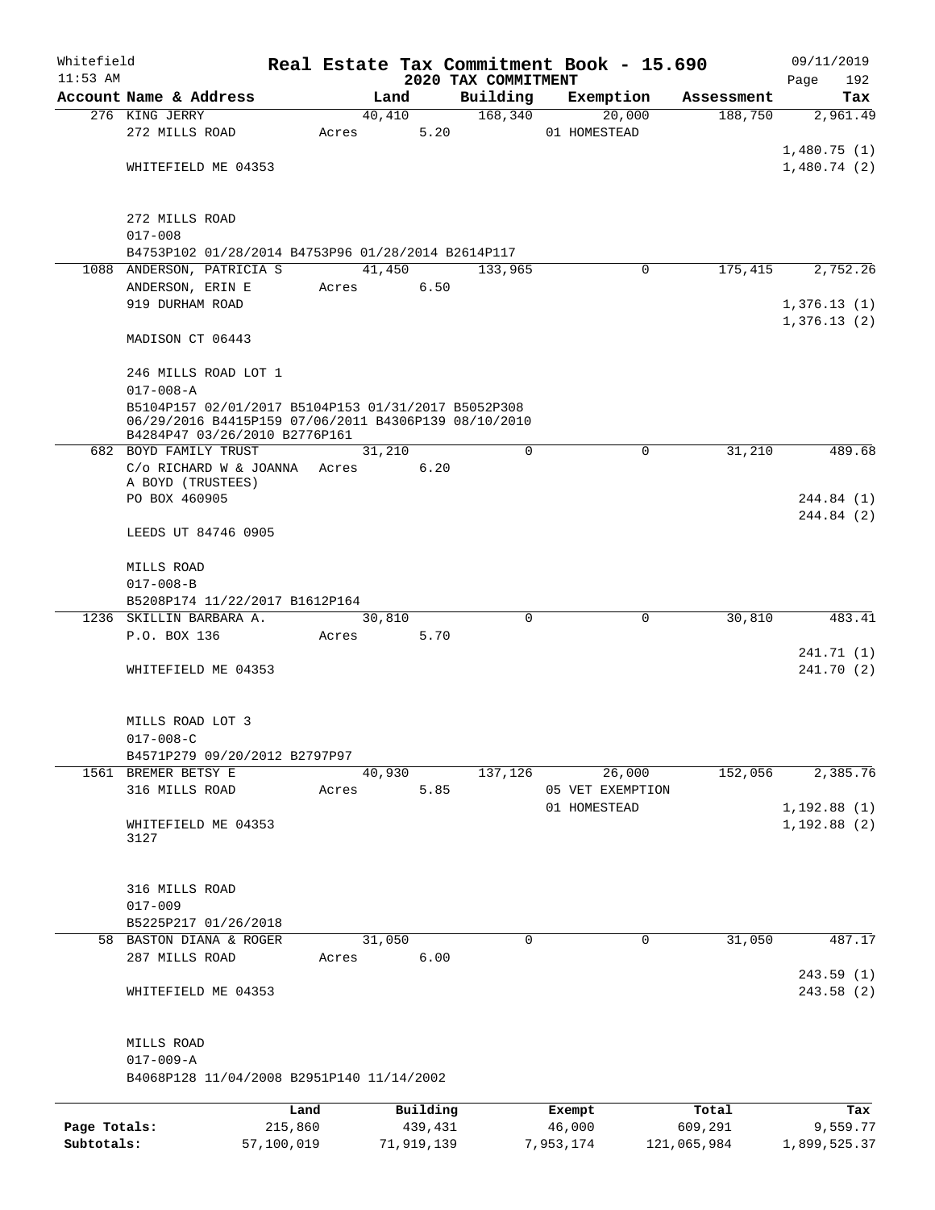Whitefield 11:53 AM

# Real Estate Tax Commitment Book - 15.690

2020 TAX COMMITMENT

09/11/2019 Page 192

| Account Name & Address | Land | Building | Exemption | Assessment | Tax |
|---|---|---|---|---|---|
| 276 KING JERRY<br>272 MILLS ROAD<br><br>WHITEFIELD ME 04353<br><br>272 MILLS ROAD<br>017-008<br>B4753P102 01/28/2014 B4753P96 01/28/2014 B2614P117 | 40,410<br>Acres 5.20 | 168,340 | 20,000<br>01 HOMESTEAD | 188,750 | 2,961.49<br><br>1,480.75 (1)<br>1,480.74 (2) |
| 1088 ANDERSON, PATRICIA S<br>ANDERSON, ERIN E<br>919 DURHAM ROAD<br><br>MADISON CT 06443<br><br>246 MILLS ROAD LOT 1<br>017-008-A<br>B5104P157 02/01/2017 B5104P153 01/31/2017 B5052P308 06/29/2016 B4415P159 07/06/2011 B4306P139 08/10/2010 B4284P47 03/26/2010 B2776P161 | 41,450<br>Acres 6.50 | 133,965 | 0 | 175,415 | 2,752.26<br><br>1,376.13 (1)<br>1,376.13 (2) |
| 682 BOYD FAMILY TRUST<br>C/o RICHARD W & JOANNA A BOYD (TRUSTEES)<br>PO BOX 460905<br><br>LEEDS UT 84746 0905<br><br>MILLS ROAD<br>017-008-B<br>B5208P174 11/22/2017 B1612P164 | 31,210<br>Acres 6.20 | 0 | 0 | 31,210 | 489.68<br><br>244.84 (1)<br>244.84 (2) |
| 1236 SKILLIN BARBARA A.<br>P.O. BOX 136<br><br>WHITEFIELD ME 04353<br><br>MILLS ROAD LOT 3<br>017-008-C<br>B4571P279 09/20/2012 B2797P97 | 30,810<br>Acres 5.70 | 0 | 0 | 30,810 | 483.41<br><br>241.71 (1)<br>241.70 (2) |
| 1561 BREMER BETSY E<br>316 MILLS ROAD<br><br>WHITEFIELD ME 04353 3127<br><br>316 MILLS ROAD<br>017-009<br>B5225P217 01/26/2018 | 40,930<br>Acres 5.85 | 137,126 | 26,000<br>05 VET EXEMPTION<br>01 HOMESTEAD | 152,056 | 2,385.76<br><br>1,192.88 (1)<br>1,192.88 (2) |
| 58 BASTON DIANA & ROGER<br>287 MILLS ROAD<br><br>WHITEFIELD ME 04353<br><br>MILLS ROAD<br>017-009-A<br>B4068P128 11/04/2008 B2951P140 11/14/2002 | 31,050<br>Acres 6.00 | 0 | 0 | 31,050 | 487.17<br><br>243.59 (1)<br>243.58 (2) |

| | Land | Building | Exempt | Total | Tax |
|---|---|---|---|---|---|
| Page Totals: | 215,860 | 439,431 | 46,000 | 609,291 | 9,559.77 |
| Subtotals: | 57,100,019 | 71,919,139 | 7,953,174 | 121,065,984 | 1,899,525.37 |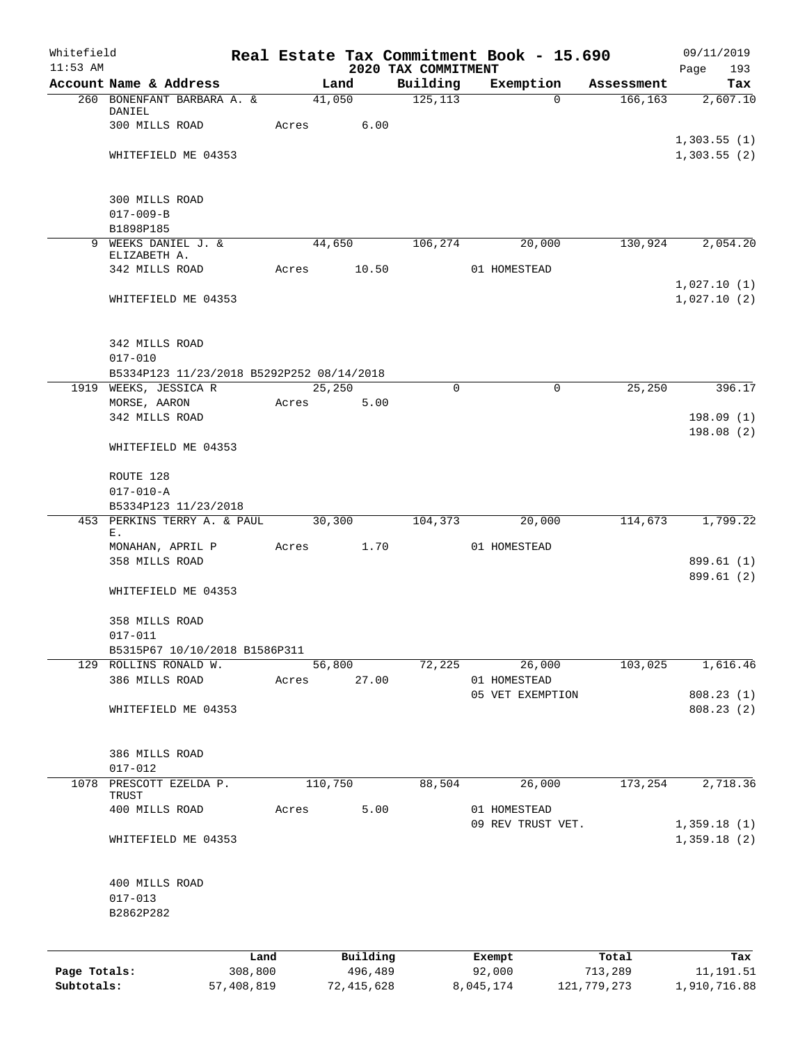Whitefield
11:53 AM

# Real Estate Tax Commitment Book - 15.690

## 2020 TAX COMMITMENT

09/11/2019

| Account Name & Address | Land | Building | Exemption | Assessment | Tax |
|---|---|---|---|---|---|
| 260 BONENFANT BARBARA A. & DANIEL | 41,050 | 125,113 | 0 | 166,163 | 2,607.10 |
| 300 MILLS ROAD | Acres 6.00 | | | | |
| | | | | | 1,303.55 (1) |
| WHITEFIELD ME 04353 | | | | | 1,303.55 (2) |
| 300 MILLS ROAD | | | | | |
| 017-009-B | | | | | |
| B1898P185 | | | | | |
| 9 WEEKS DANIEL J. & ELIZABETH A. | 44,650 | 106,274 | 20,000 | 130,924 | 2,054.20 |
| 342 MILLS ROAD | Acres 10.50 | | 01 HOMESTEAD | | |
| | | | | | 1,027.10 (1) |
| WHITEFIELD ME 04353 | | | | | 1,027.10 (2) |
| 342 MILLS ROAD | | | | | |
| 017-010 | | | | | |
| B5334P123 11/23/2018 B5292P252 08/14/2018 | | | | | |
| 1919 WEEKS, JESSICA R | 25,250 | 0 | 0 | 25,250 | 396.17 |
| MORSE, AARON | Acres 5.00 | | | | |
| 342 MILLS ROAD | | | | | 198.09 (1) |
| | | | | | 198.08 (2) |
| WHITEFIELD ME 04353 | | | | | |
| ROUTE 128 | | | | | |
| 017-010-A | | | | | |
| B5334P123 11/23/2018 | | | | | |
| 453 PERKINS TERRY A. & PAUL E. | 30,300 | 104,373 | 20,000 | 114,673 | 1,799.22 |
| MONAHAN, APRIL P | Acres 1.70 | | 01 HOMESTEAD | | |
| 358 MILLS ROAD | | | | | 899.61 (1) |
| | | | | | 899.61 (2) |
| WHITEFIELD ME 04353 | | | | | |
| 358 MILLS ROAD | | | | | |
| 017-011 | | | | | |
| B5315P67 10/10/2018 B1586P311 | | | | | |
| 129 ROLLINS RONALD W. | 56,800 | 72,225 | 26,000 | 103,025 | 1,616.46 |
| 386 MILLS ROAD | Acres 27.00 | | 01 HOMESTEAD | | |
| | | | 05 VET EXEMPTION | | 808.23 (1) |
| WHITEFIELD ME 04353 | | | | | 808.23 (2) |
| 386 MILLS ROAD | | | | | |
| 017-012 | | | | | |
| 1078 PRESCOTT EZELDA P. TRUST | 110,750 | 88,504 | 26,000 | 173,254 | 2,718.36 |
| 400 MILLS ROAD | Acres 5.00 | | 01 HOMESTEAD | | |
| | | | 09 REV TRUST VET. | | 1,359.18 (1) |
| WHITEFIELD ME 04353 | | | | | 1,359.18 (2) |
| 400 MILLS ROAD | | | | | |
| 017-013 | | | | | |
| B2862P282 | | | | | |

| | Land | Building | Exempt | Total | Tax |
|---|---|---|---|---|---|
| Page Totals: | 308,800 | 496,489 | 92,000 | 713,289 | 11,191.51 |
| Subtotals: | 57,408,819 | 72,415,628 | 8,045,174 | 121,779,273 | 1,910,716.88 |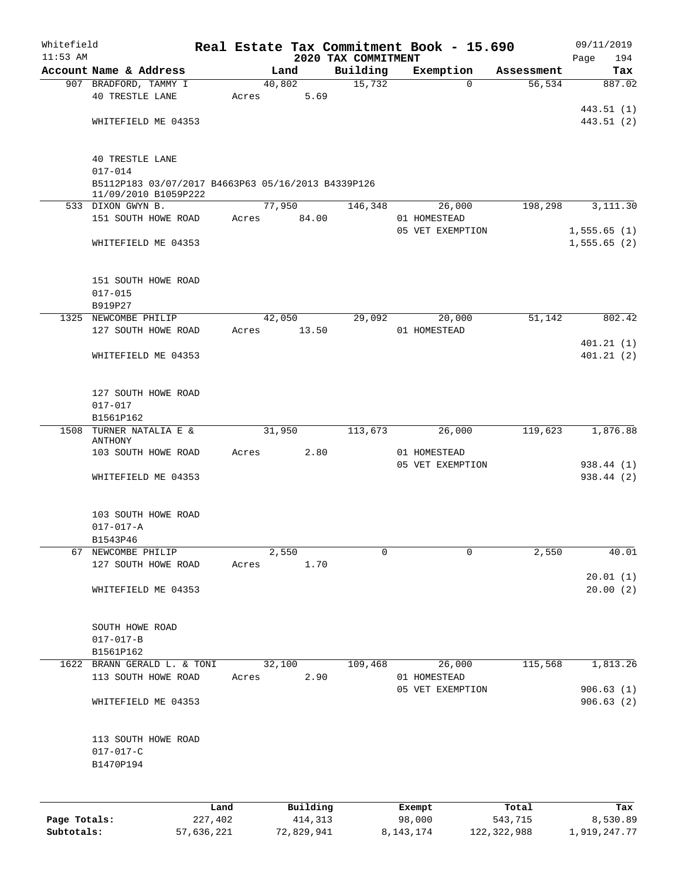Whitefield
11:53 AM

# Real Estate Tax Commitment Book - 15.690

## 2020 TAX COMMITMENT

09/11/2019

| Account | Name & Address | Land | Building | Exemption | Assessment | Tax |
|---|---|---|---|---|---|---|
| 907 | BRADFORD, TAMMY I | 40,802 | 15,732 | 0 | 56,534 | 887.02 |
| | 40 TRESTLE LANE | Acres 5.69 | | | | |
| | | | | | | 443.51 (1) |
| | WHITEFIELD ME 04353 | | | | | 443.51 (2) |
| | 40 TRESTLE LANE | | | | | |
| | 017-014 | | | | | |
| | B5112P183 03/07/2017 B4663P63 05/16/2013 B4339P126 11/09/2010 B1059P222 | | | | | |
| 533 | DIXON GWYN B. | 77,950 | 146,348 | 26,000 | 198,298 | 3,111.30 |
| | 151 SOUTH HOWE ROAD | Acres 84.00 | | 01 HOMESTEAD | | |
| | | | | 05 VET EXEMPTION | | 1,555.65 (1) |
| | WHITEFIELD ME 04353 | | | | | 1,555.65 (2) |
| | 151 SOUTH HOWE ROAD | | | | | |
| | 017-015 | | | | | |
| | B919P27 | | | | | |
| 1325 | NEWCOMBE PHILIP | 42,050 | 29,092 | 20,000 | 51,142 | 802.42 |
| | 127 SOUTH HOWE ROAD | Acres 13.50 | | 01 HOMESTEAD | | |
| | | | | | | 401.21 (1) |
| | WHITEFIELD ME 04353 | | | | | 401.21 (2) |
| | 127 SOUTH HOWE ROAD | | | | | |
| | 017-017 | | | | | |
| | B1561P162 | | | | | |
| 1508 | TURNER NATALIA E & ANTHONY | 31,950 | 113,673 | 26,000 | 119,623 | 1,876.88 |
| | 103 SOUTH HOWE ROAD | Acres 2.80 | | 01 HOMESTEAD | | |
| | | | | 05 VET EXEMPTION | | 938.44 (1) |
| | WHITEFIELD ME 04353 | | | | | 938.44 (2) |
| | 103 SOUTH HOWE ROAD | | | | | |
| | 017-017-A | | | | | |
| | B1543P46 | | | | | |
| 67 | NEWCOMBE PHILIP | 2,550 | 0 | 0 | 2,550 | 40.01 |
| | 127 SOUTH HOWE ROAD | Acres 1.70 | | | | |
| | | | | | | 20.01 (1) |
| | WHITEFIELD ME 04353 | | | | | 20.00 (2) |
| | SOUTH HOWE ROAD | | | | | |
| | 017-017-B | | | | | |
| | B1561P162 | | | | | |
| 1622 | BRANN GERALD L. & TONI | 32,100 | 109,468 | 26,000 | 115,568 | 1,813.26 |
| | 113 SOUTH HOWE ROAD | Acres 2.90 | | 01 HOMESTEAD | | |
| | | | | 05 VET EXEMPTION | | 906.63 (1) |
| | WHITEFIELD ME 04353 | | | | | 906.63 (2) |
| | 113 SOUTH HOWE ROAD | | | | | |
| | 017-017-C | | | | | |
| | B1470P194 | | | | | |

| | Land | Building | Exempt | Total | Tax |
|---|---|---|---|---|---|
| Page Totals: | 227,402 | 414,313 | 98,000 | 543,715 | 8,530.89 |
| Subtotals: | 57,636,221 | 72,829,941 | 8,143,174 | 122,322,988 | 1,919,247.77 |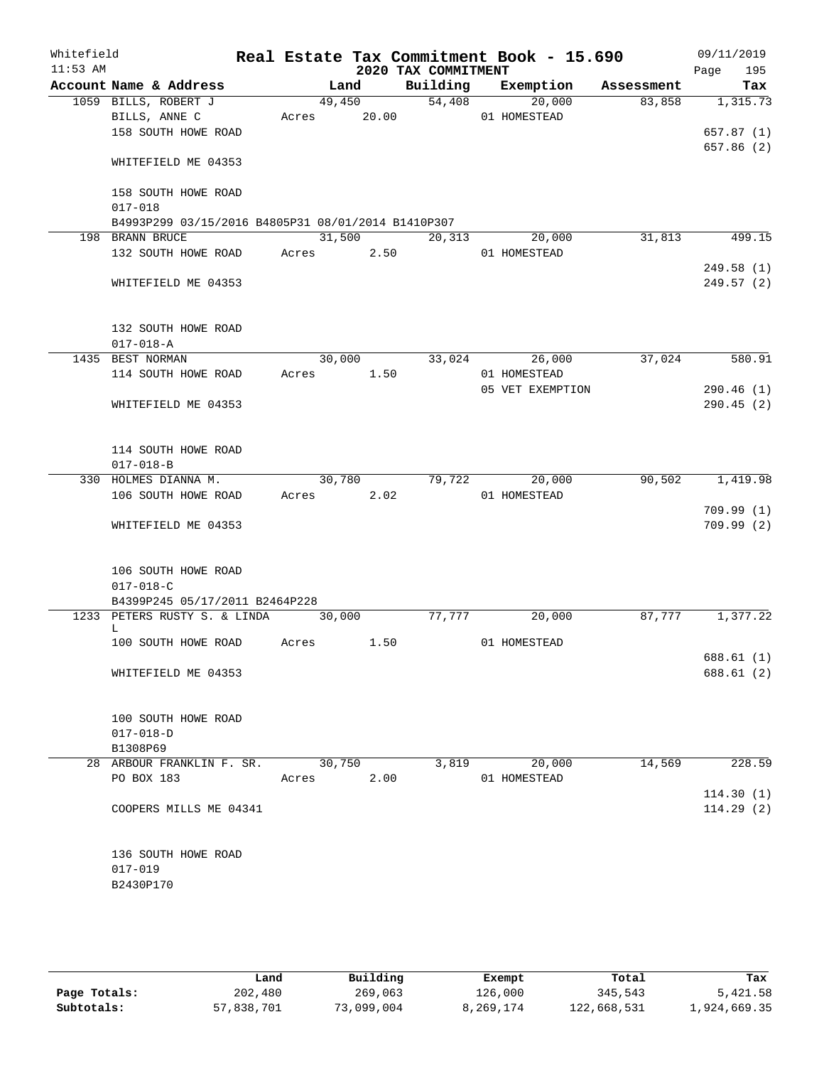Whitefield 11:53 AM

# Real Estate Tax Commitment Book - 15.690

## 2020 TAX COMMITMENT

09/11/2019

| Account Name & Address | Land | Building | Exemption | Assessment | Tax |
|---|---|---|---|---|---|
| 1059 BILLS, ROBERT J | 49,450 | 54,408 | 20,000 | 83,858 | 1,315.73 |
| BILLS, ANNE C | Acres 20.00 | | 01 HOMESTEAD | | |
| 158 SOUTH HOWE ROAD | | | | | 657.87 (1) |
| | | | | | 657.86 (2) |
| WHITEFIELD ME 04353 | | | | | |
| 158 SOUTH HOWE ROAD | | | | | |
| 017-018 | | | | | |
| B4993P299 03/15/2016 B4805P31 08/01/2014 B1410P307 | | | | | |
| 198 BRANN BRUCE | 31,500 | 20,313 | 20,000 | 31,813 | 499.15 |
| 132 SOUTH HOWE ROAD | Acres 2.50 | | 01 HOMESTEAD | | |
| | | | | | 249.58 (1) |
| WHITEFIELD ME 04353 | | | | | 249.57 (2) |
| 132 SOUTH HOWE ROAD | | | | | |
| 017-018-A | | | | | |
| 1435 BEST NORMAN | 30,000 | 33,024 | 26,000 | 37,024 | 580.91 |
| 114 SOUTH HOWE ROAD | Acres 1.50 | | 01 HOMESTEAD | | |
| | | | 05 VET EXEMPTION | | 290.46 (1) |
| WHITEFIELD ME 04353 | | | | | 290.45 (2) |
| 114 SOUTH HOWE ROAD | | | | | |
| 017-018-B | | | | | |
| 330 HOLMES DIANNA M. | 30,780 | 79,722 | 20,000 | 90,502 | 1,419.98 |
| 106 SOUTH HOWE ROAD | Acres 2.02 | | 01 HOMESTEAD | | |
| | | | | | 709.99 (1) |
| WHITEFIELD ME 04353 | | | | | 709.99 (2) |
| 106 SOUTH HOWE ROAD | | | | | |
| 017-018-C | | | | | |
| B4399P245 05/17/2011 B2464P228 | | | | | |
| 1233 PETERS RUSTY S. & LINDA L | 30,000 | 77,777 | 20,000 | 87,777 | 1,377.22 |
| 100 SOUTH HOWE ROAD | Acres 1.50 | | 01 HOMESTEAD | | |
| | | | | | 688.61 (1) |
| WHITEFIELD ME 04353 | | | | | 688.61 (2) |
| 100 SOUTH HOWE ROAD | | | | | |
| 017-018-D | | | | | |
| B1308P69 | | | | | |
| 28 ARBOUR FRANKLIN F. SR. | 30,750 | 3,819 | 20,000 | 14,569 | 228.59 |
| PO BOX 183 | Acres 2.00 | | 01 HOMESTEAD | | |
| | | | | | 114.30 (1) |
| COOPERS MILLS ME 04341 | | | | | 114.29 (2) |
| 136 SOUTH HOWE ROAD | | | | | |
| 017-019 | | | | | |
| B2430P170 | | | | | |

| | Land | Building | Exempt | Total | Tax |
|---|---|---|---|---|---|
| Page Totals: | 202,480 | 269,063 | 126,000 | 345,543 | 5,421.58 |
| Subtotals: | 57,838,701 | 73,099,004 | 8,269,174 | 122,668,531 | 1,924,669.35 |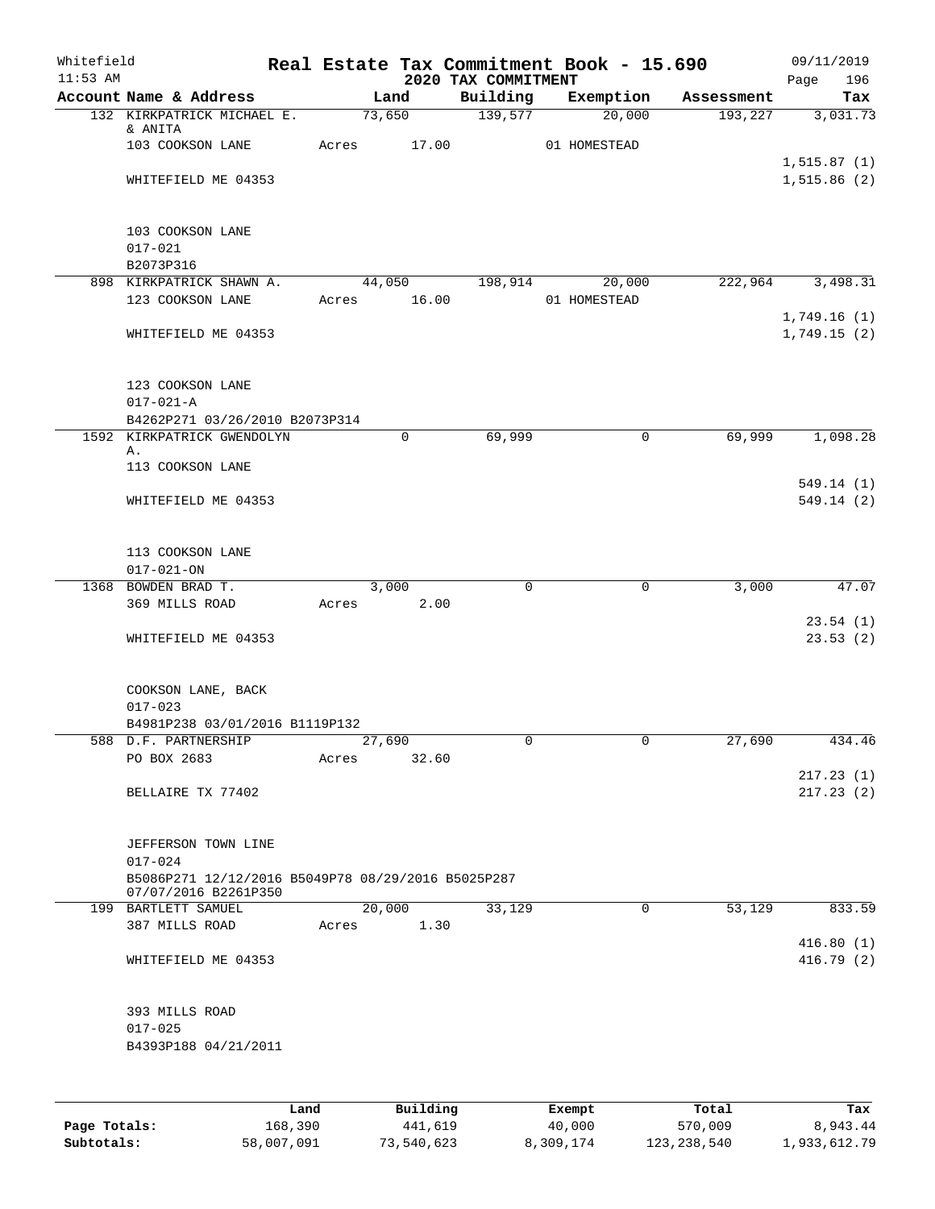Whitefield 11:53 AM

# Real Estate Tax Commitment Book - 15.690

## 2020 TAX COMMITMENT

09/11/2019

| Account Name & Address | Land | Building | Exemption | Assessment | Tax |
|---|---|---|---|---|---|
| 132 KIRKPATRICK MICHAEL E. & ANITA | 73,650 | 139,577 | 20,000 | 193,227 | 3,031.73 |
| 103 COOKSON LANE | Acres 17.00 | | 01 HOMESTEAD | | |
| | | | | | 1,515.87 (1) |
| WHITEFIELD ME 04353 | | | | | 1,515.86 (2) |
| 103 COOKSON LANE | | | | | |
| 017-021 | | | | | |
| B2073P316 | | | | | |
| 898 KIRKPATRICK SHAWN A. | 44,050 | 198,914 | 20,000 | 222,964 | 3,498.31 |
| 123 COOKSON LANE | Acres 16.00 | | 01 HOMESTEAD | | |
| | | | | | 1,749.16 (1) |
| WHITEFIELD ME 04353 | | | | | 1,749.15 (2) |
| 123 COOKSON LANE | | | | | |
| 017-021-A | | | | | |
| B4262P271 03/26/2010 B2073P314 | | | | | |
| 1592 KIRKPATRICK GWENDOLYN A. | 0 | 69,999 | 0 | 69,999 | 1,098.28 |
| 113 COOKSON LANE | | | | | |
| | | | | | 549.14 (1) |
| WHITEFIELD ME 04353 | | | | | 549.14 (2) |
| 113 COOKSON LANE | | | | | |
| 017-021-ON | | | | | |
| 1368 BOWDEN BRAD T. | 3,000 | 0 | 0 | 3,000 | 47.07 |
| 369 MILLS ROAD | Acres 2.00 | | | | |
| | | | | | 23.54 (1) |
| WHITEFIELD ME 04353 | | | | | 23.53 (2) |
| COOKSON LANE, BACK | | | | | |
| 017-023 | | | | | |
| B4981P238 03/01/2016 B1119P132 | | | | | |
| 588 D.F. PARTNERSHIP | 27,690 | 0 | 0 | 27,690 | 434.46 |
| PO BOX 2683 | Acres 32.60 | | | | |
| | | | | | 217.23 (1) |
| BELLAIRE TX 77402 | | | | | 217.23 (2) |
| JEFFERSON TOWN LINE | | | | | |
| 017-024 | | | | | |
| B5086P271 12/12/2016 B5049P78 08/29/2016 B5025P287 07/07/2016 B2261P350 | | | | | |
| 199 BARTLETT SAMUEL | 20,000 | 33,129 | 0 | 53,129 | 833.59 |
| 387 MILLS ROAD | Acres 1.30 | | | | |
| | | | | | 416.80 (1) |
| WHITEFIELD ME 04353 | | | | | 416.79 (2) |
| 393 MILLS ROAD | | | | | |
| 017-025 | | | | | |
| B4393P188 04/21/2011 | | | | | |

| | Land | Building | Exempt | Total | Tax |
|---|---|---|---|---|---|
| Page Totals: | 168,390 | 441,619 | 40,000 | 570,009 | 8,943.44 |
| Subtotals: | 58,007,091 | 73,540,623 | 8,309,174 | 123,238,540 | 1,933,612.79 |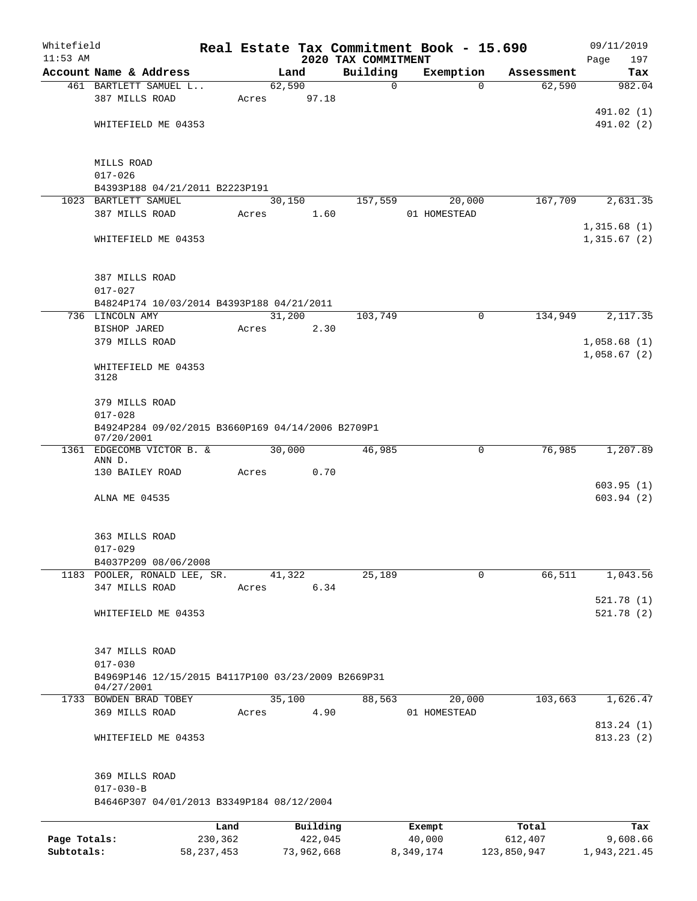Whitefield
11:53 AM

# Real Estate Tax Commitment Book - 15.690

## 2020 TAX COMMITMENT

09/11/2019

| Account Name & Address | Land | Building | Exemption | Assessment | Tax |
|---|---|---|---|---|---|
| 461 BARTLETT SAMUEL L.. | 62,590 | 0 | 0 | 62,590 | 982.04 |
| 387 MILLS ROAD | Acres 97.18 | | | | |
| | | | | | 491.02 (1) |
| WHITEFIELD ME 04353 | | | | | 491.02 (2) |
| MILLS ROAD | | | | | |
| 017-026 | | | | | |
| B4393P188 04/21/2011 B2223P191 | | | | | |
| 1023 BARTLETT SAMUEL | 30,150 | 157,559 | 20,000 | 167,709 | 2,631.35 |
| 387 MILLS ROAD | Acres 1.60 | | 01 HOMESTEAD | | |
| | | | | | 1,315.68 (1) |
| WHITEFIELD ME 04353 | | | | | 1,315.67 (2) |
| 387 MILLS ROAD | | | | | |
| 017-027 | | | | | |
| B4824P174 10/03/2014 B4393P188 04/21/2011 | | | | | |
| 736 LINCOLN AMY | 31,200 | 103,749 | 0 | 134,949 | 2,117.35 |
| BISHOP JARED | Acres 2.30 | | | | |
| 379 MILLS ROAD | | | | | 1,058.68 (1) |
| | | | | | 1,058.67 (2) |
| WHITEFIELD ME 04353 3128 | | | | | |
| 379 MILLS ROAD | | | | | |
| 017-028 | | | | | |
| B4924P284 09/02/2015 B3660P169 04/14/2006 B2709P1 07/20/2001 | | | | | |
| 1361 EDGECOMB VICTOR B. & ANN D. | 30,000 | 46,985 | 0 | 76,985 | 1,207.89 |
| 130 BAILEY ROAD | Acres 0.70 | | | | |
| | | | | | 603.95 (1) |
| ALNA ME 04535 | | | | | 603.94 (2) |
| 363 MILLS ROAD | | | | | |
| 017-029 | | | | | |
| B4037P209 08/06/2008 | | | | | |
| 1183 POOLER, RONALD LEE, SR. | 41,322 | 25,189 | 0 | 66,511 | 1,043.56 |
| 347 MILLS ROAD | Acres 6.34 | | | | |
| | | | | | 521.78 (1) |
| WHITEFIELD ME 04353 | | | | | 521.78 (2) |
| 347 MILLS ROAD | | | | | |
| 017-030 | | | | | |
| B4969P146 12/15/2015 B4117P100 03/23/2009 B2669P31 04/27/2001 | | | | | |
| 1733 BOWDEN BRAD TOBEY | 35,100 | 88,563 | 20,000 | 103,663 | 1,626.47 |
| 369 MILLS ROAD | Acres 4.90 | | 01 HOMESTEAD | | |
| | | | | | 813.24 (1) |
| WHITEFIELD ME 04353 | | | | | 813.23 (2) |
| 369 MILLS ROAD | | | | | |
| 017-030-B | | | | | |
| B4646P307 04/01/2013 B3349P184 08/12/2004 | | | | | |

| | Land | Building | Exempt | Total | Tax |
|---|---|---|---|---|---|
| Page Totals: | 230,362 | 422,045 | 40,000 | 612,407 | 9,608.66 |
| Subtotals: | 58,237,453 | 73,962,668 | 8,349,174 | 123,850,947 | 1,943,221.45 |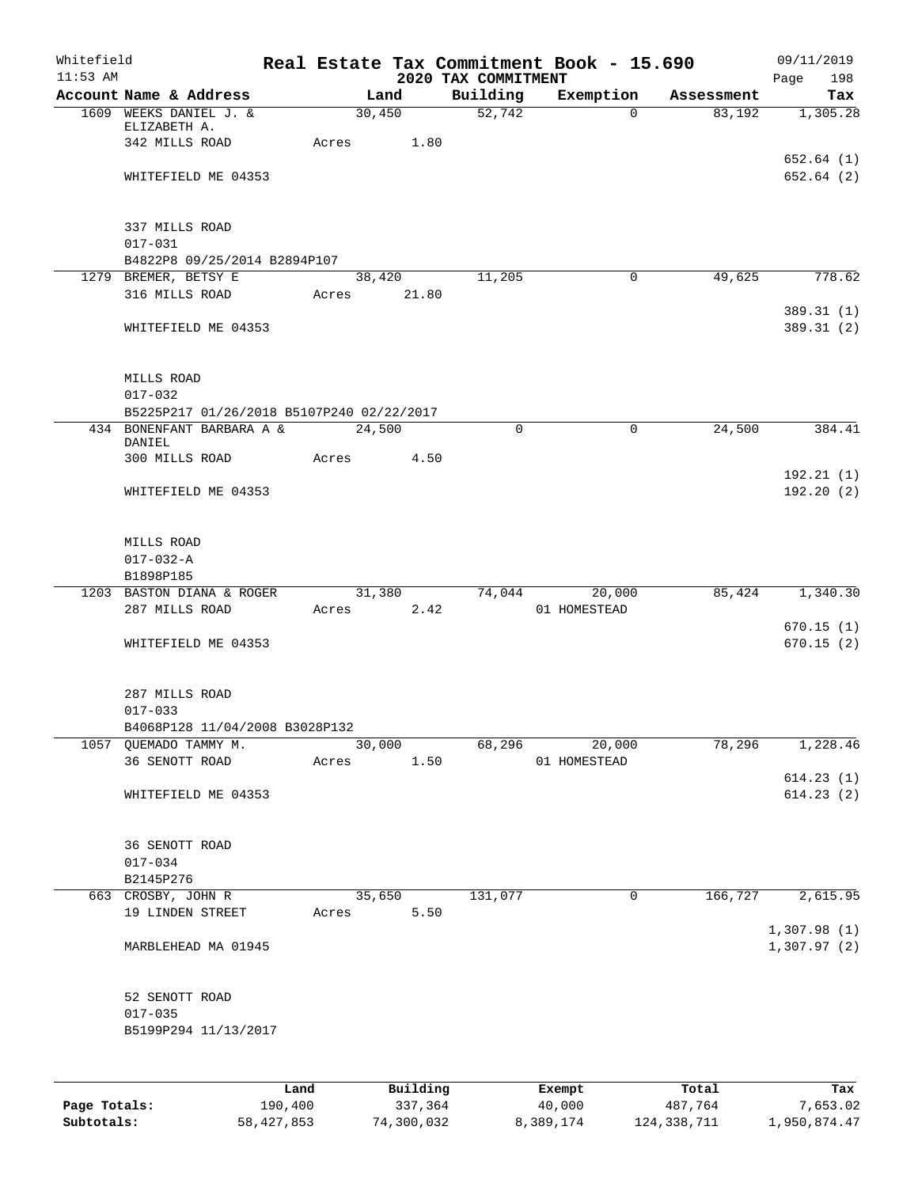Whitefield 11:53 AM

# Real Estate Tax Commitment Book - 15.690

## 2020 TAX COMMITMENT

09/11/2019 Page 198

| Account Name & Address | Land | Building | Exemption | Assessment | Tax |
|---|---|---|---|---|---|
| 1609 WEEKS DANIEL J. & ELIZABETH A. | 30,450 | 52,742 | 0 | 83,192 | 1,305.28 |
| 342 MILLS ROAD | Acres 1.80 | | | | |
| | | | | | 652.64 (1) |
| WHITEFIELD ME 04353 | | | | | 652.64 (2) |
| 337 MILLS ROAD | | | | | |
| 017-031 | | | | | |
| B4822P8 09/25/2014 B2894P107 | | | | | |
| 1279 BREMER, BETSY E | 38,420 | 11,205 | 0 | 49,625 | 778.62 |
| 316 MILLS ROAD | Acres 21.80 | | | | |
| | | | | | 389.31 (1) |
| WHITEFIELD ME 04353 | | | | | 389.31 (2) |
| MILLS ROAD | | | | | |
| 017-032 | | | | | |
| B5225P217 01/26/2018 B5107P240 02/22/2017 | | | | | |
| 434 BONENFANT BARBARA A & DANIEL | 24,500 | 0 | 0 | 24,500 | 384.41 |
| 300 MILLS ROAD | Acres 4.50 | | | | |
| | | | | | 192.21 (1) |
| WHITEFIELD ME 04353 | | | | | 192.20 (2) |
| MILLS ROAD | | | | | |
| 017-032-A | | | | | |
| B1898P185 | | | | | |
| 1203 BASTON DIANA & ROGER | 31,380 | 74,044 | 20,000 | 85,424 | 1,340.30 |
| 287 MILLS ROAD | Acres 2.42 | | 01 HOMESTEAD | | |
| | | | | | 670.15 (1) |
| WHITEFIELD ME 04353 | | | | | 670.15 (2) |
| 287 MILLS ROAD | | | | | |
| 017-033 | | | | | |
| B4068P128 11/04/2008 B3028P132 | | | | | |
| 1057 QUEMADO TAMMY M. | 30,000 | 68,296 | 20,000 | 78,296 | 1,228.46 |
| 36 SENOTT ROAD | Acres 1.50 | | 01 HOMESTEAD | | |
| | | | | | 614.23 (1) |
| WHITEFIELD ME 04353 | | | | | 614.23 (2) |
| 36 SENOTT ROAD | | | | | |
| 017-034 | | | | | |
| B2145P276 | | | | | |
| 663 CROSBY, JOHN R | 35,650 | 131,077 | 0 | 166,727 | 2,615.95 |
| 19 LINDEN STREET | Acres 5.50 | | | | |
| | | | | | 1,307.98 (1) |
| MARBLEHEAD MA 01945 | | | | | 1,307.97 (2) |
| 52 SENOTT ROAD | | | | | |
| 017-035 | | | | | |
| B5199P294 11/13/2017 | | | | | |

| | Land | Building | Exempt | Total | Tax |
|---|---|---|---|---|---|
| Page Totals: | 190,400 | 337,364 | 40,000 | 487,764 | 7,653.02 |
| Subtotals: | 58,427,853 | 74,300,032 | 8,389,174 | 124,338,711 | 1,950,874.47 |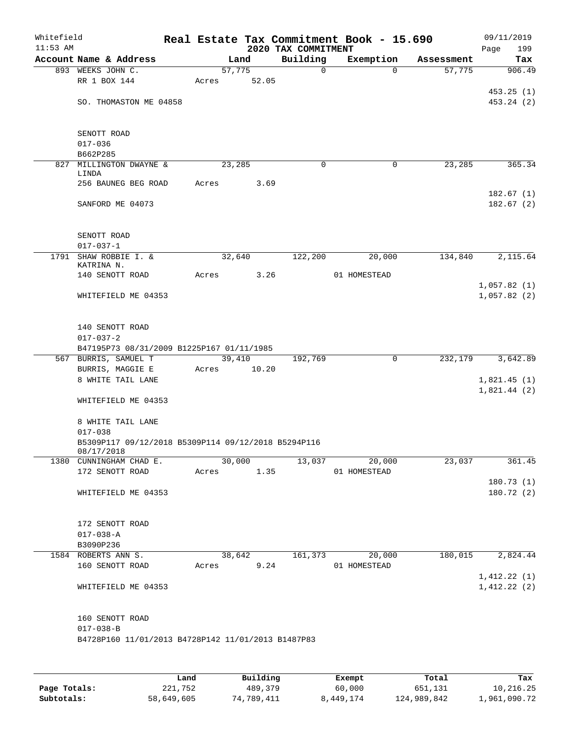Whitefield 11:53 AM

# Real Estate Tax Commitment Book - 15.690

## 2020 TAX COMMITMENT

09/11/2019

| Account Name & Address | Land | Building | Exemption | Assessment | Tax |
|---|---|---|---|---|---|
| 893 WEEKS JOHN C. | 57,775 | 0 | 0 | 57,775 | 906.49 |
| RR 1 BOX 144 | Acres 52.05 | | | | |
| | | | | | 453.25 (1) |
| SO. THOMASTON ME 04858 | | | | | 453.24 (2) |
| SENOTT ROAD | | | | | |
| 017-036 | | | | | |
| B662P285 | | | | | |
| 827 MILLINGTON DWAYNE & LINDA | 23,285 | 0 | 0 | 23,285 | 365.34 |
| 256 BAUNEG BEG ROAD | Acres 3.69 | | | | |
| | | | | | 182.67 (1) |
| SANFORD ME 04073 | | | | | 182.67 (2) |
| SENOTT ROAD | | | | | |
| 017-037-1 | | | | | |
| 1791 SHAW ROBBIE I. & KATRINA N. | 32,640 | 122,200 | 20,000 | 134,840 | 2,115.64 |
| 140 SENOTT ROAD | Acres 3.26 | | 01 HOMESTEAD | | |
| | | | | | 1,057.82 (1) |
| WHITEFIELD ME 04353 | | | | | 1,057.82 (2) |
| 140 SENOTT ROAD | | | | | |
| 017-037-2 | | | | | |
| B47195P73 08/31/2009 B1225P167 01/11/1985 | | | | | |
| 567 BURRIS, SAMUEL T | 39,410 | 192,769 | 0 | 232,179 | 3,642.89 |
| BURRIS, MAGGIE E | Acres 10.20 | | | | |
| 8 WHITE TAIL LANE | | | | | 1,821.45 (1) |
| | | | | | 1,821.44 (2) |
| WHITEFIELD ME 04353 | | | | | |
| 8 WHITE TAIL LANE | | | | | |
| 017-038 | | | | | |
| B5309P117 09/12/2018 B5309P114 09/12/2018 B5294P116 08/17/2018 | | | | | |
| 1380 CUNNINGHAM CHAD E. | 30,000 | 13,037 | 20,000 | 23,037 | 361.45 |
| 172 SENOTT ROAD | Acres 1.35 | | 01 HOMESTEAD | | |
| | | | | | 180.73 (1) |
| WHITEFIELD ME 04353 | | | | | 180.72 (2) |
| 172 SENOTT ROAD | | | | | |
| 017-038-A | | | | | |
| B3090P236 | | | | | |
| 1584 ROBERTS ANN S. | 38,642 | 161,373 | 20,000 | 180,015 | 2,824.44 |
| 160 SENOTT ROAD | Acres 9.24 | | 01 HOMESTEAD | | |
| | | | | | 1,412.22 (1) |
| WHITEFIELD ME 04353 | | | | | 1,412.22 (2) |
| 160 SENOTT ROAD | | | | | |
| 017-038-B | | | | | |
| B4728P160 11/01/2013 B4728P142 11/01/2013 B1487P83 | | | | | |

| | Land | Building | Exempt | Total | Tax |
|---|---|---|---|---|---|
| Page Totals: | 221,752 | 489,379 | 60,000 | 651,131 | 10,216.25 |
| Subtotals: | 58,649,605 | 74,789,411 | 8,449,174 | 124,989,842 | 1,961,090.72 |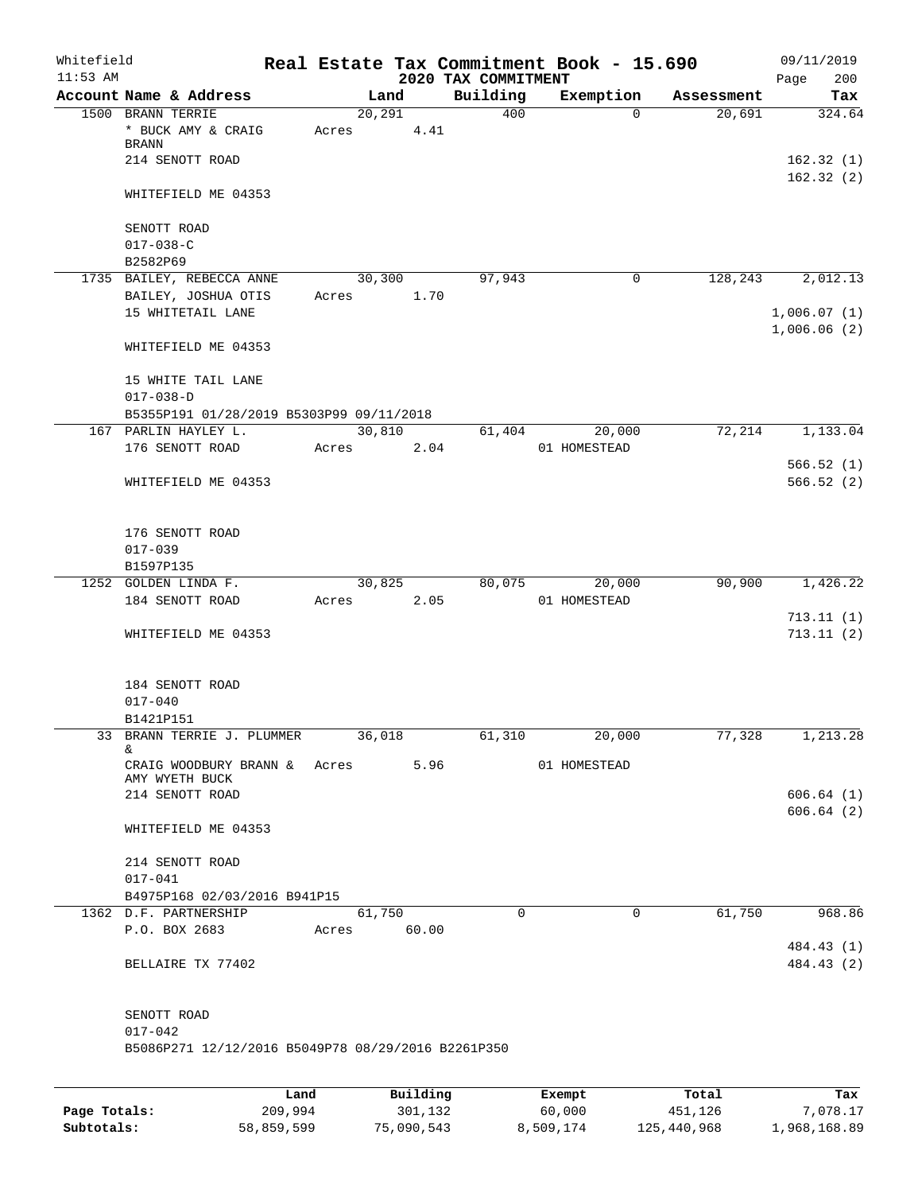Whitefield | Real Estate Tax Commitment Book - 15.690 | 09/11/2019
11:53 AM | 2020 TAX COMMITMENT | Page 200

| Account Name & Address | Land | Building | Exemption | Assessment | Tax |
|---|---|---|---|---|---|
| 1500 BRANN TERRIE | 20,291 | 400 | 0 | 20,691 | 324.64 |
| * BUCK AMY & CRAIG BRANN | Acres 4.41 | | | | |
| 214 SENOTT ROAD | | | | | 162.32 (1) |
| | | | | | 162.32 (2) |
| WHITEFIELD ME 04353 | | | | | |
| SENOTT ROAD | | | | | |
| 017-038-C | | | | | |
| B2582P69 | | | | | |
| 1735 BAILEY, REBECCA ANNE | 30,300 | 97,943 | 0 | 128,243 | 2,012.13 |
| BAILEY, JOSHUA OTIS | Acres 1.70 | | | | |
| 15 WHITETAIL LANE | | | | | 1,006.07 (1) |
| | | | | | 1,006.06 (2) |
| WHITEFIELD ME 04353 | | | | | |
| 15 WHITE TAIL LANE | | | | | |
| 017-038-D | | | | | |
| B5355P191 01/28/2019 B5303P99 09/11/2018 | | | | | |
| 167 PARLIN HAYLEY L. | 30,810 | 61,404 | 20,000 | 72,214 | 1,133.04 |
| 176 SENOTT ROAD | Acres 2.04 | | 01 HOMESTEAD | | |
| | | | | | 566.52 (1) |
| WHITEFIELD ME 04353 | | | | | 566.52 (2) |
| 176 SENOTT ROAD | | | | | |
| 017-039 | | | | | |
| B1597P135 | | | | | |
| 1252 GOLDEN LINDA F. | 30,825 | 80,075 | 20,000 | 90,900 | 1,426.22 |
| 184 SENOTT ROAD | Acres 2.05 | | 01 HOMESTEAD | | |
| | | | | | 713.11 (1) |
| WHITEFIELD ME 04353 | | | | | 713.11 (2) |
| 184 SENOTT ROAD | | | | | |
| 017-040 | | | | | |
| B1421P151 | | | | | |
| 33 BRANN TERRIE J. PLUMMER & | 36,018 | 61,310 | 20,000 | 77,328 | 1,213.28 |
| CRAIG WOODBURY BRANN & AMY WYETH BUCK | Acres 5.96 | | 01 HOMESTEAD | | |
| 214 SENOTT ROAD | | | | | 606.64 (1) |
| | | | | | 606.64 (2) |
| WHITEFIELD ME 04353 | | | | | |
| 214 SENOTT ROAD | | | | | |
| 017-041 | | | | | |
| B4975P168 02/03/2016 B941P15 | | | | | |
| 1362 D.F. PARTNERSHIP | 61,750 | 0 | 0 | 61,750 | 968.86 |
| P.O. BOX 2683 | Acres 60.00 | | | | |
| | | | | | 484.43 (1) |
| BELLAIRE TX 77402 | | | | | 484.43 (2) |
| SENOTT ROAD | | | | | |
| 017-042 | | | | | |
| B5086P271 12/12/2016 B5049P78 08/29/2016 B2261P350 | | | | | |

| | Land | Building | Exempt | Total | Tax |
|---|---|---|---|---|---|
| Page Totals: | 209,994 | 301,132 | 60,000 | 451,126 | 7,078.17 |
| Subtotals: | 58,859,599 | 75,090,543 | 8,509,174 | 125,440,968 | 1,968,168.89 |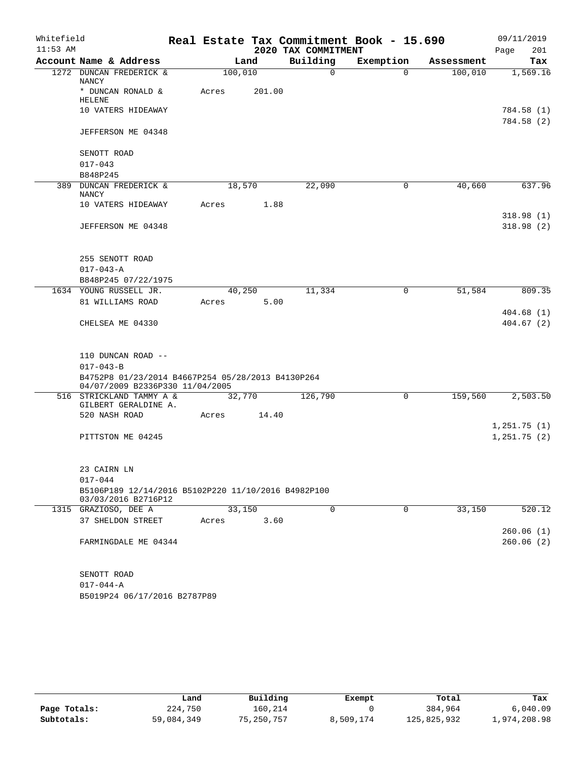Whitefield  
11:53 AM

# Real Estate Tax Commitment Book - 15.690
## 2020 TAX COMMITMENT

09/11/2019  
Page 201

| Account Name & Address | Land | Building | Exemption | Assessment | Tax |
|---|---|---|---|---|---|
| 1272 DUNCAN FREDERICK & NANCY | 100,010 | 0 | 0 | 100,010 | 1,569.16 |
| * DUNCAN RONALD & HELENE | Acres 201.00 | | | | |
| 10 VATERS HIDEAWAY | | | | | 784.58 (1) |
| | | | | | 784.58 (2) |
| JEFFERSON ME 04348 | | | | | |
| SENOTT ROAD | | | | | |
| 017-043 | | | | | |
| B848P245 | | | | | |
| 389 DUNCAN FREDERICK & NANCY | 18,570 | 22,090 | 0 | 40,660 | 637.96 |
| 10 VATERS HIDEAWAY | Acres 1.88 | | | | |
| | | | | | 318.98 (1) |
| JEFFERSON ME 04348 | | | | | 318.98 (2) |
| 255 SENOTT ROAD | | | | | |
| 017-043-A | | | | | |
| B848P245 07/22/1975 | | | | | |
| 1634 YOUNG RUSSELL JR. | 40,250 | 11,334 | 0 | 51,584 | 809.35 |
| 81 WILLIAMS ROAD | Acres 5.00 | | | | |
| | | | | | 404.68 (1) |
| CHELSEA ME 04330 | | | | | 404.67 (2) |
| 110 DUNCAN ROAD -- | | | | | |
| 017-043-B | | | | | |
| B4752P8 01/23/2014 B4667P254 05/28/2013 B4130P264 04/07/2009 B2336P330 11/04/2005 | | | | | |
| 516 STRICKLAND TAMMY A & GILBERT GERALDINE A. | 32,770 | 126,790 | 0 | 159,560 | 2,503.50 |
| 520 NASH ROAD | Acres 14.40 | | | | |
| | | | | | 1,251.75 (1) |
| PITTSTON ME 04245 | | | | | 1,251.75 (2) |
| 23 CAIRN LN | | | | | |
| 017-044 | | | | | |
| B5106P189 12/14/2016 B5102P220 11/10/2016 B4982P100 03/03/2016 B2716P12 | | | | | |
| 1315 GRAZIOSO, DEE A | 33,150 | 0 | 0 | 33,150 | 520.12 |
| 37 SHELDON STREET | Acres 3.60 | | | | |
| | | | | | 260.06 (1) |
| FARMINGDALE ME 04344 | | | | | 260.06 (2) |
| SENOTT ROAD | | | | | |
| 017-044-A | | | | | |
| B5019P24 06/17/2016 B2787P89 | | | | | |

| | Land | Building | Exempt | Total | Tax |
|---|---|---|---|---|---|
| Page Totals: | 224,750 | 160,214 | 0 | 384,964 | 6,040.09 |
| Subtotals: | 59,084,349 | 75,250,757 | 8,509,174 | 125,825,932 | 1,974,208.98 |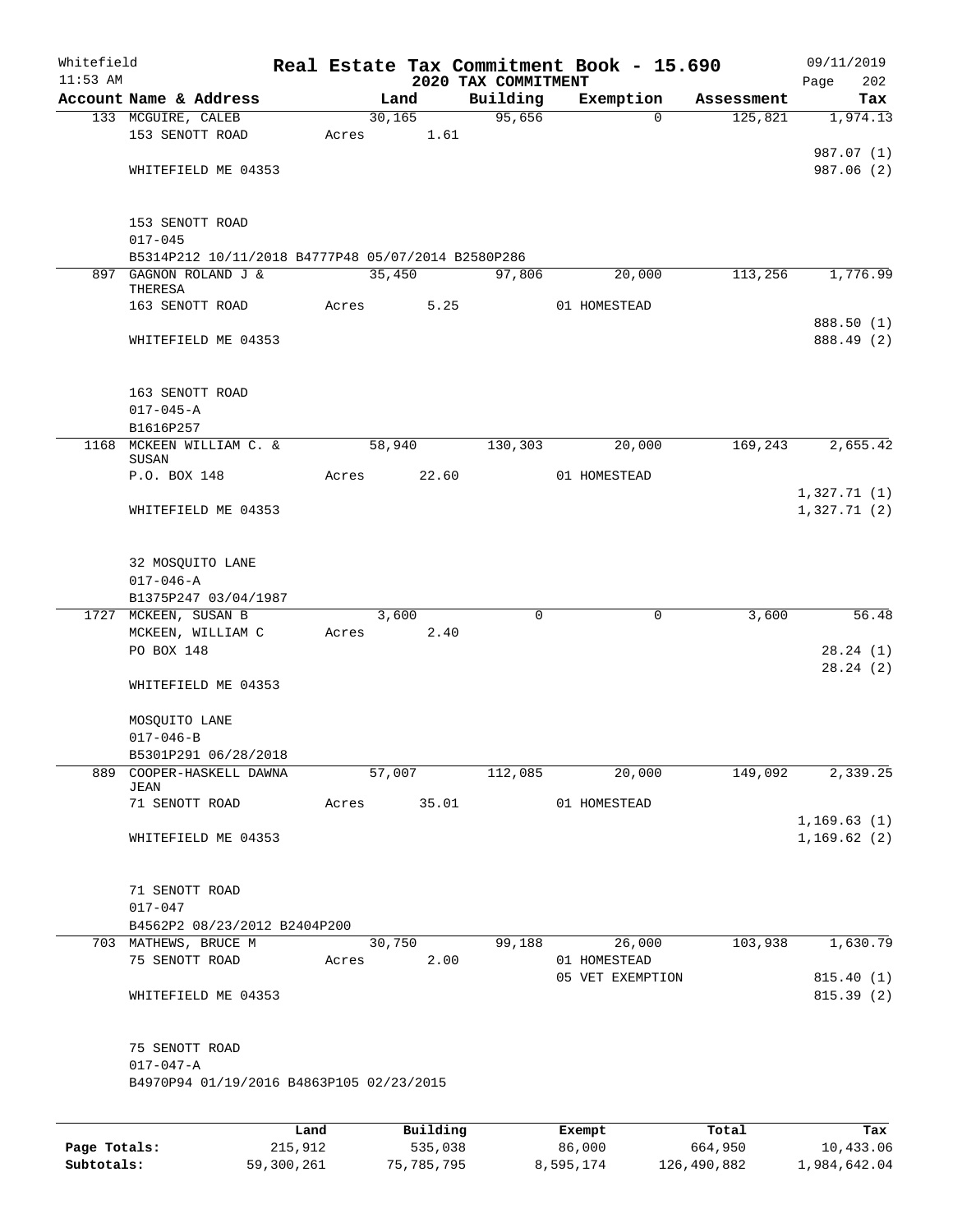Whitefield 11:53 AM

# Real Estate Tax Commitment Book - 15.690
## 2020 TAX COMMITMENT

09/11/2019 Page 202

| Account Name & Address | Land | Building | Exemption | Assessment | Tax |
|---|---|---|---|---|---|
| 133 MCGUIRE, CALEB | 30,165 | 95,656 | 0 | 125,821 | 1,974.13 |
| 153 SENOTT ROAD | Acres 1.61 | | | | |
| | | | | | 987.07 (1) |
| WHITEFIELD ME 04353 | | | | | 987.06 (2) |
| 153 SENOTT ROAD | | | | | |
| 017-045 | | | | | |
| B5314P212 10/11/2018 B4777P48 05/07/2014 B2580P286 | | | | | |
| 897 GAGNON ROLAND J & THERESA | 35,450 | 97,806 | 20,000 | 113,256 | 1,776.99 |
| 163 SENOTT ROAD | Acres 5.25 | | 01 HOMESTEAD | | |
| | | | | | 888.50 (1) |
| WHITEFIELD ME 04353 | | | | | 888.49 (2) |
| 163 SENOTT ROAD | | | | | |
| 017-045-A | | | | | |
| B1616P257 | | | | | |
| 1168 MCKEEN WILLIAM C. & SUSAN | 58,940 | 130,303 | 20,000 | 169,243 | 2,655.42 |
| P.O. BOX 148 | Acres 22.60 | | 01 HOMESTEAD | | |
| | | | | | 1,327.71 (1) |
| WHITEFIELD ME 04353 | | | | | 1,327.71 (2) |
| 32 MOSQUITO LANE | | | | | |
| 017-046-A | | | | | |
| B1375P247 03/04/1987 | | | | | |
| 1727 MCKEEN, SUSAN B | 3,600 | 0 | 0 | 3,600 | 56.48 |
| MCKEEN, WILLIAM C | Acres 2.40 | | | | |
| PO BOX 148 | | | | | 28.24 (1) |
| | | | | | 28.24 (2) |
| WHITEFIELD ME 04353 | | | | | |
| MOSQUITO LANE | | | | | |
| 017-046-B | | | | | |
| B5301P291 06/28/2018 | | | | | |
| 889 COOPER-HASKELL DAWNA JEAN | 57,007 | 112,085 | 20,000 | 149,092 | 2,339.25 |
| 71 SENOTT ROAD | Acres 35.01 | | 01 HOMESTEAD | | |
| | | | | | 1,169.63 (1) |
| WHITEFIELD ME 04353 | | | | | 1,169.62 (2) |
| 71 SENOTT ROAD | | | | | |
| 017-047 | | | | | |
| B4562P2 08/23/2012 B2404P200 | | | | | |
| 703 MATHEWS, BRUCE M | 30,750 | 99,188 | 26,000 | 103,938 | 1,630.79 |
| 75 SENOTT ROAD | Acres 2.00 | | 01 HOMESTEAD | | |
| | | | 05 VET EXEMPTION | | 815.40 (1) |
| WHITEFIELD ME 04353 | | | | | 815.39 (2) |
| 75 SENOTT ROAD | | | | | |
| 017-047-A | | | | | |
| B4970P94 01/19/2016 B4863P105 02/23/2015 | | | | | |

| | Land | Building | Exempt | Total | Tax |
|---|---|---|---|---|---|
| Page Totals: | 215,912 | 535,038 | 86,000 | 664,950 | 10,433.06 |
| Subtotals: | 59,300,261 | 75,785,795 | 8,595,174 | 126,490,882 | 1,984,642.04 |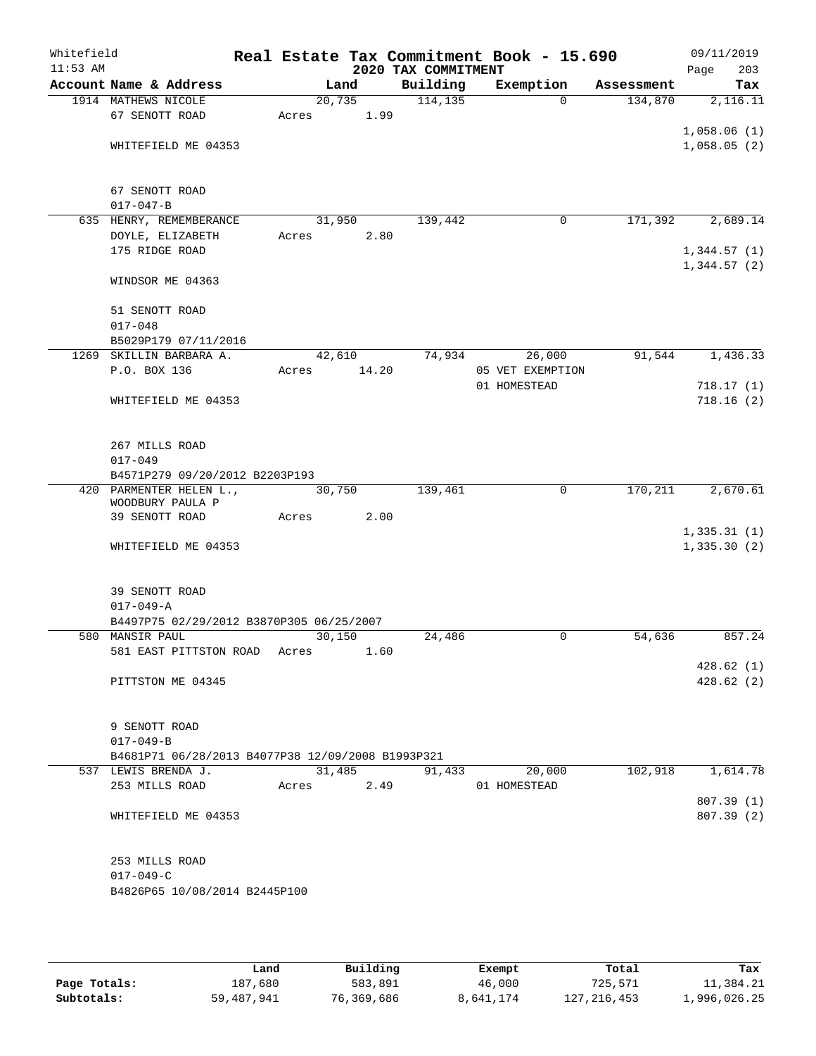Whitefield
11:53 AM

# Real Estate Tax Commitment Book - 15.690
## 2020 TAX COMMITMENT

09/11/2019
Page 203

| Account Name & Address | Land | Building | Exemption | Assessment | Tax |
|---|---|---|---|---|---|
| 1914 MATHEWS NICOLE | 20,735 | 114,135 | 0 | 134,870 | 2,116.11 |
| 67 SENOTT ROAD | Acres 1.99 | | | | |
| | | | | | 1,058.06 (1) |
| WHITEFIELD ME 04353 | | | | | 1,058.05 (2) |
| 67 SENOTT ROAD | | | | | |
| 017-047-B | | | | | |
| 635 HENRY, REMEMBERANCE | 31,950 | 139,442 | 0 | 171,392 | 2,689.14 |
| DOYLE, ELIZABETH | Acres 2.80 | | | | |
| 175 RIDGE ROAD | | | | | 1,344.57 (1) |
| | | | | | 1,344.57 (2) |
| WINDSOR ME 04363 | | | | | |
| 51 SENOTT ROAD | | | | | |
| 017-048 | | | | | |
| B5029P179 07/11/2016 | | | | | |
| 1269 SKILLIN BARBARA A. | 42,610 | 74,934 | 26,000 | 91,544 | 1,436.33 |
| P.O. BOX 136 | Acres 14.20 | | 05 VET EXEMPTION | | |
| | | | 01 HOMESTEAD | | 718.17 (1) |
| WHITEFIELD ME 04353 | | | | | 718.16 (2) |
| 267 MILLS ROAD | | | | | |
| 017-049 | | | | | |
| B4571P279 09/20/2012 B2203P193 | | | | | |
| 420 PARMENTER HELEN L., | 30,750 | 139,461 | 0 | 170,211 | 2,670.61 |
| WOODBURY PAULA P | | | | | |
| 39 SENOTT ROAD | Acres 2.00 | | | | |
| | | | | | 1,335.31 (1) |
| WHITEFIELD ME 04353 | | | | | 1,335.30 (2) |
| 39 SENOTT ROAD | | | | | |
| 017-049-A | | | | | |
| B4497P75 02/29/2012 B3870P305 06/25/2007 | | | | | |
| 580 MANSIR PAUL | 30,150 | 24,486 | 0 | 54,636 | 857.24 |
| 581 EAST PITTSTON ROAD | Acres 1.60 | | | | |
| | | | | | 428.62 (1) |
| PITTSTON ME 04345 | | | | | 428.62 (2) |
| 9 SENOTT ROAD | | | | | |
| 017-049-B | | | | | |
| B4681P71 06/28/2013 B4077P38 12/09/2008 B1993P321 | | | | | |
| 537 LEWIS BRENDA J. | 31,485 | 91,433 | 20,000 | 102,918 | 1,614.78 |
| 253 MILLS ROAD | Acres 2.49 | | 01 HOMESTEAD | | |
| | | | | | 807.39 (1) |
| WHITEFIELD ME 04353 | | | | | 807.39 (2) |
| 253 MILLS ROAD | | | | | |
| 017-049-C | | | | | |
| B4826P65 10/08/2014 B2445P100 | | | | | |

| | Land | Building | Exempt | Total | Tax |
|---|---|---|---|---|---|
| Page Totals: | 187,680 | 583,891 | 46,000 | 725,571 | 11,384.21 |
| Subtotals: | 59,487,941 | 76,369,686 | 8,641,174 | 127,216,453 | 1,996,026.25 |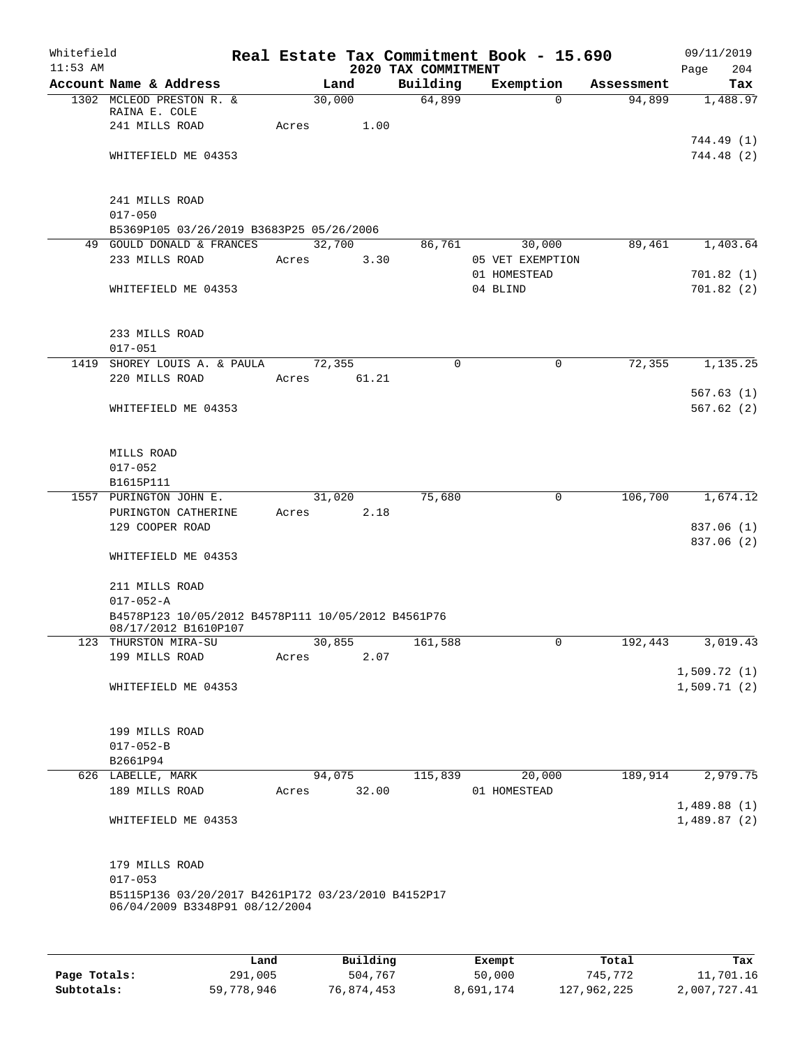Whitefield 11:53 AM

# Real Estate Tax Commitment Book - 15.690

## 2020 TAX COMMITMENT

09/11/2019

| Account Name & Address | Land | Building | Exemption | Assessment | Tax |
|---|---|---|---|---|---|
| 1302 MCLEOD PRESTON R. & RAINA E. COLE | 30,000 | 64,899 | 0 | 94,899 | 1,488.97 |
| 241 MILLS ROAD | Acres 1.00 | | | | |
| | | | | | 744.49 (1) |
| WHITEFIELD ME 04353 | | | | | 744.48 (2) |
| 241 MILLS ROAD | | | | | |
| 017-050 | | | | | |
| B5369P105 03/26/2019 B3683P25 05/26/2006 | | | | | |
| 49 GOULD DONALD & FRANCES | 32,700 | 86,761 | 30,000 | 89,461 | 1,403.64 |
| 233 MILLS ROAD | Acres 3.30 | | 05 VET EXEMPTION | | |
| | | | 01 HOMESTEAD | | 701.82 (1) |
| WHITEFIELD ME 04353 | | | 04 BLIND | | 701.82 (2) |
| 233 MILLS ROAD | | | | | |
| 017-051 | | | | | |
| 1419 SHOREY LOUIS A. & PAULA | 72,355 | 0 | 0 | 72,355 | 1,135.25 |
| 220 MILLS ROAD | Acres 61.21 | | | | |
| | | | | | 567.63 (1) |
| WHITEFIELD ME 04353 | | | | | 567.62 (2) |
| MILLS ROAD | | | | | |
| 017-052 | | | | | |
| B1615P111 | | | | | |
| 1557 PURINGTON JOHN E. | 31,020 | 75,680 | 0 | 106,700 | 1,674.12 |
| PURINGTON CATHERINE | Acres 2.18 | | | | |
| 129 COOPER ROAD | | | | | 837.06 (1) |
| | | | | | 837.06 (2) |
| WHITEFIELD ME 04353 | | | | | |
| 211 MILLS ROAD | | | | | |
| 017-052-A | | | | | |
| B4578P123 10/05/2012 B4578P111 10/05/2012 B4561P76 08/17/2012 B1610P107 | | | | | |
| 123 THURSTON MIRA-SU | 30,855 | 161,588 | 0 | 192,443 | 3,019.43 |
| 199 MILLS ROAD | Acres 2.07 | | | | |
| | | | | | 1,509.72 (1) |
| WHITEFIELD ME 04353 | | | | | 1,509.71 (2) |
| 199 MILLS ROAD | | | | | |
| 017-052-B | | | | | |
| B2661P94 | | | | | |
| 626 LABELLE, MARK | 94,075 | 115,839 | 20,000 | 189,914 | 2,979.75 |
| 189 MILLS ROAD | Acres 32.00 | | 01 HOMESTEAD | | |
| | | | | | 1,489.88 (1) |
| WHITEFIELD ME 04353 | | | | | 1,489.87 (2) |
| 179 MILLS ROAD | | | | | |
| 017-053 | | | | | |
| B5115P136 03/20/2017 B4261P172 03/23/2010 B4152P17 06/04/2009 B3348P91 08/12/2004 | | | | | |

| | Land | Building | Exempt | Total | Tax |
|---|---|---|---|---|---|
| Page Totals: | 291,005 | 504,767 | 50,000 | 745,772 | 11,701.16 |
| Subtotals: | 59,778,946 | 76,874,453 | 8,691,174 | 127,962,225 | 2,007,727.41 |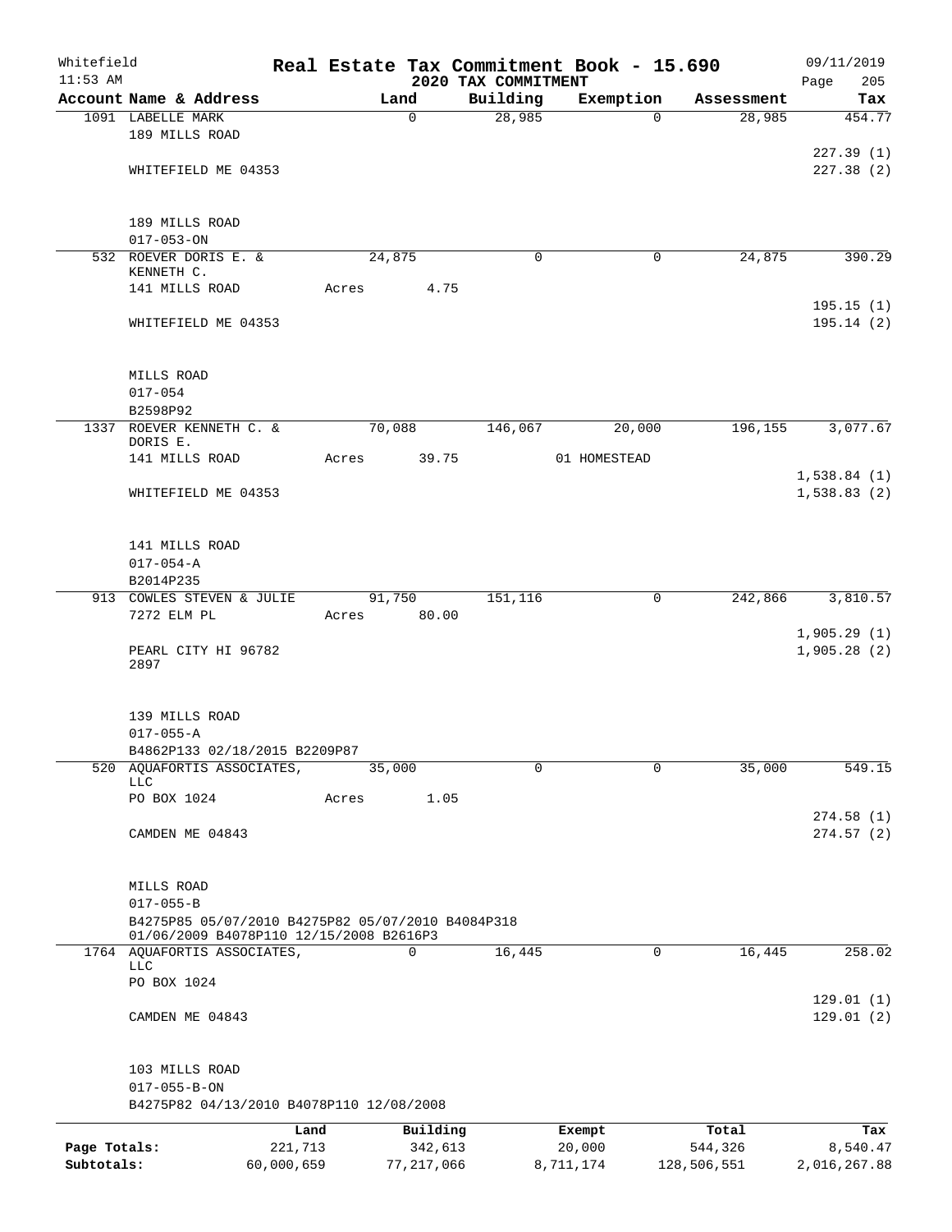Whitefield 11:53 AM — Real Estate Tax Commitment Book - 15.690 — 2020 TAX COMMITMENT — 09/11/2019

| Account Name & Address | Land | Building | Exemption | Assessment | Tax |
|---|---|---|---|---|---|
| 1091 LABELLE MARK | 0 | 28,985 | 0 | 28,985 | 454.77 |
| 189 MILLS ROAD | | | | | 227.39 (1) |
| WHITEFIELD ME 04353 | | | | | 227.38 (2) |
| 189 MILLS ROAD | | | | | |
| 017-053-ON | | | | | |
| 532 ROEVER DORIS E. & KENNETH C. | 24,875 | 0 | 0 | 24,875 | 390.29 |
| 141 MILLS ROAD | Acres 4.75 | | | | 195.15 (1) |
| WHITEFIELD ME 04353 | | | | | 195.14 (2) |
| MILLS ROAD | | | | | |
| 017-054 | | | | | |
| B2598P92 | | | | | |
| 1337 ROEVER KENNETH C. & DORIS E. | 70,088 | 146,067 | 20,000 | 196,155 | 3,077.67 |
| 141 MILLS ROAD | Acres 39.75 | | 01 HOMESTEAD | | 1,538.84 (1) |
| WHITEFIELD ME 04353 | | | | | 1,538.83 (2) |
| 141 MILLS ROAD | | | | | |
| 017-054-A | | | | | |
| B2014P235 | | | | | |
| 913 COWLES STEVEN & JULIE | 91,750 | 151,116 | 0 | 242,866 | 3,810.57 |
| 7272 ELM PL | Acres 80.00 | | | | 1,905.29 (1) |
| PEARL CITY HI 96782 2897 | | | | | 1,905.28 (2) |
| 139 MILLS ROAD | | | | | |
| 017-055-A | | | | | |
| B4862P133 02/18/2015 B2209P87 | | | | | |
| 520 AQUAFORTIS ASSOCIATES, LLC | 35,000 | 0 | 0 | 35,000 | 549.15 |
| PO BOX 1024 | Acres 1.05 | | | | 274.58 (1) |
| CAMDEN ME 04843 | | | | | 274.57 (2) |
| MILLS ROAD | | | | | |
| 017-055-B | | | | | |
| B4275P85 05/07/2010 B4275P82 05/07/2010 B4084P318 01/06/2009 B4078P110 12/15/2008 B2616P3 | | | | | |
| 1764 AQUAFORTIS ASSOCIATES, LLC | 0 | 16,445 | 0 | 16,445 | 258.02 |
| PO BOX 1024 | | | | | 129.01 (1) |
| CAMDEN ME 04843 | | | | | 129.01 (2) |
| 103 MILLS ROAD | | | | | |
| 017-055-B-ON | | | | | |
| B4275P82 04/13/2010 B4078P110 12/08/2008 | | | | | |

| | Land | Building | Exempt | Total | Tax |
|---|---|---|---|---|---|
| Page Totals: | 221,713 | 342,613 | 20,000 | 544,326 | 8,540.47 |
| Subtotals: | 60,000,659 | 77,217,066 | 8,711,174 | 128,506,551 | 2,016,267.88 |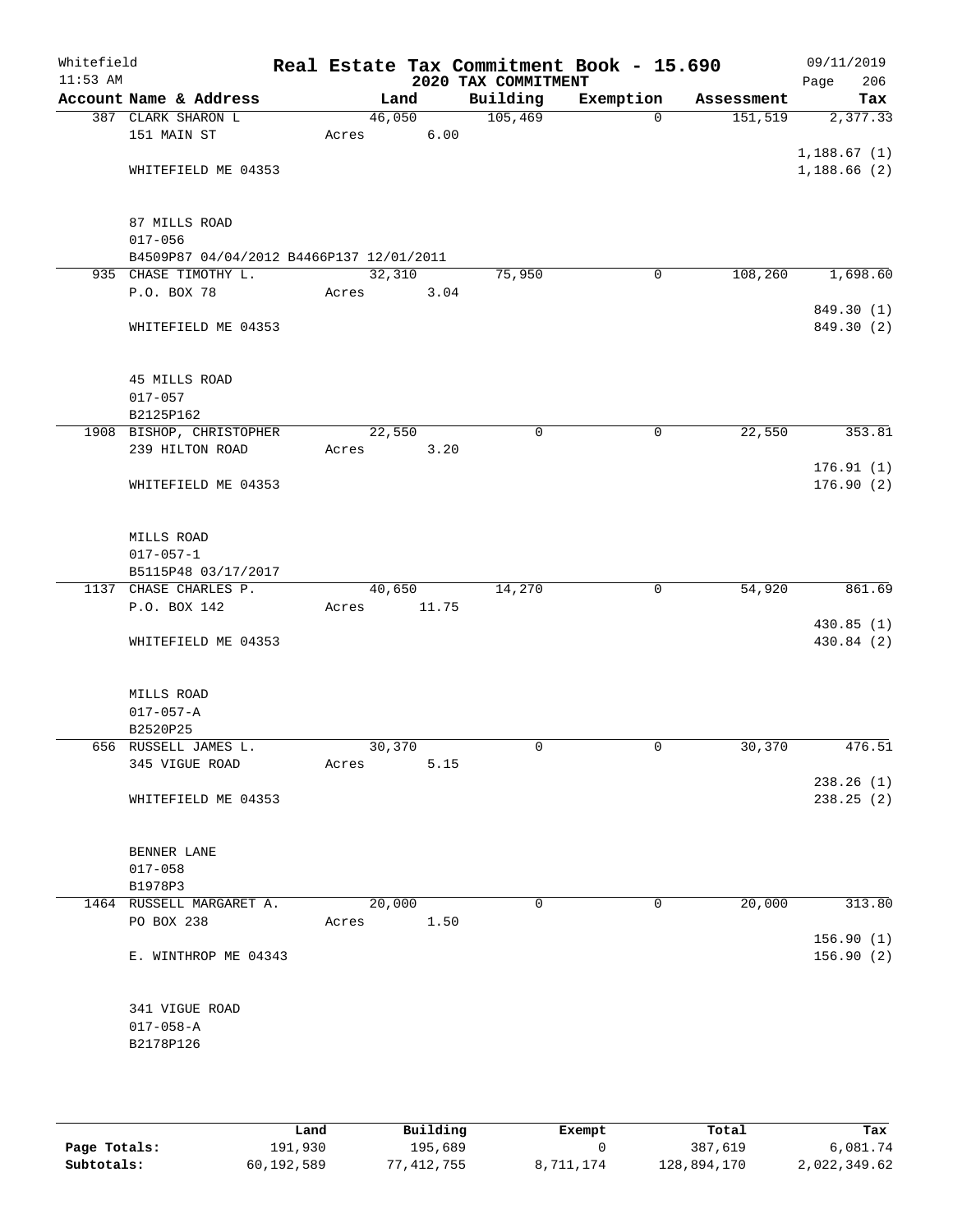Whitefield 11:53 AM

# Real Estate Tax Commitment Book - 15.690

## 2020 TAX COMMITMENT

09/11/2019

| Account | Name & Address | Land | Building | Exemption | Assessment | Tax |
|---|---|---|---|---|---|---|
| 387 | CLARK SHARON L<br>151 MAIN ST<br>WHITEFIELD ME 04353<br><br>87 MILLS ROAD<br>017-056<br>B4509P87 04/04/2012 B4466P137 12/01/2011 | 46,050<br>Acres 6.00 | 105,469 | 0 | 151,519 | 2,377.33<br>1,188.67 (1)<br>1,188.66 (2) |
| 935 | CHASE TIMOTHY L.<br>P.O. BOX 78<br>WHITEFIELD ME 04353<br><br>45 MILLS ROAD<br>017-057<br>B2125P162 | 32,310<br>Acres 3.04 | 75,950 | 0 | 108,260 | 1,698.60<br>849.30 (1)<br>849.30 (2) |
| 1908 | BISHOP, CHRISTOPHER<br>239 HILTON ROAD<br>WHITEFIELD ME 04353<br><br>MILLS ROAD<br>017-057-1<br>B5115P48 03/17/2017 | 22,550<br>Acres 3.20 | 0 | 0 | 22,550 | 353.81<br>176.91 (1)<br>176.90 (2) |
| 1137 | CHASE CHARLES P.<br>P.O. BOX 142<br>WHITEFIELD ME 04353<br><br>MILLS ROAD<br>017-057-A<br>B2520P25 | 40,650<br>Acres 11.75 | 14,270 | 0 | 54,920 | 861.69<br>430.85 (1)<br>430.84 (2) |
| 656 | RUSSELL JAMES L.<br>345 VIGUE ROAD<br>WHITEFIELD ME 04353<br><br>BENNER LANE<br>017-058<br>B1978P3 | 30,370<br>Acres 5.15 | 0 | 0 | 30,370 | 476.51<br>238.26 (1)<br>238.25 (2) |
| 1464 | RUSSELL MARGARET A.<br>PO BOX 238<br>E. WINTHROP ME 04343<br><br>341 VIGUE ROAD<br>017-058-A<br>B2178P126 | 20,000<br>Acres 1.50 | 0 | 0 | 20,000 | 313.80<br>156.90 (1)<br>156.90 (2) |

| | Land | Building | Exempt | Total | Tax |
|---|---|---|---|---|---|
| Page Totals: | 191,930 | 195,689 | 0 | 387,619 | 6,081.74 |
| Subtotals: | 60,192,589 | 77,412,755 | 8,711,174 | 128,894,170 | 2,022,349.62 |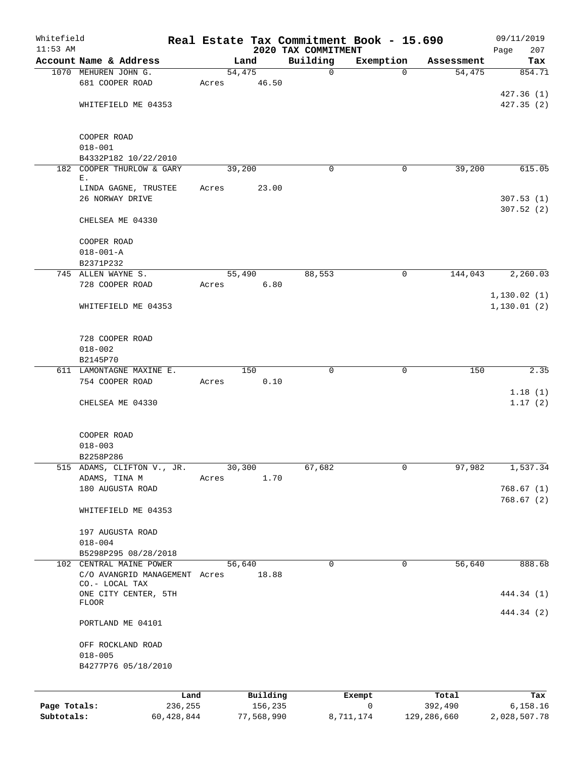Whitefield 11:53 AM

# Real Estate Tax Commitment Book - 15.690

## 2020 TAX COMMITMENT

09/11/2019 Page 207

| Account Name & Address | Land | Building | Exemption | Assessment | Tax |
|---|---|---|---|---|---|
| 1070 MEHUREN JOHN G. | 54,475 | 0 | 0 | 54,475 | 854.71 |
| 681 COOPER ROAD | Acres 46.50 | | | | |
| | | | | | 427.36 (1) |
| WHITEFIELD ME 04353 | | | | | 427.35 (2) |
| COOPER ROAD | | | | | |
| 018-001 | | | | | |
| B4332P182 10/22/2010 | | | | | |
| 182 COOPER THURLOW & GARY E. | 39,200 | 0 | 0 | 39,200 | 615.05 |
| LINDA GAGNE, TRUSTEE | Acres 23.00 | | | | |
| 26 NORWAY DRIVE | | | | | 307.53 (1) |
| | | | | | 307.52 (2) |
| CHELSEA ME 04330 | | | | | |
| COOPER ROAD | | | | | |
| 018-001-A | | | | | |
| B2371P232 | | | | | |
| 745 ALLEN WAYNE S. | 55,490 | 88,553 | 0 | 144,043 | 2,260.03 |
| 728 COOPER ROAD | Acres 6.80 | | | | |
| | | | | | 1,130.02 (1) |
| WHITEFIELD ME 04353 | | | | | 1,130.01 (2) |
| 728 COOPER ROAD | | | | | |
| 018-002 | | | | | |
| B2145P70 | | | | | |
| 611 LAMONTAGNE MAXINE E. | 150 | 0 | 0 | 150 | 2.35 |
| 754 COOPER ROAD | Acres 0.10 | | | | |
| | | | | | 1.18 (1) |
| CHELSEA ME 04330 | | | | | 1.17 (2) |
| COOPER ROAD | | | | | |
| 018-003 | | | | | |
| B2258P286 | | | | | |
| 515 ADAMS, CLIFTON V., JR. | 30,300 | 67,682 | 0 | 97,982 | 1,537.34 |
| ADAMS, TINA M | Acres 1.70 | | | | |
| 180 AUGUSTA ROAD | | | | | 768.67 (1) |
| | | | | | 768.67 (2) |
| WHITEFIELD ME 04353 | | | | | |
| 197 AUGUSTA ROAD | | | | | |
| 018-004 | | | | | |
| B5298P295 08/28/2018 | | | | | |
| 102 CENTRAL MAINE POWER | 56,640 | 0 | 0 | 56,640 | 888.68 |
| C/O AVANGRID MANAGEMENT CO.- LOCAL TAX | Acres 18.88 | | | | |
| ONE CITY CENTER, 5TH FLOOR | | | | | 444.34 (1) |
| | | | | | 444.34 (2) |
| PORTLAND ME 04101 | | | | | |
| OFF ROCKLAND ROAD | | | | | |
| 018-005 | | | | | |
| B4277P76 05/18/2010 | | | | | |

| | Land | Building | Exempt | Total | Tax |
|---|---|---|---|---|---|
| Page Totals: | 236,255 | 156,235 | 0 | 392,490 | 6,158.16 |
| Subtotals: | 60,428,844 | 77,568,990 | 8,711,174 | 129,286,660 | 2,028,507.78 |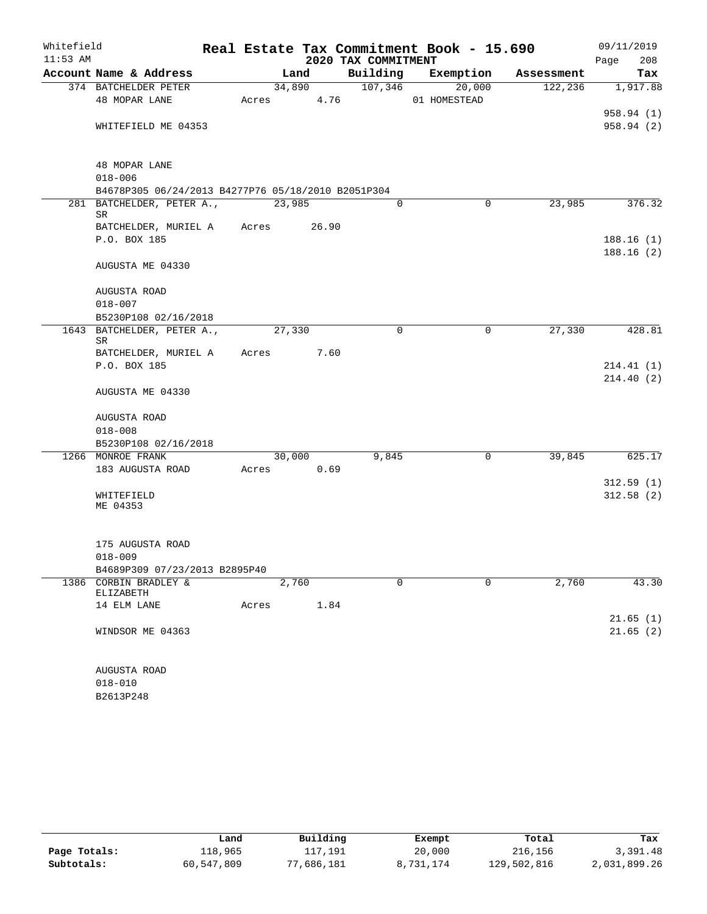Whitefield 11:53 AM

# Real Estate Tax Commitment Book - 15.690

## 2020 TAX COMMITMENT

09/11/2019

| Account Name & Address | Land | Building | Exemption | Assessment | Tax |
|---|---|---|---|---|---|
| 374 BATCHELDER PETER | 34,890 | 107,346 | 20,000 | 122,236 | 1,917.88 |
| 48 MOPAR LANE | Acres 4.76 | | 01 HOMESTEAD | | |
| | | | | | 958.94 (1) |
| WHITEFIELD ME 04353 | | | | | 958.94 (2) |
| 48 MOPAR LANE | | | | | |
| 018-006 | | | | | |
| B4678P305 06/24/2013 B4277P76 05/18/2010 B2051P304 | | | | | |
| 281 BATCHELDER, PETER A., SR | 23,985 | 0 | 0 | 23,985 | 376.32 |
| BATCHELDER, MURIEL A | Acres 26.90 | | | | |
| P.O. BOX 185 | | | | | 188.16 (1) |
| | | | | | 188.16 (2) |
| AUGUSTA ME 04330 | | | | | |
| AUGUSTA ROAD | | | | | |
| 018-007 | | | | | |
| B5230P108 02/16/2018 | | | | | |
| 1643 BATCHELDER, PETER A., SR | 27,330 | 0 | 0 | 27,330 | 428.81 |
| BATCHELDER, MURIEL A | Acres 7.60 | | | | |
| P.O. BOX 185 | | | | | 214.41 (1) |
| | | | | | 214.40 (2) |
| AUGUSTA ME 04330 | | | | | |
| AUGUSTA ROAD | | | | | |
| 018-008 | | | | | |
| B5230P108 02/16/2018 | | | | | |
| 1266 MONROE FRANK | 30,000 | 9,845 | 0 | 39,845 | 625.17 |
| 183 AUGUSTA ROAD | Acres 0.69 | | | | |
| | | | | | 312.59 (1) |
| WHITEFIELD | | | | | 312.58 (2) |
| ME 04353 | | | | | |
| 175 AUGUSTA ROAD | | | | | |
| 018-009 | | | | | |
| B4689P309 07/23/2013 B2895P40 | | | | | |
| 1386 CORBIN BRADLEY & ELIZABETH | 2,760 | 0 | 0 | 2,760 | 43.30 |
| 14 ELM LANE | Acres 1.84 | | | | |
| | | | | | 21.65 (1) |
| WINDSOR ME 04363 | | | | | 21.65 (2) |
| AUGUSTA ROAD | | | | | |
| 018-010 | | | | | |
| B2613P248 | | | | | |

| | Land | Building | Exempt | Total | Tax |
|---|---|---|---|---|---|
| Page Totals: | 118,965 | 117,191 | 20,000 | 216,156 | 3,391.48 |
| Subtotals: | 60,547,809 | 77,686,181 | 8,731,174 | 129,502,816 | 2,031,899.26 |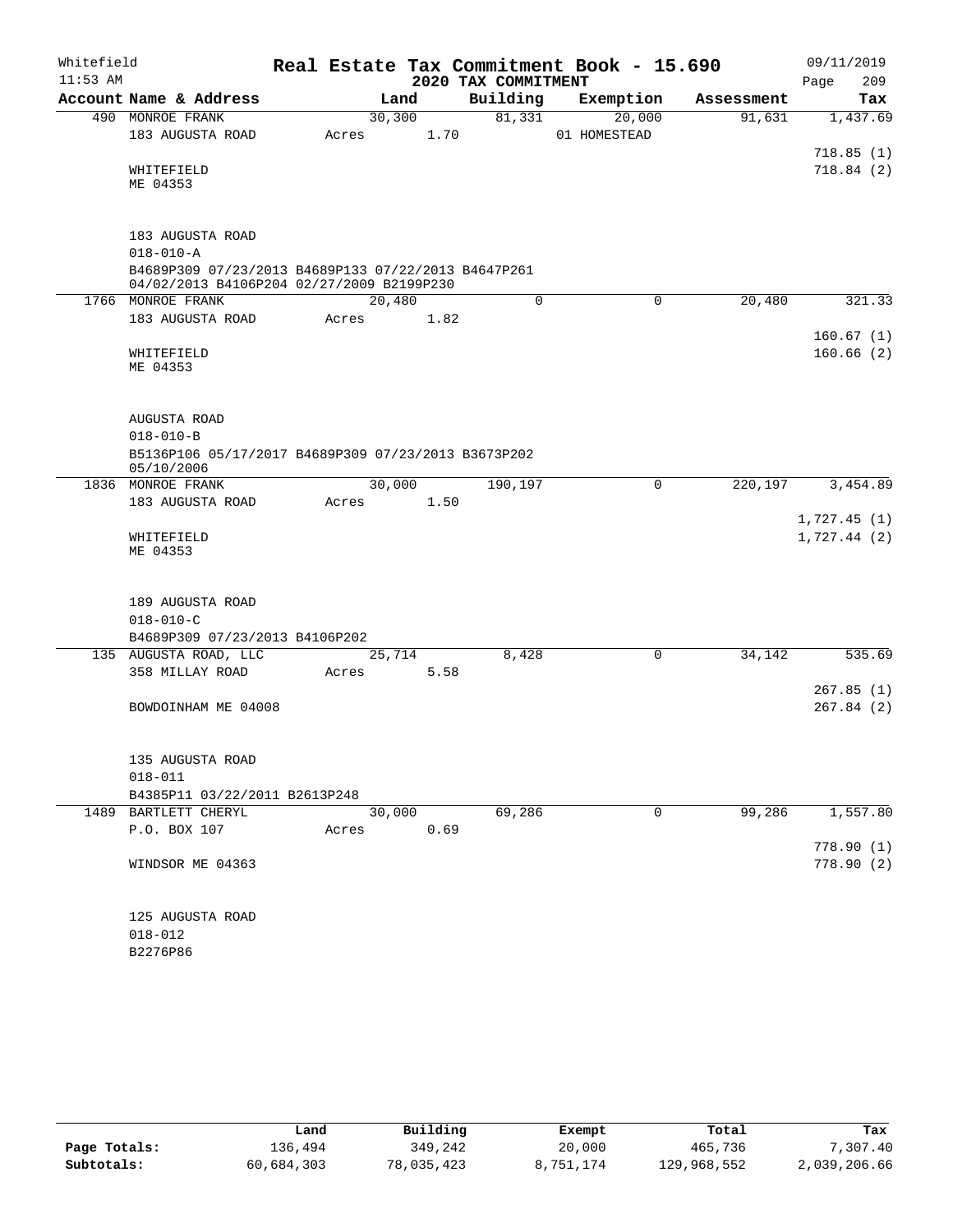Whitefield 11:53 AM

# Real Estate Tax Commitment Book - 15.690

## 2020 TAX COMMITMENT

09/11/2019 Page 209

| Account Name & Address | Land | Building | Exemption | Assessment | Tax |
|---|---|---|---|---|---|
| 490 MONROE FRANK | 30,300 | 81,331 | 20,000 | 91,631 | 1,437.69 |
| 183 AUGUSTA ROAD | Acres 1.70 | | 01 HOMESTEAD | | |
| | | | | | 718.85 (1) |
| WHITEFIELD | | | | | 718.84 (2) |
| ME 04353 | | | | | |
| 183 AUGUSTA ROAD | | | | | |
| 018-010-A | | | | | |
| B4689P309 07/23/2013 B4689P133 07/22/2013 B4647P261 04/02/2013 B4106P204 02/27/2009 B2199P230 | | | | | |
| 1766 MONROE FRANK | 20,480 | 0 | 0 | 20,480 | 321.33 |
| 183 AUGUSTA ROAD | Acres 1.82 | | | | |
| | | | | | 160.67 (1) |
| WHITEFIELD | | | | | 160.66 (2) |
| ME 04353 | | | | | |
| AUGUSTA ROAD | | | | | |
| 018-010-B | | | | | |
| B5136P106 05/17/2017 B4689P309 07/23/2013 B3673P202 05/10/2006 | | | | | |
| 1836 MONROE FRANK | 30,000 | 190,197 | 0 | 220,197 | 3,454.89 |
| 183 AUGUSTA ROAD | Acres 1.50 | | | | |
| | | | | | 1,727.45 (1) |
| WHITEFIELD | | | | | 1,727.44 (2) |
| ME 04353 | | | | | |
| 189 AUGUSTA ROAD | | | | | |
| 018-010-C | | | | | |
| B4689P309 07/23/2013 B4106P202 | | | | | |
| 135 AUGUSTA ROAD, LLC | 25,714 | 8,428 | 0 | 34,142 | 535.69 |
| 358 MILLAY ROAD | Acres 5.58 | | | | |
| | | | | | 267.85 (1) |
| BOWDOINHAM ME 04008 | | | | | 267.84 (2) |
| 135 AUGUSTA ROAD | | | | | |
| 018-011 | | | | | |
| B4385P11 03/22/2011 B2613P248 | | | | | |
| 1489 BARTLETT CHERYL | 30,000 | 69,286 | 0 | 99,286 | 1,557.80 |
| P.O. BOX 107 | Acres 0.69 | | | | |
| | | | | | 778.90 (1) |
| WINDSOR ME 04363 | | | | | 778.90 (2) |
| 125 AUGUSTA ROAD | | | | | |
| 018-012 | | | | | |
| B2276P86 | | | | | |

| | Land | Building | Exempt | Total | Tax |
|---|---|---|---|---|---|
| Page Totals: | 136,494 | 349,242 | 20,000 | 465,736 | 7,307.40 |
| Subtotals: | 60,684,303 | 78,035,423 | 8,751,174 | 129,968,552 | 2,039,206.66 |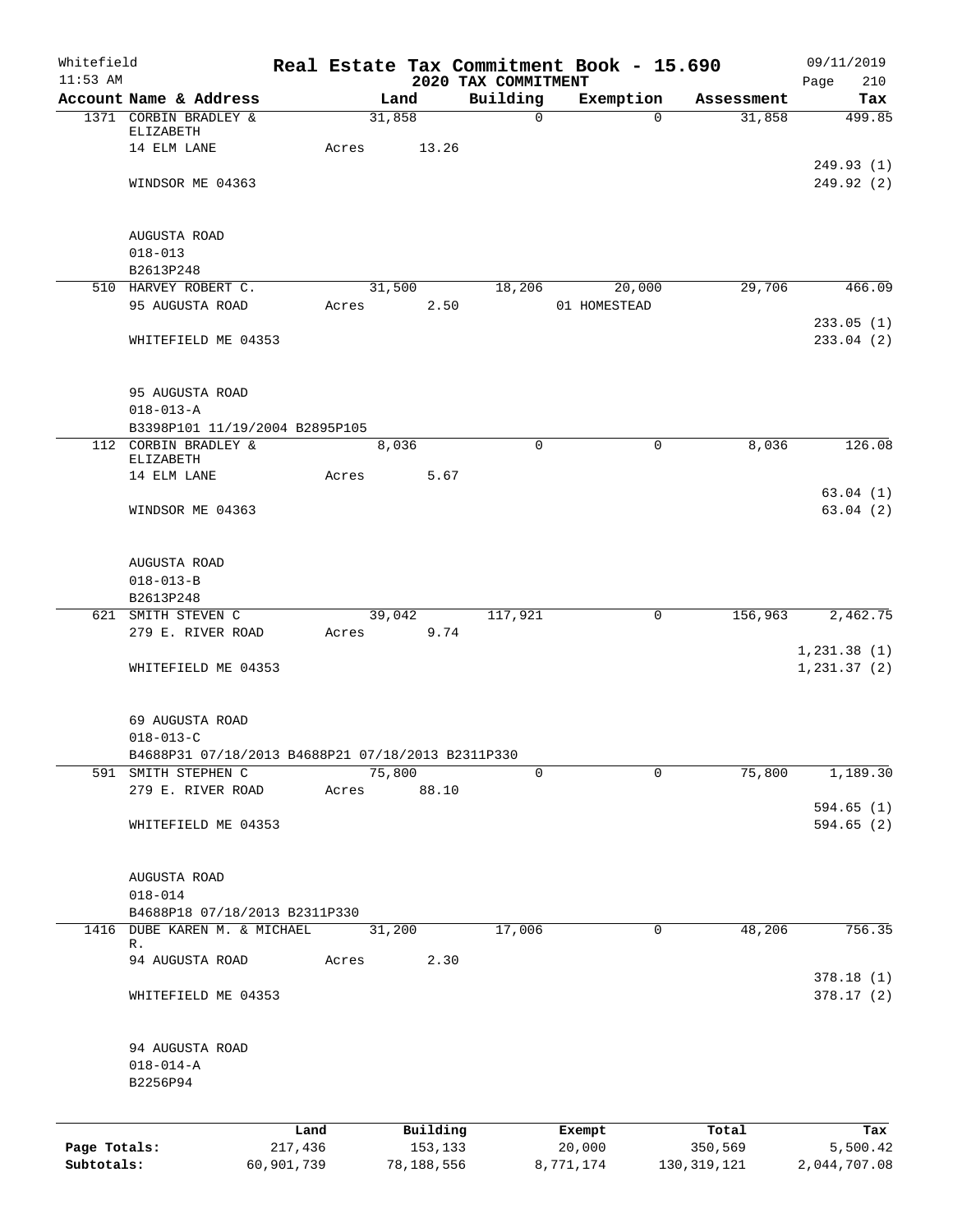Whitefield 11:53 AM

**Real Estate Tax Commitment Book - 15.690**

**2020 TAX COMMITMENT**

09/11/2019 Page 210

| Account Name & Address | Land | Building | Exemption | Assessment | Tax |
|---|---|---|---|---|---|
| 1371 CORBIN BRADLEY & ELIZABETH | 31,858 | 0 | 0 | 31,858 | 499.85 |
| 14 ELM LANE | Acres 13.26 | | | | |
| | | | | | 249.93 (1) |
| WINDSOR ME 04363 | | | | | 249.92 (2) |
| AUGUSTA ROAD | | | | | |
| 018-013 | | | | | |
| B2613P248 | | | | | |
| 510 HARVEY ROBERT C. | 31,500 | 18,206 | 20,000 | 29,706 | 466.09 |
| 95 AUGUSTA ROAD | Acres 2.50 | | 01 HOMESTEAD | | |
| | | | | | 233.05 (1) |
| WHITEFIELD ME 04353 | | | | | 233.04 (2) |
| 95 AUGUSTA ROAD | | | | | |
| 018-013-A | | | | | |
| B3398P101 11/19/2004 B2895P105 | | | | | |
| 112 CORBIN BRADLEY & ELIZABETH | 8,036 | 0 | 0 | 8,036 | 126.08 |
| 14 ELM LANE | Acres 5.67 | | | | |
| | | | | | 63.04 (1) |
| WINDSOR ME 04363 | | | | | 63.04 (2) |
| AUGUSTA ROAD | | | | | |
| 018-013-B | | | | | |
| B2613P248 | | | | | |
| 621 SMITH STEVEN C | 39,042 | 117,921 | 0 | 156,963 | 2,462.75 |
| 279 E. RIVER ROAD | Acres 9.74 | | | | |
| | | | | | 1,231.38 (1) |
| WHITEFIELD ME 04353 | | | | | 1,231.37 (2) |
| 69 AUGUSTA ROAD | | | | | |
| 018-013-C | | | | | |
| B4688P31 07/18/2013 B4688P21 07/18/2013 B2311P330 | | | | | |
| 591 SMITH STEPHEN C | 75,800 | 0 | 0 | 75,800 | 1,189.30 |
| 279 E. RIVER ROAD | Acres 88.10 | | | | |
| | | | | | 594.65 (1) |
| WHITEFIELD ME 04353 | | | | | 594.65 (2) |
| AUGUSTA ROAD | | | | | |
| 018-014 | | | | | |
| B4688P18 07/18/2013 B2311P330 | | | | | |
| 1416 DUBE KAREN M. & MICHAEL R. | 31,200 | 17,006 | 0 | 48,206 | 756.35 |
| 94 AUGUSTA ROAD | Acres 2.30 | | | | |
| | | | | | 378.18 (1) |
| WHITEFIELD ME 04353 | | | | | 378.17 (2) |
| 94 AUGUSTA ROAD | | | | | |
| 018-014-A | | | | | |
| B2256P94 | | | | | |

| | Land | Building | Exempt | Total | Tax |
|---|---|---|---|---|---|
| **Page Totals:** | 217,436 | 153,133 | 20,000 | 350,569 | 5,500.42 |
| **Subtotals:** | 60,901,739 | 78,188,556 | 8,771,174 | 130,319,121 | 2,044,707.08 |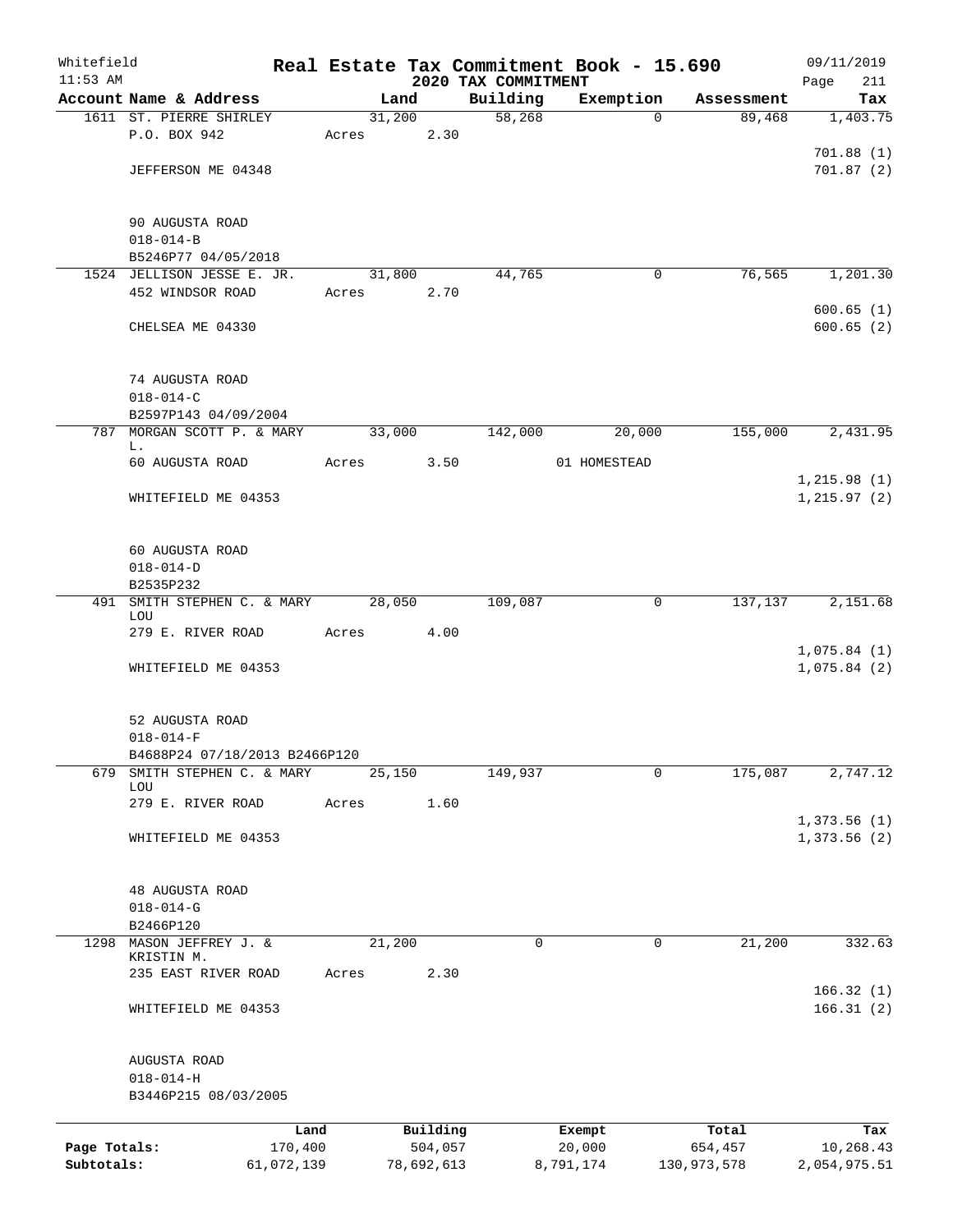# Real Estate Tax Commitment Book - 15.690

Whitefield
11:53 AM

## 2020 TAX COMMITMENT

09/11/2019
Page 211

| Account Name & Address | Land | Building | Exemption | Assessment | Tax |
|---|---|---|---|---|---|
| 1611 ST. PIERRE SHIRLEY | 31,200 | 58,268 | 0 | 89,468 | 1,403.75 |
| P.O. BOX 942 | Acres 2.30 | | | | |
| | | | | | 701.88 (1) |
| JEFFERSON ME 04348 | | | | | 701.87 (2) |
| 90 AUGUSTA ROAD | | | | | |
| 018-014-B | | | | | |
| B5246P77 04/05/2018 | | | | | |
| 1524 JELLISON JESSE E. JR. | 31,800 | 44,765 | 0 | 76,565 | 1,201.30 |
| 452 WINDSOR ROAD | Acres 2.70 | | | | |
| | | | | | 600.65 (1) |
| CHELSEA ME 04330 | | | | | 600.65 (2) |
| 74 AUGUSTA ROAD | | | | | |
| 018-014-C | | | | | |
| B2597P143 04/09/2004 | | | | | |
| 787 MORGAN SCOTT P. & MARY L. | 33,000 | 142,000 | 20,000 | 155,000 | 2,431.95 |
| 60 AUGUSTA ROAD | Acres 3.50 | | 01 HOMESTEAD | | |
| | | | | | 1,215.98 (1) |
| WHITEFIELD ME 04353 | | | | | 1,215.97 (2) |
| 60 AUGUSTA ROAD | | | | | |
| 018-014-D | | | | | |
| B2535P232 | | | | | |
| 491 SMITH STEPHEN C. & MARY LOU | 28,050 | 109,087 | 0 | 137,137 | 2,151.68 |
| 279 E. RIVER ROAD | Acres 4.00 | | | | |
| | | | | | 1,075.84 (1) |
| WHITEFIELD ME 04353 | | | | | 1,075.84 (2) |
| 52 AUGUSTA ROAD | | | | | |
| 018-014-F | | | | | |
| B4688P24 07/18/2013 B2466P120 | | | | | |
| 679 SMITH STEPHEN C. & MARY LOU | 25,150 | 149,937 | 0 | 175,087 | 2,747.12 |
| 279 E. RIVER ROAD | Acres 1.60 | | | | |
| | | | | | 1,373.56 (1) |
| WHITEFIELD ME 04353 | | | | | 1,373.56 (2) |
| 48 AUGUSTA ROAD | | | | | |
| 018-014-G | | | | | |
| B2466P120 | | | | | |
| 1298 MASON JEFFREY J. & KRISTIN M. | 21,200 | 0 | 0 | 21,200 | 332.63 |
| 235 EAST RIVER ROAD | Acres 2.30 | | | | |
| | | | | | 166.32 (1) |
| WHITEFIELD ME 04353 | | | | | 166.31 (2) |
| AUGUSTA ROAD | | | | | |
| 018-014-H | | | | | |
| B3446P215 08/03/2005 | | | | | |

| | Land | Building | Exempt | Total | Tax |
|---|---|---|---|---|---|
| Page Totals: | 170,400 | 504,057 | 20,000 | 654,457 | 10,268.43 |
| Subtotals: | 61,072,139 | 78,692,613 | 8,791,174 | 130,973,578 | 2,054,975.51 |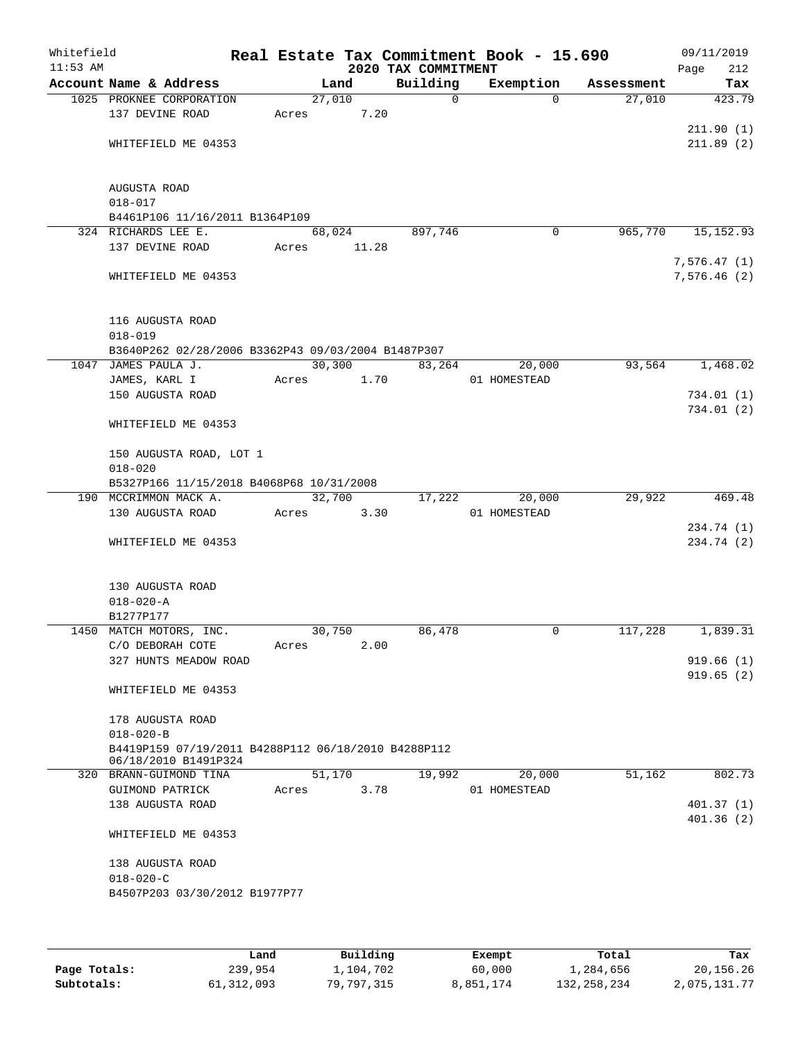Whitefield 11:53 AM

# Real Estate Tax Commitment Book - 15.690

## 2020 TAX COMMITMENT

09/11/2019 Page 212

| Account Name & Address | Land | Building | Exemption | Assessment | Tax |
|---|---|---|---|---|---|
| 1025 PROKNEE CORPORATION | 27,010 | 0 | 0 | 27,010 | 423.79 |
| 137 DEVINE ROAD | Acres 7.20 | | | | |
| | | | | | 211.90 (1) |
| WHITEFIELD ME 04353 | | | | | 211.89 (2) |
| AUGUSTA ROAD | | | | | |
| 018-017 | | | | | |
| B4461P106 11/16/2011 B1364P109 | | | | | |
| 324 RICHARDS LEE E. | 68,024 | 897,746 | 0 | 965,770 | 15,152.93 |
| 137 DEVINE ROAD | Acres 11.28 | | | | |
| | | | | | 7,576.47 (1) |
| WHITEFIELD ME 04353 | | | | | 7,576.46 (2) |
| 116 AUGUSTA ROAD | | | | | |
| 018-019 | | | | | |
| B3640P262 02/28/2006 B3362P43 09/03/2004 B1487P307 | | | | | |
| 1047 JAMES PAULA J. | 30,300 | 83,264 | 20,000 | 93,564 | 1,468.02 |
| JAMES, KARL I | Acres 1.70 | | 01 HOMESTEAD | | |
| 150 AUGUSTA ROAD | | | | | 734.01 (1) |
| | | | | | 734.01 (2) |
| WHITEFIELD ME 04353 | | | | | |
| 150 AUGUSTA ROAD, LOT 1 | | | | | |
| 018-020 | | | | | |
| B5327P166 11/15/2018 B4068P68 10/31/2008 | | | | | |
| 190 MCCRIMMON MACK A. | 32,700 | 17,222 | 20,000 | 29,922 | 469.48 |
| 130 AUGUSTA ROAD | Acres 3.30 | | 01 HOMESTEAD | | |
| | | | | | 234.74 (1) |
| WHITEFIELD ME 04353 | | | | | 234.74 (2) |
| 130 AUGUSTA ROAD | | | | | |
| 018-020-A | | | | | |
| B1277P177 | | | | | |
| 1450 MATCH MOTORS, INC. | 30,750 | 86,478 | 0 | 117,228 | 1,839.31 |
| C/O DEBORAH COTE | Acres 2.00 | | | | |
| 327 HUNTS MEADOW ROAD | | | | | 919.66 (1) |
| | | | | | 919.65 (2) |
| WHITEFIELD ME 04353 | | | | | |
| 178 AUGUSTA ROAD | | | | | |
| 018-020-B | | | | | |
| B4419P159 07/19/2011 B4288P112 06/18/2010 B4288P112 06/18/2010 B1491P324 | | | | | |
| 320 BRANN-GUIMOND TINA | 51,170 | 19,992 | 20,000 | 51,162 | 802.73 |
| GUIMOND PATRICK | Acres 3.78 | | 01 HOMESTEAD | | |
| 138 AUGUSTA ROAD | | | | | 401.37 (1) |
| | | | | | 401.36 (2) |
| WHITEFIELD ME 04353 | | | | | |
| 138 AUGUSTA ROAD | | | | | |
| 018-020-C | | | | | |
| B4507P203 03/30/2012 B1977P77 | | | | | |

| | Land | Building | Exempt | Total | Tax |
|---|---|---|---|---|---|
| Page Totals: | 239,954 | 1,104,702 | 60,000 | 1,284,656 | 20,156.26 |
| Subtotals: | 61,312,093 | 79,797,315 | 8,851,174 | 132,258,234 | 2,075,131.77 |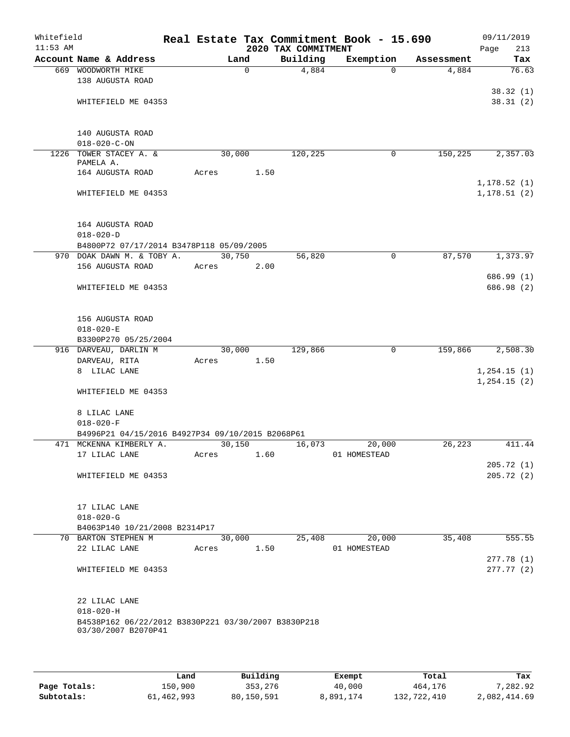# Real Estate Tax Commitment Book - 15.690

Whitefield
11:53 AM

## 2020 TAX COMMITMENT

09/11/2019

| Account | Name & Address | Land | Building | Exemption | Assessment | Tax |
|---|---|---|---|---|---|---|
| 669 | WOODWORTH MIKE<br>138 AUGUSTA ROAD<br><br>WHITEFIELD ME 04353<br><br>140 AUGUSTA ROAD<br>018-020-C-ON | 0 | 4,884 | 0 | 4,884 | 76.63<br><br>38.32 (1)<br>38.31 (2) |
| 1226 | TOWER STACEY A. &<br>PAMELA A.<br>164 AUGUSTA ROAD<br><br>WHITEFIELD ME 04353<br><br>164 AUGUSTA ROAD<br>018-020-D<br>B4800P72 07/17/2014 B3478P118 05/09/2005 | 30,000<br>Acres 1.50 | 120,225 | 0 | 150,225 | 2,357.03<br><br>1,178.52 (1)<br>1,178.51 (2) |
| 970 | DOAK DAWN M. & TOBY A.<br>156 AUGUSTA ROAD<br><br>WHITEFIELD ME 04353<br><br>156 AUGUSTA ROAD<br>018-020-E<br>B3300P270 05/25/2004 | 30,750<br>Acres 2.00 | 56,820 | 0 | 87,570 | 1,373.97<br><br>686.99 (1)<br>686.98 (2) |
| 916 | DARVEAU, DARLIN M<br>DARVEAU, RITA<br>8 LILAC LANE<br><br>WHITEFIELD ME 04353<br><br>8 LILAC LANE<br>018-020-F<br>B4996P21 04/15/2016 B4927P34 09/10/2015 B2068P61 | 30,000<br>Acres 1.50 | 129,866 | 0 | 159,866 | 2,508.30<br><br>1,254.15 (1)<br>1,254.15 (2) |
| 471 | MCKENNA KIMBERLY A.<br>17 LILAC LANE<br><br>WHITEFIELD ME 04353<br><br>17 LILAC LANE<br>018-020-G<br>B4063P140 10/21/2008 B2314P17 | 30,150<br>Acres 1.60 | 16,073 | 20,000<br>01 HOMESTEAD | 26,223 | 411.44<br><br>205.72 (1)<br>205.72 (2) |
| 70 | BARTON STEPHEN M<br>22 LILAC LANE<br><br>WHITEFIELD ME 04353<br><br>22 LILAC LANE<br>018-020-H<br>B4538P162 06/22/2012 B3830P221 03/30/2007 B3830P218 03/30/2007 B2070P41 | 30,000<br>Acres 1.50 | 25,408 | 20,000<br>01 HOMESTEAD | 35,408 | 555.55<br><br>277.78 (1)<br>277.77 (2) |

| | Land | Building | Exempt | Total | Tax |
|---|---|---|---|---|---|
| Page Totals: | 150,900 | 353,276 | 40,000 | 464,176 | 7,282.92 |
| Subtotals: | 61,462,993 | 80,150,591 | 8,891,174 | 132,722,410 | 2,082,414.69 |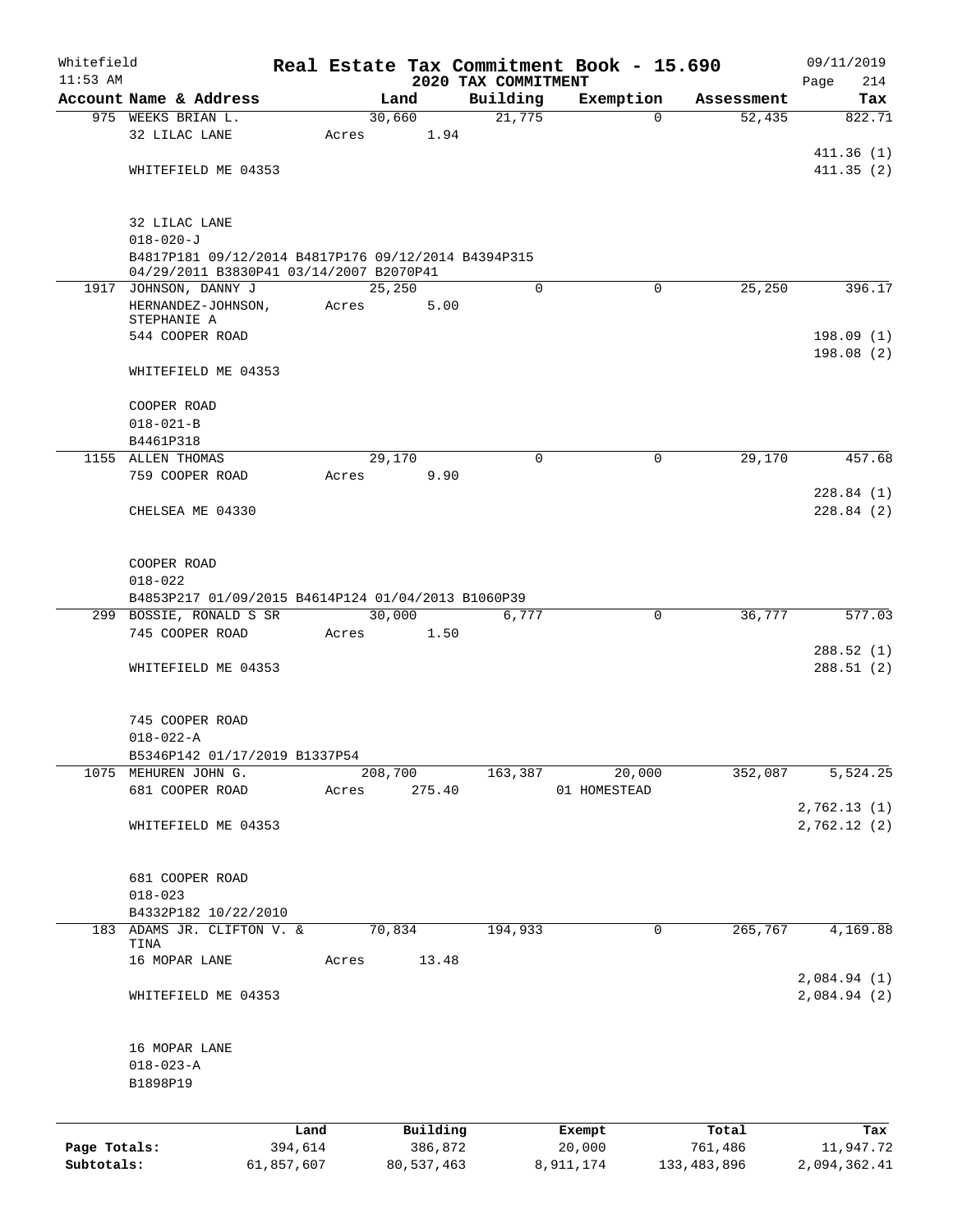Whitefield 11:53 AM

**Real Estate Tax Commitment Book - 15.690**
**2020 TAX COMMITMENT**

09/11/2019

| Account | Name & Address | Land | Building | Exemption | Assessment | Tax |
|---|---|---|---|---|---|---|
| 975 | WEEKS BRIAN L.<br>32 LILAC LANE<br><br>WHITEFIELD ME 04353<br><br>32 LILAC LANE<br>018-020-J<br>B4817P181 09/12/2014 B4817P176 09/12/2014 B4394P315 04/29/2011 B3830P41 03/14/2007 B2070P41 | 30,660<br>Acres 1.94 | 21,775 | 0 | 52,435 | 822.71<br><br>411.36 (1)<br>411.35 (2) |
| 1917 | JOHNSON, DANNY J<br>HERNANDEZ-JOHNSON, STEPHANIE A<br>544 COOPER ROAD<br><br>WHITEFIELD ME 04353<br><br>COOPER ROAD<br>018-021-B<br>B4461P318 | 25,250<br>Acres 5.00 | 0 | 0 | 25,250 | 396.17<br><br>198.09 (1)<br>198.08 (2) |
| 1155 | ALLEN THOMAS<br>759 COOPER ROAD<br><br>CHELSEA ME 04330<br><br>COOPER ROAD<br>018-022<br>B4853P217 01/09/2015 B4614P124 01/04/2013 B1060P39 | 29,170<br>Acres 9.90 | 0 | 0 | 29,170 | 457.68<br><br>228.84 (1)<br>228.84 (2) |
| 299 | BOSSIE, RONALD S SR<br>745 COOPER ROAD<br><br>WHITEFIELD ME 04353<br><br>745 COOPER ROAD<br>018-022-A<br>B5346P142 01/17/2019 B1337P54 | 30,000<br>Acres 1.50 | 6,777 | 0 | 36,777 | 577.03<br><br>288.52 (1)<br>288.51 (2) |
| 1075 | MEHUREN JOHN G.<br>681 COOPER ROAD<br><br>WHITEFIELD ME 04353<br><br>681 COOPER ROAD<br>018-023<br>B4332P182 10/22/2010 | 208,700<br>Acres 275.40 | 163,387 | 20,000<br>01 HOMESTEAD | 352,087 | 5,524.25<br><br>2,762.13 (1)<br>2,762.12 (2) |
| 183 | ADAMS JR. CLIFTON V. & TINA<br>16 MOPAR LANE<br><br>WHITEFIELD ME 04353<br><br>16 MOPAR LANE<br>018-023-A<br>B1898P19 | 70,834<br>Acres 13.48 | 194,933 | 0 | 265,767 | 4,169.88<br><br>2,084.94 (1)<br>2,084.94 (2) |

| | Land | Building | Exempt | Total | Tax |
|---|---|---|---|---|---|
| Page Totals: | 394,614 | 386,872 | 20,000 | 761,486 | 11,947.72 |
| Subtotals: | 61,857,607 | 80,537,463 | 8,911,174 | 133,483,896 | 2,094,362.41 |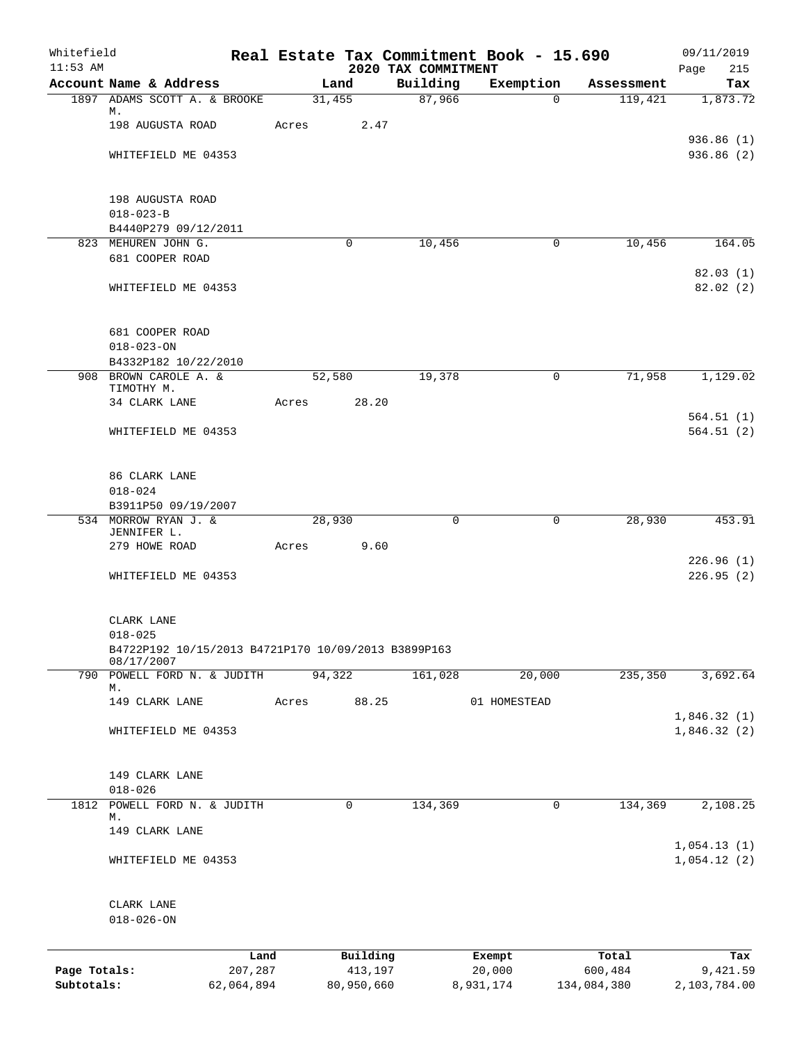Whitefield 11:53 AM

# Real Estate Tax Commitment Book - 15.690

## 2020 TAX COMMITMENT

09/11/2019 Page 215

| Account Name & Address | Land | Building | Exemption | Assessment | Tax |
|---|---|---|---|---|---|
| 1897 ADAMS SCOTT A. & BROOKE M. | 31,455 | 87,966 | 0 | 119,421 | 1,873.72 |
| 198 AUGUSTA ROAD | Acres 2.47 | | | | |
| | | | | | 936.86 (1) |
| WHITEFIELD ME 04353 | | | | | 936.86 (2) |
| 198 AUGUSTA ROAD | | | | | |
| 018-023-B | | | | | |
| B4440P279 09/12/2011 | | | | | |
| 823 MEHUREN JOHN G. | 0 | 10,456 | 0 | 10,456 | 164.05 |
| 681 COOPER ROAD | | | | | |
| | | | | | 82.03 (1) |
| WHITEFIELD ME 04353 | | | | | 82.02 (2) |
| 681 COOPER ROAD | | | | | |
| 018-023-ON | | | | | |
| B4332P182 10/22/2010 | | | | | |
| 908 BROWN CAROLE A. & TIMOTHY M. | 52,580 | 19,378 | 0 | 71,958 | 1,129.02 |
| 34 CLARK LANE | Acres 28.20 | | | | |
| | | | | | 564.51 (1) |
| WHITEFIELD ME 04353 | | | | | 564.51 (2) |
| 86 CLARK LANE | | | | | |
| 018-024 | | | | | |
| B3911P50 09/19/2007 | | | | | |
| 534 MORROW RYAN J. & JENNIFER L. | 28,930 | 0 | 0 | 28,930 | 453.91 |
| 279 HOWE ROAD | Acres 9.60 | | | | |
| | | | | | 226.96 (1) |
| WHITEFIELD ME 04353 | | | | | 226.95 (2) |
| CLARK LANE | | | | | |
| 018-025 | | | | | |
| B4722P192 10/15/2013 B4721P170 10/09/2013 B3899P163 08/17/2007 | | | | | |
| 790 POWELL FORD N. & JUDITH M. | 94,322 | 161,028 | 20,000 | 235,350 | 3,692.64 |
| 149 CLARK LANE | Acres 88.25 | | 01 HOMESTEAD | | |
| | | | | | 1,846.32 (1) |
| WHITEFIELD ME 04353 | | | | | 1,846.32 (2) |
| 149 CLARK LANE | | | | | |
| 018-026 | | | | | |
| 1812 POWELL FORD N. & JUDITH M. | 0 | 134,369 | 0 | 134,369 | 2,108.25 |
| 149 CLARK LANE | | | | | |
| | | | | | 1,054.13 (1) |
| WHITEFIELD ME 04353 | | | | | 1,054.12 (2) |
| CLARK LANE | | | | | |
| 018-026-ON | | | | | |

| | Land | Building | Exempt | Total | Tax |
|---|---|---|---|---|---|
| Page Totals: | 207,287 | 413,197 | 20,000 | 600,484 | 9,421.59 |
| Subtotals: | 62,064,894 | 80,950,660 | 8,931,174 | 134,084,380 | 2,103,784.00 |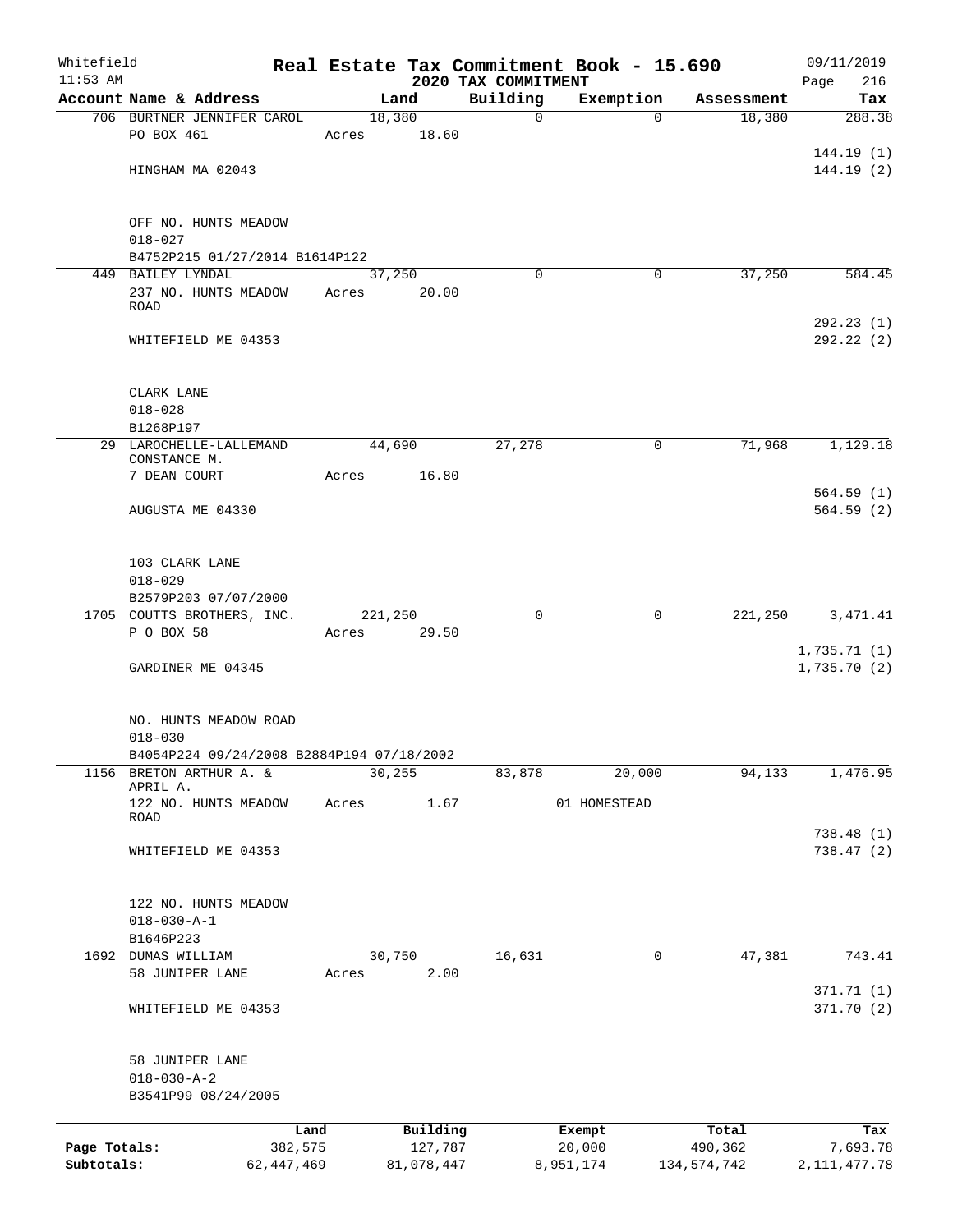Whitefield 11:53 AM

# Real Estate Tax Commitment Book - 15.690

## 2020 TAX COMMITMENT

09/11/2019 Page 216

| Account Name & Address | Land | Building | Exemption | Assessment | Tax |
|---|---|---|---|---|---|
| 706 BURTNER JENNIFER CAROL | 18,380 | 0 | 0 | 18,380 | 288.38 |
| PO BOX 461 | Acres 18.60 | | | | |
| | | | | | 144.19 (1) |
| HINGHAM MA 02043 | | | | | 144.19 (2) |
| OFF NO. HUNTS MEADOW | | | | | |
| 018-027 | | | | | |
| B4752P215 01/27/2014 B1614P122 | | | | | |
| 449 BAILEY LYNDAL | 37,250 | 0 | 0 | 37,250 | 584.45 |
| 237 NO. HUNTS MEADOW ROAD | Acres 20.00 | | | | |
| | | | | | 292.23 (1) |
| WHITEFIELD ME 04353 | | | | | 292.22 (2) |
| CLARK LANE | | | | | |
| 018-028 | | | | | |
| B1268P197 | | | | | |
| 29 LAROCHELLE-LALLEMAND CONSTANCE M. | 44,690 | 27,278 | 0 | 71,968 | 1,129.18 |
| 7 DEAN COURT | Acres 16.80 | | | | |
| | | | | | 564.59 (1) |
| AUGUSTA ME 04330 | | | | | 564.59 (2) |
| 103 CLARK LANE | | | | | |
| 018-029 | | | | | |
| B2579P203 07/07/2000 | | | | | |
| 1705 COUTTS BROTHERS, INC. | 221,250 | 0 | 0 | 221,250 | 3,471.41 |
| P O BOX 58 | Acres 29.50 | | | | |
| | | | | | 1,735.71 (1) |
| GARDINER ME 04345 | | | | | 1,735.70 (2) |
| NO. HUNTS MEADOW ROAD | | | | | |
| 018-030 | | | | | |
| B4054P224 09/24/2008 B2884P194 07/18/2002 | | | | | |
| 1156 BRETON ARTHUR A. & APRIL A. | 30,255 | 83,878 | 20,000 | 94,133 | 1,476.95 |
| 122 NO. HUNTS MEADOW ROAD | Acres 1.67 | | 01 HOMESTEAD | | |
| | | | | | 738.48 (1) |
| WHITEFIELD ME 04353 | | | | | 738.47 (2) |
| 122 NO. HUNTS MEADOW | | | | | |
| 018-030-A-1 | | | | | |
| B1646P223 | | | | | |
| 1692 DUMAS WILLIAM | 30,750 | 16,631 | 0 | 47,381 | 743.41 |
| 58 JUNIPER LANE | Acres 2.00 | | | | |
| | | | | | 371.71 (1) |
| WHITEFIELD ME 04353 | | | | | 371.70 (2) |
| 58 JUNIPER LANE | | | | | |
| 018-030-A-2 | | | | | |
| B3541P99 08/24/2005 | | | | | |

| | Land | Building | Exempt | Total | Tax |
|---|---|---|---|---|---|
| Page Totals: | 382,575 | 127,787 | 20,000 | 490,362 | 7,693.78 |
| Subtotals: | 62,447,469 | 81,078,447 | 8,951,174 | 134,574,742 | 2,111,477.78 |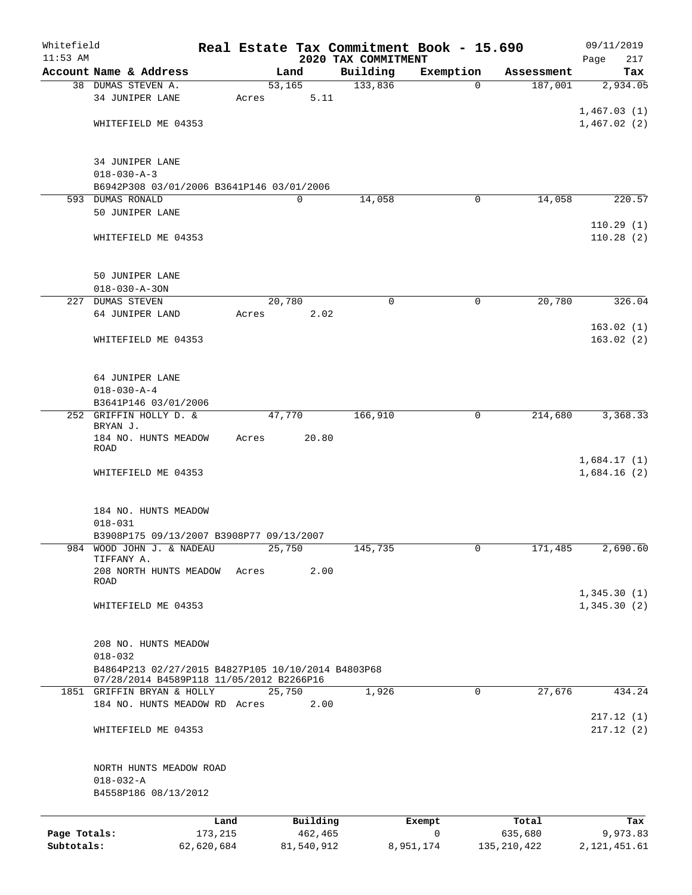Whitefield
11:53 AM

# Real Estate Tax Commitment Book - 15.690

## 2020 TAX COMMITMENT

09/11/2019

| Account Name & Address | Land | Building | Exemption | Assessment | Tax |
|---|---|---|---|---|---|
| 38 DUMAS STEVEN A. | 53,165 | 133,836 | 0 | 187,001 | 2,934.05 |
| 34 JUNIPER LANE | Acres 5.11 | | | | |
| | | | | | 1,467.03 (1) |
| WHITEFIELD ME 04353 | | | | | 1,467.02 (2) |
| 34 JUNIPER LANE | | | | | |
| 018-030-A-3 | | | | | |
| B6942P308 03/01/2006 B3641P146 03/01/2006 | | | | | |
| 593 DUMAS RONALD | 0 | 14,058 | 0 | 14,058 | 220.57 |
| 50 JUNIPER LANE | | | | | |
| | | | | | 110.29 (1) |
| WHITEFIELD ME 04353 | | | | | 110.28 (2) |
| 50 JUNIPER LANE | | | | | |
| 018-030-A-3ON | | | | | |
| 227 DUMAS STEVEN | 20,780 | 0 | 0 | 20,780 | 326.04 |
| 64 JUNIPER LAND | Acres 2.02 | | | | |
| | | | | | 163.02 (1) |
| WHITEFIELD ME 04353 | | | | | 163.02 (2) |
| 64 JUNIPER LANE | | | | | |
| 018-030-A-4 | | | | | |
| B3641P146 03/01/2006 | | | | | |
| 252 GRIFFIN HOLLY D. & BRYAN J. | 47,770 | 166,910 | 0 | 214,680 | 3,368.33 |
| 184 NO. HUNTS MEADOW ROAD | Acres 20.80 | | | | |
| | | | | | 1,684.17 (1) |
| WHITEFIELD ME 04353 | | | | | 1,684.16 (2) |
| 184 NO. HUNTS MEADOW | | | | | |
| 018-031 | | | | | |
| B3908P175 09/13/2007 B3908P77 09/13/2007 | | | | | |
| 984 WOOD JOHN J. & NADEAU TIFFANY A. | 25,750 | 145,735 | 0 | 171,485 | 2,690.60 |
| 208 NORTH HUNTS MEADOW ROAD | Acres 2.00 | | | | |
| | | | | | 1,345.30 (1) |
| WHITEFIELD ME 04353 | | | | | 1,345.30 (2) |
| 208 NO. HUNTS MEADOW | | | | | |
| 018-032 | | | | | |
| B4864P213 02/27/2015 B4827P105 10/10/2014 B4803P68 07/28/2014 B4589P118 11/05/2012 B2266P16 | | | | | |
| 1851 GRIFFIN BRYAN & HOLLY | 25,750 | 1,926 | 0 | 27,676 | 434.24 |
| 184 NO. HUNTS MEADOW RD | Acres 2.00 | | | | |
| | | | | | 217.12 (1) |
| WHITEFIELD ME 04353 | | | | | 217.12 (2) |
| NORTH HUNTS MEADOW ROAD | | | | | |
| 018-032-A | | | | | |
| B4558P186 08/13/2012 | | | | | |

| | Land | Building | Exempt | Total | Tax |
|---|---|---|---|---|---|
| Page Totals: | 173,215 | 462,465 | 0 | 635,680 | 9,973.83 |
| Subtotals: | 62,620,684 | 81,540,912 | 8,951,174 | 135,210,422 | 2,121,451.61 |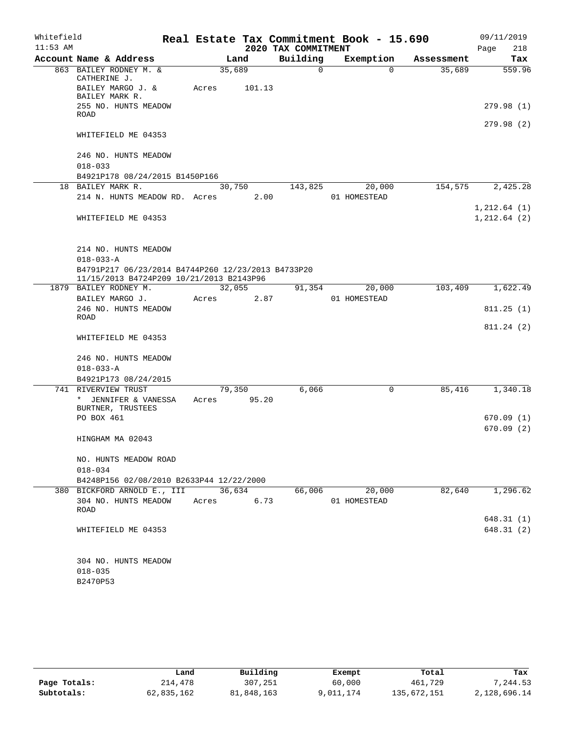Whitefield 11:53 AM

# Real Estate Tax Commitment Book - 15.690

## 2020 TAX COMMITMENT

09/11/2019 Page 218

| Account Name & Address | Land | Building | Exemption | Assessment | Tax |
|---|---|---|---|---|---|
| 863 BAILEY RODNEY M. & CATHERINE J. | 35,689 | 0 | 0 | 35,689 | 559.96 |
| BAILEY MARGO J. & BAILEY MARK R. | Acres 101.13 | | | | |
| 255 NO. HUNTS MEADOW ROAD | | | | | 279.98 (1) |
| | | | | | 279.98 (2) |
| WHITEFIELD ME 04353 | | | | | |
| 246 NO. HUNTS MEADOW | | | | | |
| 018-033 | | | | | |
| B4921P178 08/24/2015 B1450P166 | | | | | |
| 18 BAILEY MARK R. | 30,750 | 143,825 | 20,000 | 154,575 | 2,425.28 |
| 214 N. HUNTS MEADOW RD. | Acres 2.00 | | 01 HOMESTEAD | | |
| | | | | | 1,212.64 (1) |
| WHITEFIELD ME 04353 | | | | | 1,212.64 (2) |
| 214 NO. HUNTS MEADOW | | | | | |
| 018-033-A | | | | | |
| B4791P217 06/23/2014 B4744P260 12/23/2013 B4733P20 11/15/2013 B4724P209 10/21/2013 B2143P96 | | | | | |
| 1879 BAILEY RODNEY M. | 32,055 | 91,354 | 20,000 | 103,409 | 1,622.49 |
| BAILEY MARGO J. | Acres 2.87 | | 01 HOMESTEAD | | |
| 246 NO. HUNTS MEADOW ROAD | | | | | 811.25 (1) |
| | | | | | 811.24 (2) |
| WHITEFIELD ME 04353 | | | | | |
| 246 NO. HUNTS MEADOW | | | | | |
| 018-033-A | | | | | |
| B4921P173 08/24/2015 | | | | | |
| 741 RIVERVIEW TRUST | 79,350 | 6,066 | 0 | 85,416 | 1,340.18 |
| * JENNIFER & VANESSA BURTNER, TRUSTEES | Acres 95.20 | | | | |
| PO BOX 461 | | | | | 670.09 (1) |
| | | | | | 670.09 (2) |
| HINGHAM MA 02043 | | | | | |
| NO. HUNTS MEADOW ROAD | | | | | |
| 018-034 | | | | | |
| B4248P156 02/08/2010 B2633P44 12/22/2000 | | | | | |
| 380 BICKFORD ARNOLD E., III | 36,634 | 66,006 | 20,000 | 82,640 | 1,296.62 |
| 304 NO. HUNTS MEADOW ROAD | Acres 6.73 | | 01 HOMESTEAD | | |
| | | | | | 648.31 (1) |
| WHITEFIELD ME 04353 | | | | | 648.31 (2) |
| 304 NO. HUNTS MEADOW | | | | | |
| 018-035 | | | | | |
| B2470P53 | | | | | |

| | Land | Building | Exempt | Total | Tax |
|---|---|---|---|---|---|
| Page Totals: | 214,478 | 307,251 | 60,000 | 461,729 | 7,244.53 |
| Subtotals: | 62,835,162 | 81,848,163 | 9,011,174 | 135,672,151 | 2,128,696.14 |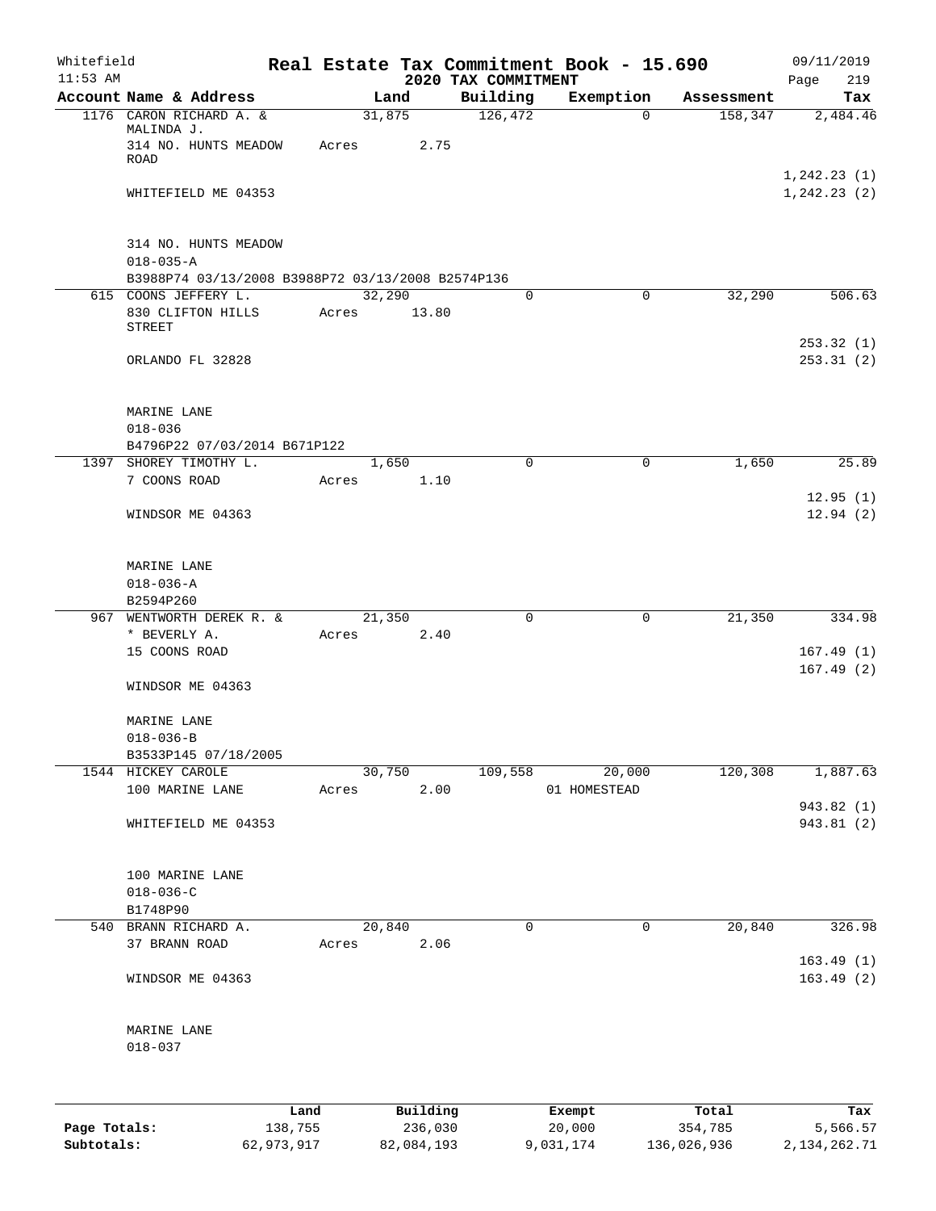Whitefield 11:53 AM

# Real Estate Tax Commitment Book - 15.690

## 2020 TAX COMMITMENT

09/11/2019 Page 219

| Account Name & Address | Land | Building | Exemption | Assessment | Tax |
|---|---|---|---|---|---|
| 1176 CARON RICHARD A. & MALINDA J. | 31,875 | 126,472 | 0 | 158,347 | 2,484.46 |
| 314 NO. HUNTS MEADOW ROAD | Acres 2.75 | | | | |
| | | | | | 1,242.23 (1) |
| WHITEFIELD ME 04353 | | | | | 1,242.23 (2) |
| 314 NO. HUNTS MEADOW | | | | | |
| 018-035-A | | | | | |
| B3988P74 03/13/2008 B3988P72 03/13/2008 B2574P136 | | | | | |
| 615 COONS JEFFERY L. | 32,290 | 0 | 0 | 32,290 | 506.63 |
| 830 CLIFTON HILLS STREET | Acres 13.80 | | | | |
| | | | | | 253.32 (1) |
| ORLANDO FL 32828 | | | | | 253.31 (2) |
| MARINE LANE | | | | | |
| 018-036 | | | | | |
| B4796P22 07/03/2014 B671P122 | | | | | |
| 1397 SHOREY TIMOTHY L. | 1,650 | 0 | 0 | 1,650 | 25.89 |
| 7 COONS ROAD | Acres 1.10 | | | | |
| | | | | | 12.95 (1) |
| WINDSOR ME 04363 | | | | | 12.94 (2) |
| MARINE LANE | | | | | |
| 018-036-A | | | | | |
| B2594P260 | | | | | |
| 967 WENTWORTH DEREK R. & | 21,350 | 0 | 0 | 21,350 | 334.98 |
| * BEVERLY A. | Acres 2.40 | | | | |
| 15 COONS ROAD | | | | | 167.49 (1) |
| | | | | | 167.49 (2) |
| WINDSOR ME 04363 | | | | | |
| MARINE LANE | | | | | |
| 018-036-B | | | | | |
| B3533P145 07/18/2005 | | | | | |
| 1544 HICKEY CAROLE | 30,750 | 109,558 | 20,000 | 120,308 | 1,887.63 |
| 100 MARINE LANE | Acres 2.00 | | 01 HOMESTEAD | | |
| | | | | | 943.82 (1) |
| WHITEFIELD ME 04353 | | | | | 943.81 (2) |
| 100 MARINE LANE | | | | | |
| 018-036-C | | | | | |
| B1748P90 | | | | | |
| 540 BRANN RICHARD A. | 20,840 | 0 | 0 | 20,840 | 326.98 |
| 37 BRANN ROAD | Acres 2.06 | | | | |
| | | | | | 163.49 (1) |
| WINDSOR ME 04363 | | | | | 163.49 (2) |
| MARINE LANE | | | | | |
| 018-037 | | | | | |

| | Land | Building | Exempt | Total | Tax |
|---|---|---|---|---|---|
| Page Totals: | 138,755 | 236,030 | 20,000 | 354,785 | 5,566.57 |
| Subtotals: | 62,973,917 | 82,084,193 | 9,031,174 | 136,026,936 | 2,134,262.71 |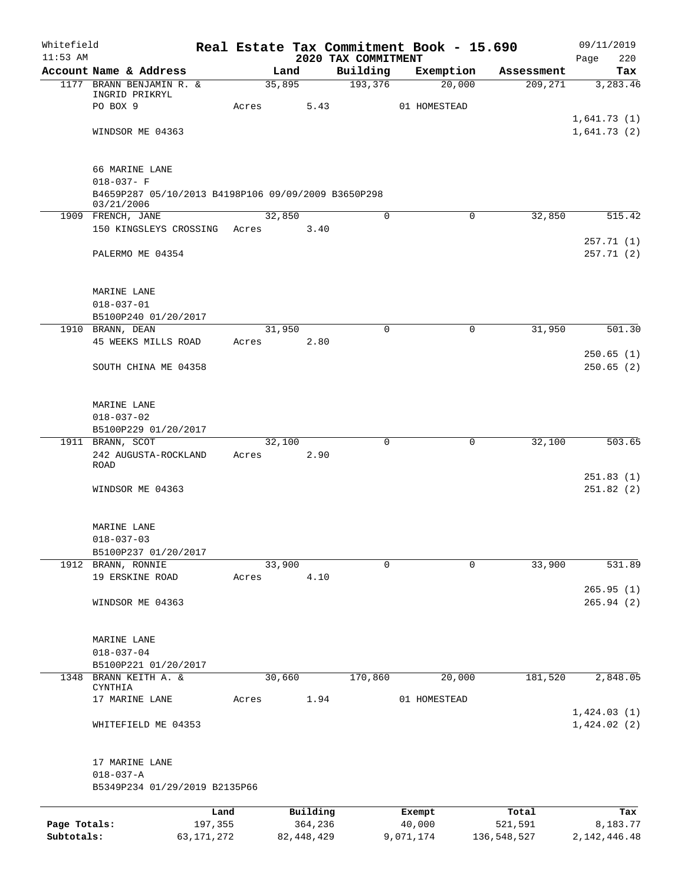Whitefield
11:53 AM

# Real Estate Tax Commitment Book - 15.690
## 2020 TAX COMMITMENT

09/11/2019
Page 220

| Account Name & Address | Land | Building | Exemption | Assessment | Tax |
|---|---|---|---|---|---|
| 1177 BRANN BENJAMIN R. & INGRID PRIKRYL | 35,895 | 193,376 | 20,000 | 209,271 | 3,283.46 |
| PO BOX 9 | Acres 5.43 | | 01 HOMESTEAD | | |
| | | | | | 1,641.73 (1) |
| WINDSOR ME 04363 | | | | | 1,641.73 (2) |
| 66 MARINE LANE | | | | | |
| 018-037- F | | | | | |
| B4659P287 05/10/2013 B4198P106 09/09/2009 B3650P298 03/21/2006 | | | | | |
| 1909 FRENCH, JANE | 32,850 | 0 | 0 | 32,850 | 515.42 |
| 150 KINGSLEYS CROSSING | Acres 3.40 | | | | |
| | | | | | 257.71 (1) |
| PALERMO ME 04354 | | | | | 257.71 (2) |
| MARINE LANE | | | | | |
| 018-037-01 | | | | | |
| B5100P240 01/20/2017 | | | | | |
| 1910 BRANN, DEAN | 31,950 | 0 | 0 | 31,950 | 501.30 |
| 45 WEEKS MILLS ROAD | Acres 2.80 | | | | |
| | | | | | 250.65 (1) |
| SOUTH CHINA ME 04358 | | | | | 250.65 (2) |
| MARINE LANE | | | | | |
| 018-037-02 | | | | | |
| B5100P229 01/20/2017 | | | | | |
| 1911 BRANN, SCOT | 32,100 | 0 | 0 | 32,100 | 503.65 |
| 242 AUGUSTA-ROCKLAND ROAD | Acres 2.90 | | | | |
| | | | | | 251.83 (1) |
| WINDSOR ME 04363 | | | | | 251.82 (2) |
| MARINE LANE | | | | | |
| 018-037-03 | | | | | |
| B5100P237 01/20/2017 | | | | | |
| 1912 BRANN, RONNIE | 33,900 | 0 | 0 | 33,900 | 531.89 |
| 19 ERSKINE ROAD | Acres 4.10 | | | | |
| | | | | | 265.95 (1) |
| WINDSOR ME 04363 | | | | | 265.94 (2) |
| MARINE LANE | | | | | |
| 018-037-04 | | | | | |
| B5100P221 01/20/2017 | | | | | |
| 1348 BRANN KEITH A. & CYNTHIA | 30,660 | 170,860 | 20,000 | 181,520 | 2,848.05 |
| 17 MARINE LANE | Acres 1.94 | | 01 HOMESTEAD | | |
| | | | | | 1,424.03 (1) |
| WHITEFIELD ME 04353 | | | | | 1,424.02 (2) |
| 17 MARINE LANE | | | | | |
| 018-037-A | | | | | |
| B5349P234 01/29/2019 B2135P66 | | | | | |

| | Land | Building | Exempt | Total | Tax |
|---|---|---|---|---|---|
| Page Totals: | 197,355 | 364,236 | 40,000 | 521,591 | 8,183.77 |
| Subtotals: | 63,171,272 | 82,448,429 | 9,071,174 | 136,548,527 | 2,142,446.48 |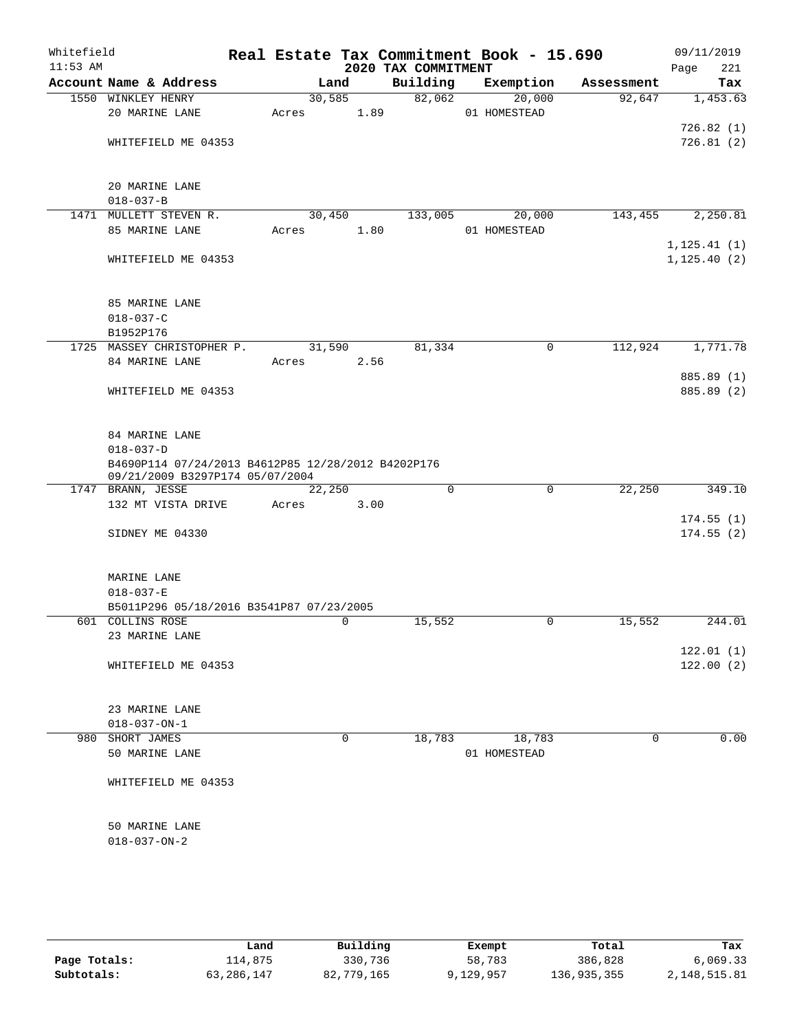# Real Estate Tax Commitment Book - 15.690

Whitefield
11:53 AM

## 2020 TAX COMMITMENT

09/11/2019

| Account Name & Address | Land | Building | Exemption | Assessment | Tax |
|---|---|---|---|---|---|
| 1550 WINKLEY HENRY<br>20 MARINE LANE<br><br>WHITEFIELD ME 04353<br><br>20 MARINE LANE<br>018-037-B | 30,585<br>Acres 1.89 | 82,062 | 20,000<br>01 HOMESTEAD | 92,647 | 1,453.63<br><br>726.82 (1)<br>726.81 (2) |
| 1471 MULLETT STEVEN R.<br>85 MARINE LANE<br><br>WHITEFIELD ME 04353<br><br>85 MARINE LANE<br>018-037-C<br>B1952P176 | 30,450<br>Acres 1.80 | 133,005 | 20,000<br>01 HOMESTEAD | 143,455 | 2,250.81<br><br>1,125.41 (1)<br>1,125.40 (2) |
| 1725 MASSEY CHRISTOPHER P.<br>84 MARINE LANE<br><br>WHITEFIELD ME 04353<br><br>84 MARINE LANE<br>018-037-D<br>B4690P114 07/24/2013 B4612P85 12/28/2012 B4202P176 09/21/2009 B3297P174 05/07/2004 | 31,590<br>Acres 2.56 | 81,334 | 0 | 112,924 | 1,771.78<br><br>885.89 (1)<br>885.89 (2) |
| 1747 BRANN, JESSE<br>132 MT VISTA DRIVE<br><br>SIDNEY ME 04330<br><br>MARINE LANE<br>018-037-E<br>B5011P296 05/18/2016 B3541P87 07/23/2005 | 22,250<br>Acres 3.00 | 0 | 0 | 22,250 | 349.10<br><br>174.55 (1)<br>174.55 (2) |
| 601 COLLINS ROSE<br>23 MARINE LANE<br><br>WHITEFIELD ME 04353<br><br>23 MARINE LANE<br>018-037-ON-1 | 0 | 15,552 | 0 | 15,552 | 244.01<br><br>122.01 (1)<br>122.00 (2) |
| 980 SHORT JAMES<br>50 MARINE LANE<br><br>WHITEFIELD ME 04353<br><br>50 MARINE LANE<br>018-037-ON-2 | 0 | 18,783 | 18,783<br>01 HOMESTEAD | 0 | 0.00 |

| | Land | Building | Exempt | Total | Tax |
|---|---|---|---|---|---|
| Page Totals: | 114,875 | 330,736 | 58,783 | 386,828 | 6,069.33 |
| Subtotals: | 63,286,147 | 82,779,165 | 9,129,957 | 136,935,355 | 2,148,515.81 |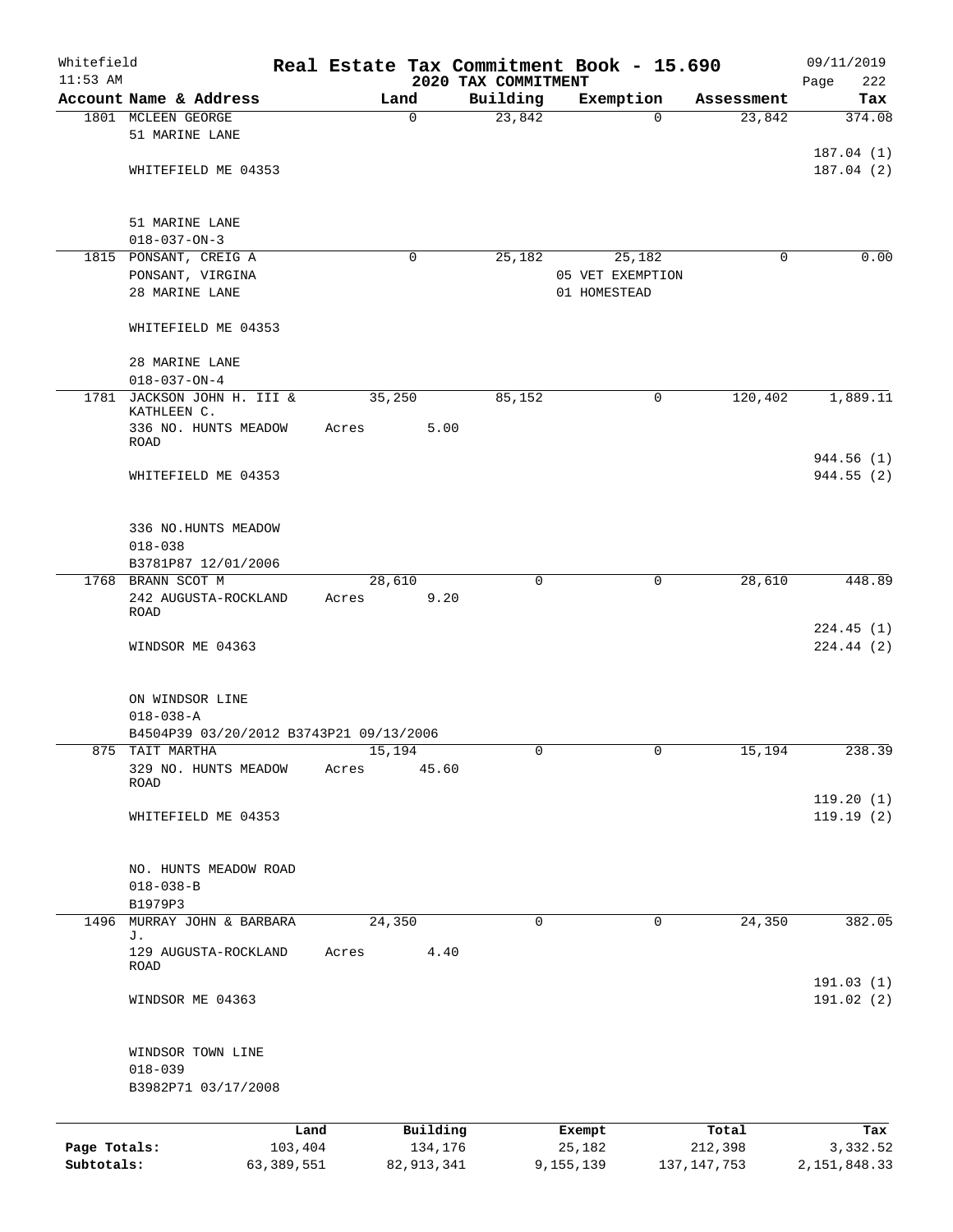Whitefield 11:53 AM

# Real Estate Tax Commitment Book - 15.690

## 2020 TAX COMMITMENT

09/11/2019 Page 222

| Account Name & Address | Land | Building | Exemption | Assessment | Tax |
|---|---|---|---|---|---|
| 1801 MCLEEN GEORGE<br>51 MARINE LANE<br><br>WHITEFIELD ME 04353<br><br>51 MARINE LANE<br>018-037-ON-3 | 0 | 23,842 | 0 | 23,842 | 374.08<br><br>187.04 (1)<br>187.04 (2) |
| 1815 PONSANT, CREIG A<br>PONSANT, VIRGINA<br>28 MARINE LANE<br><br>WHITEFIELD ME 04353<br><br>28 MARINE LANE<br>018-037-ON-4 | 0 | 25,182 | 25,182<br>05 VET EXEMPTION<br>01 HOMESTEAD | 0 | 0.00 |
| 1781 JACKSON JOHN H. III & KATHLEEN C.<br>336 NO. HUNTS MEADOW ROAD<br><br>WHITEFIELD ME 04353<br><br>336 NO.HUNTS MEADOW<br>018-038<br>B3781P87 12/01/2006 | 35,250<br>Acres 5.00 | 85,152 | 0 | 120,402 | 1,889.11<br><br>944.56 (1)<br>944.55 (2) |
| 1768 BRANN SCOT M<br>242 AUGUSTA-ROCKLAND ROAD<br><br>WINDSOR ME 04363<br><br>ON WINDSOR LINE<br>018-038-A<br>B4504P39 03/20/2012 B3743P21 09/13/2006 | 28,610<br>Acres 9.20 | 0 | 0 | 28,610 | 448.89<br><br>224.45 (1)<br>224.44 (2) |
| 875 TAIT MARTHA<br>329 NO. HUNTS MEADOW ROAD<br><br>WHITEFIELD ME 04353<br><br>NO. HUNTS MEADOW ROAD<br>018-038-B<br>B1979P3 | 15,194<br>Acres 45.60 | 0 | 0 | 15,194 | 238.39<br><br>119.20 (1)<br>119.19 (2) |
| 1496 MURRAY JOHN & BARBARA J.<br>129 AUGUSTA-ROCKLAND ROAD<br><br>WINDSOR ME 04363<br><br>WINDSOR TOWN LINE<br>018-039<br>B3982P71 03/17/2008 | 24,350<br>Acres 4.40 | 0 | 0 | 24,350 | 382.05<br><br>191.03 (1)<br>191.02 (2) |

| | Land | Building | Exempt | Total | Tax |
|---|---|---|---|---|---|
| **Page Totals:** | 103,404 | 134,176 | 25,182 | 212,398 | 3,332.52 |
| **Subtotals:** | 63,389,551 | 82,913,341 | 9,155,139 | 137,147,753 | 2,151,848.33 |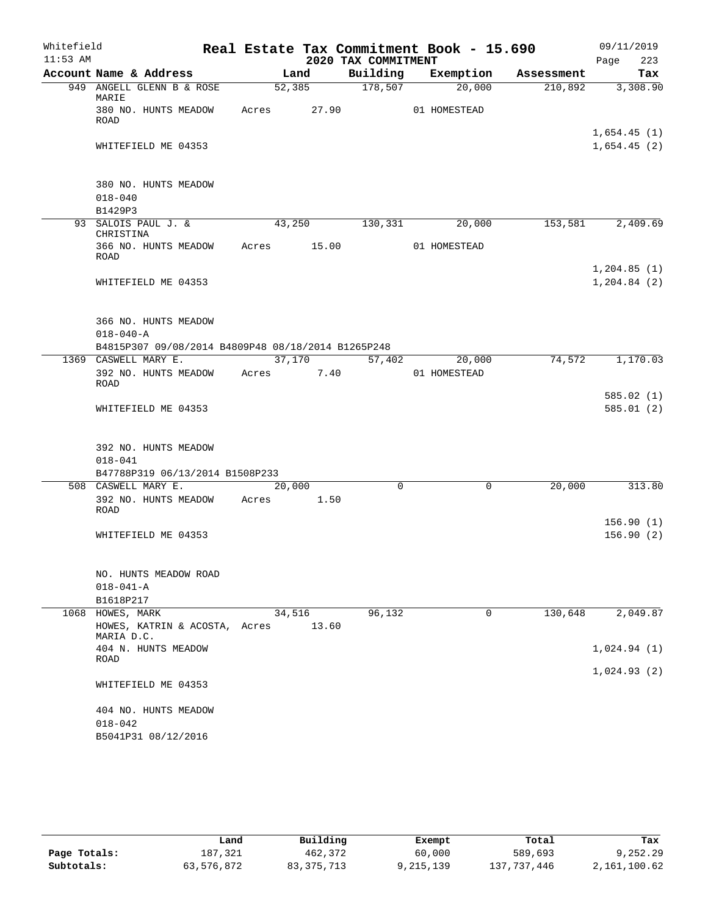Whitefield
11:53 AM

# Real Estate Tax Commitment Book - 15.690

## 2020 TAX COMMITMENT

09/11/2019

| Account Name & Address | Land | Building | Exemption | Assessment | Tax |
|---|---|---|---|---|---|
| 949 ANGELL GLENN B & ROSE MARIE | 52,385 | 178,507 | 20,000 | 210,892 | 3,308.90 |
| 380 NO. HUNTS MEADOW ROAD | Acres 27.90 | | 01 HOMESTEAD | | |
| | | | | | 1,654.45 (1) |
| WHITEFIELD ME 04353 | | | | | 1,654.45 (2) |
| 380 NO. HUNTS MEADOW | | | | | |
| 018-040 | | | | | |
| B1429P3 | | | | | |
| 93 SALOIS PAUL J. & CHRISTINA | 43,250 | 130,331 | 20,000 | 153,581 | 2,409.69 |
| 366 NO. HUNTS MEADOW ROAD | Acres 15.00 | | 01 HOMESTEAD | | |
| | | | | | 1,204.85 (1) |
| WHITEFIELD ME 04353 | | | | | 1,204.84 (2) |
| 366 NO. HUNTS MEADOW | | | | | |
| 018-040-A | | | | | |
| B4815P307 09/08/2014 B4809P48 08/18/2014 B1265P248 | | | | | |
| 1369 CASWELL MARY E. | 37,170 | 57,402 | 20,000 | 74,572 | 1,170.03 |
| 392 NO. HUNTS MEADOW ROAD | Acres 7.40 | | 01 HOMESTEAD | | |
| | | | | | 585.02 (1) |
| WHITEFIELD ME 04353 | | | | | 585.01 (2) |
| 392 NO. HUNTS MEADOW | | | | | |
| 018-041 | | | | | |
| B47788P319 06/13/2014 B1508P233 | | | | | |
| 508 CASWELL MARY E. | 20,000 | 0 | 0 | 20,000 | 313.80 |
| 392 NO. HUNTS MEADOW ROAD | Acres 1.50 | | | | |
| | | | | | 156.90 (1) |
| WHITEFIELD ME 04353 | | | | | 156.90 (2) |
| NO. HUNTS MEADOW ROAD | | | | | |
| 018-041-A | | | | | |
| B1618P217 | | | | | |
| 1068 HOWES, MARK | 34,516 | 96,132 | 0 | 130,648 | 2,049.87 |
| HOWES, KATRIN & ACOSTA, MARIA D.C. | Acres 13.60 | | | | |
| 404 N. HUNTS MEADOW ROAD | | | | | 1,024.94 (1) |
| | | | | | 1,024.93 (2) |
| WHITEFIELD ME 04353 | | | | | |
| 404 NO. HUNTS MEADOW | | | | | |
| 018-042 | | | | | |
| B5041P31 08/12/2016 | | | | | |

| | Land | Building | Exempt | Total | Tax |
|---|---|---|---|---|---|
| Page Totals: | 187,321 | 462,372 | 60,000 | 589,693 | 9,252.29 |
| Subtotals: | 63,576,872 | 83,375,713 | 9,215,139 | 137,737,446 | 2,161,100.62 |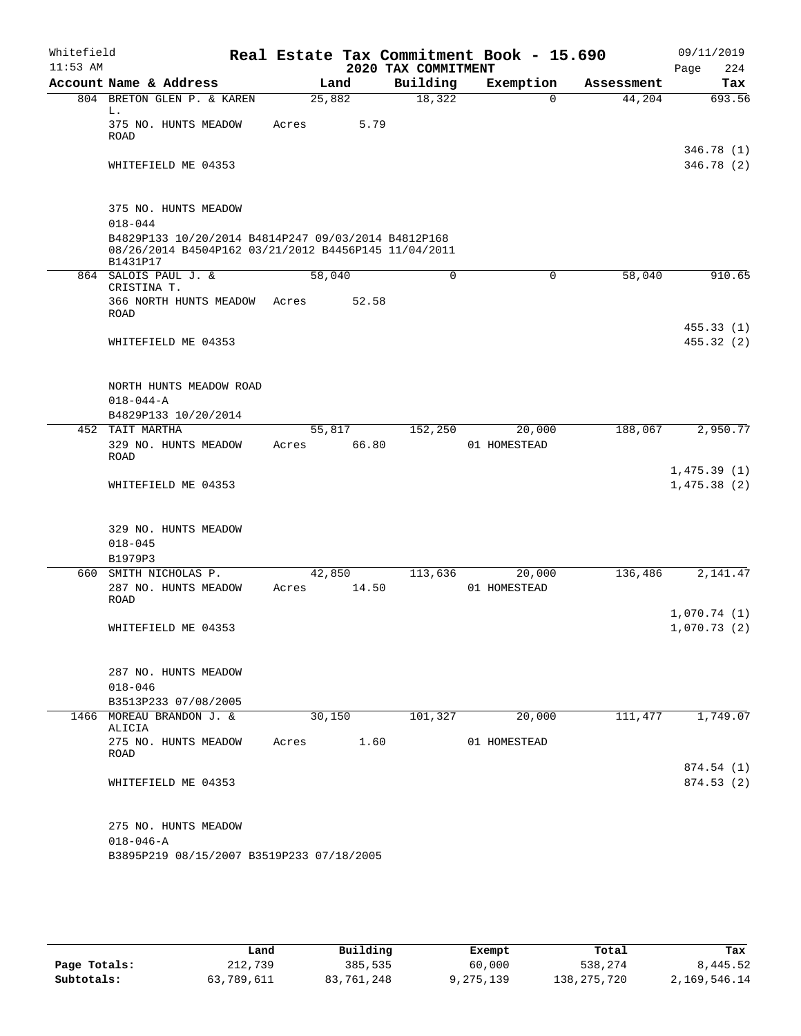Whitefield 11:53 AM

# Real Estate Tax Commitment Book - 15.690

## 2020 TAX COMMITMENT

09/11/2019 Page 224

| Account Name & Address | Land | Building | Exemption | Assessment | Tax |
|---|---|---|---|---|---|
| 804 BRETON GLEN P. & KAREN L. | 25,882 | 18,322 | 0 | 44,204 | 693.56 |
| 375 NO. HUNTS MEADOW ROAD | Acres 5.79 | | | | |
| | | | | | 346.78 (1) |
| WHITEFIELD ME 04353 | | | | | 346.78 (2) |
| 375 NO. HUNTS MEADOW | | | | | |
| 018-044 | | | | | |
| B4829P133 10/20/2014 B4814P247 09/03/2014 B4812P168 08/26/2014 B4504P162 03/21/2012 B4456P145 11/04/2011 B1431P17 | | | | | |
| 864 SALOIS PAUL J. & CRISTINA T. | 58,040 | 0 | 0 | 58,040 | 910.65 |
| 366 NORTH HUNTS MEADOW ROAD | Acres 52.58 | | | | |
| | | | | | 455.33 (1) |
| WHITEFIELD ME 04353 | | | | | 455.32 (2) |
| NORTH HUNTS MEADOW ROAD | | | | | |
| 018-044-A | | | | | |
| B4829P133 10/20/2014 | | | | | |
| 452 TAIT MARTHA | 55,817 | 152,250 | 20,000 | 188,067 | 2,950.77 |
| 329 NO. HUNTS MEADOW ROAD | Acres 66.80 | | 01 HOMESTEAD | | |
| | | | | | 1,475.39 (1) |
| WHITEFIELD ME 04353 | | | | | 1,475.38 (2) |
| 329 NO. HUNTS MEADOW | | | | | |
| 018-045 | | | | | |
| B1979P3 | | | | | |
| 660 SMITH NICHOLAS P. | 42,850 | 113,636 | 20,000 | 136,486 | 2,141.47 |
| 287 NO. HUNTS MEADOW ROAD | Acres 14.50 | | 01 HOMESTEAD | | |
| | | | | | 1,070.74 (1) |
| WHITEFIELD ME 04353 | | | | | 1,070.73 (2) |
| 287 NO. HUNTS MEADOW | | | | | |
| 018-046 | | | | | |
| B3513P233 07/08/2005 | | | | | |
| 1466 MOREAU BRANDON J. & ALICIA | 30,150 | 101,327 | 20,000 | 111,477 | 1,749.07 |
| 275 NO. HUNTS MEADOW ROAD | Acres 1.60 | | 01 HOMESTEAD | | |
| | | | | | 874.54 (1) |
| WHITEFIELD ME 04353 | | | | | 874.53 (2) |
| 275 NO. HUNTS MEADOW | | | | | |
| 018-046-A | | | | | |
| B3895P219 08/15/2007 B3519P233 07/18/2005 | | | | | |

| | Land | Building | Exempt | Total | Tax |
|---|---|---|---|---|---|
| Page Totals: | 212,739 | 385,535 | 60,000 | 538,274 | 8,445.52 |
| Subtotals: | 63,789,611 | 83,761,248 | 9,275,139 | 138,275,720 | 2,169,546.14 |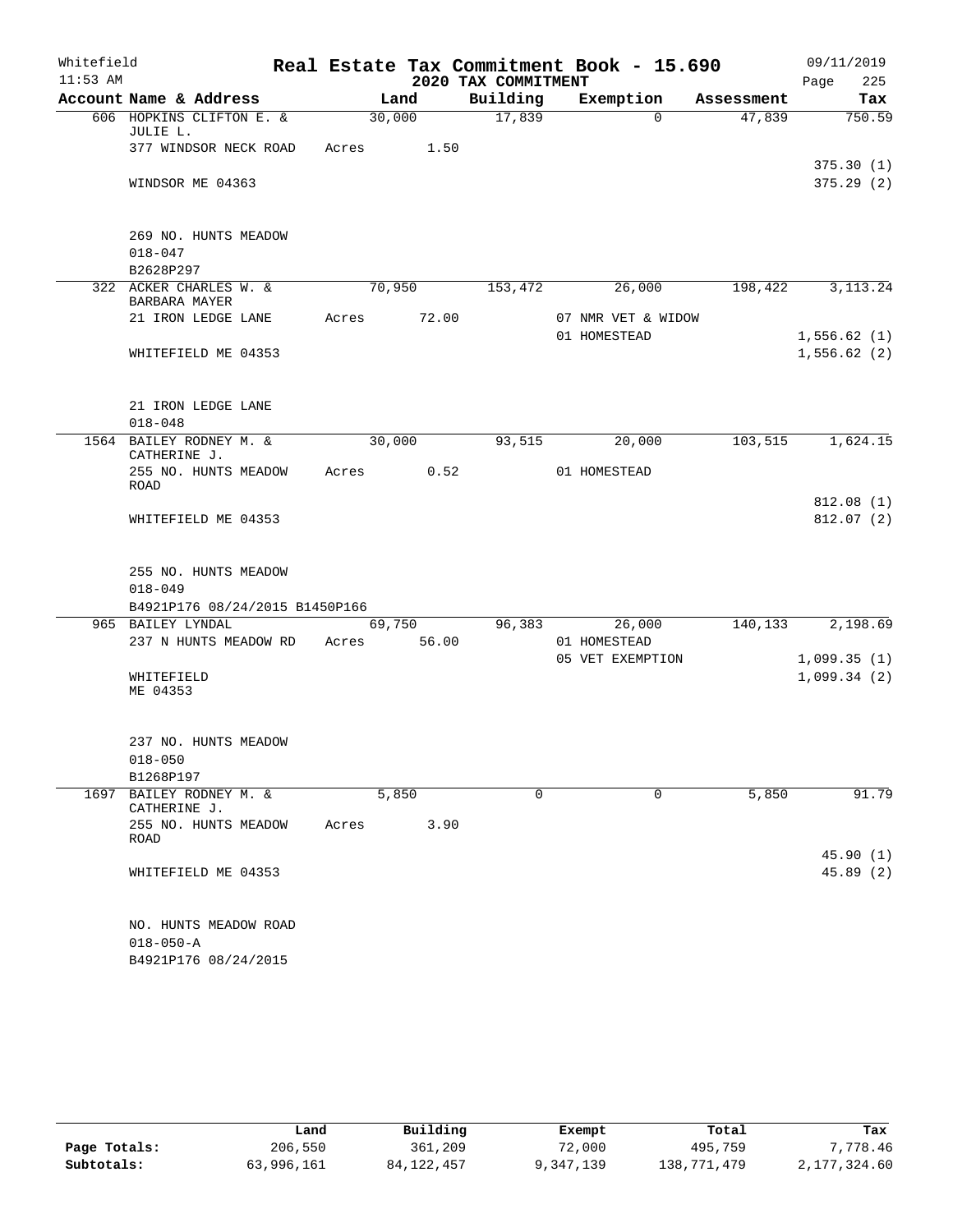Whitefield 11:53 AM

# Real Estate Tax Commitment Book - 15.690

2020 TAX COMMITMENT

09/11/2019 Page 225

| Account Name & Address | Land | Building | Exemption | Assessment | Tax |
|---|---|---|---|---|---|
| 606 HOPKINS CLIFTON E. & JULIE L. | 30,000 | 17,839 | 0 | 47,839 | 750.59 |
| 377 WINDSOR NECK ROAD | Acres 1.50 | | | | |
| | | | | | 375.30 (1) |
| WINDSOR ME 04363 | | | | | 375.29 (2) |
| 269 NO. HUNTS MEADOW | | | | | |
| 018-047 | | | | | |
| B2628P297 | | | | | |
| 322 ACKER CHARLES W. & BARBARA MAYER | 70,950 | 153,472 | 26,000 | 198,422 | 3,113.24 |
| 21 IRON LEDGE LANE | Acres 72.00 | | 07 NMR VET & WIDOW | | |
| | | | 01 HOMESTEAD | | 1,556.62 (1) |
| WHITEFIELD ME 04353 | | | | | 1,556.62 (2) |
| 21 IRON LEDGE LANE | | | | | |
| 018-048 | | | | | |
| 1564 BAILEY RODNEY M. & CATHERINE J. | 30,000 | 93,515 | 20,000 | 103,515 | 1,624.15 |
| 255 NO. HUNTS MEADOW ROAD | Acres 0.52 | | 01 HOMESTEAD | | |
| | | | | | 812.08 (1) |
| WHITEFIELD ME 04353 | | | | | 812.07 (2) |
| 255 NO. HUNTS MEADOW | | | | | |
| 018-049 | | | | | |
| B4921P176 08/24/2015 B1450P166 | | | | | |
| 965 BAILEY LYNDAL | 69,750 | 96,383 | 26,000 | 140,133 | 2,198.69 |
| 237 N HUNTS MEADOW RD | Acres 56.00 | | 01 HOMESTEAD | | |
| | | | 05 VET EXEMPTION | | 1,099.35 (1) |
| WHITEFIELD ME 04353 | | | | | 1,099.34 (2) |
| 237 NO. HUNTS MEADOW | | | | | |
| 018-050 | | | | | |
| B1268P197 | | | | | |
| 1697 BAILEY RODNEY M. & CATHERINE J. | 5,850 | 0 | 0 | 5,850 | 91.79 |
| 255 NO. HUNTS MEADOW ROAD | Acres 3.90 | | | | |
| | | | | | 45.90 (1) |
| WHITEFIELD ME 04353 | | | | | 45.89 (2) |
| NO. HUNTS MEADOW ROAD | | | | | |
| 018-050-A | | | | | |
| B4921P176 08/24/2015 | | | | | |

| | Land | Building | Exempt | Total | Tax |
|---|---|---|---|---|---|
| Page Totals: | 206,550 | 361,209 | 72,000 | 495,759 | 7,778.46 |
| Subtotals: | 63,996,161 | 84,122,457 | 9,347,139 | 138,771,479 | 2,177,324.60 |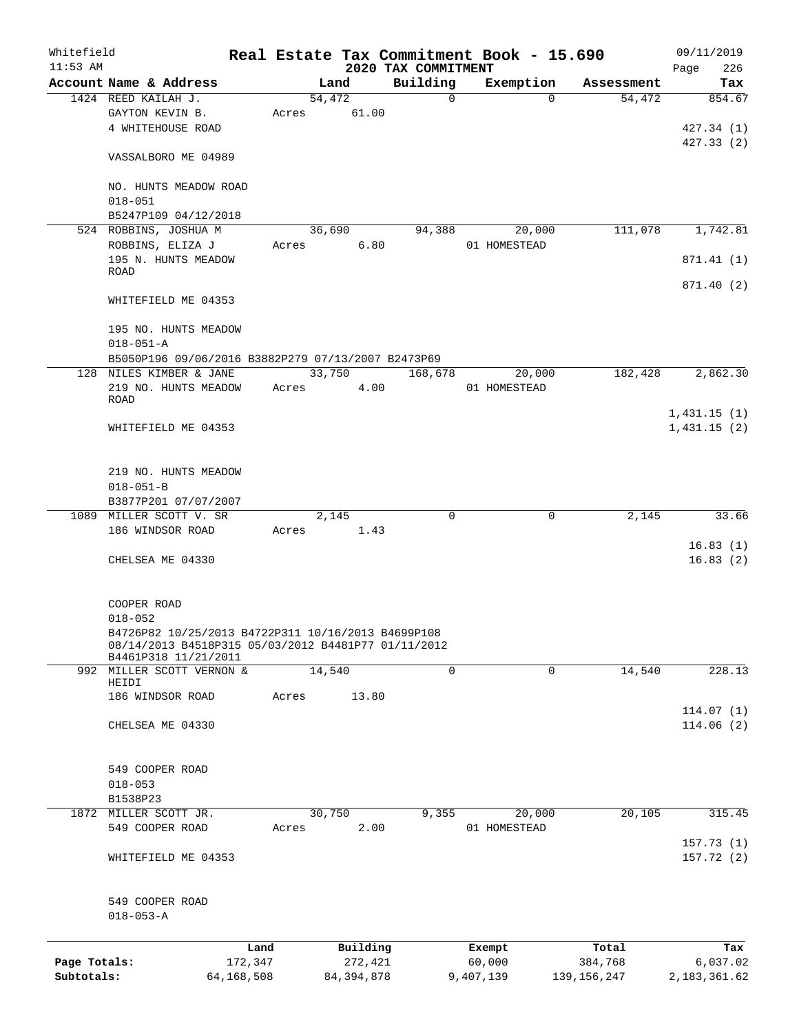Whitefield 11:53 AM

# Real Estate Tax Commitment Book - 15.690

## 2020 TAX COMMITMENT

09/11/2019 Page 226

| Account Name & Address | Land | Building | Exemption | Assessment | Tax |
|---|---|---|---|---|---|
| 1424 REED KAILAH J. | 54,472 | 0 | 0 | 54,472 | 854.67 |
| GAYTON KEVIN B. | Acres 61.00 | | | | |
| 4 WHITEHOUSE ROAD | | | | | 427.34 (1) |
| | | | | | 427.33 (2) |
| VASSALBORO ME 04989 | | | | | |
| NO. HUNTS MEADOW ROAD | | | | | |
| 018-051 | | | | | |
| B5247P109 04/12/2018 | | | | | |
| 524 ROBBINS, JOSHUA M | 36,690 | 94,388 | 20,000 | 111,078 | 1,742.81 |
| ROBBINS, ELIZA J | Acres 6.80 | | 01 HOMESTEAD | | |
| 195 N. HUNTS MEADOW ROAD | | | | | 871.41 (1) |
| | | | | | 871.40 (2) |
| WHITEFIELD ME 04353 | | | | | |
| 195 NO. HUNTS MEADOW | | | | | |
| 018-051-A | | | | | |
| B5050P196 09/06/2016 B3882P279 07/13/2007 B2473P69 | | | | | |
| 128 NILES KIMBER & JANE | 33,750 | 168,678 | 20,000 | 182,428 | 2,862.30 |
| 219 NO. HUNTS MEADOW ROAD | Acres 4.00 | | 01 HOMESTEAD | | |
| | | | | | 1,431.15 (1) |
| WHITEFIELD ME 04353 | | | | | 1,431.15 (2) |
| 219 NO. HUNTS MEADOW | | | | | |
| 018-051-B | | | | | |
| B3877P201 07/07/2007 | | | | | |
| 1089 MILLER SCOTT V. SR | 2,145 | 0 | 0 | 2,145 | 33.66 |
| 186 WINDSOR ROAD | Acres 1.43 | | | | |
| | | | | | 16.83 (1) |
| CHELSEA ME 04330 | | | | | 16.83 (2) |
| COOPER ROAD | | | | | |
| 018-052 | | | | | |
| B4726P82 10/25/2013 B4722P311 10/16/2013 B4699P108 08/14/2013 B4518P315 05/03/2012 B4481P77 01/11/2012 B4461P318 11/21/2011 | | | | | |
| 992 MILLER SCOTT VERNON & HEIDI | 14,540 | 0 | 0 | 14,540 | 228.13 |
| 186 WINDSOR ROAD | Acres 13.80 | | | | |
| | | | | | 114.07 (1) |
| CHELSEA ME 04330 | | | | | 114.06 (2) |
| 549 COOPER ROAD | | | | | |
| 018-053 | | | | | |
| B1538P23 | | | | | |
| 1872 MILLER SCOTT JR. | 30,750 | 9,355 | 20,000 | 20,105 | 315.45 |
| 549 COOPER ROAD | Acres 2.00 | | 01 HOMESTEAD | | |
| | | | | | 157.73 (1) |
| WHITEFIELD ME 04353 | | | | | 157.72 (2) |
| 549 COOPER ROAD | | | | | |
| 018-053-A | | | | | |

| | Land | Building | Exempt | Total | Tax |
|---|---|---|---|---|---|
| Page Totals: | 172,347 | 272,421 | 60,000 | 384,768 | 6,037.02 |
| Subtotals: | 64,168,508 | 84,394,878 | 9,407,139 | 139,156,247 | 2,183,361.62 |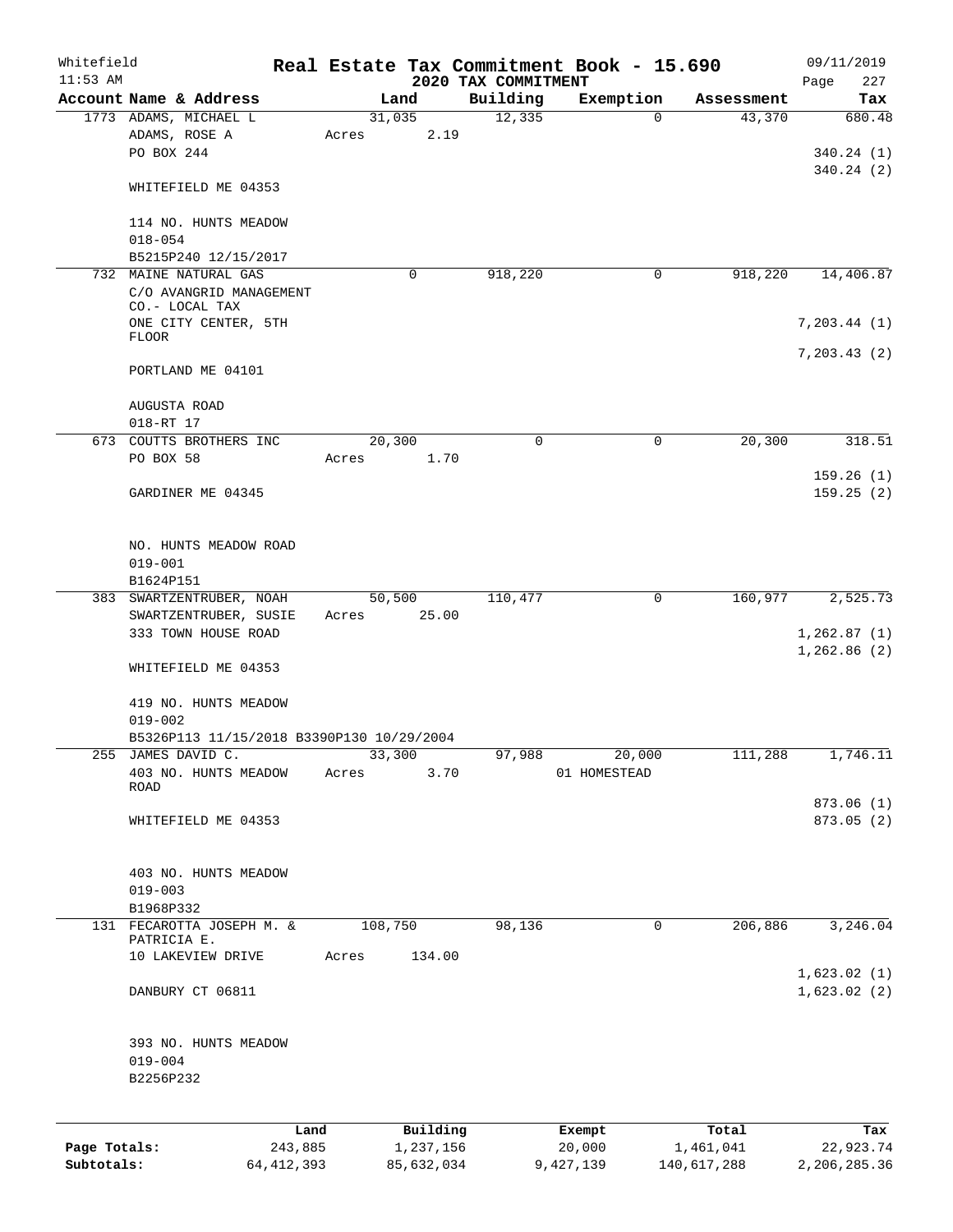Whitefield 11:53 AM

# Real Estate Tax Commitment Book - 15.690

## 2020 TAX COMMITMENT

09/11/2019 Page 227

| Account Name & Address | Land | Building | Exemption | Assessment | Tax |
|---|---|---|---|---|---|
| 1773 ADAMS, MICHAEL L | 31,035 | 12,335 | 0 | 43,370 | 680.48 |
| ADAMS, ROSE A | Acres 2.19 | | | | |
| PO BOX 244 | | | | | 340.24 (1) |
| | | | | | 340.24 (2) |
| WHITEFIELD ME 04353 | | | | | |
| 114 NO. HUNTS MEADOW | | | | | |
| 018-054 | | | | | |
| B5215P240 12/15/2017 | | | | | |
| 732 MAINE NATURAL GAS | 0 | 918,220 | 0 | 918,220 | 14,406.87 |
| C/O AVANGRID MANAGEMENT CO.- LOCAL TAX | | | | | |
| ONE CITY CENTER, 5TH FLOOR | | | | | 7,203.44 (1) |
| | | | | | 7,203.43 (2) |
| PORTLAND ME 04101 | | | | | |
| AUGUSTA ROAD | | | | | |
| 018-RT 17 | | | | | |
| 673 COUTTS BROTHERS INC | 20,300 | 0 | 0 | 20,300 | 318.51 |
| PO BOX 58 | Acres 1.70 | | | | |
| | | | | | 159.26 (1) |
| GARDINER ME 04345 | | | | | 159.25 (2) |
| NO. HUNTS MEADOW ROAD | | | | | |
| 019-001 | | | | | |
| B1624P151 | | | | | |
| 383 SWARTZENTRUBER, NOAH | 50,500 | 110,477 | 0 | 160,977 | 2,525.73 |
| SWARTZENTRUBER, SUSIE | Acres 25.00 | | | | |
| 333 TOWN HOUSE ROAD | | | | | 1,262.87 (1) |
| | | | | | 1,262.86 (2) |
| WHITEFIELD ME 04353 | | | | | |
| 419 NO. HUNTS MEADOW | | | | | |
| 019-002 | | | | | |
| B5326P113 11/15/2018 B3390P130 10/29/2004 | | | | | |
| 255 JAMES DAVID C. | 33,300 | 97,988 | 20,000 | 111,288 | 1,746.11 |
| 403 NO. HUNTS MEADOW ROAD | Acres 3.70 | | 01 HOMESTEAD | | |
| | | | | | 873.06 (1) |
| WHITEFIELD ME 04353 | | | | | 873.05 (2) |
| 403 NO. HUNTS MEADOW | | | | | |
| 019-003 | | | | | |
| B1968P332 | | | | | |
| 131 FECAROTTA JOSEPH M. & PATRICIA E. | 108,750 | 98,136 | 0 | 206,886 | 3,246.04 |
| 10 LAKEVIEW DRIVE | Acres 134.00 | | | | |
| | | | | | 1,623.02 (1) |
| DANBURY CT 06811 | | | | | 1,623.02 (2) |
| 393 NO. HUNTS MEADOW | | | | | |
| 019-004 | | | | | |
| B2256P232 | | | | | |

| | Land | Building | Exempt | Total | Tax |
|---|---|---|---|---|---|
| Page Totals: | 243,885 | 1,237,156 | 20,000 | 1,461,041 | 22,923.74 |
| Subtotals: | 64,412,393 | 85,632,034 | 9,427,139 | 140,617,288 | 2,206,285.36 |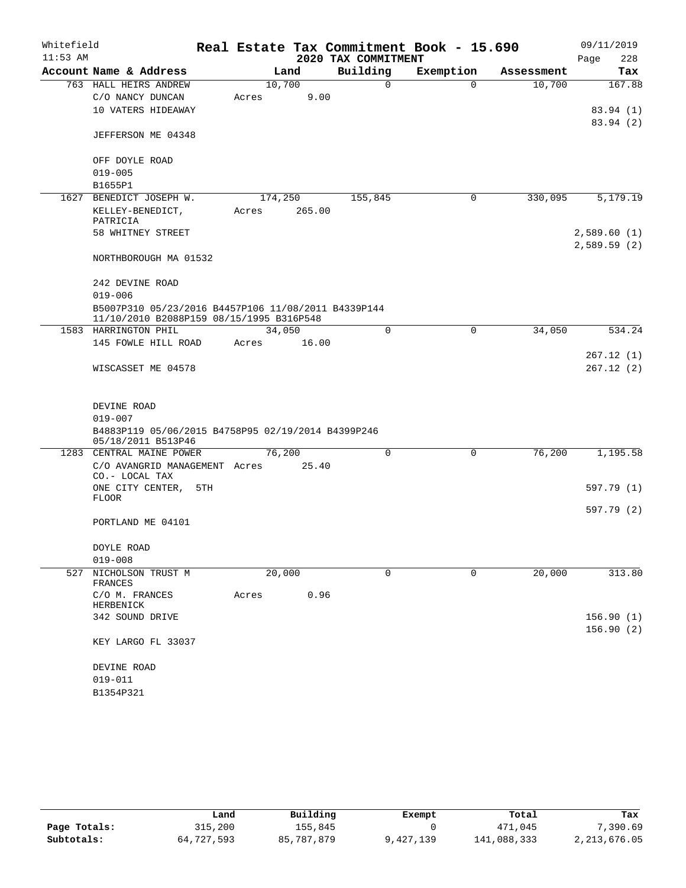Whitefield 11:53 AM

# Real Estate Tax Commitment Book - 15.690

## 2020 TAX COMMITMENT

09/11/2019 Page 228

| Account Name & Address | Land | Building | Exemption | Assessment | Tax |
|---|---|---|---|---|---|
| 763 HALL HEIRS ANDREW | 10,700 | 0 | 0 | 10,700 | 167.88 |
| C/O NANCY DUNCAN | Acres 9.00 | | | | |
| 10 VATERS HIDEAWAY | | | | | 83.94 (1) |
| | | | | | 83.94 (2) |
| JEFFERSON ME 04348 | | | | | |
| OFF DOYLE ROAD | | | | | |
| 019-005 | | | | | |
| B1655P1 | | | | | |
| 1627 BENEDICT JOSEPH W. | 174,250 | 155,845 | 0 | 330,095 | 5,179.19 |
| KELLEY-BENEDICT, PATRICIA | Acres 265.00 | | | | |
| 58 WHITNEY STREET | | | | | 2,589.60 (1) |
| | | | | | 2,589.59 (2) |
| NORTHBOROUGH MA 01532 | | | | | |
| 242 DEVINE ROAD | | | | | |
| 019-006 | | | | | |
| B5007P310 05/23/2016 B4457P106 11/08/2011 B4339P144 11/10/2010 B2088P159 08/15/1995 B316P548 | | | | | |
| 1583 HARRINGTON PHIL | 34,050 | 0 | 0 | 34,050 | 534.24 |
| 145 FOWLE HILL ROAD | Acres 16.00 | | | | |
| | | | | | 267.12 (1) |
| WISCASSET ME 04578 | | | | | 267.12 (2) |
| DEVINE ROAD | | | | | |
| 019-007 | | | | | |
| B4883P119 05/06/2015 B4758P95 02/19/2014 B4399P246 05/18/2011 B513P46 | | | | | |
| 1283 CENTRAL MAINE POWER | 76,200 | 0 | 0 | 76,200 | 1,195.58 |
| C/O AVANGRID MANAGEMENT CO.- LOCAL TAX | Acres 25.40 | | | | |
| ONE CITY CENTER, 5TH FLOOR | | | | | 597.79 (1) |
| | | | | | 597.79 (2) |
| PORTLAND ME 04101 | | | | | |
| DOYLE ROAD | | | | | |
| 019-008 | | | | | |
| 527 NICHOLSON TRUST M FRANCES | 20,000 | 0 | 0 | 20,000 | 313.80 |
| C/O M. FRANCES HERBENICK | Acres 0.96 | | | | |
| 342 SOUND DRIVE | | | | | 156.90 (1) |
| | | | | | 156.90 (2) |
| KEY LARGO FL 33037 | | | | | |
| DEVINE ROAD | | | | | |
| 019-011 | | | | | |
| B1354P321 | | | | | |

| | Land | Building | Exempt | Total | Tax |
|---|---|---|---|---|---|
| Page Totals: | 315,200 | 155,845 | 0 | 471,045 | 7,390.69 |
| Subtotals: | 64,727,593 | 85,787,879 | 9,427,139 | 141,088,333 | 2,213,676.05 |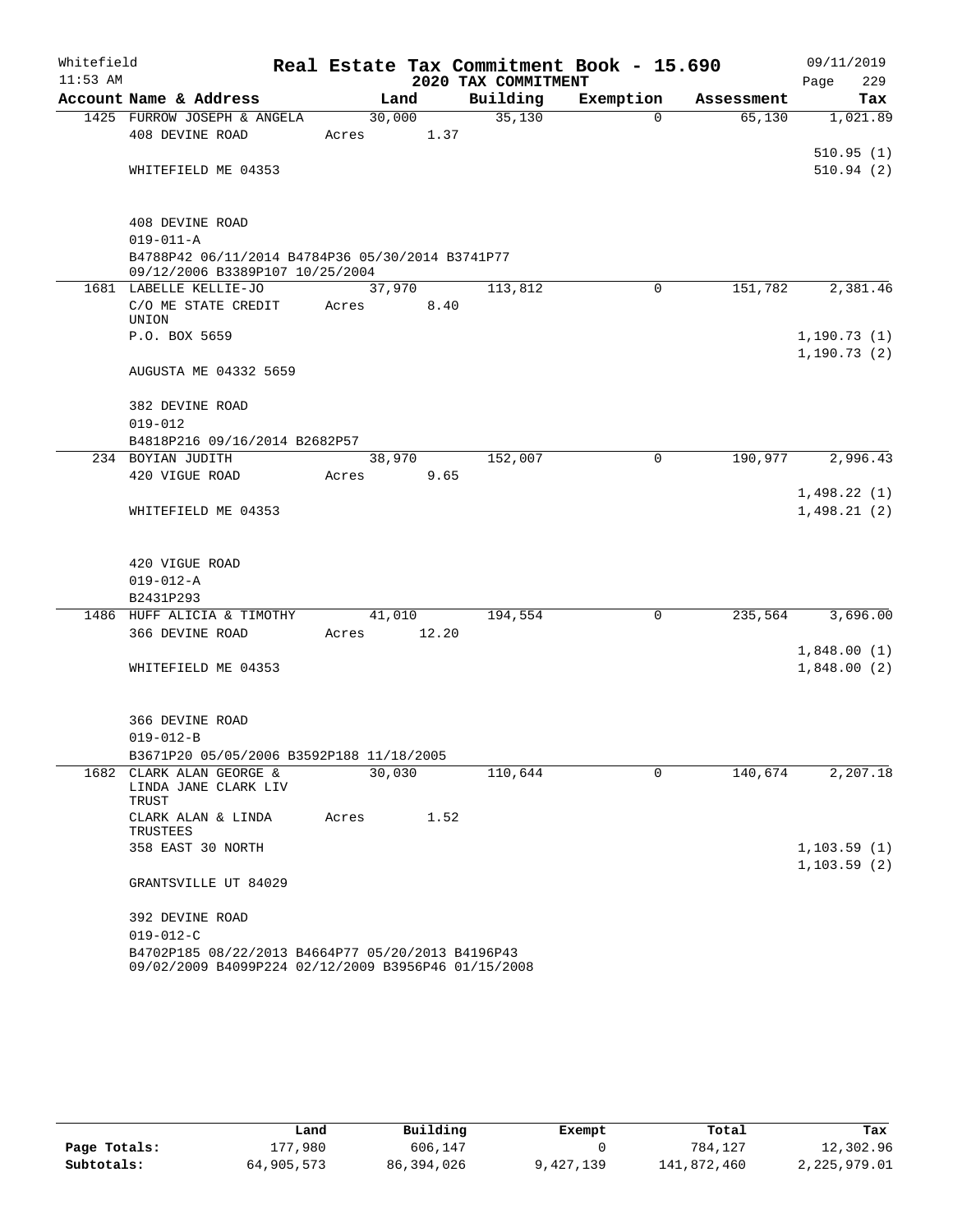Whitefield
11:53 AM

# Real Estate Tax Commitment Book - 15.690
## 2020 TAX COMMITMENT

09/11/2019
Page 229

| Account Name & Address | Land | Building | Exemption | Assessment | Tax |
|---|---|---|---|---|---|
| 1425 FURROW JOSEPH & ANGELA | 30,000 | 35,130 | 0 | 65,130 | 1,021.89 |
| 408 DEVINE ROAD | Acres 1.37 | | | | |
| | | | | | 510.95 (1) |
| WHITEFIELD ME 04353 | | | | | 510.94 (2) |
| 408 DEVINE ROAD | | | | | |
| 019-011-A | | | | | |
| B4788P42 06/11/2014 B4784P36 05/30/2014 B3741P77 09/12/2006 B3389P107 10/25/2004 | | | | | |
| 1681 LABELLE KELLIE-JO | 37,970 | 113,812 | 0 | 151,782 | 2,381.46 |
| C/O ME STATE CREDIT UNION | Acres 8.40 | | | | |
| P.O. BOX 5659 | | | | | 1,190.73 (1) |
| | | | | | 1,190.73 (2) |
| AUGUSTA ME 04332 5659 | | | | | |
| 382 DEVINE ROAD | | | | | |
| 019-012 | | | | | |
| B4818P216 09/16/2014 B2682P57 | | | | | |
| 234 BOYIAN JUDITH | 38,970 | 152,007 | 0 | 190,977 | 2,996.43 |
| 420 VIGUE ROAD | Acres 9.65 | | | | |
| | | | | | 1,498.22 (1) |
| WHITEFIELD ME 04353 | | | | | 1,498.21 (2) |
| 420 VIGUE ROAD | | | | | |
| 019-012-A | | | | | |
| B2431P293 | | | | | |
| 1486 HUFF ALICIA & TIMOTHY | 41,010 | 194,554 | 0 | 235,564 | 3,696.00 |
| 366 DEVINE ROAD | Acres 12.20 | | | | |
| | | | | | 1,848.00 (1) |
| WHITEFIELD ME 04353 | | | | | 1,848.00 (2) |
| 366 DEVINE ROAD | | | | | |
| 019-012-B | | | | | |
| B3671P20 05/05/2006 B3592P188 11/18/2005 | | | | | |
| 1682 CLARK ALAN GEORGE & LINDA JANE CLARK LIV TRUST | 30,030 | 110,644 | 0 | 140,674 | 2,207.18 |
| CLARK ALAN & LINDA TRUSTEES | Acres 1.52 | | | | |
| 358 EAST 30 NORTH | | | | | 1,103.59 (1) |
| | | | | | 1,103.59 (2) |
| GRANTSVILLE UT 84029 | | | | | |
| 392 DEVINE ROAD | | | | | |
| 019-012-C | | | | | |
| B4702P185 08/22/2013 B4664P77 05/20/2013 B4196P43 09/02/2009 B4099P224 02/12/2009 B3956P46 01/15/2008 | | | | | |

| | Land | Building | Exempt | Total | Tax |
|---|---|---|---|---|---|
| Page Totals: | 177,980 | 606,147 | 0 | 784,127 | 12,302.96 |
| Subtotals: | 64,905,573 | 86,394,026 | 9,427,139 | 141,872,460 | 2,225,979.01 |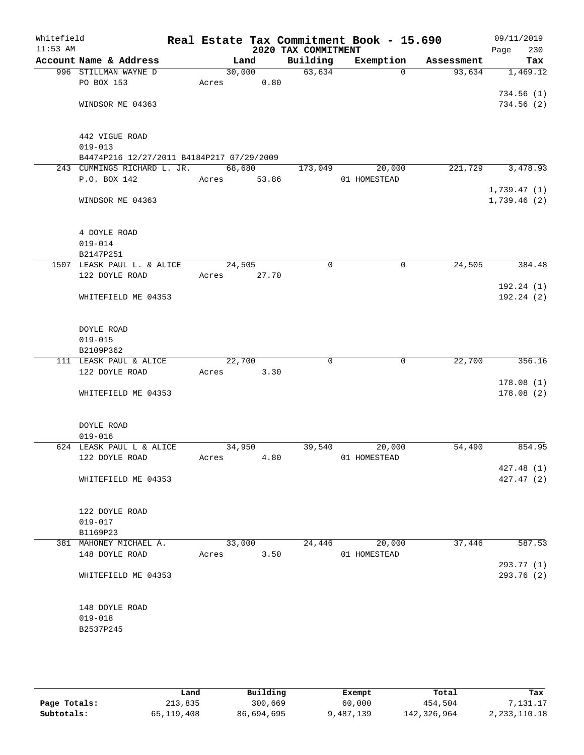Whitefield 11:53 AM

# Real Estate Tax Commitment Book - 15.690

## 2020 TAX COMMITMENT

09/11/2019 Page 230

| Account Name & Address | Land | Building | Exemption | Assessment | Tax |
|---|---|---|---|---|---|
| 996 STILLMAN WAYNE D | 30,000 | 63,634 | 0 | 93,634 | 1,469.12 |
| PO BOX 153 | Acres 0.80 | | | | |
| | | | | | 734.56 (1) |
| WINDSOR ME 04363 | | | | | 734.56 (2) |
| 442 VIGUE ROAD | | | | | |
| 019-013 | | | | | |
| B4474P216 12/27/2011 B4184P217 07/29/2009 | | | | | |
| 243 CUMMINGS RICHARD L. JR. | 68,680 | 173,049 | 20,000 | 221,729 | 3,478.93 |
| P.O. BOX 142 | Acres 53.86 | | 01 HOMESTEAD | | |
| | | | | | 1,739.47 (1) |
| WINDSOR ME 04363 | | | | | 1,739.46 (2) |
| 4 DOYLE ROAD | | | | | |
| 019-014 | | | | | |
| B2147P251 | | | | | |
| 1507 LEASK PAUL L. & ALICE | 24,505 | 0 | 0 | 24,505 | 384.48 |
| 122 DOYLE ROAD | Acres 27.70 | | | | |
| | | | | | 192.24 (1) |
| WHITEFIELD ME 04353 | | | | | 192.24 (2) |
| DOYLE ROAD | | | | | |
| 019-015 | | | | | |
| B2109P362 | | | | | |
| 111 LEASK PAUL & ALICE | 22,700 | 0 | 0 | 22,700 | 356.16 |
| 122 DOYLE ROAD | Acres 3.30 | | | | |
| | | | | | 178.08 (1) |
| WHITEFIELD ME 04353 | | | | | 178.08 (2) |
| DOYLE ROAD | | | | | |
| 019-016 | | | | | |
| 624 LEASK PAUL L & ALICE | 34,950 | 39,540 | 20,000 | 54,490 | 854.95 |
| 122 DOYLE ROAD | Acres 4.80 | | 01 HOMESTEAD | | |
| | | | | | 427.48 (1) |
| WHITEFIELD ME 04353 | | | | | 427.47 (2) |
| 122 DOYLE ROAD | | | | | |
| 019-017 | | | | | |
| B1169P23 | | | | | |
| 381 MAHONEY MICHAEL A. | 33,000 | 24,446 | 20,000 | 37,446 | 587.53 |
| 148 DOYLE ROAD | Acres 3.50 | | 01 HOMESTEAD | | |
| | | | | | 293.77 (1) |
| WHITEFIELD ME 04353 | | | | | 293.76 (2) |
| 148 DOYLE ROAD | | | | | |
| 019-018 | | | | | |
| B2537P245 | | | | | |

| | Land | Building | Exempt | Total | Tax |
|---|---|---|---|---|---|
| Page Totals: | 213,835 | 300,669 | 60,000 | 454,504 | 7,131.17 |
| Subtotals: | 65,119,408 | 86,694,695 | 9,487,139 | 142,326,964 | 2,233,110.18 |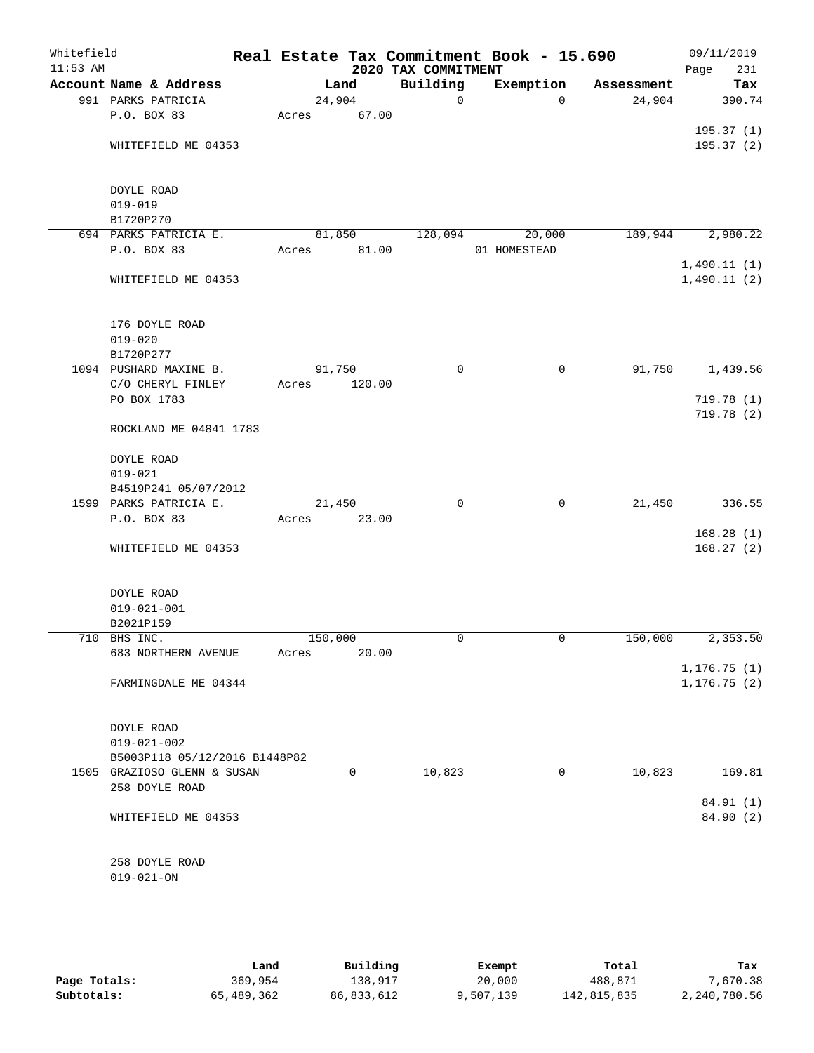Whitefield 11:53 AM

# Real Estate Tax Commitment Book - 15.690

## 2020 TAX COMMITMENT

09/11/2019 Page 231

| Account Name & Address | Land | Building | Exemption | Assessment | Tax |
|---|---|---|---|---|---|
| 991 PARKS PATRICIA | 24,904 | 0 | 0 | 24,904 | 390.74 |
| P.O. BOX 83 | Acres 67.00 | | | | |
| | | | | | 195.37 (1) |
| WHITEFIELD ME 04353 | | | | | 195.37 (2) |
| DOYLE ROAD | | | | | |
| 019-019 | | | | | |
| B1720P270 | | | | | |
| 694 PARKS PATRICIA E. | 81,850 | 128,094 | 20,000 | 189,944 | 2,980.22 |
| P.O. BOX 83 | Acres 81.00 | | 01 HOMESTEAD | | |
| | | | | | 1,490.11 (1) |
| WHITEFIELD ME 04353 | | | | | 1,490.11 (2) |
| 176 DOYLE ROAD | | | | | |
| 019-020 | | | | | |
| B1720P277 | | | | | |
| 1094 PUSHARD MAXINE B. | 91,750 | 0 | 0 | 91,750 | 1,439.56 |
| C/O CHERYL FINLEY | Acres 120.00 | | | | |
| PO BOX 1783 | | | | | 719.78 (1) |
| | | | | | 719.78 (2) |
| ROCKLAND ME 04841 1783 | | | | | |
| DOYLE ROAD | | | | | |
| 019-021 | | | | | |
| B4519P241 05/07/2012 | | | | | |
| 1599 PARKS PATRICIA E. | 21,450 | 0 | 0 | 21,450 | 336.55 |
| P.O. BOX 83 | Acres 23.00 | | | | |
| | | | | | 168.28 (1) |
| WHITEFIELD ME 04353 | | | | | 168.27 (2) |
| DOYLE ROAD | | | | | |
| 019-021-001 | | | | | |
| B2021P159 | | | | | |
| 710 BHS INC. | 150,000 | 0 | 0 | 150,000 | 2,353.50 |
| 683 NORTHERN AVENUE | Acres 20.00 | | | | |
| | | | | | 1,176.75 (1) |
| FARMINGDALE ME 04344 | | | | | 1,176.75 (2) |
| DOYLE ROAD | | | | | |
| 019-021-002 | | | | | |
| B5003P118 05/12/2016 B1448P82 | | | | | |
| 1505 GRAZIOSO GLENN & SUSAN | 0 | 10,823 | 0 | 10,823 | 169.81 |
| 258 DOYLE ROAD | | | | | |
| | | | | | 84.91 (1) |
| WHITEFIELD ME 04353 | | | | | 84.90 (2) |
| 258 DOYLE ROAD | | | | | |
| 019-021-ON | | | | | |

| | Land | Building | Exempt | Total | Tax |
|---|---|---|---|---|---|
| Page Totals: | 369,954 | 138,917 | 20,000 | 488,871 | 7,670.38 |
| Subtotals: | 65,489,362 | 86,833,612 | 9,507,139 | 142,815,835 | 2,240,780.56 |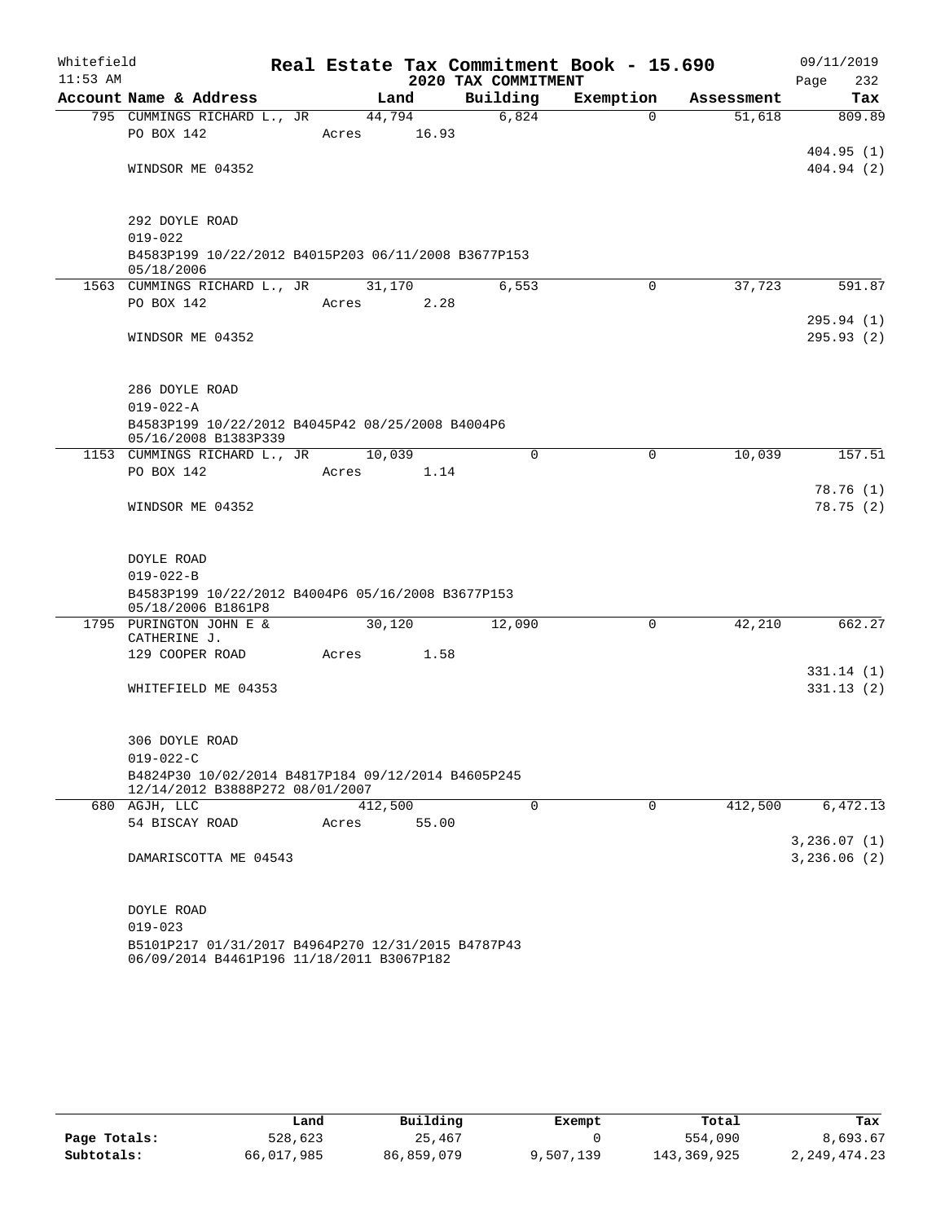Whitefield
11:53 AM

# Real Estate Tax Commitment Book - 15.690
## 2020 TAX COMMITMENT

09/11/2019
Page 232

| Account Name & Address | Land | Building | Exemption | Assessment | Tax |
|---|---|---|---|---|---|
| 795 CUMMINGS RICHARD L., JR | 44,794 | 6,824 | 0 | 51,618 | 809.89 |
| PO BOX 142 | Acres 16.93 | | | | |
| | | | | | 404.95 (1) |
| WINDSOR ME 04352 | | | | | 404.94 (2) |
| 292 DOYLE ROAD | | | | | |
| 019-022 | | | | | |
| B4583P199 10/22/2012 B4015P203 06/11/2008 B3677P153 05/18/2006 | | | | | |
| 1563 CUMMINGS RICHARD L., JR | 31,170 | 6,553 | 0 | 37,723 | 591.87 |
| PO BOX 142 | Acres 2.28 | | | | |
| | | | | | 295.94 (1) |
| WINDSOR ME 04352 | | | | | 295.93 (2) |
| 286 DOYLE ROAD | | | | | |
| 019-022-A | | | | | |
| B4583P199 10/22/2012 B4045P42 08/25/2008 B4004P6 05/16/2008 B1383P339 | | | | | |
| 1153 CUMMINGS RICHARD L., JR | 10,039 | 0 | 0 | 10,039 | 157.51 |
| PO BOX 142 | Acres 1.14 | | | | |
| | | | | | 78.76 (1) |
| WINDSOR ME 04352 | | | | | 78.75 (2) |
| DOYLE ROAD | | | | | |
| 019-022-B | | | | | |
| B4583P199 10/22/2012 B4004P6 05/16/2008 B3677P153 05/18/2006 B1861P8 | | | | | |
| 1795 PURINGTON JOHN E & CATHERINE J. | 30,120 | 12,090 | 0 | 42,210 | 662.27 |
| 129 COOPER ROAD | Acres 1.58 | | | | |
| | | | | | 331.14 (1) |
| WHITEFIELD ME 04353 | | | | | 331.13 (2) |
| 306 DOYLE ROAD | | | | | |
| 019-022-C | | | | | |
| B4824P30 10/02/2014 B4817P184 09/12/2014 B4605P245 12/14/2012 B3888P272 08/01/2007 | | | | | |
| 680 AGJH, LLC | 412,500 | 0 | 0 | 412,500 | 6,472.13 |
| 54 BISCAY ROAD | Acres 55.00 | | | | |
| | | | | | 3,236.07 (1) |
| DAMARISCOTTA ME 04543 | | | | | 3,236.06 (2) |
| DOYLE ROAD | | | | | |
| 019-023 | | | | | |
| B5101P217 01/31/2017 B4964P270 12/31/2015 B4787P43 06/09/2014 B4461P196 11/18/2011 B3067P182 | | | | | |

| | Land | Building | Exempt | Total | Tax |
|---|---|---|---|---|---|
| Page Totals: | 528,623 | 25,467 | 0 | 554,090 | 8,693.67 |
| Subtotals: | 66,017,985 | 86,859,079 | 9,507,139 | 143,369,925 | 2,249,474.23 |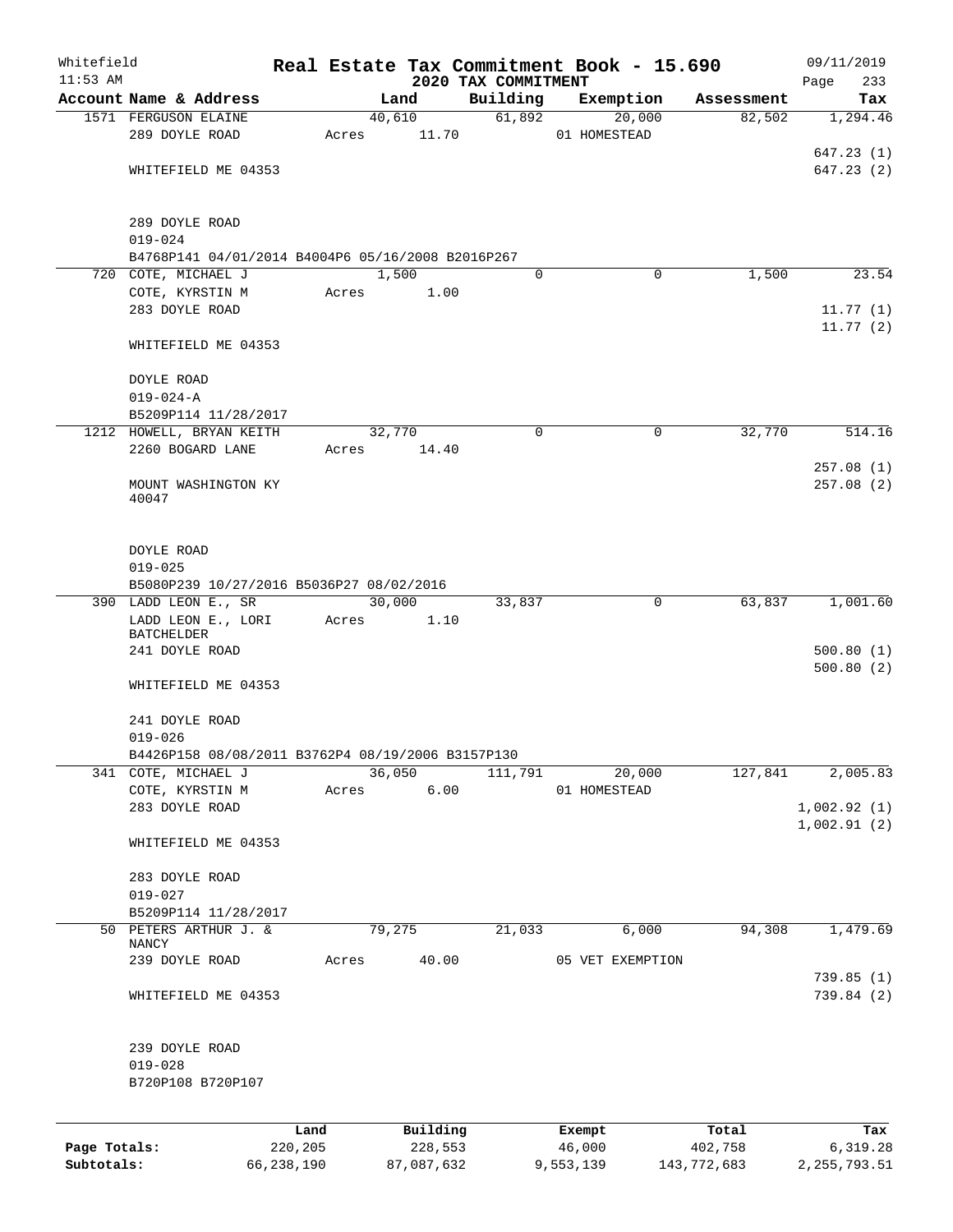Whitefield 11:53 AM

# Real Estate Tax Commitment Book - 15.690

## 2020 TAX COMMITMENT

09/11/2019

| Account Name & Address | Land | Building | Exemption | Assessment | Tax |
|---|---|---|---|---|---|
| 1571 FERGUSON ELAINE | 40,610 | 61,892 | 20,000 | 82,502 | 1,294.46 |
| 289 DOYLE ROAD | Acres 11.70 | | 01 HOMESTEAD | | |
| | | | | | 647.23 (1) |
| WHITEFIELD ME 04353 | | | | | 647.23 (2) |
| 289 DOYLE ROAD | | | | | |
| 019-024 | | | | | |
| B4768P141 04/01/2014 B4004P6 05/16/2008 B2016P267 | | | | | |
| 720 COTE, MICHAEL J | 1,500 | 0 | 0 | 1,500 | 23.54 |
| COTE, KYRSTIN M | Acres 1.00 | | | | |
| 283 DOYLE ROAD | | | | | 11.77 (1) |
| | | | | | 11.77 (2) |
| WHITEFIELD ME 04353 | | | | | |
| DOYLE ROAD | | | | | |
| 019-024-A | | | | | |
| B5209P114 11/28/2017 | | | | | |
| 1212 HOWELL, BRYAN KEITH | 32,770 | 0 | 0 | 32,770 | 514.16 |
| 2260 BOGARD LANE | Acres 14.40 | | | | |
| | | | | | 257.08 (1) |
| MOUNT WASHINGTON KY 40047 | | | | | 257.08 (2) |
| DOYLE ROAD | | | | | |
| 019-025 | | | | | |
| B5080P239 10/27/2016 B5036P27 08/02/2016 | | | | | |
| 390 LADD LEON E., SR | 30,000 | 33,837 | 0 | 63,837 | 1,001.60 |
| LADD LEON E., LORI BATCHELDER | Acres 1.10 | | | | |
| 241 DOYLE ROAD | | | | | 500.80 (1) |
| | | | | | 500.80 (2) |
| WHITEFIELD ME 04353 | | | | | |
| 241 DOYLE ROAD | | | | | |
| 019-026 | | | | | |
| B4426P158 08/08/2011 B3762P4 08/19/2006 B3157P130 | | | | | |
| 341 COTE, MICHAEL J | 36,050 | 111,791 | 20,000 | 127,841 | 2,005.83 |
| COTE, KYRSTIN M | Acres 6.00 | | 01 HOMESTEAD | | |
| 283 DOYLE ROAD | | | | | 1,002.92 (1) |
| | | | | | 1,002.91 (2) |
| WHITEFIELD ME 04353 | | | | | |
| 283 DOYLE ROAD | | | | | |
| 019-027 | | | | | |
| B5209P114 11/28/2017 | | | | | |
| 50 PETERS ARTHUR J. & NANCY | 79,275 | 21,033 | 6,000 | 94,308 | 1,479.69 |
| 239 DOYLE ROAD | Acres 40.00 | | 05 VET EXEMPTION | | |
| | | | | | 739.85 (1) |
| WHITEFIELD ME 04353 | | | | | 739.84 (2) |
| 239 DOYLE ROAD | | | | | |
| 019-028 | | | | | |
| B720P108 B720P107 | | | | | |

| | Land | Building | Exempt | Total | Tax |
|---|---|---|---|---|---|
| Page Totals: | 220,205 | 228,553 | 46,000 | 402,758 | 6,319.28 |
| Subtotals: | 66,238,190 | 87,087,632 | 9,553,139 | 143,772,683 | 2,255,793.51 |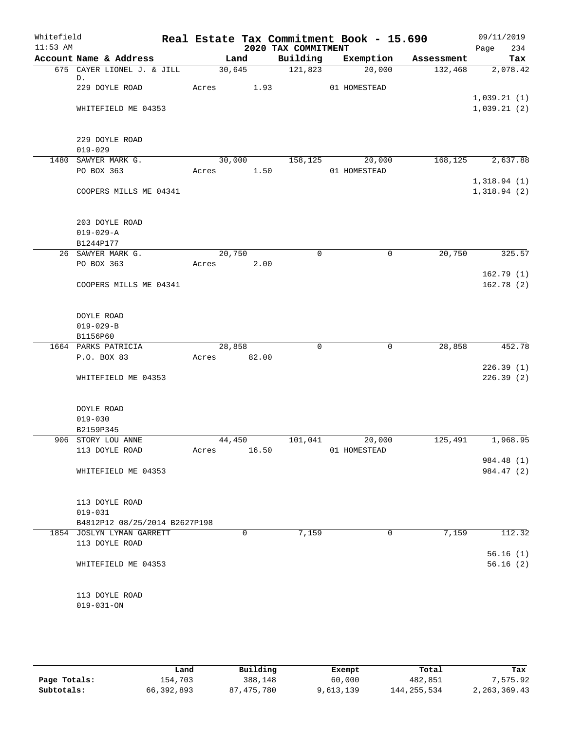Whitefield 11:53 AM

# Real Estate Tax Commitment Book - 15.690

## 2020 TAX COMMITMENT

09/11/2019

| Account | Name & Address | Land | Building | Exemption | Assessment | Tax |
|---|---|---|---|---|---|---|
| 675 | CAYER LIONEL J. & JILL D. | 30,645 | 121,823 | 20,000 | 132,468 | 2,078.42 |
| | 229 DOYLE ROAD | Acres 1.93 | | 01 HOMESTEAD | | |
| | | | | | | 1,039.21 (1) |
| | WHITEFIELD ME 04353 | | | | | 1,039.21 (2) |
| | 229 DOYLE ROAD | | | | | |
| | 019-029 | | | | | |
| 1480 | SAWYER MARK G. | 30,000 | 158,125 | 20,000 | 168,125 | 2,637.88 |
| | PO BOX 363 | Acres 1.50 | | 01 HOMESTEAD | | |
| | | | | | | 1,318.94 (1) |
| | COOPERS MILLS ME 04341 | | | | | 1,318.94 (2) |
| | 203 DOYLE ROAD | | | | | |
| | 019-029-A | | | | | |
| | B1244P177 | | | | | |
| 26 | SAWYER MARK G. | 20,750 | 0 | 0 | 20,750 | 325.57 |
| | PO BOX 363 | Acres 2.00 | | | | |
| | | | | | | 162.79 (1) |
| | COOPERS MILLS ME 04341 | | | | | 162.78 (2) |
| | DOYLE ROAD | | | | | |
| | 019-029-B | | | | | |
| | B1156P60 | | | | | |
| 1664 | PARKS PATRICIA | 28,858 | 0 | 0 | 28,858 | 452.78 |
| | P.O. BOX 83 | Acres 82.00 | | | | |
| | | | | | | 226.39 (1) |
| | WHITEFIELD ME 04353 | | | | | 226.39 (2) |
| | DOYLE ROAD | | | | | |
| | 019-030 | | | | | |
| | B2159P345 | | | | | |
| 906 | STORY LOU ANNE | 44,450 | 101,041 | 20,000 | 125,491 | 1,968.95 |
| | 113 DOYLE ROAD | Acres 16.50 | | 01 HOMESTEAD | | |
| | | | | | | 984.48 (1) |
| | WHITEFIELD ME 04353 | | | | | 984.47 (2) |
| | 113 DOYLE ROAD | | | | | |
| | 019-031 | | | | | |
| | B4812P12 08/25/2014 B2627P198 | | | | | |
| 1854 | JOSLYN LYMAN GARRETT | 0 | 7,159 | 0 | 7,159 | 112.32 |
| | 113 DOYLE ROAD | | | | | |
| | | | | | | 56.16 (1) |
| | WHITEFIELD ME 04353 | | | | | 56.16 (2) |
| | 113 DOYLE ROAD | | | | | |
| | 019-031-ON | | | | | |

| | Land | Building | Exempt | Total | Tax |
|---|---|---|---|---|---|
| Page Totals: | 154,703 | 388,148 | 60,000 | 482,851 | 7,575.92 |
| Subtotals: | 66,392,893 | 87,475,780 | 9,613,139 | 144,255,534 | 2,263,369.43 |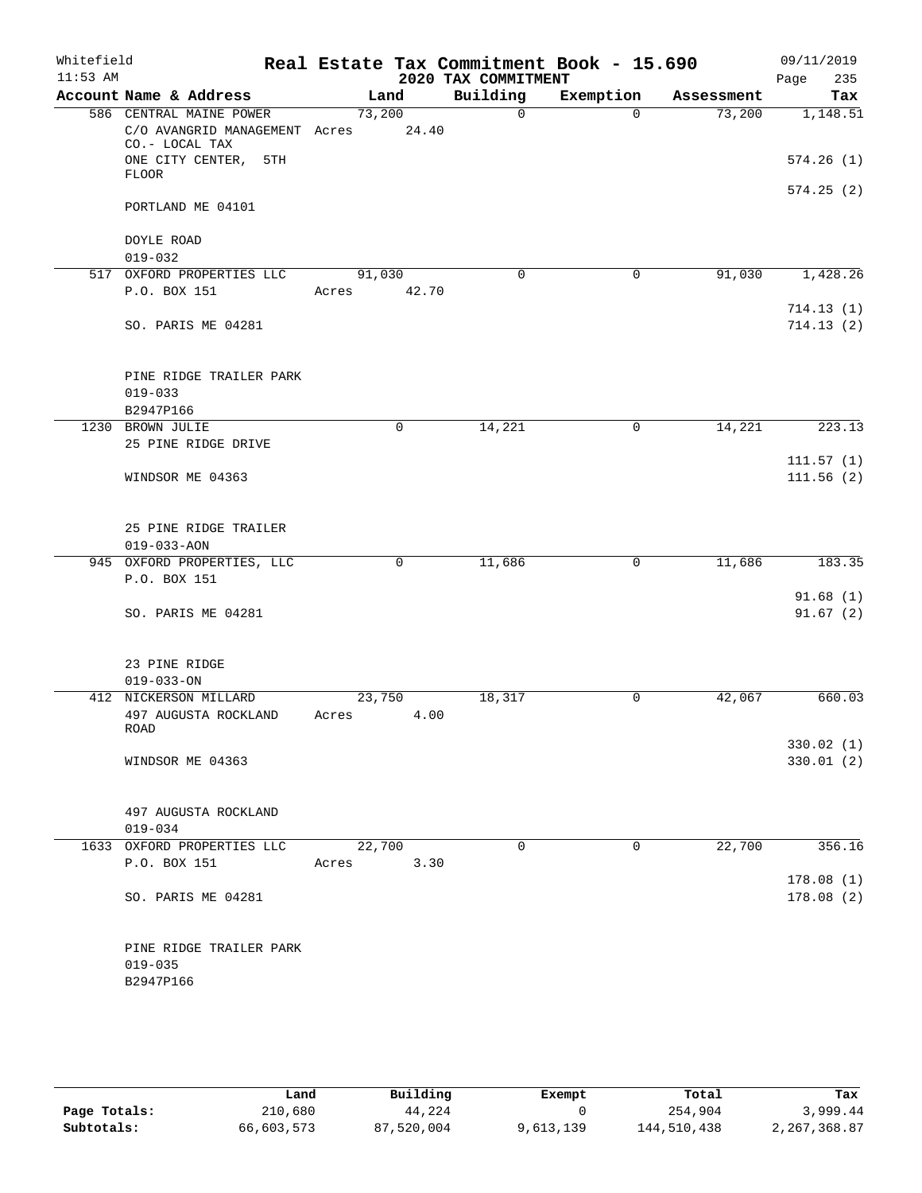Whitefield 11:53 AM

**Real Estate Tax Commitment Book - 15.690**

**2020 TAX COMMITMENT**

09/11/2019 Page 235

| Account Name & Address | Land | Building | Exemption | Assessment | Tax |
|---|---|---|---|---|---|
| 586 CENTRAL MAINE POWER | 73,200 | 0 | 0 | 73,200 | 1,148.51 |
| C/O AVANGRID MANAGEMENT CO.- LOCAL TAX | Acres 24.40 | | | | |
| ONE CITY CENTER, 5TH FLOOR | | | | | 574.26 (1) |
| | | | | | 574.25 (2) |
| PORTLAND ME 04101 | | | | | |
| DOYLE ROAD | | | | | |
| 019-032 | | | | | |
| 517 OXFORD PROPERTIES LLC | 91,030 | 0 | 0 | 91,030 | 1,428.26 |
| P.O. BOX 151 | Acres 42.70 | | | | |
| | | | | | 714.13 (1) |
| SO. PARIS ME 04281 | | | | | 714.13 (2) |
| PINE RIDGE TRAILER PARK | | | | | |
| 019-033 | | | | | |
| B2947P166 | | | | | |
| 1230 BROWN JULIE | 0 | 14,221 | 0 | 14,221 | 223.13 |
| 25 PINE RIDGE DRIVE | | | | | |
| | | | | | 111.57 (1) |
| WINDSOR ME 04363 | | | | | 111.56 (2) |
| 25 PINE RIDGE TRAILER | | | | | |
| 019-033-AON | | | | | |
| 945 OXFORD PROPERTIES, LLC | 0 | 11,686 | 0 | 11,686 | 183.35 |
| P.O. BOX 151 | | | | | |
| | | | | | 91.68 (1) |
| SO. PARIS ME 04281 | | | | | 91.67 (2) |
| 23 PINE RIDGE | | | | | |
| 019-033-ON | | | | | |
| 412 NICKERSON MILLARD | 23,750 | 18,317 | 0 | 42,067 | 660.03 |
| 497 AUGUSTA ROCKLAND ROAD | Acres 4.00 | | | | |
| | | | | | 330.02 (1) |
| WINDSOR ME 04363 | | | | | 330.01 (2) |
| 497 AUGUSTA ROCKLAND | | | | | |
| 019-034 | | | | | |
| 1633 OXFORD PROPERTIES LLC | 22,700 | 0 | 0 | 22,700 | 356.16 |
| P.O. BOX 151 | Acres 3.30 | | | | |
| | | | | | 178.08 (1) |
| SO. PARIS ME 04281 | | | | | 178.08 (2) |
| PINE RIDGE TRAILER PARK | | | | | |
| 019-035 | | | | | |
| B2947P166 | | | | | |

| | Land | Building | Exempt | Total | Tax |
|---|---|---|---|---|---|
| Page Totals: | 210,680 | 44,224 | 0 | 254,904 | 3,999.44 |
| Subtotals: | 66,603,573 | 87,520,004 | 9,613,139 | 144,510,438 | 2,267,368.87 |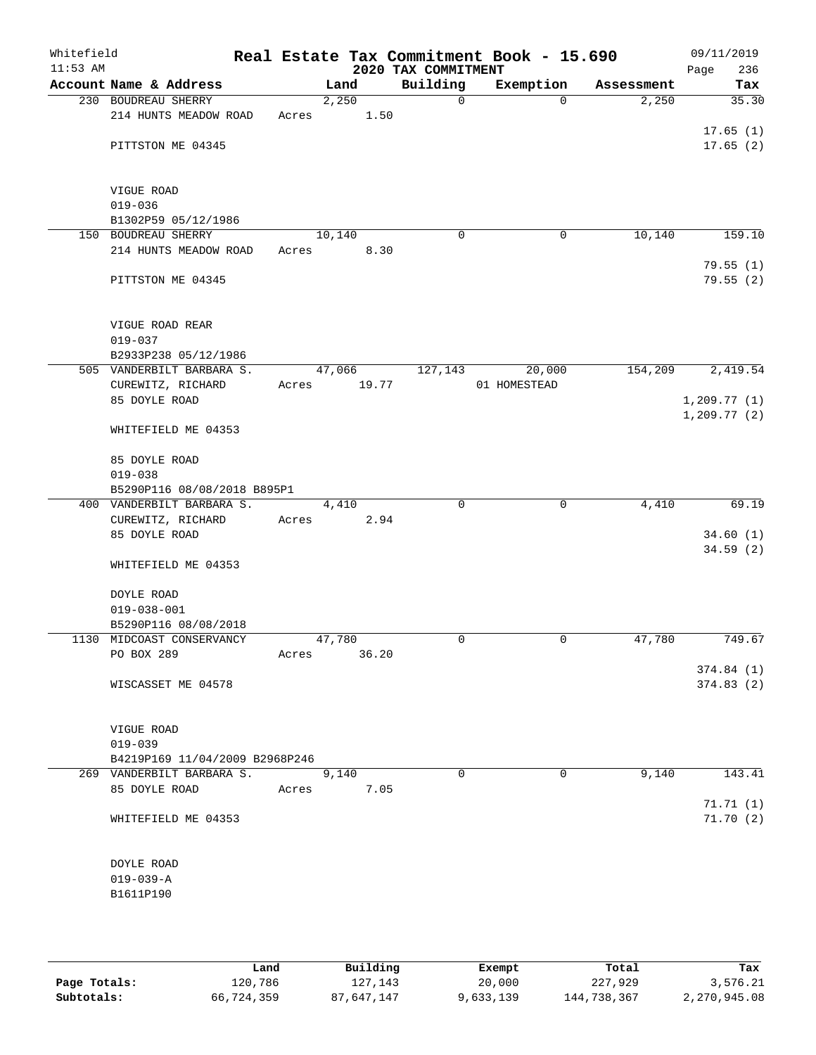Whitefield 11:53 AM

# Real Estate Tax Commitment Book - 15.690

## 2020 TAX COMMITMENT

09/11/2019 Page 236

| Account Name & Address | Land | Building | Exemption | Assessment | Tax |
|---|---|---|---|---|---|
| 230 BOUDREAU SHERRY<br>214 HUNTS MEADOW ROAD<br><br>PITTSTON ME 04345<br><br>VIGUE ROAD<br>019-036<br>B1302P59 05/12/1986 | 2,250<br>Acres 1.50 | 0 | 0 | 2,250 | 35.30<br><br>17.65 (1)<br>17.65 (2) |
| 150 BOUDREAU SHERRY<br>214 HUNTS MEADOW ROAD<br><br>PITTSTON ME 04345<br><br>VIGUE ROAD REAR<br>019-037<br>B2933P238 05/12/1986 | 10,140<br>Acres 8.30 | 0 | 0 | 10,140 | 159.10<br><br>79.55 (1)<br>79.55 (2) |
| 505 VANDERBILT BARBARA S.<br>CUREWITZ, RICHARD<br>85 DOYLE ROAD<br><br>WHITEFIELD ME 04353<br><br>85 DOYLE ROAD<br>019-038<br>B5290P116 08/08/2018 B895P1 | 47,066<br>Acres 19.77 | 127,143 | 20,000<br>01 HOMESTEAD | 154,209 | 2,419.54<br><br>1,209.77 (1)<br>1,209.77 (2) |
| 400 VANDERBILT BARBARA S.<br>CUREWITZ, RICHARD<br>85 DOYLE ROAD<br><br>WHITEFIELD ME 04353<br><br>DOYLE ROAD<br>019-038-001<br>B5290P116 08/08/2018 | 4,410<br>Acres 2.94 | 0 | 0 | 4,410 | 69.19<br><br>34.60 (1)<br>34.59 (2) |
| 1130 MIDCOAST CONSERVANCY<br>PO BOX 289<br><br>WISCASSET ME 04578<br><br>VIGUE ROAD<br>019-039<br>B4219P169 11/04/2009 B2968P246 | 47,780<br>Acres 36.20 | 0 | 0 | 47,780 | 749.67<br><br>374.84 (1)<br>374.83 (2) |
| 269 VANDERBILT BARBARA S.<br>85 DOYLE ROAD<br><br>WHITEFIELD ME 04353<br><br>DOYLE ROAD<br>019-039-A<br>B1611P190 | 9,140<br>Acres 7.05 | 0 | 0 | 9,140 | 143.41<br><br>71.71 (1)<br>71.70 (2) |

|  | Land | Building | Exempt | Total | Tax |
|---|---|---|---|---|---|
| Page Totals: | 120,786 | 127,143 | 20,000 | 227,929 | 3,576.21 |
| Subtotals: | 66,724,359 | 87,647,147 | 9,633,139 | 144,738,367 | 2,270,945.08 |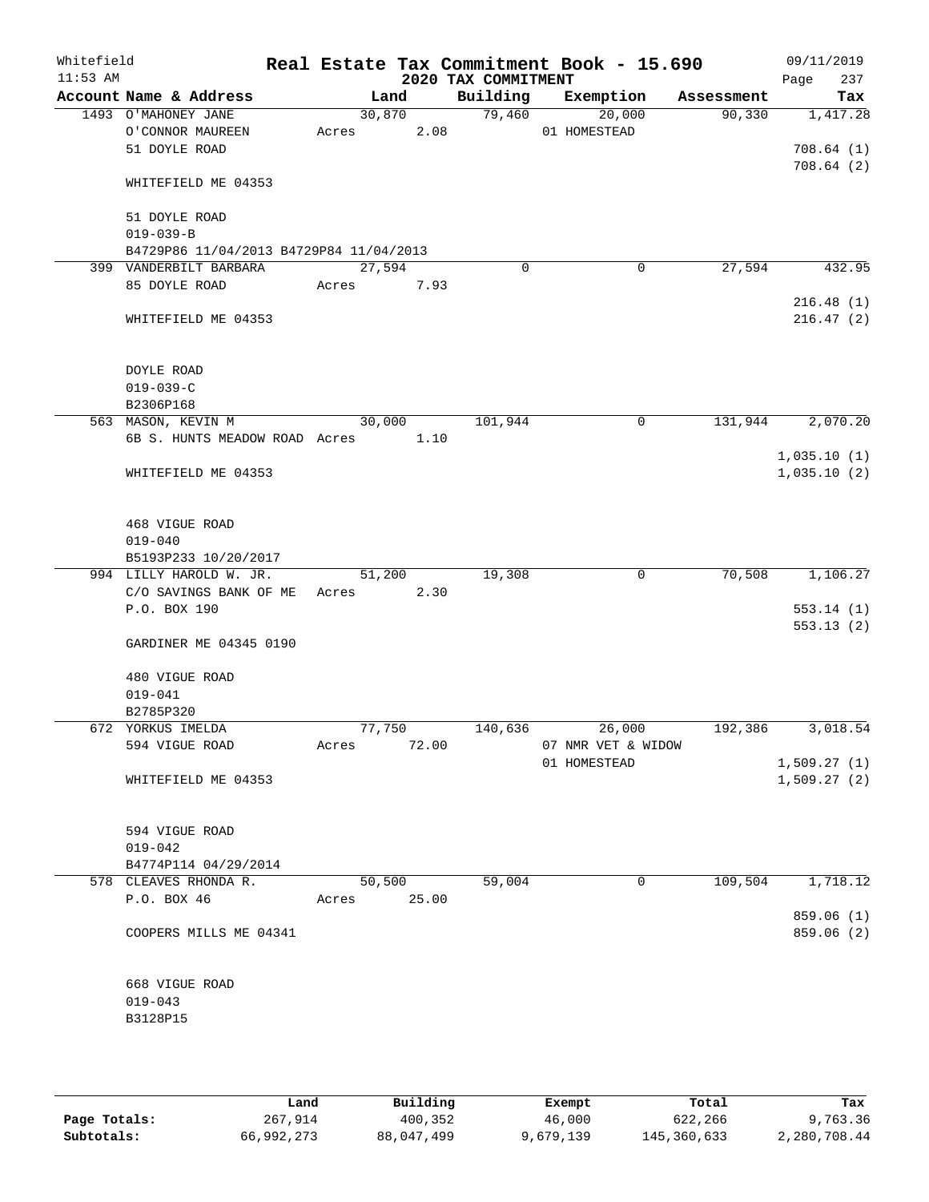Whitefield 11:53 AM

# Real Estate Tax Commitment Book - 15.690

## 2020 TAX COMMITMENT

09/11/2019

| Account Name & Address | Land | Building | Exemption | Assessment | Tax |
|---|---|---|---|---|---|
| 1493 O'MAHONEY JANE | 30,870 | 79,460 | 20,000 | 90,330 | 1,417.28 |
| O'CONNOR MAUREEN | Acres 2.08 | | 01 HOMESTEAD | | |
| 51 DOYLE ROAD | | | | | 708.64 (1) |
| | | | | | 708.64 (2) |
| WHITEFIELD ME 04353 | | | | | |
| 51 DOYLE ROAD | | | | | |
| 019-039-B | | | | | |
| B4729P86 11/04/2013 B4729P84 11/04/2013 | | | | | |
| 399 VANDERBILT BARBARA | 27,594 | 0 | 0 | 27,594 | 432.95 |
| 85 DOYLE ROAD | Acres 7.93 | | | | |
| | | | | | 216.48 (1) |
| WHITEFIELD ME 04353 | | | | | 216.47 (2) |
| DOYLE ROAD | | | | | |
| 019-039-C | | | | | |
| B2306P168 | | | | | |
| 563 MASON, KEVIN M | 30,000 | 101,944 | 0 | 131,944 | 2,070.20 |
| 6B S. HUNTS MEADOW ROAD | Acres 1.10 | | | | |
| | | | | | 1,035.10 (1) |
| WHITEFIELD ME 04353 | | | | | 1,035.10 (2) |
| 468 VIGUE ROAD | | | | | |
| 019-040 | | | | | |
| B5193P233 10/20/2017 | | | | | |
| 994 LILLY HAROLD W. JR. | 51,200 | 19,308 | 0 | 70,508 | 1,106.27 |
| C/O SAVINGS BANK OF ME | Acres 2.30 | | | | |
| P.O. BOX 190 | | | | | 553.14 (1) |
| | | | | | 553.13 (2) |
| GARDINER ME 04345 0190 | | | | | |
| 480 VIGUE ROAD | | | | | |
| 019-041 | | | | | |
| B2785P320 | | | | | |
| 672 YORKUS IMELDA | 77,750 | 140,636 | 26,000 | 192,386 | 3,018.54 |
| 594 VIGUE ROAD | Acres 72.00 | | 07 NMR VET & WIDOW | | |
| | | | 01 HOMESTEAD | | 1,509.27 (1) |
| WHITEFIELD ME 04353 | | | | | 1,509.27 (2) |
| 594 VIGUE ROAD | | | | | |
| 019-042 | | | | | |
| B4774P114 04/29/2014 | | | | | |
| 578 CLEAVES RHONDA R. | 50,500 | 59,004 | 0 | 109,504 | 1,718.12 |
| P.O. BOX 46 | Acres 25.00 | | | | |
| | | | | | 859.06 (1) |
| COOPERS MILLS ME 04341 | | | | | 859.06 (2) |
| 668 VIGUE ROAD | | | | | |
| 019-043 | | | | | |
| B3128P15 | | | | | |

| | Land | Building | Exempt | Total | Tax |
|---|---|---|---|---|---|
| Page Totals: | 267,914 | 400,352 | 46,000 | 622,266 | 9,763.36 |
| Subtotals: | 66,992,273 | 88,047,499 | 9,679,139 | 145,360,633 | 2,280,708.44 |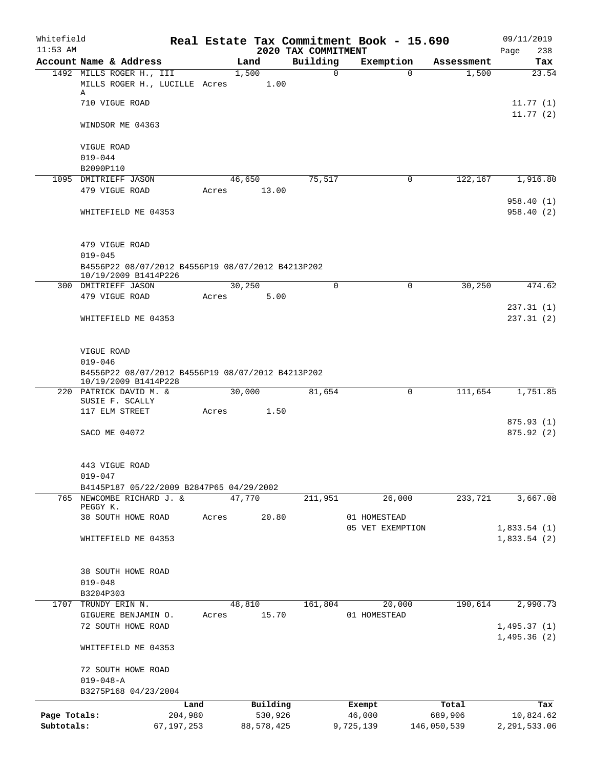Whitefield 11:53 AM

# Real Estate Tax Commitment Book - 15.690

## 2020 TAX COMMITMENT

09/11/2019 Page 238

| Account Name & Address | Land | Building | Exemption | Assessment | Tax |
|---|---|---|---|---|---|
| 1492 MILLS ROGER H., III | 1,500 | 0 | 0 | 1,500 | 23.54 |
| MILLS ROGER H., LUCILLE A | Acres 1.00 | | | | |
| 710 VIGUE ROAD | | | | | 11.77 (1) |
| | | | | | 11.77 (2) |
| WINDSOR ME 04363 | | | | | |
| VIGUE ROAD | | | | | |
| 019-044 | | | | | |
| B2090P110 | | | | | |
| 1095 DMITRIEFF JASON | 46,650 | 75,517 | 0 | 122,167 | 1,916.80 |
| 479 VIGUE ROAD | Acres 13.00 | | | | |
| | | | | | 958.40 (1) |
| WHITEFIELD ME 04353 | | | | | 958.40 (2) |
| 479 VIGUE ROAD | | | | | |
| 019-045 | | | | | |
| B4556P22 08/07/2012 B4556P19 08/07/2012 B4213P202 10/19/2009 B1414P226 | | | | | |
| 300 DMITRIEFF JASON | 30,250 | 0 | 0 | 30,250 | 474.62 |
| 479 VIGUE ROAD | Acres 5.00 | | | | |
| | | | | | 237.31 (1) |
| WHITEFIELD ME 04353 | | | | | 237.31 (2) |
| VIGUE ROAD | | | | | |
| 019-046 | | | | | |
| B4556P22 08/07/2012 B4556P19 08/07/2012 B4213P202 10/19/2009 B1414P228 | | | | | |
| 220 PATRICK DAVID M. & SUSIE F. SCALLY | 30,000 | 81,654 | 0 | 111,654 | 1,751.85 |
| 117 ELM STREET | Acres 1.50 | | | | |
| | | | | | 875.93 (1) |
| SACO ME 04072 | | | | | 875.92 (2) |
| 443 VIGUE ROAD | | | | | |
| 019-047 | | | | | |
| B4145P187 05/22/2009 B2847P65 04/29/2002 | | | | | |
| 765 NEWCOMBE RICHARD J. & PEGGY K. | 47,770 | 211,951 | 26,000 | 233,721 | 3,667.08 |
| 38 SOUTH HOWE ROAD | Acres 20.80 | | 01 HOMESTEAD | | |
| | | | 05 VET EXEMPTION | | 1,833.54 (1) |
| WHITEFIELD ME 04353 | | | | | 1,833.54 (2) |
| 38 SOUTH HOWE ROAD | | | | | |
| 019-048 | | | | | |
| B3204P303 | | | | | |
| 1707 TRUNDY ERIN N. | 48,810 | 161,804 | 20,000 | 190,614 | 2,990.73 |
| GIGUERE BENJAMIN O. | Acres 15.70 | | 01 HOMESTEAD | | |
| 72 SOUTH HOWE ROAD | | | | | 1,495.37 (1) |
| | | | | | 1,495.36 (2) |
| WHITEFIELD ME 04353 | | | | | |
| 72 SOUTH HOWE ROAD | | | | | |
| 019-048-A | | | | | |
| B3275P168 04/23/2004 | | | | | |

| | Land | Building | Exempt | Total | Tax |
|---|---|---|---|---|---|
| Page Totals: | 204,980 | 530,926 | 46,000 | 689,906 | 10,824.62 |
| Subtotals: | 67,197,253 | 88,578,425 | 9,725,139 | 146,050,539 | 2,291,533.06 |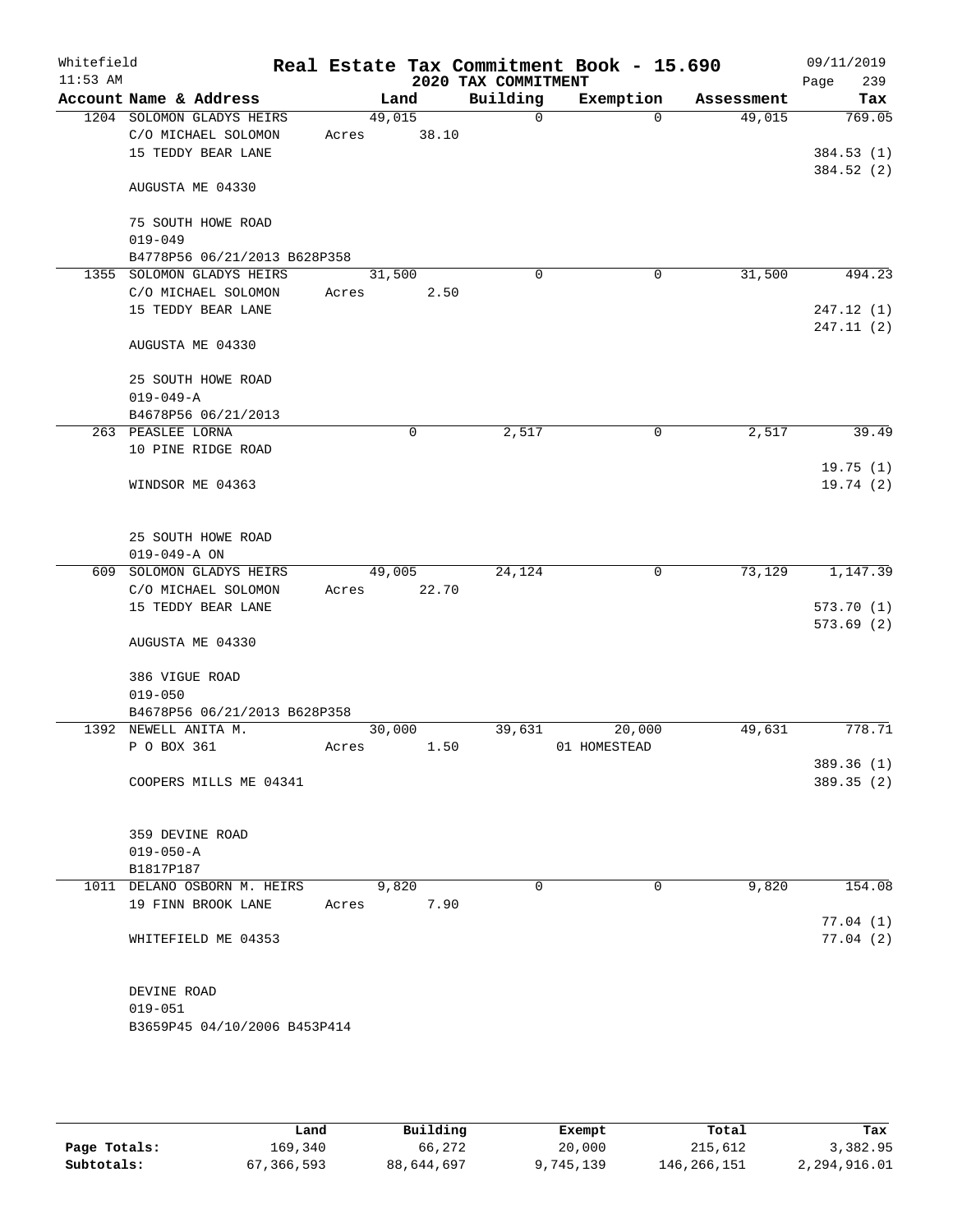Whitefield 11:53 AM

# Real Estate Tax Commitment Book - 15.690

## 2020 TAX COMMITMENT

09/11/2019 Page 239

| Account Name & Address | Land | Building | Exemption | Assessment | Tax |
|---|---|---|---|---|---|
| 1204 SOLOMON GLADYS HEIRS | 49,015 | 0 | 0 | 49,015 | 769.05 |
| C/O MICHAEL SOLOMON | Acres 38.10 | | | | |
| 15 TEDDY BEAR LANE | | | | | 384.53 (1) |
| | | | | | 384.52 (2) |
| AUGUSTA ME 04330 | | | | | |
| 75 SOUTH HOWE ROAD | | | | | |
| 019-049 | | | | | |
| B4778P56 06/21/2013 B628P358 | | | | | |
| 1355 SOLOMON GLADYS HEIRS | 31,500 | 0 | 0 | 31,500 | 494.23 |
| C/O MICHAEL SOLOMON | Acres 2.50 | | | | |
| 15 TEDDY BEAR LANE | | | | | 247.12 (1) |
| | | | | | 247.11 (2) |
| AUGUSTA ME 04330 | | | | | |
| 25 SOUTH HOWE ROAD | | | | | |
| 019-049-A | | | | | |
| B4678P56 06/21/2013 | | | | | |
| 263 PEASLEE LORNA | 0 | 2,517 | 0 | 2,517 | 39.49 |
| 10 PINE RIDGE ROAD | | | | | |
| | | | | | 19.75 (1) |
| WINDSOR ME 04363 | | | | | 19.74 (2) |
| 25 SOUTH HOWE ROAD | | | | | |
| 019-049-A ON | | | | | |
| 609 SOLOMON GLADYS HEIRS | 49,005 | 24,124 | 0 | 73,129 | 1,147.39 |
| C/O MICHAEL SOLOMON | Acres 22.70 | | | | |
| 15 TEDDY BEAR LANE | | | | | 573.70 (1) |
| | | | | | 573.69 (2) |
| AUGUSTA ME 04330 | | | | | |
| 386 VIGUE ROAD | | | | | |
| 019-050 | | | | | |
| B4678P56 06/21/2013 B628P358 | | | | | |
| 1392 NEWELL ANITA M. | 30,000 | 39,631 | 20,000 | 49,631 | 778.71 |
| P O BOX 361 | Acres 1.50 | | 01 HOMESTEAD | | |
| | | | | | 389.36 (1) |
| COOPERS MILLS ME 04341 | | | | | 389.35 (2) |
| 359 DEVINE ROAD | | | | | |
| 019-050-A | | | | | |
| B1817P187 | | | | | |
| 1011 DELANO OSBORN M. HEIRS | 9,820 | 0 | 0 | 9,820 | 154.08 |
| 19 FINN BROOK LANE | Acres 7.90 | | | | |
| | | | | | 77.04 (1) |
| WHITEFIELD ME 04353 | | | | | 77.04 (2) |
| DEVINE ROAD | | | | | |
| 019-051 | | | | | |
| B3659P45 04/10/2006 B453P414 | | | | | |

| | Land | Building | Exempt | Total | Tax |
|---|---|---|---|---|---|
| Page Totals: | 169,340 | 66,272 | 20,000 | 215,612 | 3,382.95 |
| Subtotals: | 67,366,593 | 88,644,697 | 9,745,139 | 146,266,151 | 2,294,916.01 |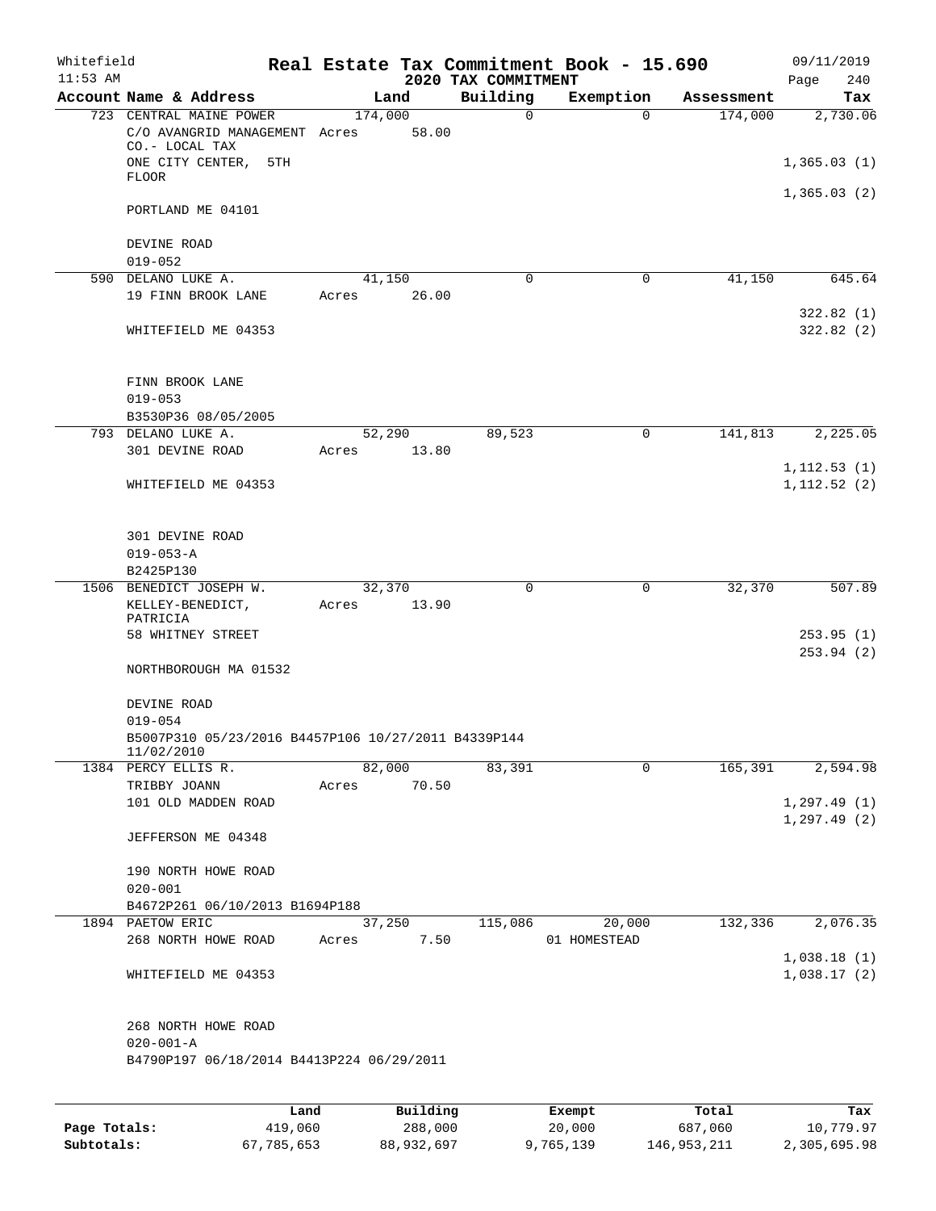Whitefield 11:53 AM

# Real Estate Tax Commitment Book - 15.690

## 2020 TAX COMMITMENT

09/11/2019 Page 240

| Account Name & Address | Land | Building | Exemption | Assessment | Tax |
|---|---|---|---|---|---|
| 723 CENTRAL MAINE POWER | 174,000 | 0 | 0 | 174,000 | 2,730.06 |
| C/O AVANGRID MANAGEMENT CO.- LOCAL TAX | Acres 58.00 | | | | |
| ONE CITY CENTER, 5TH FLOOR | | | | | 1,365.03 (1) |
| | | | | | 1,365.03 (2) |
| PORTLAND ME 04101 | | | | | |
| DEVINE ROAD | | | | | |
| 019-052 | | | | | |
| 590 DELANO LUKE A. | 41,150 | 0 | 0 | 41,150 | 645.64 |
| 19 FINN BROOK LANE | Acres 26.00 | | | | |
| | | | | | 322.82 (1) |
| WHITEFIELD ME 04353 | | | | | 322.82 (2) |
| FINN BROOK LANE | | | | | |
| 019-053 | | | | | |
| B3530P36 08/05/2005 | | | | | |
| 793 DELANO LUKE A. | 52,290 | 89,523 | 0 | 141,813 | 2,225.05 |
| 301 DEVINE ROAD | Acres 13.80 | | | | |
| | | | | | 1,112.53 (1) |
| WHITEFIELD ME 04353 | | | | | 1,112.52 (2) |
| 301 DEVINE ROAD | | | | | |
| 019-053-A | | | | | |
| B2425P130 | | | | | |
| 1506 BENEDICT JOSEPH W. | 32,370 | 0 | 0 | 32,370 | 507.89 |
| KELLEY-BENEDICT, PATRICIA | Acres 13.90 | | | | |
| 58 WHITNEY STREET | | | | | 253.95 (1) |
| | | | | | 253.94 (2) |
| NORTHBOROUGH MA 01532 | | | | | |
| DEVINE ROAD | | | | | |
| 019-054 | | | | | |
| B5007P310 05/23/2016 B4457P106 10/27/2011 B4339P144 11/02/2010 | | | | | |
| 1384 PERCY ELLIS R. | 82,000 | 83,391 | 0 | 165,391 | 2,594.98 |
| TRIBBY JOANN | Acres 70.50 | | | | |
| 101 OLD MADDEN ROAD | | | | | 1,297.49 (1) |
| | | | | | 1,297.49 (2) |
| JEFFERSON ME 04348 | | | | | |
| 190 NORTH HOWE ROAD | | | | | |
| 020-001 | | | | | |
| B4672P261 06/10/2013 B1694P188 | | | | | |
| 1894 PAETOW ERIC | 37,250 | 115,086 | 20,000 | 132,336 | 2,076.35 |
| 268 NORTH HOWE ROAD | Acres 7.50 | | 01 HOMESTEAD | | |
| | | | | | 1,038.18 (1) |
| WHITEFIELD ME 04353 | | | | | 1,038.17 (2) |
| 268 NORTH HOWE ROAD | | | | | |
| 020-001-A | | | | | |
| B4790P197 06/18/2014 B4413P224 06/29/2011 | | | | | |

| | Land | Building | Exempt | Total | Tax |
|---|---|---|---|---|---|
| Page Totals: | 419,060 | 288,000 | 20,000 | 687,060 | 10,779.97 |
| Subtotals: | 67,785,653 | 88,932,697 | 9,765,139 | 146,953,211 | 2,305,695.98 |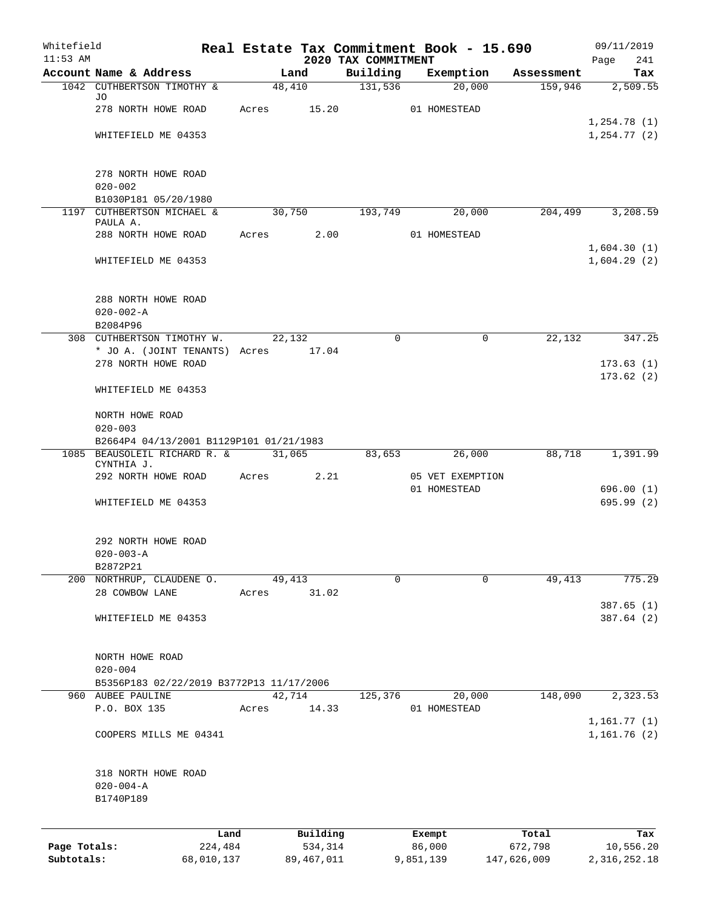Whitefield
11:53 AM

# Real Estate Tax Commitment Book - 15.690

## 2020 TAX COMMITMENT

09/11/2019
Page 241

| Account | Name & Address | Land | Building | Exemption | Assessment | Tax |
|---|---|---|---|---|---|---|
| 1042 | CUTHBERTSON TIMOTHY & JO | 48,410 | 131,536 | 20,000 | 159,946 | 2,509.55 |
| | 278 NORTH HOWE ROAD | Acres 15.20 | | 01 HOMESTEAD | | |
| | | | | | | 1,254.78 (1) |
| | WHITEFIELD ME 04353 | | | | | 1,254.77 (2) |
| | 278 NORTH HOWE ROAD | | | | | |
| | 020-002 | | | | | |
| | B1030P181 05/20/1980 | | | | | |
| 1197 | CUTHBERTSON MICHAEL & PAULA A. | 30,750 | 193,749 | 20,000 | 204,499 | 3,208.59 |
| | 288 NORTH HOWE ROAD | Acres 2.00 | | 01 HOMESTEAD | | |
| | | | | | | 1,604.30 (1) |
| | WHITEFIELD ME 04353 | | | | | 1,604.29 (2) |
| | 288 NORTH HOWE ROAD | | | | | |
| | 020-002-A | | | | | |
| | B2084P96 | | | | | |
| 308 | CUTHBERTSON TIMOTHY W. | 22,132 | 0 | 0 | 22,132 | 347.25 |
| | * JO A. (JOINT TENANTS) | Acres 17.04 | | | | |
| | 278 NORTH HOWE ROAD | | | | | 173.63 (1) |
| | | | | | | 173.62 (2) |
| | WHITEFIELD ME 04353 | | | | | |
| | NORTH HOWE ROAD | | | | | |
| | 020-003 | | | | | |
| | B2664P4 04/13/2001 B1129P101 01/21/1983 | | | | | |
| 1085 | BEAUSOLEIL RICHARD R. & CYNTHIA J. | 31,065 | 83,653 | 26,000 | 88,718 | 1,391.99 |
| | 292 NORTH HOWE ROAD | Acres 2.21 | | 05 VET EXEMPTION | | |
| | | | | 01 HOMESTEAD | | 696.00 (1) |
| | WHITEFIELD ME 04353 | | | | | 695.99 (2) |
| | 292 NORTH HOWE ROAD | | | | | |
| | 020-003-A | | | | | |
| | B2872P21 | | | | | |
| 200 | NORTHRUP, CLAUDENE O. | 49,413 | 0 | 0 | 49,413 | 775.29 |
| | 28 COWBOW LANE | Acres 31.02 | | | | |
| | | | | | | 387.65 (1) |
| | WHITEFIELD ME 04353 | | | | | 387.64 (2) |
| | NORTH HOWE ROAD | | | | | |
| | 020-004 | | | | | |
| | B5356P183 02/22/2019 B3772P13 11/17/2006 | | | | | |
| 960 | AUBEE PAULINE | 42,714 | 125,376 | 20,000 | 148,090 | 2,323.53 |
| | P.O. BOX 135 | Acres 14.33 | | 01 HOMESTEAD | | |
| | | | | | | 1,161.77 (1) |
| | COOPERS MILLS ME 04341 | | | | | 1,161.76 (2) |
| | 318 NORTH HOWE ROAD | | | | | |
| | 020-004-A | | | | | |
| | B1740P189 | | | | | |

| | Land | Building | Exempt | Total | Tax |
|---|---|---|---|---|---|
| Page Totals: | 224,484 | 534,314 | 86,000 | 672,798 | 10,556.20 |
| Subtotals: | 68,010,137 | 89,467,011 | 9,851,139 | 147,626,009 | 2,316,252.18 |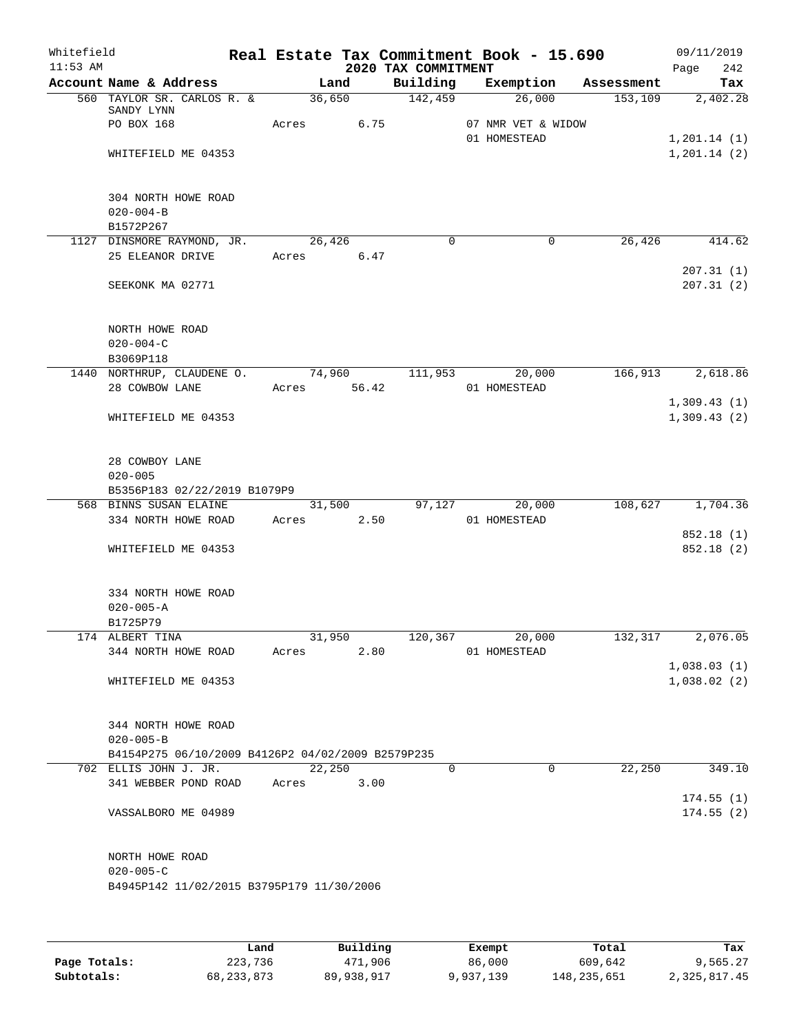Whitefield 11:53 AM

# Real Estate Tax Commitment Book - 15.690

## 2020 TAX COMMITMENT

09/11/2019 Page 242

| Account Name & Address | Land | Building | Exemption | Assessment | Tax |
|---|---|---|---|---|---|
| 560 TAYLOR SR. CARLOS R. & SANDY LYNN | 36,650 | 142,459 | 26,000 | 153,109 | 2,402.28 |
| PO BOX 168 | Acres 6.75 | | 07 NMR VET & WIDOW | | |
| | | | 01 HOMESTEAD | | 1,201.14 (1) |
| WHITEFIELD ME 04353 | | | | | 1,201.14 (2) |
| 304 NORTH HOWE ROAD | | | | | |
| 020-004-B | | | | | |
| B1572P267 | | | | | |
| 1127 DINSMORE RAYMOND, JR. | 26,426 | 0 | 0 | 26,426 | 414.62 |
| 25 ELEANOR DRIVE | Acres 6.47 | | | | |
| | | | | | 207.31 (1) |
| SEEKONK MA 02771 | | | | | 207.31 (2) |
| NORTH HOWE ROAD | | | | | |
| 020-004-C | | | | | |
| B3069P118 | | | | | |
| 1440 NORTHRUP, CLAUDENE O. | 74,960 | 111,953 | 20,000 | 166,913 | 2,618.86 |
| 28 COWBOW LANE | Acres 56.42 | | 01 HOMESTEAD | | |
| | | | | | 1,309.43 (1) |
| WHITEFIELD ME 04353 | | | | | 1,309.43 (2) |
| 28 COWBOY LANE | | | | | |
| 020-005 | | | | | |
| B5356P183 02/22/2019 B1079P9 | | | | | |
| 568 BINNS SUSAN ELAINE | 31,500 | 97,127 | 20,000 | 108,627 | 1,704.36 |
| 334 NORTH HOWE ROAD | Acres 2.50 | | 01 HOMESTEAD | | |
| | | | | | 852.18 (1) |
| WHITEFIELD ME 04353 | | | | | 852.18 (2) |
| 334 NORTH HOWE ROAD | | | | | |
| 020-005-A | | | | | |
| B1725P79 | | | | | |
| 174 ALBERT TINA | 31,950 | 120,367 | 20,000 | 132,317 | 2,076.05 |
| 344 NORTH HOWE ROAD | Acres 2.80 | | 01 HOMESTEAD | | |
| | | | | | 1,038.03 (1) |
| WHITEFIELD ME 04353 | | | | | 1,038.02 (2) |
| 344 NORTH HOWE ROAD | | | | | |
| 020-005-B | | | | | |
| B4154P275 06/10/2009 B4126P2 04/02/2009 B2579P235 | | | | | |
| 702 ELLIS JOHN J. JR. | 22,250 | 0 | 0 | 22,250 | 349.10 |
| 341 WEBBER POND ROAD | Acres 3.00 | | | | |
| | | | | | 174.55 (1) |
| VASSALBORO ME 04989 | | | | | 174.55 (2) |
| NORTH HOWE ROAD | | | | | |
| 020-005-C | | | | | |
| B4945P142 11/02/2015 B3795P179 11/30/2006 | | | | | |

| | Land | Building | Exempt | Total | Tax |
|---|---|---|---|---|---|
| Page Totals: | 223,736 | 471,906 | 86,000 | 609,642 | 9,565.27 |
| Subtotals: | 68,233,873 | 89,938,917 | 9,937,139 | 148,235,651 | 2,325,817.45 |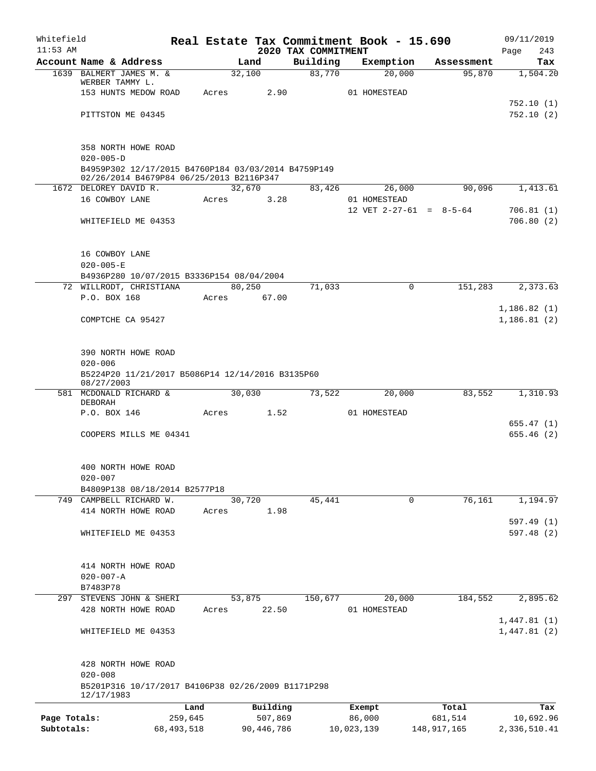Whitefield 11:53 AM

# Real Estate Tax Commitment Book - 15.690

## 2020 TAX COMMITMENT

09/11/2019

| Account Name & Address | Land | Building | Exemption | Assessment | Tax |
|---|---|---|---|---|---|
| 1639 BALMERT JAMES M. & WERBER TAMMY L. | 32,100 | 83,770 | 20,000 | 95,870 | 1,504.20 |
| 153 HUNTS MEDOW ROAD | Acres 2.90 | | 01 HOMESTEAD | | |
| | | | | | 752.10 (1) |
| PITTSTON ME 04345 | | | | | 752.10 (2) |
| 358 NORTH HOWE ROAD | | | | | |
| 020-005-D | | | | | |
| B4959P302 12/17/2015 B4760P184 03/03/2014 B4759P149 02/26/2014 B4679P84 06/25/2013 B2116P347 | | | | | |
| 1672 DELOREY DAVID R. | 32,670 | 83,426 | 26,000 | 90,096 | 1,413.61 |
| 16 COWBOY LANE | Acres 3.28 | | 01 HOMESTEAD | | |
| | | | 12 VET 2-27-61 = 8-5-64 | | 706.81 (1) |
| WHITEFIELD ME 04353 | | | | | 706.80 (2) |
| 16 COWBOY LANE | | | | | |
| 020-005-E | | | | | |
| B4936P280 10/07/2015 B3336P154 08/04/2004 | | | | | |
| 72 WILLRODT, CHRISTIANA | 80,250 | 71,033 | 0 | 151,283 | 2,373.63 |
| P.O. BOX 168 | Acres 67.00 | | | | |
| | | | | | 1,186.82 (1) |
| COMPTCHE CA 95427 | | | | | 1,186.81 (2) |
| 390 NORTH HOWE ROAD | | | | | |
| 020-006 | | | | | |
| B5224P20 11/21/2017 B5086P14 12/14/2016 B3135P60 08/27/2003 | | | | | |
| 581 MCDONALD RICHARD & DEBORAH | 30,030 | 73,522 | 20,000 | 83,552 | 1,310.93 |
| P.O. BOX 146 | Acres 1.52 | | 01 HOMESTEAD | | |
| | | | | | 655.47 (1) |
| COOPERS MILLS ME 04341 | | | | | 655.46 (2) |
| 400 NORTH HOWE ROAD | | | | | |
| 020-007 | | | | | |
| B4809P138 08/18/2014 B2577P18 | | | | | |
| 749 CAMPBELL RICHARD W. | 30,720 | 45,441 | 0 | 76,161 | 1,194.97 |
| 414 NORTH HOWE ROAD | Acres 1.98 | | | | |
| | | | | | 597.49 (1) |
| WHITEFIELD ME 04353 | | | | | 597.48 (2) |
| 414 NORTH HOWE ROAD | | | | | |
| 020-007-A | | | | | |
| B7483P78 | | | | | |
| 297 STEVENS JOHN & SHERI | 53,875 | 150,677 | 20,000 | 184,552 | 2,895.62 |
| 428 NORTH HOWE ROAD | Acres 22.50 | | 01 HOMESTEAD | | |
| | | | | | 1,447.81 (1) |
| WHITEFIELD ME 04353 | | | | | 1,447.81 (2) |
| 428 NORTH HOWE ROAD | | | | | |
| 020-008 | | | | | |
| B5201P316 10/17/2017 B4106P38 02/26/2009 B1171P298 12/17/1983 | | | | | |

| | Land | Building | Exempt | Total | Tax |
|---|---|---|---|---|---|
| Page Totals: | 259,645 | 507,869 | 86,000 | 681,514 | 10,692.96 |
| Subtotals: | 68,493,518 | 90,446,786 | 10,023,139 | 148,917,165 | 2,336,510.41 |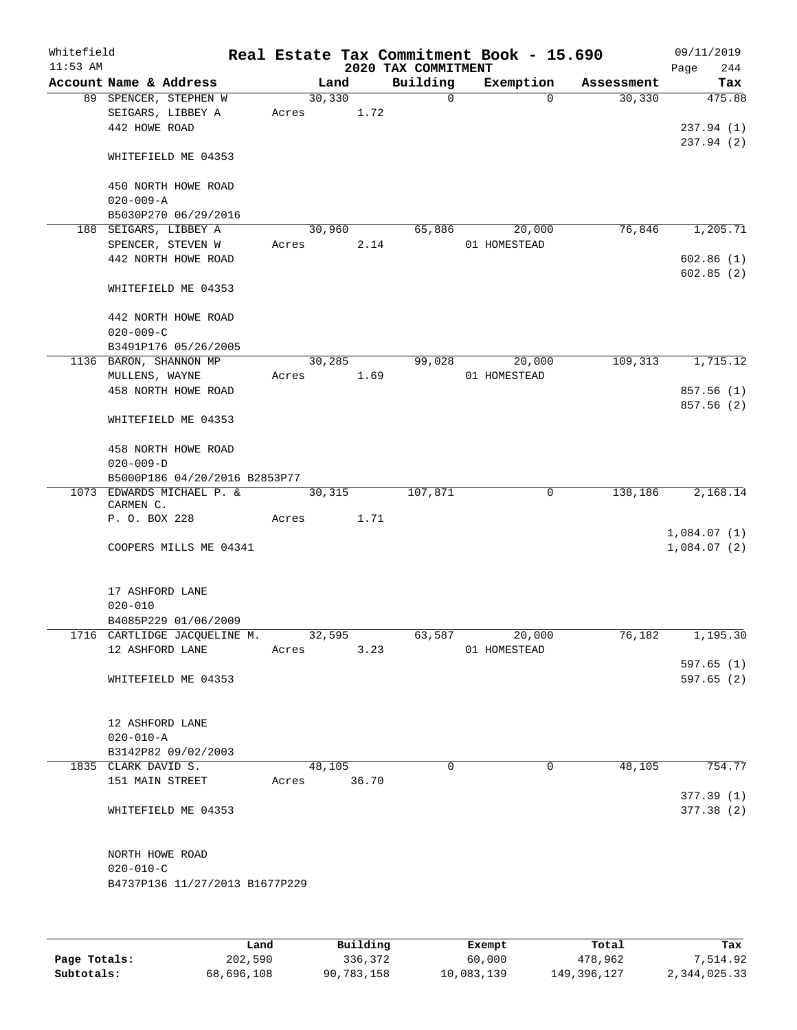Whitefield 11:53 AM

# Real Estate Tax Commitment Book - 15.690

## 2020 TAX COMMITMENT

09/11/2019 Page 244

| Account Name & Address | Land | Building | Exemption | Assessment | Tax |
|---|---|---|---|---|---|
| 89 SPENCER, STEPHEN W | 30,330 | 0 | 0 | 30,330 | 475.88 |
| SEIGARS, LIBBEY A | Acres 1.72 | | | | |
| 442 HOWE ROAD | | | | | 237.94 (1) |
| | | | | | 237.94 (2) |
| WHITEFIELD ME 04353 | | | | | |
| 450 NORTH HOWE ROAD | | | | | |
| 020-009-A | | | | | |
| B5030P270 06/29/2016 | | | | | |
| 188 SEIGARS, LIBBEY A | 30,960 | 65,886 | 20,000 | 76,846 | 1,205.71 |
| SPENCER, STEVEN W | Acres 2.14 | | 01 HOMESTEAD | | |
| 442 NORTH HOWE ROAD | | | | | 602.86 (1) |
| | | | | | 602.85 (2) |
| WHITEFIELD ME 04353 | | | | | |
| 442 NORTH HOWE ROAD | | | | | |
| 020-009-C | | | | | |
| B3491P176 05/26/2005 | | | | | |
| 1136 BARON, SHANNON MP | 30,285 | 99,028 | 20,000 | 109,313 | 1,715.12 |
| MULLENS, WAYNE | Acres 1.69 | | 01 HOMESTEAD | | |
| 458 NORTH HOWE ROAD | | | | | 857.56 (1) |
| | | | | | 857.56 (2) |
| WHITEFIELD ME 04353 | | | | | |
| 458 NORTH HOWE ROAD | | | | | |
| 020-009-D | | | | | |
| B5000P186 04/20/2016 B2853P77 | | | | | |
| 1073 EDWARDS MICHAEL P. & CARMEN C. | 30,315 | 107,871 | 0 | 138,186 | 2,168.14 |
| P. O. BOX 228 | Acres 1.71 | | | | |
| | | | | | 1,084.07 (1) |
| COOPERS MILLS ME 04341 | | | | | 1,084.07 (2) |
| 17 ASHFORD LANE | | | | | |
| 020-010 | | | | | |
| B4085P229 01/06/2009 | | | | | |
| 1716 CARTLIDGE JACQUELINE M. | 32,595 | 63,587 | 20,000 | 76,182 | 1,195.30 |
| 12 ASHFORD LANE | Acres 3.23 | | 01 HOMESTEAD | | |
| | | | | | 597.65 (1) |
| WHITEFIELD ME 04353 | | | | | 597.65 (2) |
| 12 ASHFORD LANE | | | | | |
| 020-010-A | | | | | |
| B3142P82 09/02/2003 | | | | | |
| 1835 CLARK DAVID S. | 48,105 | 0 | 0 | 48,105 | 754.77 |
| 151 MAIN STREET | Acres 36.70 | | | | |
| | | | | | 377.39 (1) |
| WHITEFIELD ME 04353 | | | | | 377.38 (2) |
| NORTH HOWE ROAD | | | | | |
| 020-010-C | | | | | |
| B4737P136 11/27/2013 B1677P229 | | | | | |

| | Land | Building | Exempt | Total | Tax |
|---|---|---|---|---|---|
| Page Totals: | 202,590 | 336,372 | 60,000 | 478,962 | 7,514.92 |
| Subtotals: | 68,696,108 | 90,783,158 | 10,083,139 | 149,396,127 | 2,344,025.33 |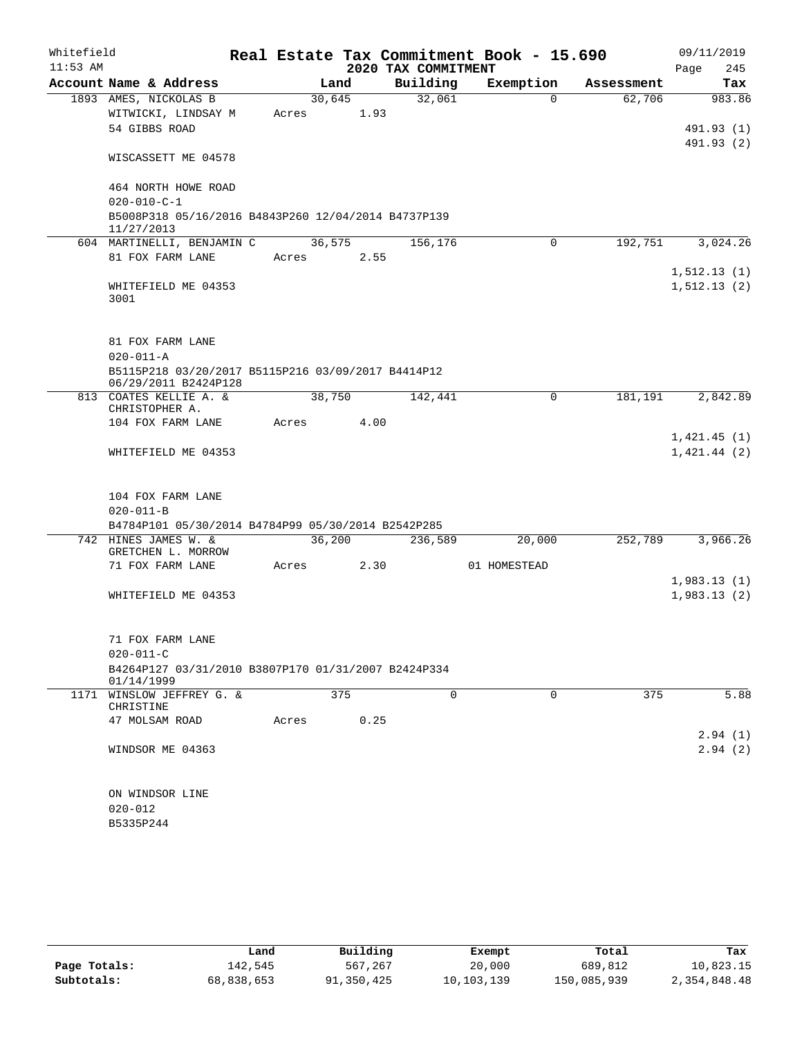Whitefield 11:53 AM

# Real Estate Tax Commitment Book - 15.690

09/11/2019

## 2020 TAX COMMITMENT

| Account Name & Address | Land | Building | Exemption | Assessment | Tax |
|---|---|---|---|---|---|
| 1893 AMES, NICKOLAS B | 30,645 | 32,061 | 0 | 62,706 | 983.86 |
| WITWICKI, LINDSAY M | Acres 1.93 | | | | |
| 54 GIBBS ROAD | | | | | 491.93 (1) |
| | | | | | 491.93 (2) |
| WISCASSETT ME 04578 | | | | | |
| 464 NORTH HOWE ROAD | | | | | |
| 020-010-C-1 | | | | | |
| B5008P318 05/16/2016 B4843P260 12/04/2014 B4737P139 11/27/2013 | | | | | |
| 604 MARTINELLI, BENJAMIN C | 36,575 | 156,176 | 0 | 192,751 | 3,024.26 |
| 81 FOX FARM LANE | Acres 2.55 | | | | |
| | | | | | 1,512.13 (1) |
| WHITEFIELD ME 04353 3001 | | | | | 1,512.13 (2) |
| 81 FOX FARM LANE | | | | | |
| 020-011-A | | | | | |
| B5115P218 03/20/2017 B5115P216 03/09/2017 B4414P12 06/29/2011 B2424P128 | | | | | |
| 813 COATES KELLIE A. & CHRISTOPHER A. | 38,750 | 142,441 | 0 | 181,191 | 2,842.89 |
| 104 FOX FARM LANE | Acres 4.00 | | | | |
| | | | | | 1,421.45 (1) |
| WHITEFIELD ME 04353 | | | | | 1,421.44 (2) |
| 104 FOX FARM LANE | | | | | |
| 020-011-B | | | | | |
| B4784P101 05/30/2014 B4784P99 05/30/2014 B2542P285 | | | | | |
| 742 HINES JAMES W. & GRETCHEN L. MORROW | 36,200 | 236,589 | 20,000 | 252,789 | 3,966.26 |
| 71 FOX FARM LANE | Acres 2.30 | | 01 HOMESTEAD | | |
| | | | | | 1,983.13 (1) |
| WHITEFIELD ME 04353 | | | | | 1,983.13 (2) |
| 71 FOX FARM LANE | | | | | |
| 020-011-C | | | | | |
| B4264P127 03/31/2010 B3807P170 01/31/2007 B2424P334 01/14/1999 | | | | | |
| 1171 WINSLOW JEFFREY G. & CHRISTINE | 375 | 0 | 0 | 375 | 5.88 |
| 47 MOLSAM ROAD | Acres 0.25 | | | | |
| | | | | | 2.94 (1) |
| WINDSOR ME 04363 | | | | | 2.94 (2) |
| ON WINDSOR LINE | | | | | |
| 020-012 | | | | | |
| B5335P244 | | | | | |

| | Land | Building | Exempt | Total | Tax |
|---|---|---|---|---|---|
| Page Totals: | 142,545 | 567,267 | 20,000 | 689,812 | 10,823.15 |
| Subtotals: | 68,838,653 | 91,350,425 | 10,103,139 | 150,085,939 | 2,354,848.48 |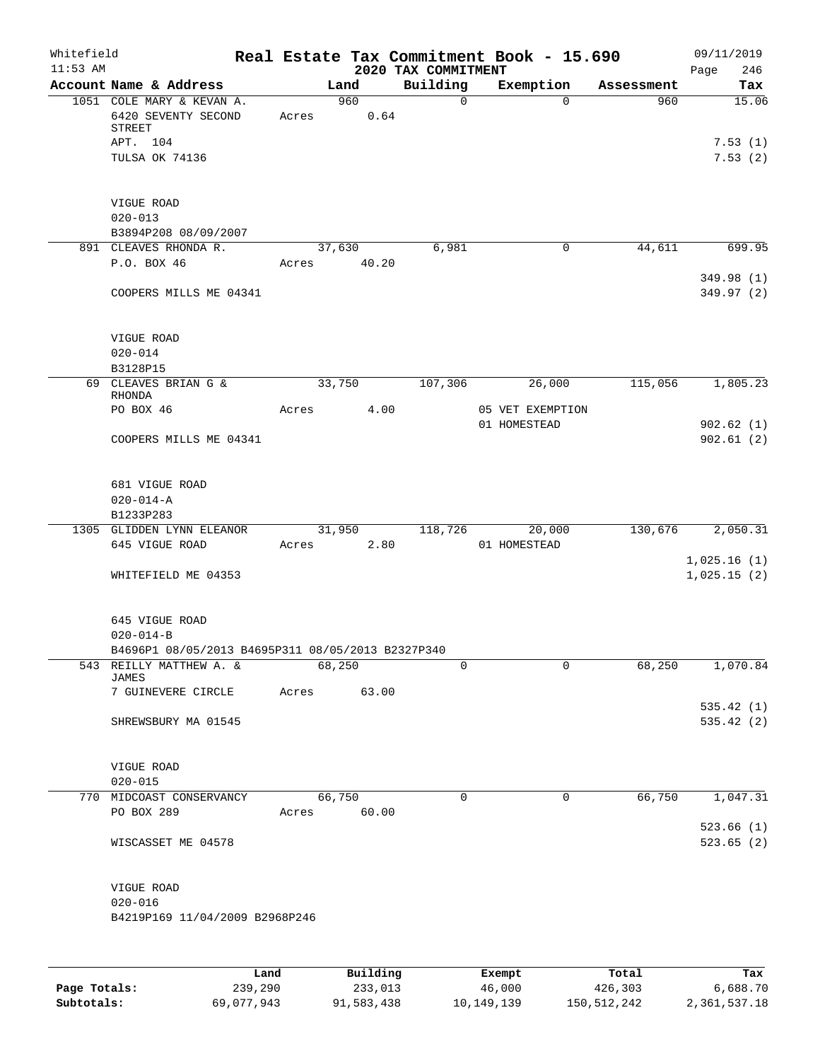Whitefield 11:53 AM

# Real Estate Tax Commitment Book - 15.690

## 2020 TAX COMMITMENT

09/11/2019 Page 246

| Account Name & Address | Land | Building | Exemption | Assessment | Tax |
|---|---|---|---|---|---|
| 1051 COLE MARY & KEVAN A. | 960 | 0 | 0 | 960 | 15.06 |
| 6420 SEVENTY SECOND STREET | Acres 0.64 | | | | |
| APT. 104 | | | | | 7.53 (1) |
| TULSA OK 74136 | | | | | 7.53 (2) |
| VIGUE ROAD | | | | | |
| 020-013 | | | | | |
| B3894P208 08/09/2007 | | | | | |
| 891 CLEAVES RHONDA R. | 37,630 | 6,981 | 0 | 44,611 | 699.95 |
| P.O. BOX 46 | Acres 40.20 | | | | |
| | | | | | 349.98 (1) |
| COOPERS MILLS ME 04341 | | | | | 349.97 (2) |
| VIGUE ROAD | | | | | |
| 020-014 | | | | | |
| B3128P15 | | | | | |
| 69 CLEAVES BRIAN G & RHONDA | 33,750 | 107,306 | 26,000 | 115,056 | 1,805.23 |
| PO BOX 46 | Acres 4.00 | | 05 VET EXEMPTION | | |
| | | | 01 HOMESTEAD | | 902.62 (1) |
| COOPERS MILLS ME 04341 | | | | | 902.61 (2) |
| 681 VIGUE ROAD | | | | | |
| 020-014-A | | | | | |
| B1233P283 | | | | | |
| 1305 GLIDDEN LYNN ELEANOR | 31,950 | 118,726 | 20,000 | 130,676 | 2,050.31 |
| 645 VIGUE ROAD | Acres 2.80 | | 01 HOMESTEAD | | |
| | | | | | 1,025.16 (1) |
| WHITEFIELD ME 04353 | | | | | 1,025.15 (2) |
| 645 VIGUE ROAD | | | | | |
| 020-014-B | | | | | |
| B4696P1 08/05/2013 B4695P311 08/05/2013 B2327P340 | | | | | |
| 543 REILLY MATTHEW A. & JAMES | 68,250 | 0 | 0 | 68,250 | 1,070.84 |
| 7 GUINEVERE CIRCLE | Acres 63.00 | | | | |
| | | | | | 535.42 (1) |
| SHREWSBURY MA 01545 | | | | | 535.42 (2) |
| VIGUE ROAD | | | | | |
| 020-015 | | | | | |
| 770 MIDCOAST CONSERVANCY | 66,750 | 0 | 0 | 66,750 | 1,047.31 |
| PO BOX 289 | Acres 60.00 | | | | |
| | | | | | 523.66 (1) |
| WISCASSET ME 04578 | | | | | 523.65 (2) |
| VIGUE ROAD | | | | | |
| 020-016 | | | | | |
| B4219P169 11/04/2009 B2968P246 | | | | | |

| | Land | Building | Exempt | Total | Tax |
|---|---|---|---|---|---|
| Page Totals: | 239,290 | 233,013 | 46,000 | 426,303 | 6,688.70 |
| Subtotals: | 69,077,943 | 91,583,438 | 10,149,139 | 150,512,242 | 2,361,537.18 |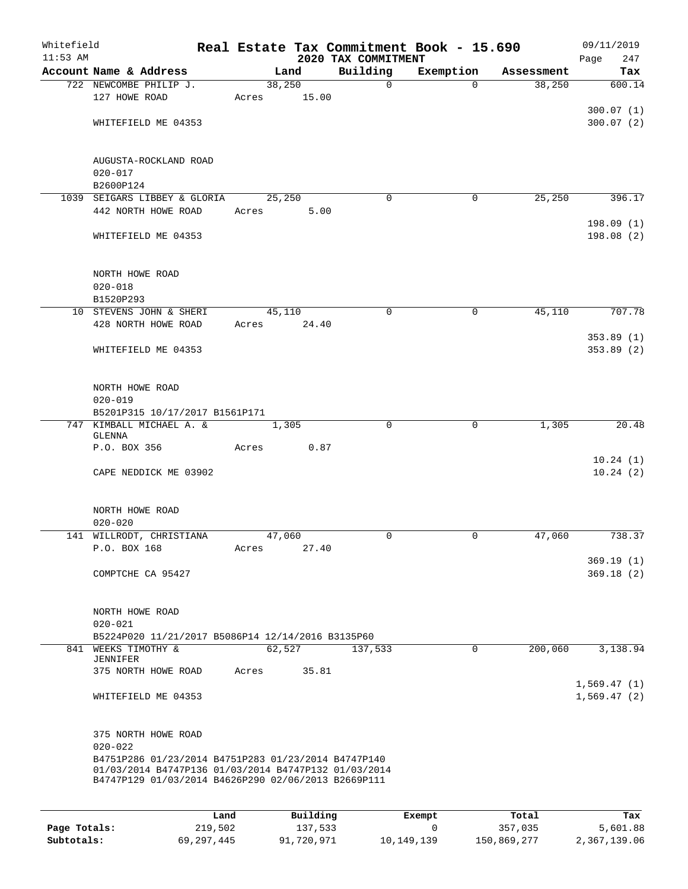Whitefield
11:53 AM

# Real Estate Tax Commitment Book - 15.690
## 2020 TAX COMMITMENT

09/11/2019

| Account Name & Address | Land | Building | Exemption | Assessment | Tax |
|---|---|---|---|---|---|
| 722 NEWCOMBE PHILIP J. | 38,250 | 0 | 0 | 38,250 | 600.14 |
| 127 HOWE ROAD | Acres 15.00 | | | | |
| | | | | | 300.07 (1) |
| WHITEFIELD ME 04353 | | | | | 300.07 (2) |
| AUGUSTA-ROCKLAND ROAD | | | | | |
| 020-017 | | | | | |
| B2600P124 | | | | | |
| 1039 SEIGARS LIBBEY & GLORIA | 25,250 | 0 | 0 | 25,250 | 396.17 |
| 442 NORTH HOWE ROAD | Acres 5.00 | | | | |
| | | | | | 198.09 (1) |
| WHITEFIELD ME 04353 | | | | | 198.08 (2) |
| NORTH HOWE ROAD | | | | | |
| 020-018 | | | | | |
| B1520P293 | | | | | |
| 10 STEVENS JOHN & SHERI | 45,110 | 0 | 0 | 45,110 | 707.78 |
| 428 NORTH HOWE ROAD | Acres 24.40 | | | | |
| | | | | | 353.89 (1) |
| WHITEFIELD ME 04353 | | | | | 353.89 (2) |
| NORTH HOWE ROAD | | | | | |
| 020-019 | | | | | |
| B5201P315 10/17/2017 B1561P171 | | | | | |
| 747 KIMBALL MICHAEL A. & GLENNA | 1,305 | 0 | 0 | 1,305 | 20.48 |
| P.O. BOX 356 | Acres 0.87 | | | | |
| | | | | | 10.24 (1) |
| CAPE NEDDICK ME 03902 | | | | | 10.24 (2) |
| NORTH HOWE ROAD | | | | | |
| 020-020 | | | | | |
| 141 WILLRODT, CHRISTIANA | 47,060 | 0 | 0 | 47,060 | 738.37 |
| P.O. BOX 168 | Acres 27.40 | | | | |
| | | | | | 369.19 (1) |
| COMPTCHE CA 95427 | | | | | 369.18 (2) |
| NORTH HOWE ROAD | | | | | |
| 020-021 | | | | | |
| B5224P020 11/21/2017 B5086P14 12/14/2016 B3135P60 | | | | | |
| 841 WEEKS TIMOTHY & JENNIFER | 62,527 | 137,533 | 0 | 200,060 | 3,138.94 |
| 375 NORTH HOWE ROAD | Acres 35.81 | | | | |
| | | | | | 1,569.47 (1) |
| WHITEFIELD ME 04353 | | | | | 1,569.47 (2) |
| 375 NORTH HOWE ROAD | | | | | |
| 020-022 | | | | | |
| B4751P286 01/23/2014 B4751P283 01/23/2014 B4747P140 01/03/2014 B4747P136 01/03/2014 B4747P132 01/03/2014 B4747P129 01/03/2014 B4626P290 02/06/2013 B2669P111 | | | | | |

| | Land | Building | Exempt | Total | Tax |
|---|---|---|---|---|---|
| Page Totals: | 219,502 | 137,533 | 0 | 357,035 | 5,601.88 |
| Subtotals: | 69,297,445 | 91,720,971 | 10,149,139 | 150,869,277 | 2,367,139.06 |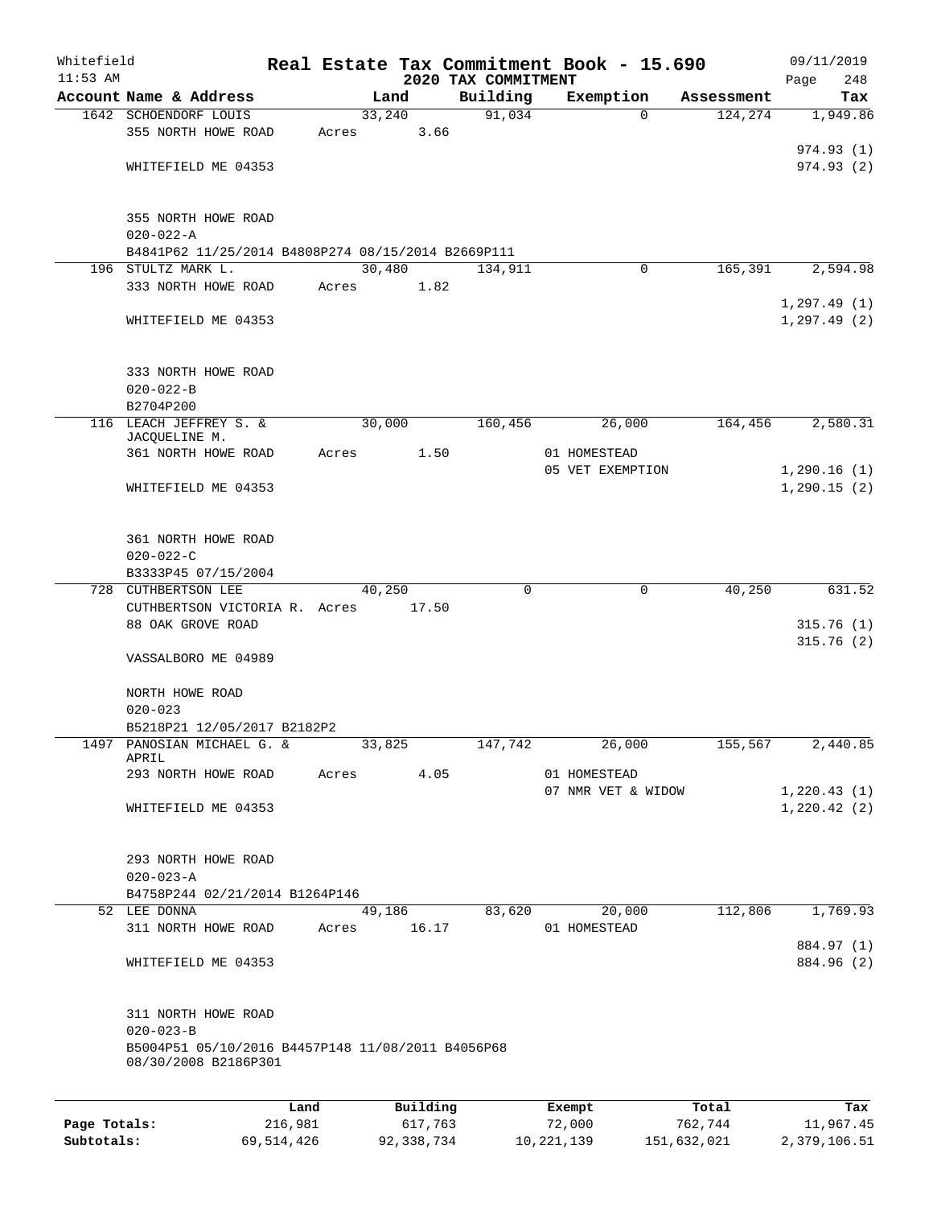Whitefield
11:53 AM

# Real Estate Tax Commitment Book - 15.690
## 2020 TAX COMMITMENT

09/11/2019

| Account Name & Address | Land | Building | Exemption | Assessment | Tax |
|---|---|---|---|---|---|
| 1642 SCHOENDORF LOUIS | 33,240 | 91,034 | 0 | 124,274 | 1,949.86 |
| 355 NORTH HOWE ROAD | Acres 3.66 | | | | |
| | | | | | 974.93 (1) |
| WHITEFIELD ME 04353 | | | | | 974.93 (2) |
| 355 NORTH HOWE ROAD | | | | | |
| 020-022-A | | | | | |
| B4841P62 11/25/2014 B4808P274 08/15/2014 B2669P111 | | | | | |
| 196 STULTZ MARK L. | 30,480 | 134,911 | 0 | 165,391 | 2,594.98 |
| 333 NORTH HOWE ROAD | Acres 1.82 | | | | |
| | | | | | 1,297.49 (1) |
| WHITEFIELD ME 04353 | | | | | 1,297.49 (2) |
| 333 NORTH HOWE ROAD | | | | | |
| 020-022-B | | | | | |
| B2704P200 | | | | | |
| 116 LEACH JEFFREY S. & JACQUELINE M. | 30,000 | 160,456 | 26,000 | 164,456 | 2,580.31 |
| 361 NORTH HOWE ROAD | Acres 1.50 | | 01 HOMESTEAD | | |
| | | | 05 VET EXEMPTION | | 1,290.16 (1) |
| WHITEFIELD ME 04353 | | | | | 1,290.15 (2) |
| 361 NORTH HOWE ROAD | | | | | |
| 020-022-C | | | | | |
| B3333P45 07/15/2004 | | | | | |
| 728 CUTHBERTSON LEE | 40,250 | 0 | 0 | 40,250 | 631.52 |
| CUTHBERTSON VICTORIA R. | Acres 17.50 | | | | |
| 88 OAK GROVE ROAD | | | | | 315.76 (1) |
| | | | | | 315.76 (2) |
| VASSALBORO ME 04989 | | | | | |
| NORTH HOWE ROAD | | | | | |
| 020-023 | | | | | |
| B5218P21 12/05/2017 B2182P2 | | | | | |
| 1497 PANOSIAN MICHAEL G. & APRIL | 33,825 | 147,742 | 26,000 | 155,567 | 2,440.85 |
| 293 NORTH HOWE ROAD | Acres 4.05 | | 01 HOMESTEAD | | |
| | | | 07 NMR VET & WIDOW | | 1,220.43 (1) |
| WHITEFIELD ME 04353 | | | | | 1,220.42 (2) |
| 293 NORTH HOWE ROAD | | | | | |
| 020-023-A | | | | | |
| B4758P244 02/21/2014 B1264P146 | | | | | |
| 52 LEE DONNA | 49,186 | 83,620 | 20,000 | 112,806 | 1,769.93 |
| 311 NORTH HOWE ROAD | Acres 16.17 | | 01 HOMESTEAD | | |
| | | | | | 884.97 (1) |
| WHITEFIELD ME 04353 | | | | | 884.96 (2) |
| 311 NORTH HOWE ROAD | | | | | |
| 020-023-B | | | | | |
| B5004P51 05/10/2016 B4457P148 11/08/2011 B4056P68 08/30/2008 B2186P301 | | | | | |

| | Land | Building | Exempt | Total | Tax |
|---|---|---|---|---|---|
| Page Totals: | 216,981 | 617,763 | 72,000 | 762,744 | 11,967.45 |
| Subtotals: | 69,514,426 | 92,338,734 | 10,221,139 | 151,632,021 | 2,379,106.51 |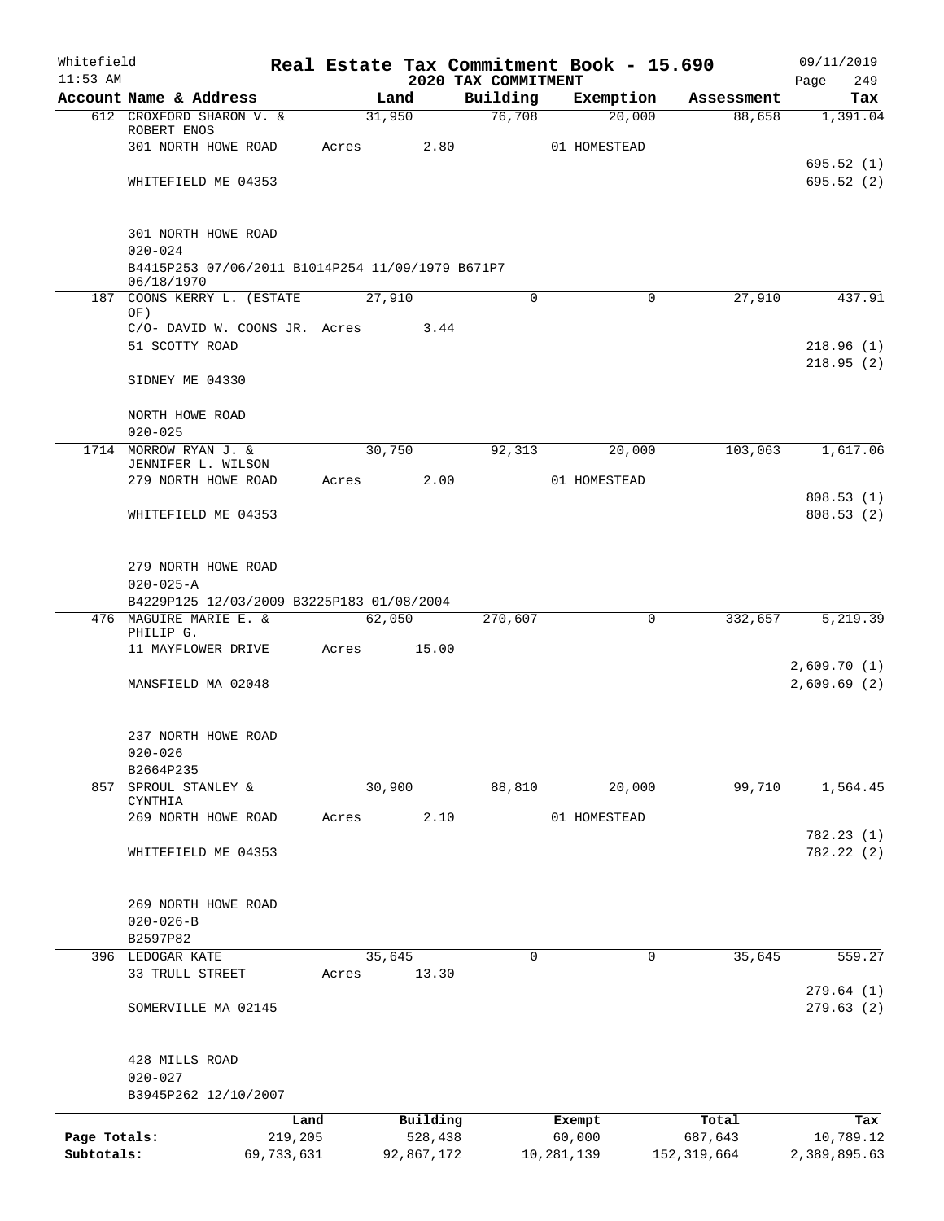Whitefield 11:53 AM

# Real Estate Tax Commitment Book - 15.690
## 2020 TAX COMMITMENT

09/11/2019 Page 249

| Account Name & Address | Land | Building | Exemption | Assessment | Tax |
|---|---|---|---|---|---|
| 612 CROXFORD SHARON V. & ROBERT ENOS | 31,950 | 76,708 | 20,000 | 88,658 | 1,391.04 |
| 301 NORTH HOWE ROAD | Acres 2.80 | | 01 HOMESTEAD | | |
| | | | | | 695.52 (1) |
| WHITEFIELD ME 04353 | | | | | 695.52 (2) |
| 301 NORTH HOWE ROAD | | | | | |
| 020-024 | | | | | |
| B4415P253 07/06/2011 B1014P254 11/09/1979 B671P7 06/18/1970 | | | | | |
| 187 COONS KERRY L. (ESTATE OF) | 27,910 | 0 | 0 | 27,910 | 437.91 |
| C/O- DAVID W. COONS JR. | Acres 3.44 | | | | |
| 51 SCOTTY ROAD | | | | | 218.96 (1) |
| | | | | | 218.95 (2) |
| SIDNEY ME 04330 | | | | | |
| NORTH HOWE ROAD | | | | | |
| 020-025 | | | | | |
| 1714 MORROW RYAN J. & JENNIFER L. WILSON | 30,750 | 92,313 | 20,000 | 103,063 | 1,617.06 |
| 279 NORTH HOWE ROAD | Acres 2.00 | | 01 HOMESTEAD | | |
| | | | | | 808.53 (1) |
| WHITEFIELD ME 04353 | | | | | 808.53 (2) |
| 279 NORTH HOWE ROAD | | | | | |
| 020-025-A | | | | | |
| B4229P125 12/03/2009 B3225P183 01/08/2004 | | | | | |
| 476 MAGUIRE MARIE E. & PHILIP G. | 62,050 | 270,607 | 0 | 332,657 | 5,219.39 |
| 11 MAYFLOWER DRIVE | Acres 15.00 | | | | |
| | | | | | 2,609.70 (1) |
| MANSFIELD MA 02048 | | | | | 2,609.69 (2) |
| 237 NORTH HOWE ROAD | | | | | |
| 020-026 | | | | | |
| B2664P235 | | | | | |
| 857 SPROUL STANLEY & CYNTHIA | 30,900 | 88,810 | 20,000 | 99,710 | 1,564.45 |
| 269 NORTH HOWE ROAD | Acres 2.10 | | 01 HOMESTEAD | | |
| | | | | | 782.23 (1) |
| WHITEFIELD ME 04353 | | | | | 782.22 (2) |
| 269 NORTH HOWE ROAD | | | | | |
| 020-026-B | | | | | |
| B2597P82 | | | | | |
| 396 LEDOGAR KATE | 35,645 | 0 | 0 | 35,645 | 559.27 |
| 33 TRULL STREET | Acres 13.30 | | | | |
| | | | | | 279.64 (1) |
| SOMERVILLE MA 02145 | | | | | 279.63 (2) |
| 428 MILLS ROAD | | | | | |
| 020-027 | | | | | |
| B3945P262 12/10/2007 | | | | | |

| | Land | Building | Exempt | Total | Tax |
|---|---|---|---|---|---|
| Page Totals: | 219,205 | 528,438 | 60,000 | 687,643 | 10,789.12 |
| Subtotals: | 69,733,631 | 92,867,172 | 10,281,139 | 152,319,664 | 2,389,895.63 |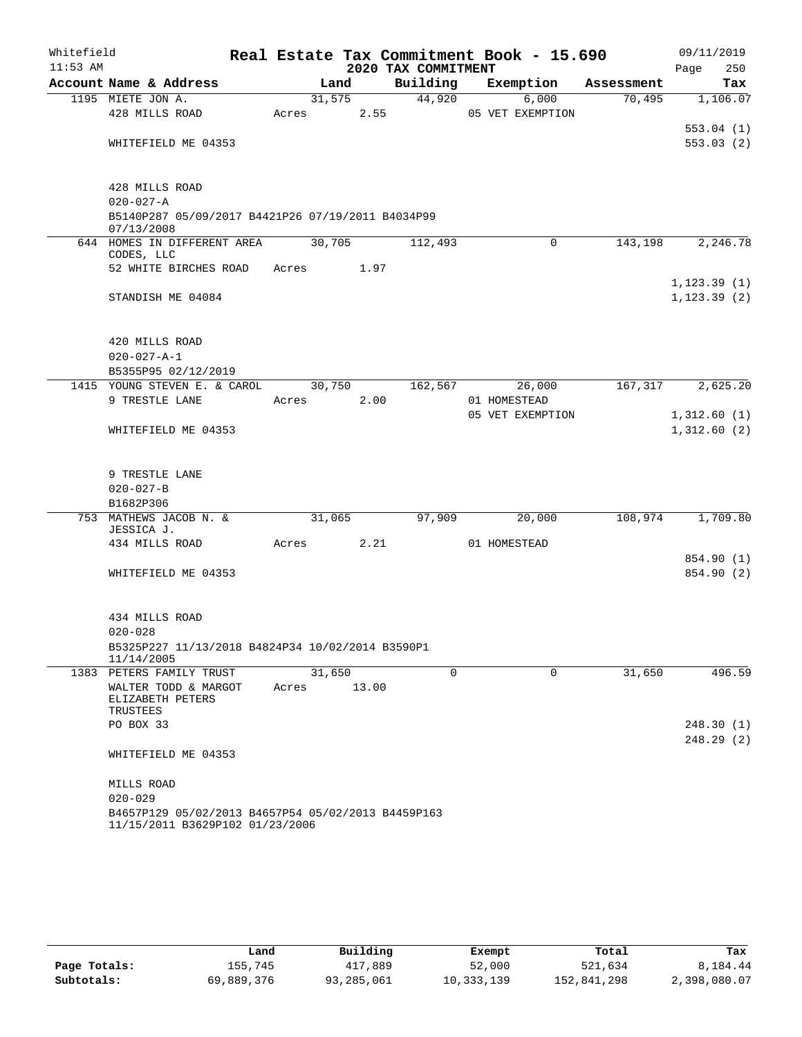Whitefield 11:53 AM

# Real Estate Tax Commitment Book - 15.690

## 2020 TAX COMMITMENT

09/11/2019 Page 250

| Account Name & Address | Land | Building | Exemption | Assessment | Tax |
|---|---|---|---|---|---|
| 1195 MIETE JON A. | 31,575 | 44,920 | 6,000 | 70,495 | 1,106.07 |
| 428 MILLS ROAD | Acres 2.55 | | 05 VET EXEMPTION | | |
| | | | | | 553.04 (1) |
| WHITEFIELD ME 04353 | | | | | 553.03 (2) |
| 428 MILLS ROAD | | | | | |
| 020-027-A | | | | | |
| B5140P287 05/09/2017 B4421P26 07/19/2011 B4034P99 07/13/2008 | | | | | |
| 644 HOMES IN DIFFERENT AREA CODES, LLC | 30,705 | 112,493 | 0 | 143,198 | 2,246.78 |
| 52 WHITE BIRCHES ROAD | Acres 1.97 | | | | |
| | | | | | 1,123.39 (1) |
| STANDISH ME 04084 | | | | | 1,123.39 (2) |
| 420 MILLS ROAD | | | | | |
| 020-027-A-1 | | | | | |
| B5355P95 02/12/2019 | | | | | |
| 1415 YOUNG STEVEN E. & CAROL | 30,750 | 162,567 | 26,000 | 167,317 | 2,625.20 |
| 9 TRESTLE LANE | Acres 2.00 | | 01 HOMESTEAD | | |
| | | | 05 VET EXEMPTION | | 1,312.60 (1) |
| WHITEFIELD ME 04353 | | | | | 1,312.60 (2) |
| 9 TRESTLE LANE | | | | | |
| 020-027-B | | | | | |
| B1682P306 | | | | | |
| 753 MATHEWS JACOB N. & JESSICA J. | 31,065 | 97,909 | 20,000 | 108,974 | 1,709.80 |
| 434 MILLS ROAD | Acres 2.21 | | 01 HOMESTEAD | | |
| | | | | | 854.90 (1) |
| WHITEFIELD ME 04353 | | | | | 854.90 (2) |
| 434 MILLS ROAD | | | | | |
| 020-028 | | | | | |
| B5325P227 11/13/2018 B4824P34 10/02/2014 B3590P1 11/14/2005 | | | | | |
| 1383 PETERS FAMILY TRUST | 31,650 | 0 | 0 | 31,650 | 496.59 |
| WALTER TODD & MARGOT ELIZABETH PETERS TRUSTEES | Acres 13.00 | | | | |
| PO BOX 33 | | | | | 248.30 (1) |
| | | | | | 248.29 (2) |
| WHITEFIELD ME 04353 | | | | | |
| MILLS ROAD | | | | | |
| 020-029 | | | | | |
| B4657P129 05/02/2013 B4657P54 05/02/2013 B4459P163 11/15/2011 B3629P102 01/23/2006 | | | | | |

| | Land | Building | Exempt | Total | Tax |
|---|---|---|---|---|---|
| Page Totals: | 155,745 | 417,889 | 52,000 | 521,634 | 8,184.44 |
| Subtotals: | 69,889,376 | 93,285,061 | 10,333,139 | 152,841,298 | 2,398,080.07 |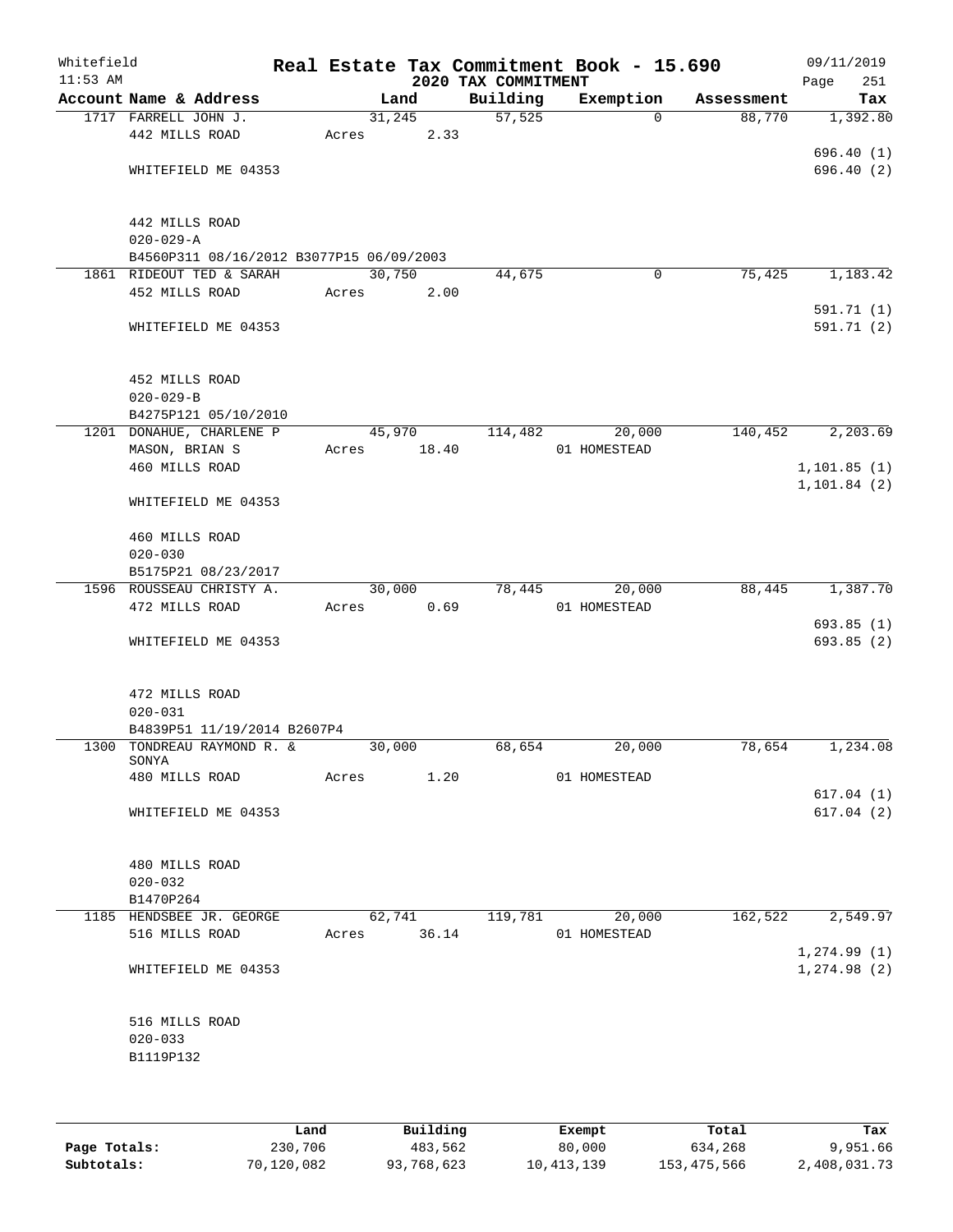Whitefield 11:53 AM

# Real Estate Tax Commitment Book - 15.690

## 2020 TAX COMMITMENT

09/11/2019 Page 251

| Account Name & Address | Land | Building | Exemption | Assessment | Tax |
|---|---|---|---|---|---|
| 1717 FARRELL JOHN J. | 31,245 | 57,525 | 0 | 88,770 | 1,392.80 |
| 442 MILLS ROAD | Acres 2.33 | | | | |
| | | | | | 696.40 (1) |
| WHITEFIELD ME 04353 | | | | | 696.40 (2) |
| 442 MILLS ROAD | | | | | |
| 020-029-A | | | | | |
| B4560P311 08/16/2012 B3077P15 06/09/2003 | | | | | |
| 1861 RIDEOUT TED & SARAH | 30,750 | 44,675 | 0 | 75,425 | 1,183.42 |
| 452 MILLS ROAD | Acres 2.00 | | | | |
| | | | | | 591.71 (1) |
| WHITEFIELD ME 04353 | | | | | 591.71 (2) |
| 452 MILLS ROAD | | | | | |
| 020-029-B | | | | | |
| B4275P121 05/10/2010 | | | | | |
| 1201 DONAHUE, CHARLENE P | 45,970 | 114,482 | 20,000 | 140,452 | 2,203.69 |
| MASON, BRIAN S | Acres 18.40 | | 01 HOMESTEAD | | |
| 460 MILLS ROAD | | | | | 1,101.85 (1) |
| | | | | | 1,101.84 (2) |
| WHITEFIELD ME 04353 | | | | | |
| 460 MILLS ROAD | | | | | |
| 020-030 | | | | | |
| B5175P21 08/23/2017 | | | | | |
| 1596 ROUSSEAU CHRISTY A. | 30,000 | 78,445 | 20,000 | 88,445 | 1,387.70 |
| 472 MILLS ROAD | Acres 0.69 | | 01 HOMESTEAD | | |
| | | | | | 693.85 (1) |
| WHITEFIELD ME 04353 | | | | | 693.85 (2) |
| 472 MILLS ROAD | | | | | |
| 020-031 | | | | | |
| B4839P51 11/19/2014 B2607P4 | | | | | |
| 1300 TONDREAU RAYMOND R. & SONYA | 30,000 | 68,654 | 20,000 | 78,654 | 1,234.08 |
| 480 MILLS ROAD | Acres 1.20 | | 01 HOMESTEAD | | |
| | | | | | 617.04 (1) |
| WHITEFIELD ME 04353 | | | | | 617.04 (2) |
| 480 MILLS ROAD | | | | | |
| 020-032 | | | | | |
| B1470P264 | | | | | |
| 1185 HENDSBEE JR. GEORGE | 62,741 | 119,781 | 20,000 | 162,522 | 2,549.97 |
| 516 MILLS ROAD | Acres 36.14 | | 01 HOMESTEAD | | |
| | | | | | 1,274.99 (1) |
| WHITEFIELD ME 04353 | | | | | 1,274.98 (2) |
| 516 MILLS ROAD | | | | | |
| 020-033 | | | | | |
| B1119P132 | | | | | |

| | Land | Building | Exempt | Total | Tax |
|---|---|---|---|---|---|
| Page Totals: | 230,706 | 483,562 | 80,000 | 634,268 | 9,951.66 |
| Subtotals: | 70,120,082 | 93,768,623 | 10,413,139 | 153,475,566 | 2,408,031.73 |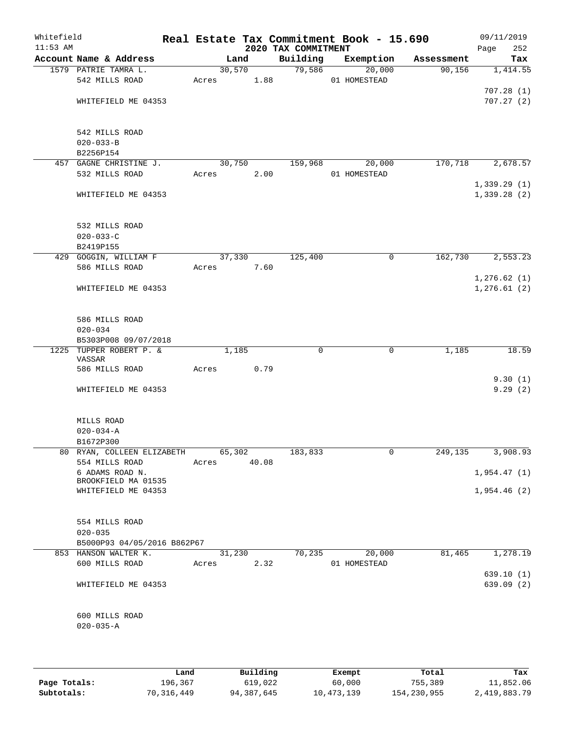# Real Estate Tax Commitment Book - 15.690

## 2020 TAX COMMITMENT

Whitefield 11:53 AM — 09/11/2019

| Account Name & Address | Land | Building | Exemption | Assessment | Tax |
|---|---|---|---|---|---|
| 1579 PATRIE TAMRA L. | 30,570 | 79,586 | 20,000 | 90,156 | 1,414.55 |
| 542 MILLS ROAD | Acres 1.88 | | 01 HOMESTEAD | | |
| | | | | | 707.28 (1) |
| WHITEFIELD ME 04353 | | | | | 707.27 (2) |
| 542 MILLS ROAD | | | | | |
| 020-033-B | | | | | |
| B2256P154 | | | | | |
| 457 GAGNE CHRISTINE J. | 30,750 | 159,968 | 20,000 | 170,718 | 2,678.57 |
| 532 MILLS ROAD | Acres 2.00 | | 01 HOMESTEAD | | |
| | | | | | 1,339.29 (1) |
| WHITEFIELD ME 04353 | | | | | 1,339.28 (2) |
| 532 MILLS ROAD | | | | | |
| 020-033-C | | | | | |
| B2419P155 | | | | | |
| 429 GOGGIN, WILLIAM F | 37,330 | 125,400 | 0 | 162,730 | 2,553.23 |
| 586 MILLS ROAD | Acres 7.60 | | | | |
| | | | | | 1,276.62 (1) |
| WHITEFIELD ME 04353 | | | | | 1,276.61 (2) |
| 586 MILLS ROAD | | | | | |
| 020-034 | | | | | |
| B5303P008 09/07/2018 | | | | | |
| 1225 TUPPER ROBERT P. & VASSAR | 1,185 | 0 | 0 | 1,185 | 18.59 |
| 586 MILLS ROAD | Acres 0.79 | | | | |
| | | | | | 9.30 (1) |
| WHITEFIELD ME 04353 | | | | | 9.29 (2) |
| MILLS ROAD | | | | | |
| 020-034-A | | | | | |
| B1672P300 | | | | | |
| 80 RYAN, COLLEEN ELIZABETH | 65,302 | 183,833 | 0 | 249,135 | 3,908.93 |
| 554 MILLS ROAD | Acres 40.08 | | | | |
| 6 ADAMS ROAD N. | | | | | 1,954.47 (1) |
| BROOKFIELD MA 01535 | | | | | |
| WHITEFIELD ME 04353 | | | | | 1,954.46 (2) |
| 554 MILLS ROAD | | | | | |
| 020-035 | | | | | |
| B5000P93 04/05/2016 B862P67 | | | | | |
| 853 HANSON WALTER K. | 31,230 | 70,235 | 20,000 | 81,465 | 1,278.19 |
| 600 MILLS ROAD | Acres 2.32 | | 01 HOMESTEAD | | |
| | | | | | 639.10 (1) |
| WHITEFIELD ME 04353 | | | | | 639.09 (2) |
| 600 MILLS ROAD | | | | | |
| 020-035-A | | | | | |

| | Land | Building | Exempt | Total | Tax |
|---|---|---|---|---|---|
| Page Totals: | 196,367 | 619,022 | 60,000 | 755,389 | 11,852.06 |
| Subtotals: | 70,316,449 | 94,387,645 | 10,473,139 | 154,230,955 | 2,419,883.79 |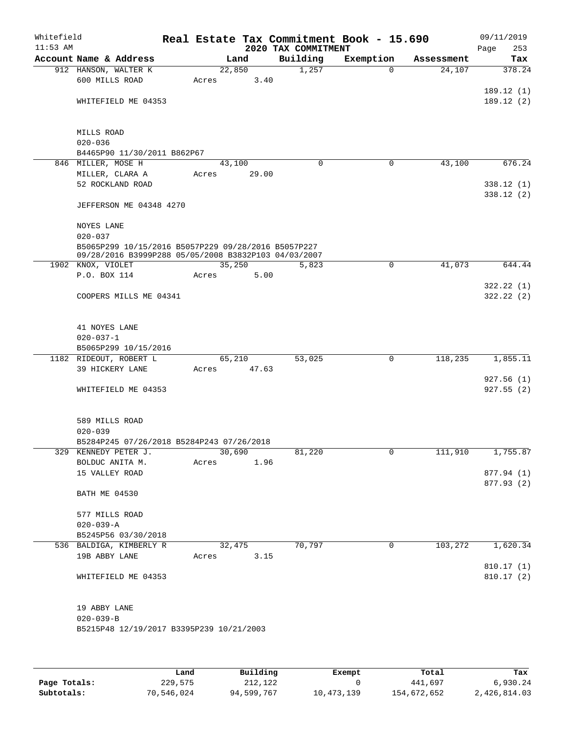Whitefield 11:53 AM

# Real Estate Tax Commitment Book - 15.690

## 2020 TAX COMMITMENT

09/11/2019

| Account Name & Address | Land | Building | Exemption | Assessment | Tax |
|---|---|---|---|---|---|
| 912 HANSON, WALTER K<br>600 MILLS ROAD<br><br>WHITEFIELD ME 04353<br><br>MILLS ROAD<br>020-036<br>B4465P90 11/30/2011 B862P67 | 22,850<br>Acres 3.40 | 1,257 | 0 | 24,107 | 378.24<br><br>189.12 (1)<br>189.12 (2) |
| 846 MILLER, MOSE H<br>MILLER, CLARA A<br>52 ROCKLAND ROAD<br><br>JEFFERSON ME 04348 4270<br><br>NOYES LANE<br>020-037<br>B5065P299 10/15/2016 B5057P229 09/28/2016 B5057P227 09/28/2016 B3999P288 05/05/2008 B3832P103 04/03/2007 | 43,100<br>Acres 29.00 | 0 | 0 | 43,100 | 676.24<br><br>338.12 (1)<br>338.12 (2) |
| 1902 KNOX, VIOLET<br>P.O. BOX 114<br><br>COOPERS MILLS ME 04341<br><br>41 NOYES LANE<br>020-037-1<br>B5065P299 10/15/2016 | 35,250<br>Acres 5.00 | 5,823 | 0 | 41,073 | 644.44<br><br>322.22 (1)<br>322.22 (2) |
| 1182 RIDEOUT, ROBERT L<br>39 HICKERY LANE<br><br>WHITEFIELD ME 04353<br><br>589 MILLS ROAD<br>020-039<br>B5284P245 07/26/2018 B5284P243 07/26/2018 | 65,210<br>Acres 47.63 | 53,025 | 0 | 118,235 | 1,855.11<br><br>927.56 (1)<br>927.55 (2) |
| 329 KENNEDY PETER J.<br>BOLDUC ANITA M.<br>15 VALLEY ROAD<br><br>BATH ME 04530<br><br>577 MILLS ROAD<br>020-039-A<br>B5245P56 03/30/2018 | 30,690<br>Acres 1.96 | 81,220 | 0 | 111,910 | 1,755.87<br><br>877.94 (1)<br>877.93 (2) |
| 536 BALDIGA, KIMBERLY R<br>19B ABBY LANE<br><br>WHITEFIELD ME 04353<br><br>19 ABBY LANE<br>020-039-B<br>B5215P48 12/19/2017 B3395P239 10/21/2003 | 32,475<br>Acres 3.15 | 70,797 | 0 | 103,272 | 1,620.34<br><br>810.17 (1)<br>810.17 (2) |

| | Land | Building | Exempt | Total | Tax |
|---|---|---|---|---|---|
| Page Totals: | 229,575 | 212,122 | 0 | 441,697 | 6,930.24 |
| Subtotals: | 70,546,024 | 94,599,767 | 10,473,139 | 154,672,652 | 2,426,814.03 |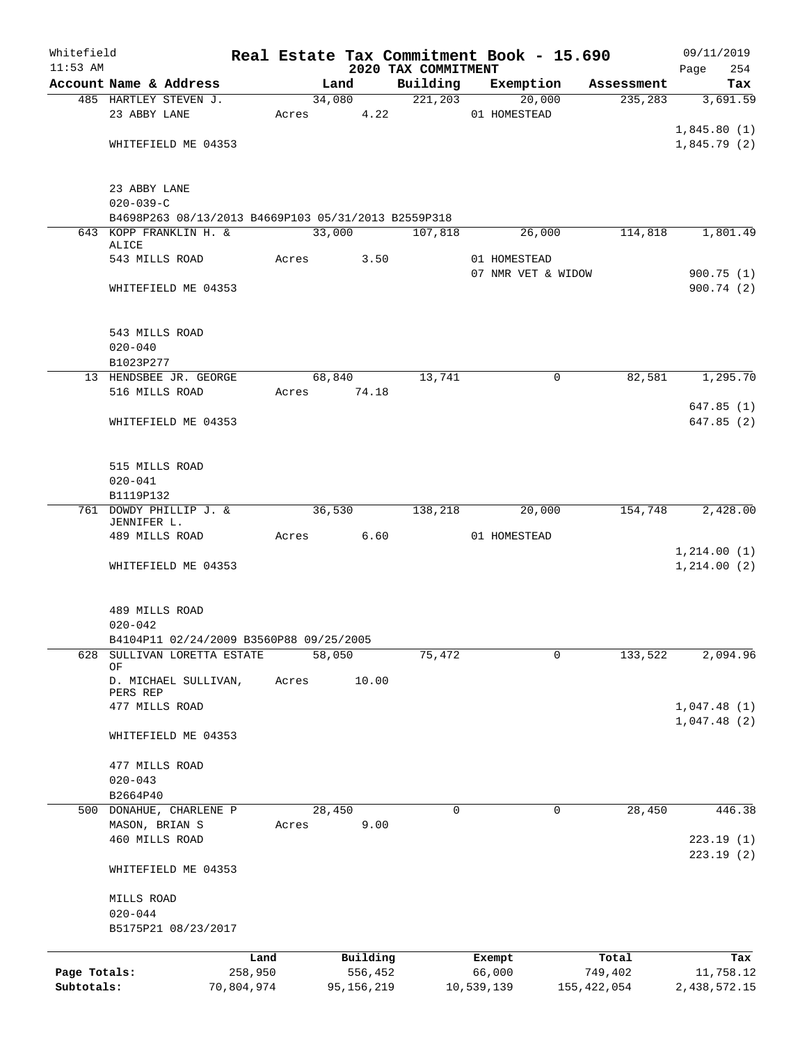Whitefield 11:53 AM

# Real Estate Tax Commitment Book - 15.690

## 2020 TAX COMMITMENT

09/11/2019

| Account Name & Address | Land | Building | Exemption | Assessment | Tax |
|---|---|---|---|---|---|
| 485 HARTLEY STEVEN J. | 34,080 | 221,203 | 20,000 | 235,283 | 3,691.59 |
| 23 ABBY LANE | Acres 4.22 | | 01 HOMESTEAD | | |
| | | | | | 1,845.80 (1) |
| WHITEFIELD ME 04353 | | | | | 1,845.79 (2) |
| 23 ABBY LANE | | | | | |
| 020-039-C | | | | | |
| B4698P263 08/13/2013 B4669P103 05/31/2013 B2559P318 | | | | | |
| 643 KOPP FRANKLIN H. & ALICE | 33,000 | 107,818 | 26,000 | 114,818 | 1,801.49 |
| 543 MILLS ROAD | Acres 3.50 | | 01 HOMESTEAD | | |
| | | | 07 NMR VET & WIDOW | | 900.75 (1) |
| WHITEFIELD ME 04353 | | | | | 900.74 (2) |
| 543 MILLS ROAD | | | | | |
| 020-040 | | | | | |
| B1023P277 | | | | | |
| 13 HENDSBEE JR. GEORGE | 68,840 | 13,741 | 0 | 82,581 | 1,295.70 |
| 516 MILLS ROAD | Acres 74.18 | | | | |
| | | | | | 647.85 (1) |
| WHITEFIELD ME 04353 | | | | | 647.85 (2) |
| 515 MILLS ROAD | | | | | |
| 020-041 | | | | | |
| B1119P132 | | | | | |
| 761 DOWDY PHILLIP J. & JENNIFER L. | 36,530 | 138,218 | 20,000 | 154,748 | 2,428.00 |
| 489 MILLS ROAD | Acres 6.60 | | 01 HOMESTEAD | | |
| | | | | | 1,214.00 (1) |
| WHITEFIELD ME 04353 | | | | | 1,214.00 (2) |
| 489 MILLS ROAD | | | | | |
| 020-042 | | | | | |
| B4104P11 02/24/2009 B3560P88 09/25/2005 | | | | | |
| 628 SULLIVAN LORETTA ESTATE OF | 58,050 | 75,472 | 0 | 133,522 | 2,094.96 |
| D. MICHAEL SULLIVAN, PERS REP | Acres 10.00 | | | | |
| 477 MILLS ROAD | | | | | 1,047.48 (1) |
| | | | | | 1,047.48 (2) |
| WHITEFIELD ME 04353 | | | | | |
| 477 MILLS ROAD | | | | | |
| 020-043 | | | | | |
| B2664P40 | | | | | |
| 500 DONAHUE, CHARLENE P | 28,450 | 0 | 0 | 28,450 | 446.38 |
| MASON, BRIAN S | Acres 9.00 | | | | |
| 460 MILLS ROAD | | | | | 223.19 (1) |
| | | | | | 223.19 (2) |
| WHITEFIELD ME 04353 | | | | | |
| MILLS ROAD | | | | | |
| 020-044 | | | | | |
| B5175P21 08/23/2017 | | | | | |

| | Land | Building | Exempt | Total | Tax |
|---|---|---|---|---|---|
| Page Totals: | 258,950 | 556,452 | 66,000 | 749,402 | 11,758.12 |
| Subtotals: | 70,804,974 | 95,156,219 | 10,539,139 | 155,422,054 | 2,438,572.15 |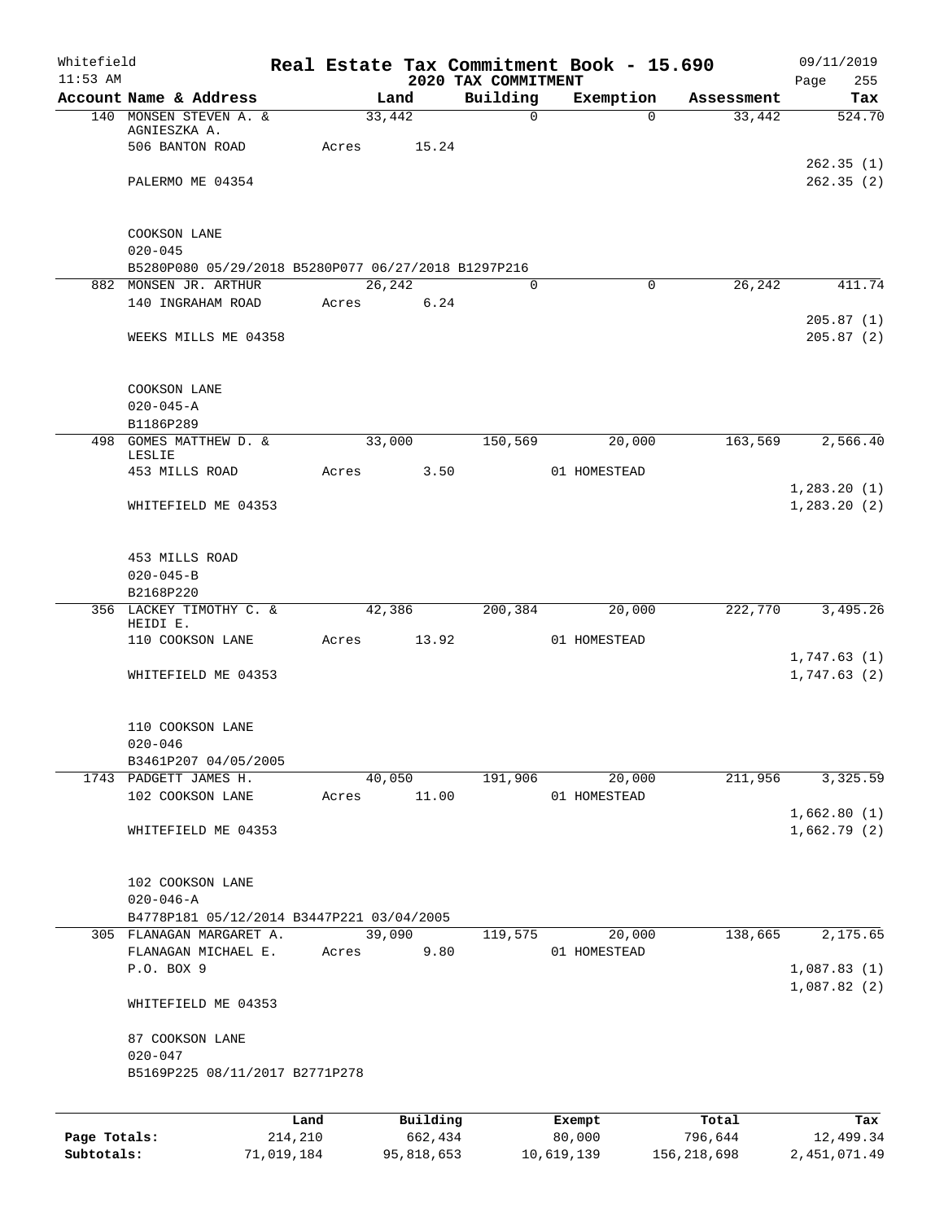Whitefield — Real Estate Tax Commitment Book - 15.690 — 09/11/2019
11:53 AM — 2020 TAX COMMITMENT

| Account Name & Address | Land | Building | Exemption | Assessment | Tax |
|---|---|---|---|---|---|
| 140 MONSEN STEVEN A. & AGNIESZKA A. | 33,442 | 0 | 0 | 33,442 | 524.70 |
| 506 BANTON ROAD | Acres 15.24 | | | | |
| | | | | | 262.35 (1) |
| PALERMO ME 04354 | | | | | 262.35 (2) |
| COOKSON LANE | | | | | |
| 020-045 | | | | | |
| B5280P080 05/29/2018 B5280P077 06/27/2018 B1297P216 | | | | | |
| 882 MONSEN JR. ARTHUR | 26,242 | 0 | 0 | 26,242 | 411.74 |
| 140 INGRAHAM ROAD | Acres 6.24 | | | | |
| | | | | | 205.87 (1) |
| WEEKS MILLS ME 04358 | | | | | 205.87 (2) |
| COOKSON LANE | | | | | |
| 020-045-A | | | | | |
| B1186P289 | | | | | |
| 498 GOMES MATTHEW D. & LESLIE | 33,000 | 150,569 | 20,000 | 163,569 | 2,566.40 |
| 453 MILLS ROAD | Acres 3.50 | | 01 HOMESTEAD | | |
| | | | | | 1,283.20 (1) |
| WHITEFIELD ME 04353 | | | | | 1,283.20 (2) |
| 453 MILLS ROAD | | | | | |
| 020-045-B | | | | | |
| B2168P220 | | | | | |
| 356 LACKEY TIMOTHY C. & HEIDI E. | 42,386 | 200,384 | 20,000 | 222,770 | 3,495.26 |
| 110 COOKSON LANE | Acres 13.92 | | 01 HOMESTEAD | | |
| | | | | | 1,747.63 (1) |
| WHITEFIELD ME 04353 | | | | | 1,747.63 (2) |
| 110 COOKSON LANE | | | | | |
| 020-046 | | | | | |
| B3461P207 04/05/2005 | | | | | |
| 1743 PADGETT JAMES H. | 40,050 | 191,906 | 20,000 | 211,956 | 3,325.59 |
| 102 COOKSON LANE | Acres 11.00 | | 01 HOMESTEAD | | |
| | | | | | 1,662.80 (1) |
| WHITEFIELD ME 04353 | | | | | 1,662.79 (2) |
| 102 COOKSON LANE | | | | | |
| 020-046-A | | | | | |
| B4778P181 05/12/2014 B3447P221 03/04/2005 | | | | | |
| 305 FLANAGAN MARGARET A. | 39,090 | 119,575 | 20,000 | 138,665 | 2,175.65 |
| FLANAGAN MICHAEL E. | Acres 9.80 | | 01 HOMESTEAD | | |
| P.O. BOX 9 | | | | | 1,087.83 (1) |
| | | | | | 1,087.82 (2) |
| WHITEFIELD ME 04353 | | | | | |
| 87 COOKSON LANE | | | | | |
| 020-047 | | | | | |
| B5169P225 08/11/2017 B2771P278 | | | | | |

| | Land | Building | Exempt | Total | Tax |
|---|---|---|---|---|---|
| Page Totals: | 214,210 | 662,434 | 80,000 | 796,644 | 12,499.34 |
| Subtotals: | 71,019,184 | 95,818,653 | 10,619,139 | 156,218,698 | 2,451,071.49 |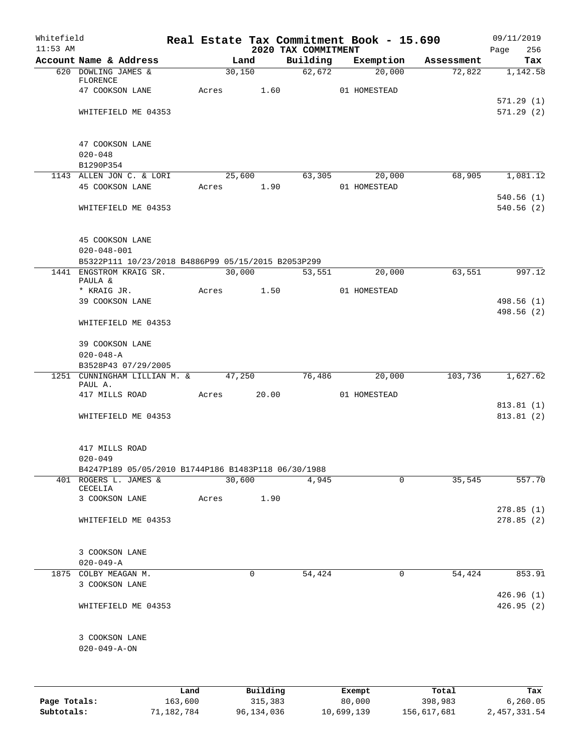Whitefield 11:53 AM

# Real Estate Tax Commitment Book - 15.690

## 2020 TAX COMMITMENT

09/11/2019 Page 256

| Account Name & Address | Land | Building | Exemption | Assessment | Tax |
|---|---|---|---|---|---|
| 620 DOWLING JAMES & FLORENCE | 30,150 | 62,672 | 20,000 | 72,822 | 1,142.58 |
| 47 COOKSON LANE | Acres 1.60 | | 01 HOMESTEAD | | |
| | | | | | 571.29 (1) |
| WHITEFIELD ME 04353 | | | | | 571.29 (2) |
| 47 COOKSON LANE | | | | | |
| 020-048 | | | | | |
| B1290P354 | | | | | |
| 1143 ALLEN JON C. & LORI | 25,600 | 63,305 | 20,000 | 68,905 | 1,081.12 |
| 45 COOKSON LANE | Acres 1.90 | | 01 HOMESTEAD | | |
| | | | | | 540.56 (1) |
| WHITEFIELD ME 04353 | | | | | 540.56 (2) |
| 45 COOKSON LANE | | | | | |
| 020-048-001 | | | | | |
| B5322P111 10/23/2018 B4886P99 05/15/2015 B2053P299 | | | | | |
| 1441 ENGSTROM KRAIG SR. PAULA & | 30,000 | 53,551 | 20,000 | 63,551 | 997.12 |
| * KRAIG JR. | Acres 1.50 | | 01 HOMESTEAD | | |
| 39 COOKSON LANE | | | | | 498.56 (1) |
| | | | | | 498.56 (2) |
| WHITEFIELD ME 04353 | | | | | |
| 39 COOKSON LANE | | | | | |
| 020-048-A | | | | | |
| B3528P43 07/29/2005 | | | | | |
| 1251 CUNNINGHAM LILLIAN M. & PAUL A. | 47,250 | 76,486 | 20,000 | 103,736 | 1,627.62 |
| 417 MILLS ROAD | Acres 20.00 | | 01 HOMESTEAD | | |
| | | | | | 813.81 (1) |
| WHITEFIELD ME 04353 | | | | | 813.81 (2) |
| 417 MILLS ROAD | | | | | |
| 020-049 | | | | | |
| B4247P189 05/05/2010 B1744P186 B1483P118 06/30/1988 | | | | | |
| 401 ROGERS L. JAMES & CECELIA | 30,600 | 4,945 | 0 | 35,545 | 557.70 |
| 3 COOKSON LANE | Acres 1.90 | | | | |
| | | | | | 278.85 (1) |
| WHITEFIELD ME 04353 | | | | | 278.85 (2) |
| 3 COOKSON LANE | | | | | |
| 020-049-A | | | | | |
| 1875 COLBY MEAGAN M. | 0 | 54,424 | 0 | 54,424 | 853.91 |
| 3 COOKSON LANE | | | | | |
| | | | | | 426.96 (1) |
| WHITEFIELD ME 04353 | | | | | 426.95 (2) |
| 3 COOKSON LANE | | | | | |
| 020-049-A-ON | | | | | |

| | Land | Building | Exempt | Total | Tax |
|---|---|---|---|---|---|
| Page Totals: | 163,600 | 315,383 | 80,000 | 398,983 | 6,260.05 |
| Subtotals: | 71,182,784 | 96,134,036 | 10,699,139 | 156,617,681 | 2,457,331.54 |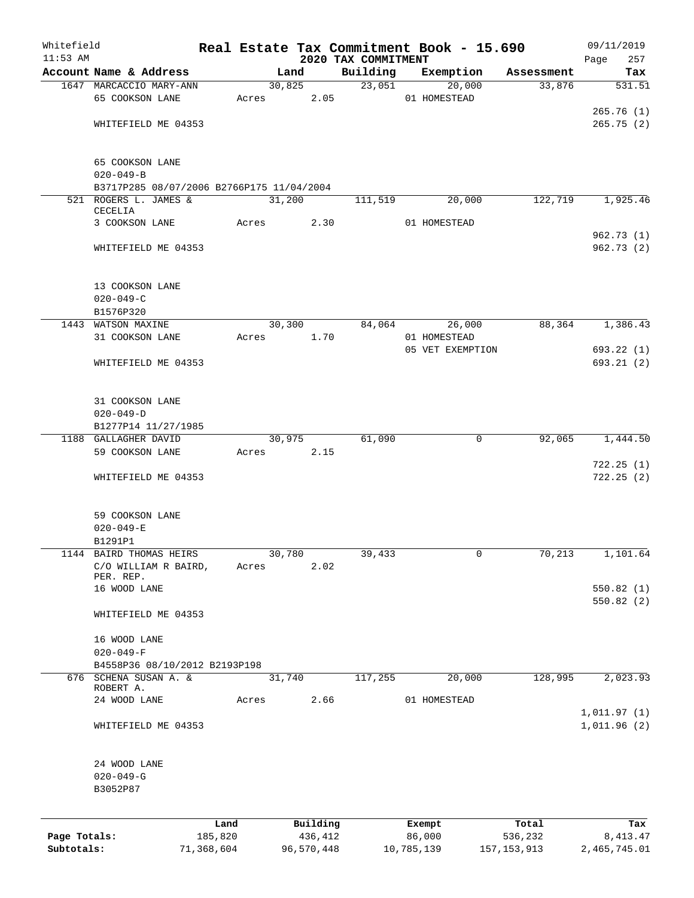Whitefield 11:53 AM

# Real Estate Tax Commitment Book - 15.690

## 2020 TAX COMMITMENT

09/11/2019 Page 257

| Account Name & Address | Land | Building | Exemption | Assessment | Tax |
|---|---|---|---|---|---|
| 1647 MARCACCIO MARY-ANN | 30,825 | 23,051 | 20,000 | 33,876 | 531.51 |
| 65 COOKSON LANE | Acres 2.05 | | 01 HOMESTEAD | | |
| | | | | | 265.76 (1) |
| WHITEFIELD ME 04353 | | | | | 265.75 (2) |
| 65 COOKSON LANE | | | | | |
| 020-049-B | | | | | |
| B3717P285 08/07/2006 B2766P175 11/04/2004 | | | | | |
| 521 ROGERS L. JAMES & CECELIA | 31,200 | 111,519 | 20,000 | 122,719 | 1,925.46 |
| 3 COOKSON LANE | Acres 2.30 | | 01 HOMESTEAD | | |
| | | | | | 962.73 (1) |
| WHITEFIELD ME 04353 | | | | | 962.73 (2) |
| 13 COOKSON LANE | | | | | |
| 020-049-C | | | | | |
| B1576P320 | | | | | |
| 1443 WATSON MAXINE | 30,300 | 84,064 | 26,000 | 88,364 | 1,386.43 |
| 31 COOKSON LANE | Acres 1.70 | | 01 HOMESTEAD | | |
| | | | 05 VET EXEMPTION | | 693.22 (1) |
| WHITEFIELD ME 04353 | | | | | 693.21 (2) |
| 31 COOKSON LANE | | | | | |
| 020-049-D | | | | | |
| B1277P14 11/27/1985 | | | | | |
| 1188 GALLAGHER DAVID | 30,975 | 61,090 | 0 | 92,065 | 1,444.50 |
| 59 COOKSON LANE | Acres 2.15 | | | | |
| | | | | | 722.25 (1) |
| WHITEFIELD ME 04353 | | | | | 722.25 (2) |
| 59 COOKSON LANE | | | | | |
| 020-049-E | | | | | |
| B1291P1 | | | | | |
| 1144 BAIRD THOMAS HEIRS | 30,780 | 39,433 | 0 | 70,213 | 1,101.64 |
| C/O WILLIAM R BAIRD, PER. REP. | Acres 2.02 | | | | |
| 16 WOOD LANE | | | | | 550.82 (1) |
| | | | | | 550.82 (2) |
| WHITEFIELD ME 04353 | | | | | |
| 16 WOOD LANE | | | | | |
| 020-049-F | | | | | |
| B4558P36 08/10/2012 B2193P198 | | | | | |
| 676 SCHENA SUSAN A. & ROBERT A. | 31,740 | 117,255 | 20,000 | 128,995 | 2,023.93 |
| 24 WOOD LANE | Acres 2.66 | | 01 HOMESTEAD | | |
| | | | | | 1,011.97 (1) |
| WHITEFIELD ME 04353 | | | | | 1,011.96 (2) |
| 24 WOOD LANE | | | | | |
| 020-049-G | | | | | |
| B3052P87 | | | | | |

| | Land | Building | Exempt | Total | Tax |
|---|---|---|---|---|---|
| Page Totals: | 185,820 | 436,412 | 86,000 | 536,232 | 8,413.47 |
| Subtotals: | 71,368,604 | 96,570,448 | 10,785,139 | 157,153,913 | 2,465,745.01 |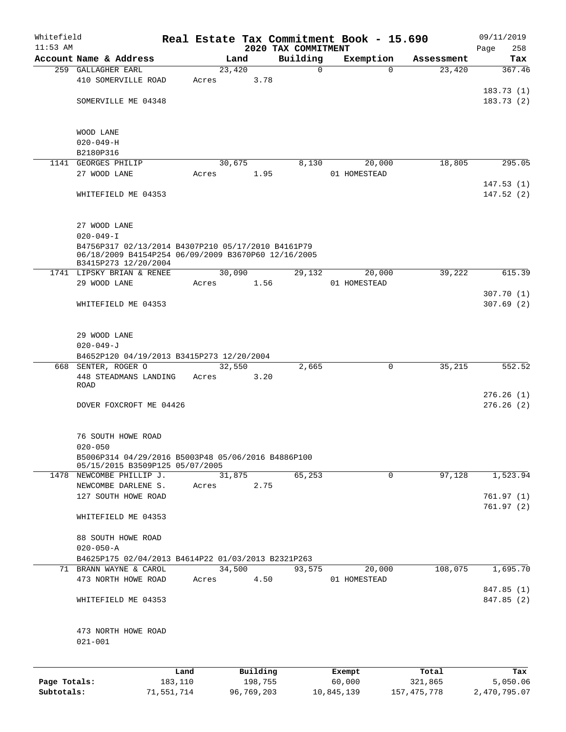Whitefield 11:53 AM

# Real Estate Tax Commitment Book - 15.690

## 2020 TAX COMMITMENT

09/11/2019

| Account Name & Address | Land | Building | Exemption | Assessment | Tax |
|---|---|---|---|---|---|
| 259 GALLAGHER EARL | 23,420 | 0 | 0 | 23,420 | 367.46 |
| 410 SOMERVILLE ROAD | Acres 3.78 | | | | |
| | | | | | 183.73 (1) |
| SOMERVILLE ME 04348 | | | | | 183.73 (2) |
| WOOD LANE | | | | | |
| 020-049-H | | | | | |
| B2180P316 | | | | | |
| 1141 GEORGES PHILIP | 30,675 | 8,130 | 20,000 | 18,805 | 295.05 |
| 27 WOOD LANE | Acres 1.95 | | 01 HOMESTEAD | | |
| | | | | | 147.53 (1) |
| WHITEFIELD ME 04353 | | | | | 147.52 (2) |
| 27 WOOD LANE | | | | | |
| 020-049-I | | | | | |
| B4756P317 02/13/2014 B4307P210 05/17/2010 B4161P79 06/18/2009 B4154P254 06/09/2009 B3670P60 12/16/2005 B3415P273 12/20/2004 | | | | | |
| 1741 LIPSKY BRIAN & RENEE | 30,090 | 29,132 | 20,000 | 39,222 | 615.39 |
| 29 WOOD LANE | Acres 1.56 | | 01 HOMESTEAD | | |
| | | | | | 307.70 (1) |
| WHITEFIELD ME 04353 | | | | | 307.69 (2) |
| 29 WOOD LANE | | | | | |
| 020-049-J | | | | | |
| B4652P120 04/19/2013 B3415P273 12/20/2004 | | | | | |
| 668 SENTER, ROGER O | 32,550 | 2,665 | 0 | 35,215 | 552.52 |
| 448 STEADMANS LANDING ROAD | Acres 3.20 | | | | |
| | | | | | 276.26 (1) |
| DOVER FOXCROFT ME 04426 | | | | | 276.26 (2) |
| 76 SOUTH HOWE ROAD | | | | | |
| 020-050 | | | | | |
| B5006P314 04/29/2016 B5003P48 05/06/2016 B4886P100 05/15/2015 B3509P125 05/07/2005 | | | | | |
| 1478 NEWCOMBE PHILLIP J. | 31,875 | 65,253 | 0 | 97,128 | 1,523.94 |
| NEWCOMBE DARLENE S. | Acres 2.75 | | | | |
| 127 SOUTH HOWE ROAD | | | | | 761.97 (1) |
| | | | | | 761.97 (2) |
| WHITEFIELD ME 04353 | | | | | |
| 88 SOUTH HOWE ROAD | | | | | |
| 020-050-A | | | | | |
| B4625P175 02/04/2013 B4614P22 01/03/2013 B2321P263 | | | | | |
| 71 BRANN WAYNE & CAROL | 34,500 | 93,575 | 20,000 | 108,075 | 1,695.70 |
| 473 NORTH HOWE ROAD | Acres 4.50 | | 01 HOMESTEAD | | |
| | | | | | 847.85 (1) |
| WHITEFIELD ME 04353 | | | | | 847.85 (2) |
| 473 NORTH HOWE ROAD | | | | | |
| 021-001 | | | | | |

| | Land | Building | Exempt | Total | Tax |
|---|---|---|---|---|---|
| Page Totals: | 183,110 | 198,755 | 60,000 | 321,865 | 5,050.06 |
| Subtotals: | 71,551,714 | 96,769,203 | 10,845,139 | 157,475,778 | 2,470,795.07 |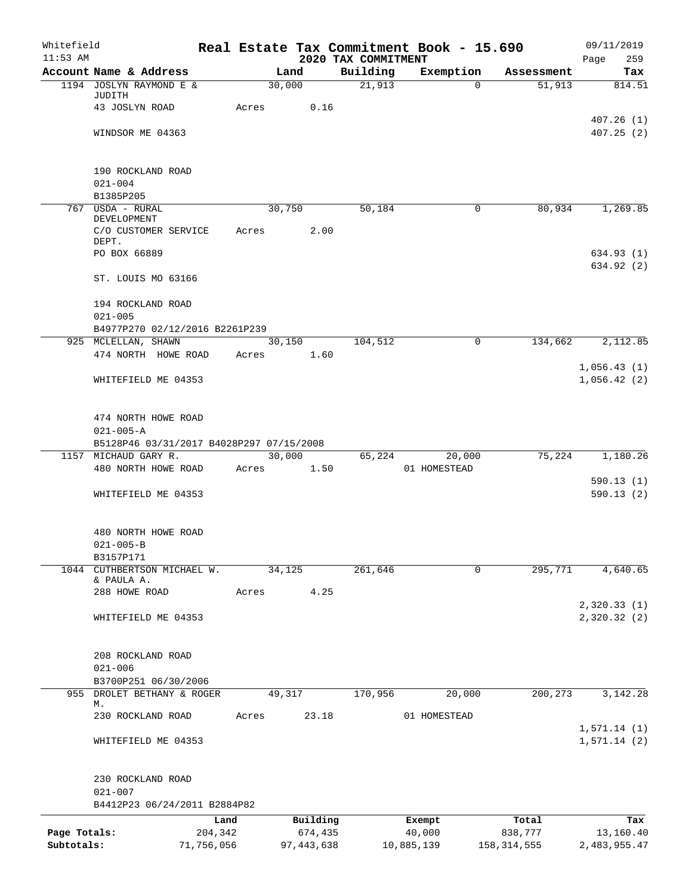Whitefield 11:53 AM

# Real Estate Tax Commitment Book - 15.690
## 2020 TAX COMMITMENT

09/11/2019 Page 259

| Account Name & Address | Land | Building | Exemption | Assessment | Tax |
|---|---|---|---|---|---|
| 1194 JOSLYN RAYMOND E & JUDITH | 30,000 | 21,913 | 0 | 51,913 | 814.51 |
| 43 JOSLYN ROAD | Acres 0.16 | | | | |
| | | | | | 407.26 (1) |
| WINDSOR ME 04363 | | | | | 407.25 (2) |
| 190 ROCKLAND ROAD | | | | | |
| 021-004 | | | | | |
| B1385P205 | | | | | |
| 767 USDA - RURAL DEVELOPMENT | 30,750 | 50,184 | 0 | 80,934 | 1,269.85 |
| C/O CUSTOMER SERVICE DEPT. | Acres 2.00 | | | | |
| PO BOX 66889 | | | | | 634.93 (1) |
| | | | | | 634.92 (2) |
| ST. LOUIS MO 63166 | | | | | |
| 194 ROCKLAND ROAD | | | | | |
| 021-005 | | | | | |
| B4977P270 02/12/2016 B2261P239 | | | | | |
| 925 MCLELLAN, SHAWN | 30,150 | 104,512 | 0 | 134,662 | 2,112.85 |
| 474 NORTH HOWE ROAD | Acres 1.60 | | | | |
| | | | | | 1,056.43 (1) |
| WHITEFIELD ME 04353 | | | | | 1,056.42 (2) |
| 474 NORTH HOWE ROAD | | | | | |
| 021-005-A | | | | | |
| B5128P46 03/31/2017 B4028P297 07/15/2008 | | | | | |
| 1157 MICHAUD GARY R. | 30,000 | 65,224 | 20,000 | 75,224 | 1,180.26 |
| 480 NORTH HOWE ROAD | Acres 1.50 | | 01 HOMESTEAD | | |
| | | | | | 590.13 (1) |
| WHITEFIELD ME 04353 | | | | | 590.13 (2) |
| 480 NORTH HOWE ROAD | | | | | |
| 021-005-B | | | | | |
| B3157P171 | | | | | |
| 1044 CUTHBERTSON MICHAEL W. & PAULA A. | 34,125 | 261,646 | 0 | 295,771 | 4,640.65 |
| 288 HOWE ROAD | Acres 4.25 | | | | |
| | | | | | 2,320.33 (1) |
| WHITEFIELD ME 04353 | | | | | 2,320.32 (2) |
| 208 ROCKLAND ROAD | | | | | |
| 021-006 | | | | | |
| B3700P251 06/30/2006 | | | | | |
| 955 DROLET BETHANY & ROGER M. | 49,317 | 170,956 | 20,000 | 200,273 | 3,142.28 |
| 230 ROCKLAND ROAD | Acres 23.18 | | 01 HOMESTEAD | | |
| | | | | | 1,571.14 (1) |
| WHITEFIELD ME 04353 | | | | | 1,571.14 (2) |
| 230 ROCKLAND ROAD | | | | | |
| 021-007 | | | | | |
| B4412P23 06/24/2011 B2884P82 | | | | | |

| | Land | Building | Exempt | Total | Tax |
|---|---|---|---|---|---|
| Page Totals: | 204,342 | 674,435 | 40,000 | 838,777 | 13,160.40 |
| Subtotals: | 71,756,056 | 97,443,638 | 10,885,139 | 158,314,555 | 2,483,955.47 |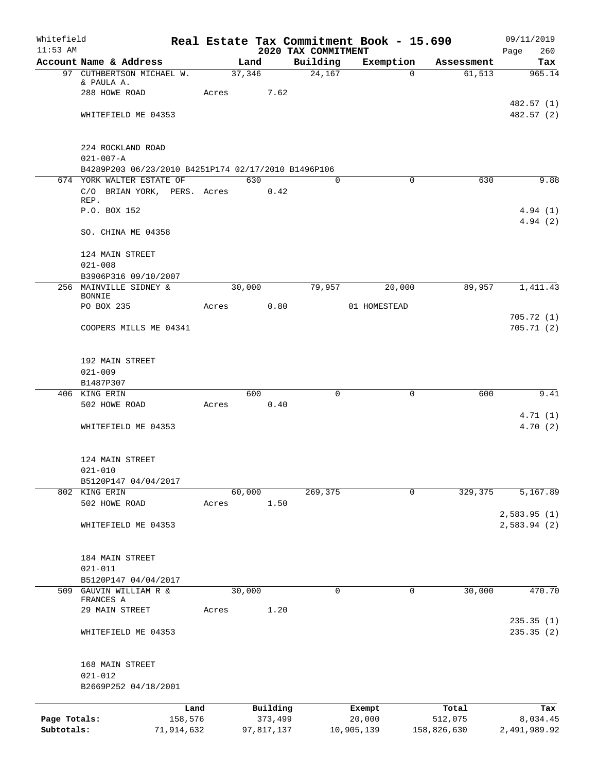Whitefield 11:53 AM

# Real Estate Tax Commitment Book - 15.690

## 2020 TAX COMMITMENT

09/11/2019 Page 260

| Account Name & Address | Land | Building | Exemption | Assessment | Tax |
|---|---|---|---|---|---|
| 97 CUTHBERTSON MICHAEL W. & PAULA A. | 37,346 | 24,167 | 0 | 61,513 | 965.14 |
| 288 HOWE ROAD | Acres 7.62 | | | | |
| | | | | | 482.57 (1) |
| WHITEFIELD ME 04353 | | | | | 482.57 (2) |
| 224 ROCKLAND ROAD | | | | | |
| 021-007-A | | | | | |
| B4289P203 06/23/2010 B4251P174 02/17/2010 B1496P106 | | | | | |
| 674 YORK WALTER ESTATE OF | 630 | 0 | 0 | 630 | 9.88 |
| C/O BRIAN YORK, PERS. REP. | Acres 0.42 | | | | |
| P.O. BOX 152 | | | | | 4.94 (1) |
| | | | | | 4.94 (2) |
| SO. CHINA ME 04358 | | | | | |
| 124 MAIN STREET | | | | | |
| 021-008 | | | | | |
| B3906P316 09/10/2007 | | | | | |
| 256 MAINVILLE SIDNEY & BONNIE | 30,000 | 79,957 | 20,000 | 89,957 | 1,411.43 |
| PO BOX 235 | Acres 0.80 | | 01 HOMESTEAD | | |
| | | | | | 705.72 (1) |
| COOPERS MILLS ME 04341 | | | | | 705.71 (2) |
| 192 MAIN STREET | | | | | |
| 021-009 | | | | | |
| B1487P307 | | | | | |
| 406 KING ERIN | 600 | 0 | 0 | 600 | 9.41 |
| 502 HOWE ROAD | Acres 0.40 | | | | |
| | | | | | 4.71 (1) |
| WHITEFIELD ME 04353 | | | | | 4.70 (2) |
| 124 MAIN STREET | | | | | |
| 021-010 | | | | | |
| B5120P147 04/04/2017 | | | | | |
| 802 KING ERIN | 60,000 | 269,375 | 0 | 329,375 | 5,167.89 |
| 502 HOWE ROAD | Acres 1.50 | | | | |
| | | | | | 2,583.95 (1) |
| WHITEFIELD ME 04353 | | | | | 2,583.94 (2) |
| 184 MAIN STREET | | | | | |
| 021-011 | | | | | |
| B5120P147 04/04/2017 | | | | | |
| 509 GAUVIN WILLIAM R & FRANCES A | 30,000 | 0 | 0 | 30,000 | 470.70 |
| 29 MAIN STREET | Acres 1.20 | | | | |
| | | | | | 235.35 (1) |
| WHITEFIELD ME 04353 | | | | | 235.35 (2) |
| 168 MAIN STREET | | | | | |
| 021-012 | | | | | |
| B2669P252 04/18/2001 | | | | | |

| | Land | Building | Exempt | Total | Tax |
|---|---|---|---|---|---|
| Page Totals: | 158,576 | 373,499 | 20,000 | 512,075 | 8,034.45 |
| Subtotals: | 71,914,632 | 97,817,137 | 10,905,139 | 158,826,630 | 2,491,989.92 |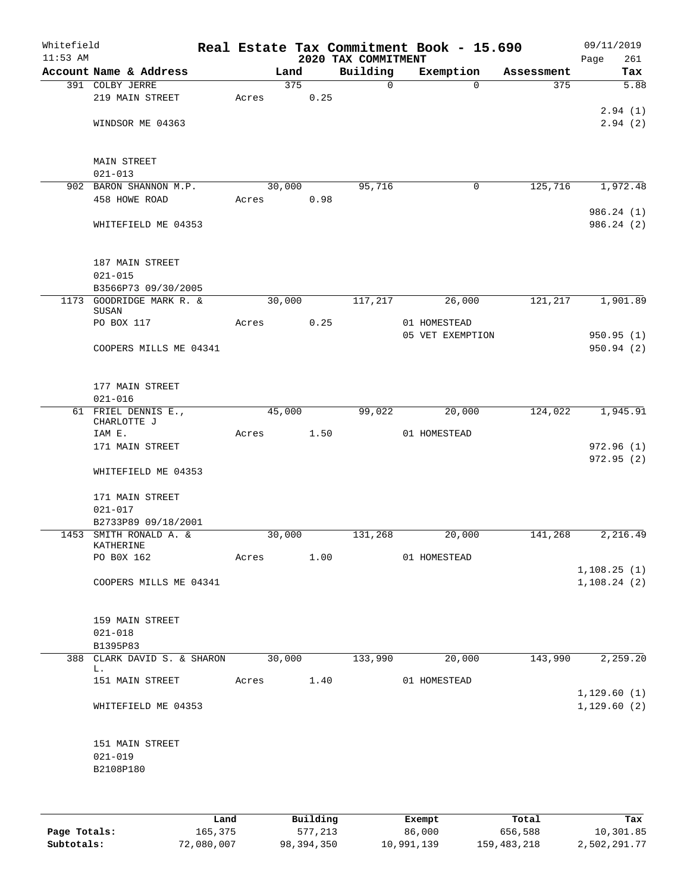Whitefield
11:53 AM

# Real Estate Tax Commitment Book - 15.690
## 2020 TAX COMMITMENT

09/11/2019
Page 261

| Account Name & Address | Land | Building | Exemption | Assessment | Tax |
|---|---|---|---|---|---|
| 391 COLBY JERRE | 375 | 0 | 0 | 375 | 5.88 |
| 219 MAIN STREET | Acres 0.25 | | | | |
| | | | | | 2.94 (1) |
| WINDSOR ME 04363 | | | | | 2.94 (2) |
| MAIN STREET | | | | | |
| 021-013 | | | | | |
| 902 BARON SHANNON M.P. | 30,000 | 95,716 | 0 | 125,716 | 1,972.48 |
| 458 HOWE ROAD | Acres 0.98 | | | | |
| | | | | | 986.24 (1) |
| WHITEFIELD ME 04353 | | | | | 986.24 (2) |
| 187 MAIN STREET | | | | | |
| 021-015 | | | | | |
| B3566P73 09/30/2005 | | | | | |
| 1173 GOODRIDGE MARK R. & SUSAN | 30,000 | 117,217 | 26,000 | 121,217 | 1,901.89 |
| PO BOX 117 | Acres 0.25 | | 01 HOMESTEAD | | |
| | | | 05 VET EXEMPTION | | 950.95 (1) |
| COOPERS MILLS ME 04341 | | | | | 950.94 (2) |
| 177 MAIN STREET | | | | | |
| 021-016 | | | | | |
| 61 FRIEL DENNIS E., CHARLOTTE J | 45,000 | 99,022 | 20,000 | 124,022 | 1,945.91 |
| IAM E. | Acres 1.50 | | 01 HOMESTEAD | | |
| 171 MAIN STREET | | | | | 972.96 (1) |
| | | | | | 972.95 (2) |
| WHITEFIELD ME 04353 | | | | | |
| 171 MAIN STREET | | | | | |
| 021-017 | | | | | |
| B2733P89 09/18/2001 | | | | | |
| 1453 SMITH RONALD A. & KATHERINE | 30,000 | 131,268 | 20,000 | 141,268 | 2,216.49 |
| PO B0X 162 | Acres 1.00 | | 01 HOMESTEAD | | |
| | | | | | 1,108.25 (1) |
| COOPERS MILLS ME 04341 | | | | | 1,108.24 (2) |
| 159 MAIN STREET | | | | | |
| 021-018 | | | | | |
| B1395P83 | | | | | |
| 388 CLARK DAVID S. & SHARON L. | 30,000 | 133,990 | 20,000 | 143,990 | 2,259.20 |
| 151 MAIN STREET | Acres 1.40 | | 01 HOMESTEAD | | |
| | | | | | 1,129.60 (1) |
| WHITEFIELD ME 04353 | | | | | 1,129.60 (2) |
| 151 MAIN STREET | | | | | |
| 021-019 | | | | | |
| B2108P180 | | | | | |

| | Land | Building | Exempt | Total | Tax |
|---|---|---|---|---|---|
| **Page Totals:** | 165,375 | 577,213 | 86,000 | 656,588 | 10,301.85 |
| **Subtotals:** | 72,080,007 | 98,394,350 | 10,991,139 | 159,483,218 | 2,502,291.77 |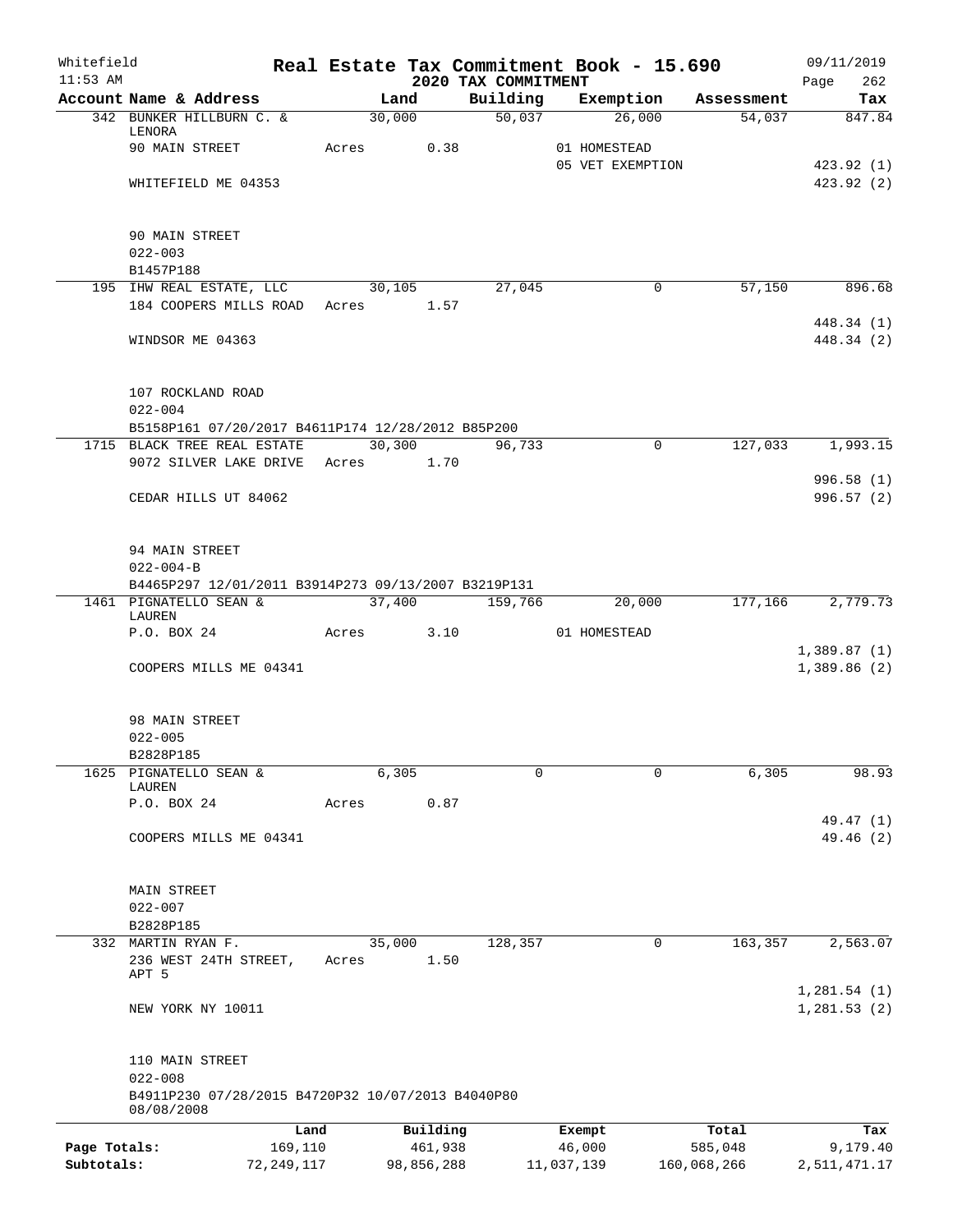Whitefield — Real Estate Tax Commitment Book - 15.690 — 09/11/2019
11:53 AM — 2020 TAX COMMITMENT

| Account Name & Address | Land | Building | Exemption | Assessment | Tax |
|---|---|---|---|---|---|
| 342 BUNKER HILLBURN C. & LENORA | 30,000 | 50,037 | 26,000 | 54,037 | 847.84 |
| 90 MAIN STREET | Acres 0.38 | | 01 HOMESTEAD | | |
| | | | 05 VET EXEMPTION | | 423.92 (1) |
| WHITEFIELD ME 04353 | | | | | 423.92 (2) |
| 90 MAIN STREET | | | | | |
| 022-003 | | | | | |
| B1457P188 | | | | | |
| 195 IHW REAL ESTATE, LLC | 30,105 | 27,045 | 0 | 57,150 | 896.68 |
| 184 COOPERS MILLS ROAD | Acres 1.57 | | | | |
| | | | | | 448.34 (1) |
| WINDSOR ME 04363 | | | | | 448.34 (2) |
| 107 ROCKLAND ROAD | | | | | |
| 022-004 | | | | | |
| B5158P161 07/20/2017 B4611P174 12/28/2012 B85P200 | | | | | |
| 1715 BLACK TREE REAL ESTATE | 30,300 | 96,733 | 0 | 127,033 | 1,993.15 |
| 9072 SILVER LAKE DRIVE | Acres 1.70 | | | | |
| | | | | | 996.58 (1) |
| CEDAR HILLS UT 84062 | | | | | 996.57 (2) |
| 94 MAIN STREET | | | | | |
| 022-004-B | | | | | |
| B4465P297 12/01/2011 B3914P273 09/13/2007 B3219P131 | | | | | |
| 1461 PIGNATELLO SEAN & LAUREN | 37,400 | 159,766 | 20,000 | 177,166 | 2,779.73 |
| P.O. BOX 24 | Acres 3.10 | | 01 HOMESTEAD | | |
| | | | | | 1,389.87 (1) |
| COOPERS MILLS ME 04341 | | | | | 1,389.86 (2) |
| 98 MAIN STREET | | | | | |
| 022-005 | | | | | |
| B2828P185 | | | | | |
| 1625 PIGNATELLO SEAN & LAUREN | 6,305 | 0 | 0 | 6,305 | 98.93 |
| P.O. BOX 24 | Acres 0.87 | | | | |
| | | | | | 49.47 (1) |
| COOPERS MILLS ME 04341 | | | | | 49.46 (2) |
| MAIN STREET | | | | | |
| 022-007 | | | | | |
| B2828P185 | | | | | |
| 332 MARTIN RYAN F. | 35,000 | 128,357 | 0 | 163,357 | 2,563.07 |
| 236 WEST 24TH STREET, APT 5 | Acres 1.50 | | | | |
| | | | | | 1,281.54 (1) |
| NEW YORK NY 10011 | | | | | 1,281.53 (2) |
| 110 MAIN STREET | | | | | |
| 022-008 | | | | | |
| B4911P230 07/28/2015 B4720P32 10/07/2013 B4040P80 08/08/2008 | | | | | |

| | Land | Building | Exempt | Total | Tax |
|---|---|---|---|---|---|
| Page Totals: | 169,110 | 461,938 | 46,000 | 585,048 | 9,179.40 |
| Subtotals: | 72,249,117 | 98,856,288 | 11,037,139 | 160,068,266 | 2,511,471.17 |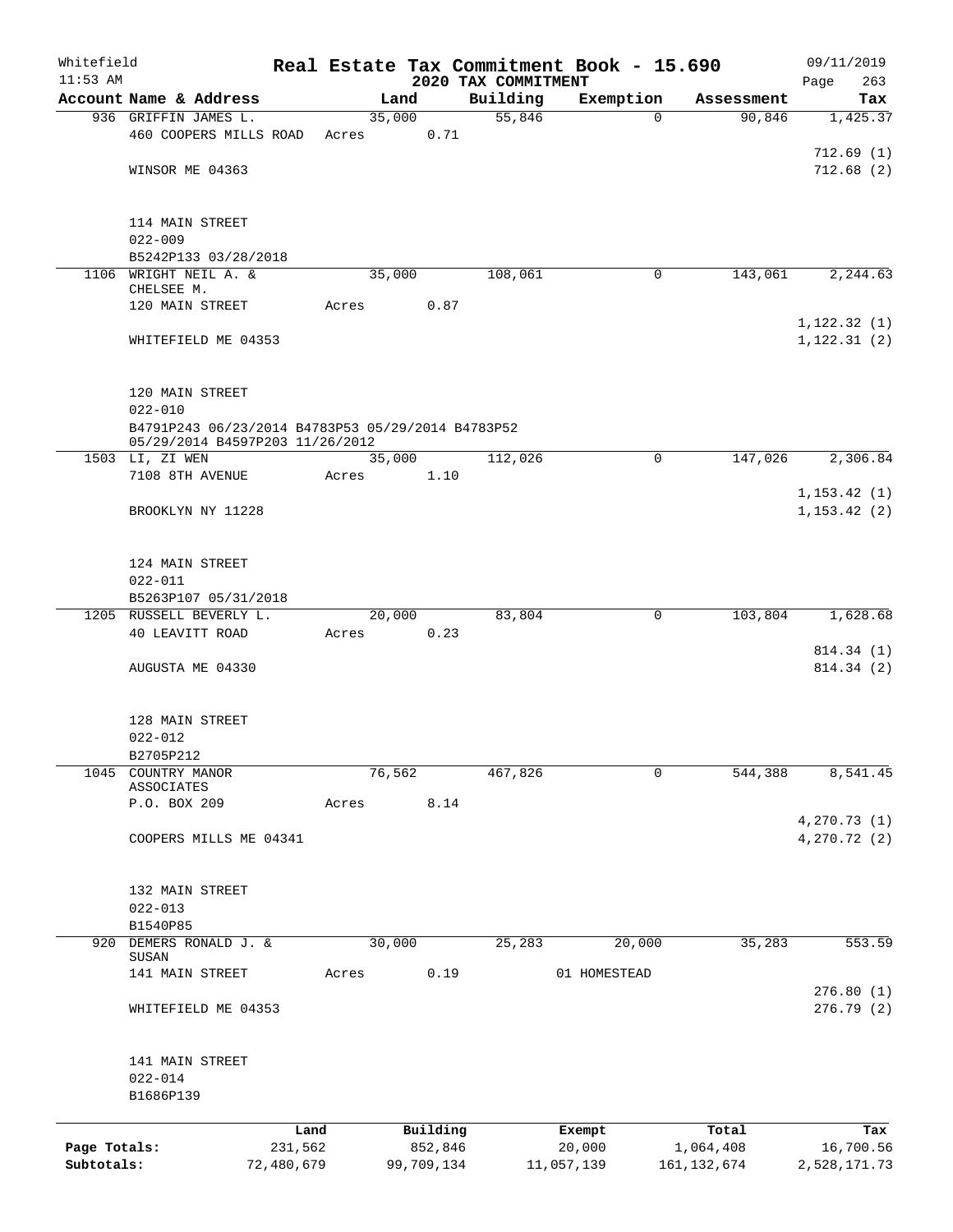Whitefield 11:53 AM

# Real Estate Tax Commitment Book - 15.690

## 2020 TAX COMMITMENT

09/11/2019 Page 263

| Account Name & Address | Land | Building | Exemption | Assessment | Tax |
|---|---|---|---|---|---|
| 936 GRIFFIN JAMES L. | 35,000 | 55,846 | 0 | 90,846 | 1,425.37 |
| 460 COOPERS MILLS ROAD | Acres 0.71 | | | | |
| | | | | | 712.69 (1) |
| WINSOR ME 04363 | | | | | 712.68 (2) |
| 114 MAIN STREET | | | | | |
| 022-009 | | | | | |
| B5242P133 03/28/2018 | | | | | |
| 1106 WRIGHT NEIL A. & CHELSEE M. | 35,000 | 108,061 | 0 | 143,061 | 2,244.63 |
| 120 MAIN STREET | Acres 0.87 | | | | |
| | | | | | 1,122.32 (1) |
| WHITEFIELD ME 04353 | | | | | 1,122.31 (2) |
| 120 MAIN STREET | | | | | |
| 022-010 | | | | | |
| B4791P243 06/23/2014 B4783P53 05/29/2014 B4783P52 05/29/2014 B4597P203 11/26/2012 | | | | | |
| 1503 LI, ZI WEN | 35,000 | 112,026 | 0 | 147,026 | 2,306.84 |
| 7108 8TH AVENUE | Acres 1.10 | | | | |
| | | | | | 1,153.42 (1) |
| BROOKLYN NY 11228 | | | | | 1,153.42 (2) |
| 124 MAIN STREET | | | | | |
| 022-011 | | | | | |
| B5263P107 05/31/2018 | | | | | |
| 1205 RUSSELL BEVERLY L. | 20,000 | 83,804 | 0 | 103,804 | 1,628.68 |
| 40 LEAVITT ROAD | Acres 0.23 | | | | |
| | | | | | 814.34 (1) |
| AUGUSTA ME 04330 | | | | | 814.34 (2) |
| 128 MAIN STREET | | | | | |
| 022-012 | | | | | |
| B2705P212 | | | | | |
| 1045 COUNTRY MANOR ASSOCIATES | 76,562 | 467,826 | 0 | 544,388 | 8,541.45 |
| P.O. BOX 209 | Acres 8.14 | | | | |
| | | | | | 4,270.73 (1) |
| COOPERS MILLS ME 04341 | | | | | 4,270.72 (2) |
| 132 MAIN STREET | | | | | |
| 022-013 | | | | | |
| B1540P85 | | | | | |
| 920 DEMERS RONALD J. & SUSAN | 30,000 | 25,283 | 20,000 | 35,283 | 553.59 |
| 141 MAIN STREET | Acres 0.19 | | 01 HOMESTEAD | | |
| | | | | | 276.80 (1) |
| WHITEFIELD ME 04353 | | | | | 276.79 (2) |
| 141 MAIN STREET | | | | | |
| 022-014 | | | | | |
| B1686P139 | | | | | |

| | Land | Building | Exempt | Total | Tax |
|---|---|---|---|---|---|
| Page Totals: | 231,562 | 852,846 | 20,000 | 1,064,408 | 16,700.56 |
| Subtotals: | 72,480,679 | 99,709,134 | 11,057,139 | 161,132,674 | 2,528,171.73 |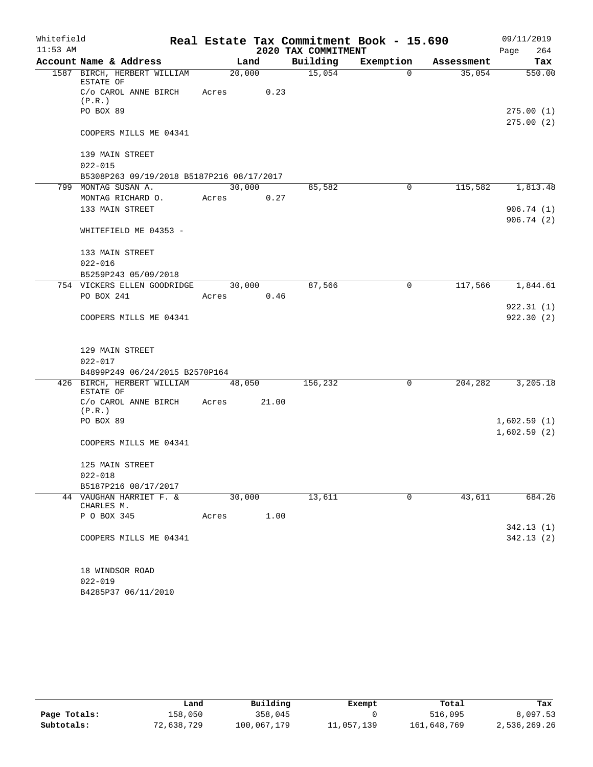Whitefield 11:53 AM

# Real Estate Tax Commitment Book - 15.690

## 2020 TAX COMMITMENT

09/11/2019 Page 264

| Account Name & Address | Land | Building | Exemption | Assessment | Tax |
|---|---|---|---|---|---|
| 1587 BIRCH, HERBERT WILLIAM ESTATE OF | 20,000 | 15,054 | 0 | 35,054 | 550.00 |
| C/o CAROL ANNE BIRCH (P.R.) | Acres 0.23 | | | | |
| PO BOX 89 | | | | | 275.00 (1) |
| | | | | | 275.00 (2) |
| COOPERS MILLS ME 04341 | | | | | |
| 139 MAIN STREET | | | | | |
| 022-015 | | | | | |
| B5308P263 09/19/2018 B5187P216 08/17/2017 | | | | | |
| 799 MONTAG SUSAN A. | 30,000 | 85,582 | 0 | 115,582 | 1,813.48 |
| MONTAG RICHARD O. | Acres 0.27 | | | | |
| 133 MAIN STREET | | | | | 906.74 (1) |
| | | | | | 906.74 (2) |
| WHITEFIELD ME 04353 - | | | | | |
| 133 MAIN STREET | | | | | |
| 022-016 | | | | | |
| B5259P243 05/09/2018 | | | | | |
| 754 VICKERS ELLEN GOODRIDGE | 30,000 | 87,566 | 0 | 117,566 | 1,844.61 |
| PO BOX 241 | Acres 0.46 | | | | |
| | | | | | 922.31 (1) |
| COOPERS MILLS ME 04341 | | | | | 922.30 (2) |
| 129 MAIN STREET | | | | | |
| 022-017 | | | | | |
| B4899P249 06/24/2015 B2570P164 | | | | | |
| 426 BIRCH, HERBERT WILLIAM ESTATE OF | 48,050 | 156,232 | 0 | 204,282 | 3,205.18 |
| C/o CAROL ANNE BIRCH (P.R.) | Acres 21.00 | | | | |
| PO BOX 89 | | | | | 1,602.59 (1) |
| | | | | | 1,602.59 (2) |
| COOPERS MILLS ME 04341 | | | | | |
| 125 MAIN STREET | | | | | |
| 022-018 | | | | | |
| B5187P216 08/17/2017 | | | | | |
| 44 VAUGHAN HARRIET F. & CHARLES M. | 30,000 | 13,611 | 0 | 43,611 | 684.26 |
| P O BOX 345 | Acres 1.00 | | | | |
| | | | | | 342.13 (1) |
| COOPERS MILLS ME 04341 | | | | | 342.13 (2) |
| 18 WINDSOR ROAD | | | | | |
| 022-019 | | | | | |
| B4285P37 06/11/2010 | | | | | |

| | Land | Building | Exempt | Total | Tax |
|---|---|---|---|---|---|
| Page Totals: | 158,050 | 358,045 | 0 | 516,095 | 8,097.53 |
| Subtotals: | 72,638,729 | 100,067,179 | 11,057,139 | 161,648,769 | 2,536,269.26 |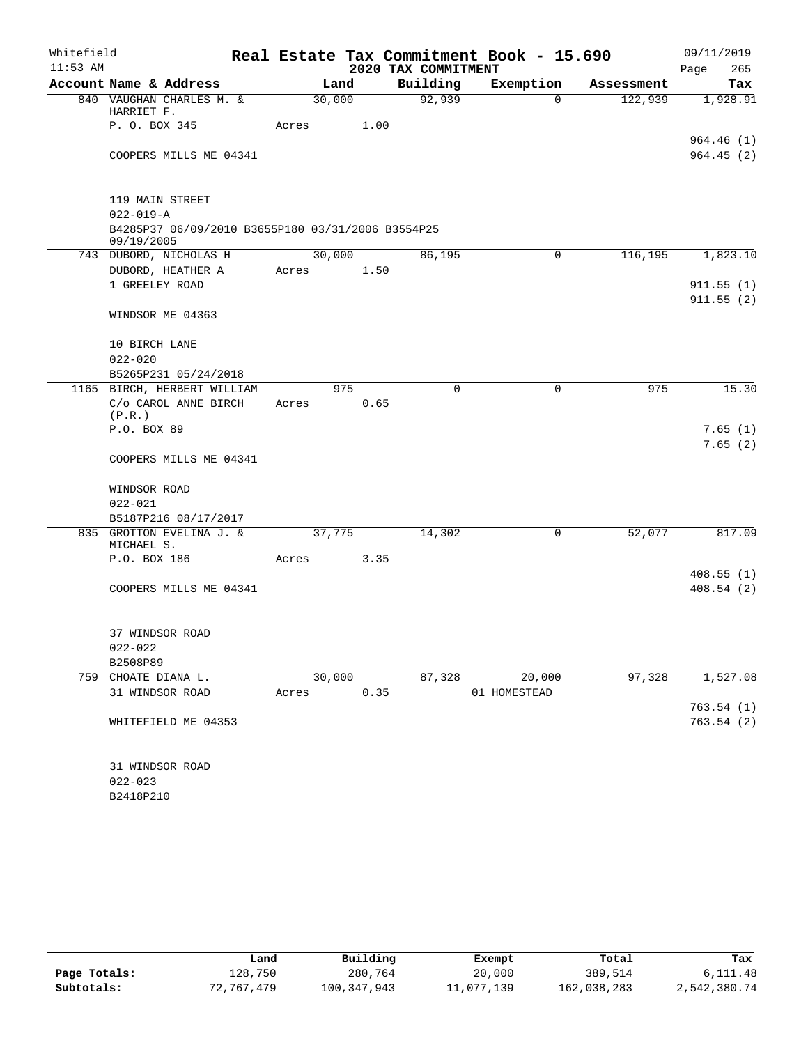Whitefield 11:53 AM

# Real Estate Tax Commitment Book - 15.690
## 2020 TAX COMMITMENT

09/11/2019

| Account Name & Address | Land | Building | Exemption | Assessment | Tax |
|---|---|---|---|---|---|
| 840 VAUGHAN CHARLES M. & HARRIET F. | 30,000 | 92,939 | 0 | 122,939 | 1,928.91 |
| P. O. BOX 345 | Acres 1.00 | | | | |
| | | | | | 964.46 (1) |
| COOPERS MILLS ME 04341 | | | | | 964.45 (2) |
| 119 MAIN STREET | | | | | |
| 022-019-A | | | | | |
| B4285P37 06/09/2010 B3655P180 03/31/2006 B3554P25 09/19/2005 | | | | | |
| 743 DUBORD, NICHOLAS H | 30,000 | 86,195 | 0 | 116,195 | 1,823.10 |
| DUBORD, HEATHER A | Acres 1.50 | | | | |
| 1 GREELEY ROAD | | | | | 911.55 (1) |
| | | | | | 911.55 (2) |
| WINDSOR ME 04363 | | | | | |
| 10 BIRCH LANE | | | | | |
| 022-020 | | | | | |
| B5265P231 05/24/2018 | | | | | |
| 1165 BIRCH, HERBERT WILLIAM | 975 | 0 | 0 | 975 | 15.30 |
| C/o CAROL ANNE BIRCH (P.R.) | Acres 0.65 | | | | |
| P.O. BOX 89 | | | | | 7.65 (1) |
| | | | | | 7.65 (2) |
| COOPERS MILLS ME 04341 | | | | | |
| WINDSOR ROAD | | | | | |
| 022-021 | | | | | |
| B5187P216 08/17/2017 | | | | | |
| 835 GROTTON EVELINA J. & MICHAEL S. | 37,775 | 14,302 | 0 | 52,077 | 817.09 |
| P.O. BOX 186 | Acres 3.35 | | | | |
| | | | | | 408.55 (1) |
| COOPERS MILLS ME 04341 | | | | | 408.54 (2) |
| 37 WINDSOR ROAD | | | | | |
| 022-022 | | | | | |
| B2508P89 | | | | | |
| 759 CHOATE DIANA L. | 30,000 | 87,328 | 20,000 | 97,328 | 1,527.08 |
| 31 WINDSOR ROAD | Acres 0.35 | | 01 HOMESTEAD | | |
| | | | | | 763.54 (1) |
| WHITEFIELD ME 04353 | | | | | 763.54 (2) |
| 31 WINDSOR ROAD | | | | | |
| 022-023 | | | | | |
| B2418P210 | | | | | |

| | Land | Building | Exempt | Total | Tax |
|---|---|---|---|---|---|
| Page Totals: | 128,750 | 280,764 | 20,000 | 389,514 | 6,111.48 |
| Subtotals: | 72,767,479 | 100,347,943 | 11,077,139 | 162,038,283 | 2,542,380.74 |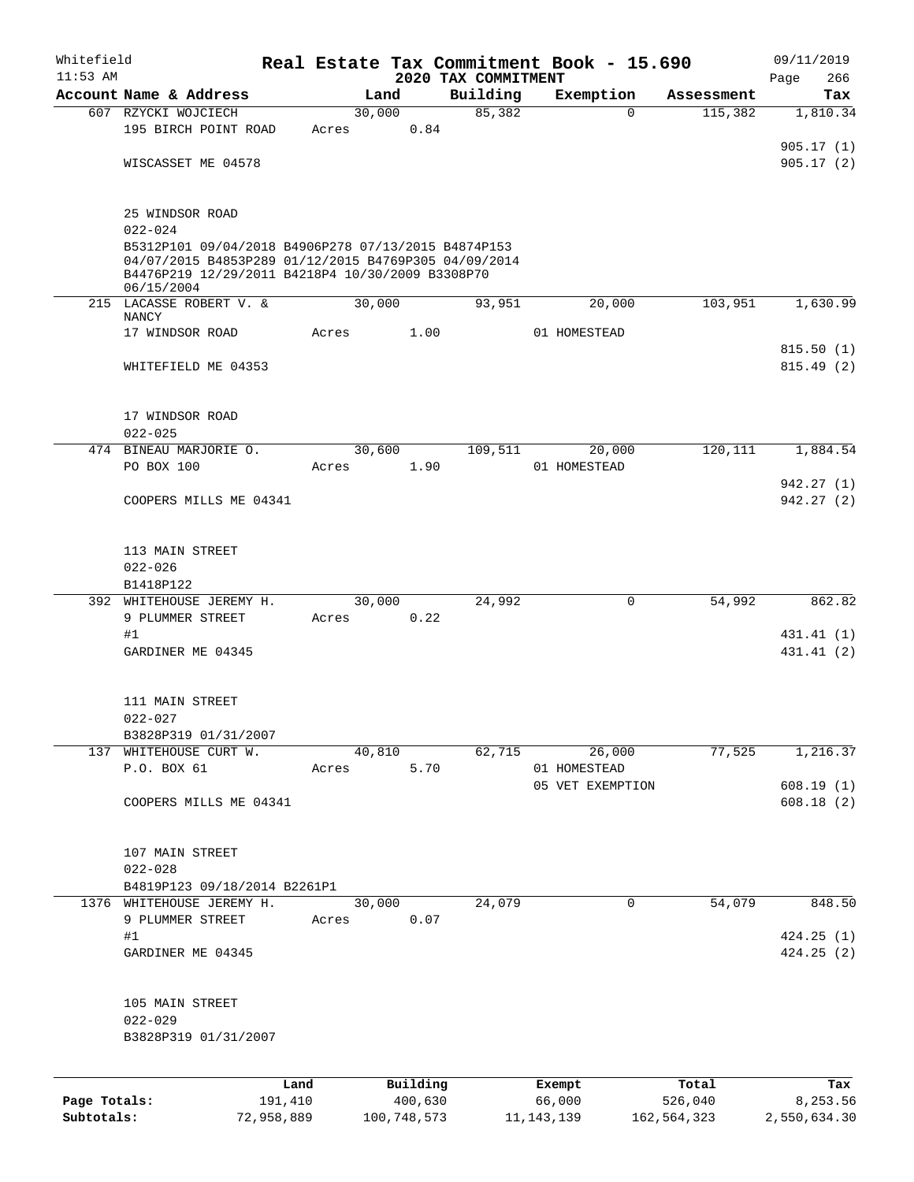# Real Estate Tax Commitment Book - 15.690

Whitefield 11:53 AM — 2020 TAX COMMITMENT — 09/11/2019

| Account Name & Address | Land | Building | Exemption | Assessment | Tax |
|---|---|---|---|---|---|
| 607 RZYCKI WOJCIECH | 30,000 | 85,382 | 0 | 115,382 | 1,810.34 |
| 195 BIRCH POINT ROAD | Acres 0.84 | | | | |
| | | | | | 905.17 (1) |
| WISCASSET ME 04578 | | | | | 905.17 (2) |
| 25 WINDSOR ROAD | | | | | |
| 022-024 | | | | | |
| B5312P101 09/04/2018 B4906P278 07/13/2015 B4874P153 04/07/2015 B4853P289 01/12/2015 B4769P305 04/09/2014 B4476P219 12/29/2011 B4218P4 10/30/2009 B3308P70 06/15/2004 | | | | | |
| 215 LACASSE ROBERT V. & NANCY | 30,000 | 93,951 | 20,000 | 103,951 | 1,630.99 |
| 17 WINDSOR ROAD | Acres 1.00 | | 01 HOMESTEAD | | |
| | | | | | 815.50 (1) |
| WHITEFIELD ME 04353 | | | | | 815.49 (2) |
| 17 WINDSOR ROAD | | | | | |
| 022-025 | | | | | |
| 474 BINEAU MARJORIE O. | 30,600 | 109,511 | 20,000 | 120,111 | 1,884.54 |
| PO BOX 100 | Acres 1.90 | | 01 HOMESTEAD | | |
| | | | | | 942.27 (1) |
| COOPERS MILLS ME 04341 | | | | | 942.27 (2) |
| 113 MAIN STREET | | | | | |
| 022-026 | | | | | |
| B1418P122 | | | | | |
| 392 WHITEHOUSE JEREMY H. | 30,000 | 24,992 | 0 | 54,992 | 862.82 |
| 9 PLUMMER STREET | Acres 0.22 | | | | |
| #1 | | | | | 431.41 (1) |
| GARDINER ME 04345 | | | | | 431.41 (2) |
| 111 MAIN STREET | | | | | |
| 022-027 | | | | | |
| B3828P319 01/31/2007 | | | | | |
| 137 WHITEHOUSE CURT W. | 40,810 | 62,715 | 26,000 | 77,525 | 1,216.37 |
| P.O. BOX 61 | Acres 5.70 | | 01 HOMESTEAD | | |
| | | | 05 VET EXEMPTION | | 608.19 (1) |
| COOPERS MILLS ME 04341 | | | | | 608.18 (2) |
| 107 MAIN STREET | | | | | |
| 022-028 | | | | | |
| B4819P123 09/18/2014 B2261P1 | | | | | |
| 1376 WHITEHOUSE JEREMY H. | 30,000 | 24,079 | 0 | 54,079 | 848.50 |
| 9 PLUMMER STREET | Acres 0.07 | | | | |
| #1 | | | | | 424.25 (1) |
| GARDINER ME 04345 | | | | | 424.25 (2) |
| 105 MAIN STREET | | | | | |
| 022-029 | | | | | |
| B3828P319 01/31/2007 | | | | | |

| | Land | Building | Exempt | Total | Tax |
|---|---|---|---|---|---|
| Page Totals: | 191,410 | 400,630 | 66,000 | 526,040 | 8,253.56 |
| Subtotals: | 72,958,889 | 100,748,573 | 11,143,139 | 162,564,323 | 2,550,634.30 |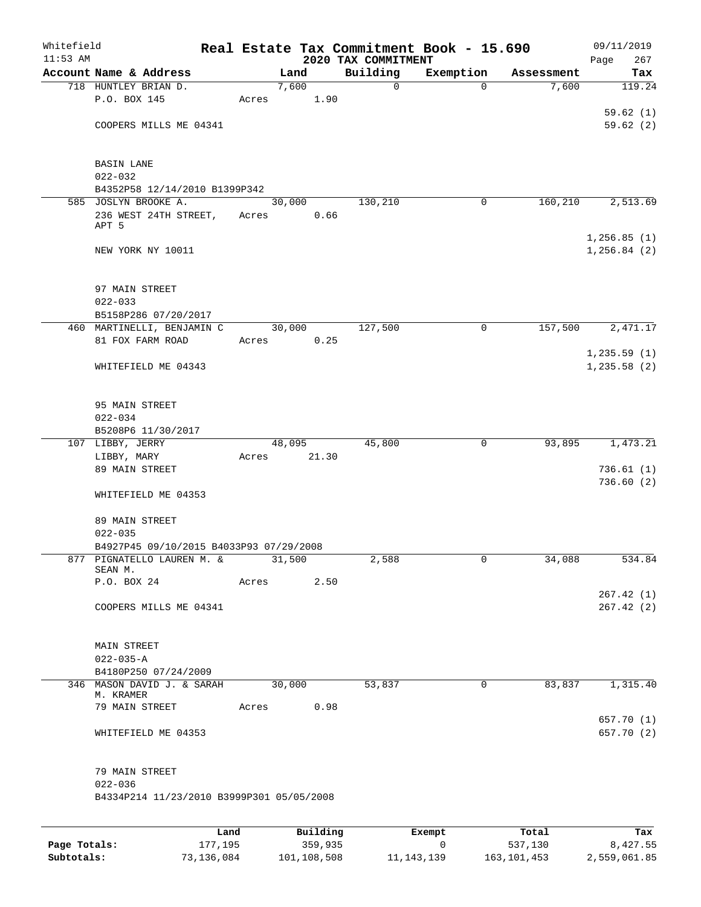Whitefield 11:53 AM

**Real Estate Tax Commitment Book - 15.690**

**2020 TAX COMMITMENT**

09/11/2019

| Account | Name & Address | Land | Building | Exemption | Assessment | Tax |
|---|---|---|---|---|---|---|
| 718 | HUNTLEY BRIAN D.<br>P.O. BOX 145<br>COOPERS MILLS ME 04341<br><br>BASIN LANE<br>022-032<br>B4352P58 12/14/2010 B1399P342 | 7,600<br>Acres 1.90 | 0 | 0 | 7,600 | 119.24<br>59.62 (1)<br>59.62 (2) |
| 585 | JOSLYN BROOKE A.<br>236 WEST 24TH STREET, APT 5<br>NEW YORK NY 10011<br><br>97 MAIN STREET<br>022-033<br>B5158P286 07/20/2017 | 30,000<br>Acres 0.66 | 130,210 | 0 | 160,210 | 2,513.69<br>1,256.85 (1)<br>1,256.84 (2) |
| 460 | MARTINELLI, BENJAMIN C<br>81 FOX FARM ROAD<br>WHITEFIELD ME 04343<br><br>95 MAIN STREET<br>022-034<br>B5208P6 11/30/2017 | 30,000<br>Acres 0.25 | 127,500 | 0 | 157,500 | 2,471.17<br>1,235.59 (1)<br>1,235.58 (2) |
| 107 | LIBBY, JERRY<br>LIBBY, MARY<br>89 MAIN STREET<br>WHITEFIELD ME 04353<br><br>89 MAIN STREET<br>022-035<br>B4927P45 09/10/2015 B4033P93 07/29/2008 | 48,095<br>Acres 21.30 | 45,800 | 0 | 93,895 | 1,473.21<br>736.61 (1)<br>736.60 (2) |
| 877 | PIGNATELLO LAUREN M. & SEAN M.<br>P.O. BOX 24<br>COOPERS MILLS ME 04341<br><br>MAIN STREET<br>022-035-A<br>B4180P250 07/24/2009 | 31,500<br>Acres 2.50 | 2,588 | 0 | 34,088 | 534.84<br>267.42 (1)<br>267.42 (2) |
| 346 | MASON DAVID J. & SARAH M. KRAMER<br>79 MAIN STREET<br>WHITEFIELD ME 04353<br><br>79 MAIN STREET<br>022-036<br>B4334P214 11/23/2010 B3999P301 05/05/2008 | 30,000<br>Acres 0.98 | 53,837 | 0 | 83,837 | 1,315.40<br>657.70 (1)<br>657.70 (2) |

| | Land | Building | Exempt | Total | Tax |
|---|---|---|---|---|---|
| Page Totals: | 177,195 | 359,935 | 0 | 537,130 | 8,427.55 |
| Subtotals: | 73,136,084 | 101,108,508 | 11,143,139 | 163,101,453 | 2,559,061.85 |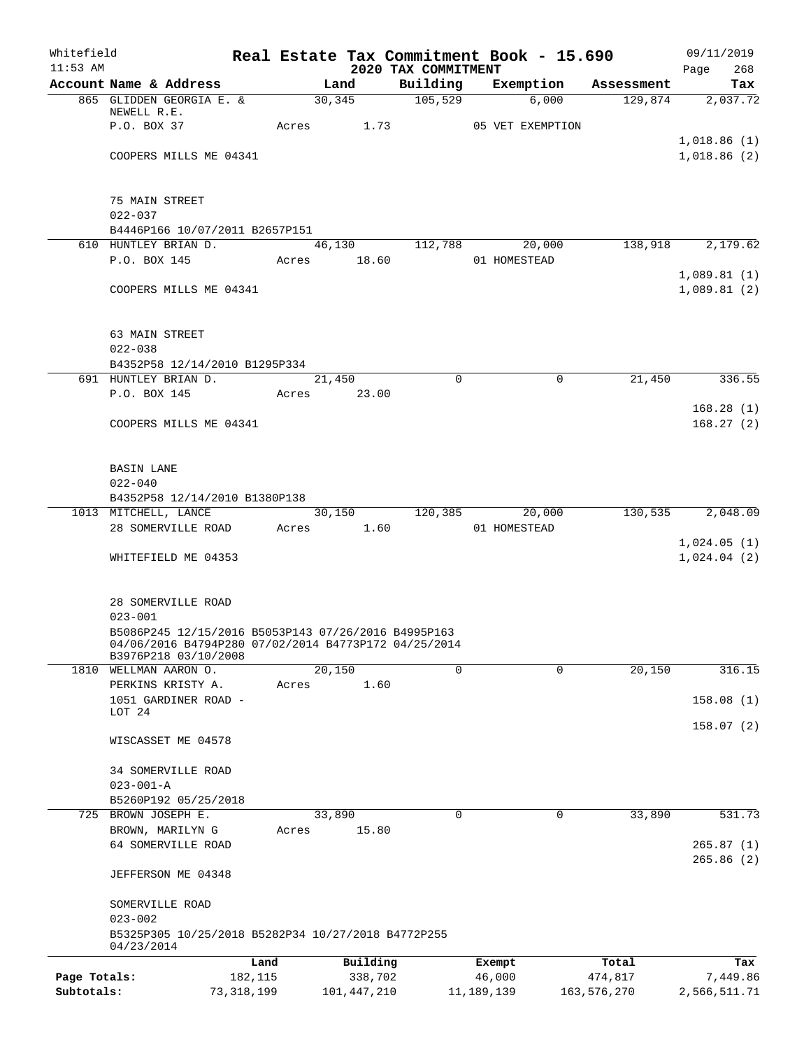# Real Estate Tax Commitment Book - 15.690

Whitefield
11:53 AM

2020 TAX COMMITMENT

09/11/2019
Page 268

| Account Name & Address | Land | Building | Exemption | Assessment | Tax |
|---|---|---|---|---|---|
| 865 GLIDDEN GEORGIA E. & NEWELL R.E. | 30,345 | 105,529 | 6,000 | 129,874 | 2,037.72 |
| P.O. BOX 37 | Acres 1.73 | | 05 VET EXEMPTION | | |
| | | | | | 1,018.86 (1) |
| COOPERS MILLS ME 04341 | | | | | 1,018.86 (2) |
| 75 MAIN STREET | | | | | |
| 022-037 | | | | | |
| B4446P166 10/07/2011 B2657P151 | | | | | |
| 610 HUNTLEY BRIAN D. | 46,130 | 112,788 | 20,000 | 138,918 | 2,179.62 |
| P.O. BOX 145 | Acres 18.60 | | 01 HOMESTEAD | | |
| | | | | | 1,089.81 (1) |
| COOPERS MILLS ME 04341 | | | | | 1,089.81 (2) |
| 63 MAIN STREET | | | | | |
| 022-038 | | | | | |
| B4352P58 12/14/2010 B1295P334 | | | | | |
| 691 HUNTLEY BRIAN D. | 21,450 | 0 | 0 | 21,450 | 336.55 |
| P.O. BOX 145 | Acres 23.00 | | | | |
| | | | | | 168.28 (1) |
| COOPERS MILLS ME 04341 | | | | | 168.27 (2) |
| BASIN LANE | | | | | |
| 022-040 | | | | | |
| B4352P58 12/14/2010 B1380P138 | | | | | |
| 1013 MITCHELL, LANCE | 30,150 | 120,385 | 20,000 | 130,535 | 2,048.09 |
| 28 SOMERVILLE ROAD | Acres 1.60 | | 01 HOMESTEAD | | |
| | | | | | 1,024.05 (1) |
| WHITEFIELD ME 04353 | | | | | 1,024.04 (2) |
| 28 SOMERVILLE ROAD | | | | | |
| 023-001 | | | | | |
| B5086P245 12/15/2016 B5053P143 07/26/2016 B4995P163 04/06/2016 B4794P280 07/02/2014 B4773P172 04/25/2014 B3976P218 03/10/2008 | | | | | |
| 1810 WELLMAN AARON O. | 20,150 | 0 | 0 | 20,150 | 316.15 |
| PERKINS KRISTY A. | Acres 1.60 | | | | |
| 1051 GARDINER ROAD - LOT 24 | | | | | 158.08 (1) |
| | | | | | 158.07 (2) |
| WISCASSET ME 04578 | | | | | |
| 34 SOMERVILLE ROAD | | | | | |
| 023-001-A | | | | | |
| B5260P192 05/25/2018 | | | | | |
| 725 BROWN JOSEPH E. | 33,890 | 0 | 0 | 33,890 | 531.73 |
| BROWN, MARILYN G | Acres 15.80 | | | | |
| 64 SOMERVILLE ROAD | | | | | 265.87 (1) |
| | | | | | 265.86 (2) |
| JEFFERSON ME 04348 | | | | | |
| SOMERVILLE ROAD | | | | | |
| 023-002 | | | | | |
| B5325P305 10/25/2018 B5282P34 10/27/2018 B4772P255 04/23/2014 | | | | | |

| | Land | Building | Exempt | Total | Tax |
|---|---|---|---|---|---|
| Page Totals: | 182,115 | 338,702 | 46,000 | 474,817 | 7,449.86 |
| Subtotals: | 73,318,199 | 101,447,210 | 11,189,139 | 163,576,270 | 2,566,511.71 |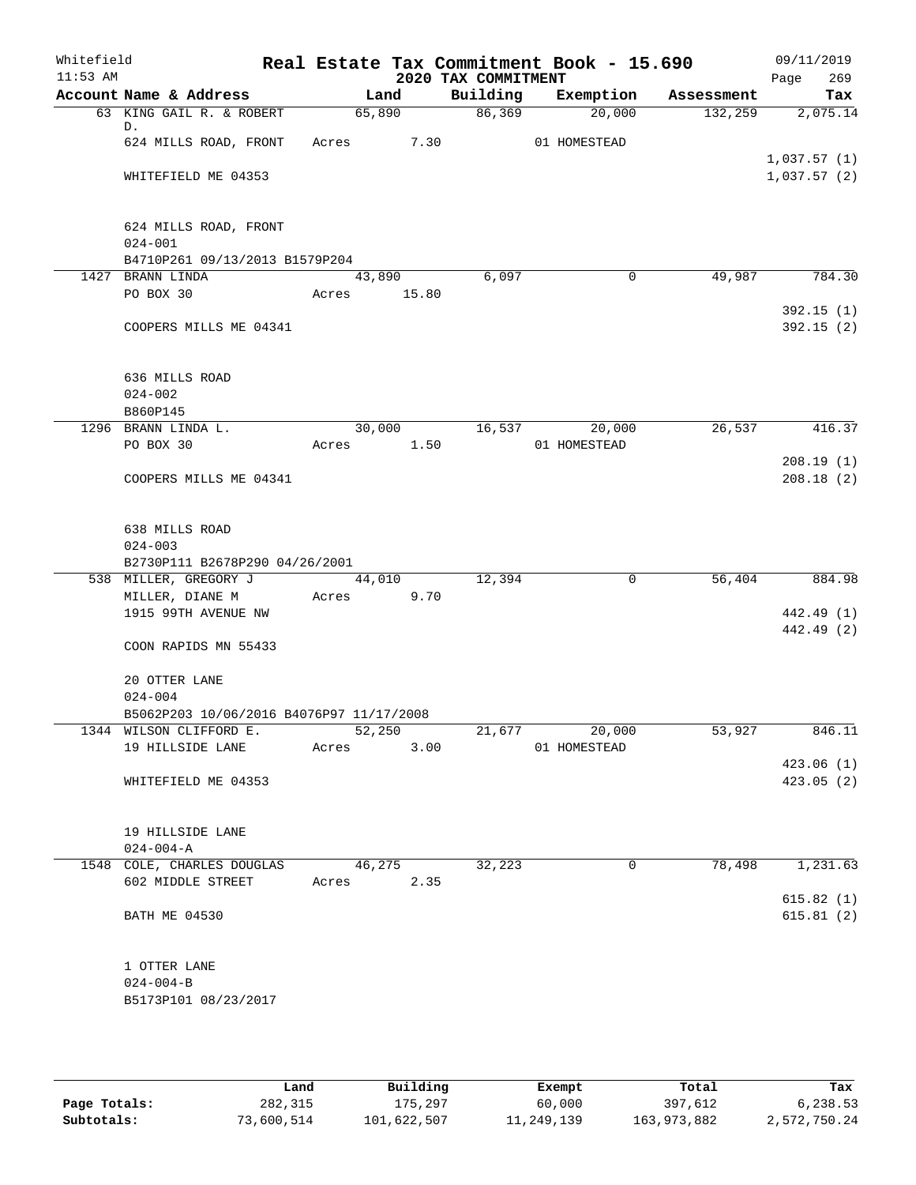Whitefield 11:53 AM

# Real Estate Tax Commitment Book - 15.690

## 2020 TAX COMMITMENT

09/11/2019 Page 269

| Account Name & Address | Land | Building | Exemption | Assessment | Tax |
|---|---|---|---|---|---|
| 63 KING GAIL R. & ROBERT D. | 65,890 | 86,369 | 20,000 | 132,259 | 2,075.14 |
| 624 MILLS ROAD, FRONT | Acres 7.30 | | 01 HOMESTEAD | | |
| | | | | | 1,037.57 (1) |
| WHITEFIELD ME 04353 | | | | | 1,037.57 (2) |
| 624 MILLS ROAD, FRONT | | | | | |
| 024-001 | | | | | |
| B4710P261 09/13/2013 B1579P204 | | | | | |
| 1427 BRANN LINDA | 43,890 | 6,097 | 0 | 49,987 | 784.30 |
| PO BOX 30 | Acres 15.80 | | | | |
| | | | | | 392.15 (1) |
| COOPERS MILLS ME 04341 | | | | | 392.15 (2) |
| 636 MILLS ROAD | | | | | |
| 024-002 | | | | | |
| B860P145 | | | | | |
| 1296 BRANN LINDA L. | 30,000 | 16,537 | 20,000 | 26,537 | 416.37 |
| PO BOX 30 | Acres 1.50 | | 01 HOMESTEAD | | |
| | | | | | 208.19 (1) |
| COOPERS MILLS ME 04341 | | | | | 208.18 (2) |
| 638 MILLS ROAD | | | | | |
| 024-003 | | | | | |
| B2730P111 B2678P290 04/26/2001 | | | | | |
| 538 MILLER, GREGORY J | 44,010 | 12,394 | 0 | 56,404 | 884.98 |
| MILLER, DIANE M | Acres 9.70 | | | | |
| 1915 99TH AVENUE NW | | | | | 442.49 (1) |
| | | | | | 442.49 (2) |
| COON RAPIDS MN 55433 | | | | | |
| 20 OTTER LANE | | | | | |
| 024-004 | | | | | |
| B5062P203 10/06/2016 B4076P97 11/17/2008 | | | | | |
| 1344 WILSON CLIFFORD E. | 52,250 | 21,677 | 20,000 | 53,927 | 846.11 |
| 19 HILLSIDE LANE | Acres 3.00 | | 01 HOMESTEAD | | |
| | | | | | 423.06 (1) |
| WHITEFIELD ME 04353 | | | | | 423.05 (2) |
| 19 HILLSIDE LANE | | | | | |
| 024-004-A | | | | | |
| 1548 COLE, CHARLES DOUGLAS | 46,275 | 32,223 | 0 | 78,498 | 1,231.63 |
| 602 MIDDLE STREET | Acres 2.35 | | | | |
| | | | | | 615.82 (1) |
| BATH ME 04530 | | | | | 615.81 (2) |
| 1 OTTER LANE | | | | | |
| 024-004-B | | | | | |
| B5173P101 08/23/2017 | | | | | |

| | Land | Building | Exempt | Total | Tax |
|---|---|---|---|---|---|
| Page Totals: | 282,315 | 175,297 | 60,000 | 397,612 | 6,238.53 |
| Subtotals: | 73,600,514 | 101,622,507 | 11,249,139 | 163,973,882 | 2,572,750.24 |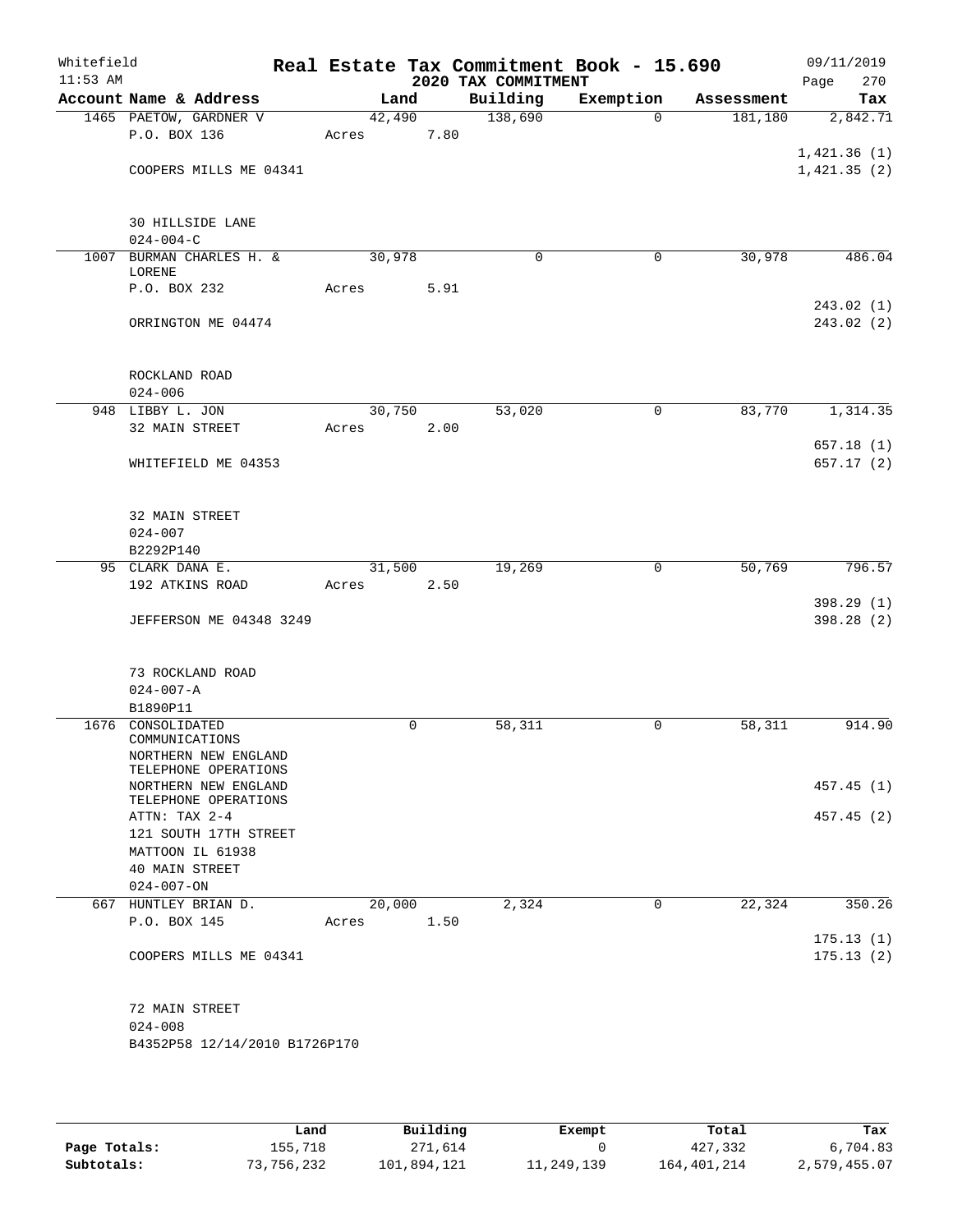Whitefield 11:53 AM

# Real Estate Tax Commitment Book - 15.690

## 2020 TAX COMMITMENT

09/11/2019 Page 270

| Account | Name & Address | Land | Building | Exemption | Assessment | Tax |
|---|---|---|---|---|---|---|
| 1465 | PAETOW, GARDNER V<br>P.O. BOX 136<br><br>COOPERS MILLS ME 04341<br><br>30 HILLSIDE LANE<br>024-004-C | 42,490<br>Acres 7.80 | 138,690 | 0 | 181,180 | 2,842.71<br><br>1,421.36 (1)<br>1,421.35 (2) |
| 1007 | BURMAN CHARLES H. & LORENE<br>P.O. BOX 232<br><br>ORRINGTON ME 04474<br><br>ROCKLAND ROAD<br>024-006 | 30,978<br>Acres 5.91 | 0 | 0 | 30,978 | 486.04<br><br>243.02 (1)<br>243.02 (2) |
| 948 | LIBBY L. JON<br>32 MAIN STREET<br><br>WHITEFIELD ME 04353<br><br>32 MAIN STREET<br>024-007<br>B2292P140 | 30,750<br>Acres 2.00 | 53,020 | 0 | 83,770 | 1,314.35<br><br>657.18 (1)<br>657.17 (2) |
| 95 | CLARK DANA E.<br>192 ATKINS ROAD<br><br>JEFFERSON ME 04348 3249<br><br>73 ROCKLAND ROAD<br>024-007-A<br>B1890P11 | 31,500<br>Acres 2.50 | 19,269 | 0 | 50,769 | 796.57<br><br>398.29 (1)<br>398.28 (2) |
| 1676 | CONSOLIDATED COMMUNICATIONS<br>NORTHERN NEW ENGLAND TELEPHONE OPERATIONS<br>NORTHERN NEW ENGLAND TELEPHONE OPERATIONS<br>ATTN: TAX 2-4<br>121 SOUTH 17TH STREET<br>MATTOON IL 61938<br>40 MAIN STREET<br>024-007-ON | 0 | 58,311 | 0 | 58,311 | 914.90<br><br>457.45 (1)<br>457.45 (2) |
| 667 | HUNTLEY BRIAN D.<br>P.O. BOX 145<br><br>COOPERS MILLS ME 04341<br><br>72 MAIN STREET<br>024-008<br>B4352P58 12/14/2010 B1726P170 | 20,000<br>Acres 1.50 | 2,324 | 0 | 22,324 | 350.26<br><br>175.13 (1)<br>175.13 (2) |

| | Land | Building | Exempt | Total | Tax |
|---|---|---|---|---|---|
| Page Totals: | 155,718 | 271,614 | 0 | 427,332 | 6,704.83 |
| Subtotals: | 73,756,232 | 101,894,121 | 11,249,139 | 164,401,214 | 2,579,455.07 |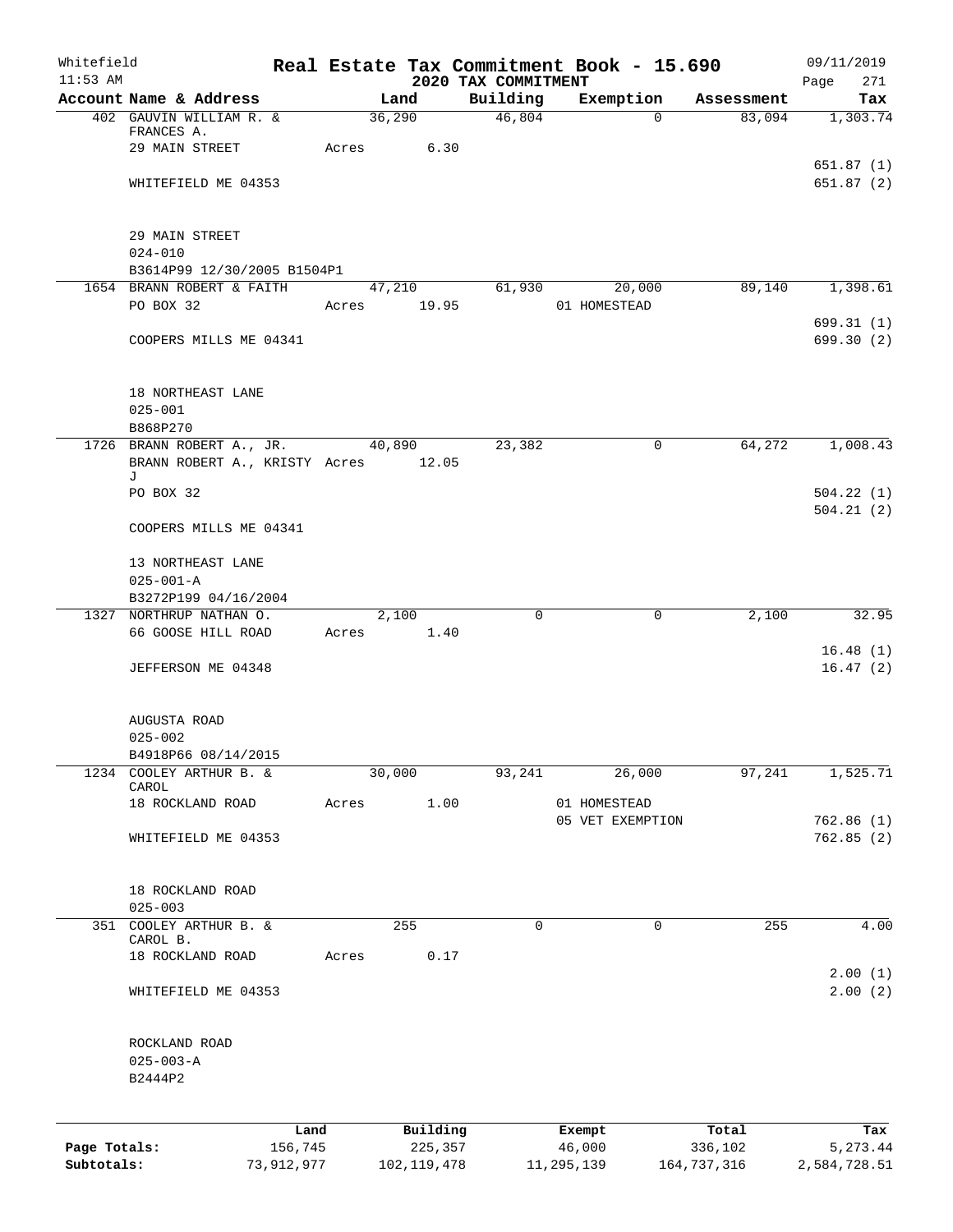Whitefield

11:53 AM

# Real Estate Tax Commitment Book - 15.690

## 2020 TAX COMMITMENT

09/11/2019

| Account | Name & Address | Land | Building | Exemption | Assessment | Tax |
|---|---|---|---|---|---|---|
| 402 | GAUVIN WILLIAM R. & FRANCES A. | 36,290 | 46,804 | 0 | 83,094 | 1,303.74 |
| | 29 MAIN STREET | Acres 6.30 | | | | |
| | | | | | | 651.87 (1) |
| | WHITEFIELD ME 04353 | | | | | 651.87 (2) |
| | 29 MAIN STREET | | | | | |
| | 024-010 | | | | | |
| | B3614P99 12/30/2005 B1504P1 | | | | | |
| 1654 | BRANN ROBERT & FAITH | 47,210 | 61,930 | 20,000 | 89,140 | 1,398.61 |
| | PO BOX 32 | Acres 19.95 | | 01 HOMESTEAD | | |
| | | | | | | 699.31 (1) |
| | COOPERS MILLS ME 04341 | | | | | 699.30 (2) |
| | 18 NORTHEAST LANE | | | | | |
| | 025-001 | | | | | |
| | B868P270 | | | | | |
| 1726 | BRANN ROBERT A., JR. | 40,890 | 23,382 | 0 | 64,272 | 1,008.43 |
| | BRANN ROBERT A., KRISTY J | Acres 12.05 | | | | |
| | PO BOX 32 | | | | | 504.22 (1) |
| | | | | | | 504.21 (2) |
| | COOPERS MILLS ME 04341 | | | | | |
| | 13 NORTHEAST LANE | | | | | |
| | 025-001-A | | | | | |
| | B3272P199 04/16/2004 | | | | | |
| 1327 | NORTHRUP NATHAN O. | 2,100 | 0 | 0 | 2,100 | 32.95 |
| | 66 GOOSE HILL ROAD | Acres 1.40 | | | | |
| | | | | | | 16.48 (1) |
| | JEFFERSON ME 04348 | | | | | 16.47 (2) |
| | AUGUSTA ROAD | | | | | |
| | 025-002 | | | | | |
| | B4918P66 08/14/2015 | | | | | |
| 1234 | COOLEY ARTHUR B. & CAROL | 30,000 | 93,241 | 26,000 | 97,241 | 1,525.71 |
| | 18 ROCKLAND ROAD | Acres 1.00 | | 01 HOMESTEAD | | |
| | | | | 05 VET EXEMPTION | | 762.86 (1) |
| | WHITEFIELD ME 04353 | | | | | 762.85 (2) |
| | 18 ROCKLAND ROAD | | | | | |
| | 025-003 | | | | | |
| 351 | COOLEY ARTHUR B. & CAROL B. | 255 | 0 | 0 | 255 | 4.00 |
| | 18 ROCKLAND ROAD | Acres 0.17 | | | | |
| | | | | | | 2.00 (1) |
| | WHITEFIELD ME 04353 | | | | | 2.00 (2) |
| | ROCKLAND ROAD | | | | | |
| | 025-003-A | | | | | |
| | B2444P2 | | | | | |

| | Land | Building | Exempt | Total | Tax |
|---|---|---|---|---|---|
| Page Totals: | 156,745 | 225,357 | 46,000 | 336,102 | 5,273.44 |
| Subtotals: | 73,912,977 | 102,119,478 | 11,295,139 | 164,737,316 | 2,584,728.51 |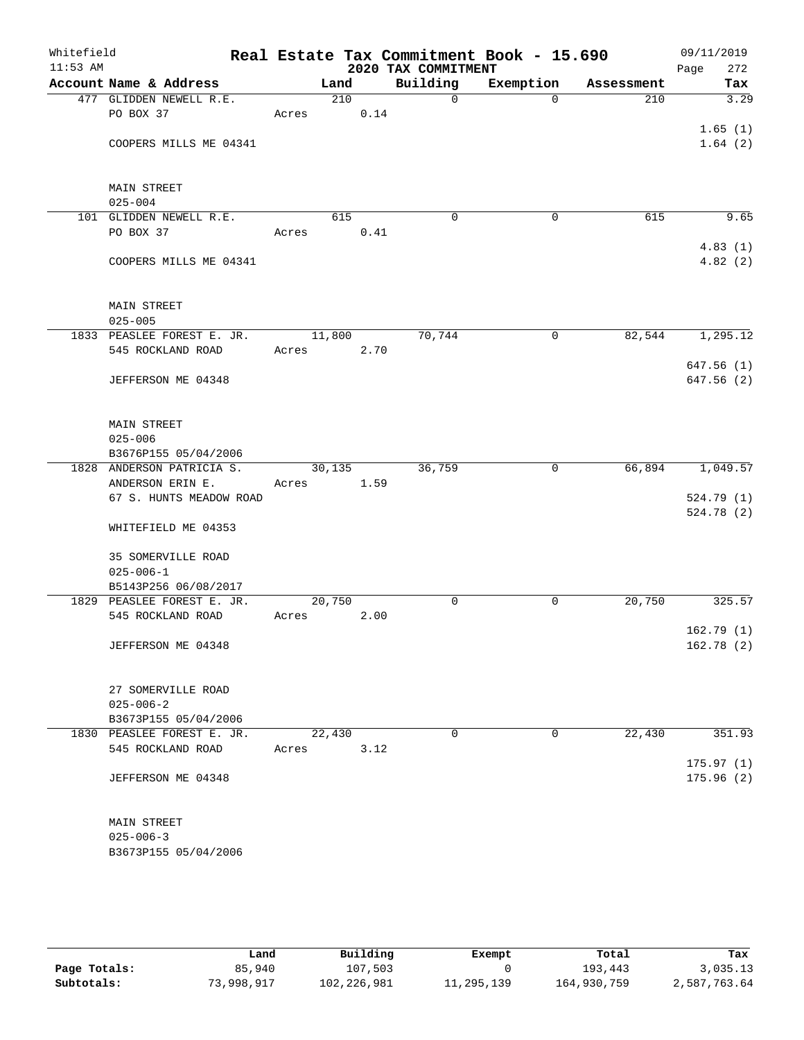Whitefield
11:53 AM

# Real Estate Tax Commitment Book - 15.690

## 2020 TAX COMMITMENT

09/11/2019

| Account Name & Address | Land | | Building | Exemption | Assessment | Tax |
|---|---|---|---|---|---|---|
| 477 GLIDDEN NEWELL R.E. | 210 | | 0 | 0 | 210 | 3.29 |
| PO BOX 37 | Acres | 0.14 | | | | |
| | | | | | | 1.65 (1) |
| COOPERS MILLS ME 04341 | | | | | | 1.64 (2) |
| MAIN STREET | | | | | | |
| 025-004 | | | | | | |
| 101 GLIDDEN NEWELL R.E. | 615 | | 0 | 0 | 615 | 9.65 |
| PO BOX 37 | Acres | 0.41 | | | | |
| | | | | | | 4.83 (1) |
| COOPERS MILLS ME 04341 | | | | | | 4.82 (2) |
| MAIN STREET | | | | | | |
| 025-005 | | | | | | |
| 1833 PEASLEE FOREST E. JR. | 11,800 | | 70,744 | 0 | 82,544 | 1,295.12 |
| 545 ROCKLAND ROAD | Acres | 2.70 | | | | |
| | | | | | | 647.56 (1) |
| JEFFERSON ME 04348 | | | | | | 647.56 (2) |
| MAIN STREET | | | | | | |
| 025-006 | | | | | | |
| B3676P155 05/04/2006 | | | | | | |
| 1828 ANDERSON PATRICIA S. | 30,135 | | 36,759 | 0 | 66,894 | 1,049.57 |
| ANDERSON ERIN E. | Acres | 1.59 | | | | |
| 67 S. HUNTS MEADOW ROAD | | | | | | 524.79 (1) |
| | | | | | | 524.78 (2) |
| WHITEFIELD ME 04353 | | | | | | |
| 35 SOMERVILLE ROAD | | | | | | |
| 025-006-1 | | | | | | |
| B5143P256 06/08/2017 | | | | | | |
| 1829 PEASLEE FOREST E. JR. | 20,750 | | 0 | 0 | 20,750 | 325.57 |
| 545 ROCKLAND ROAD | Acres | 2.00 | | | | |
| | | | | | | 162.79 (1) |
| JEFFERSON ME 04348 | | | | | | 162.78 (2) |
| 27 SOMERVILLE ROAD | | | | | | |
| 025-006-2 | | | | | | |
| B3673P155 05/04/2006 | | | | | | |
| 1830 PEASLEE FOREST E. JR. | 22,430 | | 0 | 0 | 22,430 | 351.93 |
| 545 ROCKLAND ROAD | Acres | 3.12 | | | | |
| | | | | | | 175.97 (1) |
| JEFFERSON ME 04348 | | | | | | 175.96 (2) |
| MAIN STREET | | | | | | |
| 025-006-3 | | | | | | |
| B3673P155 05/04/2006 | | | | | | |

| | Land | Building | Exempt | Total | Tax |
|---|---|---|---|---|---|
| Page Totals: | 85,940 | 107,503 | 0 | 193,443 | 3,035.13 |
| Subtotals: | 73,998,917 | 102,226,981 | 11,295,139 | 164,930,759 | 2,587,763.64 |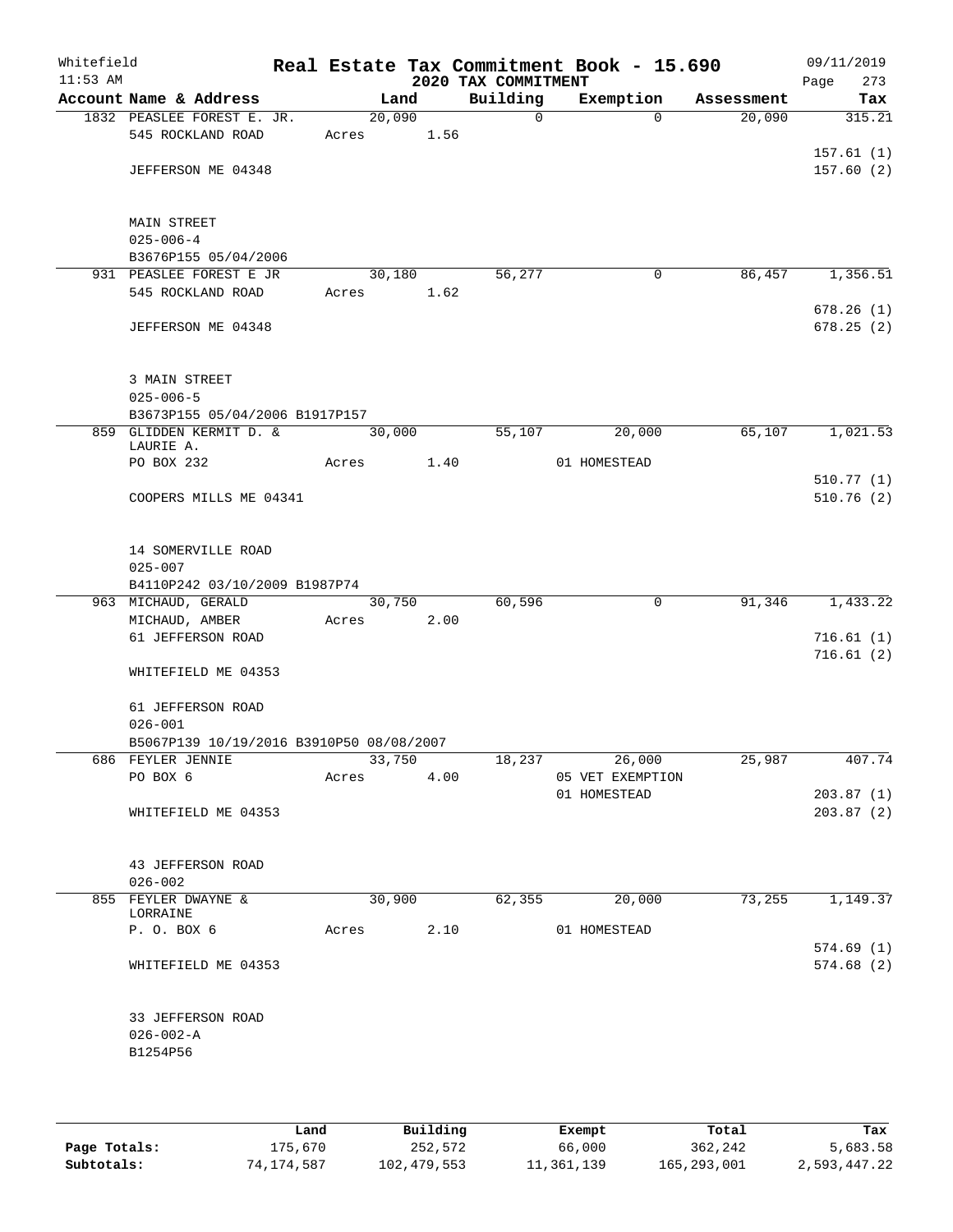Whitefield
11:53 AM

# Real Estate Tax Commitment Book - 15.690
## 2020 TAX COMMITMENT

09/11/2019

| Account Name & Address | Land | Building | Exemption | Assessment | Tax |
|---|---|---|---|---|---|
| 1832 PEASLEE FOREST E. JR. | 20,090 | 0 | 0 | 20,090 | 315.21 |
| 545 ROCKLAND ROAD | Acres 1.56 | | | | |
| | | | | | 157.61 (1) |
| JEFFERSON ME 04348 | | | | | 157.60 (2) |
| MAIN STREET | | | | | |
| 025-006-4 | | | | | |
| B3676P155 05/04/2006 | | | | | |
| 931 PEASLEE FOREST E JR | 30,180 | 56,277 | 0 | 86,457 | 1,356.51 |
| 545 ROCKLAND ROAD | Acres 1.62 | | | | |
| | | | | | 678.26 (1) |
| JEFFERSON ME 04348 | | | | | 678.25 (2) |
| 3 MAIN STREET | | | | | |
| 025-006-5 | | | | | |
| B3673P155 05/04/2006 B1917P157 | | | | | |
| 859 GLIDDEN KERMIT D. & LAURIE A. | 30,000 | 55,107 | 20,000 | 65,107 | 1,021.53 |
| PO BOX 232 | Acres 1.40 | | 01 HOMESTEAD | | |
| | | | | | 510.77 (1) |
| COOPERS MILLS ME 04341 | | | | | 510.76 (2) |
| 14 SOMERVILLE ROAD | | | | | |
| 025-007 | | | | | |
| B4110P242 03/10/2009 B1987P74 | | | | | |
| 963 MICHAUD, GERALD | 30,750 | 60,596 | 0 | 91,346 | 1,433.22 |
| MICHAUD, AMBER | Acres 2.00 | | | | |
| 61 JEFFERSON ROAD | | | | | 716.61 (1) |
| | | | | | 716.61 (2) |
| WHITEFIELD ME 04353 | | | | | |
| 61 JEFFERSON ROAD | | | | | |
| 026-001 | | | | | |
| B5067P139 10/19/2016 B3910P50 08/08/2007 | | | | | |
| 686 FEYLER JENNIE | 33,750 | 18,237 | 26,000 | 25,987 | 407.74 |
| PO BOX 6 | Acres 4.00 | | 05 VET EXEMPTION | | |
| | | | 01 HOMESTEAD | | 203.87 (1) |
| WHITEFIELD ME 04353 | | | | | 203.87 (2) |
| 43 JEFFERSON ROAD | | | | | |
| 026-002 | | | | | |
| 855 FEYLER DWAYNE & LORRAINE | 30,900 | 62,355 | 20,000 | 73,255 | 1,149.37 |
| P. O. BOX 6 | Acres 2.10 | | 01 HOMESTEAD | | |
| | | | | | 574.69 (1) |
| WHITEFIELD ME 04353 | | | | | 574.68 (2) |
| 33 JEFFERSON ROAD | | | | | |
| 026-002-A | | | | | |
| B1254P56 | | | | | |

| | Land | Building | Exempt | Total | Tax |
|---|---|---|---|---|---|
| Page Totals: | 175,670 | 252,572 | 66,000 | 362,242 | 5,683.58 |
| Subtotals: | 74,174,587 | 102,479,553 | 11,361,139 | 165,293,001 | 2,593,447.22 |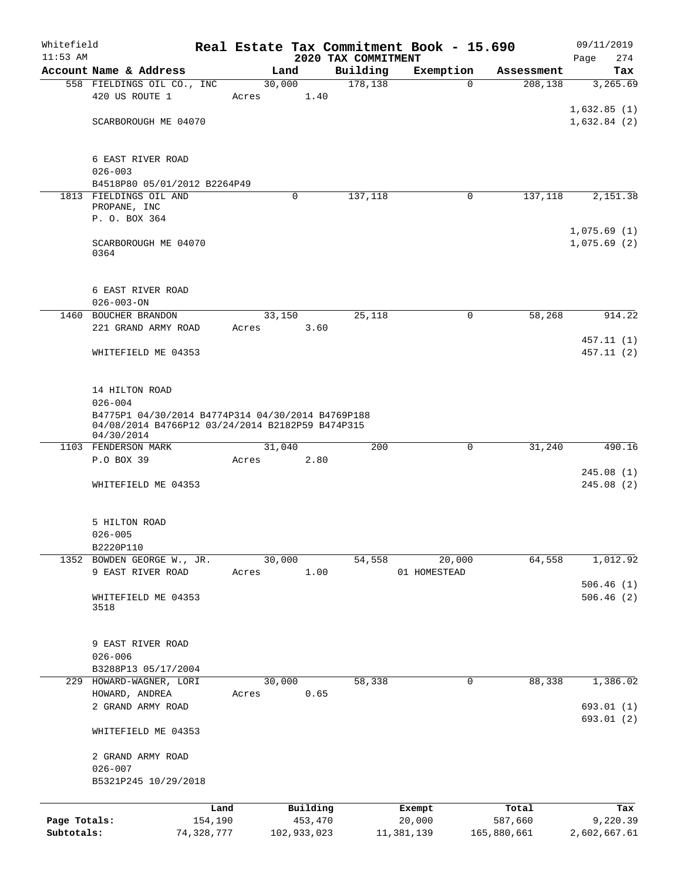Whitefield 11:53 AM

# Real Estate Tax Commitment Book - 15.690

## 2020 TAX COMMITMENT

09/11/2019

| Account | Name & Address | Land | Building | Exemption | Assessment | Tax |
|---|---|---|---|---|---|---|
| 558 | FIELDINGS OIL CO., INC<br>420 US ROUTE 1<br><br>SCARBOROUGH ME 04070<br><br>6 EAST RIVER ROAD<br>026-003<br>B4518P80 05/01/2012 B2264P49 | 30,000<br>Acres 1.40 | 178,138 | 0 | 208,138 | 3,265.69<br>1,632.85 (1)<br>1,632.84 (2) |
| 1813 | FIELDINGS OIL AND PROPANE, INC<br>P. O. BOX 364<br><br>SCARBOROUGH ME 04070 0364<br><br>6 EAST RIVER ROAD<br>026-003-ON | 0 | 137,118 | 0 | 137,118 | 2,151.38<br>1,075.69 (1)<br>1,075.69 (2) |
| 1460 | BOUCHER BRANDON<br>221 GRAND ARMY ROAD<br><br>WHITEFIELD ME 04353<br><br>14 HILTON ROAD<br>026-004<br>B4775P1 04/30/2014 B4774P314 04/30/2014 B4769P188 04/08/2014 B4766P12 03/24/2014 B2182P59 B474P315 04/30/2014 | 33,150<br>Acres 3.60 | 25,118 | 0 | 58,268 | 914.22<br>457.11 (1)<br>457.11 (2) |
| 1103 | FENDERSON MARK<br>P.O BOX 39<br><br>WHITEFIELD ME 04353<br><br>5 HILTON ROAD<br>026-005<br>B2220P110 | 31,040<br>Acres 2.80 | 200 | 0 | 31,240 | 490.16<br>245.08 (1)<br>245.08 (2) |
| 1352 | BOWDEN GEORGE W., JR.<br>9 EAST RIVER ROAD<br><br>WHITEFIELD ME 04353 3518<br><br>9 EAST RIVER ROAD<br>026-006<br>B3288P13 05/17/2004 | 30,000<br>Acres 1.00 | 54,558 | 20,000<br>01 HOMESTEAD | 64,558 | 1,012.92<br>506.46 (1)<br>506.46 (2) |
| 229 | HOWARD-WAGNER, LORI<br>HOWARD, ANDREA<br>2 GRAND ARMY ROAD<br><br>WHITEFIELD ME 04353<br><br>2 GRAND ARMY ROAD<br>026-007<br>B5321P245 10/29/2018 | 30,000<br>Acres 0.65 | 58,338 | 0 | 88,338 | 1,386.02<br>693.01 (1)<br>693.01 (2) |

| | Land | Building | Exempt | Total | Tax |
|---|---|---|---|---|---|
| Page Totals: | 154,190 | 453,470 | 20,000 | 587,660 | 9,220.39 |
| Subtotals: | 74,328,777 | 102,933,023 | 11,381,139 | 165,880,661 | 2,602,667.61 |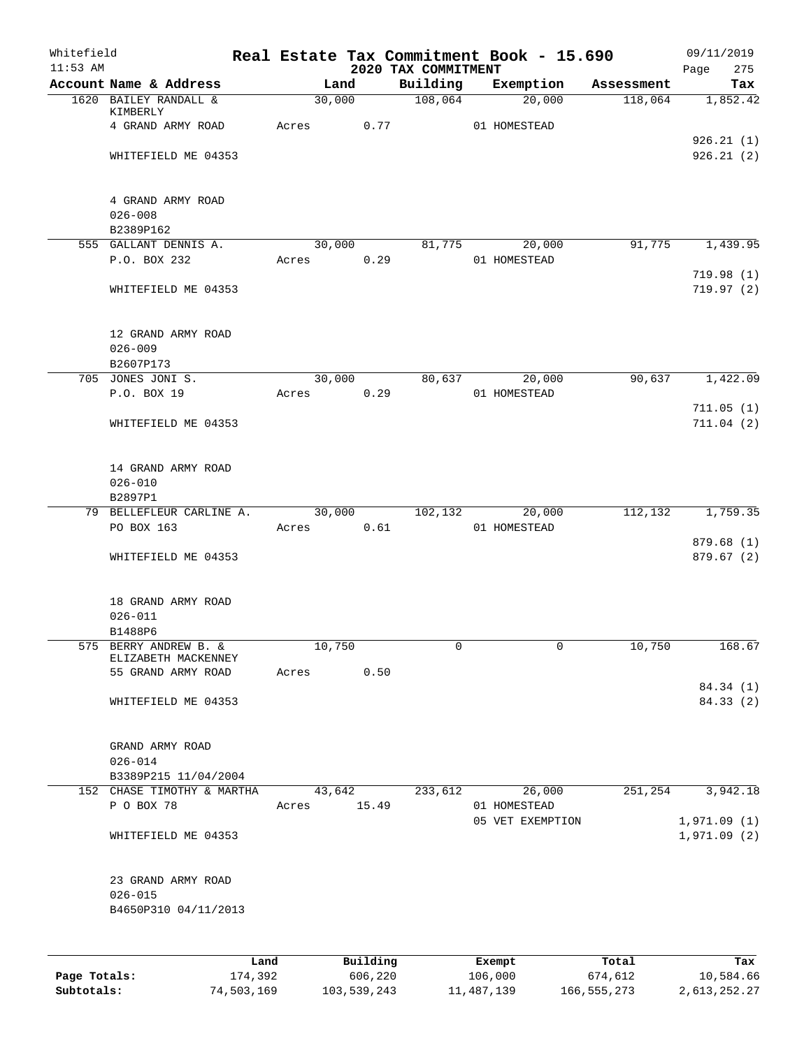Whitefield
11:53 AM

# Real Estate Tax Commitment Book - 15.690

## 2020 TAX COMMITMENT

09/11/2019

| Account Name & Address | Land | Building | Exemption | Assessment | Tax |
|---|---|---|---|---|---|
| 1620 BAILEY RANDALL & KIMBERLY | 30,000 | 108,064 | 20,000 | 118,064 | 1,852.42 |
| 4 GRAND ARMY ROAD | Acres 0.77 | | 01 HOMESTEAD | | |
| | | | | | 926.21 (1) |
| WHITEFIELD ME 04353 | | | | | 926.21 (2) |
| 4 GRAND ARMY ROAD | | | | | |
| 026-008 | | | | | |
| B2389P162 | | | | | |
| 555 GALLANT DENNIS A. | 30,000 | 81,775 | 20,000 | 91,775 | 1,439.95 |
| P.O. BOX 232 | Acres 0.29 | | 01 HOMESTEAD | | |
| | | | | | 719.98 (1) |
| WHITEFIELD ME 04353 | | | | | 719.97 (2) |
| 12 GRAND ARMY ROAD | | | | | |
| 026-009 | | | | | |
| B2607P173 | | | | | |
| 705 JONES JONI S. | 30,000 | 80,637 | 20,000 | 90,637 | 1,422.09 |
| P.O. BOX 19 | Acres 0.29 | | 01 HOMESTEAD | | |
| | | | | | 711.05 (1) |
| WHITEFIELD ME 04353 | | | | | 711.04 (2) |
| 14 GRAND ARMY ROAD | | | | | |
| 026-010 | | | | | |
| B2897P1 | | | | | |
| 79 BELLEFLEUR CARLINE A. | 30,000 | 102,132 | 20,000 | 112,132 | 1,759.35 |
| PO BOX 163 | Acres 0.61 | | 01 HOMESTEAD | | |
| | | | | | 879.68 (1) |
| WHITEFIELD ME 04353 | | | | | 879.67 (2) |
| 18 GRAND ARMY ROAD | | | | | |
| 026-011 | | | | | |
| B1488P6 | | | | | |
| 575 BERRY ANDREW B. & ELIZABETH MACKENNEY | 10,750 | 0 | 0 | 10,750 | 168.67 |
| 55 GRAND ARMY ROAD | Acres 0.50 | | | | |
| | | | | | 84.34 (1) |
| WHITEFIELD ME 04353 | | | | | 84.33 (2) |
| GRAND ARMY ROAD | | | | | |
| 026-014 | | | | | |
| B3389P215 11/04/2004 | | | | | |
| 152 CHASE TIMOTHY & MARTHA | 43,642 | 233,612 | 26,000 | 251,254 | 3,942.18 |
| P O BOX 78 | Acres 15.49 | | 01 HOMESTEAD | | |
| | | | 05 VET EXEMPTION | | 1,971.09 (1) |
| WHITEFIELD ME 04353 | | | | | 1,971.09 (2) |
| 23 GRAND ARMY ROAD | | | | | |
| 026-015 | | | | | |
| B4650P310 04/11/2013 | | | | | |

| | Land | Building | Exempt | Total | Tax |
|---|---|---|---|---|---|
| Page Totals: | 174,392 | 606,220 | 106,000 | 674,612 | 10,584.66 |
| Subtotals: | 74,503,169 | 103,539,243 | 11,487,139 | 166,555,273 | 2,613,252.27 |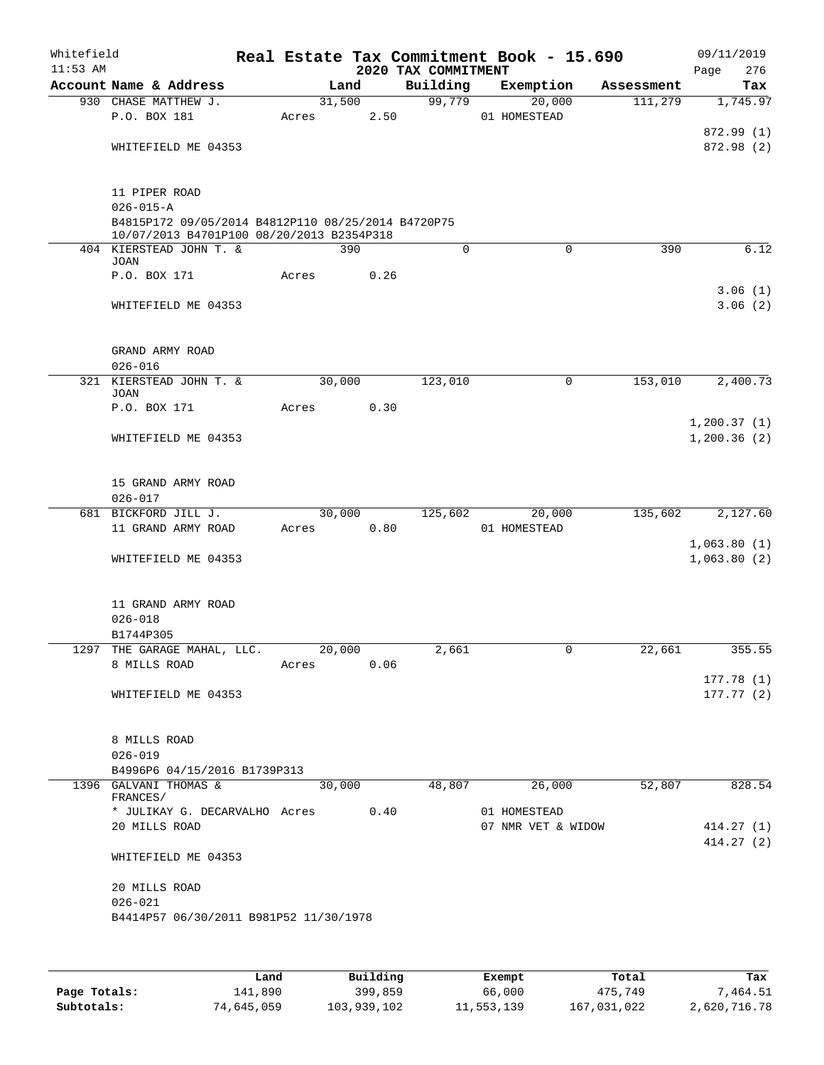Whitefield 11:53 AM

# Real Estate Tax Commitment Book - 15.690

## 2020 TAX COMMITMENT

09/11/2019

| Account Name & Address | Land | Building | Exemption | Assessment | Tax |
|---|---|---|---|---|---|
| 930 CHASE MATTHEW J. | 31,500 | 99,779 | 20,000 | 111,279 | 1,745.97 |
| P.O. BOX 181 | Acres 2.50 | | 01 HOMESTEAD | | |
| | | | | | 872.99 (1) |
| WHITEFIELD ME 04353 | | | | | 872.98 (2) |
| 11 PIPER ROAD | | | | | |
| 026-015-A | | | | | |
| B4815P172 09/05/2014 B4812P110 08/25/2014 B4720P75 10/07/2013 B4701P100 08/20/2013 B2354P318 | | | | | |
| 404 KIERSTEAD JOHN T. & JOAN | 390 | 0 | 0 | 390 | 6.12 |
| P.O. BOX 171 | Acres 0.26 | | | | |
| | | | | | 3.06 (1) |
| WHITEFIELD ME 04353 | | | | | 3.06 (2) |
| GRAND ARMY ROAD | | | | | |
| 026-016 | | | | | |
| 321 KIERSTEAD JOHN T. & JOAN | 30,000 | 123,010 | 0 | 153,010 | 2,400.73 |
| P.O. BOX 171 | Acres 0.30 | | | | |
| | | | | | 1,200.37 (1) |
| WHITEFIELD ME 04353 | | | | | 1,200.36 (2) |
| 15 GRAND ARMY ROAD | | | | | |
| 026-017 | | | | | |
| 681 BICKFORD JILL J. | 30,000 | 125,602 | 20,000 | 135,602 | 2,127.60 |
| 11 GRAND ARMY ROAD | Acres 0.80 | | 01 HOMESTEAD | | |
| | | | | | 1,063.80 (1) |
| WHITEFIELD ME 04353 | | | | | 1,063.80 (2) |
| 11 GRAND ARMY ROAD | | | | | |
| 026-018 | | | | | |
| B1744P305 | | | | | |
| 1297 THE GARAGE MAHAL, LLC. | 20,000 | 2,661 | 0 | 22,661 | 355.55 |
| 8 MILLS ROAD | Acres 0.06 | | | | |
| | | | | | 177.78 (1) |
| WHITEFIELD ME 04353 | | | | | 177.77 (2) |
| 8 MILLS ROAD | | | | | |
| 026-019 | | | | | |
| B4996P6 04/15/2016 B1739P313 | | | | | |
| 1396 GALVANI THOMAS & FRANCES/ | 30,000 | 48,807 | 26,000 | 52,807 | 828.54 |
| * JULIKAY G. DECARVALHO | Acres 0.40 | | 01 HOMESTEAD | | |
| 20 MILLS ROAD | | | 07 NMR VET & WIDOW | | 414.27 (1) |
| | | | | | 414.27 (2) |
| WHITEFIELD ME 04353 | | | | | |
| 20 MILLS ROAD | | | | | |
| 026-021 | | | | | |
| B4414P57 06/30/2011 B981P52 11/30/1978 | | | | | |

| | Land | Building | Exempt | Total | Tax |
|---|---|---|---|---|---|
| Page Totals: | 141,890 | 399,859 | 66,000 | 475,749 | 7,464.51 |
| Subtotals: | 74,645,059 | 103,939,102 | 11,553,139 | 167,031,022 | 2,620,716.78 |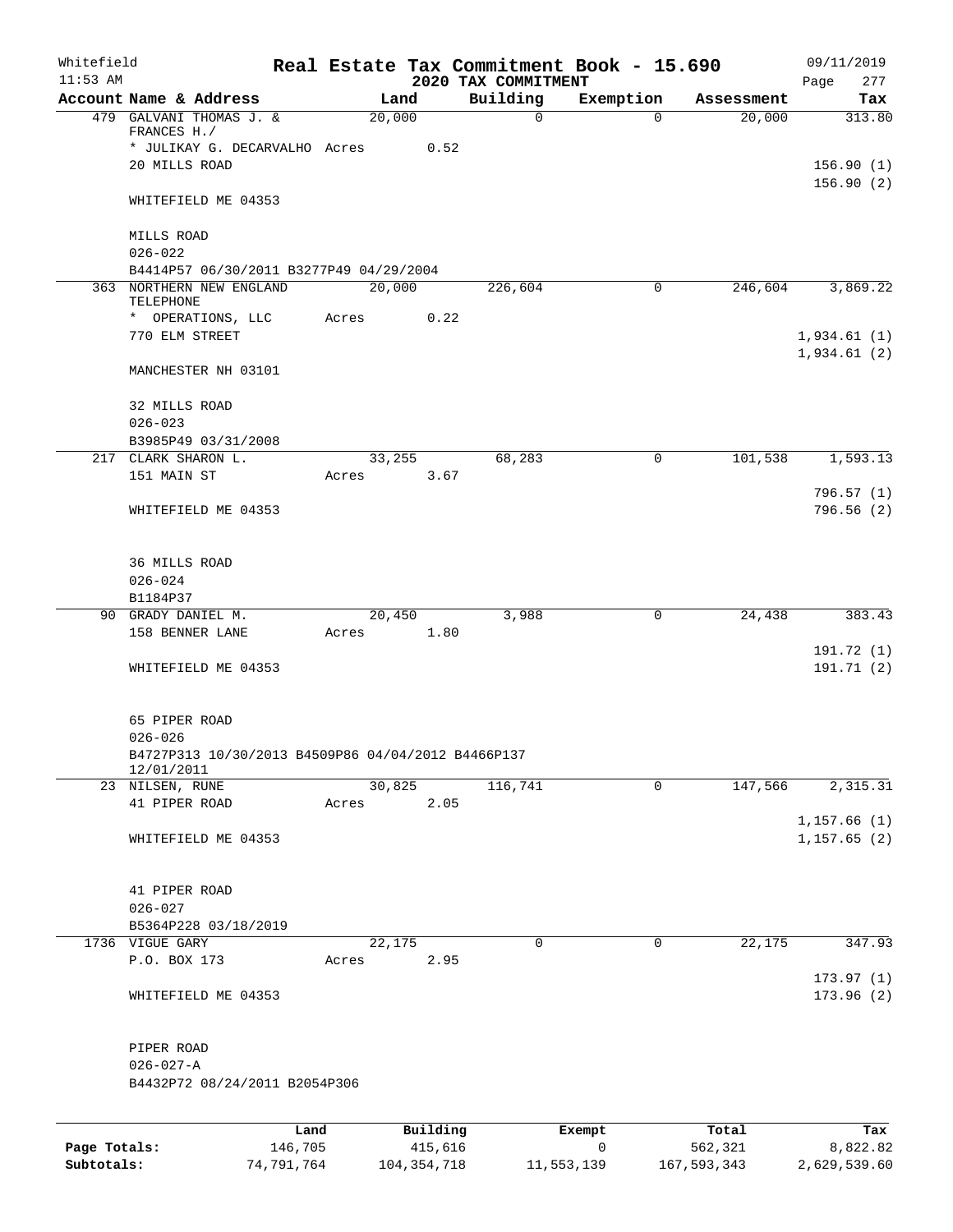Whitefield 11:53 AM

# Real Estate Tax Commitment Book - 15.690

## 2020 TAX COMMITMENT

09/11/2019

| Account Name & Address | Land | Building | Exemption | Assessment | Tax |
|---|---|---|---|---|---|
| 479 GALVANI THOMAS J. & FRANCES H./ | 20,000 | 0 | 0 | 20,000 | 313.80 |
| * JULIKAY G. DECARVALHO Acres 0.52 | | | | | |
| 20 MILLS ROAD | | | | | 156.90 (1) |
| WHITEFIELD ME 04353 | | | | | 156.90 (2) |
| MILLS ROAD | | | | | |
| 026-022 | | | | | |
| B4414P57 06/30/2011 B3277P49 04/29/2004 | | | | | |
| 363 NORTHERN NEW ENGLAND TELEPHONE | 20,000 | 226,604 | 0 | 246,604 | 3,869.22 |
| * OPERATIONS, LLC Acres 0.22 | | | | | |
| 770 ELM STREET | | | | | 1,934.61 (1) |
| MANCHESTER NH 03101 | | | | | 1,934.61 (2) |
| 32 MILLS ROAD | | | | | |
| 026-023 | | | | | |
| B3985P49 03/31/2008 | | | | | |
| 217 CLARK SHARON L. | 33,255 | 68,283 | 0 | 101,538 | 1,593.13 |
| 151 MAIN ST Acres 3.67 | | | | | |
| WHITEFIELD ME 04353 | | | | | 796.57 (1) |
| | | | | | 796.56 (2) |
| 36 MILLS ROAD | | | | | |
| 026-024 | | | | | |
| B1184P37 | | | | | |
| 90 GRADY DANIEL M. | 20,450 | 3,988 | 0 | 24,438 | 383.43 |
| 158 BENNER LANE Acres 1.80 | | | | | |
| WHITEFIELD ME 04353 | | | | | 191.72 (1) |
| | | | | | 191.71 (2) |
| 65 PIPER ROAD | | | | | |
| 026-026 | | | | | |
| B4727P313 10/30/2013 B4509P86 04/04/2012 B4466P137 12/01/2011 | | | | | |
| 23 NILSEN, RUNE | 30,825 | 116,741 | 0 | 147,566 | 2,315.31 |
| 41 PIPER ROAD Acres 2.05 | | | | | |
| WHITEFIELD ME 04353 | | | | | 1,157.66 (1) |
| | | | | | 1,157.65 (2) |
| 41 PIPER ROAD | | | | | |
| 026-027 | | | | | |
| B5364P228 03/18/2019 | | | | | |
| 1736 VIGUE GARY | 22,175 | 0 | 0 | 22,175 | 347.93 |
| P.O. BOX 173 Acres 2.95 | | | | | |
| WHITEFIELD ME 04353 | | | | | 173.97 (1) |
| | | | | | 173.96 (2) |
| PIPER ROAD | | | | | |
| 026-027-A | | | | | |
| B4432P72 08/24/2011 B2054P306 | | | | | |

| | Land | Building | Exempt | Total | Tax |
|---|---|---|---|---|---|
| Page Totals: | 146,705 | 415,616 | 0 | 562,321 | 8,822.82 |
| Subtotals: | 74,791,764 | 104,354,718 | 11,553,139 | 167,593,343 | 2,629,539.60 |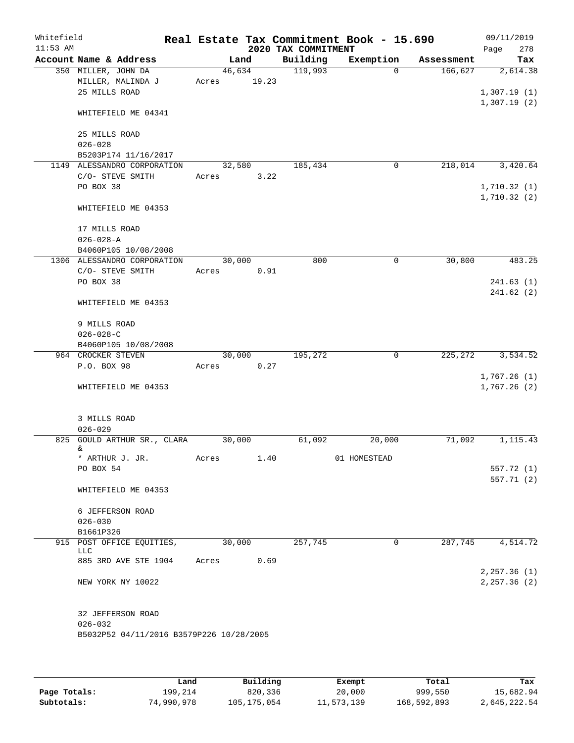Whitefield
11:53 AM

# Real Estate Tax Commitment Book - 15.690
## 2020 TAX COMMITMENT

09/11/2019
Page 278

| Account Name & Address | Land | Building | Exemption | Assessment | Tax |
|---|---|---|---|---|---|
| 350 MILLER, JOHN DA | 46,634 | 119,993 | 0 | 166,627 | 2,614.38 |
| MILLER, MALINDA J | Acres 19.23 | | | | |
| 25 MILLS ROAD | | | | | 1,307.19 (1) |
| | | | | | 1,307.19 (2) |
| WHITEFIELD ME 04341 | | | | | |
| 25 MILLS ROAD | | | | | |
| 026-028 | | | | | |
| B5203P174 11/16/2017 | | | | | |
| 1149 ALESSANDRO CORPORATION | 32,580 | 185,434 | 0 | 218,014 | 3,420.64 |
| C/O- STEVE SMITH | Acres 3.22 | | | | |
| PO BOX 38 | | | | | 1,710.32 (1) |
| | | | | | 1,710.32 (2) |
| WHITEFIELD ME 04353 | | | | | |
| 17 MILLS ROAD | | | | | |
| 026-028-A | | | | | |
| B4060P105 10/08/2008 | | | | | |
| 1306 ALESSANDRO CORPORATION | 30,000 | 800 | 0 | 30,800 | 483.25 |
| C/O- STEVE SMITH | Acres 0.91 | | | | |
| PO BOX 38 | | | | | 241.63 (1) |
| | | | | | 241.62 (2) |
| WHITEFIELD ME 04353 | | | | | |
| 9 MILLS ROAD | | | | | |
| 026-028-C | | | | | |
| B4060P105 10/08/2008 | | | | | |
| 964 CROCKER STEVEN | 30,000 | 195,272 | 0 | 225,272 | 3,534.52 |
| P.O. BOX 98 | Acres 0.27 | | | | |
| | | | | | 1,767.26 (1) |
| WHITEFIELD ME 04353 | | | | | 1,767.26 (2) |
| 3 MILLS ROAD | | | | | |
| 026-029 | | | | | |
| 825 GOULD ARTHUR SR., CLARA & | 30,000 | 61,092 | 20,000 | 71,092 | 1,115.43 |
| * ARTHUR J. JR. | Acres 1.40 | | 01 HOMESTEAD | | |
| PO BOX 54 | | | | | 557.72 (1) |
| | | | | | 557.71 (2) |
| WHITEFIELD ME 04353 | | | | | |
| 6 JEFFERSON ROAD | | | | | |
| 026-030 | | | | | |
| B1661P326 | | | | | |
| 915 POST OFFICE EQUITIES, LLC | 30,000 | 257,745 | 0 | 287,745 | 4,514.72 |
| 885 3RD AVE STE 1904 | Acres 0.69 | | | | |
| | | | | | 2,257.36 (1) |
| NEW YORK NY 10022 | | | | | 2,257.36 (2) |
| 32 JEFFERSON ROAD | | | | | |
| 026-032 | | | | | |
| B5032P52 04/11/2016 B3579P226 10/28/2005 | | | | | |

| | Land | Building | Exempt | Total | Tax |
|---|---|---|---|---|---|
| Page Totals: | 199,214 | 820,336 | 20,000 | 999,550 | 15,682.94 |
| Subtotals: | 74,990,978 | 105,175,054 | 11,573,139 | 168,592,893 | 2,645,222.54 |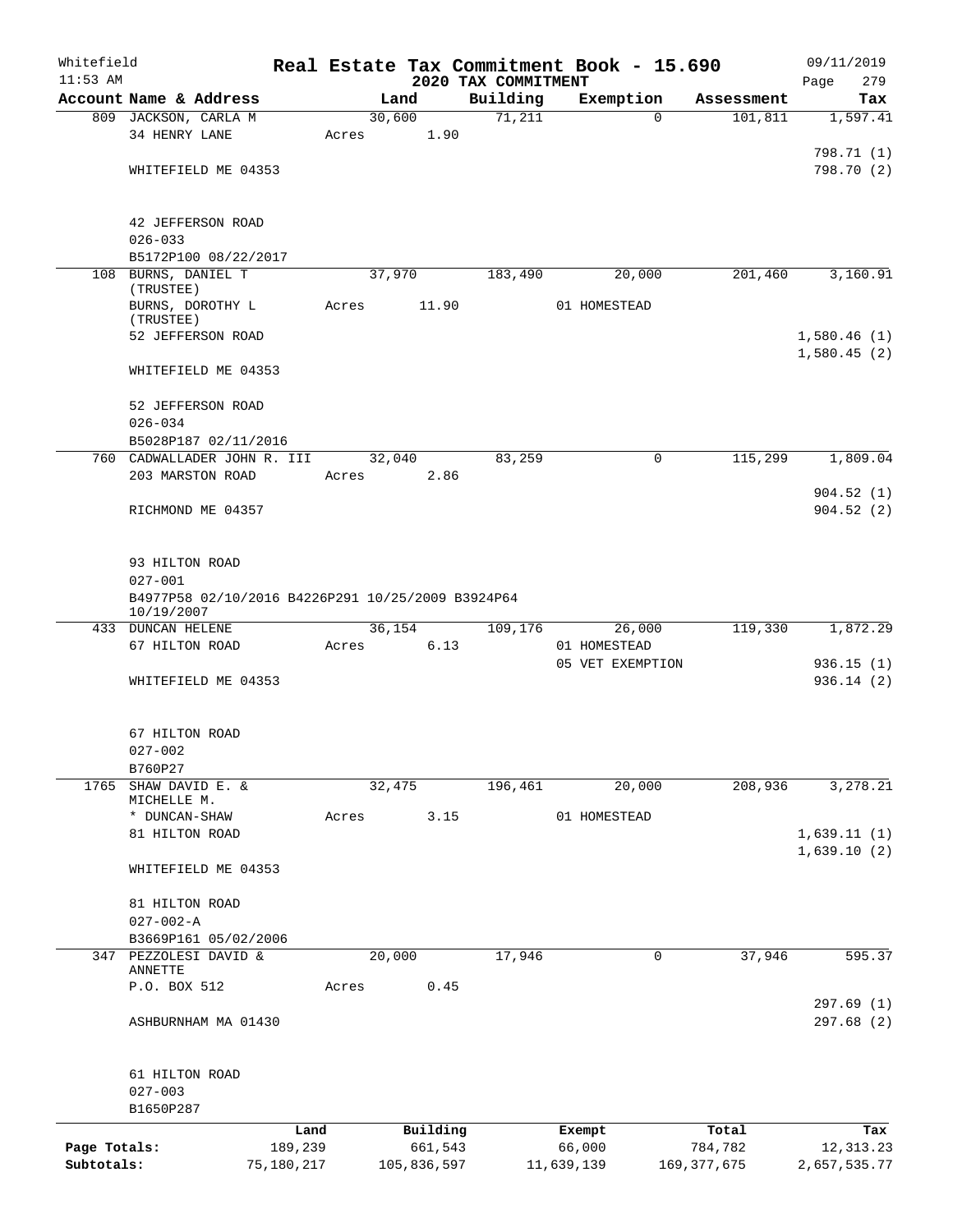Whitefield 11:53 AM

# Real Estate Tax Commitment Book - 15.690

## 2020 TAX COMMITMENT

09/11/2019 Page 279

| Account Name & Address | Land | Building | Exemption | Assessment | Tax |
|---|---|---|---|---|---|
| 809 JACKSON, CARLA M | 30,600 | 71,211 | 0 | 101,811 | 1,597.41 |
| 34 HENRY LANE | Acres 1.90 | | | | |
| | | | | | 798.71 (1) |
| WHITEFIELD ME 04353 | | | | | 798.70 (2) |
| 42 JEFFERSON ROAD | | | | | |
| 026-033 | | | | | |
| B5172P100 08/22/2017 | | | | | |
| 108 BURNS, DANIEL T (TRUSTEE) | 37,970 | 183,490 | 20,000 | 201,460 | 3,160.91 |
| BURNS, DOROTHY L (TRUSTEE) | Acres 11.90 | | 01 HOMESTEAD | | |
| 52 JEFFERSON ROAD | | | | | 1,580.46 (1) |
| | | | | | 1,580.45 (2) |
| WHITEFIELD ME 04353 | | | | | |
| 52 JEFFERSON ROAD | | | | | |
| 026-034 | | | | | |
| B5028P187 02/11/2016 | | | | | |
| 760 CADWALLADER JOHN R. III | 32,040 | 83,259 | 0 | 115,299 | 1,809.04 |
| 203 MARSTON ROAD | Acres 2.86 | | | | |
| | | | | | 904.52 (1) |
| RICHMOND ME 04357 | | | | | 904.52 (2) |
| 93 HILTON ROAD | | | | | |
| 027-001 | | | | | |
| B4977P58 02/10/2016 B4226P291 10/25/2009 B3924P64 10/19/2007 | | | | | |
| 433 DUNCAN HELENE | 36,154 | 109,176 | 26,000 | 119,330 | 1,872.29 |
| 67 HILTON ROAD | Acres 6.13 | | 01 HOMESTEAD | | |
| | | | 05 VET EXEMPTION | | 936.15 (1) |
| WHITEFIELD ME 04353 | | | | | 936.14 (2) |
| 67 HILTON ROAD | | | | | |
| 027-002 | | | | | |
| B760P27 | | | | | |
| 1765 SHAW DAVID E. & MICHELLE M. | 32,475 | 196,461 | 20,000 | 208,936 | 3,278.21 |
| * DUNCAN-SHAW | Acres 3.15 | | 01 HOMESTEAD | | |
| 81 HILTON ROAD | | | | | 1,639.11 (1) |
| | | | | | 1,639.10 (2) |
| WHITEFIELD ME 04353 | | | | | |
| 81 HILTON ROAD | | | | | |
| 027-002-A | | | | | |
| B3669P161 05/02/2006 | | | | | |
| 347 PEZZOLESI DAVID & ANNETTE | 20,000 | 17,946 | 0 | 37,946 | 595.37 |
| P.O. BOX 512 | Acres 0.45 | | | | |
| | | | | | 297.69 (1) |
| ASHBURNHAM MA 01430 | | | | | 297.68 (2) |
| 61 HILTON ROAD | | | | | |
| 027-003 | | | | | |
| B1650P287 | | | | | |

| | Land | Building | Exempt | Total | Tax |
|---|---|---|---|---|---|
| Page Totals: | 189,239 | 661,543 | 66,000 | 784,782 | 12,313.23 |
| Subtotals: | 75,180,217 | 105,836,597 | 11,639,139 | 169,377,675 | 2,657,535.77 |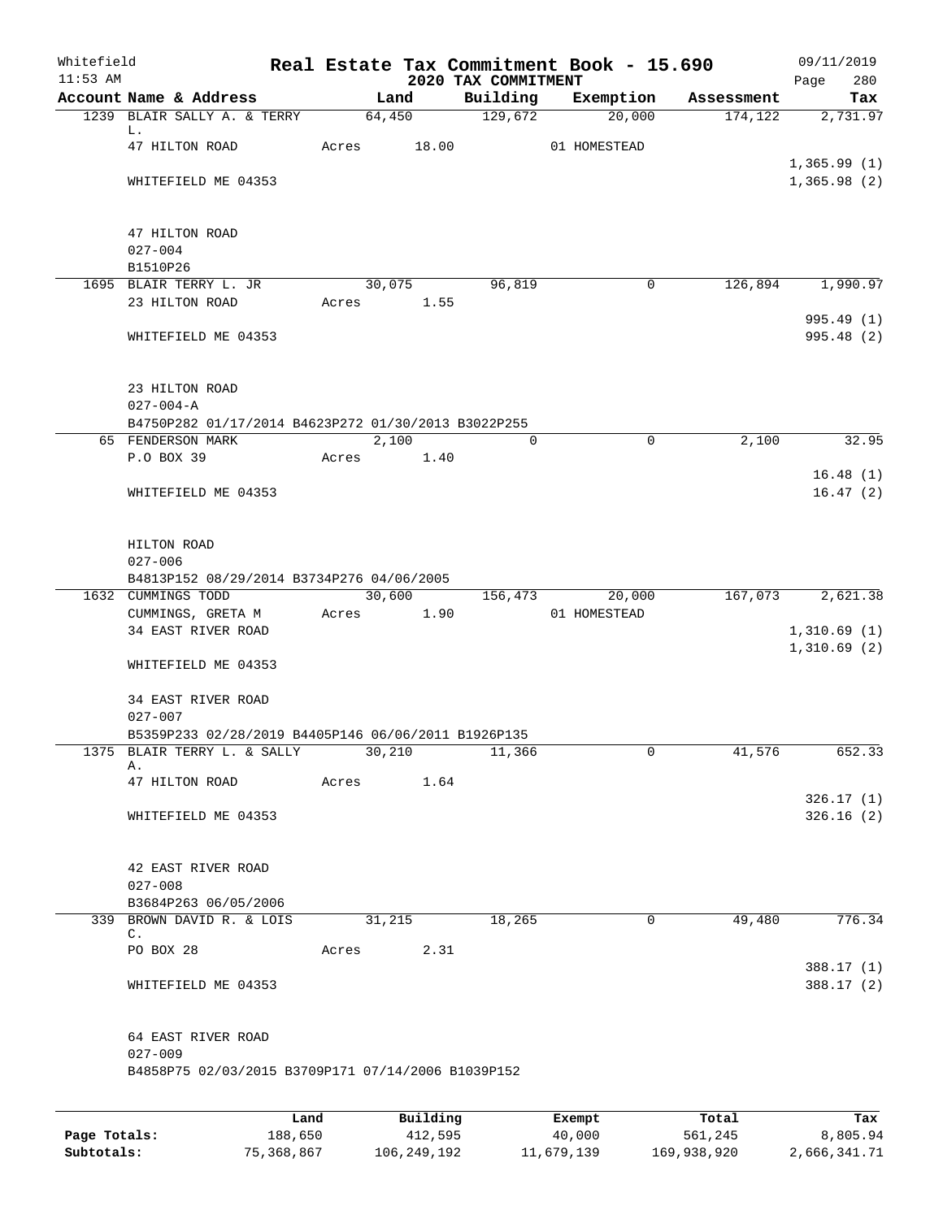Whitefield 11:53 AM

# Real Estate Tax Commitment Book - 15.690
## 2020 TAX COMMITMENT

09/11/2019

| Account Name & Address | Land | Building | Exemption | Assessment | Tax |
|---|---|---|---|---|---|
| 1239 BLAIR SALLY A. & TERRY L. | 64,450 | 129,672 | 20,000 | 174,122 | 2,731.97 |
| 47 HILTON ROAD | Acres 18.00 | | 01 HOMESTEAD | | |
| | | | | | 1,365.99 (1) |
| WHITEFIELD ME 04353 | | | | | 1,365.98 (2) |
| 47 HILTON ROAD | | | | | |
| 027-004 | | | | | |
| B1510P26 | | | | | |
| 1695 BLAIR TERRY L. JR | 30,075 | 96,819 | 0 | 126,894 | 1,990.97 |
| 23 HILTON ROAD | Acres 1.55 | | | | |
| | | | | | 995.49 (1) |
| WHITEFIELD ME 04353 | | | | | 995.48 (2) |
| 23 HILTON ROAD | | | | | |
| 027-004-A | | | | | |
| B4750P282 01/17/2014 B4623P272 01/30/2013 B3022P255 | | | | | |
| 65 FENDERSON MARK | 2,100 | 0 | 0 | 2,100 | 32.95 |
| P.O BOX 39 | Acres 1.40 | | | | |
| | | | | | 16.48 (1) |
| WHITEFIELD ME 04353 | | | | | 16.47 (2) |
| HILTON ROAD | | | | | |
| 027-006 | | | | | |
| B4813P152 08/29/2014 B3734P276 04/06/2005 | | | | | |
| 1632 CUMMINGS TODD | 30,600 | 156,473 | 20,000 | 167,073 | 2,621.38 |
| CUMMINGS, GRETA M | Acres 1.90 | | 01 HOMESTEAD | | |
| 34 EAST RIVER ROAD | | | | | 1,310.69 (1) |
| | | | | | 1,310.69 (2) |
| WHITEFIELD ME 04353 | | | | | |
| 34 EAST RIVER ROAD | | | | | |
| 027-007 | | | | | |
| B5359P233 02/28/2019 B4405P146 06/06/2011 B1926P135 | | | | | |
| 1375 BLAIR TERRY L. & SALLY A. | 30,210 | 11,366 | 0 | 41,576 | 652.33 |
| 47 HILTON ROAD | Acres 1.64 | | | | |
| | | | | | 326.17 (1) |
| WHITEFIELD ME 04353 | | | | | 326.16 (2) |
| 42 EAST RIVER ROAD | | | | | |
| 027-008 | | | | | |
| B3684P263 06/05/2006 | | | | | |
| 339 BROWN DAVID R. & LOIS C. | 31,215 | 18,265 | 0 | 49,480 | 776.34 |
| PO BOX 28 | Acres 2.31 | | | | |
| | | | | | 388.17 (1) |
| WHITEFIELD ME 04353 | | | | | 388.17 (2) |
| 64 EAST RIVER ROAD | | | | | |
| 027-009 | | | | | |
| B4858P75 02/03/2015 B3709P171 07/14/2006 B1039P152 | | | | | |

| | Land | Building | Exempt | Total | Tax |
|---|---|---|---|---|---|
| Page Totals: | 188,650 | 412,595 | 40,000 | 561,245 | 8,805.94 |
| Subtotals: | 75,368,867 | 106,249,192 | 11,679,139 | 169,938,920 | 2,666,341.71 |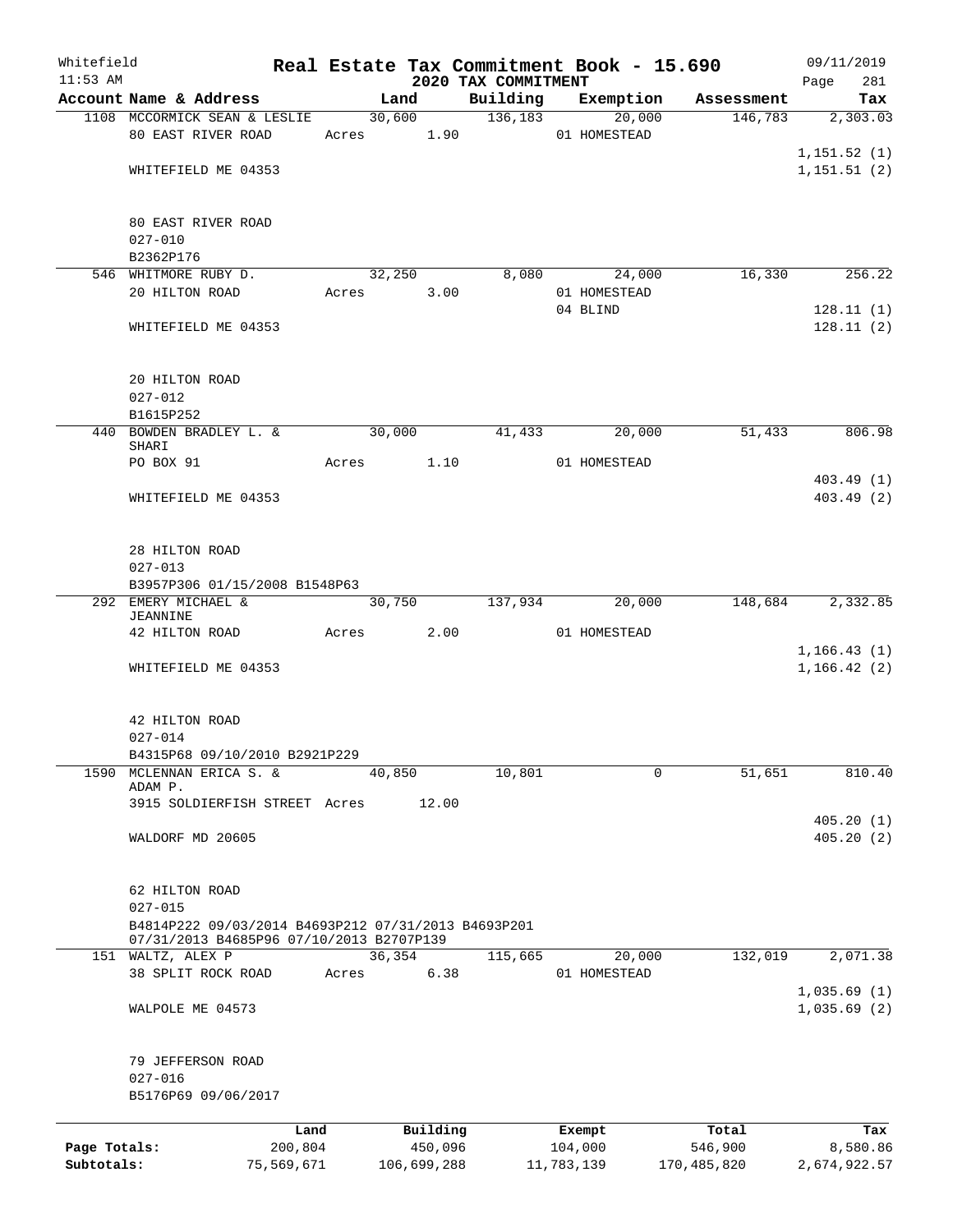Whitefield 11:53 AM

# Real Estate Tax Commitment Book - 15.690

## 2020 TAX COMMITMENT

09/11/2019

| Account Name & Address | Land | Building | Exemption | Assessment | Tax |
|---|---|---|---|---|---|
| 1108 MCCORMICK SEAN & LESLIE | 30,600 | 136,183 | 20,000 | 146,783 | 2,303.03 |
| 80 EAST RIVER ROAD | Acres 1.90 | | 01 HOMESTEAD | | |
| | | | | | 1,151.52 (1) |
| WHITEFIELD ME 04353 | | | | | 1,151.51 (2) |
| 80 EAST RIVER ROAD | | | | | |
| 027-010 | | | | | |
| B2362P176 | | | | | |
| 546 WHITMORE RUBY D. | 32,250 | 8,080 | 24,000 | 16,330 | 256.22 |
| 20 HILTON ROAD | Acres 3.00 | | 01 HOMESTEAD | | |
| | | | 04 BLIND | | 128.11 (1) |
| WHITEFIELD ME 04353 | | | | | 128.11 (2) |
| 20 HILTON ROAD | | | | | |
| 027-012 | | | | | |
| B1615P252 | | | | | |
| 440 BOWDEN BRADLEY L. & SHARI | 30,000 | 41,433 | 20,000 | 51,433 | 806.98 |
| PO BOX 91 | Acres 1.10 | | 01 HOMESTEAD | | |
| | | | | | 403.49 (1) |
| WHITEFIELD ME 04353 | | | | | 403.49 (2) |
| 28 HILTON ROAD | | | | | |
| 027-013 | | | | | |
| B3957P306 01/15/2008 B1548P63 | | | | | |
| 292 EMERY MICHAEL & JEANNINE | 30,750 | 137,934 | 20,000 | 148,684 | 2,332.85 |
| 42 HILTON ROAD | Acres 2.00 | | 01 HOMESTEAD | | |
| | | | | | 1,166.43 (1) |
| WHITEFIELD ME 04353 | | | | | 1,166.42 (2) |
| 42 HILTON ROAD | | | | | |
| 027-014 | | | | | |
| B4315P68 09/10/2010 B2921P229 | | | | | |
| 1590 MCLENNAN ERICA S. & ADAM P. | 40,850 | 10,801 | 0 | 51,651 | 810.40 |
| 3915 SOLDIERFISH STREET | Acres 12.00 | | | | |
| | | | | | 405.20 (1) |
| WALDORF MD 20605 | | | | | 405.20 (2) |
| 62 HILTON ROAD | | | | | |
| 027-015 | | | | | |
| B4814P222 09/03/2014 B4693P212 07/31/2013 B4693P201 07/31/2013 B4685P96 07/10/2013 B2707P139 | | | | | |
| 151 WALTZ, ALEX P | 36,354 | 115,665 | 20,000 | 132,019 | 2,071.38 |
| 38 SPLIT ROCK ROAD | Acres 6.38 | | 01 HOMESTEAD | | |
| | | | | | 1,035.69 (1) |
| WALPOLE ME 04573 | | | | | 1,035.69 (2) |
| 79 JEFFERSON ROAD | | | | | |
| 027-016 | | | | | |
| B5176P69 09/06/2017 | | | | | |

| | Land | Building | Exempt | Total | Tax |
|---|---|---|---|---|---|
| Page Totals: | 200,804 | 450,096 | 104,000 | 546,900 | 8,580.86 |
| Subtotals: | 75,569,671 | 106,699,288 | 11,783,139 | 170,485,820 | 2,674,922.57 |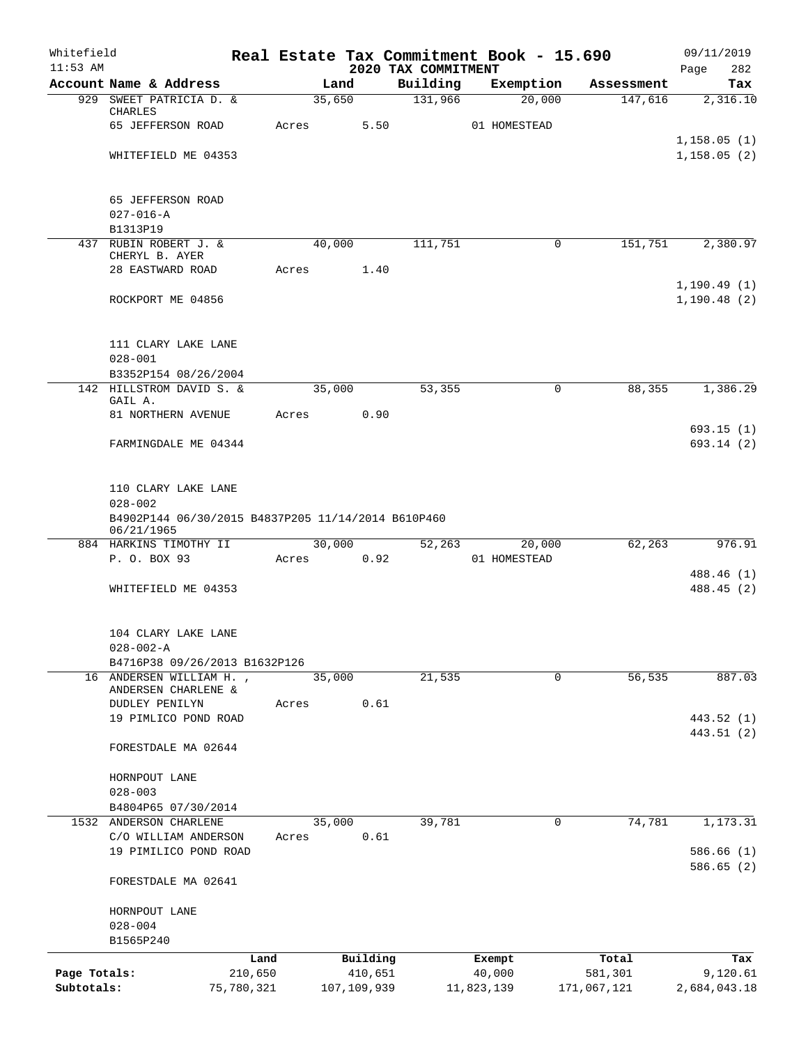Whitefield 11:53 AM

# Real Estate Tax Commitment Book - 15.690

## 2020 TAX COMMITMENT

09/11/2019 Page 282

| Account Name & Address | Land | Building | Exemption | Assessment | Tax |
|---|---|---|---|---|---|
| 929 SWEET PATRICIA D. & CHARLES | 35,650 | 131,966 | 20,000 | 147,616 | 2,316.10 |
| 65 JEFFERSON ROAD | Acres 5.50 | | 01 HOMESTEAD | | |
| | | | | | 1,158.05 (1) |
| WHITEFIELD ME 04353 | | | | | 1,158.05 (2) |
| 65 JEFFERSON ROAD | | | | | |
| 027-016-A | | | | | |
| B1313P19 | | | | | |
| 437 RUBIN ROBERT J. & CHERYL B. AYER | 40,000 | 111,751 | 0 | 151,751 | 2,380.97 |
| 28 EASTWARD ROAD | Acres 1.40 | | | | |
| | | | | | 1,190.49 (1) |
| ROCKPORT ME 04856 | | | | | 1,190.48 (2) |
| 111 CLARY LAKE LANE | | | | | |
| 028-001 | | | | | |
| B3352P154 08/26/2004 | | | | | |
| 142 HILLSTROM DAVID S. & GAIL A. | 35,000 | 53,355 | 0 | 88,355 | 1,386.29 |
| 81 NORTHERN AVENUE | Acres 0.90 | | | | |
| | | | | | 693.15 (1) |
| FARMINGDALE ME 04344 | | | | | 693.14 (2) |
| 110 CLARY LAKE LANE | | | | | |
| 028-002 | | | | | |
| B4902P144 06/30/2015 B4837P205 11/14/2014 B610P460 06/21/1965 | | | | | |
| 884 HARKINS TIMOTHY II | 30,000 | 52,263 | 20,000 | 62,263 | 976.91 |
| P. O. BOX 93 | Acres 0.92 | | 01 HOMESTEAD | | |
| | | | | | 488.46 (1) |
| WHITEFIELD ME 04353 | | | | | 488.45 (2) |
| 104 CLARY LAKE LANE | | | | | |
| 028-002-A | | | | | |
| B4716P38 09/26/2013 B1632P126 | | | | | |
| 16 ANDERSEN WILLIAM H. , ANDERSEN CHARLENE & | 35,000 | 21,535 | 0 | 56,535 | 887.03 |
| DUDLEY PENILYN | Acres 0.61 | | | | |
| 19 PIMLICO POND ROAD | | | | | 443.52 (1) |
| | | | | | 443.51 (2) |
| FORESTDALE MA 02644 | | | | | |
| HORNPOUT LANE | | | | | |
| 028-003 | | | | | |
| B4804P65 07/30/2014 | | | | | |
| 1532 ANDERSON CHARLENE | 35,000 | 39,781 | 0 | 74,781 | 1,173.31 |
| C/O WILLIAM ANDERSON | Acres 0.61 | | | | |
| 19 PIMILICO POND ROAD | | | | | 586.66 (1) |
| | | | | | 586.65 (2) |
| FORESTDALE MA 02641 | | | | | |
| HORNPOUT LANE | | | | | |
| 028-004 | | | | | |
| B1565P240 | | | | | |

| | Land | Building | Exempt | Total | Tax |
|---|---|---|---|---|---|
| Page Totals: | 210,650 | 410,651 | 40,000 | 581,301 | 9,120.61 |
| Subtotals: | 75,780,321 | 107,109,939 | 11,823,139 | 171,067,121 | 2,684,043.18 |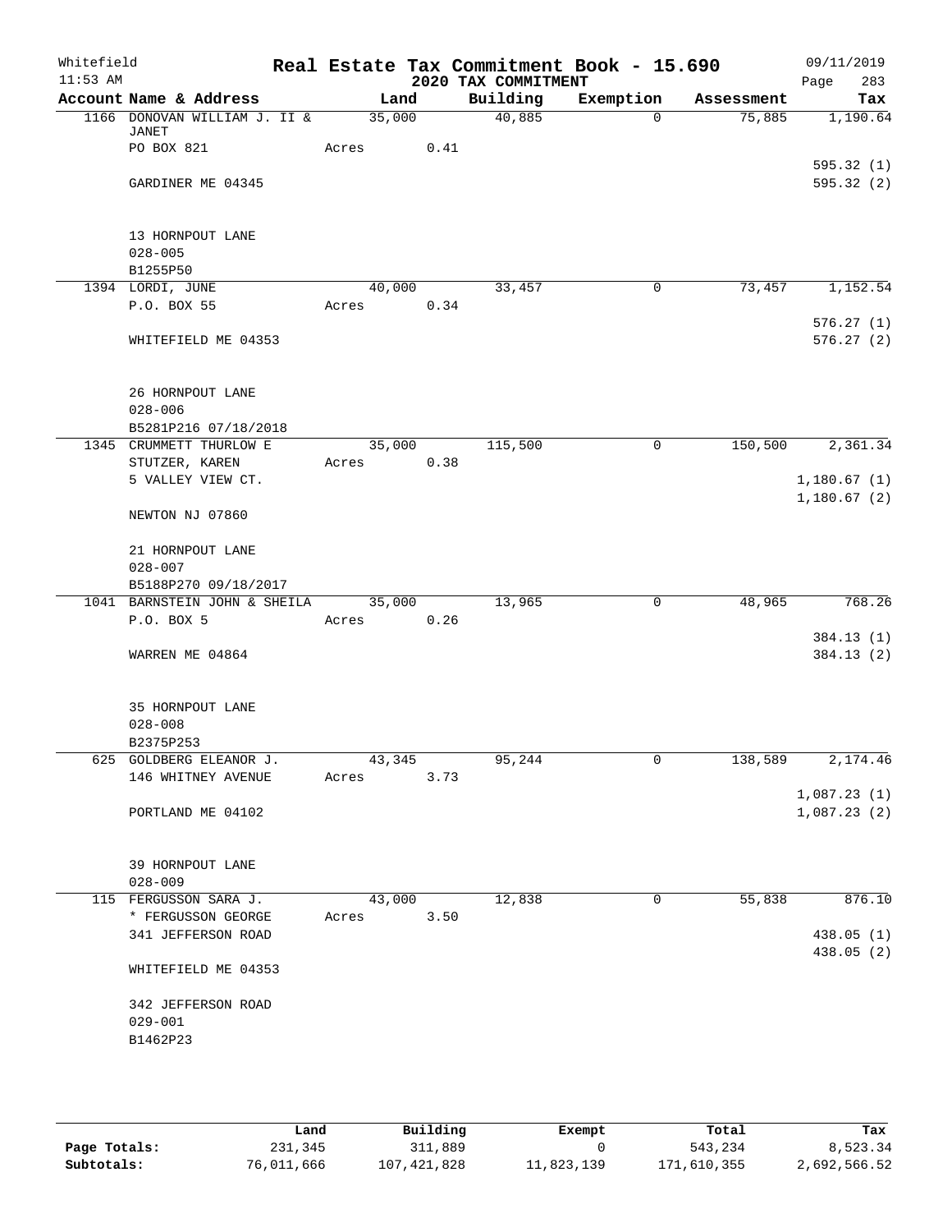Whitefield 11:53 AM

# Real Estate Tax Commitment Book - 15.690

## 2020 TAX COMMITMENT

09/11/2019 Page 283

| Account Name & Address | Land | Building | Exemption | Assessment | Tax |
|---|---|---|---|---|---|
| 1166 DONOVAN WILLIAM J. II & JANET | 35,000 | 40,885 | 0 | 75,885 | 1,190.64 |
| PO BOX 821 | Acres 0.41 | | | | |
| | | | | | 595.32 (1) |
| GARDINER ME 04345 | | | | | 595.32 (2) |
| 13 HORNPOUT LANE | | | | | |
| 028-005 | | | | | |
| B1255P50 | | | | | |
| 1394 LORDI, JUNE | 40,000 | 33,457 | 0 | 73,457 | 1,152.54 |
| P.O. BOX 55 | Acres 0.34 | | | | |
| | | | | | 576.27 (1) |
| WHITEFIELD ME 04353 | | | | | 576.27 (2) |
| 26 HORNPOUT LANE | | | | | |
| 028-006 | | | | | |
| B5281P216 07/18/2018 | | | | | |
| 1345 CRUMMETT THURLOW E | 35,000 | 115,500 | 0 | 150,500 | 2,361.34 |
| STUTZER, KAREN | Acres 0.38 | | | | |
| 5 VALLEY VIEW CT. | | | | | 1,180.67 (1) |
| | | | | | 1,180.67 (2) |
| NEWTON NJ 07860 | | | | | |
| 21 HORNPOUT LANE | | | | | |
| 028-007 | | | | | |
| B5188P270 09/18/2017 | | | | | |
| 1041 BARNSTEIN JOHN & SHEILA | 35,000 | 13,965 | 0 | 48,965 | 768.26 |
| P.O. BOX 5 | Acres 0.26 | | | | |
| | | | | | 384.13 (1) |
| WARREN ME 04864 | | | | | 384.13 (2) |
| 35 HORNPOUT LANE | | | | | |
| 028-008 | | | | | |
| B2375P253 | | | | | |
| 625 GOLDBERG ELEANOR J. | 43,345 | 95,244 | 0 | 138,589 | 2,174.46 |
| 146 WHITNEY AVENUE | Acres 3.73 | | | | |
| | | | | | 1,087.23 (1) |
| PORTLAND ME 04102 | | | | | 1,087.23 (2) |
| 39 HORNPOUT LANE | | | | | |
| 028-009 | | | | | |
| 115 FERGUSSON SARA J. | 43,000 | 12,838 | 0 | 55,838 | 876.10 |
| * FERGUSSON GEORGE | Acres 3.50 | | | | |
| 341 JEFFERSON ROAD | | | | | 438.05 (1) |
| | | | | | 438.05 (2) |
| WHITEFIELD ME 04353 | | | | | |
| 342 JEFFERSON ROAD | | | | | |
| 029-001 | | | | | |
| B1462P23 | | | | | |

| | Land | Building | Exempt | Total | Tax |
|---|---|---|---|---|---|
| Page Totals: | 231,345 | 311,889 | 0 | 543,234 | 8,523.34 |
| Subtotals: | 76,011,666 | 107,421,828 | 11,823,139 | 171,610,355 | 2,692,566.52 |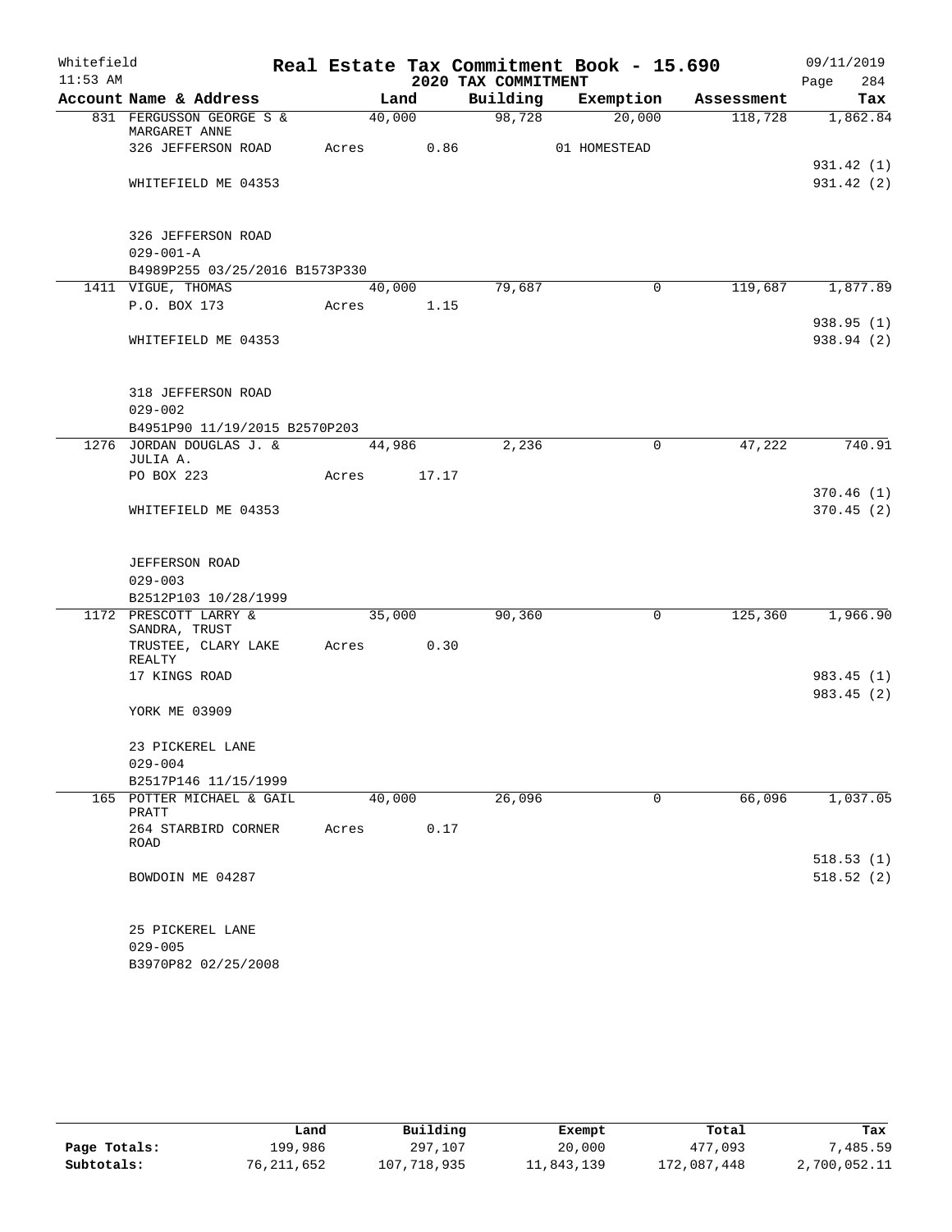Whitefield 11:53 AM

# Real Estate Tax Commitment Book - 15.690

## 2020 TAX COMMITMENT

09/11/2019 Page 284

| Account Name & Address | Land | Building | Exemption | Assessment | Tax |
|---|---|---|---|---|---|
| 831 FERGUSSON GEORGE S & MARGARET ANNE | 40,000 | 98,728 | 20,000 | 118,728 | 1,862.84 |
| 326 JEFFERSON ROAD | Acres 0.86 | | 01 HOMESTEAD | | |
| | | | | | 931.42 (1) |
| WHITEFIELD ME 04353 | | | | | 931.42 (2) |
| 326 JEFFERSON ROAD | | | | | |
| 029-001-A | | | | | |
| B4989P255 03/25/2016 B1573P330 | | | | | |
| 1411 VIGUE, THOMAS | 40,000 | 79,687 | 0 | 119,687 | 1,877.89 |
| P.O. BOX 173 | Acres 1.15 | | | | |
| | | | | | 938.95 (1) |
| WHITEFIELD ME 04353 | | | | | 938.94 (2) |
| 318 JEFFERSON ROAD | | | | | |
| 029-002 | | | | | |
| B4951P90 11/19/2015 B2570P203 | | | | | |
| 1276 JORDAN DOUGLAS J. & JULIA A. | 44,986 | 2,236 | 0 | 47,222 | 740.91 |
| PO BOX 223 | Acres 17.17 | | | | |
| | | | | | 370.46 (1) |
| WHITEFIELD ME 04353 | | | | | 370.45 (2) |
| JEFFERSON ROAD | | | | | |
| 029-003 | | | | | |
| B2512P103 10/28/1999 | | | | | |
| 1172 PRESCOTT LARRY & SANDRA, TRUST | 35,000 | 90,360 | 0 | 125,360 | 1,966.90 |
| TRUSTEE, CLARY LAKE REALTY | Acres 0.30 | | | | |
| 17 KINGS ROAD | | | | | 983.45 (1) |
| | | | | | 983.45 (2) |
| YORK ME 03909 | | | | | |
| 23 PICKEREL LANE | | | | | |
| 029-004 | | | | | |
| B2517P146 11/15/1999 | | | | | |
| 165 POTTER MICHAEL & GAIL PRATT | 40,000 | 26,096 | 0 | 66,096 | 1,037.05 |
| 264 STARBIRD CORNER ROAD | Acres 0.17 | | | | |
| | | | | | 518.53 (1) |
| BOWDOIN ME 04287 | | | | | 518.52 (2) |
| 25 PICKEREL LANE | | | | | |
| 029-005 | | | | | |
| B3970P82 02/25/2008 | | | | | |

| | Land | Building | Exempt | Total | Tax |
|---|---|---|---|---|---|
| Page Totals: | 199,986 | 297,107 | 20,000 | 477,093 | 7,485.59 |
| Subtotals: | 76,211,652 | 107,718,935 | 11,843,139 | 172,087,448 | 2,700,052.11 |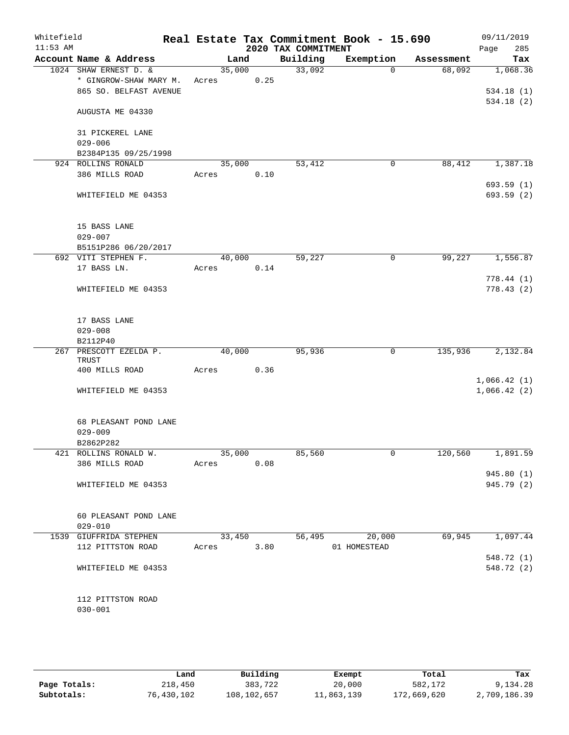Whitefield 11:53 AM

# Real Estate Tax Commitment Book - 15.690
## 2020 TAX COMMITMENT

09/11/2019

| Account Name & Address | Land | Building | Exemption | Assessment | Tax |
|---|---|---|---|---|---|
| 1024 SHAW ERNEST D. & | 35,000 | 33,092 | 0 | 68,092 | 1,068.36 |
| * GINGROW-SHAW MARY M. | Acres 0.25 | | | | |
| 865 SO. BELFAST AVENUE | | | | | 534.18 (1) |
| | | | | | 534.18 (2) |
| AUGUSTA ME 04330 | | | | | |
| 31 PICKEREL LANE | | | | | |
| 029-006 | | | | | |
| B2384P135 09/25/1998 | | | | | |
| 924 ROLLINS RONALD | 35,000 | 53,412 | 0 | 88,412 | 1,387.18 |
| 386 MILLS ROAD | Acres 0.10 | | | | |
| | | | | | 693.59 (1) |
| WHITEFIELD ME 04353 | | | | | 693.59 (2) |
| 15 BASS LANE | | | | | |
| 029-007 | | | | | |
| B5151P286 06/20/2017 | | | | | |
| 692 VITI STEPHEN F. | 40,000 | 59,227 | 0 | 99,227 | 1,556.87 |
| 17 BASS LN. | Acres 0.14 | | | | |
| | | | | | 778.44 (1) |
| WHITEFIELD ME 04353 | | | | | 778.43 (2) |
| 17 BASS LANE | | | | | |
| 029-008 | | | | | |
| B2112P40 | | | | | |
| 267 PRESCOTT EZELDA P. TRUST | 40,000 | 95,936 | 0 | 135,936 | 2,132.84 |
| 400 MILLS ROAD | Acres 0.36 | | | | |
| | | | | | 1,066.42 (1) |
| WHITEFIELD ME 04353 | | | | | 1,066.42 (2) |
| 68 PLEASANT POND LANE | | | | | |
| 029-009 | | | | | |
| B2862P282 | | | | | |
| 421 ROLLINS RONALD W. | 35,000 | 85,560 | 0 | 120,560 | 1,891.59 |
| 386 MILLS ROAD | Acres 0.08 | | | | |
| | | | | | 945.80 (1) |
| WHITEFIELD ME 04353 | | | | | 945.79 (2) |
| 60 PLEASANT POND LANE | | | | | |
| 029-010 | | | | | |
| 1539 GIUFFRIDA STEPHEN | 33,450 | 56,495 | 20,000 | 69,945 | 1,097.44 |
| 112 PITTSTON ROAD | Acres 3.80 | | 01 HOMESTEAD | | |
| | | | | | 548.72 (1) |
| WHITEFIELD ME 04353 | | | | | 548.72 (2) |
| 112 PITTSTON ROAD | | | | | |
| 030-001 | | | | | |

| | Land | Building | Exempt | Total | Tax |
|---|---|---|---|---|---|
| Page Totals: | 218,450 | 383,722 | 20,000 | 582,172 | 9,134.28 |
| Subtotals: | 76,430,102 | 108,102,657 | 11,863,139 | 172,669,620 | 2,709,186.39 |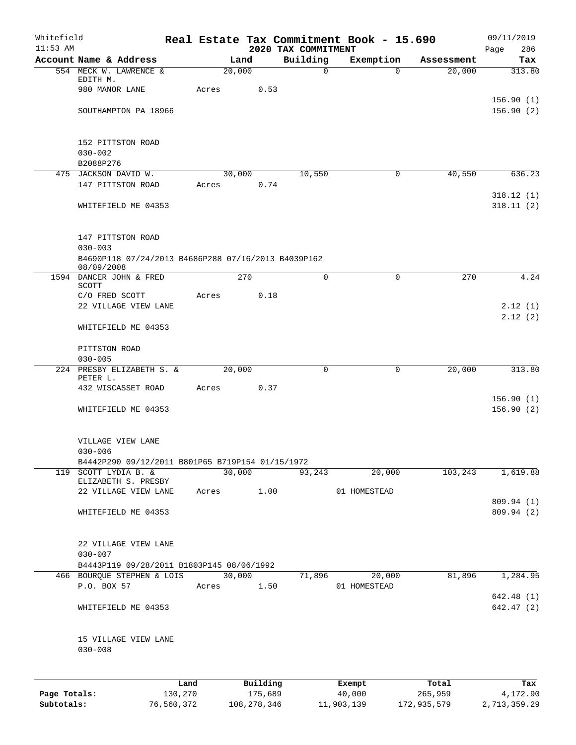Whitefield 11:53 AM

# Real Estate Tax Commitment Book - 15.690

## 2020 TAX COMMITMENT

09/11/2019 Page 286

| Account Name & Address | Land | Building | Exemption | Assessment | Tax |
|---|---|---|---|---|---|
| 554 MECK W. LAWRENCE & EDITH M. | 20,000 | 0 | 0 | 20,000 | 313.80 |
| 980 MANOR LANE | Acres 0.53 | | | | |
| | | | | | 156.90 (1) |
| SOUTHAMPTON PA 18966 | | | | | 156.90 (2) |
| 152 PITTSTON ROAD | | | | | |
| 030-002 | | | | | |
| B2088P276 | | | | | |
| 475 JACKSON DAVID W. | 30,000 | 10,550 | 0 | 40,550 | 636.23 |
| 147 PITTSTON ROAD | Acres 0.74 | | | | |
| | | | | | 318.12 (1) |
| WHITEFIELD ME 04353 | | | | | 318.11 (2) |
| 147 PITTSTON ROAD | | | | | |
| 030-003 | | | | | |
| B4690P118 07/24/2013 B4686P288 07/16/2013 B4039P162 08/09/2008 | | | | | |
| 1594 DANCER JOHN & FRED SCOTT | 270 | 0 | 0 | 270 | 4.24 |
| C/O FRED SCOTT | Acres 0.18 | | | | |
| 22 VILLAGE VIEW LANE | | | | | 2.12 (1) |
| | | | | | 2.12 (2) |
| WHITEFIELD ME 04353 | | | | | |
| PITTSTON ROAD | | | | | |
| 030-005 | | | | | |
| 224 PRESBY ELIZABETH S. & PETER L. | 20,000 | 0 | 0 | 20,000 | 313.80 |
| 432 WISCASSET ROAD | Acres 0.37 | | | | |
| | | | | | 156.90 (1) |
| WHITEFIELD ME 04353 | | | | | 156.90 (2) |
| VILLAGE VIEW LANE | | | | | |
| 030-006 | | | | | |
| B4442P290 09/12/2011 B801P65 B719P154 01/15/1972 | | | | | |
| 119 SCOTT LYDIA B. & ELIZABETH S. PRESBY | 30,000 | 93,243 | 20,000 | 103,243 | 1,619.88 |
| 22 VILLAGE VIEW LANE | Acres 1.00 | | 01 HOMESTEAD | | |
| | | | | | 809.94 (1) |
| WHITEFIELD ME 04353 | | | | | 809.94 (2) |
| 22 VILLAGE VIEW LANE | | | | | |
| 030-007 | | | | | |
| B4443P119 09/28/2011 B1803P145 08/06/1992 | | | | | |
| 466 BOURQUE STEPHEN & LOIS | 30,000 | 71,896 | 20,000 | 81,896 | 1,284.95 |
| P.O. BOX 57 | Acres 1.50 | | 01 HOMESTEAD | | |
| | | | | | 642.48 (1) |
| WHITEFIELD ME 04353 | | | | | 642.47 (2) |
| 15 VILLAGE VIEW LANE | | | | | |
| 030-008 | | | | | |

| | Land | Building | Exempt | Total | Tax |
|---|---|---|---|---|---|
| Page Totals: | 130,270 | 175,689 | 40,000 | 265,959 | 4,172.90 |
| Subtotals: | 76,560,372 | 108,278,346 | 11,903,139 | 172,935,579 | 2,713,359.29 |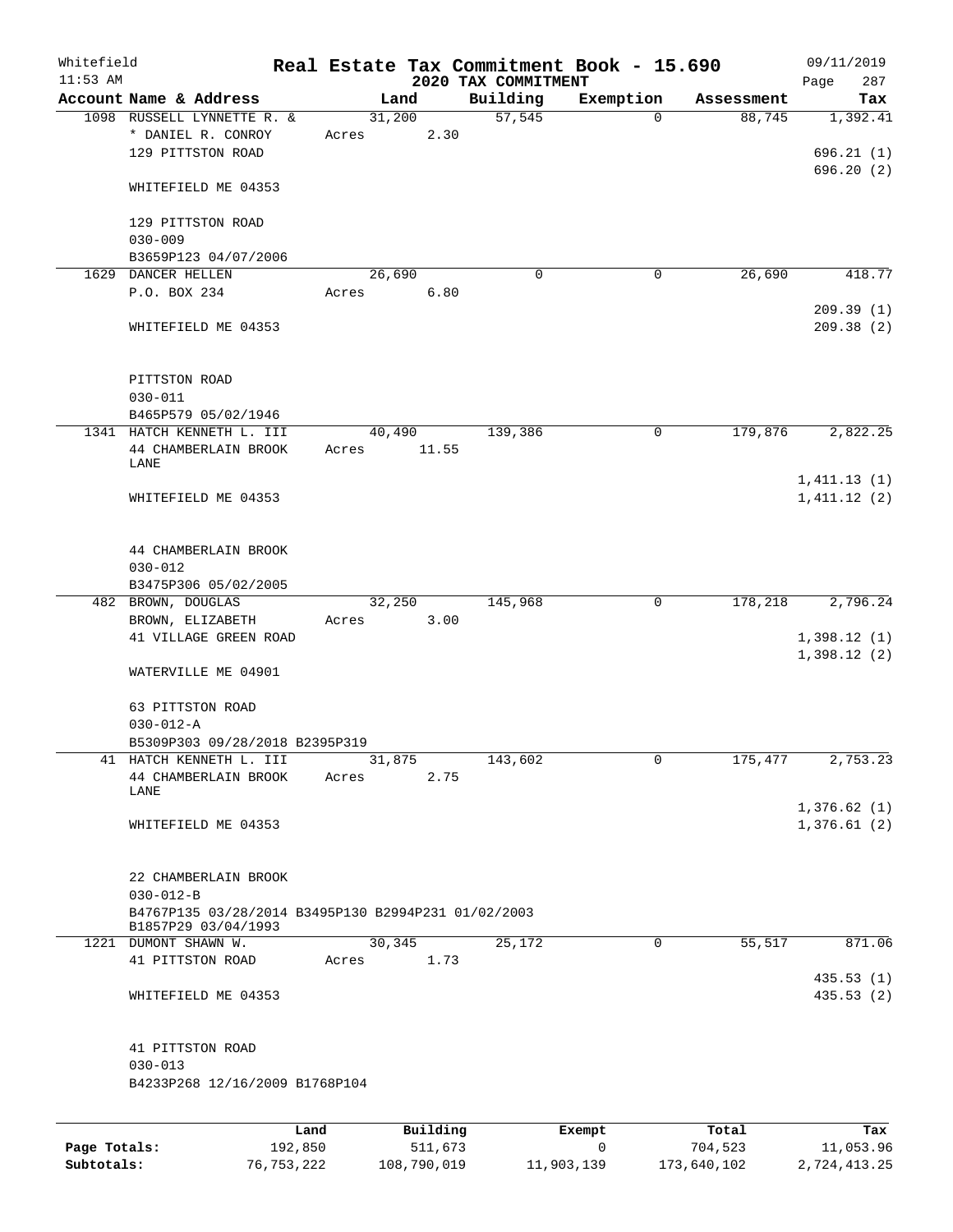Whitefield 11:53 AM

# Real Estate Tax Commitment Book - 15.690

## 2020 TAX COMMITMENT

09/11/2019

| Account Name & Address | Land | Building | Exemption | Assessment | Tax |
|---|---|---|---|---|---|
| 1098 RUSSELL LYNNETTE R. & | 31,200 | 57,545 | 0 | 88,745 | 1,392.41 |
| * DANIEL R. CONROY | Acres 2.30 | | | | |
| 129 PITTSTON ROAD | | | | | 696.21 (1) |
| | | | | | 696.20 (2) |
| WHITEFIELD ME 04353 | | | | | |
| 129 PITTSTON ROAD | | | | | |
| 030-009 | | | | | |
| B3659P123 04/07/2006 | | | | | |
| 1629 DANCER HELLEN | 26,690 | 0 | 0 | 26,690 | 418.77 |
| P.O. BOX 234 | Acres 6.80 | | | | |
| | | | | | 209.39 (1) |
| WHITEFIELD ME 04353 | | | | | 209.38 (2) |
| PITTSTON ROAD | | | | | |
| 030-011 | | | | | |
| B465P579 05/02/1946 | | | | | |
| 1341 HATCH KENNETH L. III | 40,490 | 139,386 | 0 | 179,876 | 2,822.25 |
| 44 CHAMBERLAIN BROOK LANE | Acres 11.55 | | | | |
| | | | | | 1,411.13 (1) |
| WHITEFIELD ME 04353 | | | | | 1,411.12 (2) |
| 44 CHAMBERLAIN BROOK | | | | | |
| 030-012 | | | | | |
| B3475P306 05/02/2005 | | | | | |
| 482 BROWN, DOUGLAS | 32,250 | 145,968 | 0 | 178,218 | 2,796.24 |
| BROWN, ELIZABETH | Acres 3.00 | | | | |
| 41 VILLAGE GREEN ROAD | | | | | 1,398.12 (1) |
| | | | | | 1,398.12 (2) |
| WATERVILLE ME 04901 | | | | | |
| 63 PITTSTON ROAD | | | | | |
| 030-012-A | | | | | |
| B5309P303 09/28/2018 B2395P319 | | | | | |
| 41 HATCH KENNETH L. III | 31,875 | 143,602 | 0 | 175,477 | 2,753.23 |
| 44 CHAMBERLAIN BROOK LANE | Acres 2.75 | | | | |
| | | | | | 1,376.62 (1) |
| WHITEFIELD ME 04353 | | | | | 1,376.61 (2) |
| 22 CHAMBERLAIN BROOK | | | | | |
| 030-012-B | | | | | |
| B4767P135 03/28/2014 B3495P130 B2994P231 01/02/2003 B1857P29 03/04/1993 | | | | | |
| 1221 DUMONT SHAWN W. | 30,345 | 25,172 | 0 | 55,517 | 871.06 |
| 41 PITTSTON ROAD | Acres 1.73 | | | | |
| | | | | | 435.53 (1) |
| WHITEFIELD ME 04353 | | | | | 435.53 (2) |
| 41 PITTSTON ROAD | | | | | |
| 030-013 | | | | | |
| B4233P268 12/16/2009 B1768P104 | | | | | |

| | Land | Building | Exempt | Total | Tax |
|---|---|---|---|---|---|
| Page Totals: | 192,850 | 511,673 | 0 | 704,523 | 11,053.96 |
| Subtotals: | 76,753,222 | 108,790,019 | 11,903,139 | 173,640,102 | 2,724,413.25 |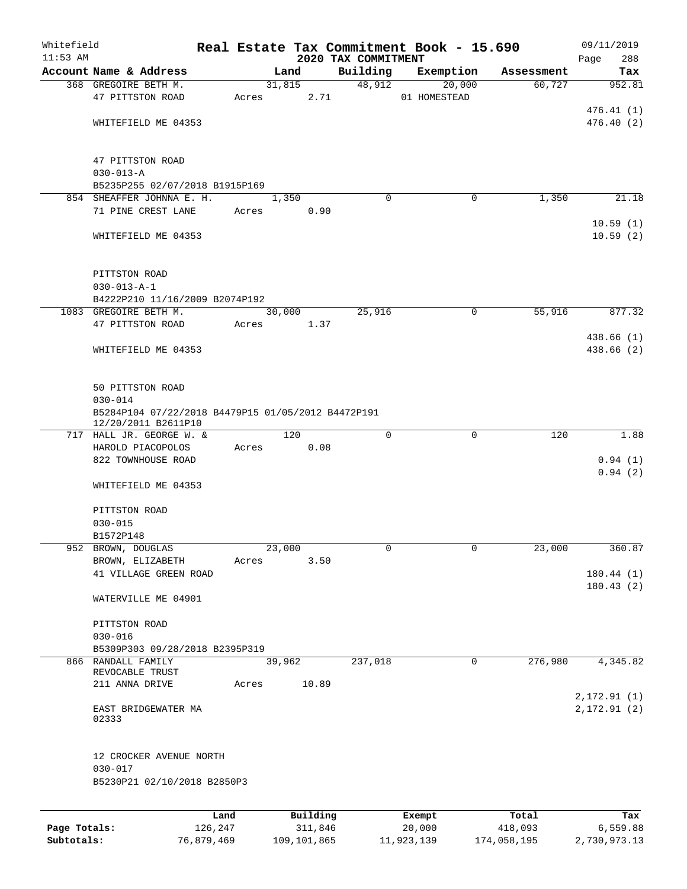Whitefield 11:53 AM

# Real Estate Tax Commitment Book - 15.690

## 2020 TAX COMMITMENT

09/11/2019

| Account Name & Address | Land | Building | Exemption | Assessment | Tax |
|---|---|---|---|---|---|
| 368 GREGOIRE BETH M. | 31,815 | 48,912 | 20,000 | 60,727 | 952.81 |
| 47 PITTSTON ROAD | Acres 2.71 | | 01 HOMESTEAD | | |
| | | | | | 476.41 (1) |
| WHITEFIELD ME 04353 | | | | | 476.40 (2) |
| 47 PITTSTON ROAD | | | | | |
| 030-013-A | | | | | |
| B5235P255 02/07/2018 B1915P169 | | | | | |
| 854 SHEAFFER JOHNNA E. H. | 1,350 | 0 | 0 | 1,350 | 21.18 |
| 71 PINE CREST LANE | Acres 0.90 | | | | |
| | | | | | 10.59 (1) |
| WHITEFIELD ME 04353 | | | | | 10.59 (2) |
| PITTSTON ROAD | | | | | |
| 030-013-A-1 | | | | | |
| B4222P210 11/16/2009 B2074P192 | | | | | |
| 1083 GREGOIRE BETH M. | 30,000 | 25,916 | 0 | 55,916 | 877.32 |
| 47 PITTSTON ROAD | Acres 1.37 | | | | |
| | | | | | 438.66 (1) |
| WHITEFIELD ME 04353 | | | | | 438.66 (2) |
| 50 PITTSTON ROAD | | | | | |
| 030-014 | | | | | |
| B5284P104 07/22/2018 B4479P15 01/05/2012 B4472P191 12/20/2011 B2611P10 | | | | | |
| 717 HALL JR. GEORGE W. & | 120 | 0 | 0 | 120 | 1.88 |
| HAROLD PIACOPOLOS | Acres 0.08 | | | | |
| 822 TOWNHOUSE ROAD | | | | | 0.94 (1) |
| | | | | | 0.94 (2) |
| WHITEFIELD ME 04353 | | | | | |
| PITTSTON ROAD | | | | | |
| 030-015 | | | | | |
| B1572P148 | | | | | |
| 952 BROWN, DOUGLAS | 23,000 | 0 | 0 | 23,000 | 360.87 |
| BROWN, ELIZABETH | Acres 3.50 | | | | |
| 41 VILLAGE GREEN ROAD | | | | | 180.44 (1) |
| | | | | | 180.43 (2) |
| WATERVILLE ME 04901 | | | | | |
| PITTSTON ROAD | | | | | |
| 030-016 | | | | | |
| B5309P303 09/28/2018 B2395P319 | | | | | |
| 866 RANDALL FAMILY REVOCABLE TRUST | 39,962 | 237,018 | 0 | 276,980 | 4,345.82 |
| 211 ANNA DRIVE | Acres 10.89 | | | | |
| | | | | | 2,172.91 (1) |
| EAST BRIDGEWATER MA 02333 | | | | | 2,172.91 (2) |
| 12 CROCKER AVENUE NORTH | | | | | |
| 030-017 | | | | | |
| B5230P21 02/10/2018 B2850P3 | | | | | |

| | Land | Building | Exempt | Total | Tax |
|---|---|---|---|---|---|
| Page Totals: | 126,247 | 311,846 | 20,000 | 418,093 | 6,559.88 |
| Subtotals: | 76,879,469 | 109,101,865 | 11,923,139 | 174,058,195 | 2,730,973.13 |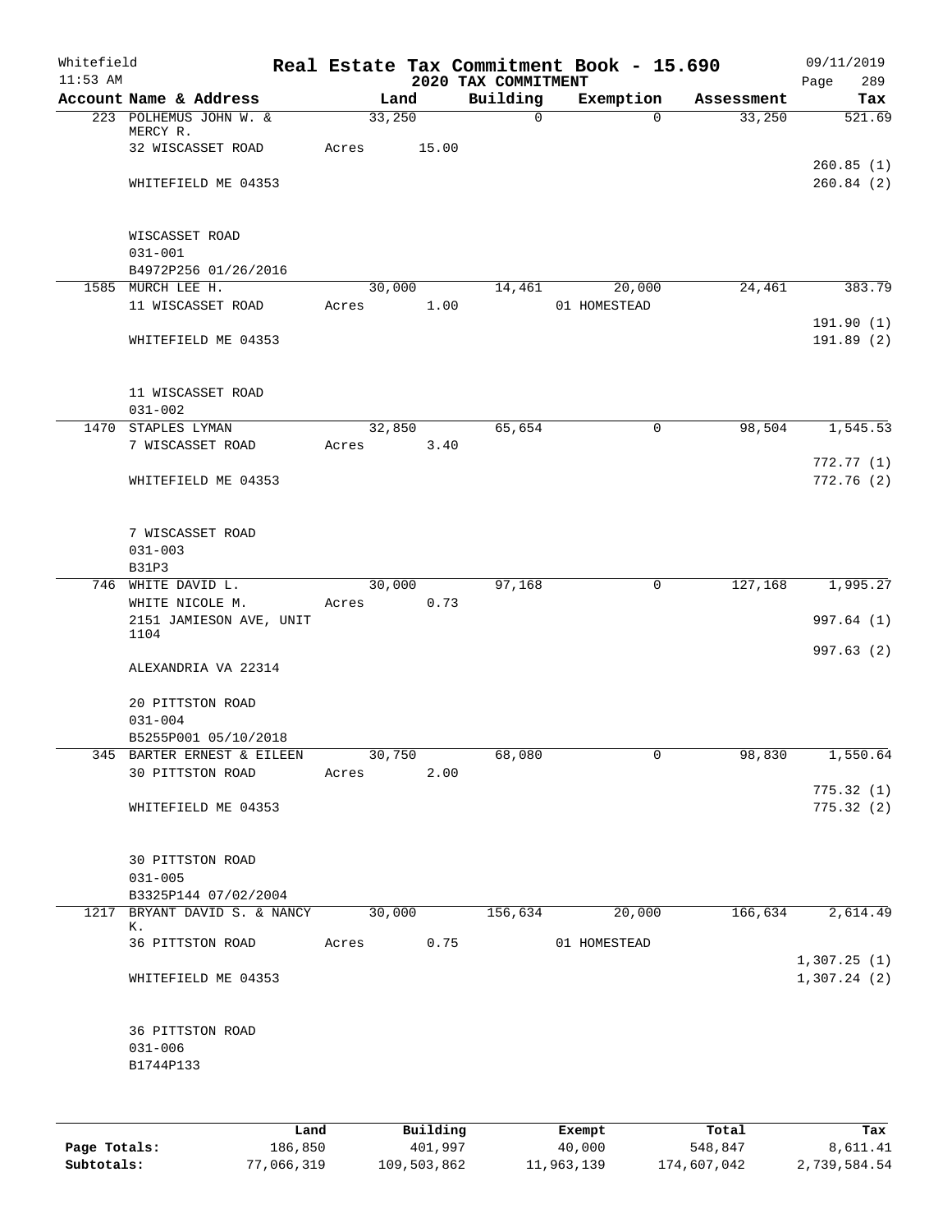Whitefield 11:53 AM

# Real Estate Tax Commitment Book - 15.690

## 2020 TAX COMMITMENT

09/11/2019

| Account Name & Address | Land | Building | Exemption | Assessment | Tax |
|---|---|---|---|---|---|
| 223 POLHEMUS JOHN W. & MERCY R. | 33,250 | 0 | 0 | 33,250 | 521.69 |
| 32 WISCASSET ROAD | Acres 15.00 | | | | |
| | | | | | 260.85 (1) |
| WHITEFIELD ME 04353 | | | | | 260.84 (2) |
| WISCASSET ROAD | | | | | |
| 031-001 | | | | | |
| B4972P256 01/26/2016 | | | | | |
| 1585 MURCH LEE H. | 30,000 | 14,461 | 20,000 | 24,461 | 383.79 |
| 11 WISCASSET ROAD | Acres 1.00 | | 01 HOMESTEAD | | |
| | | | | | 191.90 (1) |
| WHITEFIELD ME 04353 | | | | | 191.89 (2) |
| 11 WISCASSET ROAD | | | | | |
| 031-002 | | | | | |
| 1470 STAPLES LYMAN | 32,850 | 65,654 | 0 | 98,504 | 1,545.53 |
| 7 WISCASSET ROAD | Acres 3.40 | | | | |
| | | | | | 772.77 (1) |
| WHITEFIELD ME 04353 | | | | | 772.76 (2) |
| 7 WISCASSET ROAD | | | | | |
| 031-003 | | | | | |
| B31P3 | | | | | |
| 746 WHITE DAVID L. | 30,000 | 97,168 | 0 | 127,168 | 1,995.27 |
| WHITE NICOLE M. | Acres 0.73 | | | | |
| 2151 JAMIESON AVE, UNIT 1104 | | | | | 997.64 (1) |
| | | | | | 997.63 (2) |
| ALEXANDRIA VA 22314 | | | | | |
| 20 PITTSTON ROAD | | | | | |
| 031-004 | | | | | |
| B5255P001 05/10/2018 | | | | | |
| 345 BARTER ERNEST & EILEEN | 30,750 | 68,080 | 0 | 98,830 | 1,550.64 |
| 30 PITTSTON ROAD | Acres 2.00 | | | | |
| | | | | | 775.32 (1) |
| WHITEFIELD ME 04353 | | | | | 775.32 (2) |
| 30 PITTSTON ROAD | | | | | |
| 031-005 | | | | | |
| B3325P144 07/02/2004 | | | | | |
| 1217 BRYANT DAVID S. & NANCY K. | 30,000 | 156,634 | 20,000 | 166,634 | 2,614.49 |
| 36 PITTSTON ROAD | Acres 0.75 | | 01 HOMESTEAD | | |
| | | | | | 1,307.25 (1) |
| WHITEFIELD ME 04353 | | | | | 1,307.24 (2) |
| 36 PITTSTON ROAD | | | | | |
| 031-006 | | | | | |
| B1744P133 | | | | | |

| | Land | Building | Exempt | Total | Tax |
|---|---|---|---|---|---|
| Page Totals: | 186,850 | 401,997 | 40,000 | 548,847 | 8,611.41 |
| Subtotals: | 77,066,319 | 109,503,862 | 11,963,139 | 174,607,042 | 2,739,584.54 |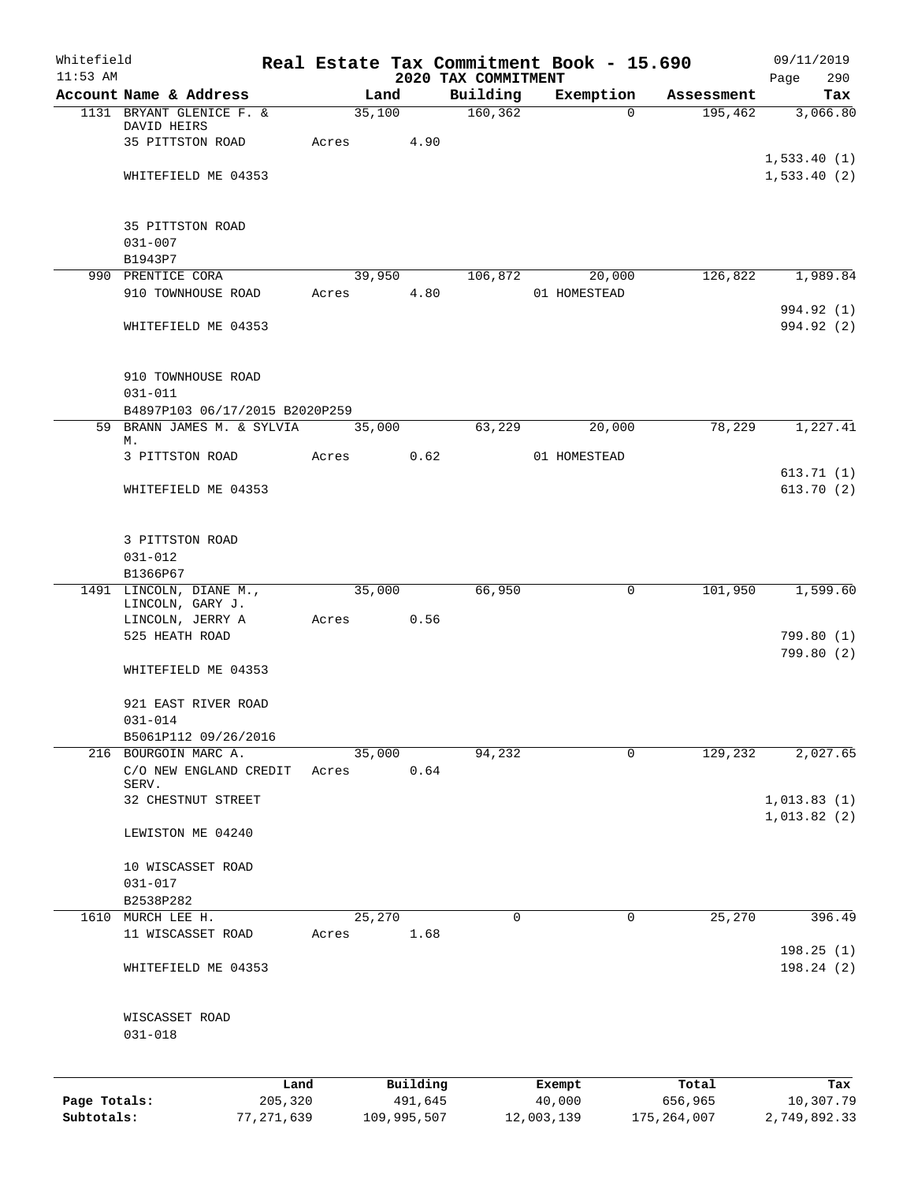Whitefield 11:53 AM

# Real Estate Tax Commitment Book - 15.690

## 2020 TAX COMMITMENT

09/11/2019 Page 290

| Account Name & Address | Land | Building | Exemption | Assessment | Tax |
|---|---|---|---|---|---|
| 1131 BRYANT GLENICE F. & DAVID HEIRS | 35,100 | 160,362 | 0 | 195,462 | 3,066.80 |
| 35 PITTSTON ROAD | Acres 4.90 | | | | |
| | | | | | 1,533.40 (1) |
| WHITEFIELD ME 04353 | | | | | 1,533.40 (2) |
| 35 PITTSTON ROAD | | | | | |
| 031-007 | | | | | |
| B1943P7 | | | | | |
| 990 PRENTICE CORA | 39,950 | 106,872 | 20,000 | 126,822 | 1,989.84 |
| 910 TOWNHOUSE ROAD | Acres 4.80 | | 01 HOMESTEAD | | |
| | | | | | 994.92 (1) |
| WHITEFIELD ME 04353 | | | | | 994.92 (2) |
| 910 TOWNHOUSE ROAD | | | | | |
| 031-011 | | | | | |
| B4897P103 06/17/2015 B2020P259 | | | | | |
| 59 BRANN JAMES M. & SYLVIA M. | 35,000 | 63,229 | 20,000 | 78,229 | 1,227.41 |
| 3 PITTSTON ROAD | Acres 0.62 | | 01 HOMESTEAD | | |
| | | | | | 613.71 (1) |
| WHITEFIELD ME 04353 | | | | | 613.70 (2) |
| 3 PITTSTON ROAD | | | | | |
| 031-012 | | | | | |
| B1366P67 | | | | | |
| 1491 LINCOLN, DIANE M., LINCOLN, GARY J. | 35,000 | 66,950 | 0 | 101,950 | 1,599.60 |
| LINCOLN, JERRY A | Acres 0.56 | | | | |
| 525 HEATH ROAD | | | | | 799.80 (1) |
| | | | | | 799.80 (2) |
| WHITEFIELD ME 04353 | | | | | |
| 921 EAST RIVER ROAD | | | | | |
| 031-014 | | | | | |
| B5061P112 09/26/2016 | | | | | |
| 216 BOURGOIN MARC A. | 35,000 | 94,232 | 0 | 129,232 | 2,027.65 |
| C/O NEW ENGLAND CREDIT SERV. | Acres 0.64 | | | | |
| 32 CHESTNUT STREET | | | | | 1,013.83 (1) |
| | | | | | 1,013.82 (2) |
| LEWISTON ME 04240 | | | | | |
| 10 WISCASSET ROAD | | | | | |
| 031-017 | | | | | |
| B2538P282 | | | | | |
| 1610 MURCH LEE H. | 25,270 | 0 | 0 | 25,270 | 396.49 |
| 11 WISCASSET ROAD | Acres 1.68 | | | | |
| | | | | | 198.25 (1) |
| WHITEFIELD ME 04353 | | | | | 198.24 (2) |
| WISCASSET ROAD | | | | | |
| 031-018 | | | | | |

| | Land | Building | Exempt | Total | Tax |
|---|---|---|---|---|---|
| Page Totals: | 205,320 | 491,645 | 40,000 | 656,965 | 10,307.79 |
| Subtotals: | 77,271,639 | 109,995,507 | 12,003,139 | 175,264,007 | 2,749,892.33 |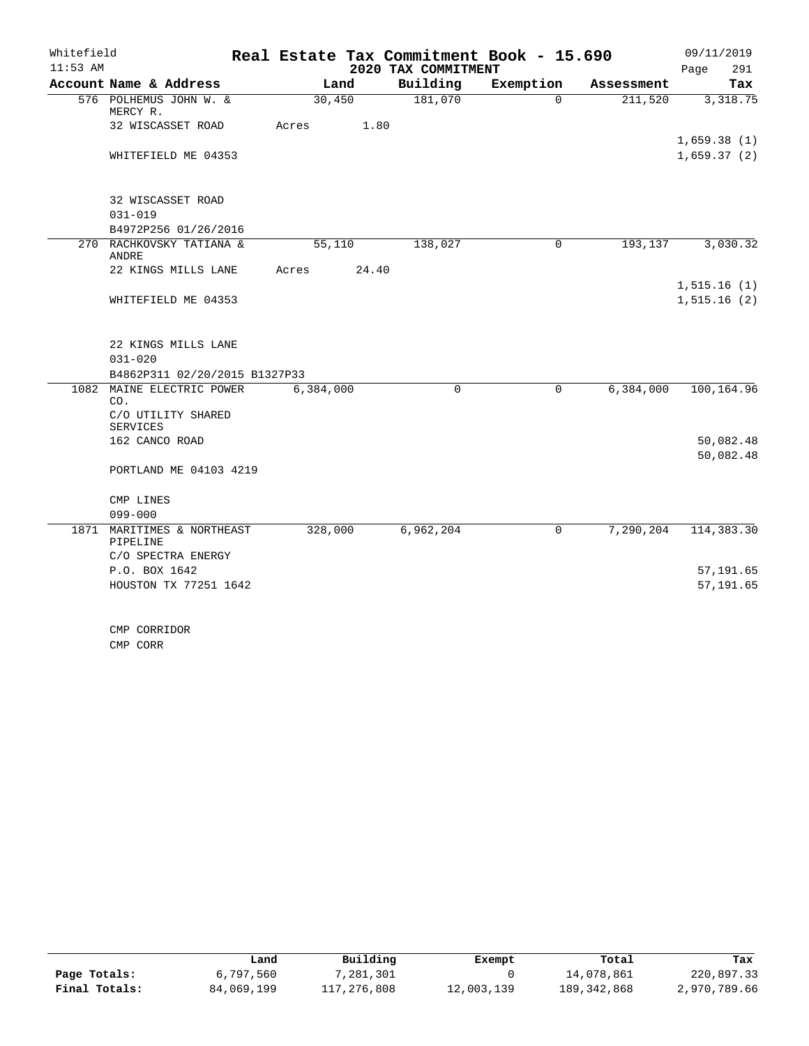Whitefield
11:53 AM

# Real Estate Tax Commitment Book - 15.690
## 2020 TAX COMMITMENT

09/11/2019

| Account Name & Address | Land | Building | Exemption | Assessment | Tax |
|---|---|---|---|---|---|
| 576 POLHEMUS JOHN W. & MERCY R. | 30,450 | 181,070 | 0 | 211,520 | 3,318.75 |
| 32 WISCASSET ROAD | Acres 1.80 | | | | |
| | | | | | 1,659.38 (1) |
| WHITEFIELD ME 04353 | | | | | 1,659.37 (2) |
| 32 WISCASSET ROAD | | | | | |
| 031-019 | | | | | |
| B4972P256 01/26/2016 | | | | | |
| 270 RACHKOVSKY TATIANA & ANDRE | 55,110 | 138,027 | 0 | 193,137 | 3,030.32 |
| 22 KINGS MILLS LANE | Acres 24.40 | | | | |
| | | | | | 1,515.16 (1) |
| WHITEFIELD ME 04353 | | | | | 1,515.16 (2) |
| 22 KINGS MILLS LANE | | | | | |
| 031-020 | | | | | |
| B4862P311 02/20/2015 B1327P33 | | | | | |
| 1082 MAINE ELECTRIC POWER CO. | 6,384,000 | 0 | 0 | 6,384,000 | 100,164.96 |
| C/O UTILITY SHARED SERVICES | | | | | |
| 162 CANCO ROAD | | | | | 50,082.48 |
| | | | | | 50,082.48 |
| PORTLAND ME 04103 4219 | | | | | |
| CMP LINES | | | | | |
| 099-000 | | | | | |
| 1871 MARITIMES & NORTHEAST PIPELINE | 328,000 | 6,962,204 | 0 | 7,290,204 | 114,383.30 |
| C/O SPECTRA ENERGY | | | | | |
| P.O. BOX 1642 | | | | | 57,191.65 |
| HOUSTON TX 77251 1642 | | | | | 57,191.65 |
| CMP CORRIDOR | | | | | |
| CMP CORR | | | | | |

| | Land | Building | Exempt | Total | Tax |
|---|---|---|---|---|---|
| Page Totals: | 6,797,560 | 7,281,301 | 0 | 14,078,861 | 220,897.33 |
| Final Totals: | 84,069,199 | 117,276,808 | 12,003,139 | 189,342,868 | 2,970,789.66 |